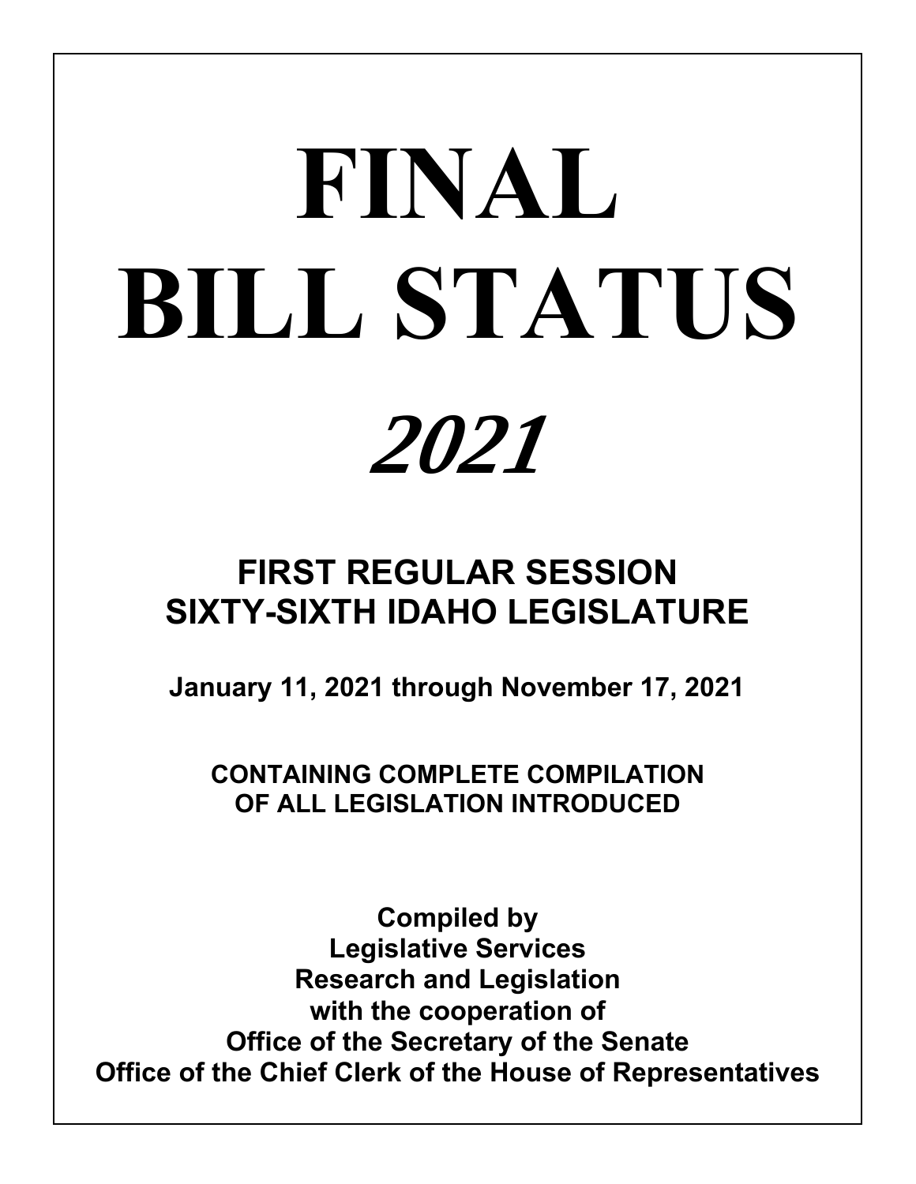# FINAL BILL STATUS

# *2021*

## FIRST REGULAR SESSION
## SIXTY-SIXTH IDAHO LEGISLATURE

**January 11, 2021 through November 17, 2021**

**CONTAINING COMPLETE COMPILATION OF ALL LEGISLATION INTRODUCED**

**Compiled by**
**Legislative Services**
**Research and Legislation**
**with the cooperation of**
**Office of the Secretary of the Senate**
**Office of the Chief Clerk of the House of Representatives**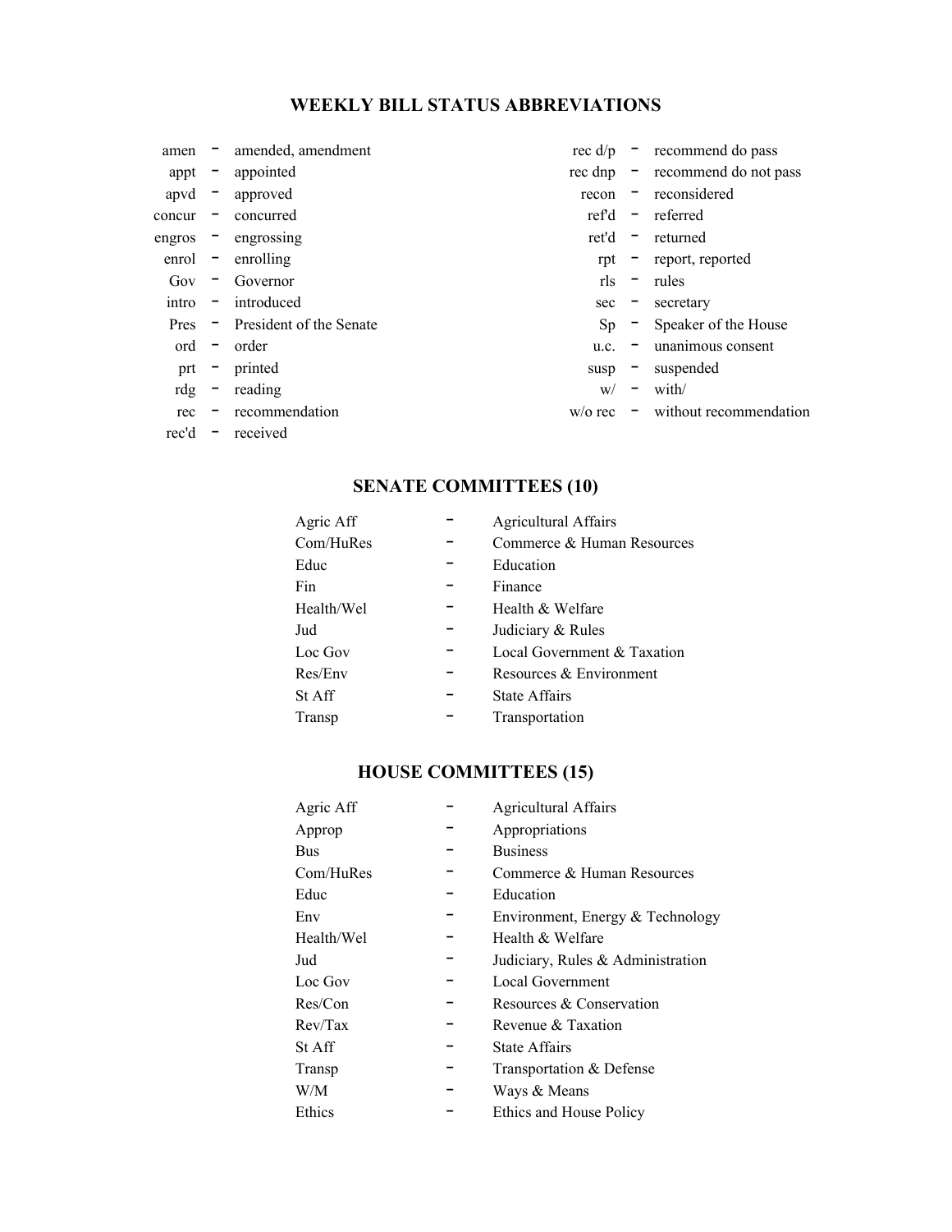## WEEKLY BILL STATUS ABBREVIATIONS

| Abbreviation | | Meaning |
|---|---|---|
| amen | - | amended, amendment |
| appt | - | appointed |
| apvd | - | approved |
| concur | - | concurred |
| engros | - | engrossing |
| enrol | - | enrolling |
| Gov | - | Governor |
| intro | - | introduced |
| Pres | - | President of the Senate |
| ord | - | order |
| prt | - | printed |
| rdg | - | reading |
| rec | - | recommendation |
| rec'd | - | received |
| rec d/p | - | recommend do pass |
| rec dnp | - | recommend do not pass |
| recon | - | reconsidered |
| ref'd | - | referred |
| ret'd | - | returned |
| rpt | - | report, reported |
| rls | - | rules |
| sec | - | secretary |
| Sp | - | Speaker of the House |
| u.c. | - | unanimous consent |
| susp | - | suspended |
| w/ | - | with/ |
| w/o rec | - | without recommendation |

## SENATE COMMITTEES (10)

| Abbreviation | | Committee |
|---|---|---|
| Agric Aff | - | Agricultural Affairs |
| Com/HuRes | - | Commerce & Human Resources |
| Educ | - | Education |
| Fin | - | Finance |
| Health/Wel | - | Health & Welfare |
| Jud | - | Judiciary & Rules |
| Loc Gov | - | Local Government & Taxation |
| Res/Env | - | Resources & Environment |
| St Aff | - | State Affairs |
| Transp | - | Transportation |

## HOUSE COMMITTEES (15)

| Abbreviation | | Committee |
|---|---|---|
| Agric Aff | - | Agricultural Affairs |
| Approp | - | Appropriations |
| Bus | - | Business |
| Com/HuRes | - | Commerce & Human Resources |
| Educ | - | Education |
| Env | - | Environment, Energy & Technology |
| Health/Wel | - | Health & Welfare |
| Jud | - | Judiciary, Rules & Administration |
| Loc Gov | - | Local Government |
| Res/Con | - | Resources & Conservation |
| Rev/Tax | - | Revenue & Taxation |
| St Aff | - | State Affairs |
| Transp | - | Transportation & Defense |
| W/M | - | Ways & Means |
| Ethics | - | Ethics and House Policy |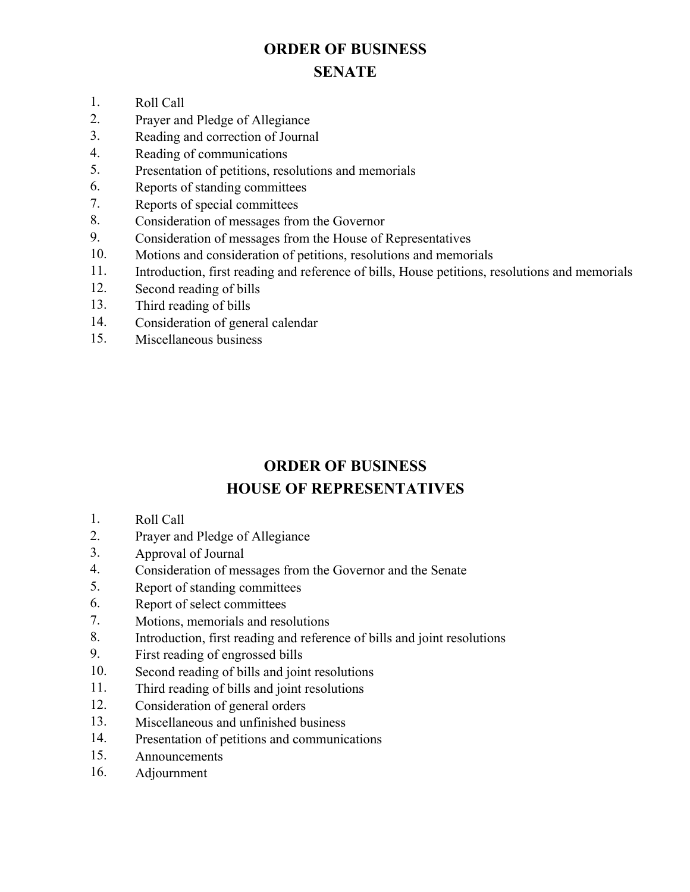## ORDER OF BUSINESS
## SENATE

1. Roll Call
2. Prayer and Pledge of Allegiance
3. Reading and correction of Journal
4. Reading of communications
5. Presentation of petitions, resolutions and memorials
6. Reports of standing committees
7. Reports of special committees
8. Consideration of messages from the Governor
9. Consideration of messages from the House of Representatives
10. Motions and consideration of petitions, resolutions and memorials
11. Introduction, first reading and reference of bills, House petitions, resolutions and memorials
12. Second reading of bills
13. Third reading of bills
14. Consideration of general calendar
15. Miscellaneous business

## ORDER OF BUSINESS
## HOUSE OF REPRESENTATIVES

1. Roll Call
2. Prayer and Pledge of Allegiance
3. Approval of Journal
4. Consideration of messages from the Governor and the Senate
5. Report of standing committees
6. Report of select committees
7. Motions, memorials and resolutions
8. Introduction, first reading and reference of bills and joint resolutions
9. First reading of engrossed bills
10. Second reading of bills and joint resolutions
11. Third reading of bills and joint resolutions
12. Consideration of general orders
13. Miscellaneous and unfinished business
14. Presentation of petitions and communications
15. Announcements
16. Adjournment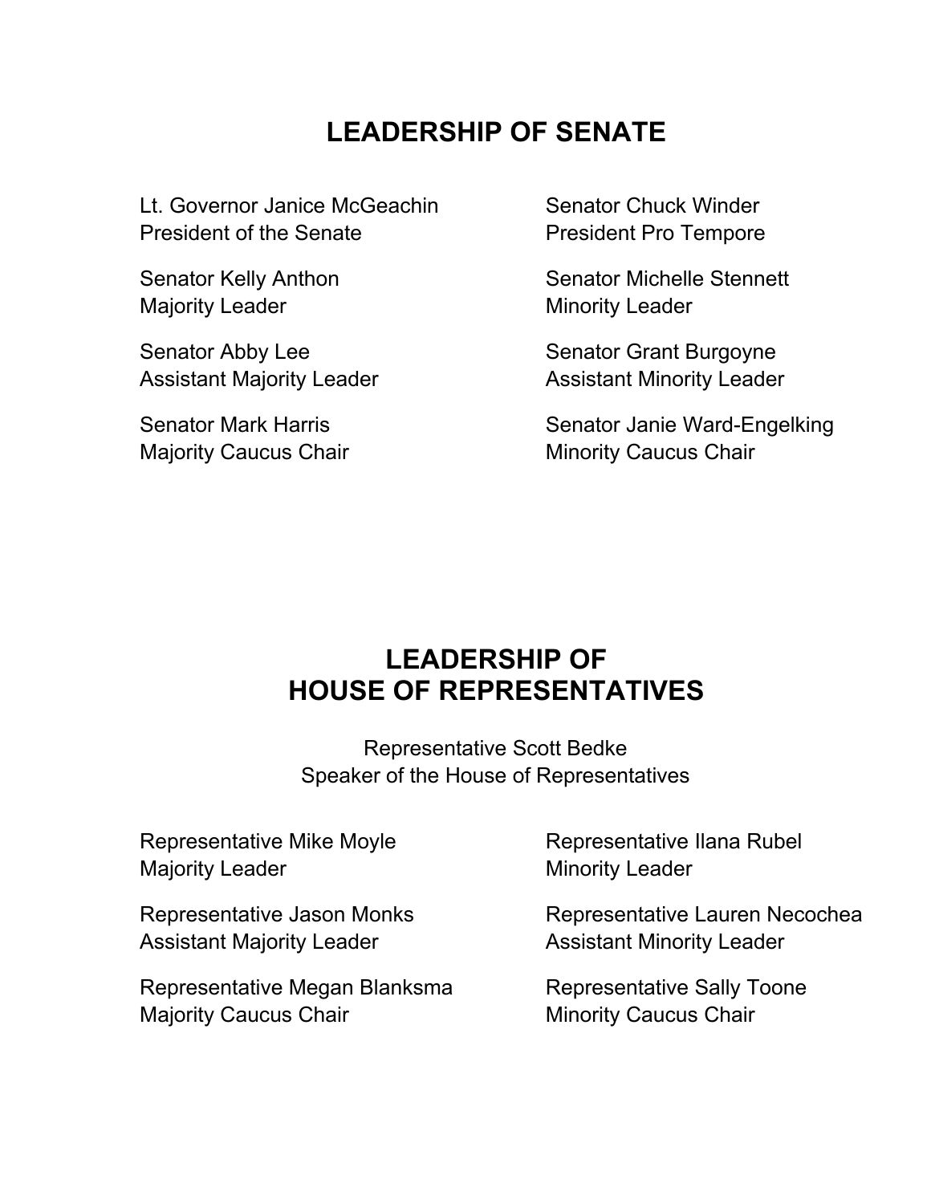# LEADERSHIP OF SENATE

Lt. Governor Janice McGeachin
President of the Senate

Senator Chuck Winder
President Pro Tempore

Senator Kelly Anthon
Majority Leader

Senator Michelle Stennett
Minority Leader

Senator Abby Lee
Assistant Majority Leader

Senator Grant Burgoyne
Assistant Minority Leader

Senator Mark Harris
Majority Caucus Chair

Senator Janie Ward-Engelking
Minority Caucus Chair

# LEADERSHIP OF HOUSE OF REPRESENTATIVES

Representative Scott Bedke
Speaker of the House of Representatives

Representative Mike Moyle
Majority Leader

Representative Ilana Rubel
Minority Leader

Representative Jason Monks
Assistant Majority Leader

Representative Lauren Necochea
Assistant Minority Leader

Representative Megan Blanksma
Majority Caucus Chair

Representative Sally Toone
Minority Caucus Chair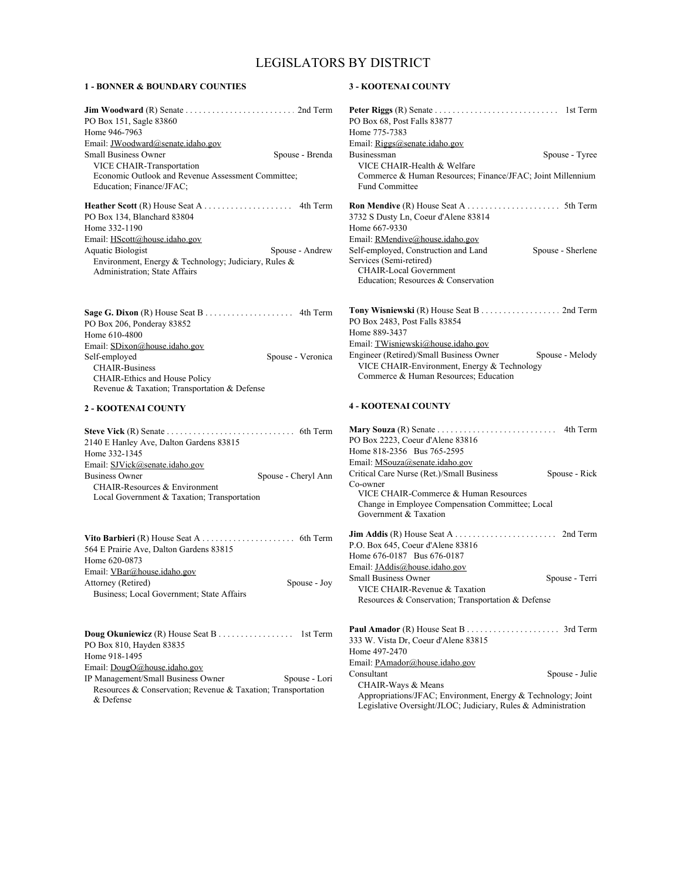# LEGISLATORS BY DISTRICT

## 1 - BONNER & BOUNDARY COUNTIES

**Jim Woodward** (R) Senate . . . . . . . . . . . . . . . . . . . . . . . . . 2nd Term
PO Box 151, Sagle 83860
Home 946-7963
Email: JWoodward@senate.idaho.gov
Small Business Owner — Spouse - Brenda
VICE CHAIR-Transportation
Economic Outlook and Revenue Assessment Committee; Education; Finance/JFAC;

**Heather Scott** (R) House Seat A . . . . . . . . . . . . . . . . . . . . 4th Term
PO Box 134, Blanchard 83804
Home 332-1190
Email: HScott@house.idaho.gov
Aquatic Biologist — Spouse - Andrew
Environment, Energy & Technology; Judiciary, Rules & Administration; State Affairs

**Sage G. Dixon** (R) House Seat B . . . . . . . . . . . . . . . . . . . . 4th Term
PO Box 206, Ponderay 83852
Home 610-4800
Email: SDixon@house.idaho.gov
Self-employed — Spouse - Veronica
CHAIR-Business
CHAIR-Ethics and House Policy
Revenue & Taxation; Transportation & Defense

## 2 - KOOTENAI COUNTY

**Steve Vick** (R) Senate . . . . . . . . . . . . . . . . . . . . . . . . . . . . . 6th Term
2140 E Hanley Ave, Dalton Gardens 83815
Home 332-1345
Email: SJVick@senate.idaho.gov
Business Owner — Spouse - Cheryl Ann
CHAIR-Resources & Environment
Local Government & Taxation; Transportation

**Vito Barbieri** (R) House Seat A . . . . . . . . . . . . . . . . . . . . . 6th Term
564 E Prairie Ave, Dalton Gardens 83815
Home 620-0873
Email: VBar@house.idaho.gov
Attorney (Retired) — Spouse - Joy
Business; Local Government; State Affairs

**Doug Okuniewicz** (R) House Seat B . . . . . . . . . . . . . . . . . 1st Term
PO Box 810, Hayden 83835
Home 918-1495
Email: DougO@house.idaho.gov
IP Management/Small Business Owner — Spouse - Lori
Resources & Conservation; Revenue & Taxation; Transportation & Defense

## 3 - KOOTENAI COUNTY

**Peter Riggs** (R) Senate . . . . . . . . . . . . . . . . . . . . . . . . . . . . 1st Term
PO Box 68, Post Falls 83877
Home 775-7383
Email: Riggs@senate.idaho.gov
Businessman — Spouse - Tyree
VICE CHAIR-Health & Welfare
Commerce & Human Resources; Finance/JFAC; Joint Millennium Fund Committee

**Ron Mendive** (R) House Seat A . . . . . . . . . . . . . . . . . . . . . 5th Term
3732 S Dusty Ln, Coeur d'Alene 83814
Home 667-9330
Email: RMendive@house.idaho.gov
Self-employed, Construction and Land Services (Semi-retired) — Spouse - Sherlene
CHAIR-Local Government
Education; Resources & Conservation

**Tony Wisniewski** (R) House Seat B . . . . . . . . . . . . . . . . . . 2nd Term
PO Box 2483, Post Falls 83854
Home 889-3437
Email: TWisniewski@house.idaho.gov
Engineer (Retired)/Small Business Owner — Spouse - Melody
VICE CHAIR-Environment, Energy & Technology
Commerce & Human Resources; Education

## 4 - KOOTENAI COUNTY

**Mary Souza** (R) Senate . . . . . . . . . . . . . . . . . . . . . . . . . . . 4th Term
PO Box 2223, Coeur d'Alene 83816
Home 818-2356 Bus 765-2595
Email: MSouza@senate.idaho.gov
Critical Care Nurse (Ret.)/Small Business Co-owner — Spouse - Rick
VICE CHAIR-Commerce & Human Resources
Change in Employee Compensation Committee; Local Government & Taxation

**Jim Addis** (R) House Seat A . . . . . . . . . . . . . . . . . . . . . . . 2nd Term
P.O. Box 645, Coeur d'Alene 83816
Home 676-0187 Bus 676-0187
Email: JAddis@house.idaho.gov
Small Business Owner — Spouse - Terri
VICE CHAIR-Revenue & Taxation
Resources & Conservation; Transportation & Defense

**Paul Amador** (R) House Seat B . . . . . . . . . . . . . . . . . . . . . 3rd Term
333 W. Vista Dr, Coeur d'Alene 83815
Home 497-2470
Email: PAmador@house.idaho.gov
Consultant — Spouse - Julie
CHAIR-Ways & Means
Appropriations/JFAC; Environment, Energy & Technology; Joint Legislative Oversight/JLOC; Judiciary, Rules & Administration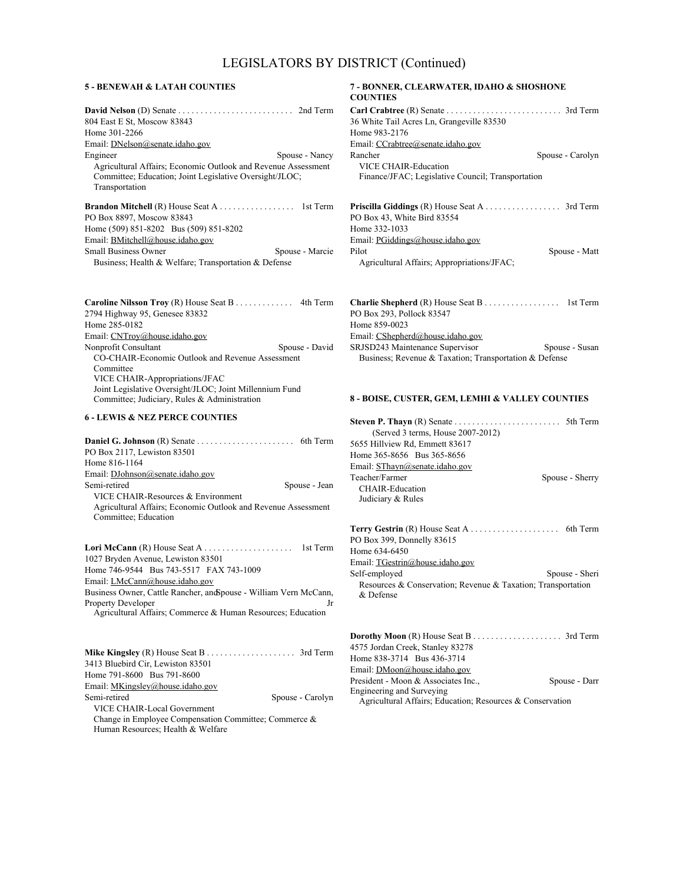# LEGISLATORS BY DISTRICT (Continued)

## 5 - BENEWAH & LATAH COUNTIES

**David Nelson** (D) Senate . . . . . . . . . . . . . . . . . . . . . . . . . . 2nd Term
804 East E St, Moscow 83843
Home 301-2266
Email: DNelson@senate.idaho.gov
Engineer Spouse - Nancy
Agricultural Affairs; Economic Outlook and Revenue Assessment Committee; Education; Joint Legislative Oversight/JLOC; Transportation

**Brandon Mitchell** (R) House Seat A . . . . . . . . . . . . . . . . . 1st Term
PO Box 8897, Moscow 83843
Home (509) 851-8202 Bus (509) 851-8202
Email: BMitchell@house.idaho.gov
Small Business Owner Spouse - Marcie
Business; Health & Welfare; Transportation & Defense

**Caroline Nilsson Troy** (R) House Seat B . . . . . . . . . . . . . 4th Term
2794 Highway 95, Genesee 83832
Home 285-0182
Email: CNTroy@house.idaho.gov
Nonprofit Consultant Spouse - David
CO-CHAIR-Economic Outlook and Revenue Assessment Committee
VICE CHAIR-Appropriations/JFAC
Joint Legislative Oversight/JLOC; Joint Millennium Fund Committee; Judiciary, Rules & Administration

## 6 - LEWIS & NEZ PERCE COUNTIES

**Daniel G. Johnson** (R) Senate . . . . . . . . . . . . . . . . . . . . . . 6th Term
PO Box 2117, Lewiston 83501
Home 816-1164
Email: DJohnson@senate.idaho.gov
Semi-retired Spouse - Jean
VICE CHAIR-Resources & Environment
Agricultural Affairs; Economic Outlook and Revenue Assessment Committee; Education

**Lori McCann** (R) House Seat A . . . . . . . . . . . . . . . . . . . . 1st Term
1027 Bryden Avenue, Lewiston 83501
Home 746-9544 Bus 743-5517 FAX 743-1009
Email: LMcCann@house.idaho.gov
Business Owner, Cattle Rancher, and Property Developer Spouse - William Vern McCann, Jr
Agricultural Affairs; Commerce & Human Resources; Education

**Mike Kingsley** (R) House Seat B . . . . . . . . . . . . . . . . . . . . 3rd Term
3413 Bluebird Cir, Lewiston 83501
Home 791-8600 Bus 791-8600
Email: MKingsley@house.idaho.gov
Semi-retired Spouse - Carolyn
VICE CHAIR-Local Government
Change in Employee Compensation Committee; Commerce & Human Resources; Health & Welfare

## 7 - BONNER, CLEARWATER, IDAHO & SHOSHONE COUNTIES

**Carl Crabtree** (R) Senate . . . . . . . . . . . . . . . . . . . . . . . . . 3rd Term
36 White Tail Acres Ln, Grangeville 83530
Home 983-2176
Email: CCrabtree@senate.idaho.gov
Rancher Spouse - Carolyn
VICE CHAIR-Education
Finance/JFAC; Legislative Council; Transportation

**Priscilla Giddings** (R) House Seat A . . . . . . . . . . . . . . . . . 3rd Term
PO Box 43, White Bird 83554
Home 332-1033
Email: PGiddings@house.idaho.gov
Pilot Spouse - Matt
Agricultural Affairs; Appropriations/JFAC;

**Charlie Shepherd** (R) House Seat B . . . . . . . . . . . . . . . . . 1st Term
PO Box 293, Pollock 83547
Home 859-0023
Email: CShepherd@house.idaho.gov
SRJSD243 Maintenance Supervisor Spouse - Susan
Business; Revenue & Taxation; Transportation & Defense

## 8 - BOISE, CUSTER, GEM, LEMHI & VALLEY COUNTIES

**Steven P. Thayn** (R) Senate . . . . . . . . . . . . . . . . . . . . . . . . 5th Term
(Served 3 terms, House 2007-2012)
5655 Hillview Rd, Emmett 83617
Home 365-8656 Bus 365-8656
Email: SThayn@senate.idaho.gov
Teacher/Farmer Spouse - Sherry
CHAIR-Education
Judiciary & Rules

**Terry Gestrin** (R) House Seat A . . . . . . . . . . . . . . . . . . . . 6th Term
PO Box 399, Donnelly 83615
Home 634-6450
Email: TGestrin@house.idaho.gov
Self-employed Spouse - Sheri
Resources & Conservation; Revenue & Taxation; Transportation & Defense

**Dorothy Moon** (R) House Seat B . . . . . . . . . . . . . . . . . . . . 3rd Term
4575 Jordan Creek, Stanley 83278
Home 838-3714 Bus 436-3714
Email: DMoon@house.idaho.gov
President - Moon & Associates Inc., Engineering and Surveying Spouse - Darr
Agricultural Affairs; Education; Resources & Conservation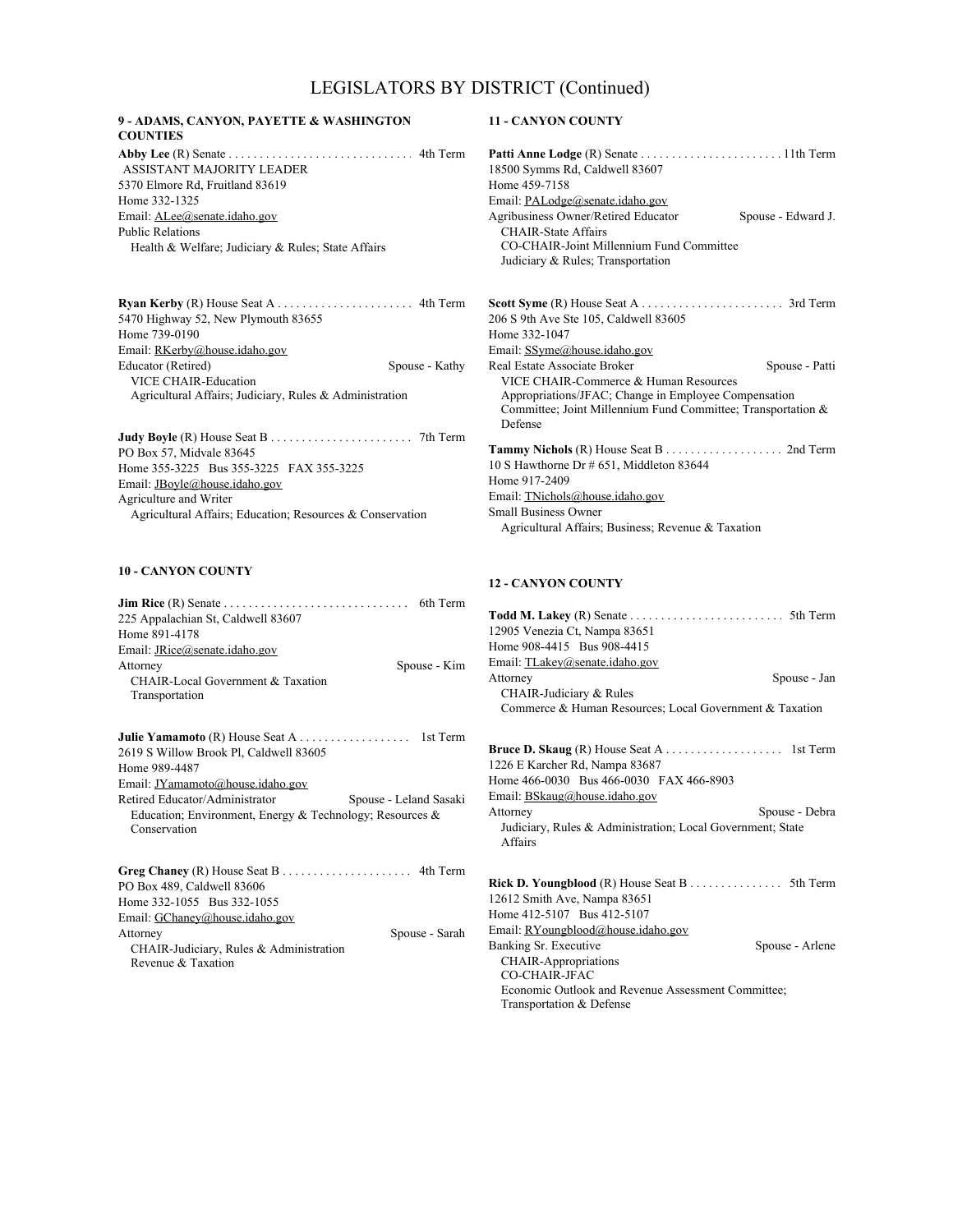# LEGISLATORS BY DISTRICT (Continued)

## 9 - ADAMS, CANYON, PAYETTE & WASHINGTON COUNTIES

**Abby Lee** (R) Senate . . . . . . . . . . . . . . . . . . . . . . . . . . . . . 4th Term
ASSISTANT MAJORITY LEADER
5370 Elmore Rd, Fruitland 83619
Home 332-1325
Email: ALee@senate.idaho.gov
Public Relations
Health & Welfare; Judiciary & Rules; State Affairs

**Ryan Kerby** (R) House Seat A . . . . . . . . . . . . . . . . . . . . . 4th Term
5470 Highway 52, New Plymouth 83655
Home 739-0190
Email: RKerby@house.idaho.gov
Educator (Retired) — Spouse - Kathy
VICE CHAIR-Education
Agricultural Affairs; Judiciary, Rules & Administration

**Judy Boyle** (R) House Seat B . . . . . . . . . . . . . . . . . . . . . . 7th Term
PO Box 57, Midvale 83645
Home 355-3225 Bus 355-3225 FAX 355-3225
Email: JBoyle@house.idaho.gov
Agriculture and Writer
Agricultural Affairs; Education; Resources & Conservation

## 10 - CANYON COUNTY

**Jim Rice** (R) Senate . . . . . . . . . . . . . . . . . . . . . . . . . . . . . 6th Term
225 Appalachian St, Caldwell 83607
Home 891-4178
Email: JRice@senate.idaho.gov
Attorney — Spouse - Kim
CHAIR-Local Government & Taxation
Transportation

**Julie Yamamoto** (R) House Seat A . . . . . . . . . . . . . . . . . 1st Term
2619 S Willow Brook Pl, Caldwell 83605
Home 989-4487
Email: JYamamoto@house.idaho.gov
Retired Educator/Administrator — Spouse - Leland Sasaki
Education; Environment, Energy & Technology; Resources & Conservation

**Greg Chaney** (R) House Seat B . . . . . . . . . . . . . . . . . . . . 4th Term
PO Box 489, Caldwell 83606
Home 332-1055 Bus 332-1055
Email: GChaney@house.idaho.gov
Attorney — Spouse - Sarah
CHAIR-Judiciary, Rules & Administration
Revenue & Taxation

## 11 - CANYON COUNTY

**Patti Anne Lodge** (R) Senate . . . . . . . . . . . . . . . . . . . . . . 11th Term
18500 Symms Rd, Caldwell 83607
Home 459-7158
Email: PALodge@senate.idaho.gov
Agribusiness Owner/Retired Educator — Spouse - Edward J.
CHAIR-State Affairs
CO-CHAIR-Joint Millennium Fund Committee
Judiciary & Rules; Transportation

**Scott Syme** (R) House Seat A . . . . . . . . . . . . . . . . . . . . . . 3rd Term
206 S 9th Ave Ste 105, Caldwell 83605
Home 332-1047
Email: SSyme@house.idaho.gov
Real Estate Associate Broker — Spouse - Patti
VICE CHAIR-Commerce & Human Resources
Appropriations/JFAC; Change in Employee Compensation Committee; Joint Millennium Fund Committee; Transportation & Defense

**Tammy Nichols** (R) House Seat B . . . . . . . . . . . . . . . . . . 2nd Term
10 S Hawthorne Dr # 651, Middleton 83644
Home 917-2409
Email: TNichols@house.idaho.gov
Small Business Owner
Agricultural Affairs; Business; Revenue & Taxation

## 12 - CANYON COUNTY

**Todd M. Lakey** (R) Senate . . . . . . . . . . . . . . . . . . . . . . . . 5th Term
12905 Venezia Ct, Nampa 83651
Home 908-4415 Bus 908-4415
Email: TLakey@senate.idaho.gov
Attorney — Spouse - Jan
CHAIR-Judiciary & Rules
Commerce & Human Resources; Local Government & Taxation

**Bruce D. Skaug** (R) House Seat A . . . . . . . . . . . . . . . . . . 1st Term
1226 E Karcher Rd, Nampa 83687
Home 466-0030 Bus 466-0030 FAX 466-8903
Email: BSkaug@house.idaho.gov
Attorney — Spouse - Debra
Judiciary, Rules & Administration; Local Government; State Affairs

**Rick D. Youngblood** (R) House Seat B . . . . . . . . . . . . . . . 5th Term
12612 Smith Ave, Nampa 83651
Home 412-5107 Bus 412-5107
Email: RYoungblood@house.idaho.gov
Banking Sr. Executive — Spouse - Arlene
CHAIR-Appropriations
CO-CHAIR-JFAC
Economic Outlook and Revenue Assessment Committee; Transportation & Defense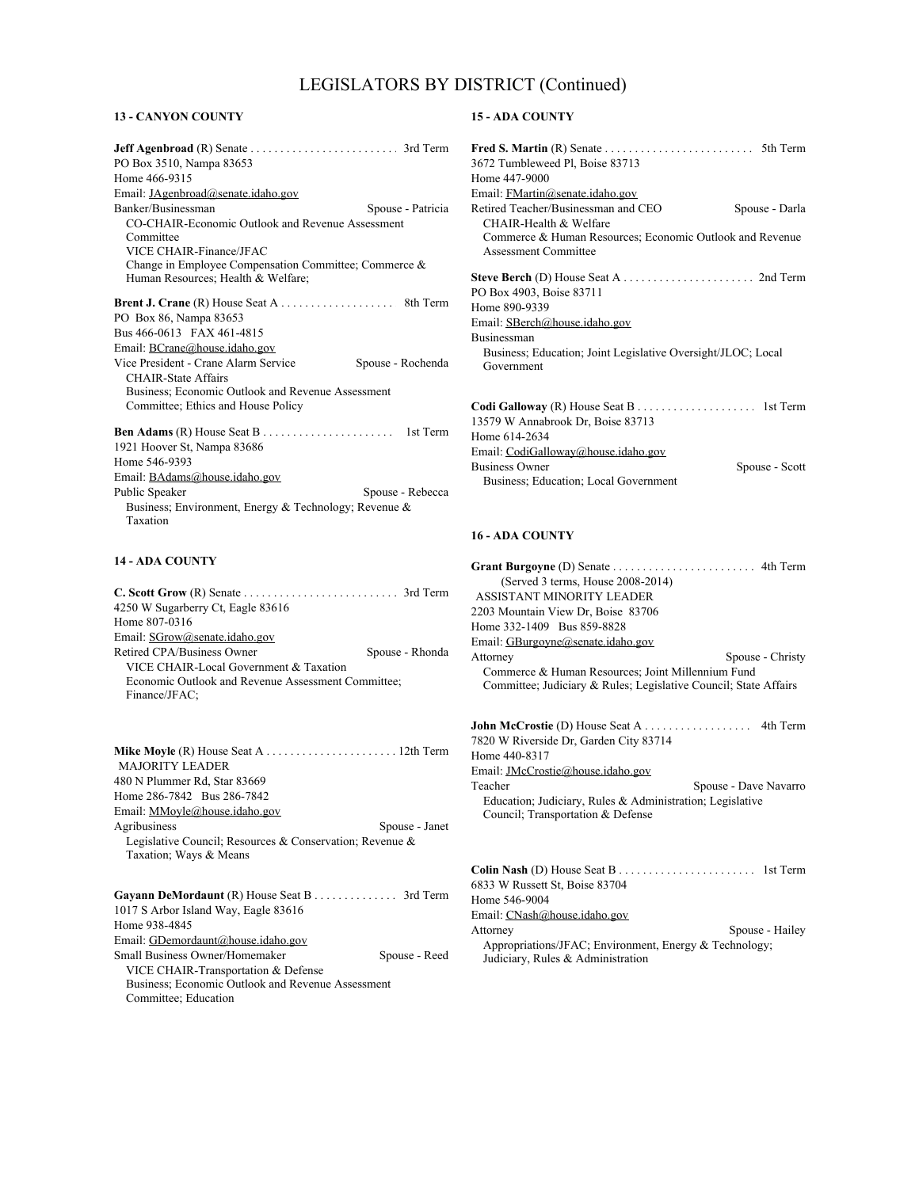# LEGISLATORS BY DISTRICT (Continued)

## 13 - CANYON COUNTY

**Jeff Agenbroad** (R) Senate . . . . . . . . . . . . . . . . . . . . . . . . . 3rd Term
PO Box 3510, Nampa 83653
Home 466-9315
Email: JAgenbroad@senate.idaho.gov
Banker/Businessman — Spouse - Patricia
CO-CHAIR-Economic Outlook and Revenue Assessment Committee
VICE CHAIR-Finance/JFAC
Change in Employee Compensation Committee; Commerce & Human Resources; Health & Welfare;

**Brent J. Crane** (R) House Seat A . . . . . . . . . . . . . . . . . . . 8th Term
PO Box 86, Nampa 83653
Bus 466-0613 FAX 461-4815
Email: BCrane@house.idaho.gov
Vice President - Crane Alarm Service — Spouse - Rochenda
CHAIR-State Affairs
Business; Economic Outlook and Revenue Assessment Committee; Ethics and House Policy

**Ben Adams** (R) House Seat B . . . . . . . . . . . . . . . . . . . . . . 1st Term
1921 Hoover St, Nampa 83686
Home 546-9393
Email: BAdams@house.idaho.gov
Public Speaker — Spouse - Rebecca
Business; Environment, Energy & Technology; Revenue & Taxation

## 14 - ADA COUNTY

**C. Scott Grow** (R) Senate . . . . . . . . . . . . . . . . . . . . . . . . . . 3rd Term
4250 W Sugarberry Ct, Eagle 83616
Home 807-0316
Email: SGrow@senate.idaho.gov
Retired CPA/Business Owner — Spouse - Rhonda
VICE CHAIR-Local Government & Taxation
Economic Outlook and Revenue Assessment Committee; Finance/JFAC;

**Mike Moyle** (R) House Seat A . . . . . . . . . . . . . . . . . . . . . . 12th Term
MAJORITY LEADER
480 N Plummer Rd, Star 83669
Home 286-7842 Bus 286-7842
Email: MMoyle@house.idaho.gov
Agribusiness — Spouse - Janet
Legislative Council; Resources & Conservation; Revenue & Taxation; Ways & Means

**Gayann DeMordaunt** (R) House Seat B . . . . . . . . . . . . . . 3rd Term
1017 S Arbor Island Way, Eagle 83616
Home 938-4845
Email: GDemordaunt@house.idaho.gov
Small Business Owner/Homemaker — Spouse - Reed
VICE CHAIR-Transportation & Defense
Business; Economic Outlook and Revenue Assessment Committee; Education

## 15 - ADA COUNTY

**Fred S. Martin** (R) Senate . . . . . . . . . . . . . . . . . . . . . . . . . 5th Term
3672 Tumbleweed Pl, Boise 83713
Home 447-9000
Email: FMartin@senate.idaho.gov
Retired Teacher/Businessman and CEO — Spouse - Darla
CHAIR-Health & Welfare
Commerce & Human Resources; Economic Outlook and Revenue Assessment Committee

**Steve Berch** (D) House Seat A . . . . . . . . . . . . . . . . . . . . . . 2nd Term
PO Box 4903, Boise 83711
Home 890-9339
Email: SBerch@house.idaho.gov
Businessman
Business; Education; Joint Legislative Oversight/JLOC; Local Government

**Codi Galloway** (R) House Seat B . . . . . . . . . . . . . . . . . . . . 1st Term
13579 W Annabrook Dr, Boise 83713
Home 614-2634
Email: CodiGalloway@house.idaho.gov
Business Owner — Spouse - Scott
Business; Education; Local Government

## 16 - ADA COUNTY

**Grant Burgoyne** (D) Senate . . . . . . . . . . . . . . . . . . . . . . . . 4th Term
(Served 3 terms, House 2008-2014)
ASSISTANT MINORITY LEADER
2203 Mountain View Dr, Boise 83706
Home 332-1409 Bus 859-8828
Email: GBurgoyne@senate.idaho.gov
Attorney — Spouse - Christy
Commerce & Human Resources; Joint Millennium Fund Committee; Judiciary & Rules; Legislative Council; State Affairs

**John McCrostie** (D) House Seat A . . . . . . . . . . . . . . . . . . 4th Term
7820 W Riverside Dr, Garden City 83714
Home 440-8317
Email: JMcCrostie@house.idaho.gov
Teacher — Spouse - Dave Navarro
Education; Judiciary, Rules & Administration; Legislative Council; Transportation & Defense

**Colin Nash** (D) House Seat B . . . . . . . . . . . . . . . . . . . . . . 1st Term
6833 W Russett St, Boise 83704
Home 546-9004
Email: CNash@house.idaho.gov
Attorney — Spouse - Hailey
Appropriations/JFAC; Environment, Energy & Technology; Judiciary, Rules & Administration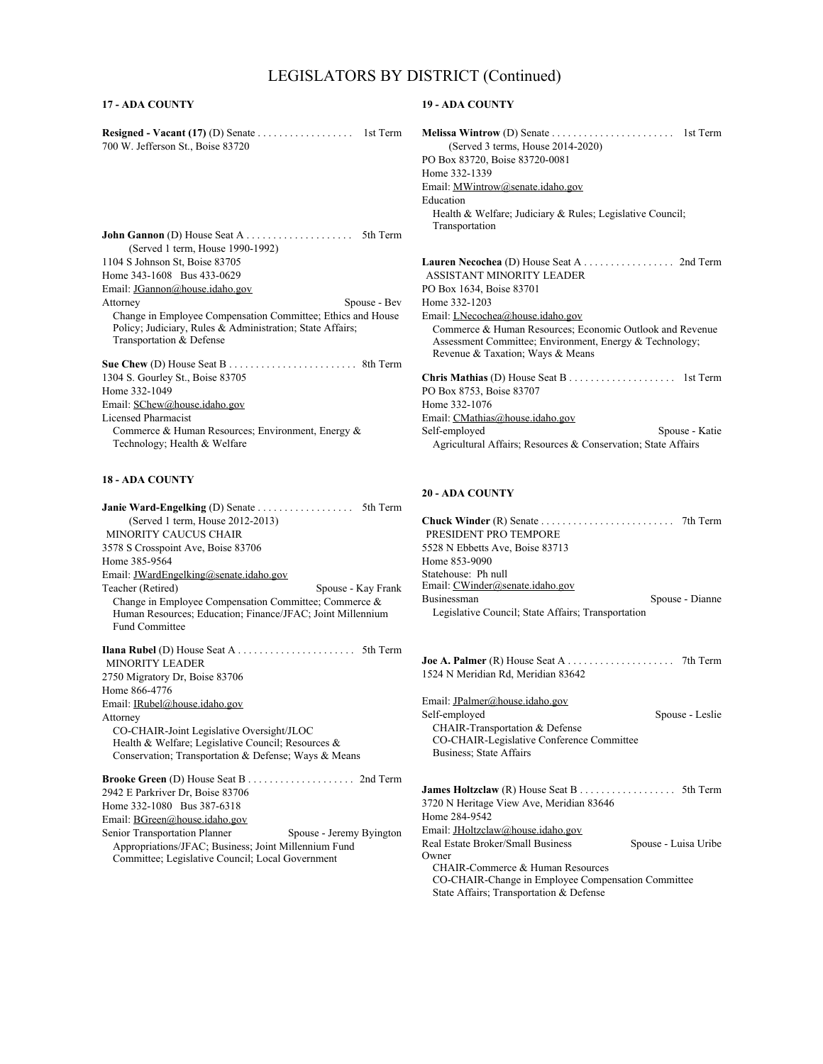# LEGISLATORS BY DISTRICT (Continued)

## 17 - ADA COUNTY

**Resigned - Vacant (17)** (D) Senate . . . . . . . . . . . . . . . . . . 1st Term
700 W. Jefferson St., Boise 83720

**John Gannon** (D) House Seat A . . . . . . . . . . . . . . . . . . . . 5th Term
(Served 1 term, House 1990-1992)
1104 S Johnson St, Boise 83705
Home 343-1608 Bus 433-0629
Email: JGannon@house.idaho.gov
Attorney — Spouse - Bev
Change in Employee Compensation Committee; Ethics and House Policy; Judiciary, Rules & Administration; State Affairs; Transportation & Defense

**Sue Chew** (D) House Seat B . . . . . . . . . . . . . . . . . . . . . . . . 8th Term
1304 S. Gourley St., Boise 83705
Home 332-1049
Email: SChew@house.idaho.gov
Licensed Pharmacist
Commerce & Human Resources; Environment, Energy & Technology; Health & Welfare

## 18 - ADA COUNTY

**Janie Ward-Engelking** (D) Senate . . . . . . . . . . . . . . . . . 5th Term
(Served 1 term, House 2012-2013)
MINORITY CAUCUS CHAIR
3578 S Crosspoint Ave, Boise 83706
Home 385-9564
Email: JWardEngelking@senate.idaho.gov
Teacher (Retired) — Spouse - Kay Frank
Change in Employee Compensation Committee; Commerce & Human Resources; Education; Finance/JFAC; Joint Millennium Fund Committee

**Ilana Rubel** (D) House Seat A . . . . . . . . . . . . . . . . . . . . . . 5th Term
MINORITY LEADER
2750 Migratory Dr, Boise 83706
Home 866-4776
Email: IRubel@house.idaho.gov
Attorney
CO-CHAIR-Joint Legislative Oversight/JLOC
Health & Welfare; Legislative Council; Resources & Conservation; Transportation & Defense; Ways & Means

**Brooke Green** (D) House Seat B . . . . . . . . . . . . . . . . . . . . 2nd Term
2942 E Parkriver Dr, Boise 83706
Home 332-1080 Bus 387-6318
Email: BGreen@house.idaho.gov
Senior Transportation Planner — Spouse - Jeremy Byington
Appropriations/JFAC; Business; Joint Millennium Fund Committee; Legislative Council; Local Government

## 19 - ADA COUNTY

**Melissa Wintrow** (D) Senate . . . . . . . . . . . . . . . . . . . . . . . 1st Term
(Served 3 terms, House 2014-2020)
PO Box 83720, Boise 83720-0081
Home 332-1339
Email: MWintrow@senate.idaho.gov
Education
Health & Welfare; Judiciary & Rules; Legislative Council; Transportation

**Lauren Necochea** (D) House Seat A . . . . . . . . . . . . . . . . . 2nd Term
ASSISTANT MINORITY LEADER
PO Box 1634, Boise 83701
Home 332-1203
Email: LNecochea@house.idaho.gov
Commerce & Human Resources; Economic Outlook and Revenue Assessment Committee; Environment, Energy & Technology; Revenue & Taxation; Ways & Means

**Chris Mathias** (D) House Seat B . . . . . . . . . . . . . . . . . . . . 1st Term
PO Box 8753, Boise 83707
Home 332-1076
Email: CMathias@house.idaho.gov
Self-employed — Spouse - Katie
Agricultural Affairs; Resources & Conservation; State Affairs

## 20 - ADA COUNTY

**Chuck Winder** (R) Senate . . . . . . . . . . . . . . . . . . . . . . . . . 7th Term
PRESIDENT PRO TEMPORE
5528 N Ebbetts Ave, Boise 83713
Home 853-9090
Statehouse: Ph null
Email: CWinder@senate.idaho.gov
Businessman — Spouse - Dianne
Legislative Council; State Affairs; Transportation

**Joe A. Palmer** (R) House Seat A . . . . . . . . . . . . . . . . . . . . 7th Term
1524 N Meridian Rd, Meridian 83642
Email: JPalmer@house.idaho.gov
Self-employed — Spouse - Leslie
CHAIR-Transportation & Defense
CO-CHAIR-Legislative Conference Committee
Business; State Affairs

**James Holtzclaw** (R) House Seat B . . . . . . . . . . . . . . . . . . 5th Term
3720 N Heritage View Ave, Meridian 83646
Home 284-9542
Email: JHoltzclaw@house.idaho.gov
Real Estate Broker/Small Business Owner — Spouse - Luisa Uribe
CHAIR-Commerce & Human Resources
CO-CHAIR-Change in Employee Compensation Committee
State Affairs; Transportation & Defense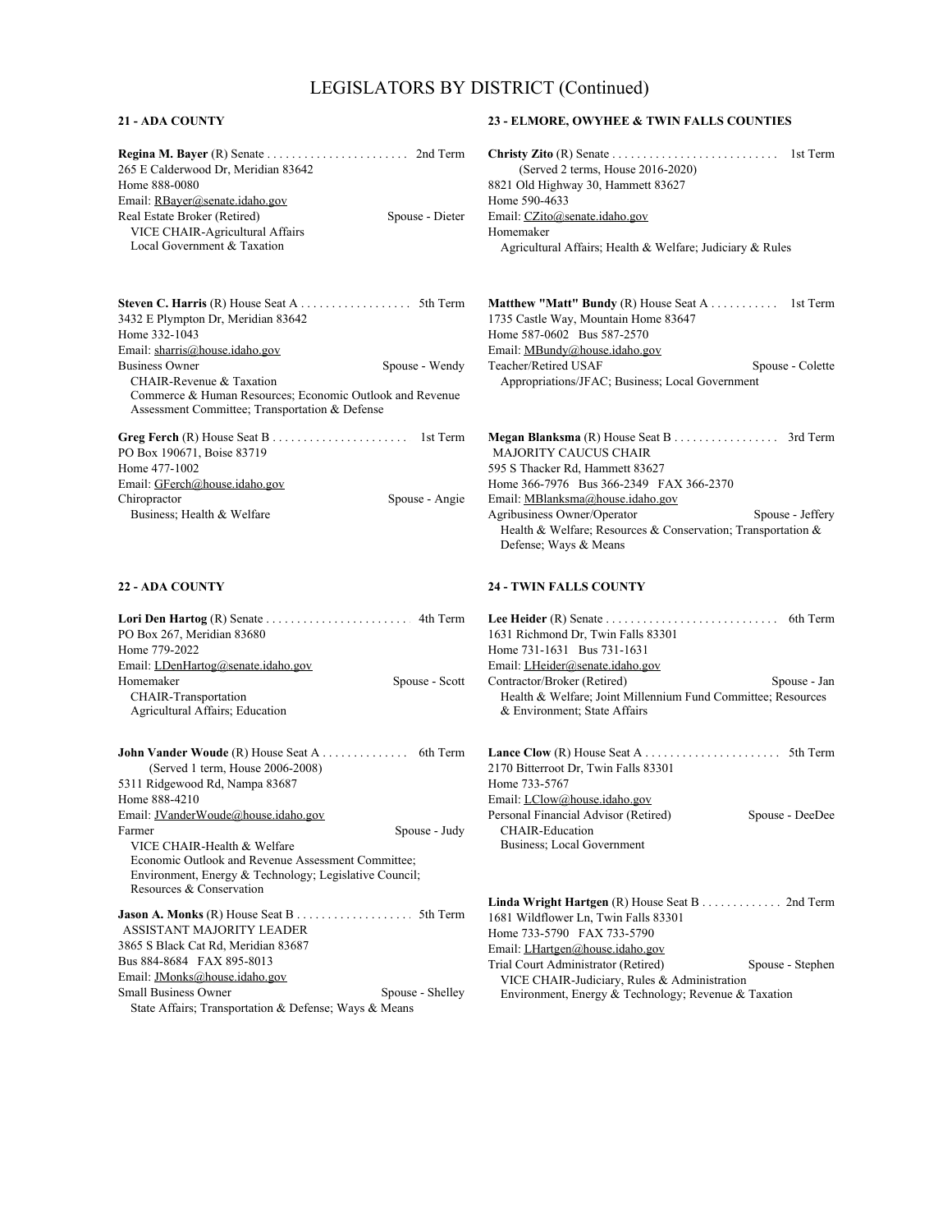# LEGISLATORS BY DISTRICT (Continued)

## 21 - ADA COUNTY

**Regina M. Bayer** (R) Senate . . . . . . . . . . . . . . . . . . . . . . . 2nd Term
265 E Calderwood Dr, Meridian 83642
Home 888-0080
Email: RBayer@senate.idaho.gov
Real Estate Broker (Retired) Spouse - Dieter
VICE CHAIR-Agricultural Affairs
Local Government & Taxation

**Steven C. Harris** (R) House Seat A . . . . . . . . . . . . . . . . . . 5th Term
3432 E Plympton Dr, Meridian 83642
Home 332-1043
Email: sharris@house.idaho.gov
Business Owner Spouse - Wendy
CHAIR-Revenue & Taxation
Commerce & Human Resources; Economic Outlook and Revenue Assessment Committee; Transportation & Defense

**Greg Ferch** (R) House Seat B . . . . . . . . . . . . . . . . . . . . . . 1st Term
PO Box 190671, Boise 83719
Home 477-1002
Email: GFerch@house.idaho.gov
Chiropractor Spouse - Angie
Business; Health & Welfare

## 22 - ADA COUNTY

**Lori Den Hartog** (R) Senate . . . . . . . . . . . . . . . . . . . . . . . 4th Term
PO Box 267, Meridian 83680
Home 779-2022
Email: LDenHartog@senate.idaho.gov
Homemaker Spouse - Scott
CHAIR-Transportation
Agricultural Affairs; Education

**John Vander Woude** (R) House Seat A . . . . . . . . . . . . . . 6th Term
(Served 1 term, House 2006-2008)
5311 Ridgewood Rd, Nampa 83687
Home 888-4210
Email: JVanderWoude@house.idaho.gov
Farmer Spouse - Judy
VICE CHAIR-Health & Welfare
Economic Outlook and Revenue Assessment Committee; Environment, Energy & Technology; Legislative Council; Resources & Conservation

**Jason A. Monks** (R) House Seat B . . . . . . . . . . . . . . . . . . . 5th Term
ASSISTANT MAJORITY LEADER
3865 S Black Cat Rd, Meridian 83687
Bus 884-8684 FAX 895-8013
Email: JMonks@house.idaho.gov
Small Business Owner Spouse - Shelley
State Affairs; Transportation & Defense; Ways & Means

## 23 - ELMORE, OWYHEE & TWIN FALLS COUNTIES

**Christy Zito** (R) Senate . . . . . . . . . . . . . . . . . . . . . . . . . . . 1st Term
(Served 2 terms, House 2016-2020)
8821 Old Highway 30, Hammett 83627
Home 590-4633
Email: CZito@senate.idaho.gov
Homemaker
Agricultural Affairs; Health & Welfare; Judiciary & Rules

**Matthew "Matt" Bundy** (R) House Seat A . . . . . . . . . . . 1st Term
1735 Castle Way, Mountain Home 83647
Home 587-0602 Bus 587-2570
Email: MBundy@house.idaho.gov
Teacher/Retired USAF Spouse - Colette
Appropriations/JFAC; Business; Local Government

**Megan Blanksma** (R) House Seat B . . . . . . . . . . . . . . . . . 3rd Term
MAJORITY CAUCUS CHAIR
595 S Thacker Rd, Hammett 83627
Home 366-7976 Bus 366-2349 FAX 366-2370
Email: MBlanksma@house.idaho.gov
Agribusiness Owner/Operator Spouse - Jeffery
Health & Welfare; Resources & Conservation; Transportation & Defense; Ways & Means

## 24 - TWIN FALLS COUNTY

**Lee Heider** (R) Senate . . . . . . . . . . . . . . . . . . . . . . . . . . . . 6th Term
1631 Richmond Dr, Twin Falls 83301
Home 731-1631 Bus 731-1631
Email: LHeider@senate.idaho.gov
Contractor/Broker (Retired) Spouse - Jan
Health & Welfare; Joint Millennium Fund Committee; Resources & Environment; State Affairs

**Lance Clow** (R) House Seat A . . . . . . . . . . . . . . . . . . . . . . 5th Term
2170 Bitterroot Dr, Twin Falls 83301
Home 733-5767
Email: LClow@house.idaho.gov
Personal Financial Advisor (Retired) Spouse - DeeDee
CHAIR-Education
Business; Local Government

**Linda Wright Hartgen** (R) House Seat B . . . . . . . . . . . . . 2nd Term
1681 Wildflower Ln, Twin Falls 83301
Home 733-5790 FAX 733-5790
Email: LHartgen@house.idaho.gov
Trial Court Administrator (Retired) Spouse - Stephen
VICE CHAIR-Judiciary, Rules & Administration
Environment, Energy & Technology; Revenue & Taxation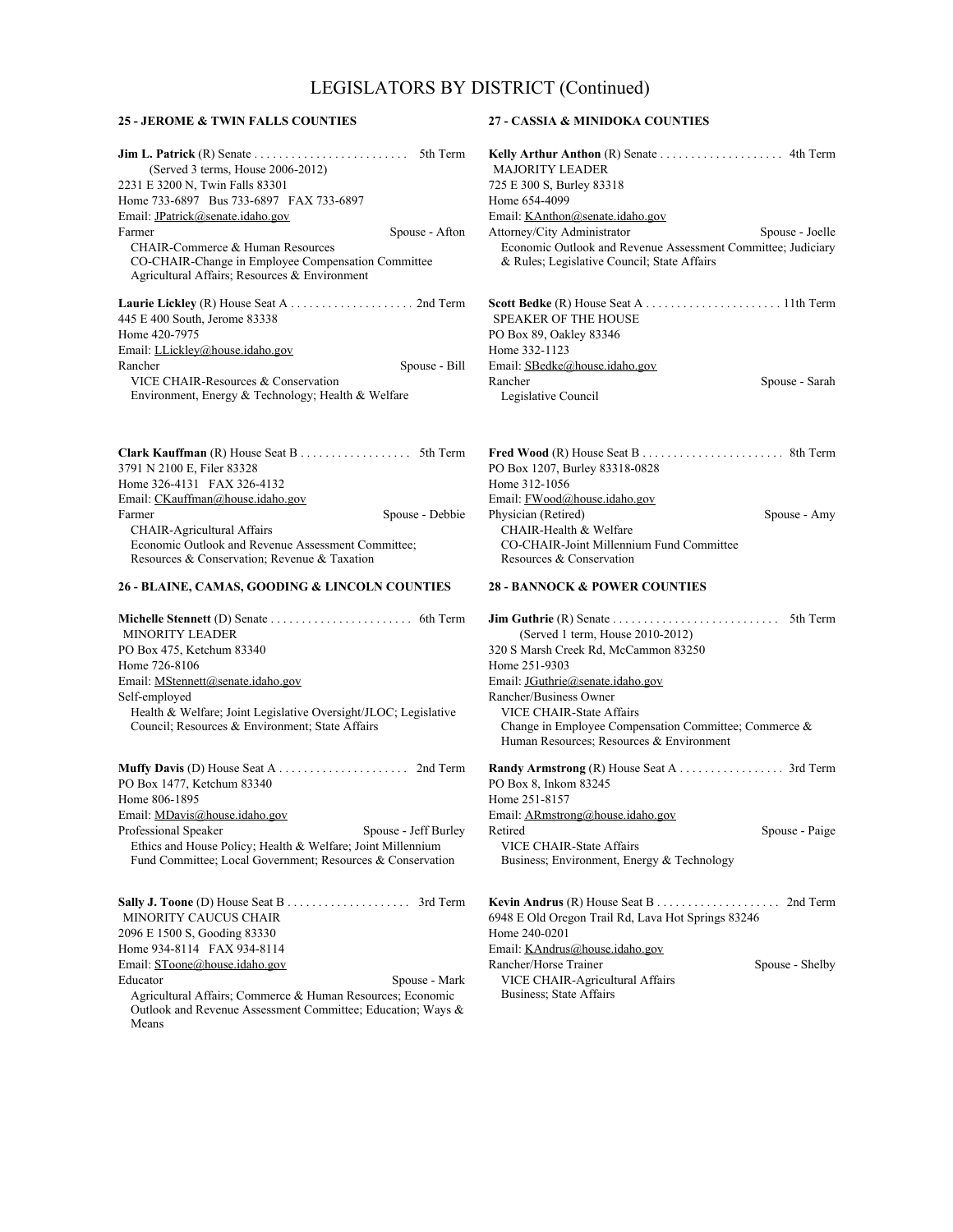# LEGISLATORS BY DISTRICT (Continued)

## 25 - JEROME & TWIN FALLS COUNTIES

**Jim L. Patrick** (R) Senate . . . . . . . . . . . . . . . . . . . . . . . . 5th Term
(Served 3 terms, House 2006-2012)
2231 E 3200 N, Twin Falls 83301
Home 733-6897 Bus 733-6897 FAX 733-6897
Email: JPatrick@senate.idaho.gov
Farmer Spouse - Afton
CHAIR-Commerce & Human Resources
CO-CHAIR-Change in Employee Compensation Committee
Agricultural Affairs; Resources & Environment

**Laurie Lickley** (R) House Seat A . . . . . . . . . . . . . . . . . . . 2nd Term
445 E 400 South, Jerome 83338
Home 420-7975
Email: LLickley@house.idaho.gov
Rancher Spouse - Bill
VICE CHAIR-Resources & Conservation
Environment, Energy & Technology; Health & Welfare

**Clark Kauffman** (R) House Seat B . . . . . . . . . . . . . . . . . 5th Term
3791 N 2100 E, Filer 83328
Home 326-4131 FAX 326-4132
Email: CKauffman@house.idaho.gov
Farmer Spouse - Debbie
CHAIR-Agricultural Affairs
Economic Outlook and Revenue Assessment Committee; Resources & Conservation; Revenue & Taxation

## 26 - BLAINE, CAMAS, GOODING & LINCOLN COUNTIES

**Michelle Stennett** (D) Senate . . . . . . . . . . . . . . . . . . . . . . 6th Term
MINORITY LEADER
PO Box 475, Ketchum 83340
Home 726-8106
Email: MStennett@senate.idaho.gov
Self-employed
Health & Welfare; Joint Legislative Oversight/JLOC; Legislative Council; Resources & Environment; State Affairs

**Muffy Davis** (D) House Seat A . . . . . . . . . . . . . . . . . . . . 2nd Term
PO Box 1477, Ketchum 83340
Home 806-1895
Email: MDavis@house.idaho.gov
Professional Speaker Spouse - Jeff Burley
Ethics and House Policy; Health & Welfare; Joint Millennium Fund Committee; Local Government; Resources & Conservation

**Sally J. Toone** (D) House Seat B . . . . . . . . . . . . . . . . . . . 3rd Term
MINORITY CAUCUS CHAIR
2096 E 1500 S, Gooding 83330
Home 934-8114 FAX 934-8114
Email: SToone@house.idaho.gov
Educator Spouse - Mark
Agricultural Affairs; Commerce & Human Resources; Economic Outlook and Revenue Assessment Committee; Education; Ways & Means

## 27 - CASSIA & MINIDOKA COUNTIES

**Kelly Arthur Anthon** (R) Senate . . . . . . . . . . . . . . . . . . . 4th Term
MAJORITY LEADER
725 E 300 S, Burley 83318
Home 654-4099
Email: KAnthon@senate.idaho.gov
Attorney/City Administrator Spouse - Joelle
Economic Outlook and Revenue Assessment Committee; Judiciary & Rules; Legislative Council; State Affairs

**Scott Bedke** (R) House Seat A . . . . . . . . . . . . . . . . . . . . . 11th Term
SPEAKER OF THE HOUSE
PO Box 89, Oakley 83346
Home 332-1123
Email: SBedke@house.idaho.gov
Rancher Spouse - Sarah
Legislative Council

**Fred Wood** (R) House Seat B . . . . . . . . . . . . . . . . . . . . . . 8th Term
PO Box 1207, Burley 83318-0828
Home 312-1056
Email: FWood@house.idaho.gov
Physician (Retired) Spouse - Amy
CHAIR-Health & Welfare
CO-CHAIR-Joint Millennium Fund Committee
Resources & Conservation

## 28 - BANNOCK & POWER COUNTIES

**Jim Guthrie** (R) Senate . . . . . . . . . . . . . . . . . . . . . . . . . . 5th Term
(Served 1 term, House 2010-2012)
320 S Marsh Creek Rd, McCammon 83250
Home 251-9303
Email: JGuthrie@senate.idaho.gov
Rancher/Business Owner
VICE CHAIR-State Affairs
Change in Employee Compensation Committee; Commerce & Human Resources; Resources & Environment

**Randy Armstrong** (R) House Seat A . . . . . . . . . . . . . . . . 3rd Term
PO Box 8, Inkom 83245
Home 251-8157
Email: ARmstrong@house.idaho.gov
Retired Spouse - Paige
VICE CHAIR-State Affairs
Business; Environment, Energy & Technology

**Kevin Andrus** (R) House Seat B . . . . . . . . . . . . . . . . . . . 2nd Term
6948 E Old Oregon Trail Rd, Lava Hot Springs 83246
Home 240-0201
Email: KAndrus@house.idaho.gov
Rancher/Horse Trainer Spouse - Shelby
VICE CHAIR-Agricultural Affairs
Business; State Affairs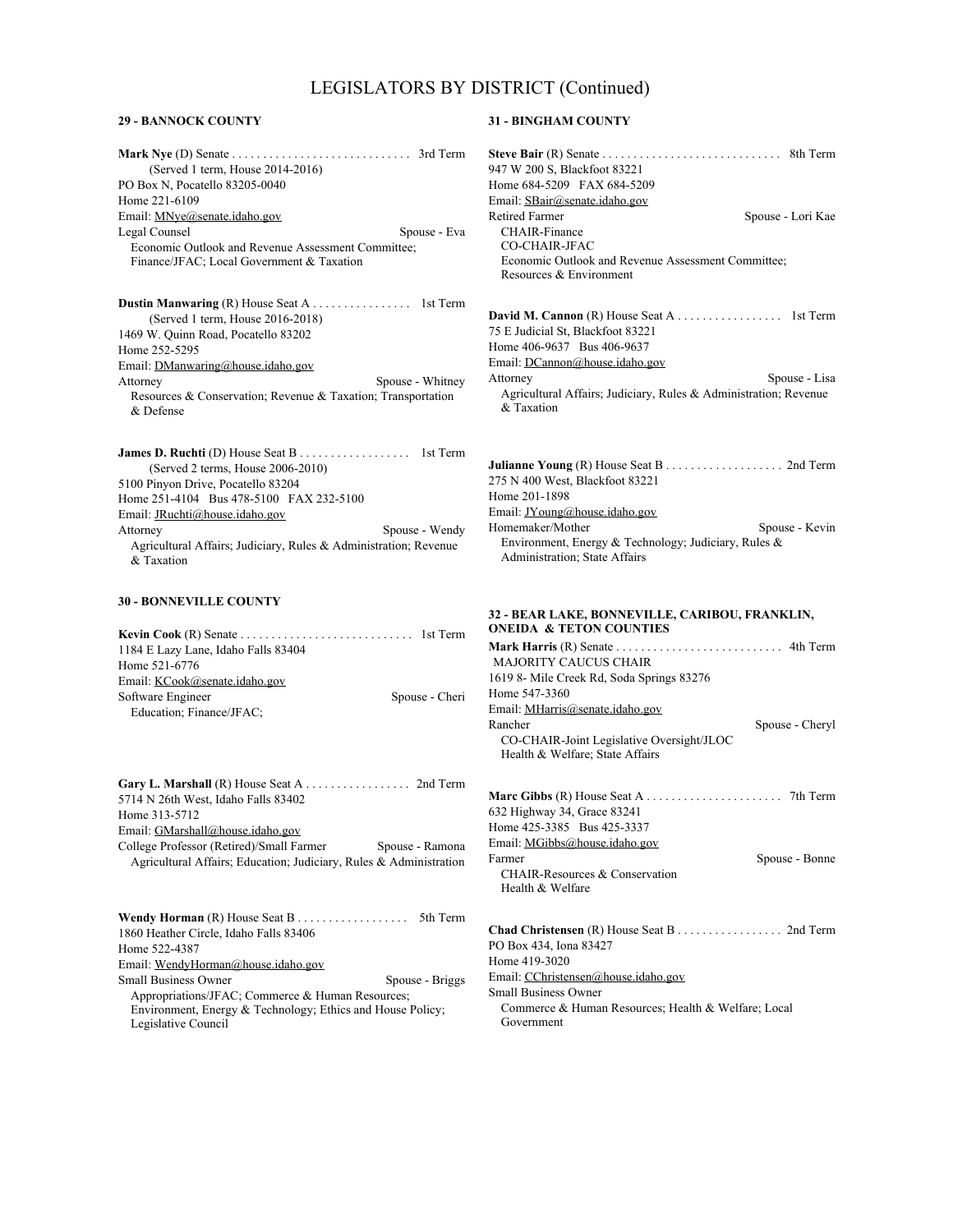# LEGISLATORS BY DISTRICT (Continued)

### 29 - BANNOCK COUNTY

**Mark Nye** (D) Senate . . . . . . . . . . . . . . . . . . . . . . . . . . . . . 3rd Term
(Served 1 term, House 2014-2016)
PO Box N, Pocatello 83205-0040
Home 221-6109
Email: MNye@senate.idaho.gov
Legal Counsel — Spouse - Eva
Economic Outlook and Revenue Assessment Committee; Finance/JFAC; Local Government & Taxation

**Dustin Manwaring** (R) House Seat A . . . . . . . . . . . . . . . 1st Term
(Served 1 term, House 2016-2018)
1469 W. Quinn Road, Pocatello 83202
Home 252-5295
Email: DManwaring@house.idaho.gov
Attorney — Spouse - Whitney
Resources & Conservation; Revenue & Taxation; Transportation & Defense

**James D. Ruchti** (D) House Seat B . . . . . . . . . . . . . . . . . 1st Term
(Served 2 terms, House 2006-2010)
5100 Pinyon Drive, Pocatello 83204
Home 251-4104 Bus 478-5100 FAX 232-5100
Email: JRuchti@house.idaho.gov
Attorney — Spouse - Wendy
Agricultural Affairs; Judiciary, Rules & Administration; Revenue & Taxation

### 30 - BONNEVILLE COUNTY

**Kevin Cook** (R) Senate . . . . . . . . . . . . . . . . . . . . . . . . . . . 1st Term
1184 E Lazy Lane, Idaho Falls 83404
Home 521-6776
Email: KCook@senate.idaho.gov
Software Engineer — Spouse - Cheri
Education; Finance/JFAC;

**Gary L. Marshall** (R) House Seat A . . . . . . . . . . . . . . . . 2nd Term
5714 N 26th West, Idaho Falls 83402
Home 313-5712
Email: GMarshall@house.idaho.gov
College Professor (Retired)/Small Farmer — Spouse - Ramona
Agricultural Affairs; Education; Judiciary, Rules & Administration

**Wendy Horman** (R) House Seat B . . . . . . . . . . . . . . . . . . 5th Term
1860 Heather Circle, Idaho Falls 83406
Home 522-4387
Email: WendyHorman@house.idaho.gov
Small Business Owner — Spouse - Briggs
Appropriations/JFAC; Commerce & Human Resources; Environment, Energy & Technology; Ethics and House Policy; Legislative Council

### 31 - BINGHAM COUNTY

**Steve Bair** (R) Senate . . . . . . . . . . . . . . . . . . . . . . . . . . . . 8th Term
947 W 200 S, Blackfoot 83221
Home 684-5209 FAX 684-5209
Email: SBair@senate.idaho.gov
Retired Farmer — Spouse - Lori Kae
CHAIR-Finance
CO-CHAIR-JFAC
Economic Outlook and Revenue Assessment Committee; Resources & Environment

**David M. Cannon** (R) House Seat A . . . . . . . . . . . . . . . . 1st Term
75 E Judicial St, Blackfoot 83221
Home 406-9637 Bus 406-9637
Email: DCannon@house.idaho.gov
Attorney — Spouse - Lisa
Agricultural Affairs; Judiciary, Rules & Administration; Revenue & Taxation

**Julianne Young** (R) House Seat B . . . . . . . . . . . . . . . . . . 2nd Term
275 N 400 West, Blackfoot 83221
Home 201-1898
Email: JYoung@house.idaho.gov
Homemaker/Mother — Spouse - Kevin
Environment, Energy & Technology; Judiciary, Rules & Administration; State Affairs

### 32 - BEAR LAKE, BONNEVILLE, CARIBOU, FRANKLIN, ONEIDA & TETON COUNTIES

**Mark Harris** (R) Senate . . . . . . . . . . . . . . . . . . . . . . . . . . 4th Term
MAJORITY CAUCUS CHAIR
1619 8- Mile Creek Rd, Soda Springs 83276
Home 547-3360
Email: MHarris@senate.idaho.gov
Rancher — Spouse - Cheryl
CO-CHAIR-Joint Legislative Oversight/JLOC
Health & Welfare; State Affairs

**Marc Gibbs** (R) House Seat A . . . . . . . . . . . . . . . . . . . . . 7th Term
632 Highway 34, Grace 83241
Home 425-3385 Bus 425-3337
Email: MGibbs@house.idaho.gov
Farmer — Spouse - Bonne
CHAIR-Resources & Conservation
Health & Welfare

**Chad Christensen** (R) House Seat B . . . . . . . . . . . . . . . . 2nd Term
PO Box 434, Iona 83427
Home 419-3020
Email: CChristensen@house.idaho.gov
Small Business Owner
Commerce & Human Resources; Health & Welfare; Local Government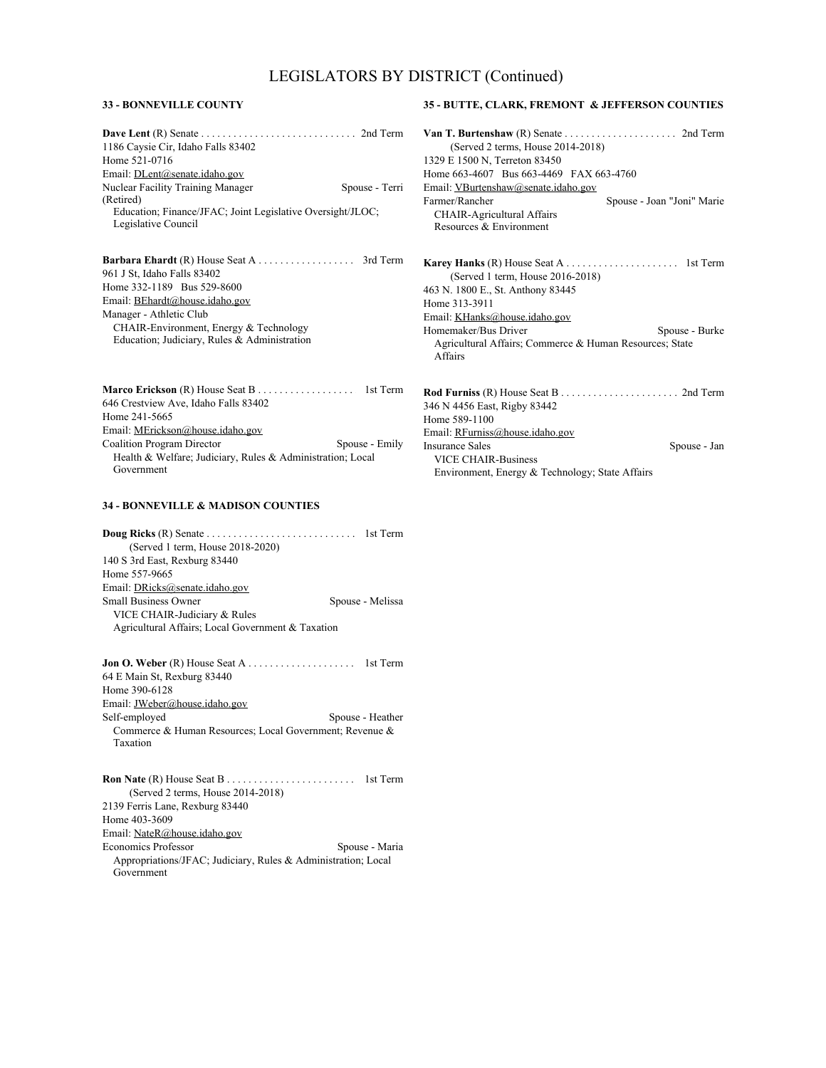# LEGISLATORS BY DISTRICT (Continued)

### 33 - BONNEVILLE COUNTY

**Dave Lent** (R) Senate . . . . . . . . . . . . . . . . . . . . . . . . . . . . 2nd Term
1186 Caysie Cir, Idaho Falls 83402
Home 521-0716
Email: DLent@senate.idaho.gov
Nuclear Facility Training Manager (Retired) — Spouse - Terri
Education; Finance/JFAC; Joint Legislative Oversight/JLOC; Legislative Council

**Barbara Ehardt** (R) House Seat A . . . . . . . . . . . . . . . . . 3rd Term
961 J St, Idaho Falls 83402
Home 332-1189 Bus 529-8600
Email: BEhardt@house.idaho.gov
Manager - Athletic Club
CHAIR-Environment, Energy & Technology
Education; Judiciary, Rules & Administration

**Marco Erickson** (R) House Seat B . . . . . . . . . . . . . . . . . 1st Term
646 Crestview Ave, Idaho Falls 83402
Home 241-5665
Email: MErickson@house.idaho.gov
Coalition Program Director — Spouse - Emily
Health & Welfare; Judiciary, Rules & Administration; Local Government

### 34 - BONNEVILLE & MADISON COUNTIES

**Doug Ricks** (R) Senate . . . . . . . . . . . . . . . . . . . . . . . . . . . 1st Term
(Served 1 term, House 2018-2020)
140 S 3rd East, Rexburg 83440
Home 557-9665
Email: DRicks@senate.idaho.gov
Small Business Owner — Spouse - Melissa
VICE CHAIR-Judiciary & Rules
Agricultural Affairs; Local Government & Taxation

**Jon O. Weber** (R) House Seat A . . . . . . . . . . . . . . . . . . . 1st Term
64 E Main St, Rexburg 83440
Home 390-6128
Email: JWeber@house.idaho.gov
Self-employed — Spouse - Heather
Commerce & Human Resources; Local Government; Revenue & Taxation

**Ron Nate** (R) House Seat B . . . . . . . . . . . . . . . . . . . . . . . 1st Term
(Served 2 terms, House 2014-2018)
2139 Ferris Lane, Rexburg 83440
Home 403-3609
Email: NateR@house.idaho.gov
Economics Professor — Spouse - Maria
Appropriations/JFAC; Judiciary, Rules & Administration; Local Government

### 35 - BUTTE, CLARK, FREMONT & JEFFERSON COUNTIES

**Van T. Burtenshaw** (R) Senate . . . . . . . . . . . . . . . . . . . . 2nd Term
(Served 2 terms, House 2014-2018)
1329 E 1500 N, Terreton 83450
Home 663-4607 Bus 663-4469 FAX 663-4760
Email: VBurtenshaw@senate.idaho.gov
Farmer/Rancher — Spouse - Joan "Joni" Marie
CHAIR-Agricultural Affairs
Resources & Environment

**Karey Hanks** (R) House Seat A . . . . . . . . . . . . . . . . . . . . 1st Term
(Served 1 term, House 2016-2018)
463 N. 1800 E., St. Anthony 83445
Home 313-3911
Email: KHanks@house.idaho.gov
Homemaker/Bus Driver — Spouse - Burke
Agricultural Affairs; Commerce & Human Resources; State Affairs

**Rod Furniss** (R) House Seat B . . . . . . . . . . . . . . . . . . . . . 2nd Term
346 N 4456 East, Rigby 83442
Home 589-1100
Email: RFurniss@house.idaho.gov
Insurance Sales — Spouse - Jan
VICE CHAIR-Business
Environment, Energy & Technology; State Affairs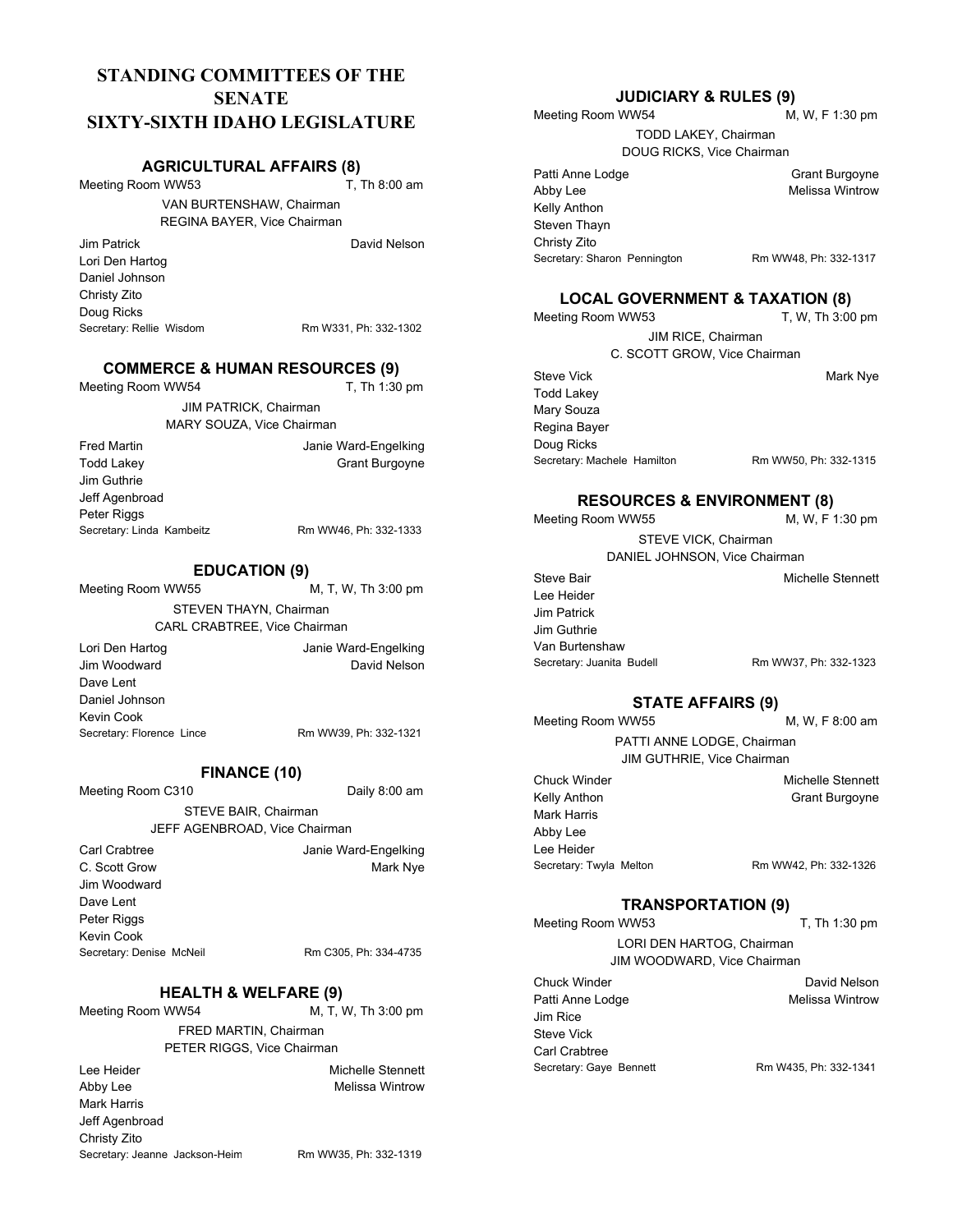# STANDING COMMITTEES OF THE SENATE SIXTY-SIXTH IDAHO LEGISLATURE

## AGRICULTURAL AFFAIRS (8)

Meeting Room WW53 — T, Th 8:00 am

VAN BURTENSHAW, Chairman
REGINA BAYER, Vice Chairman

Jim Patrick
Lori Den Hartog
Daniel Johnson
Christy Zito
Doug Ricks

David Nelson

Secretary: Rellie Wisdom — Rm W331, Ph: 332-1302

## COMMERCE & HUMAN RESOURCES (9)

Meeting Room WW54 — T, Th 1:30 pm

JIM PATRICK, Chairman
MARY SOUZA, Vice Chairman

Fred Martin
Todd Lakey
Jim Guthrie
Jeff Agenbroad
Peter Riggs

Janie Ward-Engelking
Grant Burgoyne

Secretary: Linda Kambeitz — Rm WW46, Ph: 332-1333

## EDUCATION (9)

Meeting Room WW55 — M, T, W, Th 3:00 pm

STEVEN THAYN, Chairman
CARL CRABTREE, Vice Chairman

Lori Den Hartog
Jim Woodward
Dave Lent
Daniel Johnson
Kevin Cook

Janie Ward-Engelking
David Nelson

Secretary: Florence Lince — Rm WW39, Ph: 332-1321

## FINANCE (10)

Meeting Room C310 — Daily 8:00 am

STEVE BAIR, Chairman
JEFF AGENBROAD, Vice Chairman

Carl Crabtree
C. Scott Grow
Jim Woodward
Dave Lent
Peter Riggs
Kevin Cook

Janie Ward-Engelking
Mark Nye

Secretary: Denise McNeil — Rm C305, Ph: 334-4735

## HEALTH & WELFARE (9)

Meeting Room WW54 — M, T, W, Th 3:00 pm

FRED MARTIN, Chairman
PETER RIGGS, Vice Chairman

Lee Heider
Abby Lee
Mark Harris
Jeff Agenbroad
Christy Zito

Michelle Stennett
Melissa Wintrow

Secretary: Jeanne Jackson-Heim — Rm WW35, Ph: 332-1319

## JUDICIARY & RULES (9)

Meeting Room WW54 — M, W, F 1:30 pm

TODD LAKEY, Chairman
DOUG RICKS, Vice Chairman

Patti Anne Lodge
Abby Lee
Kelly Anthon
Steven Thayn
Christy Zito

Grant Burgoyne
Melissa Wintrow

Secretary: Sharon Pennington — Rm WW48, Ph: 332-1317

## LOCAL GOVERNMENT & TAXATION (8)

Meeting Room WW53 — T, W, Th 3:00 pm

JIM RICE, Chairman
C. SCOTT GROW, Vice Chairman

Steve Vick
Todd Lakey
Mary Souza
Regina Bayer
Doug Ricks

Mark Nye

Secretary: Machele Hamilton — Rm WW50, Ph: 332-1315

## RESOURCES & ENVIRONMENT (8)

Meeting Room WW55 — M, W, F 1:30 pm

STEVE VICK, Chairman
DANIEL JOHNSON, Vice Chairman

Steve Bair
Lee Heider
Jim Patrick
Jim Guthrie
Van Burtenshaw

Michelle Stennett

Secretary: Juanita Budell — Rm WW37, Ph: 332-1323

## STATE AFFAIRS (9)

Meeting Room WW55 — M, W, F 8:00 am

PATTI ANNE LODGE, Chairman
JIM GUTHRIE, Vice Chairman

Chuck Winder
Kelly Anthon
Mark Harris
Abby Lee
Lee Heider

Michelle Stennett
Grant Burgoyne

Secretary: Twyla Melton — Rm WW42, Ph: 332-1326

## TRANSPORTATION (9)

Meeting Room WW53 — T, Th 1:30 pm

LORI DEN HARTOG, Chairman
JIM WOODWARD, Vice Chairman

Chuck Winder
Patti Anne Lodge
Jim Rice
Steve Vick
Carl Crabtree

David Nelson
Melissa Wintrow

Secretary: Gaye Bennett — Rm W435, Ph: 332-1341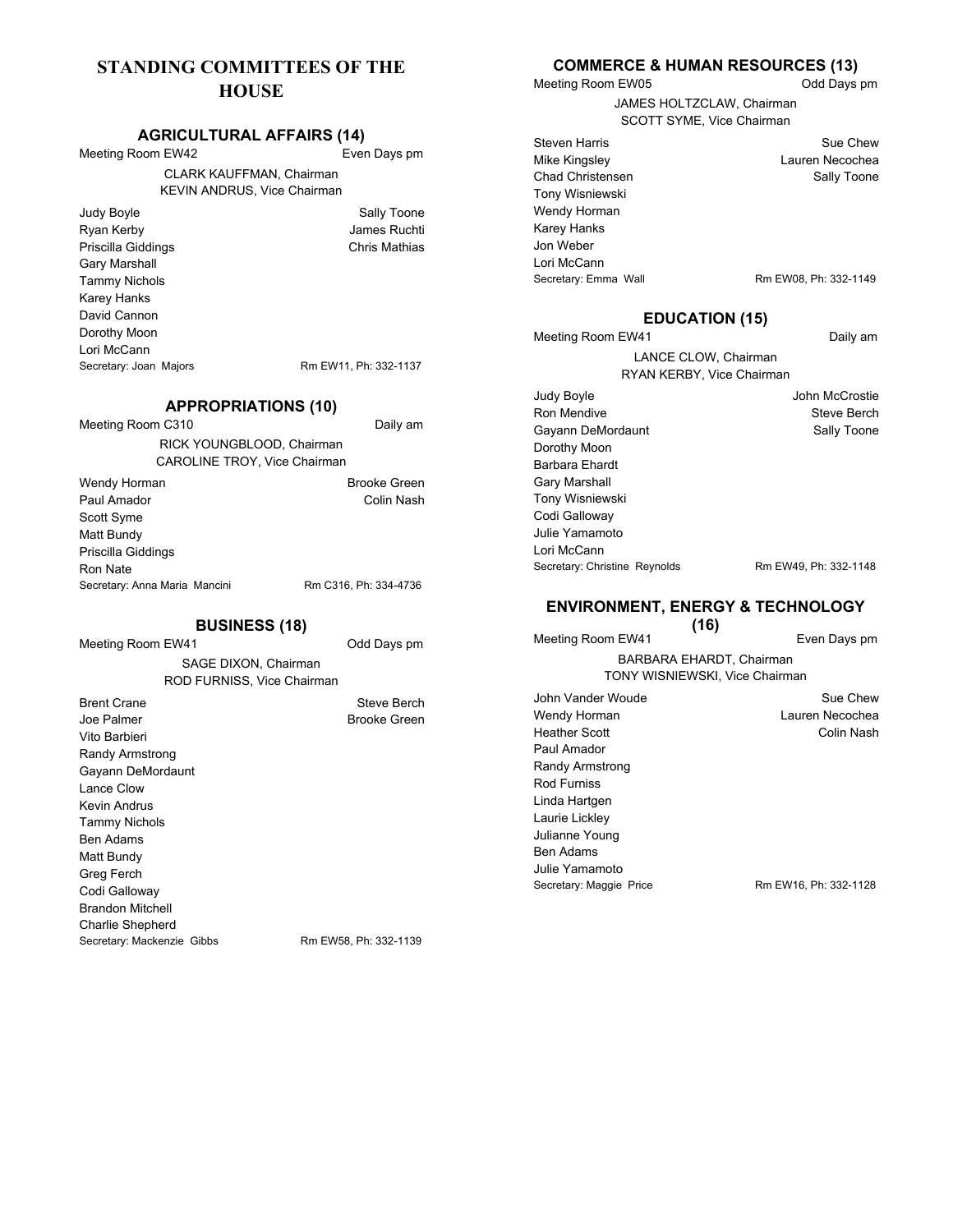# STANDING COMMITTEES OF THE HOUSE

## AGRICULTURAL AFFAIRS (14)

Meeting Room EW42 — Even Days pm

CLARK KAUFFMAN, Chairman
KEVIN ANDRUS, Vice Chairman

| | |
|---|---|
| Judy Boyle | Sally Toone |
| Ryan Kerby | James Ruchti |
| Priscilla Giddings | Chris Mathias |
| Gary Marshall | |
| Tammy Nichols | |
| Karey Hanks | |
| David Cannon | |
| Dorothy Moon | |
| Lori McCann | |

Secretary: Joan Majors — Rm EW11, Ph: 332-1137

## APPROPRIATIONS (10)

Meeting Room C310 — Daily am

RICK YOUNGBLOOD, Chairman
CAROLINE TROY, Vice Chairman

| | |
|---|---|
| Wendy Horman | Brooke Green |
| Paul Amador | Colin Nash |
| Scott Syme | |
| Matt Bundy | |
| Priscilla Giddings | |
| Ron Nate | |

Secretary: Anna Maria Mancini — Rm C316, Ph: 334-4736

## BUSINESS (18)

Meeting Room EW41 — Odd Days pm

SAGE DIXON, Chairman
ROD FURNISS, Vice Chairman

| | |
|---|---|
| Brent Crane | Steve Berch |
| Joe Palmer | Brooke Green |
| Vito Barbieri | |
| Randy Armstrong | |
| Gayann DeMordaunt | |
| Lance Clow | |
| Kevin Andrus | |
| Tammy Nichols | |
| Ben Adams | |
| Matt Bundy | |
| Greg Ferch | |
| Codi Galloway | |
| Brandon Mitchell | |
| Charlie Shepherd | |

Secretary: Mackenzie Gibbs — Rm EW58, Ph: 332-1139

## COMMERCE & HUMAN RESOURCES (13)

Meeting Room EW05 — Odd Days pm

JAMES HOLTZCLAW, Chairman
SCOTT SYME, Vice Chairman

| | |
|---|---|
| Steven Harris | Sue Chew |
| Mike Kingsley | Lauren Necochea |
| Chad Christensen | Sally Toone |
| Tony Wisniewski | |
| Wendy Horman | |
| Karey Hanks | |
| Jon Weber | |
| Lori McCann | |

Secretary: Emma Wall — Rm EW08, Ph: 332-1149

## EDUCATION (15)

Meeting Room EW41 — Daily am

LANCE CLOW, Chairman
RYAN KERBY, Vice Chairman

| | |
|---|---|
| Judy Boyle | John McCrostie |
| Ron Mendive | Steve Berch |
| Gayann DeMordaunt | Sally Toone |
| Dorothy Moon | |
| Barbara Ehardt | |
| Gary Marshall | |
| Tony Wisniewski | |
| Codi Galloway | |
| Julie Yamamoto | |
| Lori McCann | |

Secretary: Christine Reynolds — Rm EW49, Ph: 332-1148

## ENVIRONMENT, ENERGY & TECHNOLOGY (16)

Meeting Room EW41 — Even Days pm

BARBARA EHARDT, Chairman
TONY WISNIEWSKI, Vice Chairman

| | |
|---|---|
| John Vander Woude | Sue Chew |
| Wendy Horman | Lauren Necochea |
| Heather Scott | Colin Nash |
| Paul Amador | |
| Randy Armstrong | |
| Rod Furniss | |
| Linda Hartgen | |
| Laurie Lickley | |
| Julianne Young | |
| Ben Adams | |
| Julie Yamamoto | |

Secretary: Maggie Price — Rm EW16, Ph: 332-1128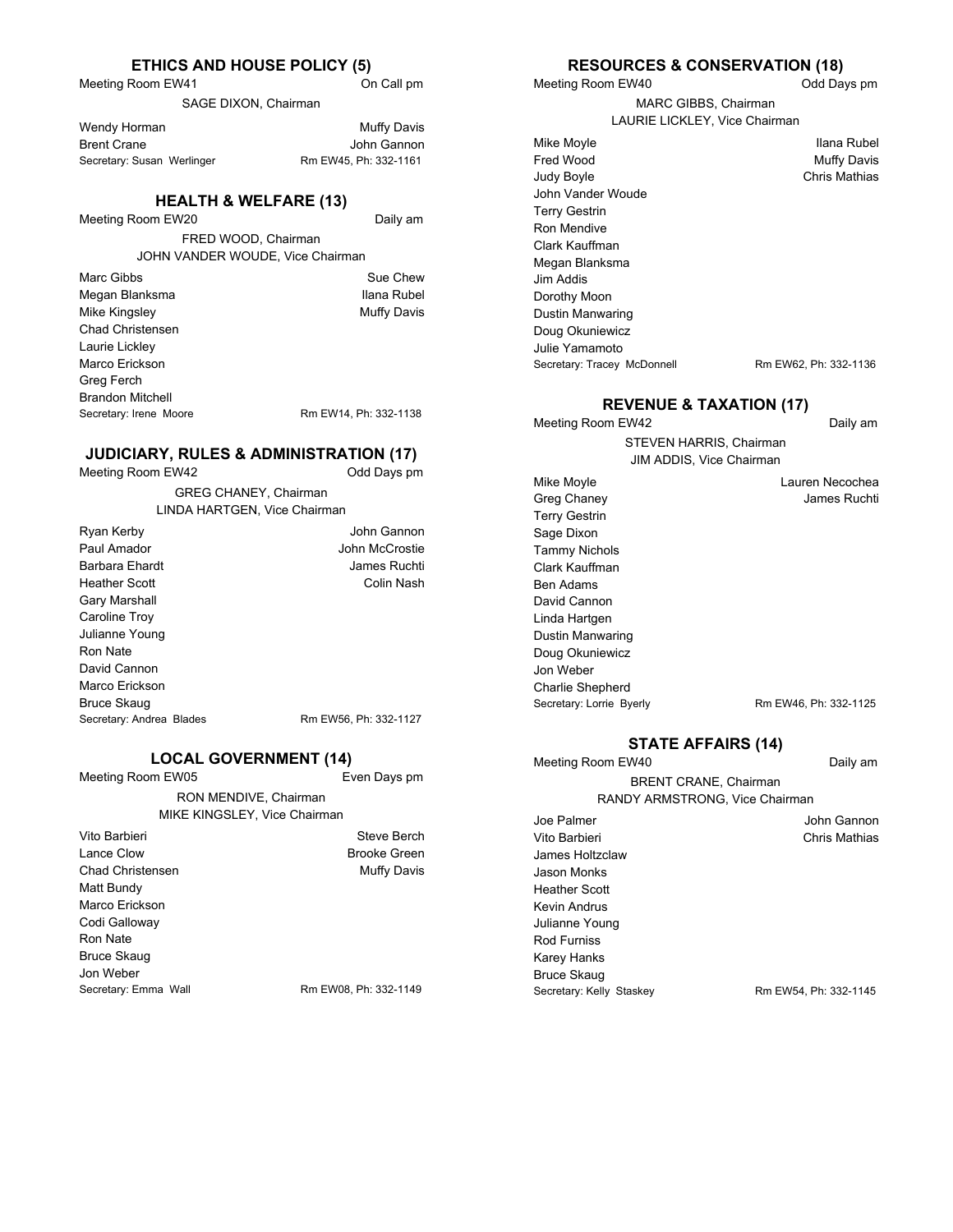### ETHICS AND HOUSE POLICY (5)

Meeting Room EW41 — On Call pm

SAGE DIXON, Chairman

Wendy Horman
Brent Crane
Muffy Davis
John Gannon

Secretary: Susan Werlinger — Rm EW45, Ph: 332-1161

### HEALTH & WELFARE (13)

Meeting Room EW20 — Daily am

FRED WOOD, Chairman
JOHN VANDER WOUDE, Vice Chairman

Marc Gibbs
Megan Blanksma
Mike Kingsley
Chad Christensen
Laurie Lickley
Marco Erickson
Greg Ferch
Brandon Mitchell
Sue Chew
Ilana Rubel
Muffy Davis

Secretary: Irene Moore — Rm EW14, Ph: 332-1138

### JUDICIARY, RULES & ADMINISTRATION (17)

Meeting Room EW42 — Odd Days pm

GREG CHANEY, Chairman
LINDA HARTGEN, Vice Chairman

Ryan Kerby
Paul Amador
Barbara Ehardt
Heather Scott
Gary Marshall
Caroline Troy
Julianne Young
Ron Nate
David Cannon
Marco Erickson
Bruce Skaug
John Gannon
John McCrostie
James Ruchti
Colin Nash

Secretary: Andrea Blades — Rm EW56, Ph: 332-1127

### LOCAL GOVERNMENT (14)

Meeting Room EW05 — Even Days pm

RON MENDIVE, Chairman
MIKE KINGSLEY, Vice Chairman

Vito Barbieri
Lance Clow
Chad Christensen
Matt Bundy
Marco Erickson
Codi Galloway
Ron Nate
Bruce Skaug
Jon Weber
Steve Berch
Brooke Green
Muffy Davis

Secretary: Emma Wall — Rm EW08, Ph: 332-1149

### RESOURCES & CONSERVATION (18)

Meeting Room EW40 — Odd Days pm

MARC GIBBS, Chairman
LAURIE LICKLEY, Vice Chairman

Mike Moyle
Fred Wood
Judy Boyle
John Vander Woude
Terry Gestrin
Ron Mendive
Clark Kauffman
Megan Blanksma
Jim Addis
Dorothy Moon
Dustin Manwaring
Doug Okuniewicz
Julie Yamamoto
Ilana Rubel
Muffy Davis
Chris Mathias

Secretary: Tracey McDonnell — Rm EW62, Ph: 332-1136

### REVENUE & TAXATION (17)

Meeting Room EW42 — Daily am

STEVEN HARRIS, Chairman
JIM ADDIS, Vice Chairman

Mike Moyle
Greg Chaney
Terry Gestrin
Sage Dixon
Tammy Nichols
Clark Kauffman
Ben Adams
David Cannon
Linda Hartgen
Dustin Manwaring
Doug Okuniewicz
Jon Weber
Charlie Shepherd
Lauren Necochea
James Ruchti

Secretary: Lorrie Byerly — Rm EW46, Ph: 332-1125

### STATE AFFAIRS (14)

Meeting Room EW40 — Daily am

BRENT CRANE, Chairman
RANDY ARMSTRONG, Vice Chairman

Joe Palmer
Vito Barbieri
James Holtzclaw
Jason Monks
Heather Scott
Kevin Andrus
Julianne Young
Rod Furniss
Karey Hanks
Bruce Skaug
John Gannon
Chris Mathias

Secretary: Kelly Staskey — Rm EW54, Ph: 332-1145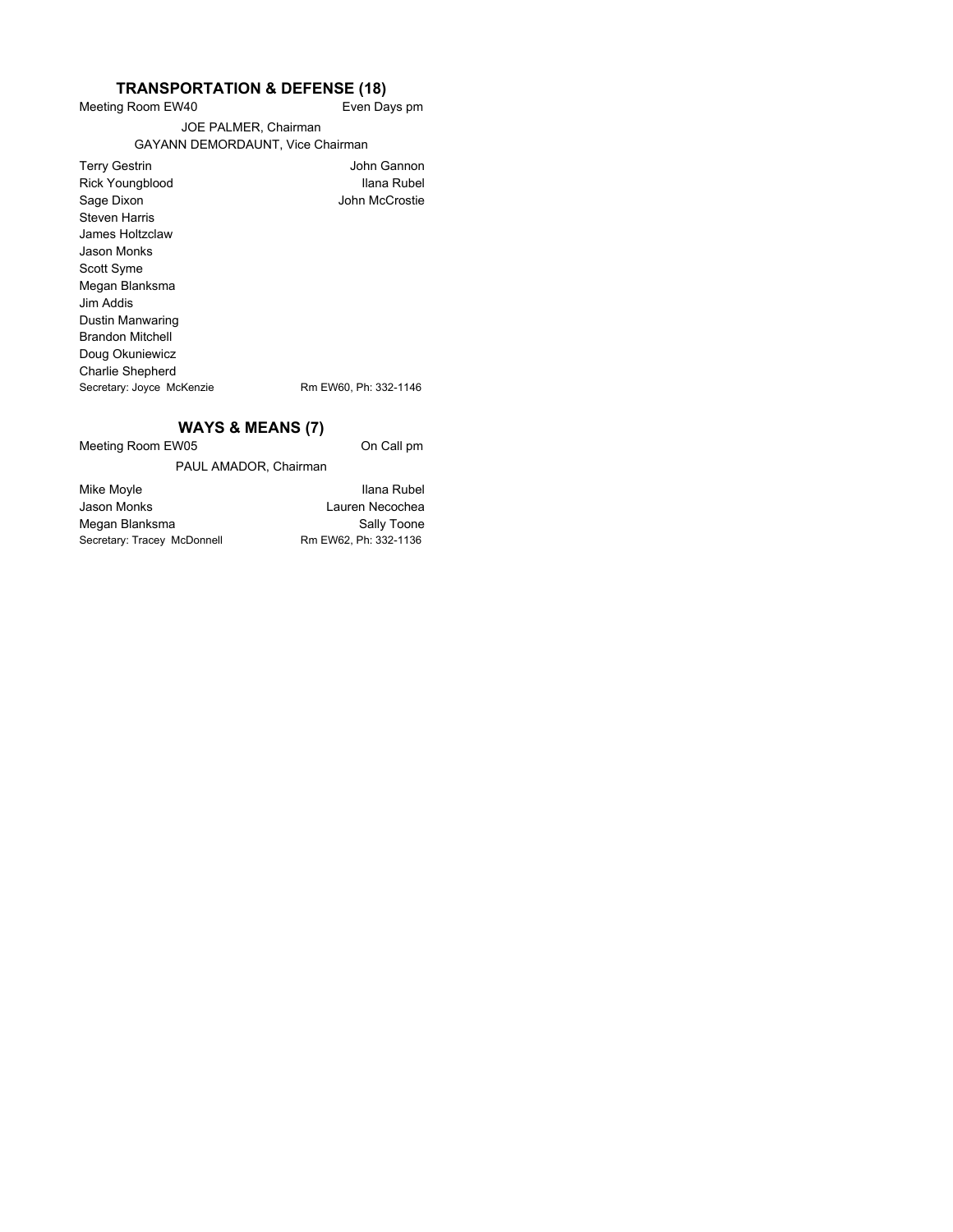## TRANSPORTATION & DEFENSE (18)

Meeting Room EW40 — Even Days pm

JOE PALMER, Chairman
GAYANN DEMORDAUNT, Vice Chairman

Terry Gestrin
Rick Youngblood
Sage Dixon
Steven Harris
James Holtzclaw
Jason Monks
Scott Syme
Megan Blanksma
Jim Addis
Dustin Manwaring
Brandon Mitchell
Doug Okuniewicz
Charlie Shepherd
John Gannon
Ilana Rubel
John McCrostie

Secretary: Joyce McKenzie — Rm EW60, Ph: 332-1146

## WAYS & MEANS (7)

Meeting Room EW05 — On Call pm

PAUL AMADOR, Chairman

Mike Moyle
Jason Monks
Megan Blanksma
Ilana Rubel
Lauren Necochea
Sally Toone

Secretary: Tracey McDonnell — Rm EW62, Ph: 332-1136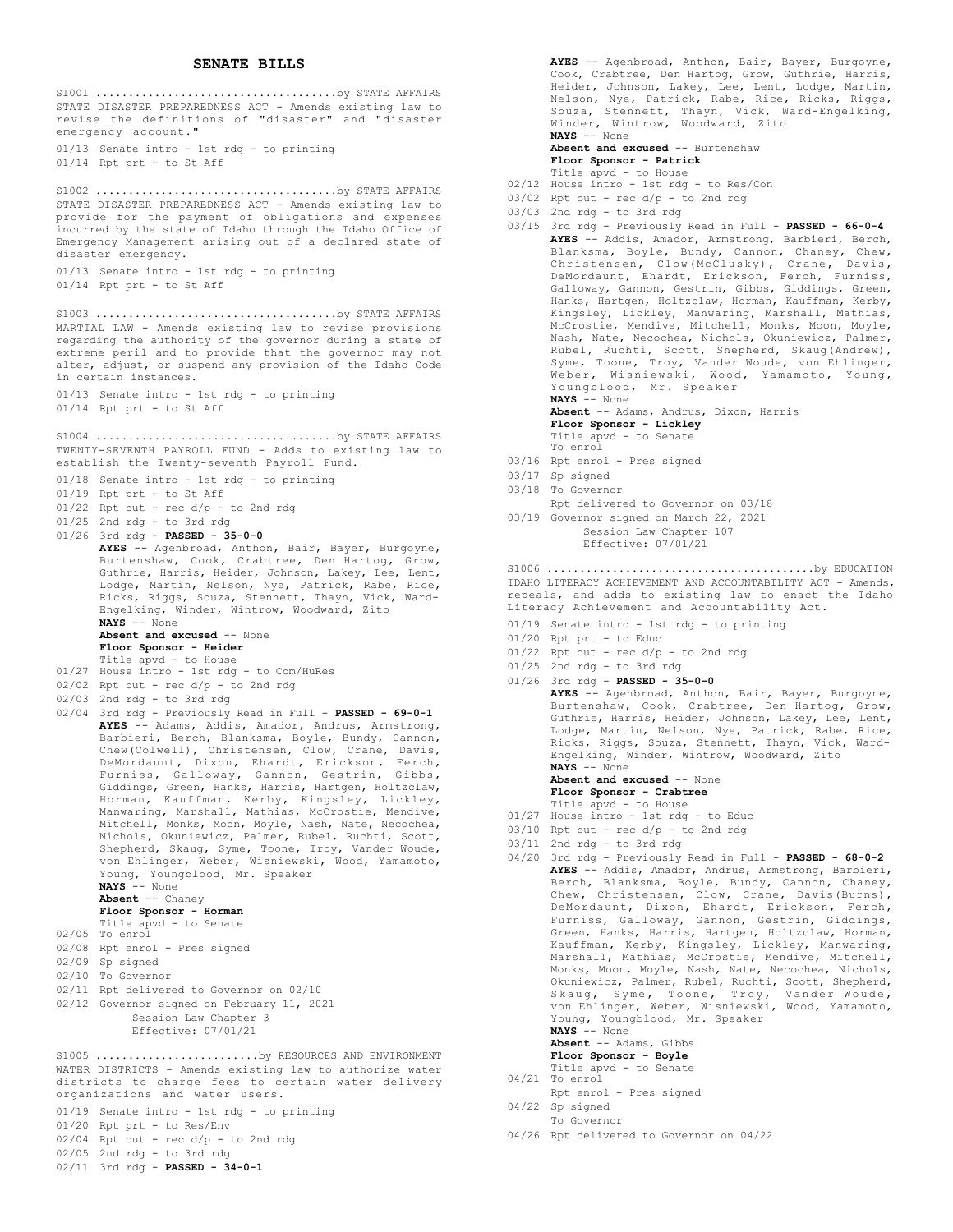## SENATE BILLS

S1001 ....................................by STATE AFFAIRS
STATE DISASTER PREPAREDNESS ACT - Amends existing law to revise the definitions of "disaster" and "disaster emergency account."

01/13 Senate intro - 1st rdg - to printing
01/14 Rpt prt - to St Aff

S1002 ....................................by STATE AFFAIRS
STATE DISASTER PREPAREDNESS ACT - Amends existing law to provide for the payment of obligations and expenses incurred by the state of Idaho through the Idaho Office of Emergency Management arising out of a declared state of disaster emergency.

01/13 Senate intro - 1st rdg - to printing
01/14 Rpt prt - to St Aff

S1003 ....................................by STATE AFFAIRS
MARTIAL LAW - Amends existing law to revise provisions regarding the authority of the governor during a state of extreme peril and to provide that the governor may not alter, adjust, or suspend any provision of the Idaho Code in certain instances.

01/13 Senate intro - 1st rdg - to printing
01/14 Rpt prt - to St Aff

S1004 ....................................by STATE AFFAIRS
TWENTY-SEVENTH PAYROLL FUND - Adds to existing law to establish the Twenty-seventh Payroll Fund.

01/18 Senate intro - 1st rdg - to printing
01/19 Rpt prt - to St Aff
01/22 Rpt out - rec d/p - to 2nd rdg
01/25 2nd rdg - to 3rd rdg
01/26 3rd rdg - **PASSED - 35-0-0**
**AYES** -- Agenbroad, Anthon, Bair, Bayer, Burgoyne, Burtenshaw, Cook, Crabtree, Den Hartog, Grow, Guthrie, Harris, Heider, Johnson, Lakey, Lee, Lent, Lodge, Martin, Nelson, Nye, Patrick, Rabe, Rice, Ricks, Riggs, Souza, Stennett, Thayn, Vick, Ward-Engelking, Winder, Wintrow, Woodward, Zito
**NAYS** -- None
**Absent and excused** -- None
**Floor Sponsor - Heider**
Title apvd - to House
01/27 House intro - 1st rdg - to Com/HuRes
02/02 Rpt out - rec d/p - to 2nd rdg
02/03 2nd rdg - to 3rd rdg
02/04 3rd rdg - Previously Read in Full - **PASSED - 69-0-1**
**AYES** -- Adams, Addis, Amador, Andrus, Armstrong, Barbieri, Berch, Blanksma, Boyle, Bundy, Cannon, Chew(Colwell), Christensen, Clow, Crane, Davis, DeMordaunt, Dixon, Ehardt, Erickson, Ferch, Furniss, Galloway, Gannon, Gestrin, Gibbs, Giddings, Green, Hanks, Harris, Hartgen, Holtzclaw, Horman, Kauffman, Kerby, Kingsley, Lickley, Manwaring, Marshall, Mathias, McCrostie, Mendive, Mitchell, Monks, Moon, Moyle, Nash, Nate, Necochea, Nichols, Okuniewicz, Palmer, Rubel, Ruchti, Scott, Shepherd, Skaug, Syme, Toone, Troy, Vander Woude, von Ehlinger, Weber, Wisniewski, Wood, Yamamoto, Young, Youngblood, Mr. Speaker
**NAYS** -- None
**Absent** -- Chaney
**Floor Sponsor - Horman**
Title apvd - to Senate
02/05 To enrol
02/08 Rpt enrol - Pres signed
02/09 Sp signed
02/10 To Governor
02/11 Rpt delivered to Governor on 02/10
02/12 Governor signed on February 11, 2021
Session Law Chapter 3
Effective: 07/01/21

S1005 ........................by RESOURCES AND ENVIRONMENT
WATER DISTRICTS - Amends existing law to authorize water districts to charge fees to certain water delivery organizations and water users.

01/19 Senate intro - 1st rdg - to printing
01/20 Rpt prt - to Res/Env
02/04 Rpt out - rec d/p - to 2nd rdg
02/05 2nd rdg - to 3rd rdg
02/11 3rd rdg - **PASSED - 34-0-1**
**AYES** -- Agenbroad, Anthon, Bair, Bayer, Burgoyne, Cook, Crabtree, Den Hartog, Grow, Guthrie, Harris, Heider, Johnson, Lakey, Lee, Lent, Lodge, Martin, Nelson, Nye, Patrick, Rabe, Rice, Ricks, Riggs, Souza, Stennett, Thayn, Vick, Ward-Engelking, Winder, Wintrow, Woodward, Zito
**NAYS** -- None
**Absent and excused** -- Burtenshaw
**Floor Sponsor - Patrick**
Title apvd - to House
02/12 House intro - 1st rdg - to Res/Con
03/02 Rpt out - rec d/p - to 2nd rdg
03/03 2nd rdg - to 3rd rdg
03/15 3rd rdg - Previously Read in Full - **PASSED - 66-0-4**
**AYES** -- Addis, Amador, Armstrong, Barbieri, Berch, Blanksma, Boyle, Bundy, Cannon, Chaney, Chew, Christensen, Clow(McClusky), Crane, Davis, DeMordaunt, Ehardt, Erickson, Ferch, Furniss, Galloway, Gannon, Gestrin, Gibbs, Giddings, Green, Hanks, Hartgen, Holtzclaw, Horman, Kauffman, Kerby, Kingsley, Lickley, Manwaring, Marshall, Mathias, McCrostie, Mendive, Mitchell, Monks, Moon, Moyle, Nash, Nate, Necochea, Nichols, Okuniewicz, Palmer, Rubel, Ruchti, Scott, Shepherd, Skaug(Andrew), Syme, Toone, Troy, Vander Woude, von Ehlinger, Weber, Wisniewski, Wood, Yamamoto, Young, Youngblood, Mr. Speaker
**NAYS** -- None
**Absent** -- Adams, Andrus, Dixon, Harris
**Floor Sponsor - Lickley**
Title apvd - to Senate
To enrol
03/16 Rpt enrol - Pres signed
03/17 Sp signed
03/18 To Governor
Rpt delivered to Governor on 03/18
03/19 Governor signed on March 22, 2021
Session Law Chapter 107
Effective: 07/01/21

S1006 ........................................by EDUCATION
IDAHO LITERACY ACHIEVEMENT AND ACCOUNTABILITY ACT - Amends, repeals, and adds to existing law to enact the Idaho Literacy Achievement and Accountability Act.

01/19 Senate intro - 1st rdg - to printing
01/20 Rpt prt - to Educ
01/22 Rpt out - rec d/p - to 2nd rdg
01/25 2nd rdg - to 3rd rdg
01/26 3rd rdg - **PASSED - 35-0-0**
**AYES** -- Agenbroad, Anthon, Bair, Bayer, Burgoyne, Burtenshaw, Cook, Crabtree, Den Hartog, Grow, Guthrie, Harris, Heider, Johnson, Lakey, Lee, Lent, Lodge, Martin, Nelson, Nye, Patrick, Rabe, Rice, Ricks, Riggs, Souza, Stennett, Thayn, Vick, Ward-Engelking, Winder, Wintrow, Woodward, Zito
**NAYS** -- None
**Absent and excused** -- None
**Floor Sponsor - Crabtree**
Title apvd - to House
01/27 House intro - 1st rdg - to Educ
03/10 Rpt out - rec d/p - to 2nd rdg
03/11 2nd rdg - to 3rd rdg
04/20 3rd rdg - Previously Read in Full - **PASSED - 68-0-2**
**AYES** -- Addis, Amador, Andrus, Armstrong, Barbieri, Berch, Blanksma, Boyle, Bundy, Cannon, Chaney, Chew, Christensen, Clow, Crane, Davis(Burns), DeMordaunt, Dixon, Ehardt, Erickson, Ferch, Furniss, Galloway, Gannon, Gestrin, Giddings, Green, Hanks, Harris, Hartgen, Holtzclaw, Horman, Kauffman, Kerby, Kingsley, Lickley, Manwaring, Marshall, Mathias, McCrostie, Mendive, Mitchell, Monks, Moon, Moyle, Nash, Nate, Necochea, Nichols, Okuniewicz, Palmer, Rubel, Ruchti, Scott, Shepherd, Skaug, Syme, Toone, Troy, Vander Woude, von Ehlinger, Weber, Wisniewski, Wood, Yamamoto, Young, Youngblood, Mr. Speaker
**NAYS** -- None
**Absent** -- Adams, Gibbs
**Floor Sponsor - Boyle**
Title apvd - to Senate
04/21 To enrol
Rpt enrol - Pres signed
04/22 Sp signed
To Governor
04/26 Rpt delivered to Governor on 04/22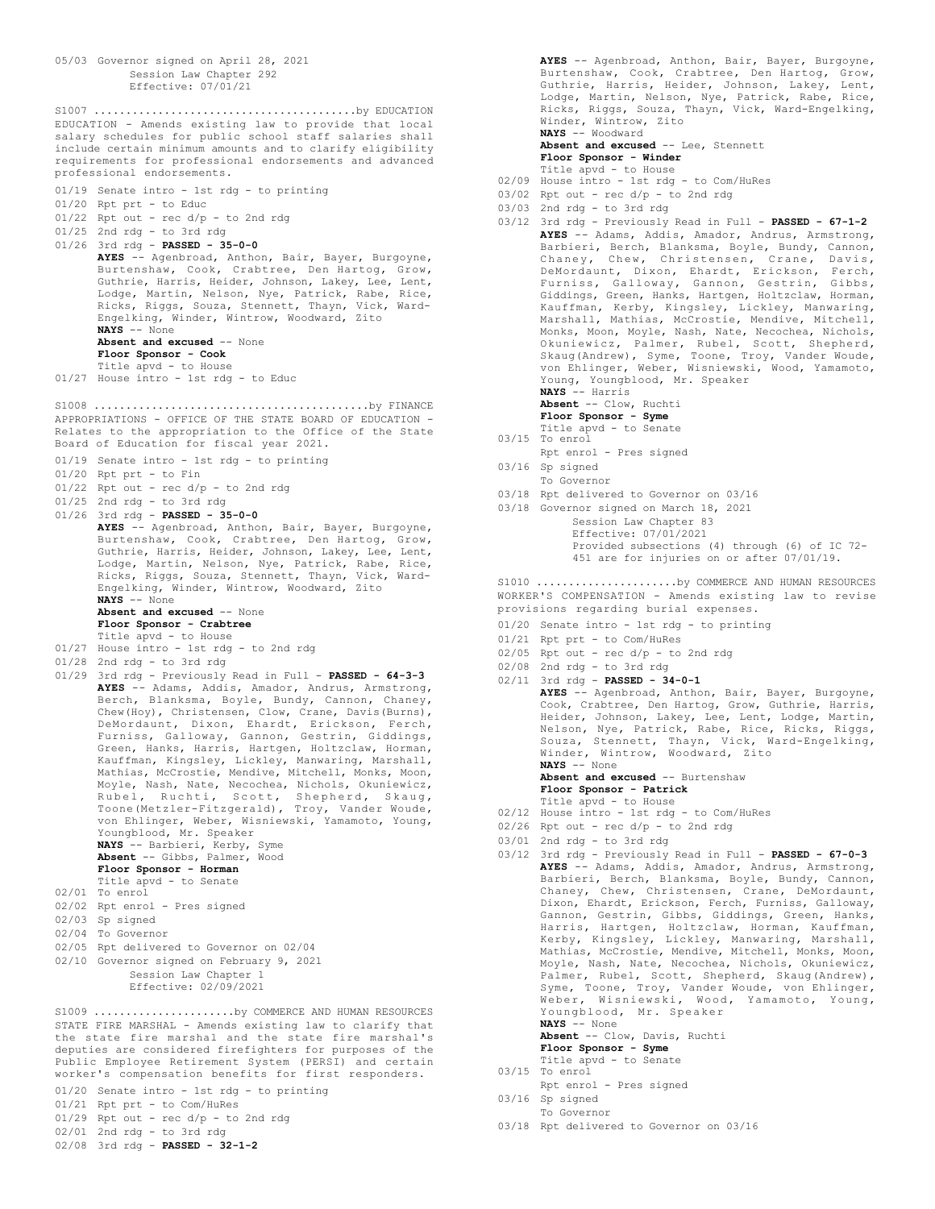05/03 Governor signed on April 28, 2021
Session Law Chapter 292
Effective: 07/01/21

S1007 ........................................by EDUCATION
EDUCATION - Amends existing law to provide that local salary schedules for public school staff salaries shall include certain minimum amounts and to clarify eligibility requirements for professional endorsements and advanced professional endorsements.

01/19 Senate intro - 1st rdg - to printing
01/20 Rpt prt - to Educ
01/22 Rpt out - rec d/p - to 2nd rdg
01/25 2nd rdg - to 3rd rdg
01/26 3rd rdg - **PASSED - 35-0-0**
**AYES** -- Agenbroad, Anthon, Bair, Bayer, Burgoyne, Burtenshaw, Cook, Crabtree, Den Hartog, Grow, Guthrie, Harris, Heider, Johnson, Lakey, Lee, Lent, Lodge, Martin, Nelson, Nye, Patrick, Rabe, Rice, Ricks, Riggs, Souza, Stennett, Thayn, Vick, Ward-Engelking, Winder, Wintrow, Woodward, Zito
**NAYS** -- None
**Absent and excused** -- None
**Floor Sponsor - Cook**
Title apvd - to House
01/27 House intro - 1st rdg - to Educ

S1008 ..........................................by FINANCE
APPROPRIATIONS - OFFICE OF THE STATE BOARD OF EDUCATION - Relates to the appropriation to the Office of the State Board of Education for fiscal year 2021.

01/19 Senate intro - 1st rdg - to printing
01/20 Rpt prt - to Fin
01/22 Rpt out - rec d/p - to 2nd rdg
01/25 2nd rdg - to 3rd rdg
01/26 3rd rdg - **PASSED - 35-0-0**
**AYES** -- Agenbroad, Anthon, Bair, Bayer, Burgoyne, Burtenshaw, Cook, Crabtree, Den Hartog, Grow, Guthrie, Harris, Heider, Johnson, Lakey, Lee, Lent, Lodge, Martin, Nelson, Nye, Patrick, Rabe, Rice, Ricks, Riggs, Souza, Stennett, Thayn, Vick, Ward-Engelking, Winder, Wintrow, Woodward, Zito
**NAYS** -- None
**Absent and excused** -- None
**Floor Sponsor - Crabtree**
Title apvd - to House
01/27 House intro - 1st rdg - to 2nd rdg
01/28 2nd rdg - to 3rd rdg
01/29 3rd rdg - Previously Read in Full - **PASSED - 64-3-3**
**AYES** -- Adams, Addis, Amador, Andrus, Armstrong, Berch, Blanksma, Boyle, Bundy, Cannon, Chaney, Chew(Hoy), Christensen, Clow, Crane, Davis(Burns), DeMordaunt, Dixon, Ehardt, Erickson, Ferch, Furniss, Galloway, Gannon, Gestrin, Giddings, Green, Hanks, Harris, Hartgen, Holtzclaw, Horman, Kauffman, Kingsley, Lickley, Manwaring, Marshall, Mathias, McCrostie, Mendive, Mitchell, Monks, Moon, Moyle, Nash, Nate, Necochea, Nichols, Okuniewicz, Rubel, Ruchti, Scott, Shepherd, Skaug, Toone(Metzler-Fitzgerald), Troy, Vander Woude, von Ehlinger, Weber, Wisniewski, Yamamoto, Young, Youngblood, Mr. Speaker
**NAYS** -- Barbieri, Kerby, Syme
**Absent** -- Gibbs, Palmer, Wood
**Floor Sponsor - Horman**
Title apvd - to Senate
02/01 To enrol
02/02 Rpt enrol - Pres signed
02/03 Sp signed
02/04 To Governor
02/05 Rpt delivered to Governor on 02/04
02/10 Governor signed on February 9, 2021
Session Law Chapter 1
Effective: 02/09/2021

S1009 ......................by COMMERCE AND HUMAN RESOURCES
STATE FIRE MARSHAL - Amends existing law to clarify that the state fire marshal and the state fire marshal's deputies are considered firefighters for purposes of the Public Employee Retirement System (PERSI) and certain worker's compensation benefits for first responders.

01/20 Senate intro - 1st rdg - to printing
01/21 Rpt prt - to Com/HuRes
01/29 Rpt out - rec d/p - to 2nd rdg
02/01 2nd rdg - to 3rd rdg
02/08 3rd rdg - **PASSED - 32-1-2**
**AYES** -- Agenbroad, Anthon, Bair, Bayer, Burgoyne, Burtenshaw, Cook, Crabtree, Den Hartog, Grow, Guthrie, Harris, Heider, Johnson, Lakey, Lent, Lodge, Martin, Nelson, Nye, Patrick, Rabe, Rice, Ricks, Riggs, Souza, Thayn, Vick, Ward-Engelking, Winder, Wintrow, Zito
**NAYS** -- Woodward
**Absent and excused** -- Lee, Stennett
**Floor Sponsor - Winder**
Title apvd - to House
02/09 House intro - 1st rdg - to Com/HuRes
03/02 Rpt out - rec d/p - to 2nd rdg
03/03 2nd rdg - to 3rd rdg
03/12 3rd rdg - Previously Read in Full - **PASSED - 67-1-2**
**AYES** -- Adams, Addis, Amador, Andrus, Armstrong, Barbieri, Berch, Blanksma, Boyle, Bundy, Cannon, Chaney, Chew, Christensen, Crane, Davis, DeMordaunt, Dixon, Ehardt, Erickson, Ferch, Furniss, Galloway, Gannon, Gestrin, Gibbs, Giddings, Green, Hanks, Hartgen, Holtzclaw, Horman, Kauffman, Kerby, Kingsley, Lickley, Manwaring, Marshall, Mathias, McCrostie, Mendive, Mitchell, Monks, Moon, Moyle, Nash, Nate, Necochea, Nichols, Okuniewicz, Palmer, Rubel, Scott, Shepherd, Skaug(Andrew), Syme, Toone, Troy, Vander Woude, von Ehlinger, Weber, Wisniewski, Wood, Yamamoto, Young, Youngblood, Mr. Speaker
**NAYS** -- Harris
**Absent** -- Clow, Ruchti
**Floor Sponsor - Syme**
Title apvd - to Senate
03/15 To enrol
Rpt enrol - Pres signed
03/16 Sp signed
To Governor
03/18 Rpt delivered to Governor on 03/16
03/18 Governor signed on March 18, 2021
Session Law Chapter 83
Effective: 07/01/2021
Provided subsections (4) through (6) of IC 72-451 are for injuries on or after 07/01/19.

S1010 ......................by COMMERCE AND HUMAN RESOURCES
WORKER'S COMPENSATION - Amends existing law to revise provisions regarding burial expenses.

01/20 Senate intro - 1st rdg - to printing
01/21 Rpt prt - to Com/HuRes
02/05 Rpt out - rec d/p - to 2nd rdg
02/08 2nd rdg - to 3rd rdg
02/11 3rd rdg - **PASSED - 34-0-1**
**AYES** -- Agenbroad, Anthon, Bair, Bayer, Burgoyne, Cook, Crabtree, Den Hartog, Grow, Guthrie, Harris, Heider, Johnson, Lakey, Lee, Lent, Lodge, Martin, Nelson, Nye, Patrick, Rabe, Rice, Ricks, Riggs, Souza, Stennett, Thayn, Vick, Ward-Engelking, Winder, Wintrow, Woodward, Zito
**NAYS** -- None
**Absent and excused** -- Burtenshaw
**Floor Sponsor - Patrick**
Title apvd - to House
02/12 House intro - 1st rdg - to Com/HuRes
02/26 Rpt out - rec d/p - to 2nd rdg
03/01 2nd rdg - to 3rd rdg
03/12 3rd rdg - Previously Read in Full - **PASSED - 67-0-3**
**AYES** -- Adams, Addis, Amador, Andrus, Armstrong, Barbieri, Berch, Blanksma, Boyle, Bundy, Cannon, Chaney, Chew, Christensen, Crane, DeMordaunt, Dixon, Ehardt, Erickson, Ferch, Furniss, Galloway, Gannon, Gestrin, Gibbs, Giddings, Green, Hanks, Harris, Hartgen, Holtzclaw, Horman, Kauffman, Kerby, Kingsley, Lickley, Manwaring, Marshall, Mathias, McCrostie, Mendive, Mitchell, Monks, Moon, Moyle, Nash, Nate, Necochea, Nichols, Okuniewicz, Palmer, Rubel, Scott, Shepherd, Skaug(Andrew), Syme, Toone, Troy, Vander Woude, von Ehlinger, Weber, Wisniewski, Wood, Yamamoto, Young, Youngblood, Mr. Speaker
**NAYS** -- None
**Absent** -- Clow, Davis, Ruchti
**Floor Sponsor - Syme**
Title apvd - to Senate
03/15 To enrol
Rpt enrol - Pres signed
03/16 Sp signed
To Governor
03/18 Rpt delivered to Governor on 03/16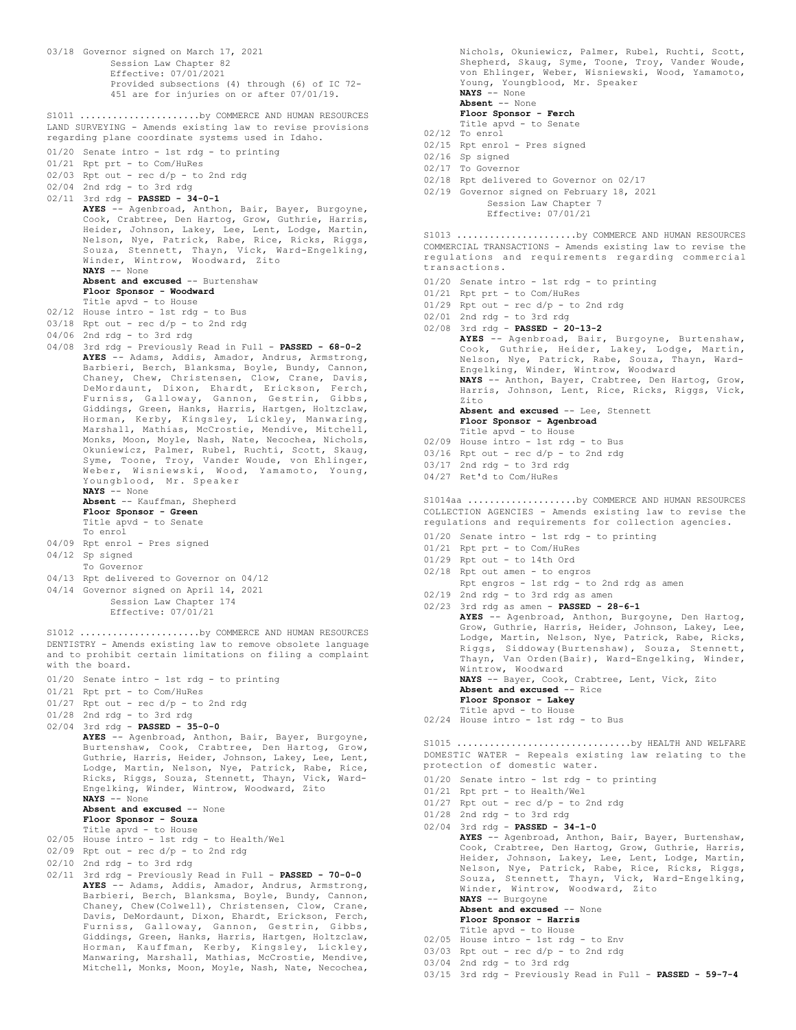03/18 Governor signed on March 17, 2021
Session Law Chapter 82
Effective: 07/01/2021
Provided subsections (4) through (6) of IC 72-451 are for injuries on or after 07/01/19.

S1011 ......................by COMMERCE AND HUMAN RESOURCES
LAND SURVEYING - Amends existing law to revise provisions regarding plane coordinate systems used in Idaho.

01/20 Senate intro - 1st rdg - to printing
01/21 Rpt prt - to Com/HuRes
02/03 Rpt out - rec d/p - to 2nd rdg
02/04 2nd rdg - to 3rd rdg
02/11 3rd rdg - **PASSED - 34-0-1**
**AYES** -- Agenbroad, Anthon, Bair, Bayer, Burgoyne, Cook, Crabtree, Den Hartog, Grow, Guthrie, Harris, Heider, Johnson, Lakey, Lee, Lent, Lodge, Martin, Nelson, Nye, Patrick, Rabe, Rice, Ricks, Riggs, Souza, Stennett, Thayn, Vick, Ward-Engelking, Winder, Wintrow, Woodward, Zito
**NAYS** -- None
**Absent and excused** -- Burtenshaw
**Floor Sponsor - Woodward**
Title apvd - to House
02/12 House intro - 1st rdg - to Bus
03/18 Rpt out - rec d/p - to 2nd rdg
04/06 2nd rdg - to 3rd rdg
04/08 3rd rdg - Previously Read in Full - **PASSED - 68-0-2**
**AYES** -- Adams, Addis, Amador, Andrus, Armstrong, Barbieri, Berch, Blanksma, Boyle, Bundy, Cannon, Chaney, Chew, Christensen, Clow, Crane, Davis, DeMordaunt, Dixon, Ehardt, Erickson, Ferch, Furniss, Galloway, Gannon, Gestrin, Gibbs, Giddings, Green, Hanks, Harris, Hartgen, Holtzclaw, Horman, Kerby, Kingsley, Lickley, Manwaring, Marshall, Mathias, McCrostie, Mendive, Mitchell, Monks, Moon, Moyle, Nash, Nate, Necochea, Nichols, Okuniewicz, Palmer, Rubel, Ruchti, Scott, Skaug, Syme, Toone, Troy, Vander Woude, von Ehlinger, Weber, Wisniewski, Wood, Yamamoto, Young, Youngblood, Mr. Speaker
**NAYS** -- None
**Absent** -- Kauffman, Shepherd
**Floor Sponsor - Green**
Title apvd - to Senate
To enrol
04/09 Rpt enrol - Pres signed
04/12 Sp signed
To Governor
04/13 Rpt delivered to Governor on 04/12
04/14 Governor signed on April 14, 2021
Session Law Chapter 174
Effective: 07/01/21

S1012 ......................by COMMERCE AND HUMAN RESOURCES
DENTISTRY - Amends existing law to remove obsolete language and to prohibit certain limitations on filing a complaint with the board.

01/20 Senate intro - 1st rdg - to printing
01/21 Rpt prt - to Com/HuRes
01/27 Rpt out - rec d/p - to 2nd rdg
01/28 2nd rdg - to 3rd rdg
02/04 3rd rdg - **PASSED - 35-0-0**
**AYES** -- Agenbroad, Anthon, Bair, Bayer, Burgoyne, Burtenshaw, Cook, Crabtree, Den Hartog, Grow, Guthrie, Harris, Heider, Johnson, Lakey, Lee, Lent, Lodge, Martin, Nelson, Nye, Patrick, Rabe, Rice, Ricks, Riggs, Souza, Stennett, Thayn, Vick, Ward-Engelking, Winder, Wintrow, Woodward, Zito
**NAYS** -- None
**Absent and excused** -- None
**Floor Sponsor - Souza**
Title apvd - to House
02/05 House intro - 1st rdg - to Health/Wel
02/09 Rpt out - rec d/p - to 2nd rdg
02/10 2nd rdg - to 3rd rdg
02/11 3rd rdg - Previously Read in Full - **PASSED - 70-0-0**
**AYES** -- Adams, Addis, Amador, Andrus, Armstrong, Barbieri, Berch, Blanksma, Boyle, Bundy, Cannon, Chaney, Chew(Colwell), Christensen, Clow, Crane, Davis, DeMordaunt, Dixon, Ehardt, Erickson, Ferch, Furniss, Galloway, Gannon, Gestrin, Gibbs, Giddings, Green, Hanks, Harris, Hartgen, Holtzclaw, Horman, Kauffman, Kerby, Kingsley, Lickley, Manwaring, Marshall, Mathias, McCrostie, Mendive, Mitchell, Monks, Moon, Moyle, Nash, Nate, Necochea, Nichols, Okuniewicz, Palmer, Rubel, Ruchti, Scott, Shepherd, Skaug, Syme, Toone, Troy, Vander Woude, von Ehlinger, Weber, Wisniewski, Wood, Yamamoto, Young, Youngblood, Mr. Speaker
**NAYS** -- None
**Absent** -- None
**Floor Sponsor - Ferch**
Title apvd - to Senate
02/12 To enrol
02/15 Rpt enrol - Pres signed
02/16 Sp signed
02/17 To Governor
02/18 Rpt delivered to Governor on 02/17
02/19 Governor signed on February 18, 2021
Session Law Chapter 7
Effective: 07/01/21

S1013 ......................by COMMERCE AND HUMAN RESOURCES
COMMERCIAL TRANSACTIONS - Amends existing law to revise the regulations and requirements regarding commercial transactions.

01/20 Senate intro - 1st rdg - to printing
01/21 Rpt prt - to Com/HuRes
01/29 Rpt out - rec d/p - to 2nd rdg
02/01 2nd rdg - to 3rd rdg
02/08 3rd rdg - **PASSED - 20-13-2**
**AYES** -- Agenbroad, Bair, Burgoyne, Burtenshaw, Cook, Guthrie, Heider, Lakey, Lodge, Martin, Nelson, Nye, Patrick, Rabe, Souza, Thayn, Ward-Engelking, Winder, Wintrow, Woodward
**NAYS** -- Anthon, Bayer, Crabtree, Den Hartog, Grow, Harris, Johnson, Lent, Rice, Ricks, Riggs, Vick, Zito
**Absent and excused** -- Lee, Stennett
**Floor Sponsor - Agenbroad**
Title apvd - to House
02/09 House intro - 1st rdg - to Bus
03/16 Rpt out - rec d/p - to 2nd rdg
03/17 2nd rdg - to 3rd rdg
04/27 Ret'd to Com/HuRes

S1014aa ....................by COMMERCE AND HUMAN RESOURCES
COLLECTION AGENCIES - Amends existing law to revise the regulations and requirements for collection agencies.

01/20 Senate intro - 1st rdg - to printing
01/21 Rpt prt - to Com/HuRes
01/29 Rpt out - to 14th Ord
02/18 Rpt out amen - to engros
Rpt engros - 1st rdg - to 2nd rdg as amen
02/19 2nd rdg - to 3rd rdg as amen
02/23 3rd rdg as amen - **PASSED - 28-6-1**
**AYES** -- Agenbroad, Anthon, Burgoyne, Den Hartog, Grow, Guthrie, Harris, Heider, Johnson, Lakey, Lee, Lodge, Martin, Nelson, Nye, Patrick, Rabe, Ricks, Riggs, Siddoway(Burtenshaw), Souza, Stennett, Thayn, Van Orden(Bair), Ward-Engelking, Winder, Wintrow, Woodward
**NAYS** -- Bayer, Cook, Crabtree, Lent, Vick, Zito
**Absent and excused** -- Rice
**Floor Sponsor - Lakey**
Title apvd - to House
02/24 House intro - 1st rdg - to Bus

S1015 ...............................by HEALTH AND WELFARE
DOMESTIC WATER - Repeals existing law relating to the protection of domestic water.

01/20 Senate intro - 1st rdg - to printing
01/21 Rpt prt - to Health/Wel
01/27 Rpt out - rec d/p - to 2nd rdg
01/28 2nd rdg - to 3rd rdg
02/04 3rd rdg - **PASSED - 34-1-0**
**AYES** -- Agenbroad, Anthon, Bair, Bayer, Burtenshaw, Cook, Crabtree, Den Hartog, Grow, Guthrie, Harris, Heider, Johnson, Lakey, Lee, Lent, Lodge, Martin, Nelson, Nye, Patrick, Rabe, Rice, Ricks, Riggs, Souza, Stennett, Thayn, Vick, Ward-Engelking, Winder, Wintrow, Woodward, Zito
**NAYS** -- Burgoyne
**Absent and excused** -- None
**Floor Sponsor - Harris**
Title apvd - to House
02/05 House intro - 1st rdg - to Env
03/03 Rpt out - rec d/p - to 2nd rdg
03/04 2nd rdg - to 3rd rdg
03/15 3rd rdg - Previously Read in Full - **PASSED - 59-7-4**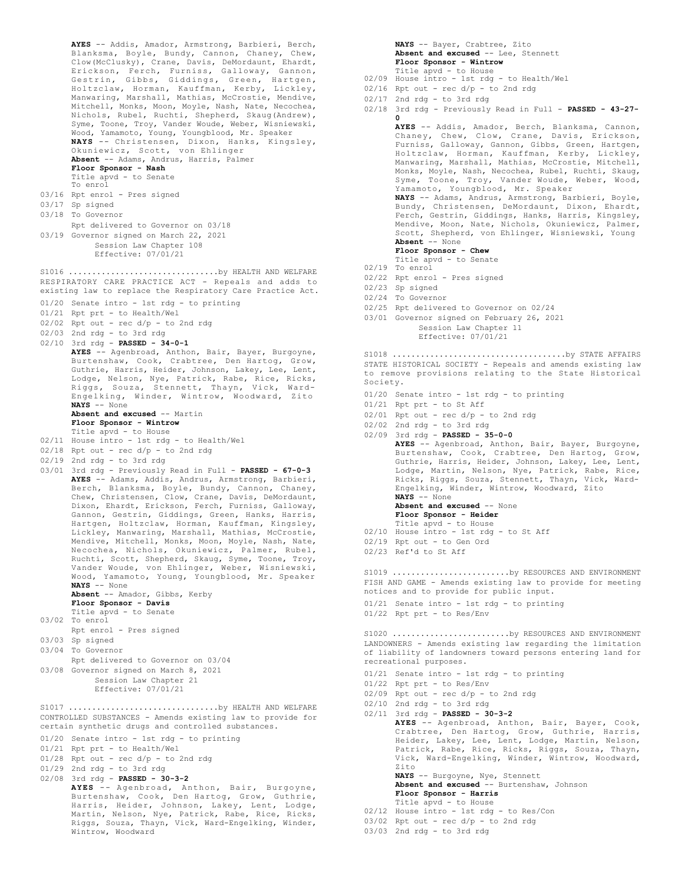**AYES** -- Addis, Amador, Armstrong, Barbieri, Berch, Blanksma, Boyle, Bundy, Cannon, Chaney, Chew, Clow(McClusky), Crane, Davis, DeMordaunt, Ehardt, Erickson, Ferch, Furniss, Galloway, Gannon, Gestrin, Gibbs, Giddings, Green, Hartgen, Holtzclaw, Horman, Kauffman, Kerby, Lickley, Manwaring, Marshall, Mathias, McCrostie, Mendive, Mitchell, Monks, Moon, Moyle, Nash, Nate, Necochea, Nichols, Rubel, Ruchti, Shepherd, Skaug(Andrew), Syme, Toone, Troy, Vander Woude, Weber, Wisniewski, Wood, Yamamoto, Young, Youngblood, Mr. Speaker
**NAYS** -- Christensen, Dixon, Hanks, Kingsley, Okuniewicz, Scott, von Ehlinger
**Absent** -- Adams, Andrus, Harris, Palmer
**Floor Sponsor - Nash**
Title apvd - to Senate
To enrol
03/16 Rpt enrol - Pres signed
03/17 Sp signed
03/18 To Governor
Rpt delivered to Governor on 03/18
03/19 Governor signed on March 22, 2021
Session Law Chapter 108
Effective: 07/01/21

S1016 ...............................by HEALTH AND WELFARE
RESPIRATORY CARE PRACTICE ACT - Repeals and adds to existing law to replace the Respiratory Care Practice Act.
01/20 Senate intro - 1st rdg - to printing
01/21 Rpt prt - to Health/Wel
02/02 Rpt out - rec d/p - to 2nd rdg
02/03 2nd rdg - to 3rd rdg
02/10 3rd rdg - **PASSED - 34-0-1**
**AYES** -- Agenbroad, Anthon, Bair, Bayer, Burgoyne, Burtenshaw, Cook, Crabtree, Den Hartog, Grow, Guthrie, Harris, Heider, Johnson, Lakey, Lee, Lent, Lodge, Nelson, Nye, Patrick, Rabe, Rice, Ricks, Riggs, Souza, Stennett, Thayn, Vick, Ward-Engelking, Winder, Wintrow, Woodward, Zito
**NAYS** -- None
**Absent and excused** -- Martin
**Floor Sponsor - Wintrow**
Title apvd - to House
02/11 House intro - 1st rdg - to Health/Wel
02/18 Rpt out - rec d/p - to 2nd rdg
02/19 2nd rdg - to 3rd rdg
03/01 3rd rdg - Previously Read in Full - **PASSED - 67-0-3**
**AYES** -- Adams, Addis, Andrus, Armstrong, Barbieri, Berch, Blanksma, Boyle, Bundy, Cannon, Chaney, Chew, Christensen, Clow, Crane, Davis, DeMordaunt, Dixon, Ehardt, Erickson, Ferch, Furniss, Galloway, Gannon, Gestrin, Giddings, Green, Hanks, Harris, Hartgen, Holtzclaw, Horman, Kauffman, Kingsley, Lickley, Manwaring, Marshall, Mathias, McCrostie, Mendive, Mitchell, Monks, Moon, Moyle, Nash, Nate, Necochea, Nichols, Okuniewicz, Palmer, Rubel, Ruchti, Scott, Shepherd, Skaug, Syme, Toone, Troy, Vander Woude, von Ehlinger, Weber, Wisniewski, Wood, Yamamoto, Young, Youngblood, Mr. Speaker
**NAYS** -- None
**Absent** -- Amador, Gibbs, Kerby
**Floor Sponsor - Davis**
Title apvd - to Senate
03/02 To enrol
Rpt enrol - Pres signed
03/03 Sp signed
03/04 To Governor
Rpt delivered to Governor on 03/04
03/08 Governor signed on March 8, 2021
Session Law Chapter 21
Effective: 07/01/21

S1017 ...............................by HEALTH AND WELFARE
CONTROLLED SUBSTANCES - Amends existing law to provide for certain synthetic drugs and controlled substances.
01/20 Senate intro - 1st rdg - to printing
01/21 Rpt prt - to Health/Wel
01/28 Rpt out - rec d/p - to 2nd rdg
01/29 2nd rdg - to 3rd rdg
02/08 3rd rdg - **PASSED - 30-3-2**
**AYES** -- Agenbroad, Anthon, Bair, Burgoyne, Burtenshaw, Cook, Den Hartog, Grow, Guthrie, Harris, Heider, Johnson, Lakey, Lent, Lodge, Martin, Nelson, Nye, Patrick, Rabe, Rice, Ricks, Riggs, Souza, Thayn, Vick, Ward-Engelking, Winder, Wintrow, Woodward
**NAYS** -- Bayer, Crabtree, Zito
**Absent and excused** -- Lee, Stennett
**Floor Sponsor - Wintrow**
Title apvd - to House
02/09 House intro - 1st rdg - to Health/Wel
02/16 Rpt out - rec d/p - to 2nd rdg
02/17 2nd rdg - to 3rd rdg
02/18 3rd rdg - Previously Read in Full - **PASSED - 43-27-0**
**AYES** -- Addis, Amador, Berch, Blanksma, Cannon, Chaney, Chew, Clow, Crane, Davis, Erickson, Furniss, Galloway, Gannon, Gibbs, Green, Hartgen, Holtzclaw, Horman, Kauffman, Kerby, Lickley, Manwaring, Marshall, Mathias, McCrostie, Mitchell, Monks, Moyle, Nash, Necochea, Rubel, Ruchti, Skaug, Syme, Toone, Troy, Vander Woude, Weber, Wood, Yamamoto, Youngblood, Mr. Speaker
**NAYS** -- Adams, Andrus, Armstrong, Barbieri, Boyle, Bundy, Christensen, DeMordaunt, Dixon, Ehardt, Ferch, Gestrin, Giddings, Hanks, Harris, Kingsley, Mendive, Moon, Nate, Nichols, Okuniewicz, Palmer, Scott, Shepherd, von Ehlinger, Wisniewski, Young
**Absent** -- None
**Floor Sponsor - Chew**
Title apvd - to Senate
02/19 To enrol
02/22 Rpt enrol - Pres signed
02/23 Sp signed
02/24 To Governor
02/25 Rpt delivered to Governor on 02/24
03/01 Governor signed on February 26, 2021
Session Law Chapter 11
Effective: 07/01/21

S1018 ....................................by STATE AFFAIRS
STATE HISTORICAL SOCIETY - Repeals and amends existing law to remove provisions relating to the State Historical Society.
01/20 Senate intro - 1st rdg - to printing
01/21 Rpt prt - to St Aff
02/01 Rpt out - rec d/p - to 2nd rdg
02/02 2nd rdg - to 3rd rdg
02/09 3rd rdg - **PASSED - 35-0-0**
**AYES** -- Agenbroad, Anthon, Bair, Bayer, Burgoyne, Burtenshaw, Cook, Crabtree, Den Hartog, Grow, Guthrie, Harris, Heider, Johnson, Lakey, Lee, Lent, Lodge, Martin, Nelson, Nye, Patrick, Rabe, Rice, Ricks, Riggs, Souza, Stennett, Thayn, Vick, Ward-Engelking, Winder, Wintrow, Woodward, Zito
**NAYS** -- None
**Absent and excused** -- None
**Floor Sponsor - Heider**
Title apvd - to House
02/10 House intro - 1st rdg - to St Aff
02/19 Rpt out - to Gen Ord
02/23 Ref'd to St Aff

S1019 ........................by RESOURCES AND ENVIRONMENT
FISH AND GAME - Amends existing law to provide for meeting notices and to provide for public input.
01/21 Senate intro - 1st rdg - to printing
01/22 Rpt prt - to Res/Env

S1020 ........................by RESOURCES AND ENVIRONMENT
LANDOWNERS - Amends existing law regarding the limitation of liability of landowners toward persons entering land for recreational purposes.
01/21 Senate intro - 1st rdg - to printing
01/22 Rpt prt - to Res/Env
02/09 Rpt out - rec d/p - to 2nd rdg
02/10 2nd rdg - to 3rd rdg
02/11 3rd rdg - **PASSED - 30-3-2**
**AYES** -- Agenbroad, Anthon, Bair, Bayer, Cook, Crabtree, Den Hartog, Grow, Guthrie, Harris, Heider, Lakey, Lee, Lent, Lodge, Martin, Nelson, Patrick, Rabe, Rice, Ricks, Riggs, Souza, Thayn, Vick, Ward-Engelking, Winder, Wintrow, Woodward, Zito
**NAYS** -- Burgoyne, Nye, Stennett
**Absent and excused** -- Burtenshaw, Johnson
**Floor Sponsor - Harris**
Title apvd - to House
02/12 House intro - 1st rdg - to Res/Con
03/02 Rpt out - rec d/p - to 2nd rdg
03/03 2nd rdg - to 3rd rdg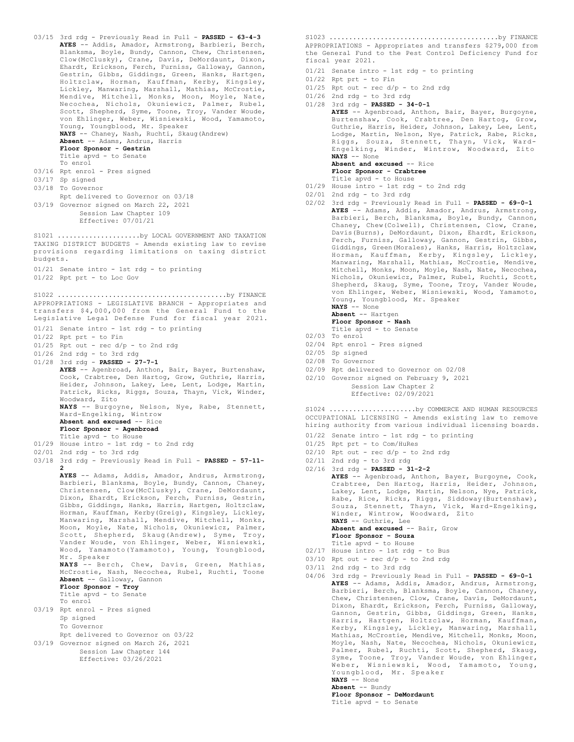03/15 3rd rdg - Previously Read in Full - **PASSED - 63-4-3**
**AYES** -- Addis, Amador, Armstrong, Barbieri, Berch, Blanksma, Boyle, Bundy, Cannon, Chew, Christensen, Clow(McClusky), Crane, Davis, DeMordaunt, Dixon, Ehardt, Erickson, Ferch, Furniss, Galloway, Gannon, Gestrin, Gibbs, Giddings, Green, Hanks, Hartgen, Holtzclaw, Horman, Kauffman, Kerby, Kingsley, Lickley, Manwaring, Marshall, Mathias, McCrostie, Mendive, Mitchell, Monks, Moon, Moyle, Nate, Necochea, Nichols, Okuniewicz, Palmer, Rubel, Scott, Shepherd, Syme, Toone, Troy, Vander Woude, von Ehlinger, Weber, Wisniewski, Wood, Yamamoto, Young, Youngblood, Mr. Speaker
**NAYS** -- Chaney, Nash, Ruchti, Skaug(Andrew)
**Absent** -- Adams, Andrus, Harris
**Floor Sponsor - Gestrin**
Title apvd - to Senate
To enrol
03/16 Rpt enrol - Pres signed
03/17 Sp signed
03/18 To Governor
Rpt delivered to Governor on 03/18
03/19 Governor signed on March 22, 2021
Session Law Chapter 109
Effective: 07/01/21

S1021 ....................by LOCAL GOVERNMENT AND TAXATION
TAXING DISTRICT BUDGETS - Amends existing law to revise provisions regarding limitations on taxing district budgets.
01/21 Senate intro - 1st rdg - to printing
01/22 Rpt prt - to Loc Gov

S1022 .........................................by FINANCE
APPROPRIATIONS - LEGISLATIVE BRANCH - Appropriates and transfers $4,000,000 from the General Fund to the Legislative Legal Defense Fund for fiscal year 2021.
01/21 Senate intro - 1st rdg - to printing
01/22 Rpt prt - to Fin
01/25 Rpt out - rec d/p - to 2nd rdg
01/26 2nd rdg - to 3rd rdg
01/28 3rd rdg - **PASSED - 27-7-1**
**AYES** -- Agenbroad, Anthon, Bair, Bayer, Burtenshaw, Cook, Crabtree, Den Hartog, Grow, Guthrie, Harris, Heider, Johnson, Lakey, Lee, Lent, Lodge, Martin, Patrick, Ricks, Riggs, Souza, Thayn, Vick, Winder, Woodward, Zito
**NAYS** -- Burgoyne, Nelson, Nye, Rabe, Stennett, Ward-Engelking, Wintrow
**Absent and excused** -- Rice
**Floor Sponsor - Agenbroad**
Title apvd - to House
01/29 House intro - 1st rdg - to 2nd rdg
02/01 2nd rdg - to 3rd rdg
03/18 3rd rdg - Previously Read in Full - **PASSED - 57-11-2**
**AYES** -- Adams, Addis, Amador, Andrus, Armstrong, Barbieri, Blanksma, Boyle, Bundy, Cannon, Chaney, Christensen, Clow(McClusky), Crane, DeMordaunt, Dixon, Ehardt, Erickson, Ferch, Furniss, Gestrin, Gibbs, Giddings, Hanks, Harris, Hartgen, Holtzclaw, Horman, Kauffman, Kerby(Greig), Kingsley, Lickley, Manwaring, Marshall, Mendive, Mitchell, Monks, Moon, Moyle, Nate, Nichols, Okuniewicz, Palmer, Scott, Shepherd, Skaug(Andrew), Syme, Troy, Vander Woude, von Ehlinger, Weber, Wisniewski, Wood, Yamamoto(Yamamoto), Young, Youngblood, Mr. Speaker
**NAYS** -- Berch, Chew, Davis, Green, Mathias, McCrostie, Nash, Necochea, Rubel, Ruchti, Toone
**Absent** -- Galloway, Gannon
**Floor Sponsor - Troy**
Title apvd - to Senate
To enrol
03/19 Rpt enrol - Pres signed
Sp signed
To Governor
Rpt delivered to Governor on 03/22
03/19 Governor signed on March 26, 2021
Session Law Chapter 144
Effective: 03/26/2021

S1023 .........................................by FINANCE
APPROPRIATIONS - Appropriates and transfers $279,000 from the General Fund to the Pest Control Deficiency Fund for fiscal year 2021.
01/21 Senate intro - 1st rdg - to printing
01/22 Rpt prt - to Fin
01/25 Rpt out - rec d/p - to 2nd rdg
01/26 2nd rdg - to 3rd rdg
01/28 3rd rdg - **PASSED - 34-0-1**
**AYES** -- Agenbroad, Anthon, Bair, Bayer, Burgoyne, Burtenshaw, Cook, Crabtree, Den Hartog, Grow, Guthrie, Harris, Heider, Johnson, Lakey, Lee, Lent, Lodge, Martin, Nelson, Nye, Patrick, Rabe, Ricks, Riggs, Souza, Stennett, Thayn, Vick, Ward-Engelking, Winder, Wintrow, Woodward, Zito
**NAYS** -- None
**Absent and excused** -- Rice
**Floor Sponsor - Crabtree**
Title apvd - to House
01/29 House intro - 1st rdg - to 2nd rdg
02/01 2nd rdg - to 3rd rdg
02/02 3rd rdg - Previously Read in Full - **PASSED - 69-0-1**
**AYES** -- Adams, Addis, Amador, Andrus, Armstrong, Barbieri, Berch, Blanksma, Boyle, Bundy, Cannon, Chaney, Chew(Colwell), Christensen, Clow, Crane, Davis(Burns), DeMordaunt, Dixon, Ehardt, Erickson, Ferch, Furniss, Galloway, Gannon, Gestrin, Gibbs, Giddings, Green(Morales), Hanks, Harris, Holtzclaw, Horman, Kauffman, Kerby, Kingsley, Lickley, Manwaring, Marshall, Mathias, McCrostie, Mendive, Mitchell, Monks, Moon, Moyle, Nash, Nate, Necochea, Nichols, Okuniewicz, Palmer, Rubel, Ruchti, Scott, Shepherd, Skaug, Syme, Toone, Troy, Vander Woude, von Ehlinger, Weber, Wisniewski, Wood, Yamamoto, Young, Youngblood, Mr. Speaker
**NAYS** -- None
**Absent** -- Hartgen
**Floor Sponsor - Nash**
Title apvd - to Senate
02/03 To enrol
02/04 Rpt enrol - Pres signed
02/05 Sp signed
02/08 To Governor
02/09 Rpt delivered to Governor on 02/08
02/10 Governor signed on February 9, 2021
Session Law Chapter 2
Effective: 02/09/2021

S1024 .....................by COMMERCE AND HUMAN RESOURCES
OCCUPATIONAL LICENSING - Amends existing law to remove hiring authority from various individual licensing boards.
01/22 Senate intro - 1st rdg - to printing
01/25 Rpt prt - to Com/HuRes
02/10 Rpt out - rec d/p - to 2nd rdg
02/11 2nd rdg - to 3rd rdg
02/16 3rd rdg - **PASSED - 31-2-2**
**AYES** -- Agenbroad, Anthon, Bayer, Burgoyne, Cook, Crabtree, Den Hartog, Harris, Heider, Johnson, Lakey, Lent, Lodge, Martin, Nelson, Nye, Patrick, Rabe, Rice, Ricks, Riggs, Siddoway(Burtenshaw), Souza, Stennett, Thayn, Vick, Ward-Engelking, Winder, Wintrow, Woodward, Zito
**NAYS** -- Guthrie, Lee
**Absent and excused** -- Bair, Grow
**Floor Sponsor - Souza**
Title apvd - to House
02/17 House intro - 1st rdg - to Bus
03/10 Rpt out - rec d/p - to 2nd rdg
03/11 2nd rdg - to 3rd rdg
04/06 3rd rdg - Previously Read in Full - **PASSED - 69-0-1**
**AYES** -- Adams, Addis, Amador, Andrus, Armstrong, Barbieri, Berch, Blanksma, Boyle, Cannon, Chaney, Chew, Christensen, Clow, Crane, Davis, DeMordaunt, Dixon, Ehardt, Erickson, Ferch, Furniss, Galloway, Gannon, Gestrin, Gibbs, Giddings, Green, Hanks, Harris, Hartgen, Holtzclaw, Horman, Kauffman, Kerby, Kingsley, Lickley, Manwaring, Marshall, Mathias, McCrostie, Mendive, Mitchell, Monks, Moon, Moyle, Nash, Nate, Necochea, Nichols, Okuniewicz, Palmer, Rubel, Ruchti, Scott, Shepherd, Skaug, Syme, Toone, Troy, Vander Woude, von Ehlinger, Weber, Wisniewski, Wood, Yamamoto, Young, Youngblood, Mr. Speaker
**NAYS** -- None
**Absent** -- Bundy
**Floor Sponsor - DeMordaunt**
Title apvd - to Senate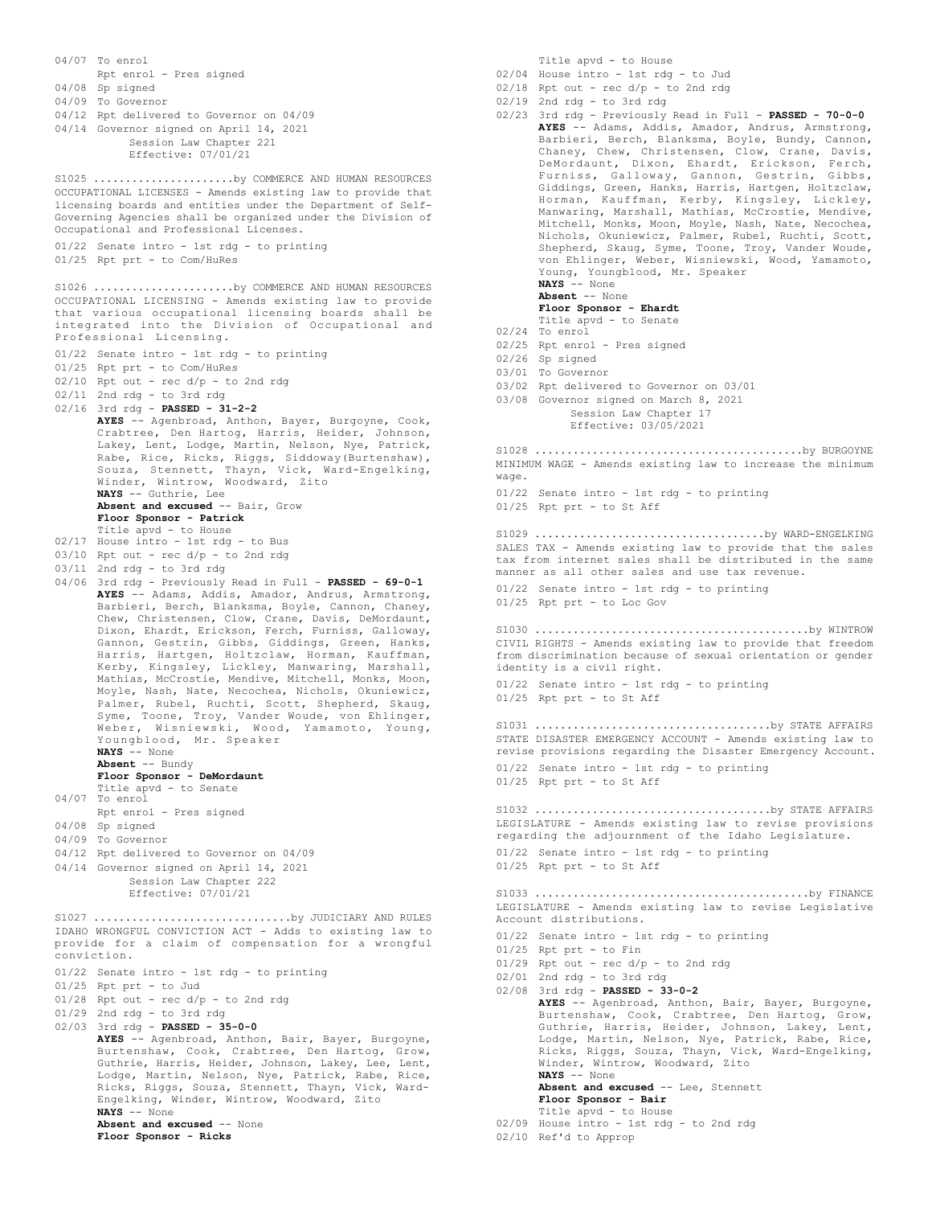04/07 To enrol
Rpt enrol - Pres signed
04/08 Sp signed
04/09 To Governor
04/12 Rpt delivered to Governor on 04/09
04/14 Governor signed on April 14, 2021
Session Law Chapter 221
Effective: 07/01/21

S1025 .....................by COMMERCE AND HUMAN RESOURCES
OCCUPATIONAL LICENSES - Amends existing law to provide that licensing boards and entities under the Department of Self-Governing Agencies shall be organized under the Division of Occupational and Professional Licenses.

01/22 Senate intro - 1st rdg - to printing
01/25 Rpt prt - to Com/HuRes

S1026 .....................by COMMERCE AND HUMAN RESOURCES
OCCUPATIONAL LICENSING - Amends existing law to provide that various occupational licensing boards shall be integrated into the Division of Occupational and Professional Licensing.

01/22 Senate intro - 1st rdg - to printing
01/25 Rpt prt - to Com/HuRes
02/10 Rpt out - rec d/p - to 2nd rdg
02/11 2nd rdg - to 3rd rdg
02/16 3rd rdg - **PASSED - 31-2-2**
**AYES** -- Agenbroad, Anthon, Bayer, Burgoyne, Cook, Crabtree, Den Hartog, Harris, Heider, Johnson, Lakey, Lent, Lodge, Martin, Nelson, Nye, Patrick, Rabe, Rice, Ricks, Riggs, Siddoway(Burtenshaw), Souza, Stennett, Thayn, Vick, Ward-Engelking, Winder, Wintrow, Woodward, Zito
**NAYS** -- Guthrie, Lee
**Absent and excused** -- Bair, Grow
**Floor Sponsor - Patrick**
Title apvd - to House
02/17 House intro - 1st rdg - to Bus
03/10 Rpt out - rec d/p - to 2nd rdg
03/11 2nd rdg - to 3rd rdg
04/06 3rd rdg - Previously Read in Full - **PASSED - 69-0-1**
**AYES** -- Adams, Addis, Amador, Andrus, Armstrong, Barbieri, Berch, Blanksma, Boyle, Cannon, Chaney, Chew, Christensen, Clow, Crane, Davis, DeMordaunt, Dixon, Ehardt, Erickson, Ferch, Furniss, Galloway, Gannon, Gestrin, Gibbs, Giddings, Green, Hanks, Harris, Hartgen, Holtzclaw, Horman, Kauffman, Kerby, Kingsley, Lickley, Manwaring, Marshall, Mathias, McCrostie, Mendive, Mitchell, Monks, Moon, Moyle, Nash, Nate, Necochea, Nichols, Okuniewicz, Palmer, Rubel, Ruchti, Scott, Shepherd, Skaug, Syme, Toone, Troy, Vander Woude, von Ehlinger, Weber, Wisniewski, Wood, Yamamoto, Young, Youngblood, Mr. Speaker
**NAYS** -- None
**Absent** -- Bundy
**Floor Sponsor - DeMordaunt**
Title apvd - to Senate
04/07 To enrol
Rpt enrol - Pres signed
04/08 Sp signed
04/09 To Governor
04/12 Rpt delivered to Governor on 04/09
04/14 Governor signed on April 14, 2021
Session Law Chapter 222
Effective: 07/01/21

S1027 ..............................by JUDICIARY AND RULES
IDAHO WRONGFUL CONVICTION ACT - Adds to existing law to provide for a claim of compensation for a wrongful conviction.

01/22 Senate intro - 1st rdg - to printing
01/25 Rpt prt - to Jud
01/28 Rpt out - rec d/p - to 2nd rdg
01/29 2nd rdg - to 3rd rdg
02/03 3rd rdg - **PASSED - 35-0-0**
**AYES** -- Agenbroad, Anthon, Bair, Bayer, Burgoyne, Burtenshaw, Cook, Crabtree, Den Hartog, Grow, Guthrie, Harris, Heider, Johnson, Lakey, Lee, Lent, Lodge, Martin, Nelson, Nye, Patrick, Rabe, Rice, Ricks, Riggs, Souza, Stennett, Thayn, Vick, Ward-Engelking, Winder, Wintrow, Woodward, Zito
**NAYS** -- None
**Absent and excused** -- None
**Floor Sponsor - Ricks**
Title apvd - to House
02/04 House intro - 1st rdg - to Jud
02/18 Rpt out - rec d/p - to 2nd rdg
02/19 2nd rdg - to 3rd rdg
02/23 3rd rdg - Previously Read in Full - **PASSED - 70-0-0**
**AYES** -- Adams, Addis, Amador, Andrus, Armstrong, Barbieri, Berch, Blanksma, Boyle, Bundy, Cannon, Chaney, Chew, Christensen, Clow, Crane, Davis, DeMordaunt, Dixon, Ehardt, Erickson, Ferch, Furniss, Galloway, Gannon, Gestrin, Gibbs, Giddings, Green, Hanks, Harris, Hartgen, Holtzclaw, Horman, Kauffman, Kerby, Kingsley, Lickley, Manwaring, Marshall, Mathias, McCrostie, Mendive, Mitchell, Monks, Moon, Moyle, Nash, Nate, Necochea, Nichols, Okuniewicz, Palmer, Rubel, Ruchti, Scott, Shepherd, Skaug, Syme, Toone, Troy, Vander Woude, von Ehlinger, Weber, Wisniewski, Wood, Yamamoto, Young, Youngblood, Mr. Speaker
**NAYS** -- None
**Absent** -- None
**Floor Sponsor - Ehardt**
Title apvd - to Senate
02/24 To enrol
02/25 Rpt enrol - Pres signed
02/26 Sp signed
03/01 To Governor
03/02 Rpt delivered to Governor on 03/01
03/08 Governor signed on March 8, 2021
Session Law Chapter 17
Effective: 03/05/2021

S1028 .........................................by BURGOYNE
MINIMUM WAGE - Amends existing law to increase the minimum wage.

01/22 Senate intro - 1st rdg - to printing
01/25 Rpt prt - to St Aff

S1029 ...................................by WARD-ENGELKING
SALES TAX - Amends existing law to provide that the sales tax from internet sales shall be distributed in the same manner as all other sales and use tax revenue.

01/22 Senate intro - 1st rdg - to printing
01/25 Rpt prt - to Loc Gov

S1030 ..........................................by WINTROW
CIVIL RIGHTS - Amends existing law to provide that freedom from discrimination because of sexual orientation or gender identity is a civil right.

01/22 Senate intro - 1st rdg - to printing
01/25 Rpt prt - to St Aff

S1031 ....................................by STATE AFFAIRS
STATE DISASTER EMERGENCY ACCOUNT - Amends existing law to revise provisions regarding the Disaster Emergency Account.

01/22 Senate intro - 1st rdg - to printing
01/25 Rpt prt - to St Aff

S1032 ....................................by STATE AFFAIRS
LEGISLATURE - Amends existing law to revise provisions regarding the adjournment of the Idaho Legislature.

01/22 Senate intro - 1st rdg - to printing
01/25 Rpt prt - to St Aff

S1033 ..........................................by FINANCE
LEGISLATURE - Amends existing law to revise Legislative Account distributions.

01/22 Senate intro - 1st rdg - to printing
01/25 Rpt prt - to Fin
01/29 Rpt out - rec d/p - to 2nd rdg
02/01 2nd rdg - to 3rd rdg
02/08 3rd rdg - **PASSED - 33-0-2**
**AYES** -- Agenbroad, Anthon, Bair, Bayer, Burgoyne, Burtenshaw, Cook, Crabtree, Den Hartog, Grow, Guthrie, Harris, Heider, Johnson, Lakey, Lent, Lodge, Martin, Nelson, Nye, Patrick, Rabe, Rice, Ricks, Riggs, Souza, Thayn, Vick, Ward-Engelking, Winder, Wintrow, Woodward, Zito
**NAYS** -- None
**Absent and excused** -- Lee, Stennett
**Floor Sponsor - Bair**
Title apvd - to House
02/09 House intro - 1st rdg - to 2nd rdg
02/10 Ref'd to Approp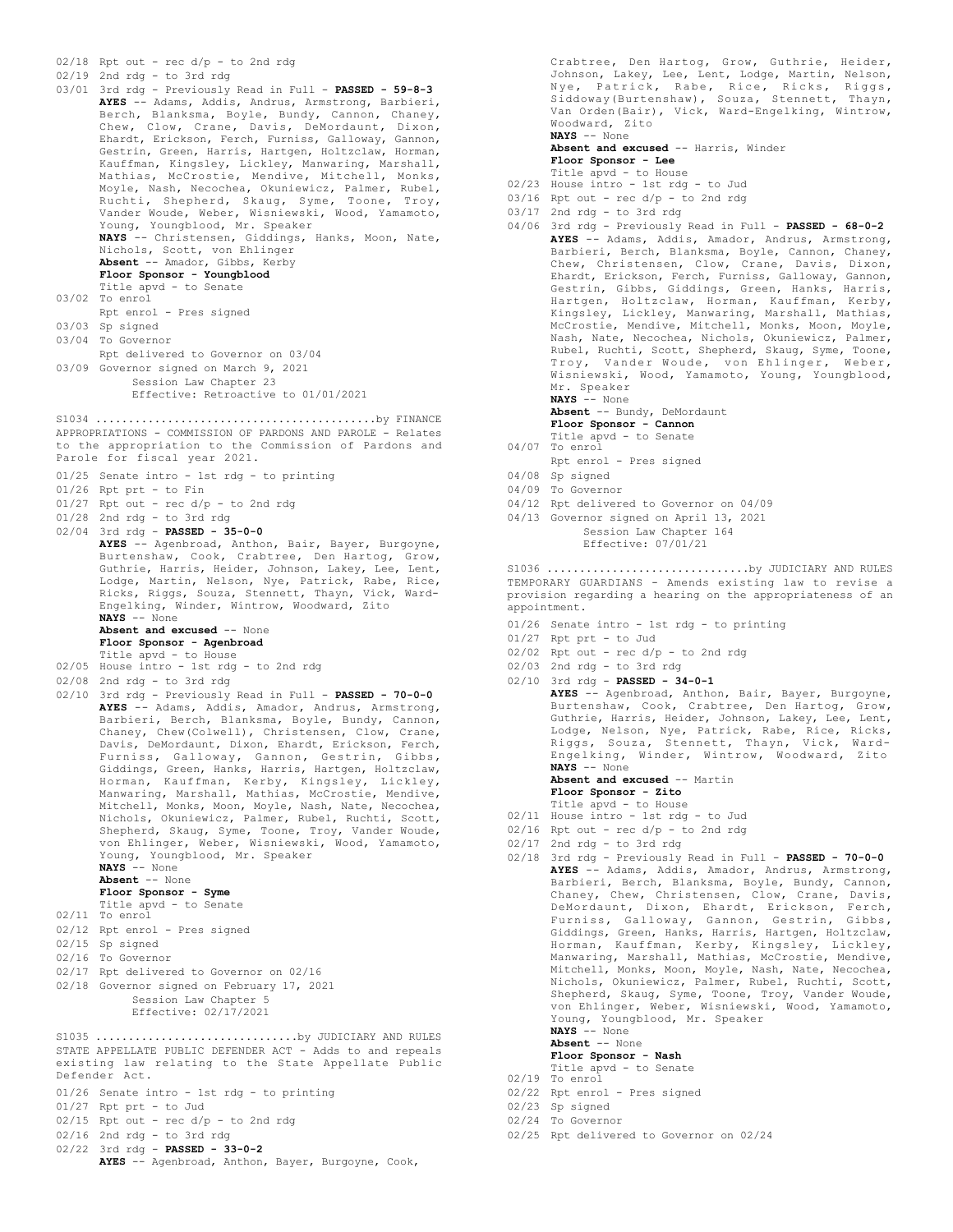02/18 Rpt out - rec d/p - to 2nd rdg
02/19 2nd rdg - to 3rd rdg
03/01 3rd rdg - Previously Read in Full - **PASSED - 59-8-3**
**AYES** -- Adams, Addis, Andrus, Armstrong, Barbieri, Berch, Blanksma, Boyle, Bundy, Cannon, Chaney, Chew, Clow, Crane, Davis, DeMordaunt, Dixon, Ehardt, Erickson, Ferch, Furniss, Galloway, Gannon, Gestrin, Green, Harris, Hartgen, Holtzclaw, Horman, Kauffman, Kingsley, Lickley, Manwaring, Marshall, Mathias, McCrostie, Mendive, Mitchell, Monks, Moyle, Nash, Necochea, Okuniewicz, Palmer, Rubel, Ruchti, Shepherd, Skaug, Syme, Toone, Troy, Vander Woude, Weber, Wisniewski, Wood, Yamamoto, Young, Youngblood, Mr. Speaker
**NAYS** -- Christensen, Giddings, Hanks, Moon, Nate, Nichols, Scott, von Ehlinger
**Absent** -- Amador, Gibbs, Kerby
**Floor Sponsor - Youngblood**
Title apvd - to Senate
03/02 To enrol
Rpt enrol - Pres signed
03/03 Sp signed
03/04 To Governor
Rpt delivered to Governor on 03/04
03/09 Governor signed on March 9, 2021
Session Law Chapter 23
Effective: Retroactive to 01/01/2021

S1034 ..........................................by FINANCE
APPROPRIATIONS - COMMISSION OF PARDONS AND PAROLE - Relates to the appropriation to the Commission of Pardons and Parole for fiscal year 2021.

01/25 Senate intro - 1st rdg - to printing
01/26 Rpt prt - to Fin
01/27 Rpt out - rec d/p - to 2nd rdg
01/28 2nd rdg - to 3rd rdg
02/04 3rd rdg - **PASSED - 35-0-0**
**AYES** -- Agenbroad, Anthon, Bair, Bayer, Burgoyne, Burtenshaw, Cook, Crabtree, Den Hartog, Grow, Guthrie, Harris, Heider, Johnson, Lakey, Lee, Lent, Lodge, Martin, Nelson, Nye, Patrick, Rabe, Rice, Ricks, Riggs, Souza, Stennett, Thayn, Vick, Ward-Engelking, Winder, Wintrow, Woodward, Zito
**NAYS** -- None
**Absent and excused** -- None
**Floor Sponsor - Agenbroad**
Title apvd - to House
02/05 House intro - 1st rdg - to 2nd rdg
02/08 2nd rdg - to 3rd rdg
02/10 3rd rdg - Previously Read in Full - **PASSED - 70-0-0**
**AYES** -- Adams, Addis, Amador, Andrus, Armstrong, Barbieri, Berch, Blanksma, Boyle, Bundy, Cannon, Chaney, Chew(Colwell), Christensen, Clow, Crane, Davis, DeMordaunt, Dixon, Ehardt, Erickson, Ferch, Furniss, Galloway, Gannon, Gestrin, Gibbs, Giddings, Green, Hanks, Harris, Hartgen, Holtzclaw, Horman, Kauffman, Kerby, Kingsley, Lickley, Manwaring, Marshall, Mathias, McCrostie, Mendive, Mitchell, Monks, Moon, Moyle, Nash, Nate, Necochea, Nichols, Okuniewicz, Palmer, Rubel, Ruchti, Scott, Shepherd, Skaug, Syme, Toone, Troy, Vander Woude, von Ehlinger, Weber, Wisniewski, Wood, Yamamoto, Young, Youngblood, Mr. Speaker
**NAYS** -- None
**Absent** -- None
**Floor Sponsor - Syme**
Title apvd - to Senate
02/11 To enrol
02/12 Rpt enrol - Pres signed
02/15 Sp signed
02/16 To Governor
02/17 Rpt delivered to Governor on 02/16
02/18 Governor signed on February 17, 2021
Session Law Chapter 5
Effective: 02/17/2021

S1035 ..............................by JUDICIARY AND RULES
STATE APPELLATE PUBLIC DEFENDER ACT - Adds to and repeals existing law relating to the State Appellate Public Defender Act.

01/26 Senate intro - 1st rdg - to printing
01/27 Rpt prt - to Jud
02/15 Rpt out - rec d/p - to 2nd rdg
02/16 2nd rdg - to 3rd rdg
02/22 3rd rdg - **PASSED - 33-0-2**
**AYES** -- Agenbroad, Anthon, Bayer, Burgoyne, Cook, Crabtree, Den Hartog, Grow, Guthrie, Heider, Johnson, Lakey, Lee, Lent, Lodge, Martin, Nelson, Nye, Patrick, Rabe, Rice, Ricks, Riggs, Siddoway(Burtenshaw), Souza, Stennett, Thayn, Van Orden(Bair), Vick, Ward-Engelking, Wintrow, Woodward, Zito
**NAYS** -- None
**Absent and excused** -- Harris, Winder
**Floor Sponsor - Lee**
Title apvd - to House
02/23 House intro - 1st rdg - to Jud
03/16 Rpt out - rec d/p - to 2nd rdg
03/17 2nd rdg - to 3rd rdg
04/06 3rd rdg - Previously Read in Full - **PASSED - 68-0-2**
**AYES** -- Adams, Addis, Amador, Andrus, Armstrong, Barbieri, Berch, Blanksma, Boyle, Cannon, Chaney, Chew, Christensen, Clow, Crane, Davis, Dixon, Ehardt, Erickson, Ferch, Furniss, Galloway, Gannon, Gestrin, Gibbs, Giddings, Green, Hanks, Harris, Hartgen, Holtzclaw, Horman, Kauffman, Kerby, Kingsley, Lickley, Manwaring, Marshall, Mathias, McCrostie, Mendive, Mitchell, Monks, Moon, Moyle, Nash, Nate, Necochea, Nichols, Okuniewicz, Palmer, Rubel, Ruchti, Scott, Shepherd, Skaug, Syme, Toone, Troy, Vander Woude, von Ehlinger, Weber, Wisniewski, Wood, Yamamoto, Young, Youngblood, Mr. Speaker
**NAYS** -- None
**Absent** -- Bundy, DeMordaunt
**Floor Sponsor - Cannon**
Title apvd - to Senate
04/07 To enrol
Rpt enrol - Pres signed
04/08 Sp signed
04/09 To Governor
04/12 Rpt delivered to Governor on 04/09
04/13 Governor signed on April 13, 2021
Session Law Chapter 164
Effective: 07/01/21

S1036 ..............................by JUDICIARY AND RULES
TEMPORARY GUARDIANS - Amends existing law to revise a provision regarding a hearing on the appropriateness of an appointment.

01/26 Senate intro - 1st rdg - to printing
01/27 Rpt prt - to Jud
02/02 Rpt out - rec d/p - to 2nd rdg
02/03 2nd rdg - to 3rd rdg
02/10 3rd rdg - **PASSED - 34-0-1**
**AYES** -- Agenbroad, Anthon, Bair, Bayer, Burgoyne, Burtenshaw, Cook, Crabtree, Den Hartog, Grow, Guthrie, Harris, Heider, Johnson, Lakey, Lee, Lent, Lodge, Nelson, Nye, Patrick, Rabe, Rice, Ricks, Riggs, Souza, Stennett, Thayn, Vick, Ward-Engelking, Winder, Wintrow, Woodward, Zito
**NAYS** -- None
**Absent and excused** -- Martin
**Floor Sponsor - Zito**
Title apvd - to House
02/11 House intro - 1st rdg - to Jud
02/16 Rpt out - rec d/p - to 2nd rdg
02/17 2nd rdg - to 3rd rdg
02/18 3rd rdg - Previously Read in Full - **PASSED - 70-0-0**
**AYES** -- Adams, Addis, Amador, Andrus, Armstrong, Barbieri, Berch, Blanksma, Boyle, Bundy, Cannon, Chaney, Chew, Christensen, Clow, Crane, Davis, DeMordaunt, Dixon, Ehardt, Erickson, Ferch, Furniss, Galloway, Gannon, Gestrin, Gibbs, Giddings, Green, Hanks, Harris, Hartgen, Holtzclaw, Horman, Kauffman, Kerby, Kingsley, Lickley, Manwaring, Marshall, Mathias, McCrostie, Mendive, Mitchell, Monks, Moon, Moyle, Nash, Nate, Necochea, Nichols, Okuniewicz, Palmer, Rubel, Ruchti, Scott, Shepherd, Skaug, Syme, Toone, Troy, Vander Woude, von Ehlinger, Weber, Wisniewski, Wood, Yamamoto, Young, Youngblood, Mr. Speaker
**NAYS** -- None
**Absent** -- None
**Floor Sponsor - Nash**
Title apvd - to Senate
02/19 To enrol
02/22 Rpt enrol - Pres signed
02/23 Sp signed
02/24 To Governor
02/25 Rpt delivered to Governor on 02/24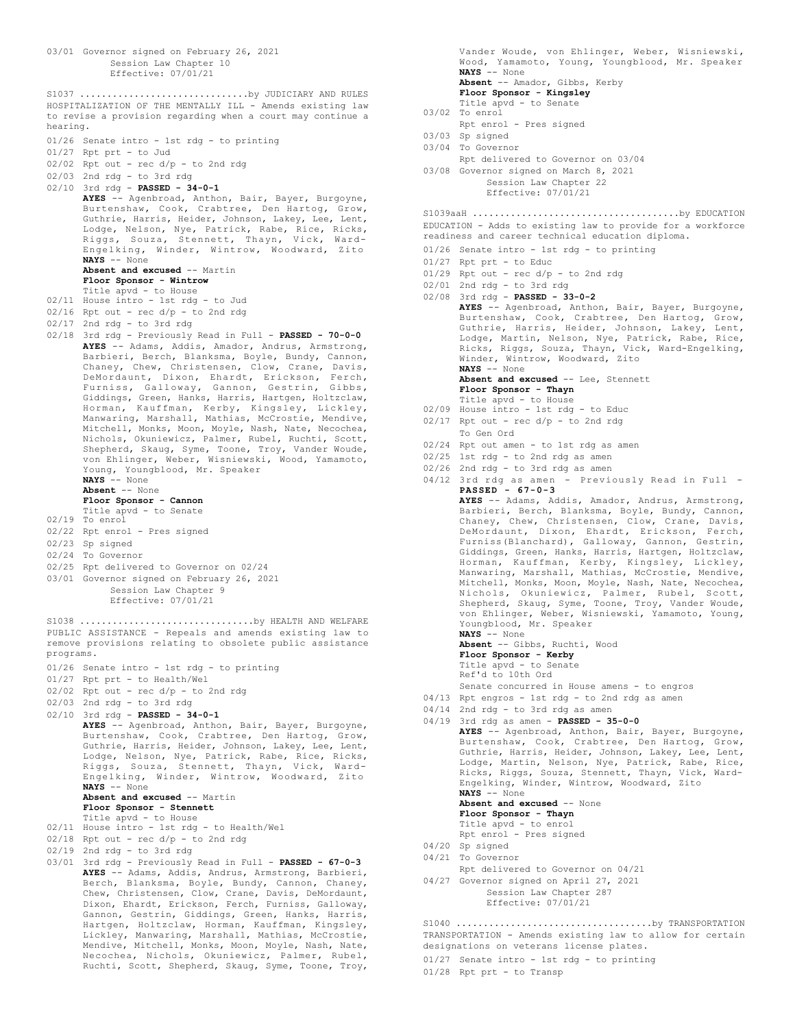03/01 Governor signed on February 26, 2021
Session Law Chapter 10
Effective: 07/01/21

S1037 ..............................by JUDICIARY AND RULES
HOSPITALIZATION OF THE MENTALLY ILL - Amends existing law to revise a provision regarding when a court may continue a hearing.

01/26 Senate intro - 1st rdg - to printing
01/27 Rpt prt - to Jud
02/02 Rpt out - rec d/p - to 2nd rdg
02/03 2nd rdg - to 3rd rdg
02/10 3rd rdg - **PASSED - 34-0-1**
**AYES** -- Agenbroad, Anthon, Bair, Bayer, Burgoyne, Burtenshaw, Cook, Crabtree, Den Hartog, Grow, Guthrie, Harris, Heider, Johnson, Lakey, Lee, Lent, Lodge, Nelson, Nye, Patrick, Rabe, Rice, Ricks, Riggs, Souza, Stennett, Thayn, Vick, Ward-Engelking, Winder, Wintrow, Woodward, Zito
**NAYS** -- None
**Absent and excused** -- Martin
**Floor Sponsor - Wintrow**
Title apvd - to House
02/11 House intro - 1st rdg - to Jud
02/16 Rpt out - rec d/p - to 2nd rdg
02/17 2nd rdg - to 3rd rdg
02/18 3rd rdg - Previously Read in Full - **PASSED - 70-0-0**
**AYES** -- Adams, Addis, Amador, Andrus, Armstrong, Barbieri, Berch, Blanksma, Boyle, Bundy, Cannon, Chaney, Chew, Christensen, Clow, Crane, Davis, DeMordaunt, Dixon, Ehardt, Erickson, Ferch, Furniss, Galloway, Gannon, Gestrin, Gibbs, Giddings, Green, Hanks, Harris, Hartgen, Holtzclaw, Horman, Kauffman, Kerby, Kingsley, Lickley, Manwaring, Marshall, Mathias, McCrostie, Mendive, Mitchell, Monks, Moon, Moyle, Nash, Nate, Necochea, Nichols, Okuniewicz, Palmer, Rubel, Ruchti, Scott, Shepherd, Skaug, Syme, Toone, Troy, Vander Woude, von Ehlinger, Weber, Wisniewski, Wood, Yamamoto, Young, Youngblood, Mr. Speaker
**NAYS** -- None
**Absent** -- None
**Floor Sponsor - Cannon**
Title apvd - to Senate
02/19 To enrol
02/22 Rpt enrol - Pres signed
02/23 Sp signed
02/24 To Governor
02/25 Rpt delivered to Governor on 02/24
03/01 Governor signed on February 26, 2021
Session Law Chapter 9
Effective: 07/01/21

S1038 ..............................by HEALTH AND WELFARE
PUBLIC ASSISTANCE - Repeals and amends existing law to remove provisions relating to obsolete public assistance programs.

01/26 Senate intro - 1st rdg - to printing
01/27 Rpt prt - to Health/Wel
02/02 Rpt out - rec d/p - to 2nd rdg
02/03 2nd rdg - to 3rd rdg
02/10 3rd rdg - **PASSED - 34-0-1**
**AYES** -- Agenbroad, Anthon, Bair, Bayer, Burgoyne, Burtenshaw, Cook, Crabtree, Den Hartog, Grow, Guthrie, Harris, Heider, Johnson, Lakey, Lee, Lent, Lodge, Nelson, Nye, Patrick, Rabe, Rice, Ricks, Riggs, Souza, Stennett, Thayn, Vick, Ward-Engelking, Winder, Wintrow, Woodward, Zito
**NAYS** -- None
**Absent and excused** -- Martin
**Floor Sponsor - Stennett**
Title apvd - to House
02/11 House intro - 1st rdg - to Health/Wel
02/18 Rpt out - rec d/p - to 2nd rdg
02/19 2nd rdg - to 3rd rdg
03/01 3rd rdg - Previously Read in Full - **PASSED - 67-0-3**
**AYES** -- Adams, Addis, Andrus, Armstrong, Barbieri, Berch, Blanksma, Boyle, Bundy, Cannon, Chaney, Chew, Christensen, Clow, Crane, Davis, DeMordaunt, Dixon, Ehardt, Erickson, Ferch, Furniss, Galloway, Gannon, Gestrin, Giddings, Green, Hanks, Harris, Hartgen, Holtzclaw, Horman, Kauffman, Kingsley, Lickley, Manwaring, Marshall, Mathias, McCrostie, Mendive, Mitchell, Monks, Moon, Moyle, Nash, Nate, Necochea, Nichols, Okuniewicz, Palmer, Rubel, Ruchti, Scott, Shepherd, Skaug, Syme, Toone, Troy, Vander Woude, von Ehlinger, Weber, Wisniewski, Wood, Yamamoto, Young, Youngblood, Mr. Speaker
**NAYS** -- None
**Absent** -- Amador, Gibbs, Kerby
**Floor Sponsor - Kingsley**
Title apvd - to Senate
03/02 To enrol
Rpt enrol - Pres signed
03/03 Sp signed
03/04 To Governor
Rpt delivered to Governor on 03/04
03/08 Governor signed on March 8, 2021
Session Law Chapter 22
Effective: 07/01/21

S1039aaH ..............................by EDUCATION
EDUCATION - Adds to existing law to provide for a workforce readiness and career technical education diploma.

01/26 Senate intro - 1st rdg - to printing
01/27 Rpt prt - to Educ
01/29 Rpt out - rec d/p - to 2nd rdg
02/01 2nd rdg - to 3rd rdg
02/08 3rd rdg - **PASSED - 33-0-2**
**AYES** -- Agenbroad, Anthon, Bair, Bayer, Burgoyne, Burtenshaw, Cook, Crabtree, Den Hartog, Grow, Guthrie, Harris, Heider, Johnson, Lakey, Lent, Lodge, Martin, Nelson, Nye, Patrick, Rabe, Rice, Ricks, Riggs, Souza, Thayn, Vick, Ward-Engelking, Winder, Wintrow, Woodward, Zito
**NAYS** -- None
**Absent and excused** -- Lee, Stennett
**Floor Sponsor - Thayn**
Title apvd - to House
02/09 House intro - 1st rdg - to Educ
02/17 Rpt out - rec d/p - to 2nd rdg
To Gen Ord
02/24 Rpt out amen - to 1st rdg as amen
02/25 1st rdg - to 2nd rdg as amen
02/26 2nd rdg - to 3rd rdg as amen
04/12 3rd rdg as amen - Previously Read in Full - **PASSED - 67-0-3**
**AYES** -- Adams, Addis, Amador, Andrus, Armstrong, Barbieri, Berch, Blanksma, Boyle, Bundy, Cannon, Chaney, Chew, Christensen, Clow, Crane, Davis, DeMordaunt, Dixon, Ehardt, Erickson, Ferch, Furniss(Blanchard), Galloway, Gannon, Gestrin, Giddings, Green, Hanks, Harris, Hartgen, Holtzclaw, Horman, Kauffman, Kerby, Kingsley, Lickley, Manwaring, Marshall, Mathias, McCrostie, Mendive, Mitchell, Monks, Moon, Moyle, Nash, Nate, Necochea, Nichols, Okuniewicz, Palmer, Rubel, Scott, Shepherd, Skaug, Syme, Toone, Troy, Vander Woude, von Ehlinger, Weber, Wisniewski, Yamamoto, Young, Youngblood, Mr. Speaker
**NAYS** -- None
**Absent** -- Gibbs, Ruchti, Wood
**Floor Sponsor - Kerby**
Title apvd - to Senate
Ref'd to 10th Ord
Senate concurred in House amens - to engros
04/13 Rpt engros - 1st rdg - to 2nd rdg as amen
04/14 2nd rdg - to 3rd rdg as amen
04/19 3rd rdg as amen - **PASSED - 35-0-0**
**AYES** -- Agenbroad, Anthon, Bair, Bayer, Burgoyne, Burtenshaw, Cook, Crabtree, Den Hartog, Grow, Guthrie, Harris, Heider, Johnson, Lakey, Lee, Lent, Lodge, Martin, Nelson, Nye, Patrick, Rabe, Rice, Ricks, Riggs, Souza, Stennett, Thayn, Vick, Ward-Engelking, Winder, Wintrow, Woodward, Zito
**NAYS** -- None
**Absent and excused** -- None
**Floor Sponsor - Thayn**
Title apvd - to enrol
Rpt enrol - Pres signed
04/20 Sp signed
04/21 To Governor
Rpt delivered to Governor on 04/21
04/27 Governor signed on April 27, 2021
Session Law Chapter 287
Effective: 07/01/21

S1040 ..............................by TRANSPORTATION
TRANSPORTATION - Amends existing law to allow for certain designations on veterans license plates.

01/27 Senate intro - 1st rdg - to printing
01/28 Rpt prt - to Transp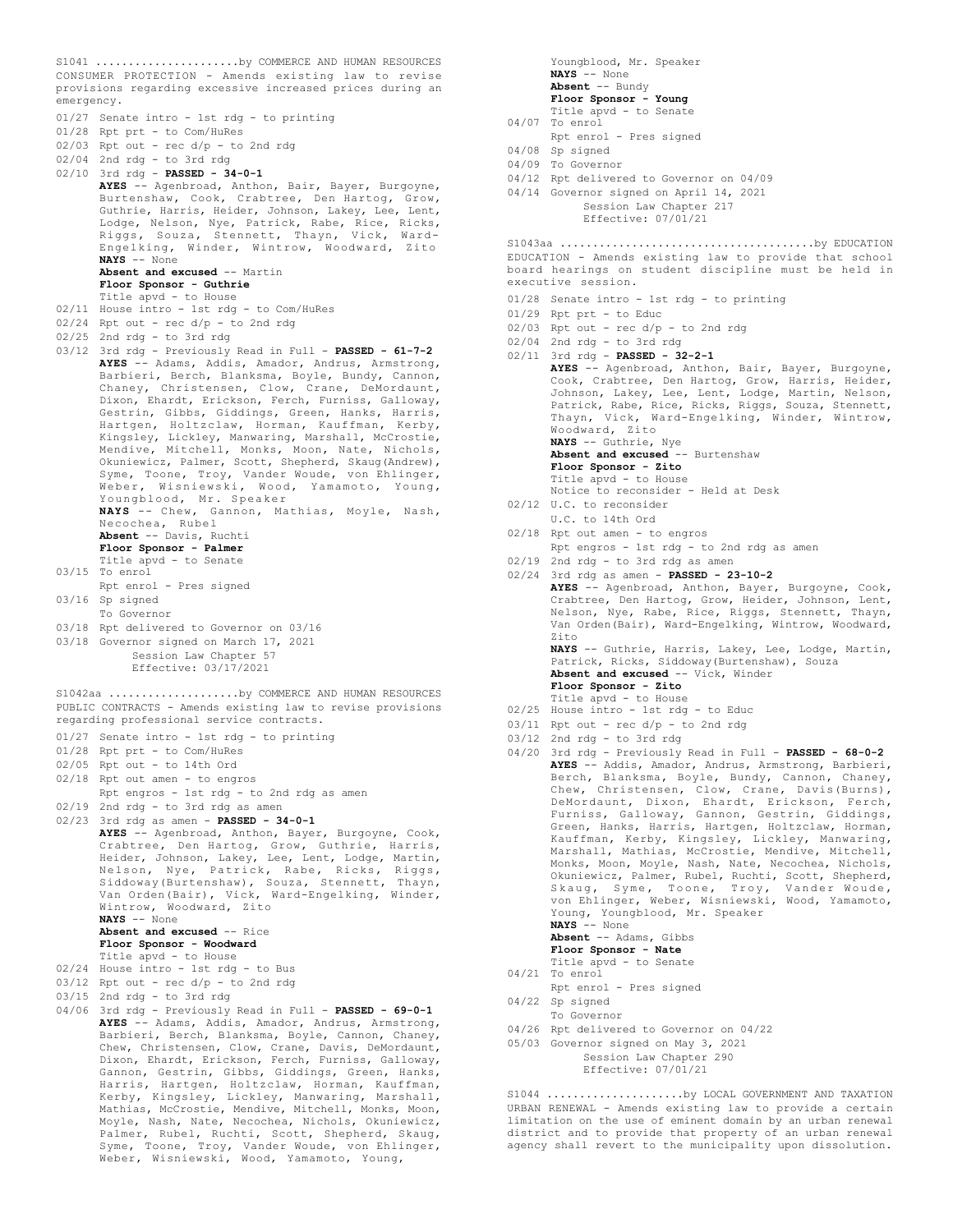S1041 .....................by COMMERCE AND HUMAN RESOURCES
CONSUMER PROTECTION - Amends existing law to revise provisions regarding excessive increased prices during an emergency.

01/27 Senate intro - 1st rdg - to printing
01/28 Rpt prt - to Com/HuRes
02/03 Rpt out - rec d/p - to 2nd rdg
02/04 2nd rdg - to 3rd rdg
02/10 3rd rdg - **PASSED - 34-0-1**
**AYES** -- Agenbroad, Anthon, Bair, Bayer, Burgoyne, Burtenshaw, Cook, Crabtree, Den Hartog, Grow, Guthrie, Harris, Heider, Johnson, Lakey, Lee, Lent, Lodge, Nelson, Nye, Patrick, Rabe, Rice, Ricks, Riggs, Souza, Stennett, Thayn, Vick, Ward-Engelking, Winder, Wintrow, Woodward, Zito
**NAYS** -- None
**Absent and excused** -- Martin
**Floor Sponsor - Guthrie**
Title apvd - to House
02/11 House intro - 1st rdg - to Com/HuRes
02/24 Rpt out - rec d/p - to 2nd rdg
02/25 2nd rdg - to 3rd rdg
03/12 3rd rdg - Previously Read in Full - **PASSED - 61-7-2**
**AYES** -- Adams, Addis, Amador, Andrus, Armstrong, Barbieri, Berch, Blanksma, Boyle, Bundy, Cannon, Chaney, Christensen, Clow, Crane, DeMordaunt, Dixon, Ehardt, Erickson, Ferch, Furniss, Galloway, Gestrin, Gibbs, Giddings, Green, Hanks, Harris, Hartgen, Holtzclaw, Horman, Kauffman, Kerby, Kingsley, Lickley, Manwaring, Marshall, McCrostie, Mendive, Mitchell, Monks, Moon, Nate, Nichols, Okuniewicz, Palmer, Scott, Shepherd, Skaug(Andrew), Syme, Toone, Troy, Vander Woude, von Ehlinger, Weber, Wisniewski, Wood, Yamamoto, Young, Youngblood, Mr. Speaker
**NAYS** -- Chew, Gannon, Mathias, Moyle, Nash, Necochea, Rubel
**Absent** -- Davis, Ruchti
**Floor Sponsor - Palmer**
Title apvd - to Senate
03/15 To enrol
Rpt enrol - Pres signed
03/16 Sp signed
To Governor
03/18 Rpt delivered to Governor on 03/16
03/18 Governor signed on March 17, 2021
Session Law Chapter 57
Effective: 03/17/2021

S1042aa ...................by COMMERCE AND HUMAN RESOURCES
PUBLIC CONTRACTS - Amends existing law to revise provisions regarding professional service contracts.

01/27 Senate intro - 1st rdg - to printing
01/28 Rpt prt - to Com/HuRes
02/05 Rpt out - to 14th Ord
02/18 Rpt out amen - to engros
Rpt engros - 1st rdg - to 2nd rdg as amen
02/19 2nd rdg - to 3rd rdg as amen
02/23 3rd rdg as amen - **PASSED - 34-0-1**
**AYES** -- Agenbroad, Anthon, Bayer, Burgoyne, Cook, Crabtree, Den Hartog, Grow, Guthrie, Harris, Heider, Johnson, Lakey, Lee, Lent, Lodge, Martin, Nelson, Nye, Patrick, Rabe, Ricks, Riggs, Siddoway(Burtenshaw), Souza, Stennett, Thayn, Van Orden(Bair), Vick, Ward-Engelking, Winder, Wintrow, Woodward, Zito
**NAYS** -- None
**Absent and excused** -- Rice
**Floor Sponsor - Woodward**
Title apvd - to House
02/24 House intro - 1st rdg - to Bus
03/12 Rpt out - rec d/p - to 2nd rdg
03/15 2nd rdg - to 3rd rdg
04/06 3rd rdg - Previously Read in Full - **PASSED - 69-0-1**
**AYES** -- Adams, Addis, Amador, Andrus, Armstrong, Barbieri, Berch, Blanksma, Boyle, Cannon, Chaney, Chew, Christensen, Clow, Crane, Davis, DeMordaunt, Dixon, Ehardt, Erickson, Ferch, Furniss, Galloway, Gannon, Gestrin, Gibbs, Giddings, Green, Hanks, Harris, Hartgen, Holtzclaw, Horman, Kauffman, Kerby, Kingsley, Lickley, Manwaring, Marshall, Mathias, McCrostie, Mendive, Mitchell, Monks, Moon, Moyle, Nash, Nate, Necochea, Nichols, Okuniewicz, Palmer, Rubel, Ruchti, Scott, Shepherd, Skaug, Syme, Toone, Troy, Vander Woude, von Ehlinger, Weber, Wisniewski, Wood, Yamamoto, Young, Youngblood, Mr. Speaker
**NAYS** -- None
**Absent** -- Bundy
**Floor Sponsor - Young**
Title apvd - to Senate
04/07 To enrol
Rpt enrol - Pres signed
04/08 Sp signed
04/09 To Governor
04/12 Rpt delivered to Governor on 04/09
04/14 Governor signed on April 14, 2021
Session Law Chapter 217
Effective: 07/01/21

S1043aa .....................................by EDUCATION
EDUCATION - Amends existing law to provide that school board hearings on student discipline must be held in executive session.

01/28 Senate intro - 1st rdg - to printing
01/29 Rpt prt - to Educ
02/03 Rpt out - rec d/p - to 2nd rdg
02/04 2nd rdg - to 3rd rdg
02/11 3rd rdg - **PASSED - 32-2-1**
**AYES** -- Agenbroad, Anthon, Bair, Bayer, Burgoyne, Cook, Crabtree, Den Hartog, Grow, Harris, Heider, Johnson, Lakey, Lee, Lent, Lodge, Martin, Nelson, Patrick, Rabe, Rice, Ricks, Riggs, Souza, Stennett, Thayn, Vick, Ward-Engelking, Winder, Wintrow, Woodward, Zito
**NAYS** -- Guthrie, Nye
**Absent and excused** -- Burtenshaw
**Floor Sponsor - Zito**
Title apvd - to House
Notice to reconsider - Held at Desk
02/12 U.C. to reconsider
U.C. to 14th Ord
02/18 Rpt out amen - to engros
Rpt engros - 1st rdg - to 2nd rdg as amen
02/19 2nd rdg - to 3rd rdg as amen
02/24 3rd rdg as amen - **PASSED - 23-10-2**
**AYES** -- Agenbroad, Anthon, Bayer, Burgoyne, Cook, Crabtree, Den Hartog, Grow, Heider, Johnson, Lent, Nelson, Nye, Rabe, Rice, Riggs, Stennett, Thayn, Van Orden(Bair), Ward-Engelking, Wintrow, Woodward, Zito
**NAYS** -- Guthrie, Harris, Lakey, Lee, Lodge, Martin, Patrick, Ricks, Siddoway(Burtenshaw), Souza
**Absent and excused** -- Vick, Winder
**Floor Sponsor - Zito**
Title apvd - to House
02/25 House intro - 1st rdg - to Educ
03/11 Rpt out - rec d/p - to 2nd rdg
03/12 2nd rdg - to 3rd rdg
04/20 3rd rdg - Previously Read in Full - **PASSED - 68-0-2**
**AYES** -- Addis, Amador, Andrus, Armstrong, Barbieri, Berch, Blanksma, Boyle, Bundy, Cannon, Chaney, Chew, Christensen, Clow, Crane, Davis(Burns), DeMordaunt, Dixon, Ehardt, Erickson, Ferch, Furniss, Galloway, Gannon, Gestrin, Giddings, Green, Hanks, Harris, Hartgen, Holtzclaw, Horman, Kauffman, Kerby, Kingsley, Lickley, Manwaring, Marshall, Mathias, McCrostie, Mendive, Mitchell, Monks, Moon, Moyle, Nash, Nate, Necochea, Nichols, Okuniewicz, Palmer, Rubel, Ruchti, Scott, Shepherd, Skaug, Syme, Toone, Troy, Vander Woude, von Ehlinger, Weber, Wisniewski, Wood, Yamamoto, Young, Youngblood, Mr. Speaker
**NAYS** -- None
**Absent** -- Adams, Gibbs
**Floor Sponsor - Nate**
Title apvd - to Senate
04/21 To enrol
Rpt enrol - Pres signed
04/22 Sp signed
To Governor
04/26 Rpt delivered to Governor on 04/22
05/03 Governor signed on May 3, 2021
Session Law Chapter 290
Effective: 07/01/21

S1044 .....................by LOCAL GOVERNMENT AND TAXATION
URBAN RENEWAL - Amends existing law to provide a certain limitation on the use of eminent domain by an urban renewal district and to provide that property of an urban renewal agency shall revert to the municipality upon dissolution.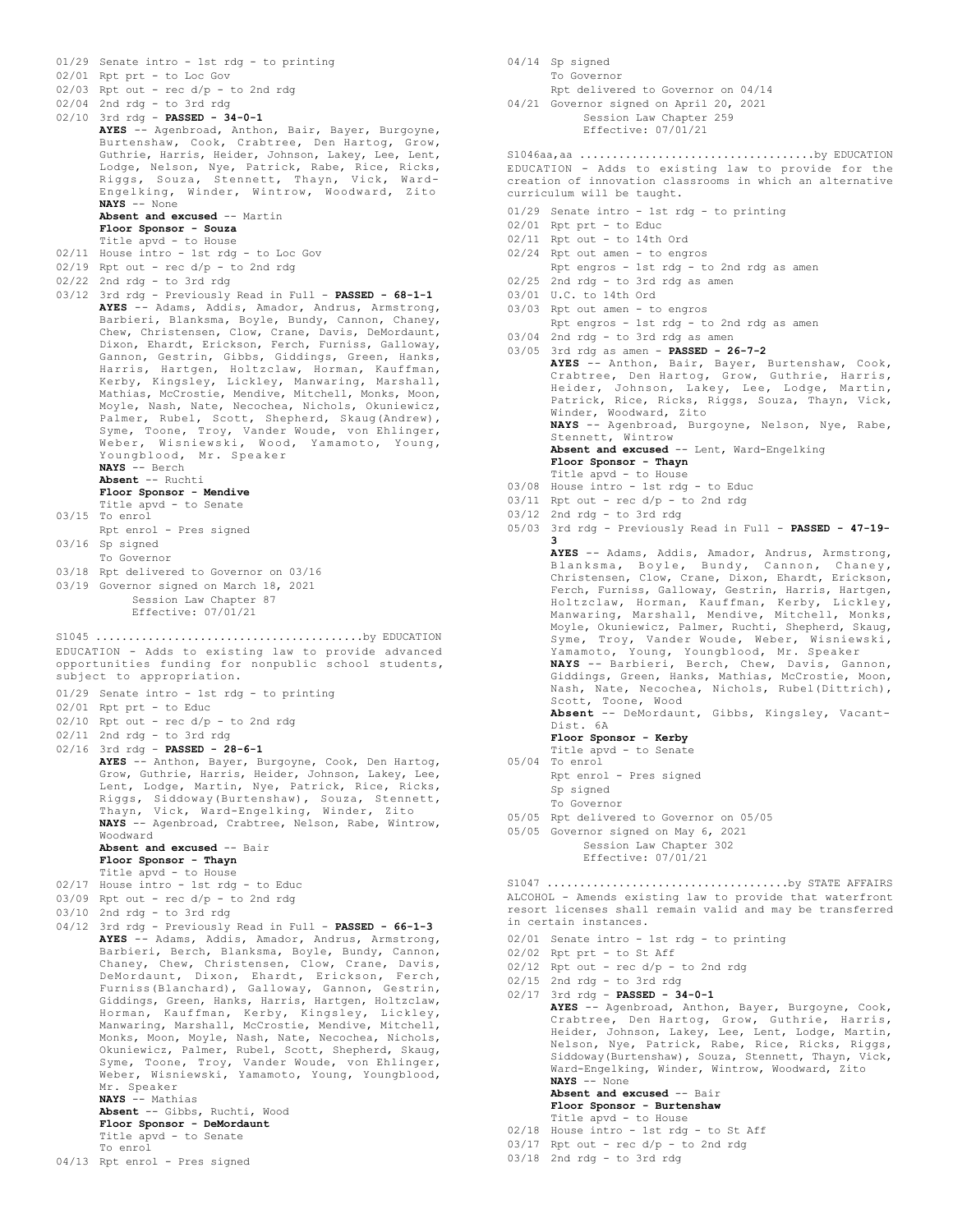01/29 Senate intro - 1st rdg - to printing
02/01 Rpt prt - to Loc Gov
02/03 Rpt out - rec d/p - to 2nd rdg
02/04 2nd rdg - to 3rd rdg
02/10 3rd rdg - **PASSED - 34-0-1**
**AYES** -- Agenbroad, Anthon, Bair, Bayer, Burgoyne, Burtenshaw, Cook, Crabtree, Den Hartog, Grow, Guthrie, Harris, Heider, Johnson, Lakey, Lee, Lent, Lodge, Nelson, Nye, Patrick, Rabe, Rice, Ricks, Riggs, Souza, Stennett, Thayn, Vick, Ward-Engelking, Winder, Wintrow, Woodward, Zito
**NAYS** -- None
**Absent and excused** -- Martin
**Floor Sponsor - Souza**
Title apvd - to House
02/11 House intro - 1st rdg - to Loc Gov
02/19 Rpt out - rec d/p - to 2nd rdg
02/22 2nd rdg - to 3rd rdg
03/12 3rd rdg - Previously Read in Full - **PASSED - 68-1-1**
**AYES** -- Adams, Addis, Amador, Andrus, Armstrong, Barbieri, Blanksma, Boyle, Bundy, Cannon, Chaney, Chew, Christensen, Clow, Crane, Davis, DeMordaunt, Dixon, Ehardt, Erickson, Ferch, Furniss, Galloway, Gannon, Gestrin, Gibbs, Giddings, Green, Hanks, Harris, Hartgen, Holtzclaw, Horman, Kauffman, Kerby, Kingsley, Lickley, Manwaring, Marshall, Mathias, McCrostie, Mendive, Mitchell, Monks, Moon, Moyle, Nash, Nate, Necochea, Nichols, Okuniewicz, Palmer, Rubel, Scott, Shepherd, Skaug(Andrew), Syme, Toone, Troy, Vander Woude, von Ehlinger, Weber, Wisniewski, Wood, Yamamoto, Young, Youngblood, Mr. Speaker
**NAYS** -- Berch
**Absent** -- Ruchti
**Floor Sponsor - Mendive**
Title apvd - to Senate
03/15 To enrol
Rpt enrol - Pres signed
03/16 Sp signed
To Governor
03/18 Rpt delivered to Governor on 03/16
03/19 Governor signed on March 18, 2021
Session Law Chapter 87
Effective: 07/01/21

S1045 ........................................by EDUCATION
EDUCATION - Adds to existing law to provide advanced opportunities funding for nonpublic school students, subject to appropriation.

01/29 Senate intro - 1st rdg - to printing
02/01 Rpt prt - to Educ
02/10 Rpt out - rec d/p - to 2nd rdg
02/11 2nd rdg - to 3rd rdg
02/16 3rd rdg - **PASSED - 28-6-1**
**AYES** -- Anthon, Bayer, Burgoyne, Cook, Den Hartog, Grow, Guthrie, Harris, Heider, Johnson, Lakey, Lee, Lent, Lodge, Martin, Nye, Patrick, Rice, Ricks, Riggs, Siddoway(Burtenshaw), Souza, Stennett, Thayn, Vick, Ward-Engelking, Winder, Zito
**NAYS** -- Agenbroad, Crabtree, Nelson, Rabe, Wintrow, Woodward
**Absent and excused** -- Bair
**Floor Sponsor - Thayn**
Title apvd - to House
02/17 House intro - 1st rdg - to Educ
03/09 Rpt out - rec d/p - to 2nd rdg
03/10 2nd rdg - to 3rd rdg
04/12 3rd rdg - Previously Read in Full - **PASSED - 66-1-3**
**AYES** -- Adams, Addis, Amador, Andrus, Armstrong, Barbieri, Berch, Blanksma, Boyle, Bundy, Cannon, Chaney, Chew, Christensen, Clow, Crane, Davis, DeMordaunt, Dixon, Ehardt, Erickson, Ferch, Furniss(Blanchard), Galloway, Gannon, Gestrin, Giddings, Green, Hanks, Harris, Hartgen, Holtzclaw, Horman, Kauffman, Kerby, Kingsley, Lickley, Manwaring, Marshall, McCrostie, Mendive, Mitchell, Monks, Moon, Moyle, Nash, Nate, Necochea, Nichols, Okuniewicz, Palmer, Rubel, Scott, Shepherd, Skaug, Syme, Toone, Troy, Vander Woude, von Ehlinger, Weber, Wisniewski, Yamamoto, Young, Youngblood, Mr. Speaker
**NAYS** -- Mathias
**Absent** -- Gibbs, Ruchti, Wood
**Floor Sponsor - DeMordaunt**
Title apvd - to Senate
To enrol
04/13 Rpt enrol - Pres signed
04/14 Sp signed
To Governor
Rpt delivered to Governor on 04/14
04/21 Governor signed on April 20, 2021
Session Law Chapter 259
Effective: 07/01/21

S1046aa,aa ..................................by EDUCATION
EDUCATION - Adds to existing law to provide for the creation of innovation classrooms in which an alternative curriculum will be taught.

01/29 Senate intro - 1st rdg - to printing
02/01 Rpt prt - to Educ
02/11 Rpt out - to 14th Ord
02/24 Rpt out amen - to engros
Rpt engros - 1st rdg - to 2nd rdg as amen
02/25 2nd rdg - to 3rd rdg as amen
03/01 U.C. to 14th Ord
03/03 Rpt out amen - to engros
Rpt engros - 1st rdg - to 2nd rdg as amen
03/04 2nd rdg - to 3rd rdg as amen
03/05 3rd rdg as amen - **PASSED - 26-7-2**
**AYES** -- Anthon, Bair, Bayer, Burtenshaw, Cook, Crabtree, Den Hartog, Grow, Guthrie, Harris, Heider, Johnson, Lakey, Lee, Lodge, Martin, Patrick, Rice, Ricks, Riggs, Souza, Thayn, Vick, Winder, Woodward, Zito
**NAYS** -- Agenbroad, Burgoyne, Nelson, Nye, Rabe, Stennett, Wintrow
**Absent and excused** -- Lent, Ward-Engelking
**Floor Sponsor - Thayn**
Title apvd - to House
03/08 House intro - 1st rdg - to Educ
03/11 Rpt out - rec d/p - to 2nd rdg
03/12 2nd rdg - to 3rd rdg
05/03 3rd rdg - Previously Read in Full - **PASSED - 47-19-3**
**AYES** -- Adams, Addis, Amador, Andrus, Armstrong, Blanksma, Boyle, Bundy, Cannon, Chaney, Christensen, Clow, Crane, Dixon, Ehardt, Erickson, Ferch, Furniss, Galloway, Gestrin, Harris, Hartgen, Holtzclaw, Horman, Kauffman, Kerby, Lickley, Manwaring, Marshall, Mendive, Mitchell, Monks, Moyle, Okuniewicz, Palmer, Ruchti, Shepherd, Skaug, Syme, Troy, Vander Woude, Weber, Wisniewski, Yamamoto, Young, Youngblood, Mr. Speaker
**NAYS** -- Barbieri, Berch, Chew, Davis, Gannon, Giddings, Green, Hanks, Mathias, McCrostie, Moon, Nash, Nate, Necochea, Nichols, Rubel(Dittrich), Scott, Toone, Wood
**Absent** -- DeMordaunt, Gibbs, Kingsley, Vacant-Dist. 6A
**Floor Sponsor - Kerby**
Title apvd - to Senate
05/04 To enrol
Rpt enrol - Pres signed
Sp signed
To Governor
05/05 Rpt delivered to Governor on 05/05
05/05 Governor signed on May 6, 2021
Session Law Chapter 302
Effective: 07/01/21

S1047 ....................................by STATE AFFAIRS
ALCOHOL - Amends existing law to provide that waterfront resort licenses shall remain valid and may be transferred in certain instances.

02/01 Senate intro - 1st rdg - to printing
02/02 Rpt prt - to St Aff
02/12 Rpt out - rec d/p - to 2nd rdg
02/15 2nd rdg - to 3rd rdg
02/17 3rd rdg - **PASSED - 34-0-1**
**AYES** -- Agenbroad, Anthon, Bayer, Burgoyne, Cook, Crabtree, Den Hartog, Grow, Guthrie, Harris, Heider, Johnson, Lakey, Lee, Lent, Lodge, Martin, Nelson, Nye, Patrick, Rabe, Rice, Ricks, Riggs, Siddoway(Burtenshaw), Souza, Stennett, Thayn, Vick, Ward-Engelking, Winder, Wintrow, Woodward, Zito
**NAYS** -- None
**Absent and excused** -- Bair
**Floor Sponsor - Burtenshaw**
Title apvd - to House
02/18 House intro - 1st rdg - to St Aff
03/17 Rpt out - rec d/p - to 2nd rdg
03/18 2nd rdg - to 3rd rdg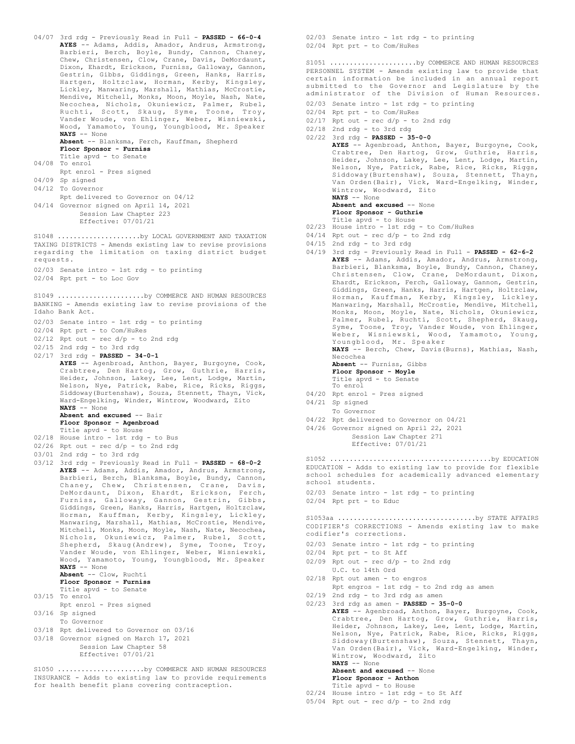04/07 3rd rdg - Previously Read in Full - **PASSED - 66-0-4**
**AYES** -- Adams, Addis, Amador, Andrus, Armstrong, Barbieri, Berch, Boyle, Bundy, Cannon, Chaney, Chew, Christensen, Clow, Crane, Davis, DeMordaunt, Dixon, Ehardt, Erickson, Furniss, Galloway, Gannon, Gestrin, Gibbs, Giddings, Green, Hanks, Harris, Hartgen, Holtzclaw, Horman, Kerby, Kingsley, Lickley, Manwaring, Marshall, Mathias, McCrostie, Mendive, Mitchell, Monks, Moon, Moyle, Nash, Nate, Necochea, Nichols, Okuniewicz, Palmer, Rubel, Ruchti, Scott, Skaug, Syme, Toone, Troy, Vander Woude, von Ehlinger, Weber, Wisniewski, Wood, Yamamoto, Young, Youngblood, Mr. Speaker
**NAYS** -- None
**Absent** -- Blanksma, Ferch, Kauffman, Shepherd
**Floor Sponsor - Furniss**
Title apvd - to Senate
04/08 To enrol
Rpt enrol - Pres signed
04/09 Sp signed
04/12 To Governor
Rpt delivered to Governor on 04/12
04/14 Governor signed on April 14, 2021
Session Law Chapter 223
Effective: 07/01/21

S1048 .....................by LOCAL GOVERNMENT AND TAXATION
TAXING DISTRICTS - Amends existing law to revise provisions regarding the limitation on taxing district budget requests.
02/03 Senate intro - 1st rdg - to printing
02/04 Rpt prt - to Loc Gov

S1049 ......................by COMMERCE AND HUMAN RESOURCES
BANKING - Amends existing law to revise provisions of the Idaho Bank Act.
02/03 Senate intro - 1st rdg - to printing
02/04 Rpt prt - to Com/HuRes
02/12 Rpt out - rec d/p - to 2nd rdg
02/15 2nd rdg - to 3rd rdg
02/17 3rd rdg - **PASSED - 34-0-1**
**AYES** -- Agenbroad, Anthon, Bayer, Burgoyne, Cook, Crabtree, Den Hartog, Grow, Guthrie, Harris, Heider, Johnson, Lakey, Lee, Lent, Lodge, Martin, Nelson, Nye, Patrick, Rabe, Rice, Ricks, Riggs, Siddoway(Burtenshaw), Souza, Stennett, Thayn, Vick, Ward-Engelking, Winder, Wintrow, Woodward, Zito
**NAYS** -- None
**Absent and excused** -- Bair
**Floor Sponsor - Agenbroad**
Title apvd - to House
02/18 House intro - 1st rdg - to Bus
02/26 Rpt out - rec d/p - to 2nd rdg
03/01 2nd rdg - to 3rd rdg
03/12 3rd rdg - Previously Read in Full - **PASSED - 68-0-2**
**AYES** -- Adams, Addis, Amador, Andrus, Armstrong, Barbieri, Berch, Blanksma, Boyle, Bundy, Cannon, Chaney, Chew, Christensen, Crane, Davis, DeMordaunt, Dixon, Ehardt, Erickson, Ferch, Furniss, Galloway, Gannon, Gestrin, Gibbs, Giddings, Green, Hanks, Harris, Hartgen, Holtzclaw, Horman, Kauffman, Kerby, Kingsley, Lickley, Manwaring, Marshall, Mathias, McCrostie, Mendive, Mitchell, Monks, Moon, Moyle, Nash, Nate, Necochea, Nichols, Okuniewicz, Palmer, Rubel, Scott, Shepherd, Skaug(Andrew), Syme, Toone, Troy, Vander Woude, von Ehlinger, Weber, Wisniewski, Wood, Yamamoto, Young, Youngblood, Mr. Speaker
**NAYS** -- None
**Absent** -- Clow, Ruchti
**Floor Sponsor - Furniss**
Title apvd - to Senate
03/15 To enrol
Rpt enrol - Pres signed
03/16 Sp signed
To Governor
03/18 Rpt delivered to Governor on 03/16
03/18 Governor signed on March 17, 2021
Session Law Chapter 58
Effective: 07/01/21

S1050 ......................by COMMERCE AND HUMAN RESOURCES
INSURANCE - Adds to existing law to provide requirements for health benefit plans covering contraception.
02/03 Senate intro - 1st rdg - to printing
02/04 Rpt prt - to Com/HuRes

S1051 ......................by COMMERCE AND HUMAN RESOURCES
PERSONNEL SYSTEM - Amends existing law to provide that certain information be included in an annual report submitted to the Governor and Legislature by the administrator of the Division of Human Resources.
02/03 Senate intro - 1st rdg - to printing
02/04 Rpt prt - to Com/HuRes
02/17 Rpt out - rec d/p - to 2nd rdg
02/18 2nd rdg - to 3rd rdg
02/22 3rd rdg - **PASSED - 35-0-0**
**AYES** -- Agenbroad, Anthon, Bayer, Burgoyne, Cook, Crabtree, Den Hartog, Grow, Guthrie, Harris, Heider, Johnson, Lakey, Lee, Lent, Lodge, Martin, Nelson, Nye, Patrick, Rabe, Rice, Ricks, Riggs, Siddoway(Burtenshaw), Souza, Stennett, Thayn, Van Orden(Bair), Vick, Ward-Engelking, Winder, Wintrow, Woodward, Zito
**NAYS** -- None
**Absent and excused** -- None
**Floor Sponsor - Guthrie**
Title apvd - to House
02/23 House intro - 1st rdg - to Com/HuRes
04/14 Rpt out - rec d/p - to 2nd rdg
04/15 2nd rdg - to 3rd rdg
04/19 3rd rdg - Previously Read in Full - **PASSED - 62-6-2**
**AYES** -- Adams, Addis, Amador, Andrus, Armstrong, Barbieri, Blanksma, Boyle, Bundy, Cannon, Chaney, Christensen, Clow, Crane, DeMordaunt, Dixon, Ehardt, Erickson, Ferch, Galloway, Gannon, Gestrin, Giddings, Green, Hanks, Harris, Hartgen, Holtzclaw, Horman, Kauffman, Kerby, Kingsley, Lickley, Manwaring, Marshall, McCrostie, Mendive, Mitchell, Monks, Moon, Moyle, Nate, Nichols, Okuniewicz, Palmer, Rubel, Ruchti, Scott, Shepherd, Skaug, Syme, Toone, Troy, Vander Woude, von Ehlinger, Weber, Wisniewski, Wood, Yamamoto, Young, Youngblood, Mr. Speaker
**NAYS** -- Berch, Chew, Davis(Burns), Mathias, Nash, Necochea
**Absent** -- Furniss, Gibbs
**Floor Sponsor - Moyle**
Title apvd - to Senate
To enrol
04/20 Rpt enrol - Pres signed
04/21 Sp signed
To Governor
04/22 Rpt delivered to Governor on 04/21
04/26 Governor signed on April 22, 2021
Session Law Chapter 271
Effective: 07/01/21

S1052 ........................................by EDUCATION
EDUCATION - Adds to existing law to provide for flexible school schedules for academically advanced elementary school students.
02/03 Senate intro - 1st rdg - to printing
02/04 Rpt prt - to Educ

S1053aa ..................................by STATE AFFAIRS
CODIFIER'S CORRECTIONS - Amends existing law to make codifier's corrections.
02/03 Senate intro - 1st rdg - to printing
02/04 Rpt prt - to St Aff
02/09 Rpt out - rec d/p - to 2nd rdg
U.C. to 14th Ord
02/18 Rpt out amen - to engros
Rpt engros - 1st rdg - to 2nd rdg as amen
02/19 2nd rdg - to 3rd rdg as amen
02/23 3rd rdg as amen - **PASSED - 35-0-0**
**AYES** -- Agenbroad, Anthon, Bayer, Burgoyne, Cook, Crabtree, Den Hartog, Grow, Guthrie, Harris, Heider, Johnson, Lakey, Lee, Lent, Lodge, Martin, Nelson, Nye, Patrick, Rabe, Rice, Ricks, Riggs, Siddoway(Burtenshaw), Souza, Stennett, Thayn, Van Orden(Bair), Vick, Ward-Engelking, Winder, Wintrow, Woodward, Zito
**NAYS** -- None
**Absent and excused** -- None
**Floor Sponsor - Anthon**
Title apvd - to House
02/24 House intro - 1st rdg - to St Aff
05/04 Rpt out - rec d/p - to 2nd rdg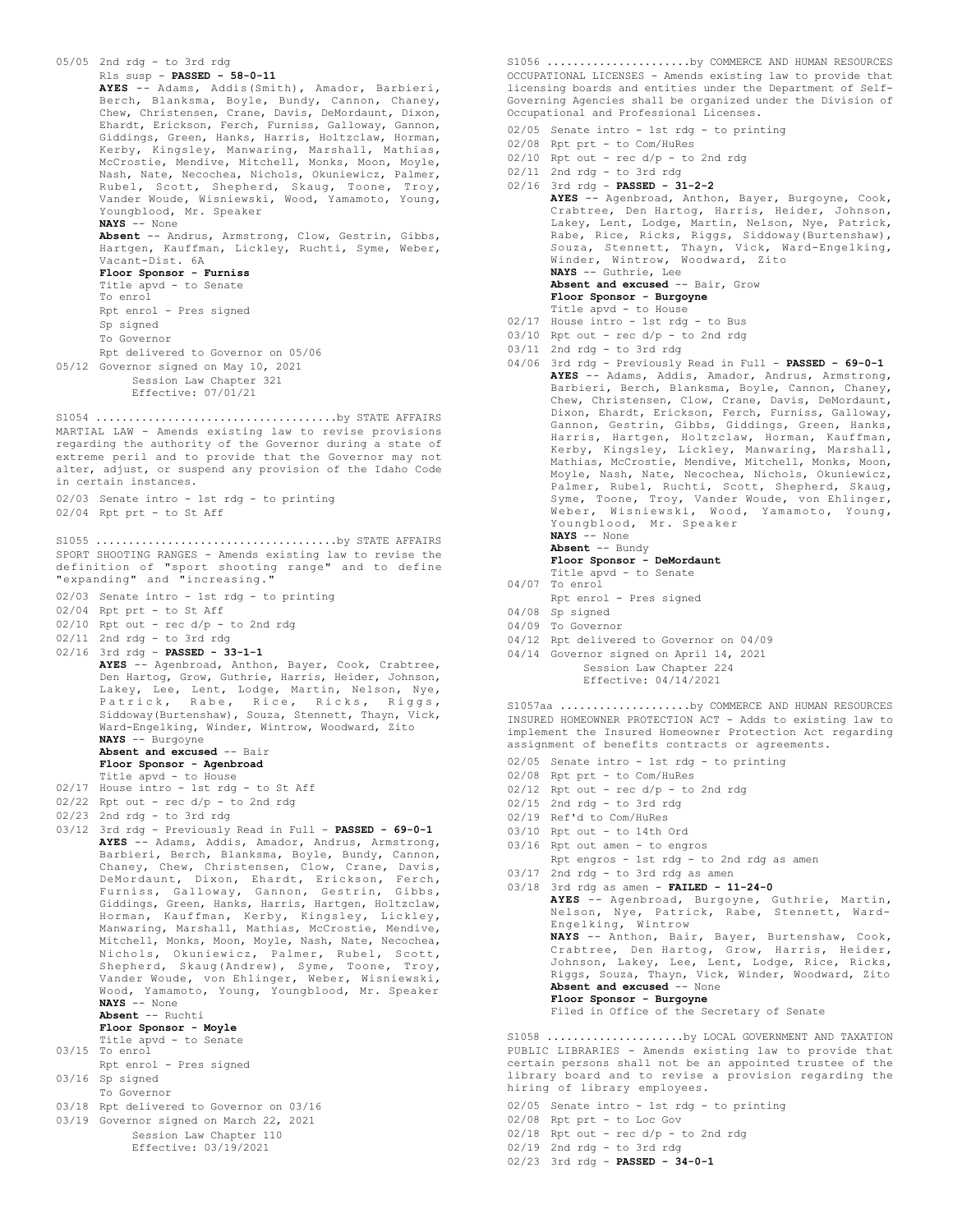05/05 2nd rdg - to 3rd rdg
Rls susp - **PASSED - 58-0-11**
**AYES** -- Adams, Addis(Smith), Amador, Barbieri, Berch, Blanksma, Boyle, Bundy, Cannon, Chaney, Chew, Christensen, Crane, Davis, DeMordaunt, Dixon, Ehardt, Erickson, Ferch, Furniss, Galloway, Gannon, Giddings, Green, Hanks, Harris, Holtzclaw, Horman, Kerby, Kingsley, Manwaring, Marshall, Mathias, McCrostie, Mendive, Mitchell, Monks, Moon, Moyle, Nash, Nate, Necochea, Nichols, Okuniewicz, Palmer, Rubel, Scott, Shepherd, Skaug, Toone, Troy, Vander Woude, Wisniewski, Wood, Yamamoto, Young, Youngblood, Mr. Speaker
**NAYS** -- None
**Absent** -- Andrus, Armstrong, Clow, Gestrin, Gibbs, Hartgen, Kauffman, Lickley, Ruchti, Syme, Weber, Vacant-Dist. 6A
**Floor Sponsor - Furniss**
Title apvd - to Senate
To enrol
Rpt enrol - Pres signed
Sp signed
To Governor
Rpt delivered to Governor on 05/06
05/12 Governor signed on May 10, 2021
Session Law Chapter 321
Effective: 07/01/21

S1054 ....................................by STATE AFFAIRS
MARTIAL LAW - Amends existing law to revise provisions regarding the authority of the Governor during a state of extreme peril and to provide that the Governor may not alter, adjust, or suspend any provision of the Idaho Code in certain instances.

02/03 Senate intro - 1st rdg - to printing
02/04 Rpt prt - to St Aff

S1055 ....................................by STATE AFFAIRS
SPORT SHOOTING RANGES - Amends existing law to revise the definition of "sport shooting range" and to define "expanding" and "increasing."

02/03 Senate intro - 1st rdg - to printing
02/04 Rpt prt - to St Aff
02/10 Rpt out - rec d/p - to 2nd rdg
02/11 2nd rdg - to 3rd rdg
02/16 3rd rdg - **PASSED - 33-1-1**
**AYES** -- Agenbroad, Anthon, Bayer, Cook, Crabtree, Den Hartog, Grow, Guthrie, Harris, Heider, Johnson, Lakey, Lee, Lent, Lodge, Martin, Nelson, Nye, Patrick, Rabe, Rice, Ricks, Riggs, Siddoway(Burtenshaw), Souza, Stennett, Thayn, Vick, Ward-Engelking, Winder, Wintrow, Woodward, Zito
**NAYS** -- Burgoyne
**Absent and excused** -- Bair
**Floor Sponsor - Agenbroad**
Title apvd - to House
02/17 House intro - 1st rdg - to St Aff
02/22 Rpt out - rec d/p - to 2nd rdg
02/23 2nd rdg - to 3rd rdg
03/12 3rd rdg - Previously Read in Full - **PASSED - 69-0-1**
**AYES** -- Adams, Addis, Amador, Andrus, Armstrong, Barbieri, Berch, Blanksma, Boyle, Bundy, Cannon, Chaney, Chew, Christensen, Clow, Crane, Davis, DeMordaunt, Dixon, Ehardt, Erickson, Ferch, Furniss, Galloway, Gannon, Gestrin, Gibbs, Giddings, Green, Hanks, Harris, Hartgen, Holtzclaw, Horman, Kauffman, Kerby, Kingsley, Lickley, Manwaring, Marshall, Mathias, McCrostie, Mendive, Mitchell, Monks, Moon, Moyle, Nash, Nate, Necochea, Nichols, Okuniewicz, Palmer, Rubel, Scott, Shepherd, Skaug(Andrew), Syme, Toone, Troy, Vander Woude, von Ehlinger, Weber, Wisniewski, Wood, Yamamoto, Young, Youngblood, Mr. Speaker
**NAYS** -- None
**Absent** -- Ruchti
**Floor Sponsor - Moyle**
Title apvd - to Senate
03/15 To enrol
Rpt enrol - Pres signed
03/16 Sp signed
To Governor
03/18 Rpt delivered to Governor on 03/16
03/19 Governor signed on March 22, 2021
Session Law Chapter 110
Effective: 03/19/2021

S1056 .....................by COMMERCE AND HUMAN RESOURCES
OCCUPATIONAL LICENSES - Amends existing law to provide that licensing boards and entities under the Department of Self-Governing Agencies shall be organized under the Division of Occupational and Professional Licenses.

02/05 Senate intro - 1st rdg - to printing
02/08 Rpt prt - to Com/HuRes
02/10 Rpt out - rec d/p - to 2nd rdg
02/11 2nd rdg - to 3rd rdg
02/16 3rd rdg - **PASSED - 31-2-2**
**AYES** -- Agenbroad, Anthon, Bayer, Burgoyne, Cook, Crabtree, Den Hartog, Harris, Heider, Johnson, Lakey, Lent, Lodge, Martin, Nelson, Nye, Patrick, Rabe, Rice, Ricks, Riggs, Siddoway(Burtenshaw), Souza, Stennett, Thayn, Vick, Ward-Engelking, Winder, Wintrow, Woodward, Zito
**NAYS** -- Guthrie, Lee
**Absent and excused** -- Bair, Grow
**Floor Sponsor - Burgoyne**
Title apvd - to House
02/17 House intro - 1st rdg - to Bus
03/10 Rpt out - rec d/p - to 2nd rdg
03/11 2nd rdg - to 3rd rdg
04/06 3rd rdg - Previously Read in Full - **PASSED - 69-0-1**
**AYES** -- Adams, Addis, Amador, Andrus, Armstrong, Barbieri, Berch, Blanksma, Boyle, Cannon, Chaney, Chew, Christensen, Clow, Crane, Davis, DeMordaunt, Dixon, Ehardt, Erickson, Ferch, Furniss, Galloway, Gannon, Gestrin, Gibbs, Giddings, Green, Hanks, Harris, Hartgen, Holtzclaw, Horman, Kauffman, Kerby, Kingsley, Lickley, Manwaring, Marshall, Mathias, McCrostie, Mendive, Mitchell, Monks, Moon, Moyle, Nash, Nate, Necochea, Nichols, Okuniewicz, Palmer, Rubel, Ruchti, Scott, Shepherd, Skaug, Syme, Toone, Troy, Vander Woude, von Ehlinger, Weber, Wisniewski, Wood, Yamamoto, Young, Youngblood, Mr. Speaker
**NAYS** -- None
**Absent** -- Bundy
**Floor Sponsor - DeMordaunt**
Title apvd - to Senate
04/07 To enrol
Rpt enrol - Pres signed
04/08 Sp signed
04/09 To Governor
04/12 Rpt delivered to Governor on 04/09
04/14 Governor signed on April 14, 2021
Session Law Chapter 224
Effective: 04/14/2021

S1057aa ....................by COMMERCE AND HUMAN RESOURCES
INSURED HOMEOWNER PROTECTION ACT - Adds to existing law to implement the Insured Homeowner Protection Act regarding assignment of benefits contracts or agreements.

02/05 Senate intro - 1st rdg - to printing
02/08 Rpt prt - to Com/HuRes
02/12 Rpt out - rec d/p - to 2nd rdg
02/15 2nd rdg - to 3rd rdg
02/19 Ref'd to Com/HuRes
03/10 Rpt out - to 14th Ord
03/16 Rpt out amen - to engros
Rpt engros - 1st rdg - to 2nd rdg as amen
03/17 2nd rdg - to 3rd rdg as amen
03/18 3rd rdg as amen - **FAILED - 11-24-0**
**AYES** -- Agenbroad, Burgoyne, Guthrie, Martin, Nelson, Nye, Patrick, Rabe, Stennett, Ward-Engelking, Wintrow
**NAYS** -- Anthon, Bair, Bayer, Burtenshaw, Cook, Crabtree, Den Hartog, Grow, Harris, Heider, Johnson, Lakey, Lee, Lent, Lodge, Rice, Ricks, Riggs, Souza, Thayn, Vick, Winder, Woodward, Zito
**Absent and excused** -- None
**Floor Sponsor - Burgoyne**
Filed in Office of the Secretary of Senate

S1058 .....................by LOCAL GOVERNMENT AND TAXATION
PUBLIC LIBRARIES - Amends existing law to provide that certain persons shall not be an appointed trustee of the library board and to revise a provision regarding the hiring of library employees.

02/05 Senate intro - 1st rdg - to printing
02/08 Rpt prt - to Loc Gov
02/18 Rpt out - rec d/p - to 2nd rdg
02/19 2nd rdg - to 3rd rdg
02/23 3rd rdg - **PASSED - 34-0-1**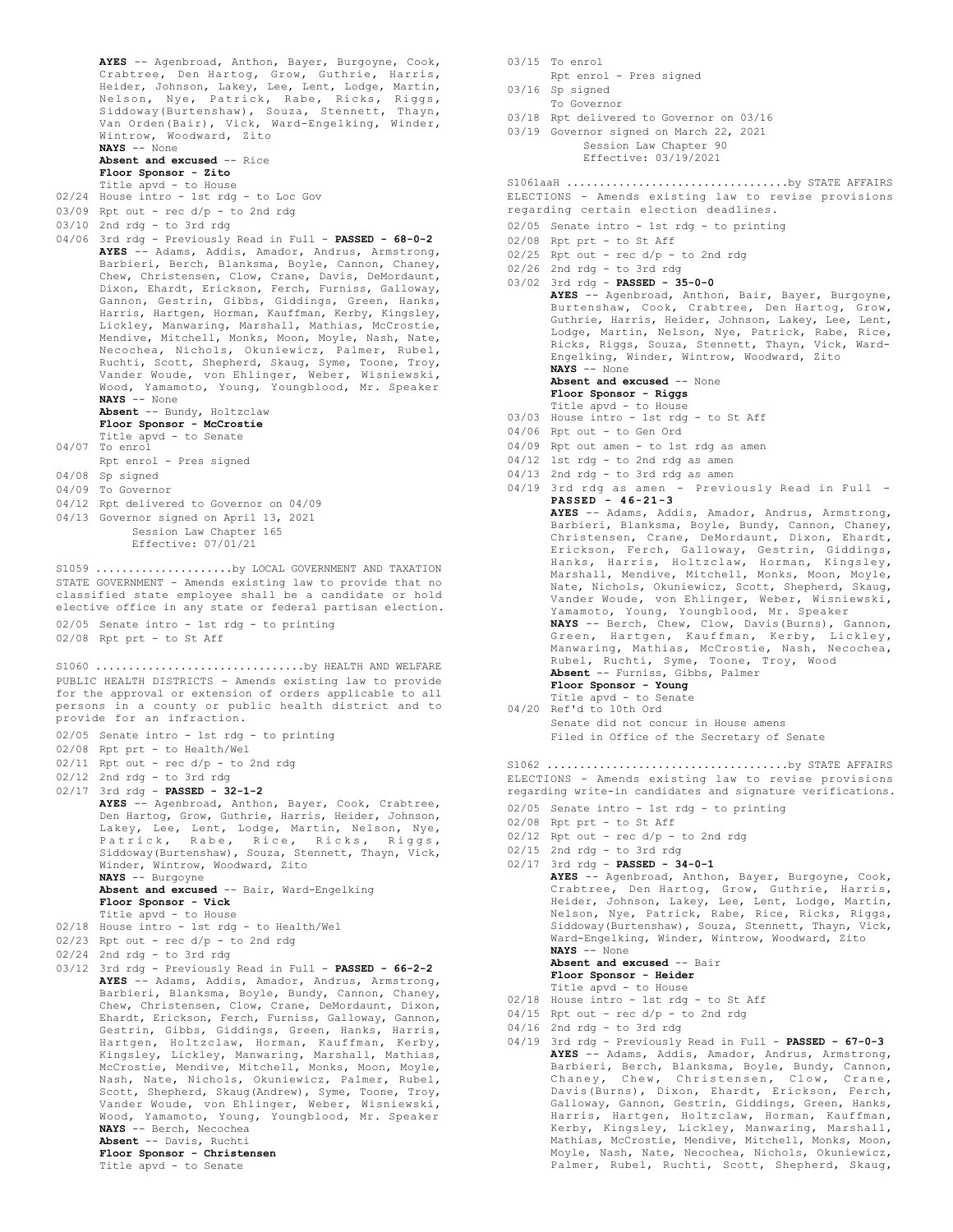**AYES** -- Agenbroad, Anthon, Bayer, Burgoyne, Cook, Crabtree, Den Hartog, Grow, Guthrie, Harris, Heider, Johnson, Lakey, Lee, Lent, Lodge, Martin, Nelson, Nye, Patrick, Rabe, Ricks, Riggs, Siddoway(Burtenshaw), Souza, Stennett, Thayn, Van Orden(Bair), Vick, Ward-Engelking, Winder, Wintrow, Woodward, Zito
**NAYS** -- None
**Absent and excused** -- Rice
**Floor Sponsor - Zito**
Title apvd - to House

02/24 House intro - 1st rdg - to Loc Gov
03/09 Rpt out - rec d/p - to 2nd rdg
03/10 2nd rdg - to 3rd rdg
04/06 3rd rdg - Previously Read in Full - **PASSED - 68-0-2**
**AYES** -- Adams, Addis, Amador, Andrus, Armstrong, Barbieri, Berch, Blanksma, Boyle, Cannon, Chaney, Chew, Christensen, Clow, Crane, Davis, DeMordaunt, Dixon, Ehardt, Erickson, Ferch, Furniss, Galloway, Gannon, Gestrin, Gibbs, Giddings, Green, Hanks, Harris, Hartgen, Horman, Kauffman, Kerby, Kingsley, Lickley, Manwaring, Marshall, Mathias, McCrostie, Mendive, Mitchell, Monks, Moon, Moyle, Nash, Nate, Necochea, Nichols, Okuniewicz, Palmer, Rubel, Ruchti, Scott, Shepherd, Skaug, Syme, Toone, Troy, Vander Woude, von Ehlinger, Weber, Wisniewski, Wood, Yamamoto, Young, Youngblood, Mr. Speaker
**NAYS** -- None
**Absent** -- Bundy, Holtzclaw
**Floor Sponsor - McCrostie**
Title apvd - to Senate
04/07 To enrol
Rpt enrol - Pres signed
04/08 Sp signed
04/09 To Governor
04/12 Rpt delivered to Governor on 04/09
04/13 Governor signed on April 13, 2021
Session Law Chapter 165
Effective: 07/01/21

S1059 ....................by LOCAL GOVERNMENT AND TAXATION
STATE GOVERNMENT - Amends existing law to provide that no classified state employee shall be a candidate or hold elective office in any state or federal partisan election.

02/05 Senate intro - 1st rdg - to printing
02/08 Rpt prt - to St Aff

S1060 ...............................by HEALTH AND WELFARE
PUBLIC HEALTH DISTRICTS - Amends existing law to provide for the approval or extension of orders applicable to all persons in a county or public health district and to provide for an infraction.

02/05 Senate intro - 1st rdg - to printing
02/08 Rpt prt - to Health/Wel
02/11 Rpt out - rec d/p - to 2nd rdg
02/12 2nd rdg - to 3rd rdg
02/17 3rd rdg - **PASSED - 32-1-2**
**AYES** -- Agenbroad, Anthon, Bayer, Cook, Crabtree, Den Hartog, Grow, Guthrie, Harris, Heider, Johnson, Lakey, Lee, Lent, Lodge, Martin, Nelson, Nye, Patrick, Rabe, Rice, Ricks, Riggs, Siddoway(Burtenshaw), Souza, Stennett, Thayn, Vick, Winder, Wintrow, Woodward, Zito
**NAYS** -- Burgoyne
**Absent and excused** -- Bair, Ward-Engelking
**Floor Sponsor - Vick**
Title apvd - to House
02/18 House intro - 1st rdg - to Health/Wel
02/23 Rpt out - rec d/p - to 2nd rdg
02/24 2nd rdg - to 3rd rdg
03/12 3rd rdg - Previously Read in Full - **PASSED - 66-2-2**
**AYES** -- Adams, Addis, Amador, Andrus, Armstrong, Barbieri, Blanksma, Boyle, Bundy, Cannon, Chaney, Chew, Christensen, Clow, Crane, DeMordaunt, Dixon, Ehardt, Erickson, Ferch, Furniss, Galloway, Gannon, Gestrin, Gibbs, Giddings, Green, Hanks, Harris, Hartgen, Holtzclaw, Horman, Kauffman, Kerby, Kingsley, Lickley, Manwaring, Marshall, Mathias, McCrostie, Mendive, Mitchell, Monks, Moon, Moyle, Nash, Nate, Nichols, Okuniewicz, Palmer, Rubel, Scott, Shepherd, Skaug(Andrew), Syme, Toone, Troy, Vander Woude, von Ehlinger, Weber, Wisniewski, Wood, Yamamoto, Young, Youngblood, Mr. Speaker
**NAYS** -- Berch, Necochea
**Absent** -- Davis, Ruchti
**Floor Sponsor - Christensen**
Title apvd - to Senate
03/15 To enrol
Rpt enrol - Pres signed
03/16 Sp signed
To Governor
03/18 Rpt delivered to Governor on 03/16
03/19 Governor signed on March 22, 2021
Session Law Chapter 90
Effective: 03/19/2021

S1061aaH .................................by STATE AFFAIRS
ELECTIONS - Amends existing law to revise provisions regarding certain election deadlines.

02/05 Senate intro - 1st rdg - to printing
02/08 Rpt prt - to St Aff
02/25 Rpt out - rec d/p - to 2nd rdg
02/26 2nd rdg - to 3rd rdg
03/02 3rd rdg - **PASSED - 35-0-0**
**AYES** -- Agenbroad, Anthon, Bair, Bayer, Burgoyne, Burtenshaw, Cook, Crabtree, Den Hartog, Grow, Guthrie, Harris, Heider, Johnson, Lakey, Lee, Lent, Lodge, Martin, Nelson, Nye, Patrick, Rabe, Rice, Ricks, Riggs, Souza, Stennett, Thayn, Vick, Ward-Engelking, Winder, Wintrow, Woodward, Zito
**NAYS** -- None
**Absent and excused** -- None
**Floor Sponsor - Riggs**
Title apvd - to House
03/03 House intro - 1st rdg - to St Aff
04/06 Rpt out - to Gen Ord
04/09 Rpt out amen - to 1st rdg as amen
04/12 1st rdg - to 2nd rdg as amen
04/13 2nd rdg - to 3rd rdg as amen
04/19 3rd rdg as amen - Previously Read in Full - **PASSED - 46-21-3**
**AYES** -- Adams, Addis, Amador, Andrus, Armstrong, Barbieri, Blanksma, Boyle, Bundy, Cannon, Chaney, Christensen, Crane, DeMordaunt, Dixon, Ehardt, Erickson, Ferch, Galloway, Gestrin, Giddings, Hanks, Harris, Holtzclaw, Horman, Kingsley, Marshall, Mendive, Mitchell, Monks, Moon, Moyle, Nate, Nichols, Okuniewicz, Scott, Shepherd, Skaug, Vander Woude, von Ehlinger, Weber, Wisniewski, Yamamoto, Young, Youngblood, Mr. Speaker
**NAYS** -- Berch, Chew, Clow, Davis(Burns), Gannon, Green, Hartgen, Kauffman, Kerby, Lickley, Manwaring, Mathias, McCrostie, Nash, Necochea, Rubel, Ruchti, Syme, Toone, Troy, Wood
**Absent** -- Furniss, Gibbs, Palmer
**Floor Sponsor - Young**
Title apvd - to Senate
04/20 Ref'd to 10th Ord
Senate did not concur in House amens
Filed in Office of the Secretary of Senate

S1062 ....................................by STATE AFFAIRS
ELECTIONS - Amends existing law to revise provisions regarding write-in candidates and signature verifications.

02/05 Senate intro - 1st rdg - to printing
02/08 Rpt prt - to St Aff
02/12 Rpt out - rec d/p - to 2nd rdg
02/15 2nd rdg - to 3rd rdg
02/17 3rd rdg - **PASSED - 34-0-1**
**AYES** -- Agenbroad, Anthon, Bayer, Burgoyne, Cook, Crabtree, Den Hartog, Grow, Guthrie, Harris, Heider, Johnson, Lakey, Lee, Lent, Lodge, Martin, Nelson, Nye, Patrick, Rabe, Rice, Ricks, Riggs, Siddoway(Burtenshaw), Souza, Stennett, Thayn, Vick, Ward-Engelking, Winder, Wintrow, Woodward, Zito
**NAYS** -- None
**Absent and excused** -- Bair
**Floor Sponsor - Heider**
Title apvd - to House
02/18 House intro - 1st rdg - to St Aff
04/15 Rpt out - rec d/p - to 2nd rdg
04/16 2nd rdg - to 3rd rdg
04/19 3rd rdg - Previously Read in Full - **PASSED - 67-0-3**
**AYES** -- Adams, Addis, Amador, Andrus, Armstrong, Barbieri, Berch, Blanksma, Boyle, Bundy, Cannon, Chaney, Chew, Christensen, Clow, Crane, Davis(Burns), Dixon, Ehardt, Erickson, Ferch, Galloway, Gannon, Gestrin, Giddings, Green, Hanks, Harris, Hartgen, Holtzclaw, Horman, Kauffman, Kerby, Kingsley, Lickley, Manwaring, Marshall, Mathias, McCrostie, Mendive, Mitchell, Monks, Moon, Moyle, Nash, Nate, Necochea, Nichols, Okuniewicz, Palmer, Rubel, Ruchti, Scott, Shepherd, Skaug,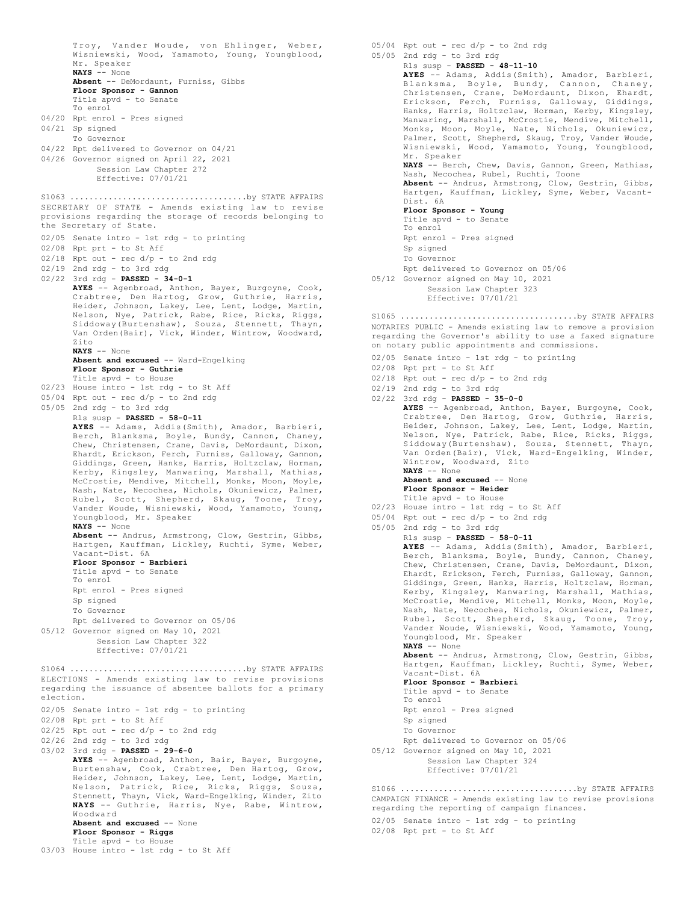Troy, Vander Woude, von Ehlinger, Weber, Wisniewski, Wood, Yamamoto, Young, Youngblood, Mr. Speaker
**NAYS** -- None
**Absent** -- DeMordaunt, Furniss, Gibbs
**Floor Sponsor - Gannon**
Title apvd - to Senate
To enrol

04/20 Rpt enrol - Pres signed
04/21 Sp signed
To Governor
04/22 Rpt delivered to Governor on 04/21
04/26 Governor signed on April 22, 2021
Session Law Chapter 272
Effective: 07/01/21

S1063 ....................................by STATE AFFAIRS
SECRETARY OF STATE - Amends existing law to revise provisions regarding the storage of records belonging to the Secretary of State.

02/05 Senate intro - 1st rdg - to printing
02/08 Rpt prt - to St Aff
02/18 Rpt out - rec d/p - to 2nd rdg
02/19 2nd rdg - to 3rd rdg
02/22 3rd rdg - **PASSED - 34-0-1**
**AYES** -- Agenbroad, Anthon, Bayer, Burgoyne, Cook, Crabtree, Den Hartog, Grow, Guthrie, Harris, Heider, Johnson, Lakey, Lee, Lent, Lodge, Martin, Nelson, Nye, Patrick, Rabe, Rice, Ricks, Riggs, Siddoway(Burtenshaw), Souza, Stennett, Thayn, Van Orden(Bair), Vick, Winder, Wintrow, Woodward, Zito
**NAYS** -- None
**Absent and excused** -- Ward-Engelking
**Floor Sponsor - Guthrie**
Title apvd - to House
02/23 House intro - 1st rdg - to St Aff
05/04 Rpt out - rec d/p - to 2nd rdg
05/05 2nd rdg - to 3rd rdg
Rls susp - **PASSED - 58-0-11**
**AYES** -- Adams, Addis(Smith), Amador, Barbieri, Berch, Blanksma, Boyle, Bundy, Cannon, Chaney, Chew, Christensen, Crane, Davis, DeMordaunt, Dixon, Ehardt, Erickson, Ferch, Furniss, Galloway, Gannon, Giddings, Green, Hanks, Harris, Holtzclaw, Horman, Kerby, Kingsley, Manwaring, Marshall, Mathias, McCrostie, Mendive, Mitchell, Monks, Moon, Moyle, Nash, Nate, Necochea, Nichols, Okuniewicz, Palmer, Rubel, Scott, Shepherd, Skaug, Toone, Troy, Vander Woude, Wisniewski, Wood, Yamamoto, Young, Youngblood, Mr. Speaker
**NAYS** -- None
**Absent** -- Andrus, Armstrong, Clow, Gestrin, Gibbs, Hartgen, Kauffman, Lickley, Ruchti, Syme, Weber, Vacant-Dist. 6A
**Floor Sponsor - Barbieri**
Title apvd - to Senate
To enrol
Rpt enrol - Pres signed
Sp signed
To Governor
Rpt delivered to Governor on 05/06
05/12 Governor signed on May 10, 2021
Session Law Chapter 322
Effective: 07/01/21

S1064 ....................................by STATE AFFAIRS
ELECTIONS - Amends existing law to revise provisions regarding the issuance of absentee ballots for a primary election.

02/05 Senate intro - 1st rdg - to printing
02/08 Rpt prt - to St Aff
02/25 Rpt out - rec d/p - to 2nd rdg
02/26 2nd rdg - to 3rd rdg
03/02 3rd rdg - **PASSED - 29-6-0**
**AYES** -- Agenbroad, Anthon, Bair, Bayer, Burgoyne, Burtenshaw, Cook, Crabtree, Den Hartog, Grow, Heider, Johnson, Lakey, Lee, Lent, Lodge, Martin, Nelson, Patrick, Rice, Ricks, Riggs, Souza, Stennett, Thayn, Vick, Ward-Engelking, Winder, Zito
**NAYS** -- Guthrie, Harris, Nye, Rabe, Wintrow, Woodward
**Absent and excused** -- None
**Floor Sponsor - Riggs**
Title apvd - to House
03/03 House intro - 1st rdg - to St Aff
05/04 Rpt out - rec d/p - to 2nd rdg
05/05 2nd rdg - to 3rd rdg
Rls susp - **PASSED - 48-11-10**
**AYES** -- Adams, Addis(Smith), Amador, Barbieri, Blanksma, Boyle, Bundy, Cannon, Chaney, Christensen, Crane, DeMordaunt, Dixon, Ehardt, Erickson, Ferch, Furniss, Galloway, Giddings, Hanks, Harris, Holtzclaw, Horman, Kerby, Kingsley, Manwaring, Marshall, McCrostie, Mendive, Mitchell, Monks, Moon, Moyle, Nate, Nichols, Okuniewicz, Palmer, Scott, Shepherd, Skaug, Troy, Vander Woude, Wisniewski, Wood, Yamamoto, Young, Youngblood, Mr. Speaker
**NAYS** -- Berch, Chew, Davis, Gannon, Green, Mathias, Nash, Necochea, Rubel, Ruchti, Toone
**Absent** -- Andrus, Armstrong, Clow, Gestrin, Gibbs, Hartgen, Kauffman, Lickley, Syme, Weber, Vacant-Dist. 6A
**Floor Sponsor - Young**
Title apvd - to Senate
To enrol
Rpt enrol - Pres signed
Sp signed
To Governor
Rpt delivered to Governor on 05/06
05/12 Governor signed on May 10, 2021
Session Law Chapter 323
Effective: 07/01/21

S1065 ....................................by STATE AFFAIRS
NOTARIES PUBLIC - Amends existing law to remove a provision regarding the Governor's ability to use a faxed signature on notary public appointments and commissions.

02/05 Senate intro - 1st rdg - to printing
02/08 Rpt prt - to St Aff
02/18 Rpt out - rec d/p - to 2nd rdg
02/19 2nd rdg - to 3rd rdg
02/22 3rd rdg - **PASSED - 35-0-0**
**AYES** -- Agenbroad, Anthon, Bayer, Burgoyne, Cook, Crabtree, Den Hartog, Grow, Guthrie, Harris, Heider, Johnson, Lakey, Lee, Lent, Lodge, Martin, Nelson, Nye, Patrick, Rabe, Rice, Ricks, Riggs, Siddoway(Burtenshaw), Souza, Stennett, Thayn, Van Orden(Bair), Vick, Ward-Engelking, Winder, Wintrow, Woodward, Zito
**NAYS** -- None
**Absent and excused** -- None
**Floor Sponsor - Heider**
Title apvd - to House
02/23 House intro - 1st rdg - to St Aff
05/04 Rpt out - rec d/p - to 2nd rdg
05/05 2nd rdg - to 3rd rdg
Rls susp - **PASSED - 58-0-11**
**AYES** -- Adams, Addis(Smith), Amador, Barbieri, Berch, Blanksma, Boyle, Bundy, Cannon, Chaney, Chew, Christensen, Crane, Davis, DeMordaunt, Dixon, Ehardt, Erickson, Ferch, Furniss, Galloway, Gannon, Giddings, Green, Hanks, Harris, Holtzclaw, Horman, Kerby, Kingsley, Manwaring, Marshall, Mathias, McCrostie, Mendive, Mitchell, Monks, Moon, Moyle, Nash, Nate, Necochea, Nichols, Okuniewicz, Palmer, Rubel, Scott, Shepherd, Skaug, Toone, Troy, Vander Woude, Wisniewski, Wood, Yamamoto, Young, Youngblood, Mr. Speaker
**NAYS** -- None
**Absent** -- Andrus, Armstrong, Clow, Gestrin, Gibbs, Hartgen, Kauffman, Lickley, Ruchti, Syme, Weber, Vacant-Dist. 6A
**Floor Sponsor - Barbieri**
Title apvd - to Senate
To enrol
Rpt enrol - Pres signed
Sp signed
To Governor
Rpt delivered to Governor on 05/06
05/12 Governor signed on May 10, 2021
Session Law Chapter 324
Effective: 07/01/21

S1066 ....................................by STATE AFFAIRS
CAMPAIGN FINANCE - Amends existing law to revise provisions regarding the reporting of campaign finances.

02/05 Senate intro - 1st rdg - to printing
02/08 Rpt prt - to St Aff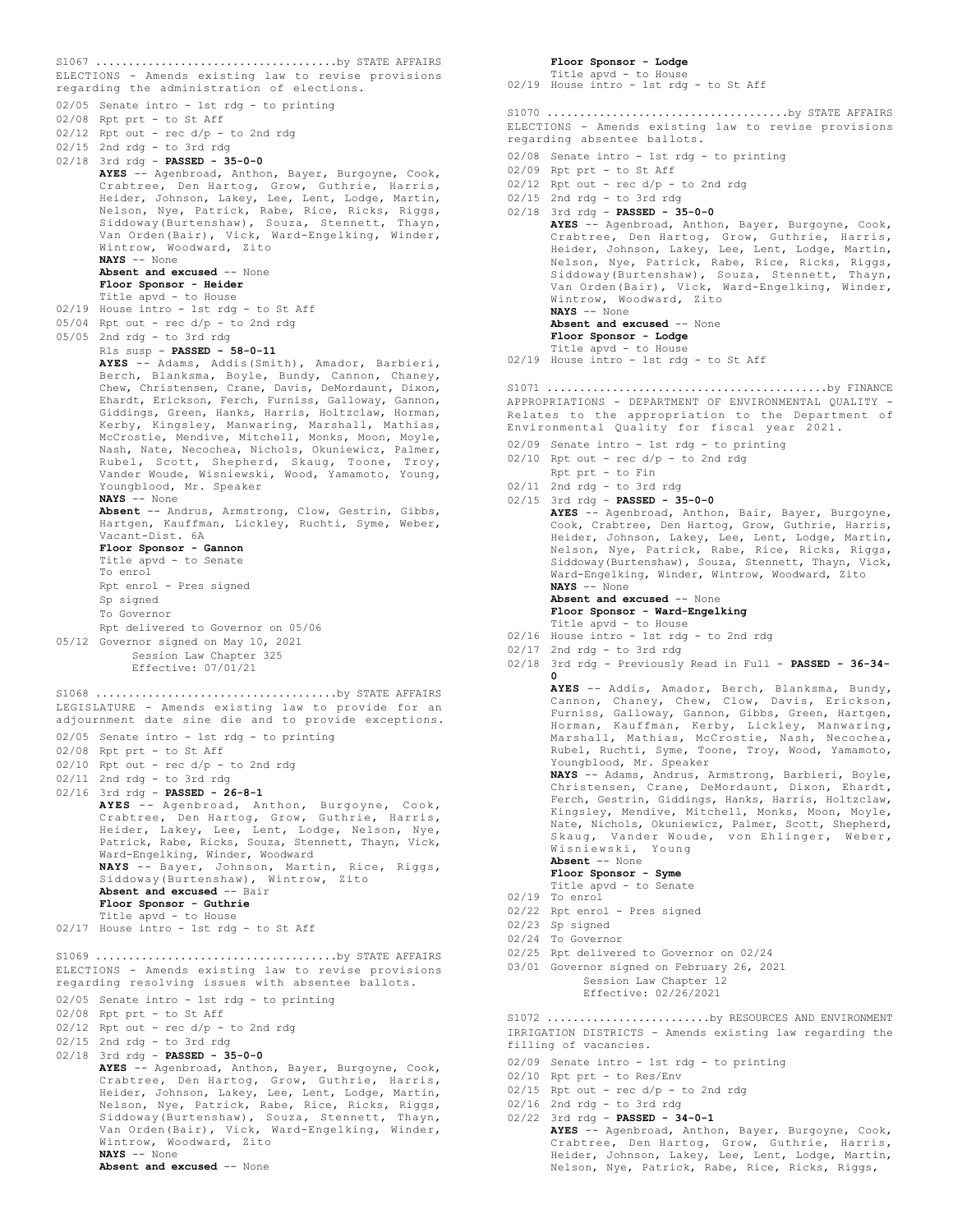S1067 ....................................by STATE AFFAIRS
ELECTIONS - Amends existing law to revise provisions regarding the administration of elections.

02/05 Senate intro - 1st rdg - to printing
02/08 Rpt prt - to St Aff
02/12 Rpt out - rec d/p - to 2nd rdg
02/15 2nd rdg - to 3rd rdg
02/18 3rd rdg - **PASSED - 35-0-0**
**AYES** -- Agenbroad, Anthon, Bayer, Burgoyne, Cook, Crabtree, Den Hartog, Grow, Guthrie, Harris, Heider, Johnson, Lakey, Lee, Lent, Lodge, Martin, Nelson, Nye, Patrick, Rabe, Rice, Ricks, Riggs, Siddoway(Burtenshaw), Souza, Stennett, Thayn, Van Orden(Bair), Vick, Ward-Engelking, Winder, Wintrow, Woodward, Zito
**NAYS** -- None
**Absent and excused** -- None
**Floor Sponsor - Heider**
Title apvd - to House
02/19 House intro - 1st rdg - to St Aff
05/04 Rpt out - rec d/p - to 2nd rdg
05/05 2nd rdg - to 3rd rdg
Rls susp - **PASSED - 58-0-11**
**AYES** -- Adams, Addis(Smith), Amador, Barbieri, Berch, Blanksma, Boyle, Bundy, Cannon, Chaney, Chew, Christensen, Crane, Davis, DeMordaunt, Dixon, Ehardt, Erickson, Ferch, Furniss, Galloway, Gannon, Giddings, Green, Hanks, Harris, Holtzclaw, Horman, Kerby, Kingsley, Manwaring, Marshall, Mathias, McCrostie, Mendive, Mitchell, Monks, Moon, Moyle, Nash, Nate, Necochea, Nichols, Okuniewicz, Palmer, Rubel, Scott, Shepherd, Skaug, Toone, Troy, Vander Woude, Wisniewski, Wood, Yamamoto, Young, Youngblood, Mr. Speaker
**NAYS** -- None
**Absent** -- Andrus, Armstrong, Clow, Gestrin, Gibbs, Hartgen, Kauffman, Lickley, Ruchti, Syme, Weber, Vacant-Dist. 6A
**Floor Sponsor - Gannon**
Title apvd - to Senate
To enrol
Rpt enrol - Pres signed
Sp signed
To Governor
Rpt delivered to Governor on 05/06
05/12 Governor signed on May 10, 2021
Session Law Chapter 325
Effective: 07/01/21

S1068 ....................................by STATE AFFAIRS
LEGISLATURE - Amends existing law to provide for an adjournment date sine die and to provide exceptions.

02/05 Senate intro - 1st rdg - to printing
02/08 Rpt prt - to St Aff
02/10 Rpt out - rec d/p - to 2nd rdg
02/11 2nd rdg - to 3rd rdg
02/16 3rd rdg - **PASSED - 26-8-1**
**AYES** -- Agenbroad, Anthon, Burgoyne, Cook, Crabtree, Den Hartog, Grow, Guthrie, Harris, Heider, Lakey, Lee, Lent, Lodge, Nelson, Nye, Patrick, Rabe, Ricks, Souza, Stennett, Thayn, Vick, Ward-Engelking, Winder, Woodward
**NAYS** -- Bayer, Johnson, Martin, Rice, Riggs, Siddoway(Burtenshaw), Wintrow, Zito
**Absent and excused** -- Bair
**Floor Sponsor - Guthrie**
Title apvd - to House
02/17 House intro - 1st rdg - to St Aff

S1069 ....................................by STATE AFFAIRS
ELECTIONS - Amends existing law to revise provisions regarding resolving issues with absentee ballots.

02/05 Senate intro - 1st rdg - to printing
02/08 Rpt prt - to St Aff
02/12 Rpt out - rec d/p - to 2nd rdg
02/15 2nd rdg - to 3rd rdg
02/18 3rd rdg - **PASSED - 35-0-0**
**AYES** -- Agenbroad, Anthon, Bayer, Burgoyne, Cook, Crabtree, Den Hartog, Grow, Guthrie, Harris, Heider, Johnson, Lakey, Lee, Lent, Lodge, Martin, Nelson, Nye, Patrick, Rabe, Rice, Ricks, Riggs, Siddoway(Burtenshaw), Souza, Stennett, Thayn, Van Orden(Bair), Vick, Ward-Engelking, Winder, Wintrow, Woodward, Zito
**NAYS** -- None
**Absent and excused** -- None
**Floor Sponsor - Lodge**
Title apvd - to House
02/19 House intro - 1st rdg - to St Aff

S1070 ....................................by STATE AFFAIRS
ELECTIONS - Amends existing law to revise provisions regarding absentee ballots.

02/08 Senate intro - 1st rdg - to printing
02/09 Rpt prt - to St Aff
02/12 Rpt out - rec d/p - to 2nd rdg
02/15 2nd rdg - to 3rd rdg
02/18 3rd rdg - **PASSED - 35-0-0**
**AYES** -- Agenbroad, Anthon, Bayer, Burgoyne, Cook, Crabtree, Den Hartog, Grow, Guthrie, Harris, Heider, Johnson, Lakey, Lee, Lent, Lodge, Martin, Nelson, Nye, Patrick, Rabe, Rice, Ricks, Riggs, Siddoway(Burtenshaw), Souza, Stennett, Thayn, Van Orden(Bair), Vick, Ward-Engelking, Winder, Wintrow, Woodward, Zito
**NAYS** -- None
**Absent and excused** -- None
**Floor Sponsor - Lodge**
Title apvd - to House
02/19 House intro - 1st rdg - to St Aff

S1071 ..........................................by FINANCE
APPROPRIATIONS - DEPARTMENT OF ENVIRONMENTAL QUALITY - Relates to the appropriation to the Department of Environmental Quality for fiscal year 2021.

02/09 Senate intro - 1st rdg - to printing
02/10 Rpt out - rec d/p - to 2nd rdg
Rpt prt - to Fin
02/11 2nd rdg - to 3rd rdg
02/15 3rd rdg - **PASSED - 35-0-0**
**AYES** -- Agenbroad, Anthon, Bair, Bayer, Burgoyne, Cook, Crabtree, Den Hartog, Grow, Guthrie, Harris, Heider, Johnson, Lakey, Lee, Lent, Lodge, Martin, Nelson, Nye, Patrick, Rabe, Rice, Ricks, Riggs, Siddoway(Burtenshaw), Souza, Stennett, Thayn, Vick, Ward-Engelking, Winder, Wintrow, Woodward, Zito
**NAYS** -- None
**Absent and excused** -- None
**Floor Sponsor - Ward-Engelking**
Title apvd - to House
02/16 House intro - 1st rdg - to 2nd rdg
02/17 2nd rdg - to 3rd rdg
02/18 3rd rdg - Previously Read in Full - **PASSED - 36-34-0**
**AYES** -- Addis, Amador, Berch, Blanksma, Bundy, Cannon, Chaney, Chew, Clow, Davis, Erickson, Furniss, Galloway, Gannon, Gibbs, Green, Hartgen, Horman, Kauffman, Kerby, Lickley, Manwaring, Marshall, Mathias, McCrostie, Nash, Necochea, Rubel, Ruchti, Syme, Toone, Troy, Wood, Yamamoto, Youngblood, Mr. Speaker
**NAYS** -- Adams, Andrus, Armstrong, Barbieri, Boyle, Christensen, Crane, DeMordaunt, Dixon, Ehardt, Ferch, Gestrin, Giddings, Hanks, Harris, Holtzclaw, Kingsley, Mendive, Mitchell, Monks, Moon, Moyle, Nate, Nichols, Okuniewicz, Palmer, Scott, Shepherd, Skaug, Vander Woude, von Ehlinger, Weber, Wisniewski, Young
**Absent** -- None
**Floor Sponsor - Syme**
Title apvd - to Senate
02/19 To enrol
02/22 Rpt enrol - Pres signed
02/23 Sp signed
02/24 To Governor
02/25 Rpt delivered to Governor on 02/24
03/01 Governor signed on February 26, 2021
Session Law Chapter 12
Effective: 02/26/2021

S1072 ........................by RESOURCES AND ENVIRONMENT
IRRIGATION DISTRICTS - Amends existing law regarding the filling of vacancies.

02/09 Senate intro - 1st rdg - to printing
02/10 Rpt prt - to Res/Env
02/15 Rpt out - rec d/p - to 2nd rdg
02/16 2nd rdg - to 3rd rdg
02/22 3rd rdg - **PASSED - 34-0-1**
**AYES** -- Agenbroad, Anthon, Bayer, Burgoyne, Cook, Crabtree, Den Hartog, Grow, Guthrie, Harris, Heider, Johnson, Lakey, Lee, Lent, Lodge, Martin, Nelson, Nye, Patrick, Rabe, Rice, Ricks, Riggs,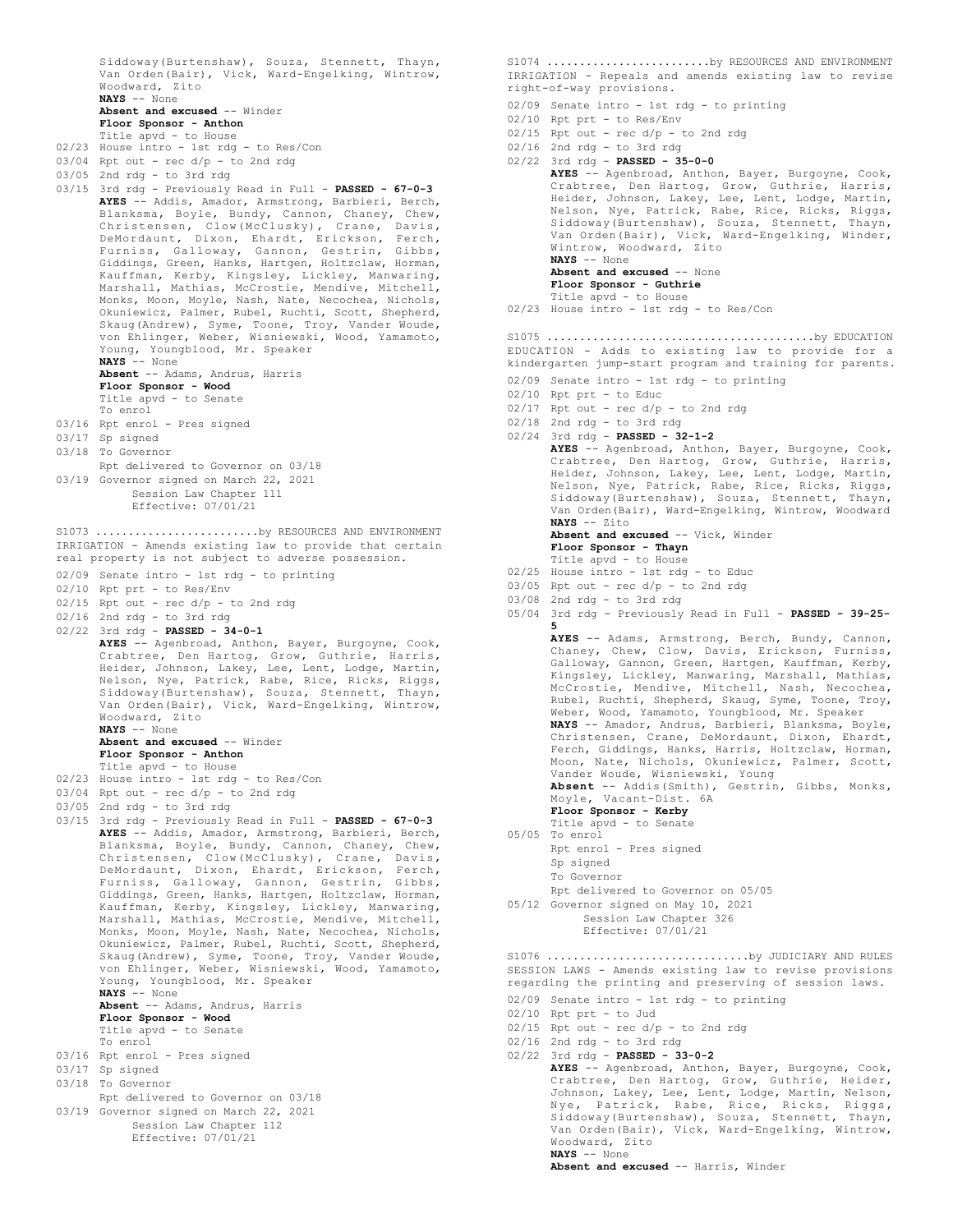Siddoway(Burtenshaw), Souza, Stennett, Thayn, Van Orden(Bair), Vick, Ward-Engelking, Wintrow, Woodward, Zito
**NAYS** -- None
**Absent and excused** -- Winder
**Floor Sponsor - Anthon**
Title apvd - to House

02/23 House intro - 1st rdg - to Res/Con
03/04 Rpt out - rec d/p - to 2nd rdg
03/05 2nd rdg - to 3rd rdg
03/15 3rd rdg - Previously Read in Full - **PASSED - 67-0-3**
**AYES** -- Addis, Amador, Armstrong, Barbieri, Berch, Blanksma, Boyle, Bundy, Cannon, Chaney, Chew, Christensen, Clow(McClusky), Crane, Davis, DeMordaunt, Dixon, Ehardt, Erickson, Ferch, Furniss, Galloway, Gannon, Gestrin, Gibbs, Giddings, Green, Hanks, Hartgen, Holtzclaw, Horman, Kauffman, Kerby, Kingsley, Lickley, Manwaring, Marshall, Mathias, McCrostie, Mendive, Mitchell, Monks, Moon, Moyle, Nash, Nate, Necochea, Nichols, Okuniewicz, Palmer, Rubel, Ruchti, Scott, Shepherd, Skaug(Andrew), Syme, Toone, Troy, Vander Woude, von Ehlinger, Weber, Wisniewski, Wood, Yamamoto, Young, Youngblood, Mr. Speaker
**NAYS** -- None
**Absent** -- Adams, Andrus, Harris
**Floor Sponsor - Wood**
Title apvd - to Senate
To enrol
03/16 Rpt enrol - Pres signed
03/17 Sp signed
03/18 To Governor
Rpt delivered to Governor on 03/18
03/19 Governor signed on March 22, 2021
Session Law Chapter 111
Effective: 07/01/21

S1073 ........................by RESOURCES AND ENVIRONMENT
IRRIGATION - Amends existing law to provide that certain real property is not subject to adverse possession.

02/09 Senate intro - 1st rdg - to printing
02/10 Rpt prt - to Res/Env
02/15 Rpt out - rec d/p - to 2nd rdg
02/16 2nd rdg - to 3rd rdg
02/22 3rd rdg - **PASSED - 34-0-1**
**AYES** -- Agenbroad, Anthon, Bayer, Burgoyne, Cook, Crabtree, Den Hartog, Grow, Guthrie, Harris, Heider, Johnson, Lakey, Lee, Lent, Lodge, Martin, Nelson, Nye, Patrick, Rabe, Rice, Ricks, Riggs, Siddoway(Burtenshaw), Souza, Stennett, Thayn, Van Orden(Bair), Vick, Ward-Engelking, Wintrow, Woodward, Zito
**NAYS** -- None
**Absent and excused** -- Winder
**Floor Sponsor - Anthon**
Title apvd - to House
02/23 House intro - 1st rdg - to Res/Con
03/04 Rpt out - rec d/p - to 2nd rdg
03/05 2nd rdg - to 3rd rdg
03/15 3rd rdg - Previously Read in Full - **PASSED - 67-0-3**
**AYES** -- Addis, Amador, Armstrong, Barbieri, Berch, Blanksma, Boyle, Bundy, Cannon, Chaney, Chew, Christensen, Clow(McClusky), Crane, Davis, DeMordaunt, Dixon, Ehardt, Erickson, Ferch, Furniss, Galloway, Gannon, Gestrin, Gibbs, Giddings, Green, Hanks, Hartgen, Holtzclaw, Horman, Kauffman, Kerby, Kingsley, Lickley, Manwaring, Marshall, Mathias, McCrostie, Mendive, Mitchell, Monks, Moon, Moyle, Nash, Nate, Necochea, Nichols, Okuniewicz, Palmer, Rubel, Ruchti, Scott, Shepherd, Skaug(Andrew), Syme, Toone, Troy, Vander Woude, von Ehlinger, Weber, Wisniewski, Wood, Yamamoto, Young, Youngblood, Mr. Speaker
**NAYS** -- None
**Absent** -- Adams, Andrus, Harris
**Floor Sponsor - Wood**
Title apvd - to Senate
To enrol
03/16 Rpt enrol - Pres signed
03/17 Sp signed
03/18 To Governor
Rpt delivered to Governor on 03/18
03/19 Governor signed on March 22, 2021
Session Law Chapter 112
Effective: 07/01/21

S1074 ........................by RESOURCES AND ENVIRONMENT
IRRIGATION - Repeals and amends existing law to revise right-of-way provisions.

02/09 Senate intro - 1st rdg - to printing
02/10 Rpt prt - to Res/Env
02/15 Rpt out - rec d/p - to 2nd rdg
02/16 2nd rdg - to 3rd rdg
02/22 3rd rdg - **PASSED - 35-0-0**
**AYES** -- Agenbroad, Anthon, Bayer, Burgoyne, Cook, Crabtree, Den Hartog, Grow, Guthrie, Harris, Heider, Johnson, Lakey, Lee, Lent, Lodge, Martin, Nelson, Nye, Patrick, Rabe, Rice, Ricks, Riggs, Siddoway(Burtenshaw), Souza, Stennett, Thayn, Van Orden(Bair), Vick, Ward-Engelking, Winder, Wintrow, Woodward, Zito
**NAYS** -- None
**Absent and excused** -- None
**Floor Sponsor - Guthrie**
Title apvd - to House
02/23 House intro - 1st rdg - to Res/Con

S1075 .......................................by EDUCATION
EDUCATION - Adds to existing law to provide for a kindergarten jump-start program and training for parents.

02/09 Senate intro - 1st rdg - to printing
02/10 Rpt prt - to Educ
02/17 Rpt out - rec d/p - to 2nd rdg
02/18 2nd rdg - to 3rd rdg
02/24 3rd rdg - **PASSED - 32-1-2**
**AYES** -- Agenbroad, Anthon, Bayer, Burgoyne, Cook, Crabtree, Den Hartog, Grow, Guthrie, Harris, Heider, Johnson, Lakey, Lee, Lent, Lodge, Martin, Nelson, Nye, Patrick, Rabe, Rice, Ricks, Riggs, Siddoway(Burtenshaw), Souza, Stennett, Thayn, Van Orden(Bair), Ward-Engelking, Wintrow, Woodward
**NAYS** -- Zito
**Absent and excused** -- Vick, Winder
**Floor Sponsor - Thayn**
Title apvd - to House
02/25 House intro - 1st rdg - to Educ
03/05 Rpt out - rec d/p - to 2nd rdg
03/08 2nd rdg - to 3rd rdg
05/04 3rd rdg - Previously Read in Full - **PASSED - 39-25-5**
**AYES** -- Adams, Armstrong, Berch, Bundy, Cannon, Chaney, Chew, Clow, Davis, Erickson, Furniss, Galloway, Gannon, Green, Hartgen, Kauffman, Kerby, Kingsley, Lickley, Manwaring, Marshall, Mathias, McCrostie, Mendive, Mitchell, Nash, Necochea, Rubel, Ruchti, Shepherd, Skaug, Syme, Toone, Troy, Weber, Wood, Yamamoto, Youngblood, Mr. Speaker
**NAYS** -- Amador, Andrus, Barbieri, Blanksma, Boyle, Christensen, Crane, DeMordaunt, Dixon, Ehardt, Ferch, Giddings, Hanks, Harris, Holtzclaw, Horman, Moon, Nate, Nichols, Okuniewicz, Palmer, Scott, Vander Woude, Wisniewski, Young
**Absent** -- Addis(Smith), Gestrin, Gibbs, Monks, Moyle, Vacant-Dist. 6A
**Floor Sponsor - Kerby**
Title apvd - to Senate
05/05 To enrol
Rpt enrol - Pres signed
Sp signed
To Governor
Rpt delivered to Governor on 05/05
05/12 Governor signed on May 10, 2021
Session Law Chapter 326
Effective: 07/01/21

S1076 ..............................by JUDICIARY AND RULES
SESSION LAWS - Amends existing law to revise provisions regarding the printing and preserving of session laws.

02/09 Senate intro - 1st rdg - to printing
02/10 Rpt prt - to Jud
02/15 Rpt out - rec d/p - to 2nd rdg
02/16 2nd rdg - to 3rd rdg
02/22 3rd rdg - **PASSED - 33-0-2**
**AYES** -- Agenbroad, Anthon, Bayer, Burgoyne, Cook, Crabtree, Den Hartog, Grow, Guthrie, Heider, Johnson, Lakey, Lee, Lent, Lodge, Martin, Nelson, Nye, Patrick, Rabe, Rice, Ricks, Riggs, Siddoway(Burtenshaw), Souza, Stennett, Thayn, Van Orden(Bair), Vick, Ward-Engelking, Wintrow, Woodward, Zito
**NAYS** -- None
**Absent and excused** -- Harris, Winder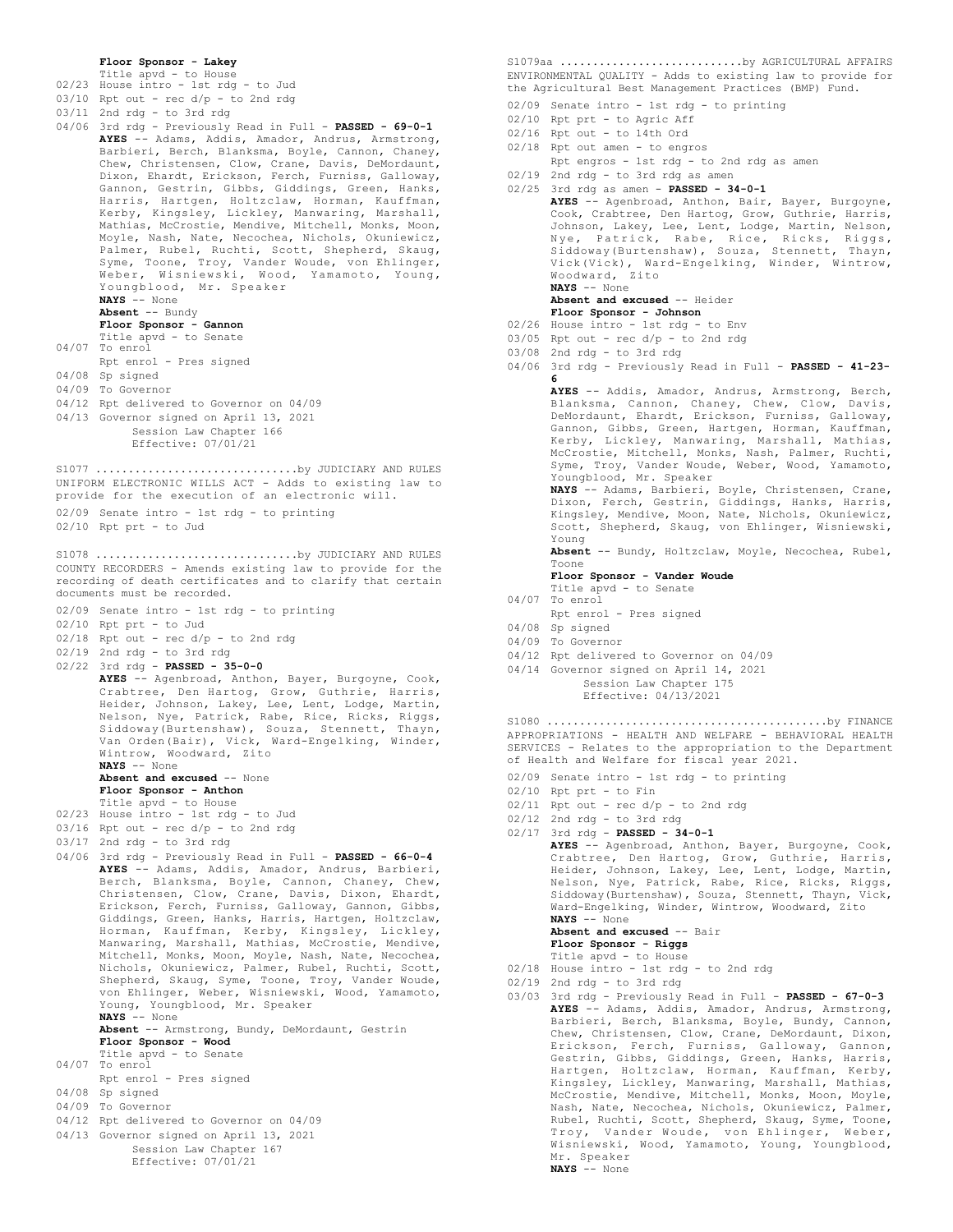**Floor Sponsor - Lakey**
Title apvd - to House
02/23 House intro - 1st rdg - to Jud
03/10 Rpt out - rec d/p - to 2nd rdg
03/11 2nd rdg - to 3rd rdg
04/06 3rd rdg - Previously Read in Full - **PASSED - 69-0-1**
**AYES** -- Adams, Addis, Amador, Andrus, Armstrong, Barbieri, Berch, Blanksma, Boyle, Cannon, Chaney, Chew, Christensen, Clow, Crane, Davis, DeMordaunt, Dixon, Ehardt, Erickson, Ferch, Furniss, Galloway, Gannon, Gestrin, Gibbs, Giddings, Green, Hanks, Harris, Hartgen, Holtzclaw, Horman, Kauffman, Kerby, Kingsley, Lickley, Manwaring, Marshall, Mathias, McCrostie, Mendive, Mitchell, Monks, Moon, Moyle, Nash, Nate, Necochea, Nichols, Okuniewicz, Palmer, Rubel, Ruchti, Scott, Shepherd, Skaug, Syme, Toone, Troy, Vander Woude, von Ehlinger, Weber, Wisniewski, Wood, Yamamoto, Young, Youngblood, Mr. Speaker
**NAYS** -- None
**Absent** -- Bundy
**Floor Sponsor - Gannon**
Title apvd - to Senate
04/07 To enrol
Rpt enrol - Pres signed
04/08 Sp signed
04/09 To Governor
04/12 Rpt delivered to Governor on 04/09
04/13 Governor signed on April 13, 2021
Session Law Chapter 166
Effective: 07/01/21

S1077 ..............................by JUDICIARY AND RULES
UNIFORM ELECTRONIC WILLS ACT - Adds to existing law to provide for the execution of an electronic will.
02/09 Senate intro - 1st rdg - to printing
02/10 Rpt prt - to Jud

S1078 ..............................by JUDICIARY AND RULES
COUNTY RECORDERS - Amends existing law to provide for the recording of death certificates and to clarify that certain documents must be recorded.
02/09 Senate intro - 1st rdg - to printing
02/10 Rpt prt - to Jud
02/18 Rpt out - rec d/p - to 2nd rdg
02/19 2nd rdg - to 3rd rdg
02/22 3rd rdg - **PASSED - 35-0-0**
**AYES** -- Agenbroad, Anthon, Bayer, Burgoyne, Cook, Crabtree, Den Hartog, Grow, Guthrie, Harris, Heider, Johnson, Lakey, Lee, Lent, Lodge, Martin, Nelson, Nye, Patrick, Rabe, Rice, Ricks, Riggs, Siddoway(Burtenshaw), Souza, Stennett, Thayn, Van Orden(Bair), Vick, Ward-Engelking, Winder, Wintrow, Woodward, Zito
**NAYS** -- None
**Absent and excused** -- None
**Floor Sponsor - Anthon**
Title apvd - to House
02/23 House intro - 1st rdg - to Jud
03/16 Rpt out - rec d/p - to 2nd rdg
03/17 2nd rdg - to 3rd rdg
04/06 3rd rdg - Previously Read in Full - **PASSED - 66-0-4**
**AYES** -- Adams, Addis, Amador, Andrus, Barbieri, Berch, Blanksma, Boyle, Cannon, Chaney, Chew, Christensen, Clow, Crane, Davis, Dixon, Ehardt, Erickson, Ferch, Furniss, Galloway, Gannon, Gibbs, Giddings, Green, Hanks, Harris, Hartgen, Holtzclaw, Horman, Kauffman, Kerby, Kingsley, Lickley, Manwaring, Marshall, Mathias, McCrostie, Mendive, Mitchell, Monks, Moon, Moyle, Nash, Nate, Necochea, Nichols, Okuniewicz, Palmer, Rubel, Ruchti, Scott, Shepherd, Skaug, Syme, Toone, Troy, Vander Woude, von Ehlinger, Weber, Wisniewski, Wood, Yamamoto, Young, Youngblood, Mr. Speaker
**NAYS** -- None
**Absent** -- Armstrong, Bundy, DeMordaunt, Gestrin
**Floor Sponsor - Wood**
Title apvd - to Senate
04/07 To enrol
Rpt enrol - Pres signed
04/08 Sp signed
04/09 To Governor
04/12 Rpt delivered to Governor on 04/09
04/13 Governor signed on April 13, 2021
Session Law Chapter 167
Effective: 07/01/21

S1079aa ...........................by AGRICULTURAL AFFAIRS
ENVIRONMENTAL QUALITY - Adds to existing law to provide for the Agricultural Best Management Practices (BMP) Fund.
02/09 Senate intro - 1st rdg - to printing
02/10 Rpt prt - to Agric Aff
02/16 Rpt out - to 14th Ord
02/18 Rpt out amen - to engros
Rpt engros - 1st rdg - to 2nd rdg as amen
02/19 2nd rdg - to 3rd rdg as amen
02/25 3rd rdg as amen - **PASSED - 34-0-1**
**AYES** -- Agenbroad, Anthon, Bair, Bayer, Burgoyne, Cook, Crabtree, Den Hartog, Grow, Guthrie, Harris, Johnson, Lakey, Lee, Lent, Lodge, Martin, Nelson, Nye, Patrick, Rabe, Rice, Ricks, Riggs, Siddoway(Burtenshaw), Souza, Stennett, Thayn, Vick(Vick), Ward-Engelking, Winder, Wintrow, Woodward, Zito
**NAYS** -- None
**Absent and excused** -- Heider
**Floor Sponsor - Johnson**
02/26 House intro - 1st rdg - to Env
03/05 Rpt out - rec d/p - to 2nd rdg
03/08 2nd rdg - to 3rd rdg
04/06 3rd rdg - Previously Read in Full - **PASSED - 41-23-6**
**AYES** -- Addis, Amador, Andrus, Armstrong, Berch, Blanksma, Cannon, Chaney, Chew, Clow, Davis, DeMordaunt, Ehardt, Erickson, Furniss, Galloway, Gannon, Gibbs, Green, Hartgen, Horman, Kauffman, Kerby, Lickley, Manwaring, Marshall, Mathias, McCrostie, Mitchell, Monks, Nash, Palmer, Ruchti, Syme, Troy, Vander Woude, Weber, Wood, Yamamoto, Youngblood, Mr. Speaker
**NAYS** -- Adams, Barbieri, Boyle, Christensen, Crane, Dixon, Ferch, Gestrin, Giddings, Hanks, Harris, Kingsley, Mendive, Moon, Nate, Nichols, Okuniewicz, Scott, Shepherd, Skaug, von Ehlinger, Wisniewski, Young
**Absent** -- Bundy, Holtzclaw, Moyle, Necochea, Rubel, Toone
**Floor Sponsor - Vander Woude**
Title apvd - to Senate
04/07 To enrol
Rpt enrol - Pres signed
04/08 Sp signed
04/09 To Governor
04/12 Rpt delivered to Governor on 04/09
04/14 Governor signed on April 14, 2021
Session Law Chapter 175
Effective: 04/13/2021

S1080 ..........................................by FINANCE
APPROPRIATIONS - HEALTH AND WELFARE - BEHAVIORAL HEALTH SERVICES - Relates to the appropriation to the Department of Health and Welfare for fiscal year 2021.
02/09 Senate intro - 1st rdg - to printing
02/10 Rpt prt - to Fin
02/11 Rpt out - rec d/p - to 2nd rdg
02/12 2nd rdg - to 3rd rdg
02/17 3rd rdg - **PASSED - 34-0-1**
**AYES** -- Agenbroad, Anthon, Bayer, Burgoyne, Cook, Crabtree, Den Hartog, Grow, Guthrie, Harris, Heider, Johnson, Lakey, Lee, Lent, Lodge, Martin, Nelson, Nye, Patrick, Rabe, Rice, Ricks, Riggs, Siddoway(Burtenshaw), Souza, Stennett, Thayn, Vick, Ward-Engelking, Winder, Wintrow, Woodward, Zito
**NAYS** -- None
**Absent and excused** -- Bair
**Floor Sponsor - Riggs**
Title apvd - to House
02/18 House intro - 1st rdg - to 2nd rdg
02/19 2nd rdg - to 3rd rdg
03/03 3rd rdg - Previously Read in Full - **PASSED - 67-0-3**
**AYES** -- Adams, Addis, Amador, Andrus, Armstrong, Barbieri, Berch, Blanksma, Boyle, Bundy, Cannon, Chew, Christensen, Clow, Crane, DeMordaunt, Dixon, Erickson, Ferch, Furniss, Galloway, Gannon, Gestrin, Gibbs, Giddings, Green, Hanks, Harris, Hartgen, Holtzclaw, Horman, Kauffman, Kerby, Kingsley, Lickley, Manwaring, Marshall, Mathias, McCrostie, Mendive, Mitchell, Monks, Moon, Moyle, Nash, Nate, Necochea, Nichols, Okuniewicz, Palmer, Rubel, Ruchti, Scott, Shepherd, Skaug, Syme, Toone, Troy, Vander Woude, von Ehlinger, Weber, Wisniewski, Wood, Yamamoto, Young, Youngblood, Mr. Speaker
**NAYS** -- None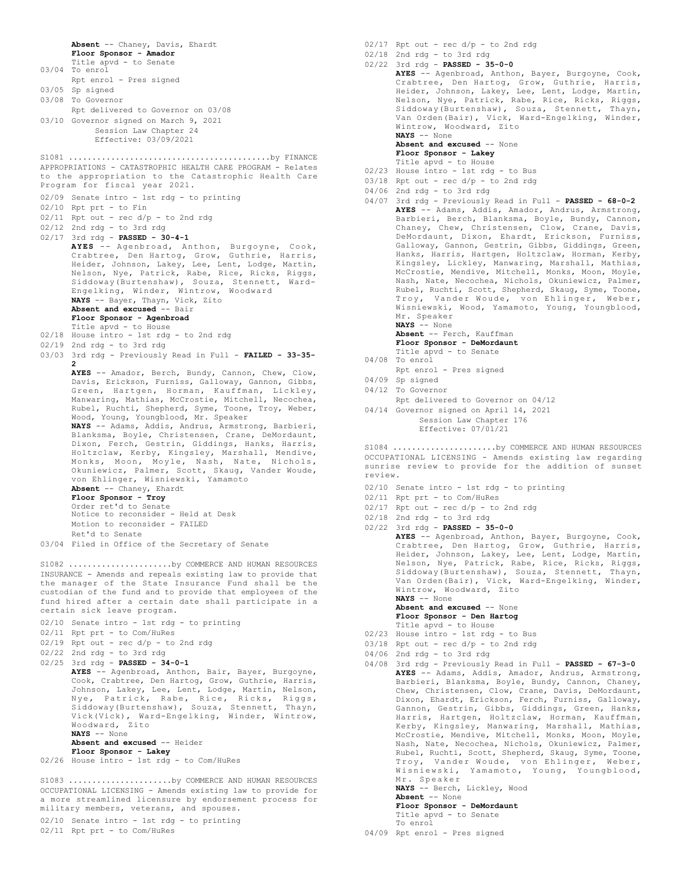**Absent** -- Chaney, Davis, Ehardt
**Floor Sponsor - Amador**
Title apvd - to Senate

03/04 To enrol
Rpt enrol - Pres signed
03/05 Sp signed
03/08 To Governor
Rpt delivered to Governor on 03/08
03/10 Governor signed on March 9, 2021
Session Law Chapter 24
Effective: 03/09/2021

S1081 ..........................................by FINANCE
APPROPRIATIONS - CATASTROPHIC HEALTH CARE PROGRAM - Relates to the appropriation to the Catastrophic Health Care Program for fiscal year 2021.

02/09 Senate intro - 1st rdg - to printing
02/10 Rpt prt - to Fin
02/11 Rpt out - rec d/p - to 2nd rdg
02/12 2nd rdg - to 3rd rdg
02/17 3rd rdg - **PASSED - 30-4-1**
**AYES** -- Agenbroad, Anthon, Burgoyne, Cook, Crabtree, Den Hartog, Grow, Guthrie, Harris, Heider, Johnson, Lakey, Lee, Lent, Lodge, Martin, Nelson, Nye, Patrick, Rabe, Rice, Ricks, Riggs, Siddoway(Burtenshaw), Souza, Stennett, Ward-Engelking, Winder, Wintrow, Woodward
**NAYS** -- Bayer, Thayn, Vick, Zito
**Absent and excused** -- Bair
**Floor Sponsor - Agenbroad**
Title apvd - to House
02/18 House intro - 1st rdg - to 2nd rdg
02/19 2nd rdg - to 3rd rdg
03/03 3rd rdg - Previously Read in Full - **FAILED - 33-35-2**
**AYES** -- Amador, Berch, Bundy, Cannon, Chew, Clow, Davis, Erickson, Furniss, Galloway, Gannon, Gibbs, Green, Hartgen, Horman, Kauffman, Lickley, Manwaring, Mathias, McCrostie, Mitchell, Necochea, Rubel, Ruchti, Shepherd, Syme, Toone, Troy, Weber, Wood, Young, Youngblood, Mr. Speaker
**NAYS** -- Adams, Addis, Andrus, Armstrong, Barbieri, Blanksma, Boyle, Christensen, Crane, DeMordaunt, Dixon, Ferch, Gestrin, Giddings, Hanks, Harris, Holtzclaw, Kerby, Kingsley, Marshall, Mendive, Monks, Moon, Moyle, Nash, Nate, Nichols, Okuniewicz, Palmer, Scott, Skaug, Vander Woude, von Ehlinger, Wisniewski, Yamamoto
**Absent** -- Chaney, Ehardt
**Floor Sponsor - Troy**
Order ret'd to Senate
Notice to reconsider - Held at Desk
Motion to reconsider - FAILED
Ret'd to Senate
03/04 Filed in Office of the Secretary of Senate

S1082 ......................by COMMERCE AND HUMAN RESOURCES
INSURANCE - Amends and repeals existing law to provide that the manager of the State Insurance Fund shall be the custodian of the fund and to provide that employees of the fund hired after a certain date shall participate in a certain sick leave program.

02/10 Senate intro - 1st rdg - to printing
02/11 Rpt prt - to Com/HuRes
02/19 Rpt out - rec d/p - to 2nd rdg
02/22 2nd rdg - to 3rd rdg
02/25 3rd rdg - **PASSED - 34-0-1**
**AYES** -- Agenbroad, Anthon, Bair, Bayer, Burgoyne, Cook, Crabtree, Den Hartog, Grow, Guthrie, Harris, Johnson, Lakey, Lee, Lent, Lodge, Martin, Nelson, Nye, Patrick, Rabe, Rice, Ricks, Riggs, Siddoway(Burtenshaw), Souza, Stennett, Thayn, Vick(Vick), Ward-Engelking, Winder, Wintrow, Woodward, Zito
**NAYS** -- None
**Absent and excused** -- Heider
**Floor Sponsor - Lakey**
02/26 House intro - 1st rdg - to Com/HuRes

S1083 ......................by COMMERCE AND HUMAN RESOURCES
OCCUPATIONAL LICENSING - Amends existing law to provide for a more streamlined licensure by endorsement process for military members, veterans, and spouses.

02/10 Senate intro - 1st rdg - to printing
02/11 Rpt prt - to Com/HuRes
02/17 Rpt out - rec d/p - to 2nd rdg
02/18 2nd rdg - to 3rd rdg
02/22 3rd rdg - **PASSED - 35-0-0**
**AYES** -- Agenbroad, Anthon, Bayer, Burgoyne, Cook, Crabtree, Den Hartog, Grow, Guthrie, Harris, Heider, Johnson, Lakey, Lee, Lent, Lodge, Martin, Nelson, Nye, Patrick, Rabe, Rice, Ricks, Riggs, Siddoway(Burtenshaw), Souza, Stennett, Thayn, Van Orden(Bair), Vick, Ward-Engelking, Winder, Wintrow, Woodward, Zito
**NAYS** -- None
**Absent and excused** -- None
**Floor Sponsor - Lakey**
Title apvd - to House
02/23 House intro - 1st rdg - to Bus
03/18 Rpt out - rec d/p - to 2nd rdg
04/06 2nd rdg - to 3rd rdg
04/07 3rd rdg - Previously Read in Full - **PASSED - 68-0-2**
**AYES** -- Adams, Addis, Amador, Andrus, Armstrong, Barbieri, Berch, Blanksma, Boyle, Bundy, Cannon, Chaney, Chew, Christensen, Clow, Crane, Davis, DeMordaunt, Dixon, Ehardt, Erickson, Furniss, Galloway, Gannon, Gestrin, Gibbs, Giddings, Green, Hanks, Harris, Hartgen, Holtzclaw, Horman, Kerby, Kingsley, Lickley, Manwaring, Marshall, Mathias, McCrostie, Mendive, Mitchell, Monks, Moon, Moyle, Nash, Nate, Necochea, Nichols, Okuniewicz, Palmer, Rubel, Ruchti, Scott, Shepherd, Skaug, Syme, Toone, Troy, Vander Woude, von Ehlinger, Weber, Wisniewski, Wood, Yamamoto, Young, Youngblood, Mr. Speaker
**NAYS** -- None
**Absent** -- Ferch, Kauffman
**Floor Sponsor - DeMordaunt**
Title apvd - to Senate
04/08 To enrol
Rpt enrol - Pres signed
04/09 Sp signed
04/12 To Governor
Rpt delivered to Governor on 04/12
04/14 Governor signed on April 14, 2021
Session Law Chapter 176
Effective: 07/01/21

S1084 ......................by COMMERCE AND HUMAN RESOURCES
OCCUPATIONAL LICENSING - Amends existing law regarding sunrise review to provide for the addition of sunset review.

02/10 Senate intro - 1st rdg - to printing
02/11 Rpt prt - to Com/HuRes
02/17 Rpt out - rec d/p - to 2nd rdg
02/18 2nd rdg - to 3rd rdg
02/22 3rd rdg - **PASSED - 35-0-0**
**AYES** -- Agenbroad, Anthon, Bayer, Burgoyne, Cook, Crabtree, Den Hartog, Grow, Guthrie, Harris, Heider, Johnson, Lakey, Lee, Lent, Lodge, Martin, Nelson, Nye, Patrick, Rabe, Rice, Ricks, Riggs, Siddoway(Burtenshaw), Souza, Stennett, Thayn, Van Orden(Bair), Vick, Ward-Engelking, Winder, Wintrow, Woodward, Zito
**NAYS** -- None
**Absent and excused** -- None
**Floor Sponsor - Den Hartog**
Title apvd - to House
02/23 House intro - 1st rdg - to Bus
03/18 Rpt out - rec d/p - to 2nd rdg
04/06 2nd rdg - to 3rd rdg
04/08 3rd rdg - Previously Read in Full - **PASSED - 67-3-0**
**AYES** -- Adams, Addis, Amador, Andrus, Armstrong, Barbieri, Blanksma, Boyle, Bundy, Cannon, Chaney, Chew, Christensen, Clow, Crane, Davis, DeMordaunt, Dixon, Ehardt, Erickson, Ferch, Furniss, Galloway, Gannon, Gestrin, Gibbs, Giddings, Green, Hanks, Harris, Hartgen, Holtzclaw, Horman, Kauffman, Kerby, Kingsley, Manwaring, Marshall, Mathias, McCrostie, Mendive, Mitchell, Monks, Moon, Moyle, Nash, Nate, Necochea, Nichols, Okuniewicz, Palmer, Rubel, Ruchti, Scott, Shepherd, Skaug, Syme, Toone, Troy, Vander Woude, von Ehlinger, Weber, Wisniewski, Yamamoto, Young, Youngblood, Mr. Speaker
**NAYS** -- Berch, Lickley, Wood
**Absent** -- None
**Floor Sponsor - DeMordaunt**
Title apvd - to Senate
To enrol
04/09 Rpt enrol - Pres signed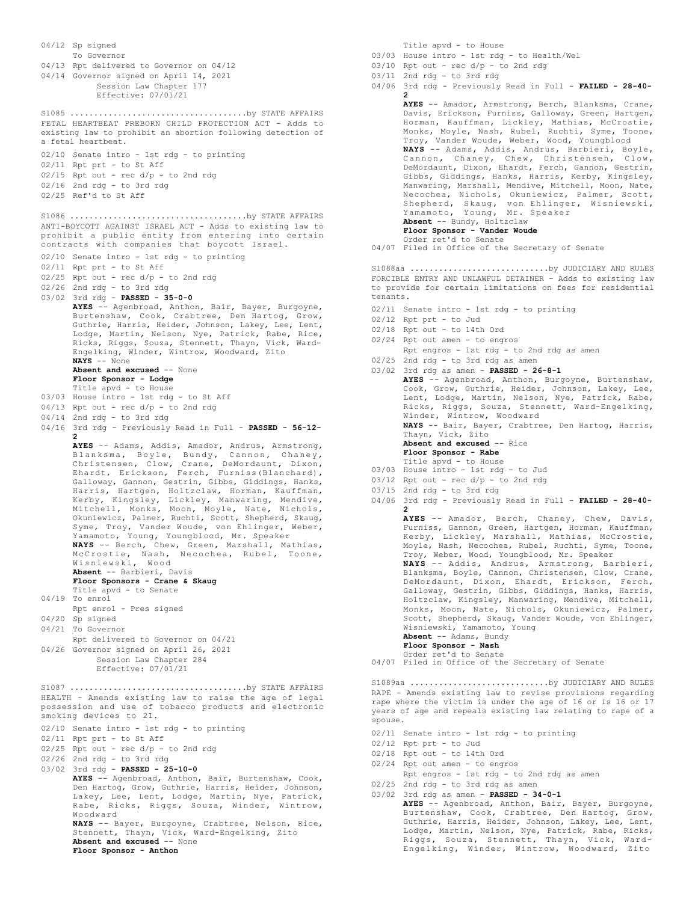04/12 Sp signed
 To Governor
04/13 Rpt delivered to Governor on 04/12
04/14 Governor signed on April 14, 2021
 Session Law Chapter 177
 Effective: 07/01/21

S1085 ....................................by STATE AFFAIRS
FETAL HEARTBEAT PREBORN CHILD PROTECTION ACT - Adds to existing law to prohibit an abortion following detection of a fetal heartbeat.

02/10 Senate intro - 1st rdg - to printing
02/11 Rpt prt - to St Aff
02/15 Rpt out - rec d/p - to 2nd rdg
02/16 2nd rdg - to 3rd rdg
02/25 Ref'd to St Aff

S1086 ....................................by STATE AFFAIRS
ANTI-BOYCOTT AGAINST ISRAEL ACT - Adds to existing law to prohibit a public entity from entering into certain contracts with companies that boycott Israel.

02/10 Senate intro - 1st rdg - to printing
02/11 Rpt prt - to St Aff
02/25 Rpt out - rec d/p - to 2nd rdg
02/26 2nd rdg - to 3rd rdg
03/02 3rd rdg - **PASSED - 35-0-0**
 **AYES** -- Agenbroad, Anthon, Bair, Bayer, Burgoyne, Burtenshaw, Cook, Crabtree, Den Hartog, Grow, Guthrie, Harris, Heider, Johnson, Lakey, Lee, Lent, Lodge, Martin, Nelson, Nye, Patrick, Rabe, Rice, Ricks, Riggs, Souza, Stennett, Thayn, Vick, Ward-Engelking, Winder, Wintrow, Woodward, Zito
 **NAYS** -- None
 **Absent and excused** -- None
 **Floor Sponsor - Lodge**
 Title apvd - to House
03/03 House intro - 1st rdg - to St Aff
04/13 Rpt out - rec d/p - to 2nd rdg
04/14 2nd rdg - to 3rd rdg
04/16 3rd rdg - Previously Read in Full - **PASSED - 56-12-2**
 **AYES** -- Adams, Addis, Amador, Andrus, Armstrong, Blanksma, Boyle, Bundy, Cannon, Chaney, Christensen, Clow, Crane, DeMordaunt, Dixon, Ehardt, Erickson, Ferch, Furniss(Blanchard), Galloway, Gannon, Gestrin, Gibbs, Giddings, Hanks, Harris, Hartgen, Holtzclaw, Horman, Kauffman, Kerby, Kingsley, Lickley, Manwaring, Mendive, Mitchell, Monks, Moon, Moyle, Nate, Nichols, Okuniewicz, Palmer, Ruchti, Scott, Shepherd, Skaug, Syme, Troy, Vander Woude, von Ehlinger, Weber, Yamamoto, Young, Youngblood, Mr. Speaker
 **NAYS** -- Berch, Chew, Green, Marshall, Mathias, McCrostie, Nash, Necochea, Rubel, Toone, Wisniewski, Wood
 **Absent** -- Barbieri, Davis
 **Floor Sponsors - Crane & Skaug**
 Title apvd - to Senate
04/19 To enrol
 Rpt enrol - Pres signed
04/20 Sp signed
04/21 To Governor
 Rpt delivered to Governor on 04/21
04/26 Governor signed on April 26, 2021
 Session Law Chapter 284
 Effective: 07/01/21

S1087 ....................................by STATE AFFAIRS
HEALTH - Amends existing law to raise the age of legal possession and use of tobacco products and electronic smoking devices to 21.

02/10 Senate intro - 1st rdg - to printing
02/11 Rpt prt - to St Aff
02/25 Rpt out - rec d/p - to 2nd rdg
02/26 2nd rdg - to 3rd rdg
03/02 3rd rdg - **PASSED - 25-10-0**
 **AYES** -- Agenbroad, Anthon, Bair, Burtenshaw, Cook, Den Hartog, Grow, Guthrie, Harris, Heider, Johnson, Lakey, Lee, Lent, Lodge, Martin, Nye, Patrick, Rabe, Ricks, Riggs, Souza, Winder, Wintrow, Woodward
 **NAYS** -- Bayer, Burgoyne, Crabtree, Nelson, Rice, Stennett, Thayn, Vick, Ward-Engelking, Zito
 **Absent and excused** -- None
 **Floor Sponsor - Anthon**
 Title apvd - to House
03/03 House intro - 1st rdg - to Health/Wel
03/10 Rpt out - rec d/p - to 2nd rdg
03/11 2nd rdg - to 3rd rdg
04/06 3rd rdg - Previously Read in Full - **FAILED - 28-40-2**
 **AYES** -- Amador, Armstrong, Berch, Blanksma, Crane, Davis, Erickson, Furniss, Galloway, Green, Hartgen, Horman, Kauffman, Lickley, Mathias, McCrostie, Monks, Moyle, Nash, Rubel, Ruchti, Syme, Toone, Troy, Vander Woude, Weber, Wood, Youngblood
 **NAYS** -- Adams, Addis, Andrus, Barbieri, Boyle, Cannon, Chaney, Chew, Christensen, Clow, DeMordaunt, Dixon, Ehardt, Ferch, Gannon, Gestrin, Gibbs, Giddings, Hanks, Harris, Kerby, Kingsley, Manwaring, Marshall, Mendive, Mitchell, Moon, Nate, Necochea, Nichols, Okuniewicz, Palmer, Scott, Shepherd, Skaug, von Ehlinger, Wisniewski, Yamamoto, Young, Mr. Speaker
 **Absent** -- Bundy, Holtzclaw
 **Floor Sponsor - Vander Woude**
 Order ret'd to Senate
04/07 Filed in Office of the Secretary of Senate

S1088aa ............................by JUDICIARY AND RULES
FORCIBLE ENTRY AND UNLAWFUL DETAINER - Adds to existing law to provide for certain limitations on fees for residential tenants.

02/11 Senate intro - 1st rdg - to printing
02/12 Rpt prt - to Jud
02/18 Rpt out - to 14th Ord
02/24 Rpt out amen - to engros
 Rpt engros - 1st rdg - to 2nd rdg as amen
02/25 2nd rdg - to 3rd rdg as amen
03/02 3rd rdg as amen - **PASSED - 26-8-1**
 **AYES** -- Agenbroad, Anthon, Burgoyne, Burtenshaw, Cook, Grow, Guthrie, Heider, Johnson, Lakey, Lee, Lent, Lodge, Martin, Nelson, Nye, Patrick, Rabe, Ricks, Riggs, Souza, Stennett, Ward-Engelking, Winder, Wintrow, Woodward
 **NAYS** -- Bair, Bayer, Crabtree, Den Hartog, Harris, Thayn, Vick, Zito
 **Absent and excused** -- Rice
 **Floor Sponsor - Rabe**
 Title apvd - to House
03/03 House intro - 1st rdg - to Jud
03/12 Rpt out - rec d/p - to 2nd rdg
03/15 2nd rdg - to 3rd rdg
04/06 3rd rdg - Previously Read in Full - **FAILED - 28-40-2**
 **AYES** -- Amador, Berch, Chaney, Chew, Davis, Furniss, Gannon, Green, Hartgen, Horman, Kauffman, Kerby, Lickley, Marshall, Mathias, McCrostie, Moyle, Nash, Necochea, Rubel, Ruchti, Syme, Toone, Troy, Weber, Wood, Youngblood, Mr. Speaker
 **NAYS** -- Addis, Andrus, Armstrong, Barbieri, Blanksma, Boyle, Cannon, Christensen, Clow, Crane, DeMordaunt, Dixon, Ehardt, Erickson, Ferch, Galloway, Gestrin, Gibbs, Giddings, Hanks, Harris, Holtzclaw, Kingsley, Manwaring, Mendive, Mitchell, Monks, Moon, Nate, Nichols, Okuniewicz, Palmer, Scott, Shepherd, Skaug, Vander Woude, von Ehlinger, Wisniewski, Yamamoto, Young
 **Absent** -- Adams, Bundy
 **Floor Sponsor - Nash**
 Order ret'd to Senate
04/07 Filed in Office of the Secretary of Senate

S1089aa ............................by JUDICIARY AND RULES
RAPE - Amends existing law to revise provisions regarding rape where the victim is under the age of 16 or is 16 or 17 years of age and repeals existing law relating to rape of a spouse.

02/11 Senate intro - 1st rdg - to printing
02/12 Rpt prt - to Jud
02/18 Rpt out - to 14th Ord
02/24 Rpt out amen - to engros
 Rpt engros - 1st rdg - to 2nd rdg as amen
02/25 2nd rdg - to 3rd rdg as amen
03/02 3rd rdg as amen - **PASSED - 34-0-1**
 **AYES** -- Agenbroad, Anthon, Bair, Bayer, Burgoyne, Burtenshaw, Cook, Crabtree, Den Hartog, Grow, Guthrie, Harris, Heider, Johnson, Lakey, Lee, Lent, Lodge, Martin, Nelson, Nye, Patrick, Rabe, Ricks, Riggs, Souza, Stennett, Thayn, Vick, Ward-Engelking, Winder, Wintrow, Woodward, Zito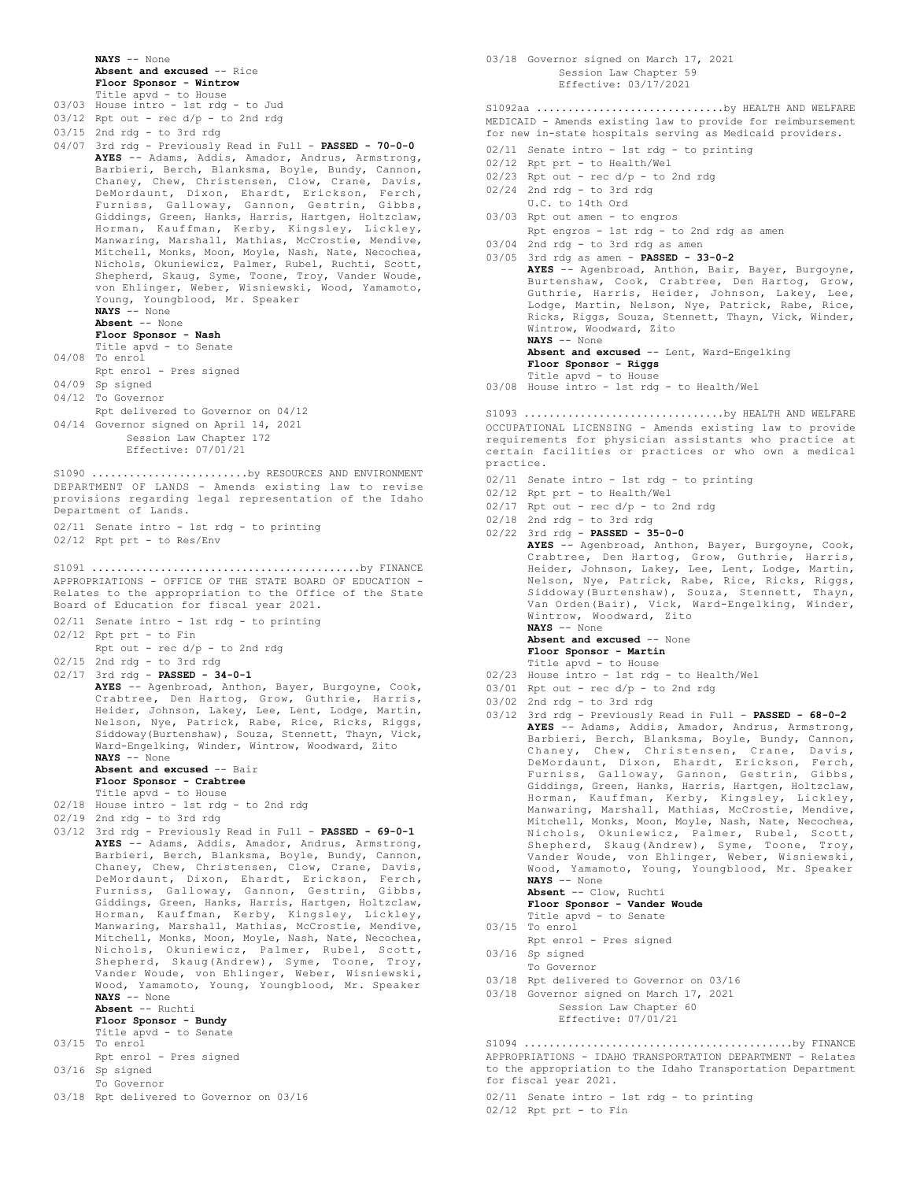**NAYS** -- None
**Absent and excused** -- Rice
**Floor Sponsor - Wintrow**
Title apvd - to House

03/03 House intro - 1st rdg - to Jud
03/12 Rpt out - rec d/p - to 2nd rdg
03/15 2nd rdg - to 3rd rdg
04/07 3rd rdg - Previously Read in Full - **PASSED - 70-0-0**
**AYES** -- Adams, Addis, Amador, Andrus, Armstrong, Barbieri, Berch, Blanksma, Boyle, Bundy, Cannon, Chaney, Chew, Christensen, Clow, Crane, Davis, DeMordaunt, Dixon, Ehardt, Erickson, Ferch, Furniss, Galloway, Gannon, Gestrin, Gibbs, Giddings, Green, Hanks, Harris, Hartgen, Holtzclaw, Horman, Kauffman, Kerby, Kingsley, Lickley, Manwaring, Marshall, Mathias, McCrostie, Mendive, Mitchell, Monks, Moon, Moyle, Nash, Nate, Necochea, Nichols, Okuniewicz, Palmer, Rubel, Ruchti, Scott, Shepherd, Skaug, Syme, Toone, Troy, Vander Woude, von Ehlinger, Weber, Wisniewski, Wood, Yamamoto, Young, Youngblood, Mr. Speaker
**NAYS** -- None
**Absent** -- None
**Floor Sponsor - Nash**
Title apvd - to Senate
04/08 To enrol
Rpt enrol - Pres signed
04/09 Sp signed
04/12 To Governor
Rpt delivered to Governor on 04/12
04/14 Governor signed on April 14, 2021
Session Law Chapter 172
Effective: 07/01/21

S1090 ........................by RESOURCES AND ENVIRONMENT
DEPARTMENT OF LANDS - Amends existing law to revise provisions regarding legal representation of the Idaho Department of Lands.

02/11 Senate intro - 1st rdg - to printing
02/12 Rpt prt - to Res/Env

S1091 .........................................by FINANCE
APPROPRIATIONS - OFFICE OF THE STATE BOARD OF EDUCATION - Relates to the appropriation to the Office of the State Board of Education for fiscal year 2021.

02/11 Senate intro - 1st rdg - to printing
02/12 Rpt prt - to Fin
Rpt out - rec d/p - to 2nd rdg
02/15 2nd rdg - to 3rd rdg
02/17 3rd rdg - **PASSED - 34-0-1**
**AYES** -- Agenbroad, Anthon, Bayer, Burgoyne, Cook, Crabtree, Den Hartog, Grow, Guthrie, Harris, Heider, Johnson, Lakey, Lee, Lent, Lodge, Martin, Nelson, Nye, Patrick, Rabe, Rice, Ricks, Riggs, Siddoway(Burtenshaw), Souza, Stennett, Thayn, Vick, Ward-Engelking, Winder, Wintrow, Woodward, Zito
**NAYS** -- None
**Absent and excused** -- Bair
**Floor Sponsor - Crabtree**
Title apvd - to House
02/18 House intro - 1st rdg - to 2nd rdg
02/19 2nd rdg - to 3rd rdg
03/12 3rd rdg - Previously Read in Full - **PASSED - 69-0-1**
**AYES** -- Adams, Addis, Amador, Andrus, Armstrong, Barbieri, Berch, Blanksma, Boyle, Bundy, Cannon, Chaney, Chew, Christensen, Clow, Crane, Davis, DeMordaunt, Dixon, Ehardt, Erickson, Ferch, Furniss, Galloway, Gannon, Gestrin, Gibbs, Giddings, Green, Hanks, Harris, Hartgen, Holtzclaw, Horman, Kauffman, Kerby, Kingsley, Lickley, Manwaring, Marshall, Mathias, McCrostie, Mendive, Mitchell, Monks, Moon, Moyle, Nash, Nate, Necochea, Nichols, Okuniewicz, Palmer, Rubel, Scott, Shepherd, Skaug(Andrew), Syme, Toone, Troy, Vander Woude, von Ehlinger, Weber, Wisniewski, Wood, Yamamoto, Young, Youngblood, Mr. Speaker
**NAYS** -- None
**Absent** -- Ruchti
**Floor Sponsor - Bundy**
Title apvd - to Senate
03/15 To enrol
Rpt enrol - Pres signed
03/16 Sp signed
To Governor
03/18 Rpt delivered to Governor on 03/16
03/18 Governor signed on March 17, 2021
Session Law Chapter 59
Effective: 03/17/2021

S1092aa .............................by HEALTH AND WELFARE
MEDICAID - Amends existing law to provide for reimbursement for new in-state hospitals serving as Medicaid providers.

02/11 Senate intro - 1st rdg - to printing
02/12 Rpt prt - to Health/Wel
02/23 Rpt out - rec d/p - to 2nd rdg
02/24 2nd rdg - to 3rd rdg
U.C. to 14th Ord
03/03 Rpt out amen - to engros
Rpt engros - 1st rdg - to 2nd rdg as amen
03/04 2nd rdg - to 3rd rdg as amen
03/05 3rd rdg as amen - **PASSED - 33-0-2**
**AYES** -- Agenbroad, Anthon, Bair, Bayer, Burgoyne, Burtenshaw, Cook, Crabtree, Den Hartog, Grow, Guthrie, Harris, Heider, Johnson, Lakey, Lee, Lodge, Martin, Nelson, Nye, Patrick, Rabe, Rice, Ricks, Riggs, Souza, Stennett, Thayn, Vick, Winder, Wintrow, Woodward, Zito
**NAYS** -- None
**Absent and excused** -- Lent, Ward-Engelking
**Floor Sponsor - Riggs**
Title apvd - to House
03/08 House intro - 1st rdg - to Health/Wel

S1093 ...............................by HEALTH AND WELFARE
OCCUPATIONAL LICENSING - Amends existing law to provide requirements for physician assistants who practice at certain facilities or practices or who own a medical practice.

02/11 Senate intro - 1st rdg - to printing
02/12 Rpt prt - to Health/Wel
02/17 Rpt out - rec d/p - to 2nd rdg
02/18 2nd rdg - to 3rd rdg
02/22 3rd rdg - **PASSED - 35-0-0**
**AYES** -- Agenbroad, Anthon, Bayer, Burgoyne, Cook, Crabtree, Den Hartog, Grow, Guthrie, Harris, Heider, Johnson, Lakey, Lee, Lent, Lodge, Martin, Nelson, Nye, Patrick, Rabe, Rice, Ricks, Riggs, Siddoway(Burtenshaw), Souza, Stennett, Thayn, Van Orden(Bair), Vick, Ward-Engelking, Winder, Wintrow, Woodward, Zito
**NAYS** -- None
**Absent and excused** -- None
**Floor Sponsor - Martin**
Title apvd - to House
02/23 House intro - 1st rdg - to Health/Wel
03/01 Rpt out - rec d/p - to 2nd rdg
03/02 2nd rdg - to 3rd rdg
03/12 3rd rdg - Previously Read in Full - **PASSED - 68-0-2**
**AYES** -- Adams, Addis, Amador, Andrus, Armstrong, Barbieri, Berch, Blanksma, Boyle, Bundy, Cannon, Chaney, Chew, Christensen, Crane, Davis, DeMordaunt, Dixon, Ehardt, Erickson, Ferch, Furniss, Galloway, Gannon, Gestrin, Gibbs, Giddings, Green, Hanks, Harris, Hartgen, Holtzclaw, Horman, Kauffman, Kerby, Kingsley, Lickley, Manwaring, Marshall, Mathias, McCrostie, Mendive, Mitchell, Monks, Moon, Moyle, Nash, Nate, Necochea, Nichols, Okuniewicz, Palmer, Rubel, Scott, Shepherd, Skaug(Andrew), Syme, Toone, Troy, Vander Woude, von Ehlinger, Weber, Wisniewski, Wood, Yamamoto, Young, Youngblood, Mr. Speaker
**NAYS** -- None
**Absent** -- Clow, Ruchti
**Floor Sponsor - Vander Woude**
Title apvd - to Senate
03/15 To enrol
Rpt enrol - Pres signed
03/16 Sp signed
To Governor
03/18 Rpt delivered to Governor on 03/16
03/18 Governor signed on March 17, 2021
Session Law Chapter 60
Effective: 07/01/21

S1094 .........................................by FINANCE
APPROPRIATIONS - IDAHO TRANSPORTATION DEPARTMENT - Relates to the appropriation to the Idaho Transportation Department for fiscal year 2021.

02/11 Senate intro - 1st rdg - to printing
02/12 Rpt prt - to Fin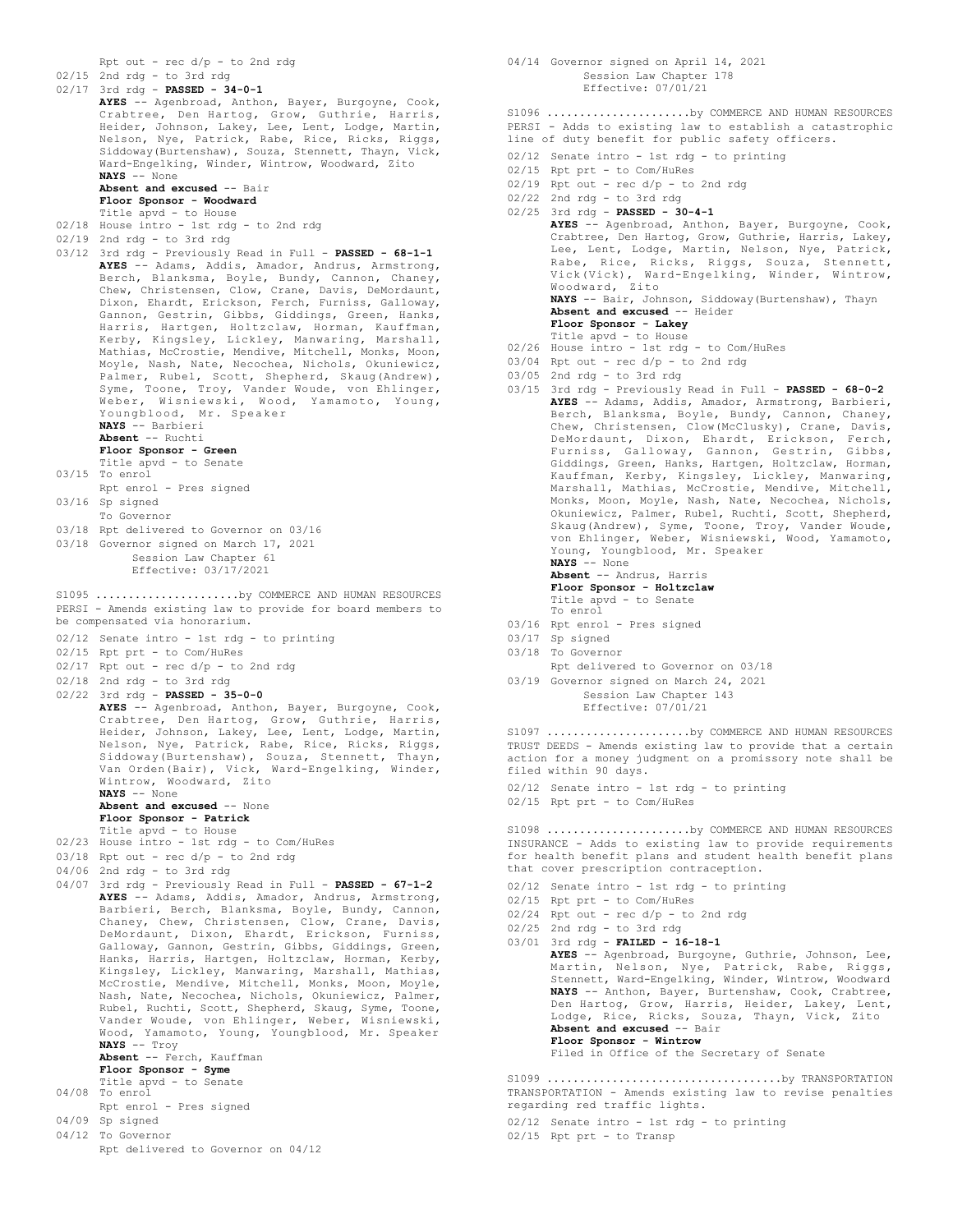Rpt out - rec d/p - to 2nd rdg
02/15 2nd rdg - to 3rd rdg
02/17 3rd rdg - **PASSED - 34-0-1**
**AYES** -- Agenbroad, Anthon, Bayer, Burgoyne, Cook, Crabtree, Den Hartog, Grow, Guthrie, Harris, Heider, Johnson, Lakey, Lee, Lent, Lodge, Martin, Nelson, Nye, Patrick, Rabe, Rice, Ricks, Riggs, Siddoway(Burtenshaw), Souza, Stennett, Thayn, Vick, Ward-Engelking, Winder, Wintrow, Woodward, Zito
**NAYS** -- None
**Absent and excused** -- Bair
**Floor Sponsor - Woodward**
Title apvd - to House
02/18 House intro - 1st rdg - to 2nd rdg
02/19 2nd rdg - to 3rd rdg
03/12 3rd rdg - Previously Read in Full - **PASSED - 68-1-1**
**AYES** -- Adams, Addis, Amador, Andrus, Armstrong, Berch, Blanksma, Boyle, Bundy, Cannon, Chaney, Chew, Christensen, Clow, Crane, Davis, DeMordaunt, Dixon, Ehardt, Erickson, Ferch, Furniss, Galloway, Gannon, Gestrin, Gibbs, Giddings, Green, Hanks, Harris, Hartgen, Holtzclaw, Horman, Kauffman, Kerby, Kingsley, Lickley, Manwaring, Marshall, Mathias, McCrostie, Mendive, Mitchell, Monks, Moon, Moyle, Nash, Nate, Necochea, Nichols, Okuniewicz, Palmer, Rubel, Scott, Shepherd, Skaug(Andrew), Syme, Toone, Troy, Vander Woude, von Ehlinger, Weber, Wisniewski, Wood, Yamamoto, Young, Youngblood, Mr. Speaker
**NAYS** -- Barbieri
**Absent** -- Ruchti
**Floor Sponsor - Green**
Title apvd - to Senate
03/15 To enrol
Rpt enrol - Pres signed
03/16 Sp signed
To Governor
03/18 Rpt delivered to Governor on 03/16
03/18 Governor signed on March 17, 2021
Session Law Chapter 61
Effective: 03/17/2021

S1095 .....................by COMMERCE AND HUMAN RESOURCES
PERSI - Amends existing law to provide for board members to be compensated via honorarium.

02/12 Senate intro - 1st rdg - to printing
02/15 Rpt prt - to Com/HuRes
02/17 Rpt out - rec d/p - to 2nd rdg
02/18 2nd rdg - to 3rd rdg
02/22 3rd rdg - **PASSED - 35-0-0**
**AYES** -- Agenbroad, Anthon, Bayer, Burgoyne, Cook, Crabtree, Den Hartog, Grow, Guthrie, Harris, Heider, Johnson, Lakey, Lee, Lent, Lodge, Martin, Nelson, Nye, Patrick, Rabe, Rice, Ricks, Riggs, Siddoway(Burtenshaw), Souza, Stennett, Thayn, Van Orden(Bair), Vick, Ward-Engelking, Winder, Wintrow, Woodward, Zito
**NAYS** -- None
**Absent and excused** -- None
**Floor Sponsor - Patrick**
Title apvd - to House
02/23 House intro - 1st rdg - to Com/HuRes
03/18 Rpt out - rec d/p - to 2nd rdg
04/06 2nd rdg - to 3rd rdg
04/07 3rd rdg - Previously Read in Full - **PASSED - 67-1-2**
**AYES** -- Adams, Addis, Amador, Andrus, Armstrong, Barbieri, Berch, Blanksma, Boyle, Bundy, Cannon, Chaney, Chew, Christensen, Clow, Crane, Davis, DeMordaunt, Dixon, Ehardt, Erickson, Furniss, Galloway, Gannon, Gestrin, Gibbs, Giddings, Green, Hanks, Harris, Hartgen, Holtzclaw, Horman, Kerby, Kingsley, Lickley, Manwaring, Marshall, Mathias, McCrostie, Mendive, Mitchell, Monks, Moon, Moyle, Nash, Nate, Necochea, Nichols, Okuniewicz, Palmer, Rubel, Ruchti, Scott, Shepherd, Skaug, Syme, Toone, Vander Woude, von Ehlinger, Weber, Wisniewski, Wood, Yamamoto, Young, Youngblood, Mr. Speaker
**NAYS** -- Troy
**Absent** -- Ferch, Kauffman
**Floor Sponsor - Syme**
Title apvd - to Senate
04/08 To enrol
Rpt enrol - Pres signed
04/09 Sp signed
04/12 To Governor
Rpt delivered to Governor on 04/12
04/14 Governor signed on April 14, 2021
Session Law Chapter 178
Effective: 07/01/21

S1096 .....................by COMMERCE AND HUMAN RESOURCES
PERSI - Adds to existing law to establish a catastrophic line of duty benefit for public safety officers.

02/12 Senate intro - 1st rdg - to printing
02/15 Rpt prt - to Com/HuRes
02/19 Rpt out - rec d/p - to 2nd rdg
02/22 2nd rdg - to 3rd rdg
02/25 3rd rdg - **PASSED - 30-4-1**
**AYES** -- Agenbroad, Anthon, Bayer, Burgoyne, Cook, Crabtree, Den Hartog, Grow, Guthrie, Harris, Lakey, Lee, Lent, Lodge, Martin, Nelson, Nye, Patrick, Rabe, Rice, Ricks, Riggs, Souza, Stennett, Vick(Vick), Ward-Engelking, Winder, Wintrow, Woodward, Zito
**NAYS** -- Bair, Johnson, Siddoway(Burtenshaw), Thayn
**Absent and excused** -- Heider
**Floor Sponsor - Lakey**
Title apvd - to House
02/26 House intro - 1st rdg - to Com/HuRes
03/04 Rpt out - rec d/p - to 2nd rdg
03/05 2nd rdg - to 3rd rdg
03/15 3rd rdg - Previously Read in Full - **PASSED - 68-0-2**
**AYES** -- Adams, Addis, Amador, Armstrong, Barbieri, Berch, Blanksma, Boyle, Bundy, Cannon, Chaney, Chew, Christensen, Clow(McClusky), Crane, Davis, DeMordaunt, Dixon, Ehardt, Erickson, Ferch, Furniss, Galloway, Gannon, Gestrin, Gibbs, Giddings, Green, Hanks, Hartgen, Holtzclaw, Horman, Kauffman, Kerby, Kingsley, Lickley, Manwaring, Marshall, Mathias, McCrostie, Mendive, Mitchell, Monks, Moon, Moyle, Nash, Nate, Necochea, Nichols, Okuniewicz, Palmer, Rubel, Ruchti, Scott, Shepherd, Skaug(Andrew), Syme, Toone, Troy, Vander Woude, von Ehlinger, Weber, Wisniewski, Wood, Yamamoto, Young, Youngblood, Mr. Speaker
**NAYS** -- None
**Absent** -- Andrus, Harris
**Floor Sponsor - Holtzclaw**
Title apvd - to Senate
To enrol
03/16 Rpt enrol - Pres signed
03/17 Sp signed
03/18 To Governor
Rpt delivered to Governor on 03/18
03/19 Governor signed on March 24, 2021
Session Law Chapter 143
Effective: 07/01/21

S1097 .....................by COMMERCE AND HUMAN RESOURCES
TRUST DEEDS - Amends existing law to provide that a certain action for a money judgment on a promissory note shall be filed within 90 days.

02/12 Senate intro - 1st rdg - to printing
02/15 Rpt prt - to Com/HuRes

S1098 .....................by COMMERCE AND HUMAN RESOURCES
INSURANCE - Adds to existing law to provide requirements for health benefit plans and student health benefit plans that cover prescription contraception.

02/12 Senate intro - 1st rdg - to printing
02/15 Rpt prt - to Com/HuRes
02/24 Rpt out - rec d/p - to 2nd rdg
02/25 2nd rdg - to 3rd rdg
03/01 3rd rdg - **FAILED - 16-18-1**
**AYES** -- Agenbroad, Burgoyne, Guthrie, Johnson, Lee, Martin, Nelson, Nye, Patrick, Rabe, Riggs, Stennett, Ward-Engelking, Winder, Wintrow, Woodward
**NAYS** -- Anthon, Bayer, Burtenshaw, Cook, Crabtree, Den Hartog, Grow, Harris, Heider, Lakey, Lent, Lodge, Rice, Ricks, Souza, Thayn, Vick, Zito
**Absent and excused** -- Bair
**Floor Sponsor - Wintrow**
Filed in Office of the Secretary of Senate

S1099 ...................................by TRANSPORTATION
TRANSPORTATION - Amends existing law to revise penalties regarding red traffic lights.

02/12 Senate intro - 1st rdg - to printing
02/15 Rpt prt - to Transp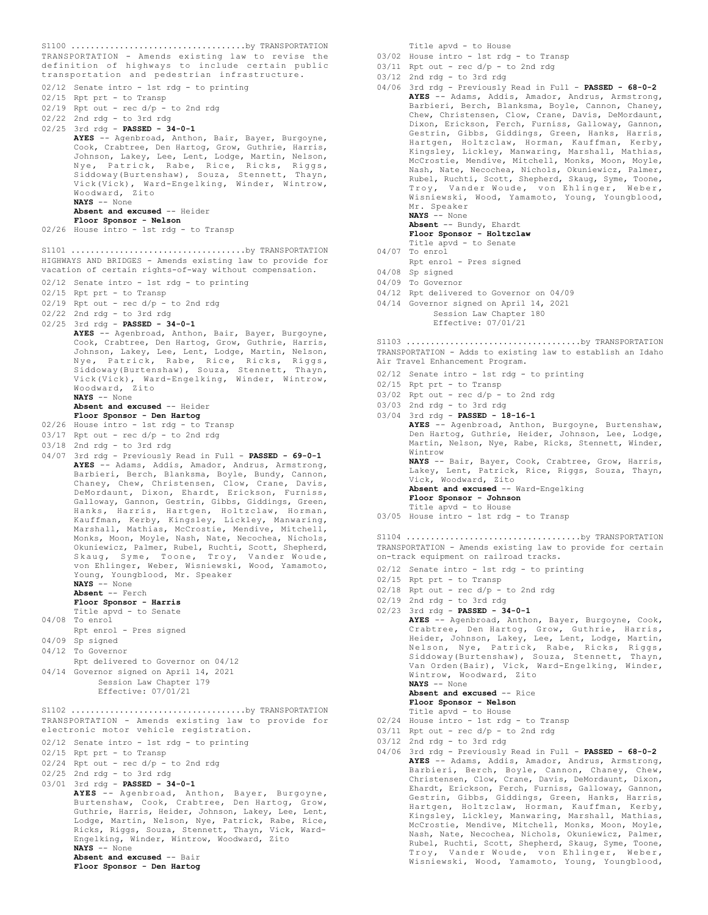S1100 ...................................by TRANSPORTATION
TRANSPORTATION - Amends existing law to revise the definition of highways to include certain public transportation and pedestrian infrastructure.

02/12 Senate intro - 1st rdg - to printing
02/15 Rpt prt - to Transp
02/19 Rpt out - rec d/p - to 2nd rdg
02/22 2nd rdg - to 3rd rdg
02/25 3rd rdg - **PASSED - 34-0-1**
**AYES** -- Agenbroad, Anthon, Bair, Bayer, Burgoyne, Cook, Crabtree, Den Hartog, Grow, Guthrie, Harris, Johnson, Lakey, Lee, Lent, Lodge, Martin, Nelson, Nye, Patrick, Rabe, Rice, Ricks, Riggs, Siddoway(Burtenshaw), Souza, Stennett, Thayn, Vick(Vick), Ward-Engelking, Winder, Wintrow, Woodward, Zito
**NAYS** -- None
**Absent and excused** -- Heider
**Floor Sponsor - Nelson**
02/26 House intro - 1st rdg - to Transp

S1101 ...................................by TRANSPORTATION
HIGHWAYS AND BRIDGES - Amends existing law to provide for vacation of certain rights-of-way without compensation.

02/12 Senate intro - 1st rdg - to printing
02/15 Rpt prt - to Transp
02/19 Rpt out - rec d/p - to 2nd rdg
02/22 2nd rdg - to 3rd rdg
02/25 3rd rdg - **PASSED - 34-0-1**
**AYES** -- Agenbroad, Anthon, Bair, Bayer, Burgoyne, Cook, Crabtree, Den Hartog, Grow, Guthrie, Harris, Johnson, Lakey, Lee, Lent, Lodge, Martin, Nelson, Nye, Patrick, Rabe, Rice, Ricks, Riggs, Siddoway(Burtenshaw), Souza, Stennett, Thayn, Vick(Vick), Ward-Engelking, Winder, Wintrow, Woodward, Zito
**NAYS** -- None
**Absent and excused** -- Heider
**Floor Sponsor - Den Hartog**
02/26 House intro - 1st rdg - to Transp
03/17 Rpt out - rec d/p - to 2nd rdg
03/18 2nd rdg - to 3rd rdg
04/07 3rd rdg - Previously Read in Full - **PASSED - 69-0-1**
**AYES** -- Adams, Addis, Amador, Andrus, Armstrong, Barbieri, Berch, Blanksma, Boyle, Bundy, Cannon, Chaney, Chew, Christensen, Clow, Crane, Davis, DeMordaunt, Dixon, Ehardt, Erickson, Furniss, Galloway, Gannon, Gestrin, Gibbs, Giddings, Green, Hanks, Harris, Hartgen, Holtzclaw, Horman, Kauffman, Kerby, Kingsley, Lickley, Manwaring, Marshall, Mathias, McCrostie, Mendive, Mitchell, Monks, Moon, Moyle, Nash, Nate, Necochea, Nichols, Okuniewicz, Palmer, Rubel, Ruchti, Scott, Shepherd, Skaug, Syme, Toone, Troy, Vander Woude, von Ehlinger, Weber, Wisniewski, Wood, Yamamoto, Young, Youngblood, Mr. Speaker
**NAYS** -- None
**Absent** -- Ferch
**Floor Sponsor - Harris**
Title apvd - to Senate
04/08 To enrol
Rpt enrol - Pres signed
04/09 Sp signed
04/12 To Governor
Rpt delivered to Governor on 04/12
04/14 Governor signed on April 14, 2021
Session Law Chapter 179
Effective: 07/01/21

S1102 ...................................by TRANSPORTATION
TRANSPORTATION - Amends existing law to provide for electronic motor vehicle registration.

02/12 Senate intro - 1st rdg - to printing
02/15 Rpt prt - to Transp
02/24 Rpt out - rec d/p - to 2nd rdg
02/25 2nd rdg - to 3rd rdg
03/01 3rd rdg - **PASSED - 34-0-1**
**AYES** -- Agenbroad, Anthon, Bayer, Burgoyne, Burtenshaw, Cook, Crabtree, Den Hartog, Grow, Guthrie, Harris, Heider, Johnson, Lakey, Lee, Lent, Lodge, Martin, Nelson, Nye, Patrick, Rabe, Rice, Ricks, Riggs, Souza, Stennett, Thayn, Vick, Ward-Engelking, Winder, Wintrow, Woodward, Zito
**NAYS** -- None
**Absent and excused** -- Bair
**Floor Sponsor - Den Hartog**
Title apvd - to House
03/02 House intro - 1st rdg - to Transp
03/11 Rpt out - rec d/p - to 2nd rdg
03/12 2nd rdg - to 3rd rdg
04/06 3rd rdg - Previously Read in Full - **PASSED - 68-0-2**
**AYES** -- Adams, Addis, Amador, Andrus, Armstrong, Barbieri, Berch, Blanksma, Boyle, Cannon, Chaney, Chew, Christensen, Clow, Crane, Davis, DeMordaunt, Dixon, Erickson, Ferch, Furniss, Galloway, Gannon, Gestrin, Gibbs, Giddings, Green, Hanks, Harris, Hartgen, Holtzclaw, Horman, Kauffman, Kerby, Kingsley, Lickley, Manwaring, Marshall, Mathias, McCrostie, Mendive, Mitchell, Monks, Moon, Moyle, Nash, Nate, Necochea, Nichols, Okuniewicz, Palmer, Rubel, Ruchti, Scott, Shepherd, Skaug, Syme, Toone, Troy, Vander Woude, von Ehlinger, Weber, Wisniewski, Wood, Yamamoto, Young, Youngblood, Mr. Speaker
**NAYS** -- None
**Absent** -- Bundy, Ehardt
**Floor Sponsor - Holtzclaw**
Title apvd - to Senate
04/07 To enrol
Rpt enrol - Pres signed
04/08 Sp signed
04/09 To Governor
04/12 Rpt delivered to Governor on 04/09
04/14 Governor signed on April 14, 2021
Session Law Chapter 180
Effective: 07/01/21

S1103 ...................................by TRANSPORTATION
TRANSPORTATION - Adds to existing law to establish an Idaho Air Travel Enhancement Program.

02/12 Senate intro - 1st rdg - to printing
02/15 Rpt prt - to Transp
03/02 Rpt out - rec d/p - to 2nd rdg
03/03 2nd rdg - to 3rd rdg
03/04 3rd rdg - **PASSED - 18-16-1**
**AYES** -- Agenbroad, Anthon, Burgoyne, Burtenshaw, Den Hartog, Guthrie, Heider, Johnson, Lee, Lodge, Martin, Nelson, Nye, Rabe, Ricks, Stennett, Winder, Wintrow
**NAYS** -- Bair, Bayer, Cook, Crabtree, Grow, Harris, Lakey, Lent, Patrick, Rice, Riggs, Souza, Thayn, Vick, Woodward, Zito
**Absent and excused** -- Ward-Engelking
**Floor Sponsor - Johnson**
Title apvd - to House
03/05 House intro - 1st rdg - to Transp

S1104 ...................................by TRANSPORTATION
TRANSPORTATION - Amends existing law to provide for certain on-track equipment on railroad tracks.

02/12 Senate intro - 1st rdg - to printing
02/15 Rpt prt - to Transp
02/18 Rpt out - rec d/p - to 2nd rdg
02/19 2nd rdg - to 3rd rdg
02/23 3rd rdg - **PASSED - 34-0-1**
**AYES** -- Agenbroad, Anthon, Bayer, Burgoyne, Cook, Crabtree, Den Hartog, Grow, Guthrie, Harris, Heider, Johnson, Lakey, Lee, Lent, Lodge, Martin, Nelson, Nye, Patrick, Rabe, Ricks, Riggs, Siddoway(Burtenshaw), Souza, Stennett, Thayn, Van Orden(Bair), Vick, Ward-Engelking, Winder, Wintrow, Woodward, Zito
**NAYS** -- None
**Absent and excused** -- Rice
**Floor Sponsor - Nelson**
Title apvd - to House
02/24 House intro - 1st rdg - to Transp
03/11 Rpt out - rec d/p - to 2nd rdg
03/12 2nd rdg - to 3rd rdg
04/06 3rd rdg - Previously Read in Full - **PASSED - 68-0-2**
**AYES** -- Adams, Addis, Amador, Andrus, Armstrong, Barbieri, Berch, Boyle, Cannon, Chaney, Chew, Christensen, Clow, Crane, Davis, DeMordaunt, Dixon, Ehardt, Erickson, Ferch, Furniss, Galloway, Gannon, Gestrin, Gibbs, Giddings, Green, Hanks, Harris, Hartgen, Holtzclaw, Horman, Kauffman, Kerby, Kingsley, Lickley, Manwaring, Marshall, Mathias, McCrostie, Mendive, Mitchell, Monks, Moon, Moyle, Nash, Nate, Necochea, Nichols, Okuniewicz, Palmer, Rubel, Ruchti, Scott, Shepherd, Skaug, Syme, Toone, Troy, Vander Woude, von Ehlinger, Weber, Wisniewski, Wood, Yamamoto, Young, Youngblood,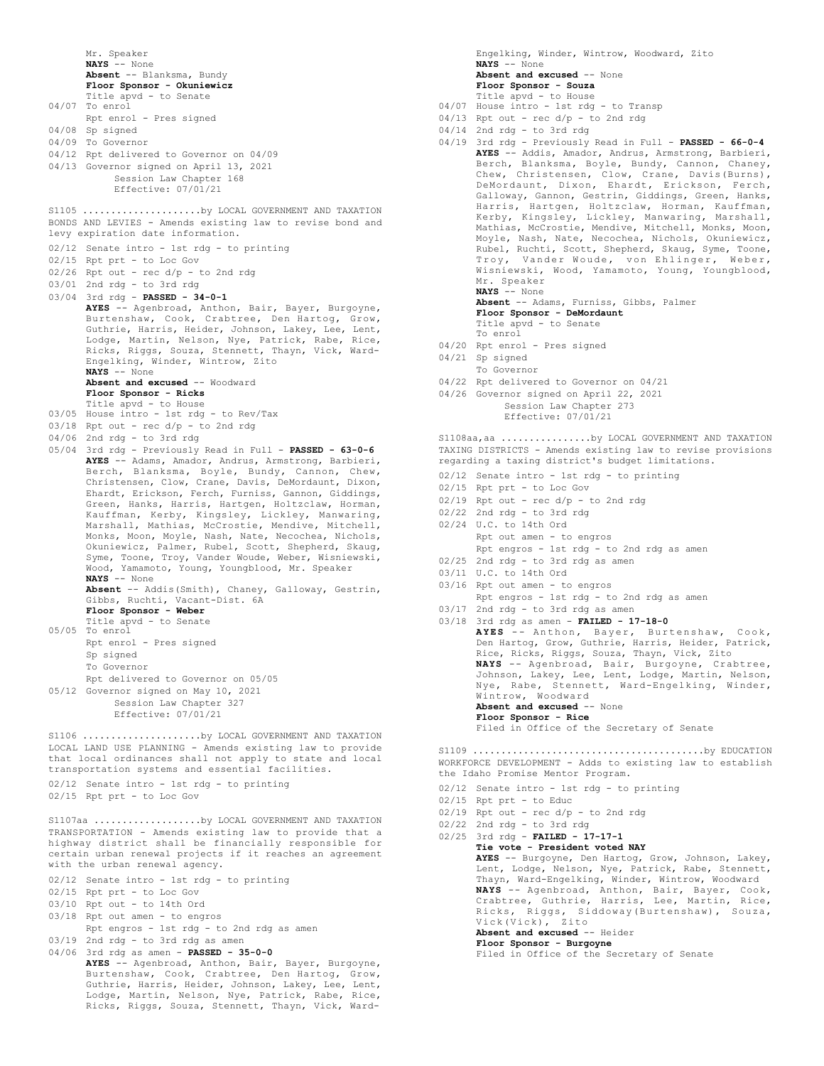Mr. Speaker
**NAYS** -- None
**Absent** -- Blanksma, Bundy
**Floor Sponsor - Okuniewicz**
Title apvd - to Senate
04/07 To enrol
Rpt enrol - Pres signed
04/08 Sp signed
04/09 To Governor
04/12 Rpt delivered to Governor on 04/09
04/13 Governor signed on April 13, 2021
Session Law Chapter 168
Effective: 07/01/21

S1105 ....................by LOCAL GOVERNMENT AND TAXATION
BONDS AND LEVIES - Amends existing law to revise bond and levy expiration date information.

02/12 Senate intro - 1st rdg - to printing
02/15 Rpt prt - to Loc Gov
02/26 Rpt out - rec d/p - to 2nd rdg
03/01 2nd rdg - to 3rd rdg
03/04 3rd rdg - **PASSED - 34-0-1**
**AYES** -- Agenbroad, Anthon, Bair, Bayer, Burgoyne, Burtenshaw, Cook, Crabtree, Den Hartog, Grow, Guthrie, Harris, Heider, Johnson, Lakey, Lee, Lent, Lodge, Martin, Nelson, Nye, Patrick, Rabe, Rice, Ricks, Riggs, Souza, Stennett, Thayn, Vick, Ward-Engelking, Winder, Wintrow, Zito
**NAYS** -- None
**Absent and excused** -- Woodward
**Floor Sponsor - Ricks**
Title apvd - to House
03/05 House intro - 1st rdg - to Rev/Tax
03/18 Rpt out - rec d/p - to 2nd rdg
04/06 2nd rdg - to 3rd rdg
05/04 3rd rdg - Previously Read in Full - **PASSED - 63-0-6**
**AYES** -- Adams, Amador, Andrus, Armstrong, Barbieri, Berch, Blanksma, Boyle, Bundy, Cannon, Chew, Christensen, Clow, Crane, Davis, DeMordaunt, Dixon, Ehardt, Erickson, Ferch, Furniss, Gannon, Giddings, Green, Hanks, Harris, Hartgen, Holtzclaw, Horman, Kauffman, Kerby, Kingsley, Lickley, Manwaring, Marshall, Mathias, McCrostie, Mendive, Mitchell, Monks, Moon, Moyle, Nash, Nate, Necochea, Nichols, Okuniewicz, Palmer, Rubel, Scott, Shepherd, Skaug, Syme, Toone, Troy, Vander Woude, Weber, Wisniewski, Wood, Yamamoto, Young, Youngblood, Mr. Speaker
**NAYS** -- None
**Absent** -- Addis(Smith), Chaney, Galloway, Gestrin, Gibbs, Ruchti, Vacant-Dist. 6A
**Floor Sponsor - Weber**
Title apvd - to Senate
05/05 To enrol
Rpt enrol - Pres signed
Sp signed
To Governor
Rpt delivered to Governor on 05/05
05/12 Governor signed on May 10, 2021
Session Law Chapter 327
Effective: 07/01/21

S1106 ....................by LOCAL GOVERNMENT AND TAXATION
LOCAL LAND USE PLANNING - Amends existing law to provide that local ordinances shall not apply to state and local transportation systems and essential facilities.

02/12 Senate intro - 1st rdg - to printing
02/15 Rpt prt - to Loc Gov

S1107aa ..................by LOCAL GOVERNMENT AND TAXATION
TRANSPORTATION - Amends existing law to provide that a highway district shall be financially responsible for certain urban renewal projects if it reaches an agreement with the urban renewal agency.

02/12 Senate intro - 1st rdg - to printing
02/15 Rpt prt - to Loc Gov
03/10 Rpt out - to 14th Ord
03/18 Rpt out amen - to engros
Rpt engros - 1st rdg - to 2nd rdg as amen
03/19 2nd rdg - to 3rd rdg as amen
04/06 3rd rdg as amen - **PASSED - 35-0-0**
**AYES** -- Agenbroad, Anthon, Bair, Bayer, Burgoyne, Burtenshaw, Cook, Crabtree, Den Hartog, Grow, Guthrie, Harris, Heider, Johnson, Lakey, Lee, Lent, Lodge, Martin, Nelson, Nye, Patrick, Rabe, Rice, Ricks, Riggs, Souza, Stennett, Thayn, Vick, Ward-Engelking, Winder, Wintrow, Woodward, Zito
**NAYS** -- None
**Absent and excused** -- None
**Floor Sponsor - Souza**
Title apvd - to House
04/07 House intro - 1st rdg - to Transp
04/13 Rpt out - rec d/p - to 2nd rdg
04/14 2nd rdg - to 3rd rdg
04/19 3rd rdg - Previously Read in Full - **PASSED - 66-0-4**
**AYES** -- Addis, Amador, Andrus, Armstrong, Barbieri, Berch, Blanksma, Boyle, Bundy, Cannon, Chaney, Chew, Christensen, Clow, Crane, Davis(Burns), DeMordaunt, Dixon, Ehardt, Erickson, Ferch, Galloway, Gannon, Gestrin, Giddings, Green, Hanks, Harris, Hartgen, Holtzclaw, Horman, Kauffman, Kerby, Kingsley, Lickley, Manwaring, Marshall, Mathias, McCrostie, Mendive, Mitchell, Monks, Moon, Moyle, Nash, Nate, Necochea, Nichols, Okuniewicz, Rubel, Ruchti, Scott, Shepherd, Skaug, Syme, Toone, Troy, Vander Woude, von Ehlinger, Weber, Wisniewski, Wood, Yamamoto, Young, Youngblood, Mr. Speaker
**NAYS** -- None
**Absent** -- Adams, Furniss, Gibbs, Palmer
**Floor Sponsor - DeMordaunt**
Title apvd - to Senate
To enrol
04/20 Rpt enrol - Pres signed
04/21 Sp signed
To Governor
04/22 Rpt delivered to Governor on 04/21
04/26 Governor signed on April 22, 2021
Session Law Chapter 273
Effective: 07/01/21

S1108aa,aa ................by LOCAL GOVERNMENT AND TAXATION
TAXING DISTRICTS - Amends existing law to revise provisions regarding a taxing district's budget limitations.

02/12 Senate intro - 1st rdg - to printing
02/15 Rpt prt - to Loc Gov
02/19 Rpt out - rec d/p - to 2nd rdg
02/22 2nd rdg - to 3rd rdg
02/24 U.C. to 14th Ord
Rpt out amen - to engros
Rpt engros - 1st rdg - to 2nd rdg as amen
02/25 2nd rdg - to 3rd rdg as amen
03/11 U.C. to 14th Ord
03/16 Rpt out amen - to engros
Rpt engros - 1st rdg - to 2nd rdg as amen
03/17 2nd rdg - to 3rd rdg as amen
03/18 3rd rdg as amen - **FAILED - 17-18-0**
**AYES** -- Anthon, Bayer, Burtenshaw, Cook, Den Hartog, Grow, Guthrie, Harris, Heider, Patrick, Rice, Ricks, Riggs, Souza, Thayn, Vick, Zito
**NAYS** -- Agenbroad, Bair, Burgoyne, Crabtree, Johnson, Lakey, Lee, Lent, Lodge, Martin, Nelson, Nye, Rabe, Stennett, Ward-Engelking, Winder, Wintrow, Woodward
**Absent and excused** -- None
**Floor Sponsor - Rice**
Filed in Office of the Secretary of Senate

S1109 ........................................by EDUCATION
WORKFORCE DEVELOPMENT - Adds to existing law to establish the Idaho Promise Mentor Program.

02/12 Senate intro - 1st rdg - to printing
02/15 Rpt prt - to Educ
02/19 Rpt out - rec d/p - to 2nd rdg
02/22 2nd rdg - to 3rd rdg
02/25 3rd rdg - **FAILED - 17-17-1**
**Tie vote - President voted NAY**
**AYES** -- Burgoyne, Den Hartog, Grow, Johnson, Lakey, Lent, Lodge, Nelson, Nye, Patrick, Rabe, Stennett, Thayn, Ward-Engelking, Winder, Wintrow, Woodward
**NAYS** -- Agenbroad, Anthon, Bair, Bayer, Cook, Crabtree, Guthrie, Harris, Lee, Martin, Rice, Ricks, Riggs, Siddoway(Burtenshaw), Souza, Vick(Vick), Zito
**Absent and excused** -- Heider
**Floor Sponsor - Burgoyne**
Filed in Office of the Secretary of Senate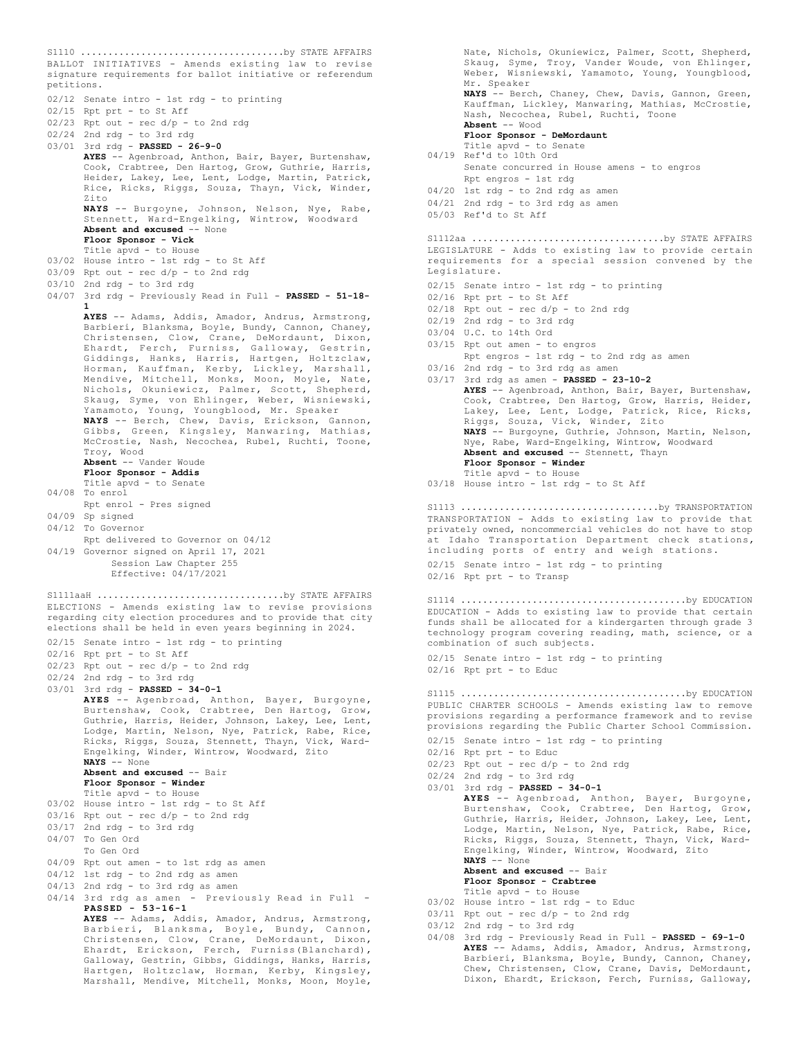S1110 ....................................by STATE AFFAIRS
BALLOT INITIATIVES - Amends existing law to revise signature requirements for ballot initiative or referendum petitions.

02/12 Senate intro - 1st rdg - to printing
02/15 Rpt prt - to St Aff
02/23 Rpt out - rec d/p - to 2nd rdg
02/24 2nd rdg - to 3rd rdg
03/01 3rd rdg - **PASSED - 26-9-0**
**AYES** -- Agenbroad, Anthon, Bair, Bayer, Burtenshaw, Cook, Crabtree, Den Hartog, Grow, Guthrie, Harris, Heider, Lakey, Lee, Lent, Lodge, Martin, Patrick, Rice, Ricks, Riggs, Souza, Thayn, Vick, Winder, Zito
**NAYS** -- Burgoyne, Johnson, Nelson, Nye, Rabe, Stennett, Ward-Engelking, Wintrow, Woodward
**Absent and excused** -- None
**Floor Sponsor - Vick**
Title apvd - to House
03/02 House intro - 1st rdg - to St Aff
03/09 Rpt out - rec d/p - to 2nd rdg
03/10 2nd rdg - to 3rd rdg
04/07 3rd rdg - Previously Read in Full - **PASSED - 51-18-1**
**AYES** -- Adams, Addis, Amador, Andrus, Armstrong, Barbieri, Blanksma, Boyle, Bundy, Cannon, Chaney, Christensen, Clow, Crane, DeMordaunt, Dixon, Ehardt, Ferch, Furniss, Galloway, Gestrin, Giddings, Hanks, Harris, Hartgen, Holtzclaw, Horman, Kauffman, Kerby, Lickley, Marshall, Mendive, Mitchell, Monks, Moon, Moyle, Nate, Nichols, Okuniewicz, Palmer, Scott, Shepherd, Skaug, Syme, von Ehlinger, Weber, Wisniewski, Yamamoto, Young, Youngblood, Mr. Speaker
**NAYS** -- Berch, Chew, Davis, Erickson, Gannon, Gibbs, Green, Kingsley, Manwaring, Mathias, McCrostie, Nash, Necochea, Rubel, Ruchti, Toone, Troy, Wood
**Absent** -- Vander Woude
**Floor Sponsor - Addis**
Title apvd - to Senate
04/08 To enrol
Rpt enrol - Pres signed
04/09 Sp signed
04/12 To Governor
Rpt delivered to Governor on 04/12
04/19 Governor signed on April 17, 2021
Session Law Chapter 255
Effective: 04/17/2021

S1111aaH ..................................by STATE AFFAIRS
ELECTIONS - Amends existing law to revise provisions regarding city election procedures and to provide that city elections shall be held in even years beginning in 2024.

02/15 Senate intro - 1st rdg - to printing
02/16 Rpt prt - to St Aff
02/23 Rpt out - rec d/p - to 2nd rdg
02/24 2nd rdg - to 3rd rdg
03/01 3rd rdg - **PASSED - 34-0-1**
**AYES** -- Agenbroad, Anthon, Bayer, Burgoyne, Burtenshaw, Cook, Crabtree, Den Hartog, Grow, Guthrie, Harris, Heider, Johnson, Lakey, Lee, Lent, Lodge, Martin, Nelson, Nye, Patrick, Rabe, Rice, Ricks, Riggs, Souza, Stennett, Thayn, Vick, Ward-Engelking, Winder, Wintrow, Woodward, Zito
**NAYS** -- None
**Absent and excused** -- Bair
**Floor Sponsor - Winder**
Title apvd - to House
03/02 House intro - 1st rdg - to St Aff
03/16 Rpt out - rec d/p - to 2nd rdg
03/17 2nd rdg - to 3rd rdg
04/07 To Gen Ord
To Gen Ord
04/09 Rpt out amen - to 1st rdg as amen
04/12 1st rdg - to 2nd rdg as amen
04/13 2nd rdg - to 3rd rdg as amen
04/14 3rd rdg as amen - Previously Read in Full - **PASSED - 53-16-1**
**AYES** -- Adams, Addis, Amador, Andrus, Armstrong, Barbieri, Blanksma, Boyle, Bundy, Cannon, Christensen, Clow, Crane, DeMordaunt, Dixon, Ehardt, Erickson, Ferch, Furniss(Blanchard), Galloway, Gestrin, Gibbs, Giddings, Hanks, Harris, Hartgen, Holtzclaw, Horman, Kerby, Kingsley, Marshall, Mendive, Mitchell, Monks, Moon, Moyle, Nate, Nichols, Okuniewicz, Palmer, Scott, Shepherd, Skaug, Syme, Troy, Vander Woude, von Ehlinger, Weber, Wisniewski, Yamamoto, Young, Youngblood, Mr. Speaker
**NAYS** -- Berch, Chaney, Chew, Davis, Gannon, Green, Kauffman, Lickley, Manwaring, Mathias, McCrostie, Nash, Necochea, Rubel, Ruchti, Toone
**Absent** -- Wood
**Floor Sponsor - DeMordaunt**
Title apvd - to Senate
04/19 Ref'd to 10th Ord
Senate concurred in House amens - to engros
Rpt engros - 1st rdg
04/20 1st rdg - to 2nd rdg as amen
04/21 2nd rdg - to 3rd rdg as amen
05/03 Ref'd to St Aff

S1112aa ..................................by STATE AFFAIRS
LEGISLATURE - Adds to existing law to provide certain requirements for a special session convened by the Legislature.

02/15 Senate intro - 1st rdg - to printing
02/16 Rpt prt - to St Aff
02/18 Rpt out - rec d/p - to 2nd rdg
02/19 2nd rdg - to 3rd rdg
03/04 U.C. to 14th Ord
03/15 Rpt out amen - to engros
Rpt engros - 1st rdg - to 2nd rdg as amen
03/16 2nd rdg - to 3rd rdg as amen
03/17 3rd rdg as amen - **PASSED - 23-10-2**
**AYES** -- Agenbroad, Anthon, Bair, Bayer, Burtenshaw, Cook, Crabtree, Den Hartog, Grow, Harris, Heider, Lakey, Lee, Lent, Lodge, Patrick, Rice, Ricks, Riggs, Souza, Vick, Winder, Zito
**NAYS** -- Burgoyne, Guthrie, Johnson, Martin, Nelson, Nye, Rabe, Ward-Engelking, Wintrow, Woodward
**Absent and excused** -- Stennett, Thayn
**Floor Sponsor - Winder**
Title apvd - to House
03/18 House intro - 1st rdg - to St Aff

S1113 ...................................by TRANSPORTATION
TRANSPORTATION - Adds to existing law to provide that privately owned, noncommercial vehicles do not have to stop at Idaho Transportation Department check stations, including ports of entry and weigh stations.

02/15 Senate intro - 1st rdg - to printing
02/16 Rpt prt - to Transp

S1114 ........................................by EDUCATION
EDUCATION - Adds to existing law to provide that certain funds shall be allocated for a kindergarten through grade 3 technology program covering reading, math, science, or a combination of such subjects.

02/15 Senate intro - 1st rdg - to printing
02/16 Rpt prt - to Educ

S1115 ........................................by EDUCATION
PUBLIC CHARTER SCHOOLS - Amends existing law to remove provisions regarding a performance framework and to revise provisions regarding the Public Charter School Commission.

02/15 Senate intro - 1st rdg - to printing
02/16 Rpt prt - to Educ
02/23 Rpt out - rec d/p - to 2nd rdg
02/24 2nd rdg - to 3rd rdg
03/01 3rd rdg - **PASSED - 34-0-1**
**AYES** -- Agenbroad, Anthon, Bayer, Burgoyne, Burtenshaw, Cook, Crabtree, Den Hartog, Grow, Guthrie, Harris, Heider, Johnson, Lakey, Lee, Lent, Lodge, Martin, Nelson, Nye, Patrick, Rabe, Rice, Ricks, Riggs, Souza, Stennett, Thayn, Vick, Ward-Engelking, Winder, Wintrow, Woodward, Zito
**NAYS** -- None
**Absent and excused** -- Bair
**Floor Sponsor - Crabtree**
Title apvd - to House
03/02 House intro - 1st rdg - to Educ
03/11 Rpt out - rec d/p - to 2nd rdg
03/12 2nd rdg - to 3rd rdg
04/08 3rd rdg - Previously Read in Full - **PASSED - 69-1-0**
**AYES** -- Adams, Addis, Amador, Andrus, Armstrong, Barbieri, Blanksma, Boyle, Bundy, Cannon, Chaney, Chew, Christensen, Clow, Crane, Davis, DeMordaunt, Dixon, Ehardt, Erickson, Ferch, Furniss, Galloway,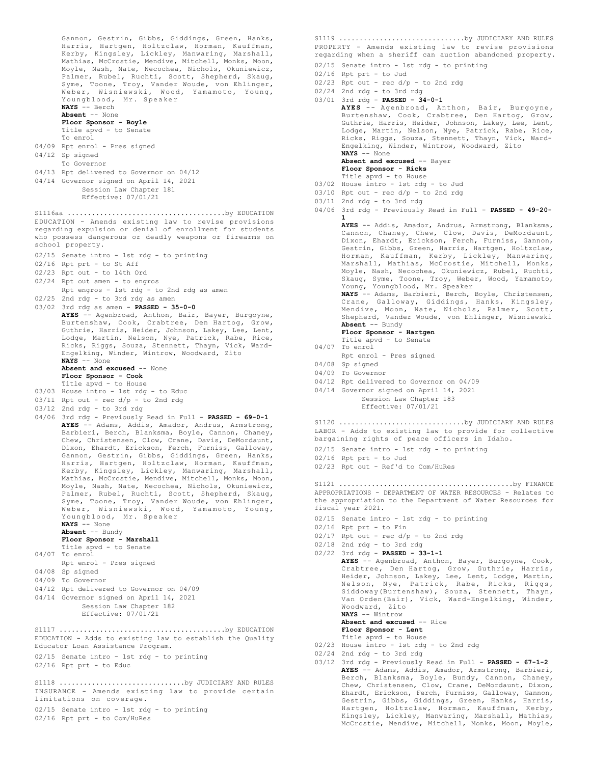Gannon, Gestrin, Gibbs, Giddings, Green, Hanks, Harris, Hartgen, Holtzclaw, Horman, Kauffman, Kerby, Kingsley, Lickley, Manwaring, Marshall, Mathias, McCrostie, Mendive, Mitchell, Monks, Moon, Moyle, Nash, Nate, Necochea, Nichols, Okuniewicz, Palmer, Rubel, Ruchti, Scott, Shepherd, Skaug, Syme, Toone, Troy, Vander Woude, von Ehlinger, Weber, Wisniewski, Wood, Yamamoto, Young, Youngblood, Mr. Speaker
**NAYS** -- Berch
**Absent** -- None
**Floor Sponsor - Boyle**
Title apvd - to Senate
To enrol

04/09 Rpt enrol - Pres signed
04/12 Sp signed
To Governor
04/13 Rpt delivered to Governor on 04/12
04/14 Governor signed on April 14, 2021
Session Law Chapter 181
Effective: 07/01/21

S1116aa ......................................by EDUCATION
EDUCATION - Amends existing law to revise provisions regarding expulsion or denial of enrollment for students who possess dangerous or deadly weapons or firearms on school property.

02/15 Senate intro - 1st rdg - to printing
02/16 Rpt prt - to St Aff
02/23 Rpt out - to 14th Ord
02/24 Rpt out amen - to engros
Rpt engros - 1st rdg - to 2nd rdg as amen
02/25 2nd rdg - to 3rd rdg as amen
03/02 3rd rdg as amen - **PASSED - 35-0-0**
**AYES** -- Agenbroad, Anthon, Bair, Bayer, Burgoyne, Burtenshaw, Cook, Crabtree, Den Hartog, Grow, Guthrie, Harris, Heider, Johnson, Lakey, Lee, Lent, Lodge, Martin, Nelson, Nye, Patrick, Rabe, Rice, Ricks, Riggs, Souza, Stennett, Thayn, Vick, Ward-Engelking, Winder, Wintrow, Woodward, Zito
**NAYS** -- None
**Absent and excused** -- None
**Floor Sponsor - Cook**
Title apvd - to House
03/03 House intro - 1st rdg - to Educ
03/11 Rpt out - rec d/p - to 2nd rdg
03/12 2nd rdg - to 3rd rdg
04/06 3rd rdg - Previously Read in Full - **PASSED - 69-0-1**
**AYES** -- Adams, Addis, Amador, Andrus, Armstrong, Barbieri, Berch, Blanksma, Boyle, Cannon, Chaney, Chew, Christensen, Clow, Crane, Davis, DeMordaunt, Dixon, Ehardt, Erickson, Ferch, Furniss, Galloway, Gannon, Gestrin, Gibbs, Giddings, Green, Hanks, Harris, Hartgen, Holtzclaw, Horman, Kauffman, Kerby, Kingsley, Lickley, Manwaring, Marshall, Mathias, McCrostie, Mendive, Mitchell, Monks, Moon, Moyle, Nash, Nate, Necochea, Nichols, Okuniewicz, Palmer, Rubel, Ruchti, Scott, Shepherd, Skaug, Syme, Toone, Troy, Vander Woude, von Ehlinger, Weber, Wisniewski, Wood, Yamamoto, Young, Youngblood, Mr. Speaker
**NAYS** -- None
**Absent** -- Bundy
**Floor Sponsor - Marshall**
Title apvd - to Senate
04/07 To enrol
Rpt enrol - Pres signed
04/08 Sp signed
04/09 To Governor
04/12 Rpt delivered to Governor on 04/09
04/14 Governor signed on April 14, 2021
Session Law Chapter 182
Effective: 07/01/21

S1117 ........................................by EDUCATION
EDUCATION - Adds to existing law to establish the Quality Educator Loan Assistance Program.

02/15 Senate intro - 1st rdg - to printing
02/16 Rpt prt - to Educ

S1118 ..............................by JUDICIARY AND RULES
INSURANCE - Amends existing law to provide certain limitations on coverage.

02/15 Senate intro - 1st rdg - to printing
02/16 Rpt prt - to Com/HuRes

S1119 ..............................by JUDICIARY AND RULES
PROPERTY - Amends existing law to revise provisions regarding when a sheriff can auction abandoned property.

02/15 Senate intro - 1st rdg - to printing
02/16 Rpt prt - to Jud
02/23 Rpt out - rec d/p - to 2nd rdg
02/24 2nd rdg - to 3rd rdg
03/01 3rd rdg - **PASSED - 34-0-1**
**AYES** -- Agenbroad, Anthon, Bair, Burgoyne, Burtenshaw, Cook, Crabtree, Den Hartog, Grow, Guthrie, Harris, Heider, Johnson, Lakey, Lee, Lent, Lodge, Martin, Nelson, Nye, Patrick, Rabe, Rice, Ricks, Riggs, Souza, Stennett, Thayn, Vick, Ward-Engelking, Winder, Wintrow, Woodward, Zito
**NAYS** -- None
**Absent and excused** -- Bayer
**Floor Sponsor - Ricks**
Title apvd - to House
03/02 House intro - 1st rdg - to Jud
03/10 Rpt out - rec d/p - to 2nd rdg
03/11 2nd rdg - to 3rd rdg
04/06 3rd rdg - Previously Read in Full - **PASSED - 49-20-1**
**AYES** -- Addis, Amador, Andrus, Armstrong, Blanksma, Cannon, Chaney, Chew, Clow, Davis, DeMordaunt, Dixon, Ehardt, Erickson, Ferch, Furniss, Gannon, Gestrin, Gibbs, Green, Harris, Hartgen, Holtzclaw, Horman, Kauffman, Kerby, Lickley, Manwaring, Marshall, Mathias, McCrostie, Mitchell, Monks, Moyle, Nash, Necochea, Okuniewicz, Rubel, Ruchti, Skaug, Syme, Toone, Troy, Weber, Wood, Yamamoto, Young, Youngblood, Mr. Speaker
**NAYS** -- Adams, Barbieri, Berch, Boyle, Christensen, Crane, Galloway, Giddings, Hanks, Kingsley, Mendive, Moon, Nate, Nichols, Palmer, Scott, Shepherd, Vander Woude, von Ehlinger, Wisniewski
**Absent** -- Bundy
**Floor Sponsor - Hartgen**
Title apvd - to Senate
04/07 To enrol
Rpt enrol - Pres signed
04/08 Sp signed
04/09 To Governor
04/12 Rpt delivered to Governor on 04/09
04/14 Governor signed on April 14, 2021
Session Law Chapter 183
Effective: 07/01/21

S1120 ..............................by JUDICIARY AND RULES
LABOR - Adds to existing law to provide for collective bargaining rights of peace officers in Idaho.

02/15 Senate intro - 1st rdg - to printing
02/16 Rpt prt - to Jud
02/23 Rpt out - Ref'd to Com/HuRes

S1121 ..........................................by FINANCE
APPROPRIATIONS - DEPARTMENT OF WATER RESOURCES - Relates to the appropriation to the Department of Water Resources for fiscal year 2021.

02/15 Senate intro - 1st rdg - to printing
02/16 Rpt prt - to Fin
02/17 Rpt out - rec d/p - to 2nd rdg
02/18 2nd rdg - to 3rd rdg
02/22 3rd rdg - **PASSED - 33-1-1**
**AYES** -- Agenbroad, Anthon, Bayer, Burgoyne, Cook, Crabtree, Den Hartog, Grow, Guthrie, Harris, Heider, Johnson, Lakey, Lee, Lent, Lodge, Martin, Nelson, Nye, Patrick, Rabe, Ricks, Riggs, Siddoway(Burtenshaw), Souza, Stennett, Thayn, Van Orden(Bair), Vick, Ward-Engelking, Winder, Woodward, Zito
**NAYS** -- Wintrow
**Absent and excused** -- Rice
**Floor Sponsor - Lent**
Title apvd - to House
02/23 House intro - 1st rdg - to 2nd rdg
02/24 2nd rdg - to 3rd rdg
03/12 3rd rdg - Previously Read in Full - **PASSED - 67-1-2**
**AYES** -- Adams, Addis, Amador, Armstrong, Barbieri, Berch, Blanksma, Boyle, Bundy, Cannon, Chaney, Chew, Christensen, Clow, Crane, DeMordaunt, Dixon, Ehardt, Erickson, Ferch, Furniss, Galloway, Gannon, Gestrin, Gibbs, Giddings, Green, Hanks, Harris, Hartgen, Holtzclaw, Horman, Kauffman, Kerby, Kingsley, Lickley, Manwaring, Marshall, Mathias, McCrostie, Mendive, Mitchell, Monks, Moon, Moyle,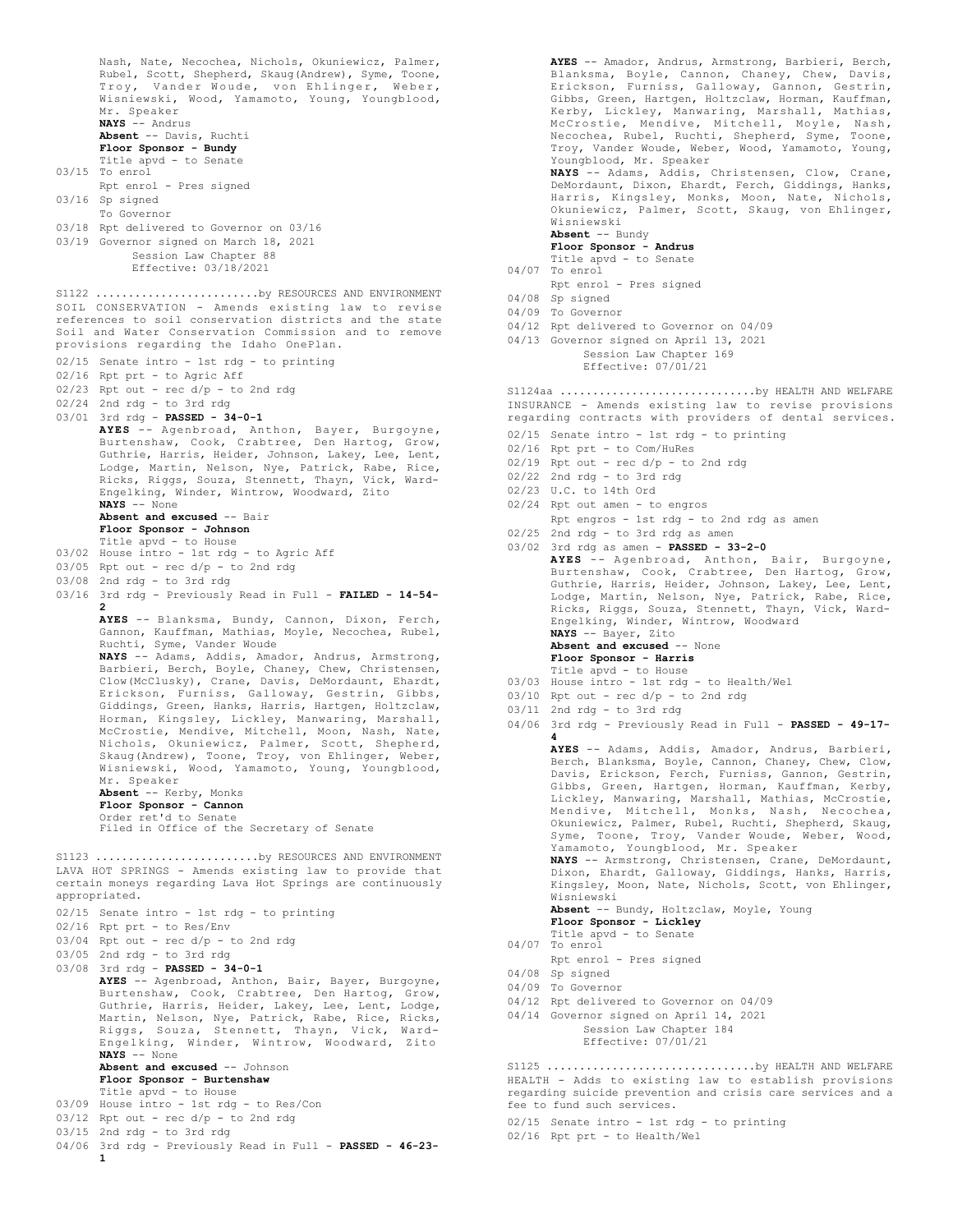Nash, Nate, Necochea, Nichols, Okuniewicz, Palmer, Rubel, Scott, Shepherd, Skaug(Andrew), Syme, Toone, Troy, Vander Woude, von Ehlinger, Weber, Wisniewski, Wood, Yamamoto, Young, Youngblood, Mr. Speaker
**NAYS** -- Andrus
**Absent** -- Davis, Ruchti
**Floor Sponsor - Bundy**
Title apvd - to Senate

03/15 To enrol
Rpt enrol - Pres signed
03/16 Sp signed
To Governor
03/18 Rpt delivered to Governor on 03/16
03/19 Governor signed on March 18, 2021
Session Law Chapter 88
Effective: 03/18/2021

S1122 ........................by RESOURCES AND ENVIRONMENT
SOIL CONSERVATION - Amends existing law to revise references to soil conservation districts and the state Soil and Water Conservation Commission and to remove provisions regarding the Idaho OnePlan.

02/15 Senate intro - 1st rdg - to printing
02/16 Rpt prt - to Agric Aff
02/23 Rpt out - rec d/p - to 2nd rdg
02/24 2nd rdg - to 3rd rdg
03/01 3rd rdg - **PASSED - 34-0-1**
**AYES** -- Agenbroad, Anthon, Bayer, Burgoyne, Burtenshaw, Cook, Crabtree, Den Hartog, Grow, Guthrie, Harris, Heider, Johnson, Lakey, Lee, Lent, Lodge, Martin, Nelson, Nye, Patrick, Rabe, Rice, Ricks, Riggs, Souza, Stennett, Thayn, Vick, Ward-Engelking, Winder, Wintrow, Woodward, Zito
**NAYS** -- None
**Absent and excused** -- Bair
**Floor Sponsor - Johnson**
Title apvd - to House
03/02 House intro - 1st rdg - to Agric Aff
03/05 Rpt out - rec d/p - to 2nd rdg
03/08 2nd rdg - to 3rd rdg
03/16 3rd rdg - Previously Read in Full - **FAILED - 14-54-2**
**AYES** -- Blanksma, Bundy, Cannon, Dixon, Ferch, Gannon, Kauffman, Mathias, Moyle, Necochea, Rubel, Ruchti, Syme, Vander Woude
**NAYS** -- Adams, Addis, Amador, Andrus, Armstrong, Barbieri, Berch, Boyle, Chaney, Chew, Christensen, Clow(McClusky), Crane, Davis, DeMordaunt, Ehardt, Erickson, Furniss, Galloway, Gestrin, Gibbs, Giddings, Green, Hanks, Harris, Hartgen, Holtzclaw, Horman, Kingsley, Lickley, Manwaring, Marshall, McCrostie, Mendive, Mitchell, Moon, Nash, Nate, Nichols, Okuniewicz, Palmer, Scott, Shepherd, Skaug(Andrew), Toone, Troy, von Ehlinger, Weber, Wisniewski, Wood, Yamamoto, Young, Youngblood, Mr. Speaker
**Absent** -- Kerby, Monks
**Floor Sponsor - Cannon**
Order ret'd to Senate
Filed in Office of the Secretary of Senate

S1123 ........................by RESOURCES AND ENVIRONMENT
LAVA HOT SPRINGS - Amends existing law to provide that certain moneys regarding Lava Hot Springs are continuously appropriated.

02/15 Senate intro - 1st rdg - to printing
02/16 Rpt prt - to Res/Env
03/04 Rpt out - rec d/p - to 2nd rdg
03/05 2nd rdg - to 3rd rdg
03/08 3rd rdg - **PASSED - 34-0-1**
**AYES** -- Agenbroad, Anthon, Bair, Bayer, Burgoyne, Burtenshaw, Cook, Crabtree, Den Hartog, Grow, Guthrie, Harris, Heider, Lakey, Lee, Lent, Lodge, Martin, Nelson, Nye, Patrick, Rabe, Rice, Ricks, Riggs, Souza, Stennett, Thayn, Vick, Ward-Engelking, Winder, Wintrow, Woodward, Zito
**NAYS** -- None
**Absent and excused** -- Johnson
**Floor Sponsor - Burtenshaw**
Title apvd - to House
03/09 House intro - 1st rdg - to Res/Con
03/12 Rpt out - rec d/p - to 2nd rdg
03/15 2nd rdg - to 3rd rdg
04/06 3rd rdg - Previously Read in Full - **PASSED - 46-23-1**
**AYES** -- Amador, Andrus, Armstrong, Barbieri, Berch, Blanksma, Boyle, Cannon, Chaney, Chew, Davis, Erickson, Furniss, Galloway, Gannon, Gestrin, Gibbs, Green, Hartgen, Holtzclaw, Horman, Kauffman, Kerby, Lickley, Manwaring, Marshall, Mathias, McCrostie, Mendive, Mitchell, Moyle, Nash, Necochea, Rubel, Ruchti, Shepherd, Syme, Toone, Troy, Vander Woude, Weber, Wood, Yamamoto, Young, Youngblood, Mr. Speaker
**NAYS** -- Adams, Addis, Christensen, Clow, Crane, DeMordaunt, Dixon, Ehardt, Ferch, Giddings, Hanks, Harris, Kingsley, Monks, Moon, Nate, Nichols, Okuniewicz, Palmer, Scott, Skaug, von Ehlinger, Wisniewski
**Absent** -- Bundy
**Floor Sponsor - Andrus**
Title apvd - to Senate
04/07 To enrol
Rpt enrol - Pres signed
04/08 Sp signed
04/09 To Governor
04/12 Rpt delivered to Governor on 04/09
04/13 Governor signed on April 13, 2021
Session Law Chapter 169
Effective: 07/01/21

S1124aa .............................by HEALTH AND WELFARE
INSURANCE - Amends existing law to revise provisions regarding contracts with providers of dental services.

02/15 Senate intro - 1st rdg - to printing
02/16 Rpt prt - to Com/HuRes
02/19 Rpt out - rec d/p - to 2nd rdg
02/22 2nd rdg - to 3rd rdg
02/23 U.C. to 14th Ord
02/24 Rpt out amen - to engros
Rpt engros - 1st rdg - to 2nd rdg as amen
02/25 2nd rdg - to 3rd rdg as amen
03/02 3rd rdg as amen - **PASSED - 33-2-0**
**AYES** -- Agenbroad, Anthon, Bair, Burgoyne, Burtenshaw, Cook, Crabtree, Den Hartog, Grow, Guthrie, Harris, Heider, Johnson, Lakey, Lee, Lent, Lodge, Martin, Nelson, Nye, Patrick, Rabe, Rice, Ricks, Riggs, Souza, Stennett, Thayn, Vick, Ward-Engelking, Winder, Wintrow, Woodward
**NAYS** -- Bayer, Zito
**Absent and excused** -- None
**Floor Sponsor - Harris**
Title apvd - to House
03/03 House intro - 1st rdg - to Health/Wel
03/10 Rpt out - rec d/p - to 2nd rdg
03/11 2nd rdg - to 3rd rdg
04/06 3rd rdg - Previously Read in Full - **PASSED - 49-17-4**
**AYES** -- Adams, Addis, Amador, Andrus, Barbieri, Berch, Blanksma, Boyle, Cannon, Chaney, Chew, Clow, Davis, Erickson, Ferch, Furniss, Gannon, Gestrin, Gibbs, Green, Hartgen, Horman, Kauffman, Kerby, Lickley, Manwaring, Marshall, Mathias, McCrostie, Mendive, Mitchell, Monks, Nash, Necochea, Okuniewicz, Palmer, Rubel, Ruchti, Shepherd, Skaug, Syme, Toone, Troy, Vander Woude, Weber, Wood, Yamamoto, Youngblood, Mr. Speaker
**NAYS** -- Armstrong, Christensen, Crane, DeMordaunt, Dixon, Ehardt, Galloway, Giddings, Hanks, Harris, Kingsley, Moon, Nate, Nichols, Scott, von Ehlinger, Wisniewski
**Absent** -- Bundy, Holtzclaw, Moyle, Young
**Floor Sponsor - Lickley**
Title apvd - to Senate
04/07 To enrol
Rpt enrol - Pres signed
04/08 Sp signed
04/09 To Governor
04/12 Rpt delivered to Governor on 04/09
04/14 Governor signed on April 14, 2021
Session Law Chapter 184
Effective: 07/01/21

S1125 ...............................by HEALTH AND WELFARE
HEALTH - Adds to existing law to establish provisions regarding suicide prevention and crisis care services and a fee to fund such services.

02/15 Senate intro - 1st rdg - to printing
02/16 Rpt prt - to Health/Wel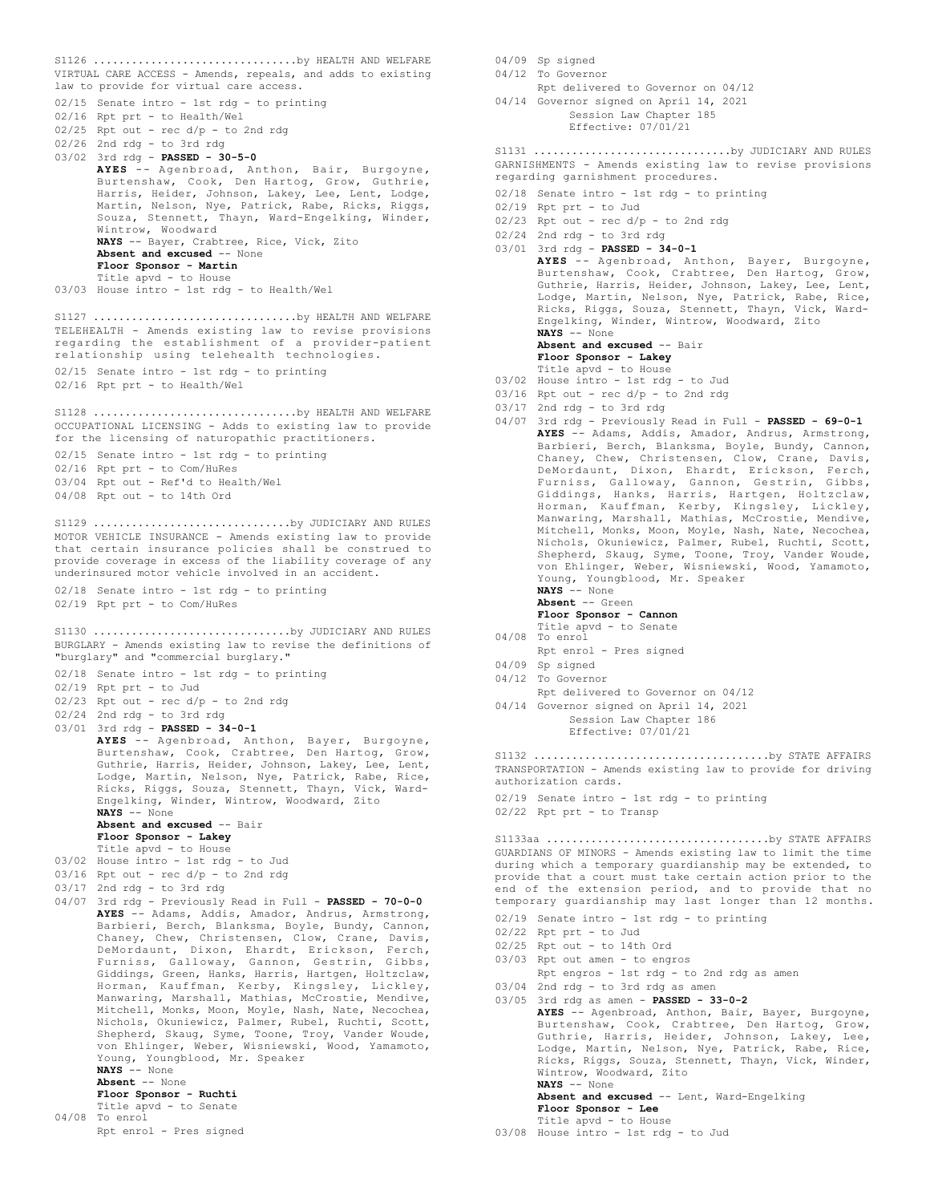S1126 ................................by HEALTH AND WELFARE
VIRTUAL CARE ACCESS - Amends, repeals, and adds to existing law to provide for virtual care access.

02/15 Senate intro - 1st rdg - to printing
02/16 Rpt prt - to Health/Wel
02/25 Rpt out - rec d/p - to 2nd rdg
02/26 2nd rdg - to 3rd rdg
03/02 3rd rdg - **PASSED - 30-5-0**
**AYES** -- Agenbroad, Anthon, Bair, Burgoyne, Burtenshaw, Cook, Den Hartog, Grow, Guthrie, Harris, Heider, Johnson, Lakey, Lee, Lent, Lodge, Martin, Nelson, Nye, Patrick, Rabe, Ricks, Riggs, Souza, Stennett, Thayn, Ward-Engelking, Winder, Wintrow, Woodward
**NAYS** -- Bayer, Crabtree, Rice, Vick, Zito
**Absent and excused** -- None
**Floor Sponsor - Martin**
Title apvd - to House
03/03 House intro - 1st rdg - to Health/Wel

S1127 ................................by HEALTH AND WELFARE
TELEHEALTH - Amends existing law to revise provisions regarding the establishment of a provider-patient relationship using telehealth technologies.

02/15 Senate intro - 1st rdg - to printing
02/16 Rpt prt - to Health/Wel

S1128 ................................by HEALTH AND WELFARE
OCCUPATIONAL LICENSING - Adds to existing law to provide for the licensing of naturopathic practitioners.

02/15 Senate intro - 1st rdg - to printing
02/16 Rpt prt - to Com/HuRes
03/04 Rpt out - Ref'd to Health/Wel
04/08 Rpt out - to 14th Ord

S1129 ..............................by JUDICIARY AND RULES
MOTOR VEHICLE INSURANCE - Amends existing law to provide that certain insurance policies shall be construed to provide coverage in excess of the liability coverage of any underinsured motor vehicle involved in an accident.

02/18 Senate intro - 1st rdg - to printing
02/19 Rpt prt - to Com/HuRes

S1130 ..............................by JUDICIARY AND RULES
BURGLARY - Amends existing law to revise the definitions of "burglary" and "commercial burglary."

02/18 Senate intro - 1st rdg - to printing
02/19 Rpt prt - to Jud
02/23 Rpt out - rec d/p - to 2nd rdg
02/24 2nd rdg - to 3rd rdg
03/01 3rd rdg - **PASSED - 34-0-1**
**AYES** -- Agenbroad, Anthon, Bayer, Burgoyne, Burtenshaw, Cook, Crabtree, Den Hartog, Grow, Guthrie, Harris, Heider, Johnson, Lakey, Lee, Lent, Lodge, Martin, Nelson, Nye, Patrick, Rabe, Rice, Ricks, Riggs, Souza, Stennett, Thayn, Vick, Ward-Engelking, Winder, Wintrow, Woodward, Zito
**NAYS** -- None
**Absent and excused** -- Bair
**Floor Sponsor - Lakey**
Title apvd - to House
03/02 House intro - 1st rdg - to Jud
03/16 Rpt out - rec d/p - to 2nd rdg
03/17 2nd rdg - to 3rd rdg
04/07 3rd rdg - Previously Read in Full - **PASSED - 70-0-0**
**AYES** -- Adams, Addis, Amador, Andrus, Armstrong, Barbieri, Berch, Blanksma, Boyle, Bundy, Cannon, Chaney, Chew, Christensen, Clow, Crane, Davis, DeMordaunt, Dixon, Ehardt, Erickson, Ferch, Furniss, Galloway, Gannon, Gestrin, Gibbs, Giddings, Green, Hanks, Harris, Hartgen, Holtzclaw, Horman, Kauffman, Kerby, Kingsley, Lickley, Manwaring, Marshall, Mathias, McCrostie, Mendive, Mitchell, Monks, Moon, Moyle, Nash, Nate, Necochea, Nichols, Okuniewicz, Palmer, Rubel, Ruchti, Scott, Shepherd, Skaug, Syme, Toone, Troy, Vander Woude, von Ehlinger, Weber, Wisniewski, Wood, Yamamoto, Young, Youngblood, Mr. Speaker
**NAYS** -- None
**Absent** -- None
**Floor Sponsor - Ruchti**
Title apvd - to Senate
04/08 To enrol
Rpt enrol - Pres signed
04/09 Sp signed
04/12 To Governor
Rpt delivered to Governor on 04/12
04/14 Governor signed on April 14, 2021
Session Law Chapter 185
Effective: 07/01/21

S1131 ..............................by JUDICIARY AND RULES
GARNISHMENTS - Amends existing law to revise provisions regarding garnishment procedures.

02/18 Senate intro - 1st rdg - to printing
02/19 Rpt prt - to Jud
02/23 Rpt out - rec d/p - to 2nd rdg
02/24 2nd rdg - to 3rd rdg
03/01 3rd rdg - **PASSED - 34-0-1**
**AYES** -- Agenbroad, Anthon, Bayer, Burgoyne, Burtenshaw, Cook, Crabtree, Den Hartog, Grow, Guthrie, Harris, Heider, Johnson, Lakey, Lee, Lent, Lodge, Martin, Nelson, Nye, Patrick, Rabe, Rice, Ricks, Riggs, Souza, Stennett, Thayn, Vick, Ward-Engelking, Winder, Wintrow, Woodward, Zito
**NAYS** -- None
**Absent and excused** -- Bair
**Floor Sponsor - Lakey**
Title apvd - to House
03/02 House intro - 1st rdg - to Jud
03/16 Rpt out - rec d/p - to 2nd rdg
03/17 2nd rdg - to 3rd rdg
04/07 3rd rdg - Previously Read in Full - **PASSED - 69-0-1**
**AYES** -- Adams, Addis, Amador, Andrus, Armstrong, Barbieri, Berch, Blanksma, Boyle, Bundy, Cannon, Chaney, Chew, Christensen, Clow, Crane, Davis, DeMordaunt, Dixon, Ehardt, Erickson, Ferch, Furniss, Galloway, Gannon, Gestrin, Gibbs, Giddings, Hanks, Harris, Hartgen, Holtzclaw, Horman, Kauffman, Kerby, Kingsley, Lickley, Manwaring, Marshall, Mathias, McCrostie, Mendive, Mitchell, Monks, Moon, Moyle, Nash, Nate, Necochea, Nichols, Okuniewicz, Palmer, Rubel, Ruchti, Scott, Shepherd, Skaug, Syme, Toone, Troy, Vander Woude, von Ehlinger, Weber, Wisniewski, Wood, Yamamoto, Young, Youngblood, Mr. Speaker
**NAYS** -- None
**Absent** -- Green
**Floor Sponsor - Cannon**
Title apvd - to Senate
04/08 To enrol
Rpt enrol - Pres signed
04/09 Sp signed
04/12 To Governor
Rpt delivered to Governor on 04/12
04/14 Governor signed on April 14, 2021
Session Law Chapter 186
Effective: 07/01/21

S1132 ....................................by STATE AFFAIRS
TRANSPORTATION - Amends existing law to provide for driving authorization cards.

02/19 Senate intro - 1st rdg - to printing
02/22 Rpt prt - to Transp

S1133aa ..................................by STATE AFFAIRS
GUARDIANS OF MINORS - Amends existing law to limit the time during which a temporary guardianship may be extended, to provide that a court must take certain action prior to the end of the extension period, and to provide that no temporary guardianship may last longer than 12 months.

02/19 Senate intro - 1st rdg - to printing
02/22 Rpt prt - to Jud
02/25 Rpt out - to 14th Ord
03/03 Rpt out amen - to engros
Rpt engros - 1st rdg - to 2nd rdg as amen
03/04 2nd rdg - to 3rd rdg as amen
03/05 3rd rdg as amen - **PASSED - 33-0-2**
**AYES** -- Agenbroad, Anthon, Bair, Bayer, Burgoyne, Burtenshaw, Cook, Crabtree, Den Hartog, Grow, Guthrie, Harris, Heider, Johnson, Lakey, Lee, Lodge, Martin, Nelson, Nye, Patrick, Rabe, Rice, Ricks, Riggs, Souza, Stennett, Thayn, Vick, Winder, Wintrow, Woodward, Zito
**NAYS** -- None
**Absent and excused** -- Lent, Ward-Engelking
**Floor Sponsor - Lee**
Title apvd - to House
03/08 House intro - 1st rdg - to Jud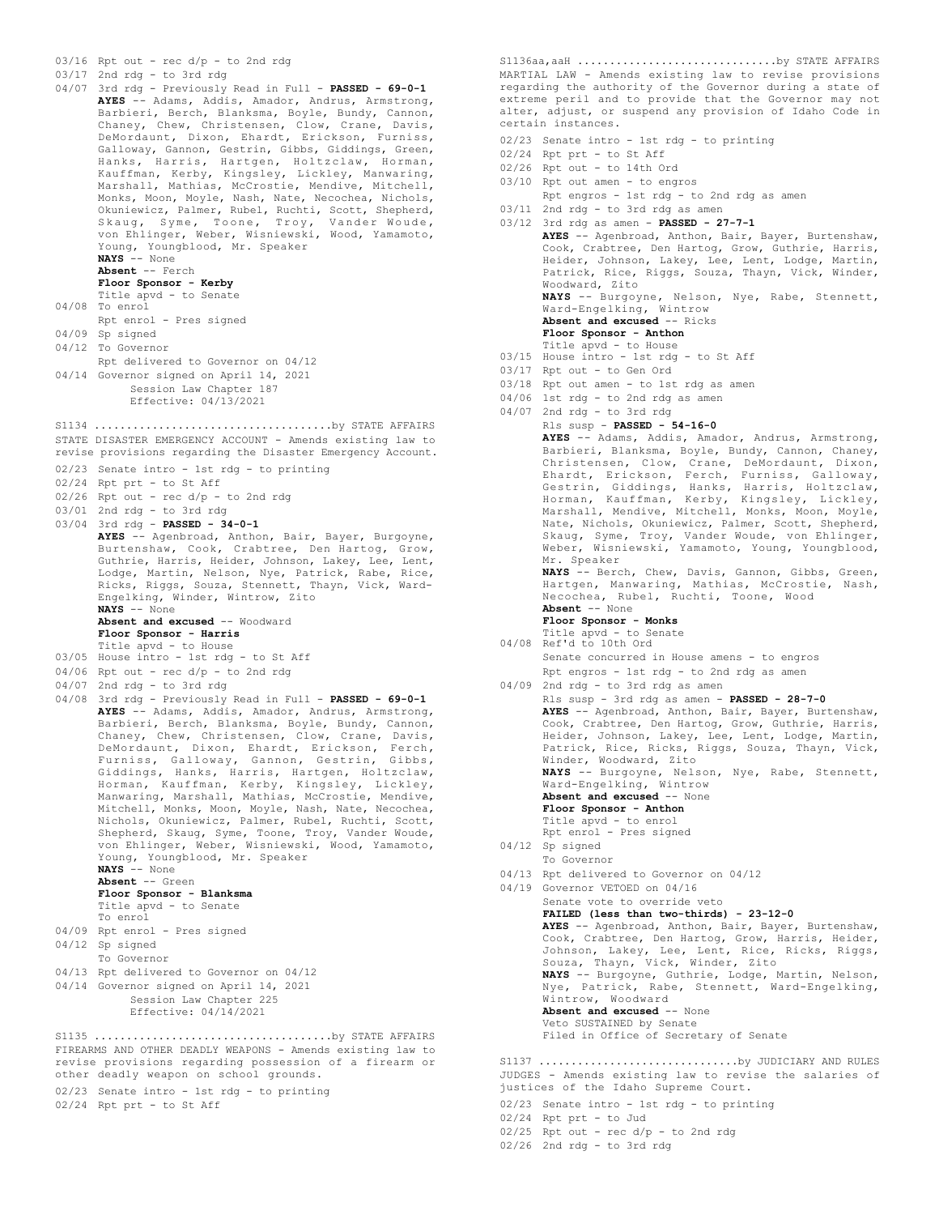03/16 Rpt out - rec d/p - to 2nd rdg
03/17 2nd rdg - to 3rd rdg
04/07 3rd rdg - Previously Read in Full - **PASSED - 69-0-1**
**AYES** -- Adams, Addis, Amador, Andrus, Armstrong, Barbieri, Berch, Blanksma, Boyle, Bundy, Cannon, Chaney, Chew, Christensen, Clow, Crane, Davis, DeMordaunt, Dixon, Ehardt, Erickson, Furniss, Galloway, Gannon, Gestrin, Gibbs, Giddings, Green, Hanks, Harris, Hartgen, Holtzclaw, Horman, Kauffman, Kerby, Kingsley, Lickley, Manwaring, Marshall, Mathias, McCrostie, Mendive, Mitchell, Monks, Moon, Moyle, Nash, Nate, Necochea, Nichols, Okuniewicz, Palmer, Rubel, Ruchti, Scott, Shepherd, Skaug, Syme, Toone, Troy, Vander Woude, von Ehlinger, Weber, Wisniewski, Wood, Yamamoto, Young, Youngblood, Mr. Speaker
**NAYS** -- None
**Absent** -- Ferch
**Floor Sponsor - Kerby**
Title apvd - to Senate
04/08 To enrol
Rpt enrol - Pres signed
04/09 Sp signed
04/12 To Governor
Rpt delivered to Governor on 04/12
04/14 Governor signed on April 14, 2021
Session Law Chapter 187
Effective: 04/13/2021

S1134 ....................................by STATE AFFAIRS
STATE DISASTER EMERGENCY ACCOUNT - Amends existing law to revise provisions regarding the Disaster Emergency Account.
02/23 Senate intro - 1st rdg - to printing
02/24 Rpt prt - to St Aff
02/26 Rpt out - rec d/p - to 2nd rdg
03/01 2nd rdg - to 3rd rdg
03/04 3rd rdg - **PASSED - 34-0-1**
**AYES** -- Agenbroad, Anthon, Bair, Bayer, Burgoyne, Burtenshaw, Cook, Crabtree, Den Hartog, Grow, Guthrie, Harris, Heider, Johnson, Lakey, Lee, Lent, Lodge, Martin, Nelson, Nye, Patrick, Rabe, Rice, Ricks, Riggs, Souza, Stennett, Thayn, Vick, Ward-Engelking, Winder, Wintrow, Zito
**NAYS** -- None
**Absent and excused** -- Woodward
**Floor Sponsor - Harris**
Title apvd - to House
03/05 House intro - 1st rdg - to St Aff
04/06 Rpt out - rec d/p - to 2nd rdg
04/07 2nd rdg - to 3rd rdg
04/08 3rd rdg - Previously Read in Full - **PASSED - 69-0-1**
**AYES** -- Adams, Addis, Amador, Andrus, Armstrong, Barbieri, Berch, Blanksma, Boyle, Bundy, Cannon, Chaney, Chew, Christensen, Clow, Crane, Davis, DeMordaunt, Dixon, Ehardt, Erickson, Ferch, Furniss, Galloway, Gannon, Gestrin, Gibbs, Giddings, Hanks, Harris, Hartgen, Holtzclaw, Horman, Kauffman, Kerby, Kingsley, Lickley, Manwaring, Marshall, Mathias, McCrostie, Mendive, Mitchell, Monks, Moon, Moyle, Nash, Nate, Necochea, Nichols, Okuniewicz, Palmer, Rubel, Ruchti, Scott, Shepherd, Skaug, Syme, Toone, Troy, Vander Woude, von Ehlinger, Weber, Wisniewski, Wood, Yamamoto, Young, Youngblood, Mr. Speaker
**NAYS** -- None
**Absent** -- Green
**Floor Sponsor - Blanksma**
Title apvd - to Senate
To enrol
04/09 Rpt enrol - Pres signed
04/12 Sp signed
To Governor
04/13 Rpt delivered to Governor on 04/12
04/14 Governor signed on April 14, 2021
Session Law Chapter 225
Effective: 04/14/2021

S1135 ....................................by STATE AFFAIRS
FIREARMS AND OTHER DEADLY WEAPONS - Amends existing law to revise provisions regarding possession of a firearm or other deadly weapon on school grounds.
02/23 Senate intro - 1st rdg - to printing
02/24 Rpt prt - to St Aff

S1136aa,aaH ..............................by STATE AFFAIRS
MARTIAL LAW - Amends existing law to revise provisions regarding the authority of the Governor during a state of extreme peril and to provide that the Governor may not alter, adjust, or suspend any provision of Idaho Code in certain instances.
02/23 Senate intro - 1st rdg - to printing
02/24 Rpt prt - to St Aff
02/26 Rpt out - to 14th Ord
03/10 Rpt out amen - to engros
Rpt engros - 1st rdg - to 2nd rdg as amen
03/11 2nd rdg - to 3rd rdg as amen
03/12 3rd rdg as amen - **PASSED - 27-7-1**
**AYES** -- Agenbroad, Anthon, Bair, Bayer, Burtenshaw, Cook, Crabtree, Den Hartog, Grow, Guthrie, Harris, Heider, Johnson, Lakey, Lee, Lent, Lodge, Martin, Patrick, Rice, Riggs, Souza, Thayn, Vick, Winder, Woodward, Zito
**NAYS** -- Burgoyne, Nelson, Nye, Rabe, Stennett, Ward-Engelking, Wintrow
**Absent and excused** -- Ricks
**Floor Sponsor - Anthon**
Title apvd - to House
03/15 House intro - 1st rdg - to St Aff
03/17 Rpt out - to Gen Ord
03/18 Rpt out amen - to 1st rdg as amen
04/06 1st rdg - to 2nd rdg as amen
04/07 2nd rdg - to 3rd rdg
Rls susp - **PASSED - 54-16-0**
**AYES** -- Adams, Addis, Amador, Andrus, Armstrong, Barbieri, Blanksma, Boyle, Bundy, Cannon, Chaney, Christensen, Clow, Crane, DeMordaunt, Dixon, Ehardt, Erickson, Ferch, Furniss, Galloway, Gestrin, Giddings, Hanks, Harris, Holtzclaw, Horman, Kauffman, Kerby, Kingsley, Lickley, Marshall, Mendive, Mitchell, Monks, Moon, Moyle, Nate, Nichols, Okuniewicz, Palmer, Scott, Shepherd, Skaug, Syme, Troy, Vander Woude, von Ehlinger, Weber, Wisniewski, Yamamoto, Young, Youngblood, Mr. Speaker
**NAYS** -- Berch, Chew, Davis, Gannon, Gibbs, Green, Hartgen, Manwaring, Mathias, McCrostie, Nash, Necochea, Rubel, Ruchti, Toone, Wood
**Absent** -- None
**Floor Sponsor - Monks**
Title apvd - to Senate
04/08 Ref'd to 10th Ord
Senate concurred in House amens - to engros
Rpt engros - 1st rdg - to 2nd rdg as amen
04/09 2nd rdg - to 3rd rdg as amen
Rls susp - 3rd rdg as amen - **PASSED - 28-7-0**
**AYES** -- Agenbroad, Anthon, Bair, Bayer, Burtenshaw, Cook, Crabtree, Den Hartog, Grow, Guthrie, Harris, Heider, Johnson, Lakey, Lee, Lent, Lodge, Martin, Patrick, Rice, Ricks, Riggs, Souza, Thayn, Vick, Winder, Woodward, Zito
**NAYS** -- Burgoyne, Nelson, Nye, Rabe, Stennett, Ward-Engelking, Wintrow
**Absent and excused** -- None
**Floor Sponsor - Anthon**
Title apvd - to enrol
Rpt enrol - Pres signed
04/12 Sp signed
To Governor
04/13 Rpt delivered to Governor on 04/12
04/19 Governor VETOED on 04/16
Senate vote to override veto
**FAILED (less than two-thirds) - 23-12-0**
**AYES** -- Agenbroad, Anthon, Bair, Bayer, Burtenshaw, Cook, Crabtree, Den Hartog, Grow, Harris, Heider, Johnson, Lakey, Lee, Lent, Rice, Ricks, Riggs, Souza, Thayn, Vick, Winder, Zito
**NAYS** -- Burgoyne, Guthrie, Lodge, Martin, Nelson, Nye, Patrick, Rabe, Stennett, Ward-Engelking, Wintrow, Woodward
**Absent and excused** -- None
Veto SUSTAINED by Senate
Filed in Office of Secretary of Senate

S1137 ..............................by JUDICIARY AND RULES
JUDGES - Amends existing law to revise the salaries of justices of the Idaho Supreme Court.
02/23 Senate intro - 1st rdg - to printing
02/24 Rpt prt - to Jud
02/25 Rpt out - rec d/p - to 2nd rdg
02/26 2nd rdg - to 3rd rdg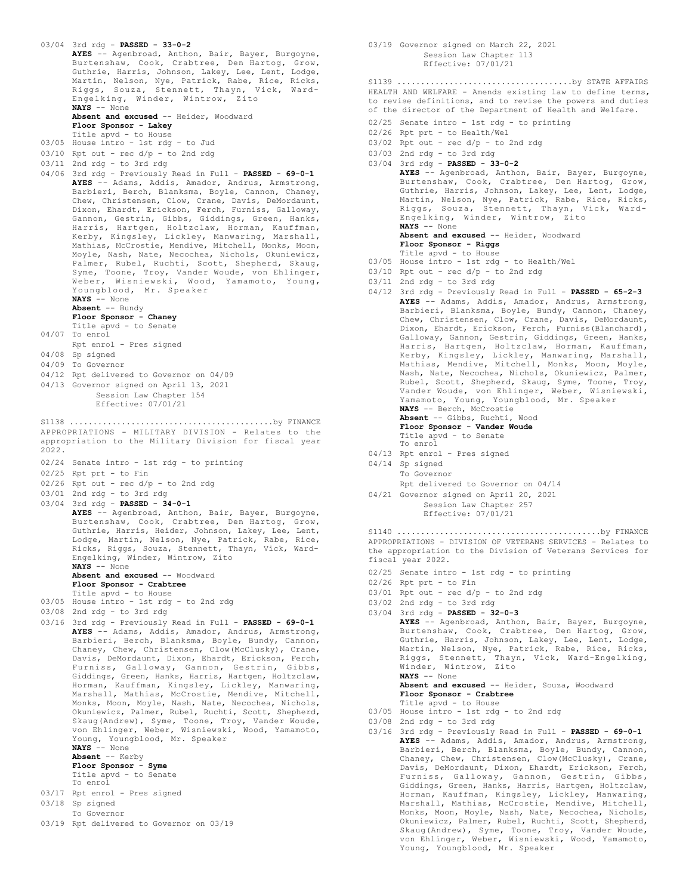03/04 3rd rdg - **PASSED - 33-0-2**
**AYES** -- Agenbroad, Anthon, Bair, Bayer, Burgoyne, Burtenshaw, Cook, Crabtree, Den Hartog, Grow, Guthrie, Harris, Johnson, Lakey, Lee, Lent, Lodge, Martin, Nelson, Nye, Patrick, Rabe, Rice, Ricks, Riggs, Souza, Stennett, Thayn, Vick, Ward-Engelking, Winder, Wintrow, Zito
**NAYS** -- None
**Absent and excused** -- Heider, Woodward
**Floor Sponsor - Lakey**
Title apvd - to House
03/05 House intro - 1st rdg - to Jud
03/10 Rpt out - rec d/p - to 2nd rdg
03/11 2nd rdg - to 3rd rdg
04/06 3rd rdg - Previously Read in Full - **PASSED - 69-0-1**
**AYES** -- Adams, Addis, Amador, Andrus, Armstrong, Barbieri, Berch, Blanksma, Boyle, Cannon, Chaney, Chew, Christensen, Clow, Crane, Davis, DeMordaunt, Dixon, Ehardt, Erickson, Ferch, Furniss, Galloway, Gannon, Gestrin, Gibbs, Giddings, Green, Hanks, Harris, Hartgen, Holtzclaw, Horman, Kauffman, Kerby, Kingsley, Lickley, Manwaring, Marshall, Mathias, McCrostie, Mendive, Mitchell, Monks, Moon, Moyle, Nash, Nate, Necochea, Nichols, Okuniewicz, Palmer, Rubel, Ruchti, Scott, Shepherd, Skaug, Syme, Toone, Troy, Vander Woude, von Ehlinger, Weber, Wisniewski, Wood, Yamamoto, Young, Youngblood, Mr. Speaker
**NAYS** -- None
**Absent** -- Bundy
**Floor Sponsor - Chaney**
Title apvd - to Senate
04/07 To enrol
Rpt enrol - Pres signed
04/08 Sp signed
04/09 To Governor
04/12 Rpt delivered to Governor on 04/09
04/13 Governor signed on April 13, 2021
Session Law Chapter 154
Effective: 07/01/21

S1138 ..........................................by FINANCE
APPROPRIATIONS - MILITARY DIVISION - Relates to the appropriation to the Military Division for fiscal year 2022.

02/24 Senate intro - 1st rdg - to printing
02/25 Rpt prt - to Fin
02/26 Rpt out - rec d/p - to 2nd rdg
03/01 2nd rdg - to 3rd rdg
03/04 3rd rdg - **PASSED - 34-0-1**
**AYES** -- Agenbroad, Anthon, Bair, Bayer, Burgoyne, Burtenshaw, Cook, Crabtree, Den Hartog, Grow, Guthrie, Harris, Heider, Johnson, Lakey, Lee, Lent, Lodge, Martin, Nelson, Nye, Patrick, Rabe, Rice, Ricks, Riggs, Souza, Stennett, Thayn, Vick, Ward-Engelking, Winder, Wintrow, Zito
**NAYS** -- None
**Absent and excused** -- Woodward
**Floor Sponsor - Crabtree**
Title apvd - to House
03/05 House intro - 1st rdg - to 2nd rdg
03/08 2nd rdg - to 3rd rdg
03/16 3rd rdg - Previously Read in Full - **PASSED - 69-0-1**
**AYES** -- Adams, Addis, Amador, Andrus, Armstrong, Barbieri, Berch, Blanksma, Boyle, Bundy, Cannon, Chaney, Chew, Christensen, Clow(McClusky), Crane, Davis, DeMordaunt, Dixon, Ehardt, Erickson, Ferch, Furniss, Galloway, Gannon, Gestrin, Gibbs, Giddings, Green, Hanks, Harris, Hartgen, Holtzclaw, Horman, Kauffman, Kingsley, Lickley, Manwaring, Marshall, Mathias, McCrostie, Mendive, Mitchell, Monks, Moon, Moyle, Nash, Nate, Necochea, Nichols, Okuniewicz, Palmer, Rubel, Ruchti, Scott, Shepherd, Skaug(Andrew), Syme, Toone, Troy, Vander Woude, von Ehlinger, Weber, Wisniewski, Wood, Yamamoto, Young, Youngblood, Mr. Speaker
**NAYS** -- None
**Absent** -- Kerby
**Floor Sponsor - Syme**
Title apvd - to Senate
To enrol
03/17 Rpt enrol - Pres signed
03/18 Sp signed
To Governor
03/19 Rpt delivered to Governor on 03/19
03/19 Governor signed on March 22, 2021
Session Law Chapter 113
Effective: 07/01/21

S1139 .....................................by STATE AFFAIRS
HEALTH AND WELFARE - Amends existing law to define terms, to revise definitions, and to revise the powers and duties of the director of the Department of Health and Welfare.

02/25 Senate intro - 1st rdg - to printing
02/26 Rpt prt - to Health/Wel
03/02 Rpt out - rec d/p - to 2nd rdg
03/03 2nd rdg - to 3rd rdg
03/04 3rd rdg - **PASSED - 33-0-2**
**AYES** -- Agenbroad, Anthon, Bair, Bayer, Burgoyne, Burtenshaw, Cook, Crabtree, Den Hartog, Grow, Guthrie, Harris, Johnson, Lakey, Lee, Lent, Lodge, Martin, Nelson, Nye, Patrick, Rabe, Rice, Ricks, Riggs, Souza, Stennett, Thayn, Vick, Ward-Engelking, Winder, Wintrow, Zito
**NAYS** -- None
**Absent and excused** -- Heider, Woodward
**Floor Sponsor - Riggs**
Title apvd - to House
03/05 House intro - 1st rdg - to Health/Wel
03/10 Rpt out - rec d/p - to 2nd rdg
03/11 2nd rdg - to 3rd rdg
04/12 3rd rdg - Previously Read in Full - **PASSED - 65-2-3**
**AYES** -- Adams, Addis, Amador, Andrus, Armstrong, Barbieri, Blanksma, Boyle, Bundy, Cannon, Chaney, Chew, Christensen, Clow, Crane, Davis, DeMordaunt, Dixon, Ehardt, Erickson, Ferch, Furniss(Blanchard), Galloway, Gannon, Gestrin, Giddings, Green, Hanks, Harris, Hartgen, Holtzclaw, Horman, Kauffman, Kerby, Kingsley, Lickley, Manwaring, Marshall, Mathias, Mendive, Mitchell, Monks, Moon, Moyle, Nash, Nate, Necochea, Nichols, Okuniewicz, Palmer, Rubel, Scott, Shepherd, Skaug, Syme, Toone, Troy, Vander Woude, von Ehlinger, Weber, Wisniewski, Yamamoto, Young, Youngblood, Mr. Speaker
**NAYS** -- Berch, McCrostie
**Absent** -- Gibbs, Ruchti, Wood
**Floor Sponsor - Vander Woude**
Title apvd - to Senate
To enrol
04/13 Rpt enrol - Pres signed
04/14 Sp signed
To Governor
Rpt delivered to Governor on 04/14
04/21 Governor signed on April 20, 2021
Session Law Chapter 257
Effective: 07/01/21

S1140 ..........................................by FINANCE
APPROPRIATIONS - DIVISION OF VETERANS SERVICES - Relates to the appropriation to the Division of Veterans Services for fiscal year 2022.

02/25 Senate intro - 1st rdg - to printing
02/26 Rpt prt - to Fin
03/01 Rpt out - rec d/p - to 2nd rdg
03/02 2nd rdg - to 3rd rdg
03/04 3rd rdg - **PASSED - 32-0-3**
**AYES** -- Agenbroad, Anthon, Bair, Bayer, Burgoyne, Burtenshaw, Cook, Crabtree, Den Hartog, Grow, Guthrie, Harris, Johnson, Lakey, Lee, Lent, Lodge, Martin, Nelson, Nye, Patrick, Rabe, Rice, Ricks, Riggs, Stennett, Thayn, Vick, Ward-Engelking, Winder, Wintrow, Zito
**NAYS** -- None
**Absent and excused** -- Heider, Souza, Woodward
**Floor Sponsor - Crabtree**
Title apvd - to House
03/05 House intro - 1st rdg - to 2nd rdg
03/08 2nd rdg - to 3rd rdg
03/16 3rd rdg - Previously Read in Full - **PASSED - 69-0-1**
**AYES** -- Adams, Addis, Amador, Andrus, Armstrong, Barbieri, Berch, Blanksma, Boyle, Bundy, Cannon, Chaney, Chew, Christensen, Clow(McClusky), Crane, Davis, DeMordaunt, Dixon, Ehardt, Erickson, Ferch, Furniss, Galloway, Gannon, Gestrin, Gibbs, Giddings, Green, Hanks, Harris, Hartgen, Holtzclaw, Horman, Kauffman, Kingsley, Lickley, Manwaring, Marshall, Mathias, McCrostie, Mendive, Mitchell, Monks, Moon, Moyle, Nash, Nate, Necochea, Nichols, Okuniewicz, Palmer, Rubel, Ruchti, Scott, Shepherd, Skaug(Andrew), Syme, Toone, Troy, Vander Woude, von Ehlinger, Weber, Wisniewski, Wood, Yamamoto, Young, Youngblood, Mr. Speaker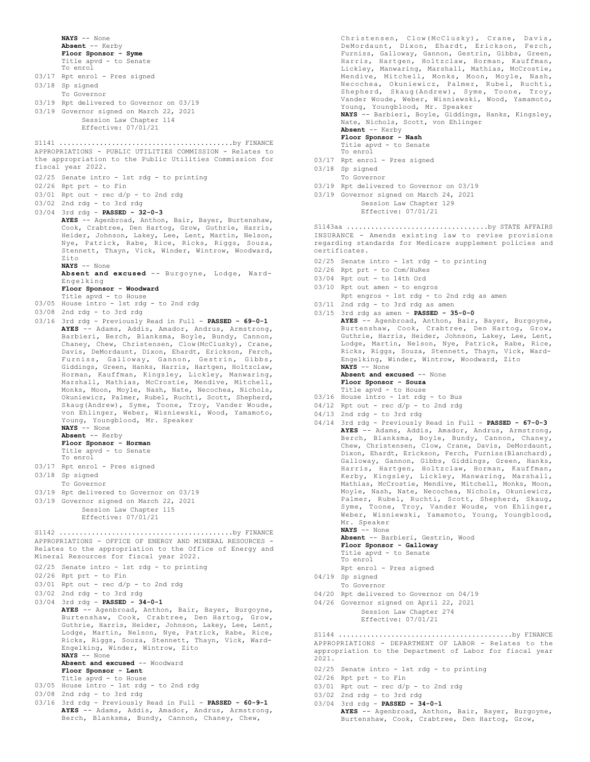**NAYS** -- None
**Absent** -- Kerby
**Floor Sponsor - Syme**
Title apvd - to Senate
To enrol
03/17 Rpt enrol - Pres signed
03/18 Sp signed
To Governor
03/19 Rpt delivered to Governor on 03/19
03/19 Governor signed on March 22, 2021
Session Law Chapter 114
Effective: 07/01/21

S1141 ..........................................by FINANCE
APPROPRIATIONS - PUBLIC UTILITIES COMMISSION - Relates to the appropriation to the Public Utilities Commission for fiscal year 2022.
02/25 Senate intro - 1st rdg - to printing
02/26 Rpt prt - to Fin
03/01 Rpt out - rec d/p - to 2nd rdg
03/02 2nd rdg - to 3rd rdg
03/04 3rd rdg - **PASSED - 32-0-3**
**AYES** -- Agenbroad, Anthon, Bair, Bayer, Burtenshaw, Cook, Crabtree, Den Hartog, Grow, Guthrie, Harris, Heider, Johnson, Lakey, Lee, Lent, Martin, Nelson, Nye, Patrick, Rabe, Rice, Ricks, Riggs, Souza, Stennett, Thayn, Vick, Winder, Wintrow, Woodward, Zito
**NAYS** -- None
**Absent and excused** -- Burgoyne, Lodge, Ward-Engelking
**Floor Sponsor - Woodward**
Title apvd - to House
03/05 House intro - 1st rdg - to 2nd rdg
03/08 2nd rdg - to 3rd rdg
03/16 3rd rdg - Previously Read in Full - **PASSED - 69-0-1**
**AYES** -- Adams, Addis, Amador, Andrus, Armstrong, Barbieri, Berch, Blanksma, Boyle, Bundy, Cannon, Chaney, Chew, Christensen, Clow(McClusky), Crane, Davis, DeMordaunt, Dixon, Ehardt, Erickson, Ferch, Furniss, Galloway, Gannon, Gestrin, Gibbs, Giddings, Green, Hanks, Harris, Hartgen, Holtzclaw, Horman, Kauffman, Kingsley, Lickley, Manwaring, Marshall, Mathias, McCrostie, Mendive, Mitchell, Monks, Moon, Moyle, Nash, Nate, Necochea, Nichols, Okuniewicz, Palmer, Rubel, Ruchti, Scott, Shepherd, Skaug(Andrew), Syme, Toone, Troy, Vander Woude, von Ehlinger, Weber, Wisniewski, Wood, Yamamoto, Young, Youngblood, Mr. Speaker
**NAYS** -- None
**Absent** -- Kerby
**Floor Sponsor - Horman**
Title apvd - to Senate
To enrol
03/17 Rpt enrol - Pres signed
03/18 Sp signed
To Governor
03/19 Rpt delivered to Governor on 03/19
03/19 Governor signed on March 22, 2021
Session Law Chapter 115
Effective: 07/01/21

S1142 ..........................................by FINANCE
APPROPRIATIONS - OFFICE OF ENERGY AND MINERAL RESOURCES - Relates to the appropriation to the Office of Energy and Mineral Resources for fiscal year 2022.
02/25 Senate intro - 1st rdg - to printing
02/26 Rpt prt - to Fin
03/01 Rpt out - rec d/p - to 2nd rdg
03/02 2nd rdg - to 3rd rdg
03/04 3rd rdg - **PASSED - 34-0-1**
**AYES** -- Agenbroad, Anthon, Bair, Bayer, Burgoyne, Burtenshaw, Cook, Crabtree, Den Hartog, Grow, Guthrie, Harris, Heider, Johnson, Lakey, Lee, Lent, Lodge, Martin, Nelson, Nye, Patrick, Rabe, Rice, Ricks, Riggs, Souza, Stennett, Thayn, Vick, Ward-Engelking, Winder, Wintrow, Zito
**NAYS** -- None
**Absent and excused** -- Woodward
**Floor Sponsor - Lent**
Title apvd - to House
03/05 House intro - 1st rdg - to 2nd rdg
03/08 2nd rdg - to 3rd rdg
03/16 3rd rdg - Previously Read in Full - **PASSED - 60-9-1**
**AYES** -- Adams, Addis, Amador, Andrus, Armstrong, Berch, Blanksma, Bundy, Cannon, Chaney, Chew, Christensen, Clow(McClusky), Crane, Davis, DeMordaunt, Dixon, Ehardt, Erickson, Ferch, Furniss, Galloway, Gannon, Gestrin, Gibbs, Green, Harris, Hartgen, Holtzclaw, Horman, Kauffman, Lickley, Manwaring, Marshall, Mathias, McCrostie, Mendive, Mitchell, Monks, Moon, Moyle, Nash, Necochea, Okuniewicz, Palmer, Rubel, Ruchti, Shepherd, Skaug(Andrew), Syme, Toone, Troy, Vander Woude, Weber, Wisniewski, Wood, Yamamoto, Young, Youngblood, Mr. Speaker
**NAYS** -- Barbieri, Boyle, Giddings, Hanks, Kingsley, Nate, Nichols, Scott, von Ehlinger
**Absent** -- Kerby
**Floor Sponsor - Nash**
Title apvd - to Senate
To enrol
03/17 Rpt enrol - Pres signed
03/18 Sp signed
To Governor
03/19 Rpt delivered to Governor on 03/19
03/19 Governor signed on March 24, 2021
Session Law Chapter 129
Effective: 07/01/21

S1143aa ..................................by STATE AFFAIRS
INSURANCE - Amends existing law to revise provisions regarding standards for Medicare supplement policies and certificates.
02/25 Senate intro - 1st rdg - to printing
02/26 Rpt prt - to Com/HuRes
03/04 Rpt out - to 14th Ord
03/10 Rpt out amen - to engros
Rpt engros - 1st rdg - to 2nd rdg as amen
03/11 2nd rdg - to 3rd rdg as amen
03/15 3rd rdg as amen - **PASSED - 35-0-0**
**AYES** -- Agenbroad, Anthon, Bair, Bayer, Burgoyne, Burtenshaw, Cook, Crabtree, Den Hartog, Grow, Guthrie, Harris, Heider, Johnson, Lakey, Lee, Lent, Lodge, Martin, Nelson, Nye, Patrick, Rabe, Rice, Ricks, Riggs, Souza, Stennett, Thayn, Vick, Ward-Engelking, Winder, Wintrow, Woodward, Zito
**NAYS** -- None
**Absent and excused** -- None
**Floor Sponsor - Souza**
Title apvd - to House
03/16 House intro - 1st rdg - to Bus
04/12 Rpt out - rec d/p - to 2nd rdg
04/13 2nd rdg - to 3rd rdg
04/14 3rd rdg - Previously Read in Full - **PASSED - 67-0-3**
**AYES** -- Adams, Addis, Amador, Andrus, Armstrong, Berch, Blanksma, Boyle, Bundy, Cannon, Chaney, Chew, Christensen, Clow, Crane, Davis, DeMordaunt, Dixon, Ehardt, Erickson, Ferch, Furniss(Blanchard), Galloway, Gannon, Gibbs, Giddings, Green, Hanks, Harris, Hartgen, Holtzclaw, Horman, Kauffman, Kerby, Kingsley, Lickley, Manwaring, Marshall, Mathias, McCrostie, Mendive, Mitchell, Monks, Moon, Moyle, Nash, Nate, Necochea, Nichols, Okuniewicz, Palmer, Rubel, Ruchti, Scott, Shepherd, Skaug, Syme, Toone, Troy, Vander Woude, von Ehlinger, Weber, Wisniewski, Yamamoto, Young, Youngblood, Mr. Speaker
**NAYS** -- None
**Absent** -- Barbieri, Gestrin, Wood
**Floor Sponsor - Galloway**
Title apvd - to Senate
To enrol
Rpt enrol - Pres signed
04/19 Sp signed
To Governor
04/20 Rpt delivered to Governor on 04/19
04/26 Governor signed on April 22, 2021
Session Law Chapter 274
Effective: 07/01/21

S1144 ..........................................by FINANCE
APPROPRIATIONS - DEPARTMENT OF LABOR - Relates to the appropriation to the Department of Labor for fiscal year 2021.
02/25 Senate intro - 1st rdg - to printing
02/26 Rpt prt - to Fin
03/01 Rpt out - rec d/p - to 2nd rdg
03/02 2nd rdg - to 3rd rdg
03/04 3rd rdg - **PASSED - 34-0-1**
**AYES** -- Agenbroad, Anthon, Bair, Bayer, Burgoyne, Burtenshaw, Cook, Crabtree, Den Hartog, Grow,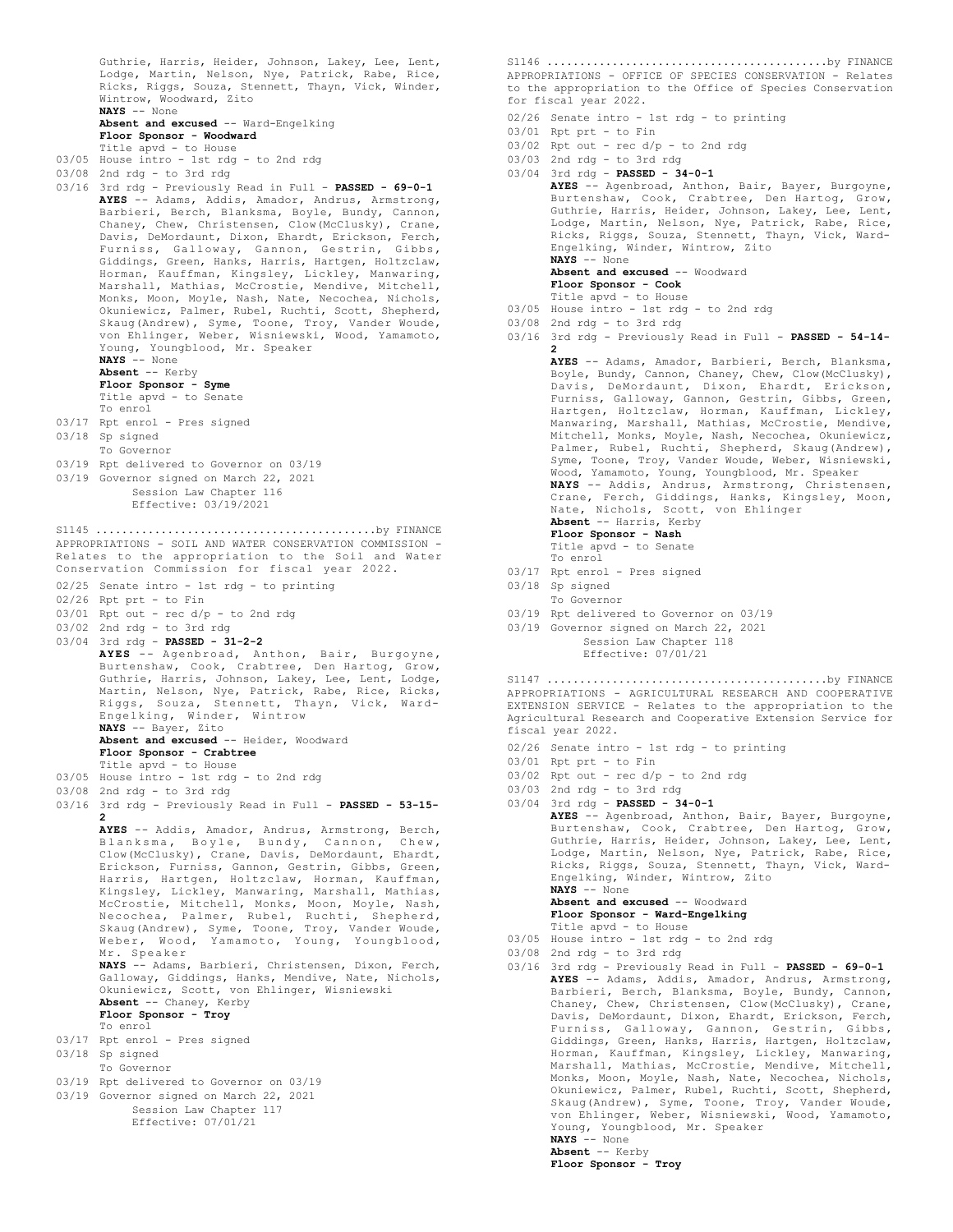Guthrie, Harris, Heider, Johnson, Lakey, Lee, Lent, Lodge, Martin, Nelson, Nye, Patrick, Rabe, Rice, Ricks, Riggs, Souza, Stennett, Thayn, Vick, Winder, Wintrow, Woodward, Zito
**NAYS** -- None
**Absent and excused** -- Ward-Engelking
**Floor Sponsor - Woodward**
Title apvd - to House

03/05 House intro - 1st rdg - to 2nd rdg
03/08 2nd rdg - to 3rd rdg
03/16 3rd rdg - Previously Read in Full - **PASSED - 69-0-1**
**AYES** -- Adams, Addis, Amador, Andrus, Armstrong, Barbieri, Berch, Blanksma, Boyle, Bundy, Cannon, Chaney, Chew, Christensen, Clow(McClusky), Crane, Davis, DeMordaunt, Dixon, Ehardt, Erickson, Ferch, Furniss, Galloway, Gannon, Gestrin, Gibbs, Giddings, Green, Hanks, Harris, Hartgen, Holtzclaw, Horman, Kauffman, Kingsley, Lickley, Manwaring, Marshall, Mathias, McCrostie, Mendive, Mitchell, Monks, Moon, Moyle, Nash, Nate, Necochea, Nichols, Okuniewicz, Palmer, Rubel, Ruchti, Scott, Shepherd, Skaug(Andrew), Syme, Toone, Troy, Vander Woude, von Ehlinger, Weber, Wisniewski, Wood, Yamamoto, Young, Youngblood, Mr. Speaker
**NAYS** -- None
**Absent** -- Kerby
**Floor Sponsor - Syme**
Title apvd - to Senate
To enrol

03/17 Rpt enrol - Pres signed
03/18 Sp signed
To Governor
03/19 Rpt delivered to Governor on 03/19
03/19 Governor signed on March 22, 2021
Session Law Chapter 116
Effective: 03/19/2021

S1145 .........................................by FINANCE
APPROPRIATIONS - SOIL AND WATER CONSERVATION COMMISSION - Relates to the appropriation to the Soil and Water Conservation Commission for fiscal year 2022.

02/25 Senate intro - 1st rdg - to printing
02/26 Rpt prt - to Fin
03/01 Rpt out - rec d/p - to 2nd rdg
03/02 2nd rdg - to 3rd rdg
03/04 3rd rdg - **PASSED - 31-2-2**
**AYES** -- Agenbroad, Anthon, Bair, Burgoyne, Burtenshaw, Cook, Crabtree, Den Hartog, Grow, Guthrie, Harris, Johnson, Lakey, Lee, Lent, Lodge, Martin, Nelson, Nye, Patrick, Rabe, Rice, Ricks, Riggs, Souza, Stennett, Thayn, Vick, Ward-Engelking, Winder, Wintrow
**NAYS** -- Bayer, Zito
**Absent and excused** -- Heider, Woodward
**Floor Sponsor - Crabtree**
Title apvd - to House

03/05 House intro - 1st rdg - to 2nd rdg
03/08 2nd rdg - to 3rd rdg
03/16 3rd rdg - Previously Read in Full - **PASSED - 53-15-2**
**AYES** -- Addis, Amador, Andrus, Armstrong, Berch, Blanksma, Boyle, Bundy, Cannon, Chew, Clow(McClusky), Crane, Davis, DeMordaunt, Ehardt, Erickson, Furniss, Gannon, Gestrin, Gibbs, Green, Harris, Hartgen, Holtzclaw, Horman, Kauffman, Kingsley, Lickley, Manwaring, Marshall, Mathias, McCrostie, Mitchell, Monks, Moon, Moyle, Nash, Necochea, Palmer, Rubel, Ruchti, Shepherd, Skaug(Andrew), Syme, Toone, Troy, Vander Woude, Weber, Wood, Yamamoto, Young, Youngblood, Mr. Speaker
**NAYS** -- Adams, Barbieri, Christensen, Dixon, Ferch, Galloway, Giddings, Hanks, Mendive, Nate, Nichols, Okuniewicz, Scott, von Ehlinger, Wisniewski
**Absent** -- Chaney, Kerby
**Floor Sponsor - Troy**
To enrol

03/17 Rpt enrol - Pres signed
03/18 Sp signed
To Governor
03/19 Rpt delivered to Governor on 03/19
03/19 Governor signed on March 22, 2021
Session Law Chapter 117
Effective: 07/01/21

S1146 .........................................by FINANCE
APPROPRIATIONS - OFFICE OF SPECIES CONSERVATION - Relates to the appropriation to the Office of Species Conservation for fiscal year 2022.

02/26 Senate intro - 1st rdg - to printing
03/01 Rpt prt - to Fin
03/02 Rpt out - rec d/p - to 2nd rdg
03/03 2nd rdg - to 3rd rdg
03/04 3rd rdg - **PASSED - 34-0-1**
**AYES** -- Agenbroad, Anthon, Bair, Bayer, Burgoyne, Burtenshaw, Cook, Crabtree, Den Hartog, Grow, Guthrie, Harris, Heider, Johnson, Lakey, Lee, Lent, Lodge, Martin, Nelson, Nye, Patrick, Rabe, Rice, Ricks, Riggs, Souza, Stennett, Thayn, Vick, Ward-Engelking, Winder, Wintrow, Zito
**NAYS** -- None
**Absent and excused** -- Woodward
**Floor Sponsor - Cook**
Title apvd - to House

03/05 House intro - 1st rdg - to 2nd rdg
03/08 2nd rdg - to 3rd rdg
03/16 3rd rdg - Previously Read in Full - **PASSED - 54-14-2**
**AYES** -- Adams, Amador, Barbieri, Berch, Blanksma, Boyle, Bundy, Cannon, Chaney, Chew, Clow(McClusky), Davis, DeMordaunt, Dixon, Ehardt, Erickson, Furniss, Galloway, Gannon, Gestrin, Gibbs, Green, Hartgen, Holtzclaw, Horman, Kauffman, Lickley, Manwaring, Marshall, Mathias, McCrostie, Mendive, Mitchell, Monks, Moyle, Nash, Necochea, Okuniewicz, Palmer, Rubel, Ruchti, Shepherd, Skaug(Andrew), Syme, Toone, Troy, Vander Woude, Weber, Wisniewski, Wood, Yamamoto, Young, Youngblood, Mr. Speaker
**NAYS** -- Addis, Andrus, Armstrong, Christensen, Crane, Ferch, Giddings, Hanks, Kingsley, Moon, Nate, Nichols, Scott, von Ehlinger
**Absent** -- Harris, Kerby
**Floor Sponsor - Nash**
Title apvd - to Senate
To enrol

03/17 Rpt enrol - Pres signed
03/18 Sp signed
To Governor
03/19 Rpt delivered to Governor on 03/19
03/19 Governor signed on March 22, 2021
Session Law Chapter 118
Effective: 07/01/21

S1147 .........................................by FINANCE
APPROPRIATIONS - AGRICULTURAL RESEARCH AND COOPERATIVE EXTENSION SERVICE - Relates to the appropriation to the Agricultural Research and Cooperative Extension Service for fiscal year 2022.

02/26 Senate intro - 1st rdg - to printing
03/01 Rpt prt - to Fin
03/02 Rpt out - rec d/p - to 2nd rdg
03/03 2nd rdg - to 3rd rdg
03/04 3rd rdg - **PASSED - 34-0-1**
**AYES** -- Agenbroad, Anthon, Bair, Bayer, Burgoyne, Burtenshaw, Cook, Crabtree, Den Hartog, Grow, Guthrie, Harris, Heider, Johnson, Lakey, Lee, Lent, Lodge, Martin, Nelson, Nye, Patrick, Rabe, Rice, Ricks, Riggs, Souza, Stennett, Thayn, Vick, Ward-Engelking, Winder, Wintrow, Zito
**NAYS** -- None
**Absent and excused** -- Woodward
**Floor Sponsor - Ward-Engelking**
Title apvd - to House

03/05 House intro - 1st rdg - to 2nd rdg
03/08 2nd rdg - to 3rd rdg
03/16 3rd rdg - Previously Read in Full - **PASSED - 69-0-1**
**AYES** -- Adams, Addis, Amador, Andrus, Armstrong, Barbieri, Berch, Blanksma, Boyle, Bundy, Cannon, Chaney, Chew, Christensen, Clow(McClusky), Crane, Davis, DeMordaunt, Dixon, Ehardt, Erickson, Ferch, Furniss, Galloway, Gannon, Gestrin, Gibbs, Giddings, Green, Hanks, Harris, Hartgen, Holtzclaw, Horman, Kauffman, Kingsley, Lickley, Manwaring, Marshall, Mathias, McCrostie, Mendive, Mitchell, Monks, Moon, Moyle, Nash, Nate, Necochea, Nichols, Okuniewicz, Palmer, Rubel, Ruchti, Scott, Shepherd, Skaug(Andrew), Syme, Toone, Troy, Vander Woude, von Ehlinger, Weber, Wisniewski, Wood, Yamamoto, Young, Youngblood, Mr. Speaker
**NAYS** -- None
**Absent** -- Kerby
**Floor Sponsor - Troy**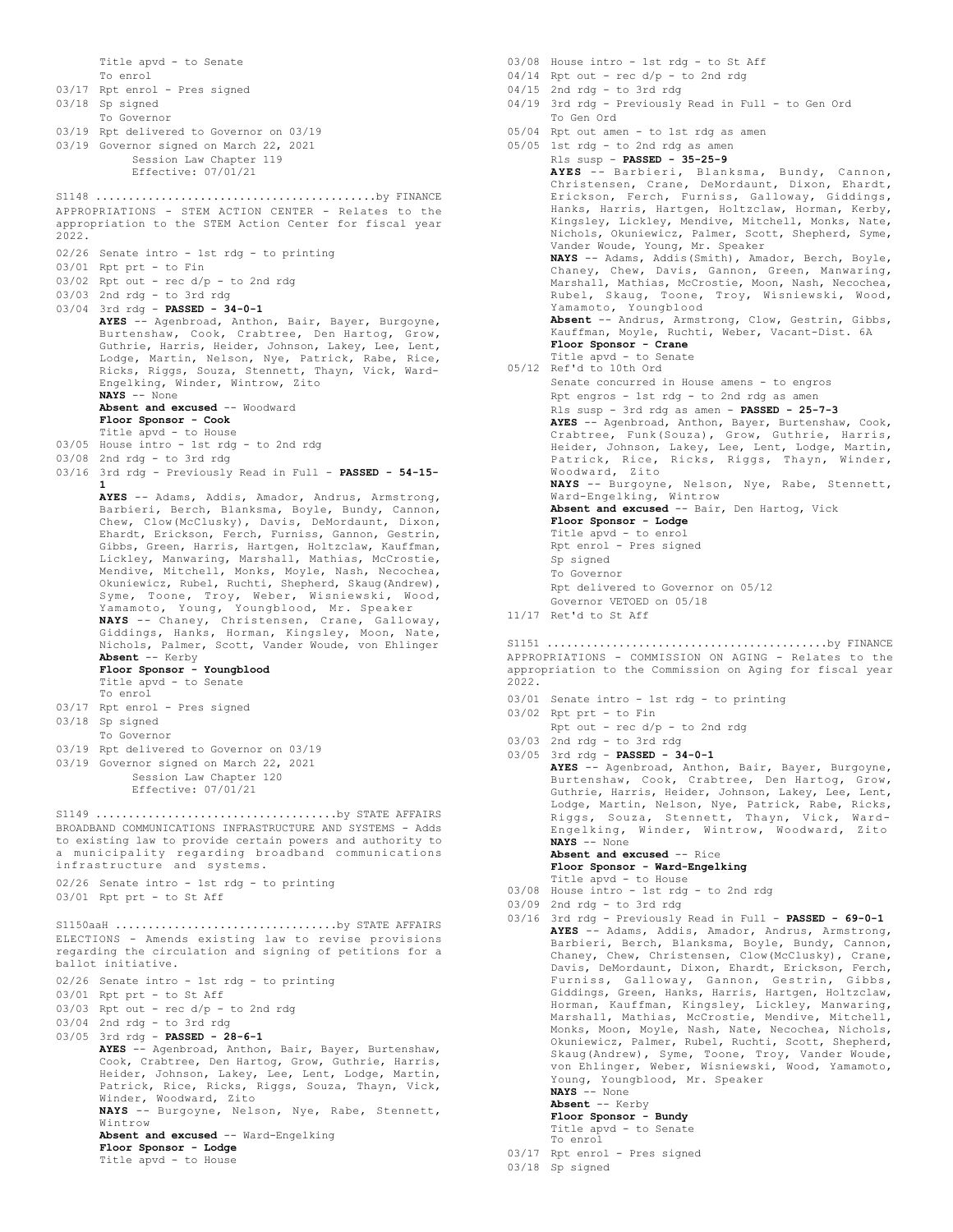Title apvd - to Senate
To enrol
03/17 Rpt enrol - Pres signed
03/18 Sp signed
To Governor
03/19 Rpt delivered to Governor on 03/19
03/19 Governor signed on March 22, 2021
Session Law Chapter 119
Effective: 07/01/21

S1148 ..........................................by FINANCE
APPROPRIATIONS - STEM ACTION CENTER - Relates to the appropriation to the STEM Action Center for fiscal year 2022.

02/26 Senate intro - 1st rdg - to printing
03/01 Rpt prt - to Fin
03/02 Rpt out - rec d/p - to 2nd rdg
03/03 2nd rdg - to 3rd rdg
03/04 3rd rdg - **PASSED - 34-0-1**
**AYES** -- Agenbroad, Anthon, Bair, Bayer, Burgoyne, Burtenshaw, Cook, Crabtree, Den Hartog, Grow, Guthrie, Harris, Heider, Johnson, Lakey, Lee, Lent, Lodge, Martin, Nelson, Nye, Patrick, Rabe, Rice, Ricks, Riggs, Souza, Stennett, Thayn, Vick, Ward-Engelking, Winder, Wintrow, Zito
**NAYS** -- None
**Absent and excused** -- Woodward
**Floor Sponsor - Cook**
Title apvd - to House
03/05 House intro - 1st rdg - to 2nd rdg
03/08 2nd rdg - to 3rd rdg
03/16 3rd rdg - Previously Read in Full - **PASSED - 54-15-1**
**AYES** -- Adams, Addis, Amador, Andrus, Armstrong, Barbieri, Berch, Blanksma, Boyle, Bundy, Cannon, Chew, Clow(McClusky), Davis, DeMordaunt, Dixon, Ehardt, Erickson, Ferch, Furniss, Gannon, Gestrin, Gibbs, Green, Harris, Hartgen, Holtzclaw, Kauffman, Lickley, Manwaring, Marshall, Mathias, McCrostie, Mendive, Mitchell, Monks, Moyle, Nash, Necochea, Okuniewicz, Rubel, Ruchti, Shepherd, Skaug(Andrew), Syme, Toone, Troy, Weber, Wisniewski, Wood, Yamamoto, Young, Youngblood, Mr. Speaker
**NAYS** -- Chaney, Christensen, Crane, Galloway, Giddings, Hanks, Horman, Kingsley, Moon, Nate, Nichols, Palmer, Scott, Vander Woude, von Ehlinger
**Absent** -- Kerby
**Floor Sponsor - Youngblood**
Title apvd - to Senate
To enrol
03/17 Rpt enrol - Pres signed
03/18 Sp signed
To Governor
03/19 Rpt delivered to Governor on 03/19
03/19 Governor signed on March 22, 2021
Session Law Chapter 120
Effective: 07/01/21

S1149 ....................................by STATE AFFAIRS
BROADBAND COMMUNICATIONS INFRASTRUCTURE AND SYSTEMS - Adds to existing law to provide certain powers and authority to a municipality regarding broadband communications infrastructure and systems.

02/26 Senate intro - 1st rdg - to printing
03/01 Rpt prt - to St Aff

S1150aaH ................................by STATE AFFAIRS
ELECTIONS - Amends existing law to revise provisions regarding the circulation and signing of petitions for a ballot initiative.

02/26 Senate intro - 1st rdg - to printing
03/01 Rpt prt - to St Aff
03/03 Rpt out - rec d/p - to 2nd rdg
03/04 2nd rdg - to 3rd rdg
03/05 3rd rdg - **PASSED - 28-6-1**
**AYES** -- Agenbroad, Anthon, Bair, Bayer, Burtenshaw, Cook, Crabtree, Den Hartog, Grow, Guthrie, Harris, Heider, Johnson, Lakey, Lee, Lent, Lodge, Martin, Patrick, Rice, Ricks, Riggs, Souza, Thayn, Vick, Winder, Woodward, Zito
**NAYS** -- Burgoyne, Nelson, Nye, Rabe, Stennett, Wintrow
**Absent and excused** -- Ward-Engelking
**Floor Sponsor - Lodge**
Title apvd - to House
03/08 House intro - 1st rdg - to St Aff
04/14 Rpt out - rec d/p - to 2nd rdg
04/15 2nd rdg - to 3rd rdg
04/19 3rd rdg - Previously Read in Full - to Gen Ord
To Gen Ord
05/04 Rpt out amen - to 1st rdg as amen
05/05 1st rdg - to 2nd rdg as amen
Rls susp - **PASSED - 35-25-9**
**AYES** -- Barbieri, Blanksma, Bundy, Cannon, Christensen, Crane, DeMordaunt, Dixon, Ehardt, Erickson, Ferch, Furniss, Galloway, Giddings, Hanks, Harris, Hartgen, Holtzclaw, Horman, Kerby, Kingsley, Lickley, Mendive, Mitchell, Monks, Nate, Nichols, Okuniewicz, Palmer, Scott, Shepherd, Syme, Vander Woude, Young, Mr. Speaker
**NAYS** -- Adams, Addis(Smith), Amador, Berch, Boyle, Chaney, Chew, Davis, Gannon, Green, Manwaring, Marshall, Mathias, McCrostie, Moon, Nash, Necochea, Rubel, Skaug, Toone, Troy, Wisniewski, Wood, Yamamoto, Youngblood
**Absent** -- Andrus, Armstrong, Clow, Gestrin, Gibbs, Kauffman, Moyle, Ruchti, Weber, Vacant-Dist. 6A
**Floor Sponsor - Crane**
Title apvd - to Senate
05/12 Ref'd to 10th Ord
Senate concurred in House amens - to engros
Rpt engros - 1st rdg - to 2nd rdg as amen
Rls susp - 3rd rdg as amen - **PASSED - 25-7-3**
**AYES** -- Agenbroad, Anthon, Bayer, Burtenshaw, Cook, Crabtree, Funk(Souza), Grow, Guthrie, Harris, Heider, Johnson, Lakey, Lee, Lent, Lodge, Martin, Patrick, Rice, Ricks, Riggs, Thayn, Winder, Woodward, Zito
**NAYS** -- Burgoyne, Nelson, Nye, Rabe, Stennett, Ward-Engelking, Wintrow
**Absent and excused** -- Bair, Den Hartog, Vick
**Floor Sponsor - Lodge**
Title apvd - to enrol
Rpt enrol - Pres signed
Sp signed
To Governor
Rpt delivered to Governor on 05/12
Governor VETOED on 05/18
11/17 Ret'd to St Aff

S1151 ..........................................by FINANCE
APPROPRIATIONS - COMMISSION ON AGING - Relates to the appropriation to the Commission on Aging for fiscal year 2022.

03/01 Senate intro - 1st rdg - to printing
03/02 Rpt prt - to Fin
Rpt out - rec d/p - to 2nd rdg
03/03 2nd rdg - to 3rd rdg
03/05 3rd rdg - **PASSED - 34-0-1**
**AYES** -- Agenbroad, Anthon, Bair, Bayer, Burgoyne, Burtenshaw, Cook, Crabtree, Den Hartog, Grow, Guthrie, Harris, Heider, Johnson, Lakey, Lee, Lent, Lodge, Martin, Nelson, Nye, Patrick, Rabe, Ricks, Riggs, Souza, Stennett, Thayn, Vick, Ward-Engelking, Winder, Wintrow, Woodward, Zito
**NAYS** -- None
**Absent and excused** -- Rice
**Floor Sponsor - Ward-Engelking**
Title apvd - to House
03/08 House intro - 1st rdg - to 2nd rdg
03/09 2nd rdg - to 3rd rdg
03/16 3rd rdg - Previously Read in Full - **PASSED - 69-0-1**
**AYES** -- Adams, Addis, Amador, Andrus, Armstrong, Barbieri, Berch, Blanksma, Boyle, Bundy, Cannon, Chaney, Chew, Christensen, Clow(McClusky), Crane, Davis, DeMordaunt, Dixon, Ehardt, Erickson, Ferch, Furniss, Galloway, Gannon, Gestrin, Gibbs, Giddings, Green, Hanks, Harris, Hartgen, Holtzclaw, Horman, Kauffman, Kingsley, Lickley, Manwaring, Marshall, Mathias, McCrostie, Mendive, Mitchell, Monks, Moon, Moyle, Nash, Nate, Necochea, Nichols, Okuniewicz, Palmer, Rubel, Ruchti, Scott, Shepherd, Skaug(Andrew), Syme, Toone, Troy, Vander Woude, von Ehlinger, Weber, Wisniewski, Wood, Yamamoto, Young, Youngblood, Mr. Speaker
**NAYS** -- None
**Absent** -- Kerby
**Floor Sponsor - Bundy**
Title apvd - to Senate
To enrol
03/17 Rpt enrol - Pres signed
03/18 Sp signed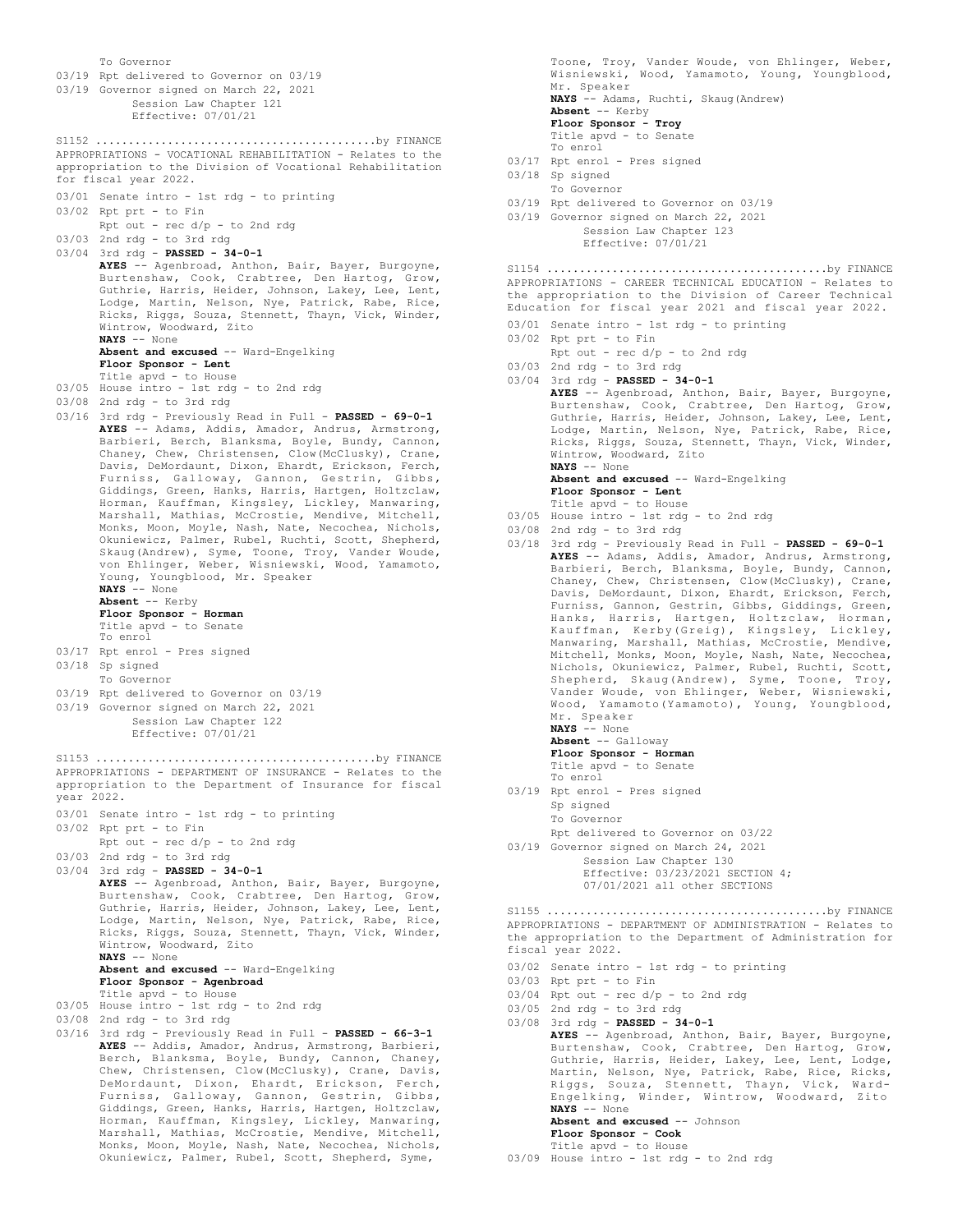To Governor

03/19 Rpt delivered to Governor on 03/19

03/19 Governor signed on March 22, 2021
Session Law Chapter 121
Effective: 07/01/21

S1152 ..........................................by FINANCE

APPROPRIATIONS - VOCATIONAL REHABILITATION - Relates to the appropriation to the Division of Vocational Rehabilitation for fiscal year 2022.

03/01 Senate intro - 1st rdg - to printing

03/02 Rpt prt - to Fin
Rpt out - rec d/p - to 2nd rdg

03/03 2nd rdg - to 3rd rdg

03/04 3rd rdg - **PASSED - 34-0-1**
**AYES** -- Agenbroad, Anthon, Bair, Bayer, Burgoyne, Burtenshaw, Cook, Crabtree, Den Hartog, Grow, Guthrie, Harris, Heider, Johnson, Lakey, Lee, Lent, Lodge, Martin, Nelson, Nye, Patrick, Rabe, Rice, Ricks, Riggs, Souza, Stennett, Thayn, Vick, Winder, Wintrow, Woodward, Zito
**NAYS** -- None
**Absent and excused** -- Ward-Engelking
**Floor Sponsor - Lent**
Title apvd - to House

03/05 House intro - 1st rdg - to 2nd rdg

03/08 2nd rdg - to 3rd rdg

03/16 3rd rdg - Previously Read in Full - **PASSED - 69-0-1**
**AYES** -- Adams, Addis, Amador, Andrus, Armstrong, Barbieri, Berch, Blanksma, Boyle, Bundy, Cannon, Chaney, Chew, Christensen, Clow(McClusky), Crane, Davis, DeMordaunt, Dixon, Ehardt, Erickson, Ferch, Furniss, Galloway, Gannon, Gestrin, Gibbs, Giddings, Green, Hanks, Harris, Hartgen, Holtzclaw, Horman, Kauffman, Kingsley, Lickley, Manwaring, Marshall, Mathias, McCrostie, Mendive, Mitchell, Monks, Moon, Moyle, Nash, Nate, Necochea, Nichols, Okuniewicz, Palmer, Rubel, Ruchti, Scott, Shepherd, Skaug(Andrew), Syme, Toone, Troy, Vander Woude, von Ehlinger, Weber, Wisniewski, Wood, Yamamoto, Young, Youngblood, Mr. Speaker
**NAYS** -- None
**Absent** -- Kerby
**Floor Sponsor - Horman**
Title apvd - to Senate
To enrol

03/17 Rpt enrol - Pres signed

03/18 Sp signed
To Governor

03/19 Rpt delivered to Governor on 03/19

03/19 Governor signed on March 22, 2021
Session Law Chapter 122
Effective: 07/01/21

S1153 ..........................................by FINANCE

APPROPRIATIONS - DEPARTMENT OF INSURANCE - Relates to the appropriation to the Department of Insurance for fiscal year 2022.

03/01 Senate intro - 1st rdg - to printing

03/02 Rpt prt - to Fin
Rpt out - rec d/p - to 2nd rdg

03/03 2nd rdg - to 3rd rdg

03/04 3rd rdg - **PASSED - 34-0-1**
**AYES** -- Agenbroad, Anthon, Bair, Bayer, Burgoyne, Burtenshaw, Cook, Crabtree, Den Hartog, Grow, Guthrie, Harris, Heider, Johnson, Lakey, Lee, Lent, Lodge, Martin, Nelson, Nye, Patrick, Rabe, Rice, Ricks, Riggs, Souza, Stennett, Thayn, Vick, Winder, Wintrow, Woodward, Zito
**NAYS** -- None
**Absent and excused** -- Ward-Engelking
**Floor Sponsor - Agenbroad**
Title apvd - to House

03/05 House intro - 1st rdg - to 2nd rdg

03/08 2nd rdg - to 3rd rdg

03/16 3rd rdg - Previously Read in Full - **PASSED - 66-3-1**
**AYES** -- Addis, Amador, Andrus, Armstrong, Barbieri, Berch, Blanksma, Boyle, Bundy, Cannon, Chaney, Chew, Christensen, Clow(McClusky), Crane, Davis, DeMordaunt, Dixon, Ehardt, Erickson, Ferch, Furniss, Galloway, Gannon, Gestrin, Gibbs, Giddings, Green, Hanks, Harris, Hartgen, Holtzclaw, Horman, Kauffman, Kingsley, Lickley, Manwaring, Marshall, Mathias, McCrostie, Mendive, Mitchell, Monks, Moon, Moyle, Nash, Nate, Necochea, Nichols, Okuniewicz, Palmer, Rubel, Scott, Shepherd, Syme, Toone, Troy, Vander Woude, von Ehlinger, Weber, Wisniewski, Wood, Yamamoto, Young, Youngblood, Mr. Speaker
**NAYS** -- Adams, Ruchti, Skaug(Andrew)
**Absent** -- Kerby
**Floor Sponsor - Troy**
Title apvd - to Senate
To enrol

03/17 Rpt enrol - Pres signed

03/18 Sp signed
To Governor

03/19 Rpt delivered to Governor on 03/19

03/19 Governor signed on March 22, 2021
Session Law Chapter 123
Effective: 07/01/21

S1154 ..........................................by FINANCE

APPROPRIATIONS - CAREER TECHNICAL EDUCATION - Relates to the appropriation to the Division of Career Technical Education for fiscal year 2021 and fiscal year 2022.

03/01 Senate intro - 1st rdg - to printing

03/02 Rpt prt - to Fin
Rpt out - rec d/p - to 2nd rdg

03/03 2nd rdg - to 3rd rdg

03/04 3rd rdg - **PASSED - 34-0-1**
**AYES** -- Agenbroad, Anthon, Bair, Bayer, Burgoyne, Burtenshaw, Cook, Crabtree, Den Hartog, Grow, Guthrie, Harris, Heider, Johnson, Lakey, Lee, Lent, Lodge, Martin, Nelson, Nye, Patrick, Rabe, Rice, Ricks, Riggs, Souza, Stennett, Thayn, Vick, Winder, Wintrow, Woodward, Zito
**NAYS** -- None
**Absent and excused** -- Ward-Engelking
**Floor Sponsor - Lent**
Title apvd - to House

03/05 House intro - 1st rdg - to 2nd rdg

03/08 2nd rdg - to 3rd rdg

03/18 3rd rdg - Previously Read in Full - **PASSED - 69-0-1**
**AYES** -- Adams, Addis, Amador, Andrus, Armstrong, Barbieri, Berch, Blanksma, Boyle, Bundy, Cannon, Chaney, Chew, Christensen, Clow(McClusky), Crane, Davis, DeMordaunt, Dixon, Ehardt, Erickson, Ferch, Furniss, Gannon, Gestrin, Gibbs, Giddings, Green, Hanks, Harris, Hartgen, Holtzclaw, Horman, Kauffman, Kerby(Greig), Kingsley, Lickley, Manwaring, Marshall, Mathias, McCrostie, Mendive, Mitchell, Monks, Moon, Moyle, Nash, Nate, Necochea, Nichols, Okuniewicz, Palmer, Rubel, Ruchti, Scott, Shepherd, Skaug(Andrew), Syme, Toone, Troy, Vander Woude, von Ehlinger, Weber, Wisniewski, Wood, Yamamoto(Yamamoto), Young, Youngblood, Mr. Speaker
**NAYS** -- None
**Absent** -- Galloway
**Floor Sponsor - Horman**
Title apvd - to Senate
To enrol

03/19 Rpt enrol - Pres signed
Sp signed
To Governor
Rpt delivered to Governor on 03/22

03/19 Governor signed on March 24, 2021
Session Law Chapter 130
Effective: 03/23/2021 SECTION 4;
07/01/2021 all other SECTIONS

S1155 ..........................................by FINANCE

APPROPRIATIONS - DEPARTMENT OF ADMINISTRATION - Relates to the appropriation to the Department of Administration for fiscal year 2022.

03/02 Senate intro - 1st rdg - to printing

03/03 Rpt prt - to Fin

03/04 Rpt out - rec d/p - to 2nd rdg

03/05 2nd rdg - to 3rd rdg

03/08 3rd rdg - **PASSED - 34-0-1**
**AYES** -- Agenbroad, Anthon, Bair, Bayer, Burgoyne, Burtenshaw, Cook, Crabtree, Den Hartog, Grow, Guthrie, Harris, Heider, Lakey, Lee, Lent, Lodge, Martin, Nelson, Nye, Patrick, Rabe, Rice, Ricks, Riggs, Souza, Stennett, Thayn, Vick, Ward-Engelking, Winder, Wintrow, Woodward, Zito
**NAYS** -- None
**Absent and excused** -- Johnson
**Floor Sponsor - Cook**
Title apvd - to House

03/09 House intro - 1st rdg - to 2nd rdg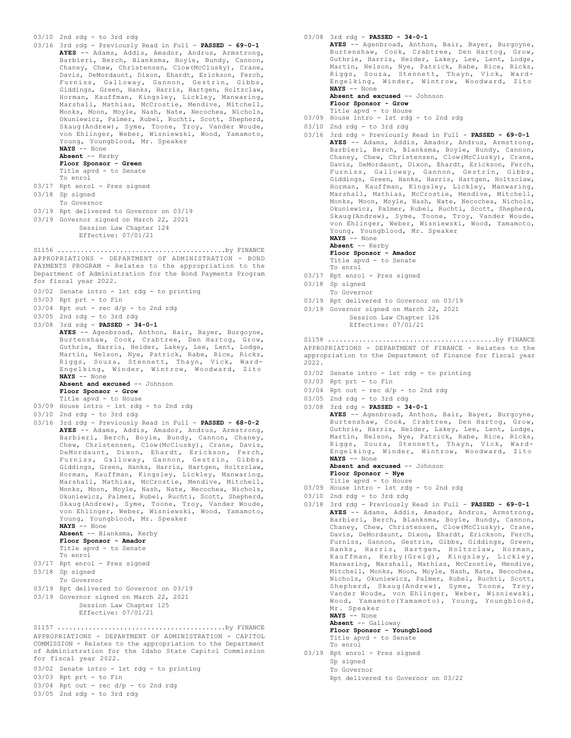03/10 2nd rdg - to 3rd rdg

03/16 3rd rdg - Previously Read in Full - **PASSED - 69-0-1**

**AYES** -- Adams, Addis, Amador, Andrus, Armstrong, Barbieri, Berch, Blanksma, Boyle, Bundy, Cannon, Chaney, Chew, Christensen, Clow(McClusky), Crane, Davis, DeMordaunt, Dixon, Ehardt, Erickson, Ferch, Furniss, Galloway, Gannon, Gestrin, Gibbs, Giddings, Green, Hanks, Harris, Hartgen, Holtzclaw, Horman, Kauffman, Kingsley, Lickley, Manwaring, Marshall, Mathias, McCrostie, Mendive, Mitchell, Monks, Moon, Moyle, Nash, Nate, Necochea, Nichols, Okuniewicz, Palmer, Rubel, Ruchti, Scott, Shepherd, Skaug(Andrew), Syme, Toone, Troy, Vander Woude, von Ehlinger, Weber, Wisniewski, Wood, Yamamoto, Young, Youngblood, Mr. Speaker

**NAYS** -- None

**Absent** -- Kerby

**Floor Sponsor - Green**

Title apvd - to Senate

To enrol

03/17 Rpt enrol - Pres signed

03/18 Sp signed

To Governor

03/19 Rpt delivered to Governor on 03/19

03/19 Governor signed on March 22, 2021

Session Law Chapter 124

Effective: 07/01/21

S1156 ..........................................by FINANCE

APPROPRIATIONS - DEPARTMENT OF ADMINISTRATION - BOND PAYMENTS PROGRAM - Relates to the appropriation to the Department of Administration for the Bond Payments Program for fiscal year 2022.

03/02 Senate intro - 1st rdg - to printing

03/03 Rpt prt - to Fin

03/04 Rpt out - rec d/p - to 2nd rdg

03/05 2nd rdg - to 3rd rdg

03/08 3rd rdg - **PASSED - 34-0-1**

**AYES** -- Agenbroad, Anthon, Bair, Bayer, Burgoyne, Burtenshaw, Cook, Crabtree, Den Hartog, Grow, Guthrie, Harris, Heider, Lakey, Lee, Lent, Lodge, Martin, Nelson, Nye, Patrick, Rabe, Rice, Ricks, Riggs, Souza, Stennett, Thayn, Vick, Ward-Engelking, Winder, Wintrow, Woodward, Zito

**NAYS** -- None

**Absent and excused** -- Johnson

**Floor Sponsor - Grow**

Title apvd - to House

03/09 House intro - 1st rdg - to 2nd rdg

03/10 2nd rdg - to 3rd rdg

03/16 3rd rdg - Previously Read in Full - **PASSED - 68-0-2**

**AYES** -- Adams, Addis, Amador, Andrus, Armstrong, Barbieri, Berch, Boyle, Bundy, Cannon, Chaney, Chew, Christensen, Clow(McClusky), Crane, Davis, DeMordaunt, Dixon, Ehardt, Erickson, Ferch, Furniss, Galloway, Gannon, Gestrin, Gibbs, Giddings, Green, Hanks, Harris, Hartgen, Holtzclaw, Horman, Kauffman, Kingsley, Lickley, Manwaring, Marshall, Mathias, McCrostie, Mendive, Mitchell, Monks, Moon, Moyle, Nash, Nate, Necochea, Nichols, Okuniewicz, Palmer, Rubel, Ruchti, Scott, Shepherd, Skaug(Andrew), Syme, Toone, Troy, Vander Woude, von Ehlinger, Weber, Wisniewski, Wood, Yamamoto, Young, Youngblood, Mr. Speaker

**NAYS** -- None

**Absent** -- Blanksma, Kerby

**Floor Sponsor - Amador**

Title apvd - to Senate

To enrol

03/17 Rpt enrol - Pres signed

03/18 Sp signed

To Governor

03/19 Rpt delivered to Governor on 03/19

03/19 Governor signed on March 22, 2021

Session Law Chapter 125

Effective: 07/01/21

S1157 ..........................................by FINANCE

APPROPRIATIONS - DEPARTMENT OF ADMINISTRATION - CAPITOL COMMISSION - Relates to the appropriation to the Department of Administration for the Idaho State Capitol Commission for fiscal year 2022.

03/02 Senate intro - 1st rdg - to printing

03/03 Rpt prt - to Fin

03/04 Rpt out - rec d/p - to 2nd rdg

03/05 2nd rdg - to 3rd rdg

03/08 3rd rdg - **PASSED - 34-0-1**

**AYES** -- Agenbroad, Anthon, Bair, Bayer, Burgoyne, Burtenshaw, Cook, Crabtree, Den Hartog, Grow, Guthrie, Harris, Heider, Lakey, Lee, Lent, Lodge, Martin, Nelson, Nye, Patrick, Rabe, Rice, Ricks, Riggs, Souza, Stennett, Thayn, Vick, Ward-Engelking, Winder, Wintrow, Woodward, Zito

**NAYS** -- None

**Absent and excused** -- Johnson

**Floor Sponsor - Grow**

Title apvd - to House

03/09 House intro - 1st rdg - to 2nd rdg

03/10 2nd rdg - to 3rd rdg

03/16 3rd rdg - Previously Read in Full - **PASSED - 69-0-1**

**AYES** -- Adams, Addis, Amador, Andrus, Armstrong, Barbieri, Berch, Blanksma, Boyle, Bundy, Cannon, Chaney, Chew, Christensen, Clow(McClusky), Crane, Davis, DeMordaunt, Dixon, Ehardt, Erickson, Ferch, Furniss, Galloway, Gannon, Gestrin, Gibbs, Giddings, Green, Hanks, Harris, Hartgen, Holtzclaw, Horman, Kauffman, Kingsley, Lickley, Manwaring, Marshall, Mathias, McCrostie, Mendive, Mitchell, Monks, Moon, Moyle, Nash, Nate, Necochea, Nichols, Okuniewicz, Palmer, Rubel, Ruchti, Scott, Shepherd, Skaug(Andrew), Syme, Toone, Troy, Vander Woude, von Ehlinger, Weber, Wisniewski, Wood, Yamamoto, Young, Youngblood, Mr. Speaker

**NAYS** -- None

**Absent** -- Kerby

**Floor Sponsor - Amador**

Title apvd - to Senate

To enrol

03/17 Rpt enrol - Pres signed

03/18 Sp signed

To Governor

03/19 Rpt delivered to Governor on 03/19

03/19 Governor signed on March 22, 2021

Session Law Chapter 126

Effective: 07/01/21

S1158 ..........................................by FINANCE

APPROPRIATIONS - DEPARTMENT OF FINANCE - Relates to the appropriation to the Department of Finance for fiscal year 2022.

03/02 Senate intro - 1st rdg - to printing

03/03 Rpt prt - to Fin

03/04 Rpt out - rec d/p - to 2nd rdg

03/05 2nd rdg - to 3rd rdg

03/08 3rd rdg - **PASSED - 34-0-1**

**AYES** -- Agenbroad, Anthon, Bair, Bayer, Burgoyne, Burtenshaw, Cook, Crabtree, Den Hartog, Grow, Guthrie, Harris, Heider, Lakey, Lee, Lent, Lodge, Martin, Nelson, Nye, Patrick, Rabe, Rice, Ricks, Riggs, Souza, Stennett, Thayn, Vick, Ward-Engelking, Winder, Wintrow, Woodward, Zito

**NAYS** -- None

**Absent and excused** -- Johnson

**Floor Sponsor - Nye**

Title apvd - to House

03/09 House intro - 1st rdg - to 2nd rdg

03/10 2nd rdg - to 3rd rdg

03/18 3rd rdg - Previously Read in Full - **PASSED - 69-0-1**

**AYES** -- Adams, Addis, Amador, Andrus, Armstrong, Barbieri, Berch, Blanksma, Boyle, Bundy, Cannon, Chaney, Chew, Christensen, Clow(McClusky), Crane, Davis, DeMordaunt, Dixon, Ehardt, Erickson, Ferch, Furniss, Gannon, Gestrin, Gibbs, Giddings, Green, Hanks, Harris, Hartgen, Holtzclaw, Horman, Kauffman, Kerby(Greig), Kingsley, Lickley, Manwaring, Marshall, Mathias, McCrostie, Mendive, Mitchell, Monks, Moon, Moyle, Nash, Nate, Necochea, Nichols, Okuniewicz, Palmer, Rubel, Ruchti, Scott, Shepherd, Skaug(Andrew), Syme, Toone, Troy, Vander Woude, von Ehlinger, Weber, Wisniewski, Wood, Yamamoto(Yamamoto), Young, Youngblood, Mr. Speaker

**NAYS** -- None

**Absent** -- Galloway

**Floor Sponsor - Youngblood**

Title apvd - to Senate

To enrol

03/19 Rpt enrol - Pres signed

Sp signed

To Governor

Rpt delivered to Governor on 03/22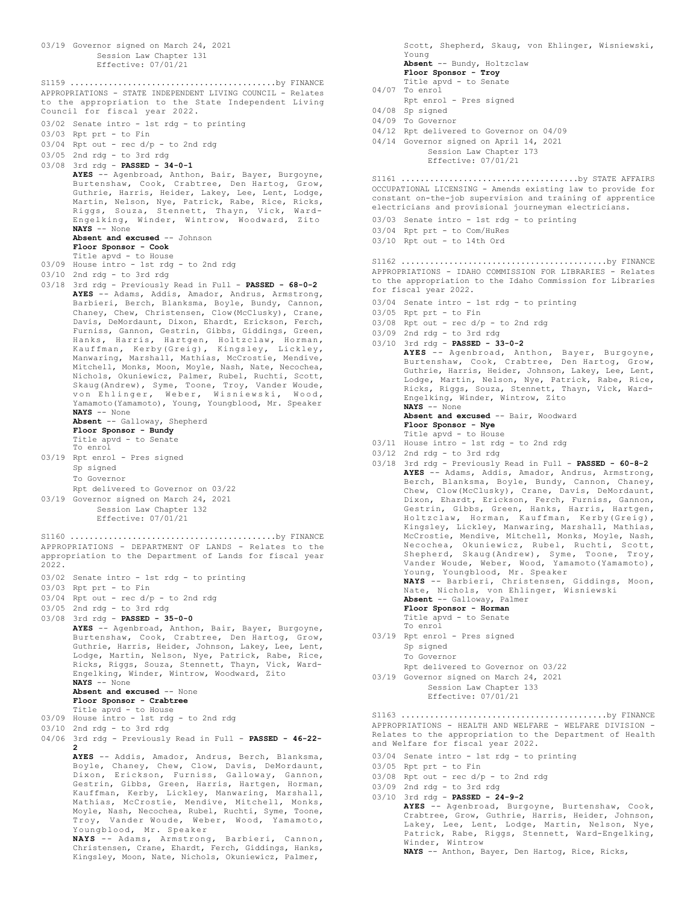03/19 Governor signed on March 24, 2021
Session Law Chapter 131
Effective: 07/01/21

S1159 ..........................................by FINANCE
APPROPRIATIONS - STATE INDEPENDENT LIVING COUNCIL - Relates to the appropriation to the State Independent Living Council for fiscal year 2022.

03/02 Senate intro - 1st rdg - to printing
03/03 Rpt prt - to Fin
03/04 Rpt out - rec d/p - to 2nd rdg
03/05 2nd rdg - to 3rd rdg
03/08 3rd rdg - **PASSED - 34-0-1**
**AYES** -- Agenbroad, Anthon, Bair, Bayer, Burgoyne, Burtenshaw, Cook, Crabtree, Den Hartog, Grow, Guthrie, Harris, Heider, Lakey, Lee, Lent, Lodge, Martin, Nelson, Nye, Patrick, Rabe, Rice, Ricks, Riggs, Souza, Stennett, Thayn, Vick, Ward-Engelking, Winder, Wintrow, Woodward, Zito
**NAYS** -- None
**Absent and excused** -- Johnson
**Floor Sponsor - Cook**
Title apvd - to House
03/09 House intro - 1st rdg - to 2nd rdg
03/10 2nd rdg - to 3rd rdg
03/18 3rd rdg - Previously Read in Full - **PASSED - 68-0-2**
**AYES** -- Adams, Addis, Amador, Andrus, Armstrong, Barbieri, Berch, Blanksma, Boyle, Bundy, Cannon, Chaney, Chew, Christensen, Clow(McClusky), Crane, Davis, DeMordaunt, Dixon, Ehardt, Erickson, Ferch, Furniss, Gannon, Gestrin, Gibbs, Giddings, Green, Hanks, Harris, Hartgen, Holtzclaw, Horman, Kauffman, Kerby(Greig), Kingsley, Lickley, Manwaring, Marshall, Mathias, McCrostie, Mendive, Mitchell, Monks, Moon, Moyle, Nash, Nate, Necochea, Nichols, Okuniewicz, Palmer, Rubel, Ruchti, Scott, Skaug(Andrew), Syme, Toone, Troy, Vander Woude, von Ehlinger, Weber, Wisniewski, Wood, Yamamoto(Yamamoto), Young, Youngblood, Mr. Speaker
**NAYS** -- None
**Absent** -- Galloway, Shepherd
**Floor Sponsor - Bundy**
Title apvd - to Senate
To enrol
03/19 Rpt enrol - Pres signed
Sp signed
To Governor
Rpt delivered to Governor on 03/22
03/19 Governor signed on March 24, 2021
Session Law Chapter 132
Effective: 07/01/21

S1160 ..........................................by FINANCE
APPROPRIATIONS - DEPARTMENT OF LANDS - Relates to the appropriation to the Department of Lands for fiscal year 2022.

03/02 Senate intro - 1st rdg - to printing
03/03 Rpt prt - to Fin
03/04 Rpt out - rec d/p - to 2nd rdg
03/05 2nd rdg - to 3rd rdg
03/08 3rd rdg - **PASSED - 35-0-0**
**AYES** -- Agenbroad, Anthon, Bair, Bayer, Burgoyne, Burtenshaw, Cook, Crabtree, Den Hartog, Grow, Guthrie, Harris, Heider, Johnson, Lakey, Lee, Lent, Lodge, Martin, Nelson, Nye, Patrick, Rabe, Rice, Ricks, Riggs, Souza, Stennett, Thayn, Vick, Ward-Engelking, Winder, Wintrow, Woodward, Zito
**NAYS** -- None
**Absent and excused** -- None
**Floor Sponsor - Crabtree**
Title apvd - to House
03/09 House intro - 1st rdg - to 2nd rdg
03/10 2nd rdg - to 3rd rdg
04/06 3rd rdg - Previously Read in Full - **PASSED - 46-22-2**
**AYES** -- Addis, Amador, Andrus, Berch, Blanksma, Boyle, Chaney, Chew, Clow, Davis, DeMordaunt, Dixon, Erickson, Furniss, Galloway, Gannon, Gestrin, Gibbs, Green, Harris, Hartgen, Horman, Kauffman, Kerby, Lickley, Manwaring, Marshall, Mathias, McCrostie, Mendive, Mitchell, Monks, Moyle, Nash, Necochea, Rubel, Ruchti, Syme, Toone, Troy, Vander Woude, Weber, Wood, Yamamoto, Youngblood, Mr. Speaker
**NAYS** -- Adams, Armstrong, Barbieri, Cannon, Christensen, Crane, Ehardt, Ferch, Giddings, Hanks, Kingsley, Moon, Nate, Nichols, Okuniewicz, Palmer, Scott, Shepherd, Skaug, von Ehlinger, Wisniewski, Young
**Absent** -- Bundy, Holtzclaw
**Floor Sponsor - Troy**
Title apvd - to Senate
04/07 To enrol
Rpt enrol - Pres signed
04/08 Sp signed
04/09 To Governor
04/12 Rpt delivered to Governor on 04/09
04/14 Governor signed on April 14, 2021
Session Law Chapter 173
Effective: 07/01/21

S1161 ....................................by STATE AFFAIRS
OCCUPATIONAL LICENSING - Amends existing law to provide for constant on-the-job supervision and training of apprentice electricians and provisional journeyman electricians.

03/03 Senate intro - 1st rdg - to printing
03/04 Rpt prt - to Com/HuRes
03/10 Rpt out - to 14th Ord

S1162 ..........................................by FINANCE
APPROPRIATIONS - IDAHO COMMISSION FOR LIBRARIES - Relates to the appropriation to the Idaho Commission for Libraries for fiscal year 2022.

03/04 Senate intro - 1st rdg - to printing
03/05 Rpt prt - to Fin
03/08 Rpt out - rec d/p - to 2nd rdg
03/09 2nd rdg - to 3rd rdg
03/10 3rd rdg - **PASSED - 33-0-2**
**AYES** -- Agenbroad, Anthon, Bayer, Burgoyne, Burtenshaw, Cook, Crabtree, Den Hartog, Grow, Guthrie, Harris, Heider, Johnson, Lakey, Lee, Lent, Lodge, Martin, Nelson, Nye, Patrick, Rabe, Rice, Ricks, Riggs, Souza, Stennett, Thayn, Vick, Ward-Engelking, Winder, Wintrow, Zito
**NAYS** -- None
**Absent and excused** -- Bair, Woodward
**Floor Sponsor - Nye**
Title apvd - to House
03/11 House intro - 1st rdg - to 2nd rdg
03/12 2nd rdg - to 3rd rdg
03/18 3rd rdg - Previously Read in Full - **PASSED - 60-8-2**
**AYES** -- Adams, Addis, Amador, Andrus, Armstrong, Berch, Blanksma, Boyle, Bundy, Cannon, Chaney, Chew, Clow(McClusky), Crane, Davis, DeMordaunt, Dixon, Ehardt, Erickson, Ferch, Furniss, Gannon, Gestrin, Gibbs, Green, Hanks, Harris, Hartgen, Holtzclaw, Horman, Kauffman, Kerby(Greig), Kingsley, Lickley, Manwaring, Marshall, Mathias, McCrostie, Mendive, Mitchell, Monks, Moyle, Nash, Necochea, Okuniewicz, Rubel, Ruchti, Scott, Shepherd, Skaug(Andrew), Syme, Toone, Troy, Vander Woude, Weber, Wood, Yamamoto(Yamamoto), Young, Youngblood, Mr. Speaker
**NAYS** -- Barbieri, Christensen, Giddings, Moon, Nate, Nichols, von Ehlinger, Wisniewski
**Absent** -- Galloway, Palmer
**Floor Sponsor - Horman**
Title apvd - to Senate
To enrol
03/19 Rpt enrol - Pres signed
Sp signed
To Governor
Rpt delivered to Governor on 03/22
03/19 Governor signed on March 24, 2021
Session Law Chapter 133
Effective: 07/01/21

S1163 ..........................................by FINANCE
APPROPRIATIONS - HEALTH AND WELFARE - WELFARE DIVISION - Relates to the appropriation to the Department of Health and Welfare for fiscal year 2022.

03/04 Senate intro - 1st rdg - to printing
03/05 Rpt prt - to Fin
03/08 Rpt out - rec d/p - to 2nd rdg
03/09 2nd rdg - to 3rd rdg
03/10 3rd rdg - **PASSED - 24-9-2**
**AYES** -- Agenbroad, Burgoyne, Burtenshaw, Cook, Crabtree, Grow, Guthrie, Harris, Heider, Johnson, Lakey, Lee, Lent, Lodge, Martin, Nelson, Nye, Patrick, Rabe, Riggs, Stennett, Ward-Engelking, Winder, Wintrow
**NAYS** -- Anthon, Bayer, Den Hartog, Rice, Ricks,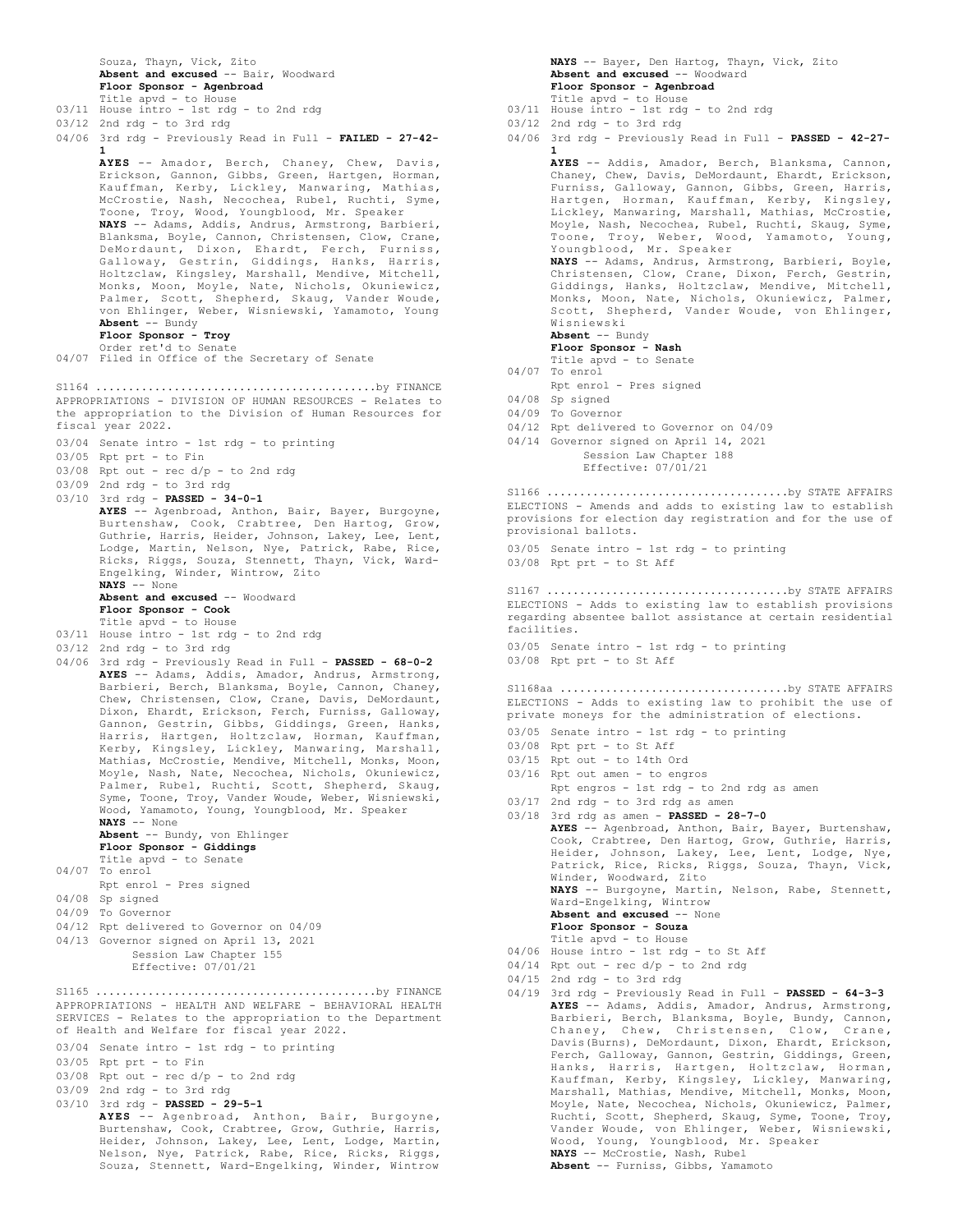Souza, Thayn, Vick, Zito
**Absent and excused** -- Bair, Woodward
**Floor Sponsor - Agenbroad**
Title apvd - to House
03/11 House intro - 1st rdg - to 2nd rdg
03/12 2nd rdg - to 3rd rdg
04/06 3rd rdg - Previously Read in Full - **FAILED - 27-42-1**
**AYES** -- Amador, Berch, Chaney, Chew, Davis, Erickson, Gannon, Gibbs, Green, Hartgen, Horman, Kauffman, Kerby, Lickley, Manwaring, Mathias, McCrostie, Nash, Necochea, Rubel, Ruchti, Syme, Toone, Troy, Wood, Youngblood, Mr. Speaker
**NAYS** -- Adams, Addis, Andrus, Armstrong, Barbieri, Blanksma, Boyle, Cannon, Christensen, Clow, Crane, DeMordaunt, Dixon, Ehardt, Ferch, Furniss, Galloway, Gestrin, Giddings, Hanks, Harris, Holtzclaw, Kingsley, Marshall, Mendive, Mitchell, Monks, Moon, Moyle, Nate, Nichols, Okuniewicz, Palmer, Scott, Shepherd, Skaug, Vander Woude, von Ehlinger, Weber, Wisniewski, Yamamoto, Young
**Absent** -- Bundy
**Floor Sponsor - Troy**
Order ret'd to Senate
04/07 Filed in Office of the Secretary of Senate

S1164 ..........................................by FINANCE
APPROPRIATIONS - DIVISION OF HUMAN RESOURCES - Relates to the appropriation to the Division of Human Resources for fiscal year 2022.
03/04 Senate intro - 1st rdg - to printing
03/05 Rpt prt - to Fin
03/08 Rpt out - rec d/p - to 2nd rdg
03/09 2nd rdg - to 3rd rdg
03/10 3rd rdg - **PASSED - 34-0-1**
**AYES** -- Agenbroad, Anthon, Bair, Bayer, Burgoyne, Burtenshaw, Cook, Crabtree, Den Hartog, Grow, Guthrie, Harris, Heider, Johnson, Lakey, Lee, Lent, Lodge, Martin, Nelson, Nye, Patrick, Rabe, Rice, Ricks, Riggs, Souza, Stennett, Thayn, Vick, Ward-Engelking, Winder, Wintrow, Zito
**NAYS** -- None
**Absent and excused** -- Woodward
**Floor Sponsor - Cook**
Title apvd - to House
03/11 House intro - 1st rdg - to 2nd rdg
03/12 2nd rdg - to 3rd rdg
04/06 3rd rdg - Previously Read in Full - **PASSED - 68-0-2**
**AYES** -- Adams, Addis, Amador, Andrus, Armstrong, Barbieri, Berch, Blanksma, Boyle, Cannon, Chaney, Chew, Christensen, Clow, Crane, Davis, DeMordaunt, Dixon, Ehardt, Erickson, Ferch, Furniss, Galloway, Gannon, Gestrin, Gibbs, Giddings, Green, Hanks, Harris, Hartgen, Holtzclaw, Horman, Kauffman, Kerby, Kingsley, Lickley, Manwaring, Marshall, Mathias, McCrostie, Mendive, Mitchell, Monks, Moon, Moyle, Nash, Nate, Necochea, Nichols, Okuniewicz, Palmer, Rubel, Ruchti, Scott, Shepherd, Skaug, Syme, Toone, Troy, Vander Woude, Weber, Wisniewski, Wood, Yamamoto, Young, Youngblood, Mr. Speaker
**NAYS** -- None
**Absent** -- Bundy, von Ehlinger
**Floor Sponsor - Giddings**
Title apvd - to Senate
04/07 To enrol
Rpt enrol - Pres signed
04/08 Sp signed
04/09 To Governor
04/12 Rpt delivered to Governor on 04/09
04/13 Governor signed on April 13, 2021
Session Law Chapter 155
Effective: 07/01/21

S1165 ..........................................by FINANCE
APPROPRIATIONS - HEALTH AND WELFARE - BEHAVIORAL HEALTH SERVICES - Relates to the appropriation to the Department of Health and Welfare for fiscal year 2022.
03/04 Senate intro - 1st rdg - to printing
03/05 Rpt prt - to Fin
03/08 Rpt out - rec d/p - to 2nd rdg
03/09 2nd rdg - to 3rd rdg
03/10 3rd rdg - **PASSED - 29-5-1**
**AYES** -- Agenbroad, Anthon, Bair, Burgoyne, Burtenshaw, Cook, Crabtree, Grow, Guthrie, Harris, Heider, Johnson, Lakey, Lee, Lent, Lodge, Martin, Nelson, Nye, Patrick, Rabe, Rice, Ricks, Riggs, Souza, Stennett, Ward-Engelking, Winder, Wintrow
**NAYS** -- Bayer, Den Hartog, Thayn, Vick, Zito
**Absent and excused** -- Woodward
**Floor Sponsor - Agenbroad**
Title apvd - to House
03/11 House intro - 1st rdg - to 2nd rdg
03/12 2nd rdg - to 3rd rdg
04/06 3rd rdg - Previously Read in Full - **PASSED - 42-27-1**
**AYES** -- Addis, Amador, Berch, Blanksma, Cannon, Chaney, Chew, Davis, DeMordaunt, Ehardt, Erickson, Furniss, Galloway, Gannon, Gibbs, Green, Harris, Hartgen, Horman, Kauffman, Kerby, Kingsley, Lickley, Manwaring, Marshall, Mathias, McCrostie, Moyle, Nash, Necochea, Rubel, Ruchti, Skaug, Syme, Toone, Troy, Weber, Wood, Yamamoto, Young, Youngblood, Mr. Speaker
**NAYS** -- Adams, Andrus, Armstrong, Barbieri, Boyle, Christensen, Clow, Crane, Dixon, Ferch, Gestrin, Giddings, Hanks, Holtzclaw, Mendive, Mitchell, Monks, Moon, Nate, Nichols, Okuniewicz, Palmer, Scott, Shepherd, Vander Woude, von Ehlinger, Wisniewski
**Absent** -- Bundy
**Floor Sponsor - Nash**
Title apvd - to Senate
04/07 To enrol
Rpt enrol - Pres signed
04/08 Sp signed
04/09 To Governor
04/12 Rpt delivered to Governor on 04/09
04/14 Governor signed on April 14, 2021
Session Law Chapter 188
Effective: 07/01/21

S1166 ....................................by STATE AFFAIRS
ELECTIONS - Amends and adds to existing law to establish provisions for election day registration and for the use of provisional ballots.
03/05 Senate intro - 1st rdg - to printing
03/08 Rpt prt - to St Aff

S1167 ....................................by STATE AFFAIRS
ELECTIONS - Adds to existing law to establish provisions regarding absentee ballot assistance at certain residential facilities.
03/05 Senate intro - 1st rdg - to printing
03/08 Rpt prt - to St Aff

S1168aa ..................................by STATE AFFAIRS
ELECTIONS - Adds to existing law to prohibit the use of private moneys for the administration of elections.
03/05 Senate intro - 1st rdg - to printing
03/08 Rpt prt - to St Aff
03/15 Rpt out - to 14th Ord
03/16 Rpt out amen - to engros
Rpt engros - 1st rdg - to 2nd rdg as amen
03/17 2nd rdg - to 3rd rdg as amen
03/18 3rd rdg as amen - **PASSED - 28-7-0**
**AYES** -- Agenbroad, Anthon, Bair, Bayer, Burtenshaw, Cook, Crabtree, Den Hartog, Grow, Guthrie, Harris, Heider, Johnson, Lakey, Lee, Lent, Lodge, Nye, Patrick, Rice, Ricks, Riggs, Souza, Thayn, Vick, Winder, Woodward, Zito
**NAYS** -- Burgoyne, Martin, Nelson, Rabe, Stennett, Ward-Engelking, Wintrow
**Absent and excused** -- None
**Floor Sponsor - Souza**
Title apvd - to House
04/06 House intro - 1st rdg - to St Aff
04/14 Rpt out - rec d/p - to 2nd rdg
04/15 2nd rdg - to 3rd rdg
04/19 3rd rdg - Previously Read in Full - **PASSED - 64-3-3**
**AYES** -- Adams, Addis, Amador, Andrus, Armstrong, Barbieri, Berch, Blanksma, Boyle, Bundy, Cannon, Chaney, Chew, Christensen, Clow, Crane, Davis(Burns), DeMordaunt, Dixon, Ehardt, Erickson, Ferch, Galloway, Gannon, Gestrin, Giddings, Green, Hanks, Harris, Hartgen, Holtzclaw, Horman, Kauffman, Kerby, Kingsley, Lickley, Manwaring, Marshall, Mathias, Mendive, Mitchell, Monks, Moon, Moyle, Nate, Necochea, Nichols, Okuniewicz, Palmer, Ruchti, Scott, Shepherd, Skaug, Syme, Toone, Troy, Vander Woude, von Ehlinger, Weber, Wisniewski, Wood, Young, Youngblood, Mr. Speaker
**NAYS** -- McCrostie, Nash, Rubel
**Absent** -- Furniss, Gibbs, Yamamoto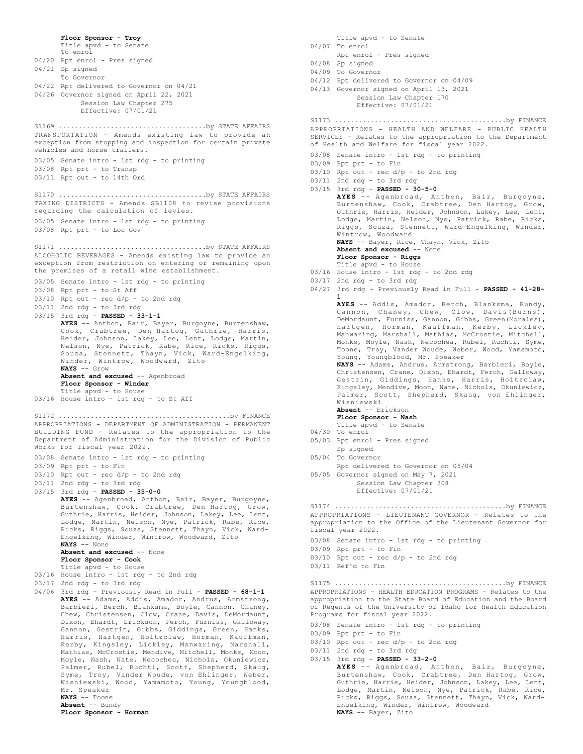**Floor Sponsor - Troy**
Title apvd - to Senate
To enrol
04/20 Rpt enrol - Pres signed
04/21 Sp signed
To Governor
04/22 Rpt delivered to Governor on 04/21
04/26 Governor signed on April 22, 2021
Session Law Chapter 275
Effective: 07/01/21

S1169 ....................................by STATE AFFAIRS
TRANSPORTATION - Amends existing law to provide an exception from stopping and inspection for certain private vehicles and horse trailers.
03/05 Senate intro - 1st rdg - to printing
03/08 Rpt prt - to Transp
03/11 Rpt out - to 14th Ord

S1170 ....................................by STATE AFFAIRS
TAXING DISTRICTS - Amends SB1108 to revise provisions regarding the calculation of levies.
03/05 Senate intro - 1st rdg - to printing
03/08 Rpt prt - to Loc Gov

S1171 ....................................by STATE AFFAIRS
ALCOHOLIC BEVERAGES - Amends existing law to provide an exception from restriction on entering or remaining upon the premises of a retail wine establishment.
03/05 Senate intro - 1st rdg - to printing
03/08 Rpt prt - to St Aff
03/10 Rpt out - rec d/p - to 2nd rdg
03/11 2nd rdg - to 3rd rdg
03/15 3rd rdg - **PASSED - 33-1-1**
**AYES** -- Anthon, Bair, Bayer, Burgoyne, Burtenshaw, Cook, Crabtree, Den Hartog, Guthrie, Harris, Heider, Johnson, Lakey, Lee, Lent, Lodge, Martin, Nelson, Nye, Patrick, Rabe, Rice, Ricks, Riggs, Souza, Stennett, Thayn, Vick, Ward-Engelking, Winder, Wintrow, Woodward, Zito
**NAYS** -- Grow
**Absent and excused** -- Agenbroad
**Floor Sponsor - Winder**
Title apvd - to House
03/16 House intro - 1st rdg - to St Aff

S1172 ..........................................by FINANCE
APPROPRIATIONS - DEPARTMENT OF ADMINISTRATION - PERMANENT BUILDING FUND - Relates to the appropriation to the Department of Administration for the Division of Public Works for fiscal year 2022.
03/08 Senate intro - 1st rdg - to printing
03/09 Rpt prt - to Fin
03/10 Rpt out - rec d/p - to 2nd rdg
03/11 2nd rdg - to 3rd rdg
03/15 3rd rdg - **PASSED - 35-0-0**
**AYES** -- Agenbroad, Anthon, Bair, Bayer, Burgoyne, Burtenshaw, Cook, Crabtree, Den Hartog, Grow, Guthrie, Harris, Heider, Johnson, Lakey, Lee, Lent, Lodge, Martin, Nelson, Nye, Patrick, Rabe, Rice, Ricks, Riggs, Souza, Stennett, Thayn, Vick, Ward-Engelking, Winder, Wintrow, Woodward, Zito
**NAYS** -- None
**Absent and excused** -- None
**Floor Sponsor - Cook**
Title apvd - to House
03/16 House intro - 1st rdg - to 2nd rdg
03/17 2nd rdg - to 3rd rdg
04/06 3rd rdg - Previously Read in Full - **PASSED - 68-1-1**
**AYES** -- Adams, Addis, Amador, Andrus, Armstrong, Barbieri, Berch, Blanksma, Boyle, Cannon, Chaney, Chew, Christensen, Clow, Crane, Davis, DeMordaunt, Dixon, Ehardt, Erickson, Ferch, Furniss, Galloway, Gannon, Gestrin, Gibbs, Giddings, Green, Hanks, Harris, Hartgen, Holtzclaw, Horman, Kauffman, Kerby, Kingsley, Lickley, Manwaring, Marshall, Mathias, McCrostie, Mendive, Mitchell, Monks, Moon, Moyle, Nash, Nate, Necochea, Nichols, Okuniewicz, Palmer, Rubel, Ruchti, Scott, Shepherd, Skaug, Syme, Troy, Vander Woude, von Ehlinger, Weber, Wisniewski, Wood, Yamamoto, Young, Youngblood, Mr. Speaker
**NAYS** -- Toone
**Absent** -- Bundy
**Floor Sponsor - Horman**
Title apvd - to Senate
04/07 To enrol
Rpt enrol - Pres signed
04/08 Sp signed
04/09 To Governor
04/12 Rpt delivered to Governor on 04/09
04/13 Governor signed on April 13, 2021
Session Law Chapter 170
Effective: 07/01/21

S1173 ..........................................by FINANCE
APPROPRIATIONS - HEALTH AND WELFARE - PUBLIC HEALTH SERVICES - Relates to the appropriation to the Department of Health and Welfare for fiscal year 2022.
03/08 Senate intro - 1st rdg - to printing
03/09 Rpt prt - to Fin
03/10 Rpt out - rec d/p - to 2nd rdg
03/11 2nd rdg - to 3rd rdg
03/15 3rd rdg - **PASSED - 30-5-0**
**AYES** -- Agenbroad, Anthon, Bair, Burgoyne, Burtenshaw, Cook, Crabtree, Den Hartog, Grow, Guthrie, Harris, Heider, Johnson, Lakey, Lee, Lent, Lodge, Martin, Nelson, Nye, Patrick, Rabe, Ricks, Riggs, Souza, Stennett, Ward-Engelking, Winder, Wintrow, Woodward
**NAYS** -- Bayer, Rice, Thayn, Vick, Zito
**Absent and excused** -- None
**Floor Sponsor - Riggs**
Title apvd - to House
03/16 House intro - 1st rdg - to 2nd rdg
03/17 2nd rdg - to 3rd rdg
04/27 3rd rdg - Previously Read in Full - **PASSED - 41-28-1**
**AYES** -- Addis, Amador, Berch, Blanksma, Bundy, Cannon, Chaney, Chew, Clow, Davis(Burns), DeMordaunt, Furniss, Gannon, Gibbs, Green(Morales), Hartgen, Horman, Kauffman, Kerby, Lickley, Manwaring, Marshall, Mathias, McCrostie, Mitchell, Monks, Moyle, Nash, Necochea, Rubel, Ruchti, Syme, Toone, Troy, Vander Woude, Weber, Wood, Yamamoto, Young, Youngblood, Mr. Speaker
**NAYS** -- Adams, Andrus, Armstrong, Barbieri, Boyle, Christensen, Crane, Dixon, Ehardt, Ferch, Galloway, Gestrin, Giddings, Hanks, Harris, Holtzclaw, Kingsley, Mendive, Moon, Nate, Nichols, Okuniewicz, Palmer, Scott, Shepherd, Skaug, von Ehlinger, Wisniewski
**Absent** -- Erickson
**Floor Sponsor - Nash**
Title apvd - to Senate
04/30 To enrol
05/03 Rpt enrol - Pres signed
Sp signed
05/04 To Governor
Rpt delivered to Governor on 05/04
05/05 Governor signed on May 7, 2021
Session Law Chapter 308
Effective: 07/01/21

S1174 ..........................................by FINANCE
APPROPRIATIONS - LIEUTENANT GOVERNOR - Relates to the appropriation to the Office of the Lieutenant Governor for fiscal year 2022.
03/08 Senate intro - 1st rdg - to printing
03/09 Rpt prt - to Fin
03/10 Rpt out - rec d/p - to 2nd rdg
03/11 Ref'd to Fin

S1175 ..........................................by FINANCE
APPROPRIATIONS - HEALTH EDUCATION PROGRAMS - Relates to the appropriation to the State Board of Education and the Board of Regents of the University of Idaho for Health Education Programs for fiscal year 2022.
03/08 Senate intro - 1st rdg - to printing
03/09 Rpt prt - to Fin
03/10 Rpt out - rec d/p - to 2nd rdg
03/11 2nd rdg - to 3rd rdg
03/15 3rd rdg - **PASSED - 33-2-0**
**AYES** -- Agenbroad, Anthon, Bair, Burgoyne, Burtenshaw, Cook, Crabtree, Den Hartog, Grow, Guthrie, Harris, Heider, Johnson, Lakey, Lee, Lent, Lodge, Martin, Nelson, Nye, Patrick, Rabe, Rice, Ricks, Riggs, Souza, Stennett, Thayn, Vick, Ward-Engelking, Winder, Wintrow, Woodward
**NAYS** -- Bayer, Zito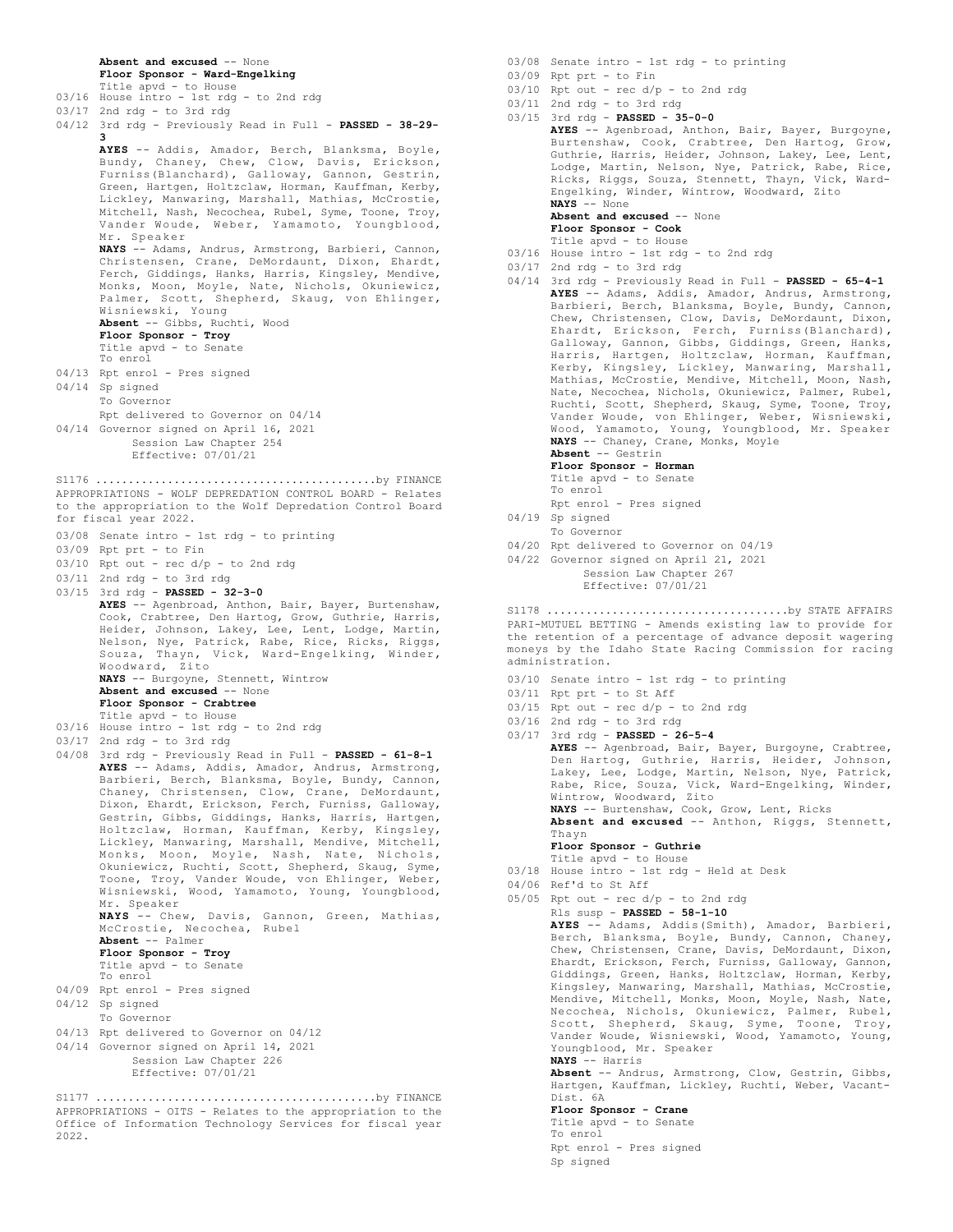**Absent and excused** -- None
**Floor Sponsor - Ward-Engelking**
Title apvd - to House
03/16 House intro - 1st rdg - to 2nd rdg
03/17 2nd rdg - to 3rd rdg
04/12 3rd rdg - Previously Read in Full - **PASSED - 38-29-3**
**AYES** -- Addis, Amador, Berch, Blanksma, Boyle, Bundy, Chaney, Chew, Clow, Davis, Erickson, Furniss(Blanchard), Galloway, Gannon, Gestrin, Green, Hartgen, Holtzclaw, Horman, Kauffman, Kerby, Lickley, Manwaring, Marshall, Mathias, McCrostie, Mitchell, Nash, Necochea, Rubel, Syme, Toone, Troy, Vander Woude, Weber, Yamamoto, Youngblood, Mr. Speaker
**NAYS** -- Adams, Andrus, Armstrong, Barbieri, Cannon, Christensen, Crane, DeMordaunt, Dixon, Ehardt, Ferch, Giddings, Hanks, Harris, Kingsley, Mendive, Monks, Moon, Moyle, Nate, Nichols, Okuniewicz, Palmer, Scott, Shepherd, Skaug, von Ehlinger, Wisniewski, Young
**Absent** -- Gibbs, Ruchti, Wood
**Floor Sponsor - Troy**
Title apvd - to Senate
To enrol
04/13 Rpt enrol - Pres signed
04/14 Sp signed
To Governor
Rpt delivered to Governor on 04/14
04/14 Governor signed on April 16, 2021
Session Law Chapter 254
Effective: 07/01/21

S1176 ..........................................by FINANCE
APPROPRIATIONS - WOLF DEPREDATION CONTROL BOARD - Relates to the appropriation to the Wolf Depredation Control Board for fiscal year 2022.

03/08 Senate intro - 1st rdg - to printing
03/09 Rpt prt - to Fin
03/10 Rpt out - rec d/p - to 2nd rdg
03/11 2nd rdg - to 3rd rdg
03/15 3rd rdg - **PASSED - 32-3-0**
**AYES** -- Agenbroad, Anthon, Bair, Bayer, Burtenshaw, Cook, Crabtree, Den Hartog, Grow, Guthrie, Harris, Heider, Johnson, Lakey, Lee, Lent, Lodge, Martin, Nelson, Nye, Patrick, Rabe, Rice, Ricks, Riggs, Souza, Thayn, Vick, Ward-Engelking, Winder, Woodward, Zito
**NAYS** -- Burgoyne, Stennett, Wintrow
**Absent and excused** -- None
**Floor Sponsor - Crabtree**
Title apvd - to House
03/16 House intro - 1st rdg - to 2nd rdg
03/17 2nd rdg - to 3rd rdg
04/08 3rd rdg - Previously Read in Full - **PASSED - 61-8-1**
**AYES** -- Adams, Addis, Amador, Andrus, Armstrong, Barbieri, Berch, Blanksma, Boyle, Bundy, Cannon, Chaney, Christensen, Clow, Crane, DeMordaunt, Dixon, Ehardt, Erickson, Ferch, Furniss, Galloway, Gestrin, Gibbs, Giddings, Hanks, Harris, Hartgen, Holtzclaw, Horman, Kauffman, Kerby, Kingsley, Lickley, Manwaring, Marshall, Mendive, Mitchell, Monks, Moon, Moyle, Nash, Nate, Nichols, Okuniewicz, Ruchti, Scott, Shepherd, Skaug, Syme, Toone, Troy, Vander Woude, von Ehlinger, Weber, Wisniewski, Wood, Yamamoto, Young, Youngblood, Mr. Speaker
**NAYS** -- Chew, Davis, Gannon, Green, Mathias, McCrostie, Necochea, Rubel
**Absent** -- Palmer
**Floor Sponsor - Troy**
Title apvd - to Senate
To enrol
04/09 Rpt enrol - Pres signed
04/12 Sp signed
To Governor
04/13 Rpt delivered to Governor on 04/12
04/14 Governor signed on April 14, 2021
Session Law Chapter 226
Effective: 07/01/21

S1177 ..........................................by FINANCE
APPROPRIATIONS - OITS - Relates to the appropriation to the Office of Information Technology Services for fiscal year 2022.

03/08 Senate intro - 1st rdg - to printing
03/09 Rpt prt - to Fin
03/10 Rpt out - rec d/p - to 2nd rdg
03/11 2nd rdg - to 3rd rdg
03/15 3rd rdg - **PASSED - 35-0-0**
**AYES** -- Agenbroad, Anthon, Bair, Bayer, Burgoyne, Burtenshaw, Cook, Crabtree, Den Hartog, Grow, Guthrie, Harris, Heider, Johnson, Lakey, Lee, Lent, Lodge, Martin, Nelson, Nye, Patrick, Rabe, Rice, Ricks, Riggs, Souza, Stennett, Thayn, Vick, Ward-Engelking, Winder, Wintrow, Woodward, Zito
**NAYS** -- None
**Absent and excused** -- None
**Floor Sponsor - Cook**
Title apvd - to House
03/16 House intro - 1st rdg - to 2nd rdg
03/17 2nd rdg - to 3rd rdg
04/14 3rd rdg - Previously Read in Full - **PASSED - 65-4-1**
**AYES** -- Adams, Addis, Amador, Andrus, Armstrong, Barbieri, Berch, Blanksma, Boyle, Bundy, Cannon, Chew, Christensen, Clow, Davis, DeMordaunt, Dixon, Ehardt, Erickson, Ferch, Furniss(Blanchard), Galloway, Gannon, Gibbs, Giddings, Green, Hanks, Harris, Hartgen, Holtzclaw, Horman, Kauffman, Kerby, Kingsley, Lickley, Manwaring, Marshall, Mathias, McCrostie, Mendive, Mitchell, Moon, Nash, Nate, Necochea, Nichols, Okuniewicz, Palmer, Rubel, Ruchti, Scott, Shepherd, Skaug, Syme, Toone, Troy, Vander Woude, von Ehlinger, Weber, Wisniewski, Wood, Yamamoto, Young, Youngblood, Mr. Speaker
**NAYS** -- Chaney, Crane, Monks, Moyle
**Absent** -- Gestrin
**Floor Sponsor - Horman**
Title apvd - to Senate
To enrol
Rpt enrol - Pres signed
04/19 Sp signed
To Governor
04/20 Rpt delivered to Governor on 04/19
04/22 Governor signed on April 21, 2021
Session Law Chapter 267
Effective: 07/01/21

S1178 ....................................by STATE AFFAIRS
PARI-MUTUEL BETTING - Amends existing law to provide for the retention of a percentage of advance deposit wagering moneys by the Idaho State Racing Commission for racing administration.

03/10 Senate intro - 1st rdg - to printing
03/11 Rpt prt - to St Aff
03/15 Rpt out - rec d/p - to 2nd rdg
03/16 2nd rdg - to 3rd rdg
03/17 3rd rdg - **PASSED - 26-5-4**
**AYES** -- Agenbroad, Bair, Bayer, Burgoyne, Crabtree, Den Hartog, Guthrie, Harris, Heider, Johnson, Lakey, Lee, Lodge, Martin, Nelson, Nye, Patrick, Rabe, Rice, Souza, Vick, Ward-Engelking, Winder, Wintrow, Woodward, Zito
**NAYS** -- Burtenshaw, Cook, Grow, Lent, Ricks
**Absent and excused** -- Anthon, Riggs, Stennett, Thayn
**Floor Sponsor - Guthrie**
Title apvd - to House
03/18 House intro - 1st rdg - Held at Desk
04/06 Ref'd to St Aff
05/05 Rpt out - rec d/p - to 2nd rdg
Rls susp - **PASSED - 58-1-10**
**AYES** -- Adams, Addis(Smith), Amador, Barbieri, Berch, Blanksma, Boyle, Bundy, Cannon, Chaney, Chew, Christensen, Crane, Davis, DeMordaunt, Dixon, Ehardt, Erickson, Ferch, Furniss, Galloway, Gannon, Giddings, Green, Hanks, Holtzclaw, Horman, Kerby, Kingsley, Manwaring, Marshall, Mathias, McCrostie, Mendive, Mitchell, Monks, Moon, Moyle, Nash, Nate, Necochea, Nichols, Okuniewicz, Palmer, Rubel, Scott, Shepherd, Skaug, Syme, Toone, Troy, Vander Woude, Wisniewski, Wood, Yamamoto, Young, Youngblood, Mr. Speaker
**NAYS** -- Harris
**Absent** -- Andrus, Armstrong, Clow, Gestrin, Gibbs, Hartgen, Kauffman, Lickley, Ruchti, Weber, Vacant-Dist. 6A
**Floor Sponsor - Crane**
Title apvd - to Senate
To enrol
Rpt enrol - Pres signed
Sp signed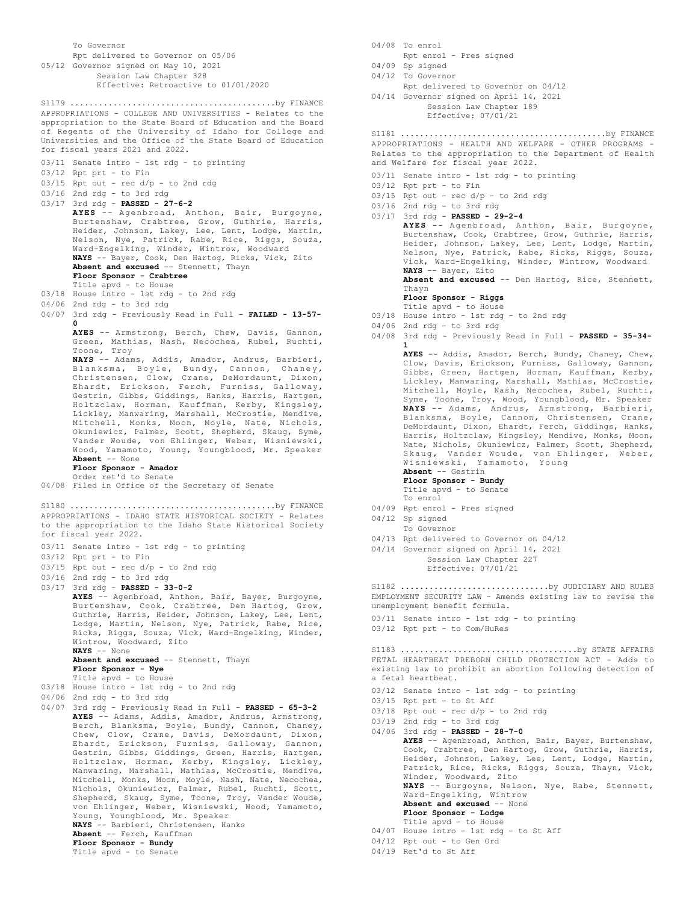To Governor
Rpt delivered to Governor on 05/06
05/12 Governor signed on May 10, 2021
Session Law Chapter 328
Effective: Retroactive to 01/01/2020

S1179 ..........................................by FINANCE
APPROPRIATIONS - COLLEGE AND UNIVERSITIES - Relates to the appropriation to the State Board of Education and the Board of Regents of the University of Idaho for College and Universities and the Office of the State Board of Education for fiscal years 2021 and 2022.

03/11 Senate intro - 1st rdg - to printing
03/12 Rpt prt - to Fin
03/15 Rpt out - rec d/p - to 2nd rdg
03/16 2nd rdg - to 3rd rdg
03/17 3rd rdg - **PASSED - 27-6-2**
**AYES** -- Agenbroad, Anthon, Bair, Burgoyne, Burtenshaw, Crabtree, Grow, Guthrie, Harris, Heider, Johnson, Lakey, Lee, Lent, Lodge, Martin, Nelson, Nye, Patrick, Rabe, Rice, Riggs, Souza, Ward-Engelking, Winder, Wintrow, Woodward
**NAYS** -- Bayer, Cook, Den Hartog, Ricks, Vick, Zito
**Absent and excused** -- Stennett, Thayn
**Floor Sponsor - Crabtree**
Title apvd - to House
03/18 House intro - 1st rdg - to 2nd rdg
04/06 2nd rdg - to 3rd rdg
04/07 3rd rdg - Previously Read in Full - **FAILED - 13-57-0**
**AYES** -- Armstrong, Berch, Chew, Davis, Gannon, Green, Mathias, Nash, Necochea, Rubel, Ruchti, Toone, Troy
**NAYS** -- Adams, Addis, Amador, Andrus, Barbieri, Blanksma, Boyle, Bundy, Cannon, Chaney, Christensen, Clow, Crane, DeMordaunt, Dixon, Ehardt, Erickson, Ferch, Furniss, Galloway, Gestrin, Gibbs, Giddings, Hanks, Harris, Hartgen, Holtzclaw, Horman, Kauffman, Kerby, Kingsley, Lickley, Manwaring, Marshall, McCrostie, Mendive, Mitchell, Monks, Moon, Moyle, Nate, Nichols, Okuniewicz, Palmer, Scott, Shepherd, Skaug, Syme, Vander Woude, von Ehlinger, Weber, Wisniewski, Wood, Yamamoto, Young, Youngblood, Mr. Speaker
**Absent** -- None
**Floor Sponsor - Amador**
Order ret'd to Senate
04/08 Filed in Office of the Secretary of Senate

S1180 ..........................................by FINANCE
APPROPRIATIONS - IDAHO STATE HISTORICAL SOCIETY - Relates to the appropriation to the Idaho State Historical Society for fiscal year 2022.

03/11 Senate intro - 1st rdg - to printing
03/12 Rpt prt - to Fin
03/15 Rpt out - rec d/p - to 2nd rdg
03/16 2nd rdg - to 3rd rdg
03/17 3rd rdg - **PASSED - 33-0-2**
**AYES** -- Agenbroad, Anthon, Bair, Bayer, Burgoyne, Burtenshaw, Cook, Crabtree, Den Hartog, Grow, Guthrie, Harris, Heider, Johnson, Lakey, Lee, Lent, Lodge, Martin, Nelson, Nye, Patrick, Rabe, Rice, Ricks, Riggs, Souza, Vick, Ward-Engelking, Winder, Wintrow, Woodward, Zito
**NAYS** -- None
**Absent and excused** -- Stennett, Thayn
**Floor Sponsor - Nye**
Title apvd - to House
03/18 House intro - 1st rdg - to 2nd rdg
04/06 2nd rdg - to 3rd rdg
04/07 3rd rdg - Previously Read in Full - **PASSED - 65-3-2**
**AYES** -- Adams, Addis, Amador, Andrus, Armstrong, Berch, Blanksma, Boyle, Bundy, Cannon, Chaney, Chew, Clow, Crane, Davis, DeMordaunt, Dixon, Ehardt, Erickson, Furniss, Galloway, Gannon, Gestrin, Gibbs, Giddings, Green, Harris, Hartgen, Holtzclaw, Horman, Kerby, Kingsley, Lickley, Manwaring, Marshall, Mathias, McCrostie, Mendive, Mitchell, Monks, Moon, Moyle, Nash, Nate, Necochea, Nichols, Okuniewicz, Palmer, Rubel, Ruchti, Scott, Shepherd, Skaug, Syme, Toone, Troy, Vander Woude, von Ehlinger, Weber, Wisniewski, Wood, Yamamoto, Young, Youngblood, Mr. Speaker
**NAYS** -- Barbieri, Christensen, Hanks
**Absent** -- Ferch, Kauffman
**Floor Sponsor - Bundy**
Title apvd - to Senate
04/08 To enrol
Rpt enrol - Pres signed
04/09 Sp signed
04/12 To Governor
Rpt delivered to Governor on 04/12
04/14 Governor signed on April 14, 2021
Session Law Chapter 189
Effective: 07/01/21

S1181 ..........................................by FINANCE
APPROPRIATIONS - HEALTH AND WELFARE - OTHER PROGRAMS - Relates to the appropriation to the Department of Health and Welfare for fiscal year 2022.

03/11 Senate intro - 1st rdg - to printing
03/12 Rpt prt - to Fin
03/15 Rpt out - rec d/p - to 2nd rdg
03/16 2nd rdg - to 3rd rdg
03/17 3rd rdg - **PASSED - 29-2-4**
**AYES** -- Agenbroad, Anthon, Bair, Burgoyne, Burtenshaw, Cook, Crabtree, Grow, Guthrie, Harris, Heider, Johnson, Lakey, Lee, Lent, Lodge, Martin, Nelson, Nye, Patrick, Rabe, Ricks, Riggs, Souza, Vick, Ward-Engelking, Winder, Wintrow, Woodward
**NAYS** -- Bayer, Zito
**Absent and excused** -- Den Hartog, Rice, Stennett, Thayn
**Floor Sponsor - Riggs**
Title apvd - to House
03/18 House intro - 1st rdg - to 2nd rdg
04/06 2nd rdg - to 3rd rdg
04/08 3rd rdg - Previously Read in Full - **PASSED - 35-34-1**
**AYES** -- Addis, Amador, Berch, Bundy, Chaney, Chew, Clow, Davis, Erickson, Furniss, Galloway, Gannon, Gibbs, Green, Hartgen, Horman, Kauffman, Kerby, Lickley, Manwaring, Marshall, Mathias, McCrostie, Mitchell, Moyle, Nash, Necochea, Rubel, Ruchti, Syme, Toone, Troy, Wood, Youngblood, Mr. Speaker
**NAYS** -- Adams, Andrus, Armstrong, Barbieri, Blanksma, Boyle, Cannon, Christensen, Crane, DeMordaunt, Dixon, Ehardt, Ferch, Giddings, Hanks, Harris, Holtzclaw, Kingsley, Mendive, Monks, Moon, Nate, Nichols, Okuniewicz, Palmer, Scott, Shepherd, Skaug, Vander Woude, von Ehlinger, Weber, Wisniewski, Yamamoto, Young
**Absent** -- Gestrin
**Floor Sponsor - Bundy**
Title apvd - to Senate
To enrol
04/09 Rpt enrol - Pres signed
04/12 Sp signed
To Governor
04/13 Rpt delivered to Governor on 04/12
04/14 Governor signed on April 14, 2021
Session Law Chapter 227
Effective: 07/01/21

S1182 ..............................by JUDICIARY AND RULES
EMPLOYMENT SECURITY LAW - Amends existing law to revise the unemployment benefit formula.

03/11 Senate intro - 1st rdg - to printing
03/12 Rpt prt - to Com/HuRes

S1183 ....................................by STATE AFFAIRS
FETAL HEARTBEAT PREBORN CHILD PROTECTION ACT - Adds to existing law to prohibit an abortion following detection of a fetal heartbeat.

03/12 Senate intro - 1st rdg - to printing
03/15 Rpt prt - to St Aff
03/18 Rpt out - rec d/p - to 2nd rdg
03/19 2nd rdg - to 3rd rdg
04/06 3rd rdg - **PASSED - 28-7-0**
**AYES** -- Agenbroad, Anthon, Bair, Bayer, Burtenshaw, Cook, Crabtree, Den Hartog, Grow, Guthrie, Harris, Heider, Johnson, Lakey, Lee, Lent, Lodge, Martin, Patrick, Rice, Ricks, Riggs, Souza, Thayn, Vick, Winder, Woodward, Zito
**NAYS** -- Burgoyne, Nelson, Nye, Rabe, Stennett, Ward-Engelking, Wintrow
**Absent and excused** -- None
**Floor Sponsor - Lodge**
Title apvd - to House
04/07 House intro - 1st rdg - to St Aff
04/12 Rpt out - to Gen Ord
04/19 Ret'd to St Aff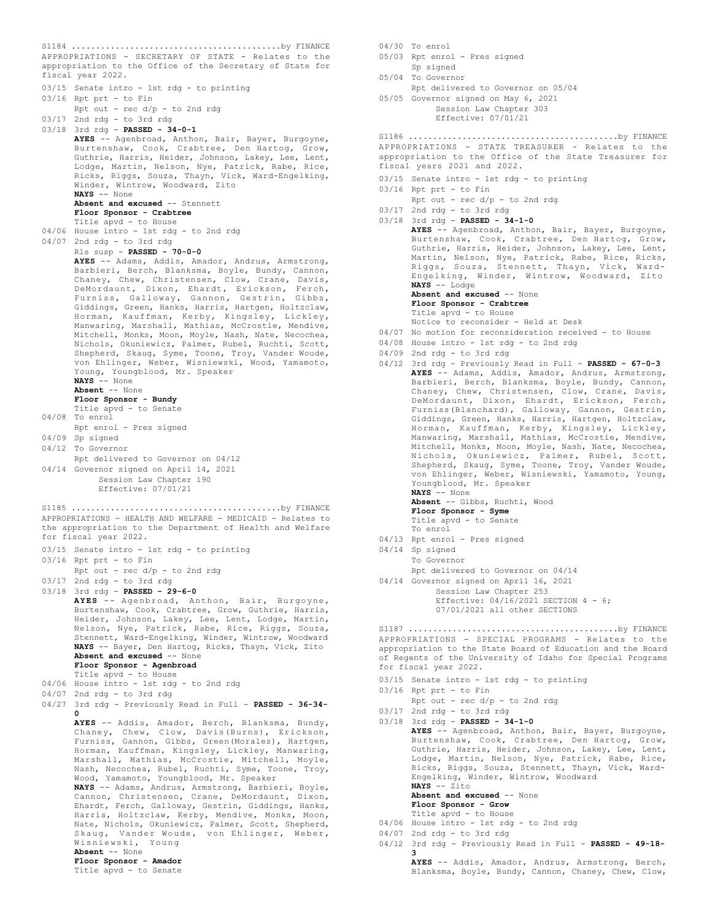S1184 ..........................................by FINANCE

APPROPRIATIONS - SECRETARY OF STATE - Relates to the appropriation to the Office of the Secretary of State for fiscal year 2022.

03/15 Senate intro - 1st rdg - to printing
03/16 Rpt prt - to Fin
Rpt out - rec d/p - to 2nd rdg
03/17 2nd rdg - to 3rd rdg
03/18 3rd rdg - **PASSED - 34-0-1**
**AYES** -- Agenbroad, Anthon, Bair, Bayer, Burgoyne, Burtenshaw, Cook, Crabtree, Den Hartog, Grow, Guthrie, Harris, Heider, Johnson, Lakey, Lee, Lent, Lodge, Martin, Nelson, Nye, Patrick, Rabe, Rice, Ricks, Riggs, Souza, Thayn, Vick, Ward-Engelking, Winder, Wintrow, Woodward, Zito
**NAYS** -- None
**Absent and excused** -- Stennett
**Floor Sponsor - Crabtree**
Title apvd - to House
04/06 House intro - 1st rdg - to 2nd rdg
04/07 2nd rdg - to 3rd rdg
Rls susp - **PASSED - 70-0-0**
**AYES** -- Adams, Addis, Amador, Andrus, Armstrong, Barbieri, Berch, Blanksma, Boyle, Bundy, Cannon, Chaney, Chew, Christensen, Clow, Crane, Davis, DeMordaunt, Dixon, Ehardt, Erickson, Ferch, Furniss, Galloway, Gannon, Gestrin, Gibbs, Giddings, Green, Hanks, Harris, Hartgen, Holtzclaw, Horman, Kauffman, Kerby, Kingsley, Lickley, Manwaring, Marshall, Mathias, McCrostie, Mendive, Mitchell, Monks, Moon, Moyle, Nash, Nate, Necochea, Nichols, Okuniewicz, Palmer, Rubel, Ruchti, Scott, Shepherd, Skaug, Syme, Toone, Troy, Vander Woude, von Ehlinger, Weber, Wisniewski, Wood, Yamamoto, Young, Youngblood, Mr. Speaker
**NAYS** -- None
**Absent** -- None
**Floor Sponsor - Bundy**
Title apvd - to Senate
04/08 To enrol
Rpt enrol - Pres signed
04/09 Sp signed
04/12 To Governor
Rpt delivered to Governor on 04/12
04/14 Governor signed on April 14, 2021
Session Law Chapter 190
Effective: 07/01/21

S1185 ..........................................by FINANCE

APPROPRIATIONS - HEALTH AND WELFARE - MEDICAID - Relates to the appropriation to the Department of Health and Welfare for fiscal year 2022.

03/15 Senate intro - 1st rdg - to printing
03/16 Rpt prt - to Fin
Rpt out - rec d/p - to 2nd rdg
03/17 2nd rdg - to 3rd rdg
03/18 3rd rdg - **PASSED - 29-6-0**
**AYES** -- Agenbroad, Anthon, Bair, Burgoyne, Burtenshaw, Cook, Crabtree, Grow, Guthrie, Harris, Heider, Johnson, Lakey, Lee, Lent, Lodge, Martin, Nelson, Nye, Patrick, Rabe, Rice, Riggs, Souza, Stennett, Ward-Engelking, Winder, Wintrow, Woodward
**NAYS** -- Bayer, Den Hartog, Ricks, Thayn, Vick, Zito
**Absent and excused** -- None
**Floor Sponsor - Agenbroad**
Title apvd - to House
04/06 House intro - 1st rdg - to 2nd rdg
04/07 2nd rdg - to 3rd rdg
04/27 3rd rdg - Previously Read in Full - **PASSED - 36-34-0**
**AYES** -- Addis, Amador, Berch, Blanksma, Bundy, Chaney, Chew, Clow, Davis(Burns), Erickson, Furniss, Gannon, Gibbs, Green(Morales), Hartgen, Horman, Kauffman, Kingsley, Lickley, Manwaring, Marshall, Mathias, McCrostie, Mitchell, Moyle, Nash, Necochea, Rubel, Ruchti, Syme, Toone, Troy, Wood, Yamamoto, Youngblood, Mr. Speaker
**NAYS** -- Adams, Andrus, Armstrong, Barbieri, Boyle, Cannon, Christensen, Crane, DeMordaunt, Dixon, Ehardt, Ferch, Galloway, Gestrin, Giddings, Hanks, Harris, Holtzclaw, Kerby, Mendive, Monks, Moon, Nate, Nichols, Okuniewicz, Palmer, Scott, Shepherd, Skaug, Vander Woude, von Ehlinger, Weber, Wisniewski, Young
**Absent** -- None
**Floor Sponsor - Amador**
Title apvd - to Senate
04/30 To enrol
05/03 Rpt enrol - Pres signed
Sp signed
05/04 To Governor
Rpt delivered to Governor on 05/04
05/05 Governor signed on May 6, 2021
Session Law Chapter 303
Effective: 07/01/21

S1186 ..........................................by FINANCE

APPROPRIATIONS - STATE TREASURER - Relates to the appropriation to the Office of the State Treasurer for fiscal years 2021 and 2022.

03/15 Senate intro - 1st rdg - to printing
03/16 Rpt prt - to Fin
Rpt out - rec d/p - to 2nd rdg
03/17 2nd rdg - to 3rd rdg
03/18 3rd rdg - **PASSED - 34-1-0**
**AYES** -- Agenbroad, Anthon, Bair, Bayer, Burgoyne, Burtenshaw, Cook, Crabtree, Den Hartog, Grow, Guthrie, Harris, Heider, Johnson, Lakey, Lee, Lent, Martin, Nelson, Nye, Patrick, Rabe, Rice, Ricks, Riggs, Souza, Stennett, Thayn, Vick, Ward-Engelking, Winder, Wintrow, Woodward, Zito
**NAYS** -- Lodge
**Absent and excused** -- None
**Floor Sponsor - Crabtree**
Title apvd - to House
Notice to reconsider - Held at Desk
04/07 No motion for reconsideration received - to House
04/08 House intro - 1st rdg - to 2nd rdg
04/09 2nd rdg - to 3rd rdg
04/12 3rd rdg - Previously Read in Full - **PASSED - 67-0-3**
**AYES** -- Adams, Addis, Amador, Andrus, Armstrong, Barbieri, Berch, Blanksma, Boyle, Bundy, Cannon, Chaney, Chew, Christensen, Clow, Crane, Davis, DeMordaunt, Dixon, Ehardt, Erickson, Ferch, Furniss(Blanchard), Galloway, Gannon, Gestrin, Giddings, Green, Hanks, Harris, Hartgen, Holtzclaw, Horman, Kauffman, Kerby, Kingsley, Lickley, Manwaring, Marshall, Mathias, McCrostie, Mendive, Mitchell, Monks, Moon, Moyle, Nash, Nate, Necochea, Nichols, Okuniewicz, Palmer, Rubel, Scott, Shepherd, Skaug, Syme, Toone, Troy, Vander Woude, von Ehlinger, Weber, Wisniewski, Yamamoto, Young, Youngblood, Mr. Speaker
**NAYS** -- None
**Absent** -- Gibbs, Ruchti, Wood
**Floor Sponsor - Syme**
Title apvd - to Senate
To enrol
04/13 Rpt enrol - Pres signed
04/14 Sp signed
To Governor
Rpt delivered to Governor on 04/14
04/14 Governor signed on April 16, 2021
Session Law Chapter 253
Effective: 04/16/2021 SECTION 4 - 6;
07/01/2021 all other SECTIONS

S1187 ..........................................by FINANCE

APPROPRIATIONS - SPECIAL PROGRAMS - Relates to the appropriation to the State Board of Education and the Board of Regents of the University of Idaho for Special Programs for fiscal year 2022.

03/15 Senate intro - 1st rdg - to printing
03/16 Rpt prt - to Fin
Rpt out - rec d/p - to 2nd rdg
03/17 2nd rdg - to 3rd rdg
03/18 3rd rdg - **PASSED - 34-1-0**
**AYES** -- Agenbroad, Anthon, Bair, Bayer, Burgoyne, Burtenshaw, Cook, Crabtree, Den Hartog, Grow, Guthrie, Harris, Heider, Johnson, Lakey, Lee, Lent, Lodge, Martin, Nelson, Nye, Patrick, Rabe, Rice, Ricks, Riggs, Souza, Stennett, Thayn, Vick, Ward-Engelking, Winder, Wintrow, Woodward
**NAYS** -- Zito
**Absent and excused** -- None
**Floor Sponsor - Grow**
Title apvd - to House
04/06 House intro - 1st rdg - to 2nd rdg
04/07 2nd rdg - to 3rd rdg
04/12 3rd rdg - Previously Read in Full - **PASSED - 49-18-3**
**AYES** -- Addis, Amador, Andrus, Armstrong, Berch, Blanksma, Boyle, Bundy, Cannon, Chaney, Chew, Clow,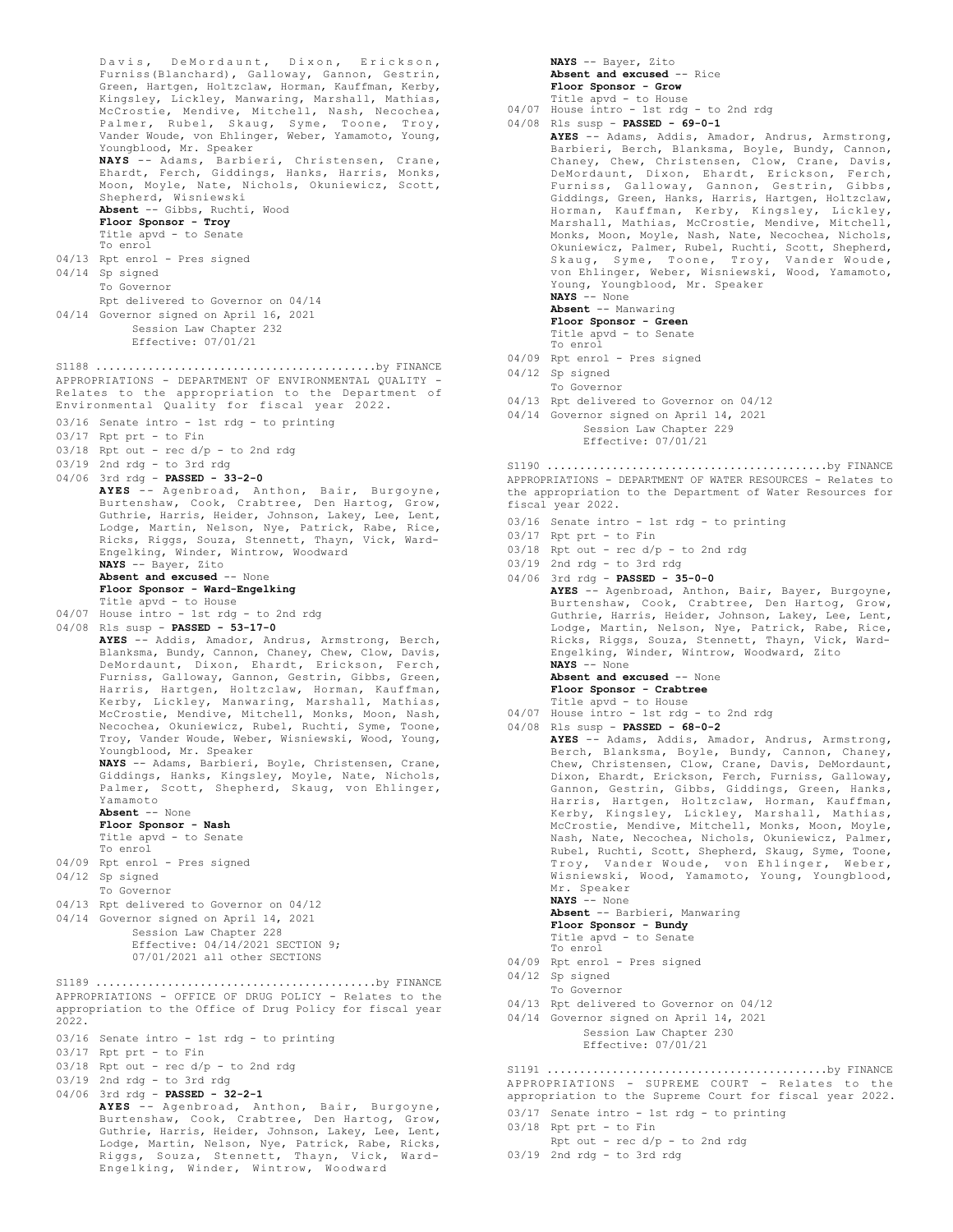Davis, DeMordaunt, Dixon, Erickson, Furniss(Blanchard), Galloway, Gannon, Gestrin, Green, Hartgen, Holtzclaw, Horman, Kauffman, Kerby, Kingsley, Lickley, Manwaring, Marshall, Mathias, McCrostie, Mendive, Mitchell, Nash, Necochea, Palmer, Rubel, Skaug, Syme, Toone, Troy, Vander Woude, von Ehlinger, Weber, Yamamoto, Young, Youngblood, Mr. Speaker
**NAYS** -- Adams, Barbieri, Christensen, Crane, Ehardt, Ferch, Giddings, Hanks, Harris, Monks, Moon, Moyle, Nate, Nichols, Okuniewicz, Scott, Shepherd, Wisniewski
**Absent** -- Gibbs, Ruchti, Wood
**Floor Sponsor - Troy**
Title apvd - to Senate
To enrol
04/13 Rpt enrol - Pres signed
04/14 Sp signed
To Governor
Rpt delivered to Governor on 04/14
04/14 Governor signed on April 16, 2021
Session Law Chapter 232
Effective: 07/01/21

S1188 ..........................................by FINANCE
APPROPRIATIONS - DEPARTMENT OF ENVIRONMENTAL QUALITY - Relates to the appropriation to the Department of Environmental Quality for fiscal year 2022.
03/16 Senate intro - 1st rdg - to printing
03/17 Rpt prt - to Fin
03/18 Rpt out - rec d/p - to 2nd rdg
03/19 2nd rdg - to 3rd rdg
04/06 3rd rdg - **PASSED - 33-2-0**
**AYES** -- Agenbroad, Anthon, Bair, Burgoyne, Burtenshaw, Cook, Crabtree, Den Hartog, Grow, Guthrie, Harris, Heider, Johnson, Lakey, Lee, Lent, Lodge, Martin, Nelson, Nye, Patrick, Rabe, Rice, Ricks, Riggs, Souza, Stennett, Thayn, Vick, Ward-Engelking, Winder, Wintrow, Woodward
**NAYS** -- Bayer, Zito
**Absent and excused** -- None
**Floor Sponsor - Ward-Engelking**
Title apvd - to House
04/07 House intro - 1st rdg - to 2nd rdg
04/08 Rls susp - **PASSED - 53-17-0**
**AYES** -- Addis, Amador, Andrus, Armstrong, Berch, Blanksma, Bundy, Cannon, Chaney, Chew, Clow, Davis, DeMordaunt, Dixon, Ehardt, Erickson, Ferch, Furniss, Galloway, Gannon, Gestrin, Gibbs, Green, Harris, Hartgen, Holtzclaw, Horman, Kauffman, Kerby, Lickley, Manwaring, Marshall, Mathias, McCrostie, Mendive, Mitchell, Monks, Moon, Nash, Necochea, Okuniewicz, Rubel, Ruchti, Syme, Toone, Troy, Vander Woude, Weber, Wisniewski, Wood, Young, Youngblood, Mr. Speaker
**NAYS** -- Adams, Barbieri, Boyle, Christensen, Crane, Giddings, Hanks, Kingsley, Moyle, Nate, Nichols, Palmer, Scott, Shepherd, Skaug, von Ehlinger, Yamamoto
**Absent** -- None
**Floor Sponsor - Nash**
Title apvd - to Senate
To enrol
04/09 Rpt enrol - Pres signed
04/12 Sp signed
To Governor
04/13 Rpt delivered to Governor on 04/12
04/14 Governor signed on April 14, 2021
Session Law Chapter 228
Effective: 04/14/2021 SECTION 9;
07/01/2021 all other SECTIONS

S1189 ..........................................by FINANCE
APPROPRIATIONS - OFFICE OF DRUG POLICY - Relates to the appropriation to the Office of Drug Policy for fiscal year 2022.
03/16 Senate intro - 1st rdg - to printing
03/17 Rpt prt - to Fin
03/18 Rpt out - rec d/p - to 2nd rdg
03/19 2nd rdg - to 3rd rdg
04/06 3rd rdg - **PASSED - 32-2-1**
**AYES** -- Agenbroad, Anthon, Bair, Burgoyne, Burtenshaw, Cook, Crabtree, Den Hartog, Grow, Guthrie, Harris, Heider, Johnson, Lakey, Lee, Lent, Lodge, Martin, Nelson, Nye, Patrick, Rabe, Ricks, Riggs, Souza, Stennett, Thayn, Vick, Ward-Engelking, Winder, Wintrow, Woodward
**NAYS** -- Bayer, Zito
**Absent and excused** -- Rice
**Floor Sponsor - Grow**
Title apvd - to House
04/07 House intro - 1st rdg - to 2nd rdg
04/08 Rls susp - **PASSED - 69-0-1**
**AYES** -- Adams, Addis, Amador, Andrus, Armstrong, Barbieri, Berch, Blanksma, Boyle, Bundy, Cannon, Chaney, Chew, Christensen, Clow, Crane, Davis, DeMordaunt, Dixon, Ehardt, Erickson, Ferch, Furniss, Galloway, Gannon, Gestrin, Gibbs, Giddings, Green, Hanks, Harris, Hartgen, Holtzclaw, Horman, Kauffman, Kerby, Kingsley, Lickley, Marshall, Mathias, McCrostie, Mendive, Mitchell, Monks, Moon, Moyle, Nash, Nate, Necochea, Nichols, Okuniewicz, Palmer, Rubel, Ruchti, Scott, Shepherd, Skaug, Syme, Toone, Troy, Vander Woude, von Ehlinger, Weber, Wisniewski, Wood, Yamamoto, Young, Youngblood, Mr. Speaker
**NAYS** -- None
**Absent** -- Manwaring
**Floor Sponsor - Green**
Title apvd - to Senate
To enrol
04/09 Rpt enrol - Pres signed
04/12 Sp signed
To Governor
04/13 Rpt delivered to Governor on 04/12
04/14 Governor signed on April 14, 2021
Session Law Chapter 229
Effective: 07/01/21

S1190 ..........................................by FINANCE
APPROPRIATIONS - DEPARTMENT OF WATER RESOURCES - Relates to the appropriation to the Department of Water Resources for fiscal year 2022.
03/16 Senate intro - 1st rdg - to printing
03/17 Rpt prt - to Fin
03/18 Rpt out - rec d/p - to 2nd rdg
03/19 2nd rdg - to 3rd rdg
04/06 3rd rdg - **PASSED - 35-0-0**
**AYES** -- Agenbroad, Anthon, Bair, Bayer, Burgoyne, Burtenshaw, Cook, Crabtree, Den Hartog, Grow, Guthrie, Harris, Heider, Johnson, Lakey, Lee, Lent, Lodge, Martin, Nelson, Nye, Patrick, Rabe, Rice, Ricks, Riggs, Souza, Stennett, Thayn, Vick, Ward-Engelking, Winder, Wintrow, Woodward, Zito
**NAYS** -- None
**Absent and excused** -- None
**Floor Sponsor - Crabtree**
Title apvd - to House
04/07 House intro - 1st rdg - to 2nd rdg
04/08 Rls susp - **PASSED - 68-0-2**
**AYES** -- Adams, Addis, Amador, Andrus, Armstrong, Berch, Blanksma, Boyle, Bundy, Cannon, Chaney, Chew, Christensen, Clow, Crane, Davis, DeMordaunt, Dixon, Ehardt, Erickson, Ferch, Furniss, Galloway, Gannon, Gestrin, Gibbs, Giddings, Green, Hanks, Harris, Hartgen, Holtzclaw, Horman, Kauffman, Kerby, Kingsley, Lickley, Marshall, Mathias, McCrostie, Mendive, Mitchell, Monks, Moon, Moyle, Nash, Nate, Necochea, Nichols, Okuniewicz, Palmer, Rubel, Ruchti, Scott, Shepherd, Skaug, Syme, Toone, Troy, Vander Woude, von Ehlinger, Weber, Wisniewski, Wood, Yamamoto, Young, Youngblood, Mr. Speaker
**NAYS** -- None
**Absent** -- Barbieri, Manwaring
**Floor Sponsor - Bundy**
Title apvd - to Senate
To enrol
04/09 Rpt enrol - Pres signed
04/12 Sp signed
To Governor
04/13 Rpt delivered to Governor on 04/12
04/14 Governor signed on April 14, 2021
Session Law Chapter 230
Effective: 07/01/21

S1191 ..........................................by FINANCE
APPROPRIATIONS - SUPREME COURT - Relates to the appropriation to the Supreme Court for fiscal year 2022.
03/17 Senate intro - 1st rdg - to printing
03/18 Rpt prt - to Fin
Rpt out - rec d/p - to 2nd rdg
03/19 2nd rdg - to 3rd rdg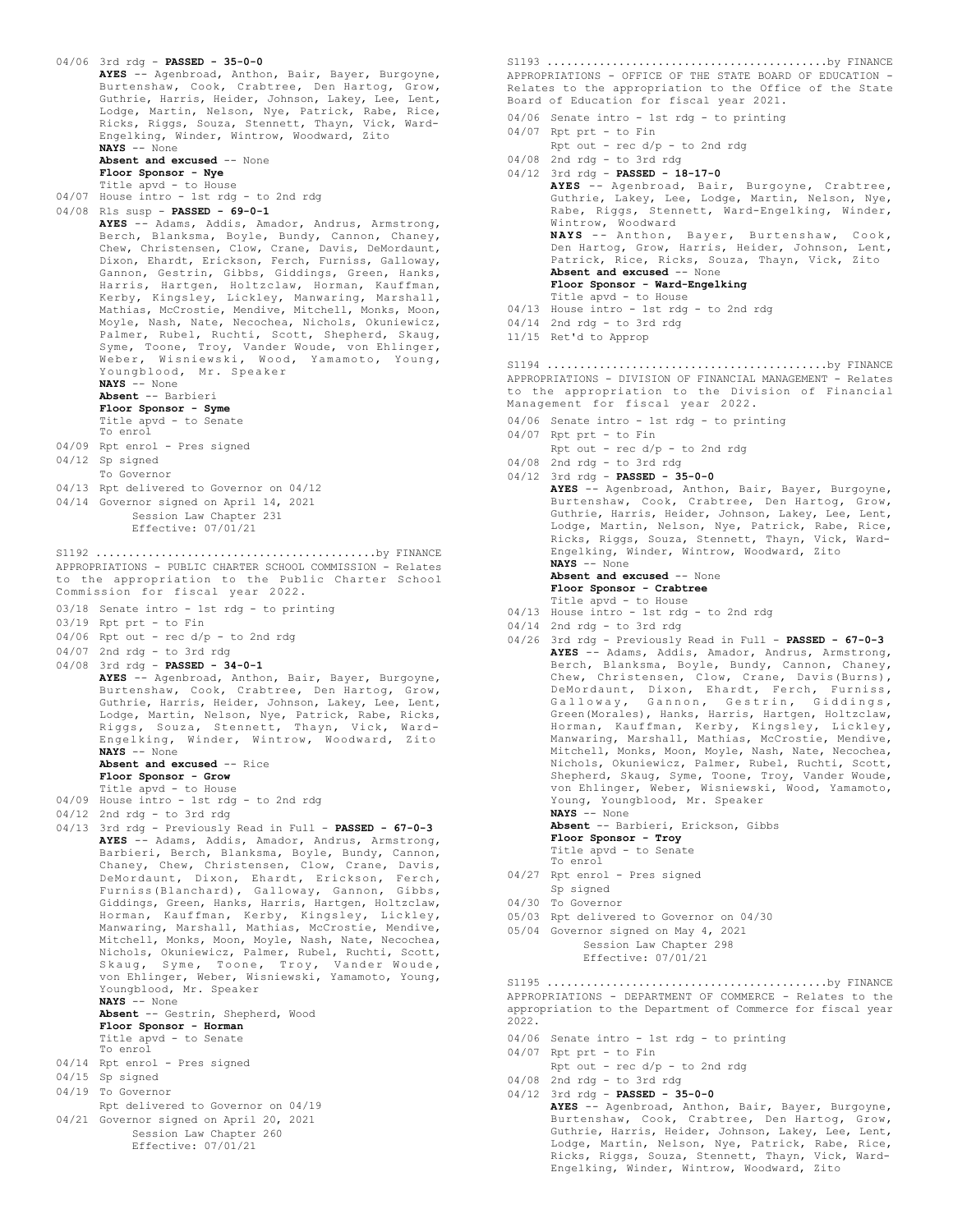04/06 3rd rdg - **PASSED - 35-0-0**
**AYES** -- Agenbroad, Anthon, Bair, Bayer, Burgoyne, Burtenshaw, Cook, Crabtree, Den Hartog, Grow, Guthrie, Harris, Heider, Johnson, Lakey, Lee, Lent, Lodge, Martin, Nelson, Nye, Patrick, Rabe, Rice, Ricks, Riggs, Souza, Stennett, Thayn, Vick, Ward-Engelking, Winder, Wintrow, Woodward, Zito
**NAYS** -- None
**Absent and excused** -- None
**Floor Sponsor - Nye**
Title apvd - to House
04/07 House intro - 1st rdg - to 2nd rdg
04/08 Rls susp - **PASSED - 69-0-1**
**AYES** -- Adams, Addis, Amador, Andrus, Armstrong, Berch, Blanksma, Boyle, Bundy, Cannon, Chaney, Chew, Christensen, Clow, Crane, Davis, DeMordaunt, Dixon, Ehardt, Erickson, Ferch, Furniss, Galloway, Gannon, Gestrin, Gibbs, Giddings, Green, Hanks, Harris, Hartgen, Holtzclaw, Horman, Kauffman, Kerby, Kingsley, Lickley, Manwaring, Marshall, Mathias, McCrostie, Mendive, Mitchell, Monks, Moon, Moyle, Nash, Nate, Necochea, Nichols, Okuniewicz, Palmer, Rubel, Ruchti, Scott, Shepherd, Skaug, Syme, Toone, Troy, Vander Woude, von Ehlinger, Weber, Wisniewski, Wood, Yamamoto, Young, Youngblood, Mr. Speaker
**NAYS** -- None
**Absent** -- Barbieri
**Floor Sponsor - Syme**
Title apvd - to Senate
To enrol
04/09 Rpt enrol - Pres signed
04/12 Sp signed
To Governor
04/13 Rpt delivered to Governor on 04/12
04/14 Governor signed on April 14, 2021
Session Law Chapter 231
Effective: 07/01/21

S1192 ..........................................by FINANCE
APPROPRIATIONS - PUBLIC CHARTER SCHOOL COMMISSION - Relates to the appropriation to the Public Charter School Commission for fiscal year 2022.
03/18 Senate intro - 1st rdg - to printing
03/19 Rpt prt - to Fin
04/06 Rpt out - rec d/p - to 2nd rdg
04/07 2nd rdg - to 3rd rdg
04/08 3rd rdg - **PASSED - 34-0-1**
**AYES** -- Agenbroad, Anthon, Bair, Bayer, Burgoyne, Burtenshaw, Cook, Crabtree, Den Hartog, Grow, Guthrie, Harris, Heider, Johnson, Lakey, Lee, Lent, Lodge, Martin, Nelson, Nye, Patrick, Rabe, Ricks, Riggs, Souza, Stennett, Thayn, Vick, Ward-Engelking, Winder, Wintrow, Woodward, Zito
**NAYS** -- None
**Absent and excused** -- Rice
**Floor Sponsor - Grow**
Title apvd - to House
04/09 House intro - 1st rdg - to 2nd rdg
04/12 2nd rdg - to 3rd rdg
04/13 3rd rdg - Previously Read in Full - **PASSED - 67-0-3**
**AYES** -- Adams, Addis, Amador, Andrus, Armstrong, Barbieri, Berch, Blanksma, Boyle, Bundy, Cannon, Chaney, Chew, Christensen, Clow, Crane, Davis, DeMordaunt, Dixon, Ehardt, Erickson, Ferch, Furniss(Blanchard), Galloway, Gannon, Gibbs, Giddings, Green, Hanks, Harris, Hartgen, Holtzclaw, Horman, Kauffman, Kerby, Kingsley, Lickley, Manwaring, Marshall, Mathias, McCrostie, Mendive, Mitchell, Monks, Moon, Moyle, Nash, Nate, Necochea, Nichols, Okuniewicz, Palmer, Rubel, Ruchti, Scott, Skaug, Syme, Toone, Troy, Vander Woude, von Ehlinger, Weber, Wisniewski, Yamamoto, Young, Youngblood, Mr. Speaker
**NAYS** -- None
**Absent** -- Gestrin, Shepherd, Wood
**Floor Sponsor - Horman**
Title apvd - to Senate
To enrol
04/14 Rpt enrol - Pres signed
04/15 Sp signed
04/19 To Governor
Rpt delivered to Governor on 04/19
04/21 Governor signed on April 20, 2021
Session Law Chapter 260
Effective: 07/01/21

S1193 ..........................................by FINANCE
APPROPRIATIONS - OFFICE OF THE STATE BOARD OF EDUCATION - Relates to the appropriation to the Office of the State Board of Education for fiscal year 2021.
04/06 Senate intro - 1st rdg - to printing
04/07 Rpt prt - to Fin
Rpt out - rec d/p - to 2nd rdg
04/08 2nd rdg - to 3rd rdg
04/12 3rd rdg - **PASSED - 18-17-0**
**AYES** -- Agenbroad, Bair, Burgoyne, Crabtree, Guthrie, Lakey, Lee, Lodge, Martin, Nelson, Nye, Rabe, Riggs, Stennett, Ward-Engelking, Winder, Wintrow, Woodward
**NAYS** -- Anthon, Bayer, Burtenshaw, Cook, Den Hartog, Grow, Harris, Heider, Johnson, Lent, Patrick, Rice, Ricks, Souza, Thayn, Vick, Zito
**Absent and excused** -- None
**Floor Sponsor - Ward-Engelking**
Title apvd - to House
04/13 House intro - 1st rdg - to 2nd rdg
04/14 2nd rdg - to 3rd rdg
11/15 Ret'd to Approp

S1194 ..........................................by FINANCE
APPROPRIATIONS - DIVISION OF FINANCIAL MANAGEMENT - Relates to the appropriation to the Division of Financial Management for fiscal year 2022.
04/06 Senate intro - 1st rdg - to printing
04/07 Rpt prt - to Fin
Rpt out - rec d/p - to 2nd rdg
04/08 2nd rdg - to 3rd rdg
04/12 3rd rdg - **PASSED - 35-0-0**
**AYES** -- Agenbroad, Anthon, Bair, Bayer, Burgoyne, Burtenshaw, Cook, Crabtree, Den Hartog, Grow, Guthrie, Harris, Heider, Johnson, Lakey, Lee, Lent, Lodge, Martin, Nelson, Nye, Patrick, Rabe, Rice, Ricks, Riggs, Souza, Stennett, Thayn, Vick, Ward-Engelking, Winder, Wintrow, Woodward, Zito
**NAYS** -- None
**Absent and excused** -- None
**Floor Sponsor - Crabtree**
Title apvd - to House
04/13 House intro - 1st rdg - to 2nd rdg
04/14 2nd rdg - to 3rd rdg
04/26 3rd rdg - Previously Read in Full - **PASSED - 67-0-3**
**AYES** -- Adams, Addis, Amador, Andrus, Armstrong, Berch, Blanksma, Boyle, Bundy, Cannon, Chaney, Chew, Christensen, Clow, Crane, Davis(Burns), DeMordaunt, Dixon, Ehardt, Ferch, Furniss, Galloway, Gannon, Gestrin, Giddings, Green(Morales), Hanks, Harris, Hartgen, Holtzclaw, Horman, Kauffman, Kerby, Kingsley, Lickley, Manwaring, Marshall, Mathias, McCrostie, Mendive, Mitchell, Monks, Moon, Moyle, Nash, Nate, Necochea, Nichols, Okuniewicz, Palmer, Rubel, Ruchti, Scott, Shepherd, Skaug, Syme, Toone, Troy, Vander Woude, von Ehlinger, Weber, Wisniewski, Wood, Yamamoto, Young, Youngblood, Mr. Speaker
**NAYS** -- None
**Absent** -- Barbieri, Erickson, Gibbs
**Floor Sponsor - Troy**
Title apvd - to Senate
To enrol
04/27 Rpt enrol - Pres signed
Sp signed
04/30 To Governor
05/03 Rpt delivered to Governor on 04/30
05/04 Governor signed on May 4, 2021
Session Law Chapter 298
Effective: 07/01/21

S1195 ..........................................by FINANCE
APPROPRIATIONS - DEPARTMENT OF COMMERCE - Relates to the appropriation to the Department of Commerce for fiscal year 2022.
04/06 Senate intro - 1st rdg - to printing
04/07 Rpt prt - to Fin
Rpt out - rec d/p - to 2nd rdg
04/08 2nd rdg - to 3rd rdg
04/12 3rd rdg - **PASSED - 35-0-0**
**AYES** -- Agenbroad, Anthon, Bair, Bayer, Burgoyne, Burtenshaw, Cook, Crabtree, Den Hartog, Grow, Guthrie, Harris, Heider, Johnson, Lakey, Lee, Lent, Lodge, Martin, Nelson, Nye, Patrick, Rabe, Rice, Ricks, Riggs, Souza, Stennett, Thayn, Vick, Ward-Engelking, Winder, Wintrow, Woodward, Zito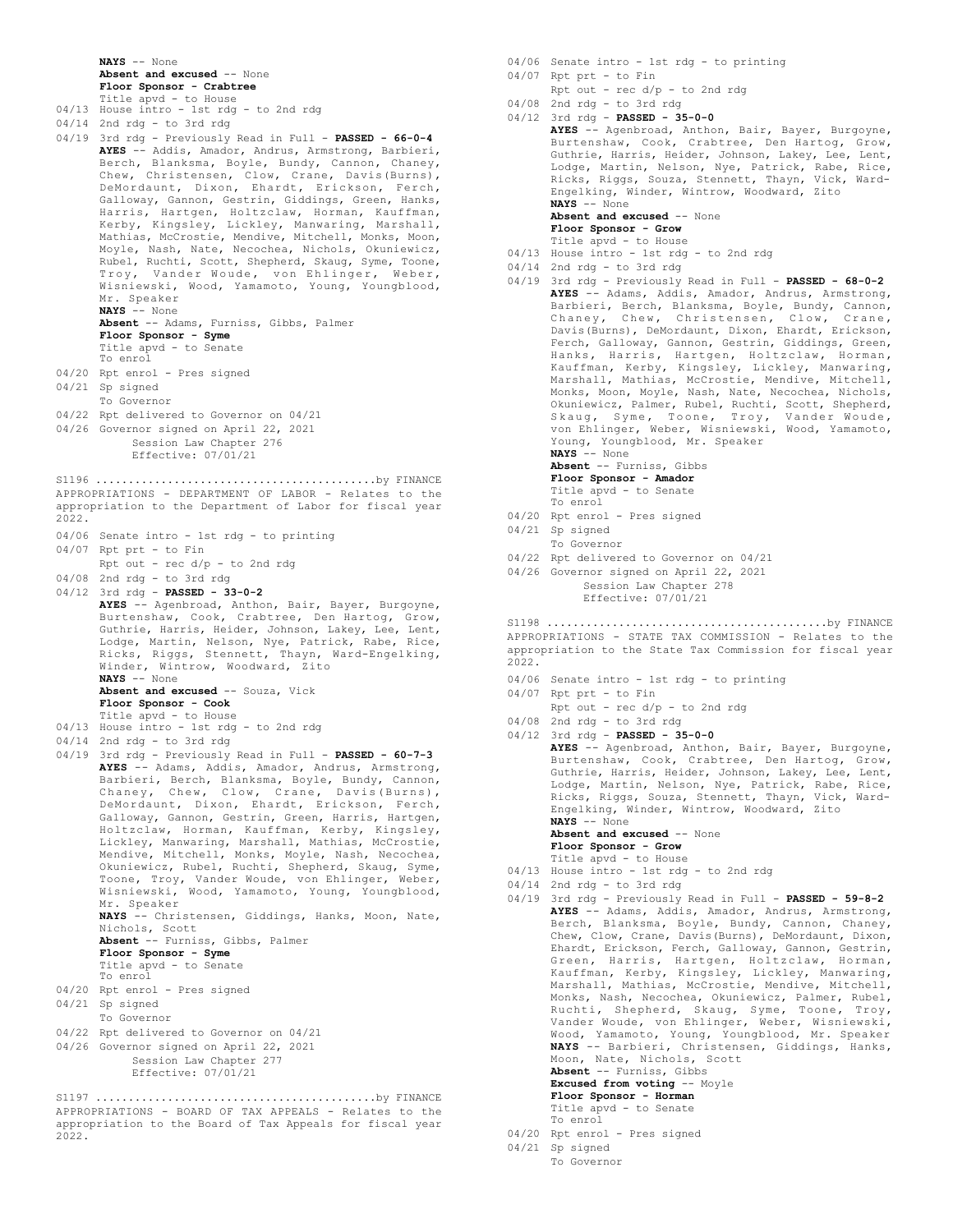**NAYS** -- None
**Absent and excused** -- None
**Floor Sponsor - Crabtree**
Title apvd - to House
04/13 House intro - 1st rdg - to 2nd rdg
04/14 2nd rdg - to 3rd rdg
04/19 3rd rdg - Previously Read in Full - **PASSED - 66-0-4**
**AYES** -- Addis, Amador, Andrus, Armstrong, Barbieri, Berch, Blanksma, Boyle, Bundy, Cannon, Chaney, Chew, Christensen, Clow, Crane, Davis(Burns), DeMordaunt, Dixon, Ehardt, Erickson, Ferch, Galloway, Gannon, Gestrin, Giddings, Green, Hanks, Harris, Hartgen, Holtzclaw, Horman, Kauffman, Kerby, Kingsley, Lickley, Manwaring, Marshall, Mathias, McCrostie, Mendive, Mitchell, Monks, Moon, Moyle, Nash, Nate, Necochea, Nichols, Okuniewicz, Rubel, Ruchti, Scott, Shepherd, Skaug, Syme, Toone, Troy, Vander Woude, von Ehlinger, Weber, Wisniewski, Wood, Yamamoto, Young, Youngblood, Mr. Speaker
**NAYS** -- None
**Absent** -- Adams, Furniss, Gibbs, Palmer
**Floor Sponsor - Syme**
Title apvd - to Senate
To enrol
04/20 Rpt enrol - Pres signed
04/21 Sp signed
To Governor
04/22 Rpt delivered to Governor on 04/21
04/26 Governor signed on April 22, 2021
Session Law Chapter 276
Effective: 07/01/21

S1196 ..........................................by FINANCE
APPROPRIATIONS - DEPARTMENT OF LABOR - Relates to the appropriation to the Department of Labor for fiscal year 2022.

04/06 Senate intro - 1st rdg - to printing
04/07 Rpt prt - to Fin
Rpt out - rec d/p - to 2nd rdg
04/08 2nd rdg - to 3rd rdg
04/12 3rd rdg - **PASSED - 33-0-2**
**AYES** -- Agenbroad, Anthon, Bair, Bayer, Burgoyne, Burtenshaw, Cook, Crabtree, Den Hartog, Grow, Guthrie, Harris, Heider, Johnson, Lakey, Lee, Lent, Lodge, Martin, Nelson, Nye, Patrick, Rabe, Rice, Ricks, Riggs, Stennett, Thayn, Ward-Engelking, Winder, Wintrow, Woodward, Zito
**NAYS** -- None
**Absent and excused** -- Souza, Vick
**Floor Sponsor - Cook**
Title apvd - to House
04/13 House intro - 1st rdg - to 2nd rdg
04/14 2nd rdg - to 3rd rdg
04/19 3rd rdg - Previously Read in Full - **PASSED - 60-7-3**
**AYES** -- Adams, Addis, Amador, Andrus, Armstrong, Barbieri, Berch, Blanksma, Boyle, Bundy, Cannon, Chaney, Chew, Clow, Crane, Davis(Burns), DeMordaunt, Dixon, Ehardt, Erickson, Ferch, Galloway, Gannon, Gestrin, Green, Harris, Hartgen, Holtzclaw, Horman, Kauffman, Kerby, Kingsley, Lickley, Manwaring, Marshall, Mathias, McCrostie, Mendive, Mitchell, Monks, Moyle, Nash, Necochea, Okuniewicz, Rubel, Ruchti, Shepherd, Skaug, Syme, Toone, Troy, Vander Woude, von Ehlinger, Weber, Wisniewski, Wood, Yamamoto, Young, Youngblood, Mr. Speaker
**NAYS** -- Christensen, Giddings, Hanks, Moon, Nate, Nichols, Scott
**Absent** -- Furniss, Gibbs, Palmer
**Floor Sponsor - Syme**
Title apvd - to Senate
To enrol
04/20 Rpt enrol - Pres signed
04/21 Sp signed
To Governor
04/22 Rpt delivered to Governor on 04/21
04/26 Governor signed on April 22, 2021
Session Law Chapter 277
Effective: 07/01/21

S1197 ..........................................by FINANCE
APPROPRIATIONS - BOARD OF TAX APPEALS - Relates to the appropriation to the Board of Tax Appeals for fiscal year 2022.

04/06 Senate intro - 1st rdg - to printing
04/07 Rpt prt - to Fin
Rpt out - rec d/p - to 2nd rdg
04/08 2nd rdg - to 3rd rdg
04/12 3rd rdg - **PASSED - 35-0-0**
**AYES** -- Agenbroad, Anthon, Bair, Bayer, Burgoyne, Burtenshaw, Cook, Crabtree, Den Hartog, Grow, Guthrie, Harris, Heider, Johnson, Lakey, Lee, Lent, Lodge, Martin, Nelson, Nye, Patrick, Rabe, Rice, Ricks, Riggs, Souza, Stennett, Thayn, Vick, Ward-Engelking, Winder, Wintrow, Woodward, Zito
**NAYS** -- None
**Absent and excused** -- None
**Floor Sponsor - Grow**
Title apvd - to House
04/13 House intro - 1st rdg - to 2nd rdg
04/14 2nd rdg - to 3rd rdg
04/19 3rd rdg - Previously Read in Full - **PASSED - 68-0-2**
**AYES** -- Adams, Addis, Amador, Andrus, Armstrong, Barbieri, Berch, Blanksma, Boyle, Bundy, Cannon, Chaney, Chew, Christensen, Clow, Crane, Davis(Burns), DeMordaunt, Dixon, Ehardt, Erickson, Ferch, Galloway, Gannon, Gestrin, Giddings, Green, Hanks, Harris, Hartgen, Holtzclaw, Horman, Kauffman, Kerby, Kingsley, Lickley, Manwaring, Marshall, Mathias, McCrostie, Mendive, Mitchell, Monks, Moon, Moyle, Nash, Nate, Necochea, Nichols, Okuniewicz, Palmer, Rubel, Ruchti, Scott, Shepherd, Skaug, Syme, Toone, Troy, Vander Woude, von Ehlinger, Weber, Wisniewski, Wood, Yamamoto, Young, Youngblood, Mr. Speaker
**NAYS** -- None
**Absent** -- Furniss, Gibbs
**Floor Sponsor - Amador**
Title apvd - to Senate
To enrol
04/20 Rpt enrol - Pres signed
04/21 Sp signed
To Governor
04/22 Rpt delivered to Governor on 04/21
04/26 Governor signed on April 22, 2021
Session Law Chapter 278
Effective: 07/01/21

S1198 ..........................................by FINANCE
APPROPRIATIONS - STATE TAX COMMISSION - Relates to the appropriation to the State Tax Commission for fiscal year 2022.

04/06 Senate intro - 1st rdg - to printing
04/07 Rpt prt - to Fin
Rpt out - rec d/p - to 2nd rdg
04/08 2nd rdg - to 3rd rdg
04/12 3rd rdg - **PASSED - 35-0-0**
**AYES** -- Agenbroad, Anthon, Bair, Bayer, Burgoyne, Burtenshaw, Cook, Crabtree, Den Hartog, Grow, Guthrie, Harris, Heider, Johnson, Lakey, Lee, Lent, Lodge, Martin, Nelson, Nye, Patrick, Rabe, Rice, Ricks, Riggs, Souza, Stennett, Thayn, Vick, Ward-Engelking, Winder, Wintrow, Woodward, Zito
**NAYS** -- None
**Absent and excused** -- None
**Floor Sponsor - Grow**
Title apvd - to House
04/13 House intro - 1st rdg - to 2nd rdg
04/14 2nd rdg - to 3rd rdg
04/19 3rd rdg - Previously Read in Full - **PASSED - 59-8-2**
**AYES** -- Adams, Addis, Amador, Andrus, Armstrong, Berch, Blanksma, Boyle, Bundy, Cannon, Chaney, Chew, Clow, Crane, Davis(Burns), DeMordaunt, Dixon, Ehardt, Erickson, Ferch, Galloway, Gannon, Gestrin, Green, Harris, Hartgen, Holtzclaw, Horman, Kauffman, Kerby, Kingsley, Lickley, Manwaring, Marshall, Mathias, McCrostie, Mendive, Mitchell, Monks, Nash, Necochea, Okuniewicz, Palmer, Rubel, Ruchti, Shepherd, Skaug, Syme, Toone, Troy, Vander Woude, von Ehlinger, Weber, Wisniewski, Wood, Yamamoto, Young, Youngblood, Mr. Speaker
**NAYS** -- Barbieri, Christensen, Giddings, Hanks, Moon, Nate, Nichols, Scott
**Absent** -- Furniss, Gibbs
**Excused from voting** -- Moyle
**Floor Sponsor - Horman**
Title apvd - to Senate
To enrol
04/20 Rpt enrol - Pres signed
04/21 Sp signed
To Governor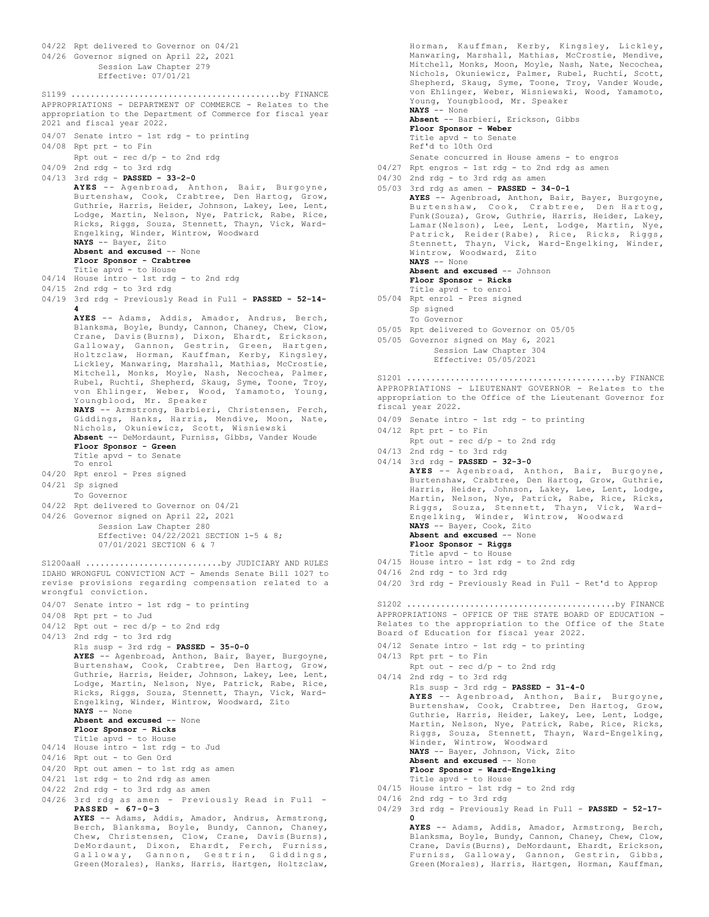04/22 Rpt delivered to Governor on 04/21

04/26 Governor signed on April 22, 2021
Session Law Chapter 279
Effective: 07/01/21

S1199 ..........................................by FINANCE

APPROPRIATIONS - DEPARTMENT OF COMMERCE - Relates to the appropriation to the Department of Commerce for fiscal year 2021 and fiscal year 2022.

04/07 Senate intro - 1st rdg - to printing

04/08 Rpt prt - to Fin
Rpt out - rec d/p - to 2nd rdg

04/09 2nd rdg - to 3rd rdg

04/13 3rd rdg - **PASSED - 33-2-0**
**AYES** -- Agenbroad, Anthon, Bair, Burgoyne, Burtenshaw, Cook, Crabtree, Den Hartog, Grow, Guthrie, Harris, Heider, Johnson, Lakey, Lee, Lent, Lodge, Martin, Nelson, Nye, Patrick, Rabe, Rice, Ricks, Riggs, Souza, Stennett, Thayn, Vick, Ward-Engelking, Winder, Wintrow, Woodward
**NAYS** -- Bayer, Zito
**Absent and excused** -- None
**Floor Sponsor - Crabtree**
Title apvd - to House

04/14 House intro - 1st rdg - to 2nd rdg

04/15 2nd rdg - to 3rd rdg

04/19 3rd rdg - Previously Read in Full - **PASSED - 52-14-4**
**AYES** -- Adams, Addis, Amador, Andrus, Berch, Blanksma, Boyle, Bundy, Cannon, Chaney, Chew, Clow, Crane, Davis(Burns), Dixon, Ehardt, Erickson, Galloway, Gannon, Gestrin, Green, Hartgen, Holtzclaw, Horman, Kauffman, Kerby, Kingsley, Lickley, Manwaring, Marshall, Mathias, McCrostie, Mitchell, Monks, Moyle, Nash, Necochea, Palmer, Rubel, Ruchti, Shepherd, Skaug, Syme, Toone, Troy, von Ehlinger, Weber, Wood, Yamamoto, Young, Youngblood, Mr. Speaker
**NAYS** -- Armstrong, Barbieri, Christensen, Ferch, Giddings, Hanks, Harris, Mendive, Moon, Nate, Nichols, Okuniewicz, Scott, Wisniewski
**Absent** -- DeMordaunt, Furniss, Gibbs, Vander Woude
**Floor Sponsor - Green**
Title apvd - to Senate
To enrol

04/20 Rpt enrol - Pres signed

04/21 Sp signed
To Governor

04/22 Rpt delivered to Governor on 04/21

04/26 Governor signed on April 22, 2021
Session Law Chapter 280
Effective: 04/22/2021 SECTION 1-5 & 8;
07/01/2021 SECTION 6 & 7

S1200aaH ...........................by JUDICIARY AND RULES

IDAHO WRONGFUL CONVICTION ACT - Amends Senate Bill 1027 to revise provisions regarding compensation related to a wrongful conviction.

04/07 Senate intro - 1st rdg - to printing

04/08 Rpt prt - to Jud

04/12 Rpt out - rec d/p - to 2nd rdg

04/13 2nd rdg - to 3rd rdg
Rls susp - 3rd rdg - **PASSED - 35-0-0**
**AYES** -- Agenbroad, Anthon, Bair, Bayer, Burgoyne, Burtenshaw, Cook, Crabtree, Den Hartog, Grow, Guthrie, Harris, Heider, Johnson, Lakey, Lee, Lent, Lodge, Martin, Nelson, Nye, Patrick, Rabe, Rice, Ricks, Riggs, Souza, Stennett, Thayn, Vick, Ward-Engelking, Winder, Wintrow, Woodward, Zito
**NAYS** -- None
**Absent and excused** -- None
**Floor Sponsor - Ricks**
Title apvd - to House

04/14 House intro - 1st rdg - to Jud

04/16 Rpt out - to Gen Ord

04/20 Rpt out amen - to 1st rdg as amen

04/21 1st rdg - to 2nd rdg as amen

04/22 2nd rdg - to 3rd rdg as amen

04/26 3rd rdg as amen - Previously Read in Full - **PASSED - 67-0-3**
**AYES** -- Adams, Addis, Amador, Andrus, Armstrong, Berch, Blanksma, Boyle, Bundy, Cannon, Chaney, Chew, Christensen, Clow, Crane, Davis(Burns), DeMordaunt, Dixon, Ehardt, Ferch, Furniss, Galloway, Gannon, Gestrin, Giddings, Green(Morales), Hanks, Harris, Hartgen, Holtzclaw, Horman, Kauffman, Kerby, Kingsley, Lickley, Manwaring, Marshall, Mathias, McCrostie, Mendive, Mitchell, Monks, Moon, Moyle, Nash, Nate, Necochea, Nichols, Okuniewicz, Palmer, Rubel, Ruchti, Scott, Shepherd, Skaug, Syme, Toone, Troy, Vander Woude, von Ehlinger, Weber, Wisniewski, Wood, Yamamoto, Young, Youngblood, Mr. Speaker
**NAYS** -- None
**Absent** -- Barbieri, Erickson, Gibbs
**Floor Sponsor - Weber**
Title apvd - to Senate
Ref'd to 10th Ord
Senate concurred in House amens - to engros

04/27 Rpt engros - 1st rdg - to 2nd rdg as amen

04/30 2nd rdg - to 3rd rdg as amen

05/03 3rd rdg as amen - **PASSED - 34-0-1**
**AYES** -- Agenbroad, Anthon, Bair, Bayer, Burgoyne, Burtenshaw, Cook, Crabtree, Den Hartog, Funk(Souza), Grow, Guthrie, Harris, Heider, Lakey, Lamar(Nelson), Lee, Lent, Lodge, Martin, Nye, Patrick, Reider(Rabe), Rice, Ricks, Riggs, Stennett, Thayn, Vick, Ward-Engelking, Winder, Wintrow, Woodward, Zito
**NAYS** -- None
**Absent and excused** -- Johnson
**Floor Sponsor - Ricks**
Title apvd - to enrol

05/04 Rpt enrol - Pres signed
Sp signed
To Governor

05/05 Rpt delivered to Governor on 05/05

05/05 Governor signed on May 6, 2021
Session Law Chapter 304
Effective: 05/05/2021

S1201 ..........................................by FINANCE

APPROPRIATIONS - LIEUTENANT GOVERNOR - Relates to the appropriation to the Office of the Lieutenant Governor for fiscal year 2022.

04/09 Senate intro - 1st rdg - to printing

04/12 Rpt prt - to Fin
Rpt out - rec d/p - to 2nd rdg

04/13 2nd rdg - to 3rd rdg

04/14 3rd rdg - **PASSED - 32-3-0**
**AYES** -- Agenbroad, Anthon, Bair, Burgoyne, Burtenshaw, Crabtree, Den Hartog, Grow, Guthrie, Harris, Heider, Johnson, Lakey, Lee, Lent, Lodge, Martin, Nelson, Nye, Patrick, Rabe, Rice, Ricks, Riggs, Souza, Stennett, Thayn, Vick, Ward-Engelking, Winder, Wintrow, Woodward
**NAYS** -- Bayer, Cook, Zito
**Absent and excused** -- None
**Floor Sponsor - Riggs**
Title apvd - to House

04/15 House intro - 1st rdg - to 2nd rdg

04/16 2nd rdg - to 3rd rdg

04/20 3rd rdg - Previously Read in Full - Ret'd to Approp

S1202 ..........................................by FINANCE

APPROPRIATIONS - OFFICE OF THE STATE BOARD OF EDUCATION - Relates to the appropriation to the Office of the State Board of Education for fiscal year 2022.

04/12 Senate intro - 1st rdg - to printing

04/13 Rpt prt - to Fin
Rpt out - rec d/p - to 2nd rdg

04/14 2nd rdg - to 3rd rdg
Rls susp - 3rd rdg - **PASSED - 31-4-0**
**AYES** -- Agenbroad, Anthon, Bair, Burgoyne, Burtenshaw, Cook, Crabtree, Den Hartog, Grow, Guthrie, Harris, Heider, Lakey, Lee, Lent, Lodge, Martin, Nelson, Nye, Patrick, Rabe, Rice, Ricks, Riggs, Souza, Stennett, Thayn, Ward-Engelking, Winder, Wintrow, Woodward
**NAYS** -- Bayer, Johnson, Vick, Zito
**Absent and excused** -- None
**Floor Sponsor - Ward-Engelking**
Title apvd - to House

04/15 House intro - 1st rdg - to 2nd rdg

04/16 2nd rdg - to 3rd rdg

04/29 3rd rdg - Previously Read in Full - **PASSED - 52-17-0**
**AYES** -- Adams, Addis, Amador, Armstrong, Berch, Blanksma, Boyle, Bundy, Cannon, Chaney, Chew, Clow, Crane, Davis(Burns), DeMordaunt, Ehardt, Erickson, Furniss, Galloway, Gannon, Gestrin, Gibbs, Green(Morales), Harris, Hartgen, Horman, Kauffman,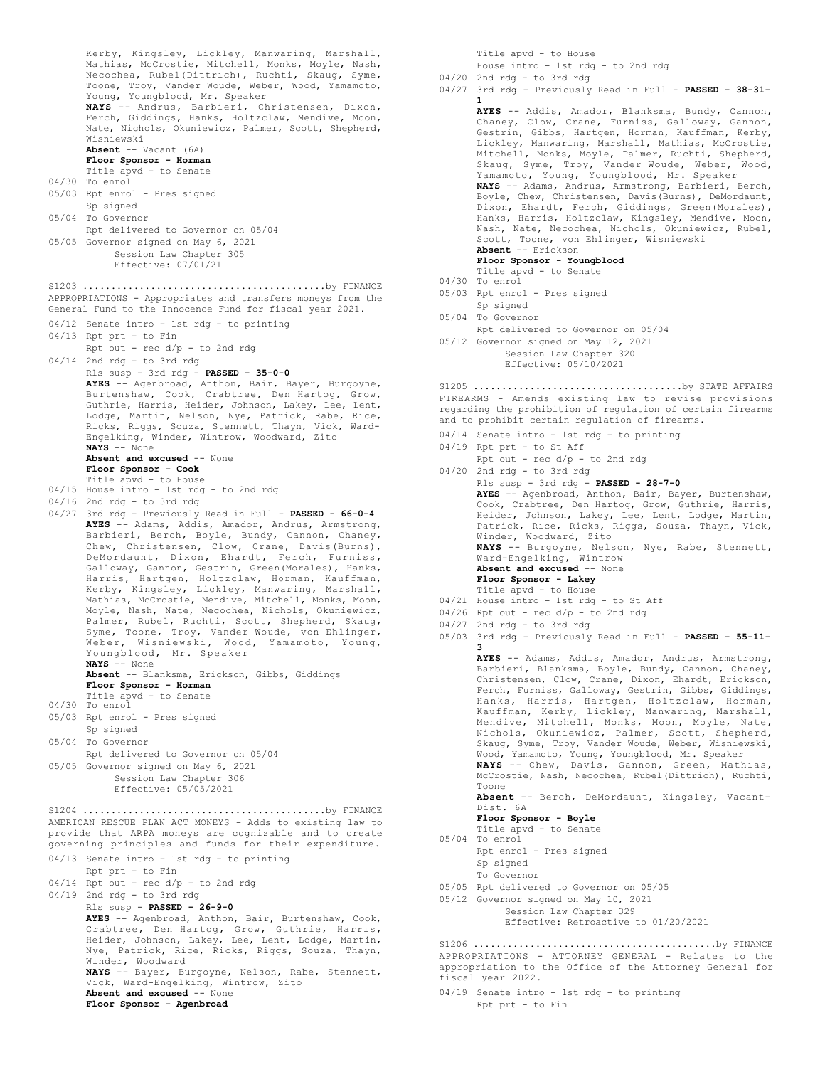Kerby, Kingsley, Lickley, Manwaring, Marshall, Mathias, McCrostie, Mitchell, Monks, Moyle, Nash, Necochea, Rubel(Dittrich), Ruchti, Skaug, Syme, Toone, Troy, Vander Woude, Weber, Wood, Yamamoto, Young, Youngblood, Mr. Speaker
**NAYS** -- Andrus, Barbieri, Christensen, Dixon, Ferch, Giddings, Hanks, Holtzclaw, Mendive, Moon, Nate, Nichols, Okuniewicz, Palmer, Scott, Shepherd, Wisniewski
**Absent** -- Vacant (6A)
**Floor Sponsor - Horman**
Title apvd - to Senate
04/30 To enrol
05/03 Rpt enrol - Pres signed
Sp signed
05/04 To Governor
Rpt delivered to Governor on 05/04
05/05 Governor signed on May 6, 2021
Session Law Chapter 305
Effective: 07/01/21

S1203 ..........................................by FINANCE
APPROPRIATIONS - Appropriates and transfers moneys from the General Fund to the Innocence Fund for fiscal year 2021.

04/12 Senate intro - 1st rdg - to printing
04/13 Rpt prt - to Fin
Rpt out - rec d/p - to 2nd rdg
04/14 2nd rdg - to 3rd rdg
Rls susp - 3rd rdg - **PASSED - 35-0-0**
**AYES** -- Agenbroad, Anthon, Bair, Bayer, Burgoyne, Burtenshaw, Cook, Crabtree, Den Hartog, Grow, Guthrie, Harris, Heider, Johnson, Lakey, Lee, Lent, Lodge, Martin, Nelson, Nye, Patrick, Rabe, Rice, Ricks, Riggs, Souza, Stennett, Thayn, Vick, Ward-Engelking, Winder, Wintrow, Woodward, Zito
**NAYS** -- None
**Absent and excused** -- None
**Floor Sponsor - Cook**
Title apvd - to House
04/15 House intro - 1st rdg - to 2nd rdg
04/16 2nd rdg - to 3rd rdg
04/27 3rd rdg - Previously Read in Full - **PASSED - 66-0-4**
**AYES** -- Adams, Addis, Amador, Andrus, Armstrong, Barbieri, Berch, Boyle, Bundy, Cannon, Chaney, Chew, Christensen, Clow, Crane, Davis(Burns), DeMordaunt, Dixon, Ehardt, Ferch, Furniss, Galloway, Gannon, Gestrin, Green(Morales), Hanks, Harris, Hartgen, Holtzclaw, Horman, Kauffman, Kerby, Kingsley, Lickley, Manwaring, Marshall, Mathias, McCrostie, Mendive, Mitchell, Monks, Moon, Moyle, Nash, Nate, Necochea, Nichols, Okuniewicz, Palmer, Rubel, Ruchti, Scott, Shepherd, Skaug, Syme, Toone, Troy, Vander Woude, von Ehlinger, Weber, Wisniewski, Wood, Yamamoto, Young, Youngblood, Mr. Speaker
**NAYS** -- None
**Absent** -- Blanksma, Erickson, Gibbs, Giddings
**Floor Sponsor - Horman**
Title apvd - to Senate
04/30 To enrol
05/03 Rpt enrol - Pres signed
Sp signed
05/04 To Governor
Rpt delivered to Governor on 05/04
05/05 Governor signed on May 6, 2021
Session Law Chapter 306
Effective: 05/05/2021

S1204 ..........................................by FINANCE
AMERICAN RESCUE PLAN ACT MONEYS - Adds to existing law to provide that ARPA moneys are cognizable and to create governing principles and funds for their expenditure.

04/13 Senate intro - 1st rdg - to printing
Rpt prt - to Fin
04/14 Rpt out - rec d/p - to 2nd rdg
04/19 2nd rdg - to 3rd rdg
Rls susp - **PASSED - 26-9-0**
**AYES** -- Agenbroad, Anthon, Bair, Burtenshaw, Cook, Crabtree, Den Hartog, Grow, Guthrie, Harris, Heider, Johnson, Lakey, Lee, Lent, Lodge, Martin, Nye, Patrick, Rice, Ricks, Riggs, Souza, Thayn, Winder, Woodward
**NAYS** -- Bayer, Burgoyne, Nelson, Rabe, Stennett, Vick, Ward-Engelking, Wintrow, Zito
**Absent and excused** -- None
**Floor Sponsor - Agenbroad**
Title apvd - to House
House intro - 1st rdg - to 2nd rdg
04/20 2nd rdg - to 3rd rdg
04/27 3rd rdg - Previously Read in Full - **PASSED - 38-31-1**
**AYES** -- Addis, Amador, Blanksma, Bundy, Cannon, Chaney, Clow, Crane, Furniss, Galloway, Gannon, Gestrin, Gibbs, Hartgen, Horman, Kauffman, Kerby, Lickley, Manwaring, Marshall, Mathias, McCrostie, Mitchell, Monks, Moyle, Palmer, Ruchti, Shepherd, Skaug, Syme, Troy, Vander Woude, Weber, Wood, Yamamoto, Young, Youngblood, Mr. Speaker
**NAYS** -- Adams, Andrus, Armstrong, Barbieri, Berch, Boyle, Chew, Christensen, Davis(Burns), DeMordaunt, Dixon, Ehardt, Ferch, Giddings, Green(Morales), Hanks, Harris, Holtzclaw, Kingsley, Mendive, Moon, Nash, Nate, Necochea, Nichols, Okuniewicz, Rubel, Scott, Toone, von Ehlinger, Wisniewski
**Absent** -- Erickson
**Floor Sponsor - Youngblood**
Title apvd - to Senate
04/30 To enrol
05/03 Rpt enrol - Pres signed
Sp signed
05/04 To Governor
Rpt delivered to Governor on 05/04
05/12 Governor signed on May 12, 2021
Session Law Chapter 320
Effective: 05/10/2021

S1205 ....................................by STATE AFFAIRS
FIREARMS - Amends existing law to revise provisions regarding the prohibition of regulation of certain firearms and to prohibit certain regulation of firearms.

04/14 Senate intro - 1st rdg - to printing
04/19 Rpt prt - to St Aff
Rpt out - rec d/p - to 2nd rdg
04/20 2nd rdg - to 3rd rdg
Rls susp - 3rd rdg - **PASSED - 28-7-0**
**AYES** -- Agenbroad, Anthon, Bair, Bayer, Burtenshaw, Cook, Crabtree, Den Hartog, Grow, Guthrie, Harris, Heider, Johnson, Lakey, Lee, Lent, Lodge, Martin, Patrick, Rice, Ricks, Riggs, Souza, Thayn, Vick, Winder, Woodward, Zito
**NAYS** -- Burgoyne, Nelson, Nye, Rabe, Stennett, Ward-Engelking, Wintrow
**Absent and excused** -- None
**Floor Sponsor - Lakey**
Title apvd - to House
04/21 House intro - 1st rdg - to St Aff
04/26 Rpt out - rec d/p - to 2nd rdg
04/27 2nd rdg - to 3rd rdg
05/03 3rd rdg - Previously Read in Full - **PASSED - 55-11-3**
**AYES** -- Adams, Addis, Amador, Andrus, Armstrong, Barbieri, Blanksma, Boyle, Bundy, Cannon, Chaney, Christensen, Clow, Crane, Dixon, Ehardt, Erickson, Ferch, Furniss, Galloway, Gestrin, Gibbs, Giddings, Hanks, Harris, Hartgen, Holtzclaw, Horman, Kauffman, Kerby, Lickley, Manwaring, Marshall, Mendive, Mitchell, Monks, Moon, Moyle, Nate, Nichols, Okuniewicz, Palmer, Scott, Shepherd, Skaug, Syme, Troy, Vander Woude, Weber, Wisniewski, Wood, Yamamoto, Young, Youngblood, Mr. Speaker
**NAYS** -- Chew, Davis, Gannon, Green, Mathias, McCrostie, Nash, Necochea, Rubel(Dittrich), Ruchti, Toone
**Absent** -- Berch, DeMordaunt, Kingsley, Vacant-Dist. 6A
**Floor Sponsor - Boyle**
Title apvd - to Senate
05/04 To enrol
Rpt enrol - Pres signed
Sp signed
To Governor
05/05 Rpt delivered to Governor on 05/05
05/12 Governor signed on May 10, 2021
Session Law Chapter 329
Effective: Retroactive to 01/20/2021

S1206 ..........................................by FINANCE
APPROPRIATIONS - ATTORNEY GENERAL - Relates to the appropriation to the Office of the Attorney General for fiscal year 2022.

04/19 Senate intro - 1st rdg - to printing
Rpt prt - to Fin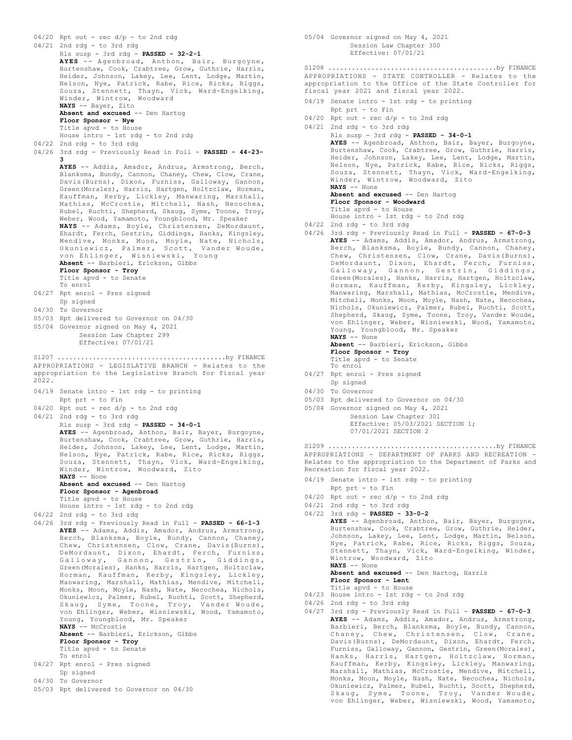04/20 Rpt out - rec d/p - to 2nd rdg
04/21 2nd rdg - to 3rd rdg
Rls susp - 3rd rdg - **PASSED - 32-2-1**
**AYES** -- Agenbroad, Anthon, Bair, Burgoyne, Burtenshaw, Cook, Crabtree, Grow, Guthrie, Harris, Heider, Johnson, Lakey, Lee, Lent, Lodge, Martin, Nelson, Nye, Patrick, Rabe, Rice, Ricks, Riggs, Souza, Stennett, Thayn, Vick, Ward-Engelking, Winder, Wintrow, Woodward
**NAYS** -- Bayer, Zito
**Absent and excused** -- Den Hartog
**Floor Sponsor - Nye**
Title apvd - to House
House intro - 1st rdg - to 2nd rdg
04/22 2nd rdg - to 3rd rdg
04/26 3rd rdg - Previously Read in Full - **PASSED - 44-23-3**
**AYES** -- Addis, Amador, Andrus, Armstrong, Berch, Blanksma, Bundy, Cannon, Chaney, Chew, Clow, Crane, Davis(Burns), Dixon, Furniss, Galloway, Gannon, Green(Morales), Harris, Hartgen, Holtzclaw, Horman, Kauffman, Kerby, Lickley, Manwaring, Marshall, Mathias, McCrostie, Mitchell, Nash, Necochea, Rubel, Ruchti, Shepherd, Skaug, Syme, Toone, Troy, Weber, Wood, Yamamoto, Youngblood, Mr. Speaker
**NAYS** -- Adams, Boyle, Christensen, DeMordaunt, Ehardt, Ferch, Gestrin, Giddings, Hanks, Kingsley, Mendive, Monks, Moon, Moyle, Nate, Nichols, Okuniewicz, Palmer, Scott, Vander Woude, von Ehlinger, Wisniewski, Young
**Absent** -- Barbieri, Erickson, Gibbs
**Floor Sponsor - Troy**
Title apvd - to Senate
To enrol
04/27 Rpt enrol - Pres signed
Sp signed
04/30 To Governor
05/03 Rpt delivered to Governor on 04/30
05/04 Governor signed on May 4, 2021
Session Law Chapter 299
Effective: 07/01/21

S1207 .........................................by FINANCE
APPROPRIATIONS - LEGISLATIVE BRANCH - Relates to the appropriation to the Legislative Branch for fiscal year 2022.

04/19 Senate intro - 1st rdg - to printing
Rpt prt - to Fin
04/20 Rpt out - rec d/p - to 2nd rdg
04/21 2nd rdg - to 3rd rdg
Rls susp - 3rd rdg - **PASSED - 34-0-1**
**AYES** -- Agenbroad, Anthon, Bair, Bayer, Burgoyne, Burtenshaw, Cook, Crabtree, Grow, Guthrie, Harris, Heider, Johnson, Lakey, Lee, Lent, Lodge, Martin, Nelson, Nye, Patrick, Rabe, Rice, Ricks, Riggs, Souza, Stennett, Thayn, Vick, Ward-Engelking, Winder, Wintrow, Woodward, Zito
**NAYS** -- None
**Absent and excused** -- Den Hartog
**Floor Sponsor - Agenbroad**
Title apvd - to House
House intro - 1st rdg - to 2nd rdg
04/22 2nd rdg - to 3rd rdg
04/26 3rd rdg - Previously Read in Full - **PASSED - 66-1-3**
**AYES** -- Adams, Addis, Amador, Andrus, Armstrong, Berch, Blanksma, Boyle, Bundy, Cannon, Chaney, Chew, Christensen, Clow, Crane, Davis(Burns), DeMordaunt, Dixon, Ehardt, Ferch, Furniss, Galloway, Gannon, Gestrin, Giddings, Green(Morales), Hanks, Harris, Hartgen, Holtzclaw, Horman, Kauffman, Kerby, Kingsley, Lickley, Manwaring, Marshall, Mathias, Mendive, Mitchell, Monks, Moon, Moyle, Nash, Nate, Necochea, Nichols, Okuniewicz, Palmer, Rubel, Ruchti, Scott, Shepherd, Skaug, Syme, Toone, Troy, Vander Woude, von Ehlinger, Weber, Wisniewski, Wood, Yamamoto, Young, Youngblood, Mr. Speaker
**NAYS** -- McCrostie
**Absent** -- Barbieri, Erickson, Gibbs
**Floor Sponsor - Troy**
Title apvd - to Senate
To enrol
04/27 Rpt enrol - Pres signed
Sp signed
04/30 To Governor
05/03 Rpt delivered to Governor on 04/30
05/04 Governor signed on May 4, 2021
Session Law Chapter 300
Effective: 07/01/21

S1208 .........................................by FINANCE
APPROPRIATIONS - STATE CONTROLLER - Relates to the appropriation to the Office of the State Controller for fiscal year 2021 and fiscal year 2022.

04/19 Senate intro - 1st rdg - to printing
Rpt prt - to Fin
04/20 Rpt out - rec d/p - to 2nd rdg
04/21 2nd rdg - to 3rd rdg
Rls susp - 3rd rdg - **PASSED - 34-0-1**
**AYES** -- Agenbroad, Anthon, Bair, Bayer, Burgoyne, Burtenshaw, Cook, Crabtree, Grow, Guthrie, Harris, Heider, Johnson, Lakey, Lee, Lent, Lodge, Martin, Nelson, Nye, Patrick, Rabe, Rice, Ricks, Riggs, Souza, Stennett, Thayn, Vick, Ward-Engelking, Winder, Wintrow, Woodward, Zito
**NAYS** -- None
**Absent and excused** -- Den Hartog
**Floor Sponsor - Woodward**
Title apvd - to House
House intro - 1st rdg - to 2nd rdg
04/22 2nd rdg - to 3rd rdg
04/26 3rd rdg - Previously Read in Full - **PASSED - 67-0-3**
**AYES** -- Adams, Addis, Amador, Andrus, Armstrong, Berch, Blanksma, Boyle, Bundy, Cannon, Chaney, Chew, Christensen, Clow, Crane, Davis(Burns), DeMordaunt, Dixon, Ehardt, Ferch, Furniss, Galloway, Gannon, Gestrin, Giddings, Green(Morales), Hanks, Harris, Hartgen, Holtzclaw, Horman, Kauffman, Kerby, Kingsley, Lickley, Manwaring, Marshall, Mathias, McCrostie, Mendive, Mitchell, Monks, Moon, Moyle, Nash, Nate, Necochea, Nichols, Okuniewicz, Palmer, Rubel, Ruchti, Scott, Shepherd, Skaug, Syme, Toone, Troy, Vander Woude, von Ehlinger, Weber, Wisniewski, Wood, Yamamoto, Young, Youngblood, Mr. Speaker
**NAYS** -- None
**Absent** -- Barbieri, Erickson, Gibbs
**Floor Sponsor - Troy**
Title apvd - to Senate
To enrol
04/27 Rpt enrol - Pres signed
Sp signed
04/30 To Governor
05/03 Rpt delivered to Governor on 04/30
05/04 Governor signed on May 4, 2021
Session Law Chapter 301
Effective: 05/03/2021 SECTION 1;
07/01/2021 SECTION 2

S1209 .........................................by FINANCE
APPROPRIATIONS - DEPARTMENT OF PARKS AND RECREATION - Relates to the appropriation to the Department of Parks and Recreation for fiscal year 2022.

04/19 Senate intro - 1st rdg - to printing
Rpt prt - to Fin
04/20 Rpt out - rec d/p - to 2nd rdg
04/21 2nd rdg - to 3rd rdg
04/22 3rd rdg - **PASSED - 33-0-2**
**AYES** -- Agenbroad, Anthon, Bair, Bayer, Burgoyne, Burtenshaw, Cook, Crabtree, Grow, Guthrie, Heider, Johnson, Lakey, Lee, Lent, Lodge, Martin, Nelson, Nye, Patrick, Rabe, Rice, Ricks, Riggs, Souza, Stennett, Thayn, Vick, Ward-Engelking, Winder, Wintrow, Woodward, Zito
**NAYS** -- None
**Absent and excused** -- Den Hartog, Harris
**Floor Sponsor - Lent**
Title apvd - to House
04/23 House intro - 1st rdg - to 2nd rdg
04/26 2nd rdg - to 3rd rdg
04/27 3rd rdg - Previously Read in Full - **PASSED - 67-0-3**
**AYES** -- Adams, Addis, Amador, Andrus, Armstrong, Barbieri, Berch, Blanksma, Boyle, Bundy, Cannon, Chaney, Chew, Christensen, Clow, Crane, Davis(Burns), DeMordaunt, Dixon, Ehardt, Ferch, Furniss, Galloway, Gannon, Gestrin, Green(Morales), Hanks, Harris, Hartgen, Holtzclaw, Horman, Kauffman, Kerby, Kingsley, Lickley, Manwaring, Marshall, Mathias, McCrostie, Mendive, Mitchell, Monks, Moon, Moyle, Nash, Nate, Necochea, Nichols, Okuniewicz, Palmer, Rubel, Ruchti, Scott, Shepherd, Skaug, Syme, Toone, Troy, Vander Woude, von Ehlinger, Weber, Wisniewski, Wood, Yamamoto,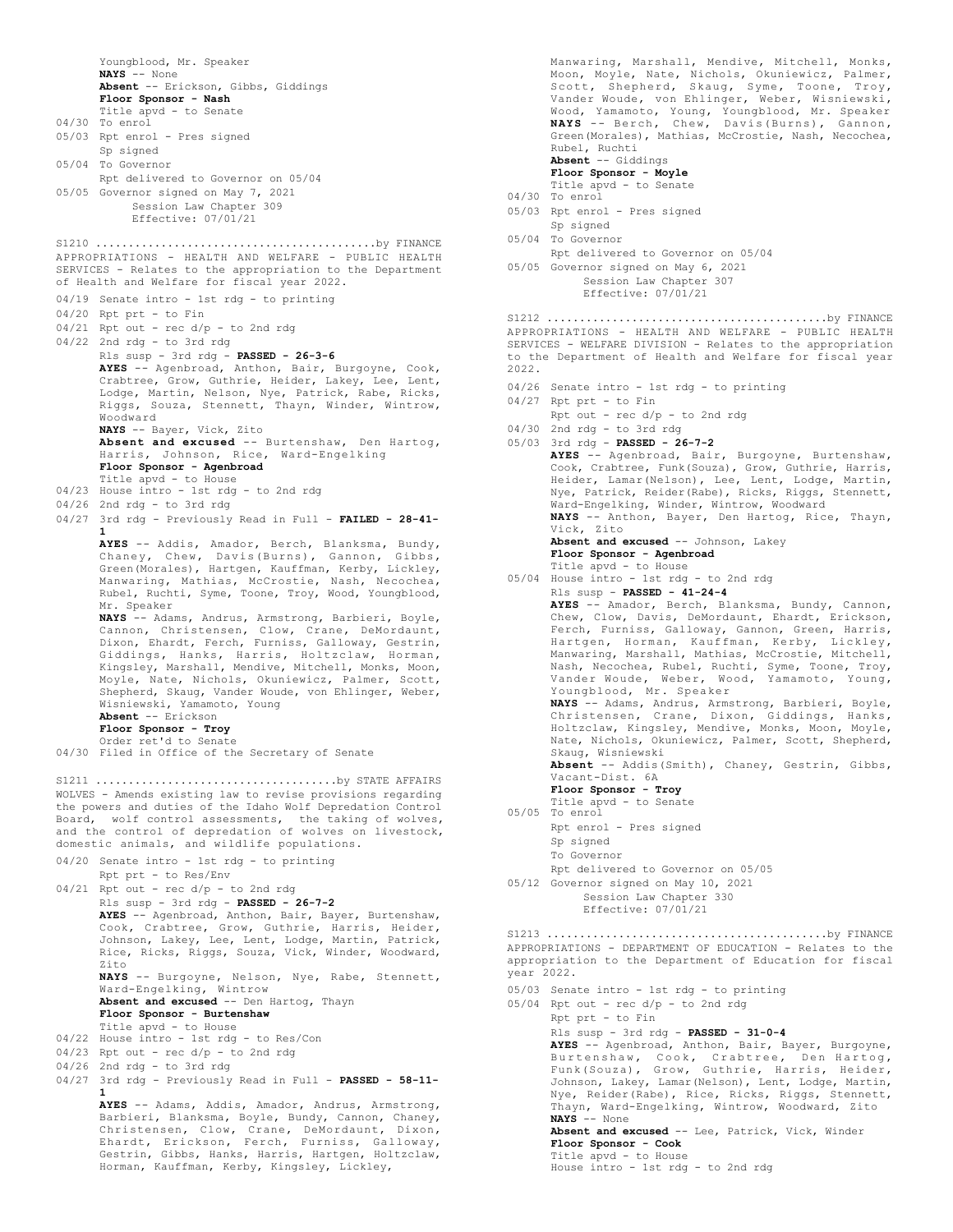Youngblood, Mr. Speaker
**NAYS** -- None
**Absent** -- Erickson, Gibbs, Giddings
**Floor Sponsor - Nash**
Title apvd - to Senate

04/30 To enrol
05/03 Rpt enrol - Pres signed
Sp signed
05/04 To Governor
Rpt delivered to Governor on 05/04
05/05 Governor signed on May 7, 2021
Session Law Chapter 309
Effective: 07/01/21

S1210 ..........................................by FINANCE
APPROPRIATIONS - HEALTH AND WELFARE - PUBLIC HEALTH SERVICES - Relates to the appropriation to the Department of Health and Welfare for fiscal year 2022.

04/19 Senate intro - 1st rdg - to printing
04/20 Rpt prt - to Fin
04/21 Rpt out - rec d/p - to 2nd rdg
04/22 2nd rdg - to 3rd rdg
Rls susp - 3rd rdg - **PASSED - 26-3-6**
**AYES** -- Agenbroad, Anthon, Bair, Burgoyne, Cook, Crabtree, Grow, Guthrie, Heider, Lakey, Lee, Lent, Lodge, Martin, Nelson, Nye, Patrick, Rabe, Ricks, Riggs, Souza, Stennett, Thayn, Winder, Wintrow, Woodward
**NAYS** -- Bayer, Vick, Zito
**Absent and excused** -- Burtenshaw, Den Hartog, Harris, Johnson, Rice, Ward-Engelking
**Floor Sponsor - Agenbroad**
Title apvd - to House
04/23 House intro - 1st rdg - to 2nd rdg
04/26 2nd rdg - to 3rd rdg
04/27 3rd rdg - Previously Read in Full - **FAILED - 28-41-1**
**AYES** -- Addis, Amador, Berch, Blanksma, Bundy, Chaney, Chew, Davis(Burns), Gannon, Gibbs, Green(Morales), Hartgen, Kauffman, Kerby, Lickley, Manwaring, Mathias, McCrostie, Nash, Necochea, Rubel, Ruchti, Syme, Toone, Troy, Wood, Youngblood, Mr. Speaker
**NAYS** -- Adams, Andrus, Armstrong, Barbieri, Boyle, Cannon, Christensen, Clow, Crane, DeMordaunt, Dixon, Ehardt, Ferch, Furniss, Galloway, Gestrin, Giddings, Hanks, Harris, Holtzclaw, Horman, Kingsley, Marshall, Mendive, Mitchell, Monks, Moon, Moyle, Nate, Nichols, Okuniewicz, Palmer, Scott, Shepherd, Skaug, Vander Woude, von Ehlinger, Weber, Wisniewski, Yamamoto, Young
**Absent** -- Erickson
**Floor Sponsor - Troy**
Order ret'd to Senate
04/30 Filed in Office of the Secretary of Senate

S1211 ....................................by STATE AFFAIRS
WOLVES - Amends existing law to revise provisions regarding the powers and duties of the Idaho Wolf Depredation Control Board, wolf control assessments, the taking of wolves, and the control of depredation of wolves on livestock, domestic animals, and wildlife populations.

04/20 Senate intro - 1st rdg - to printing
Rpt prt - to Res/Env
04/21 Rpt out - rec d/p - to 2nd rdg
Rls susp - 3rd rdg - **PASSED - 26-7-2**
**AYES** -- Agenbroad, Anthon, Bair, Bayer, Burtenshaw, Cook, Crabtree, Grow, Guthrie, Harris, Heider, Johnson, Lakey, Lee, Lent, Lodge, Martin, Patrick, Rice, Ricks, Riggs, Souza, Vick, Winder, Woodward, Zito
**NAYS** -- Burgoyne, Nelson, Nye, Rabe, Stennett, Ward-Engelking, Wintrow
**Absent and excused** -- Den Hartog, Thayn
**Floor Sponsor - Burtenshaw**
Title apvd - to House
04/22 House intro - 1st rdg - to Res/Con
04/23 Rpt out - rec d/p - to 2nd rdg
04/26 2nd rdg - to 3rd rdg
04/27 3rd rdg - Previously Read in Full - **PASSED - 58-11-1**
**AYES** -- Adams, Addis, Amador, Andrus, Armstrong, Barbieri, Blanksma, Boyle, Bundy, Cannon, Chaney, Christensen, Clow, Crane, DeMordaunt, Dixon, Ehardt, Erickson, Ferch, Furniss, Galloway, Gestrin, Gibbs, Hanks, Harris, Hartgen, Holtzclaw, Horman, Kauffman, Kerby, Kingsley, Lickley, Manwaring, Marshall, Mendive, Mitchell, Monks, Moon, Moyle, Nate, Nichols, Okuniewicz, Palmer, Scott, Shepherd, Skaug, Syme, Toone, Troy, Vander Woude, von Ehlinger, Weber, Wisniewski, Wood, Yamamoto, Young, Youngblood, Mr. Speaker
**NAYS** -- Berch, Chew, Davis(Burns), Gannon, Green(Morales), Mathias, McCrostie, Nash, Necochea, Rubel, Ruchti
**Absent** -- Giddings
**Floor Sponsor - Moyle**
Title apvd - to Senate
04/30 To enrol
05/03 Rpt enrol - Pres signed
Sp signed
05/04 To Governor
Rpt delivered to Governor on 05/04
05/05 Governor signed on May 6, 2021
Session Law Chapter 307
Effective: 07/01/21

S1212 ..........................................by FINANCE
APPROPRIATIONS - HEALTH AND WELFARE - PUBLIC HEALTH SERVICES - WELFARE DIVISION - Relates to the appropriation to the Department of Health and Welfare for fiscal year 2022.

04/26 Senate intro - 1st rdg - to printing
04/27 Rpt prt - to Fin
Rpt out - rec d/p - to 2nd rdg
04/30 2nd rdg - to 3rd rdg
05/03 3rd rdg - **PASSED - 26-7-2**
**AYES** -- Agenbroad, Bair, Burgoyne, Burtenshaw, Cook, Crabtree, Funk(Souza), Grow, Guthrie, Harris, Heider, Lamar(Nelson), Lee, Lent, Lodge, Martin, Nye, Patrick, Reider(Rabe), Ricks, Riggs, Stennett, Ward-Engelking, Winder, Wintrow, Woodward
**NAYS** -- Anthon, Bayer, Den Hartog, Rice, Thayn, Vick, Zito
**Absent and excused** -- Johnson, Lakey
**Floor Sponsor - Agenbroad**
Title apvd - to House
05/04 House intro - 1st rdg - to 2nd rdg
Rls susp - **PASSED - 41-24-4**
**AYES** -- Amador, Berch, Blanksma, Bundy, Cannon, Chew, Clow, Davis, DeMordaunt, Ehardt, Erickson, Ferch, Furniss, Galloway, Gannon, Green, Harris, Hartgen, Horman, Kauffman, Kerby, Lickley, Manwaring, Marshall, Mathias, McCrostie, Mitchell, Nash, Necochea, Rubel, Ruchti, Syme, Toone, Troy, Vander Woude, Weber, Wood, Yamamoto, Young, Youngblood, Mr. Speaker
**NAYS** -- Adams, Andrus, Armstrong, Barbieri, Boyle, Christensen, Crane, Dixon, Giddings, Hanks, Holtzclaw, Kingsley, Mendive, Monks, Moon, Moyle, Nate, Nichols, Okuniewicz, Palmer, Scott, Shepherd, Skaug, Wisniewski
**Absent** -- Addis(Smith), Chaney, Gestrin, Gibbs, Vacant-Dist. 6A
**Floor Sponsor - Troy**
Title apvd - to Senate
05/05 To enrol
Rpt enrol - Pres signed
Sp signed
To Governor
Rpt delivered to Governor on 05/05
05/12 Governor signed on May 10, 2021
Session Law Chapter 330
Effective: 07/01/21

S1213 ..........................................by FINANCE
APPROPRIATIONS - DEPARTMENT OF EDUCATION - Relates to the appropriation to the Department of Education for fiscal year 2022.

05/03 Senate intro - 1st rdg - to printing
05/04 Rpt out - rec d/p - to 2nd rdg
Rpt prt - to Fin
Rls susp - 3rd rdg - **PASSED - 31-0-4**
**AYES** -- Agenbroad, Anthon, Bair, Bayer, Burgoyne, Burtenshaw, Cook, Crabtree, Den Hartog, Funk(Souza), Grow, Guthrie, Harris, Heider, Johnson, Lakey, Lamar(Nelson), Lent, Lodge, Martin, Nye, Reider(Rabe), Rice, Ricks, Riggs, Stennett, Thayn, Ward-Engelking, Wintrow, Woodward, Zito
**NAYS** -- None
**Absent and excused** -- Lee, Patrick, Vick, Winder
**Floor Sponsor - Cook**
Title apvd - to House
House intro - 1st rdg - to 2nd rdg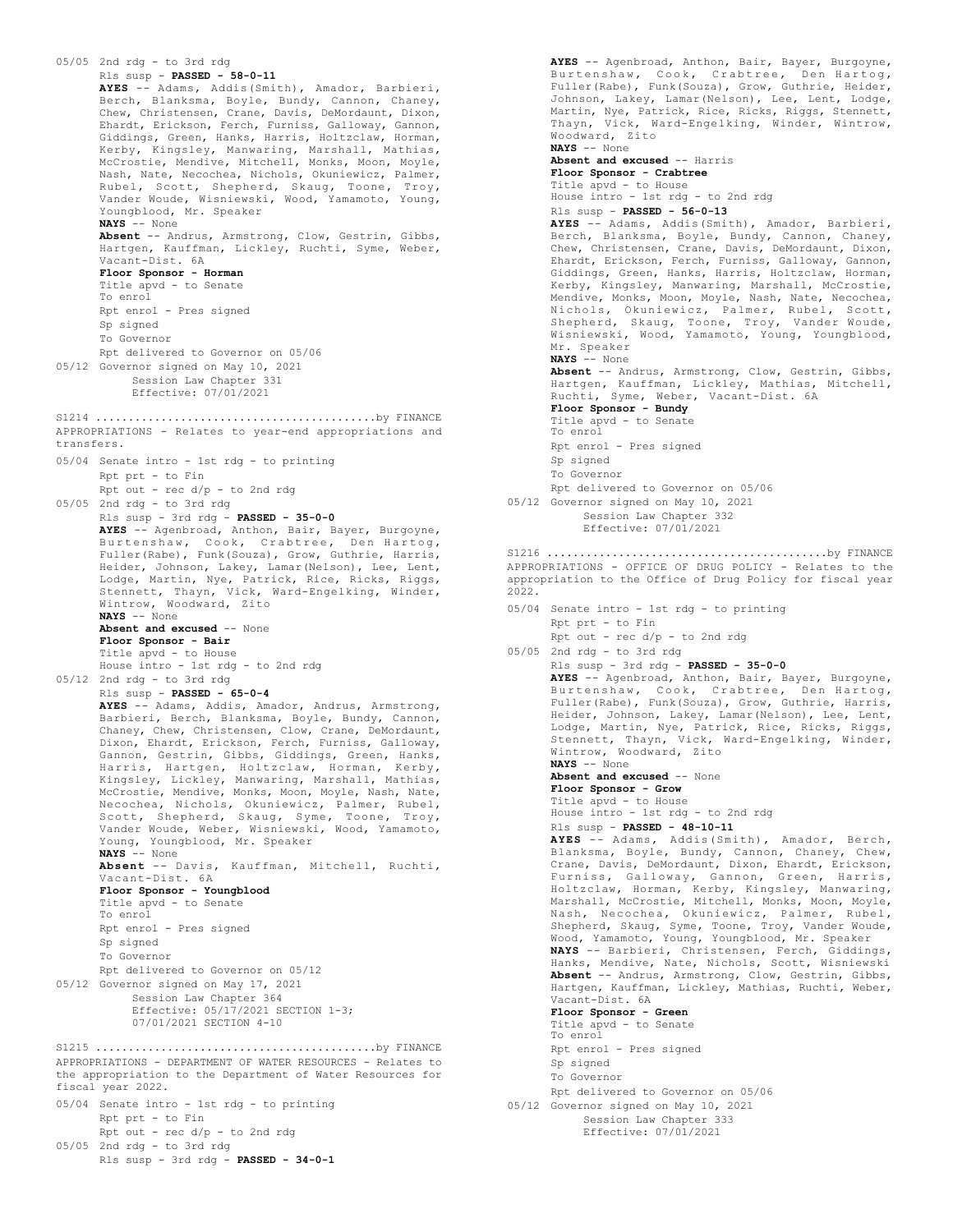05/05 2nd rdg - to 3rd rdg
Rls susp - **PASSED - 58-0-11**
**AYES** -- Adams, Addis(Smith), Amador, Barbieri, Berch, Blanksma, Boyle, Bundy, Cannon, Chaney, Chew, Christensen, Crane, Davis, DeMordaunt, Dixon, Ehardt, Erickson, Ferch, Furniss, Galloway, Gannon, Giddings, Green, Hanks, Harris, Holtzclaw, Horman, Kerby, Kingsley, Manwaring, Marshall, Mathias, McCrostie, Mendive, Mitchell, Monks, Moon, Moyle, Nash, Nate, Necochea, Nichols, Okuniewicz, Palmer, Rubel, Scott, Shepherd, Skaug, Toone, Troy, Vander Woude, Wisniewski, Wood, Yamamoto, Young, Youngblood, Mr. Speaker
**NAYS** -- None
**Absent** -- Andrus, Armstrong, Clow, Gestrin, Gibbs, Hartgen, Kauffman, Lickley, Ruchti, Syme, Weber, Vacant-Dist. 6A
**Floor Sponsor - Horman**
Title apvd - to Senate
To enrol
Rpt enrol - Pres signed
Sp signed
To Governor
Rpt delivered to Governor on 05/06
05/12 Governor signed on May 10, 2021
Session Law Chapter 331
Effective: 07/01/2021

S1214 ..........................................by FINANCE
APPROPRIATIONS - Relates to year-end appropriations and transfers.
05/04 Senate intro - 1st rdg - to printing
Rpt prt - to Fin
Rpt out - rec d/p - to 2nd rdg
05/05 2nd rdg - to 3rd rdg
Rls susp - 3rd rdg - **PASSED - 35-0-0**
**AYES** -- Agenbroad, Anthon, Bair, Bayer, Burgoyne, Burtenshaw, Cook, Crabtree, Den Hartog, Fuller(Rabe), Funk(Souza), Grow, Guthrie, Harris, Heider, Johnson, Lakey, Lamar(Nelson), Lee, Lent, Lodge, Martin, Nye, Patrick, Rice, Ricks, Riggs, Stennett, Thayn, Vick, Ward-Engelking, Winder, Wintrow, Woodward, Zito
**NAYS** -- None
**Absent and excused** -- None
**Floor Sponsor - Bair**
Title apvd - to House
House intro - 1st rdg - to 2nd rdg
05/12 2nd rdg - to 3rd rdg
Rls susp - **PASSED - 65-0-4**
**AYES** -- Adams, Addis, Amador, Andrus, Armstrong, Barbieri, Berch, Blanksma, Boyle, Bundy, Cannon, Chaney, Chew, Christensen, Clow, Crane, DeMordaunt, Dixon, Ehardt, Erickson, Ferch, Furniss, Galloway, Gannon, Gestrin, Gibbs, Giddings, Green, Hanks, Harris, Hartgen, Holtzclaw, Horman, Kerby, Kingsley, Lickley, Manwaring, Marshall, Mathias, McCrostie, Mendive, Monks, Moon, Moyle, Nash, Nate, Necochea, Nichols, Okuniewicz, Palmer, Rubel, Scott, Shepherd, Skaug, Syme, Toone, Troy, Vander Woude, Weber, Wisniewski, Wood, Yamamoto, Young, Youngblood, Mr. Speaker
**NAYS** -- None
**Absent** -- Davis, Kauffman, Mitchell, Ruchti, Vacant-Dist. 6A
**Floor Sponsor - Youngblood**
Title apvd - to Senate
To enrol
Rpt enrol - Pres signed
Sp signed
To Governor
Rpt delivered to Governor on 05/12
05/12 Governor signed on May 17, 2021
Session Law Chapter 364
Effective: 05/17/2021 SECTION 1-3;
07/01/2021 SECTION 4-10

S1215 ..........................................by FINANCE
APPROPRIATIONS - DEPARTMENT OF WATER RESOURCES - Relates to the appropriation to the Department of Water Resources for fiscal year 2022.
05/04 Senate intro - 1st rdg - to printing
Rpt prt - to Fin
Rpt out - rec d/p - to 2nd rdg
05/05 2nd rdg - to 3rd rdg
Rls susp - 3rd rdg - **PASSED - 34-0-1**
**AYES** -- Agenbroad, Anthon, Bair, Bayer, Burgoyne, Burtenshaw, Cook, Crabtree, Den Hartog, Fuller(Rabe), Funk(Souza), Grow, Guthrie, Heider, Johnson, Lakey, Lamar(Nelson), Lee, Lent, Lodge, Martin, Nye, Patrick, Rice, Ricks, Riggs, Stennett, Thayn, Vick, Ward-Engelking, Winder, Wintrow, Woodward, Zito
**NAYS** -- None
**Absent and excused** -- Harris
**Floor Sponsor - Crabtree**
Title apvd - to House
House intro - 1st rdg - to 2nd rdg
Rls susp - **PASSED - 56-0-13**
**AYES** -- Adams, Addis(Smith), Amador, Barbieri, Berch, Blanksma, Boyle, Bundy, Cannon, Chaney, Chew, Christensen, Crane, Davis, DeMordaunt, Dixon, Ehardt, Erickson, Ferch, Furniss, Galloway, Gannon, Giddings, Green, Hanks, Harris, Holtzclaw, Horman, Kerby, Kingsley, Manwaring, Marshall, McCrostie, Mendive, Monks, Moon, Moyle, Nash, Nate, Necochea, Nichols, Okuniewicz, Palmer, Rubel, Scott, Shepherd, Skaug, Toone, Troy, Vander Woude, Wisniewski, Wood, Yamamoto, Young, Youngblood, Mr. Speaker
**NAYS** -- None
**Absent** -- Andrus, Armstrong, Clow, Gestrin, Gibbs, Hartgen, Kauffman, Lickley, Mathias, Mitchell, Ruchti, Syme, Weber, Vacant-Dist. 6A
**Floor Sponsor - Bundy**
Title apvd - to Senate
To enrol
Rpt enrol - Pres signed
Sp signed
To Governor
Rpt delivered to Governor on 05/06
05/12 Governor signed on May 10, 2021
Session Law Chapter 332
Effective: 07/01/2021

S1216 ..........................................by FINANCE
APPROPRIATIONS - OFFICE OF DRUG POLICY - Relates to the appropriation to the Office of Drug Policy for fiscal year 2022.
05/04 Senate intro - 1st rdg - to printing
Rpt prt - to Fin
Rpt out - rec d/p - to 2nd rdg
05/05 2nd rdg - to 3rd rdg
Rls susp - 3rd rdg - **PASSED - 35-0-0**
**AYES** -- Agenbroad, Anthon, Bair, Bayer, Burgoyne, Burtenshaw, Cook, Crabtree, Den Hartog, Fuller(Rabe), Funk(Souza), Grow, Guthrie, Harris, Heider, Johnson, Lakey, Lamar(Nelson), Lee, Lent, Lodge, Martin, Nye, Patrick, Rice, Ricks, Riggs, Stennett, Thayn, Vick, Ward-Engelking, Winder, Wintrow, Woodward, Zito
**NAYS** -- None
**Absent and excused** -- None
**Floor Sponsor - Grow**
Title apvd - to House
House intro - 1st rdg - to 2nd rdg
Rls susp - **PASSED - 48-10-11**
**AYES** -- Adams, Addis(Smith), Amador, Berch, Blanksma, Boyle, Bundy, Cannon, Chaney, Chew, Crane, Davis, DeMordaunt, Dixon, Ehardt, Erickson, Furniss, Galloway, Gannon, Green, Harris, Holtzclaw, Horman, Kerby, Kingsley, Manwaring, Marshall, McCrostie, Mitchell, Monks, Moon, Moyle, Nash, Necochea, Okuniewicz, Palmer, Rubel, Shepherd, Skaug, Syme, Toone, Troy, Vander Woude, Wood, Yamamoto, Young, Youngblood, Mr. Speaker
**NAYS** -- Barbieri, Christensen, Ferch, Giddings, Hanks, Mendive, Nate, Nichols, Scott, Wisniewski
**Absent** -- Andrus, Armstrong, Clow, Gestrin, Gibbs, Hartgen, Kauffman, Lickley, Mathias, Ruchti, Weber, Vacant-Dist. 6A
**Floor Sponsor - Green**
Title apvd - to Senate
To enrol
Rpt enrol - Pres signed
Sp signed
To Governor
Rpt delivered to Governor on 05/06
05/12 Governor signed on May 10, 2021
Session Law Chapter 333
Effective: 07/01/2021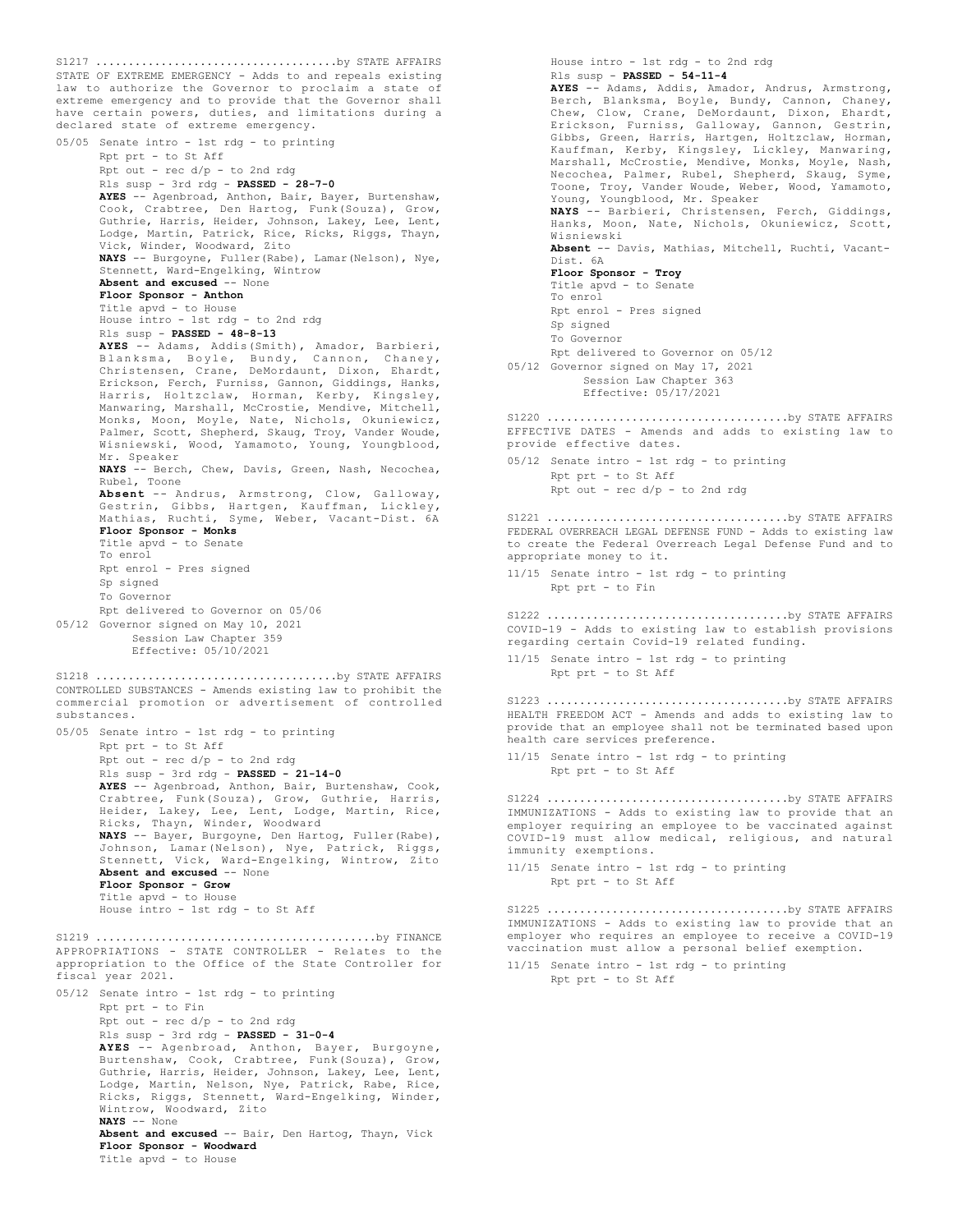S1217 ....................................by STATE AFFAIRS
STATE OF EXTREME EMERGENCY - Adds to and repeals existing law to authorize the Governor to proclaim a state of extreme emergency and to provide that the Governor shall have certain powers, duties, and limitations during a declared state of extreme emergency.

05/05 Senate intro - 1st rdg - to printing
Rpt prt - to St Aff
Rpt out - rec d/p - to 2nd rdg
Rls susp - 3rd rdg - **PASSED - 28-7-0**
**AYES** -- Agenbroad, Anthon, Bair, Bayer, Burtenshaw, Cook, Crabtree, Den Hartog, Funk(Souza), Grow, Guthrie, Harris, Heider, Johnson, Lakey, Lee, Lent, Lodge, Martin, Patrick, Rice, Ricks, Riggs, Thayn, Vick, Winder, Woodward, Zito
**NAYS** -- Burgoyne, Fuller(Rabe), Lamar(Nelson), Nye, Stennett, Ward-Engelking, Wintrow
**Absent and excused** -- None
**Floor Sponsor - Anthon**
Title apvd - to House
House intro - 1st rdg - to 2nd rdg
Rls susp - **PASSED - 48-8-13**
**AYES** -- Adams, Addis(Smith), Amador, Barbieri, Blanksma, Boyle, Bundy, Cannon, Chaney, Christensen, Crane, DeMordaunt, Dixon, Ehardt, Erickson, Ferch, Furniss, Gannon, Giddings, Hanks, Harris, Holtzclaw, Horman, Kerby, Kingsley, Manwaring, Marshall, McCrostie, Mendive, Mitchell, Monks, Moon, Moyle, Nate, Nichols, Okuniewicz, Palmer, Scott, Shepherd, Skaug, Troy, Vander Woude, Wisniewski, Wood, Yamamoto, Young, Youngblood, Mr. Speaker
**NAYS** -- Berch, Chew, Davis, Green, Nash, Necochea, Rubel, Toone
**Absent** -- Andrus, Armstrong, Clow, Galloway, Gestrin, Gibbs, Hartgen, Kauffman, Lickley, Mathias, Ruchti, Syme, Weber, Vacant-Dist. 6A
**Floor Sponsor - Monks**
Title apvd - to Senate
To enrol
Rpt enrol - Pres signed
Sp signed
To Governor
Rpt delivered to Governor on 05/06
05/12 Governor signed on May 10, 2021
Session Law Chapter 359
Effective: 05/10/2021

S1218 ....................................by STATE AFFAIRS
CONTROLLED SUBSTANCES - Amends existing law to prohibit the commercial promotion or advertisement of controlled substances.

05/05 Senate intro - 1st rdg - to printing
Rpt prt - to St Aff
Rpt out - rec d/p - to 2nd rdg
Rls susp - 3rd rdg - **PASSED - 21-14-0**
**AYES** -- Agenbroad, Anthon, Bair, Burtenshaw, Cook, Crabtree, Funk(Souza), Grow, Guthrie, Harris, Heider, Lakey, Lee, Lent, Lodge, Martin, Rice, Ricks, Thayn, Winder, Woodward
**NAYS** -- Bayer, Burgoyne, Den Hartog, Fuller(Rabe), Johnson, Lamar(Nelson), Nye, Patrick, Riggs, Stennett, Vick, Ward-Engelking, Wintrow, Zito
**Absent and excused** -- None
**Floor Sponsor - Grow**
Title apvd - to House
House intro - 1st rdg - to St Aff

S1219 ..........................................by FINANCE
APPROPRIATIONS - STATE CONTROLLER - Relates to the appropriation to the Office of the State Controller for fiscal year 2021.

05/12 Senate intro - 1st rdg - to printing
Rpt prt - to Fin
Rpt out - rec d/p - to 2nd rdg
Rls susp - 3rd rdg - **PASSED - 31-0-4**
**AYES** -- Agenbroad, Anthon, Bayer, Burgoyne, Burtenshaw, Cook, Crabtree, Funk(Souza), Grow, Guthrie, Harris, Heider, Johnson, Lakey, Lee, Lent, Lodge, Martin, Nelson, Nye, Patrick, Rabe, Rice, Ricks, Riggs, Stennett, Ward-Engelking, Winder, Wintrow, Woodward, Zito
**NAYS** -- None
**Absent and excused** -- Bair, Den Hartog, Thayn, Vick
**Floor Sponsor - Woodward**
Title apvd - to House
House intro - 1st rdg - to 2nd rdg
Rls susp - **PASSED - 54-11-4**
**AYES** -- Adams, Addis, Amador, Andrus, Armstrong, Berch, Blanksma, Boyle, Bundy, Cannon, Chaney, Chew, Clow, Crane, DeMordaunt, Dixon, Ehardt, Erickson, Furniss, Galloway, Gannon, Gestrin, Gibbs, Green, Harris, Hartgen, Holtzclaw, Horman, Kauffman, Kerby, Kingsley, Lickley, Manwaring, Marshall, McCrostie, Mendive, Monks, Moyle, Nash, Necochea, Palmer, Rubel, Shepherd, Skaug, Syme, Toone, Troy, Vander Woude, Weber, Wood, Yamamoto, Young, Youngblood, Mr. Speaker
**NAYS** -- Barbieri, Christensen, Ferch, Giddings, Hanks, Moon, Nate, Nichols, Okuniewicz, Scott, Wisniewski
**Absent** -- Davis, Mathias, Mitchell, Ruchti, Vacant-Dist. 6A
**Floor Sponsor - Troy**
Title apvd - to Senate
To enrol
Rpt enrol - Pres signed
Sp signed
To Governor
Rpt delivered to Governor on 05/12
05/12 Governor signed on May 17, 2021
Session Law Chapter 363
Effective: 05/17/2021

S1220 ....................................by STATE AFFAIRS
EFFECTIVE DATES - Amends and adds to existing law to provide effective dates.

05/12 Senate intro - 1st rdg - to printing
Rpt prt - to St Aff
Rpt out - rec d/p - to 2nd rdg

S1221 ....................................by STATE AFFAIRS
FEDERAL OVERREACH LEGAL DEFENSE FUND - Adds to existing law to create the Federal Overreach Legal Defense Fund and to appropriate money to it.

11/15 Senate intro - 1st rdg - to printing
Rpt prt - to Fin

S1222 ....................................by STATE AFFAIRS
COVID-19 - Adds to existing law to establish provisions regarding certain Covid-19 related funding.

11/15 Senate intro - 1st rdg - to printing
Rpt prt - to St Aff

S1223 ....................................by STATE AFFAIRS
HEALTH FREEDOM ACT - Amends and adds to existing law to provide that an employee shall not be terminated based upon health care services preference.

11/15 Senate intro - 1st rdg - to printing
Rpt prt - to St Aff

S1224 ....................................by STATE AFFAIRS
IMMUNIZATIONS - Adds to existing law to provide that an employer requiring an employee to be vaccinated against COVID-19 must allow medical, religious, and natural immunity exemptions.

11/15 Senate intro - 1st rdg - to printing
Rpt prt - to St Aff

S1225 ....................................by STATE AFFAIRS
IMMUNIZATIONS - Adds to existing law to provide that an employer who requires an employee to receive a COVID-19 vaccination must allow a personal belief exemption.

11/15 Senate intro - 1st rdg - to printing
Rpt prt - to St Aff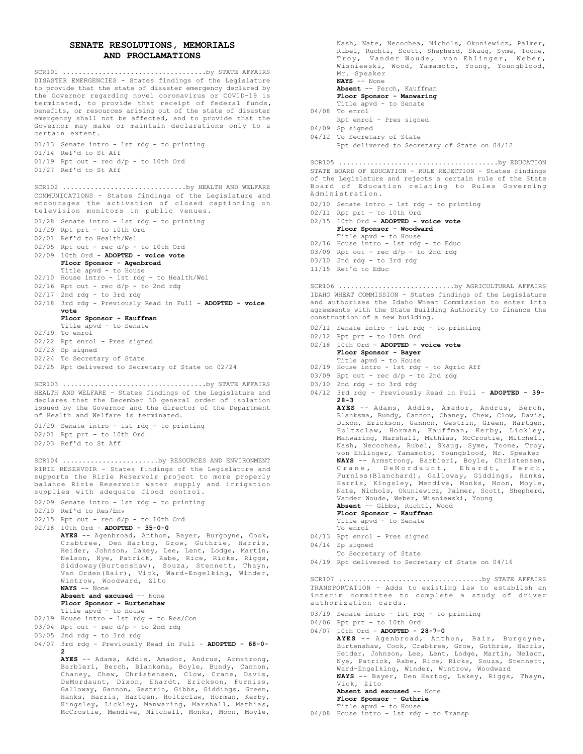## SENATE RESOLUTIONS, MEMORIALS AND PROCLAMATIONS

SCR101 ....................................by STATE AFFAIRS
DISASTER EMERGENCIES - States findings of the Legislature to provide that the state of disaster emergency declared by the Governor regarding novel coronavirus or COVID-19 is terminated, to provide that receipt of federal funds, benefits, or resources arising out of the state of disaster emergency shall not be affected, and to provide that the Governor may make or maintain declarations only to a certain extent.

01/13 Senate intro - 1st rdg - to printing
01/14 Ref'd to St Aff
01/19 Rpt out - rec d/p - to 10th Ord
01/27 Ref'd to St Aff

SCR102 ..............................by HEALTH AND WELFARE
COMMUNICATIONS - States findings of the Legislature and encourages the activation of closed captioning on television monitors in public venues.

01/28 Senate intro - 1st rdg - to printing
01/29 Rpt prt - to 10th Ord
02/01 Ref'd to Health/Wel
02/05 Rpt out - rec d/p - to 10th Ord
02/09 10th Ord - **ADOPTED - voice vote**
**Floor Sponsor - Agenbroad**
Title apvd - to House
02/10 House intro - 1st rdg - to Health/Wel
02/16 Rpt out - rec d/p - to 2nd rdg
02/17 2nd rdg - to 3rd rdg
02/18 3rd rdg - Previously Read in Full - **ADOPTED - voice vote**
**Floor Sponsor - Kauffman**
Title apvd - to Senate
02/19 To enrol
02/22 Rpt enrol - Pres signed
02/23 Sp signed
02/24 To Secretary of State
02/25 Rpt delivered to Secretary of State on 02/24

SCR103 ....................................by STATE AFFAIRS
HEALTH AND WELFARE - States findings of the Legislature and declares that the December 30 general order of isolation issued by the Governor and the director of the Department of Health and Welfare is terminated.

01/29 Senate intro - 1st rdg - to printing
02/01 Rpt prt - to 10th Ord
02/03 Ref'd to St Aff

SCR104 .......................by RESOURCES AND ENVIRONMENT
RIRIE RESERVOIR - States findings of the Legislature and supports the Ririe Reservoir project to more properly balance Ririe Reservoir water supply and irrigation supplies with adequate flood control.

02/09 Senate intro - 1st rdg - to printing
02/10 Ref'd to Res/Env
02/15 Rpt out - rec d/p - to 10th Ord
02/18 10th Ord - **ADOPTED - 35-0-0**
**AYES** -- Agenbroad, Anthon, Bayer, Burgoyne, Cook, Crabtree, Den Hartog, Grow, Guthrie, Harris, Heider, Johnson, Lakey, Lee, Lent, Lodge, Martin, Nelson, Nye, Patrick, Rabe, Rice, Ricks, Riggs, Siddoway(Burtenshaw), Souza, Stennett, Thayn, Van Orden(Bair), Vick, Ward-Engelking, Winder, Wintrow, Woodward, Zito
**NAYS** -- None
**Absent and excused** -- None
**Floor Sponsor - Burtenshaw**
Title apvd - to House
02/19 House intro - 1st rdg - to Res/Con
03/04 Rpt out - rec d/p - to 2nd rdg
03/05 2nd rdg - to 3rd rdg
04/07 3rd rdg - Previously Read in Full - **ADOPTED - 68-0-2**
**AYES** -- Adams, Addis, Amador, Andrus, Armstrong, Barbieri, Berch, Blanksma, Boyle, Bundy, Cannon, Chaney, Chew, Christensen, Clow, Crane, Davis, DeMordaunt, Dixon, Ehardt, Erickson, Furniss, Galloway, Gannon, Gestrin, Gibbs, Giddings, Green, Hanks, Harris, Hartgen, Holtzclaw, Horman, Kerby, Kingsley, Lickley, Manwaring, Marshall, Mathias, McCrostie, Mendive, Mitchell, Monks, Moon, Moyle, Nash, Nate, Necochea, Nichols, Okuniewicz, Palmer, Rubel, Ruchti, Scott, Shepherd, Skaug, Syme, Toone, Troy, Vander Woude, von Ehlinger, Weber, Wisniewski, Wood, Yamamoto, Young, Youngblood, Mr. Speaker
**NAYS** -- None
**Absent** -- Ferch, Kauffman
**Floor Sponsor - Manwaring**
Title apvd - to Senate
04/08 To enrol
Rpt enrol - Pres signed
04/09 Sp signed
04/12 To Secretary of State
Rpt delivered to Secretary of State on 04/12

SCR105 .......................................by EDUCATION
STATE BOARD OF EDUCATION - RULE REJECTION - States findings of the Legislature and rejects a certain rule of the State Board of Education relating to Rules Governing Administration.

02/10 Senate intro - 1st rdg - to printing
02/11 Rpt prt - to 10th Ord
02/15 10th Ord - **ADOPTED - voice vote**
**Floor Sponsor - Woodward**
Title apvd - to House
02/16 House intro - 1st rdg - to Educ
03/09 Rpt out - rec d/p - to 2nd rdg
03/10 2nd rdg - to 3rd rdg
11/15 Ret'd to Educ

SCR106 ............................by AGRICULTURAL AFFAIRS
IDAHO WHEAT COMMISSION - States findings of the Legislature and authorizes the Idaho Wheat Commission to enter into agreements with the State Building Authority to finance the construction of a new building.

02/11 Senate intro - 1st rdg - to printing
02/12 Rpt prt - to 10th Ord
02/18 10th Ord - **ADOPTED - voice vote**
**Floor Sponsor - Bayer**
Title apvd - to House
02/19 House intro - 1st rdg - to Agric Aff
03/09 Rpt out - rec d/p - to 2nd rdg
03/10 2nd rdg - to 3rd rdg
04/12 3rd rdg - Previously Read in Full - **ADOPTED - 39-28-3**
**AYES** -- Adams, Addis, Amador, Andrus, Berch, Blanksma, Bundy, Cannon, Chaney, Chew, Clow, Davis, Dixon, Erickson, Gannon, Gestrin, Green, Hartgen, Holtzclaw, Horman, Kauffman, Kerby, Lickley, Manwaring, Marshall, Mathias, McCrostie, Mitchell, Nash, Necochea, Rubel, Skaug, Syme, Toone, Troy, von Ehlinger, Yamamoto, Youngblood, Mr. Speaker
**NAYS** -- Armstrong, Barbieri, Boyle, Christensen, Crane, DeMordaunt, Ehardt, Ferch, Furniss(Blanchard), Galloway, Giddings, Hanks, Harris, Kingsley, Mendive, Monks, Moon, Moyle, Nate, Nichols, Okuniewicz, Palmer, Scott, Shepherd, Vander Woude, Weber, Wisniewski, Young
**Absent** -- Gibbs, Ruchti, Wood
**Floor Sponsor - Kauffman**
Title apvd - to Senate
To enrol
04/13 Rpt enrol - Pres signed
04/14 Sp signed
To Secretary of State
04/19 Rpt delivered to Secretary of State on 04/16

SCR107 ....................................by STATE AFFAIRS
TRANSPORTATION - Adds to existing law to establish an interim committee to complete a study of driver authorization cards.

03/19 Senate intro - 1st rdg - to printing
04/06 Rpt prt - to 10th Ord
04/07 10th Ord - **ADOPTED - 28-7-0**
**AYES** -- Agenbroad, Anthon, Bair, Burgoyne, Burtenshaw, Cook, Crabtree, Grow, Guthrie, Harris, Heider, Johnson, Lee, Lent, Lodge, Martin, Nelson, Nye, Patrick, Rabe, Rice, Ricks, Souza, Stennett, Ward-Engelking, Winder, Wintrow, Woodward
**NAYS** -- Bayer, Den Hartog, Lakey, Riggs, Thayn, Vick, Zito
**Absent and excused** -- None
**Floor Sponsor - Guthrie**
Title apvd - to House
04/08 House intro - 1st rdg - to Transp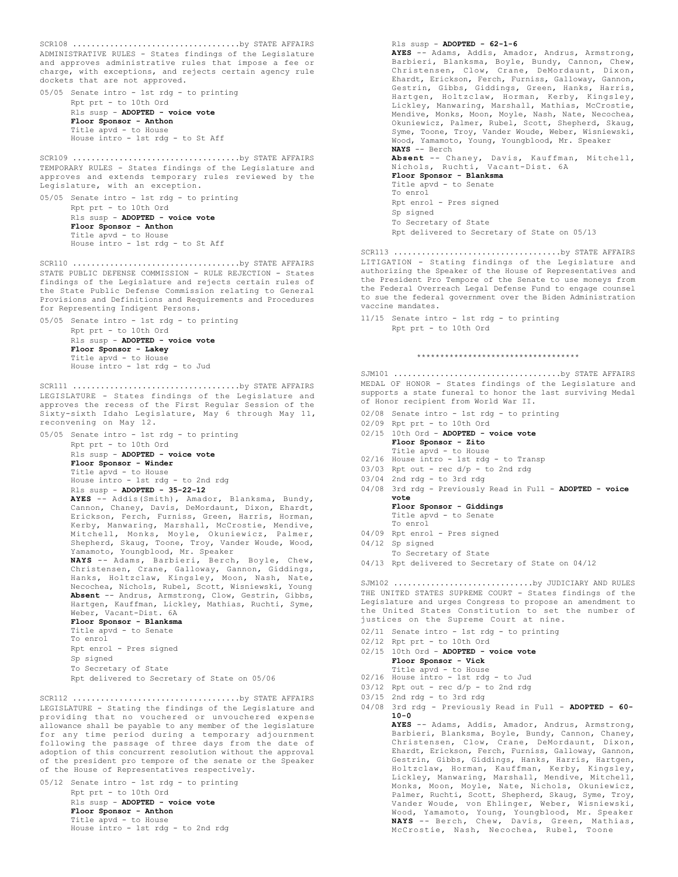SCR108 ....................................by STATE AFFAIRS
ADMINISTRATIVE RULES - States findings of the Legislature and approves administrative rules that impose a fee or charge, with exceptions, and rejects certain agency rule dockets that are not approved.

05/05 Senate intro - 1st rdg - to printing
Rpt prt - to 10th Ord
Rls susp - **ADOPTED - voice vote**
**Floor Sponsor - Anthon**
Title apvd - to House
House intro - 1st rdg - to St Aff

SCR109 ....................................by STATE AFFAIRS
TEMPORARY RULES - States findings of the Legislature and approves and extends temporary rules reviewed by the Legislature, with an exception.

05/05 Senate intro - 1st rdg - to printing
Rpt prt - to 10th Ord
Rls susp - **ADOPTED - voice vote**
**Floor Sponsor - Anthon**
Title apvd - to House
House intro - 1st rdg - to St Aff

SCR110 ....................................by STATE AFFAIRS
STATE PUBLIC DEFENSE COMMISSION - RULE REJECTION - States findings of the Legislature and rejects certain rules of the State Public Defense Commission relating to General Provisions and Definitions and Requirements and Procedures for Representing Indigent Persons.

05/05 Senate intro - 1st rdg - to printing
Rpt prt - to 10th Ord
Rls susp - **ADOPTED - voice vote**
**Floor Sponsor - Lakey**
Title apvd - to House
House intro - 1st rdg - to Jud

SCR111 ....................................by STATE AFFAIRS
LEGISLATURE - States findings of the Legislature and approves the recess of the First Regular Session of the Sixty-sixth Idaho Legislature, May 6 through May 11, reconvening on May 12.

05/05 Senate intro - 1st rdg - to printing
Rpt prt - to 10th Ord
Rls susp - **ADOPTED - voice vote**
**Floor Sponsor - Winder**
Title apvd - to House
House intro - 1st rdg - to 2nd rdg
Rls susp - **ADOPTED - 35-22-12**
**AYES** -- Addis(Smith), Amador, Blanksma, Bundy, Cannon, Chaney, Davis, DeMordaunt, Dixon, Ehardt, Erickson, Ferch, Furniss, Green, Harris, Horman, Kerby, Manwaring, Marshall, McCrostie, Mendive, Mitchell, Monks, Moyle, Okuniewicz, Palmer, Shepherd, Skaug, Toone, Troy, Vander Woude, Wood, Yamamoto, Youngblood, Mr. Speaker
**NAYS** -- Adams, Barbieri, Berch, Boyle, Chew, Christensen, Crane, Galloway, Gannon, Giddings, Hanks, Holtzclaw, Kingsley, Moon, Nash, Nate, Necochea, Nichols, Rubel, Scott, Wisniewski, Young
**Absent** -- Andrus, Armstrong, Clow, Gestrin, Gibbs, Hartgen, Kauffman, Lickley, Mathias, Ruchti, Syme, Weber, Vacant-Dist. 6A
**Floor Sponsor - Blanksma**
Title apvd - to Senate
To enrol
Rpt enrol - Pres signed
Sp signed
To Secretary of State
Rpt delivered to Secretary of State on 05/06

SCR112 ....................................by STATE AFFAIRS
LEGISLATURE - Stating the findings of the Legislature and providing that no vouchered or unvouchered expense allowance shall be payable to any member of the legislature for any time period during a temporary adjournment following the passage of three days from the date of adoption of this concurrent resolution without the approval of the president pro tempore of the senate or the Speaker of the House of Representatives respectively.

05/12 Senate intro - 1st rdg - to printing
Rpt prt - to 10th Ord
Rls susp - **ADOPTED - voice vote**
**Floor Sponsor - Anthon**
Title apvd - to House
House intro - 1st rdg - to 2nd rdg
Rls susp - **ADOPTED - 62-1-6**
**AYES** -- Adams, Addis, Amador, Andrus, Armstrong, Barbieri, Blanksma, Boyle, Bundy, Cannon, Chew, Christensen, Clow, Crane, DeMordaunt, Dixon, Ehardt, Erickson, Ferch, Furniss, Galloway, Gannon, Gestrin, Gibbs, Giddings, Green, Hanks, Harris, Hartgen, Holtzclaw, Horman, Kerby, Kingsley, Lickley, Manwaring, Marshall, Mathias, McCrostie, Mendive, Monks, Moon, Moyle, Nash, Nate, Necochea, Okuniewicz, Palmer, Rubel, Scott, Shepherd, Skaug, Syme, Toone, Troy, Vander Woude, Weber, Wisniewski, Wood, Yamamoto, Young, Youngblood, Mr. Speaker
**NAYS** -- Berch
**Absent** -- Chaney, Davis, Kauffman, Mitchell, Nichols, Ruchti, Vacant-Dist. 6A
**Floor Sponsor - Blanksma**
Title apvd - to Senate
To enrol
Rpt enrol - Pres signed
Sp signed
To Secretary of State
Rpt delivered to Secretary of State on 05/13

SCR113 ....................................by STATE AFFAIRS
LITIGATION - Stating findings of the Legislature and authorizing the Speaker of the House of Representatives and the President Pro Tempore of the Senate to use moneys from the Federal Overreach Legal Defense Fund to engage counsel to sue the federal government over the Biden Administration vaccine mandates.

11/15 Senate intro - 1st rdg - to printing
Rpt prt - to 10th Ord

\*\*\*\*\*\*\*\*\*\*\*\*\*\*\*\*\*\*\*\*\*\*\*\*\*\*\*\*\*\*\*\*\*\*\*

SJM101 ....................................by STATE AFFAIRS
MEDAL OF HONOR - States findings of the Legislature and supports a state funeral to honor the last surviving Medal of Honor recipient from World War II.

02/08 Senate intro - 1st rdg - to printing
02/09 Rpt prt - to 10th Ord
02/15 10th Ord - **ADOPTED - voice vote**
**Floor Sponsor - Zito**
Title apvd - to House
02/16 House intro - 1st rdg - to Transp
03/03 Rpt out - rec d/p - to 2nd rdg
03/04 2nd rdg - to 3rd rdg
04/08 3rd rdg - Previously Read in Full - **ADOPTED - voice vote**
**Floor Sponsor - Giddings**
Title apvd - to Senate
To enrol
04/09 Rpt enrol - Pres signed
04/12 Sp signed
To Secretary of State
04/13 Rpt delivered to Secretary of State on 04/12

SJM102 .............................by JUDICIARY AND RULES
THE UNITED STATES SUPREME COURT - States findings of the Legislature and urges Congress to propose an amendment to the United States Constitution to set the number of justices on the Supreme Court at nine.

02/11 Senate intro - 1st rdg - to printing
02/12 Rpt prt - to 10th Ord
02/15 10th Ord - **ADOPTED - voice vote**
**Floor Sponsor - Vick**
Title apvd - to House
02/16 House intro - 1st rdg - to Jud
03/12 Rpt out - rec d/p - to 2nd rdg
03/15 2nd rdg - to 3rd rdg
04/08 3rd rdg - Previously Read in Full - **ADOPTED - 60-10-0**
**AYES** -- Adams, Addis, Amador, Andrus, Armstrong, Barbieri, Blanksma, Boyle, Bundy, Cannon, Chaney, Christensen, Clow, Crane, DeMordaunt, Dixon, Ehardt, Erickson, Ferch, Furniss, Galloway, Gannon, Gestrin, Gibbs, Giddings, Hanks, Harris, Hartgen, Holtzclaw, Horman, Kauffman, Kerby, Kingsley, Lickley, Manwaring, Marshall, Mendive, Mitchell, Monks, Moon, Moyle, Nate, Nichols, Okuniewicz, Palmer, Ruchti, Scott, Shepherd, Skaug, Syme, Troy, Vander Woude, von Ehlinger, Weber, Wisniewski, Wood, Yamamoto, Young, Youngblood, Mr. Speaker
**NAYS** -- Berch, Chew, Davis, Green, Mathias, McCrostie, Nash, Necochea, Rubel, Toone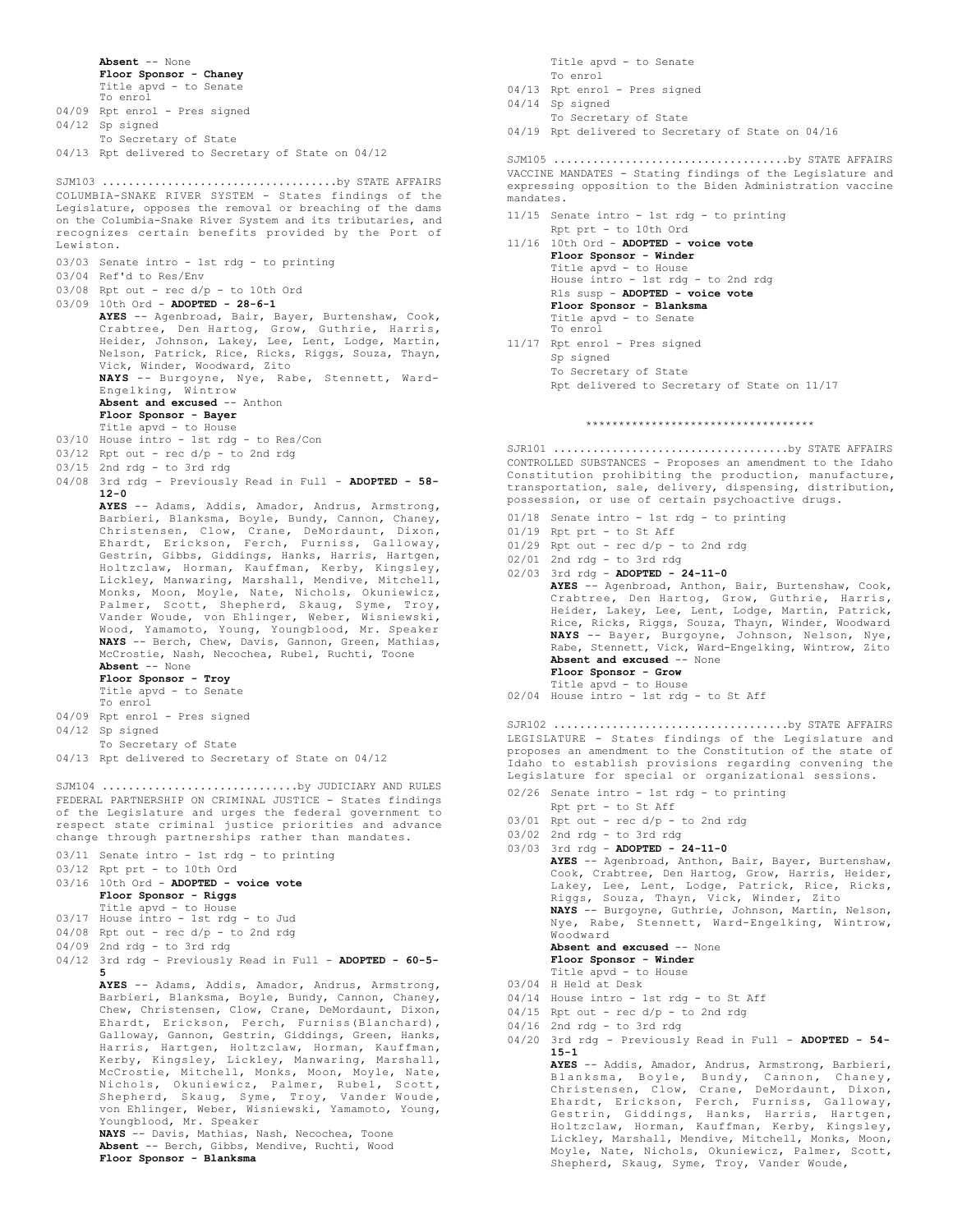**Absent** -- None
**Floor Sponsor - Chaney**
Title apvd - to Senate
To enrol
04/09 Rpt enrol - Pres signed
04/12 Sp signed
To Secretary of State
04/13 Rpt delivered to Secretary of State on 04/12

SJM103 ....................................by STATE AFFAIRS
COLUMBIA-SNAKE RIVER SYSTEM - States findings of the Legislature, opposes the removal or breaching of the dams on the Columbia-Snake River System and its tributaries, and recognizes certain benefits provided by the Port of Lewiston.

03/03 Senate intro - 1st rdg - to printing
03/04 Ref'd to Res/Env
03/08 Rpt out - rec d/p - to 10th Ord
03/09 10th Ord - **ADOPTED - 28-6-1**
**AYES** -- Agenbroad, Bair, Bayer, Burtenshaw, Cook, Crabtree, Den Hartog, Grow, Guthrie, Harris, Heider, Johnson, Lakey, Lee, Lent, Lodge, Martin, Nelson, Patrick, Rice, Ricks, Riggs, Souza, Thayn, Vick, Winder, Woodward, Zito
**NAYS** -- Burgoyne, Nye, Rabe, Stennett, Ward-Engelking, Wintrow
**Absent and excused** -- Anthon
**Floor Sponsor - Bayer**
Title apvd - to House
03/10 House intro - 1st rdg - to Res/Con
03/12 Rpt out - rec d/p - to 2nd rdg
03/15 2nd rdg - to 3rd rdg
04/08 3rd rdg - Previously Read in Full - **ADOPTED - 58-12-0**
**AYES** -- Adams, Addis, Amador, Andrus, Armstrong, Barbieri, Blanksma, Boyle, Bundy, Cannon, Chaney, Christensen, Clow, Crane, DeMordaunt, Dixon, Ehardt, Erickson, Ferch, Furniss, Galloway, Gestrin, Gibbs, Giddings, Hanks, Harris, Hartgen, Holtzclaw, Horman, Kauffman, Kerby, Kingsley, Lickley, Manwaring, Marshall, Mendive, Mitchell, Monks, Moon, Moyle, Nate, Nichols, Okuniewicz, Palmer, Scott, Shepherd, Skaug, Syme, Troy, Vander Woude, von Ehlinger, Weber, Wisniewski, Wood, Yamamoto, Young, Youngblood, Mr. Speaker
**NAYS** -- Berch, Chew, Davis, Gannon, Green, Mathias, McCrostie, Nash, Necochea, Rubel, Ruchti, Toone
**Absent** -- None
**Floor Sponsor - Troy**
Title apvd - to Senate
To enrol
04/09 Rpt enrol - Pres signed
04/12 Sp signed
To Secretary of State
04/13 Rpt delivered to Secretary of State on 04/12

SJM104 .............................by JUDICIARY AND RULES
FEDERAL PARTNERSHIP ON CRIMINAL JUSTICE - States findings of the Legislature and urges the federal government to respect state criminal justice priorities and advance change through partnerships rather than mandates.

03/11 Senate intro - 1st rdg - to printing
03/12 Rpt prt - to 10th Ord
03/16 10th Ord - **ADOPTED - voice vote**
**Floor Sponsor - Riggs**
Title apvd - to House
03/17 House intro - 1st rdg - to Jud
04/08 Rpt out - rec d/p - to 2nd rdg
04/09 2nd rdg - to 3rd rdg
04/12 3rd rdg - Previously Read in Full - **ADOPTED - 60-5-5**
**AYES** -- Adams, Addis, Amador, Andrus, Armstrong, Barbieri, Blanksma, Boyle, Bundy, Cannon, Chaney, Chew, Christensen, Clow, Crane, DeMordaunt, Dixon, Ehardt, Erickson, Ferch, Furniss(Blanchard), Galloway, Gannon, Gestrin, Giddings, Green, Hanks, Harris, Hartgen, Holtzclaw, Horman, Kauffman, Kerby, Kingsley, Lickley, Manwaring, Marshall, McCrostie, Mitchell, Monks, Moon, Moyle, Nate, Nichols, Okuniewicz, Palmer, Rubel, Scott, Shepherd, Skaug, Syme, Troy, Vander Woude, von Ehlinger, Weber, Wisniewski, Yamamoto, Young, Youngblood, Mr. Speaker
**NAYS** -- Davis, Mathias, Nash, Necochea, Toone
**Absent** -- Berch, Gibbs, Mendive, Ruchti, Wood
**Floor Sponsor - Blanksma**
Title apvd - to Senate
To enrol
04/13 Rpt enrol - Pres signed
04/14 Sp signed
To Secretary of State
04/19 Rpt delivered to Secretary of State on 04/16

SJM105 ....................................by STATE AFFAIRS
VACCINE MANDATES - Stating findings of the Legislature and expressing opposition to the Biden Administration vaccine mandates.

11/15 Senate intro - 1st rdg - to printing
Rpt prt - to 10th Ord
11/16 10th Ord - **ADOPTED - voice vote**
**Floor Sponsor - Winder**
Title apvd - to House
House intro - 1st rdg - to 2nd rdg
Rls susp - **ADOPTED - voice vote**
**Floor Sponsor - Blanksma**
Title apvd - to Senate
To enrol
11/17 Rpt enrol - Pres signed
Sp signed
To Secretary of State
Rpt delivered to Secretary of State on 11/17

***********************************

SJR101 ....................................by STATE AFFAIRS
CONTROLLED SUBSTANCES - Proposes an amendment to the Idaho Constitution prohibiting the production, manufacture, transportation, sale, delivery, dispensing, distribution, possession, or use of certain psychoactive drugs.

01/18 Senate intro - 1st rdg - to printing
01/19 Rpt prt - to St Aff
01/29 Rpt out - rec d/p - to 2nd rdg
02/01 2nd rdg - to 3rd rdg
02/03 3rd rdg - **ADOPTED - 24-11-0**
**AYES** -- Agenbroad, Anthon, Bair, Burtenshaw, Cook, Crabtree, Den Hartog, Grow, Guthrie, Harris, Heider, Lakey, Lee, Lent, Lodge, Martin, Patrick, Rice, Ricks, Riggs, Souza, Thayn, Winder, Woodward
**NAYS** -- Bayer, Burgoyne, Johnson, Nelson, Nye, Rabe, Stennett, Vick, Ward-Engelking, Wintrow, Zito
**Absent and excused** -- None
**Floor Sponsor - Grow**
Title apvd - to House
02/04 House intro - 1st rdg - to St Aff

SJR102 ....................................by STATE AFFAIRS
LEGISLATURE - States findings of the Legislature and proposes an amendment to the Constitution of the state of Idaho to establish provisions regarding convening the Legislature for special or organizational sessions.

02/26 Senate intro - 1st rdg - to printing
Rpt prt - to St Aff
03/01 Rpt out - rec d/p - to 2nd rdg
03/02 2nd rdg - to 3rd rdg
03/03 3rd rdg - **ADOPTED - 24-11-0**
**AYES** -- Agenbroad, Anthon, Bair, Bayer, Burtenshaw, Cook, Crabtree, Den Hartog, Grow, Harris, Heider, Lakey, Lee, Lent, Lodge, Patrick, Rice, Ricks, Riggs, Souza, Thayn, Vick, Winder, Zito
**NAYS** -- Burgoyne, Guthrie, Johnson, Martin, Nelson, Nye, Rabe, Stennett, Ward-Engelking, Wintrow, Woodward
**Absent and excused** -- None
**Floor Sponsor - Winder**
Title apvd - to House
03/04 H Held at Desk
04/14 House intro - 1st rdg - to St Aff
04/15 Rpt out - rec d/p - to 2nd rdg
04/16 2nd rdg - to 3rd rdg
04/20 3rd rdg - Previously Read in Full - **ADOPTED - 54-15-1**
**AYES** -- Addis, Amador, Andrus, Armstrong, Barbieri, Blanksma, Boyle, Bundy, Cannon, Chaney, Christensen, Clow, Crane, DeMordaunt, Dixon, Ehardt, Erickson, Ferch, Furniss, Galloway, Gestrin, Giddings, Hanks, Harris, Hartgen, Holtzclaw, Horman, Kauffman, Kerby, Kingsley, Lickley, Marshall, Mendive, Mitchell, Monks, Moon, Moyle, Nate, Nichols, Okuniewicz, Palmer, Scott, Shepherd, Skaug, Syme, Troy, Vander Woude,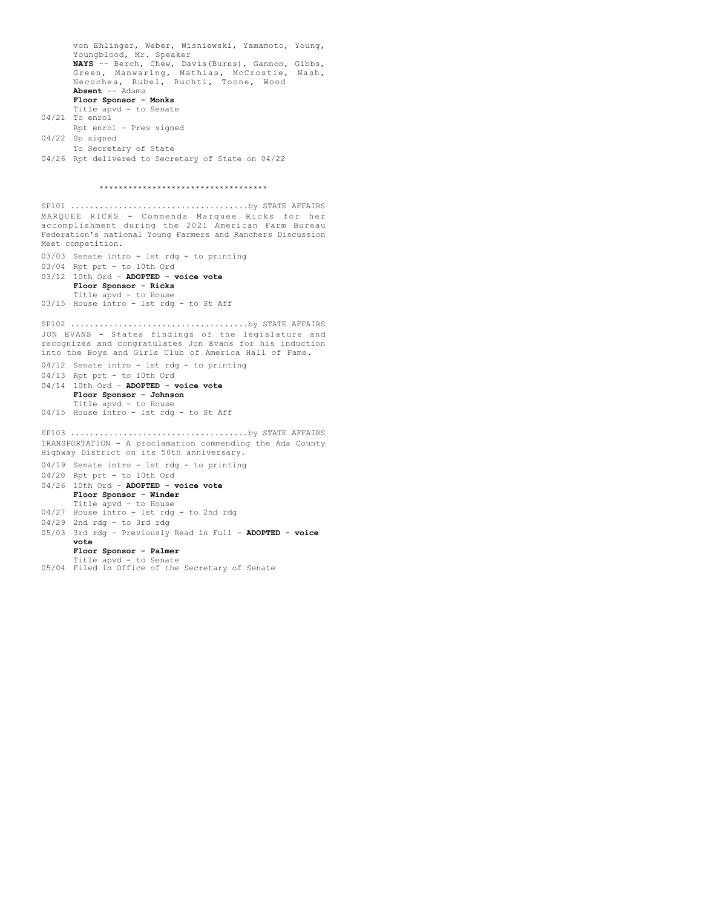von Ehlinger, Weber, Wisniewski, Yamamoto, Young, Youngblood, Mr. Speaker
**NAYS** -- Berch, Chew, Davis(Burns), Gannon, Gibbs, Green, Manwaring, Mathias, McCrostie, Nash, Necochea, Rubel, Ruchti, Toone, Wood
**Absent** -- Adams
**Floor Sponsor - Monks**
Title apvd - to Senate

04/21 To enrol
Rpt enrol - Pres signed
04/22 Sp signed
To Secretary of State
04/26 Rpt delivered to Secretary of State on 04/22

**********************************

SP101 ....................................by STATE AFFAIRS
MARQUEE RICKS - Commends Marquee Ricks for her accomplishment during the 2021 American Farm Bureau Federation's national Young Farmers and Ranchers Discussion Meet competition.

03/03 Senate intro - 1st rdg - to printing
03/04 Rpt prt - to 10th Ord
03/12 10th Ord - **ADOPTED - voice vote**
**Floor Sponsor - Ricks**
Title apvd - to House
03/15 House intro - 1st rdg - to St Aff

SP102 ....................................by STATE AFFAIRS
JON EVANS - States findings of the legislature and recognizes and congratulates Jon Evans for his induction into the Boys and Girls Club of America Hall of Fame.

04/12 Senate intro - 1st rdg - to printing
04/13 Rpt prt - to 10th Ord
04/14 10th Ord - **ADOPTED - voice vote**
**Floor Sponsor - Johnson**
Title apvd - to House
04/15 House intro - 1st rdg - to St Aff

SP103 ....................................by STATE AFFAIRS
TRANSPORTATION - A proclamation commending the Ada County Highway District on its 50th anniversary.

04/19 Senate intro - 1st rdg - to printing
04/20 Rpt prt - to 10th Ord
04/26 10th Ord - **ADOPTED - voice vote**
**Floor Sponsor - Winder**
Title apvd - to House
04/27 House intro - 1st rdg - to 2nd rdg
04/29 2nd rdg - to 3rd rdg
05/03 3rd rdg - Previously Read in Full - **ADOPTED - voice vote**
**Floor Sponsor - Palmer**
Title apvd - to Senate
05/04 Filed in Office of the Secretary of Senate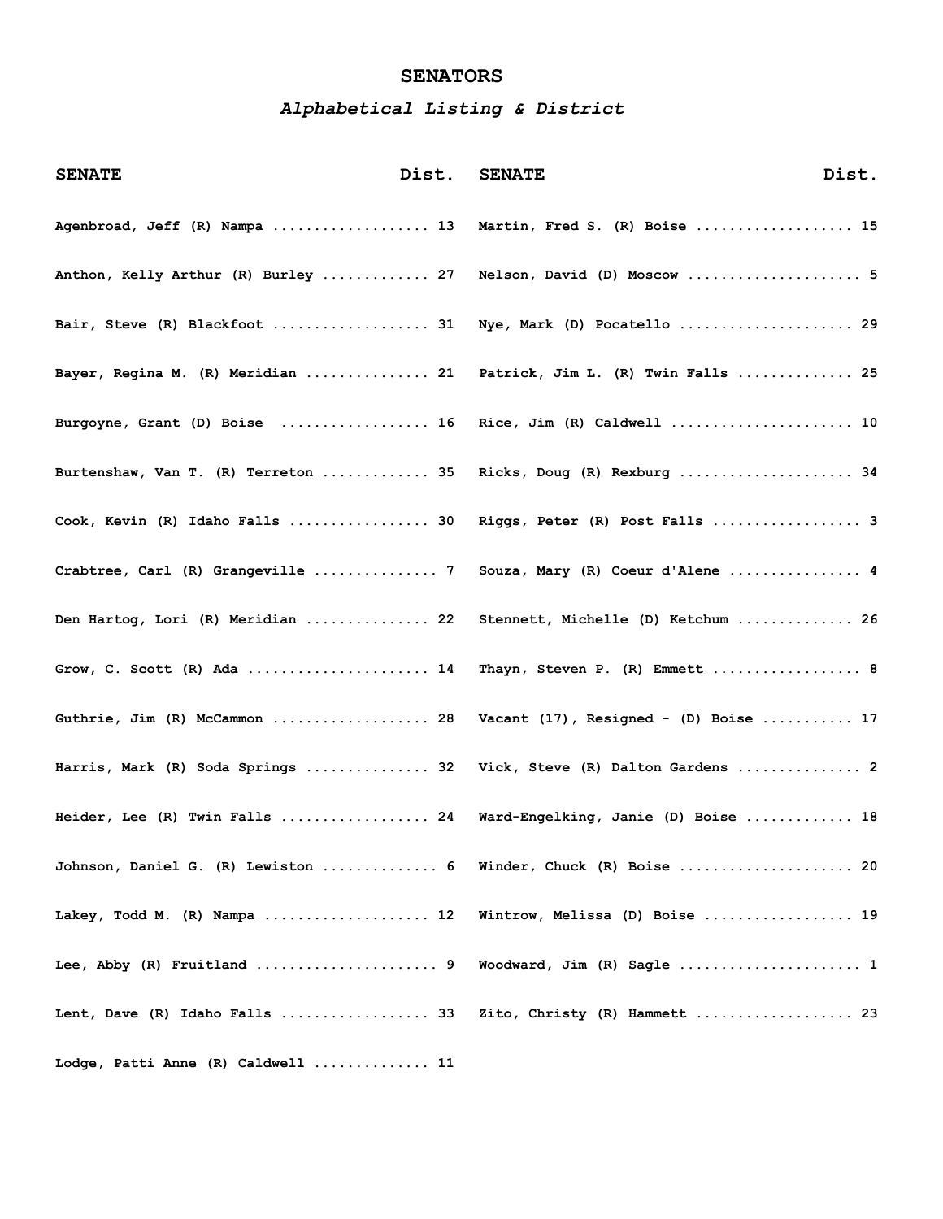# SENATORS

## *Alphabetical Listing & District*

| SENATE | Dist. |
|---|---|
| Agenbroad, Jeff (R) Nampa | 13 |
| Anthon, Kelly Arthur (R) Burley | 27 |
| Bair, Steve (R) Blackfoot | 31 |
| Bayer, Regina M. (R) Meridian | 21 |
| Burgoyne, Grant (D) Boise | 16 |
| Burtenshaw, Van T. (R) Terreton | 35 |
| Cook, Kevin (R) Idaho Falls | 30 |
| Crabtree, Carl (R) Grangeville | 7 |
| Den Hartog, Lori (R) Meridian | 22 |
| Grow, C. Scott (R) Ada | 14 |
| Guthrie, Jim (R) McCammon | 28 |
| Harris, Mark (R) Soda Springs | 32 |
| Heider, Lee (R) Twin Falls | 24 |
| Johnson, Daniel G. (R) Lewiston | 6 |
| Lakey, Todd M. (R) Nampa | 12 |
| Lee, Abby (R) Fruitland | 9 |
| Lent, Dave (R) Idaho Falls | 33 |
| Lodge, Patti Anne (R) Caldwell | 11 |
| Martin, Fred S. (R) Boise | 15 |
| Nelson, David (D) Moscow | 5 |
| Nye, Mark (D) Pocatello | 29 |
| Patrick, Jim L. (R) Twin Falls | 25 |
| Rice, Jim (R) Caldwell | 10 |
| Ricks, Doug (R) Rexburg | 34 |
| Riggs, Peter (R) Post Falls | 3 |
| Souza, Mary (R) Coeur d'Alene | 4 |
| Stennett, Michelle (D) Ketchum | 26 |
| Thayn, Steven P. (R) Emmett | 8 |
| Vacant (17), Resigned - (D) Boise | 17 |
| Vick, Steve (R) Dalton Gardens | 2 |
| Ward-Engelking, Janie (D) Boise | 18 |
| Winder, Chuck (R) Boise | 20 |
| Wintrow, Melissa (D) Boise | 19 |
| Woodward, Jim (R) Sagle | 1 |
| Zito, Christy (R) Hammett | 23 |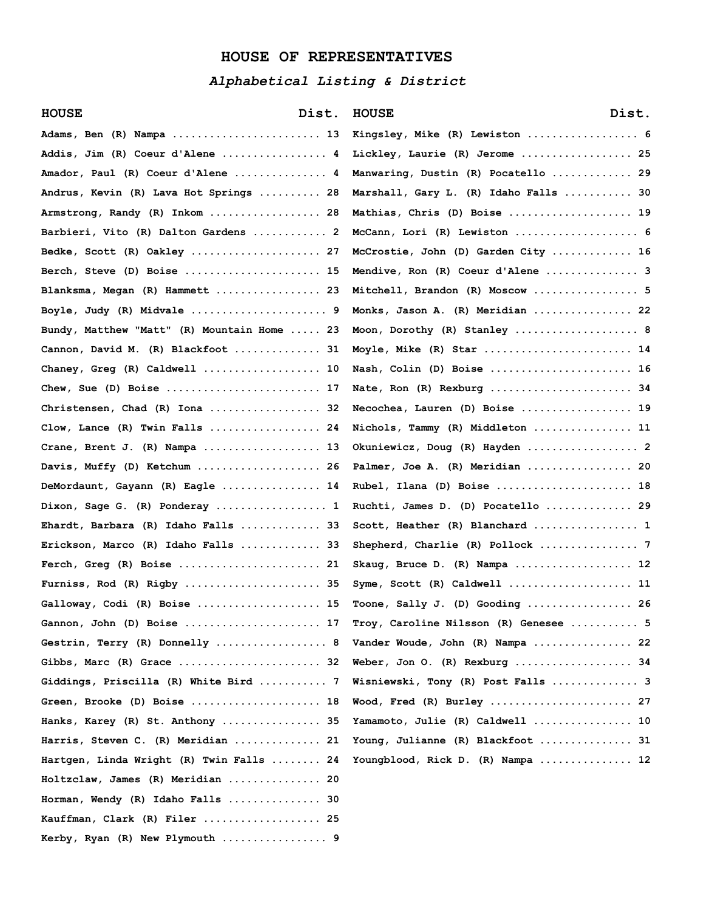# HOUSE OF REPRESENTATIVES

*Alphabetical Listing & District*

| HOUSE | Dist. |
|---|---|
| Adams, Ben (R) Nampa | 13 |
| Addis, Jim (R) Coeur d'Alene | 4 |
| Amador, Paul (R) Coeur d'Alene | 4 |
| Andrus, Kevin (R) Lava Hot Springs | 28 |
| Armstrong, Randy (R) Inkom | 28 |
| Barbieri, Vito (R) Dalton Gardens | 2 |
| Bedke, Scott (R) Oakley | 27 |
| Berch, Steve (D) Boise | 15 |
| Blanksma, Megan (R) Hammett | 23 |
| Boyle, Judy (R) Midvale | 9 |
| Bundy, Matthew "Matt" (R) Mountain Home | 23 |
| Cannon, David M. (R) Blackfoot | 31 |
| Chaney, Greg (R) Caldwell | 10 |
| Chew, Sue (D) Boise | 17 |
| Christensen, Chad (R) Iona | 32 |
| Clow, Lance (R) Twin Falls | 24 |
| Crane, Brent J. (R) Nampa | 13 |
| Davis, Muffy (D) Ketchum | 26 |
| DeMordaunt, Gayann (R) Eagle | 14 |
| Dixon, Sage G. (R) Ponderay | 1 |
| Ehardt, Barbara (R) Idaho Falls | 33 |
| Erickson, Marco (R) Idaho Falls | 33 |
| Ferch, Greg (R) Boise | 21 |
| Furniss, Rod (R) Rigby | 35 |
| Galloway, Codi (R) Boise | 15 |
| Gannon, John (D) Boise | 17 |
| Gestrin, Terry (R) Donnelly | 8 |
| Gibbs, Marc (R) Grace | 32 |
| Giddings, Priscilla (R) White Bird | 7 |
| Green, Brooke (D) Boise | 18 |
| Hanks, Karey (R) St. Anthony | 35 |
| Harris, Steven C. (R) Meridian | 21 |
| Hartgen, Linda Wright (R) Twin Falls | 24 |
| Holtzclaw, James (R) Meridian | 20 |
| Horman, Wendy (R) Idaho Falls | 30 |
| Kauffman, Clark (R) Filer | 25 |
| Kerby, Ryan (R) New Plymouth | 9 |
| Kingsley, Mike (R) Lewiston | 6 |
| Lickley, Laurie (R) Jerome | 25 |
| Manwaring, Dustin (R) Pocatello | 29 |
| Marshall, Gary L. (R) Idaho Falls | 30 |
| Mathias, Chris (D) Boise | 19 |
| McCann, Lori (R) Lewiston | 6 |
| McCrostie, John (D) Garden City | 16 |
| Mendive, Ron (R) Coeur d'Alene | 3 |
| Mitchell, Brandon (R) Moscow | 5 |
| Monks, Jason A. (R) Meridian | 22 |
| Moon, Dorothy (R) Stanley | 8 |
| Moyle, Mike (R) Star | 14 |
| Nash, Colin (D) Boise | 16 |
| Nate, Ron (R) Rexburg | 34 |
| Necochea, Lauren (D) Boise | 19 |
| Nichols, Tammy (R) Middleton | 11 |
| Okuniewicz, Doug (R) Hayden | 2 |
| Palmer, Joe A. (R) Meridian | 20 |
| Rubel, Ilana (D) Boise | 18 |
| Ruchti, James D. (D) Pocatello | 29 |
| Scott, Heather (R) Blanchard | 1 |
| Shepherd, Charlie (R) Pollock | 7 |
| Skaug, Bruce D. (R) Nampa | 12 |
| Syme, Scott (R) Caldwell | 11 |
| Toone, Sally J. (D) Gooding | 26 |
| Troy, Caroline Nilsson (R) Genesee | 5 |
| Vander Woude, John (R) Nampa | 22 |
| Weber, Jon O. (R) Rexburg | 34 |
| Wisniewski, Tony (R) Post Falls | 3 |
| Wood, Fred (R) Burley | 27 |
| Yamamoto, Julie (R) Caldwell | 10 |
| Young, Julianne (R) Blackfoot | 31 |
| Youngblood, Rick D. (R) Nampa | 12 |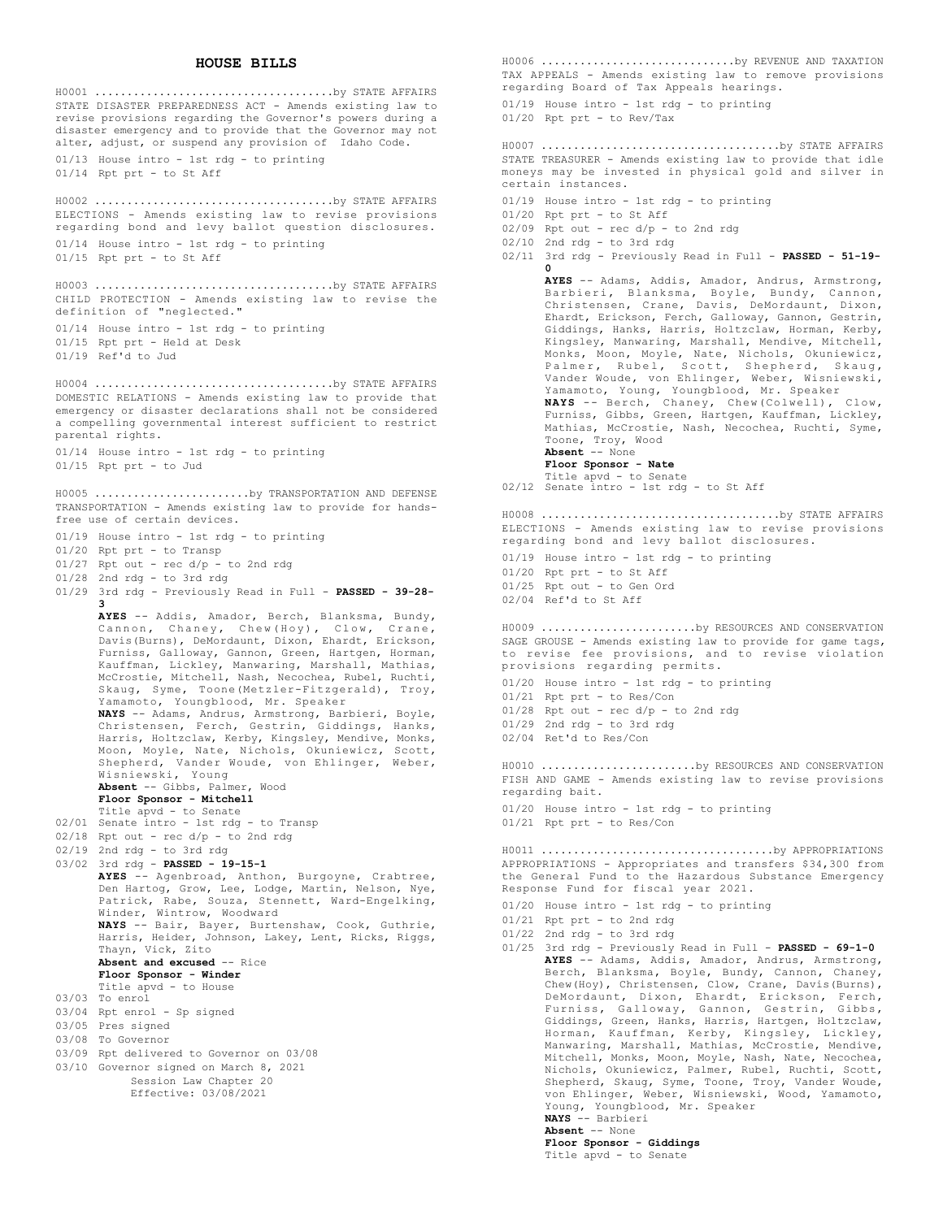## HOUSE BILLS

H0001 ....................................by STATE AFFAIRS
STATE DISASTER PREPAREDNESS ACT - Amends existing law to revise provisions regarding the Governor's powers during a disaster emergency and to provide that the Governor may not alter, adjust, or suspend any provision of Idaho Code.

01/13 House intro - 1st rdg - to printing
01/14 Rpt prt - to St Aff

H0002 ....................................by STATE AFFAIRS
ELECTIONS - Amends existing law to revise provisions regarding bond and levy ballot question disclosures.

01/14 House intro - 1st rdg - to printing
01/15 Rpt prt - to St Aff

H0003 ....................................by STATE AFFAIRS
CHILD PROTECTION - Amends existing law to revise the definition of "neglected."

01/14 House intro - 1st rdg - to printing
01/15 Rpt prt - Held at Desk
01/19 Ref'd to Jud

H0004 ....................................by STATE AFFAIRS
DOMESTIC RELATIONS - Amends existing law to provide that emergency or disaster declarations shall not be considered a compelling governmental interest sufficient to restrict parental rights.

01/14 House intro - 1st rdg - to printing
01/15 Rpt prt - to Jud

H0005 .......................by TRANSPORTATION AND DEFENSE
TRANSPORTATION - Amends existing law to provide for hands-free use of certain devices.

01/19 House intro - 1st rdg - to printing
01/20 Rpt prt - to Transp
01/27 Rpt out - rec d/p - to 2nd rdg
01/28 2nd rdg - to 3rd rdg
01/29 3rd rdg - Previously Read in Full - **PASSED - 39-28-3**
**AYES** -- Addis, Amador, Berch, Blanksma, Bundy, Cannon, Chaney, Chew(Hoy), Clow, Crane, Davis(Burns), DeMordaunt, Dixon, Ehardt, Erickson, Furniss, Galloway, Gannon, Green, Hartgen, Horman, Kauffman, Lickley, Manwaring, Marshall, Mathias, McCrostie, Mitchell, Nash, Necochea, Rubel, Ruchti, Skaug, Syme, Toone(Metzler-Fitzgerald), Troy, Yamamoto, Youngblood, Mr. Speaker
**NAYS** -- Adams, Andrus, Armstrong, Barbieri, Boyle, Christensen, Ferch, Gestrin, Giddings, Hanks, Harris, Holtzclaw, Kerby, Kingsley, Mendive, Monks, Moon, Moyle, Nate, Nichols, Okuniewicz, Scott, Shepherd, Vander Woude, von Ehlinger, Weber, Wisniewski, Young
**Absent** -- Gibbs, Palmer, Wood
**Floor Sponsor - Mitchell**
Title apvd - to Senate
02/01 Senate intro - 1st rdg - to Transp
02/18 Rpt out - rec d/p - to 2nd rdg
02/19 2nd rdg - to 3rd rdg
03/02 3rd rdg - **PASSED - 19-15-1**
**AYES** -- Agenbroad, Anthon, Burgoyne, Crabtree, Den Hartog, Grow, Lee, Lodge, Martin, Nelson, Nye, Patrick, Rabe, Souza, Stennett, Ward-Engelking, Winder, Wintrow, Woodward
**NAYS** -- Bair, Bayer, Burtenshaw, Cook, Guthrie, Harris, Heider, Johnson, Lakey, Lent, Ricks, Riggs, Thayn, Vick, Zito
**Absent and excused** -- Rice
**Floor Sponsor - Winder**
Title apvd - to House
03/03 To enrol
03/04 Rpt enrol - Sp signed
03/05 Pres signed
03/08 To Governor
03/09 Rpt delivered to Governor on 03/08
03/10 Governor signed on March 8, 2021
Session Law Chapter 20
Effective: 03/08/2021

H0006 .............................by REVENUE AND TAXATION
TAX APPEALS - Amends existing law to remove provisions regarding Board of Tax Appeals hearings.

01/19 House intro - 1st rdg - to printing
01/20 Rpt prt - to Rev/Tax

H0007 ....................................by STATE AFFAIRS
STATE TREASURER - Amends existing law to provide that idle moneys may be invested in physical gold and silver in certain instances.

01/19 House intro - 1st rdg - to printing
01/20 Rpt prt - to St Aff
02/09 Rpt out - rec d/p - to 2nd rdg
02/10 2nd rdg - to 3rd rdg
02/11 3rd rdg - Previously Read in Full - **PASSED - 51-19-0**
**AYES** -- Adams, Addis, Amador, Andrus, Armstrong, Barbieri, Blanksma, Boyle, Bundy, Cannon, Christensen, Crane, Davis, DeMordaunt, Dixon, Ehardt, Erickson, Ferch, Galloway, Gannon, Gestrin, Giddings, Hanks, Harris, Holtzclaw, Horman, Kerby, Kingsley, Manwaring, Marshall, Mendive, Mitchell, Monks, Moon, Moyle, Nate, Nichols, Okuniewicz, Palmer, Rubel, Scott, Shepherd, Skaug, Vander Woude, von Ehlinger, Weber, Wisniewski, Yamamoto, Young, Youngblood, Mr. Speaker
**NAYS** -- Berch, Chaney, Chew(Colwell), Clow, Furniss, Gibbs, Green, Hartgen, Kauffman, Lickley, Mathias, McCrostie, Nash, Necochea, Ruchti, Syme, Toone, Troy, Wood
**Absent** -- None
**Floor Sponsor - Nate**
Title apvd - to Senate
02/12 Senate intro - 1st rdg - to St Aff

H0008 ....................................by STATE AFFAIRS
ELECTIONS - Amends existing law to revise provisions regarding bond and levy ballot disclosures.

01/19 House intro - 1st rdg - to printing
01/20 Rpt prt - to St Aff
01/25 Rpt out - to Gen Ord
02/04 Ref'd to St Aff

H0009 .......................by RESOURCES AND CONSERVATION
SAGE GROUSE - Amends existing law to provide for game tags, to revise fee provisions, and to revise violation provisions regarding permits.

01/20 House intro - 1st rdg - to printing
01/21 Rpt prt - to Res/Con
01/28 Rpt out - rec d/p - to 2nd rdg
01/29 2nd rdg - to 3rd rdg
02/04 Ret'd to Res/Con

H0010 .......................by RESOURCES AND CONSERVATION
FISH AND GAME - Amends existing law to revise provisions regarding bait.

01/20 House intro - 1st rdg - to printing
01/21 Rpt prt - to Res/Con

H0011 ...................................by APPROPRIATIONS
APPROPRIATIONS - Appropriates and transfers $34,300 from the General Fund to the Hazardous Substance Emergency Response Fund for fiscal year 2021.

01/20 House intro - 1st rdg - to printing
01/21 Rpt prt - to 2nd rdg
01/22 2nd rdg - to 3rd rdg
01/25 3rd rdg - Previously Read in Full - **PASSED - 69-1-0**
**AYES** -- Adams, Addis, Amador, Andrus, Armstrong, Berch, Blanksma, Boyle, Bundy, Cannon, Chaney, Chew(Hoy), Christensen, Clow, Crane, Davis(Burns), DeMordaunt, Dixon, Ehardt, Erickson, Ferch, Furniss, Galloway, Gannon, Gestrin, Gibbs, Giddings, Green, Hanks, Harris, Hartgen, Holtzclaw, Horman, Kauffman, Kerby, Kingsley, Lickley, Manwaring, Marshall, Mathias, McCrostie, Mendive, Mitchell, Monks, Moon, Moyle, Nash, Nate, Necochea, Nichols, Okuniewicz, Palmer, Rubel, Ruchti, Scott, Shepherd, Skaug, Syme, Toone, Troy, Vander Woude, von Ehlinger, Weber, Wisniewski, Wood, Yamamoto, Young, Youngblood, Mr. Speaker
**NAYS** -- Barbieri
**Absent** -- None
**Floor Sponsor - Giddings**
Title apvd - to Senate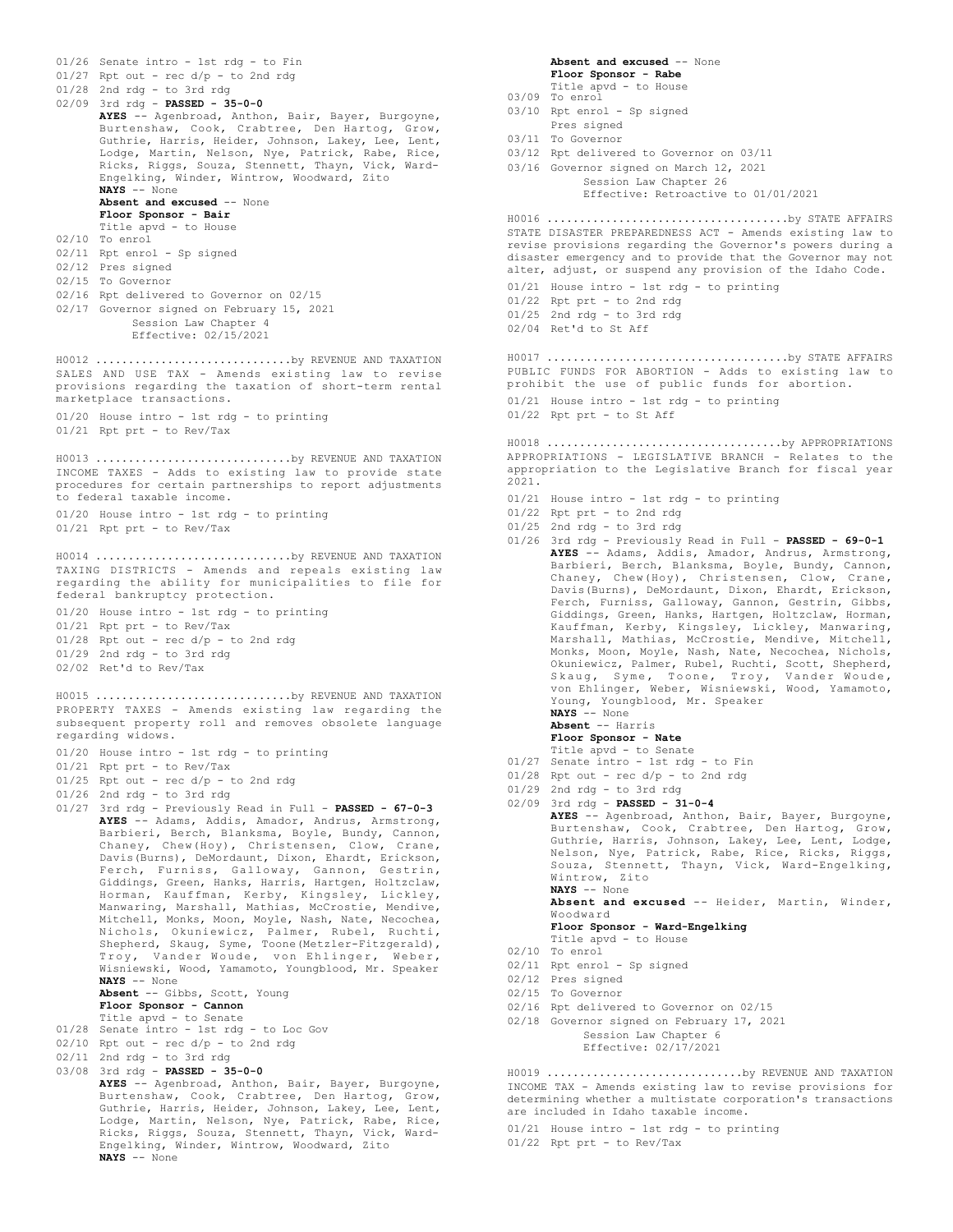01/26 Senate intro - 1st rdg - to Fin
01/27 Rpt out - rec d/p - to 2nd rdg
01/28 2nd rdg - to 3rd rdg
02/09 3rd rdg - **PASSED - 35-0-0**
**AYES** -- Agenbroad, Anthon, Bair, Bayer, Burgoyne, Burtenshaw, Cook, Crabtree, Den Hartog, Grow, Guthrie, Harris, Heider, Johnson, Lakey, Lee, Lent, Lodge, Martin, Nelson, Nye, Patrick, Rabe, Rice, Ricks, Riggs, Souza, Stennett, Thayn, Vick, Ward-Engelking, Winder, Wintrow, Woodward, Zito
**NAYS** -- None
**Absent and excused** -- None
**Floor Sponsor - Bair**
Title apvd - to House
02/10 To enrol
02/11 Rpt enrol - Sp signed
02/12 Pres signed
02/15 To Governor
02/16 Rpt delivered to Governor on 02/15
02/17 Governor signed on February 15, 2021
Session Law Chapter 4
Effective: 02/15/2021

H0012 .............................by REVENUE AND TAXATION
SALES AND USE TAX - Amends existing law to revise provisions regarding the taxation of short-term rental marketplace transactions.
01/20 House intro - 1st rdg - to printing
01/21 Rpt prt - to Rev/Tax

H0013 .............................by REVENUE AND TAXATION
INCOME TAXES - Adds to existing law to provide state procedures for certain partnerships to report adjustments to federal taxable income.
01/20 House intro - 1st rdg - to printing
01/21 Rpt prt - to Rev/Tax

H0014 .............................by REVENUE AND TAXATION
TAXING DISTRICTS - Amends and repeals existing law regarding the ability for municipalities to file for federal bankruptcy protection.
01/20 House intro - 1st rdg - to printing
01/21 Rpt prt - to Rev/Tax
01/28 Rpt out - rec d/p - to 2nd rdg
01/29 2nd rdg - to 3rd rdg
02/02 Ret'd to Rev/Tax

H0015 .............................by REVENUE AND TAXATION
PROPERTY TAXES - Amends existing law regarding the subsequent property roll and removes obsolete language regarding widows.
01/20 House intro - 1st rdg - to printing
01/21 Rpt prt - to Rev/Tax
01/25 Rpt out - rec d/p - to 2nd rdg
01/26 2nd rdg - to 3rd rdg
01/27 3rd rdg - Previously Read in Full - **PASSED - 67-0-3**
**AYES** -- Adams, Addis, Amador, Andrus, Armstrong, Barbieri, Berch, Blanksma, Boyle, Bundy, Cannon, Chaney, Chew(Hoy), Christensen, Clow, Crane, Davis(Burns), DeMordaunt, Dixon, Ehardt, Erickson, Ferch, Furniss, Galloway, Gannon, Gestrin, Giddings, Green, Hanks, Harris, Hartgen, Holtzclaw, Horman, Kauffman, Kerby, Kingsley, Lickley, Manwaring, Marshall, Mathias, McCrostie, Mendive, Mitchell, Monks, Moon, Moyle, Nash, Nate, Necochea, Nichols, Okuniewicz, Palmer, Rubel, Ruchti, Shepherd, Skaug, Syme, Toone(Metzler-Fitzgerald), Troy, Vander Woude, von Ehlinger, Weber, Wisniewski, Wood, Yamamoto, Youngblood, Mr. Speaker
**NAYS** -- None
**Absent** -- Gibbs, Scott, Young
**Floor Sponsor - Cannon**
Title apvd - to Senate
01/28 Senate intro - 1st rdg - to Loc Gov
02/10 Rpt out - rec d/p - to 2nd rdg
02/11 2nd rdg - to 3rd rdg
03/08 3rd rdg - **PASSED - 35-0-0**
**AYES** -- Agenbroad, Anthon, Bair, Bayer, Burgoyne, Burtenshaw, Cook, Crabtree, Den Hartog, Grow, Guthrie, Harris, Heider, Johnson, Lakey, Lee, Lent, Lodge, Martin, Nelson, Nye, Patrick, Rabe, Rice, Ricks, Riggs, Souza, Stennett, Thayn, Vick, Ward-Engelking, Winder, Wintrow, Woodward, Zito
**NAYS** -- None
**Absent and excused** -- None
**Floor Sponsor - Rabe**
Title apvd - to House
03/09 To enrol
03/10 Rpt enrol - Sp signed
Pres signed
03/11 To Governor
03/12 Rpt delivered to Governor on 03/11
03/16 Governor signed on March 12, 2021
Session Law Chapter 26
Effective: Retroactive to 01/01/2021

H0016 ....................................by STATE AFFAIRS
STATE DISASTER PREPAREDNESS ACT - Amends existing law to revise provisions regarding the Governor's powers during a disaster emergency and to provide that the Governor may not alter, adjust, or suspend any provision of the Idaho Code.
01/21 House intro - 1st rdg - to printing
01/22 Rpt prt - to 2nd rdg
01/25 2nd rdg - to 3rd rdg
02/04 Ret'd to St Aff

H0017 ....................................by STATE AFFAIRS
PUBLIC FUNDS FOR ABORTION - Adds to existing law to prohibit the use of public funds for abortion.
01/21 House intro - 1st rdg - to printing
01/22 Rpt prt - to St Aff

H0018 ...................................by APPROPRIATIONS
APPROPRIATIONS - LEGISLATIVE BRANCH - Relates to the appropriation to the Legislative Branch for fiscal year 2021.
01/21 House intro - 1st rdg - to printing
01/22 Rpt prt - to 2nd rdg
01/25 2nd rdg - to 3rd rdg
01/26 3rd rdg - Previously Read in Full - **PASSED - 69-0-1**
**AYES** -- Adams, Addis, Amador, Andrus, Armstrong, Barbieri, Berch, Blanksma, Boyle, Bundy, Cannon, Chaney, Chew(Hoy), Christensen, Clow, Crane, Davis(Burns), DeMordaunt, Dixon, Ehardt, Erickson, Ferch, Furniss, Galloway, Gannon, Gestrin, Gibbs, Giddings, Green, Hanks, Hartgen, Holtzclaw, Horman, Kauffman, Kerby, Kingsley, Lickley, Manwaring, Marshall, Mathias, McCrostie, Mendive, Mitchell, Monks, Moon, Moyle, Nash, Nate, Necochea, Nichols, Okuniewicz, Palmer, Rubel, Ruchti, Scott, Shepherd, Skaug, Syme, Toone, Troy, Vander Woude, von Ehlinger, Weber, Wisniewski, Wood, Yamamoto, Young, Youngblood, Mr. Speaker
**NAYS** -- None
**Absent** -- Harris
**Floor Sponsor - Nate**
Title apvd - to Senate
01/27 Senate intro - 1st rdg - to Fin
01/28 Rpt out - rec d/p - to 2nd rdg
01/29 2nd rdg - to 3rd rdg
02/09 3rd rdg - **PASSED - 31-0-4**
**AYES** -- Agenbroad, Anthon, Bair, Bayer, Burgoyne, Burtenshaw, Cook, Crabtree, Den Hartog, Grow, Guthrie, Harris, Johnson, Lakey, Lee, Lent, Lodge, Nelson, Nye, Patrick, Rabe, Rice, Ricks, Riggs, Souza, Stennett, Thayn, Vick, Ward-Engelking, Wintrow, Zito
**NAYS** -- None
**Absent and excused** -- Heider, Martin, Winder, Woodward
**Floor Sponsor - Ward-Engelking**
Title apvd - to House
02/10 To enrol
02/11 Rpt enrol - Sp signed
02/12 Pres signed
02/15 To Governor
02/16 Rpt delivered to Governor on 02/15
02/18 Governor signed on February 17, 2021
Session Law Chapter 6
Effective: 02/17/2021

H0019 .............................by REVENUE AND TAXATION
INCOME TAX - Amends existing law to revise provisions for determining whether a multistate corporation's transactions are included in Idaho taxable income.
01/21 House intro - 1st rdg - to printing
01/22 Rpt prt - to Rev/Tax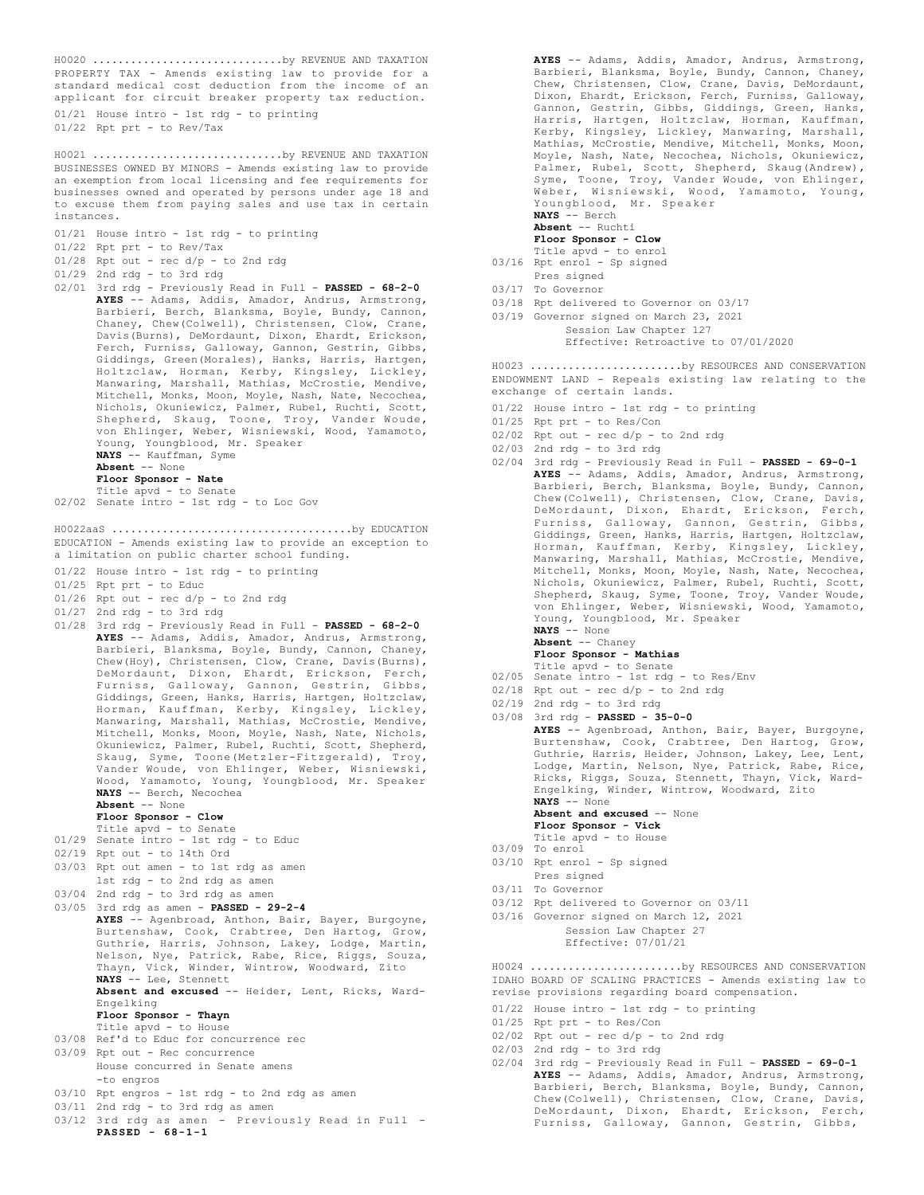H0020 ..............................by REVENUE AND TAXATION

PROPERTY TAX - Amends existing law to provide for a standard medical cost deduction from the income of an applicant for circuit breaker property tax reduction.

01/21 House intro - 1st rdg - to printing

01/22 Rpt prt - to Rev/Tax

H0021 ..............................by REVENUE AND TAXATION

BUSINESSES OWNED BY MINORS - Amends existing law to provide an exemption from local licensing and fee requirements for businesses owned and operated by persons under age 18 and to excuse them from paying sales and use tax in certain instances.

01/21 House intro - 1st rdg - to printing

01/22 Rpt prt - to Rev/Tax

01/28 Rpt out - rec d/p - to 2nd rdg

01/29 2nd rdg - to 3rd rdg

02/01 3rd rdg - Previously Read in Full - **PASSED - 68-2-0**

**AYES** -- Adams, Addis, Amador, Andrus, Armstrong, Barbieri, Berch, Blanksma, Boyle, Bundy, Cannon, Chaney, Chew(Colwell), Christensen, Clow, Crane, Davis(Burns), DeMordaunt, Dixon, Ehardt, Erickson, Ferch, Furniss, Galloway, Gannon, Gestrin, Gibbs, Giddings, Green(Morales), Hanks, Harris, Hartgen, Holtzclaw, Horman, Kerby, Kingsley, Lickley, Manwaring, Marshall, Mathias, McCrostie, Mendive, Mitchell, Monks, Moon, Moyle, Nash, Nate, Necochea, Nichols, Okuniewicz, Palmer, Rubel, Ruchti, Scott, Shepherd, Skaug, Toone, Troy, Vander Woude, von Ehlinger, Weber, Wisniewski, Wood, Yamamoto, Young, Youngblood, Mr. Speaker

**NAYS** -- Kauffman, Syme

**Absent** -- None

**Floor Sponsor - Nate**

Title apvd - to Senate

02/02 Senate intro - 1st rdg - to Loc Gov

H0022aaS ......................................by EDUCATION

EDUCATION - Amends existing law to provide an exception to a limitation on public charter school funding.

01/22 House intro - 1st rdg - to printing

01/25 Rpt prt - to Educ

01/26 Rpt out - rec d/p - to 2nd rdg

01/27 2nd rdg - to 3rd rdg

01/28 3rd rdg - Previously Read in Full - **PASSED - 68-2-0**

**AYES** -- Adams, Addis, Amador, Andrus, Armstrong, Barbieri, Blanksma, Boyle, Bundy, Cannon, Chaney, Chew(Hoy), Christensen, Clow, Crane, Davis(Burns), DeMordaunt, Dixon, Ehardt, Erickson, Ferch, Furniss, Galloway, Gannon, Gestrin, Gibbs, Giddings, Green, Hanks, Harris, Hartgen, Holtzclaw, Horman, Kauffman, Kerby, Kingsley, Lickley, Manwaring, Marshall, Mathias, McCrostie, Mendive, Mitchell, Monks, Moon, Moyle, Nash, Nate, Nichols, Okuniewicz, Palmer, Rubel, Ruchti, Scott, Shepherd, Skaug, Syme, Toone(Metzler-Fitzgerald), Troy, Vander Woude, von Ehlinger, Weber, Wisniewski, Wood, Yamamoto, Young, Youngblood, Mr. Speaker

**NAYS** -- Berch, Necochea

**Absent** -- None

**Floor Sponsor - Clow**

Title apvd - to Senate

01/29 Senate intro - 1st rdg - to Educ

02/19 Rpt out - to 14th Ord

03/03 Rpt out amen - to 1st rdg as amen

1st rdg - to 2nd rdg as amen

03/04 2nd rdg - to 3rd rdg as amen

03/05 3rd rdg as amen - **PASSED - 29-2-4**

**AYES** -- Agenbroad, Anthon, Bair, Bayer, Burgoyne, Burtenshaw, Cook, Crabtree, Den Hartog, Grow, Guthrie, Harris, Johnson, Lakey, Lodge, Martin, Nelson, Nye, Patrick, Rabe, Rice, Riggs, Souza, Thayn, Vick, Winder, Wintrow, Woodward, Zito

**NAYS** -- Lee, Stennett

**Absent and excused** -- Heider, Lent, Ricks, Ward-Engelking

**Floor Sponsor - Thayn**

Title apvd - to House

03/08 Ref'd to Educ for concurrence rec

03/09 Rpt out - Rec concurrence

House concurred in Senate amens

-to engros

03/10 Rpt engros - 1st rdg - to 2nd rdg as amen

03/11 2nd rdg - to 3rd rdg as amen

03/12 3rd rdg as amen - Previously Read in Full - **PASSED - 68-1-1**

**AYES** -- Adams, Addis, Amador, Andrus, Armstrong, Barbieri, Blanksma, Boyle, Bundy, Cannon, Chaney, Chew, Christensen, Clow, Crane, Davis, DeMordaunt, Dixon, Ehardt, Erickson, Ferch, Furniss, Galloway, Gannon, Gestrin, Gibbs, Giddings, Green, Hanks, Harris, Hartgen, Holtzclaw, Horman, Kauffman, Kerby, Kingsley, Lickley, Manwaring, Marshall, Mathias, McCrostie, Mendive, Mitchell, Monks, Moon, Moyle, Nash, Nate, Necochea, Nichols, Okuniewicz, Palmer, Rubel, Scott, Shepherd, Skaug(Andrew), Syme, Toone, Troy, Vander Woude, von Ehlinger, Weber, Wisniewski, Wood, Yamamoto, Young, Youngblood, Mr. Speaker

**NAYS** -- Berch

**Absent** -- Ruchti

**Floor Sponsor - Clow**

Title apvd - to enrol

03/16 Rpt enrol - Sp signed

Pres signed

03/17 To Governor

03/18 Rpt delivered to Governor on 03/17

03/19 Governor signed on March 23, 2021

Session Law Chapter 127

Effective: Retroactive to 07/01/2020

H0023 ........................by RESOURCES AND CONSERVATION

ENDOWMENT LAND - Repeals existing law relating to the exchange of certain lands.

01/22 House intro - 1st rdg - to printing

01/25 Rpt prt - to Res/Con

02/02 Rpt out - rec d/p - to 2nd rdg

02/03 2nd rdg - to 3rd rdg

02/04 3rd rdg - Previously Read in Full - **PASSED - 69-0-1**

**AYES** -- Adams, Addis, Amador, Andrus, Armstrong, Barbieri, Berch, Blanksma, Boyle, Bundy, Cannon, Chew(Colwell), Christensen, Clow, Crane, Davis, DeMordaunt, Dixon, Ehardt, Erickson, Ferch, Furniss, Galloway, Gannon, Gestrin, Gibbs, Giddings, Green, Hanks, Harris, Hartgen, Holtzclaw, Horman, Kauffman, Kerby, Kingsley, Lickley, Manwaring, Marshall, Mathias, McCrostie, Mendive, Mitchell, Monks, Moon, Moyle, Nash, Nate, Necochea, Nichols, Okuniewicz, Palmer, Rubel, Ruchti, Scott, Shepherd, Skaug, Syme, Toone, Troy, Vander Woude, von Ehlinger, Weber, Wisniewski, Wood, Yamamoto, Young, Youngblood, Mr. Speaker

**NAYS** -- None

**Absent** -- Chaney

**Floor Sponsor - Mathias**

Title apvd - to Senate

02/05 Senate intro - 1st rdg - to Res/Env

02/18 Rpt out - rec d/p - to 2nd rdg

02/19 2nd rdg - to 3rd rdg

03/08 3rd rdg - **PASSED - 35-0-0**

**AYES** -- Agenbroad, Anthon, Bair, Bayer, Burgoyne, Burtenshaw, Cook, Crabtree, Den Hartog, Grow, Guthrie, Harris, Heider, Johnson, Lakey, Lee, Lent, Lodge, Martin, Nelson, Nye, Patrick, Rabe, Rice, Ricks, Riggs, Souza, Stennett, Thayn, Vick, Ward-Engelking, Winder, Wintrow, Woodward, Zito

**NAYS** -- None

**Absent and excused** -- None

**Floor Sponsor - Vick**

Title apvd - to House

03/09 To enrol

03/10 Rpt enrol - Sp signed

Pres signed

03/11 To Governor

03/12 Rpt delivered to Governor on 03/11

03/16 Governor signed on March 12, 2021

Session Law Chapter 27

Effective: 07/01/21

H0024 ........................by RESOURCES AND CONSERVATION

IDAHO BOARD OF SCALING PRACTICES - Amends existing law to revise provisions regarding board compensation.

01/22 House intro - 1st rdg - to printing

01/25 Rpt prt - to Res/Con

02/02 Rpt out - rec d/p - to 2nd rdg

02/03 2nd rdg - to 3rd rdg

02/04 3rd rdg - Previously Read in Full - **PASSED - 69-0-1**

**AYES** -- Adams, Addis, Amador, Andrus, Armstrong, Barbieri, Berch, Blanksma, Boyle, Bundy, Cannon, Chew(Colwell), Christensen, Clow, Crane, Davis, DeMordaunt, Dixon, Ehardt, Erickson, Ferch, Furniss, Galloway, Gannon, Gestrin, Gibbs,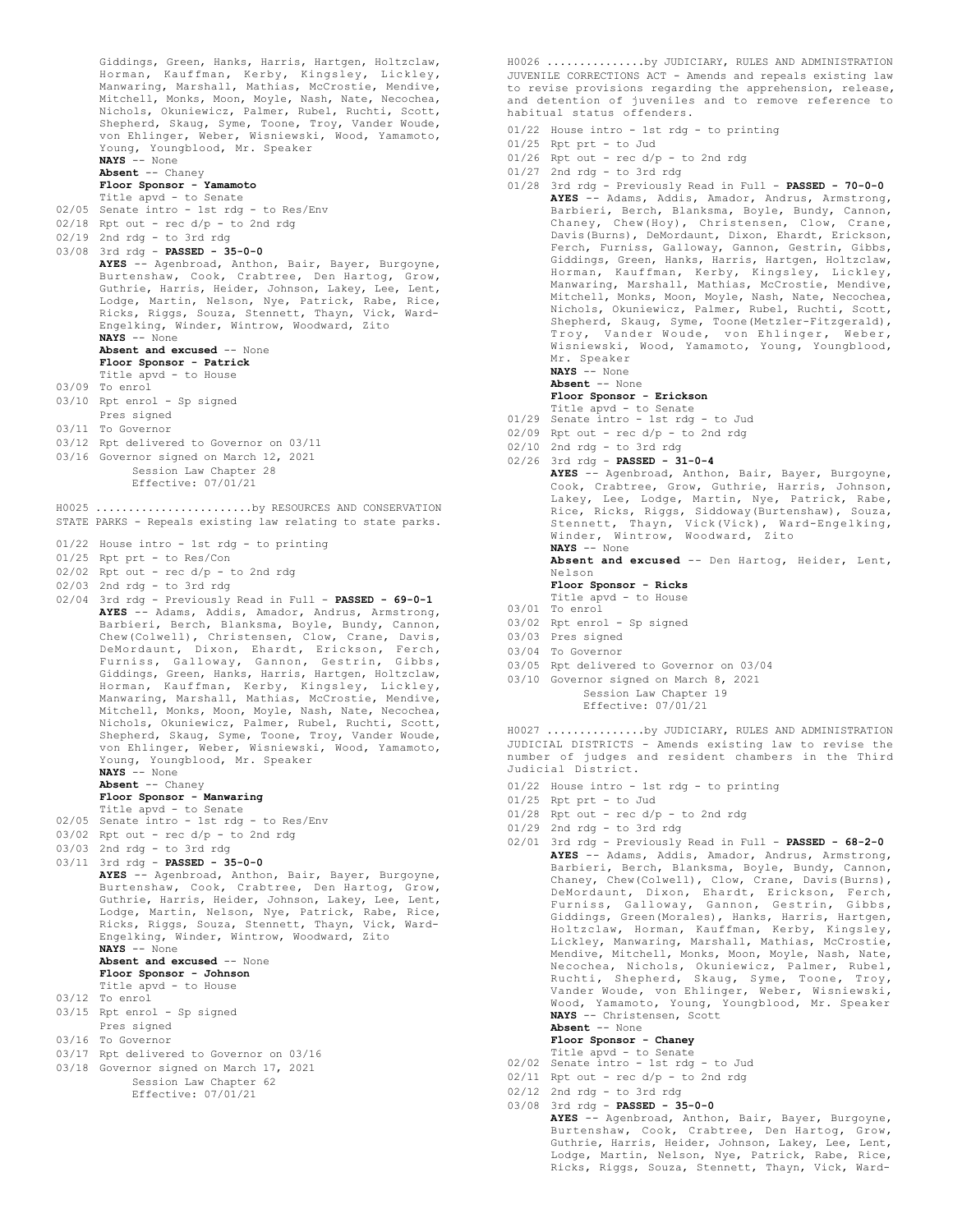Giddings, Green, Hanks, Harris, Hartgen, Holtzclaw, Horman, Kauffman, Kerby, Kingsley, Lickley, Manwaring, Marshall, Mathias, McCrostie, Mendive, Mitchell, Monks, Moon, Moyle, Nash, Nate, Necochea, Nichols, Okuniewicz, Palmer, Rubel, Ruchti, Scott, Shepherd, Skaug, Syme, Toone, Troy, Vander Woude, von Ehlinger, Weber, Wisniewski, Wood, Yamamoto, Young, Youngblood, Mr. Speaker
**NAYS** -- None
**Absent** -- Chaney
**Floor Sponsor - Yamamoto**
Title apvd - to Senate

02/05 Senate intro - 1st rdg - to Res/Env
02/18 Rpt out - rec d/p - to 2nd rdg
02/19 2nd rdg - to 3rd rdg
03/08 3rd rdg - **PASSED - 35-0-0**
**AYES** -- Agenbroad, Anthon, Bair, Bayer, Burgoyne, Burtenshaw, Cook, Crabtree, Den Hartog, Grow, Guthrie, Harris, Heider, Johnson, Lakey, Lee, Lent, Lodge, Martin, Nelson, Nye, Patrick, Rabe, Rice, Ricks, Riggs, Souza, Stennett, Thayn, Vick, Ward-Engelking, Winder, Wintrow, Woodward, Zito
**NAYS** -- None
**Absent and excused** -- None
**Floor Sponsor - Patrick**
Title apvd - to House
03/09 To enrol
03/10 Rpt enrol - Sp signed
Pres signed
03/11 To Governor
03/12 Rpt delivered to Governor on 03/11
03/16 Governor signed on March 12, 2021
Session Law Chapter 28
Effective: 07/01/21

H0025 .......................by RESOURCES AND CONSERVATION
STATE PARKS - Repeals existing law relating to state parks.

01/22 House intro - 1st rdg - to printing
01/25 Rpt prt - to Res/Con
02/02 Rpt out - rec d/p - to 2nd rdg
02/03 2nd rdg - to 3rd rdg
02/04 3rd rdg - Previously Read in Full - **PASSED - 69-0-1**
**AYES** -- Adams, Addis, Amador, Andrus, Armstrong, Barbieri, Berch, Blanksma, Boyle, Bundy, Cannon, Chew(Colwell), Christensen, Clow, Crane, Davis, DeMordaunt, Dixon, Ehardt, Erickson, Ferch, Furniss, Galloway, Gannon, Gestrin, Gibbs, Giddings, Green, Hanks, Harris, Hartgen, Holtzclaw, Horman, Kauffman, Kerby, Kingsley, Lickley, Manwaring, Marshall, Mathias, McCrostie, Mendive, Mitchell, Monks, Moon, Moyle, Nash, Nate, Necochea, Nichols, Okuniewicz, Palmer, Rubel, Ruchti, Scott, Shepherd, Skaug, Syme, Toone, Troy, Vander Woude, von Ehlinger, Weber, Wisniewski, Wood, Yamamoto, Young, Youngblood, Mr. Speaker
**NAYS** -- None
**Absent** -- Chaney
**Floor Sponsor - Manwaring**
Title apvd - to Senate
02/05 Senate intro - 1st rdg - to Res/Env
03/02 Rpt out - rec d/p - to 2nd rdg
03/03 2nd rdg - to 3rd rdg
03/11 3rd rdg - **PASSED - 35-0-0**
**AYES** -- Agenbroad, Anthon, Bair, Bayer, Burgoyne, Burtenshaw, Cook, Crabtree, Den Hartog, Grow, Guthrie, Harris, Heider, Johnson, Lakey, Lee, Lent, Lodge, Martin, Nelson, Nye, Patrick, Rabe, Rice, Ricks, Riggs, Souza, Stennett, Thayn, Vick, Ward-Engelking, Winder, Wintrow, Woodward, Zito
**NAYS** -- None
**Absent and excused** -- None
**Floor Sponsor - Johnson**
Title apvd - to House
03/12 To enrol
03/15 Rpt enrol - Sp signed
Pres signed
03/16 To Governor
03/17 Rpt delivered to Governor on 03/16
03/18 Governor signed on March 17, 2021
Session Law Chapter 62
Effective: 07/01/21

H0026 ...............by JUDICIARY, RULES AND ADMINISTRATION
JUVENILE CORRECTIONS ACT - Amends and repeals existing law to revise provisions regarding the apprehension, release, and detention of juveniles and to remove reference to habitual status offenders.

01/22 House intro - 1st rdg - to printing
01/25 Rpt prt - to Jud
01/26 Rpt out - rec d/p - to 2nd rdg
01/27 2nd rdg - to 3rd rdg
01/28 3rd rdg - Previously Read in Full - **PASSED - 70-0-0**
**AYES** -- Adams, Addis, Amador, Andrus, Armstrong, Barbieri, Berch, Blanksma, Boyle, Bundy, Cannon, Chaney, Chew(Hoy), Christensen, Clow, Crane, Davis(Burns), DeMordaunt, Dixon, Ehardt, Erickson, Ferch, Furniss, Galloway, Gannon, Gestrin, Gibbs, Giddings, Green, Hanks, Harris, Hartgen, Holtzclaw, Horman, Kauffman, Kerby, Kingsley, Lickley, Manwaring, Marshall, Mathias, McCrostie, Mendive, Mitchell, Monks, Moon, Moyle, Nash, Nate, Necochea, Nichols, Okuniewicz, Palmer, Rubel, Ruchti, Scott, Shepherd, Skaug, Syme, Toone(Metzler-Fitzgerald), Troy, Vander Woude, von Ehlinger, Weber, Wisniewski, Wood, Yamamoto, Young, Youngblood, Mr. Speaker
**NAYS** -- None
**Absent** -- None
**Floor Sponsor - Erickson**
Title apvd - to Senate
01/29 Senate intro - 1st rdg - to Jud
02/09 Rpt out - rec d/p - to 2nd rdg
02/10 2nd rdg - to 3rd rdg
02/26 3rd rdg - **PASSED - 31-0-4**
**AYES** -- Agenbroad, Anthon, Bair, Bayer, Burgoyne, Cook, Crabtree, Grow, Guthrie, Harris, Johnson, Lakey, Lee, Lodge, Martin, Nye, Patrick, Rabe, Rice, Ricks, Riggs, Siddoway(Burtenshaw), Souza, Stennett, Thayn, Vick(Vick), Ward-Engelking, Winder, Wintrow, Woodward, Zito
**NAYS** -- None
**Absent and excused** -- Den Hartog, Heider, Lent, Nelson
**Floor Sponsor - Ricks**
Title apvd - to House
03/01 To enrol
03/02 Rpt enrol - Sp signed
03/03 Pres signed
03/04 To Governor
03/05 Rpt delivered to Governor on 03/04
03/10 Governor signed on March 8, 2021
Session Law Chapter 19
Effective: 07/01/21

H0027 ...............by JUDICIARY, RULES AND ADMINISTRATION
JUDICIAL DISTRICTS - Amends existing law to revise the number of judges and resident chambers in the Third Judicial District.

01/22 House intro - 1st rdg - to printing
01/25 Rpt prt - to Jud
01/28 Rpt out - rec d/p - to 2nd rdg
01/29 2nd rdg - to 3rd rdg
02/01 3rd rdg - Previously Read in Full - **PASSED - 68-2-0**
**AYES** -- Adams, Addis, Amador, Andrus, Armstrong, Barbieri, Berch, Blanksma, Boyle, Bundy, Cannon, Chaney, Chew(Colwell), Clow, Crane, Davis(Burns), DeMordaunt, Dixon, Ehardt, Erickson, Ferch, Furniss, Galloway, Gannon, Gestrin, Gibbs, Giddings, Green(Morales), Hanks, Harris, Hartgen, Holtzclaw, Horman, Kauffman, Kerby, Kingsley, Lickley, Manwaring, Marshall, Mathias, McCrostie, Mendive, Mitchell, Monks, Moon, Moyle, Nash, Nate, Necochea, Nichols, Okuniewicz, Palmer, Rubel, Ruchti, Shepherd, Skaug, Syme, Toone, Troy, Vander Woude, von Ehlinger, Weber, Wisniewski, Wood, Yamamoto, Young, Youngblood, Mr. Speaker
**NAYS** -- Christensen, Scott
**Absent** -- None
**Floor Sponsor - Chaney**
Title apvd - to Senate
02/02 Senate intro - 1st rdg - to Jud
02/11 Rpt out - rec d/p - to 2nd rdg
02/12 2nd rdg - to 3rd rdg
03/08 3rd rdg - **PASSED - 35-0-0**
**AYES** -- Agenbroad, Anthon, Bair, Bayer, Burgoyne, Burtenshaw, Cook, Crabtree, Den Hartog, Grow, Guthrie, Harris, Heider, Johnson, Lakey, Lee, Lent, Lodge, Martin, Nelson, Nye, Patrick, Rabe, Rice, Ricks, Riggs, Souza, Stennett, Thayn, Vick, Ward-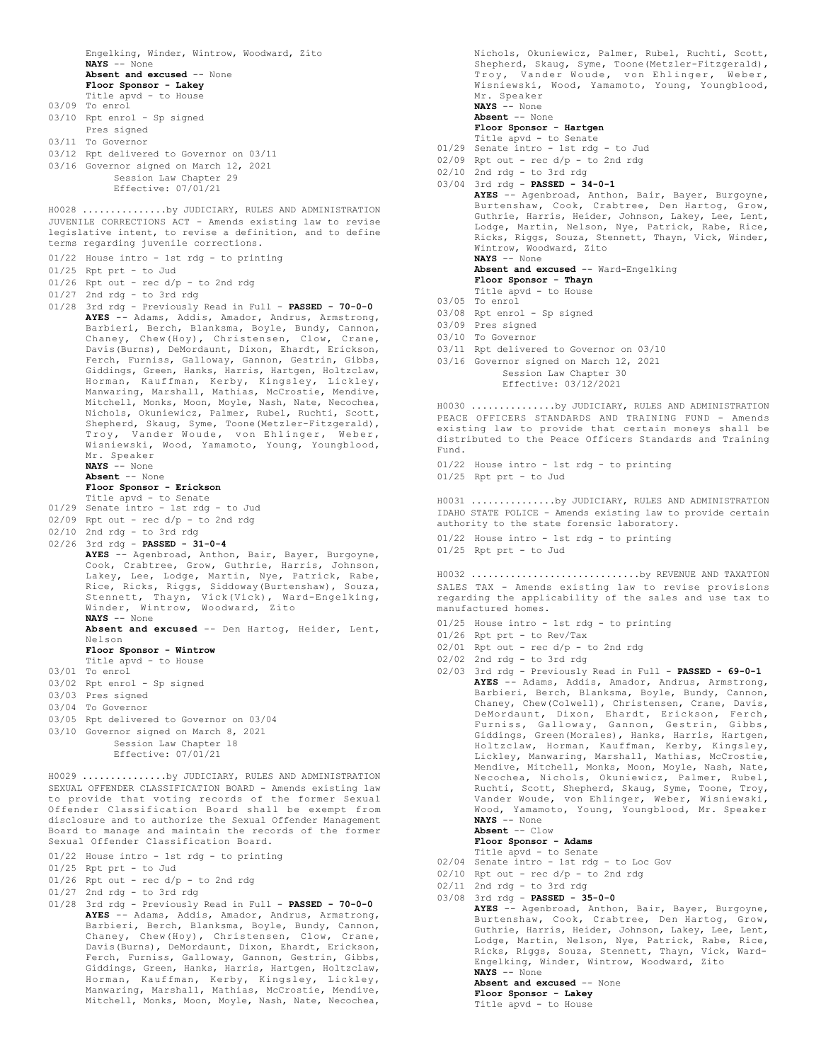Engelking, Winder, Wintrow, Woodward, Zito
**NAYS** -- None
**Absent and excused** -- None
**Floor Sponsor - Lakey**
Title apvd - to House
03/09 To enrol
03/10 Rpt enrol - Sp signed
Pres signed
03/11 To Governor
03/12 Rpt delivered to Governor on 03/11
03/16 Governor signed on March 12, 2021
Session Law Chapter 29
Effective: 07/01/21

H0028 ...............by JUDICIARY, RULES AND ADMINISTRATION
JUVENILE CORRECTIONS ACT - Amends existing law to revise legislative intent, to revise a definition, and to define terms regarding juvenile corrections.

01/22 House intro - 1st rdg - to printing
01/25 Rpt prt - to Jud
01/26 Rpt out - rec d/p - to 2nd rdg
01/27 2nd rdg - to 3rd rdg
01/28 3rd rdg - Previously Read in Full - **PASSED - 70-0-0**
**AYES** -- Adams, Addis, Amador, Andrus, Armstrong, Barbieri, Berch, Blanksma, Boyle, Bundy, Cannon, Chaney, Chew(Hoy), Christensen, Clow, Crane, Davis(Burns), DeMordaunt, Dixon, Ehardt, Erickson, Ferch, Furniss, Galloway, Gannon, Gestrin, Gibbs, Giddings, Green, Hanks, Harris, Hartgen, Holtzclaw, Horman, Kauffman, Kerby, Kingsley, Lickley, Manwaring, Marshall, Mathias, McCrostie, Mendive, Mitchell, Monks, Moon, Moyle, Nash, Nate, Necochea, Nichols, Okuniewicz, Palmer, Rubel, Ruchti, Scott, Shepherd, Skaug, Syme, Toone(Metzler-Fitzgerald), Troy, Vander Woude, von Ehlinger, Weber, Wisniewski, Wood, Yamamoto, Young, Youngblood, Mr. Speaker
**NAYS** -- None
**Absent** -- None
**Floor Sponsor - Erickson**
Title apvd - to Senate
01/29 Senate intro - 1st rdg - to Jud
02/09 Rpt out - rec d/p - to 2nd rdg
02/10 2nd rdg - to 3rd rdg
02/26 3rd rdg - **PASSED - 31-0-4**
**AYES** -- Agenbroad, Anthon, Bair, Bayer, Burgoyne, Cook, Crabtree, Grow, Guthrie, Harris, Johnson, Lakey, Lee, Lodge, Martin, Nye, Patrick, Rabe, Rice, Ricks, Riggs, Siddoway(Burtenshaw), Souza, Stennett, Thayn, Vick(Vick), Ward-Engelking, Winder, Wintrow, Woodward, Zito
**NAYS** -- None
**Absent and excused** -- Den Hartog, Heider, Lent, Nelson
**Floor Sponsor - Wintrow**
Title apvd - to House
03/01 To enrol
03/02 Rpt enrol - Sp signed
03/03 Pres signed
03/04 To Governor
03/05 Rpt delivered to Governor on 03/04
03/10 Governor signed on March 8, 2021
Session Law Chapter 18
Effective: 07/01/21

H0029 ...............by JUDICIARY, RULES AND ADMINISTRATION
SEXUAL OFFENDER CLASSIFICATION BOARD - Amends existing law to provide that voting records of the former Sexual Offender Classification Board shall be exempt from disclosure and to authorize the Sexual Offender Management Board to manage and maintain the records of the former Sexual Offender Classification Board.

01/22 House intro - 1st rdg - to printing
01/25 Rpt prt - to Jud
01/26 Rpt out - rec d/p - to 2nd rdg
01/27 2nd rdg - to 3rd rdg
01/28 3rd rdg - Previously Read in Full - **PASSED - 70-0-0**
**AYES** -- Adams, Addis, Amador, Andrus, Armstrong, Barbieri, Berch, Blanksma, Boyle, Bundy, Cannon, Chaney, Chew(Hoy), Christensen, Clow, Crane, Davis(Burns), DeMordaunt, Dixon, Ehardt, Erickson, Ferch, Furniss, Galloway, Gannon, Gestrin, Gibbs, Giddings, Green, Hanks, Harris, Hartgen, Holtzclaw, Horman, Kauffman, Kerby, Kingsley, Lickley, Manwaring, Marshall, Mathias, McCrostie, Mendive, Mitchell, Monks, Moon, Moyle, Nash, Nate, Necochea, Nichols, Okuniewicz, Palmer, Rubel, Ruchti, Scott, Shepherd, Skaug, Syme, Toone(Metzler-Fitzgerald), Troy, Vander Woude, von Ehlinger, Weber, Wisniewski, Wood, Yamamoto, Young, Youngblood, Mr. Speaker
**NAYS** -- None
**Absent** -- None
**Floor Sponsor - Hartgen**
Title apvd - to Senate
01/29 Senate intro - 1st rdg - to Jud
02/09 Rpt out - rec d/p - to 2nd rdg
02/10 2nd rdg - to 3rd rdg
03/04 3rd rdg - **PASSED - 34-0-1**
**AYES** -- Agenbroad, Anthon, Bair, Bayer, Burgoyne, Burtenshaw, Cook, Crabtree, Den Hartog, Grow, Guthrie, Harris, Heider, Johnson, Lakey, Lee, Lent, Lodge, Martin, Nelson, Nye, Patrick, Rabe, Rice, Ricks, Riggs, Souza, Stennett, Thayn, Vick, Winder, Wintrow, Woodward, Zito
**NAYS** -- None
**Absent and excused** -- Ward-Engelking
**Floor Sponsor - Thayn**
Title apvd - to House
03/05 To enrol
03/08 Rpt enrol - Sp signed
03/09 Pres signed
03/10 To Governor
03/11 Rpt delivered to Governor on 03/10
03/16 Governor signed on March 12, 2021
Session Law Chapter 30
Effective: 03/12/2021

H0030 ...............by JUDICIARY, RULES AND ADMINISTRATION
PEACE OFFICERS STANDARDS AND TRAINING FUND - Amends existing law to provide that certain moneys shall be distributed to the Peace Officers Standards and Training Fund.

01/22 House intro - 1st rdg - to printing
01/25 Rpt prt - to Jud

H0031 ...............by JUDICIARY, RULES AND ADMINISTRATION
IDAHO STATE POLICE - Amends existing law to provide certain authority to the state forensic laboratory.

01/22 House intro - 1st rdg - to printing
01/25 Rpt prt - to Jud

H0032 .............................by REVENUE AND TAXATION
SALES TAX - Amends existing law to revise provisions regarding the applicability of the sales and use tax to manufactured homes.

01/25 House intro - 1st rdg - to printing
01/26 Rpt prt - to Rev/Tax
02/01 Rpt out - rec d/p - to 2nd rdg
02/02 2nd rdg - to 3rd rdg
02/03 3rd rdg - Previously Read in Full - **PASSED - 69-0-1**
**AYES** -- Adams, Addis, Amador, Andrus, Armstrong, Barbieri, Berch, Blanksma, Boyle, Bundy, Cannon, Chaney, Chew(Colwell), Christensen, Crane, Davis, DeMordaunt, Dixon, Ehardt, Erickson, Ferch, Furniss, Galloway, Gannon, Gestrin, Gibbs, Giddings, Green(Morales), Hanks, Harris, Hartgen, Holtzclaw, Horman, Kauffman, Kerby, Kingsley, Lickley, Manwaring, Marshall, Mathias, McCrostie, Mendive, Mitchell, Monks, Moon, Moyle, Nash, Nate, Necochea, Nichols, Okuniewicz, Palmer, Rubel, Ruchti, Scott, Shepherd, Skaug, Syme, Toone, Troy, Vander Woude, von Ehlinger, Weber, Wisniewski, Wood, Yamamoto, Young, Youngblood, Mr. Speaker
**NAYS** -- None
**Absent** -- Clow
**Floor Sponsor - Adams**
Title apvd - to Senate
02/04 Senate intro - 1st rdg - to Loc Gov
02/10 Rpt out - rec d/p - to 2nd rdg
02/11 2nd rdg - to 3rd rdg
03/08 3rd rdg - **PASSED - 35-0-0**
**AYES** -- Agenbroad, Anthon, Bair, Bayer, Burgoyne, Burtenshaw, Cook, Crabtree, Den Hartog, Grow, Guthrie, Harris, Heider, Johnson, Lakey, Lee, Lent, Lodge, Martin, Nelson, Nye, Patrick, Rabe, Rice, Ricks, Riggs, Souza, Stennett, Thayn, Vick, Ward-Engelking, Winder, Wintrow, Woodward, Zito
**NAYS** -- None
**Absent and excused** -- None
**Floor Sponsor - Lakey**
Title apvd - to House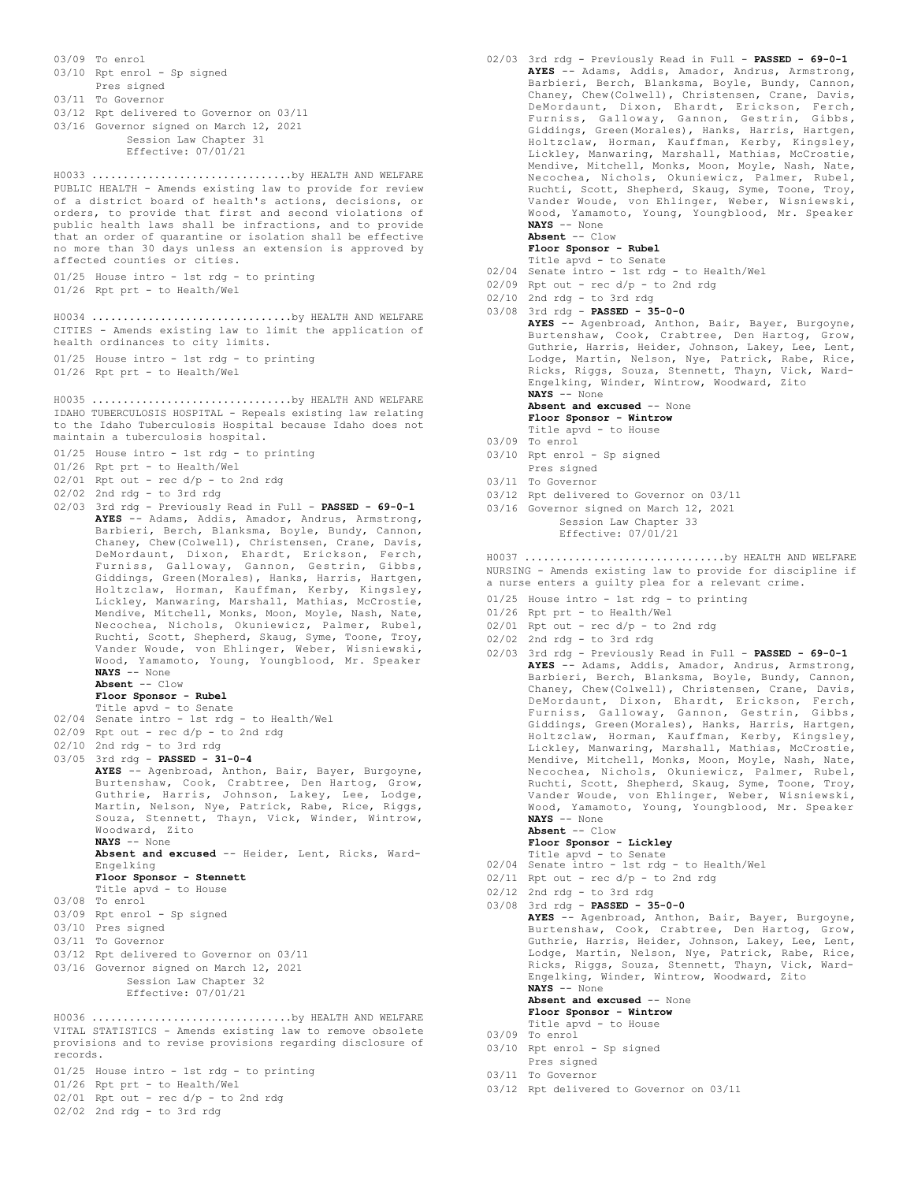03/09 To enrol
03/10 Rpt enrol - Sp signed
Pres signed
03/11 To Governor
03/12 Rpt delivered to Governor on 03/11
03/16 Governor signed on March 12, 2021
Session Law Chapter 31
Effective: 07/01/21

H0033 ................................by HEALTH AND WELFARE
PUBLIC HEALTH - Amends existing law to provide for review of a district board of health's actions, decisions, or orders, to provide that first and second violations of public health laws shall be infractions, and to provide that an order of quarantine or isolation shall be effective no more than 30 days unless an extension is approved by affected counties or cities.

01/25 House intro - 1st rdg - to printing
01/26 Rpt prt - to Health/Wel

H0034 ................................by HEALTH AND WELFARE
CITIES - Amends existing law to limit the application of health ordinances to city limits.

01/25 House intro - 1st rdg - to printing
01/26 Rpt prt - to Health/Wel

H0035 ................................by HEALTH AND WELFARE
IDAHO TUBERCULOSIS HOSPITAL - Repeals existing law relating to the Idaho Tuberculosis Hospital because Idaho does not maintain a tuberculosis hospital.

01/25 House intro - 1st rdg - to printing
01/26 Rpt prt - to Health/Wel
02/01 Rpt out - rec d/p - to 2nd rdg
02/02 2nd rdg - to 3rd rdg
02/03 3rd rdg - Previously Read in Full - **PASSED - 69-0-1**
**AYES** -- Adams, Addis, Amador, Andrus, Armstrong, Barbieri, Berch, Blanksma, Boyle, Bundy, Cannon, Chaney, Chew(Colwell), Christensen, Crane, Davis, DeMordaunt, Dixon, Ehardt, Erickson, Ferch, Furniss, Galloway, Gannon, Gestrin, Gibbs, Giddings, Green(Morales), Hanks, Harris, Hartgen, Holtzclaw, Horman, Kauffman, Kerby, Kingsley, Lickley, Manwaring, Marshall, Mathias, McCrostie, Mendive, Mitchell, Monks, Moon, Moyle, Nash, Nate, Necochea, Nichols, Okuniewicz, Palmer, Rubel, Ruchti, Scott, Shepherd, Skaug, Syme, Toone, Troy, Vander Woude, von Ehlinger, Weber, Wisniewski, Wood, Yamamoto, Young, Youngblood, Mr. Speaker
**NAYS** -- None
**Absent** -- Clow
**Floor Sponsor - Rubel**
Title apvd - to Senate
02/04 Senate intro - 1st rdg - to Health/Wel
02/09 Rpt out - rec d/p - to 2nd rdg
02/10 2nd rdg - to 3rd rdg
03/05 3rd rdg - **PASSED - 31-0-4**
**AYES** -- Agenbroad, Anthon, Bair, Bayer, Burgoyne, Burtenshaw, Cook, Crabtree, Den Hartog, Grow, Guthrie, Harris, Johnson, Lakey, Lee, Lodge, Martin, Nelson, Nye, Patrick, Rabe, Rice, Riggs, Souza, Stennett, Thayn, Vick, Winder, Wintrow, Woodward, Zito
**NAYS** -- None
**Absent and excused** -- Heider, Lent, Ricks, Ward-Engelking
**Floor Sponsor - Stennett**
Title apvd - to House
03/08 To enrol
03/09 Rpt enrol - Sp signed
03/10 Pres signed
03/11 To Governor
03/12 Rpt delivered to Governor on 03/11
03/16 Governor signed on March 12, 2021
Session Law Chapter 32
Effective: 07/01/21

H0036 ................................by HEALTH AND WELFARE
VITAL STATISTICS - Amends existing law to remove obsolete provisions and to revise provisions regarding disclosure of records.

01/25 House intro - 1st rdg - to printing
01/26 Rpt prt - to Health/Wel
02/01 Rpt out - rec d/p - to 2nd rdg
02/02 2nd rdg - to 3rd rdg
02/03 3rd rdg - Previously Read in Full - **PASSED - 69-0-1**
**AYES** -- Adams, Addis, Amador, Andrus, Armstrong, Barbieri, Berch, Blanksma, Boyle, Bundy, Cannon, Chaney, Chew(Colwell), Christensen, Crane, Davis, DeMordaunt, Dixon, Ehardt, Erickson, Ferch, Furniss, Galloway, Gannon, Gestrin, Gibbs, Giddings, Green(Morales), Hanks, Harris, Hartgen, Holtzclaw, Horman, Kauffman, Kerby, Kingsley, Lickley, Manwaring, Marshall, Mathias, McCrostie, Mendive, Mitchell, Monks, Moon, Moyle, Nash, Nate, Necochea, Nichols, Okuniewicz, Palmer, Rubel, Ruchti, Scott, Shepherd, Skaug, Syme, Toone, Troy, Vander Woude, von Ehlinger, Weber, Wisniewski, Wood, Yamamoto, Young, Youngblood, Mr. Speaker
**NAYS** -- None
**Absent** -- Clow
**Floor Sponsor - Rubel**
Title apvd - to Senate
02/04 Senate intro - 1st rdg - to Health/Wel
02/09 Rpt out - rec d/p - to 2nd rdg
02/10 2nd rdg - to 3rd rdg
03/08 3rd rdg - **PASSED - 35-0-0**
**AYES** -- Agenbroad, Anthon, Bair, Bayer, Burgoyne, Burtenshaw, Cook, Crabtree, Den Hartog, Grow, Guthrie, Harris, Heider, Johnson, Lakey, Lee, Lent, Lodge, Martin, Nelson, Nye, Patrick, Rabe, Rice, Ricks, Riggs, Souza, Stennett, Thayn, Vick, Ward-Engelking, Winder, Wintrow, Woodward, Zito
**NAYS** -- None
**Absent and excused** -- None
**Floor Sponsor - Wintrow**
Title apvd - to House
03/09 To enrol
03/10 Rpt enrol - Sp signed
Pres signed
03/11 To Governor
03/12 Rpt delivered to Governor on 03/11
03/16 Governor signed on March 12, 2021
Session Law Chapter 33
Effective: 07/01/21

H0037 ................................by HEALTH AND WELFARE
NURSING - Amends existing law to provide for discipline if a nurse enters a guilty plea for a relevant crime.

01/25 House intro - 1st rdg - to printing
01/26 Rpt prt - to Health/Wel
02/01 Rpt out - rec d/p - to 2nd rdg
02/02 2nd rdg - to 3rd rdg
02/03 3rd rdg - Previously Read in Full - **PASSED - 69-0-1**
**AYES** -- Adams, Addis, Amador, Andrus, Armstrong, Barbieri, Berch, Blanksma, Boyle, Bundy, Cannon, Chaney, Chew(Colwell), Christensen, Crane, Davis, DeMordaunt, Dixon, Ehardt, Erickson, Ferch, Furniss, Galloway, Gannon, Gestrin, Gibbs, Giddings, Green(Morales), Hanks, Harris, Hartgen, Holtzclaw, Horman, Kauffman, Kerby, Kingsley, Lickley, Manwaring, Marshall, Mathias, McCrostie, Mendive, Mitchell, Monks, Moon, Moyle, Nash, Nate, Necochea, Nichols, Okuniewicz, Palmer, Rubel, Ruchti, Scott, Shepherd, Skaug, Syme, Toone, Troy, Vander Woude, von Ehlinger, Weber, Wisniewski, Wood, Yamamoto, Young, Youngblood, Mr. Speaker
**NAYS** -- None
**Absent** -- Clow
**Floor Sponsor - Lickley**
Title apvd - to Senate
02/04 Senate intro - 1st rdg - to Health/Wel
02/11 Rpt out - rec d/p - to 2nd rdg
02/12 2nd rdg - to 3rd rdg
03/08 3rd rdg - **PASSED - 35-0-0**
**AYES** -- Agenbroad, Anthon, Bair, Bayer, Burgoyne, Burtenshaw, Cook, Crabtree, Den Hartog, Grow, Guthrie, Harris, Heider, Johnson, Lakey, Lee, Lent, Lodge, Martin, Nelson, Nye, Patrick, Rabe, Rice, Ricks, Riggs, Souza, Stennett, Thayn, Vick, Ward-Engelking, Winder, Wintrow, Woodward, Zito
**NAYS** -- None
**Absent and excused** -- None
**Floor Sponsor - Wintrow**
Title apvd - to House
03/09 To enrol
03/10 Rpt enrol - Sp signed
Pres signed
03/11 To Governor
03/12 Rpt delivered to Governor on 03/11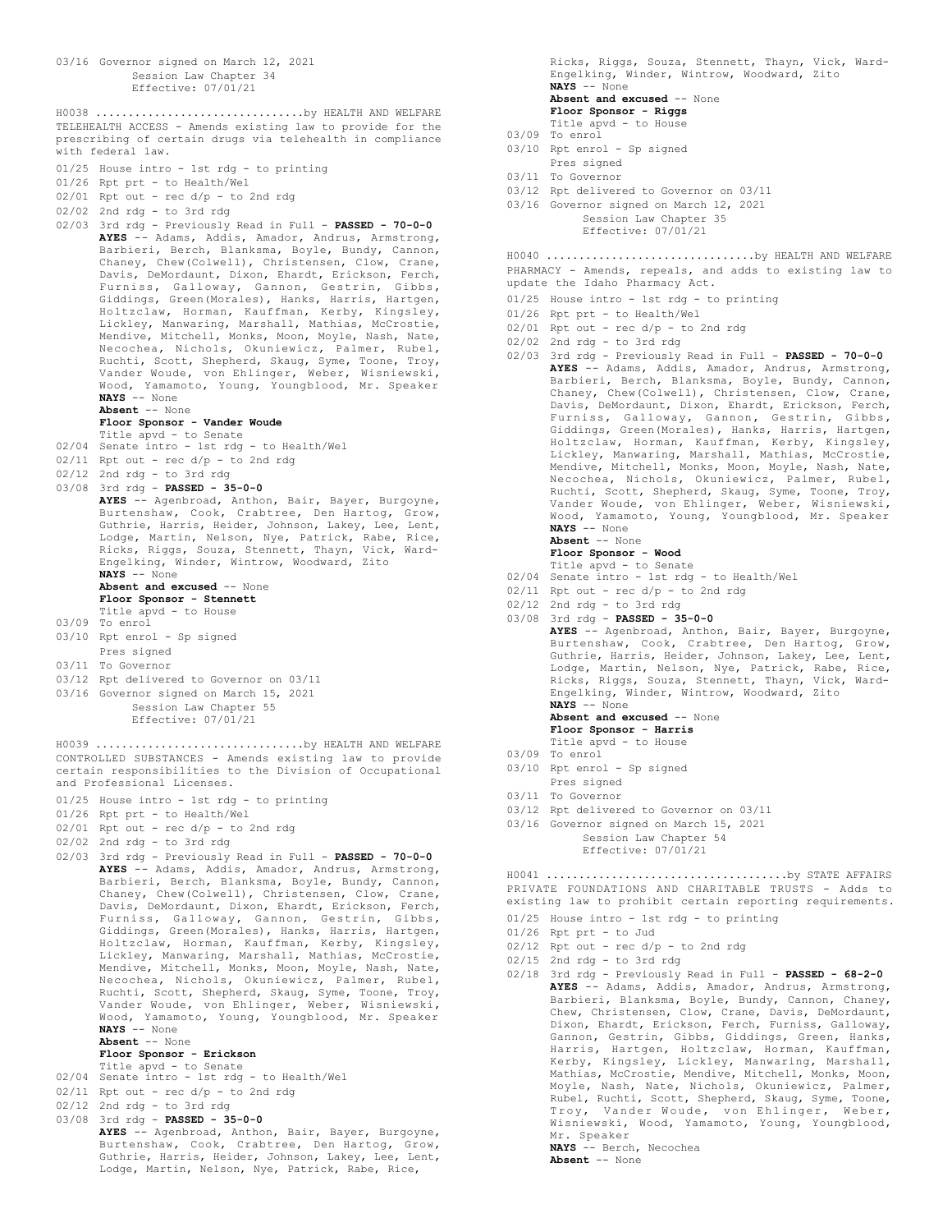03/16 Governor signed on March 12, 2021
Session Law Chapter 34
Effective: 07/01/21

H0038 ...............................by HEALTH AND WELFARE
TELEHEALTH ACCESS - Amends existing law to provide for the prescribing of certain drugs via telehealth in compliance with federal law.

01/25 House intro - 1st rdg - to printing
01/26 Rpt prt - to Health/Wel
02/01 Rpt out - rec d/p - to 2nd rdg
02/02 2nd rdg - to 3rd rdg
02/03 3rd rdg - Previously Read in Full - **PASSED - 70-0-0**
**AYES** -- Adams, Addis, Amador, Andrus, Armstrong, Barbieri, Berch, Blanksma, Boyle, Bundy, Cannon, Chaney, Chew(Colwell), Christensen, Clow, Crane, Davis, DeMordaunt, Dixon, Ehardt, Erickson, Ferch, Furniss, Galloway, Gannon, Gestrin, Gibbs, Giddings, Green(Morales), Hanks, Harris, Hartgen, Holtzclaw, Horman, Kauffman, Kerby, Kingsley, Lickley, Manwaring, Marshall, Mathias, McCrostie, Mendive, Mitchell, Monks, Moon, Moyle, Nash, Nate, Necochea, Nichols, Okuniewicz, Palmer, Rubel, Ruchti, Scott, Shepherd, Skaug, Syme, Toone, Troy, Vander Woude, von Ehlinger, Weber, Wisniewski, Wood, Yamamoto, Young, Youngblood, Mr. Speaker
**NAYS** -- None
**Absent** -- None
**Floor Sponsor - Vander Woude**
Title apvd - to Senate
02/04 Senate intro - 1st rdg - to Health/Wel
02/11 Rpt out - rec d/p - to 2nd rdg
02/12 2nd rdg - to 3rd rdg
03/08 3rd rdg - **PASSED - 35-0-0**
**AYES** -- Agenbroad, Anthon, Bair, Bayer, Burgoyne, Burtenshaw, Cook, Crabtree, Den Hartog, Grow, Guthrie, Harris, Heider, Johnson, Lakey, Lee, Lent, Lodge, Martin, Nelson, Nye, Patrick, Rabe, Rice, Ricks, Riggs, Souza, Stennett, Thayn, Vick, Ward-Engelking, Winder, Wintrow, Woodward, Zito
**NAYS** -- None
**Absent and excused** -- None
**Floor Sponsor - Stennett**
Title apvd - to House
03/09 To enrol
03/10 Rpt enrol - Sp signed
Pres signed
03/11 To Governor
03/12 Rpt delivered to Governor on 03/11
03/16 Governor signed on March 15, 2021
Session Law Chapter 55
Effective: 07/01/21

H0039 ...............................by HEALTH AND WELFARE
CONTROLLED SUBSTANCES - Amends existing law to provide certain responsibilities to the Division of Occupational and Professional Licenses.

01/25 House intro - 1st rdg - to printing
01/26 Rpt prt - to Health/Wel
02/01 Rpt out - rec d/p - to 2nd rdg
02/02 2nd rdg - to 3rd rdg
02/03 3rd rdg - Previously Read in Full - **PASSED - 70-0-0**
**AYES** -- Adams, Addis, Amador, Andrus, Armstrong, Barbieri, Berch, Blanksma, Boyle, Bundy, Cannon, Chaney, Chew(Colwell), Christensen, Clow, Crane, Davis, DeMordaunt, Dixon, Ehardt, Erickson, Ferch, Furniss, Galloway, Gannon, Gestrin, Gibbs, Giddings, Green(Morales), Hanks, Harris, Hartgen, Holtzclaw, Horman, Kauffman, Kerby, Kingsley, Lickley, Manwaring, Marshall, Mathias, McCrostie, Mendive, Mitchell, Monks, Moon, Moyle, Nash, Nate, Necochea, Nichols, Okuniewicz, Palmer, Rubel, Ruchti, Scott, Shepherd, Skaug, Syme, Toone, Troy, Vander Woude, von Ehlinger, Weber, Wisniewski, Wood, Yamamoto, Young, Youngblood, Mr. Speaker
**NAYS** -- None
**Absent** -- None
**Floor Sponsor - Erickson**
Title apvd - to Senate
02/04 Senate intro - 1st rdg - to Health/Wel
02/11 Rpt out - rec d/p - to 2nd rdg
02/12 2nd rdg - to 3rd rdg
03/08 3rd rdg - **PASSED - 35-0-0**
**AYES** -- Agenbroad, Anthon, Bair, Bayer, Burgoyne, Burtenshaw, Cook, Crabtree, Den Hartog, Grow, Guthrie, Harris, Heider, Johnson, Lakey, Lee, Lent, Lodge, Martin, Nelson, Nye, Patrick, Rabe, Rice, Ricks, Riggs, Souza, Stennett, Thayn, Vick, Ward-Engelking, Winder, Wintrow, Woodward, Zito
**NAYS** -- None
**Absent and excused** -- None
**Floor Sponsor - Riggs**
Title apvd - to House
03/09 To enrol
03/10 Rpt enrol - Sp signed
Pres signed
03/11 To Governor
03/12 Rpt delivered to Governor on 03/11
03/16 Governor signed on March 12, 2021
Session Law Chapter 35
Effective: 07/01/21

H0040 ...............................by HEALTH AND WELFARE
PHARMACY - Amends, repeals, and adds to existing law to update the Idaho Pharmacy Act.

01/25 House intro - 1st rdg - to printing
01/26 Rpt prt - to Health/Wel
02/01 Rpt out - rec d/p - to 2nd rdg
02/02 2nd rdg - to 3rd rdg
02/03 3rd rdg - Previously Read in Full - **PASSED - 70-0-0**
**AYES** -- Adams, Addis, Amador, Andrus, Armstrong, Barbieri, Berch, Blanksma, Boyle, Bundy, Cannon, Chaney, Chew(Colwell), Christensen, Clow, Crane, Davis, DeMordaunt, Dixon, Ehardt, Erickson, Ferch, Furniss, Galloway, Gannon, Gestrin, Gibbs, Giddings, Green(Morales), Hanks, Harris, Hartgen, Holtzclaw, Horman, Kauffman, Kerby, Kingsley, Lickley, Manwaring, Marshall, Mathias, McCrostie, Mendive, Mitchell, Monks, Moon, Moyle, Nash, Nate, Necochea, Nichols, Okuniewicz, Palmer, Rubel, Ruchti, Scott, Shepherd, Skaug, Syme, Toone, Troy, Vander Woude, von Ehlinger, Weber, Wisniewski, Wood, Yamamoto, Young, Youngblood, Mr. Speaker
**NAYS** -- None
**Absent** -- None
**Floor Sponsor - Wood**
Title apvd - to Senate
02/04 Senate intro - 1st rdg - to Health/Wel
02/11 Rpt out - rec d/p - to 2nd rdg
02/12 2nd rdg - to 3rd rdg
03/08 3rd rdg - **PASSED - 35-0-0**
**AYES** -- Agenbroad, Anthon, Bair, Bayer, Burgoyne, Burtenshaw, Cook, Crabtree, Den Hartog, Grow, Guthrie, Harris, Heider, Johnson, Lakey, Lee, Lent, Lodge, Martin, Nelson, Nye, Patrick, Rabe, Rice, Ricks, Riggs, Souza, Stennett, Thayn, Vick, Ward-Engelking, Winder, Wintrow, Woodward, Zito
**NAYS** -- None
**Absent and excused** -- None
**Floor Sponsor - Harris**
Title apvd - to House
03/09 To enrol
03/10 Rpt enrol - Sp signed
Pres signed
03/11 To Governor
03/12 Rpt delivered to Governor on 03/11
03/16 Governor signed on March 15, 2021
Session Law Chapter 54
Effective: 07/01/21

H0041 ....................................by STATE AFFAIRS
PRIVATE FOUNDATIONS AND CHARITABLE TRUSTS - Adds to existing law to prohibit certain reporting requirements.

01/25 House intro - 1st rdg - to printing
01/26 Rpt prt - to Jud
02/12 Rpt out - rec d/p - to 2nd rdg
02/15 2nd rdg - to 3rd rdg
02/18 3rd rdg - Previously Read in Full - **PASSED - 68-2-0**
**AYES** -- Adams, Addis, Amador, Andrus, Armstrong, Barbieri, Blanksma, Boyle, Bundy, Cannon, Chaney, Chew, Christensen, Clow, Crane, Davis, DeMordaunt, Dixon, Ehardt, Erickson, Ferch, Furniss, Galloway, Gannon, Gestrin, Gibbs, Giddings, Green, Hanks, Harris, Hartgen, Holtzclaw, Horman, Kauffman, Kerby, Kingsley, Lickley, Manwaring, Marshall, Mathias, McCrostie, Mendive, Mitchell, Monks, Moon, Moyle, Nash, Nate, Nichols, Okuniewicz, Palmer, Rubel, Ruchti, Scott, Shepherd, Skaug, Syme, Toone, Troy, Vander Woude, von Ehlinger, Weber, Wisniewski, Wood, Yamamoto, Young, Youngblood, Mr. Speaker
**NAYS** -- Berch, Necochea
**Absent** -- None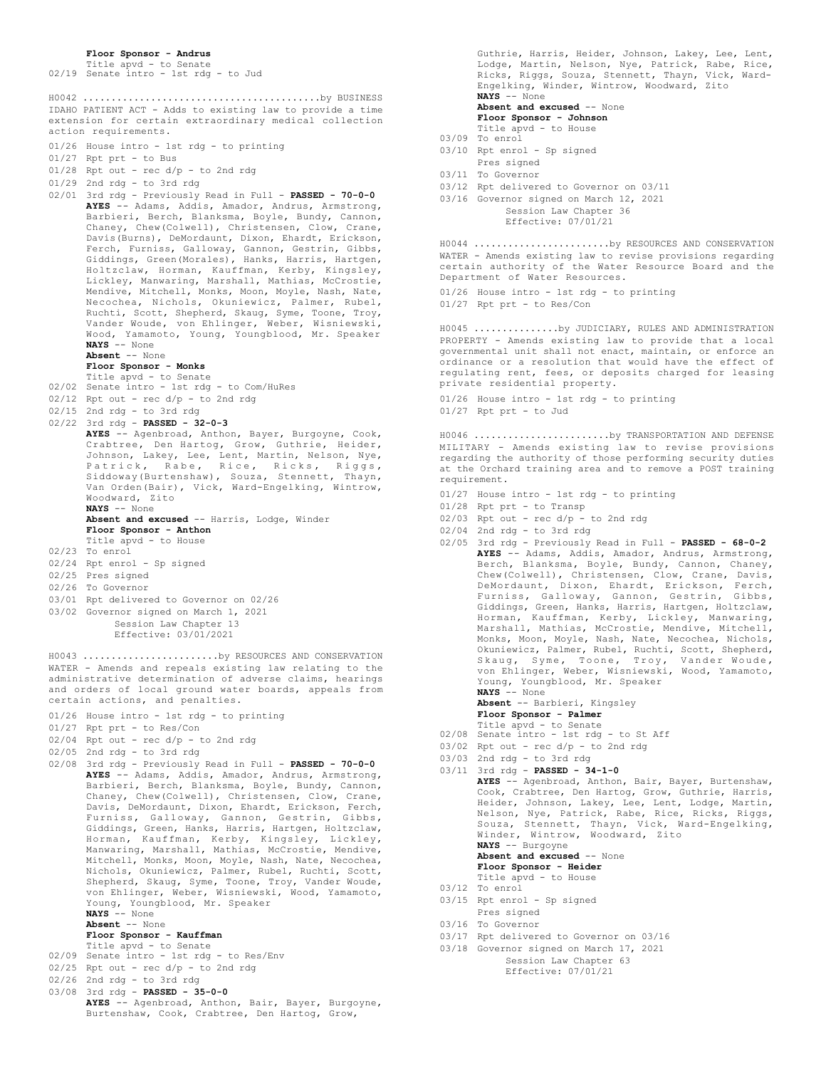**Floor Sponsor - Andrus**
Title apvd - to Senate
02/19 Senate intro - 1st rdg - to Jud

H0042 ........................................by BUSINESS
IDAHO PATIENT ACT - Adds to existing law to provide a time extension for certain extraordinary medical collection action requirements.

01/26 House intro - 1st rdg - to printing
01/27 Rpt prt - to Bus
01/28 Rpt out - rec d/p - to 2nd rdg
01/29 2nd rdg - to 3rd rdg
02/01 3rd rdg - Previously Read in Full - **PASSED - 70-0-0**
**AYES** -- Adams, Addis, Amador, Andrus, Armstrong, Barbieri, Berch, Blanksma, Boyle, Bundy, Cannon, Chaney, Chew(Colwell), Christensen, Clow, Crane, Davis(Burns), DeMordaunt, Dixon, Ehardt, Erickson, Ferch, Furniss, Galloway, Gannon, Gestrin, Gibbs, Giddings, Green(Morales), Hanks, Harris, Hartgen, Holtzclaw, Horman, Kauffman, Kerby, Kingsley, Lickley, Manwaring, Marshall, Mathias, McCrostie, Mendive, Mitchell, Monks, Moon, Moyle, Nash, Nate, Necochea, Nichols, Okuniewicz, Palmer, Rubel, Ruchti, Scott, Shepherd, Skaug, Syme, Toone, Troy, Vander Woude, von Ehlinger, Weber, Wisniewski, Wood, Yamamoto, Young, Youngblood, Mr. Speaker
**NAYS** -- None
**Absent** -- None
**Floor Sponsor - Monks**
Title apvd - to Senate
02/02 Senate intro - 1st rdg - to Com/HuRes
02/12 Rpt out - rec d/p - to 2nd rdg
02/15 2nd rdg - to 3rd rdg
02/22 3rd rdg - **PASSED - 32-0-3**
**AYES** -- Agenbroad, Anthon, Bayer, Burgoyne, Cook, Crabtree, Den Hartog, Grow, Guthrie, Heider, Johnson, Lakey, Lee, Lent, Martin, Nelson, Nye, Patrick, Rabe, Rice, Ricks, Riggs, Siddoway(Burtenshaw), Souza, Stennett, Thayn, Van Orden(Bair), Vick, Ward-Engelking, Wintrow, Woodward, Zito
**NAYS** -- None
**Absent and excused** -- Harris, Lodge, Winder
**Floor Sponsor - Anthon**
Title apvd - to House
02/23 To enrol
02/24 Rpt enrol - Sp signed
02/25 Pres signed
02/26 To Governor
03/01 Rpt delivered to Governor on 02/26
03/02 Governor signed on March 1, 2021
Session Law Chapter 13
Effective: 03/01/2021

H0043 ........................by RESOURCES AND CONSERVATION
WATER - Amends and repeals existing law relating to the administrative determination of adverse claims, hearings and orders of local ground water boards, appeals from certain actions, and penalties.

01/26 House intro - 1st rdg - to printing
01/27 Rpt prt - to Res/Con
02/04 Rpt out - rec d/p - to 2nd rdg
02/05 2nd rdg - to 3rd rdg
02/08 3rd rdg - Previously Read in Full - **PASSED - 70-0-0**
**AYES** -- Adams, Addis, Amador, Andrus, Armstrong, Barbieri, Berch, Blanksma, Boyle, Bundy, Cannon, Chaney, Chew(Colwell), Christensen, Clow, Crane, Davis, DeMordaunt, Dixon, Ehardt, Erickson, Ferch, Furniss, Galloway, Gannon, Gestrin, Gibbs, Giddings, Green, Hanks, Harris, Hartgen, Holtzclaw, Horman, Kauffman, Kerby, Kingsley, Lickley, Manwaring, Marshall, Mathias, McCrostie, Mendive, Mitchell, Monks, Moon, Moyle, Nash, Nate, Necochea, Nichols, Okuniewicz, Palmer, Rubel, Ruchti, Scott, Shepherd, Skaug, Syme, Toone, Troy, Vander Woude, von Ehlinger, Weber, Wisniewski, Wood, Yamamoto, Young, Youngblood, Mr. Speaker
**NAYS** -- None
**Absent** -- None
**Floor Sponsor - Kauffman**
Title apvd - to Senate
02/09 Senate intro - 1st rdg - to Res/Env
02/25 Rpt out - rec d/p - to 2nd rdg
02/26 2nd rdg - to 3rd rdg
03/08 3rd rdg - **PASSED - 35-0-0**
**AYES** -- Agenbroad, Anthon, Bair, Bayer, Burgoyne, Burtenshaw, Cook, Crabtree, Den Hartog, Grow, Guthrie, Harris, Heider, Johnson, Lakey, Lee, Lent, Lodge, Martin, Nelson, Nye, Patrick, Rabe, Rice, Ricks, Riggs, Souza, Stennett, Thayn, Vick, Ward-Engelking, Winder, Wintrow, Woodward, Zito
**NAYS** -- None
**Absent and excused** -- None
**Floor Sponsor - Johnson**
Title apvd - to House
03/09 To enrol
03/10 Rpt enrol - Sp signed
Pres signed
03/11 To Governor
03/12 Rpt delivered to Governor on 03/11
03/16 Governor signed on March 12, 2021
Session Law Chapter 36
Effective: 07/01/21

H0044 ........................by RESOURCES AND CONSERVATION
WATER - Amends existing law to revise provisions regarding certain authority of the Water Resource Board and the Department of Water Resources.

01/26 House intro - 1st rdg - to printing
01/27 Rpt prt - to Res/Con

H0045 ..............by JUDICIARY, RULES AND ADMINISTRATION
PROPERTY - Amends existing law to provide that a local governmental unit shall not enact, maintain, or enforce an ordinance or a resolution that would have the effect of regulating rent, fees, or deposits charged for leasing private residential property.

01/26 House intro - 1st rdg - to printing
01/27 Rpt prt - to Jud

H0046 ........................by TRANSPORTATION AND DEFENSE
MILITARY - Amends existing law to revise provisions regarding the authority of those performing security duties at the Orchard training area and to remove a POST training requirement.

01/27 House intro - 1st rdg - to printing
01/28 Rpt prt - to Transp
02/03 Rpt out - rec d/p - to 2nd rdg
02/04 2nd rdg - to 3rd rdg
02/05 3rd rdg - Previously Read in Full - **PASSED - 68-0-2**
**AYES** -- Adams, Addis, Amador, Andrus, Armstrong, Berch, Blanksma, Boyle, Bundy, Cannon, Chaney, Chew(Colwell), Christensen, Clow, Crane, Davis, DeMordaunt, Dixon, Ehardt, Erickson, Ferch, Furniss, Galloway, Gannon, Gestrin, Gibbs, Giddings, Green, Hanks, Harris, Hartgen, Holtzclaw, Horman, Kauffman, Kerby, Lickley, Manwaring, Marshall, Mathias, McCrostie, Mendive, Mitchell, Monks, Moon, Moyle, Nash, Nate, Necochea, Nichols, Okuniewicz, Palmer, Rubel, Ruchti, Scott, Shepherd, Skaug, Syme, Toone, Troy, Vander Woude, von Ehlinger, Weber, Wisniewski, Wood, Yamamoto, Young, Youngblood, Mr. Speaker
**NAYS** -- None
**Absent** -- Barbieri, Kingsley
**Floor Sponsor - Palmer**
Title apvd - to Senate
02/08 Senate intro - 1st rdg - to St Aff
03/02 Rpt out - rec d/p - to 2nd rdg
03/03 2nd rdg - to 3rd rdg
03/11 3rd rdg - **PASSED - 34-1-0**
**AYES** -- Agenbroad, Anthon, Bair, Bayer, Burtenshaw, Cook, Crabtree, Den Hartog, Grow, Guthrie, Harris, Heider, Johnson, Lakey, Lee, Lent, Lodge, Martin, Nelson, Nye, Patrick, Rabe, Rice, Ricks, Riggs, Souza, Stennett, Thayn, Vick, Ward-Engelking, Winder, Wintrow, Woodward, Zito
**NAYS** -- Burgoyne
**Absent and excused** -- None
**Floor Sponsor - Heider**
Title apvd - to House
03/12 To enrol
03/15 Rpt enrol - Sp signed
Pres signed
03/16 To Governor
03/17 Rpt delivered to Governor on 03/16
03/18 Governor signed on March 17, 2021
Session Law Chapter 63
Effective: 07/01/21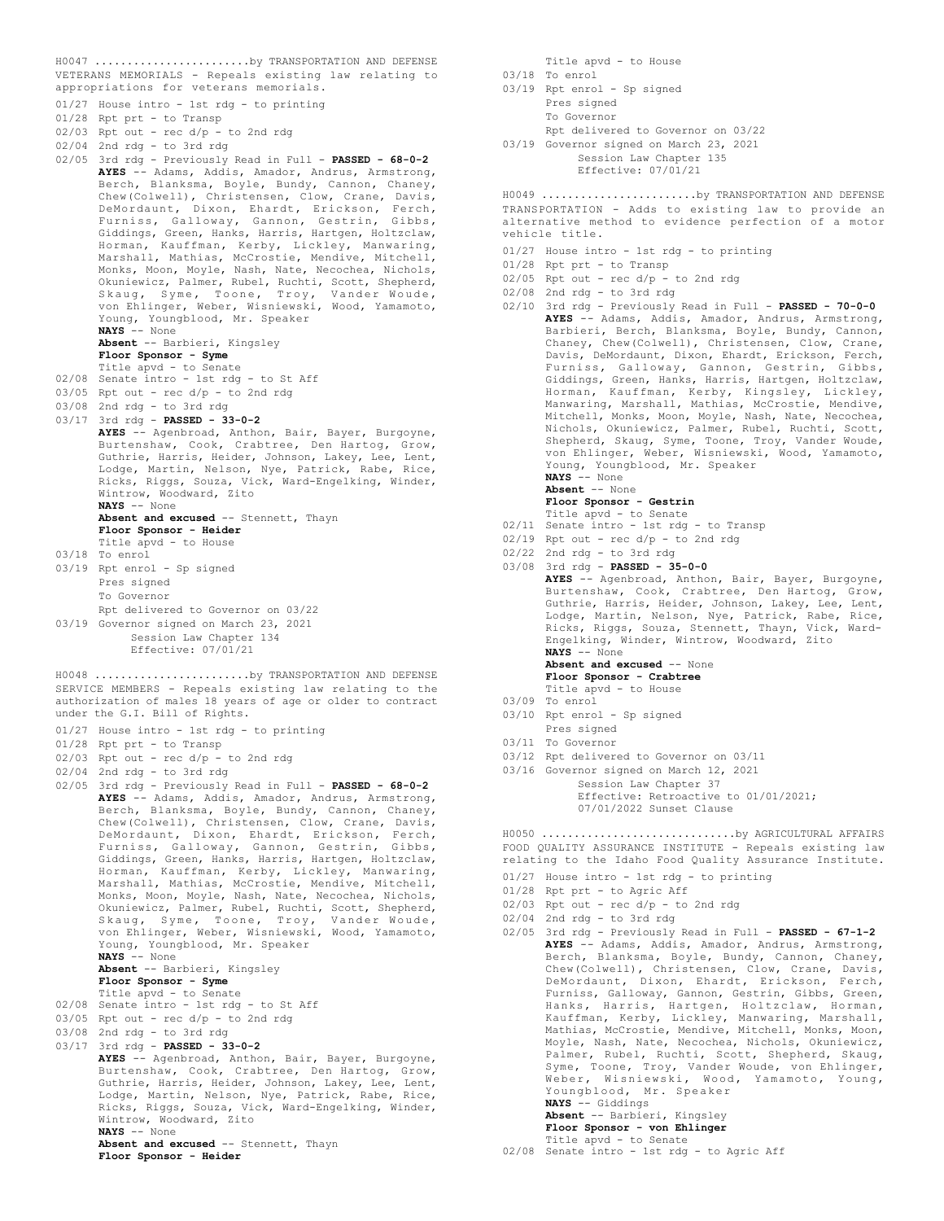H0047 .......................by TRANSPORTATION AND DEFENSE
VETERANS MEMORIALS - Repeals existing law relating to appropriations for veterans memorials.

01/27 House intro - 1st rdg - to printing
01/28 Rpt prt - to Transp
02/03 Rpt out - rec d/p - to 2nd rdg
02/04 2nd rdg - to 3rd rdg
02/05 3rd rdg - Previously Read in Full - **PASSED - 68-0-2**
**AYES** -- Adams, Addis, Amador, Andrus, Armstrong, Berch, Blanksma, Boyle, Bundy, Cannon, Chaney, Chew(Colwell), Christensen, Clow, Crane, Davis, DeMordaunt, Dixon, Ehardt, Erickson, Ferch, Furniss, Galloway, Gannon, Gestrin, Gibbs, Giddings, Green, Hanks, Harris, Hartgen, Holtzclaw, Horman, Kauffman, Kerby, Lickley, Manwaring, Marshall, Mathias, McCrostie, Mendive, Mitchell, Monks, Moon, Moyle, Nash, Nate, Necochea, Nichols, Okuniewicz, Palmer, Rubel, Ruchti, Scott, Shepherd, Skaug, Syme, Toone, Troy, Vander Woude, von Ehlinger, Weber, Wisniewski, Wood, Yamamoto, Young, Youngblood, Mr. Speaker
**NAYS** -- None
**Absent** -- Barbieri, Kingsley
**Floor Sponsor - Syme**
Title apvd - to Senate
02/08 Senate intro - 1st rdg - to St Aff
03/05 Rpt out - rec d/p - to 2nd rdg
03/08 2nd rdg - to 3rd rdg
03/17 3rd rdg - **PASSED - 33-0-2**
**AYES** -- Agenbroad, Anthon, Bair, Bayer, Burgoyne, Burtenshaw, Cook, Crabtree, Den Hartog, Grow, Guthrie, Harris, Heider, Johnson, Lakey, Lee, Lent, Lodge, Martin, Nelson, Nye, Patrick, Rabe, Rice, Ricks, Riggs, Souza, Vick, Ward-Engelking, Winder, Wintrow, Woodward, Zito
**NAYS** -- None
**Absent and excused** -- Stennett, Thayn
**Floor Sponsor - Heider**
Title apvd - to House
03/18 To enrol
03/19 Rpt enrol - Sp signed
Pres signed
To Governor
Rpt delivered to Governor on 03/22
03/19 Governor signed on March 23, 2021
Session Law Chapter 134
Effective: 07/01/21

H0048 .......................by TRANSPORTATION AND DEFENSE
SERVICE MEMBERS - Repeals existing law relating to the authorization of males 18 years of age or older to contract under the G.I. Bill of Rights.

01/27 House intro - 1st rdg - to printing
01/28 Rpt prt - to Transp
02/03 Rpt out - rec d/p - to 2nd rdg
02/04 2nd rdg - to 3rd rdg
02/05 3rd rdg - Previously Read in Full - **PASSED - 68-0-2**
**AYES** -- Adams, Addis, Amador, Andrus, Armstrong, Berch, Blanksma, Boyle, Bundy, Cannon, Chaney, Chew(Colwell), Christensen, Clow, Crane, Davis, DeMordaunt, Dixon, Ehardt, Erickson, Ferch, Furniss, Galloway, Gannon, Gestrin, Gibbs, Giddings, Green, Hanks, Harris, Hartgen, Holtzclaw, Horman, Kauffman, Kerby, Lickley, Manwaring, Marshall, Mathias, McCrostie, Mendive, Mitchell, Monks, Moon, Moyle, Nash, Nate, Necochea, Nichols, Okuniewicz, Palmer, Rubel, Ruchti, Scott, Shepherd, Skaug, Syme, Toone, Troy, Vander Woude, von Ehlinger, Weber, Wisniewski, Wood, Yamamoto, Young, Youngblood, Mr. Speaker
**NAYS** -- None
**Absent** -- Barbieri, Kingsley
**Floor Sponsor - Syme**
Title apvd - to Senate
02/08 Senate intro - 1st rdg - to St Aff
03/05 Rpt out - rec d/p - to 2nd rdg
03/08 2nd rdg - to 3rd rdg
03/17 3rd rdg - **PASSED - 33-0-2**
**AYES** -- Agenbroad, Anthon, Bair, Bayer, Burgoyne, Burtenshaw, Cook, Crabtree, Den Hartog, Grow, Guthrie, Harris, Heider, Johnson, Lakey, Lee, Lent, Lodge, Martin, Nelson, Nye, Patrick, Rabe, Rice, Ricks, Riggs, Souza, Vick, Ward-Engelking, Winder, Wintrow, Woodward, Zito
**NAYS** -- None
**Absent and excused** -- Stennett, Thayn
**Floor Sponsor - Heider**
Title apvd - to House
03/18 To enrol
03/19 Rpt enrol - Sp signed
Pres signed
To Governor
Rpt delivered to Governor on 03/22
03/19 Governor signed on March 23, 2021
Session Law Chapter 135
Effective: 07/01/21

H0049 .......................by TRANSPORTATION AND DEFENSE
TRANSPORTATION - Adds to existing law to provide an alternative method to evidence perfection of a motor vehicle title.

01/27 House intro - 1st rdg - to printing
01/28 Rpt prt - to Transp
02/05 Rpt out - rec d/p - to 2nd rdg
02/08 2nd rdg - to 3rd rdg
02/10 3rd rdg - Previously Read in Full - **PASSED - 70-0-0**
**AYES** -- Adams, Addis, Amador, Andrus, Armstrong, Barbieri, Berch, Blanksma, Boyle, Bundy, Cannon, Chaney, Chew(Colwell), Christensen, Clow, Crane, Davis, DeMordaunt, Dixon, Ehardt, Erickson, Ferch, Furniss, Galloway, Gannon, Gestrin, Gibbs, Giddings, Green, Hanks, Harris, Hartgen, Holtzclaw, Horman, Kauffman, Kerby, Kingsley, Lickley, Manwaring, Marshall, Mathias, McCrostie, Mendive, Mitchell, Monks, Moon, Moyle, Nash, Nate, Necochea, Nichols, Okuniewicz, Palmer, Rubel, Ruchti, Scott, Shepherd, Skaug, Syme, Toone, Troy, Vander Woude, von Ehlinger, Weber, Wisniewski, Wood, Yamamoto, Young, Youngblood, Mr. Speaker
**NAYS** -- None
**Absent** -- None
**Floor Sponsor - Gestrin**
Title apvd - to Senate
02/11 Senate intro - 1st rdg - to Transp
02/19 Rpt out - rec d/p - to 2nd rdg
02/22 2nd rdg - to 3rd rdg
03/08 3rd rdg - **PASSED - 35-0-0**
**AYES** -- Agenbroad, Anthon, Bair, Bayer, Burgoyne, Burtenshaw, Cook, Crabtree, Den Hartog, Grow, Guthrie, Harris, Heider, Johnson, Lakey, Lee, Lent, Lodge, Martin, Nelson, Nye, Patrick, Rabe, Rice, Ricks, Riggs, Souza, Stennett, Thayn, Vick, Ward-Engelking, Winder, Wintrow, Woodward, Zito
**NAYS** -- None
**Absent and excused** -- None
**Floor Sponsor - Crabtree**
Title apvd - to House
03/09 To enrol
03/10 Rpt enrol - Sp signed
Pres signed
03/11 To Governor
03/12 Rpt delivered to Governor on 03/11
03/16 Governor signed on March 12, 2021
Session Law Chapter 37
Effective: Retroactive to 01/01/2021;
07/01/2022 Sunset Clause

H0050 .............................by AGRICULTURAL AFFAIRS
FOOD QUALITY ASSURANCE INSTITUTE - Repeals existing law relating to the Idaho Food Quality Assurance Institute.

01/27 House intro - 1st rdg - to printing
01/28 Rpt prt - to Agric Aff
02/03 Rpt out - rec d/p - to 2nd rdg
02/04 2nd rdg - to 3rd rdg
02/05 3rd rdg - Previously Read in Full - **PASSED - 67-1-2**
**AYES** -- Adams, Addis, Amador, Andrus, Armstrong, Berch, Blanksma, Boyle, Bundy, Cannon, Chaney, Chew(Colwell), Christensen, Clow, Crane, Davis, DeMordaunt, Dixon, Ehardt, Erickson, Ferch, Furniss, Galloway, Gannon, Gestrin, Gibbs, Green, Hanks, Harris, Hartgen, Holtzclaw, Horman, Kauffman, Kerby, Lickley, Manwaring, Marshall, Mathias, McCrostie, Mendive, Mitchell, Monks, Moon, Moyle, Nash, Nate, Necochea, Nichols, Okuniewicz, Palmer, Rubel, Ruchti, Scott, Shepherd, Skaug, Syme, Toone, Troy, Vander Woude, von Ehlinger, Weber, Wisniewski, Wood, Yamamoto, Young, Youngblood, Mr. Speaker
**NAYS** -- Giddings
**Absent** -- Barbieri, Kingsley
**Floor Sponsor - von Ehlinger**
Title apvd - to Senate
02/08 Senate intro - 1st rdg - to Agric Aff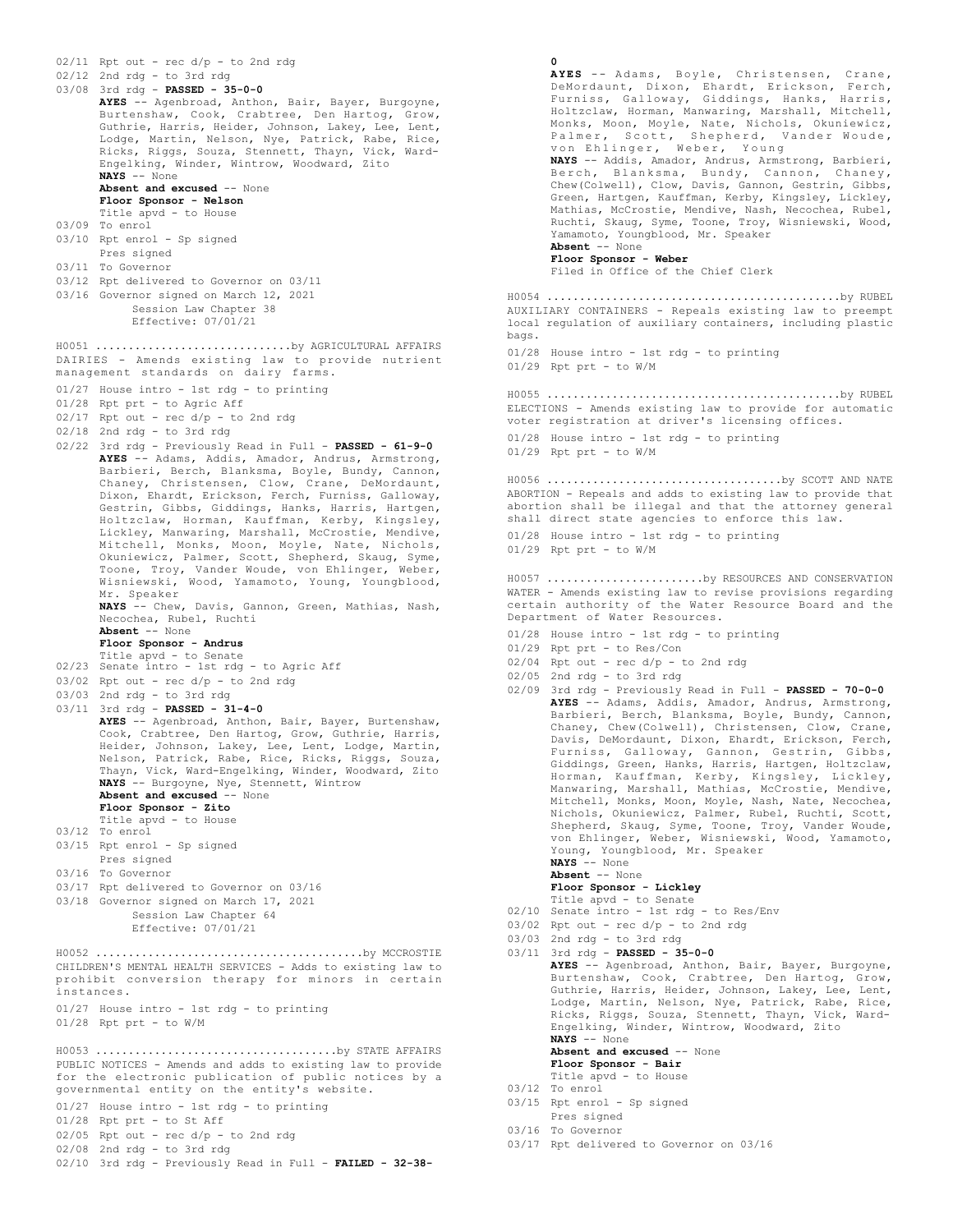02/11 Rpt out - rec d/p - to 2nd rdg
02/12 2nd rdg - to 3rd rdg
03/08 3rd rdg - **PASSED - 35-0-0**
**AYES** -- Agenbroad, Anthon, Bair, Bayer, Burgoyne, Burtenshaw, Cook, Crabtree, Den Hartog, Grow, Guthrie, Harris, Heider, Johnson, Lakey, Lee, Lent, Lodge, Martin, Nelson, Nye, Patrick, Rabe, Rice, Ricks, Riggs, Souza, Stennett, Thayn, Vick, Ward-Engelking, Winder, Wintrow, Woodward, Zito
**NAYS** -- None
**Absent and excused** -- None
**Floor Sponsor - Nelson**
Title apvd - to House
03/09 To enrol
03/10 Rpt enrol - Sp signed
Pres signed
03/11 To Governor
03/12 Rpt delivered to Governor on 03/11
03/16 Governor signed on March 12, 2021
Session Law Chapter 38
Effective: 07/01/21

H0051 .............................by AGRICULTURAL AFFAIRS
DAIRIES - Amends existing law to provide nutrient management standards on dairy farms.
01/27 House intro - 1st rdg - to printing
01/28 Rpt prt - to Agric Aff
02/17 Rpt out - rec d/p - to 2nd rdg
02/18 2nd rdg - to 3rd rdg
02/22 3rd rdg - Previously Read in Full - **PASSED - 61-9-0**
**AYES** -- Adams, Addis, Amador, Andrus, Armstrong, Barbieri, Berch, Blanksma, Boyle, Bundy, Cannon, Chaney, Christensen, Clow, Crane, DeMordaunt, Dixon, Ehardt, Erickson, Ferch, Furniss, Galloway, Gestrin, Gibbs, Giddings, Hanks, Harris, Hartgen, Holtzclaw, Horman, Kauffman, Kerby, Kingsley, Lickley, Manwaring, Marshall, McCrostie, Mendive, Mitchell, Monks, Moon, Moyle, Nate, Nichols, Okuniewicz, Palmer, Scott, Shepherd, Skaug, Syme, Toone, Troy, Vander Woude, von Ehlinger, Weber, Wisniewski, Wood, Yamamoto, Young, Youngblood, Mr. Speaker
**NAYS** -- Chew, Davis, Gannon, Green, Mathias, Nash, Necochea, Rubel, Ruchti
**Absent** -- None
**Floor Sponsor - Andrus**
Title apvd - to Senate
02/23 Senate intro - 1st rdg - to Agric Aff
03/02 Rpt out - rec d/p - to 2nd rdg
03/03 2nd rdg - to 3rd rdg
03/11 3rd rdg - **PASSED - 31-4-0**
**AYES** -- Agenbroad, Anthon, Bair, Bayer, Burtenshaw, Cook, Crabtree, Den Hartog, Grow, Guthrie, Harris, Heider, Johnson, Lakey, Lee, Lent, Lodge, Martin, Nelson, Patrick, Rabe, Rice, Ricks, Riggs, Souza, Thayn, Vick, Ward-Engelking, Winder, Woodward, Zito
**NAYS** -- Burgoyne, Nye, Stennett, Wintrow
**Absent and excused** -- None
**Floor Sponsor - Zito**
Title apvd - to House
03/12 To enrol
03/15 Rpt enrol - Sp signed
Pres signed
03/16 To Governor
03/17 Rpt delivered to Governor on 03/16
03/18 Governor signed on March 17, 2021
Session Law Chapter 64
Effective: 07/01/21

H0052 ........................................by MCCROSTIE
CHILDREN'S MENTAL HEALTH SERVICES - Adds to existing law to prohibit conversion therapy for minors in certain instances.
01/27 House intro - 1st rdg - to printing
01/28 Rpt prt - to W/M

H0053 ....................................by STATE AFFAIRS
PUBLIC NOTICES - Amends and adds to existing law to provide for the electronic publication of public notices by a governmental entity on the entity's website.
01/27 House intro - 1st rdg - to printing
01/28 Rpt prt - to St Aff
02/05 Rpt out - rec d/p - to 2nd rdg
02/08 2nd rdg - to 3rd rdg
02/10 3rd rdg - Previously Read in Full - **FAILED - 32-38-0**
**AYES** -- Adams, Boyle, Christensen, Crane, DeMordaunt, Dixon, Ehardt, Erickson, Ferch, Furniss, Galloway, Giddings, Hanks, Harris, Holtzclaw, Horman, Manwaring, Marshall, Mitchell, Monks, Moon, Moyle, Nate, Nichols, Okuniewicz, Palmer, Scott, Shepherd, Vander Woude, von Ehlinger, Weber, Young
**NAYS** -- Addis, Amador, Andrus, Armstrong, Barbieri, Berch, Blanksma, Bundy, Cannon, Chaney, Chew(Colwell), Clow, Davis, Gannon, Gestrin, Gibbs, Green, Hartgen, Kauffman, Kerby, Kingsley, Lickley, Mathias, McCrostie, Mendive, Nash, Necochea, Rubel, Ruchti, Skaug, Syme, Toone, Troy, Wisniewski, Wood, Yamamoto, Youngblood, Mr. Speaker
**Absent** -- None
**Floor Sponsor - Weber**
Filed in Office of the Chief Clerk

H0054 ............................................by RUBEL
AUXILIARY CONTAINERS - Repeals existing law to preempt local regulation of auxiliary containers, including plastic bags.
01/28 House intro - 1st rdg - to printing
01/29 Rpt prt - to W/M

H0055 ............................................by RUBEL
ELECTIONS - Amends existing law to provide for automatic voter registration at driver's licensing offices.
01/28 House intro - 1st rdg - to printing
01/29 Rpt prt - to W/M

H0056 ...................................by SCOTT AND NATE
ABORTION - Repeals and adds to existing law to provide that abortion shall be illegal and that the attorney general shall direct state agencies to enforce this law.
01/28 House intro - 1st rdg - to printing
01/29 Rpt prt - to W/M

H0057 ........................by RESOURCES AND CONSERVATION
WATER - Amends existing law to revise provisions regarding certain authority of the Water Resource Board and the Department of Water Resources.
01/28 House intro - 1st rdg - to printing
01/29 Rpt prt - to Res/Con
02/04 Rpt out - rec d/p - to 2nd rdg
02/05 2nd rdg - to 3rd rdg
02/09 3rd rdg - Previously Read in Full - **PASSED - 70-0-0**
**AYES** -- Adams, Addis, Amador, Andrus, Armstrong, Barbieri, Berch, Blanksma, Boyle, Bundy, Cannon, Chaney, Chew(Colwell), Christensen, Clow, Crane, Davis, DeMordaunt, Dixon, Ehardt, Erickson, Ferch, Furniss, Galloway, Gannon, Gestrin, Gibbs, Giddings, Green, Hanks, Harris, Hartgen, Holtzclaw, Horman, Kauffman, Kerby, Kingsley, Lickley, Manwaring, Marshall, Mathias, McCrostie, Mendive, Mitchell, Monks, Moon, Moyle, Nash, Nate, Necochea, Nichols, Okuniewicz, Palmer, Rubel, Ruchti, Scott, Shepherd, Skaug, Syme, Toone, Troy, Vander Woude, von Ehlinger, Weber, Wisniewski, Wood, Yamamoto, Young, Youngblood, Mr. Speaker
**NAYS** -- None
**Absent** -- None
**Floor Sponsor - Lickley**
Title apvd - to Senate
02/10 Senate intro - 1st rdg - to Res/Env
03/02 Rpt out - rec d/p - to 2nd rdg
03/03 2nd rdg - to 3rd rdg
03/11 3rd rdg - **PASSED - 35-0-0**
**AYES** -- Agenbroad, Anthon, Bair, Bayer, Burgoyne, Burtenshaw, Cook, Crabtree, Den Hartog, Grow, Guthrie, Harris, Heider, Johnson, Lakey, Lee, Lent, Lodge, Martin, Nelson, Nye, Patrick, Rabe, Rice, Ricks, Riggs, Souza, Stennett, Thayn, Vick, Ward-Engelking, Winder, Wintrow, Woodward, Zito
**NAYS** -- None
**Absent and excused** -- None
**Floor Sponsor - Bair**
Title apvd - to House
03/12 To enrol
03/15 Rpt enrol - Sp signed
Pres signed
03/16 To Governor
03/17 Rpt delivered to Governor on 03/16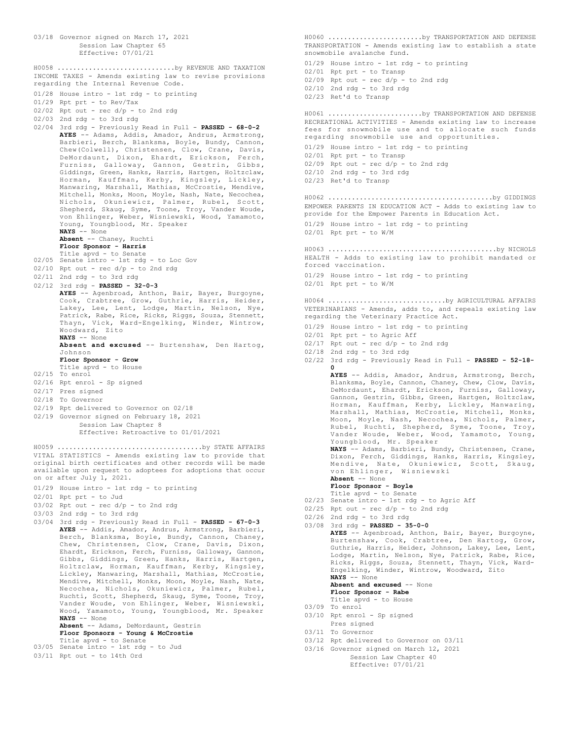03/18 Governor signed on March 17, 2021
Session Law Chapter 65
Effective: 07/01/21

H0058 ..............................by REVENUE AND TAXATION
INCOME TAXES - Amends existing law to revise provisions regarding the Internal Revenue Code.

01/28 House intro - 1st rdg - to printing
01/29 Rpt prt - to Rev/Tax
02/02 Rpt out - rec d/p - to 2nd rdg
02/03 2nd rdg - to 3rd rdg
02/04 3rd rdg - Previously Read in Full - **PASSED - 68-0-2**
**AYES** -- Adams, Addis, Amador, Andrus, Armstrong, Barbieri, Berch, Blanksma, Boyle, Bundy, Cannon, Chew(Colwell), Christensen, Clow, Crane, Davis, DeMordaunt, Dixon, Ehardt, Erickson, Ferch, Furniss, Galloway, Gannon, Gestrin, Gibbs, Giddings, Green, Hanks, Harris, Hartgen, Holtzclaw, Horman, Kauffman, Kerby, Kingsley, Lickley, Manwaring, Marshall, Mathias, McCrostie, Mendive, Mitchell, Monks, Moon, Moyle, Nash, Nate, Necochea, Nichols, Okuniewicz, Palmer, Rubel, Scott, Shepherd, Skaug, Syme, Toone, Troy, Vander Woude, von Ehlinger, Weber, Wisniewski, Wood, Yamamoto, Young, Youngblood, Mr. Speaker
**NAYS** -- None
**Absent** -- Chaney, Ruchti
**Floor Sponsor - Harris**
Title apvd - to Senate
02/05 Senate intro - 1st rdg - to Loc Gov
02/10 Rpt out - rec d/p - to 2nd rdg
02/11 2nd rdg - to 3rd rdg
02/12 3rd rdg - **PASSED - 32-0-3**
**AYES** -- Agenbroad, Anthon, Bair, Bayer, Burgoyne, Cook, Crabtree, Grow, Guthrie, Harris, Heider, Lakey, Lee, Lent, Lodge, Martin, Nelson, Nye, Patrick, Rabe, Rice, Ricks, Riggs, Souza, Stennett, Thayn, Vick, Ward-Engelking, Winder, Wintrow, Woodward, Zito
**NAYS** -- None
**Absent and excused** -- Burtenshaw, Den Hartog, Johnson
**Floor Sponsor - Grow**
Title apvd - to House
02/15 To enrol
02/16 Rpt enrol - Sp signed
02/17 Pres signed
02/18 To Governor
02/19 Rpt delivered to Governor on 02/18
02/19 Governor signed on February 18, 2021
Session Law Chapter 8
Effective: Retroactive to 01/01/2021

H0059 ....................................by STATE AFFAIRS
VITAL STATISTICS - Amends existing law to provide that original birth certificates and other records will be made available upon request to adoptees for adoptions that occur on or after July 1, 2021.

01/29 House intro - 1st rdg - to printing
02/01 Rpt prt - to Jud
03/02 Rpt out - rec d/p - to 2nd rdg
03/03 2nd rdg - to 3rd rdg
03/04 3rd rdg - Previously Read in Full - **PASSED - 67-0-3**
**AYES** -- Addis, Amador, Andrus, Armstrong, Barbieri, Berch, Blanksma, Boyle, Bundy, Cannon, Chaney, Chew, Christensen, Clow, Crane, Davis, Dixon, Ehardt, Erickson, Ferch, Furniss, Galloway, Gannon, Gibbs, Giddings, Green, Hanks, Harris, Hartgen, Holtzclaw, Horman, Kauffman, Kerby, Kingsley, Lickley, Manwaring, Marshall, Mathias, McCrostie, Mendive, Mitchell, Monks, Moon, Moyle, Nash, Nate, Necochea, Nichols, Okuniewicz, Palmer, Rubel, Ruchti, Scott, Shepherd, Skaug, Syme, Toone, Troy, Vander Woude, von Ehlinger, Weber, Wisniewski, Wood, Yamamoto, Young, Youngblood, Mr. Speaker
**NAYS** -- None
**Absent** -- Adams, DeMordaunt, Gestrin
**Floor Sponsors - Young & McCrostie**
Title apvd - to Senate
03/05 Senate intro - 1st rdg - to Jud
03/11 Rpt out - to 14th Ord

H0060 ........................by TRANSPORTATION AND DEFENSE
TRANSPORTATION - Amends existing law to establish a state snowmobile avalanche fund.

01/29 House intro - 1st rdg - to printing
02/01 Rpt prt - to Transp
02/09 Rpt out - rec d/p - to 2nd rdg
02/10 2nd rdg - to 3rd rdg
02/23 Ret'd to Transp

H0061 ........................by TRANSPORTATION AND DEFENSE
RECREATIONAL ACTIVITIES - Amends existing law to increase fees for snowmobile use and to allocate such funds regarding snowmobile use and opportunities.

01/29 House intro - 1st rdg - to printing
02/01 Rpt prt - to Transp
02/09 Rpt out - rec d/p - to 2nd rdg
02/10 2nd rdg - to 3rd rdg
02/23 Ret'd to Transp

H0062 ..........................................by GIDDINGS
EMPOWER PARENTS IN EDUCATION ACT - Adds to existing law to provide for the Empower Parents in Education Act.

01/29 House intro - 1st rdg - to printing
02/01 Rpt prt - to W/M

H0063 ..........................................by NICHOLS
HEALTH - Adds to existing law to prohibit mandated or forced vaccination.

01/29 House intro - 1st rdg - to printing
02/01 Rpt prt - to W/M

H0064 .............................by AGRICULTURAL AFFAIRS
VETERINARIANS - Amends, adds to, and repeals existing law regarding the Veterinary Practice Act.

01/29 House intro - 1st rdg - to printing
02/01 Rpt prt - to Agric Aff
02/17 Rpt out - rec d/p - to 2nd rdg
02/18 2nd rdg - to 3rd rdg
02/22 3rd rdg - Previously Read in Full - **PASSED - 52-18-0**
**AYES** -- Addis, Amador, Andrus, Armstrong, Berch, Blanksma, Boyle, Cannon, Chaney, Chew, Clow, Davis, DeMordaunt, Ehardt, Erickson, Furniss, Galloway, Gannon, Gestrin, Gibbs, Green, Hartgen, Holtzclaw, Horman, Kauffman, Kerby, Lickley, Manwaring, Marshall, Mathias, McCrostie, Mitchell, Monks, Moon, Moyle, Nash, Necochea, Nichols, Palmer, Rubel, Ruchti, Shepherd, Syme, Toone, Troy, Vander Woude, Weber, Wood, Yamamoto, Young, Youngblood, Mr. Speaker
**NAYS** -- Adams, Barbieri, Bundy, Christensen, Crane, Dixon, Ferch, Giddings, Hanks, Harris, Kingsley, Mendive, Nate, Okuniewicz, Scott, Skaug, von Ehlinger, Wisniewski
**Absent** -- None
**Floor Sponsor - Boyle**
Title apvd - to Senate
02/23 Senate intro - 1st rdg - to Agric Aff
02/25 Rpt out - rec d/p - to 2nd rdg
02/26 2nd rdg - to 3rd rdg
03/08 3rd rdg - **PASSED - 35-0-0**
**AYES** -- Agenbroad, Anthon, Bair, Bayer, Burgoyne, Burtenshaw, Cook, Crabtree, Den Hartog, Grow, Guthrie, Harris, Heider, Johnson, Lakey, Lee, Lent, Lodge, Martin, Nelson, Nye, Patrick, Rabe, Rice, Ricks, Riggs, Souza, Stennett, Thayn, Vick, Ward-Engelking, Winder, Wintrow, Woodward, Zito
**NAYS** -- None
**Absent and excused** -- None
**Floor Sponsor - Rabe**
Title apvd - to House
03/09 To enrol
03/10 Rpt enrol - Sp signed
Pres signed
03/11 To Governor
03/12 Rpt delivered to Governor on 03/11
03/16 Governor signed on March 12, 2021
Session Law Chapter 40
Effective: 07/01/21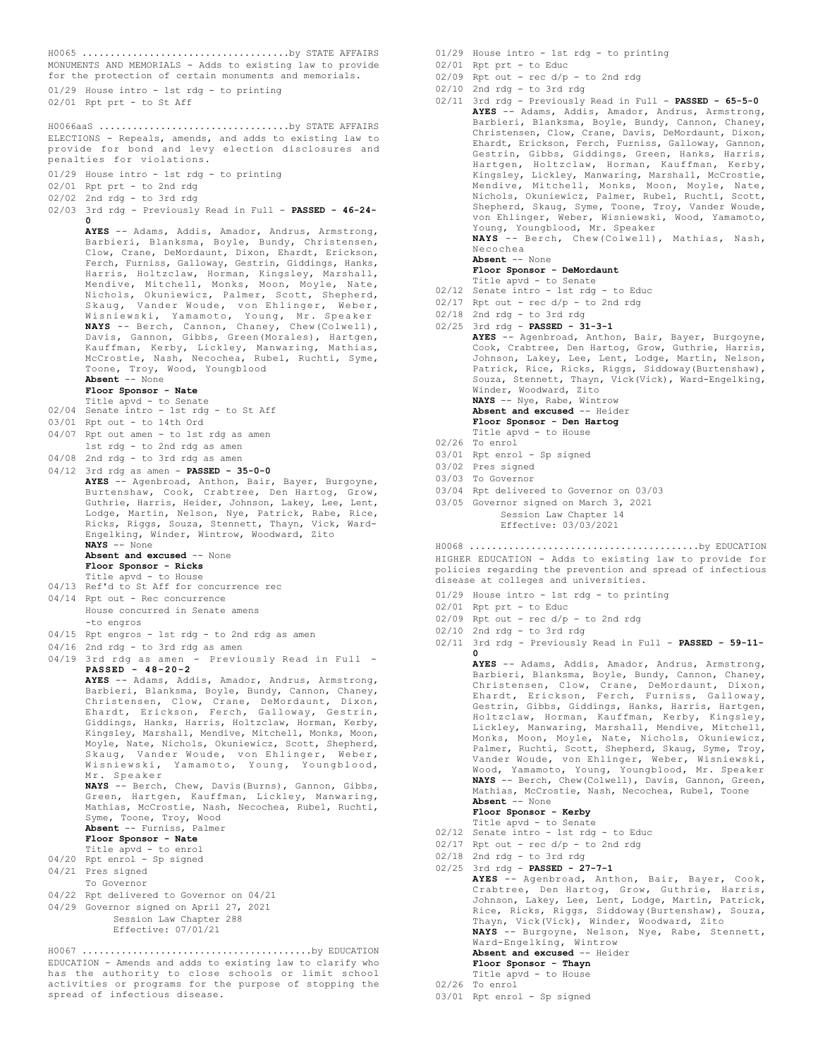H0065 ....................................by STATE AFFAIRS
MONUMENTS AND MEMORIALS - Adds to existing law to provide for the protection of certain monuments and memorials.

01/29 House intro - 1st rdg - to printing
02/01 Rpt prt - to St Aff

H0066aaS ..................................by STATE AFFAIRS
ELECTIONS - Repeals, amends, and adds to existing law to provide for bond and levy election disclosures and penalties for violations.

01/29 House intro - 1st rdg - to printing
02/01 Rpt prt - to 2nd rdg
02/02 2nd rdg - to 3rd rdg
02/03 3rd rdg - Previously Read in Full - **PASSED - 46-24-0**
**AYES** -- Adams, Addis, Amador, Andrus, Armstrong, Barbieri, Blanksma, Boyle, Bundy, Christensen, Clow, Crane, DeMordaunt, Dixon, Ehardt, Erickson, Ferch, Furniss, Galloway, Gestrin, Giddings, Hanks, Harris, Holtzclaw, Horman, Kingsley, Marshall, Mendive, Mitchell, Monks, Moon, Moyle, Nate, Nichols, Okuniewicz, Palmer, Scott, Shepherd, Skaug, Vander Woude, von Ehlinger, Weber, Wisniewski, Yamamoto, Young, Mr. Speaker
**NAYS** -- Berch, Cannon, Chaney, Chew(Colwell), Davis, Gannon, Gibbs, Green(Morales), Hartgen, Kauffman, Kerby, Lickley, Manwaring, Mathias, McCrostie, Nash, Necochea, Rubel, Ruchti, Syme, Toone, Troy, Wood, Youngblood
**Absent** -- None
**Floor Sponsor - Nate**
Title apvd - to Senate
02/04 Senate intro - 1st rdg - to St Aff
03/01 Rpt out - to 14th Ord
04/07 Rpt out amen - to 1st rdg as amen
1st rdg - to 2nd rdg as amen
04/08 2nd rdg - to 3rd rdg as amen
04/12 3rd rdg as amen - **PASSED - 35-0-0**
**AYES** -- Agenbroad, Anthon, Bair, Bayer, Burgoyne, Burtenshaw, Cook, Crabtree, Den Hartog, Grow, Guthrie, Harris, Heider, Johnson, Lakey, Lee, Lent, Lodge, Martin, Nelson, Nye, Patrick, Rabe, Rice, Ricks, Riggs, Souza, Stennett, Thayn, Vick, Ward-Engelking, Winder, Wintrow, Woodward, Zito
**NAYS** -- None
**Absent and excused** -- None
**Floor Sponsor - Ricks**
Title apvd - to House
04/13 Ref'd to St Aff for concurrence rec
04/14 Rpt out - Rec concurrence
House concurred in Senate amens
-to engros
04/15 Rpt engros - 1st rdg - to 2nd rdg as amen
04/16 2nd rdg - to 3rd rdg as amen
04/19 3rd rdg as amen - Previously Read in Full - **PASSED - 48-20-2**
**AYES** -- Adams, Addis, Amador, Andrus, Armstrong, Barbieri, Blanksma, Boyle, Bundy, Cannon, Chaney, Christensen, Clow, Crane, DeMordaunt, Dixon, Ehardt, Erickson, Ferch, Galloway, Gestrin, Giddings, Hanks, Harris, Holtzclaw, Horman, Kerby, Kingsley, Marshall, Mendive, Mitchell, Monks, Moon, Moyle, Nate, Nichols, Okuniewicz, Scott, Shepherd, Skaug, Vander Woude, von Ehlinger, Weber, Wisniewski, Yamamoto, Young, Youngblood, Mr. Speaker
**NAYS** -- Berch, Chew, Davis(Burns), Gannon, Gibbs, Green, Hartgen, Kauffman, Lickley, Manwaring, Mathias, McCrostie, Nash, Necochea, Rubel, Ruchti, Syme, Toone, Troy, Wood
**Absent** -- Furniss, Palmer
**Floor Sponsor - Nate**
Title apvd - to enrol
04/20 Rpt enrol - Sp signed
04/21 Pres signed
To Governor
04/22 Rpt delivered to Governor on 04/21
04/29 Governor signed on April 27, 2021
Session Law Chapter 288
Effective: 07/01/21

H0067 ........................................by EDUCATION
EDUCATION - Amends and adds to existing law to clarify who has the authority to close schools or limit school activities or programs for the purpose of stopping the spread of infectious disease.

01/29 House intro - 1st rdg - to printing
02/01 Rpt prt - to Educ
02/09 Rpt out - rec d/p - to 2nd rdg
02/10 2nd rdg - to 3rd rdg
02/11 3rd rdg - Previously Read in Full - **PASSED - 65-5-0**
**AYES** -- Adams, Addis, Amador, Andrus, Armstrong, Barbieri, Blanksma, Boyle, Bundy, Cannon, Chaney, Christensen, Clow, Crane, Davis, DeMordaunt, Dixon, Ehardt, Erickson, Ferch, Furniss, Galloway, Gannon, Gestrin, Gibbs, Giddings, Green, Hanks, Harris, Hartgen, Holtzclaw, Horman, Kauffman, Kerby, Kingsley, Lickley, Manwaring, Marshall, McCrostie, Mendive, Mitchell, Monks, Moon, Moyle, Nate, Nichols, Okuniewicz, Palmer, Rubel, Ruchti, Scott, Shepherd, Skaug, Syme, Toone, Troy, Vander Woude, von Ehlinger, Weber, Wisniewski, Wood, Yamamoto, Young, Youngblood, Mr. Speaker
**NAYS** -- Berch, Chew(Colwell), Mathias, Nash, Necochea
**Absent** -- None
**Floor Sponsor - DeMordaunt**
Title apvd - to Senate
02/12 Senate intro - 1st rdg - to Educ
02/17 Rpt out - rec d/p - to 2nd rdg
02/18 2nd rdg - to 3rd rdg
02/25 3rd rdg - **PASSED - 31-3-1**
**AYES** -- Agenbroad, Anthon, Bair, Bayer, Burgoyne, Cook, Crabtree, Den Hartog, Grow, Guthrie, Harris, Johnson, Lakey, Lee, Lent, Lodge, Martin, Nelson, Patrick, Rice, Ricks, Riggs, Siddoway(Burtenshaw), Souza, Stennett, Thayn, Vick(Vick), Ward-Engelking, Winder, Woodward, Zito
**NAYS** -- Nye, Rabe, Wintrow
**Absent and excused** -- Heider
**Floor Sponsor - Den Hartog**
Title apvd - to House
02/26 To enrol
03/01 Rpt enrol - Sp signed
03/02 Pres signed
03/03 To Governor
03/04 Rpt delivered to Governor on 03/03
03/05 Governor signed on March 3, 2021
Session Law Chapter 14
Effective: 03/03/2021

H0068 ........................................by EDUCATION
HIGHER EDUCATION - Adds to existing law to provide for policies regarding the prevention and spread of infectious disease at colleges and universities.

01/29 House intro - 1st rdg - to printing
02/01 Rpt prt - to Educ
02/09 Rpt out - rec d/p - to 2nd rdg
02/10 2nd rdg - to 3rd rdg
02/11 3rd rdg - Previously Read in Full - **PASSED - 59-11-0**
**AYES** -- Adams, Addis, Amador, Andrus, Armstrong, Barbieri, Blanksma, Boyle, Bundy, Cannon, Chaney, Christensen, Clow, Crane, DeMordaunt, Dixon, Ehardt, Erickson, Ferch, Furniss, Galloway, Gestrin, Gibbs, Giddings, Hanks, Harris, Hartgen, Holtzclaw, Horman, Kauffman, Kerby, Kingsley, Lickley, Manwaring, Marshall, Mendive, Mitchell, Monks, Moon, Moyle, Nate, Nichols, Okuniewicz, Palmer, Ruchti, Scott, Shepherd, Skaug, Syme, Troy, Vander Woude, von Ehlinger, Weber, Wisniewski, Wood, Yamamoto, Young, Youngblood, Mr. Speaker
**NAYS** -- Berch, Chew(Colwell), Davis, Gannon, Green, Mathias, McCrostie, Nash, Necochea, Rubel, Toone
**Absent** -- None
**Floor Sponsor - Kerby**
Title apvd - to Senate
02/12 Senate intro - 1st rdg - to Educ
02/17 Rpt out - rec d/p - to 2nd rdg
02/18 2nd rdg - to 3rd rdg
02/25 3rd rdg - **PASSED - 27-7-1**
**AYES** -- Agenbroad, Anthon, Bair, Bayer, Cook, Crabtree, Den Hartog, Grow, Guthrie, Harris, Johnson, Lakey, Lee, Lent, Lodge, Martin, Patrick, Rice, Ricks, Riggs, Siddoway(Burtenshaw), Souza, Thayn, Vick(Vick), Winder, Woodward, Zito
**NAYS** -- Burgoyne, Nelson, Nye, Rabe, Stennett, Ward-Engelking, Wintrow
**Absent and excused** -- Heider
**Floor Sponsor - Thayn**
Title apvd - to House
02/26 To enrol
03/01 Rpt enrol - Sp signed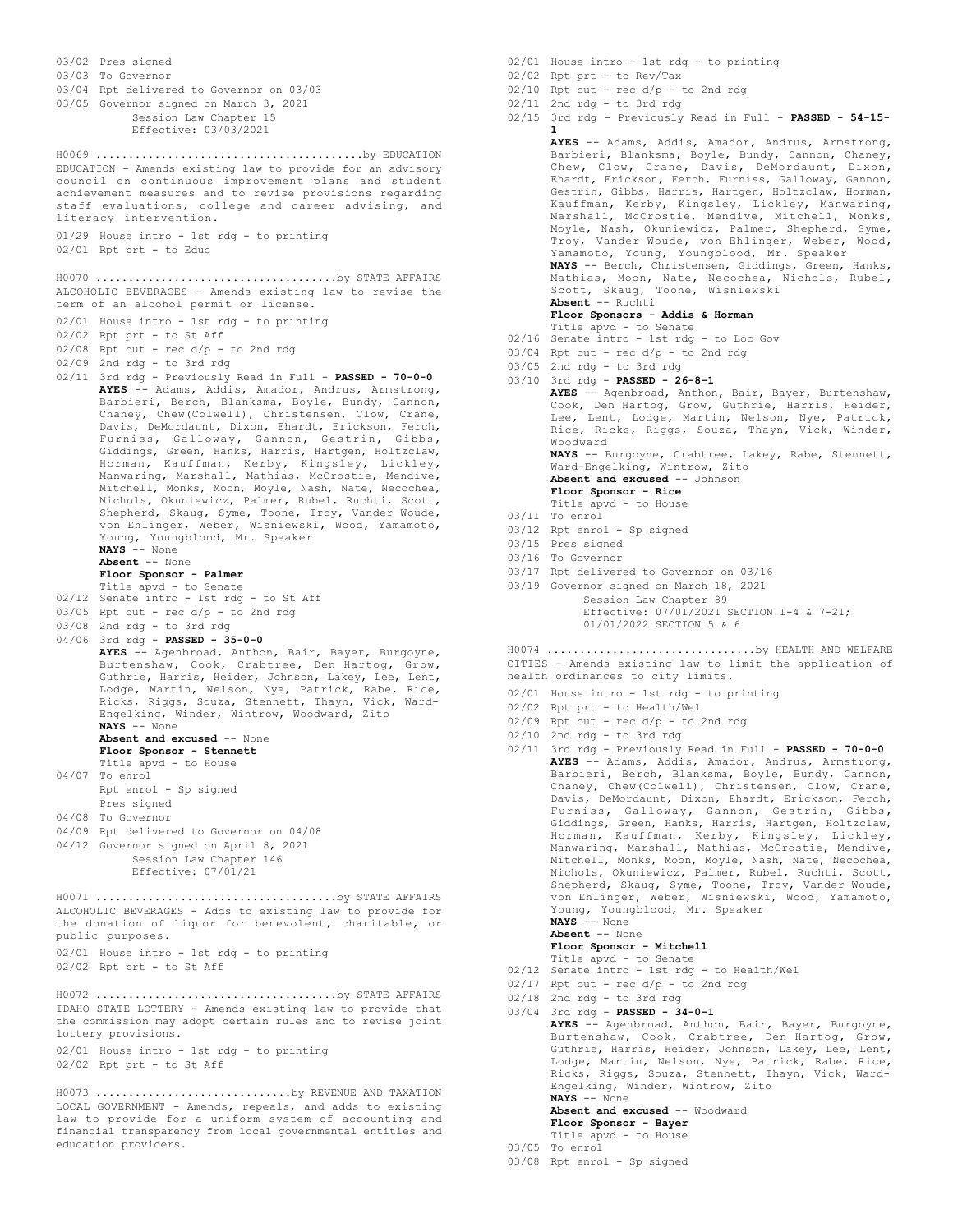03/02 Pres signed
03/03 To Governor
03/04 Rpt delivered to Governor on 03/03
03/05 Governor signed on March 3, 2021
Session Law Chapter 15
Effective: 03/03/2021

H0069 ........................................by EDUCATION
EDUCATION - Amends existing law to provide for an advisory council on continuous improvement plans and student achievement measures and to revise provisions regarding staff evaluations, college and career advising, and literacy intervention.

01/29 House intro - 1st rdg - to printing
02/01 Rpt prt - to Educ

H0070 ....................................by STATE AFFAIRS
ALCOHOLIC BEVERAGES - Amends existing law to revise the term of an alcohol permit or license.

02/01 House intro - 1st rdg - to printing
02/02 Rpt prt - to St Aff
02/08 Rpt out - rec d/p - to 2nd rdg
02/09 2nd rdg - to 3rd rdg
02/11 3rd rdg - Previously Read in Full - **PASSED - 70-0-0**
**AYES** -- Adams, Addis, Amador, Andrus, Armstrong, Barbieri, Berch, Blanksma, Boyle, Bundy, Cannon, Chaney, Chew(Colwell), Christensen, Clow, Crane, Davis, DeMordaunt, Dixon, Ehardt, Erickson, Ferch, Furniss, Galloway, Gannon, Gestrin, Gibbs, Giddings, Green, Hanks, Harris, Hartgen, Holtzclaw, Horman, Kauffman, Kerby, Kingsley, Lickley, Manwaring, Marshall, Mathias, McCrostie, Mendive, Mitchell, Monks, Moon, Moyle, Nash, Nate, Necochea, Nichols, Okuniewicz, Palmer, Rubel, Ruchti, Scott, Shepherd, Skaug, Syme, Toone, Troy, Vander Woude, von Ehlinger, Weber, Wisniewski, Wood, Yamamoto, Young, Youngblood, Mr. Speaker
**NAYS** -- None
**Absent** -- None
**Floor Sponsor - Palmer**
Title apvd - to Senate
02/12 Senate intro - 1st rdg - to St Aff
03/05 Rpt out - rec d/p - to 2nd rdg
03/08 2nd rdg - to 3rd rdg
04/06 3rd rdg - **PASSED - 35-0-0**
**AYES** -- Agenbroad, Anthon, Bair, Bayer, Burgoyne, Burtenshaw, Cook, Crabtree, Den Hartog, Grow, Guthrie, Harris, Heider, Johnson, Lakey, Lee, Lent, Lodge, Martin, Nelson, Nye, Patrick, Rabe, Rice, Ricks, Riggs, Souza, Stennett, Thayn, Vick, Ward-Engelking, Winder, Wintrow, Woodward, Zito
**NAYS** -- None
**Absent and excused** -- None
**Floor Sponsor - Stennett**
Title apvd - to House
04/07 To enrol
Rpt enrol - Sp signed
Pres signed
04/08 To Governor
04/09 Rpt delivered to Governor on 04/08
04/12 Governor signed on April 8, 2021
Session Law Chapter 146
Effective: 07/01/21

H0071 ....................................by STATE AFFAIRS
ALCOHOLIC BEVERAGES - Adds to existing law to provide for the donation of liquor for benevolent, charitable, or public purposes.

02/01 House intro - 1st rdg - to printing
02/02 Rpt prt - to St Aff

H0072 ....................................by STATE AFFAIRS
IDAHO STATE LOTTERY - Amends existing law to provide that the commission may adopt certain rules and to revise joint lottery provisions.

02/01 House intro - 1st rdg - to printing
02/02 Rpt prt - to St Aff

H0073 .............................by REVENUE AND TAXATION
LOCAL GOVERNMENT - Amends, repeals, and adds to existing law to provide for a uniform system of accounting and financial transparency from local governmental entities and education providers.

02/01 House intro - 1st rdg - to printing
02/02 Rpt prt - to Rev/Tax
02/10 Rpt out - rec d/p - to 2nd rdg
02/11 2nd rdg - to 3rd rdg
02/15 3rd rdg - Previously Read in Full - **PASSED - 54-15-1**
**AYES** -- Adams, Addis, Amador, Andrus, Armstrong, Barbieri, Blanksma, Boyle, Bundy, Cannon, Chaney, Chew, Clow, Crane, Davis, DeMordaunt, Dixon, Ehardt, Erickson, Ferch, Furniss, Galloway, Gannon, Gestrin, Gibbs, Harris, Hartgen, Holtzclaw, Horman, Kauffman, Kerby, Kingsley, Lickley, Manwaring, Marshall, McCrostie, Mendive, Mitchell, Monks, Moyle, Nash, Okuniewicz, Palmer, Shepherd, Syme, Troy, Vander Woude, von Ehlinger, Weber, Wood, Yamamoto, Young, Youngblood, Mr. Speaker
**NAYS** -- Berch, Christensen, Giddings, Green, Hanks, Mathias, Moon, Nate, Necochea, Nichols, Rubel, Scott, Skaug, Toone, Wisniewski
**Absent** -- Ruchti
**Floor Sponsors - Addis & Horman**
Title apvd - to Senate
02/16 Senate intro - 1st rdg - to Loc Gov
03/04 Rpt out - rec d/p - to 2nd rdg
03/05 2nd rdg - to 3rd rdg
03/10 3rd rdg - **PASSED - 26-8-1**
**AYES** -- Agenbroad, Anthon, Bair, Bayer, Burtenshaw, Cook, Den Hartog, Grow, Guthrie, Harris, Heider, Lee, Lent, Lodge, Martin, Nelson, Nye, Patrick, Rice, Ricks, Riggs, Souza, Thayn, Vick, Winder, Woodward
**NAYS** -- Burgoyne, Crabtree, Lakey, Rabe, Stennett, Ward-Engelking, Wintrow, Zito
**Absent and excused** -- Johnson
**Floor Sponsor - Rice**
Title apvd - to House
03/11 To enrol
03/12 Rpt enrol - Sp signed
03/15 Pres signed
03/16 To Governor
03/17 Rpt delivered to Governor on 03/16
03/19 Governor signed on March 18, 2021
Session Law Chapter 89
Effective: 07/01/2021 SECTION 1-4 & 7-21; 01/01/2022 SECTION 5 & 6

H0074 ...............................by HEALTH AND WELFARE
CITIES - Amends existing law to limit the application of health ordinances to city limits.

02/01 House intro - 1st rdg - to printing
02/02 Rpt prt - to Health/Wel
02/09 Rpt out - rec d/p - to 2nd rdg
02/10 2nd rdg - to 3rd rdg
02/11 3rd rdg - Previously Read in Full - **PASSED - 70-0-0**
**AYES** -- Adams, Addis, Amador, Andrus, Armstrong, Barbieri, Berch, Blanksma, Boyle, Bundy, Cannon, Chaney, Chew(Colwell), Christensen, Clow, Crane, Davis, DeMordaunt, Dixon, Ehardt, Erickson, Ferch, Furniss, Galloway, Gannon, Gestrin, Gibbs, Giddings, Green, Hanks, Harris, Hartgen, Holtzclaw, Horman, Kauffman, Kerby, Kingsley, Lickley, Manwaring, Marshall, Mathias, McCrostie, Mendive, Mitchell, Monks, Moon, Moyle, Nash, Nate, Necochea, Nichols, Okuniewicz, Palmer, Rubel, Ruchti, Scott, Shepherd, Skaug, Syme, Toone, Troy, Vander Woude, von Ehlinger, Weber, Wisniewski, Wood, Yamamoto, Young, Youngblood, Mr. Speaker
**NAYS** -- None
**Absent** -- None
**Floor Sponsor - Mitchell**
Title apvd - to Senate
02/12 Senate intro - 1st rdg - to Health/Wel
02/17 Rpt out - rec d/p - to 2nd rdg
02/18 2nd rdg - to 3rd rdg
03/04 3rd rdg - **PASSED - 34-0-1**
**AYES** -- Agenbroad, Anthon, Bair, Bayer, Burgoyne, Burtenshaw, Cook, Crabtree, Den Hartog, Grow, Guthrie, Harris, Heider, Johnson, Lakey, Lee, Lent, Lodge, Martin, Nelson, Nye, Patrick, Rabe, Rice, Ricks, Riggs, Souza, Stennett, Thayn, Vick, Ward-Engelking, Winder, Wintrow, Zito
**NAYS** -- None
**Absent and excused** -- Woodward
**Floor Sponsor - Bayer**
Title apvd - to House
03/05 To enrol
03/08 Rpt enrol - Sp signed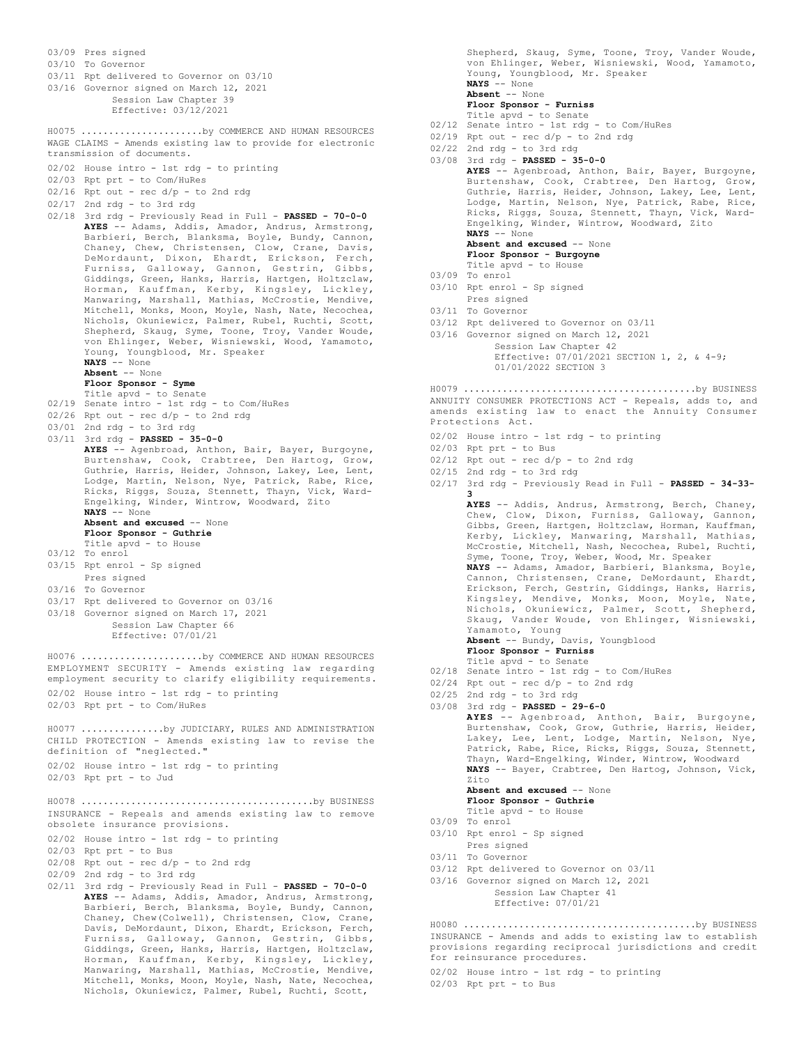03/09 Pres signed
03/10 To Governor
03/11 Rpt delivered to Governor on 03/10
03/16 Governor signed on March 12, 2021
Session Law Chapter 39
Effective: 03/12/2021

H0075 .....................by COMMERCE AND HUMAN RESOURCES
WAGE CLAIMS - Amends existing law to provide for electronic transmission of documents.

02/02 House intro - 1st rdg - to printing
02/03 Rpt prt - to Com/HuRes
02/16 Rpt out - rec d/p - to 2nd rdg
02/17 2nd rdg - to 3rd rdg
02/18 3rd rdg - Previously Read in Full - **PASSED - 70-0-0**
**AYES** -- Adams, Addis, Amador, Andrus, Armstrong, Barbieri, Berch, Blanksma, Boyle, Bundy, Cannon, Chaney, Chew, Christensen, Clow, Crane, Davis, DeMordaunt, Dixon, Ehardt, Erickson, Ferch, Furniss, Galloway, Gannon, Gestrin, Gibbs, Giddings, Green, Hanks, Harris, Hartgen, Holtzclaw, Horman, Kauffman, Kerby, Kingsley, Lickley, Manwaring, Marshall, Mathias, McCrostie, Mendive, Mitchell, Monks, Moon, Moyle, Nash, Nate, Necochea, Nichols, Okuniewicz, Palmer, Rubel, Ruchti, Scott, Shepherd, Skaug, Syme, Toone, Troy, Vander Woude, von Ehlinger, Weber, Wisniewski, Wood, Yamamoto, Young, Youngblood, Mr. Speaker
**NAYS** -- None
**Absent** -- None
**Floor Sponsor - Syme**
Title apvd - to Senate
02/19 Senate intro - 1st rdg - to Com/HuRes
02/26 Rpt out - rec d/p - to 2nd rdg
03/01 2nd rdg - to 3rd rdg
03/11 3rd rdg - **PASSED - 35-0-0**
**AYES** -- Agenbroad, Anthon, Bair, Bayer, Burgoyne, Burtenshaw, Cook, Crabtree, Den Hartog, Grow, Guthrie, Harris, Heider, Johnson, Lakey, Lee, Lent, Lodge, Martin, Nelson, Nye, Patrick, Rabe, Rice, Ricks, Riggs, Souza, Stennett, Thayn, Vick, Ward-Engelking, Winder, Wintrow, Woodward, Zito
**NAYS** -- None
**Absent and excused** -- None
**Floor Sponsor - Guthrie**
Title apvd - to House
03/12 To enrol
03/15 Rpt enrol - Sp signed
Pres signed
03/16 To Governor
03/17 Rpt delivered to Governor on 03/16
03/18 Governor signed on March 17, 2021
Session Law Chapter 66
Effective: 07/01/21

H0076 .....................by COMMERCE AND HUMAN RESOURCES
EMPLOYMENT SECURITY - Amends existing law regarding employment security to clarify eligibility requirements.

02/02 House intro - 1st rdg - to printing
02/03 Rpt prt - to Com/HuRes

H0077 ..............by JUDICIARY, RULES AND ADMINISTRATION
CHILD PROTECTION - Amends existing law to revise the definition of "neglected."

02/02 House intro - 1st rdg - to printing
02/03 Rpt prt - to Jud

H0078 .........................................by BUSINESS
INSURANCE - Repeals and amends existing law to remove obsolete insurance provisions.

02/02 House intro - 1st rdg - to printing
02/03 Rpt prt - to Bus
02/08 Rpt out - rec d/p - to 2nd rdg
02/09 2nd rdg - to 3rd rdg
02/11 3rd rdg - Previously Read in Full - **PASSED - 70-0-0**
**AYES** -- Adams, Addis, Amador, Andrus, Armstrong, Barbieri, Berch, Blanksma, Boyle, Bundy, Cannon, Chaney, Chew(Colwell), Christensen, Clow, Crane, Davis, DeMordaunt, Dixon, Ehardt, Erickson, Ferch, Furniss, Galloway, Gannon, Gestrin, Gibbs, Giddings, Green, Hanks, Harris, Hartgen, Holtzclaw, Horman, Kauffman, Kerby, Kingsley, Lickley, Manwaring, Marshall, Mathias, McCrostie, Mendive, Mitchell, Monks, Moon, Moyle, Nash, Nate, Necochea, Nichols, Okuniewicz, Palmer, Rubel, Ruchti, Scott, Shepherd, Skaug, Syme, Toone, Troy, Vander Woude, von Ehlinger, Weber, Wisniewski, Wood, Yamamoto, Young, Youngblood, Mr. Speaker
**NAYS** -- None
**Absent** -- None
**Floor Sponsor - Furniss**
Title apvd - to Senate
02/12 Senate intro - 1st rdg - to Com/HuRes
02/19 Rpt out - rec d/p - to 2nd rdg
02/22 2nd rdg - to 3rd rdg
03/08 3rd rdg - **PASSED - 35-0-0**
**AYES** -- Agenbroad, Anthon, Bair, Bayer, Burgoyne, Burtenshaw, Cook, Crabtree, Den Hartog, Grow, Guthrie, Harris, Heider, Johnson, Lakey, Lee, Lent, Lodge, Martin, Nelson, Nye, Patrick, Rabe, Rice, Ricks, Riggs, Souza, Stennett, Thayn, Vick, Ward-Engelking, Winder, Wintrow, Woodward, Zito
**NAYS** -- None
**Absent and excused** -- None
**Floor Sponsor - Burgoyne**
Title apvd - to House
03/09 To enrol
03/10 Rpt enrol - Sp signed
Pres signed
03/11 To Governor
03/12 Rpt delivered to Governor on 03/11
03/16 Governor signed on March 12, 2021
Session Law Chapter 42
Effective: 07/01/2021 SECTION 1, 2, & 4-9; 01/01/2022 SECTION 3

H0079 .........................................by BUSINESS
ANNUITY CONSUMER PROTECTIONS ACT - Repeals, adds to, and amends existing law to enact the Annuity Consumer Protections Act.

02/02 House intro - 1st rdg - to printing
02/03 Rpt prt - to Bus
02/12 Rpt out - rec d/p - to 2nd rdg
02/15 2nd rdg - to 3rd rdg
02/17 3rd rdg - Previously Read in Full - **PASSED - 34-33-3**
**AYES** -- Addis, Andrus, Armstrong, Berch, Chaney, Chew, Clow, Dixon, Furniss, Galloway, Gannon, Gibbs, Green, Hartgen, Holtzclaw, Horman, Kauffman, Kerby, Lickley, Manwaring, Marshall, Mathias, McCrostie, Mitchell, Nash, Necochea, Rubel, Ruchti, Syme, Toone, Troy, Weber, Wood, Mr. Speaker
**NAYS** -- Adams, Amador, Barbieri, Blanksma, Boyle, Cannon, Christensen, Crane, DeMordaunt, Ehardt, Erickson, Ferch, Gestrin, Giddings, Hanks, Harris, Kingsley, Mendive, Monks, Moon, Moyle, Nate, Nichols, Okuniewicz, Palmer, Scott, Shepherd, Skaug, Vander Woude, von Ehlinger, Wisniewski, Yamamoto, Young
**Absent** -- Bundy, Davis, Youngblood
**Floor Sponsor - Furniss**
Title apvd - to Senate
02/18 Senate intro - 1st rdg - to Com/HuRes
02/24 Rpt out - rec d/p - to 2nd rdg
02/25 2nd rdg - to 3rd rdg
03/08 3rd rdg - **PASSED - 29-6-0**
**AYES** -- Agenbroad, Anthon, Bair, Burgoyne, Burtenshaw, Cook, Grow, Guthrie, Harris, Heider, Lakey, Lee, Lent, Lodge, Martin, Nelson, Nye, Patrick, Rabe, Rice, Ricks, Riggs, Souza, Stennett, Thayn, Ward-Engelking, Winder, Wintrow, Woodward
**NAYS** -- Bayer, Crabtree, Den Hartog, Johnson, Vick, Zito
**Absent and excused** -- None
**Floor Sponsor - Guthrie**
Title apvd - to House
03/09 To enrol
03/10 Rpt enrol - Sp signed
Pres signed
03/11 To Governor
03/12 Rpt delivered to Governor on 03/11
03/16 Governor signed on March 12, 2021
Session Law Chapter 41
Effective: 07/01/21

H0080 .........................................by BUSINESS
INSURANCE - Amends and adds to existing law to establish provisions regarding reciprocal jurisdictions and credit for reinsurance procedures.

02/02 House intro - 1st rdg - to printing
02/03 Rpt prt - to Bus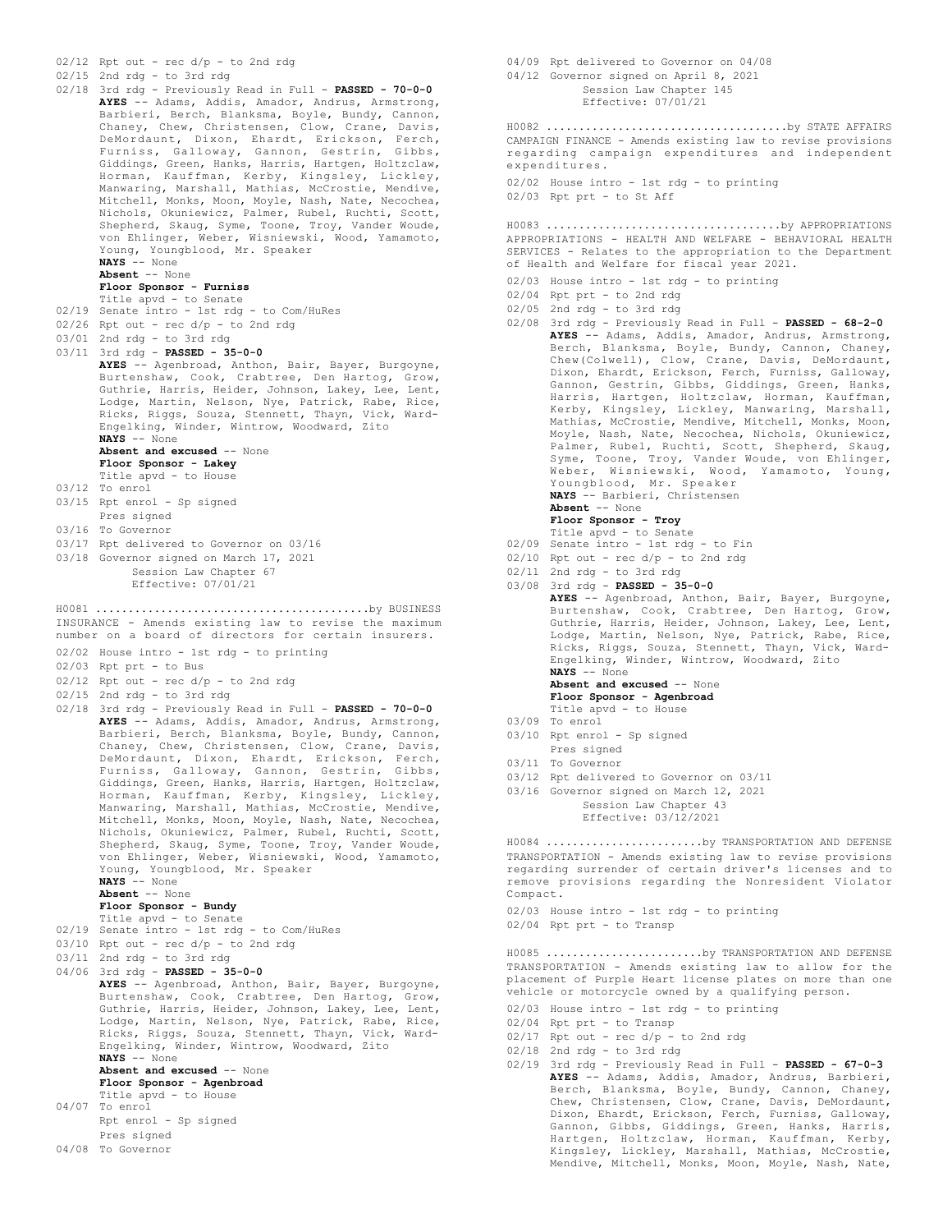02/12 Rpt out - rec d/p - to 2nd rdg
02/15 2nd rdg - to 3rd rdg
02/18 3rd rdg - Previously Read in Full - **PASSED - 70-0-0**
**AYES** -- Adams, Addis, Amador, Andrus, Armstrong, Barbieri, Berch, Blanksma, Boyle, Bundy, Cannon, Chaney, Chew, Christensen, Clow, Crane, Davis, DeMordaunt, Dixon, Ehardt, Erickson, Ferch, Furniss, Galloway, Gannon, Gestrin, Gibbs, Giddings, Green, Hanks, Harris, Hartgen, Holtzclaw, Horman, Kauffman, Kerby, Kingsley, Lickley, Manwaring, Marshall, Mathias, McCrostie, Mendive, Mitchell, Monks, Moon, Moyle, Nash, Nate, Necochea, Nichols, Okuniewicz, Palmer, Rubel, Ruchti, Scott, Shepherd, Skaug, Syme, Toone, Troy, Vander Woude, von Ehlinger, Weber, Wisniewski, Wood, Yamamoto, Young, Youngblood, Mr. Speaker
**NAYS** -- None
**Absent** -- None
**Floor Sponsor - Furniss**
Title apvd - to Senate
02/19 Senate intro - 1st rdg - to Com/HuRes
02/26 Rpt out - rec d/p - to 2nd rdg
03/01 2nd rdg - to 3rd rdg
03/11 3rd rdg - **PASSED - 35-0-0**
**AYES** -- Agenbroad, Anthon, Bair, Bayer, Burgoyne, Burtenshaw, Cook, Crabtree, Den Hartog, Grow, Guthrie, Harris, Heider, Johnson, Lakey, Lee, Lent, Lodge, Martin, Nelson, Nye, Patrick, Rabe, Rice, Ricks, Riggs, Souza, Stennett, Thayn, Vick, Ward-Engelking, Winder, Wintrow, Woodward, Zito
**NAYS** -- None
**Absent and excused** -- None
**Floor Sponsor - Lakey**
Title apvd - to House
03/12 To enrol
03/15 Rpt enrol - Sp signed
Pres signed
03/16 To Governor
03/17 Rpt delivered to Governor on 03/16
03/18 Governor signed on March 17, 2021
Session Law Chapter 67
Effective: 07/01/21

H0081 ........................................by BUSINESS
INSURANCE - Amends existing law to revise the maximum number on a board of directors for certain insurers.

02/02 House intro - 1st rdg - to printing
02/03 Rpt prt - to Bus
02/12 Rpt out - rec d/p - to 2nd rdg
02/15 2nd rdg - to 3rd rdg
02/18 3rd rdg - Previously Read in Full - **PASSED - 70-0-0**
**AYES** -- Adams, Addis, Amador, Andrus, Armstrong, Barbieri, Berch, Blanksma, Boyle, Bundy, Cannon, Chaney, Chew, Christensen, Clow, Crane, Davis, DeMordaunt, Dixon, Ehardt, Erickson, Ferch, Furniss, Galloway, Gannon, Gestrin, Gibbs, Giddings, Green, Hanks, Harris, Hartgen, Holtzclaw, Horman, Kauffman, Kerby, Kingsley, Lickley, Manwaring, Marshall, Mathias, McCrostie, Mendive, Mitchell, Monks, Moon, Moyle, Nash, Nate, Necochea, Nichols, Okuniewicz, Palmer, Rubel, Ruchti, Scott, Shepherd, Skaug, Syme, Toone, Troy, Vander Woude, von Ehlinger, Weber, Wisniewski, Wood, Yamamoto, Young, Youngblood, Mr. Speaker
**NAYS** -- None
**Absent** -- None
**Floor Sponsor - Bundy**
Title apvd - to Senate
02/19 Senate intro - 1st rdg - to Com/HuRes
03/10 Rpt out - rec d/p - to 2nd rdg
03/11 2nd rdg - to 3rd rdg
04/06 3rd rdg - **PASSED - 35-0-0**
**AYES** -- Agenbroad, Anthon, Bair, Bayer, Burgoyne, Burtenshaw, Cook, Crabtree, Den Hartog, Grow, Guthrie, Harris, Heider, Johnson, Lakey, Lee, Lent, Lodge, Martin, Nelson, Nye, Patrick, Rabe, Rice, Ricks, Riggs, Souza, Stennett, Thayn, Vick, Ward-Engelking, Winder, Wintrow, Woodward, Zito
**NAYS** -- None
**Absent and excused** -- None
**Floor Sponsor - Agenbroad**
Title apvd - to House
04/07 To enrol
Rpt enrol - Sp signed
Pres signed
04/08 To Governor
04/09 Rpt delivered to Governor on 04/08
04/12 Governor signed on April 8, 2021
Session Law Chapter 145
Effective: 07/01/21

H0082 ....................................by STATE AFFAIRS
CAMPAIGN FINANCE - Amends existing law to revise provisions regarding campaign expenditures and independent expenditures.

02/02 House intro - 1st rdg - to printing
02/03 Rpt prt - to St Aff

H0083 ...................................by APPROPRIATIONS
APPROPRIATIONS - HEALTH AND WELFARE - BEHAVIORAL HEALTH SERVICES - Relates to the appropriation to the Department of Health and Welfare for fiscal year 2021.

02/03 House intro - 1st rdg - to printing
02/04 Rpt prt - to 2nd rdg
02/05 2nd rdg - to 3rd rdg
02/08 3rd rdg - Previously Read in Full - **PASSED - 68-2-0**
**AYES** -- Adams, Addis, Amador, Andrus, Armstrong, Berch, Blanksma, Boyle, Bundy, Cannon, Chaney, Chew(Colwell), Clow, Crane, Davis, DeMordaunt, Dixon, Ehardt, Erickson, Ferch, Furniss, Galloway, Gannon, Gestrin, Gibbs, Giddings, Green, Hanks, Harris, Hartgen, Holtzclaw, Horman, Kauffman, Kerby, Kingsley, Lickley, Manwaring, Marshall, Mathias, McCrostie, Mendive, Mitchell, Monks, Moon, Moyle, Nash, Nate, Necochea, Nichols, Okuniewicz, Palmer, Rubel, Ruchti, Scott, Shepherd, Skaug, Syme, Toone, Troy, Vander Woude, von Ehlinger, Weber, Wisniewski, Wood, Yamamoto, Young, Youngblood, Mr. Speaker
**NAYS** -- Barbieri, Christensen
**Absent** -- None
**Floor Sponsor - Troy**
Title apvd - to Senate
02/09 Senate intro - 1st rdg - to Fin
02/10 Rpt out - rec d/p - to 2nd rdg
02/11 2nd rdg - to 3rd rdg
03/08 3rd rdg - **PASSED - 35-0-0**
**AYES** -- Agenbroad, Anthon, Bair, Bayer, Burgoyne, Burtenshaw, Cook, Crabtree, Den Hartog, Grow, Guthrie, Harris, Heider, Johnson, Lakey, Lee, Lent, Lodge, Martin, Nelson, Nye, Patrick, Rabe, Rice, Ricks, Riggs, Souza, Stennett, Thayn, Vick, Ward-Engelking, Winder, Wintrow, Woodward, Zito
**NAYS** -- None
**Absent and excused** -- None
**Floor Sponsor - Agenbroad**
Title apvd - to House
03/09 To enrol
03/10 Rpt enrol - Sp signed
Pres signed
03/11 To Governor
03/12 Rpt delivered to Governor on 03/11
03/16 Governor signed on March 12, 2021
Session Law Chapter 43
Effective: 03/12/2021

H0084 .......................by TRANSPORTATION AND DEFENSE
TRANSPORTATION - Amends existing law to revise provisions regarding surrender of certain driver's licenses and to remove provisions regarding the Nonresident Violator Compact.

02/03 House intro - 1st rdg - to printing
02/04 Rpt prt - to Transp

H0085 .......................by TRANSPORTATION AND DEFENSE
TRANSPORTATION - Amends existing law to allow for the placement of Purple Heart license plates on more than one vehicle or motorcycle owned by a qualifying person.

02/03 House intro - 1st rdg - to printing
02/04 Rpt prt - to Transp
02/17 Rpt out - rec d/p - to 2nd rdg
02/18 2nd rdg - to 3rd rdg
02/19 3rd rdg - Previously Read in Full - **PASSED - 67-0-3**
**AYES** -- Adams, Addis, Amador, Andrus, Barbieri, Berch, Blanksma, Boyle, Bundy, Cannon, Chaney, Chew, Christensen, Clow, Crane, Davis, DeMordaunt, Dixon, Ehardt, Erickson, Ferch, Furniss, Galloway, Gannon, Gibbs, Giddings, Green, Hanks, Harris, Hartgen, Holtzclaw, Horman, Kauffman, Kerby, Kingsley, Lickley, Marshall, Mathias, McCrostie, Mendive, Mitchell, Monks, Moon, Moyle, Nash, Nate,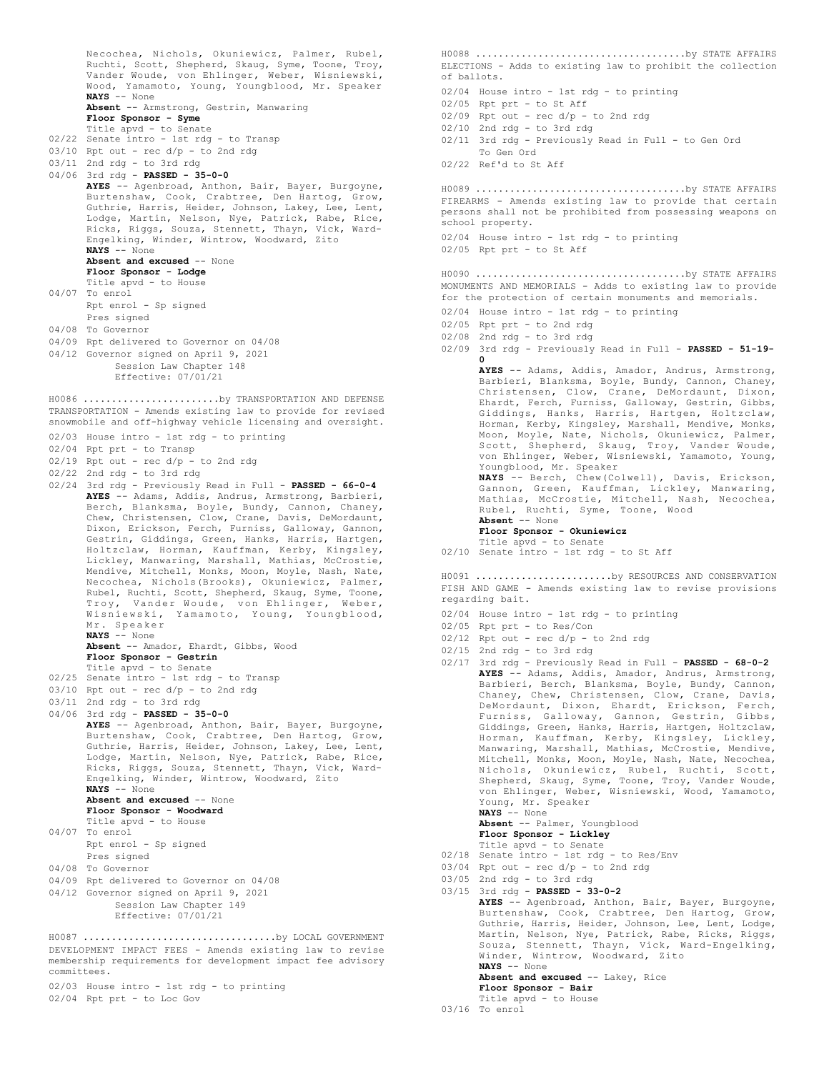Necochea, Nichols, Okuniewicz, Palmer, Rubel, Ruchti, Scott, Shepherd, Skaug, Syme, Toone, Troy, Vander Woude, von Ehlinger, Weber, Wisniewski, Wood, Yamamoto, Young, Youngblood, Mr. Speaker
**NAYS** -- None
**Absent** -- Armstrong, Gestrin, Manwaring
**Floor Sponsor - Syme**
Title apvd - to Senate
02/22 Senate intro - 1st rdg - to Transp
03/10 Rpt out - rec d/p - to 2nd rdg
03/11 2nd rdg - to 3rd rdg
04/06 3rd rdg - **PASSED - 35-0-0**
**AYES** -- Agenbroad, Anthon, Bair, Bayer, Burgoyne, Burtenshaw, Cook, Crabtree, Den Hartog, Grow, Guthrie, Harris, Heider, Johnson, Lakey, Lee, Lent, Lodge, Martin, Nelson, Nye, Patrick, Rabe, Rice, Ricks, Riggs, Souza, Stennett, Thayn, Vick, Ward-Engelking, Winder, Wintrow, Woodward, Zito
**NAYS** -- None
**Absent and excused** -- None
**Floor Sponsor - Lodge**
Title apvd - to House
04/07 To enrol
Rpt enrol - Sp signed
Pres signed
04/08 To Governor
04/09 Rpt delivered to Governor on 04/08
04/12 Governor signed on April 9, 2021
Session Law Chapter 148
Effective: 07/01/21

H0086 ........................by TRANSPORTATION AND DEFENSE
TRANSPORTATION - Amends existing law to provide for revised snowmobile and off-highway vehicle licensing and oversight.

02/03 House intro - 1st rdg - to printing
02/04 Rpt prt - to Transp
02/19 Rpt out - rec d/p - to 2nd rdg
02/22 2nd rdg - to 3rd rdg
02/24 3rd rdg - Previously Read in Full - **PASSED - 66-0-4**
**AYES** -- Adams, Addis, Andrus, Armstrong, Barbieri, Berch, Blanksma, Boyle, Bundy, Cannon, Chaney, Chew, Christensen, Clow, Crane, Davis, DeMordaunt, Dixon, Erickson, Ferch, Furniss, Galloway, Gannon, Gestrin, Giddings, Green, Hanks, Harris, Hartgen, Holtzclaw, Horman, Kauffman, Kerby, Kingsley, Lickley, Manwaring, Marshall, Mathias, McCrostie, Mendive, Mitchell, Monks, Moon, Moyle, Nash, Nate, Necochea, Nichols(Brooks), Okuniewicz, Palmer, Rubel, Ruchti, Scott, Shepherd, Skaug, Syme, Toone, Troy, Vander Woude, von Ehlinger, Weber, Wisniewski, Yamamoto, Young, Youngblood, Mr. Speaker
**NAYS** -- None
**Absent** -- Amador, Ehardt, Gibbs, Wood
**Floor Sponsor - Gestrin**
Title apvd - to Senate
02/25 Senate intro - 1st rdg - to Transp
03/10 Rpt out - rec d/p - to 2nd rdg
03/11 2nd rdg - to 3rd rdg
04/06 3rd rdg - **PASSED - 35-0-0**
**AYES** -- Agenbroad, Anthon, Bair, Bayer, Burgoyne, Burtenshaw, Cook, Crabtree, Den Hartog, Grow, Guthrie, Harris, Heider, Johnson, Lakey, Lee, Lent, Lodge, Martin, Nelson, Nye, Patrick, Rabe, Rice, Ricks, Riggs, Souza, Stennett, Thayn, Vick, Ward-Engelking, Winder, Wintrow, Woodward, Zito
**NAYS** -- None
**Absent and excused** -- None
**Floor Sponsor - Woodward**
Title apvd - to House
04/07 To enrol
Rpt enrol - Sp signed
Pres signed
04/08 To Governor
04/09 Rpt delivered to Governor on 04/08
04/12 Governor signed on April 9, 2021
Session Law Chapter 149
Effective: 07/01/21

H0087 .................................by LOCAL GOVERNMENT
DEVELOPMENT IMPACT FEES - Amends existing law to revise membership requirements for development impact fee advisory committees.

02/03 House intro - 1st rdg - to printing
02/04 Rpt prt - to Loc Gov

H0088 ....................................by STATE AFFAIRS
ELECTIONS - Adds to existing law to prohibit the collection of ballots.

02/04 House intro - 1st rdg - to printing
02/05 Rpt prt - to St Aff
02/09 Rpt out - rec d/p - to 2nd rdg
02/10 2nd rdg - to 3rd rdg
02/11 3rd rdg - Previously Read in Full - to Gen Ord
To Gen Ord
02/22 Ref'd to St Aff

H0089 ....................................by STATE AFFAIRS
FIREARMS - Amends existing law to provide that certain persons shall not be prohibited from possessing weapons on school property.

02/04 House intro - 1st rdg - to printing
02/05 Rpt prt - to St Aff

H0090 ....................................by STATE AFFAIRS
MONUMENTS AND MEMORIALS - Adds to existing law to provide for the protection of certain monuments and memorials.

02/04 House intro - 1st rdg - to printing
02/05 Rpt prt - to 2nd rdg
02/08 2nd rdg - to 3rd rdg
02/09 3rd rdg - Previously Read in Full - **PASSED - 51-19-0**
**AYES** -- Adams, Addis, Amador, Andrus, Armstrong, Barbieri, Blanksma, Boyle, Bundy, Cannon, Chaney, Christensen, Clow, Crane, DeMordaunt, Dixon, Ehardt, Ferch, Furniss, Galloway, Gestrin, Gibbs, Giddings, Hanks, Harris, Hartgen, Holtzclaw, Horman, Kerby, Kingsley, Marshall, Mendive, Monks, Moon, Moyle, Nate, Nichols, Okuniewicz, Palmer, Scott, Shepherd, Skaug, Troy, Vander Woude, von Ehlinger, Weber, Wisniewski, Yamamoto, Young, Youngblood, Mr. Speaker
**NAYS** -- Berch, Chew(Colwell), Davis, Erickson, Gannon, Green, Kauffman, Lickley, Manwaring, Mathias, McCrostie, Mitchell, Nash, Necochea, Rubel, Ruchti, Syme, Toone, Wood
**Absent** -- None
**Floor Sponsor - Okuniewicz**
Title apvd - to Senate
02/10 Senate intro - 1st rdg - to St Aff

H0091 ........................by RESOURCES AND CONSERVATION
FISH AND GAME - Amends existing law to revise provisions regarding bait.

02/04 House intro - 1st rdg - to printing
02/05 Rpt prt - to Res/Con
02/12 Rpt out - rec d/p - to 2nd rdg
02/15 2nd rdg - to 3rd rdg
02/17 3rd rdg - Previously Read in Full - **PASSED - 68-0-2**
**AYES** -- Adams, Addis, Amador, Andrus, Armstrong, Barbieri, Berch, Blanksma, Boyle, Bundy, Cannon, Chaney, Chew, Christensen, Clow, Crane, Davis, DeMordaunt, Dixon, Ehardt, Erickson, Ferch, Furniss, Galloway, Gannon, Gestrin, Gibbs, Giddings, Green, Hanks, Harris, Hartgen, Holtzclaw, Horman, Kauffman, Kerby, Kingsley, Lickley, Manwaring, Marshall, Mathias, McCrostie, Mendive, Mitchell, Monks, Moon, Moyle, Nash, Nate, Necochea, Nichols, Okuniewicz, Rubel, Ruchti, Scott, Shepherd, Skaug, Syme, Toone, Troy, Vander Woude, von Ehlinger, Weber, Wisniewski, Wood, Yamamoto, Young, Mr. Speaker
**NAYS** -- None
**Absent** -- Palmer, Youngblood
**Floor Sponsor - Lickley**
Title apvd - to Senate
02/18 Senate intro - 1st rdg - to Res/Env
03/04 Rpt out - rec d/p - to 2nd rdg
03/05 2nd rdg - to 3rd rdg
03/15 3rd rdg - **PASSED - 33-0-2**
**AYES** -- Agenbroad, Anthon, Bair, Bayer, Burgoyne, Burtenshaw, Cook, Crabtree, Den Hartog, Grow, Guthrie, Harris, Heider, Johnson, Lee, Lent, Lodge, Martin, Nelson, Nye, Patrick, Rabe, Ricks, Riggs, Souza, Stennett, Thayn, Vick, Ward-Engelking, Winder, Wintrow, Woodward, Zito
**NAYS** -- None
**Absent and excused** -- Lakey, Rice
**Floor Sponsor - Bair**
Title apvd - to House
03/16 To enrol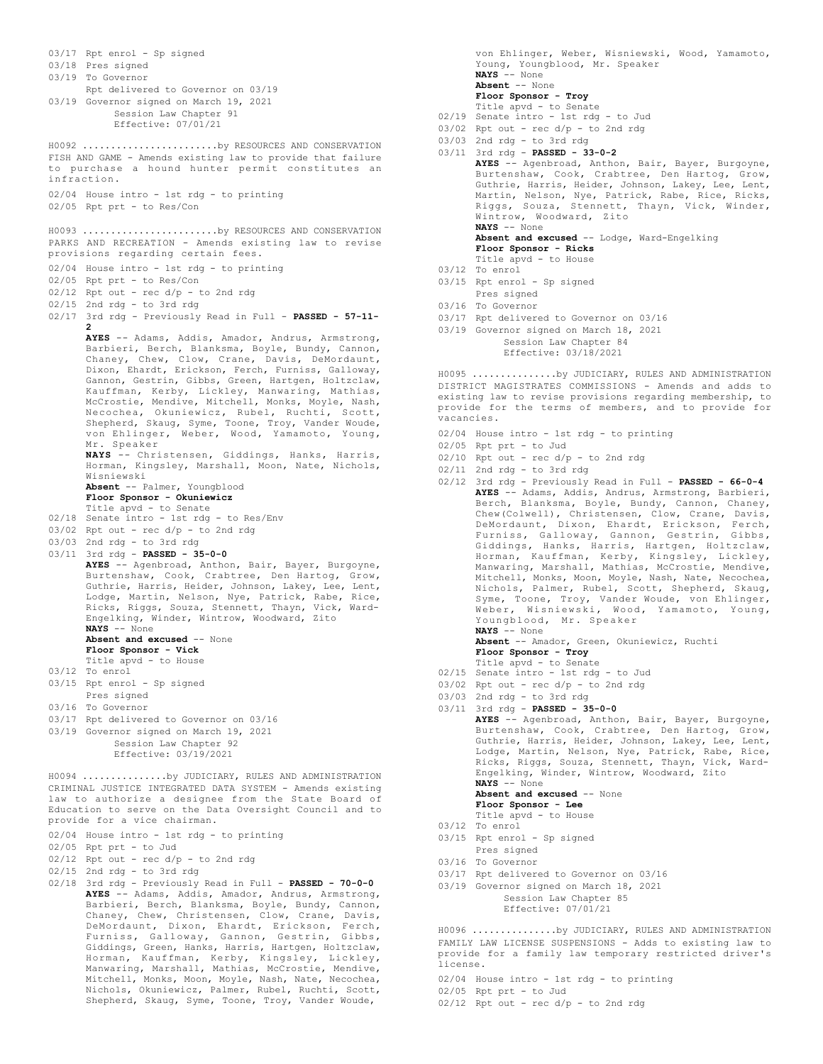03/17 Rpt enrol - Sp signed
03/18 Pres signed
03/19 To Governor
Rpt delivered to Governor on 03/19
03/19 Governor signed on March 19, 2021
Session Law Chapter 91
Effective: 07/01/21

H0092 ........................by RESOURCES AND CONSERVATION
FISH AND GAME - Amends existing law to provide that failure to purchase a hound hunter permit constitutes an infraction.

02/04 House intro - 1st rdg - to printing
02/05 Rpt prt - to Res/Con

H0093 ........................by RESOURCES AND CONSERVATION
PARKS AND RECREATION - Amends existing law to revise provisions regarding certain fees.

02/04 House intro - 1st rdg - to printing
02/05 Rpt prt - to Res/Con
02/12 Rpt out - rec d/p - to 2nd rdg
02/15 2nd rdg - to 3rd rdg
02/17 3rd rdg - Previously Read in Full - **PASSED - 57-11-2**
**AYES** -- Adams, Addis, Amador, Andrus, Armstrong, Barbieri, Berch, Blanksma, Boyle, Bundy, Cannon, Chaney, Chew, Clow, Crane, Davis, DeMordaunt, Dixon, Ehardt, Erickson, Ferch, Furniss, Galloway, Gannon, Gestrin, Gibbs, Green, Hartgen, Holtzclaw, Kauffman, Kerby, Lickley, Manwaring, Mathias, McCrostie, Mendive, Mitchell, Monks, Moyle, Nash, Necochea, Okuniewicz, Rubel, Ruchti, Scott, Shepherd, Skaug, Syme, Toone, Troy, Vander Woude, von Ehlinger, Weber, Wood, Yamamoto, Young, Mr. Speaker
**NAYS** -- Christensen, Giddings, Hanks, Harris, Horman, Kingsley, Marshall, Moon, Nate, Nichols, Wisniewski
**Absent** -- Palmer, Youngblood
**Floor Sponsor - Okuniewicz**
Title apvd - to Senate
02/18 Senate intro - 1st rdg - to Res/Env
03/02 Rpt out - rec d/p - to 2nd rdg
03/03 2nd rdg - to 3rd rdg
03/11 3rd rdg - **PASSED - 35-0-0**
**AYES** -- Agenbroad, Anthon, Bair, Bayer, Burgoyne, Burtenshaw, Cook, Crabtree, Den Hartog, Grow, Guthrie, Harris, Heider, Johnson, Lakey, Lee, Lent, Lodge, Martin, Nelson, Nye, Patrick, Rabe, Rice, Ricks, Riggs, Souza, Stennett, Thayn, Vick, Ward-Engelking, Winder, Wintrow, Woodward, Zito
**NAYS** -- None
**Absent and excused** -- None
**Floor Sponsor - Vick**
Title apvd - to House
03/12 To enrol
03/15 Rpt enrol - Sp signed
Pres signed
03/16 To Governor
03/17 Rpt delivered to Governor on 03/16
03/19 Governor signed on March 19, 2021
Session Law Chapter 92
Effective: 03/19/2021

H0094 ..............by JUDICIARY, RULES AND ADMINISTRATION
CRIMINAL JUSTICE INTEGRATED DATA SYSTEM - Amends existing law to authorize a designee from the State Board of Education to serve on the Data Oversight Council and to provide for a vice chairman.

02/04 House intro - 1st rdg - to printing
02/05 Rpt prt - to Jud
02/12 Rpt out - rec d/p - to 2nd rdg
02/15 2nd rdg - to 3rd rdg
02/18 3rd rdg - Previously Read in Full - **PASSED - 70-0-0**
**AYES** -- Adams, Addis, Amador, Andrus, Armstrong, Barbieri, Berch, Blanksma, Boyle, Bundy, Cannon, Chaney, Chew, Christensen, Clow, Crane, Davis, DeMordaunt, Dixon, Ehardt, Erickson, Ferch, Furniss, Galloway, Gannon, Gestrin, Gibbs, Giddings, Green, Hanks, Harris, Hartgen, Holtzclaw, Horman, Kauffman, Kerby, Kingsley, Lickley, Manwaring, Marshall, Mathias, McCrostie, Mendive, Mitchell, Monks, Moon, Moyle, Nash, Nate, Necochea, Nichols, Okuniewicz, Palmer, Rubel, Ruchti, Scott, Shepherd, Skaug, Syme, Toone, Troy, Vander Woude, von Ehlinger, Weber, Wisniewski, Wood, Yamamoto, Young, Youngblood, Mr. Speaker
**NAYS** -- None
**Absent** -- None
**Floor Sponsor - Troy**
Title apvd - to Senate
02/19 Senate intro - 1st rdg - to Jud
03/02 Rpt out - rec d/p - to 2nd rdg
03/03 2nd rdg - to 3rd rdg
03/11 3rd rdg - **PASSED - 33-0-2**
**AYES** -- Agenbroad, Anthon, Bair, Bayer, Burgoyne, Burtenshaw, Cook, Crabtree, Den Hartog, Grow, Guthrie, Harris, Heider, Johnson, Lakey, Lee, Lent, Martin, Nelson, Nye, Patrick, Rabe, Rice, Ricks, Riggs, Souza, Stennett, Thayn, Vick, Winder, Wintrow, Woodward, Zito
**NAYS** -- None
**Absent and excused** -- Lodge, Ward-Engelking
**Floor Sponsor - Ricks**
Title apvd - to House
03/12 To enrol
03/15 Rpt enrol - Sp signed
Pres signed
03/16 To Governor
03/17 Rpt delivered to Governor on 03/16
03/19 Governor signed on March 18, 2021
Session Law Chapter 84
Effective: 03/18/2021

H0095 ...............by JUDICIARY, RULES AND ADMINISTRATION
DISTRICT MAGISTRATES COMMISSIONS - Amends and adds to existing law to revise provisions regarding membership, to provide for the terms of members, and to provide for vacancies.

02/04 House intro - 1st rdg - to printing
02/05 Rpt prt - to Jud
02/10 Rpt out - rec d/p - to 2nd rdg
02/11 2nd rdg - to 3rd rdg
02/12 3rd rdg - Previously Read in Full - **PASSED - 66-0-4**
**AYES** -- Adams, Addis, Andrus, Armstrong, Barbieri, Berch, Blanksma, Boyle, Bundy, Cannon, Chaney, Chew(Colwell), Christensen, Clow, Crane, Davis, DeMordaunt, Dixon, Ehardt, Erickson, Ferch, Furniss, Galloway, Gannon, Gestrin, Gibbs, Giddings, Hanks, Harris, Hartgen, Holtzclaw, Horman, Kauffman, Kerby, Kingsley, Lickley, Manwaring, Marshall, Mathias, McCrostie, Mendive, Mitchell, Monks, Moon, Moyle, Nash, Nate, Necochea, Nichols, Palmer, Rubel, Scott, Shepherd, Skaug, Syme, Toone, Troy, Vander Woude, von Ehlinger, Weber, Wisniewski, Wood, Yamamoto, Young, Youngblood, Mr. Speaker
**NAYS** -- None
**Absent** -- Amador, Green, Okuniewicz, Ruchti
**Floor Sponsor - Troy**
Title apvd - to Senate
02/15 Senate intro - 1st rdg - to Jud
03/02 Rpt out - rec d/p - to 2nd rdg
03/03 2nd rdg - to 3rd rdg
03/11 3rd rdg - **PASSED - 35-0-0**
**AYES** -- Agenbroad, Anthon, Bair, Bayer, Burgoyne, Burtenshaw, Cook, Crabtree, Den Hartog, Grow, Guthrie, Harris, Heider, Johnson, Lakey, Lee, Lent, Lodge, Martin, Nelson, Nye, Patrick, Rabe, Rice, Ricks, Riggs, Souza, Stennett, Thayn, Vick, Ward-Engelking, Winder, Wintrow, Woodward, Zito
**NAYS** -- None
**Absent and excused** -- None
**Floor Sponsor - Lee**
Title apvd - to House
03/12 To enrol
03/15 Rpt enrol - Sp signed
Pres signed
03/16 To Governor
03/17 Rpt delivered to Governor on 03/16
03/19 Governor signed on March 18, 2021
Session Law Chapter 85
Effective: 07/01/21

H0096 ...............by JUDICIARY, RULES AND ADMINISTRATION
FAMILY LAW LICENSE SUSPENSIONS - Adds to existing law to provide for a family law temporary restricted driver's license.

02/04 House intro - 1st rdg - to printing
02/05 Rpt prt - to Jud
02/12 Rpt out - rec d/p - to 2nd rdg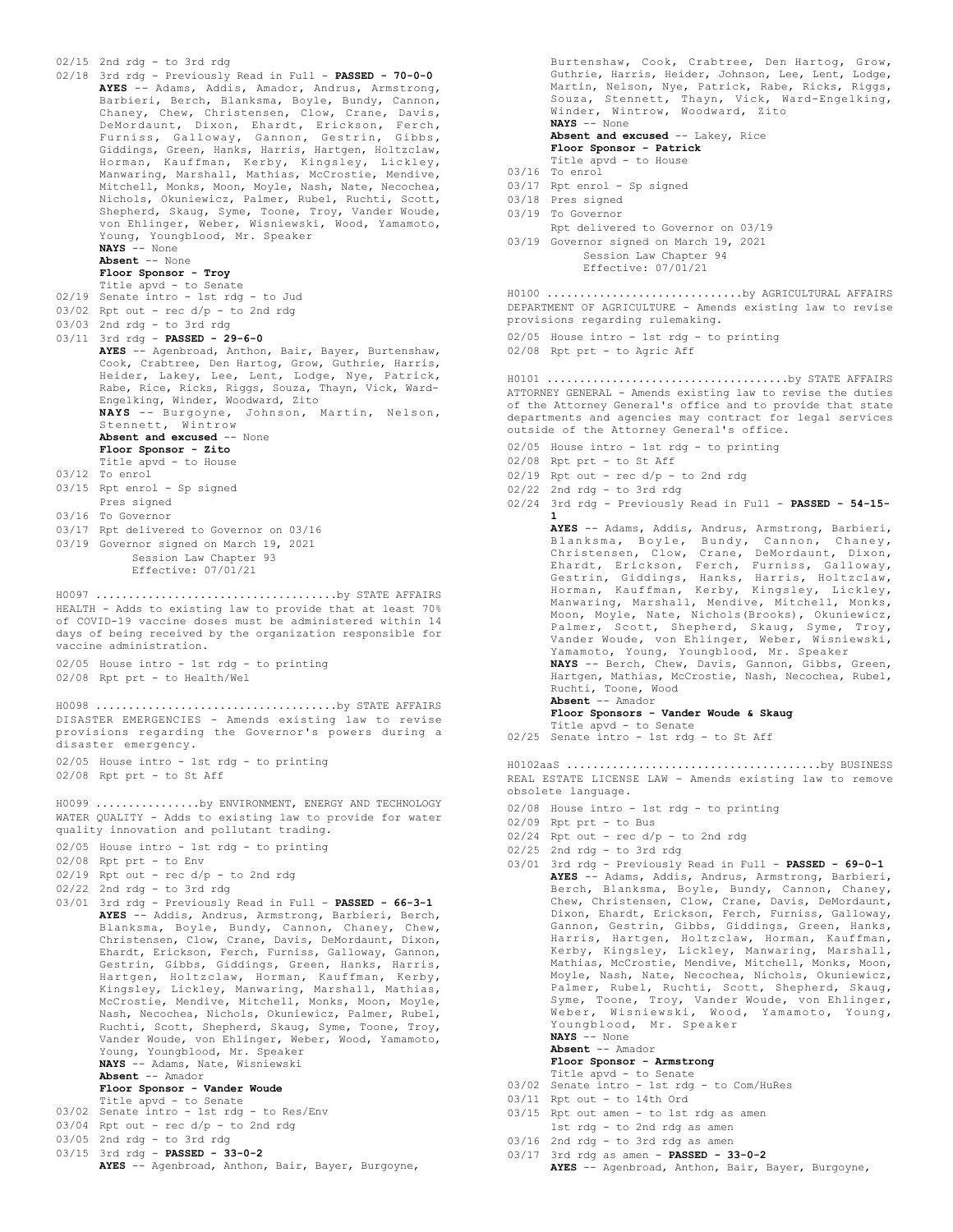02/15 2nd rdg - to 3rd rdg

02/18 3rd rdg - Previously Read in Full - **PASSED - 70-0-0**

**AYES** -- Adams, Addis, Amador, Andrus, Armstrong, Barbieri, Berch, Blanksma, Boyle, Bundy, Cannon, Chaney, Chew, Christensen, Clow, Crane, Davis, DeMordaunt, Dixon, Ehardt, Erickson, Ferch, Furniss, Galloway, Gannon, Gestrin, Gibbs, Giddings, Green, Hanks, Harris, Hartgen, Holtzclaw, Horman, Kauffman, Kerby, Kingsley, Lickley, Manwaring, Marshall, Mathias, McCrostie, Mendive, Mitchell, Monks, Moon, Moyle, Nash, Nate, Necochea, Nichols, Okuniewicz, Palmer, Rubel, Ruchti, Scott, Shepherd, Skaug, Syme, Toone, Troy, Vander Woude, von Ehlinger, Weber, Wisniewski, Wood, Yamamoto, Young, Youngblood, Mr. Speaker

**NAYS** -- None

**Absent** -- None

**Floor Sponsor - Troy**

Title apvd - to Senate

02/19 Senate intro - 1st rdg - to Jud

03/02 Rpt out - rec d/p - to 2nd rdg

03/03 2nd rdg - to 3rd rdg

03/11 3rd rdg - **PASSED - 29-6-0**

**AYES** -- Agenbroad, Anthon, Bair, Bayer, Burtenshaw, Cook, Crabtree, Den Hartog, Grow, Guthrie, Harris, Heider, Lakey, Lee, Lent, Lodge, Nye, Patrick, Rabe, Rice, Ricks, Riggs, Souza, Thayn, Vick, Ward-Engelking, Winder, Woodward, Zito

**NAYS** -- Burgoyne, Johnson, Martin, Nelson, Stennett, Wintrow

**Absent and excused** -- None

**Floor Sponsor - Zito**

Title apvd - to House

03/12 To enrol

03/15 Rpt enrol - Sp signed

Pres signed

03/16 To Governor

03/17 Rpt delivered to Governor on 03/16

03/19 Governor signed on March 19, 2021

Session Law Chapter 93

Effective: 07/01/21

H0097 ....................................by STATE AFFAIRS

HEALTH - Adds to existing law to provide that at least 70% of COVID-19 vaccine doses must be administered within 14 days of being received by the organization responsible for vaccine administration.

02/05 House intro - 1st rdg - to printing

02/08 Rpt prt - to Health/Wel

H0098 ....................................by STATE AFFAIRS

DISASTER EMERGENCIES - Amends existing law to revise provisions regarding the Governor's powers during a disaster emergency.

02/05 House intro - 1st rdg - to printing

02/08 Rpt prt - to St Aff

H0099 ................by ENVIRONMENT, ENERGY AND TECHNOLOGY

WATER QUALITY - Adds to existing law to provide for water quality innovation and pollutant trading.

02/05 House intro - 1st rdg - to printing

02/08 Rpt prt - to Env

02/19 Rpt out - rec d/p - to 2nd rdg

02/22 2nd rdg - to 3rd rdg

03/01 3rd rdg - Previously Read in Full - **PASSED - 66-3-1**

**AYES** -- Addis, Andrus, Armstrong, Barbieri, Berch, Blanksma, Boyle, Bundy, Cannon, Chaney, Chew, Christensen, Clow, Crane, Davis, DeMordaunt, Dixon, Ehardt, Erickson, Ferch, Furniss, Galloway, Gannon, Gestrin, Gibbs, Giddings, Green, Hanks, Harris, Hartgen, Holtzclaw, Horman, Kauffman, Kerby, Kingsley, Lickley, Manwaring, Marshall, Mathias, McCrostie, Mendive, Mitchell, Monks, Moon, Moyle, Nash, Necochea, Nichols, Okuniewicz, Palmer, Rubel, Ruchti, Scott, Shepherd, Skaug, Syme, Toone, Troy, Vander Woude, von Ehlinger, Weber, Wood, Yamamoto, Young, Youngblood, Mr. Speaker

**NAYS** -- Adams, Nate, Wisniewski

**Absent** -- Amador

**Floor Sponsor - Vander Woude**

Title apvd - to Senate

03/02 Senate intro - 1st rdg - to Res/Env

03/04 Rpt out - rec d/p - to 2nd rdg

03/05 2nd rdg - to 3rd rdg

03/15 3rd rdg - **PASSED - 33-0-2**

**AYES** -- Agenbroad, Anthon, Bair, Bayer, Burgoyne, Burtenshaw, Cook, Crabtree, Den Hartog, Grow, Guthrie, Harris, Heider, Johnson, Lee, Lent, Lodge, Martin, Nelson, Nye, Patrick, Rabe, Ricks, Riggs, Souza, Stennett, Thayn, Vick, Ward-Engelking, Winder, Wintrow, Woodward, Zito

**NAYS** -- None

**Absent and excused** -- Lakey, Rice

**Floor Sponsor - Patrick**

Title apvd - to House

03/16 To enrol

03/17 Rpt enrol - Sp signed

03/18 Pres signed

03/19 To Governor

Rpt delivered to Governor on 03/19

03/19 Governor signed on March 19, 2021

Session Law Chapter 94

Effective: 07/01/21

H0100 ..............................by AGRICULTURAL AFFAIRS

DEPARTMENT OF AGRICULTURE - Amends existing law to revise provisions regarding rulemaking.

02/05 House intro - 1st rdg - to printing

02/08 Rpt prt - to Agric Aff

H0101 ....................................by STATE AFFAIRS

ATTORNEY GENERAL - Amends existing law to revise the duties of the Attorney General's office and to provide that state departments and agencies may contract for legal services outside of the Attorney General's office.

02/05 House intro - 1st rdg - to printing

02/08 Rpt prt - to St Aff

02/19 Rpt out - rec d/p - to 2nd rdg

02/22 2nd rdg - to 3rd rdg

02/24 3rd rdg - Previously Read in Full - **PASSED - 54-15-1**

**AYES** -- Adams, Addis, Andrus, Armstrong, Barbieri, Blanksma, Boyle, Bundy, Cannon, Chaney, Christensen, Clow, Crane, DeMordaunt, Dixon, Ehardt, Erickson, Ferch, Furniss, Galloway, Gestrin, Giddings, Hanks, Harris, Holtzclaw, Horman, Kauffman, Kerby, Kingsley, Lickley, Manwaring, Marshall, Mendive, Mitchell, Monks, Moon, Moyle, Nate, Nichols(Brooks), Okuniewicz, Palmer, Scott, Shepherd, Skaug, Syme, Troy, Vander Woude, von Ehlinger, Weber, Wisniewski, Yamamoto, Young, Youngblood, Mr. Speaker

**NAYS** -- Berch, Chew, Davis, Gannon, Gibbs, Green, Hartgen, Mathias, McCrostie, Nash, Necochea, Rubel, Ruchti, Toone, Wood

**Absent** -- Amador

**Floor Sponsors - Vander Woude & Skaug**

Title apvd - to Senate

02/25 Senate intro - 1st rdg - to St Aff

H0102aaS ......................................by BUSINESS

REAL ESTATE LICENSE LAW - Amends existing law to remove obsolete language.

02/08 House intro - 1st rdg - to printing

02/09 Rpt prt - to Bus

02/24 Rpt out - rec d/p - to 2nd rdg

02/25 2nd rdg - to 3rd rdg

03/01 3rd rdg - Previously Read in Full - **PASSED - 69-0-1**

**AYES** -- Adams, Addis, Andrus, Armstrong, Barbieri, Berch, Blanksma, Boyle, Bundy, Cannon, Chaney, Chew, Christensen, Clow, Crane, Davis, DeMordaunt, Dixon, Ehardt, Erickson, Ferch, Furniss, Galloway, Gannon, Gestrin, Gibbs, Giddings, Green, Hanks, Harris, Hartgen, Holtzclaw, Horman, Kauffman, Kerby, Kingsley, Lickley, Manwaring, Marshall, Mathias, McCrostie, Mendive, Mitchell, Monks, Moon, Moyle, Nash, Nate, Necochea, Nichols, Okuniewicz, Palmer, Rubel, Ruchti, Scott, Shepherd, Skaug, Syme, Toone, Troy, Vander Woude, von Ehlinger, Weber, Wisniewski, Wood, Yamamoto, Young, Youngblood, Mr. Speaker

**NAYS** -- None

**Absent** -- Amador

**Floor Sponsor - Armstrong**

Title apvd - to Senate

03/02 Senate intro - 1st rdg - to Com/HuRes

03/11 Rpt out - to 14th Ord

03/15 Rpt out amen - to 1st rdg as amen

1st rdg - to 2nd rdg as amen

03/16 2nd rdg - to 3rd rdg as amen

03/17 3rd rdg as amen - **PASSED - 33-0-2**

**AYES** -- Agenbroad, Anthon, Bair, Bayer, Burgoyne,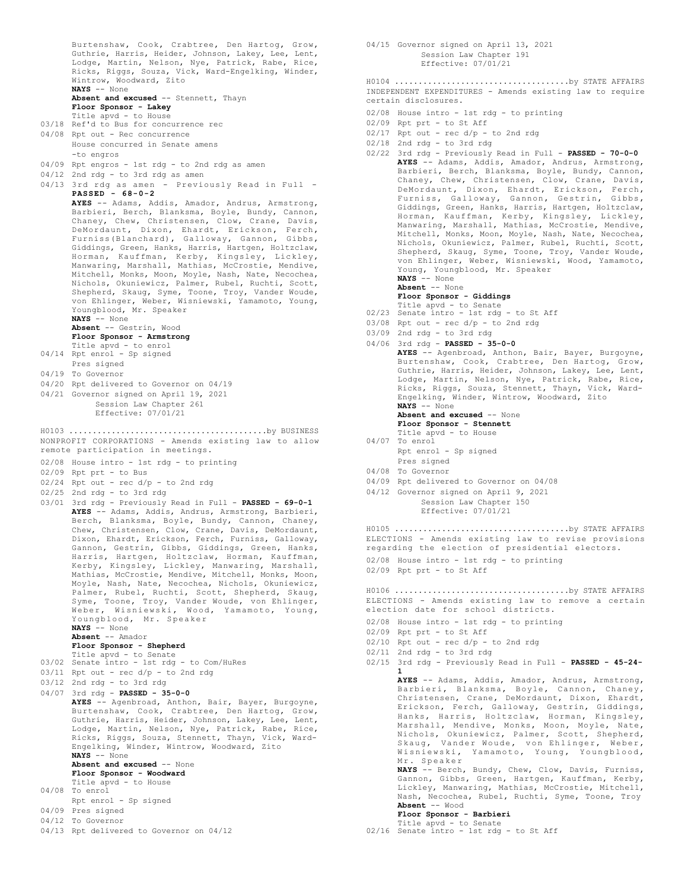Burtenshaw, Cook, Crabtree, Den Hartog, Grow, Guthrie, Harris, Heider, Johnson, Lakey, Lee, Lent, Lodge, Martin, Nelson, Nye, Patrick, Rabe, Rice, Ricks, Riggs, Souza, Vick, Ward-Engelking, Winder, Wintrow, Woodward, Zito
**NAYS** -- None
**Absent and excused** -- Stennett, Thayn
**Floor Sponsor - Lakey**
Title apvd - to House
03/18 Ref'd to Bus for concurrence rec
04/08 Rpt out - Rec concurrence
House concurred in Senate amens -to engros
04/09 Rpt engros - 1st rdg - to 2nd rdg as amen
04/12 2nd rdg - to 3rd rdg as amen
04/13 3rd rdg as amen - Previously Read in Full - **PASSED - 68-0-2**
**AYES** -- Adams, Addis, Amador, Andrus, Armstrong, Barbieri, Berch, Blanksma, Boyle, Bundy, Cannon, Chaney, Chew, Christensen, Clow, Crane, Davis, DeMordaunt, Dixon, Ehardt, Erickson, Ferch, Furniss(Blanchard), Galloway, Gannon, Gibbs, Giddings, Green, Hanks, Harris, Hartgen, Holtzclaw, Horman, Kauffman, Kerby, Kingsley, Lickley, Manwaring, Marshall, Mathias, McCrostie, Mendive, Mitchell, Monks, Moon, Moyle, Nash, Nate, Necochea, Nichols, Okuniewicz, Palmer, Rubel, Ruchti, Scott, Shepherd, Skaug, Syme, Toone, Troy, Vander Woude, von Ehlinger, Weber, Wisniewski, Yamamoto, Young, Youngblood, Mr. Speaker
**NAYS** -- None
**Absent** -- Gestrin, Wood
**Floor Sponsor - Armstrong**
Title apvd - to enrol
04/14 Rpt enrol - Sp signed
Pres signed
04/19 To Governor
04/20 Rpt delivered to Governor on 04/19
04/21 Governor signed on April 19, 2021
Session Law Chapter 261
Effective: 07/01/21

H0103 ........................................by BUSINESS
NONPROFIT CORPORATIONS - Amends existing law to allow remote participation in meetings.
02/08 House intro - 1st rdg - to printing
02/09 Rpt prt - to Bus
02/24 Rpt out - rec d/p - to 2nd rdg
02/25 2nd rdg - to 3rd rdg
03/01 3rd rdg - Previously Read in Full - **PASSED - 69-0-1**
**AYES** -- Adams, Addis, Andrus, Armstrong, Barbieri, Berch, Blanksma, Boyle, Bundy, Cannon, Chaney, Chew, Christensen, Clow, Crane, Davis, DeMordaunt, Dixon, Ehardt, Erickson, Ferch, Furniss, Galloway, Gannon, Gestrin, Gibbs, Giddings, Green, Hanks, Harris, Hartgen, Holtzclaw, Horman, Kauffman, Kerby, Kingsley, Lickley, Manwaring, Marshall, Mathias, McCrostie, Mendive, Mitchell, Monks, Moon, Moyle, Nash, Nate, Necochea, Nichols, Okuniewicz, Palmer, Rubel, Ruchti, Scott, Shepherd, Skaug, Syme, Toone, Troy, Vander Woude, von Ehlinger, Weber, Wisniewski, Wood, Yamamoto, Young, Youngblood, Mr. Speaker
**NAYS** -- None
**Absent** -- Amador
**Floor Sponsor - Shepherd**
Title apvd - to Senate
03/02 Senate intro - 1st rdg - to Com/HuRes
03/11 Rpt out - rec d/p - to 2nd rdg
03/12 2nd rdg - to 3rd rdg
04/07 3rd rdg - **PASSED - 35-0-0**
**AYES** -- Agenbroad, Anthon, Bair, Bayer, Burgoyne, Burtenshaw, Cook, Crabtree, Den Hartog, Grow, Guthrie, Harris, Heider, Johnson, Lakey, Lee, Lent, Lodge, Martin, Nelson, Nye, Patrick, Rabe, Rice, Ricks, Riggs, Souza, Stennett, Thayn, Vick, Ward-Engelking, Winder, Wintrow, Woodward, Zito
**NAYS** -- None
**Absent and excused** -- None
**Floor Sponsor - Woodward**
Title apvd - to House
04/08 To enrol
Rpt enrol - Sp signed
04/09 Pres signed
04/12 To Governor
04/13 Rpt delivered to Governor on 04/12
04/15 Governor signed on April 13, 2021
Session Law Chapter 191
Effective: 07/01/21

H0104 ....................................by STATE AFFAIRS
INDEPENDENT EXPENDITURES - Amends existing law to require certain disclosures.
02/08 House intro - 1st rdg - to printing
02/09 Rpt prt - to St Aff
02/17 Rpt out - rec d/p - to 2nd rdg
02/18 2nd rdg - to 3rd rdg
02/22 3rd rdg - Previously Read in Full - **PASSED - 70-0-0**
**AYES** -- Adams, Addis, Amador, Andrus, Armstrong, Barbieri, Berch, Blanksma, Boyle, Bundy, Cannon, Chaney, Chew, Christensen, Clow, Crane, Davis, DeMordaunt, Dixon, Ehardt, Erickson, Ferch, Furniss, Galloway, Gannon, Gestrin, Gibbs, Giddings, Green, Hanks, Harris, Hartgen, Holtzclaw, Horman, Kauffman, Kerby, Kingsley, Lickley, Manwaring, Marshall, Mathias, McCrostie, Mendive, Mitchell, Monks, Moon, Moyle, Nash, Nate, Necochea, Nichols, Okuniewicz, Palmer, Rubel, Ruchti, Scott, Shepherd, Skaug, Syme, Toone, Troy, Vander Woude, von Ehlinger, Weber, Wisniewski, Wood, Yamamoto, Young, Youngblood, Mr. Speaker
**NAYS** -- None
**Absent** -- None
**Floor Sponsor - Giddings**
Title apvd - to Senate
02/23 Senate intro - 1st rdg - to St Aff
03/08 Rpt out - rec d/p - to 2nd rdg
03/09 2nd rdg - to 3rd rdg
04/06 3rd rdg - **PASSED - 35-0-0**
**AYES** -- Agenbroad, Anthon, Bair, Bayer, Burgoyne, Burtenshaw, Cook, Crabtree, Den Hartog, Grow, Guthrie, Harris, Heider, Johnson, Lakey, Lee, Lent, Lodge, Martin, Nelson, Nye, Patrick, Rabe, Rice, Ricks, Riggs, Souza, Stennett, Thayn, Vick, Ward-Engelking, Winder, Wintrow, Woodward, Zito
**NAYS** -- None
**Absent and excused** -- None
**Floor Sponsor - Stennett**
Title apvd - to House
04/07 To enrol
Rpt enrol - Sp signed
Pres signed
04/08 To Governor
04/09 Rpt delivered to Governor on 04/08
04/12 Governor signed on April 9, 2021
Session Law Chapter 150
Effective: 07/01/21

H0105 ....................................by STATE AFFAIRS
ELECTIONS - Amends existing law to revise provisions regarding the election of presidential electors.
02/08 House intro - 1st rdg - to printing
02/09 Rpt prt - to St Aff

H0106 ....................................by STATE AFFAIRS
ELECTIONS - Amends existing law to remove a certain election date for school districts.
02/08 House intro - 1st rdg - to printing
02/09 Rpt prt - to St Aff
02/10 Rpt out - rec d/p - to 2nd rdg
02/11 2nd rdg - to 3rd rdg
02/15 3rd rdg - Previously Read in Full - **PASSED - 45-24-1**
**AYES** -- Adams, Addis, Amador, Andrus, Armstrong, Barbieri, Blanksma, Boyle, Cannon, Chaney, Christensen, Crane, DeMordaunt, Dixon, Ehardt, Erickson, Ferch, Galloway, Gestrin, Giddings, Hanks, Harris, Holtzclaw, Horman, Kingsley, Marshall, Mendive, Monks, Moon, Moyle, Nate, Nichols, Okuniewicz, Palmer, Scott, Shepherd, Skaug, Vander Woude, von Ehlinger, Weber, Wisniewski, Yamamoto, Young, Youngblood, Mr. Speaker
**NAYS** -- Berch, Bundy, Chew, Clow, Davis, Furniss, Gannon, Gibbs, Green, Hartgen, Kauffman, Kerby, Lickley, Manwaring, Mathias, McCrostie, Mitchell, Nash, Necochea, Rubel, Ruchti, Syme, Toone, Troy
**Absent** -- Wood
**Floor Sponsor - Barbieri**
Title apvd - to Senate
02/16 Senate intro - 1st rdg - to St Aff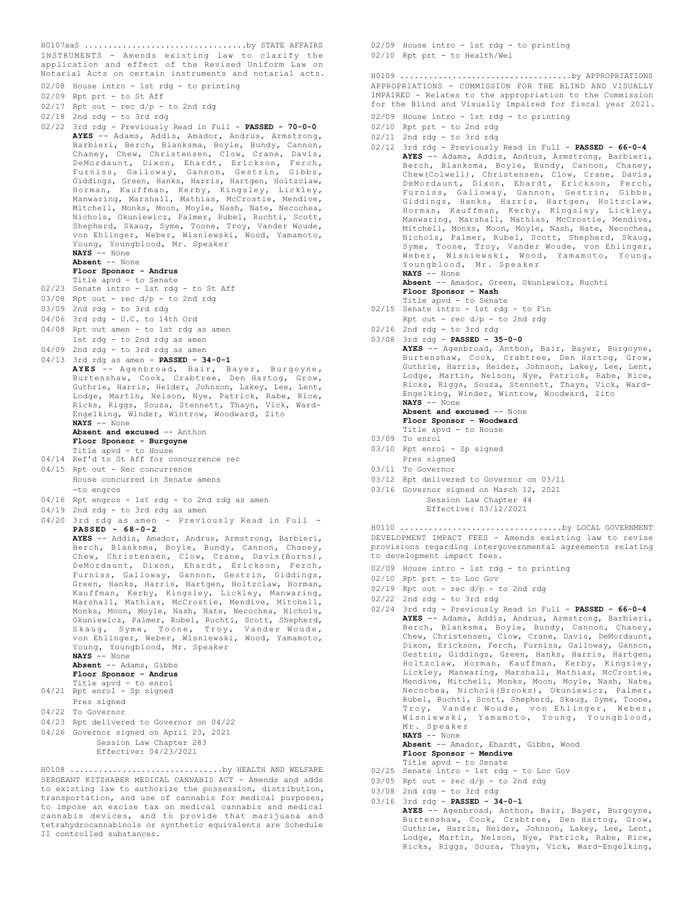H0107aaS ................................by STATE AFFAIRS
INSTRUMENTS - Amends existing law to clarify the application and effect of the Revised Uniform Law on Notarial Acts on certain instruments and notarial acts.

02/08 House intro - 1st rdg - to printing
02/09 Rpt prt - to St Aff
02/17 Rpt out - rec d/p - to 2nd rdg
02/18 2nd rdg - to 3rd rdg
02/22 3rd rdg - Previously Read in Full - **PASSED - 70-0-0**
**AYES** -- Adams, Addis, Amador, Andrus, Armstrong, Barbieri, Berch, Blanksma, Boyle, Bundy, Cannon, Chaney, Chew, Christensen, Clow, Crane, Davis, DeMordaunt, Dixon, Ehardt, Erickson, Ferch, Furniss, Galloway, Gannon, Gestrin, Gibbs, Giddings, Green, Hanks, Harris, Hartgen, Holtzclaw, Horman, Kauffman, Kerby, Kingsley, Lickley, Manwaring, Marshall, Mathias, McCrostie, Mendive, Mitchell, Monks, Moon, Moyle, Nash, Nate, Necochea, Nichols, Okuniewicz, Palmer, Rubel, Ruchti, Scott, Shepherd, Skaug, Syme, Toone, Troy, Vander Woude, von Ehlinger, Weber, Wisniewski, Wood, Yamamoto, Young, Youngblood, Mr. Speaker
**NAYS** -- None
**Absent** -- None
**Floor Sponsor - Andrus**
Title apvd - to Senate
02/23 Senate intro - 1st rdg - to St Aff
03/08 Rpt out - rec d/p - to 2nd rdg
03/09 2nd rdg - to 3rd rdg
04/06 3rd rdg - U.C. to 14th Ord
04/08 Rpt out amen - to 1st rdg as amen
1st rdg - to 2nd rdg as amen
04/09 2nd rdg - to 3rd rdg as amen
04/13 3rd rdg as amen - **PASSED - 34-0-1**
**AYES** -- Agenbroad, Bair, Bayer, Burgoyne, Burtenshaw, Cook, Crabtree, Den Hartog, Grow, Guthrie, Harris, Heider, Johnson, Lakey, Lee, Lent, Lodge, Martin, Nelson, Nye, Patrick, Rabe, Rice, Ricks, Riggs, Souza, Stennett, Thayn, Vick, Ward-Engelking, Winder, Wintrow, Woodward, Zito
**NAYS** -- None
**Absent and excused** -- Anthon
**Floor Sponsor - Burgoyne**
Title apvd - to House
04/14 Ref'd to St Aff for concurrence rec
04/15 Rpt out - Rec concurrence
House concurred in Senate amens
-to engros
04/16 Rpt engros - 1st rdg - to 2nd rdg as amen
04/19 2nd rdg - to 3rd rdg as amen
04/20 3rd rdg as amen - Previously Read in Full - **PASSED - 68-0-2**
**AYES** -- Addis, Amador, Andrus, Armstrong, Barbieri, Berch, Blanksma, Boyle, Bundy, Cannon, Chaney, Chew, Christensen, Clow, Crane, Davis(Burns), DeMordaunt, Dixon, Ehardt, Erickson, Ferch, Furniss, Galloway, Gannon, Gestrin, Giddings, Green, Hanks, Harris, Hartgen, Holtzclaw, Horman, Kauffman, Kerby, Kingsley, Lickley, Manwaring, Marshall, Mathias, McCrostie, Mendive, Mitchell, Monks, Moon, Moyle, Nash, Nate, Necochea, Nichols, Okuniewicz, Palmer, Rubel, Ruchti, Scott, Shepherd, Skaug, Syme, Toone, Troy, Vander Woude, von Ehlinger, Weber, Wisniewski, Wood, Yamamoto, Young, Youngblood, Mr. Speaker
**NAYS** -- None
**Absent** -- Adams, Gibbs
**Floor Sponsor - Andrus**
Title apvd - to enrol
04/21 Rpt enrol - Sp signed
Pres signed
04/22 To Governor
04/23 Rpt delivered to Governor on 04/22
04/26 Governor signed on April 23, 2021
Session Law Chapter 283
Effective: 04/23/2021

H0108 ...............................by HEALTH AND WELFARE
SERGEANT KITZHABER MEDICAL CANNABIS ACT - Amends and adds to existing law to authorize the possession, distribution, transportation, and use of cannabis for medical purposes, to impose an excise tax on medical cannabis and medical cannabis devices, and to provide that marijuana and tetrahydrocannabinols or synthetic equivalents are Schedule II controlled substances.

02/09 House intro - 1st rdg - to printing
02/10 Rpt prt - to Health/Wel

H0109 ...................................by APPROPRIATIONS
APPROPRIATIONS - COMMISSION FOR THE BLIND AND VISUALLY IMPAIRED - Relates to the appropriation to the Commission for the Blind and Visually Impaired for fiscal year 2021.

02/09 House intro - 1st rdg - to printing
02/10 Rpt prt - to 2nd rdg
02/11 2nd rdg - to 3rd rdg
02/12 3rd rdg - Previously Read in Full - **PASSED - 66-0-4**
**AYES** -- Adams, Addis, Andrus, Armstrong, Barbieri, Berch, Blanksma, Boyle, Bundy, Cannon, Chaney, Chew(Colwell), Christensen, Clow, Crane, Davis, DeMordaunt, Dixon, Ehardt, Erickson, Ferch, Furniss, Galloway, Gannon, Gestrin, Gibbs, Giddings, Hanks, Harris, Hartgen, Holtzclaw, Horman, Kauffman, Kerby, Kingsley, Lickley, Manwaring, Marshall, Mathias, McCrostie, Mendive, Mitchell, Monks, Moon, Moyle, Nash, Nate, Necochea, Nichols, Palmer, Rubel, Scott, Shepherd, Skaug, Syme, Toone, Troy, Vander Woude, von Ehlinger, Weber, Wisniewski, Wood, Yamamoto, Young, Youngblood, Mr. Speaker
**NAYS** -- None
**Absent** -- Amador, Green, Okuniewicz, Ruchti
**Floor Sponsor - Nash**
Title apvd - to Senate
02/15 Senate intro - 1st rdg - to Fin
Rpt out - rec d/p - to 2nd rdg
02/16 2nd rdg - to 3rd rdg
03/08 3rd rdg - **PASSED - 35-0-0**
**AYES** -- Agenbroad, Anthon, Bair, Bayer, Burgoyne, Burtenshaw, Cook, Crabtree, Den Hartog, Grow, Guthrie, Harris, Heider, Johnson, Lakey, Lee, Lent, Lodge, Martin, Nelson, Nye, Patrick, Rabe, Rice, Ricks, Riggs, Souza, Stennett, Thayn, Vick, Ward-Engelking, Winder, Wintrow, Woodward, Zito
**NAYS** -- None
**Absent and excused** -- None
**Floor Sponsor - Woodward**
Title apvd - to House
03/09 To enrol
03/10 Rpt enrol - Sp signed
Pres signed
03/11 To Governor
03/12 Rpt delivered to Governor on 03/11
03/16 Governor signed on March 12, 2021
Session Law Chapter 44
Effective: 03/12/2021

H0110 .................................by LOCAL GOVERNMENT
DEVELOPMENT IMPACT FEES - Amends existing law to revise provisions regarding intergovernmental agreements relating to development impact fees.

02/09 House intro - 1st rdg - to printing
02/10 Rpt prt - to Loc Gov
02/19 Rpt out - rec d/p - to 2nd rdg
02/22 2nd rdg - to 3rd rdg
02/24 3rd rdg - Previously Read in Full - **PASSED - 66-0-4**
**AYES** -- Adams, Addis, Andrus, Armstrong, Barbieri, Berch, Blanksma, Boyle, Bundy, Cannon, Chaney, Chew, Christensen, Clow, Crane, Davis, DeMordaunt, Dixon, Erickson, Ferch, Furniss, Galloway, Gannon, Gestrin, Giddings, Green, Hanks, Harris, Hartgen, Holtzclaw, Horman, Kauffman, Kerby, Kingsley, Lickley, Manwaring, Marshall, Mathias, McCrostie, Mendive, Mitchell, Monks, Moon, Moyle, Nash, Nate, Necochea, Nichols(Brooks), Okuniewicz, Palmer, Rubel, Ruchti, Scott, Shepherd, Skaug, Syme, Toone, Troy, Vander Woude, von Ehlinger, Weber, Wisniewski, Yamamoto, Young, Youngblood, Mr. Speaker
**NAYS** -- None
**Absent** -- Amador, Ehardt, Gibbs, Wood
**Floor Sponsor - Mendive**
Title apvd - to Senate
02/25 Senate intro - 1st rdg - to Loc Gov
03/05 Rpt out - rec d/p - to 2nd rdg
03/08 2nd rdg - to 3rd rdg
03/16 3rd rdg - **PASSED - 34-0-1**
**AYES** -- Agenbroad, Anthon, Bair, Bayer, Burgoyne, Burtenshaw, Cook, Crabtree, Den Hartog, Grow, Guthrie, Harris, Heider, Johnson, Lakey, Lee, Lent, Lodge, Martin, Nelson, Nye, Patrick, Rabe, Rice, Ricks, Riggs, Souza, Thayn, Vick, Ward-Engelking,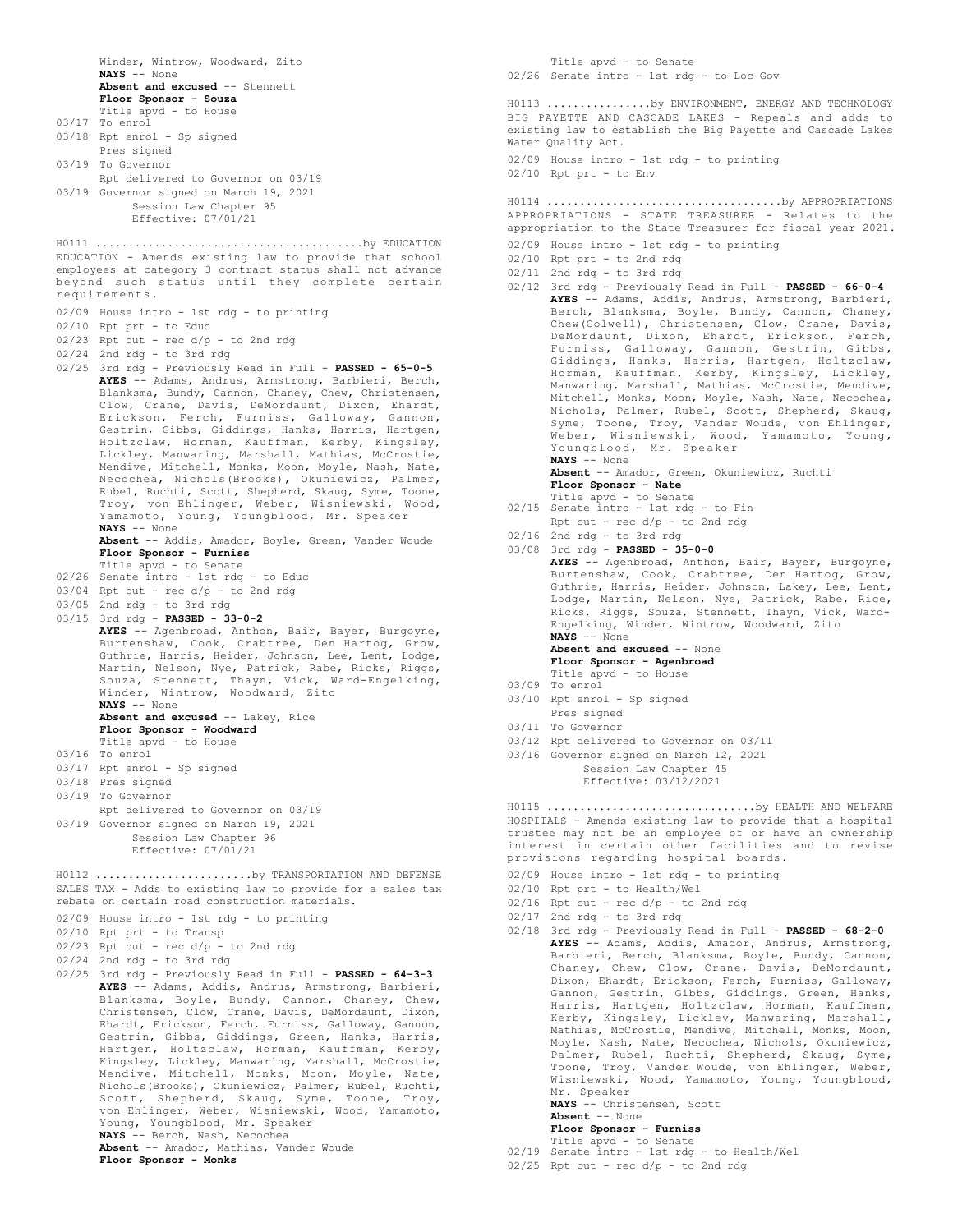Winder, Wintrow, Woodward, Zito
**NAYS** -- None
**Absent and excused** -- Stennett
**Floor Sponsor - Souza**
Title apvd - to House
03/17 To enrol
03/18 Rpt enrol - Sp signed
Pres signed
03/19 To Governor
Rpt delivered to Governor on 03/19
03/19 Governor signed on March 19, 2021
Session Law Chapter 95
Effective: 07/01/21

H0111 ........................................by EDUCATION
EDUCATION - Amends existing law to provide that school employees at category 3 contract status shall not advance beyond such status until they complete certain requirements.

02/09 House intro - 1st rdg - to printing
02/10 Rpt prt - to Educ
02/23 Rpt out - rec d/p - to 2nd rdg
02/24 2nd rdg - to 3rd rdg
02/25 3rd rdg - Previously Read in Full - **PASSED - 65-0-5**
**AYES** -- Adams, Andrus, Armstrong, Barbieri, Berch, Blanksma, Bundy, Cannon, Chaney, Chew, Christensen, Clow, Crane, Davis, DeMordaunt, Dixon, Ehardt, Erickson, Ferch, Furniss, Galloway, Gannon, Gestrin, Gibbs, Giddings, Hanks, Harris, Hartgen, Holtzclaw, Horman, Kauffman, Kerby, Kingsley, Lickley, Manwaring, Marshall, Mathias, McCrostie, Mendive, Mitchell, Monks, Moon, Moyle, Nash, Nate, Necochea, Nichols(Brooks), Okuniewicz, Palmer, Rubel, Ruchti, Scott, Shepherd, Skaug, Syme, Toone, Troy, von Ehlinger, Weber, Wisniewski, Wood, Yamamoto, Young, Youngblood, Mr. Speaker
**NAYS** -- None
**Absent** -- Addis, Amador, Boyle, Green, Vander Woude
**Floor Sponsor - Furniss**
Title apvd - to Senate
02/26 Senate intro - 1st rdg - to Educ
03/04 Rpt out - rec d/p - to 2nd rdg
03/05 2nd rdg - to 3rd rdg
03/15 3rd rdg - **PASSED - 33-0-2**
**AYES** -- Agenbroad, Anthon, Bair, Bayer, Burgoyne, Burtenshaw, Cook, Crabtree, Den Hartog, Grow, Guthrie, Harris, Heider, Johnson, Lee, Lent, Lodge, Martin, Nelson, Nye, Patrick, Rabe, Ricks, Riggs, Souza, Stennett, Thayn, Vick, Ward-Engelking, Winder, Wintrow, Woodward, Zito
**NAYS** -- None
**Absent and excused** -- Lakey, Rice
**Floor Sponsor - Woodward**
Title apvd - to House
03/16 To enrol
03/17 Rpt enrol - Sp signed
03/18 Pres signed
03/19 To Governor
Rpt delivered to Governor on 03/19
03/19 Governor signed on March 19, 2021
Session Law Chapter 96
Effective: 07/01/21

H0112 ........................by TRANSPORTATION AND DEFENSE
SALES TAX - Adds to existing law to provide for a sales tax rebate on certain road construction materials.

02/09 House intro - 1st rdg - to printing
02/10 Rpt prt - to Transp
02/23 Rpt out - rec d/p - to 2nd rdg
02/24 2nd rdg - to 3rd rdg
02/25 3rd rdg - Previously Read in Full - **PASSED - 64-3-3**
**AYES** -- Adams, Addis, Andrus, Armstrong, Barbieri, Blanksma, Boyle, Bundy, Cannon, Chaney, Chew, Christensen, Clow, Crane, Davis, DeMordaunt, Dixon, Ehardt, Erickson, Ferch, Furniss, Galloway, Gannon, Gestrin, Gibbs, Giddings, Green, Hanks, Harris, Hartgen, Holtzclaw, Horman, Kauffman, Kerby, Kingsley, Lickley, Manwaring, Marshall, McCrostie, Mendive, Mitchell, Monks, Moon, Moyle, Nate, Nichols(Brooks), Okuniewicz, Palmer, Rubel, Ruchti, Scott, Shepherd, Skaug, Syme, Toone, Troy, von Ehlinger, Weber, Wisniewski, Wood, Yamamoto, Young, Youngblood, Mr. Speaker
**NAYS** -- Berch, Nash, Necochea
**Absent** -- Amador, Mathias, Vander Woude
**Floor Sponsor - Monks**
Title apvd - to Senate
02/26 Senate intro - 1st rdg - to Loc Gov

H0113 ................by ENVIRONMENT, ENERGY AND TECHNOLOGY
BIG PAYETTE AND CASCADE LAKES - Repeals and adds to existing law to establish the Big Payette and Cascade Lakes Water Quality Act.

02/09 House intro - 1st rdg - to printing
02/10 Rpt prt - to Env

H0114 ...................................by APPROPRIATIONS
APPROPRIATIONS - STATE TREASURER - Relates to the appropriation to the State Treasurer for fiscal year 2021.

02/09 House intro - 1st rdg - to printing
02/10 Rpt prt - to 2nd rdg
02/11 2nd rdg - to 3rd rdg
02/12 3rd rdg - Previously Read in Full - **PASSED - 66-0-4**
**AYES** -- Adams, Addis, Andrus, Armstrong, Barbieri, Berch, Blanksma, Boyle, Bundy, Cannon, Chaney, Chew(Colwell), Christensen, Clow, Crane, Davis, DeMordaunt, Dixon, Ehardt, Erickson, Ferch, Furniss, Galloway, Gannon, Gestrin, Gibbs, Giddings, Hanks, Harris, Hartgen, Holtzclaw, Horman, Kauffman, Kerby, Kingsley, Lickley, Manwaring, Marshall, Mathias, McCrostie, Mendive, Mitchell, Monks, Moon, Moyle, Nash, Nate, Necochea, Nichols, Palmer, Rubel, Scott, Shepherd, Skaug, Syme, Toone, Troy, Vander Woude, von Ehlinger, Weber, Wisniewski, Wood, Yamamoto, Young, Youngblood, Mr. Speaker
**NAYS** -- None
**Absent** -- Amador, Green, Okuniewicz, Ruchti
**Floor Sponsor - Nate**
Title apvd - to Senate
02/15 Senate intro - 1st rdg - to Fin
Rpt out - rec d/p - to 2nd rdg
02/16 2nd rdg - to 3rd rdg
03/08 3rd rdg - **PASSED - 35-0-0**
**AYES** -- Agenbroad, Anthon, Bair, Bayer, Burgoyne, Burtenshaw, Cook, Crabtree, Den Hartog, Grow, Guthrie, Harris, Heider, Johnson, Lakey, Lee, Lent, Lodge, Martin, Nelson, Nye, Patrick, Rabe, Rice, Ricks, Riggs, Souza, Stennett, Thayn, Vick, Ward-Engelking, Winder, Wintrow, Woodward, Zito
**NAYS** -- None
**Absent and excused** -- None
**Floor Sponsor - Agenbroad**
Title apvd - to House
03/09 To enrol
03/10 Rpt enrol - Sp signed
Pres signed
03/11 To Governor
03/12 Rpt delivered to Governor on 03/11
03/16 Governor signed on March 12, 2021
Session Law Chapter 45
Effective: 03/12/2021

H0115 ...............................by HEALTH AND WELFARE
HOSPITALS - Amends existing law to provide that a hospital trustee may not be an employee of or have an ownership interest in certain other facilities and to revise provisions regarding hospital boards.

02/09 House intro - 1st rdg - to printing
02/10 Rpt prt - to Health/Wel
02/16 Rpt out - rec d/p - to 2nd rdg
02/17 2nd rdg - to 3rd rdg
02/18 3rd rdg - Previously Read in Full - **PASSED - 68-2-0**
**AYES** -- Adams, Addis, Amador, Andrus, Armstrong, Barbieri, Berch, Blanksma, Boyle, Bundy, Cannon, Chaney, Chew, Clow, Crane, Davis, DeMordaunt, Dixon, Ehardt, Erickson, Ferch, Furniss, Galloway, Gannon, Gestrin, Gibbs, Giddings, Green, Hanks, Harris, Hartgen, Holtzclaw, Horman, Kauffman, Kerby, Kingsley, Lickley, Manwaring, Marshall, Mathias, McCrostie, Mendive, Mitchell, Monks, Moon, Moyle, Nash, Nate, Necochea, Nichols, Okuniewicz, Palmer, Rubel, Ruchti, Shepherd, Skaug, Syme, Toone, Troy, Vander Woude, von Ehlinger, Weber, Wisniewski, Wood, Yamamoto, Young, Youngblood, Mr. Speaker
**NAYS** -- Christensen, Scott
**Absent** -- None
**Floor Sponsor - Furniss**
Title apvd - to Senate
02/19 Senate intro - 1st rdg - to Health/Wel
02/25 Rpt out - rec d/p - to 2nd rdg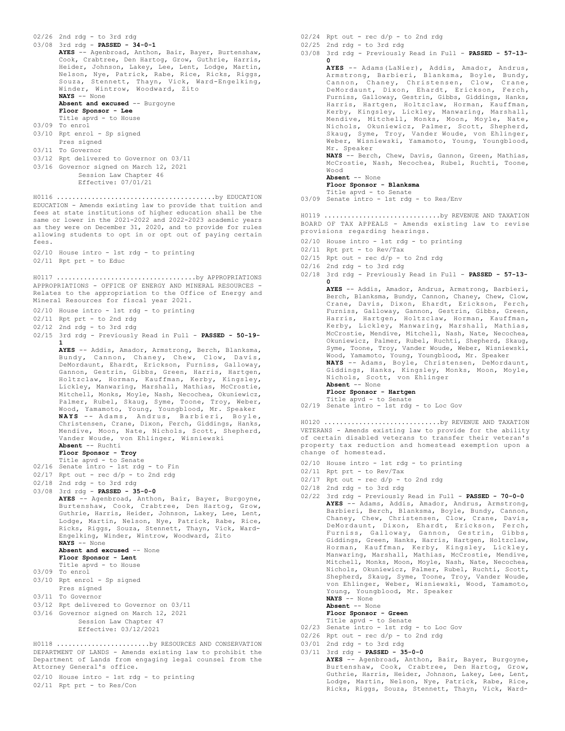02/26 2nd rdg - to 3rd rdg

03/08 3rd rdg - **PASSED - 34-0-1**

**AYES** -- Agenbroad, Anthon, Bair, Bayer, Burtenshaw, Cook, Crabtree, Den Hartog, Grow, Guthrie, Harris, Heider, Johnson, Lakey, Lee, Lent, Lodge, Martin, Nelson, Nye, Patrick, Rabe, Rice, Ricks, Riggs, Souza, Stennett, Thayn, Vick, Ward-Engelking, Winder, Wintrow, Woodward, Zito

**NAYS** -- None

**Absent and excused** -- Burgoyne

**Floor Sponsor - Lee**

Title apvd - to House

03/09 To enrol

03/10 Rpt enrol - Sp signed

Pres signed

03/11 To Governor

03/12 Rpt delivered to Governor on 03/11

03/16 Governor signed on March 12, 2021

Session Law Chapter 46

Effective: 07/01/21

H0116 ........................................by EDUCATION

EDUCATION - Amends existing law to provide that tuition and fees at state institutions of higher education shall be the same or lower in the 2021-2022 and 2022-2023 academic years as they were on December 31, 2020, and to provide for rules allowing students to opt in or opt out of paying certain fees.

02/10 House intro - 1st rdg - to printing

02/11 Rpt prt - to Educ

H0117 ...................................by APPROPRIATIONS

APPROPRIATIONS - OFFICE OF ENERGY AND MINERAL RESOURCES - Relates to the appropriation to the Office of Energy and Mineral Resources for fiscal year 2021.

02/10 House intro - 1st rdg - to printing

02/11 Rpt prt - to 2nd rdg

02/12 2nd rdg - to 3rd rdg

02/15 3rd rdg - Previously Read in Full - **PASSED - 50-19-1**

**AYES** -- Addis, Amador, Armstrong, Berch, Blanksma, Bundy, Cannon, Chaney, Chew, Clow, Davis, DeMordaunt, Ehardt, Erickson, Furniss, Galloway, Gannon, Gestrin, Gibbs, Green, Harris, Hartgen, Holtzclaw, Horman, Kauffman, Kerby, Kingsley, Lickley, Manwaring, Marshall, Mathias, McCrostie, Mitchell, Monks, Moyle, Nash, Necochea, Okuniewicz, Palmer, Rubel, Skaug, Syme, Toone, Troy, Weber, Wood, Yamamoto, Young, Youngblood, Mr. Speaker

**NAYS** -- Adams, Andrus, Barbieri, Boyle, Christensen, Crane, Dixon, Ferch, Giddings, Hanks, Mendive, Moon, Nate, Nichols, Scott, Shepherd, Vander Woude, von Ehlinger, Wisniewski

**Absent** -- Ruchti

**Floor Sponsor - Troy**

Title apvd - to Senate

02/16 Senate intro - 1st rdg - to Fin

02/17 Rpt out - rec d/p - to 2nd rdg

02/18 2nd rdg - to 3rd rdg

03/08 3rd rdg - **PASSED - 35-0-0**

**AYES** -- Agenbroad, Anthon, Bair, Bayer, Burgoyne, Burtenshaw, Cook, Crabtree, Den Hartog, Grow, Guthrie, Harris, Heider, Johnson, Lakey, Lee, Lent, Lodge, Martin, Nelson, Nye, Patrick, Rabe, Rice, Ricks, Riggs, Souza, Stennett, Thayn, Vick, Ward-Engelking, Winder, Wintrow, Woodward, Zito

**NAYS** -- None

**Absent and excused** -- None

**Floor Sponsor - Lent**

Title apvd - to House

03/09 To enrol

03/10 Rpt enrol - Sp signed

Pres signed

03/11 To Governor

03/12 Rpt delivered to Governor on 03/11

03/16 Governor signed on March 12, 2021

Session Law Chapter 47

Effective: 03/12/2021

H0118 .......................by RESOURCES AND CONSERVATION

DEPARTMENT OF LANDS - Amends existing law to prohibit the Department of Lands from engaging legal counsel from the Attorney General's office.

02/10 House intro - 1st rdg - to printing

02/11 Rpt prt - to Res/Con

02/24 Rpt out - rec d/p - to 2nd rdg

02/25 2nd rdg - to 3rd rdg

03/08 3rd rdg - Previously Read in Full - **PASSED - 57-13-0**

**AYES** -- Adams(LaNier), Addis, Amador, Andrus, Armstrong, Barbieri, Blanksma, Boyle, Bundy, Cannon, Chaney, Christensen, Clow, Crane, DeMordaunt, Dixon, Ehardt, Erickson, Ferch, Furniss, Galloway, Gestrin, Gibbs, Giddings, Hanks, Harris, Hartgen, Holtzclaw, Horman, Kauffman, Kerby, Kingsley, Lickley, Manwaring, Marshall, Mendive, Mitchell, Monks, Moon, Moyle, Nate, Nichols, Okuniewicz, Palmer, Scott, Shepherd, Skaug, Syme, Troy, Vander Woude, von Ehlinger, Weber, Wisniewski, Yamamoto, Young, Youngblood, Mr. Speaker

**NAYS** -- Berch, Chew, Davis, Gannon, Green, Mathias, McCrostie, Nash, Necochea, Rubel, Ruchti, Toone, Wood

**Absent** -- None

**Floor Sponsor - Blanksma**

Title apvd - to Senate

03/09 Senate intro - 1st rdg - to Res/Env

H0119 .............................by REVENUE AND TAXATION

BOARD OF TAX APPEALS - Amends existing law to revise provisions regarding hearings.

02/10 House intro - 1st rdg - to printing

02/11 Rpt prt - to Rev/Tax

02/15 Rpt out - rec d/p - to 2nd rdg

02/16 2nd rdg - to 3rd rdg

02/18 3rd rdg - Previously Read in Full - **PASSED - 57-13-0**

**AYES** -- Addis, Amador, Andrus, Armstrong, Barbieri, Berch, Blanksma, Bundy, Cannon, Chaney, Chew, Clow, Crane, Davis, Dixon, Ehardt, Erickson, Ferch, Furniss, Galloway, Gannon, Gestrin, Gibbs, Green, Harris, Hartgen, Holtzclaw, Horman, Kauffman, Kerby, Lickley, Manwaring, Marshall, Mathias, McCrostie, Mendive, Mitchell, Nash, Nate, Necochea, Okuniewicz, Palmer, Rubel, Ruchti, Shepherd, Skaug, Syme, Toone, Troy, Vander Woude, Weber, Wisniewski, Wood, Yamamoto, Young, Youngblood, Mr. Speaker

**NAYS** -- Adams, Boyle, Christensen, DeMordaunt, Giddings, Hanks, Kingsley, Monks, Moon, Moyle, Nichols, Scott, von Ehlinger

**Absent** -- None

**Floor Sponsor - Hartgen**

Title apvd - to Senate

02/19 Senate intro - 1st rdg - to Loc Gov

H0120 .............................by REVENUE AND TAXATION

VETERANS - Amends existing law to provide for the ability of certain disabled veterans to transfer their veteran's property tax reduction and homestead exemption upon a change of homestead.

02/10 House intro - 1st rdg - to printing

02/11 Rpt prt - to Rev/Tax

02/17 Rpt out - rec d/p - to 2nd rdg

02/18 2nd rdg - to 3rd rdg

02/22 3rd rdg - Previously Read in Full - **PASSED - 70-0-0**

**AYES** -- Adams, Addis, Amador, Andrus, Armstrong, Barbieri, Berch, Blanksma, Boyle, Bundy, Cannon, Chaney, Chew, Christensen, Clow, Crane, Davis, DeMordaunt, Dixon, Ehardt, Erickson, Ferch, Furniss, Galloway, Gannon, Gestrin, Gibbs, Giddings, Green, Hanks, Harris, Hartgen, Holtzclaw, Horman, Kauffman, Kerby, Kingsley, Lickley, Manwaring, Marshall, Mathias, McCrostie, Mendive, Mitchell, Monks, Moon, Moyle, Nash, Nate, Necochea, Nichols, Okuniewicz, Palmer, Rubel, Ruchti, Scott, Shepherd, Skaug, Syme, Toone, Troy, Vander Woude, von Ehlinger, Weber, Wisniewski, Wood, Yamamoto, Young, Youngblood, Mr. Speaker

**NAYS** -- None

**Absent** -- None

**Floor Sponsor - Green**

Title apvd - to Senate

02/23 Senate intro - 1st rdg - to Loc Gov

02/26 Rpt out - rec d/p - to 2nd rdg

03/01 2nd rdg - to 3rd rdg

03/11 3rd rdg - **PASSED - 35-0-0**

**AYES** -- Agenbroad, Anthon, Bair, Bayer, Burgoyne, Burtenshaw, Cook, Crabtree, Den Hartog, Grow, Guthrie, Harris, Heider, Johnson, Lakey, Lee, Lent, Lodge, Martin, Nelson, Nye, Patrick, Rabe, Rice, Ricks, Riggs, Souza, Stennett, Thayn, Vick, Ward-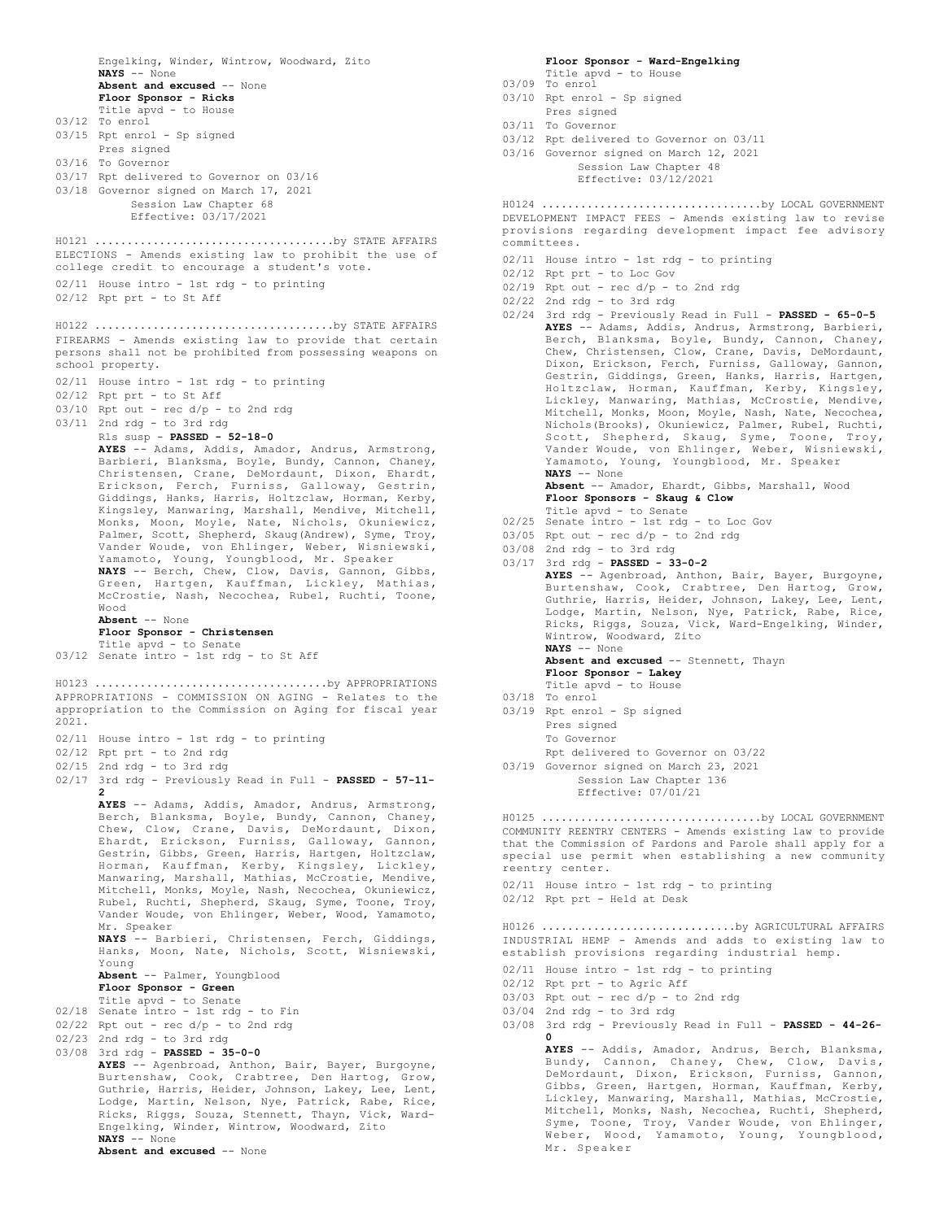Engelking, Winder, Wintrow, Woodward, Zito
**NAYS** -- None
**Absent and excused** -- None
**Floor Sponsor - Ricks**
Title apvd - to House
03/12 To enrol
03/15 Rpt enrol - Sp signed
Pres signed
03/16 To Governor
03/17 Rpt delivered to Governor on 03/16
03/18 Governor signed on March 17, 2021
Session Law Chapter 68
Effective: 03/17/2021

H0121 ....................................by STATE AFFAIRS
ELECTIONS - Amends existing law to prohibit the use of college credit to encourage a student's vote.
02/11 House intro - 1st rdg - to printing
02/12 Rpt prt - to St Aff

H0122 ....................................by STATE AFFAIRS
FIREARMS - Amends existing law to provide that certain persons shall not be prohibited from possessing weapons on school property.
02/11 House intro - 1st rdg - to printing
02/12 Rpt prt - to St Aff
03/10 Rpt out - rec d/p - to 2nd rdg
03/11 2nd rdg - to 3rd rdg
Rls susp - **PASSED - 52-18-0**
**AYES** -- Adams, Addis, Amador, Andrus, Armstrong, Barbieri, Blanksma, Boyle, Bundy, Cannon, Chaney, Christensen, Crane, DeMordaunt, Dixon, Ehardt, Erickson, Ferch, Furniss, Galloway, Gestrin, Giddings, Hanks, Harris, Holtzclaw, Horman, Kerby, Kingsley, Manwaring, Marshall, Mendive, Mitchell, Monks, Moon, Moyle, Nate, Nichols, Okuniewicz, Palmer, Scott, Shepherd, Skaug(Andrew), Syme, Troy, Vander Woude, von Ehlinger, Weber, Wisniewski, Yamamoto, Young, Youngblood, Mr. Speaker
**NAYS** -- Berch, Chew, Clow, Davis, Gannon, Gibbs, Green, Hartgen, Kauffman, Lickley, Mathias, McCrostie, Nash, Necochea, Rubel, Ruchti, Toone, Wood
**Absent** -- None
**Floor Sponsor - Christensen**
Title apvd - to Senate
03/12 Senate intro - 1st rdg - to St Aff

H0123 ...................................by APPROPRIATIONS
APPROPRIATIONS - COMMISSION ON AGING - Relates to the appropriation to the Commission on Aging for fiscal year 2021.
02/11 House intro - 1st rdg - to printing
02/12 Rpt prt - to 2nd rdg
02/15 2nd rdg - to 3rd rdg
02/17 3rd rdg - Previously Read in Full - **PASSED - 57-11-2**
**AYES** -- Adams, Addis, Amador, Andrus, Armstrong, Berch, Blanksma, Boyle, Bundy, Cannon, Chaney, Chew, Clow, Crane, Davis, DeMordaunt, Dixon, Ehardt, Erickson, Furniss, Galloway, Gannon, Gestrin, Gibbs, Green, Harris, Hartgen, Holtzclaw, Horman, Kauffman, Kerby, Kingsley, Lickley, Manwaring, Marshall, Mathias, McCrostie, Mendive, Mitchell, Monks, Moyle, Nash, Necochea, Okuniewicz, Rubel, Ruchti, Shepherd, Skaug, Syme, Toone, Troy, Vander Woude, von Ehlinger, Weber, Wood, Yamamoto, Mr. Speaker
**NAYS** -- Barbieri, Christensen, Ferch, Giddings, Hanks, Moon, Nate, Nichols, Scott, Wisniewski, Young
**Absent** -- Palmer, Youngblood
**Floor Sponsor - Green**
Title apvd - to Senate
02/18 Senate intro - 1st rdg - to Fin
02/22 Rpt out - rec d/p - to 2nd rdg
02/23 2nd rdg - to 3rd rdg
03/08 3rd rdg - **PASSED - 35-0-0**
**AYES** -- Agenbroad, Anthon, Bair, Bayer, Burgoyne, Burtenshaw, Cook, Crabtree, Den Hartog, Grow, Guthrie, Harris, Heider, Johnson, Lakey, Lee, Lent, Lodge, Martin, Nelson, Nye, Patrick, Rabe, Rice, Ricks, Riggs, Souza, Stennett, Thayn, Vick, Ward-Engelking, Winder, Wintrow, Woodward, Zito
**NAYS** -- None
**Absent and excused** -- None
**Floor Sponsor - Ward-Engelking**
Title apvd - to House
03/09 To enrol
03/10 Rpt enrol - Sp signed
Pres signed
03/11 To Governor
03/12 Rpt delivered to Governor on 03/11
03/16 Governor signed on March 12, 2021
Session Law Chapter 48
Effective: 03/12/2021

H0124 .................................by LOCAL GOVERNMENT
DEVELOPMENT IMPACT FEES - Amends existing law to revise provisions regarding development impact fee advisory committees.
02/11 House intro - 1st rdg - to printing
02/12 Rpt prt - to Loc Gov
02/19 Rpt out - rec d/p - to 2nd rdg
02/22 2nd rdg - to 3rd rdg
02/24 3rd rdg - Previously Read in Full - **PASSED - 65-0-5**
**AYES** -- Adams, Addis, Andrus, Armstrong, Barbieri, Berch, Blanksma, Boyle, Bundy, Cannon, Chaney, Chew, Christensen, Clow, Crane, Davis, DeMordaunt, Dixon, Erickson, Ferch, Furniss, Galloway, Gannon, Gestrin, Giddings, Green, Hanks, Harris, Hartgen, Holtzclaw, Horman, Kauffman, Kerby, Kingsley, Lickley, Manwaring, Mathias, McCrostie, Mendive, Mitchell, Monks, Moon, Moyle, Nash, Nate, Necochea, Nichols(Brooks), Okuniewicz, Palmer, Rubel, Ruchti, Scott, Shepherd, Skaug, Syme, Toone, Troy, Vander Woude, von Ehlinger, Weber, Wisniewski, Yamamoto, Young, Youngblood, Mr. Speaker
**NAYS** -- None
**Absent** -- Amador, Ehardt, Gibbs, Marshall, Wood
**Floor Sponsors - Skaug & Clow**
Title apvd - to Senate
02/25 Senate intro - 1st rdg - to Loc Gov
03/05 Rpt out - rec d/p - to 2nd rdg
03/08 2nd rdg - to 3rd rdg
03/17 3rd rdg - **PASSED - 33-0-2**
**AYES** -- Agenbroad, Anthon, Bair, Bayer, Burgoyne, Burtenshaw, Cook, Crabtree, Den Hartog, Grow, Guthrie, Harris, Heider, Johnson, Lakey, Lee, Lent, Lodge, Martin, Nelson, Nye, Patrick, Rabe, Rice, Ricks, Riggs, Souza, Vick, Ward-Engelking, Winder, Wintrow, Woodward, Zito
**NAYS** -- None
**Absent and excused** -- Stennett, Thayn
**Floor Sponsor - Lakey**
Title apvd - to House
03/18 To enrol
03/19 Rpt enrol - Sp signed
Pres signed
To Governor
Rpt delivered to Governor on 03/22
03/19 Governor signed on March 23, 2021
Session Law Chapter 136
Effective: 07/01/21

H0125 .................................by LOCAL GOVERNMENT
COMMUNITY REENTRY CENTERS - Amends existing law to provide that the Commission of Pardons and Parole shall apply for a special use permit when establishing a new community reentry center.
02/11 House intro - 1st rdg - to printing
02/12 Rpt prt - Held at Desk

H0126 .............................by AGRICULTURAL AFFAIRS
INDUSTRIAL HEMP - Amends and adds to existing law to establish provisions regarding industrial hemp.
02/11 House intro - 1st rdg - to printing
02/12 Rpt prt - to Agric Aff
03/03 Rpt out - rec d/p - to 2nd rdg
03/04 2nd rdg - to 3rd rdg
03/08 3rd rdg - Previously Read in Full - **PASSED - 44-26-0**
**AYES** -- Addis, Amador, Andrus, Berch, Blanksma, Bundy, Cannon, Chaney, Chew, Clow, Davis, DeMordaunt, Dixon, Erickson, Furniss, Gannon, Gibbs, Green, Hartgen, Horman, Kauffman, Kerby, Lickley, Manwaring, Marshall, Mathias, McCrostie, Mitchell, Monks, Nash, Necochea, Ruchti, Shepherd, Syme, Toone, Troy, Vander Woude, von Ehlinger, Weber, Wood, Yamamoto, Young, Youngblood, Mr. Speaker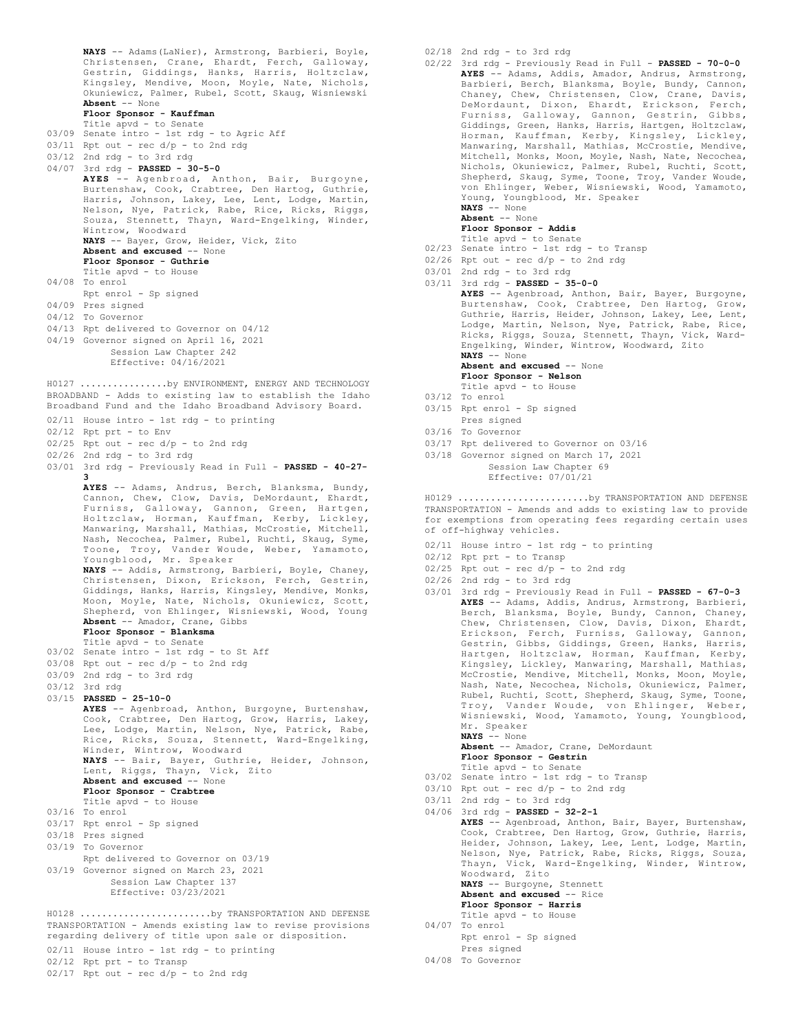**NAYS** -- Adams(LaNier), Armstrong, Barbieri, Boyle, Christensen, Crane, Ehardt, Ferch, Galloway, Gestrin, Giddings, Hanks, Harris, Holtzclaw, Kingsley, Mendive, Moon, Moyle, Nate, Nichols, Okuniewicz, Palmer, Rubel, Scott, Skaug, Wisniewski
**Absent** -- None
**Floor Sponsor - Kauffman**
Title apvd - to Senate

03/09 Senate intro - 1st rdg - to Agric Aff
03/11 Rpt out - rec d/p - to 2nd rdg
03/12 2nd rdg - to 3rd rdg
04/07 3rd rdg - **PASSED - 30-5-0**
**AYES** -- Agenbroad, Anthon, Bair, Burgoyne, Burtenshaw, Cook, Crabtree, Den Hartog, Guthrie, Harris, Johnson, Lakey, Lee, Lent, Lodge, Martin, Nelson, Nye, Patrick, Rabe, Rice, Ricks, Riggs, Souza, Stennett, Thayn, Ward-Engelking, Winder, Wintrow, Woodward
**NAYS** -- Bayer, Grow, Heider, Vick, Zito
**Absent and excused** -- None
**Floor Sponsor - Guthrie**
Title apvd - to House
04/08 To enrol
Rpt enrol - Sp signed
04/09 Pres signed
04/12 To Governor
04/13 Rpt delivered to Governor on 04/12
04/19 Governor signed on April 16, 2021
Session Law Chapter 242
Effective: 04/16/2021

H0127 ................by ENVIRONMENT, ENERGY AND TECHNOLOGY
BROADBAND - Adds to existing law to establish the Idaho Broadband Fund and the Idaho Broadband Advisory Board.

02/11 House intro - 1st rdg - to printing
02/12 Rpt prt - to Env
02/25 Rpt out - rec d/p - to 2nd rdg
02/26 2nd rdg - to 3rd rdg
03/01 3rd rdg - Previously Read in Full - **PASSED - 40-27-3**
**AYES** -- Adams, Andrus, Berch, Blanksma, Bundy, Cannon, Chew, Clow, Davis, DeMordaunt, Ehardt, Furniss, Galloway, Gannon, Green, Hartgen, Holtzclaw, Horman, Kauffman, Kerby, Lickley, Manwaring, Marshall, Mathias, McCrostie, Mitchell, Nash, Necochea, Palmer, Rubel, Ruchti, Skaug, Syme, Toone, Troy, Vander Woude, Weber, Yamamoto, Youngblood, Mr. Speaker
**NAYS** -- Addis, Armstrong, Barbieri, Boyle, Chaney, Christensen, Dixon, Erickson, Ferch, Gestrin, Giddings, Hanks, Harris, Kingsley, Mendive, Monks, Moon, Moyle, Nate, Nichols, Okuniewicz, Scott, Shepherd, von Ehlinger, Wisniewski, Wood, Young
**Absent** -- Amador, Crane, Gibbs
**Floor Sponsor - Blanksma**
Title apvd - to Senate
03/02 Senate intro - 1st rdg - to St Aff
03/08 Rpt out - rec d/p - to 2nd rdg
03/09 2nd rdg - to 3rd rdg
03/12 3rd rdg
03/15 **PASSED - 25-10-0**
**AYES** -- Agenbroad, Anthon, Burgoyne, Burtenshaw, Cook, Crabtree, Den Hartog, Grow, Harris, Lakey, Lee, Lodge, Martin, Nelson, Nye, Patrick, Rabe, Rice, Ricks, Souza, Stennett, Ward-Engelking, Winder, Wintrow, Woodward
**NAYS** -- Bair, Bayer, Guthrie, Heider, Johnson, Lent, Riggs, Thayn, Vick, Zito
**Absent and excused** -- None
**Floor Sponsor - Crabtree**
Title apvd - to House
03/16 To enrol
03/17 Rpt enrol - Sp signed
03/18 Pres signed
03/19 To Governor
Rpt delivered to Governor on 03/19
03/19 Governor signed on March 23, 2021
Session Law Chapter 137
Effective: 03/23/2021

H0128 .......................by TRANSPORTATION AND DEFENSE
TRANSPORTATION - Amends existing law to revise provisions regarding delivery of title upon sale or disposition.

02/11 House intro - 1st rdg - to printing
02/12 Rpt prt - to Transp
02/17 Rpt out - rec d/p - to 2nd rdg
02/18 2nd rdg - to 3rd rdg
02/22 3rd rdg - Previously Read in Full - **PASSED - 70-0-0**
**AYES** -- Adams, Addis, Amador, Andrus, Armstrong, Barbieri, Berch, Blanksma, Boyle, Bundy, Cannon, Chaney, Chew, Christensen, Clow, Crane, Davis, DeMordaunt, Dixon, Ehardt, Erickson, Ferch, Furniss, Galloway, Gannon, Gestrin, Gibbs, Giddings, Green, Hanks, Harris, Hartgen, Holtzclaw, Horman, Kauffman, Kerby, Kingsley, Lickley, Manwaring, Marshall, Mathias, McCrostie, Mendive, Mitchell, Monks, Moon, Moyle, Nash, Nate, Necochea, Nichols, Okuniewicz, Palmer, Rubel, Ruchti, Scott, Shepherd, Skaug, Syme, Toone, Troy, Vander Woude, von Ehlinger, Weber, Wisniewski, Wood, Yamamoto, Young, Youngblood, Mr. Speaker
**NAYS** -- None
**Absent** -- None
**Floor Sponsor - Addis**
Title apvd - to Senate
02/23 Senate intro - 1st rdg - to Transp
02/26 Rpt out - rec d/p - to 2nd rdg
03/01 2nd rdg - to 3rd rdg
03/11 3rd rdg - **PASSED - 35-0-0**
**AYES** -- Agenbroad, Anthon, Bair, Bayer, Burgoyne, Burtenshaw, Cook, Crabtree, Den Hartog, Grow, Guthrie, Harris, Heider, Johnson, Lakey, Lee, Lent, Lodge, Martin, Nelson, Nye, Patrick, Rabe, Rice, Ricks, Riggs, Souza, Stennett, Thayn, Vick, Ward-Engelking, Winder, Wintrow, Woodward, Zito
**NAYS** -- None
**Absent and excused** -- None
**Floor Sponsor - Nelson**
Title apvd - to House
03/12 To enrol
03/15 Rpt enrol - Sp signed
Pres signed
03/16 To Governor
03/17 Rpt delivered to Governor on 03/16
03/18 Governor signed on March 17, 2021
Session Law Chapter 69
Effective: 07/01/21

H0129 .......................by TRANSPORTATION AND DEFENSE
TRANSPORTATION - Amends and adds to existing law to provide for exemptions from operating fees regarding certain uses of off-highway vehicles.

02/11 House intro - 1st rdg - to printing
02/12 Rpt prt - to Transp
02/25 Rpt out - rec d/p - to 2nd rdg
02/26 2nd rdg - to 3rd rdg
03/01 3rd rdg - Previously Read in Full - **PASSED - 67-0-3**
**AYES** -- Adams, Addis, Andrus, Armstrong, Barbieri, Berch, Blanksma, Boyle, Bundy, Cannon, Chaney, Chew, Christensen, Clow, Davis, Dixon, Ehardt, Erickson, Ferch, Furniss, Galloway, Gannon, Gestrin, Gibbs, Giddings, Green, Hanks, Harris, Hartgen, Holtzclaw, Horman, Kauffman, Kerby, Kingsley, Lickley, Manwaring, Marshall, Mathias, McCrostie, Mendive, Mitchell, Monks, Moon, Moyle, Nash, Nate, Necochea, Nichols, Okuniewicz, Palmer, Rubel, Ruchti, Scott, Shepherd, Skaug, Syme, Toone, Troy, Vander Woude, von Ehlinger, Weber, Wisniewski, Wood, Yamamoto, Young, Youngblood, Mr. Speaker
**NAYS** -- None
**Absent** -- Amador, Crane, DeMordaunt
**Floor Sponsor - Gestrin**
Title apvd - to Senate
03/02 Senate intro - 1st rdg - to Transp
03/10 Rpt out - rec d/p - to 2nd rdg
03/11 2nd rdg - to 3rd rdg
04/06 3rd rdg - **PASSED - 32-2-1**
**AYES** -- Agenbroad, Anthon, Bair, Bayer, Burtenshaw, Cook, Crabtree, Den Hartog, Grow, Guthrie, Harris, Heider, Johnson, Lakey, Lee, Lent, Lodge, Martin, Nelson, Nye, Patrick, Rabe, Ricks, Riggs, Souza, Thayn, Vick, Ward-Engelking, Winder, Wintrow, Woodward, Zito
**NAYS** -- Burgoyne, Stennett
**Absent and excused** -- Rice
**Floor Sponsor - Harris**
Title apvd - to House
04/07 To enrol
Rpt enrol - Sp signed
Pres signed
04/08 To Governor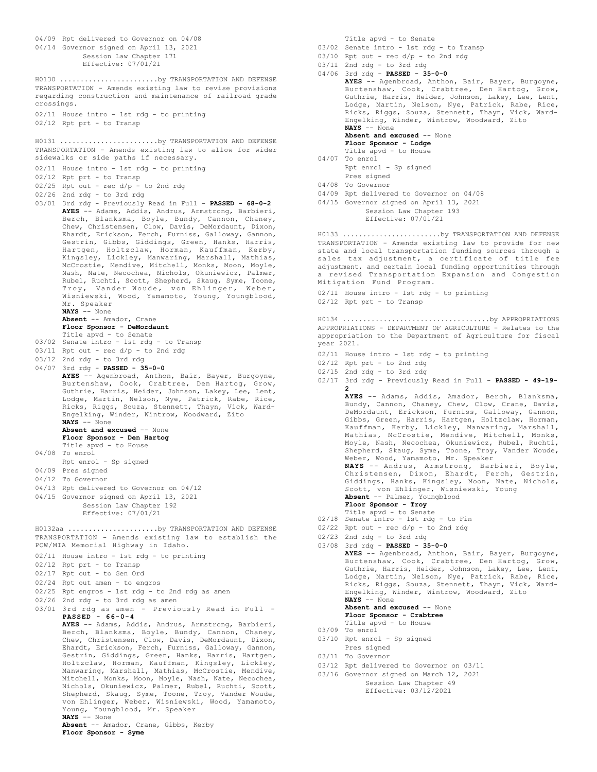04/09 Rpt delivered to Governor on 04/08
04/14 Governor signed on April 13, 2021
Session Law Chapter 171
Effective: 07/01/21

H0130 ........................by TRANSPORTATION AND DEFENSE
TRANSPORTATION - Amends existing law to revise provisions regarding construction and maintenance of railroad grade crossings.

02/11 House intro - 1st rdg - to printing
02/12 Rpt prt - to Transp

H0131 ........................by TRANSPORTATION AND DEFENSE
TRANSPORTATION - Amends existing law to allow for wider sidewalks or side paths if necessary.

02/11 House intro - 1st rdg - to printing
02/12 Rpt prt - to Transp
02/25 Rpt out - rec d/p - to 2nd rdg
02/26 2nd rdg - to 3rd rdg
03/01 3rd rdg - Previously Read in Full - **PASSED - 68-0-2**
**AYES** -- Adams, Addis, Andrus, Armstrong, Barbieri, Berch, Blanksma, Boyle, Bundy, Cannon, Chaney, Chew, Christensen, Clow, Davis, DeMordaunt, Dixon, Ehardt, Erickson, Ferch, Furniss, Galloway, Gannon, Gestrin, Gibbs, Giddings, Green, Hanks, Harris, Hartgen, Holtzclaw, Horman, Kauffman, Kerby, Kingsley, Lickley, Manwaring, Marshall, Mathias, McCrostie, Mendive, Mitchell, Monks, Moon, Moyle, Nash, Nate, Necochea, Nichols, Okuniewicz, Palmer, Rubel, Ruchti, Scott, Shepherd, Skaug, Syme, Toone, Troy, Vander Woude, von Ehlinger, Weber, Wisniewski, Wood, Yamamoto, Young, Youngblood, Mr. Speaker
**NAYS** -- None
**Absent** -- Amador, Crane
**Floor Sponsor - DeMordaunt**
Title apvd - to Senate
03/02 Senate intro - 1st rdg - to Transp
03/11 Rpt out - rec d/p - to 2nd rdg
03/12 2nd rdg - to 3rd rdg
04/07 3rd rdg - **PASSED - 35-0-0**
**AYES** -- Agenbroad, Anthon, Bair, Bayer, Burgoyne, Burtenshaw, Cook, Crabtree, Den Hartog, Grow, Guthrie, Harris, Heider, Johnson, Lakey, Lee, Lent, Lodge, Martin, Nelson, Nye, Patrick, Rabe, Rice, Ricks, Riggs, Souza, Stennett, Thayn, Vick, Ward-Engelking, Winder, Wintrow, Woodward, Zito
**NAYS** -- None
**Absent and excused** -- None
**Floor Sponsor - Den Hartog**
Title apvd - to House
04/08 To enrol
Rpt enrol - Sp signed
04/09 Pres signed
04/12 To Governor
04/13 Rpt delivered to Governor on 04/12
04/15 Governor signed on April 13, 2021
Session Law Chapter 192
Effective: 07/01/21

H0132aa ......................by TRANSPORTATION AND DEFENSE
TRANSPORTATION - Amends existing law to establish the POW/MIA Memorial Highway in Idaho.

02/11 House intro - 1st rdg - to printing
02/12 Rpt prt - to Transp
02/17 Rpt out - to Gen Ord
02/24 Rpt out amen - to engros
02/25 Rpt engros - 1st rdg - to 2nd rdg as amen
02/26 2nd rdg - to 3rd rdg as amen
03/01 3rd rdg as amen - Previously Read in Full - **PASSED - 66-0-4**
**AYES** -- Adams, Addis, Andrus, Armstrong, Barbieri, Berch, Blanksma, Boyle, Bundy, Cannon, Chaney, Chew, Christensen, Clow, Davis, DeMordaunt, Dixon, Ehardt, Erickson, Ferch, Furniss, Galloway, Gannon, Gestrin, Giddings, Green, Hanks, Harris, Hartgen, Holtzclaw, Horman, Kauffman, Kingsley, Lickley, Manwaring, Marshall, Mathias, McCrostie, Mendive, Mitchell, Monks, Moon, Moyle, Nash, Nate, Necochea, Nichols, Okuniewicz, Palmer, Rubel, Ruchti, Scott, Shepherd, Skaug, Syme, Toone, Troy, Vander Woude, von Ehlinger, Weber, Wisniewski, Wood, Yamamoto, Young, Youngblood, Mr. Speaker
**NAYS** -- None
**Absent** -- Amador, Crane, Gibbs, Kerby
**Floor Sponsor - Syme**
Title apvd - to Senate
03/02 Senate intro - 1st rdg - to Transp
03/10 Rpt out - rec d/p - to 2nd rdg
03/11 2nd rdg - to 3rd rdg
04/06 3rd rdg - **PASSED - 35-0-0**
**AYES** -- Agenbroad, Anthon, Bair, Bayer, Burgoyne, Burtenshaw, Cook, Crabtree, Den Hartog, Grow, Guthrie, Harris, Heider, Johnson, Lakey, Lee, Lent, Lodge, Martin, Nelson, Nye, Patrick, Rabe, Rice, Ricks, Riggs, Souza, Stennett, Thayn, Vick, Ward-Engelking, Winder, Wintrow, Woodward, Zito
**NAYS** -- None
**Absent and excused** -- None
**Floor Sponsor - Lodge**
Title apvd - to House
04/07 To enrol
Rpt enrol - Sp signed
Pres signed
04/08 To Governor
04/09 Rpt delivered to Governor on 04/08
04/15 Governor signed on April 13, 2021
Session Law Chapter 193
Effective: 07/01/21

H0133 ........................by TRANSPORTATION AND DEFENSE
TRANSPORTATION - Amends existing law to provide for new state and local transportation funding sources through a sales tax adjustment, a certificate of title fee adjustment, and certain local funding opportunities through a revised Transportation Expansion and Congestion Mitigation Fund Program.

02/11 House intro - 1st rdg - to printing
02/12 Rpt prt - to Transp

H0134 ...................................by APPROPRIATIONS
APPROPRIATIONS - DEPARTMENT OF AGRICULTURE - Relates to the appropriation to the Department of Agriculture for fiscal year 2021.

02/11 House intro - 1st rdg - to printing
02/12 Rpt prt - to 2nd rdg
02/15 2nd rdg - to 3rd rdg
02/17 3rd rdg - Previously Read in Full - **PASSED - 49-19-2**
**AYES** -- Adams, Addis, Amador, Berch, Blanksma, Bundy, Cannon, Chaney, Chew, Clow, Crane, Davis, DeMordaunt, Erickson, Furniss, Galloway, Gannon, Gibbs, Green, Harris, Hartgen, Holtzclaw, Horman, Kauffman, Kerby, Lickley, Manwaring, Marshall, Mathias, McCrostie, Mendive, Mitchell, Monks, Moyle, Nash, Necochea, Okuniewicz, Rubel, Ruchti, Shepherd, Skaug, Syme, Toone, Troy, Vander Woude, Weber, Wood, Yamamoto, Mr. Speaker
**NAYS** -- Andrus, Armstrong, Barbieri, Boyle, Christensen, Dixon, Ehardt, Ferch, Gestrin, Giddings, Hanks, Kingsley, Moon, Nate, Nichols, Scott, von Ehlinger, Wisniewski, Young
**Absent** -- Palmer, Youngblood
**Floor Sponsor - Troy**
Title apvd - to Senate
02/18 Senate intro - 1st rdg - to Fin
02/22 Rpt out - rec d/p - to 2nd rdg
02/23 2nd rdg - to 3rd rdg
03/08 3rd rdg - **PASSED - 35-0-0**
**AYES** -- Agenbroad, Anthon, Bair, Bayer, Burgoyne, Burtenshaw, Cook, Crabtree, Den Hartog, Grow, Guthrie, Harris, Heider, Johnson, Lakey, Lee, Lent, Lodge, Martin, Nelson, Nye, Patrick, Rabe, Rice, Ricks, Riggs, Souza, Stennett, Thayn, Vick, Ward-Engelking, Winder, Wintrow, Woodward, Zito
**NAYS** -- None
**Absent and excused** -- None
**Floor Sponsor - Crabtree**
Title apvd - to House
03/09 To enrol
03/10 Rpt enrol - Sp signed
Pres signed
03/11 To Governor
03/12 Rpt delivered to Governor on 03/11
03/16 Governor signed on March 12, 2021
Session Law Chapter 49
Effective: 03/12/2021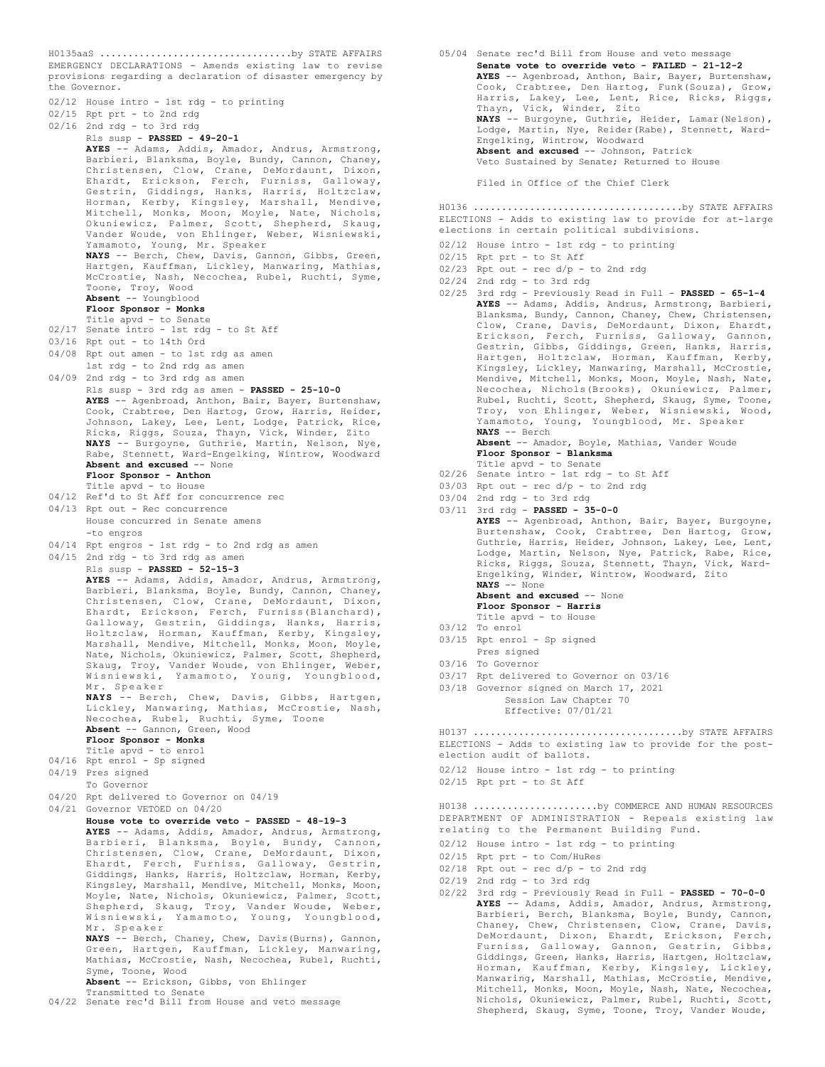H0135aaS .................................by STATE AFFAIRS
EMERGENCY DECLARATIONS - Amends existing law to revise provisions regarding a declaration of disaster emergency by the Governor.

02/12 House intro - 1st rdg - to printing
02/15 Rpt prt - to 2nd rdg
02/16 2nd rdg - to 3rd rdg
Rls susp - **PASSED - 49-20-1**
**AYES** -- Adams, Addis, Amador, Andrus, Armstrong, Barbieri, Blanksma, Boyle, Bundy, Cannon, Chaney, Christensen, Clow, Crane, DeMordaunt, Dixon, Ehardt, Erickson, Ferch, Furniss, Galloway, Gestrin, Giddings, Hanks, Harris, Holtzclaw, Horman, Kerby, Kingsley, Marshall, Mendive, Mitchell, Monks, Moon, Moyle, Nate, Nichols, Okuniewicz, Palmer, Scott, Shepherd, Skaug, Vander Woude, von Ehlinger, Weber, Wisniewski, Yamamoto, Young, Mr. Speaker
**NAYS** -- Berch, Chew, Davis, Gannon, Gibbs, Green, Hartgen, Kauffman, Lickley, Manwaring, Mathias, McCrostie, Nash, Necochea, Rubel, Ruchti, Syme, Toone, Troy, Wood
**Absent** -- Youngblood
**Floor Sponsor - Monks**
Title apvd - to Senate
02/17 Senate intro - 1st rdg - to St Aff
03/16 Rpt out - to 14th Ord
04/08 Rpt out amen - to 1st rdg as amen
1st rdg - to 2nd rdg as amen
04/09 2nd rdg - to 3rd rdg as amen
Rls susp - 3rd rdg as amen - **PASSED - 25-10-0**
**AYES** -- Agenbroad, Anthon, Bair, Bayer, Burtenshaw, Cook, Crabtree, Den Hartog, Grow, Harris, Heider, Johnson, Lakey, Lee, Lent, Lodge, Patrick, Rice, Ricks, Riggs, Souza, Thayn, Vick, Winder, Zito
**NAYS** -- Burgoyne, Guthrie, Martin, Nelson, Nye, Rabe, Stennett, Ward-Engelking, Wintrow, Woodward
**Absent and excused** -- None
**Floor Sponsor - Anthon**
Title apvd - to House
04/12 Ref'd to St Aff for concurrence rec
04/13 Rpt out - Rec concurrence
House concurred in Senate amens
-to engros
04/14 Rpt engros - 1st rdg - to 2nd rdg as amen
04/15 2nd rdg - to 3rd rdg as amen
Rls susp - **PASSED - 52-15-3**
**AYES** -- Adams, Addis, Amador, Andrus, Armstrong, Barbieri, Blanksma, Boyle, Bundy, Cannon, Chaney, Christensen, Clow, Crane, DeMordaunt, Dixon, Ehardt, Erickson, Ferch, Furniss(Blanchard), Galloway, Gestrin, Giddings, Hanks, Harris, Holtzclaw, Horman, Kauffman, Kerby, Kingsley, Marshall, Mendive, Mitchell, Monks, Moon, Moyle, Nate, Nichols, Okuniewicz, Palmer, Scott, Shepherd, Skaug, Troy, Vander Woude, von Ehlinger, Weber, Wisniewski, Yamamoto, Young, Youngblood, Mr. Speaker
**NAYS** -- Berch, Chew, Davis, Gibbs, Hartgen, Lickley, Manwaring, Mathias, McCrostie, Nash, Necochea, Rubel, Ruchti, Syme, Toone
**Absent** -- Gannon, Green, Wood
**Floor Sponsor - Monks**
Title apvd - to enrol
04/16 Rpt enrol - Sp signed
04/19 Pres signed
To Governor
04/20 Rpt delivered to Governor on 04/19
04/21 Governor VETOED on 04/20
**House vote to override veto - PASSED - 48-19-3**
**AYES** -- Adams, Addis, Amador, Andrus, Armstrong, Barbieri, Blanksma, Boyle, Bundy, Cannon, Christensen, Clow, Crane, DeMordaunt, Dixon, Ehardt, Ferch, Furniss, Galloway, Gestrin, Giddings, Hanks, Harris, Holtzclaw, Horman, Kerby, Kingsley, Marshall, Mendive, Mitchell, Monks, Moon, Moyle, Nate, Nichols, Okuniewicz, Palmer, Scott, Shepherd, Skaug, Troy, Vander Woude, Weber, Wisniewski, Yamamoto, Young, Youngblood, Mr. Speaker
**NAYS** -- Berch, Chaney, Chew, Davis(Burns), Gannon, Green, Hartgen, Kauffman, Lickley, Manwaring, Mathias, McCrostie, Nash, Necochea, Rubel, Ruchti, Syme, Toone, Wood
**Absent** -- Erickson, Gibbs, von Ehlinger
Transmitted to Senate
04/22 Senate rec'd Bill from House and veto message
05/04 Senate rec'd Bill from House and veto message
**Senate vote to override veto - FAILED - 21-12-2**
**AYES** -- Agenbroad, Anthon, Bair, Bayer, Burtenshaw, Cook, Crabtree, Den Hartog, Funk(Souza), Grow, Harris, Lakey, Lee, Lent, Rice, Ricks, Riggs, Thayn, Vick, Winder, Zito
**NAYS** -- Burgoyne, Guthrie, Heider, Lamar(Nelson), Lodge, Martin, Nye, Reider(Rabe), Stennett, Ward-Engelking, Wintrow, Woodward
**Absent and excused** -- Johnson, Patrick
Veto Sustained by Senate; Returned to House

Filed in Office of the Chief Clerk

H0136 ....................................by STATE AFFAIRS
ELECTIONS - Adds to existing law to provide for at-large elections in certain political subdivisions.

02/12 House intro - 1st rdg - to printing
02/15 Rpt prt - to St Aff
02/23 Rpt out - rec d/p - to 2nd rdg
02/24 2nd rdg - to 3rd rdg
02/25 3rd rdg - Previously Read in Full - **PASSED - 65-1-4**
**AYES** -- Adams, Addis, Andrus, Armstrong, Barbieri, Blanksma, Bundy, Cannon, Chaney, Chew, Christensen, Clow, Crane, Davis, DeMordaunt, Dixon, Ehardt, Erickson, Ferch, Furniss, Galloway, Gannon, Gestrin, Gibbs, Giddings, Green, Hanks, Harris, Hartgen, Holtzclaw, Horman, Kauffman, Kerby, Kingsley, Lickley, Manwaring, Marshall, McCrostie, Mendive, Mitchell, Monks, Moon, Moyle, Nash, Nate, Necochea, Nichols(Brooks), Okuniewicz, Palmer, Rubel, Ruchti, Scott, Shepherd, Skaug, Syme, Toone, Troy, von Ehlinger, Weber, Wisniewski, Wood, Yamamoto, Young, Youngblood, Mr. Speaker
**NAYS** -- Berch
**Absent** -- Amador, Boyle, Mathias, Vander Woude
**Floor Sponsor - Blanksma**
Title apvd - to Senate
02/26 Senate intro - 1st rdg - to St Aff
03/03 Rpt out - rec d/p - to 2nd rdg
03/04 2nd rdg - to 3rd rdg
03/11 3rd rdg - **PASSED - 35-0-0**
**AYES** -- Agenbroad, Anthon, Bair, Bayer, Burgoyne, Burtenshaw, Cook, Crabtree, Den Hartog, Grow, Guthrie, Harris, Heider, Johnson, Lakey, Lee, Lent, Lodge, Martin, Nelson, Nye, Patrick, Rabe, Rice, Ricks, Riggs, Souza, Stennett, Thayn, Vick, Ward-Engelking, Winder, Wintrow, Woodward, Zito
**NAYS** -- None
**Absent and excused** -- None
**Floor Sponsor - Harris**
Title apvd - to House
03/12 To enrol
03/15 Rpt enrol - Sp signed
Pres signed
03/16 To Governor
03/17 Rpt delivered to Governor on 03/16
03/18 Governor signed on March 17, 2021
Session Law Chapter 70
Effective: 07/01/21

H0137 ....................................by STATE AFFAIRS
ELECTIONS - Adds to existing law to provide for the post-election audit of ballots.

02/12 House intro - 1st rdg - to printing
02/15 Rpt prt - to St Aff

H0138 ......................by COMMERCE AND HUMAN RESOURCES
DEPARTMENT OF ADMINISTRATION - Repeals existing law relating to the Permanent Building Fund.

02/12 House intro - 1st rdg - to printing
02/15 Rpt prt - to Com/HuRes
02/18 Rpt out - rec d/p - to 2nd rdg
02/19 2nd rdg - to 3rd rdg
02/22 3rd rdg - Previously Read in Full - **PASSED - 70-0-0**
**AYES** -- Adams, Addis, Amador, Andrus, Armstrong, Barbieri, Berch, Blanksma, Boyle, Bundy, Cannon, Chaney, Chew, Christensen, Clow, Crane, Davis, DeMordaunt, Dixon, Ehardt, Erickson, Ferch, Furniss, Galloway, Gannon, Gestrin, Gibbs, Giddings, Green, Hanks, Harris, Hartgen, Holtzclaw, Horman, Kauffman, Kerby, Kingsley, Lickley, Manwaring, Marshall, Mathias, McCrostie, Mendive, Mitchell, Monks, Moon, Moyle, Nash, Nate, Necochea, Nichols, Okuniewicz, Palmer, Rubel, Ruchti, Scott, Shepherd, Skaug, Syme, Toone, Troy, Vander Woude,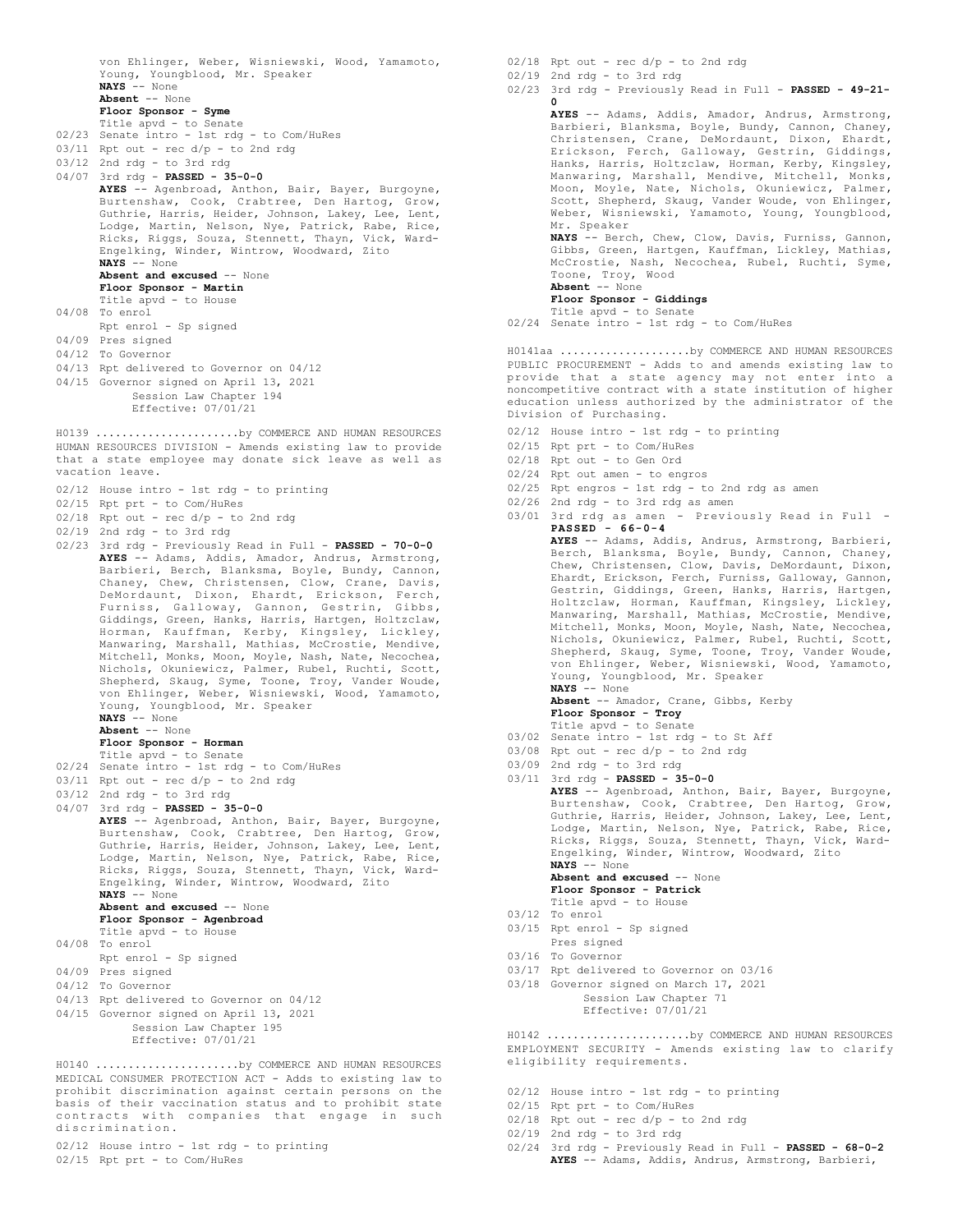von Ehlinger, Weber, Wisniewski, Wood, Yamamoto, Young, Youngblood, Mr. Speaker
**NAYS** -- None
**Absent** -- None
**Floor Sponsor - Syme**
Title apvd - to Senate

02/23 Senate intro - 1st rdg - to Com/HuRes
03/11 Rpt out - rec d/p - to 2nd rdg
03/12 2nd rdg - to 3rd rdg
04/07 3rd rdg - **PASSED - 35-0-0**
**AYES** -- Agenbroad, Anthon, Bair, Bayer, Burgoyne, Burtenshaw, Cook, Crabtree, Den Hartog, Grow, Guthrie, Harris, Heider, Johnson, Lakey, Lee, Lent, Lodge, Martin, Nelson, Nye, Patrick, Rabe, Rice, Ricks, Riggs, Souza, Stennett, Thayn, Vick, Ward-Engelking, Winder, Wintrow, Woodward, Zito
**NAYS** -- None
**Absent and excused** -- None
**Floor Sponsor - Martin**
Title apvd - to House
04/08 To enrol
Rpt enrol - Sp signed
04/09 Pres signed
04/12 To Governor
04/13 Rpt delivered to Governor on 04/12
04/15 Governor signed on April 13, 2021
Session Law Chapter 194
Effective: 07/01/21

H0139 ......................by COMMERCE AND HUMAN RESOURCES
HUMAN RESOURCES DIVISION - Amends existing law to provide that a state employee may donate sick leave as well as vacation leave.

02/12 House intro - 1st rdg - to printing
02/15 Rpt prt - to Com/HuRes
02/18 Rpt out - rec d/p - to 2nd rdg
02/19 2nd rdg - to 3rd rdg
02/23 3rd rdg - Previously Read in Full - **PASSED - 70-0-0**
**AYES** -- Adams, Addis, Amador, Andrus, Armstrong, Barbieri, Berch, Blanksma, Boyle, Bundy, Cannon, Chaney, Chew, Christensen, Clow, Crane, Davis, DeMordaunt, Dixon, Ehardt, Erickson, Ferch, Furniss, Galloway, Gannon, Gestrin, Gibbs, Giddings, Green, Hanks, Harris, Hartgen, Holtzclaw, Horman, Kauffman, Kerby, Kingsley, Lickley, Manwaring, Marshall, Mathias, McCrostie, Mendive, Mitchell, Monks, Moon, Moyle, Nash, Nate, Necochea, Nichols, Okuniewicz, Palmer, Rubel, Ruchti, Scott, Shepherd, Skaug, Syme, Toone, Troy, Vander Woude, von Ehlinger, Weber, Wisniewski, Wood, Yamamoto, Young, Youngblood, Mr. Speaker
**NAYS** -- None
**Absent** -- None
**Floor Sponsor - Horman**
Title apvd - to Senate
02/24 Senate intro - 1st rdg - to Com/HuRes
03/11 Rpt out - rec d/p - to 2nd rdg
03/12 2nd rdg - to 3rd rdg
04/07 3rd rdg - **PASSED - 35-0-0**
**AYES** -- Agenbroad, Anthon, Bair, Bayer, Burgoyne, Burtenshaw, Cook, Crabtree, Den Hartog, Grow, Guthrie, Harris, Heider, Johnson, Lakey, Lee, Lent, Lodge, Martin, Nelson, Nye, Patrick, Rabe, Rice, Ricks, Riggs, Souza, Stennett, Thayn, Vick, Ward-Engelking, Winder, Wintrow, Woodward, Zito
**NAYS** -- None
**Absent and excused** -- None
**Floor Sponsor - Agenbroad**
Title apvd - to House
04/08 To enrol
Rpt enrol - Sp signed
04/09 Pres signed
04/12 To Governor
04/13 Rpt delivered to Governor on 04/12
04/15 Governor signed on April 13, 2021
Session Law Chapter 195
Effective: 07/01/21

H0140 ......................by COMMERCE AND HUMAN RESOURCES
MEDICAL CONSUMER PROTECTION ACT - Adds to existing law to prohibit discrimination against certain persons on the basis of their vaccination status and to prohibit state contracts with companies that engage in such discrimination.

02/12 House intro - 1st rdg - to printing
02/15 Rpt prt - to Com/HuRes
02/18 Rpt out - rec d/p - to 2nd rdg
02/19 2nd rdg - to 3rd rdg
02/23 3rd rdg - Previously Read in Full - **PASSED - 49-21-0**
**AYES** -- Adams, Addis, Amador, Andrus, Armstrong, Barbieri, Blanksma, Boyle, Bundy, Cannon, Chaney, Christensen, Crane, DeMordaunt, Dixon, Ehardt, Erickson, Ferch, Galloway, Gestrin, Giddings, Hanks, Harris, Holtzclaw, Horman, Kerby, Kingsley, Manwaring, Marshall, Mendive, Mitchell, Monks, Moon, Moyle, Nate, Nichols, Okuniewicz, Palmer, Scott, Shepherd, Skaug, Vander Woude, von Ehlinger, Weber, Wisniewski, Yamamoto, Young, Youngblood, Mr. Speaker
**NAYS** -- Berch, Chew, Clow, Davis, Furniss, Gannon, Gibbs, Green, Hartgen, Kauffman, Lickley, Mathias, McCrostie, Nash, Necochea, Rubel, Ruchti, Syme, Toone, Troy, Wood
**Absent** -- None
**Floor Sponsor - Giddings**
Title apvd - to Senate
02/24 Senate intro - 1st rdg - to Com/HuRes

H0141aa ....................by COMMERCE AND HUMAN RESOURCES
PUBLIC PROCUREMENT - Adds to and amends existing law to provide that a state agency may not enter into a noncompetitive contract with a state institution of higher education unless authorized by the administrator of the Division of Purchasing.

02/12 House intro - 1st rdg - to printing
02/15 Rpt prt - to Com/HuRes
02/18 Rpt out - to Gen Ord
02/24 Rpt out amen - to engros
02/25 Rpt engros - 1st rdg - to 2nd rdg as amen
02/26 2nd rdg - to 3rd rdg as amen
03/01 3rd rdg as amen - Previously Read in Full - **PASSED - 66-0-4**
**AYES** -- Adams, Addis, Andrus, Armstrong, Barbieri, Berch, Blanksma, Boyle, Bundy, Cannon, Chaney, Chew, Christensen, Clow, Davis, DeMordaunt, Dixon, Ehardt, Erickson, Ferch, Furniss, Galloway, Gannon, Gestrin, Giddings, Green, Hanks, Harris, Hartgen, Holtzclaw, Horman, Kauffman, Kingsley, Lickley, Manwaring, Marshall, Mathias, McCrostie, Mendive, Mitchell, Monks, Moon, Moyle, Nash, Nate, Necochea, Nichols, Okuniewicz, Palmer, Rubel, Ruchti, Scott, Shepherd, Skaug, Syme, Toone, Troy, Vander Woude, von Ehlinger, Weber, Wisniewski, Wood, Yamamoto, Young, Youngblood, Mr. Speaker
**NAYS** -- None
**Absent** -- Amador, Crane, Gibbs, Kerby
**Floor Sponsor - Troy**
Title apvd - to Senate
03/02 Senate intro - 1st rdg - to St Aff
03/08 Rpt out - rec d/p - to 2nd rdg
03/09 2nd rdg - to 3rd rdg
03/11 3rd rdg - **PASSED - 35-0-0**
**AYES** -- Agenbroad, Anthon, Bair, Bayer, Burgoyne, Burtenshaw, Cook, Crabtree, Den Hartog, Grow, Guthrie, Harris, Heider, Johnson, Lakey, Lee, Lent, Lodge, Martin, Nelson, Nye, Patrick, Rabe, Rice, Ricks, Riggs, Souza, Stennett, Thayn, Vick, Ward-Engelking, Winder, Wintrow, Woodward, Zito
**NAYS** -- None
**Absent and excused** -- None
**Floor Sponsor - Patrick**
Title apvd - to House
03/12 To enrol
03/15 Rpt enrol - Sp signed
Pres signed
03/16 To Governor
03/17 Rpt delivered to Governor on 03/16
03/18 Governor signed on March 17, 2021
Session Law Chapter 71
Effective: 07/01/21

H0142 ......................by COMMERCE AND HUMAN RESOURCES
EMPLOYMENT SECURITY - Amends existing law to clarify eligibility requirements.

02/12 House intro - 1st rdg - to printing
02/15 Rpt prt - to Com/HuRes
02/18 Rpt out - rec d/p - to 2nd rdg
02/19 2nd rdg - to 3rd rdg
02/24 3rd rdg - Previously Read in Full - **PASSED - 68-0-2**
**AYES** -- Adams, Addis, Andrus, Armstrong, Barbieri,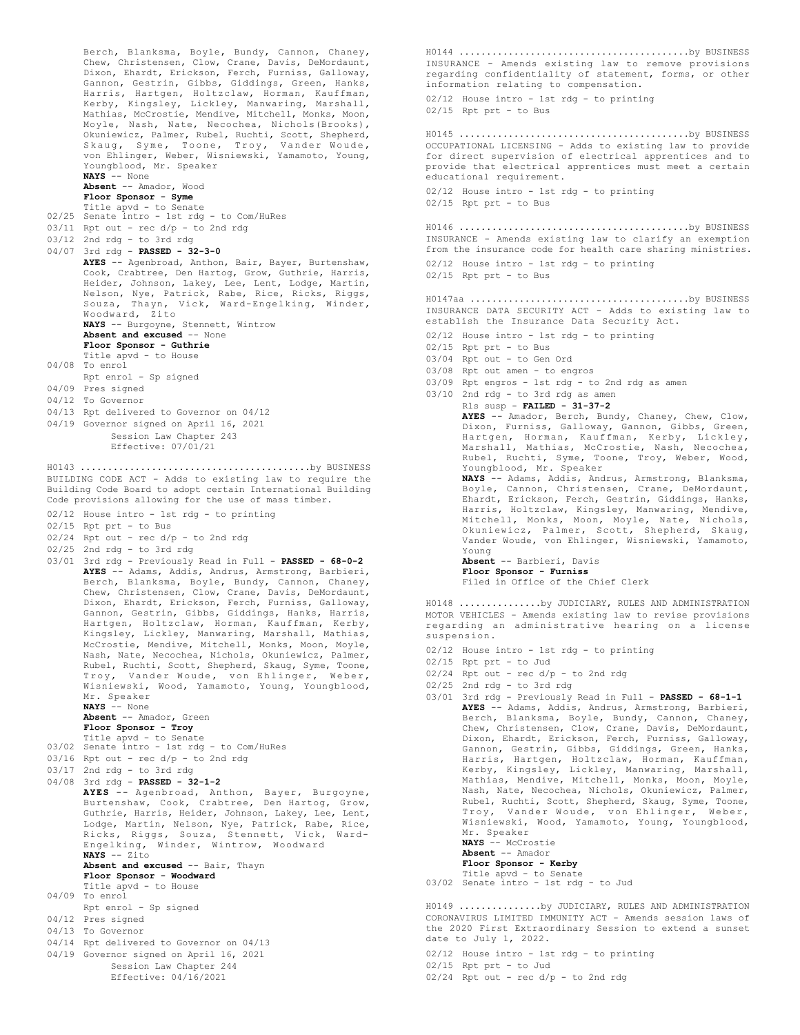Berch, Blanksma, Boyle, Bundy, Cannon, Chaney, Chew, Christensen, Clow, Crane, Davis, DeMordaunt, Dixon, Ehardt, Erickson, Ferch, Furniss, Galloway, Gannon, Gestrin, Gibbs, Giddings, Green, Hanks, Harris, Hartgen, Holtzclaw, Horman, Kauffman, Kerby, Kingsley, Lickley, Manwaring, Marshall, Mathias, McCrostie, Mendive, Mitchell, Monks, Moon, Moyle, Nash, Nate, Necochea, Nichols(Brooks), Okuniewicz, Palmer, Rubel, Ruchti, Scott, Shepherd, Skaug, Syme, Toone, Troy, Vander Woude, von Ehlinger, Weber, Wisniewski, Yamamoto, Young, Youngblood, Mr. Speaker
**NAYS** -- None
**Absent** -- Amador, Wood
**Floor Sponsor - Syme**
Title apvd - to Senate

02/25 Senate intro - 1st rdg - to Com/HuRes
03/11 Rpt out - rec d/p - to 2nd rdg
03/12 2nd rdg - to 3rd rdg
04/07 3rd rdg - **PASSED - 32-3-0**
**AYES** -- Agenbroad, Anthon, Bair, Bayer, Burtenshaw, Cook, Crabtree, Den Hartog, Grow, Guthrie, Harris, Heider, Johnson, Lakey, Lee, Lent, Lodge, Martin, Nelson, Nye, Patrick, Rabe, Rice, Ricks, Riggs, Souza, Thayn, Vick, Ward-Engelking, Winder, Woodward, Zito
**NAYS** -- Burgoyne, Stennett, Wintrow
**Absent and excused** -- None
**Floor Sponsor - Guthrie**
Title apvd - to House
04/08 To enrol
Rpt enrol - Sp signed
04/09 Pres signed
04/12 To Governor
04/13 Rpt delivered to Governor on 04/12
04/19 Governor signed on April 16, 2021
Session Law Chapter 243
Effective: 07/01/21

H0143 ........................................by BUSINESS
BUILDING CODE ACT - Adds to existing law to require the Building Code Board to adopt certain International Building Code provisions allowing for the use of mass timber.

02/12 House intro - 1st rdg - to printing
02/15 Rpt prt - to Bus
02/24 Rpt out - rec d/p - to 2nd rdg
02/25 2nd rdg - to 3rd rdg
03/01 3rd rdg - Previously Read in Full - **PASSED - 68-0-2**
**AYES** -- Adams, Addis, Andrus, Armstrong, Barbieri, Berch, Blanksma, Boyle, Bundy, Cannon, Chaney, Chew, Christensen, Clow, Crane, Davis, DeMordaunt, Dixon, Ehardt, Erickson, Ferch, Furniss, Galloway, Gannon, Gestrin, Gibbs, Giddings, Hanks, Harris, Hartgen, Holtzclaw, Horman, Kauffman, Kerby, Kingsley, Lickley, Manwaring, Marshall, Mathias, McCrostie, Mendive, Mitchell, Monks, Moon, Moyle, Nash, Nate, Necochea, Nichols, Okuniewicz, Palmer, Rubel, Ruchti, Scott, Shepherd, Skaug, Syme, Toone, Troy, Vander Woude, von Ehlinger, Weber, Wisniewski, Wood, Yamamoto, Young, Youngblood, Mr. Speaker
**NAYS** -- None
**Absent** -- Amador, Green
**Floor Sponsor - Troy**
Title apvd - to Senate
03/02 Senate intro - 1st rdg - to Com/HuRes
03/16 Rpt out - rec d/p - to 2nd rdg
03/17 2nd rdg - to 3rd rdg
04/08 3rd rdg - **PASSED - 32-1-2**
**AYES** -- Agenbroad, Anthon, Bayer, Burgoyne, Burtenshaw, Cook, Crabtree, Den Hartog, Grow, Guthrie, Harris, Heider, Johnson, Lakey, Lee, Lent, Lodge, Martin, Nelson, Nye, Patrick, Rabe, Rice, Ricks, Riggs, Souza, Stennett, Vick, Ward-Engelking, Winder, Wintrow, Woodward
**NAYS** -- Zito
**Absent and excused** -- Bair, Thayn
**Floor Sponsor - Woodward**
Title apvd - to House
04/09 To enrol
Rpt enrol - Sp signed
04/12 Pres signed
04/13 To Governor
04/14 Rpt delivered to Governor on 04/13
04/19 Governor signed on April 16, 2021
Session Law Chapter 244
Effective: 04/16/2021

H0144 ........................................by BUSINESS
INSURANCE - Amends existing law to remove provisions regarding confidentiality of statement, forms, or other information relating to compensation.

02/12 House intro - 1st rdg - to printing
02/15 Rpt prt - to Bus

H0145 ........................................by BUSINESS
OCCUPATIONAL LICENSING - Adds to existing law to provide for direct supervision of electrical apprentices and to provide that electrical apprentices must meet a certain educational requirement.

02/12 House intro - 1st rdg - to printing
02/15 Rpt prt - to Bus

H0146 ........................................by BUSINESS
INSURANCE - Amends existing law to clarify an exemption from the insurance code for health care sharing ministries.

02/12 House intro - 1st rdg - to printing
02/15 Rpt prt - to Bus

H0147aa ......................................by BUSINESS
INSURANCE DATA SECURITY ACT - Adds to existing law to establish the Insurance Data Security Act.

02/12 House intro - 1st rdg - to printing
02/15 Rpt prt - to Bus
03/04 Rpt out - to Gen Ord
03/08 Rpt out amen - to engros
03/09 Rpt engros - 1st rdg - to 2nd rdg as amen
03/10 2nd rdg - to 3rd rdg as amen
Rls susp - **FAILED - 31-37-2**
**AYES** -- Amador, Berch, Bundy, Chaney, Chew, Clow, Dixon, Furniss, Galloway, Gannon, Gibbs, Green, Hartgen, Horman, Kauffman, Kerby, Lickley, Marshall, Mathias, McCrostie, Nash, Necochea, Rubel, Ruchti, Syme, Toone, Troy, Weber, Wood, Youngblood, Mr. Speaker
**NAYS** -- Adams, Addis, Andrus, Armstrong, Blanksma, Boyle, Cannon, Christensen, Crane, DeMordaunt, Ehardt, Erickson, Ferch, Gestrin, Giddings, Hanks, Harris, Holtzclaw, Kingsley, Manwaring, Mendive, Mitchell, Monks, Moon, Moyle, Nate, Nichols, Okuniewicz, Palmer, Scott, Shepherd, Skaug, Vander Woude, von Ehlinger, Wisniewski, Yamamoto, Young
**Absent** -- Barbieri, Davis
**Floor Sponsor - Furniss**
Filed in Office of the Chief Clerk

H0148 ...............by JUDICIARY, RULES AND ADMINISTRATION
MOTOR VEHICLES - Amends existing law to revise provisions regarding an administrative hearing on a license suspension.

02/12 House intro - 1st rdg - to printing
02/15 Rpt prt - to Jud
02/24 Rpt out - rec d/p - to 2nd rdg
02/25 2nd rdg - to 3rd rdg
03/01 3rd rdg - Previously Read in Full - **PASSED - 68-1-1**
**AYES** -- Adams, Addis, Andrus, Armstrong, Barbieri, Berch, Blanksma, Boyle, Bundy, Cannon, Chaney, Chew, Christensen, Clow, Crane, Davis, DeMordaunt, Dixon, Ehardt, Erickson, Ferch, Furniss, Galloway, Gannon, Gestrin, Gibbs, Giddings, Green, Hanks, Harris, Hartgen, Holtzclaw, Horman, Kauffman, Kerby, Kingsley, Lickley, Manwaring, Marshall, Mathias, Mendive, Mitchell, Monks, Moon, Moyle, Nash, Nate, Necochea, Nichols, Okuniewicz, Palmer, Rubel, Ruchti, Scott, Shepherd, Skaug, Syme, Toone, Troy, Vander Woude, von Ehlinger, Weber, Wisniewski, Wood, Yamamoto, Young, Youngblood, Mr. Speaker
**NAYS** -- McCrostie
**Absent** -- Amador
**Floor Sponsor - Kerby**
Title apvd - to Senate
03/02 Senate intro - 1st rdg - to Jud

H0149 ...............by JUDICIARY, RULES AND ADMINISTRATION
CORONAVIRUS LIMITED IMMUNITY ACT - Amends session laws of the 2020 First Extraordinary Session to extend a sunset date to July 1, 2022.

02/12 House intro - 1st rdg - to printing
02/15 Rpt prt - to Jud
02/24 Rpt out - rec d/p - to 2nd rdg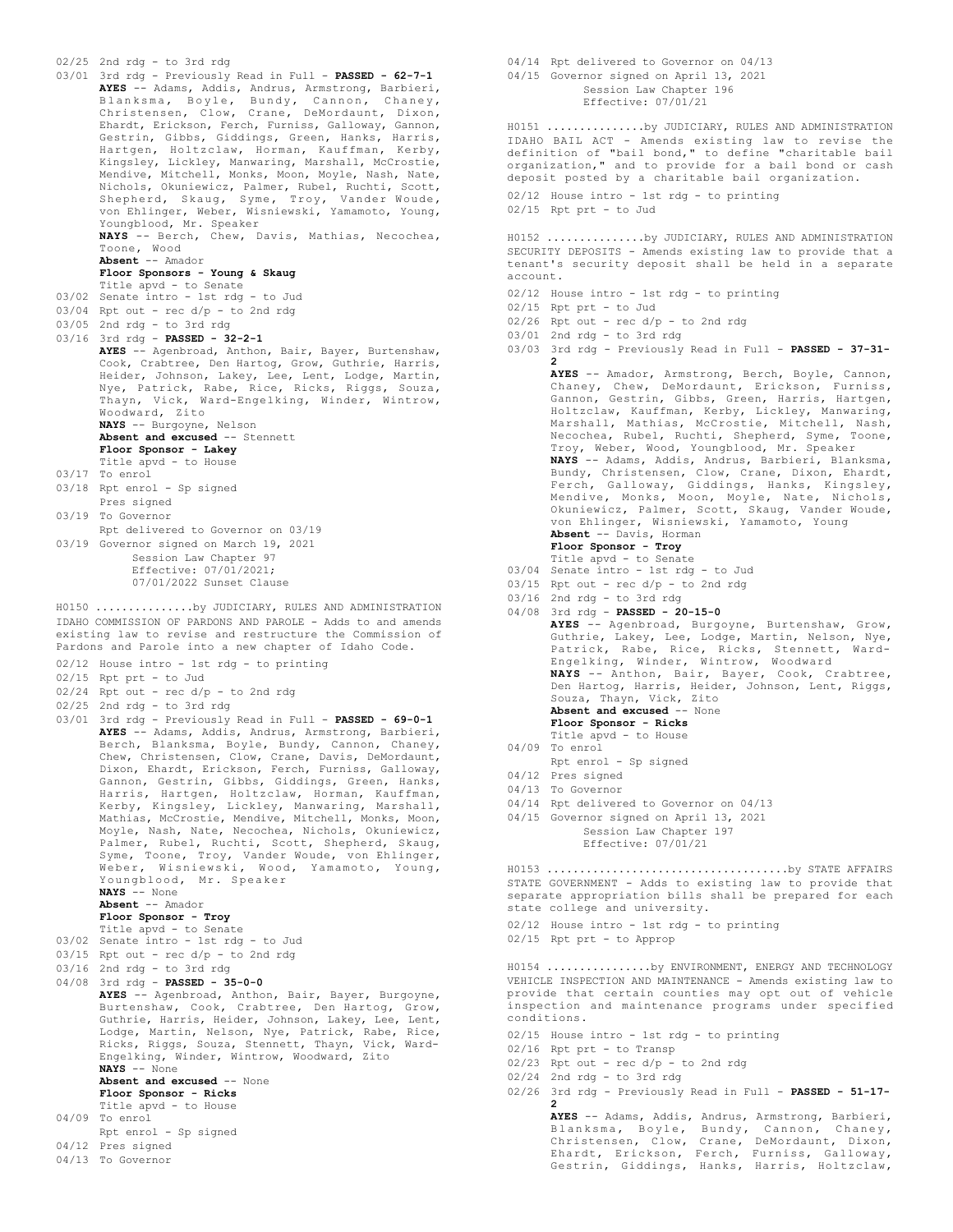02/25 2nd rdg - to 3rd rdg

03/01 3rd rdg - Previously Read in Full - **PASSED - 62-7-1**

**AYES** -- Adams, Addis, Andrus, Armstrong, Barbieri, Blanksma, Boyle, Bundy, Cannon, Chaney, Christensen, Clow, Crane, DeMordaunt, Dixon, Ehardt, Erickson, Ferch, Furniss, Galloway, Gannon, Gestrin, Gibbs, Giddings, Green, Hanks, Harris, Hartgen, Holtzclaw, Horman, Kauffman, Kerby, Kingsley, Lickley, Manwaring, Marshall, McCrostie, Mendive, Mitchell, Monks, Moon, Moyle, Nash, Nate, Nichols, Okuniewicz, Palmer, Rubel, Ruchti, Scott, Shepherd, Skaug, Syme, Troy, Vander Woude, von Ehlinger, Weber, Wisniewski, Yamamoto, Young, Youngblood, Mr. Speaker

**NAYS** -- Berch, Chew, Davis, Mathias, Necochea, Toone, Wood

**Absent** -- Amador

**Floor Sponsors - Young & Skaug**

Title apvd - to Senate

03/02 Senate intro - 1st rdg - to Jud

03/04 Rpt out - rec d/p - to 2nd rdg

03/05 2nd rdg - to 3rd rdg

03/16 3rd rdg - **PASSED - 32-2-1**

**AYES** -- Agenbroad, Anthon, Bair, Bayer, Burtenshaw, Cook, Crabtree, Den Hartog, Grow, Guthrie, Harris, Heider, Johnson, Lakey, Lee, Lent, Lodge, Martin, Nye, Patrick, Rabe, Rice, Ricks, Riggs, Souza, Thayn, Vick, Ward-Engelking, Winder, Wintrow, Woodward, Zito

**NAYS** -- Burgoyne, Nelson

**Absent and excused** -- Stennett

**Floor Sponsor - Lakey**

Title apvd - to House

03/17 To enrol

03/18 Rpt enrol - Sp signed

Pres signed

03/19 To Governor

Rpt delivered to Governor on 03/19

03/19 Governor signed on March 19, 2021

Session Law Chapter 97

Effective: 07/01/2021;

07/01/2022 Sunset Clause

H0150 ...............by JUDICIARY, RULES AND ADMINISTRATION

IDAHO COMMISSION OF PARDONS AND PAROLE - Adds to and amends existing law to revise and restructure the Commission of Pardons and Parole into a new chapter of Idaho Code.

02/12 House intro - 1st rdg - to printing

02/15 Rpt prt - to Jud

02/24 Rpt out - rec d/p - to 2nd rdg

02/25 2nd rdg - to 3rd rdg

03/01 3rd rdg - Previously Read in Full - **PASSED - 69-0-1**

**AYES** -- Adams, Addis, Andrus, Armstrong, Barbieri, Berch, Blanksma, Boyle, Bundy, Cannon, Chaney, Chew, Christensen, Clow, Crane, Davis, DeMordaunt, Dixon, Ehardt, Erickson, Ferch, Furniss, Galloway, Gannon, Gestrin, Gibbs, Giddings, Green, Hanks, Harris, Hartgen, Holtzclaw, Horman, Kauffman, Kerby, Kingsley, Lickley, Manwaring, Marshall, Mathias, McCrostie, Mendive, Mitchell, Monks, Moon, Moyle, Nash, Nate, Necochea, Nichols, Okuniewicz, Palmer, Rubel, Ruchti, Scott, Shepherd, Skaug, Syme, Toone, Troy, Vander Woude, von Ehlinger, Weber, Wisniewski, Wood, Yamamoto, Young, Youngblood, Mr. Speaker

**NAYS** -- None

**Absent** -- Amador

**Floor Sponsor - Troy**

Title apvd - to Senate

03/02 Senate intro - 1st rdg - to Jud

03/15 Rpt out - rec d/p - to 2nd rdg

03/16 2nd rdg - to 3rd rdg

04/08 3rd rdg - **PASSED - 35-0-0**

**AYES** -- Agenbroad, Anthon, Bair, Bayer, Burgoyne, Burtenshaw, Cook, Crabtree, Den Hartog, Grow, Guthrie, Harris, Heider, Johnson, Lakey, Lee, Lent, Lodge, Martin, Nelson, Nye, Patrick, Rabe, Rice, Ricks, Riggs, Souza, Stennett, Thayn, Vick, Ward-Engelking, Winder, Wintrow, Woodward, Zito

**NAYS** -- None

**Absent and excused** -- None

**Floor Sponsor - Ricks**

Title apvd - to House

04/09 To enrol

Rpt enrol - Sp signed

04/12 Pres signed

04/13 To Governor

04/14 Rpt delivered to Governor on 04/13

04/15 Governor signed on April 13, 2021

Session Law Chapter 196

Effective: 07/01/21

H0151 ...............by JUDICIARY, RULES AND ADMINISTRATION

IDAHO BAIL ACT - Amends existing law to revise the definition of "bail bond," to define "charitable bail organization," and to provide for a bail bond or cash deposit posted by a charitable bail organization.

02/12 House intro - 1st rdg - to printing

02/15 Rpt prt - to Jud

H0152 ...............by JUDICIARY, RULES AND ADMINISTRATION

SECURITY DEPOSITS - Amends existing law to provide that a tenant's security deposit shall be held in a separate account.

02/12 House intro - 1st rdg - to printing

02/15 Rpt prt - to Jud

02/26 Rpt out - rec d/p - to 2nd rdg

03/01 2nd rdg - to 3rd rdg

03/03 3rd rdg - Previously Read in Full - **PASSED - 37-31-2**

**AYES** -- Amador, Armstrong, Berch, Boyle, Cannon, Chaney, Chew, DeMordaunt, Erickson, Furniss, Gannon, Gestrin, Gibbs, Green, Harris, Hartgen, Holtzclaw, Kauffman, Kerby, Lickley, Manwaring, Marshall, Mathias, McCrostie, Mitchell, Nash, Necochea, Rubel, Ruchti, Shepherd, Syme, Toone, Troy, Weber, Wood, Youngblood, Mr. Speaker

**NAYS** -- Adams, Addis, Andrus, Barbieri, Blanksma, Bundy, Christensen, Clow, Crane, Dixon, Ehardt, Ferch, Galloway, Giddings, Hanks, Kingsley, Mendive, Monks, Moon, Moyle, Nate, Nichols, Okuniewicz, Palmer, Scott, Skaug, Vander Woude, von Ehlinger, Wisniewski, Yamamoto, Young

**Absent** -- Davis, Horman

**Floor Sponsor - Troy**

Title apvd - to Senate

03/04 Senate intro - 1st rdg - to Jud

03/15 Rpt out - rec d/p - to 2nd rdg

03/16 2nd rdg - to 3rd rdg

04/08 3rd rdg - **PASSED - 20-15-0**

**AYES** -- Agenbroad, Burgoyne, Burtenshaw, Grow, Guthrie, Lakey, Lee, Lodge, Martin, Nelson, Nye, Patrick, Rabe, Rice, Ricks, Stennett, Ward-Engelking, Winder, Wintrow, Woodward

**NAYS** -- Anthon, Bair, Bayer, Cook, Crabtree, Den Hartog, Harris, Heider, Johnson, Lent, Riggs, Souza, Thayn, Vick, Zito

**Absent and excused** -- None

**Floor Sponsor - Ricks**

Title apvd - to House

04/09 To enrol

Rpt enrol - Sp signed

04/12 Pres signed

04/13 To Governor

04/14 Rpt delivered to Governor on 04/13

04/15 Governor signed on April 13, 2021

Session Law Chapter 197

Effective: 07/01/21

H0153 ....................................by STATE AFFAIRS

STATE GOVERNMENT - Adds to existing law to provide that separate appropriation bills shall be prepared for each state college and university.

02/12 House intro - 1st rdg - to printing

02/15 Rpt prt - to Approp

H0154 ...............by ENVIRONMENT, ENERGY AND TECHNOLOGY

VEHICLE INSPECTION AND MAINTENANCE - Amends existing law to provide that certain counties may opt out of vehicle inspection and maintenance programs under specified conditions.

02/15 House intro - 1st rdg - to printing

02/16 Rpt prt - to Transp

02/23 Rpt out - rec d/p - to 2nd rdg

02/24 2nd rdg - to 3rd rdg

02/26 3rd rdg - Previously Read in Full - **PASSED - 51-17-2**

**AYES** -- Adams, Addis, Andrus, Armstrong, Barbieri, Blanksma, Boyle, Bundy, Cannon, Chaney, Christensen, Clow, Crane, DeMordaunt, Dixon, Ehardt, Erickson, Ferch, Furniss, Galloway, Gestrin, Giddings, Hanks, Harris, Holtzclaw,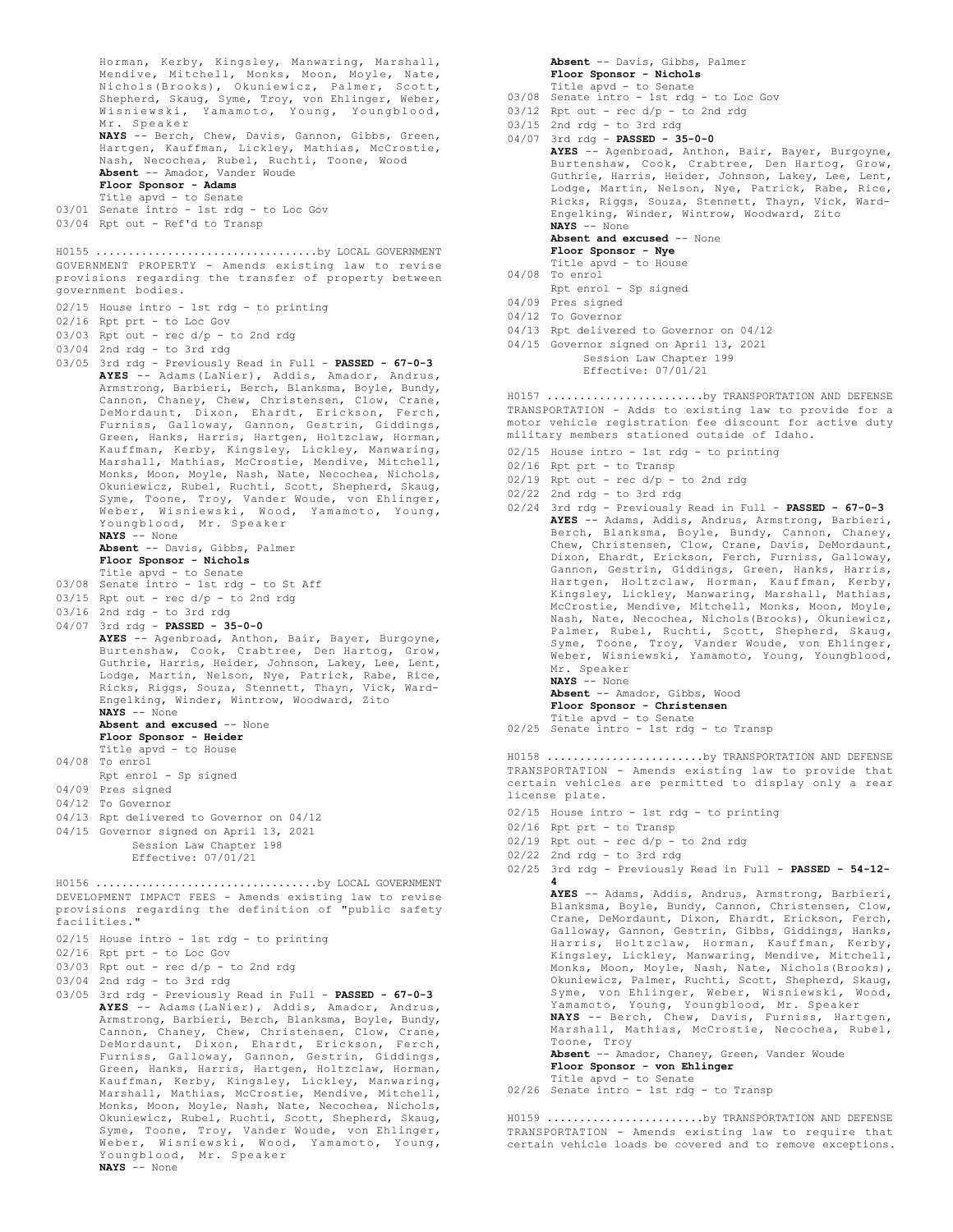Horman, Kerby, Kingsley, Manwaring, Marshall, Mendive, Mitchell, Monks, Moon, Moyle, Nate, Nichols(Brooks), Okuniewicz, Palmer, Scott, Shepherd, Skaug, Syme, Troy, von Ehlinger, Weber, Wisniewski, Yamamoto, Young, Youngblood, Mr. Speaker
**NAYS** -- Berch, Chew, Davis, Gannon, Gibbs, Green, Hartgen, Kauffman, Lickley, Mathias, McCrostie, Nash, Necochea, Rubel, Ruchti, Toone, Wood
**Absent** -- Amador, Vander Woude
**Floor Sponsor - Adams**
Title apvd - to Senate
03/01 Senate intro - 1st rdg - to Loc Gov
03/04 Rpt out - Ref'd to Transp

H0155 .................................by LOCAL GOVERNMENT
GOVERNMENT PROPERTY - Amends existing law to revise provisions regarding the transfer of property between government bodies.

02/15 House intro - 1st rdg - to printing
02/16 Rpt prt - to Loc Gov
03/03 Rpt out - rec d/p - to 2nd rdg
03/04 2nd rdg - to 3rd rdg
03/05 3rd rdg - Previously Read in Full - **PASSED - 67-0-3**
**AYES** -- Adams(LaNier), Addis, Amador, Andrus, Armstrong, Barbieri, Berch, Blanksma, Boyle, Bundy, Cannon, Chaney, Chew, Christensen, Clow, Crane, DeMordaunt, Dixon, Ehardt, Erickson, Ferch, Furniss, Galloway, Gannon, Gestrin, Giddings, Green, Hanks, Harris, Hartgen, Holtzclaw, Horman, Kauffman, Kerby, Kingsley, Lickley, Manwaring, Marshall, Mathias, McCrostie, Mendive, Mitchell, Monks, Moon, Moyle, Nash, Nate, Necochea, Nichols, Okuniewicz, Rubel, Ruchti, Scott, Shepherd, Skaug, Syme, Toone, Troy, Vander Woude, von Ehlinger, Weber, Wisniewski, Wood, Yamamoto, Young, Youngblood, Mr. Speaker
**NAYS** -- None
**Absent** -- Davis, Gibbs, Palmer
**Floor Sponsor - Nichols**
Title apvd - to Senate
03/08 Senate intro - 1st rdg - to St Aff
03/15 Rpt out - rec d/p - to 2nd rdg
03/16 2nd rdg - to 3rd rdg
04/07 3rd rdg - **PASSED - 35-0-0**
**AYES** -- Agenbroad, Anthon, Bair, Bayer, Burgoyne, Burtenshaw, Cook, Crabtree, Den Hartog, Grow, Guthrie, Harris, Heider, Johnson, Lakey, Lee, Lent, Lodge, Martin, Nelson, Nye, Patrick, Rabe, Rice, Ricks, Riggs, Souza, Stennett, Thayn, Vick, Ward-Engelking, Winder, Wintrow, Woodward, Zito
**NAYS** -- None
**Absent and excused** -- None
**Floor Sponsor - Heider**
Title apvd - to House
04/08 To enrol
Rpt enrol - Sp signed
04/09 Pres signed
04/12 To Governor
04/13 Rpt delivered to Governor on 04/12
04/15 Governor signed on April 13, 2021
Session Law Chapter 198
Effective: 07/01/21

H0156 .................................by LOCAL GOVERNMENT
DEVELOPMENT IMPACT FEES - Amends existing law to revise provisions regarding the definition of "public safety facilities."

02/15 House intro - 1st rdg - to printing
02/16 Rpt prt - to Loc Gov
03/03 Rpt out - rec d/p - to 2nd rdg
03/04 2nd rdg - to 3rd rdg
03/05 3rd rdg - Previously Read in Full - **PASSED - 67-0-3**
**AYES** -- Adams(LaNier), Addis, Amador, Andrus, Armstrong, Barbieri, Berch, Blanksma, Boyle, Bundy, Cannon, Chaney, Chew, Christensen, Clow, Crane, DeMordaunt, Dixon, Ehardt, Erickson, Ferch, Furniss, Galloway, Gannon, Gestrin, Giddings, Green, Hanks, Harris, Hartgen, Holtzclaw, Horman, Kauffman, Kerby, Kingsley, Lickley, Manwaring, Marshall, Mathias, McCrostie, Mendive, Mitchell, Monks, Moon, Moyle, Nash, Nate, Necochea, Nichols, Okuniewicz, Rubel, Ruchti, Scott, Shepherd, Skaug, Syme, Toone, Troy, Vander Woude, von Ehlinger, Weber, Wisniewski, Wood, Yamamoto, Young, Youngblood, Mr. Speaker
**NAYS** -- None
**Absent** -- Davis, Gibbs, Palmer
**Floor Sponsor - Nichols**
Title apvd - to Senate
03/08 Senate intro - 1st rdg - to Loc Gov
03/12 Rpt out - rec d/p - to 2nd rdg
03/15 2nd rdg - to 3rd rdg
04/07 3rd rdg - **PASSED - 35-0-0**
**AYES** -- Agenbroad, Anthon, Bair, Bayer, Burgoyne, Burtenshaw, Cook, Crabtree, Den Hartog, Grow, Guthrie, Harris, Heider, Johnson, Lakey, Lee, Lent, Lodge, Martin, Nelson, Nye, Patrick, Rabe, Rice, Ricks, Riggs, Souza, Stennett, Thayn, Vick, Ward-Engelking, Winder, Wintrow, Woodward, Zito
**NAYS** -- None
**Absent and excused** -- None
**Floor Sponsor - Nye**
Title apvd - to House
04/08 To enrol
Rpt enrol - Sp signed
04/09 Pres signed
04/12 To Governor
04/13 Rpt delivered to Governor on 04/12
04/15 Governor signed on April 13, 2021
Session Law Chapter 199
Effective: 07/01/21

H0157 .......................by TRANSPORTATION AND DEFENSE
TRANSPORTATION - Adds to existing law to provide for a motor vehicle registration fee discount for active duty military members stationed outside of Idaho.

02/15 House intro - 1st rdg - to printing
02/16 Rpt prt - to Transp
02/19 Rpt out - rec d/p - to 2nd rdg
02/22 2nd rdg - to 3rd rdg
02/24 3rd rdg - Previously Read in Full - **PASSED - 67-0-3**
**AYES** -- Adams, Addis, Andrus, Armstrong, Barbieri, Berch, Blanksma, Boyle, Bundy, Cannon, Chaney, Chew, Christensen, Clow, Crane, Davis, DeMordaunt, Dixon, Ehardt, Erickson, Ferch, Furniss, Galloway, Gannon, Gestrin, Giddings, Green, Hanks, Harris, Hartgen, Holtzclaw, Horman, Kauffman, Kerby, Kingsley, Lickley, Manwaring, Marshall, Mathias, McCrostie, Mendive, Mitchell, Monks, Moon, Moyle, Nash, Nate, Necochea, Nichols(Brooks), Okuniewicz, Palmer, Rubel, Ruchti, Scott, Shepherd, Skaug, Syme, Toone, Troy, Vander Woude, von Ehlinger, Weber, Wisniewski, Yamamoto, Young, Youngblood, Mr. Speaker
**NAYS** -- None
**Absent** -- Amador, Gibbs, Wood
**Floor Sponsor - Christensen**
Title apvd - to Senate
02/25 Senate intro - 1st rdg - to Transp

H0158 .......................by TRANSPORTATION AND DEFENSE
TRANSPORTATION - Amends existing law to provide that certain vehicles are permitted to display only a rear license plate.

02/15 House intro - 1st rdg - to printing
02/16 Rpt prt - to Transp
02/19 Rpt out - rec d/p - to 2nd rdg
02/22 2nd rdg - to 3rd rdg
02/25 3rd rdg - Previously Read in Full - **PASSED - 54-12-4**
**AYES** -- Adams, Addis, Andrus, Armstrong, Barbieri, Blanksma, Boyle, Bundy, Cannon, Christensen, Clow, Crane, DeMordaunt, Dixon, Ehardt, Erickson, Ferch, Galloway, Gannon, Gestrin, Gibbs, Giddings, Hanks, Harris, Holtzclaw, Horman, Kauffman, Kerby, Kingsley, Lickley, Manwaring, Mendive, Mitchell, Monks, Moon, Moyle, Nash, Nate, Nichols(Brooks), Okuniewicz, Palmer, Ruchti, Scott, Shepherd, Skaug, Syme, von Ehlinger, Weber, Wisniewski, Wood, Yamamoto, Young, Youngblood, Mr. Speaker
**NAYS** -- Berch, Chew, Davis, Furniss, Hartgen, Marshall, Mathias, McCrostie, Necochea, Rubel, Toone, Troy
**Absent** -- Amador, Chaney, Green, Vander Woude
**Floor Sponsor - von Ehlinger**
Title apvd - to Senate
02/26 Senate intro - 1st rdg - to Transp

H0159 .......................by TRANSPORTATION AND DEFENSE
TRANSPORTATION - Amends existing law to require that certain vehicle loads be covered and to remove exceptions.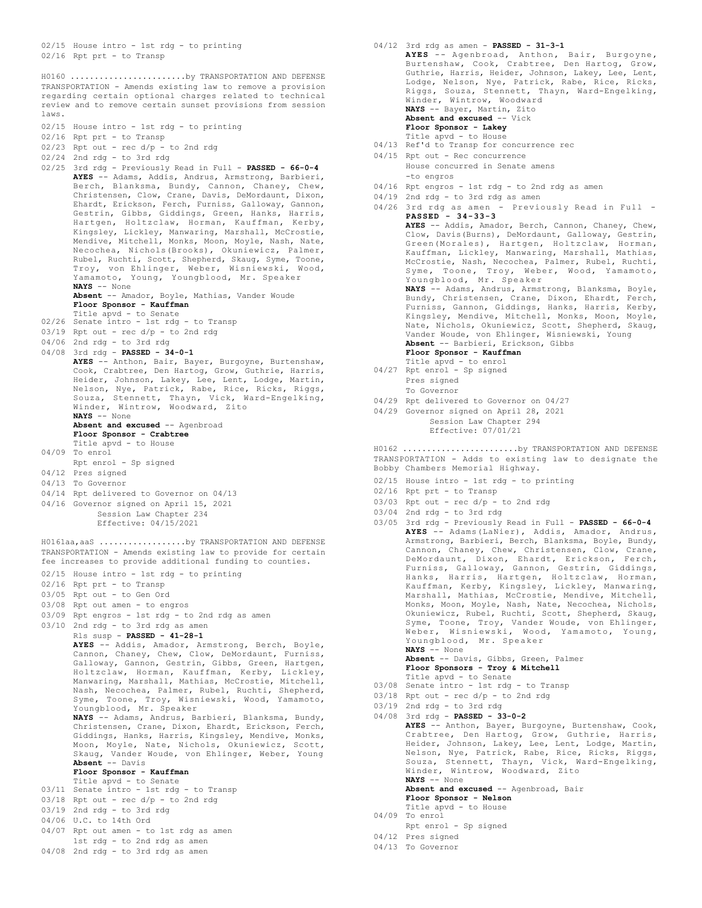02/15 House intro - 1st rdg - to printing
02/16 Rpt prt - to Transp

H0160 .......................by TRANSPORTATION AND DEFENSE
TRANSPORTATION - Amends existing law to remove a provision regarding certain optional charges related to technical review and to remove certain sunset provisions from session laws.

02/15 House intro - 1st rdg - to printing
02/16 Rpt prt - to Transp
02/23 Rpt out - rec d/p - to 2nd rdg
02/24 2nd rdg - to 3rd rdg
02/25 3rd rdg - Previously Read in Full - **PASSED - 66-0-4**
**AYES** -- Adams, Addis, Andrus, Armstrong, Barbieri, Berch, Blanksma, Bundy, Cannon, Chaney, Chew, Christensen, Clow, Crane, Davis, DeMordaunt, Dixon, Ehardt, Erickson, Ferch, Furniss, Galloway, Gannon, Gestrin, Gibbs, Giddings, Green, Hanks, Harris, Hartgen, Holtzclaw, Horman, Kauffman, Kerby, Kingsley, Lickley, Manwaring, Marshall, McCrostie, Mendive, Mitchell, Monks, Moon, Moyle, Nash, Nate, Necochea, Nichols(Brooks), Okuniewicz, Palmer, Rubel, Ruchti, Scott, Shepherd, Skaug, Syme, Toone, Troy, von Ehlinger, Weber, Wisniewski, Wood, Yamamoto, Young, Youngblood, Mr. Speaker
**NAYS** -- None
**Absent** -- Amador, Boyle, Mathias, Vander Woude
**Floor Sponsor - Kauffman**
Title apvd - to Senate
02/26 Senate intro - 1st rdg - to Transp
03/19 Rpt out - rec d/p - to 2nd rdg
04/06 2nd rdg - to 3rd rdg
04/08 3rd rdg - **PASSED - 34-0-1**
**AYES** -- Anthon, Bair, Bayer, Burgoyne, Burtenshaw, Cook, Crabtree, Den Hartog, Grow, Guthrie, Harris, Heider, Johnson, Lakey, Lee, Lent, Lodge, Martin, Nelson, Nye, Patrick, Rabe, Rice, Ricks, Riggs, Souza, Stennett, Thayn, Vick, Ward-Engelking, Winder, Wintrow, Woodward, Zito
**NAYS** -- None
**Absent and excused** -- Agenbroad
**Floor Sponsor - Crabtree**
Title apvd - to House
04/09 To enrol
Rpt enrol - Sp signed
04/12 Pres signed
04/13 To Governor
04/14 Rpt delivered to Governor on 04/13
04/16 Governor signed on April 15, 2021
Session Law Chapter 234
Effective: 04/15/2021

H0161aa,aaS .................by TRANSPORTATION AND DEFENSE
TRANSPORTATION - Amends existing law to provide for certain fee increases to provide additional funding to counties.

02/15 House intro - 1st rdg - to printing
02/16 Rpt prt - to Transp
03/05 Rpt out - to Gen Ord
03/08 Rpt out amen - to engros
03/09 Rpt engros - 1st rdg - to 2nd rdg as amen
03/10 2nd rdg - to 3rd rdg as amen
Rls susp - **PASSED - 41-28-1**
**AYES** -- Addis, Amador, Armstrong, Berch, Boyle, Cannon, Chaney, Chew, Clow, DeMordaunt, Furniss, Galloway, Gannon, Gestrin, Gibbs, Green, Hartgen, Holtzclaw, Horman, Kauffman, Kerby, Lickley, Manwaring, Marshall, Mathias, McCrostie, Mitchell, Nash, Necochea, Palmer, Rubel, Ruchti, Shepherd, Syme, Toone, Troy, Wisniewski, Wood, Yamamoto, Youngblood, Mr. Speaker
**NAYS** -- Adams, Andrus, Barbieri, Blanksma, Bundy, Christensen, Crane, Dixon, Ehardt, Erickson, Ferch, Giddings, Hanks, Harris, Kingsley, Mendive, Monks, Moon, Moyle, Nate, Nichols, Okuniewicz, Scott, Skaug, Vander Woude, von Ehlinger, Weber, Young
**Absent** -- Davis
**Floor Sponsor - Kauffman**
Title apvd - to Senate
03/11 Senate intro - 1st rdg - to Transp
03/18 Rpt out - rec d/p - to 2nd rdg
03/19 2nd rdg - to 3rd rdg
04/06 U.C. to 14th Ord
04/07 Rpt out amen - to 1st rdg as amen
1st rdg - to 2nd rdg as amen
04/08 2nd rdg - to 3rd rdg as amen
04/12 3rd rdg as amen - **PASSED - 31-3-1**
**AYES** -- Agenbroad, Anthon, Bair, Burgoyne, Burtenshaw, Cook, Crabtree, Den Hartog, Grow, Guthrie, Harris, Heider, Johnson, Lakey, Lee, Lent, Lodge, Nelson, Nye, Patrick, Rabe, Rice, Ricks, Riggs, Souza, Stennett, Thayn, Ward-Engelking, Winder, Wintrow, Woodward
**NAYS** -- Bayer, Martin, Zito
**Absent and excused** -- Vick
**Floor Sponsor - Lakey**
Title apvd - to House
04/13 Ref'd to Transp for concurrence rec
04/15 Rpt out - Rec concurrence
House concurred in Senate amens
-to engros
04/16 Rpt engros - 1st rdg - to 2nd rdg as amen
04/19 2nd rdg - to 3rd rdg as amen
04/26 3rd rdg as amen - Previously Read in Full - **PASSED - 34-33-3**
**AYES** -- Addis, Amador, Berch, Cannon, Chaney, Chew, Clow, Davis(Burns), DeMordaunt, Galloway, Gestrin, Green(Morales), Hartgen, Holtzclaw, Horman, Kauffman, Lickley, Manwaring, Marshall, Mathias, McCrostie, Nash, Necochea, Palmer, Rubel, Ruchti, Syme, Toone, Troy, Weber, Wood, Yamamoto, Youngblood, Mr. Speaker
**NAYS** -- Adams, Andrus, Armstrong, Blanksma, Boyle, Bundy, Christensen, Crane, Dixon, Ehardt, Ferch, Furniss, Gannon, Giddings, Hanks, Harris, Kerby, Kingsley, Mendive, Mitchell, Monks, Moon, Moyle, Nate, Nichols, Okuniewicz, Scott, Shepherd, Skaug, Vander Woude, von Ehlinger, Wisniewski, Young
**Absent** -- Barbieri, Erickson, Gibbs
**Floor Sponsor - Kauffman**
Title apvd - to enrol
04/27 Rpt enrol - Sp signed
Pres signed
To Governor
04/29 Rpt delivered to Governor on 04/27
04/29 Governor signed on April 28, 2021
Session Law Chapter 294
Effective: 07/01/21

H0162 .......................by TRANSPORTATION AND DEFENSE
TRANSPORTATION - Adds to existing law to designate the Bobby Chambers Memorial Highway.

02/15 House intro - 1st rdg - to printing
02/16 Rpt prt - to Transp
03/03 Rpt out - rec d/p - to 2nd rdg
03/04 2nd rdg - to 3rd rdg
03/05 3rd rdg - Previously Read in Full - **PASSED - 66-0-4**
**AYES** -- Adams(LaNier), Addis, Amador, Andrus, Armstrong, Barbieri, Berch, Blanksma, Boyle, Bundy, Cannon, Chaney, Chew, Christensen, Clow, Crane, DeMordaunt, Dixon, Ehardt, Erickson, Ferch, Furniss, Galloway, Gannon, Gestrin, Giddings, Hanks, Harris, Hartgen, Holtzclaw, Horman, Kauffman, Kerby, Kingsley, Lickley, Manwaring, Marshall, Mathias, McCrostie, Mendive, Mitchell, Monks, Moon, Moyle, Nash, Nate, Necochea, Nichols, Okuniewicz, Rubel, Ruchti, Scott, Shepherd, Skaug, Syme, Toone, Troy, Vander Woude, von Ehlinger, Weber, Wisniewski, Wood, Yamamoto, Young, Youngblood, Mr. Speaker
**NAYS** -- None
**Absent** -- Davis, Gibbs, Green, Palmer
**Floor Sponsors - Troy & Mitchell**
Title apvd - to Senate
03/08 Senate intro - 1st rdg - to Transp
03/18 Rpt out - rec d/p - to 2nd rdg
03/19 2nd rdg - to 3rd rdg
04/08 3rd rdg - **PASSED - 33-0-2**
**AYES** -- Anthon, Bayer, Burgoyne, Burtenshaw, Cook, Crabtree, Den Hartog, Grow, Guthrie, Harris, Heider, Johnson, Lakey, Lee, Lent, Lodge, Martin, Nelson, Nye, Patrick, Rabe, Rice, Ricks, Riggs, Souza, Stennett, Thayn, Vick, Ward-Engelking, Winder, Wintrow, Woodward, Zito
**NAYS** -- None
**Absent and excused** -- Agenbroad, Bair
**Floor Sponsor - Nelson**
Title apvd - to House
04/09 To enrol
Rpt enrol - Sp signed
04/12 Pres signed
04/13 To Governor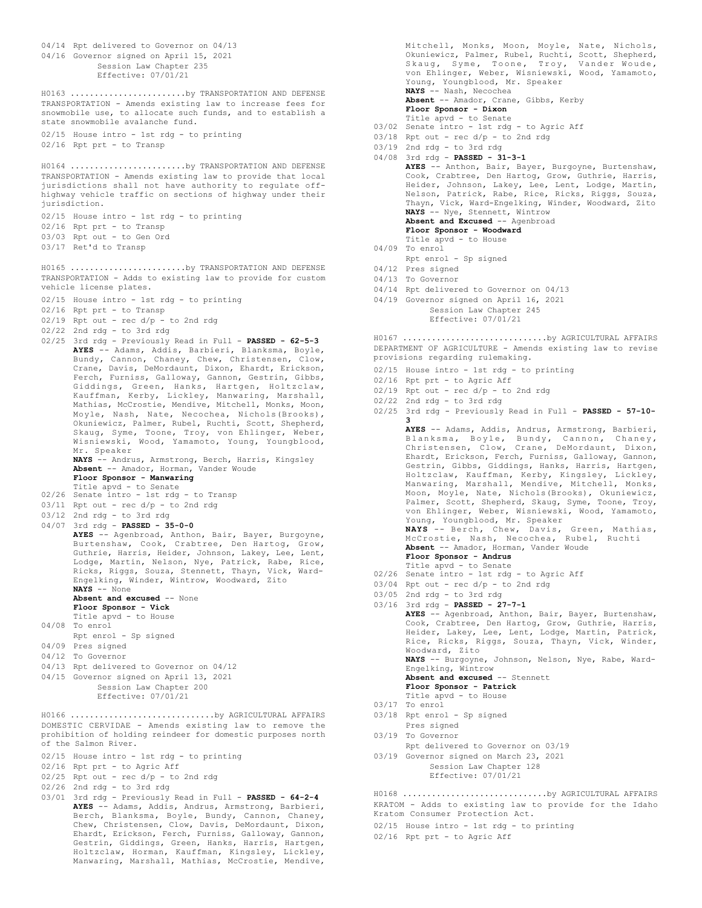04/14 Rpt delivered to Governor on 04/13
04/16 Governor signed on April 15, 2021
Session Law Chapter 235
Effective: 07/01/21

H0163 ........................by TRANSPORTATION AND DEFENSE
TRANSPORTATION - Amends existing law to increase fees for snowmobile use, to allocate such funds, and to establish a state snowmobile avalanche fund.

02/15 House intro - 1st rdg - to printing
02/16 Rpt prt - to Transp

H0164 ........................by TRANSPORTATION AND DEFENSE
TRANSPORTATION - Amends existing law to provide that local jurisdictions shall not have authority to regulate off-highway vehicle traffic on sections of highway under their jurisdiction.

02/15 House intro - 1st rdg - to printing
02/16 Rpt prt - to Transp
03/03 Rpt out - to Gen Ord
03/17 Ret'd to Transp

H0165 ........................by TRANSPORTATION AND DEFENSE
TRANSPORTATION - Adds to existing law to provide for custom vehicle license plates.

02/15 House intro - 1st rdg - to printing
02/16 Rpt prt - to Transp
02/19 Rpt out - rec d/p - to 2nd rdg
02/22 2nd rdg - to 3rd rdg
02/25 3rd rdg - Previously Read in Full - **PASSED - 62-5-3**
**AYES** -- Adams, Addis, Barbieri, Blanksma, Boyle, Bundy, Cannon, Chaney, Chew, Christensen, Clow, Crane, Davis, DeMordaunt, Dixon, Ehardt, Erickson, Ferch, Furniss, Galloway, Gannon, Gestrin, Gibbs, Giddings, Green, Hanks, Hartgen, Holtzclaw, Kauffman, Kerby, Lickley, Manwaring, Marshall, Mathias, McCrostie, Mendive, Mitchell, Monks, Moon, Moyle, Nash, Nate, Necochea, Nichols(Brooks), Okuniewicz, Palmer, Rubel, Ruchti, Scott, Shepherd, Skaug, Syme, Toone, Troy, von Ehlinger, Weber, Wisniewski, Wood, Yamamoto, Young, Youngblood, Mr. Speaker
**NAYS** -- Andrus, Armstrong, Berch, Harris, Kingsley
**Absent** -- Amador, Horman, Vander Woude
**Floor Sponsor - Manwaring**
Title apvd - to Senate
02/26 Senate intro - 1st rdg - to Transp
03/11 Rpt out - rec d/p - to 2nd rdg
03/12 2nd rdg - to 3rd rdg
04/07 3rd rdg - **PASSED - 35-0-0**
**AYES** -- Agenbroad, Anthon, Bair, Bayer, Burgoyne, Burtenshaw, Cook, Crabtree, Den Hartog, Grow, Guthrie, Harris, Heider, Johnson, Lakey, Lee, Lent, Lodge, Martin, Nelson, Nye, Patrick, Rabe, Rice, Ricks, Riggs, Souza, Stennett, Thayn, Vick, Ward-Engelking, Winder, Wintrow, Woodward, Zito
**NAYS** -- None
**Absent and excused** -- None
**Floor Sponsor - Vick**
Title apvd - to House
04/08 To enrol
Rpt enrol - Sp signed
04/09 Pres signed
04/12 To Governor
04/13 Rpt delivered to Governor on 04/12
04/15 Governor signed on April 13, 2021
Session Law Chapter 200
Effective: 07/01/21

H0166 .............................by AGRICULTURAL AFFAIRS
DOMESTIC CERVIDAE - Amends existing law to remove the prohibition of holding reindeer for domestic purposes north of the Salmon River.

02/15 House intro - 1st rdg - to printing
02/16 Rpt prt - to Agric Aff
02/25 Rpt out - rec d/p - to 2nd rdg
02/26 2nd rdg - to 3rd rdg
03/01 3rd rdg - Previously Read in Full - **PASSED - 64-2-4**
**AYES** -- Adams, Addis, Andrus, Armstrong, Barbieri, Berch, Blanksma, Boyle, Bundy, Cannon, Chaney, Chew, Christensen, Clow, Davis, DeMordaunt, Dixon, Ehardt, Erickson, Ferch, Furniss, Galloway, Gannon, Gestrin, Giddings, Green, Hanks, Harris, Hartgen, Holtzclaw, Horman, Kauffman, Kingsley, Lickley, Manwaring, Marshall, Mathias, McCrostie, Mendive, Mitchell, Monks, Moon, Moyle, Nate, Nichols, Okuniewicz, Palmer, Rubel, Ruchti, Scott, Shepherd, Skaug, Syme, Toone, Troy, Vander Woude, von Ehlinger, Weber, Wisniewski, Wood, Yamamoto, Young, Youngblood, Mr. Speaker
**NAYS** -- Nash, Necochea
**Absent** -- Amador, Crane, Gibbs, Kerby
**Floor Sponsor - Dixon**
Title apvd - to Senate
03/02 Senate intro - 1st rdg - to Agric Aff
03/18 Rpt out - rec d/p - to 2nd rdg
03/19 2nd rdg - to 3rd rdg
04/08 3rd rdg - **PASSED - 31-3-1**
**AYES** -- Anthon, Bair, Bayer, Burgoyne, Burtenshaw, Cook, Crabtree, Den Hartog, Grow, Guthrie, Harris, Heider, Johnson, Lakey, Lee, Lent, Lodge, Martin, Nelson, Patrick, Rabe, Rice, Ricks, Riggs, Souza, Thayn, Vick, Ward-Engelking, Winder, Woodward, Zito
**NAYS** -- Nye, Stennett, Wintrow
**Absent and Excused** -- Agenbroad
**Floor Sponsor - Woodward**
Title apvd - to House
04/09 To enrol
Rpt enrol - Sp signed
04/12 Pres signed
04/13 To Governor
04/14 Rpt delivered to Governor on 04/13
04/19 Governor signed on April 16, 2021
Session Law Chapter 245
Effective: 07/01/21

H0167 .............................by AGRICULTURAL AFFAIRS
DEPARTMENT OF AGRICULTURE - Amends existing law to revise provisions regarding rulemaking.

02/15 House intro - 1st rdg - to printing
02/16 Rpt prt - to Agric Aff
02/19 Rpt out - rec d/p - to 2nd rdg
02/22 2nd rdg - to 3rd rdg
02/25 3rd rdg - Previously Read in Full - **PASSED - 57-10-3**
**AYES** -- Adams, Addis, Andrus, Armstrong, Barbieri, Blanksma, Boyle, Bundy, Cannon, Chaney, Christensen, Clow, Crane, DeMordaunt, Dixon, Ehardt, Erickson, Ferch, Furniss, Galloway, Gannon, Gestrin, Gibbs, Giddings, Hanks, Harris, Hartgen, Holtzclaw, Kauffman, Kerby, Kingsley, Lickley, Manwaring, Marshall, Mendive, Mitchell, Monks, Moon, Moyle, Nate, Nichols(Brooks), Okuniewicz, Palmer, Scott, Shepherd, Skaug, Syme, Toone, Troy, von Ehlinger, Weber, Wisniewski, Wood, Yamamoto, Young, Youngblood, Mr. Speaker
**NAYS** -- Berch, Chew, Davis, Green, Mathias, McCrostie, Nash, Necochea, Rubel, Ruchti
**Absent** -- Amador, Horman, Vander Woude
**Floor Sponsor - Andrus**
Title apvd - to Senate
02/26 Senate intro - 1st rdg - to Agric Aff
03/04 Rpt out - rec d/p - to 2nd rdg
03/05 2nd rdg - to 3rd rdg
03/16 3rd rdg - **PASSED - 27-7-1**
**AYES** -- Agenbroad, Anthon, Bair, Bayer, Burtenshaw, Cook, Crabtree, Den Hartog, Grow, Guthrie, Harris, Heider, Lakey, Lee, Lent, Lodge, Martin, Patrick, Rice, Ricks, Riggs, Souza, Thayn, Vick, Winder, Woodward, Zito
**NAYS** -- Burgoyne, Johnson, Nelson, Nye, Rabe, Ward-Engelking, Wintrow
**Absent and excused** -- Stennett
**Floor Sponsor - Patrick**
Title apvd - to House
03/17 To enrol
03/18 Rpt enrol - Sp signed
Pres signed
03/19 To Governor
Rpt delivered to Governor on 03/19
03/19 Governor signed on March 23, 2021
Session Law Chapter 128
Effective: 07/01/21

H0168 .............................by AGRICULTURAL AFFAIRS
KRATOM - Adds to existing law to provide for the Idaho Kratom Consumer Protection Act.

02/15 House intro - 1st rdg - to printing
02/16 Rpt prt - to Agric Aff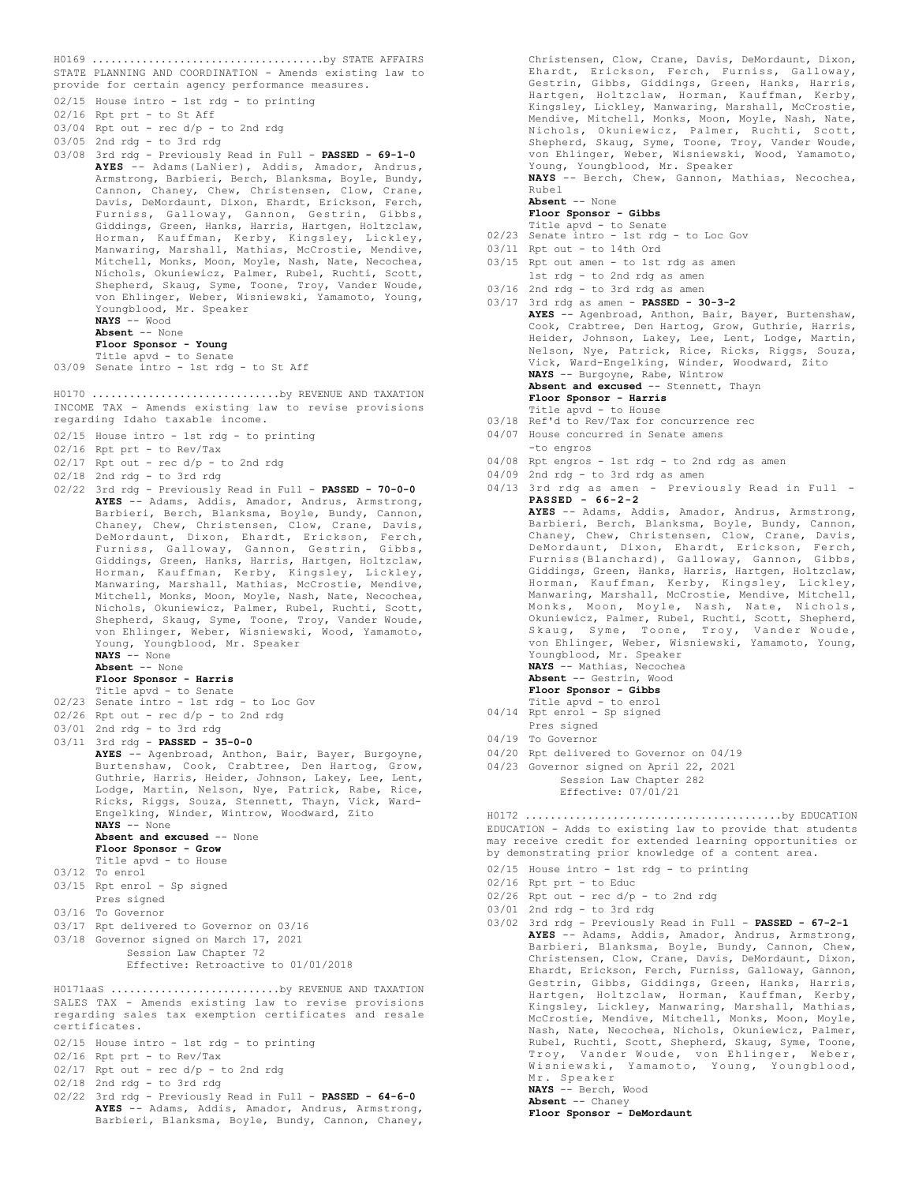H0169 ....................................by STATE AFFAIRS
STATE PLANNING AND COORDINATION - Amends existing law to provide for certain agency performance measures.

02/15 House intro - 1st rdg - to printing
02/16 Rpt prt - to St Aff
03/04 Rpt out - rec d/p - to 2nd rdg
03/05 2nd rdg - to 3rd rdg
03/08 3rd rdg - Previously Read in Full - **PASSED - 69-1-0**
**AYES** -- Adams(LaNier), Addis, Amador, Andrus, Armstrong, Barbieri, Berch, Blanksma, Boyle, Bundy, Cannon, Chaney, Chew, Christensen, Clow, Crane, Davis, DeMordaunt, Dixon, Ehardt, Erickson, Ferch, Furniss, Galloway, Gannon, Gestrin, Gibbs, Giddings, Green, Hanks, Harris, Hartgen, Holtzclaw, Horman, Kauffman, Kerby, Kingsley, Lickley, Manwaring, Marshall, Mathias, McCrostie, Mendive, Mitchell, Monks, Moon, Moyle, Nash, Nate, Necochea, Nichols, Okuniewicz, Palmer, Rubel, Ruchti, Scott, Shepherd, Skaug, Syme, Toone, Troy, Vander Woude, von Ehlinger, Weber, Wisniewski, Yamamoto, Young, Youngblood, Mr. Speaker
**NAYS** -- Wood
**Absent** -- None
**Floor Sponsor - Young**
Title apvd - to Senate
03/09 Senate intro - 1st rdg - to St Aff

H0170 .............................by REVENUE AND TAXATION
INCOME TAX - Amends existing law to revise provisions regarding Idaho taxable income.

02/15 House intro - 1st rdg - to printing
02/16 Rpt prt - to Rev/Tax
02/17 Rpt out - rec d/p - to 2nd rdg
02/18 2nd rdg - to 3rd rdg
02/22 3rd rdg - Previously Read in Full - **PASSED - 70-0-0**
**AYES** -- Adams, Addis, Amador, Andrus, Armstrong, Barbieri, Berch, Blanksma, Boyle, Bundy, Cannon, Chaney, Chew, Christensen, Clow, Crane, Davis, DeMordaunt, Dixon, Ehardt, Erickson, Ferch, Furniss, Galloway, Gannon, Gestrin, Gibbs, Giddings, Green, Hanks, Harris, Hartgen, Holtzclaw, Horman, Kauffman, Kerby, Kingsley, Lickley, Manwaring, Marshall, Mathias, McCrostie, Mendive, Mitchell, Monks, Moon, Moyle, Nash, Nate, Necochea, Nichols, Okuniewicz, Palmer, Rubel, Ruchti, Scott, Shepherd, Skaug, Syme, Toone, Troy, Vander Woude, von Ehlinger, Weber, Wisniewski, Wood, Yamamoto, Young, Youngblood, Mr. Speaker
**NAYS** -- None
**Absent** -- None
**Floor Sponsor - Harris**
Title apvd - to Senate
02/23 Senate intro - 1st rdg - to Loc Gov
02/26 Rpt out - rec d/p - to 2nd rdg
03/01 2nd rdg - to 3rd rdg
03/11 3rd rdg - **PASSED - 35-0-0**
**AYES** -- Agenbroad, Anthon, Bair, Bayer, Burgoyne, Burtenshaw, Cook, Crabtree, Den Hartog, Grow, Guthrie, Harris, Heider, Johnson, Lakey, Lee, Lent, Lodge, Martin, Nelson, Nye, Patrick, Rabe, Rice, Ricks, Riggs, Souza, Stennett, Thayn, Vick, Ward-Engelking, Winder, Wintrow, Woodward, Zito
**NAYS** -- None
**Absent and excused** -- None
**Floor Sponsor - Grow**
Title apvd - to House
03/12 To enrol
03/15 Rpt enrol - Sp signed
Pres signed
03/16 To Governor
03/17 Rpt delivered to Governor on 03/16
03/18 Governor signed on March 17, 2021
Session Law Chapter 72
Effective: Retroactive to 01/01/2018

H0171aaS ..........................by REVENUE AND TAXATION
SALES TAX - Amends existing law to revise provisions regarding sales tax exemption certificates and resale certificates.

02/15 House intro - 1st rdg - to printing
02/16 Rpt prt - to Rev/Tax
02/17 Rpt out - rec d/p - to 2nd rdg
02/18 2nd rdg - to 3rd rdg
02/22 3rd rdg - Previously Read in Full - **PASSED - 64-6-0**
**AYES** -- Adams, Addis, Amador, Andrus, Armstrong, Barbieri, Blanksma, Boyle, Bundy, Cannon, Chaney, Christensen, Clow, Crane, Davis, DeMordaunt, Dixon, Ehardt, Erickson, Ferch, Furniss, Galloway, Gestrin, Gibbs, Giddings, Green, Hanks, Harris, Hartgen, Holtzclaw, Horman, Kauffman, Kerby, Kingsley, Lickley, Manwaring, Marshall, McCrostie, Mendive, Mitchell, Monks, Moon, Moyle, Nash, Nate, Nichols, Okuniewicz, Palmer, Ruchti, Scott, Shepherd, Skaug, Syme, Toone, Troy, Vander Woude, von Ehlinger, Weber, Wisniewski, Wood, Yamamoto, Young, Youngblood, Mr. Speaker
**NAYS** -- Berch, Chew, Gannon, Mathias, Necochea, Rubel
**Absent** -- None
**Floor Sponsor - Gibbs**
Title apvd - to Senate
02/23 Senate intro - 1st rdg - to Loc Gov
03/11 Rpt out - to 14th Ord
03/15 Rpt out amen - to 1st rdg as amen
1st rdg - to 2nd rdg as amen
03/16 2nd rdg - to 3rd rdg as amen
03/17 3rd rdg as amen - **PASSED - 30-3-2**
**AYES** -- Agenbroad, Anthon, Bair, Bayer, Burtenshaw, Cook, Crabtree, Den Hartog, Grow, Guthrie, Harris, Heider, Johnson, Lakey, Lee, Lent, Lodge, Martin, Nelson, Nye, Patrick, Rice, Ricks, Riggs, Souza, Vick, Ward-Engelking, Winder, Woodward, Zito
**NAYS** -- Burgoyne, Rabe, Wintrow
**Absent and excused** -- Stennett, Thayn
**Floor Sponsor - Harris**
Title apvd - to House
03/18 Ref'd to Rev/Tax for concurrence rec
04/07 House concurred in Senate amens
-to engros
04/08 Rpt engros - 1st rdg - to 2nd rdg as amen
04/09 2nd rdg - to 3rd rdg as amen
04/13 3rd rdg as amen - Previously Read in Full - **PASSED - 66-2-2**
**AYES** -- Adams, Addis, Amador, Andrus, Armstrong, Barbieri, Berch, Blanksma, Boyle, Bundy, Cannon, Chaney, Chew, Christensen, Clow, Crane, Davis, DeMordaunt, Dixon, Ehardt, Erickson, Ferch, Furniss(Blanchard), Galloway, Gannon, Gibbs, Giddings, Green, Hanks, Harris, Hartgen, Holtzclaw, Horman, Kauffman, Kerby, Kingsley, Lickley, Manwaring, Marshall, McCrostie, Mendive, Mitchell, Monks, Moon, Moyle, Nash, Nate, Nichols, Okuniewicz, Palmer, Rubel, Ruchti, Scott, Shepherd, Skaug, Syme, Toone, Troy, Vander Woude, von Ehlinger, Weber, Wisniewski, Yamamoto, Young, Youngblood, Mr. Speaker
**NAYS** -- Mathias, Necochea
**Absent** -- Gestrin, Wood
**Floor Sponsor - Gibbs**
Title apvd - to enrol
04/14 Rpt enrol - Sp signed
Pres signed
04/19 To Governor
04/20 Rpt delivered to Governor on 04/19
04/23 Governor signed on April 22, 2021
Session Law Chapter 282
Effective: 07/01/21

H0172 .......................................by EDUCATION
EDUCATION - Adds to existing law to provide that students may receive credit for extended learning opportunities or by demonstrating prior knowledge of a content area.

02/15 House intro - 1st rdg - to printing
02/16 Rpt prt - to Educ
02/26 Rpt out - rec d/p - to 2nd rdg
03/01 2nd rdg - to 3rd rdg
03/02 3rd rdg - Previously Read in Full - **PASSED - 67-2-1**
**AYES** -- Adams, Addis, Amador, Andrus, Armstrong, Barbieri, Blanksma, Boyle, Bundy, Cannon, Chew, Christensen, Clow, Crane, Davis, DeMordaunt, Dixon, Ehardt, Erickson, Ferch, Furniss, Galloway, Gannon, Gestrin, Gibbs, Giddings, Green, Hanks, Harris, Hartgen, Holtzclaw, Horman, Kauffman, Kerby, Kingsley, Lickley, Manwaring, Marshall, Mathias, McCrostie, Mendive, Mitchell, Monks, Moon, Moyle, Nash, Nate, Necochea, Nichols, Okuniewicz, Palmer, Rubel, Ruchti, Scott, Shepherd, Skaug, Syme, Toone, Troy, Vander Woude, von Ehlinger, Weber, Wisniewski, Yamamoto, Young, Youngblood, Mr. Speaker
**NAYS** -- Berch, Wood
**Absent** -- Chaney
**Floor Sponsor - DeMordaunt**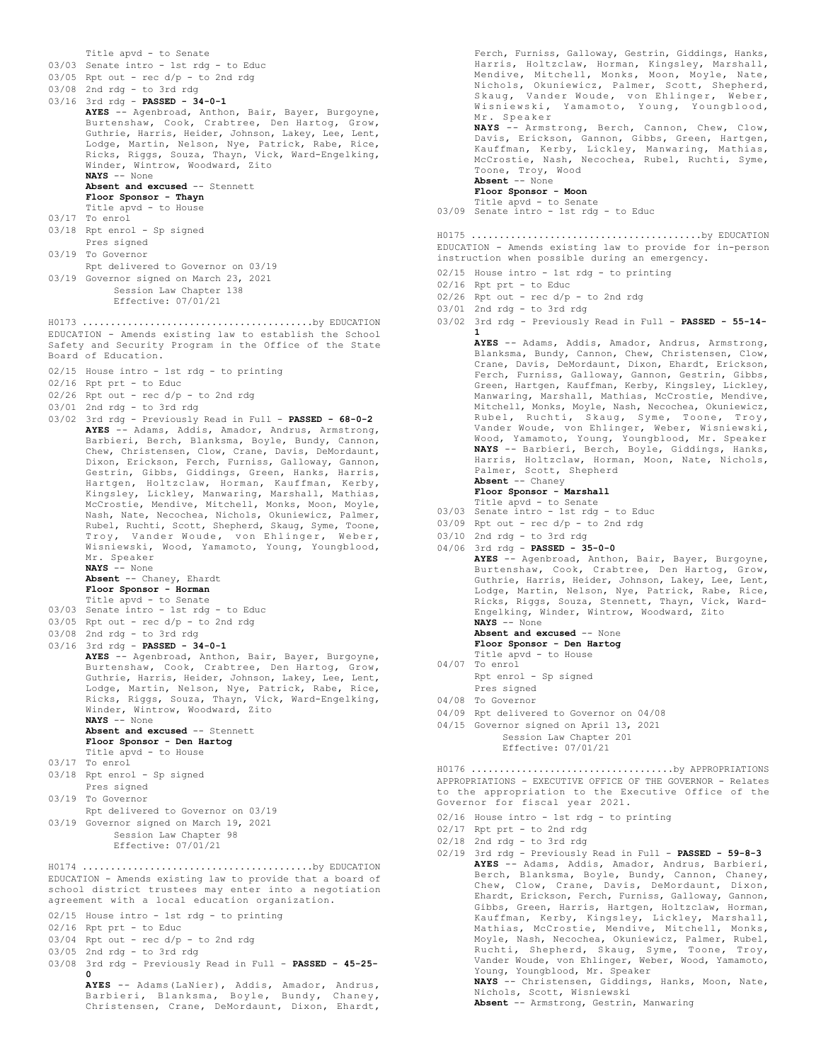Title apvd - to Senate
03/03 Senate intro - 1st rdg - to Educ
03/05 Rpt out - rec d/p - to 2nd rdg
03/08 2nd rdg - to 3rd rdg
03/16 3rd rdg - **PASSED - 34-0-1**
**AYES** -- Agenbroad, Anthon, Bair, Bayer, Burgoyne, Burtenshaw, Cook, Crabtree, Den Hartog, Grow, Guthrie, Harris, Heider, Johnson, Lakey, Lee, Lent, Lodge, Martin, Nelson, Nye, Patrick, Rabe, Rice, Ricks, Riggs, Souza, Thayn, Vick, Ward-Engelking, Winder, Wintrow, Woodward, Zito
**NAYS** -- None
**Absent and excused** -- Stennett
**Floor Sponsor - Thayn**
Title apvd - to House
03/17 To enrol
03/18 Rpt enrol - Sp signed
Pres signed
03/19 To Governor
Rpt delivered to Governor on 03/19
03/19 Governor signed on March 23, 2021
Session Law Chapter 138
Effective: 07/01/21

H0173 .......................................by EDUCATION
EDUCATION - Amends existing law to establish the School Safety and Security Program in the Office of the State Board of Education.
02/15 House intro - 1st rdg - to printing
02/16 Rpt prt - to Educ
02/26 Rpt out - rec d/p - to 2nd rdg
03/01 2nd rdg - to 3rd rdg
03/02 3rd rdg - Previously Read in Full - **PASSED - 68-0-2**
**AYES** -- Adams, Addis, Amador, Andrus, Armstrong, Barbieri, Berch, Blanksma, Boyle, Bundy, Cannon, Chew, Christensen, Clow, Crane, Davis, DeMordaunt, Dixon, Erickson, Ferch, Furniss, Galloway, Gannon, Gestrin, Gibbs, Giddings, Green, Hanks, Harris, Hartgen, Holtzclaw, Horman, Kauffman, Kerby, Kingsley, Lickley, Manwaring, Marshall, Mathias, McCrostie, Mendive, Mitchell, Monks, Moon, Moyle, Nash, Nate, Necochea, Nichols, Okuniewicz, Palmer, Rubel, Ruchti, Scott, Shepherd, Skaug, Syme, Toone, Troy, Vander Woude, von Ehlinger, Weber, Wisniewski, Wood, Yamamoto, Young, Youngblood, Mr. Speaker
**NAYS** -- None
**Absent** -- Chaney, Ehardt
**Floor Sponsor - Horman**
Title apvd - to Senate
03/03 Senate intro - 1st rdg - to Educ
03/05 Rpt out - rec d/p - to 2nd rdg
03/08 2nd rdg - to 3rd rdg
03/16 3rd rdg - **PASSED - 34-0-1**
**AYES** -- Agenbroad, Anthon, Bair, Bayer, Burgoyne, Burtenshaw, Cook, Crabtree, Den Hartog, Grow, Guthrie, Harris, Heider, Johnson, Lakey, Lee, Lent, Lodge, Martin, Nelson, Nye, Patrick, Rabe, Rice, Ricks, Riggs, Souza, Thayn, Vick, Ward-Engelking, Winder, Wintrow, Woodward, Zito
**NAYS** -- None
**Absent and excused** -- Stennett
**Floor Sponsor - Den Hartog**
Title apvd - to House
03/17 To enrol
03/18 Rpt enrol - Sp signed
Pres signed
03/19 To Governor
Rpt delivered to Governor on 03/19
03/19 Governor signed on March 19, 2021
Session Law Chapter 98
Effective: 07/01/21

H0174 .......................................by EDUCATION
EDUCATION - Amends existing law to provide that a board of school district trustees may enter into a negotiation agreement with a local education organization.
02/15 House intro - 1st rdg - to printing
02/16 Rpt prt - to Educ
03/04 Rpt out - rec d/p - to 2nd rdg
03/05 2nd rdg - to 3rd rdg
03/08 3rd rdg - Previously Read in Full - **PASSED - 45-25-0**
**AYES** -- Adams(LaNier), Addis, Amador, Andrus, Barbieri, Blanksma, Boyle, Bundy, Chaney, Christensen, Crane, DeMordaunt, Dixon, Ehardt, Ferch, Furniss, Galloway, Gestrin, Giddings, Hanks, Harris, Holtzclaw, Horman, Kingsley, Marshall, Mendive, Mitchell, Monks, Moon, Moyle, Nate, Nichols, Okuniewicz, Palmer, Scott, Shepherd, Skaug, Vander Woude, von Ehlinger, Weber, Wisniewski, Yamamoto, Young, Youngblood, Mr. Speaker
**NAYS** -- Armstrong, Berch, Cannon, Chew, Clow, Davis, Erickson, Gannon, Gibbs, Green, Hartgen, Kauffman, Kerby, Lickley, Manwaring, Mathias, McCrostie, Nash, Necochea, Rubel, Ruchti, Syme, Toone, Troy, Wood
**Absent** -- None
**Floor Sponsor - Moon**
Title apvd - to Senate
03/09 Senate intro - 1st rdg - to Educ

H0175 .......................................by EDUCATION
EDUCATION - Amends existing law to provide for in-person instruction when possible during an emergency.
02/15 House intro - 1st rdg - to printing
02/16 Rpt prt - to Educ
02/26 Rpt out - rec d/p - to 2nd rdg
03/01 2nd rdg - to 3rd rdg
03/02 3rd rdg - Previously Read in Full - **PASSED - 55-14-1**
**AYES** -- Adams, Addis, Amador, Andrus, Armstrong, Blanksma, Bundy, Cannon, Chew, Christensen, Clow, Crane, Davis, DeMordaunt, Dixon, Ehardt, Erickson, Ferch, Furniss, Galloway, Gannon, Gestrin, Gibbs, Green, Hartgen, Kauffman, Kerby, Kingsley, Lickley, Manwaring, Marshall, Mathias, McCrostie, Mendive, Mitchell, Monks, Moyle, Nash, Necochea, Okuniewicz, Rubel, Ruchti, Skaug, Syme, Toone, Troy, Vander Woude, von Ehlinger, Weber, Wisniewski, Wood, Yamamoto, Young, Youngblood, Mr. Speaker
**NAYS** -- Barbieri, Berch, Boyle, Giddings, Hanks, Harris, Holtzclaw, Horman, Moon, Nate, Nichols, Palmer, Scott, Shepherd
**Absent** -- Chaney
**Floor Sponsor - Marshall**
Title apvd - to Senate
03/03 Senate intro - 1st rdg - to Educ
03/09 Rpt out - rec d/p - to 2nd rdg
03/10 2nd rdg - to 3rd rdg
04/06 3rd rdg - **PASSED - 35-0-0**
**AYES** -- Agenbroad, Anthon, Bair, Bayer, Burgoyne, Burtenshaw, Cook, Crabtree, Den Hartog, Grow, Guthrie, Harris, Heider, Johnson, Lakey, Lee, Lent, Lodge, Martin, Nelson, Nye, Patrick, Rabe, Rice, Ricks, Riggs, Souza, Stennett, Thayn, Vick, Ward-Engelking, Winder, Wintrow, Woodward, Zito
**NAYS** -- None
**Absent and excused** -- None
**Floor Sponsor - Den Hartog**
Title apvd - to House
04/07 To enrol
Rpt enrol - Sp signed
Pres signed
04/08 To Governor
04/09 Rpt delivered to Governor on 04/08
04/15 Governor signed on April 13, 2021
Session Law Chapter 201
Effective: 07/01/21

H0176 ..................................by APPROPRIATIONS
APPROPRIATIONS - EXECUTIVE OFFICE OF THE GOVERNOR - Relates to the appropriation to the Executive Office of the Governor for fiscal year 2021.
02/16 House intro - 1st rdg - to printing
02/17 Rpt prt - to 2nd rdg
02/18 2nd rdg - to 3rd rdg
02/19 3rd rdg - Previously Read in Full - **PASSED - 59-8-3**
**AYES** -- Adams, Addis, Amador, Andrus, Barbieri, Berch, Blanksma, Boyle, Bundy, Cannon, Chaney, Chew, Clow, Crane, Davis, DeMordaunt, Dixon, Ehardt, Erickson, Ferch, Furniss, Galloway, Gannon, Gibbs, Green, Harris, Hartgen, Holtzclaw, Horman, Kauffman, Kerby, Kingsley, Lickley, Marshall, Mathias, McCrostie, Mendive, Mitchell, Monks, Moyle, Nash, Necochea, Okuniewicz, Palmer, Rubel, Ruchti, Shepherd, Skaug, Syme, Toone, Troy, Vander Woude, von Ehlinger, Weber, Wood, Yamamoto, Young, Youngblood, Mr. Speaker
**NAYS** -- Christensen, Giddings, Hanks, Moon, Nate, Nichols, Scott, Wisniewski
**Absent** -- Armstrong, Gestrin, Manwaring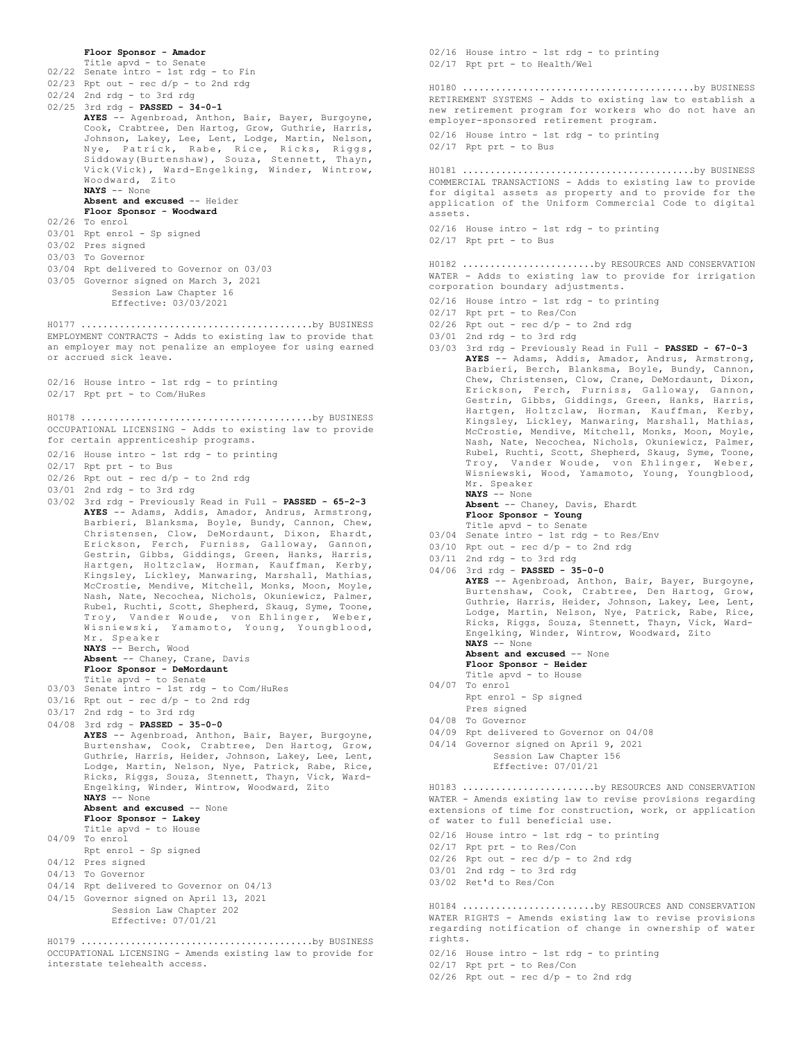**Floor Sponsor - Amador**
Title apvd - to Senate
02/22 Senate intro - 1st rdg - to Fin
02/23 Rpt out - rec d/p - to 2nd rdg
02/24 2nd rdg - to 3rd rdg
02/25 3rd rdg - **PASSED - 34-0-1**
**AYES** -- Agenbroad, Anthon, Bair, Bayer, Burgoyne, Cook, Crabtree, Den Hartog, Grow, Guthrie, Harris, Johnson, Lakey, Lee, Lent, Lodge, Martin, Nelson, Nye, Patrick, Rabe, Rice, Ricks, Riggs, Siddoway(Burtenshaw), Souza, Stennett, Thayn, Vick(Vick), Ward-Engelking, Winder, Wintrow, Woodward, Zito
**NAYS** -- None
**Absent and excused** -- Heider
**Floor Sponsor - Woodward**
02/26 To enrol
03/01 Rpt enrol - Sp signed
03/02 Pres signed
03/03 To Governor
03/04 Rpt delivered to Governor on 03/03
03/05 Governor signed on March 3, 2021
Session Law Chapter 16
Effective: 03/03/2021

H0177 .........................................by BUSINESS
EMPLOYMENT CONTRACTS - Adds to existing law to provide that an employer may not penalize an employee for using earned or accrued sick leave.

02/16 House intro - 1st rdg - to printing
02/17 Rpt prt - to Com/HuRes

H0178 .........................................by BUSINESS
OCCUPATIONAL LICENSING - Adds to existing law to provide for certain apprenticeship programs.

02/16 House intro - 1st rdg - to printing
02/17 Rpt prt - to Bus
02/26 Rpt out - rec d/p - to 2nd rdg
03/01 2nd rdg - to 3rd rdg
03/02 3rd rdg - Previously Read in Full - **PASSED - 65-2-3**
**AYES** -- Adams, Addis, Amador, Andrus, Armstrong, Barbieri, Blanksma, Boyle, Bundy, Cannon, Chew, Christensen, Clow, DeMordaunt, Dixon, Ehardt, Erickson, Ferch, Furniss, Galloway, Gannon, Gestrin, Gibbs, Giddings, Green, Hanks, Harris, Hartgen, Holtzclaw, Horman, Kauffman, Kerby, Kingsley, Lickley, Manwaring, Marshall, Mathias, McCrostie, Mendive, Mitchell, Monks, Moon, Moyle, Nash, Nate, Necochea, Nichols, Okuniewicz, Palmer, Rubel, Ruchti, Scott, Shepherd, Skaug, Syme, Toone, Troy, Vander Woude, von Ehlinger, Weber, Wisniewski, Yamamoto, Young, Youngblood, Mr. Speaker
**NAYS** -- Berch, Wood
**Absent** -- Chaney, Crane, Davis
**Floor Sponsor - DeMordaunt**
Title apvd - to Senate
03/03 Senate intro - 1st rdg - to Com/HuRes
03/16 Rpt out - rec d/p - to 2nd rdg
03/17 2nd rdg - to 3rd rdg
04/08 3rd rdg - **PASSED - 35-0-0**
**AYES** -- Agenbroad, Anthon, Bair, Bayer, Burgoyne, Burtenshaw, Cook, Crabtree, Den Hartog, Grow, Guthrie, Harris, Heider, Johnson, Lakey, Lee, Lent, Lodge, Martin, Nelson, Nye, Patrick, Rabe, Rice, Ricks, Riggs, Souza, Stennett, Thayn, Vick, Ward-Engelking, Winder, Wintrow, Woodward, Zito
**NAYS** -- None
**Absent and excused** -- None
**Floor Sponsor - Lakey**
Title apvd - to House
04/09 To enrol
Rpt enrol - Sp signed
04/12 Pres signed
04/13 To Governor
04/14 Rpt delivered to Governor on 04/13
04/15 Governor signed on April 13, 2021
Session Law Chapter 202
Effective: 07/01/21

H0179 .........................................by BUSINESS
OCCUPATIONAL LICENSING - Amends existing law to provide for interstate telehealth access.

02/16 House intro - 1st rdg - to printing
02/17 Rpt prt - to Health/Wel

H0180 .........................................by BUSINESS
RETIREMENT SYSTEMS - Adds to existing law to establish a new retirement program for workers who do not have an employer-sponsored retirement program.

02/16 House intro - 1st rdg - to printing
02/17 Rpt prt - to Bus

H0181 .........................................by BUSINESS
COMMERCIAL TRANSACTIONS - Adds to existing law to provide for digital assets as property and to provide for the application of the Uniform Commercial Code to digital assets.

02/16 House intro - 1st rdg - to printing
02/17 Rpt prt - to Bus

H0182 .......................by RESOURCES AND CONSERVATION
WATER - Adds to existing law to provide for irrigation corporation boundary adjustments.

02/16 House intro - 1st rdg - to printing
02/17 Rpt prt - to Res/Con
02/26 Rpt out - rec d/p - to 2nd rdg
03/01 2nd rdg - to 3rd rdg
03/03 3rd rdg - Previously Read in Full - **PASSED - 67-0-3**
**AYES** -- Adams, Addis, Amador, Andrus, Armstrong, Barbieri, Berch, Blanksma, Boyle, Bundy, Cannon, Chew, Christensen, Clow, Crane, DeMordaunt, Dixon, Erickson, Ferch, Furniss, Galloway, Gannon, Gestrin, Gibbs, Giddings, Green, Hanks, Harris, Hartgen, Holtzclaw, Horman, Kauffman, Kerby, Kingsley, Lickley, Manwaring, Marshall, Mathias, McCrostie, Mendive, Mitchell, Monks, Moon, Moyle, Nash, Nate, Necochea, Nichols, Okuniewicz, Palmer, Rubel, Ruchti, Scott, Shepherd, Skaug, Syme, Toone, Troy, Vander Woude, von Ehlinger, Weber, Wisniewski, Wood, Yamamoto, Young, Youngblood, Mr. Speaker
**NAYS** -- None
**Absent** -- Chaney, Davis, Ehardt
**Floor Sponsor - Young**
Title apvd - to Senate
03/04 Senate intro - 1st rdg - to Res/Env
03/10 Rpt out - rec d/p - to 2nd rdg
03/11 2nd rdg - to 3rd rdg
04/06 3rd rdg - **PASSED - 35-0-0**
**AYES** -- Agenbroad, Anthon, Bair, Bayer, Burgoyne, Burtenshaw, Cook, Crabtree, Den Hartog, Grow, Guthrie, Harris, Heider, Johnson, Lakey, Lee, Lent, Lodge, Martin, Nelson, Nye, Patrick, Rabe, Rice, Ricks, Riggs, Souza, Stennett, Thayn, Vick, Ward-Engelking, Winder, Wintrow, Woodward, Zito
**NAYS** -- None
**Absent and excused** -- None
**Floor Sponsor - Heider**
Title apvd - to House
04/07 To enrol
Rpt enrol - Sp signed
Pres signed
04/08 To Governor
04/09 Rpt delivered to Governor on 04/08
04/14 Governor signed on April 9, 2021
Session Law Chapter 156
Effective: 07/01/21

H0183 .......................by RESOURCES AND CONSERVATION
WATER - Amends existing law to revise provisions regarding extensions of time for construction, work, or application of water to full beneficial use.

02/16 House intro - 1st rdg - to printing
02/17 Rpt prt - to Res/Con
02/26 Rpt out - rec d/p - to 2nd rdg
03/01 2nd rdg - to 3rd rdg
03/02 Ret'd to Res/Con

H0184 .......................by RESOURCES AND CONSERVATION
WATER RIGHTS - Amends existing law to revise provisions regarding notification of change in ownership of water rights.

02/16 House intro - 1st rdg - to printing
02/17 Rpt prt - to Res/Con
02/26 Rpt out - rec d/p - to 2nd rdg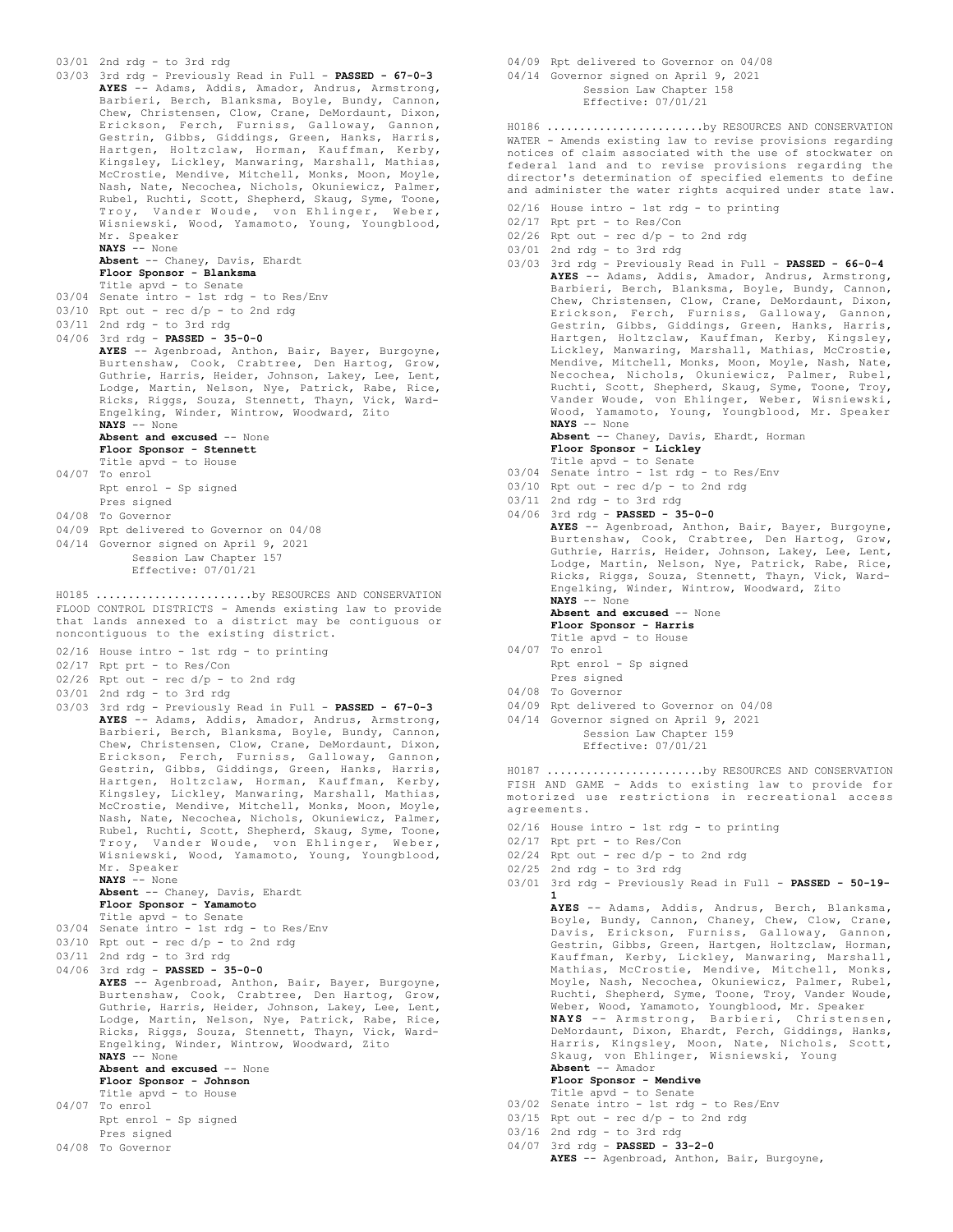03/01 2nd rdg - to 3rd rdg
03/03 3rd rdg - Previously Read in Full - **PASSED - 67-0-3**
**AYES** -- Adams, Addis, Amador, Andrus, Armstrong, Barbieri, Berch, Blanksma, Boyle, Bundy, Cannon, Chew, Christensen, Clow, Crane, DeMordaunt, Dixon, Erickson, Ferch, Furniss, Galloway, Gannon, Gestrin, Gibbs, Giddings, Green, Hanks, Harris, Hartgen, Holtzclaw, Horman, Kauffman, Kerby, Kingsley, Lickley, Manwaring, Marshall, Mathias, McCrostie, Mendive, Mitchell, Monks, Moon, Moyle, Nash, Nate, Necochea, Nichols, Okuniewicz, Palmer, Rubel, Ruchti, Scott, Shepherd, Skaug, Syme, Toone, Troy, Vander Woude, von Ehlinger, Weber, Wisniewski, Wood, Yamamoto, Young, Youngblood, Mr. Speaker
**NAYS** -- None
**Absent** -- Chaney, Davis, Ehardt
**Floor Sponsor - Blanksma**
Title apvd - to Senate
03/04 Senate intro - 1st rdg - to Res/Env
03/10 Rpt out - rec d/p - to 2nd rdg
03/11 2nd rdg - to 3rd rdg
04/06 3rd rdg - **PASSED - 35-0-0**
**AYES** -- Agenbroad, Anthon, Bair, Bayer, Burgoyne, Burtenshaw, Cook, Crabtree, Den Hartog, Grow, Guthrie, Harris, Heider, Johnson, Lakey, Lee, Lent, Lodge, Martin, Nelson, Nye, Patrick, Rabe, Rice, Ricks, Riggs, Souza, Stennett, Thayn, Vick, Ward-Engelking, Winder, Wintrow, Woodward, Zito
**NAYS** -- None
**Absent and excused** -- None
**Floor Sponsor - Stennett**
Title apvd - to House
04/07 To enrol
Rpt enrol - Sp signed
Pres signed
04/08 To Governor
04/09 Rpt delivered to Governor on 04/08
04/14 Governor signed on April 9, 2021
Session Law Chapter 157
Effective: 07/01/21

H0185 ........................by RESOURCES AND CONSERVATION
FLOOD CONTROL DISTRICTS - Amends existing law to provide that lands annexed to a district may be contiguous or noncontiguous to the existing district.

02/16 House intro - 1st rdg - to printing
02/17 Rpt prt - to Res/Con
02/26 Rpt out - rec d/p - to 2nd rdg
03/01 2nd rdg - to 3rd rdg
03/03 3rd rdg - Previously Read in Full - **PASSED - 67-0-3**
**AYES** -- Adams, Addis, Amador, Andrus, Armstrong, Barbieri, Berch, Blanksma, Boyle, Bundy, Cannon, Chew, Christensen, Clow, Crane, DeMordaunt, Dixon, Erickson, Ferch, Furniss, Galloway, Gannon, Gestrin, Gibbs, Giddings, Green, Hanks, Harris, Hartgen, Holtzclaw, Horman, Kauffman, Kerby, Kingsley, Lickley, Manwaring, Marshall, Mathias, McCrostie, Mendive, Mitchell, Monks, Moon, Moyle, Nash, Nate, Necochea, Nichols, Okuniewicz, Palmer, Rubel, Ruchti, Scott, Shepherd, Skaug, Syme, Toone, Troy, Vander Woude, von Ehlinger, Weber, Wisniewski, Wood, Yamamoto, Young, Youngblood, Mr. Speaker
**NAYS** -- None
**Absent** -- Chaney, Davis, Ehardt
**Floor Sponsor - Yamamoto**
Title apvd - to Senate
03/04 Senate intro - 1st rdg - to Res/Env
03/10 Rpt out - rec d/p - to 2nd rdg
03/11 2nd rdg - to 3rd rdg
04/06 3rd rdg - **PASSED - 35-0-0**
**AYES** -- Agenbroad, Anthon, Bair, Bayer, Burgoyne, Burtenshaw, Cook, Crabtree, Den Hartog, Grow, Guthrie, Harris, Heider, Johnson, Lakey, Lee, Lent, Lodge, Martin, Nelson, Nye, Patrick, Rabe, Rice, Ricks, Riggs, Souza, Stennett, Thayn, Vick, Ward-Engelking, Winder, Wintrow, Woodward, Zito
**NAYS** -- None
**Absent and excused** -- None
**Floor Sponsor - Johnson**
Title apvd - to House
04/07 To enrol
Rpt enrol - Sp signed
Pres signed
04/08 To Governor
04/09 Rpt delivered to Governor on 04/08
04/14 Governor signed on April 9, 2021
Session Law Chapter 158
Effective: 07/01/21

H0186 ........................by RESOURCES AND CONSERVATION
WATER - Amends existing law to revise provisions regarding notices of claim associated with the use of stockwater on federal land and to revise provisions regarding the director's determination of specified elements to define and administer the water rights acquired under state law.

02/16 House intro - 1st rdg - to printing
02/17 Rpt prt - to Res/Con
02/26 Rpt out - rec d/p - to 2nd rdg
03/01 2nd rdg - to 3rd rdg
03/03 3rd rdg - Previously Read in Full - **PASSED - 66-0-4**
**AYES** -- Adams, Addis, Amador, Andrus, Armstrong, Barbieri, Berch, Blanksma, Boyle, Bundy, Cannon, Chew, Christensen, Clow, Crane, DeMordaunt, Dixon, Erickson, Ferch, Furniss, Galloway, Gannon, Gestrin, Gibbs, Giddings, Green, Hanks, Harris, Hartgen, Holtzclaw, Kauffman, Kerby, Kingsley, Lickley, Manwaring, Marshall, Mathias, McCrostie, Mendive, Mitchell, Monks, Moon, Moyle, Nash, Nate, Necochea, Nichols, Okuniewicz, Palmer, Rubel, Ruchti, Scott, Shepherd, Skaug, Syme, Toone, Troy, Vander Woude, von Ehlinger, Weber, Wisniewski, Wood, Yamamoto, Young, Youngblood, Mr. Speaker
**NAYS** -- None
**Absent** -- Chaney, Davis, Ehardt, Horman
**Floor Sponsor - Lickley**
Title apvd - to Senate
03/04 Senate intro - 1st rdg - to Res/Env
03/10 Rpt out - rec d/p - to 2nd rdg
03/11 2nd rdg - to 3rd rdg
04/06 3rd rdg - **PASSED - 35-0-0**
**AYES** -- Agenbroad, Anthon, Bair, Bayer, Burgoyne, Burtenshaw, Cook, Crabtree, Den Hartog, Grow, Guthrie, Harris, Heider, Johnson, Lakey, Lee, Lent, Lodge, Martin, Nelson, Nye, Patrick, Rabe, Rice, Ricks, Riggs, Souza, Stennett, Thayn, Vick, Ward-Engelking, Winder, Wintrow, Woodward, Zito
**NAYS** -- None
**Absent and excused** -- None
**Floor Sponsor - Harris**
Title apvd - to House
04/07 To enrol
Rpt enrol - Sp signed
Pres signed
04/08 To Governor
04/09 Rpt delivered to Governor on 04/08
04/14 Governor signed on April 9, 2021
Session Law Chapter 159
Effective: 07/01/21

H0187 ........................by RESOURCES AND CONSERVATION
FISH AND GAME - Adds to existing law to provide for motorized use restrictions in recreational access agreements.

02/16 House intro - 1st rdg - to printing
02/17 Rpt prt - to Res/Con
02/24 Rpt out - rec d/p - to 2nd rdg
02/25 2nd rdg - to 3rd rdg
03/01 3rd rdg - Previously Read in Full - **PASSED - 50-19-1**
**AYES** -- Adams, Addis, Andrus, Berch, Blanksma, Boyle, Bundy, Cannon, Chaney, Chew, Clow, Crane, Davis, Erickson, Furniss, Galloway, Gannon, Gestrin, Gibbs, Green, Hartgen, Holtzclaw, Horman, Kauffman, Kerby, Lickley, Manwaring, Marshall, Mathias, McCrostie, Mendive, Mitchell, Monks, Moyle, Nash, Necochea, Okuniewicz, Palmer, Rubel, Ruchti, Shepherd, Syme, Toone, Troy, Vander Woude, Weber, Wood, Yamamoto, Youngblood, Mr. Speaker
**NAYS** -- Armstrong, Barbieri, Christensen, DeMordaunt, Dixon, Ehardt, Ferch, Giddings, Hanks, Harris, Kingsley, Moon, Nate, Nichols, Scott, Skaug, von Ehlinger, Wisniewski, Young
**Absent** -- Amador
**Floor Sponsor - Mendive**
Title apvd - to Senate
03/02 Senate intro - 1st rdg - to Res/Env
03/15 Rpt out - rec d/p - to 2nd rdg
03/16 2nd rdg - to 3rd rdg
04/07 3rd rdg - **PASSED - 33-2-0**
**AYES** -- Agenbroad, Anthon, Bair, Burgoyne,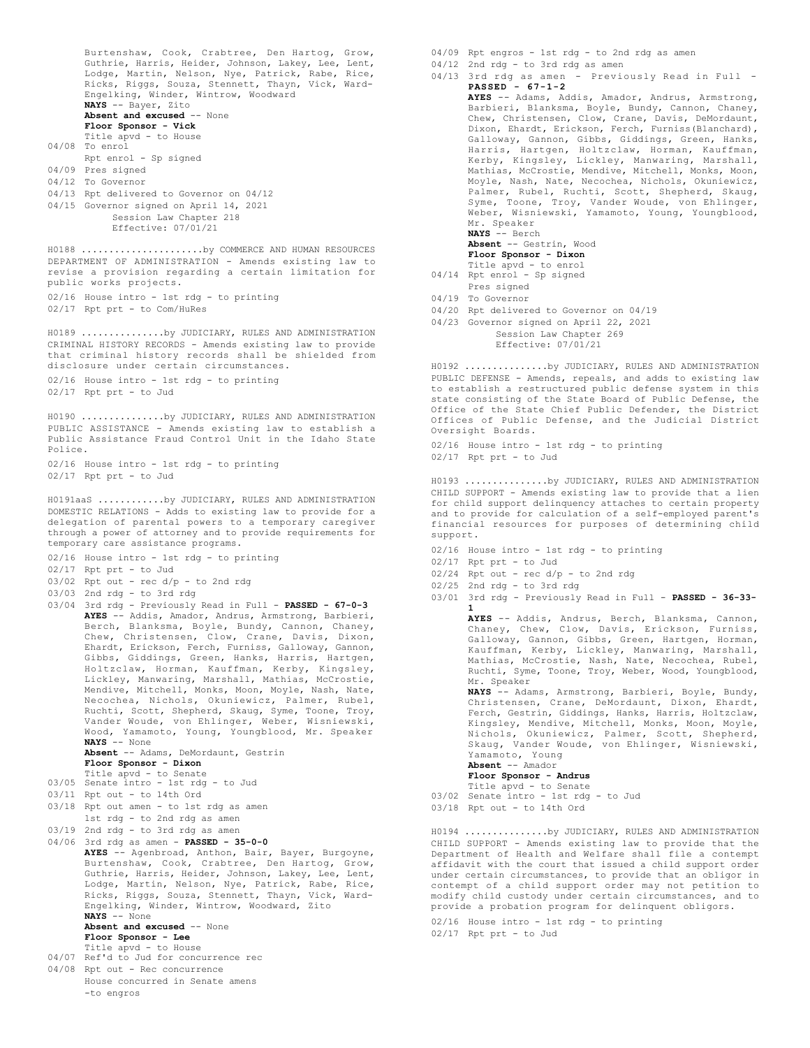Burtenshaw, Cook, Crabtree, Den Hartog, Grow, Guthrie, Harris, Heider, Johnson, Lakey, Lee, Lent, Lodge, Martin, Nelson, Nye, Patrick, Rabe, Rice, Ricks, Riggs, Souza, Stennett, Thayn, Vick, Ward-Engelking, Winder, Wintrow, Woodward
**NAYS** -- Bayer, Zito
**Absent and excused** -- None
**Floor Sponsor - Vick**
Title apvd - to House

04/08 To enrol
Rpt enrol - Sp signed
04/09 Pres signed
04/12 To Governor
04/13 Rpt delivered to Governor on 04/12
04/15 Governor signed on April 14, 2021
Session Law Chapter 218
Effective: 07/01/21

H0188 ......................by COMMERCE AND HUMAN RESOURCES
DEPARTMENT OF ADMINISTRATION - Amends existing law to revise a provision regarding a certain limitation for public works projects.

02/16 House intro - 1st rdg - to printing
02/17 Rpt prt - to Com/HuRes

H0189 ...............by JUDICIARY, RULES AND ADMINISTRATION
CRIMINAL HISTORY RECORDS - Amends existing law to provide that criminal history records shall be shielded from disclosure under certain circumstances.

02/16 House intro - 1st rdg - to printing
02/17 Rpt prt - to Jud

H0190 ...............by JUDICIARY, RULES AND ADMINISTRATION
PUBLIC ASSISTANCE - Amends existing law to establish a Public Assistance Fraud Control Unit in the Idaho State Police.

02/16 House intro - 1st rdg - to printing
02/17 Rpt prt - to Jud

H0191aaS ............by JUDICIARY, RULES AND ADMINISTRATION
DOMESTIC RELATIONS - Adds to existing law to provide for a delegation of parental powers to a temporary caregiver through a power of attorney and to provide requirements for temporary care assistance programs.

02/16 House intro - 1st rdg - to printing
02/17 Rpt prt - to Jud
03/02 Rpt out - rec d/p - to 2nd rdg
03/03 2nd rdg - to 3rd rdg
03/04 3rd rdg - Previously Read in Full - **PASSED - 67-0-3**
**AYES** -- Addis, Amador, Andrus, Armstrong, Barbieri, Berch, Blanksma, Boyle, Bundy, Cannon, Chaney, Chew, Christensen, Clow, Crane, Davis, Dixon, Ehardt, Erickson, Ferch, Furniss, Galloway, Gannon, Gibbs, Giddings, Green, Hanks, Harris, Hartgen, Holtzclaw, Horman, Kauffman, Kerby, Kingsley, Lickley, Manwaring, Marshall, Mathias, McCrostie, Mendive, Mitchell, Monks, Moon, Moyle, Nash, Nate, Necochea, Nichols, Okuniewicz, Palmer, Rubel, Ruchti, Scott, Shepherd, Skaug, Syme, Toone, Troy, Vander Woude, von Ehlinger, Weber, Wisniewski, Wood, Yamamoto, Young, Youngblood, Mr. Speaker
**NAYS** -- None
**Absent** -- Adams, DeMordaunt, Gestrin
**Floor Sponsor - Dixon**
Title apvd - to Senate
03/05 Senate intro - 1st rdg - to Jud
03/11 Rpt out - to 14th Ord
03/18 Rpt out amen - to 1st rdg as amen
1st rdg - to 2nd rdg as amen
03/19 2nd rdg - to 3rd rdg as amen
04/06 3rd rdg as amen - **PASSED - 35-0-0**
**AYES** -- Agenbroad, Anthon, Bair, Bayer, Burgoyne, Burtenshaw, Cook, Crabtree, Den Hartog, Grow, Guthrie, Harris, Heider, Johnson, Lakey, Lee, Lent, Lodge, Martin, Nelson, Nye, Patrick, Rabe, Rice, Ricks, Riggs, Souza, Stennett, Thayn, Vick, Ward-Engelking, Winder, Wintrow, Woodward, Zito
**NAYS** -- None
**Absent and excused** -- None
**Floor Sponsor - Lee**
Title apvd - to House
04/07 Ref'd to Jud for concurrence rec
04/08 Rpt out - Rec concurrence
House concurred in Senate amens
-to engros
04/09 Rpt engros - 1st rdg - to 2nd rdg as amen
04/12 2nd rdg - to 3rd rdg as amen
04/13 3rd rdg as amen - Previously Read in Full - **PASSED - 67-1-2**
**AYES** -- Adams, Addis, Amador, Andrus, Armstrong, Barbieri, Blanksma, Boyle, Bundy, Cannon, Chaney, Chew, Christensen, Clow, Crane, Davis, DeMordaunt, Dixon, Ehardt, Erickson, Ferch, Furniss(Blanchard), Galloway, Gannon, Gibbs, Giddings, Green, Hanks, Harris, Hartgen, Holtzclaw, Horman, Kauffman, Kerby, Kingsley, Lickley, Manwaring, Marshall, Mathias, McCrostie, Mendive, Mitchell, Monks, Moon, Moyle, Nash, Nate, Necochea, Nichols, Okuniewicz, Palmer, Rubel, Ruchti, Scott, Shepherd, Skaug, Syme, Toone, Troy, Vander Woude, von Ehlinger, Weber, Wisniewski, Yamamoto, Young, Youngblood, Mr. Speaker
**NAYS** -- Berch
**Absent** -- Gestrin, Wood
**Floor Sponsor - Dixon**
Title apvd - to enrol
04/14 Rpt enrol - Sp signed
Pres signed
04/19 To Governor
04/20 Rpt delivered to Governor on 04/19
04/23 Governor signed on April 22, 2021
Session Law Chapter 269
Effective: 07/01/21

H0192 ...............by JUDICIARY, RULES AND ADMINISTRATION
PUBLIC DEFENSE - Amends, repeals, and adds to existing law to establish a restructured public defense system in this state consisting of the State Board of Public Defense, the Office of the State Chief Public Defender, the District Offices of Public Defense, and the Judicial District Oversight Boards.

02/16 House intro - 1st rdg - to printing
02/17 Rpt prt - to Jud

H0193 ...............by JUDICIARY, RULES AND ADMINISTRATION
CHILD SUPPORT - Amends existing law to provide that a lien for child support delinquency attaches to certain property and to provide for calculation of a self-employed parent's financial resources for purposes of determining child support.

02/16 House intro - 1st rdg - to printing
02/17 Rpt prt - to Jud
02/24 Rpt out - rec d/p - to 2nd rdg
02/25 2nd rdg - to 3rd rdg
03/01 3rd rdg - Previously Read in Full - **PASSED - 36-33-1**
**AYES** -- Addis, Andrus, Berch, Blanksma, Cannon, Chaney, Chew, Clow, Davis, Erickson, Furniss, Galloway, Gannon, Gibbs, Green, Hartgen, Horman, Kauffman, Kerby, Lickley, Manwaring, Marshall, Mathias, McCrostie, Nash, Nate, Necochea, Rubel, Ruchti, Syme, Toone, Troy, Weber, Wood, Youngblood, Mr. Speaker
**NAYS** -- Adams, Armstrong, Barbieri, Boyle, Bundy, Christensen, Crane, DeMordaunt, Dixon, Ehardt, Ferch, Gestrin, Giddings, Hanks, Harris, Holtzclaw, Kingsley, Mendive, Mitchell, Monks, Moon, Moyle, Nichols, Okuniewicz, Palmer, Scott, Shepherd, Skaug, Vander Woude, von Ehlinger, Wisniewski, Yamamoto, Young
**Absent** -- Amador
**Floor Sponsor - Andrus**
Title apvd - to Senate
03/02 Senate intro - 1st rdg - to Jud
03/18 Rpt out - to 14th Ord

H0194 ...............by JUDICIARY, RULES AND ADMINISTRATION
CHILD SUPPORT - Amends existing law to provide that the Department of Health and Welfare shall file a contempt affidavit with the court that issued a child support order under certain circumstances, to provide that an obligor in contempt of a child support order may not petition to modify child custody under certain circumstances, and to provide a probation program for delinquent obligors.

02/16 House intro - 1st rdg - to printing
02/17 Rpt prt - to Jud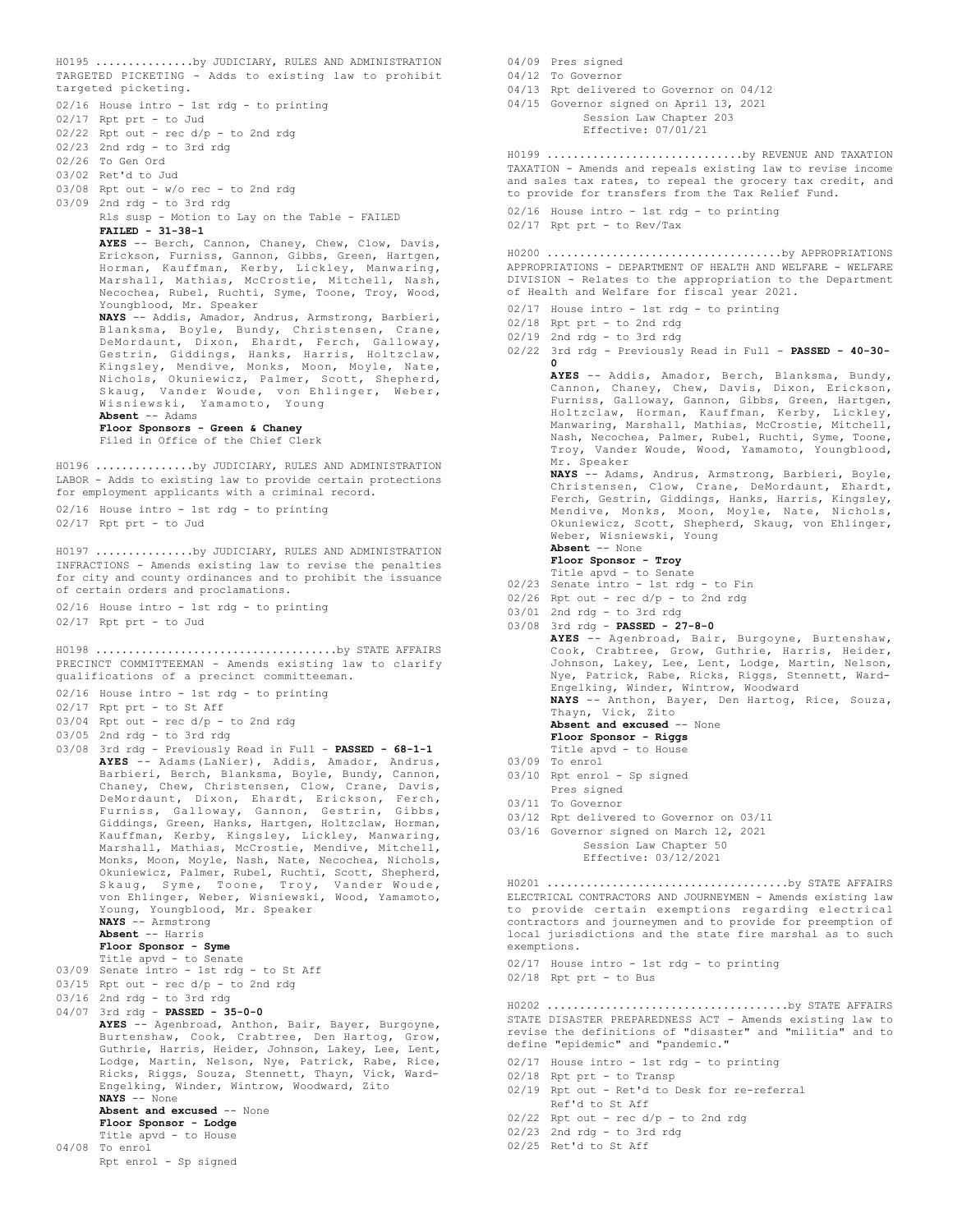H0195 ...............by JUDICIARY, RULES AND ADMINISTRATION
TARGETED PICKETING - Adds to existing law to prohibit targeted picketing.

02/16 House intro - 1st rdg - to printing
02/17 Rpt prt - to Jud
02/22 Rpt out - rec d/p - to 2nd rdg
02/23 2nd rdg - to 3rd rdg
02/26 To Gen Ord
03/02 Ret'd to Jud
03/08 Rpt out - w/o rec - to 2nd rdg
03/09 2nd rdg - to 3rd rdg
Rls susp - Motion to Lay on the Table - FAILED
**FAILED - 31-38-1**
**AYES** -- Berch, Cannon, Chaney, Chew, Clow, Davis, Erickson, Furniss, Gannon, Gibbs, Green, Hartgen, Horman, Kauffman, Kerby, Lickley, Manwaring, Marshall, Mathias, McCrostie, Mitchell, Nash, Necochea, Rubel, Ruchti, Syme, Toone, Troy, Wood, Youngblood, Mr. Speaker
**NAYS** -- Addis, Amador, Andrus, Armstrong, Barbieri, Blanksma, Boyle, Bundy, Christensen, Crane, DeMordaunt, Dixon, Ehardt, Ferch, Galloway, Gestrin, Giddings, Hanks, Harris, Holtzclaw, Kingsley, Mendive, Monks, Moon, Moyle, Nate, Nichols, Okuniewicz, Palmer, Scott, Shepherd, Skaug, Vander Woude, von Ehlinger, Weber, Wisniewski, Yamamoto, Young
**Absent** -- Adams
**Floor Sponsors - Green & Chaney**
Filed in Office of the Chief Clerk

H0196 ...............by JUDICIARY, RULES AND ADMINISTRATION
LABOR - Adds to existing law to provide certain protections for employment applicants with a criminal record.

02/16 House intro - 1st rdg - to printing
02/17 Rpt prt - to Jud

H0197 ...............by JUDICIARY, RULES AND ADMINISTRATION
INFRACTIONS - Amends existing law to revise the penalties for city and county ordinances and to prohibit the issuance of certain orders and proclamations.

02/16 House intro - 1st rdg - to printing
02/17 Rpt prt - to Jud

H0198 ....................................by STATE AFFAIRS
PRECINCT COMMITTEEMAN - Amends existing law to clarify qualifications of a precinct committeeman.

02/16 House intro - 1st rdg - to printing
02/17 Rpt prt - to St Aff
03/04 Rpt out - rec d/p - to 2nd rdg
03/05 2nd rdg - to 3rd rdg
03/08 3rd rdg - Previously Read in Full - **PASSED - 68-1-1**
**AYES** -- Adams(LaNier), Addis, Amador, Andrus, Barbieri, Berch, Blanksma, Boyle, Bundy, Cannon, Chaney, Chew, Christensen, Clow, Crane, Davis, DeMordaunt, Dixon, Ehardt, Erickson, Ferch, Furniss, Galloway, Gannon, Gestrin, Gibbs, Giddings, Green, Hanks, Hartgen, Holtzclaw, Horman, Kauffman, Kerby, Kingsley, Lickley, Manwaring, Marshall, Mathias, McCrostie, Mendive, Mitchell, Monks, Moon, Moyle, Nash, Nate, Necochea, Nichols, Okuniewicz, Palmer, Rubel, Ruchti, Scott, Shepherd, Skaug, Syme, Toone, Troy, Vander Woude, von Ehlinger, Weber, Wisniewski, Wood, Yamamoto, Young, Youngblood, Mr. Speaker
**NAYS** -- Armstrong
**Absent** -- Harris
**Floor Sponsor - Syme**
Title apvd - to Senate
03/09 Senate intro - 1st rdg - to St Aff
03/15 Rpt out - rec d/p - to 2nd rdg
03/16 2nd rdg - to 3rd rdg
04/07 3rd rdg - **PASSED - 35-0-0**
**AYES** -- Agenbroad, Anthon, Bair, Bayer, Burgoyne, Burtenshaw, Cook, Crabtree, Den Hartog, Grow, Guthrie, Harris, Heider, Johnson, Lakey, Lee, Lent, Lodge, Martin, Nelson, Nye, Patrick, Rabe, Rice, Ricks, Riggs, Souza, Stennett, Thayn, Vick, Ward-Engelking, Winder, Wintrow, Woodward, Zito
**NAYS** -- None
**Absent and excused** -- None
**Floor Sponsor - Lodge**
Title apvd - to House
04/08 To enrol
Rpt enrol - Sp signed
04/09 Pres signed
04/12 To Governor
04/13 Rpt delivered to Governor on 04/12
04/15 Governor signed on April 13, 2021
Session Law Chapter 203
Effective: 07/01/21

H0199 .............................by REVENUE AND TAXATION
TAXATION - Amends and repeals existing law to revise income and sales tax rates, to repeal the grocery tax credit, and to provide for transfers from the Tax Relief Fund.

02/16 House intro - 1st rdg - to printing
02/17 Rpt prt - to Rev/Tax

H0200 ...................................by APPROPRIATIONS
APPROPRIATIONS - DEPARTMENT OF HEALTH AND WELFARE - WELFARE DIVISION - Relates to the appropriation to the Department of Health and Welfare for fiscal year 2021.

02/17 House intro - 1st rdg - to printing
02/18 Rpt prt - to 2nd rdg
02/19 2nd rdg - to 3rd rdg
02/22 3rd rdg - Previously Read in Full - **PASSED - 40-30-0**
**AYES** -- Addis, Amador, Berch, Blanksma, Bundy, Cannon, Chaney, Chew, Davis, Dixon, Erickson, Furniss, Galloway, Gannon, Gibbs, Green, Hartgen, Holtzclaw, Horman, Kauffman, Kerby, Lickley, Manwaring, Marshall, Mathias, McCrostie, Mitchell, Nash, Necochea, Palmer, Rubel, Ruchti, Syme, Toone, Troy, Vander Woude, Wood, Yamamoto, Youngblood, Mr. Speaker
**NAYS** -- Adams, Andrus, Armstrong, Barbieri, Boyle, Christensen, Clow, Crane, DeMordaunt, Ehardt, Ferch, Gestrin, Giddings, Hanks, Harris, Kingsley, Mendive, Monks, Moon, Moyle, Nate, Nichols, Okuniewicz, Scott, Shepherd, Skaug, von Ehlinger, Weber, Wisniewski, Young
**Absent** -- None
**Floor Sponsor - Troy**
Title apvd - to Senate
02/23 Senate intro - 1st rdg - to Fin
02/26 Rpt out - rec d/p - to 2nd rdg
03/01 2nd rdg - to 3rd rdg
03/08 3rd rdg - **PASSED - 27-8-0**
**AYES** -- Agenbroad, Bair, Burgoyne, Burtenshaw, Cook, Crabtree, Grow, Guthrie, Harris, Heider, Johnson, Lakey, Lee, Lent, Lodge, Martin, Nelson, Nye, Patrick, Rabe, Ricks, Riggs, Stennett, Ward-Engelking, Winder, Wintrow, Woodward
**NAYS** -- Anthon, Bayer, Den Hartog, Rice, Souza, Thayn, Vick, Zito
**Absent and excused** -- None
**Floor Sponsor - Riggs**
Title apvd - to House
03/09 To enrol
03/10 Rpt enrol - Sp signed
Pres signed
03/11 To Governor
03/12 Rpt delivered to Governor on 03/11
03/16 Governor signed on March 12, 2021
Session Law Chapter 50
Effective: 03/12/2021

H0201 ....................................by STATE AFFAIRS
ELECTRICAL CONTRACTORS AND JOURNEYMEN - Amends existing law to provide certain exemptions regarding electrical contractors and journeymen and to provide for preemption of local jurisdictions and the state fire marshal as to such exemptions.

02/17 House intro - 1st rdg - to printing
02/18 Rpt prt - to Bus

H0202 ....................................by STATE AFFAIRS
STATE DISASTER PREPAREDNESS ACT - Amends existing law to revise the definitions of "disaster" and "militia" and to define "epidemic" and "pandemic."

02/17 House intro - 1st rdg - to printing
02/18 Rpt prt - to Transp
02/19 Rpt out - Ret'd to Desk for re-referral
Ref'd to St Aff
02/22 Rpt out - rec d/p - to 2nd rdg
02/23 2nd rdg - to 3rd rdg
02/25 Ret'd to St Aff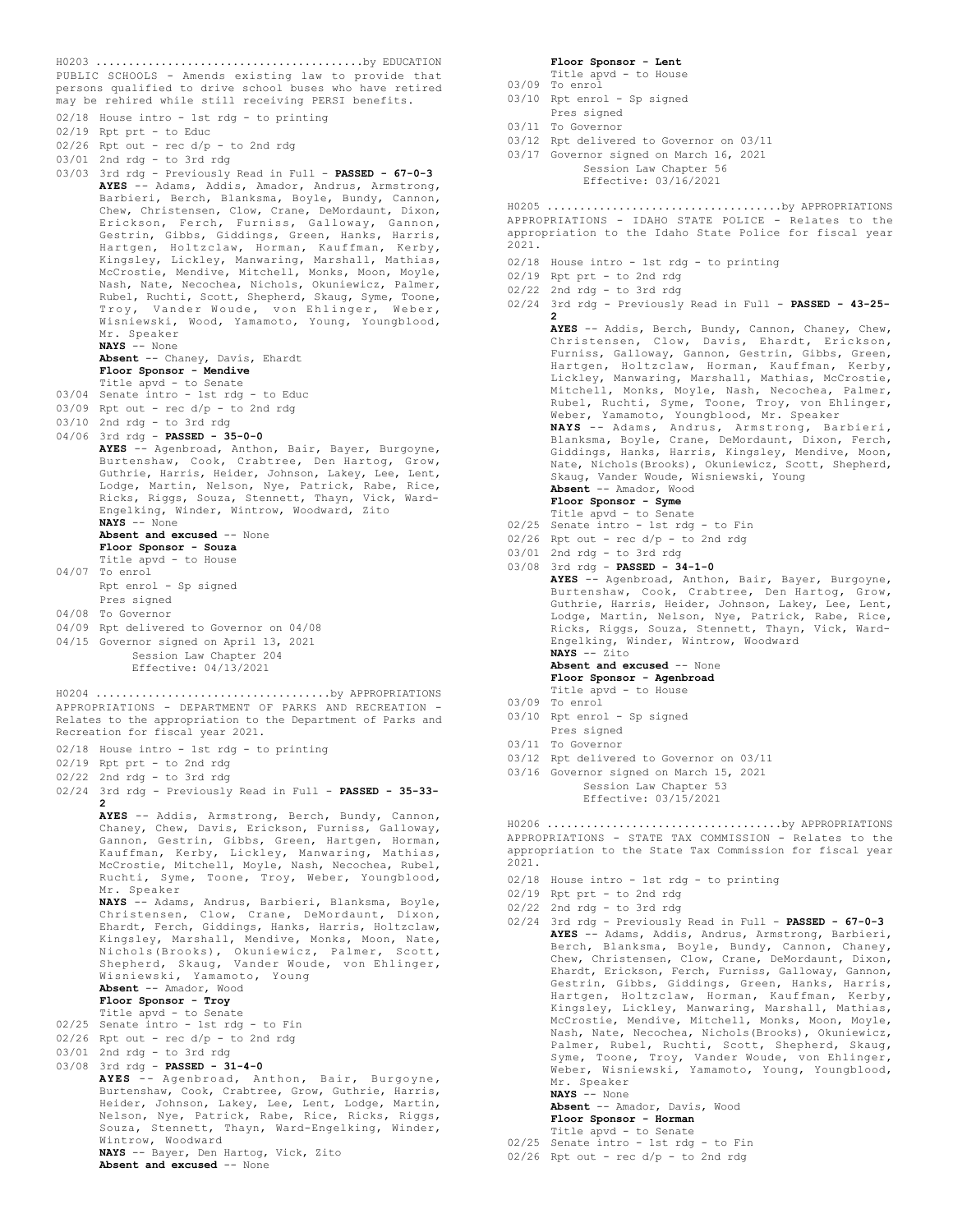H0203 ........................................by EDUCATION

PUBLIC SCHOOLS - Amends existing law to provide that persons qualified to drive school buses who have retired may be rehired while still receiving PERSI benefits.

02/18 House intro - 1st rdg - to printing
02/19 Rpt prt - to Educ
02/26 Rpt out - rec d/p - to 2nd rdg
03/01 2nd rdg - to 3rd rdg
03/03 3rd rdg - Previously Read in Full - **PASSED - 67-0-3**
**AYES** -- Adams, Addis, Amador, Andrus, Armstrong, Barbieri, Berch, Blanksma, Boyle, Bundy, Cannon, Chew, Christensen, Clow, Crane, DeMordaunt, Dixon, Erickson, Ferch, Furniss, Galloway, Gannon, Gestrin, Gibbs, Giddings, Green, Hanks, Harris, Hartgen, Holtzclaw, Horman, Kauffman, Kerby, Kingsley, Lickley, Manwaring, Marshall, Mathias, McCrostie, Mendive, Mitchell, Monks, Moon, Moyle, Nash, Nate, Necochea, Nichols, Okuniewicz, Palmer, Rubel, Ruchti, Scott, Shepherd, Skaug, Syme, Toone, Troy, Vander Woude, von Ehlinger, Weber, Wisniewski, Wood, Yamamoto, Young, Youngblood, Mr. Speaker
**NAYS** -- None
**Absent** -- Chaney, Davis, Ehardt
**Floor Sponsor - Mendive**
Title apvd - to Senate
03/04 Senate intro - 1st rdg - to Educ
03/09 Rpt out - rec d/p - to 2nd rdg
03/10 2nd rdg - to 3rd rdg
04/06 3rd rdg - **PASSED - 35-0-0**
**AYES** -- Agenbroad, Anthon, Bair, Bayer, Burgoyne, Burtenshaw, Cook, Crabtree, Den Hartog, Grow, Guthrie, Harris, Heider, Johnson, Lakey, Lee, Lent, Lodge, Martin, Nelson, Nye, Patrick, Rabe, Rice, Ricks, Riggs, Souza, Stennett, Thayn, Vick, Ward-Engelking, Winder, Wintrow, Woodward, Zito
**NAYS** -- None
**Absent and excused** -- None
**Floor Sponsor - Souza**
Title apvd - to House
04/07 To enrol
Rpt enrol - Sp signed
Pres signed
04/08 To Governor
04/09 Rpt delivered to Governor on 04/08
04/15 Governor signed on April 13, 2021
Session Law Chapter 204
Effective: 04/13/2021

H0204 ..................................by APPROPRIATIONS

APPROPRIATIONS - DEPARTMENT OF PARKS AND RECREATION - Relates to the appropriation to the Department of Parks and Recreation for fiscal year 2021.

02/18 House intro - 1st rdg - to printing
02/19 Rpt prt - to 2nd rdg
02/22 2nd rdg - to 3rd rdg
02/24 3rd rdg - Previously Read in Full - **PASSED - 35-33-2**
**AYES** -- Addis, Armstrong, Berch, Bundy, Cannon, Chaney, Chew, Davis, Erickson, Furniss, Galloway, Gannon, Gestrin, Gibbs, Green, Hartgen, Horman, Kauffman, Kerby, Lickley, Manwaring, Mathias, McCrostie, Mitchell, Moyle, Nash, Necochea, Rubel, Ruchti, Syme, Toone, Troy, Weber, Youngblood, Mr. Speaker
**NAYS** -- Adams, Andrus, Barbieri, Blanksma, Boyle, Christensen, Clow, Crane, DeMordaunt, Dixon, Ehardt, Ferch, Giddings, Hanks, Harris, Holtzclaw, Kingsley, Marshall, Mendive, Monks, Moon, Nate, Nichols(Brooks), Okuniewicz, Palmer, Scott, Shepherd, Skaug, Vander Woude, von Ehlinger, Wisniewski, Yamamoto, Young
**Absent** -- Amador, Wood
**Floor Sponsor - Troy**
Title apvd - to Senate
02/25 Senate intro - 1st rdg - to Fin
02/26 Rpt out - rec d/p - to 2nd rdg
03/01 2nd rdg - to 3rd rdg
03/08 3rd rdg - **PASSED - 31-4-0**
**AYES** -- Agenbroad, Anthon, Bair, Burgoyne, Burtenshaw, Cook, Crabtree, Grow, Guthrie, Harris, Heider, Johnson, Lakey, Lee, Lent, Lodge, Martin, Nelson, Nye, Patrick, Rabe, Rice, Ricks, Riggs, Souza, Stennett, Thayn, Ward-Engelking, Winder, Wintrow, Woodward
**NAYS** -- Bayer, Den Hartog, Vick, Zito
**Absent and excused** -- None
**Floor Sponsor - Lent**
Title apvd - to House
03/09 To enrol
03/10 Rpt enrol - Sp signed
Pres signed
03/11 To Governor
03/12 Rpt delivered to Governor on 03/11
03/17 Governor signed on March 16, 2021
Session Law Chapter 56
Effective: 03/16/2021

H0205 ..................................by APPROPRIATIONS

APPROPRIATIONS - IDAHO STATE POLICE - Relates to the appropriation to the Idaho State Police for fiscal year 2021.

02/18 House intro - 1st rdg - to printing
02/19 Rpt prt - to 2nd rdg
02/22 2nd rdg - to 3rd rdg
02/24 3rd rdg - Previously Read in Full - **PASSED - 43-25-2**
**AYES** -- Addis, Berch, Bundy, Cannon, Chaney, Chew, Christensen, Clow, Davis, Ehardt, Erickson, Furniss, Galloway, Gannon, Gestrin, Gibbs, Green, Hartgen, Holtzclaw, Horman, Kauffman, Kerby, Lickley, Manwaring, Marshall, Mathias, McCrostie, Mitchell, Monks, Moyle, Nash, Necochea, Palmer, Rubel, Ruchti, Syme, Toone, Troy, von Ehlinger, Weber, Yamamoto, Youngblood, Mr. Speaker
**NAYS** -- Adams, Andrus, Armstrong, Barbieri, Blanksma, Boyle, Crane, DeMordaunt, Dixon, Ferch, Giddings, Hanks, Harris, Kingsley, Mendive, Moon, Nate, Nichols(Brooks), Okuniewicz, Scott, Shepherd, Skaug, Vander Woude, Wisniewski, Young
**Absent** -- Amador, Wood
**Floor Sponsor - Syme**
Title apvd - to Senate
02/25 Senate intro - 1st rdg - to Fin
02/26 Rpt out - rec d/p - to 2nd rdg
03/01 2nd rdg - to 3rd rdg
03/08 3rd rdg - **PASSED - 34-1-0**
**AYES** -- Agenbroad, Anthon, Bair, Bayer, Burgoyne, Burtenshaw, Cook, Crabtree, Den Hartog, Grow, Guthrie, Harris, Heider, Johnson, Lakey, Lee, Lent, Lodge, Martin, Nelson, Nye, Patrick, Rabe, Rice, Ricks, Riggs, Souza, Stennett, Thayn, Vick, Ward-Engelking, Winder, Wintrow, Woodward
**NAYS** -- Zito
**Absent and excused** -- None
**Floor Sponsor - Agenbroad**
Title apvd - to House
03/09 To enrol
03/10 Rpt enrol - Sp signed
Pres signed
03/11 To Governor
03/12 Rpt delivered to Governor on 03/11
03/16 Governor signed on March 15, 2021
Session Law Chapter 53
Effective: 03/15/2021

H0206 ..................................by APPROPRIATIONS

APPROPRIATIONS - STATE TAX COMMISSION - Relates to the appropriation to the State Tax Commission for fiscal year 2021.

02/18 House intro - 1st rdg - to printing
02/19 Rpt prt - to 2nd rdg
02/22 2nd rdg - to 3rd rdg
02/24 3rd rdg - Previously Read in Full - **PASSED - 67-0-3**
**AYES** -- Adams, Addis, Andrus, Armstrong, Barbieri, Berch, Blanksma, Boyle, Bundy, Cannon, Chaney, Chew, Christensen, Clow, Crane, DeMordaunt, Dixon, Ehardt, Erickson, Ferch, Furniss, Galloway, Gannon, Gestrin, Gibbs, Giddings, Green, Hanks, Harris, Hartgen, Holtzclaw, Horman, Kauffman, Kerby, Kingsley, Lickley, Manwaring, Marshall, Mathias, McCrostie, Mendive, Mitchell, Monks, Moon, Moyle, Nash, Nate, Necochea, Nichols(Brooks), Okuniewicz, Palmer, Rubel, Ruchti, Scott, Shepherd, Skaug, Syme, Toone, Troy, Vander Woude, von Ehlinger, Weber, Wisniewski, Yamamoto, Young, Youngblood, Mr. Speaker
**NAYS** -- None
**Absent** -- Amador, Davis, Wood
**Floor Sponsor - Horman**
Title apvd - to Senate
02/25 Senate intro - 1st rdg - to Fin
02/26 Rpt out - rec d/p - to 2nd rdg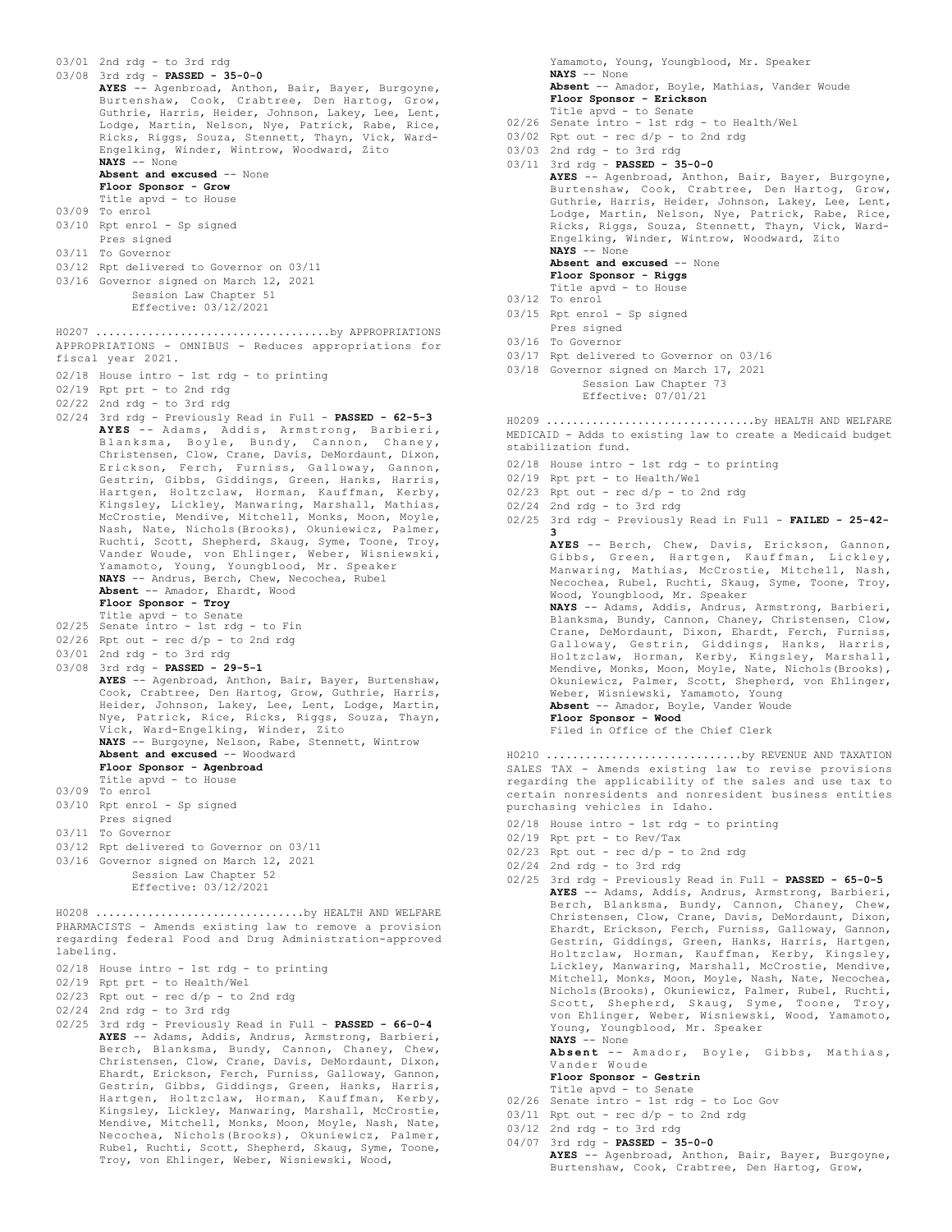03/01 2nd rdg - to 3rd rdg
03/08 3rd rdg - **PASSED - 35-0-0**
**AYES** -- Agenbroad, Anthon, Bair, Bayer, Burgoyne, Burtenshaw, Cook, Crabtree, Den Hartog, Grow, Guthrie, Harris, Heider, Johnson, Lakey, Lee, Lent, Lodge, Martin, Nelson, Nye, Patrick, Rabe, Rice, Ricks, Riggs, Souza, Stennett, Thayn, Vick, Ward-Engelking, Winder, Wintrow, Woodward, Zito
**NAYS** -- None
**Absent and excused** -- None
**Floor Sponsor - Grow**
Title apvd - to House
03/09 To enrol
03/10 Rpt enrol - Sp signed
Pres signed
03/11 To Governor
03/12 Rpt delivered to Governor on 03/11
03/16 Governor signed on March 12, 2021
Session Law Chapter 51
Effective: 03/12/2021

H0207 ..................................by APPROPRIATIONS
APPROPRIATIONS - OMNIBUS - Reduces appropriations for fiscal year 2021.
02/18 House intro - 1st rdg - to printing
02/19 Rpt prt - to 2nd rdg
02/22 2nd rdg - to 3rd rdg
02/24 3rd rdg - Previously Read in Full - **PASSED - 62-5-3**
**AYES** -- Adams, Addis, Armstrong, Barbieri, Blanksma, Boyle, Bundy, Cannon, Chaney, Christensen, Clow, Crane, Davis, DeMordaunt, Dixon, Erickson, Ferch, Furniss, Galloway, Gannon, Gestrin, Gibbs, Giddings, Green, Hanks, Harris, Hartgen, Holtzclaw, Horman, Kauffman, Kerby, Kingsley, Lickley, Manwaring, Marshall, Mathias, McCrostie, Mendive, Mitchell, Monks, Moon, Moyle, Nash, Nate, Nichols(Brooks), Okuniewicz, Palmer, Ruchti, Scott, Shepherd, Skaug, Syme, Toone, Troy, Vander Woude, von Ehlinger, Weber, Wisniewski, Yamamoto, Young, Youngblood, Mr. Speaker
**NAYS** -- Andrus, Berch, Chew, Necochea, Rubel
**Absent** -- Amador, Ehardt, Wood
**Floor Sponsor - Troy**
Title apvd - to Senate
02/25 Senate intro - 1st rdg - to Fin
02/26 Rpt out - rec d/p - to 2nd rdg
03/01 2nd rdg - to 3rd rdg
03/08 3rd rdg - **PASSED - 29-5-1**
**AYES** -- Agenbroad, Anthon, Bair, Bayer, Burtenshaw, Cook, Crabtree, Den Hartog, Grow, Guthrie, Harris, Heider, Johnson, Lakey, Lee, Lent, Lodge, Martin, Nye, Patrick, Rice, Ricks, Riggs, Souza, Thayn, Vick, Ward-Engelking, Winder, Zito
**NAYS** -- Burgoyne, Nelson, Rabe, Stennett, Wintrow
**Absent and excused** -- Woodward
**Floor Sponsor - Agenbroad**
Title apvd - to House
03/09 To enrol
03/10 Rpt enrol - Sp signed
Pres signed
03/11 To Governor
03/12 Rpt delivered to Governor on 03/11
03/16 Governor signed on March 12, 2021
Session Law Chapter 52
Effective: 03/12/2021

H0208 ...............................by HEALTH AND WELFARE
PHARMACISTS - Amends existing law to remove a provision regarding federal Food and Drug Administration-approved labeling.
02/18 House intro - 1st rdg - to printing
02/19 Rpt prt - to Health/Wel
02/23 Rpt out - rec d/p - to 2nd rdg
02/24 2nd rdg - to 3rd rdg
02/25 3rd rdg - Previously Read in Full - **PASSED - 66-0-4**
**AYES** -- Adams, Addis, Andrus, Armstrong, Barbieri, Berch, Blanksma, Bundy, Cannon, Chaney, Chew, Christensen, Clow, Crane, Davis, DeMordaunt, Dixon, Ehardt, Erickson, Ferch, Furniss, Galloway, Gannon, Gestrin, Gibbs, Giddings, Green, Hanks, Harris, Hartgen, Holtzclaw, Horman, Kauffman, Kerby, Kingsley, Lickley, Manwaring, Marshall, McCrostie, Mendive, Mitchell, Monks, Moon, Moyle, Nash, Nate, Necochea, Nichols(Brooks), Okuniewicz, Palmer, Rubel, Ruchti, Scott, Shepherd, Skaug, Syme, Toone, Troy, von Ehlinger, Weber, Wisniewski, Wood, Yamamoto, Young, Youngblood, Mr. Speaker
**NAYS** -- None
**Absent** -- Amador, Boyle, Mathias, Vander Woude
**Floor Sponsor - Erickson**
Title apvd - to Senate
02/26 Senate intro - 1st rdg - to Health/Wel
03/02 Rpt out - rec d/p - to 2nd rdg
03/03 2nd rdg - to 3rd rdg
03/11 3rd rdg - **PASSED - 35-0-0**
**AYES** -- Agenbroad, Anthon, Bair, Bayer, Burgoyne, Burtenshaw, Cook, Crabtree, Den Hartog, Grow, Guthrie, Harris, Heider, Johnson, Lakey, Lee, Lent, Lodge, Martin, Nelson, Nye, Patrick, Rabe, Rice, Ricks, Riggs, Souza, Stennett, Thayn, Vick, Ward-Engelking, Winder, Wintrow, Woodward, Zito
**NAYS** -- None
**Absent and excused** -- None
**Floor Sponsor - Riggs**
Title apvd - to House
03/12 To enrol
03/15 Rpt enrol - Sp signed
Pres signed
03/16 To Governor
03/17 Rpt delivered to Governor on 03/16
03/18 Governor signed on March 17, 2021
Session Law Chapter 73
Effective: 07/01/21

H0209 ...............................by HEALTH AND WELFARE
MEDICAID - Adds to existing law to create a Medicaid budget stabilization fund.
02/18 House intro - 1st rdg - to printing
02/19 Rpt prt - to Health/Wel
02/23 Rpt out - rec d/p - to 2nd rdg
02/24 2nd rdg - to 3rd rdg
02/25 3rd rdg - Previously Read in Full - **FAILED - 25-42-3**
**AYES** -- Berch, Chew, Davis, Erickson, Gannon, Gibbs, Green, Hartgen, Kauffman, Lickley, Manwaring, Mathias, McCrostie, Mitchell, Nash, Necochea, Rubel, Ruchti, Skaug, Syme, Toone, Troy, Wood, Youngblood, Mr. Speaker
**NAYS** -- Adams, Addis, Andrus, Armstrong, Barbieri, Blanksma, Bundy, Cannon, Chaney, Christensen, Clow, Crane, DeMordaunt, Dixon, Ehardt, Ferch, Furniss, Galloway, Gestrin, Giddings, Hanks, Harris, Holtzclaw, Horman, Kerby, Kingsley, Marshall, Mendive, Monks, Moon, Moyle, Nate, Nichols(Brooks), Okuniewicz, Palmer, Scott, Shepherd, von Ehlinger, Weber, Wisniewski, Yamamoto, Young
**Absent** -- Amador, Boyle, Vander Woude
**Floor Sponsor - Wood**
Filed in Office of the Chief Clerk

H0210 .............................by REVENUE AND TAXATION
SALES TAX - Amends existing law to revise provisions regarding the applicability of the sales and use tax to certain nonresidents and nonresident business entities purchasing vehicles in Idaho.
02/18 House intro - 1st rdg - to printing
02/19 Rpt prt - to Rev/Tax
02/23 Rpt out - rec d/p - to 2nd rdg
02/24 2nd rdg - to 3rd rdg
02/25 3rd rdg - Previously Read in Full - **PASSED - 65-0-5**
**AYES** -- Adams, Addis, Andrus, Armstrong, Barbieri, Berch, Blanksma, Bundy, Cannon, Chaney, Chew, Christensen, Clow, Crane, Davis, DeMordaunt, Dixon, Ehardt, Erickson, Ferch, Furniss, Galloway, Gannon, Gestrin, Giddings, Green, Hanks, Harris, Hartgen, Holtzclaw, Horman, Kauffman, Kerby, Kingsley, Lickley, Manwaring, Marshall, McCrostie, Mendive, Mitchell, Monks, Moon, Moyle, Nash, Nate, Necochea, Nichols(Brooks), Okuniewicz, Palmer, Rubel, Ruchti, Scott, Shepherd, Skaug, Syme, Toone, Troy, von Ehlinger, Weber, Wisniewski, Wood, Yamamoto, Young, Youngblood, Mr. Speaker
**NAYS** -- None
**Absent** -- Amador, Boyle, Gibbs, Mathias, Vander Woude
**Floor Sponsor - Gestrin**
Title apvd - to Senate
02/26 Senate intro - 1st rdg - to Loc Gov
03/11 Rpt out - rec d/p - to 2nd rdg
03/12 2nd rdg - to 3rd rdg
04/07 3rd rdg - **PASSED - 35-0-0**
**AYES** -- Agenbroad, Anthon, Bair, Bayer, Burgoyne, Burtenshaw, Cook, Crabtree, Den Hartog, Grow,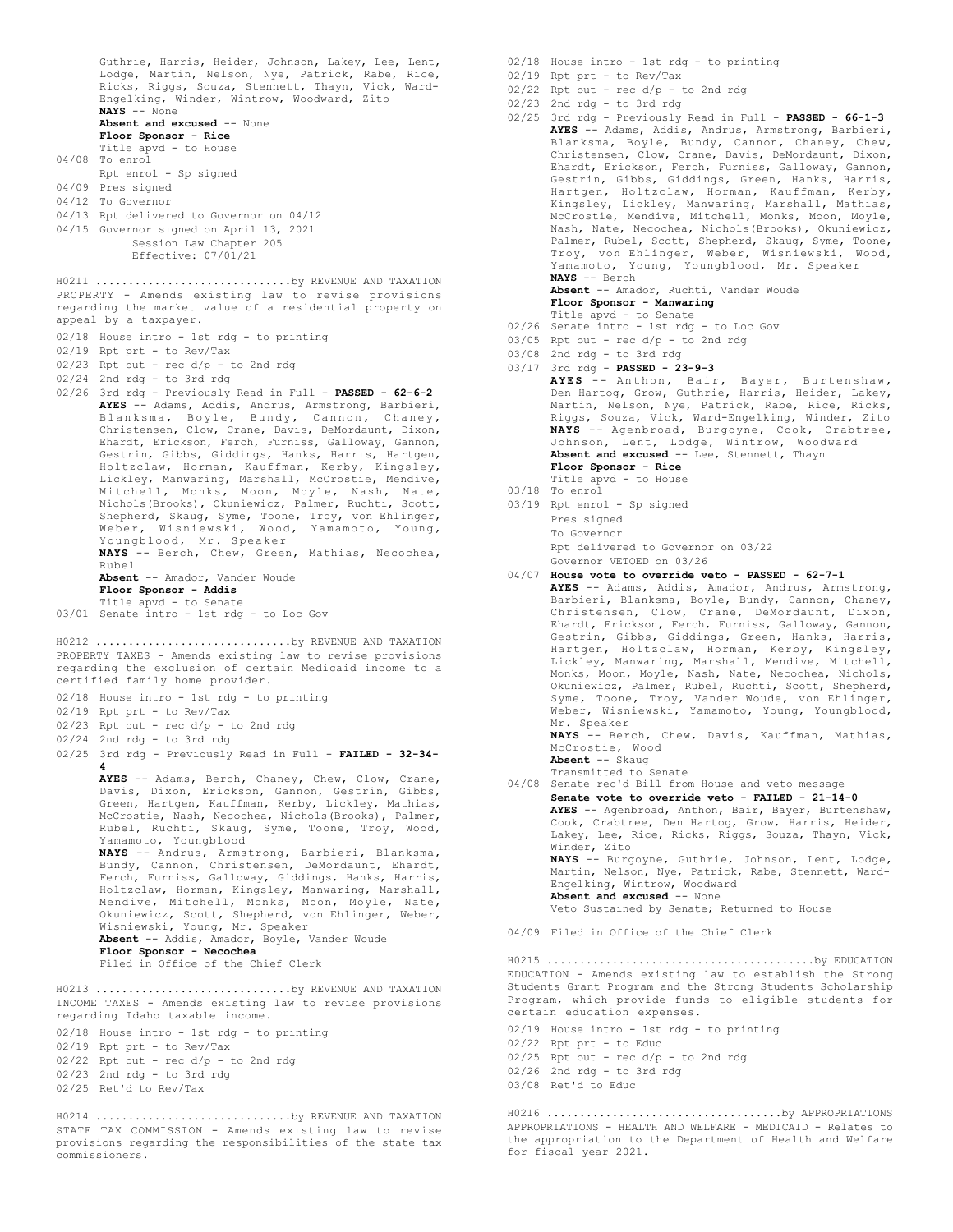Guthrie, Harris, Heider, Johnson, Lakey, Lee, Lent, Lodge, Martin, Nelson, Nye, Patrick, Rabe, Rice, Ricks, Riggs, Souza, Stennett, Thayn, Vick, Ward-Engelking, Winder, Wintrow, Woodward, Zito
**NAYS** -- None
**Absent and excused** -- None
**Floor Sponsor - Rice**
Title apvd - to House

04/08 To enrol
Rpt enrol - Sp signed
04/09 Pres signed
04/12 To Governor
04/13 Rpt delivered to Governor on 04/12
04/15 Governor signed on April 13, 2021
Session Law Chapter 205
Effective: 07/01/21

H0211 .............................by REVENUE AND TAXATION
PROPERTY - Amends existing law to revise provisions regarding the market value of a residential property on appeal by a taxpayer.

02/18 House intro - 1st rdg - to printing
02/19 Rpt prt - to Rev/Tax
02/23 Rpt out - rec d/p - to 2nd rdg
02/24 2nd rdg - to 3rd rdg
02/26 3rd rdg - Previously Read in Full - **PASSED - 62-6-2**
**AYES** -- Adams, Addis, Andrus, Armstrong, Barbieri, Blanksma, Boyle, Bundy, Cannon, Chaney, Christensen, Clow, Crane, Davis, DeMordaunt, Dixon, Ehardt, Erickson, Ferch, Furniss, Galloway, Gannon, Gestrin, Gibbs, Giddings, Hanks, Harris, Hartgen, Holtzclaw, Horman, Kauffman, Kerby, Kingsley, Lickley, Manwaring, Marshall, McCrostie, Mendive, Mitchell, Monks, Moon, Moyle, Nash, Nate, Nichols(Brooks), Okuniewicz, Palmer, Ruchti, Scott, Shepherd, Skaug, Syme, Toone, Troy, von Ehlinger, Weber, Wisniewski, Wood, Yamamoto, Young, Youngblood, Mr. Speaker
**NAYS** -- Berch, Chew, Green, Mathias, Necochea, Rubel
**Absent** -- Amador, Vander Woude
**Floor Sponsor - Addis**
Title apvd - to Senate
03/01 Senate intro - 1st rdg - to Loc Gov

H0212 .............................by REVENUE AND TAXATION
PROPERTY TAXES - Amends existing law to revise provisions regarding the exclusion of certain Medicaid income to a certified family home provider.

02/18 House intro - 1st rdg - to printing
02/19 Rpt prt - to Rev/Tax
02/23 Rpt out - rec d/p - to 2nd rdg
02/24 2nd rdg - to 3rd rdg
02/25 3rd rdg - Previously Read in Full - **FAILED - 32-34-4**
**AYES** -- Adams, Berch, Chaney, Chew, Clow, Crane, Davis, Dixon, Erickson, Gannon, Gestrin, Gibbs, Green, Hartgen, Kauffman, Kerby, Lickley, Mathias, McCrostie, Nash, Necochea, Nichols(Brooks), Palmer, Rubel, Ruchti, Skaug, Syme, Toone, Troy, Wood, Yamamoto, Youngblood
**NAYS** -- Andrus, Armstrong, Barbieri, Blanksma, Bundy, Cannon, Christensen, DeMordaunt, Ehardt, Ferch, Furniss, Galloway, Giddings, Hanks, Harris, Holtzclaw, Horman, Kingsley, Manwaring, Marshall, Mendive, Mitchell, Monks, Moon, Moyle, Nate, Okuniewicz, Scott, Shepherd, von Ehlinger, Weber, Wisniewski, Young, Mr. Speaker
**Absent** -- Addis, Amador, Boyle, Vander Woude
**Floor Sponsor - Necochea**
Filed in Office of the Chief Clerk

H0213 .............................by REVENUE AND TAXATION
INCOME TAXES - Amends existing law to revise provisions regarding Idaho taxable income.

02/18 House intro - 1st rdg - to printing
02/19 Rpt prt - to Rev/Tax
02/22 Rpt out - rec d/p - to 2nd rdg
02/23 2nd rdg - to 3rd rdg
02/25 Ret'd to Rev/Tax

H0214 .............................by REVENUE AND TAXATION
STATE TAX COMMISSION - Amends existing law to revise provisions regarding the responsibilities of the state tax commissioners.

02/18 House intro - 1st rdg - to printing
02/19 Rpt prt - to Rev/Tax
02/22 Rpt out - rec d/p - to 2nd rdg
02/23 2nd rdg - to 3rd rdg
02/25 3rd rdg - Previously Read in Full - **PASSED - 66-1-3**
**AYES** -- Adams, Addis, Andrus, Armstrong, Barbieri, Blanksma, Boyle, Bundy, Cannon, Chaney, Chew, Christensen, Clow, Crane, Davis, DeMordaunt, Dixon, Ehardt, Erickson, Ferch, Furniss, Galloway, Gannon, Gestrin, Gibbs, Giddings, Green, Hanks, Harris, Hartgen, Holtzclaw, Horman, Kauffman, Kerby, Kingsley, Lickley, Manwaring, Marshall, Mathias, McCrostie, Mendive, Mitchell, Monks, Moon, Moyle, Nash, Nate, Necochea, Nichols(Brooks), Okuniewicz, Palmer, Rubel, Scott, Shepherd, Skaug, Syme, Toone, Troy, von Ehlinger, Weber, Wisniewski, Wood, Yamamoto, Young, Youngblood, Mr. Speaker
**NAYS** -- Berch
**Absent** -- Amador, Ruchti, Vander Woude
**Floor Sponsor - Manwaring**
Title apvd - to Senate
02/26 Senate intro - 1st rdg - to Loc Gov
03/05 Rpt out - rec d/p - to 2nd rdg
03/08 2nd rdg - to 3rd rdg
03/17 3rd rdg - **PASSED - 23-9-3**
**AYES** -- Anthon, Bair, Bayer, Burtenshaw, Den Hartog, Grow, Guthrie, Harris, Heider, Lakey, Martin, Nelson, Nye, Patrick, Rabe, Rice, Ricks, Riggs, Souza, Vick, Ward-Engelking, Winder, Zito
**NAYS** -- Agenbroad, Burgoyne, Cook, Crabtree, Johnson, Lent, Lodge, Wintrow, Woodward
**Absent and excused** -- Lee, Stennett, Thayn
**Floor Sponsor - Rice**
Title apvd - to House
03/18 To enrol
03/19 Rpt enrol - Sp signed
Pres signed
To Governor
Rpt delivered to Governor on 03/22
Governor VETOED on 03/26
04/07 **House vote to override veto - PASSED - 62-7-1**
**AYES** -- Adams, Addis, Amador, Andrus, Armstrong, Barbieri, Blanksma, Boyle, Bundy, Cannon, Chaney, Christensen, Clow, Crane, DeMordaunt, Dixon, Ehardt, Erickson, Ferch, Furniss, Galloway, Gannon, Gestrin, Gibbs, Giddings, Green, Hanks, Harris, Hartgen, Holtzclaw, Horman, Kerby, Kingsley, Lickley, Manwaring, Marshall, Mendive, Mitchell, Monks, Moon, Moyle, Nash, Nate, Necochea, Nichols, Okuniewicz, Palmer, Rubel, Ruchti, Scott, Shepherd, Syme, Toone, Troy, Vander Woude, von Ehlinger, Weber, Wisniewski, Yamamoto, Young, Youngblood, Mr. Speaker
**NAYS** -- Berch, Chew, Davis, Kauffman, Mathias, McCrostie, Wood
**Absent** -- Skaug
Transmitted to Senate
04/08 Senate rec'd Bill from House and veto message
**Senate vote to override veto - FAILED - 21-14-0**
**AYES** -- Agenbroad, Anthon, Bair, Bayer, Burtenshaw, Cook, Crabtree, Den Hartog, Grow, Harris, Heider, Lakey, Lee, Rice, Ricks, Riggs, Souza, Thayn, Vick, Winder, Zito
**NAYS** -- Burgoyne, Guthrie, Johnson, Lent, Lodge, Martin, Nelson, Nye, Patrick, Rabe, Stennett, Ward-Engelking, Wintrow, Woodward
**Absent and excused** -- None
Veto Sustained by Senate; Returned to House
04/09 Filed in Office of the Chief Clerk

H0215 ........................................by EDUCATION
EDUCATION - Amends existing law to establish the Strong Students Grant Program and the Strong Students Scholarship Program, which provide funds to eligible students for certain education expenses.

02/19 House intro - 1st rdg - to printing
02/22 Rpt prt - to Educ
02/25 Rpt out - rec d/p - to 2nd rdg
02/26 2nd rdg - to 3rd rdg
03/08 Ret'd to Educ

H0216 ...................................by APPROPRIATIONS
APPROPRIATIONS - HEALTH AND WELFARE - MEDICAID - Relates to the appropriation to the Department of Health and Welfare for fiscal year 2021.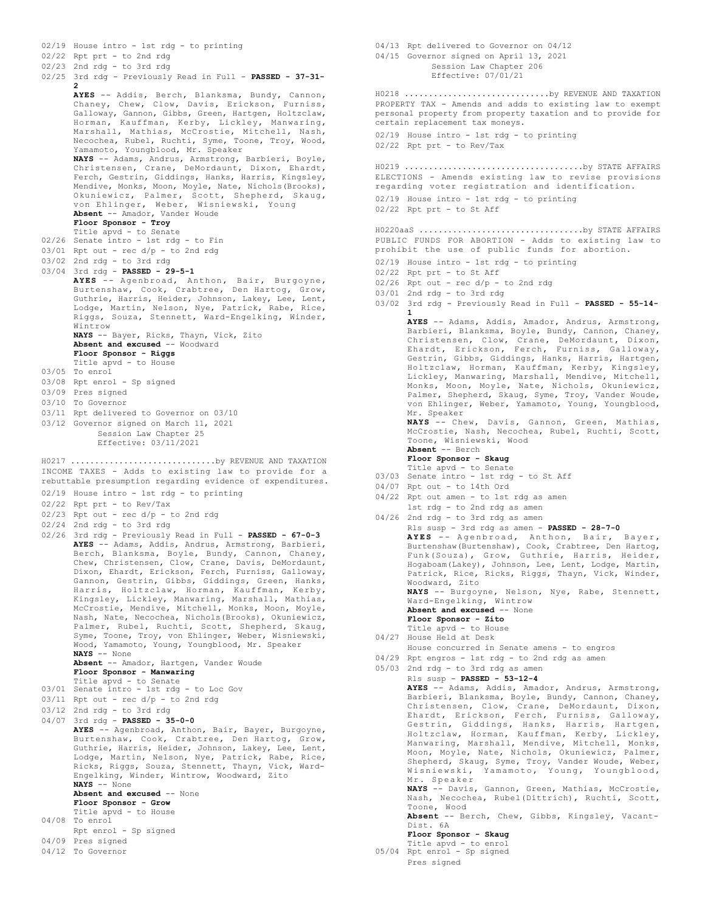02/19 House intro - 1st rdg - to printing
02/22 Rpt prt - to 2nd rdg
02/23 2nd rdg - to 3rd rdg
02/25 3rd rdg - Previously Read in Full - **PASSED - 37-31-2**

**AYES** -- Addis, Berch, Blanksma, Bundy, Cannon, Chaney, Chew, Clow, Davis, Erickson, Furniss, Galloway, Gannon, Gibbs, Green, Hartgen, Holtzclaw, Horman, Kauffman, Kerby, Lickley, Manwaring, Marshall, Mathias, McCrostie, Mitchell, Nash, Necochea, Rubel, Ruchti, Syme, Toone, Troy, Wood, Yamamoto, Youngblood, Mr. Speaker
**NAYS** -- Adams, Andrus, Armstrong, Barbieri, Boyle, Christensen, Crane, DeMordaunt, Dixon, Ehardt, Ferch, Gestrin, Giddings, Hanks, Harris, Kingsley, Mendive, Monks, Moon, Moyle, Nate, Nichols(Brooks), Okuniewicz, Palmer, Scott, Shepherd, Skaug, von Ehlinger, Weber, Wisniewski, Young
**Absent** -- Amador, Vander Woude
**Floor Sponsor - Troy**
Title apvd - to Senate

02/26 Senate intro - 1st rdg - to Fin
03/01 Rpt out - rec d/p - to 2nd rdg
03/02 2nd rdg - to 3rd rdg
03/04 3rd rdg - **PASSED - 29-5-1**

**AYES** -- Agenbroad, Anthon, Bair, Burgoyne, Burtenshaw, Cook, Crabtree, Den Hartog, Grow, Guthrie, Harris, Heider, Johnson, Lakey, Lee, Lent, Lodge, Martin, Nelson, Nye, Patrick, Rabe, Rice, Riggs, Souza, Stennett, Ward-Engelking, Winder, Wintrow
**NAYS** -- Bayer, Ricks, Thayn, Vick, Zito
**Absent and excused** -- Woodward
**Floor Sponsor - Riggs**
Title apvd - to House

03/05 To enrol
03/08 Rpt enrol - Sp signed
03/09 Pres signed
03/10 To Governor
03/11 Rpt delivered to Governor on 03/10
03/12 Governor signed on March 11, 2021
Session Law Chapter 25
Effective: 03/11/2021

H0217 .............................by REVENUE AND TAXATION
INCOME TAXES - Adds to existing law to provide for a rebuttable presumption regarding evidence of expenditures.

02/19 House intro - 1st rdg - to printing
02/22 Rpt prt - to Rev/Tax
02/23 Rpt out - rec d/p - to 2nd rdg
02/24 2nd rdg - to 3rd rdg
02/26 3rd rdg - Previously Read in Full - **PASSED - 67-0-3**

**AYES** -- Adams, Addis, Andrus, Armstrong, Barbieri, Berch, Blanksma, Boyle, Bundy, Cannon, Chaney, Chew, Christensen, Clow, Crane, Davis, DeMordaunt, Dixon, Ehardt, Erickson, Ferch, Furniss, Galloway, Gannon, Gestrin, Gibbs, Giddings, Green, Hanks, Harris, Holtzclaw, Horman, Kauffman, Kerby, Kingsley, Lickley, Manwaring, Marshall, Mathias, McCrostie, Mendive, Mitchell, Monks, Moon, Moyle, Nash, Nate, Necochea, Nichols(Brooks), Okuniewicz, Palmer, Rubel, Ruchti, Scott, Shepherd, Skaug, Syme, Toone, Troy, von Ehlinger, Weber, Wisniewski, Wood, Yamamoto, Young, Youngblood, Mr. Speaker
**NAYS** -- None
**Absent** -- Amador, Hartgen, Vander Woude
**Floor Sponsor - Manwaring**
Title apvd - to Senate

03/01 Senate intro - 1st rdg - to Loc Gov
03/11 Rpt out - rec d/p - to 2nd rdg
03/12 2nd rdg - to 3rd rdg
04/07 3rd rdg - **PASSED - 35-0-0**

**AYES** -- Agenbroad, Anthon, Bair, Bayer, Burgoyne, Burtenshaw, Cook, Crabtree, Den Hartog, Grow, Guthrie, Harris, Heider, Johnson, Lakey, Lee, Lent, Lodge, Martin, Nelson, Nye, Patrick, Rabe, Rice, Ricks, Riggs, Souza, Stennett, Thayn, Vick, Ward-Engelking, Winder, Wintrow, Woodward, Zito
**NAYS** -- None
**Absent and excused** -- None
**Floor Sponsor - Grow**
Title apvd - to House

04/08 To enrol
Rpt enrol - Sp signed
04/09 Pres signed
04/12 To Governor
04/13 Rpt delivered to Governor on 04/12
04/15 Governor signed on April 13, 2021
Session Law Chapter 206
Effective: 07/01/21

H0218 .............................by REVENUE AND TAXATION
PROPERTY TAX - Amends and adds to existing law to exempt personal property from property taxation and to provide for certain replacement tax moneys.

02/19 House intro - 1st rdg - to printing
02/22 Rpt prt - to Rev/Tax

H0219 ....................................by STATE AFFAIRS
ELECTIONS - Amends existing law to revise provisions regarding voter registration and identification.

02/19 House intro - 1st rdg - to printing
02/22 Rpt prt - to St Aff

H0220aaS .................................by STATE AFFAIRS
PUBLIC FUNDS FOR ABORTION - Adds to existing law to prohibit the use of public funds for abortion.

02/19 House intro - 1st rdg - to printing
02/22 Rpt prt - to St Aff
02/26 Rpt out - rec d/p - to 2nd rdg
03/01 2nd rdg - to 3rd rdg
03/02 3rd rdg - Previously Read in Full - **PASSED - 55-14-1**

**AYES** -- Adams, Addis, Amador, Andrus, Armstrong, Barbieri, Blanksma, Boyle, Bundy, Cannon, Chaney, Christensen, Clow, Crane, DeMordaunt, Dixon, Ehardt, Erickson, Ferch, Furniss, Galloway, Gestrin, Gibbs, Giddings, Hanks, Harris, Hartgen, Holtzclaw, Horman, Kauffman, Kerby, Kingsley, Lickley, Manwaring, Marshall, Mendive, Mitchell, Monks, Moon, Moyle, Nate, Nichols, Okuniewicz, Palmer, Shepherd, Skaug, Syme, Troy, Vander Woude, von Ehlinger, Weber, Yamamoto, Young, Youngblood, Mr. Speaker
**NAYS** -- Chew, Davis, Gannon, Green, Mathias, McCrostie, Nash, Necochea, Rubel, Ruchti, Scott, Toone, Wisniewski, Wood
**Absent** -- Berch
**Floor Sponsor - Skaug**
Title apvd - to Senate

03/03 Senate intro - 1st rdg - to St Aff
04/07 Rpt out - to 14th Ord
04/22 Rpt out amen - to 1st rdg as amen
1st rdg - to 2nd rdg as amen
04/26 2nd rdg - to 3rd rdg as amen
Rls susp - 3rd rdg as amen - **PASSED - 28-7-0**

**AYES** -- Agenbroad, Anthon, Bair, Bayer, Burtenshaw(Burtenshaw), Cook, Crabtree, Den Hartog, Funk(Souza), Grow, Guthrie, Harris, Heider, Hogaboam(Lakey), Johnson, Lee, Lent, Lodge, Martin, Patrick, Rice, Ricks, Riggs, Thayn, Vick, Winder, Woodward, Zito
**NAYS** -- Burgoyne, Nelson, Nye, Rabe, Stennett, Ward-Engelking, Wintrow
**Absent and excused** -- None
**Floor Sponsor - Zito**
Title apvd - to House

04/27 House Held at Desk
House concurred in Senate amens - to engros
04/29 Rpt engros - 1st rdg - to 2nd rdg as amen
05/03 2nd rdg - to 3rd rdg as amen
Rls susp - **PASSED - 53-12-4**

**AYES** -- Adams, Addis, Amador, Andrus, Armstrong, Barbieri, Blanksma, Boyle, Bundy, Cannon, Chaney, Christensen, Clow, Crane, DeMordaunt, Dixon, Ehardt, Erickson, Ferch, Furniss, Galloway, Gestrin, Giddings, Hanks, Harris, Hartgen, Holtzclaw, Horman, Kauffman, Kerby, Lickley, Manwaring, Marshall, Mendive, Mitchell, Monks, Moon, Moyle, Nate, Nichols, Okuniewicz, Palmer, Shepherd, Skaug, Syme, Troy, Vander Woude, Weber, Wisniewski, Yamamoto, Young, Youngblood, Mr. Speaker
**NAYS** -- Davis, Gannon, Green, Mathias, McCrostie, Nash, Necochea, Rubel(Dittrich), Ruchti, Scott, Toone, Wood
**Absent** -- Berch, Chew, Gibbs, Kingsley, Vacant-Dist. 6A
**Floor Sponsor - Skaug**
Title apvd - to enrol

05/04 Rpt enrol - Sp signed
Pres signed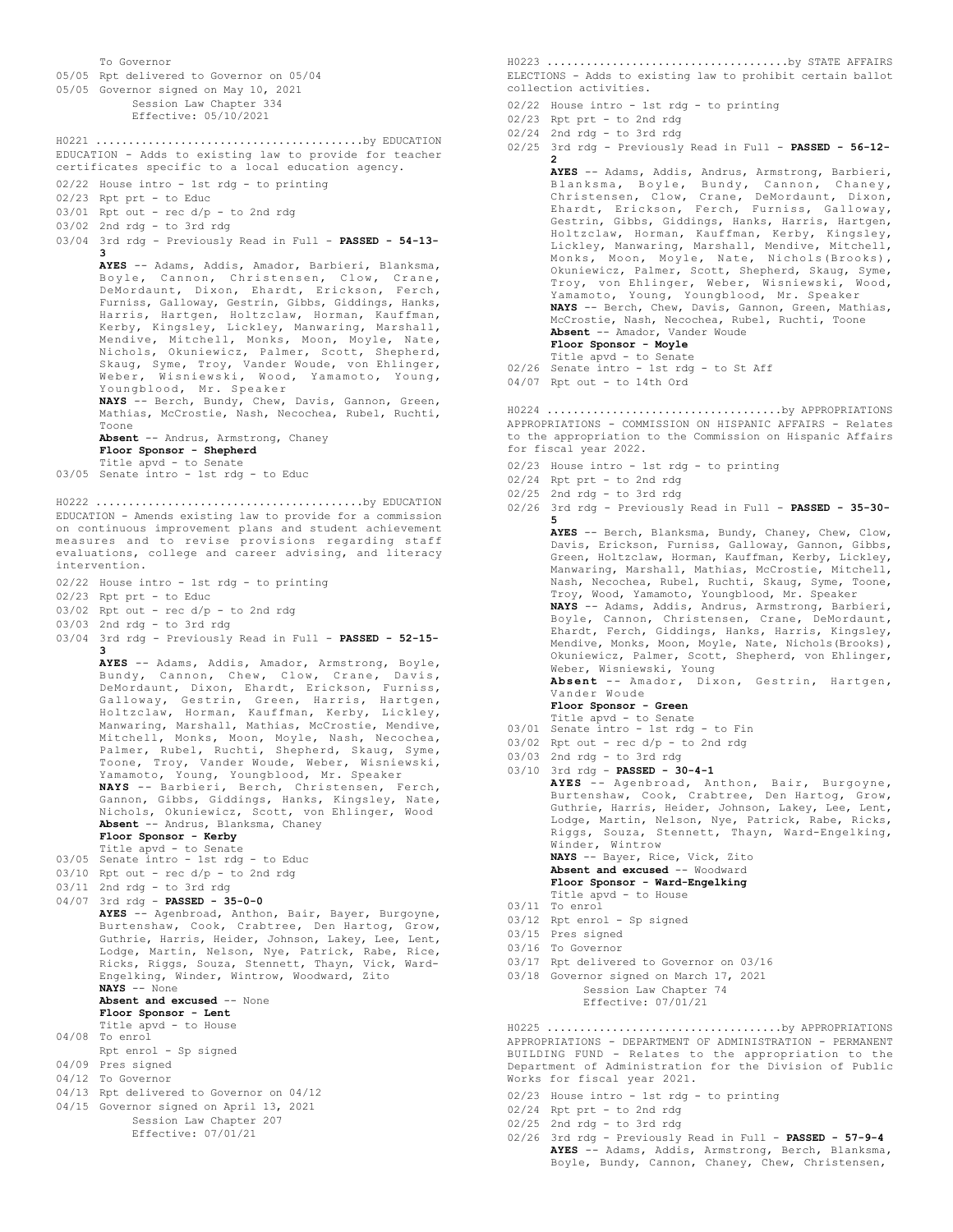To Governor
05/05 Rpt delivered to Governor on 05/04
05/05 Governor signed on May 10, 2021
Session Law Chapter 334
Effective: 05/10/2021

H0221 ........................................by EDUCATION
EDUCATION - Adds to existing law to provide for teacher certificates specific to a local education agency.

02/22 House intro - 1st rdg - to printing
02/23 Rpt prt - to Educ
03/01 Rpt out - rec d/p - to 2nd rdg
03/02 2nd rdg - to 3rd rdg
03/04 3rd rdg - Previously Read in Full - **PASSED - 54-13-3**
**AYES** -- Adams, Addis, Amador, Barbieri, Blanksma, Boyle, Cannon, Christensen, Clow, Crane, DeMordaunt, Dixon, Ehardt, Erickson, Ferch, Furniss, Galloway, Gestrin, Gibbs, Giddings, Hanks, Harris, Hartgen, Holtzclaw, Horman, Kauffman, Kerby, Kingsley, Lickley, Manwaring, Marshall, Mendive, Mitchell, Monks, Moon, Moyle, Nate, Nichols, Okuniewicz, Palmer, Scott, Shepherd, Skaug, Syme, Troy, Vander Woude, von Ehlinger, Weber, Wisniewski, Wood, Yamamoto, Young, Youngblood, Mr. Speaker
**NAYS** -- Berch, Bundy, Chew, Davis, Gannon, Green, Mathias, McCrostie, Nash, Necochea, Rubel, Ruchti, Toone
**Absent** -- Andrus, Armstrong, Chaney
**Floor Sponsor - Shepherd**
Title apvd - to Senate
03/05 Senate intro - 1st rdg - to Educ

H0222 ........................................by EDUCATION
EDUCATION - Amends existing law to provide for a commission on continuous improvement plans and student achievement measures and to revise provisions regarding staff evaluations, college and career advising, and literacy intervention.

02/22 House intro - 1st rdg - to printing
02/23 Rpt prt - to Educ
03/02 Rpt out - rec d/p - to 2nd rdg
03/03 2nd rdg - to 3rd rdg
03/04 3rd rdg - Previously Read in Full - **PASSED - 52-15-3**
**AYES** -- Adams, Addis, Amador, Armstrong, Boyle, Bundy, Cannon, Chew, Clow, Crane, Davis, DeMordaunt, Dixon, Ehardt, Erickson, Furniss, Galloway, Gestrin, Green, Harris, Hartgen, Holtzclaw, Horman, Kauffman, Kerby, Lickley, Manwaring, Marshall, Mathias, McCrostie, Mendive, Mitchell, Monks, Moon, Moyle, Nash, Necochea, Palmer, Rubel, Ruchti, Shepherd, Skaug, Syme, Toone, Troy, Vander Woude, Weber, Wisniewski, Yamamoto, Young, Youngblood, Mr. Speaker
**NAYS** -- Barbieri, Berch, Christensen, Ferch, Gannon, Gibbs, Giddings, Hanks, Kingsley, Nate, Nichols, Okuniewicz, Scott, von Ehlinger, Wood
**Absent** -- Andrus, Blanksma, Chaney
**Floor Sponsor - Kerby**
Title apvd - to Senate
03/05 Senate intro - 1st rdg - to Educ
03/10 Rpt out - rec d/p - to 2nd rdg
03/11 2nd rdg - to 3rd rdg
04/07 3rd rdg - **PASSED - 35-0-0**
**AYES** -- Agenbroad, Anthon, Bair, Bayer, Burgoyne, Burtenshaw, Cook, Crabtree, Den Hartog, Grow, Guthrie, Harris, Heider, Johnson, Lakey, Lee, Lent, Lodge, Martin, Nelson, Nye, Patrick, Rabe, Rice, Ricks, Riggs, Souza, Stennett, Thayn, Vick, Ward-Engelking, Winder, Wintrow, Woodward, Zito
**NAYS** -- None
**Absent and excused** -- None
**Floor Sponsor - Lent**
Title apvd - to House
04/08 To enrol
Rpt enrol - Sp signed
04/09 Pres signed
04/12 To Governor
04/13 Rpt delivered to Governor on 04/12
04/15 Governor signed on April 13, 2021
Session Law Chapter 207
Effective: 07/01/21

H0223 ....................................by STATE AFFAIRS
ELECTIONS - Adds to existing law to prohibit certain ballot collection activities.

02/22 House intro - 1st rdg - to printing
02/23 Rpt prt - to 2nd rdg
02/24 2nd rdg - to 3rd rdg
02/25 3rd rdg - Previously Read in Full - **PASSED - 56-12-2**
**AYES** -- Adams, Addis, Andrus, Armstrong, Barbieri, Blanksma, Boyle, Bundy, Cannon, Chaney, Christensen, Clow, Crane, DeMordaunt, Dixon, Ehardt, Erickson, Ferch, Furniss, Galloway, Gestrin, Gibbs, Giddings, Hanks, Harris, Hartgen, Holtzclaw, Horman, Kauffman, Kerby, Kingsley, Lickley, Manwaring, Marshall, Mendive, Mitchell, Monks, Moon, Moyle, Nate, Nichols(Brooks), Okuniewicz, Palmer, Scott, Shepherd, Skaug, Syme, Troy, von Ehlinger, Weber, Wisniewski, Wood, Yamamoto, Young, Youngblood, Mr. Speaker
**NAYS** -- Berch, Chew, Davis, Gannon, Green, Mathias, McCrostie, Nash, Necochea, Rubel, Ruchti, Toone
**Absent** -- Amador, Vander Woude
**Floor Sponsor - Moyle**
Title apvd - to Senate
02/26 Senate intro - 1st rdg - to St Aff
04/07 Rpt out - to 14th Ord

H0224 ...................................by APPROPRIATIONS
APPROPRIATIONS - COMMISSION ON HISPANIC AFFAIRS - Relates to the appropriation to the Commission on Hispanic Affairs for fiscal year 2022.

02/23 House intro - 1st rdg - to printing
02/24 Rpt prt - to 2nd rdg
02/25 2nd rdg - to 3rd rdg
02/26 3rd rdg - Previously Read in Full - **PASSED - 35-30-5**
**AYES** -- Berch, Blanksma, Bundy, Chaney, Chew, Clow, Davis, Erickson, Furniss, Galloway, Gannon, Gibbs, Green, Holtzclaw, Horman, Kauffman, Kerby, Lickley, Manwaring, Marshall, Mathias, McCrostie, Mitchell, Nash, Necochea, Rubel, Ruchti, Skaug, Syme, Toone, Troy, Wood, Yamamoto, Youngblood, Mr. Speaker
**NAYS** -- Adams, Addis, Andrus, Armstrong, Barbieri, Boyle, Cannon, Christensen, Crane, DeMordaunt, Ehardt, Ferch, Giddings, Hanks, Harris, Kingsley, Mendive, Monks, Moon, Moyle, Nate, Nichols(Brooks), Okuniewicz, Palmer, Scott, Shepherd, von Ehlinger, Weber, Wisniewski, Young
**Absent** -- Amador, Dixon, Gestrin, Hartgen, Vander Woude
**Floor Sponsor - Green**
Title apvd - to Senate
03/01 Senate intro - 1st rdg - to Fin
03/02 Rpt out - rec d/p - to 2nd rdg
03/03 2nd rdg - to 3rd rdg
03/10 3rd rdg - **PASSED - 30-4-1**
**AYES** -- Agenbroad, Anthon, Bair, Burgoyne, Burtenshaw, Cook, Crabtree, Den Hartog, Grow, Guthrie, Harris, Heider, Johnson, Lakey, Lee, Lent, Lodge, Martin, Nelson, Nye, Patrick, Rabe, Ricks, Riggs, Souza, Stennett, Thayn, Ward-Engelking, Winder, Wintrow
**NAYS** -- Bayer, Rice, Vick, Zito
**Absent and excused** -- Woodward
**Floor Sponsor - Ward-Engelking**
Title apvd - to House
03/11 To enrol
03/12 Rpt enrol - Sp signed
03/15 Pres signed
03/16 To Governor
03/17 Rpt delivered to Governor on 03/16
03/18 Governor signed on March 17, 2021
Session Law Chapter 74
Effective: 07/01/21

H0225 ...................................by APPROPRIATIONS
APPROPRIATIONS - DEPARTMENT OF ADMINISTRATION - PERMANENT BUILDING FUND - Relates to the appropriation to the Department of Administration for the Division of Public Works for fiscal year 2021.

02/23 House intro - 1st rdg - to printing
02/24 Rpt prt - to 2nd rdg
02/25 2nd rdg - to 3rd rdg
02/26 3rd rdg - Previously Read in Full - **PASSED - 57-9-4**
**AYES** -- Adams, Addis, Armstrong, Berch, Blanksma, Boyle, Bundy, Cannon, Chaney, Chew, Christensen,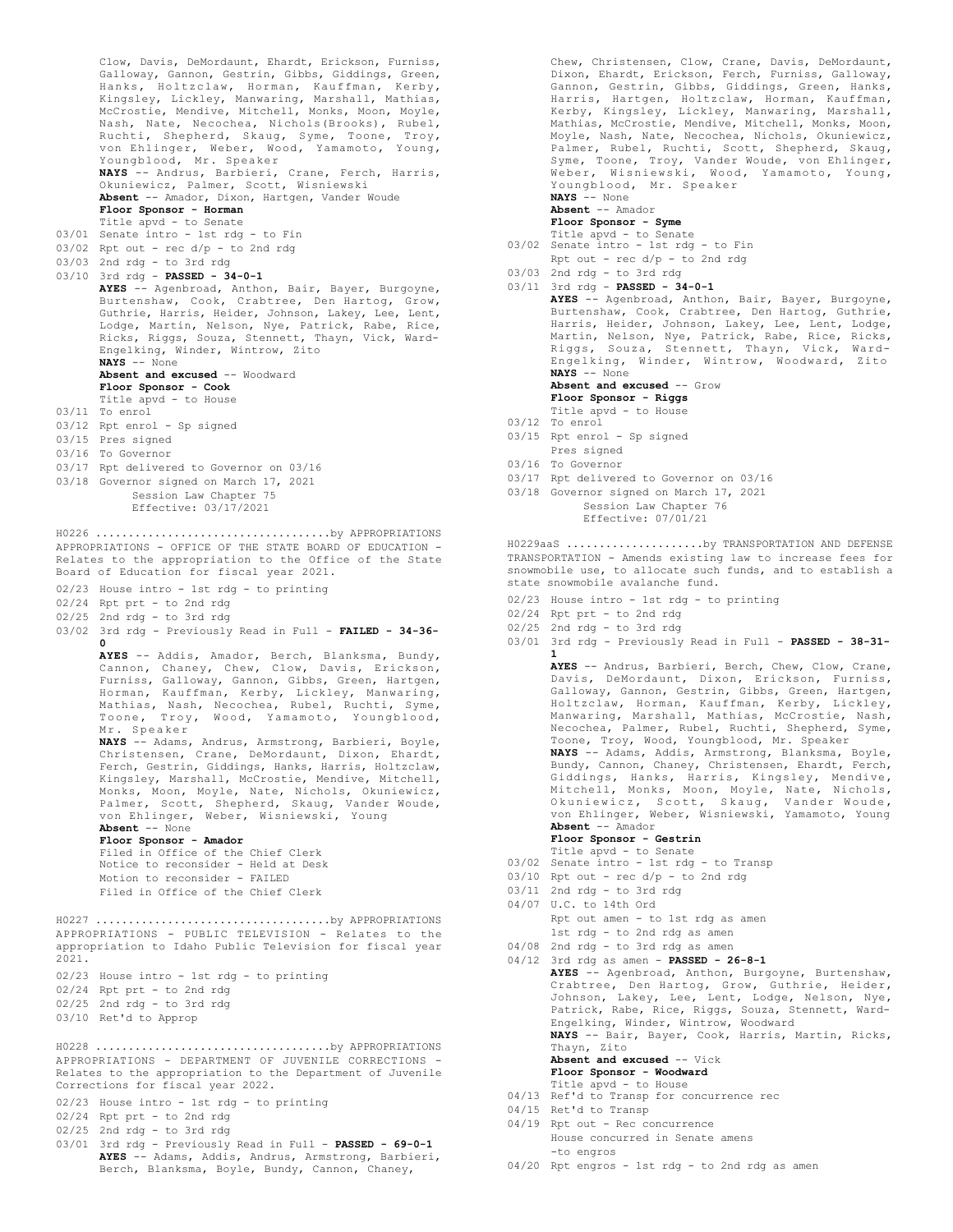Clow, Davis, DeMordaunt, Ehardt, Erickson, Furniss, Galloway, Gannon, Gestrin, Gibbs, Giddings, Green, Hanks, Holtzclaw, Horman, Kauffman, Kerby, Kingsley, Lickley, Manwaring, Marshall, Mathias, McCrostie, Mendive, Mitchell, Monks, Moon, Moyle, Nash, Nate, Necochea, Nichols(Brooks), Rubel, Ruchti, Shepherd, Skaug, Syme, Toone, Troy, von Ehlinger, Weber, Wood, Yamamoto, Young, Youngblood, Mr. Speaker
**NAYS** -- Andrus, Barbieri, Crane, Ferch, Harris, Okuniewicz, Palmer, Scott, Wisniewski
**Absent** -- Amador, Dixon, Hartgen, Vander Woude
**Floor Sponsor - Horman**
Title apvd - to Senate

03/01 Senate intro - 1st rdg - to Fin
03/02 Rpt out - rec d/p - to 2nd rdg
03/03 2nd rdg - to 3rd rdg
03/10 3rd rdg - **PASSED - 34-0-1**
**AYES** -- Agenbroad, Anthon, Bair, Bayer, Burgoyne, Burtenshaw, Cook, Crabtree, Den Hartog, Grow, Guthrie, Harris, Heider, Johnson, Lakey, Lee, Lent, Lodge, Martin, Nelson, Nye, Patrick, Rabe, Rice, Ricks, Riggs, Souza, Stennett, Thayn, Vick, Ward-Engelking, Winder, Wintrow, Zito
**NAYS** -- None
**Absent and excused** -- Woodward
**Floor Sponsor - Cook**
Title apvd - to House
03/11 To enrol
03/12 Rpt enrol - Sp signed
03/15 Pres signed
03/16 To Governor
03/17 Rpt delivered to Governor on 03/16
03/18 Governor signed on March 17, 2021
Session Law Chapter 75
Effective: 03/17/2021

H0226 ....................................by APPROPRIATIONS
APPROPRIATIONS - OFFICE OF THE STATE BOARD OF EDUCATION - Relates to the appropriation to the Office of the State Board of Education for fiscal year 2021.

02/23 House intro - 1st rdg - to printing
02/24 Rpt prt - to 2nd rdg
02/25 2nd rdg - to 3rd rdg
03/02 3rd rdg - Previously Read in Full - **FAILED - 34-36-0**
**AYES** -- Addis, Amador, Berch, Blanksma, Bundy, Cannon, Chaney, Chew, Clow, Davis, Erickson, Furniss, Galloway, Gannon, Gibbs, Green, Hartgen, Horman, Kauffman, Kerby, Lickley, Manwaring, Mathias, Nash, Necochea, Rubel, Ruchti, Syme, Toone, Troy, Wood, Yamamoto, Youngblood, Mr. Speaker
**NAYS** -- Adams, Andrus, Armstrong, Barbieri, Boyle, Christensen, Crane, DeMordaunt, Dixon, Ehardt, Ferch, Gestrin, Giddings, Hanks, Harris, Holtzclaw, Kingsley, Marshall, McCrostie, Mendive, Mitchell, Monks, Moon, Moyle, Nate, Nichols, Okuniewicz, Palmer, Scott, Shepherd, Skaug, Vander Woude, von Ehlinger, Weber, Wisniewski, Young
**Absent** -- None
**Floor Sponsor - Amador**
Filed in Office of the Chief Clerk
Notice to reconsider - Held at Desk
Motion to reconsider - FAILED
Filed in Office of the Chief Clerk

H0227 ....................................by APPROPRIATIONS
APPROPRIATIONS - PUBLIC TELEVISION - Relates to the appropriation to Idaho Public Television for fiscal year 2021.

02/23 House intro - 1st rdg - to printing
02/24 Rpt prt - to 2nd rdg
02/25 2nd rdg - to 3rd rdg
03/10 Ret'd to Approp

H0228 ....................................by APPROPRIATIONS
APPROPRIATIONS - DEPARTMENT OF JUVENILE CORRECTIONS - Relates to the appropriation to the Department of Juvenile Corrections for fiscal year 2022.

02/23 House intro - 1st rdg - to printing
02/24 Rpt prt - to 2nd rdg
02/25 2nd rdg - to 3rd rdg
03/01 3rd rdg - Previously Read in Full - **PASSED - 69-0-1**
**AYES** -- Adams, Addis, Andrus, Armstrong, Barbieri, Berch, Blanksma, Boyle, Bundy, Cannon, Chaney, Chew, Christensen, Clow, Crane, Davis, DeMordaunt, Dixon, Ehardt, Erickson, Ferch, Furniss, Galloway, Gannon, Gestrin, Gibbs, Giddings, Green, Hanks, Harris, Hartgen, Holtzclaw, Horman, Kauffman, Kerby, Kingsley, Lickley, Manwaring, Marshall, Mathias, McCrostie, Mendive, Mitchell, Monks, Moon, Moyle, Nash, Nate, Necochea, Nichols, Okuniewicz, Palmer, Rubel, Ruchti, Scott, Shepherd, Skaug, Syme, Toone, Troy, Vander Woude, von Ehlinger, Weber, Wisniewski, Wood, Yamamoto, Young, Youngblood, Mr. Speaker
**NAYS** -- None
**Absent** -- Amador
**Floor Sponsor - Syme**
Title apvd - to Senate
03/02 Senate intro - 1st rdg - to Fin
Rpt out - rec d/p - to 2nd rdg
03/03 2nd rdg - to 3rd rdg
03/11 3rd rdg - **PASSED - 34-0-1**
**AYES** -- Agenbroad, Anthon, Bair, Bayer, Burgoyne, Burtenshaw, Cook, Crabtree, Den Hartog, Guthrie, Harris, Heider, Johnson, Lakey, Lee, Lent, Lodge, Martin, Nelson, Nye, Patrick, Rabe, Rice, Ricks, Riggs, Souza, Stennett, Thayn, Vick, Ward-Engelking, Winder, Wintrow, Woodward, Zito
**NAYS** -- None
**Absent and excused** -- Grow
**Floor Sponsor - Riggs**
Title apvd - to House
03/12 To enrol
03/15 Rpt enrol - Sp signed
Pres signed
03/16 To Governor
03/17 Rpt delivered to Governor on 03/16
03/18 Governor signed on March 17, 2021
Session Law Chapter 76
Effective: 07/01/21

H0229aaS .....................by TRANSPORTATION AND DEFENSE
TRANSPORTATION - Amends existing law to increase fees for snowmobile use, to allocate such funds, and to establish a state snowmobile avalanche fund.

02/23 House intro - 1st rdg - to printing
02/24 Rpt prt - to 2nd rdg
02/25 2nd rdg - to 3rd rdg
03/01 3rd rdg - Previously Read in Full - **PASSED - 38-31-1**
**AYES** -- Andrus, Barbieri, Berch, Chew, Clow, Crane, Davis, DeMordaunt, Dixon, Erickson, Furniss, Galloway, Gannon, Gestrin, Gibbs, Green, Hartgen, Holtzclaw, Horman, Kauffman, Kerby, Lickley, Manwaring, Marshall, Mathias, McCrostie, Nash, Necochea, Palmer, Rubel, Ruchti, Shepherd, Syme, Toone, Troy, Wood, Youngblood, Mr. Speaker
**NAYS** -- Adams, Addis, Armstrong, Blanksma, Boyle, Bundy, Cannon, Chaney, Christensen, Ehardt, Ferch, Giddings, Hanks, Harris, Kingsley, Mendive, Mitchell, Monks, Moon, Moyle, Nate, Nichols, Okuniewicz, Scott, Skaug, Vander Woude, von Ehlinger, Weber, Wisniewski, Yamamoto, Young
**Absent** -- Amador
**Floor Sponsor - Gestrin**
Title apvd - to Senate
03/02 Senate intro - 1st rdg - to Transp
03/10 Rpt out - rec d/p - to 2nd rdg
03/11 2nd rdg - to 3rd rdg
04/07 U.C. to 14th Ord
Rpt out amen - to 1st rdg as amen
1st rdg - to 2nd rdg as amen
04/08 2nd rdg - to 3rd rdg as amen
04/12 3rd rdg as amen - **PASSED - 26-8-1**
**AYES** -- Agenbroad, Anthon, Burgoyne, Burtenshaw, Crabtree, Den Hartog, Grow, Guthrie, Heider, Johnson, Lakey, Lee, Lent, Lodge, Nelson, Nye, Patrick, Rabe, Rice, Riggs, Souza, Stennett, Ward-Engelking, Winder, Wintrow, Woodward
**NAYS** -- Bair, Bayer, Cook, Harris, Martin, Ricks, Thayn, Zito
**Absent and excused** -- Vick
**Floor Sponsor - Woodward**
Title apvd - to House
04/13 Ref'd to Transp for concurrence rec
04/15 Ret'd to Transp
04/19 Rpt out - Rec concurrence
House concurred in Senate amens
-to engros
04/20 Rpt engros - 1st rdg - to 2nd rdg as amen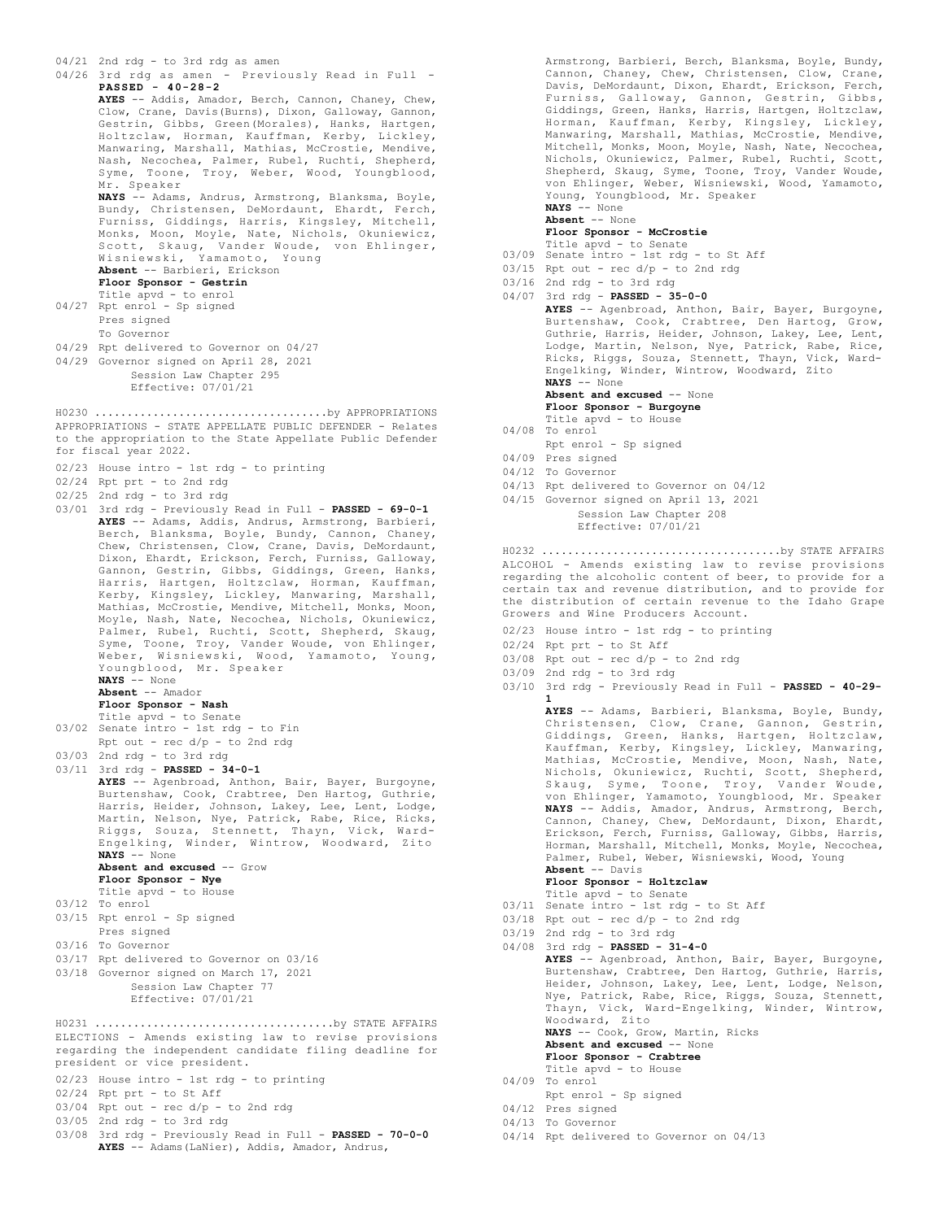04/21 2nd rdg - to 3rd rdg as amen

04/26 3rd rdg as amen - Previously Read in Full - **PASSED - 40-28-2**

**AYES** -- Addis, Amador, Berch, Cannon, Chaney, Chew, Clow, Crane, Davis(Burns), Dixon, Galloway, Gannon, Gestrin, Gibbs, Green(Morales), Hanks, Hartgen, Holtzclaw, Horman, Kauffman, Kerby, Lickley, Manwaring, Marshall, Mathias, McCrostie, Mendive, Nash, Necochea, Palmer, Rubel, Ruchti, Shepherd, Syme, Toone, Troy, Weber, Wood, Youngblood, Mr. Speaker

**NAYS** -- Adams, Andrus, Armstrong, Blanksma, Boyle, Bundy, Christensen, DeMordaunt, Ehardt, Ferch, Furniss, Giddings, Harris, Kingsley, Mitchell, Monks, Moon, Moyle, Nate, Nichols, Okuniewicz, Scott, Skaug, Vander Woude, von Ehlinger, Wisniewski, Yamamoto, Young

**Absent** -- Barbieri, Erickson

**Floor Sponsor - Gestrin**

Title apvd - to enrol

04/27 Rpt enrol - Sp signed
Pres signed
To Governor

04/29 Rpt delivered to Governor on 04/27

04/29 Governor signed on April 28, 2021
Session Law Chapter 295
Effective: 07/01/21

H0230 ....................................by APPROPRIATIONS

APPROPRIATIONS - STATE APPELLATE PUBLIC DEFENDER - Relates to the appropriation to the State Appellate Public Defender for fiscal year 2022.

02/23 House intro - 1st rdg - to printing

02/24 Rpt prt - to 2nd rdg

02/25 2nd rdg - to 3rd rdg

03/01 3rd rdg - Previously Read in Full - **PASSED - 69-0-1**

**AYES** -- Adams, Addis, Andrus, Armstrong, Barbieri, Berch, Blanksma, Boyle, Bundy, Cannon, Chaney, Chew, Christensen, Clow, Crane, Davis, DeMordaunt, Dixon, Ehardt, Erickson, Ferch, Furniss, Galloway, Gannon, Gestrin, Gibbs, Giddings, Green, Hanks, Harris, Hartgen, Holtzclaw, Horman, Kauffman, Kerby, Kingsley, Lickley, Manwaring, Marshall, Mathias, McCrostie, Mendive, Mitchell, Monks, Moon, Moyle, Nash, Nate, Necochea, Nichols, Okuniewicz, Palmer, Rubel, Ruchti, Scott, Shepherd, Skaug, Syme, Toone, Troy, Vander Woude, von Ehlinger, Weber, Wisniewski, Wood, Yamamoto, Young, Youngblood, Mr. Speaker

**NAYS** -- None

**Absent** -- Amador

**Floor Sponsor - Nash**

Title apvd - to Senate

03/02 Senate intro - 1st rdg - to Fin
Rpt out - rec d/p - to 2nd rdg

03/03 2nd rdg - to 3rd rdg

03/11 3rd rdg - **PASSED - 34-0-1**

**AYES** -- Agenbroad, Anthon, Bair, Bayer, Burgoyne, Burtenshaw, Cook, Crabtree, Den Hartog, Guthrie, Harris, Heider, Johnson, Lakey, Lee, Lent, Lodge, Martin, Nelson, Nye, Patrick, Rabe, Rice, Ricks, Riggs, Souza, Stennett, Thayn, Vick, Ward-Engelking, Winder, Wintrow, Woodward, Zito

**NAYS** -- None

**Absent and excused** -- Grow

**Floor Sponsor - Nye**

Title apvd - to House

03/12 To enrol

03/15 Rpt enrol - Sp signed
Pres signed

03/16 To Governor

03/17 Rpt delivered to Governor on 03/16

03/18 Governor signed on March 17, 2021
Session Law Chapter 77
Effective: 07/01/21

H0231 ....................................by STATE AFFAIRS

ELECTIONS - Amends existing law to revise provisions regarding the independent candidate filing deadline for president or vice president.

02/23 House intro - 1st rdg - to printing

02/24 Rpt prt - to St Aff

03/04 Rpt out - rec d/p - to 2nd rdg

03/05 2nd rdg - to 3rd rdg

03/08 3rd rdg - Previously Read in Full - **PASSED - 70-0-0**

**AYES** -- Adams(LaNier), Addis, Amador, Andrus, Armstrong, Barbieri, Berch, Blanksma, Boyle, Bundy, Cannon, Chaney, Chew, Christensen, Clow, Crane, Davis, DeMordaunt, Dixon, Ehardt, Erickson, Ferch, Furniss, Galloway, Gannon, Gestrin, Gibbs, Giddings, Green, Hanks, Harris, Hartgen, Holtzclaw, Horman, Kauffman, Kerby, Kingsley, Lickley, Manwaring, Marshall, Mathias, McCrostie, Mendive, Mitchell, Monks, Moon, Moyle, Nash, Nate, Necochea, Nichols, Okuniewicz, Palmer, Rubel, Ruchti, Scott, Shepherd, Skaug, Syme, Toone, Troy, Vander Woude, von Ehlinger, Weber, Wisniewski, Wood, Yamamoto, Young, Youngblood, Mr. Speaker

**NAYS** -- None

**Absent** -- None

**Floor Sponsor - McCrostie**

Title apvd - to Senate

03/09 Senate intro - 1st rdg - to St Aff

03/15 Rpt out - rec d/p - to 2nd rdg

03/16 2nd rdg - to 3rd rdg

04/07 3rd rdg - **PASSED - 35-0-0**

**AYES** -- Agenbroad, Anthon, Bair, Bayer, Burgoyne, Burtenshaw, Cook, Crabtree, Den Hartog, Grow, Guthrie, Harris, Heider, Johnson, Lakey, Lee, Lent, Lodge, Martin, Nelson, Nye, Patrick, Rabe, Rice, Ricks, Riggs, Souza, Stennett, Thayn, Vick, Ward-Engelking, Winder, Wintrow, Woodward, Zito

**NAYS** -- None

**Absent and excused** -- None

**Floor Sponsor - Burgoyne**

Title apvd - to House

04/08 To enrol
Rpt enrol - Sp signed

04/09 Pres signed

04/12 To Governor

04/13 Rpt delivered to Governor on 04/12

04/15 Governor signed on April 13, 2021
Session Law Chapter 208
Effective: 07/01/21

H0232 ....................................by STATE AFFAIRS

ALCOHOL - Amends existing law to revise provisions regarding the alcoholic content of beer, to provide for a certain tax and revenue distribution, and to provide for the distribution of certain revenue to the Idaho Grape Growers and Wine Producers Account.

02/23 House intro - 1st rdg - to printing

02/24 Rpt prt - to St Aff

03/08 Rpt out - rec d/p - to 2nd rdg

03/09 2nd rdg - to 3rd rdg

03/10 3rd rdg - Previously Read in Full - **PASSED - 40-29-1**

**AYES** -- Adams, Barbieri, Blanksma, Boyle, Bundy, Christensen, Clow, Crane, Gannon, Gestrin, Giddings, Green, Hanks, Hartgen, Holtzclaw, Kauffman, Kerby, Kingsley, Lickley, Manwaring, Mathias, McCrostie, Mendive, Moon, Nash, Nate, Nichols, Okuniewicz, Ruchti, Scott, Shepherd, Skaug, Syme, Toone, Troy, Vander Woude, von Ehlinger, Yamamoto, Youngblood, Mr. Speaker

**NAYS** -- Addis, Amador, Andrus, Armstrong, Berch, Cannon, Chaney, Chew, DeMordaunt, Dixon, Ehardt, Erickson, Ferch, Furniss, Galloway, Gibbs, Harris, Horman, Marshall, Mitchell, Monks, Moyle, Necochea, Palmer, Rubel, Weber, Wisniewski, Wood, Young

**Absent** -- Davis

**Floor Sponsor - Holtzclaw**

Title apvd - to Senate

03/11 Senate intro - 1st rdg - to St Aff

03/18 Rpt out - rec d/p - to 2nd rdg

03/19 2nd rdg - to 3rd rdg

04/08 3rd rdg - **PASSED - 31-4-0**

**AYES** -- Agenbroad, Anthon, Bair, Bayer, Burgoyne, Burtenshaw, Crabtree, Den Hartog, Guthrie, Harris, Heider, Johnson, Lakey, Lee, Lent, Lodge, Nelson, Nye, Patrick, Rabe, Rice, Riggs, Souza, Stennett, Thayn, Vick, Ward-Engelking, Winder, Wintrow, Woodward, Zito

**NAYS** -- Cook, Grow, Martin, Ricks

**Absent and excused** -- None

**Floor Sponsor - Crabtree**

Title apvd - to House

04/09 To enrol
Rpt enrol - Sp signed

04/12 Pres signed

04/13 To Governor

04/14 Rpt delivered to Governor on 04/13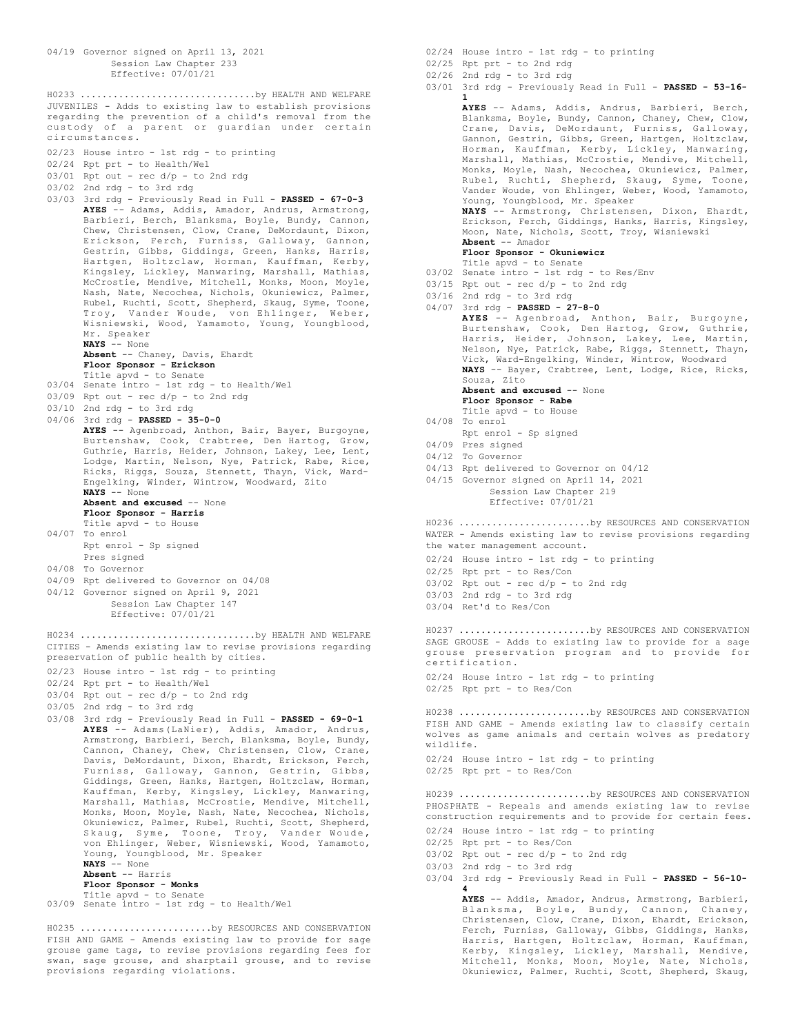04/19 Governor signed on April 13, 2021
Session Law Chapter 233
Effective: 07/01/21

H0233 ...............................by HEALTH AND WELFARE
JUVENILES - Adds to existing law to establish provisions regarding the prevention of a child's removal from the custody of a parent or guardian under certain circumstances.

02/23 House intro - 1st rdg - to printing
02/24 Rpt prt - to Health/Wel
03/01 Rpt out - rec d/p - to 2nd rdg
03/02 2nd rdg - to 3rd rdg
03/03 3rd rdg - Previously Read in Full - **PASSED - 67-0-3**
**AYES** -- Adams, Addis, Amador, Andrus, Armstrong, Barbieri, Berch, Blanksma, Boyle, Bundy, Cannon, Chew, Christensen, Clow, Crane, DeMordaunt, Dixon, Erickson, Ferch, Furniss, Galloway, Gannon, Gestrin, Gibbs, Giddings, Green, Hanks, Harris, Hartgen, Holtzclaw, Horman, Kauffman, Kerby, Kingsley, Lickley, Manwaring, Marshall, Mathias, McCrostie, Mendive, Mitchell, Monks, Moon, Moyle, Nash, Nate, Necochea, Nichols, Okuniewicz, Palmer, Rubel, Ruchti, Scott, Shepherd, Skaug, Syme, Toone, Troy, Vander Woude, von Ehlinger, Weber, Wisniewski, Wood, Yamamoto, Young, Youngblood, Mr. Speaker
**NAYS** -- None
**Absent** -- Chaney, Davis, Ehardt
**Floor Sponsor - Erickson**
Title apvd - to Senate
03/04 Senate intro - 1st rdg - to Health/Wel
03/09 Rpt out - rec d/p - to 2nd rdg
03/10 2nd rdg - to 3rd rdg
04/06 3rd rdg - **PASSED - 35-0-0**
**AYES** -- Agenbroad, Anthon, Bair, Bayer, Burgoyne, Burtenshaw, Cook, Crabtree, Den Hartog, Grow, Guthrie, Harris, Heider, Johnson, Lakey, Lee, Lent, Lodge, Martin, Nelson, Nye, Patrick, Rabe, Rice, Ricks, Riggs, Souza, Stennett, Thayn, Vick, Ward-Engelking, Winder, Wintrow, Woodward, Zito
**NAYS** -- None
**Absent and excused** -- None
**Floor Sponsor - Harris**
Title apvd - to House
04/07 To enrol
Rpt enrol - Sp signed
Pres signed
04/08 To Governor
04/09 Rpt delivered to Governor on 04/08
04/12 Governor signed on April 9, 2021
Session Law Chapter 147
Effective: 07/01/21

H0234 ...............................by HEALTH AND WELFARE
CITIES - Amends existing law to revise provisions regarding preservation of public health by cities.

02/23 House intro - 1st rdg - to printing
02/24 Rpt prt - to Health/Wel
03/04 Rpt out - rec d/p - to 2nd rdg
03/05 2nd rdg - to 3rd rdg
03/08 3rd rdg - Previously Read in Full - **PASSED - 69-0-1**
**AYES** -- Adams(LaNier), Addis, Amador, Andrus, Armstrong, Barbieri, Berch, Blanksma, Boyle, Bundy, Cannon, Chaney, Chew, Christensen, Clow, Crane, Davis, DeMordaunt, Dixon, Ehardt, Erickson, Ferch, Furniss, Galloway, Gannon, Gestrin, Gibbs, Giddings, Green, Hanks, Hartgen, Holtzclaw, Horman, Kauffman, Kerby, Kingsley, Lickley, Manwaring, Marshall, Mathias, McCrostie, Mendive, Mitchell, Monks, Moon, Moyle, Nash, Nate, Necochea, Nichols, Okuniewicz, Palmer, Rubel, Ruchti, Scott, Shepherd, Skaug, Syme, Toone, Troy, Vander Woude, von Ehlinger, Weber, Wisniewski, Wood, Yamamoto, Young, Youngblood, Mr. Speaker
**NAYS** -- None
**Absent** -- Harris
**Floor Sponsor - Monks**
Title apvd - to Senate
03/09 Senate intro - 1st rdg - to Health/Wel

H0235 .......................by RESOURCES AND CONSERVATION
FISH AND GAME - Amends existing law to provide for sage grouse game tags, to revise provisions regarding fees for swan, sage grouse, and sharptail grouse, and to revise provisions regarding violations.

02/24 House intro - 1st rdg - to printing
02/25 Rpt prt - to 2nd rdg
02/26 2nd rdg - to 3rd rdg
03/01 3rd rdg - Previously Read in Full - **PASSED - 53-16-1**
**AYES** -- Adams, Addis, Andrus, Barbieri, Berch, Blanksma, Boyle, Bundy, Cannon, Chaney, Chew, Clow, Crane, Davis, DeMordaunt, Furniss, Galloway, Gannon, Gestrin, Gibbs, Green, Hartgen, Holtzclaw, Horman, Kauffman, Kerby, Lickley, Manwaring, Marshall, Mathias, McCrostie, Mendive, Mitchell, Monks, Moyle, Nash, Necochea, Okuniewicz, Palmer, Rubel, Ruchti, Shepherd, Skaug, Syme, Toone, Vander Woude, von Ehlinger, Weber, Wood, Yamamoto, Young, Youngblood, Mr. Speaker
**NAYS** -- Armstrong, Christensen, Dixon, Ehardt, Erickson, Ferch, Giddings, Hanks, Harris, Kingsley, Moon, Nate, Nichols, Scott, Troy, Wisniewski
**Absent** -- Amador
**Floor Sponsor - Okuniewicz**
Title apvd - to Senate
03/02 Senate intro - 1st rdg - to Res/Env
03/15 Rpt out - rec d/p - to 2nd rdg
03/16 2nd rdg - to 3rd rdg
04/07 3rd rdg - **PASSED - 27-8-0**
**AYES** -- Agenbroad, Anthon, Bair, Burgoyne, Burtenshaw, Cook, Den Hartog, Grow, Guthrie, Harris, Heider, Johnson, Lakey, Lee, Martin, Nelson, Nye, Patrick, Rabe, Riggs, Stennett, Thayn, Vick, Ward-Engelking, Winder, Wintrow, Woodward
**NAYS** -- Bayer, Crabtree, Lent, Lodge, Rice, Ricks, Souza, Zito
**Absent and excused** -- None
**Floor Sponsor - Rabe**
Title apvd - to House
04/08 To enrol
Rpt enrol - Sp signed
04/09 Pres signed
04/12 To Governor
04/13 Rpt delivered to Governor on 04/12
04/15 Governor signed on April 14, 2021
Session Law Chapter 219
Effective: 07/01/21

H0236 .......................by RESOURCES AND CONSERVATION
WATER - Amends existing law to revise provisions regarding the water management account.

02/24 House intro - 1st rdg - to printing
02/25 Rpt prt - to Res/Con
03/02 Rpt out - rec d/p - to 2nd rdg
03/03 2nd rdg - to 3rd rdg
03/04 Ret'd to Res/Con

H0237 .......................by RESOURCES AND CONSERVATION
SAGE GROUSE - Adds to existing law to provide for a sage grouse preservation program and to provide for certification.

02/24 House intro - 1st rdg - to printing
02/25 Rpt prt - to Res/Con

H0238 .......................by RESOURCES AND CONSERVATION
FISH AND GAME - Amends existing law to classify certain wolves as game animals and certain wolves as predatory wildlife.

02/24 House intro - 1st rdg - to printing
02/25 Rpt prt - to Res/Con

H0239 .......................by RESOURCES AND CONSERVATION
PHOSPHATE - Repeals and amends existing law to revise construction requirements and to provide for certain fees.

02/24 House intro - 1st rdg - to printing
02/25 Rpt prt - to Res/Con
03/02 Rpt out - rec d/p - to 2nd rdg
03/03 2nd rdg - to 3rd rdg
03/04 3rd rdg - Previously Read in Full - **PASSED - 56-10-4**
**AYES** -- Addis, Amador, Andrus, Armstrong, Barbieri, Blanksma, Boyle, Bundy, Cannon, Chaney, Christensen, Clow, Crane, Dixon, Ehardt, Erickson, Ferch, Furniss, Galloway, Gibbs, Giddings, Hanks, Harris, Hartgen, Holtzclaw, Horman, Kauffman, Kerby, Kingsley, Lickley, Marshall, Mendive, Mitchell, Monks, Moon, Moyle, Nate, Nichols, Okuniewicz, Palmer, Ruchti, Scott, Shepherd, Skaug,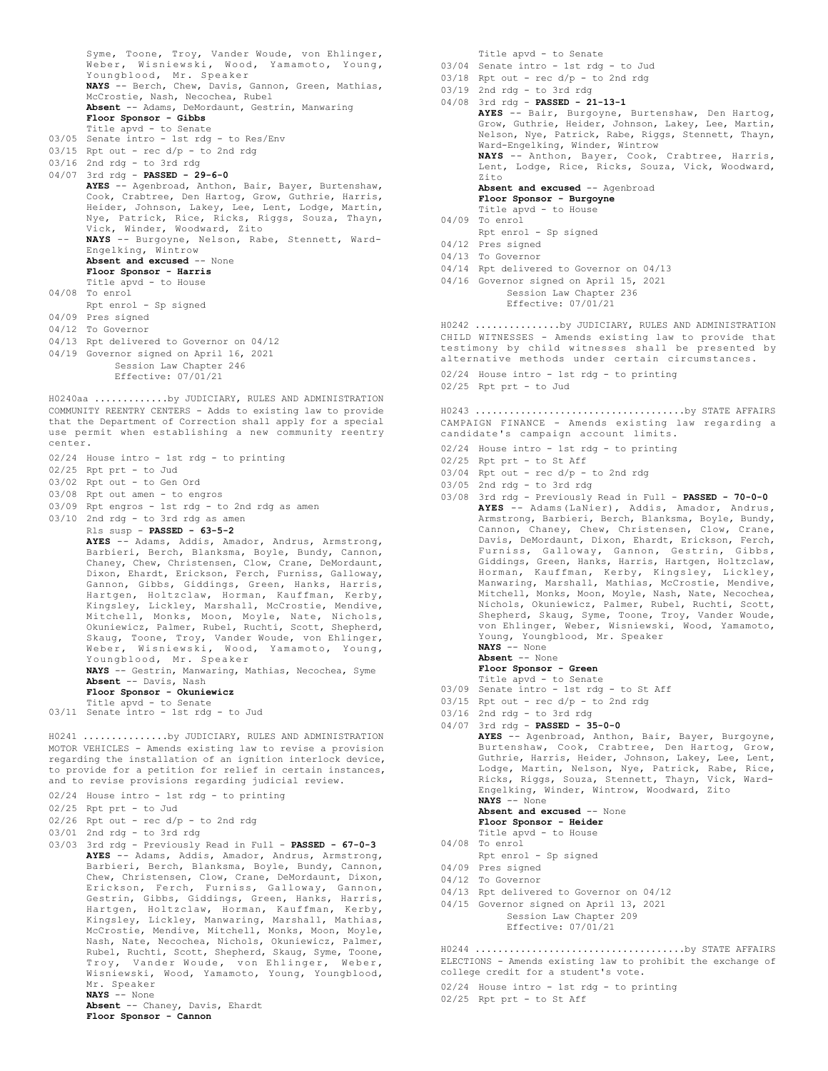Syme, Toone, Troy, Vander Woude, von Ehlinger, Weber, Wisniewski, Wood, Yamamoto, Young, Youngblood, Mr. Speaker
**NAYS** -- Berch, Chew, Davis, Gannon, Green, Mathias, McCrostie, Nash, Necochea, Rubel
**Absent** -- Adams, DeMordaunt, Gestrin, Manwaring
**Floor Sponsor - Gibbs**
Title apvd - to Senate
03/05 Senate intro - 1st rdg - to Res/Env
03/15 Rpt out - rec d/p - to 2nd rdg
03/16 2nd rdg - to 3rd rdg
04/07 3rd rdg - **PASSED - 29-6-0**
**AYES** -- Agenbroad, Anthon, Bair, Bayer, Burtenshaw, Cook, Crabtree, Den Hartog, Grow, Guthrie, Harris, Heider, Johnson, Lakey, Lee, Lent, Lodge, Martin, Nye, Patrick, Rice, Ricks, Riggs, Souza, Thayn, Vick, Winder, Woodward, Zito
**NAYS** -- Burgoyne, Nelson, Rabe, Stennett, Ward-Engelking, Wintrow
**Absent and excused** -- None
**Floor Sponsor - Harris**
Title apvd - to House
04/08 To enrol
Rpt enrol - Sp signed
04/09 Pres signed
04/12 To Governor
04/13 Rpt delivered to Governor on 04/12
04/19 Governor signed on April 16, 2021
Session Law Chapter 246
Effective: 07/01/21

H0240aa ............by JUDICIARY, RULES AND ADMINISTRATION
COMMUNITY REENTRY CENTERS - Adds to existing law to provide that the Department of Correction shall apply for a special use permit when establishing a new community reentry center.

02/24 House intro - 1st rdg - to printing
02/25 Rpt prt - to Jud
03/02 Rpt out - to Gen Ord
03/08 Rpt out amen - to engros
03/09 Rpt engros - 1st rdg - to 2nd rdg as amen
03/10 2nd rdg - to 3rd rdg as amen
Rls susp - **PASSED - 63-5-2**
**AYES** -- Adams, Addis, Amador, Andrus, Armstrong, Barbieri, Berch, Blanksma, Boyle, Bundy, Cannon, Chaney, Chew, Christensen, Clow, Crane, DeMordaunt, Dixon, Ehardt, Erickson, Ferch, Furniss, Galloway, Gannon, Gibbs, Giddings, Green, Hanks, Harris, Hartgen, Holtzclaw, Horman, Kauffman, Kerby, Kingsley, Lickley, Marshall, McCrostie, Mendive, Mitchell, Monks, Moon, Moyle, Nate, Nichols, Okuniewicz, Palmer, Rubel, Ruchti, Scott, Shepherd, Skaug, Toone, Troy, Vander Woude, von Ehlinger, Weber, Wisniewski, Wood, Yamamoto, Young, Youngblood, Mr. Speaker
**NAYS** -- Gestrin, Manwaring, Mathias, Necochea, Syme
**Absent** -- Davis, Nash
**Floor Sponsor - Okuniewicz**
Title apvd - to Senate
03/11 Senate intro - 1st rdg - to Jud

H0241 ..............by JUDICIARY, RULES AND ADMINISTRATION
MOTOR VEHICLES - Amends existing law to revise a provision regarding the installation of an ignition interlock device, to provide for a petition for relief in certain instances, and to revise provisions regarding judicial review.

02/24 House intro - 1st rdg - to printing
02/25 Rpt prt - to Jud
02/26 Rpt out - rec d/p - to 2nd rdg
03/01 2nd rdg - to 3rd rdg
03/03 3rd rdg - Previously Read in Full - **PASSED - 67-0-3**
**AYES** -- Adams, Addis, Amador, Andrus, Armstrong, Barbieri, Berch, Blanksma, Boyle, Bundy, Cannon, Chew, Christensen, Clow, Crane, DeMordaunt, Dixon, Erickson, Ferch, Furniss, Galloway, Gannon, Gestrin, Gibbs, Giddings, Green, Hanks, Harris, Hartgen, Holtzclaw, Horman, Kauffman, Kerby, Kingsley, Lickley, Manwaring, Marshall, Mathias, McCrostie, Mendive, Mitchell, Monks, Moon, Moyle, Nash, Nate, Necochea, Nichols, Okuniewicz, Palmer, Rubel, Ruchti, Scott, Shepherd, Skaug, Syme, Toone, Troy, Vander Woude, von Ehlinger, Weber, Wisniewski, Wood, Yamamoto, Young, Youngblood, Mr. Speaker
**NAYS** -- None
**Absent** -- Chaney, Davis, Ehardt
**Floor Sponsor - Cannon**
Title apvd - to Senate
03/04 Senate intro - 1st rdg - to Jud
03/18 Rpt out - rec d/p - to 2nd rdg
03/19 2nd rdg - to 3rd rdg
04/08 3rd rdg - **PASSED - 21-13-1**
**AYES** -- Bair, Burgoyne, Burtenshaw, Den Hartog, Grow, Guthrie, Heider, Johnson, Lakey, Lee, Martin, Nelson, Nye, Patrick, Rabe, Riggs, Stennett, Thayn, Ward-Engelking, Winder, Wintrow
**NAYS** -- Anthon, Bayer, Cook, Crabtree, Harris, Lent, Lodge, Rice, Ricks, Souza, Vick, Woodward, Zito
**Absent and excused** -- Agenbroad
**Floor Sponsor - Burgoyne**
Title apvd - to House
04/09 To enrol
Rpt enrol - Sp signed
04/12 Pres signed
04/13 To Governor
04/14 Rpt delivered to Governor on 04/13
04/16 Governor signed on April 15, 2021
Session Law Chapter 236
Effective: 07/01/21

H0242 ..............by JUDICIARY, RULES AND ADMINISTRATION
CHILD WITNESSES - Amends existing law to provide that testimony by child witnesses shall be presented by alternative methods under certain circumstances.

02/24 House intro - 1st rdg - to printing
02/25 Rpt prt - to Jud

H0243 ....................................by STATE AFFAIRS
CAMPAIGN FINANCE - Amends existing law regarding a candidate's campaign account limits.

02/24 House intro - 1st rdg - to printing
02/25 Rpt prt - to St Aff
03/04 Rpt out - rec d/p - to 2nd rdg
03/05 2nd rdg - to 3rd rdg
03/08 3rd rdg - Previously Read in Full - **PASSED - 70-0-0**
**AYES** -- Adams(LaNier), Addis, Amador, Andrus, Armstrong, Barbieri, Berch, Blanksma, Boyle, Bundy, Cannon, Chaney, Chew, Christensen, Clow, Crane, Davis, DeMordaunt, Dixon, Ehardt, Erickson, Ferch, Furniss, Galloway, Gannon, Gestrin, Gibbs, Giddings, Green, Hanks, Harris, Hartgen, Holtzclaw, Horman, Kauffman, Kerby, Kingsley, Lickley, Manwaring, Marshall, Mathias, McCrostie, Mendive, Mitchell, Monks, Moon, Moyle, Nash, Nate, Necochea, Nichols, Okuniewicz, Palmer, Rubel, Ruchti, Scott, Shepherd, Skaug, Syme, Toone, Troy, Vander Woude, von Ehlinger, Weber, Wisniewski, Wood, Yamamoto, Young, Youngblood, Mr. Speaker
**NAYS** -- None
**Absent** -- None
**Floor Sponsor - Green**
Title apvd - to Senate
03/09 Senate intro - 1st rdg - to St Aff
03/15 Rpt out - rec d/p - to 2nd rdg
03/16 2nd rdg - to 3rd rdg
04/07 3rd rdg - **PASSED - 35-0-0**
**AYES** -- Agenbroad, Anthon, Bair, Bayer, Burgoyne, Burtenshaw, Cook, Crabtree, Den Hartog, Grow, Guthrie, Harris, Heider, Johnson, Lakey, Lee, Lent, Lodge, Martin, Nelson, Nye, Patrick, Rabe, Rice, Ricks, Riggs, Souza, Stennett, Thayn, Vick, Ward-Engelking, Winder, Wintrow, Woodward, Zito
**NAYS** -- None
**Absent and excused** -- None
**Floor Sponsor - Heider**
Title apvd - to House
04/08 To enrol
Rpt enrol - Sp signed
04/09 Pres signed
04/12 To Governor
04/13 Rpt delivered to Governor on 04/12
04/15 Governor signed on April 13, 2021
Session Law Chapter 209
Effective: 07/01/21

H0244 ....................................by STATE AFFAIRS
ELECTIONS - Amends existing law to prohibit the exchange of college credit for a student's vote.

02/24 House intro - 1st rdg - to printing
02/25 Rpt prt - to St Aff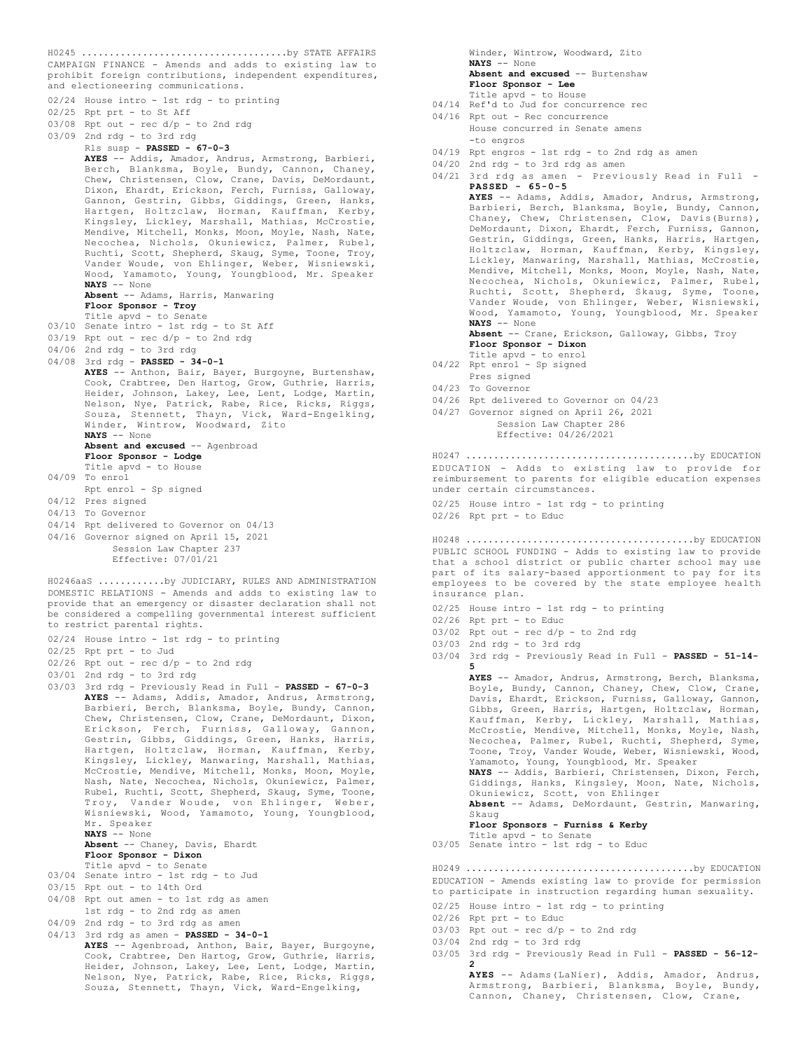H0245 ....................................by STATE AFFAIRS
CAMPAIGN FINANCE - Amends and adds to existing law to prohibit foreign contributions, independent expenditures, and electioneering communications.

02/24 House intro - 1st rdg - to printing
02/25 Rpt prt - to St Aff
03/08 Rpt out - rec d/p - to 2nd rdg
03/09 2nd rdg - to 3rd rdg
Rls susp - **PASSED - 67-0-3**
**AYES** -- Addis, Amador, Andrus, Armstrong, Barbieri, Berch, Blanksma, Boyle, Bundy, Cannon, Chaney, Chew, Christensen, Clow, Crane, Davis, DeMordaunt, Dixon, Ehardt, Erickson, Ferch, Furniss, Galloway, Gannon, Gestrin, Gibbs, Giddings, Green, Hanks, Hartgen, Holtzclaw, Horman, Kauffman, Kerby, Kingsley, Lickley, Marshall, Mathias, McCrostie, Mendive, Mitchell, Monks, Moon, Moyle, Nash, Nate, Necochea, Nichols, Okuniewicz, Palmer, Rubel, Ruchti, Scott, Shepherd, Skaug, Syme, Toone, Troy, Vander Woude, von Ehlinger, Weber, Wisniewski, Wood, Yamamoto, Young, Youngblood, Mr. Speaker
**NAYS** -- None
**Absent** -- Adams, Harris, Manwaring
**Floor Sponsor - Troy**
Title apvd - to Senate
03/10 Senate intro - 1st rdg - to St Aff
03/19 Rpt out - rec d/p - to 2nd rdg
04/06 2nd rdg - to 3rd rdg
04/08 3rd rdg - **PASSED - 34-0-1**
**AYES** -- Anthon, Bair, Bayer, Burgoyne, Burtenshaw, Cook, Crabtree, Den Hartog, Grow, Guthrie, Harris, Heider, Johnson, Lakey, Lee, Lent, Lodge, Martin, Nelson, Nye, Patrick, Rabe, Rice, Ricks, Riggs, Souza, Stennett, Thayn, Vick, Ward-Engelking, Winder, Wintrow, Woodward, Zito
**NAYS** -- None
**Absent and excused** -- Agenbroad
**Floor Sponsor - Lodge**
Title apvd - to House
04/09 To enrol
Rpt enrol - Sp signed
04/12 Pres signed
04/13 To Governor
04/14 Rpt delivered to Governor on 04/13
04/16 Governor signed on April 15, 2021
Session Law Chapter 237
Effective: 07/01/21

H0246aaS ...........by JUDICIARY, RULES AND ADMINISTRATION
DOMESTIC RELATIONS - Amends and adds to existing law to provide that an emergency or disaster declaration shall not be considered a compelling governmental interest sufficient to restrict parental rights.

02/24 House intro - 1st rdg - to printing
02/25 Rpt prt - to Jud
02/26 Rpt out - rec d/p - to 2nd rdg
03/01 2nd rdg - to 3rd rdg
03/03 3rd rdg - Previously Read in Full - **PASSED - 67-0-3**
**AYES** -- Adams, Addis, Amador, Andrus, Armstrong, Barbieri, Berch, Blanksma, Boyle, Bundy, Cannon, Chew, Christensen, Clow, Crane, DeMordaunt, Dixon, Erickson, Ferch, Furniss, Galloway, Gannon, Gestrin, Gibbs, Giddings, Green, Hanks, Harris, Hartgen, Holtzclaw, Horman, Kauffman, Kerby, Kingsley, Lickley, Manwaring, Marshall, Mathias, McCrostie, Mendive, Mitchell, Monks, Moon, Moyle, Nash, Nate, Necochea, Nichols, Okuniewicz, Palmer, Rubel, Ruchti, Scott, Shepherd, Skaug, Syme, Toone, Troy, Vander Woude, von Ehlinger, Weber, Wisniewski, Wood, Yamamoto, Young, Youngblood, Mr. Speaker
**NAYS** -- None
**Absent** -- Chaney, Davis, Ehardt
**Floor Sponsor - Dixon**
Title apvd - to Senate
03/04 Senate intro - 1st rdg - to Jud
03/15 Rpt out - to 14th Ord
04/08 Rpt out amen - to 1st rdg as amen
1st rdg - to 2nd rdg as amen
04/09 2nd rdg - to 3rd rdg as amen
04/13 3rd rdg as amen - **PASSED - 34-0-1**
**AYES** -- Agenbroad, Anthon, Bair, Bayer, Burgoyne, Cook, Crabtree, Den Hartog, Grow, Guthrie, Harris, Heider, Johnson, Lakey, Lee, Lent, Lodge, Martin, Nelson, Nye, Patrick, Rabe, Rice, Ricks, Riggs, Souza, Stennett, Thayn, Vick, Ward-Engelking, Winder, Wintrow, Woodward, Zito
**NAYS** -- None
**Absent and excused** -- Burtenshaw
**Floor Sponsor - Lee**
Title apvd - to House
04/14 Ref'd to Jud for concurrence rec
04/16 Rpt out - Rec concurrence
House concurred in Senate amens
-to engros
04/19 Rpt engros - 1st rdg - to 2nd rdg as amen
04/20 2nd rdg - to 3rd rdg as amen
04/21 3rd rdg as amen - Previously Read in Full - **PASSED - 65-0-5**
**AYES** -- Adams, Addis, Amador, Andrus, Armstrong, Barbieri, Berch, Blanksma, Boyle, Bundy, Cannon, Chaney, Chew, Christensen, Clow, Davis(Burns), DeMordaunt, Dixon, Ehardt, Ferch, Furniss, Gannon, Gestrin, Giddings, Green, Hanks, Harris, Hartgen, Holtzclaw, Horman, Kauffman, Kerby, Kingsley, Lickley, Manwaring, Marshall, Mathias, McCrostie, Mendive, Mitchell, Monks, Moon, Moyle, Nash, Nate, Necochea, Nichols, Okuniewicz, Palmer, Rubel, Ruchti, Scott, Shepherd, Skaug, Syme, Toone, Vander Woude, von Ehlinger, Weber, Wisniewski, Wood, Yamamoto, Young, Youngblood, Mr. Speaker
**NAYS** -- None
**Absent** -- Crane, Erickson, Galloway, Gibbs, Troy
**Floor Sponsor - Dixon**
Title apvd - to enrol
04/22 Rpt enrol - Sp signed
Pres signed
04/23 To Governor
04/26 Rpt delivered to Governor on 04/23
04/27 Governor signed on April 26, 2021
Session Law Chapter 286
Effective: 04/26/2021

H0247 ........................................by EDUCATION
EDUCATION - Adds to existing law to provide for reimbursement to parents for eligible education expenses under certain circumstances.

02/25 House intro - 1st rdg - to printing
02/26 Rpt prt - to Educ

H0248 ........................................by EDUCATION
PUBLIC SCHOOL FUNDING - Adds to existing law to provide that a school district or public charter school may use part of its salary-based apportionment to pay for its employees to be covered by the state employee health insurance plan.

02/25 House intro - 1st rdg - to printing
02/26 Rpt prt - to Educ
03/02 Rpt out - rec d/p - to 2nd rdg
03/03 2nd rdg - to 3rd rdg
03/04 3rd rdg - Previously Read in Full - **PASSED - 51-14-5**
**AYES** -- Amador, Andrus, Armstrong, Berch, Blanksma, Boyle, Bundy, Cannon, Chaney, Chew, Clow, Crane, Davis, Ehardt, Erickson, Furniss, Galloway, Gannon, Gibbs, Green, Harris, Hartgen, Holtzclaw, Horman, Kauffman, Kerby, Lickley, Marshall, Mathias, McCrostie, Mendive, Mitchell, Monks, Moyle, Nash, Necochea, Palmer, Rubel, Ruchti, Shepherd, Syme, Toone, Troy, Vander Woude, Weber, Wisniewski, Wood, Yamamoto, Young, Youngblood, Mr. Speaker
**NAYS** -- Addis, Barbieri, Christensen, Dixon, Ferch, Giddings, Hanks, Kingsley, Moon, Nate, Nichols, Okuniewicz, Scott, von Ehlinger
**Absent** -- Adams, DeMordaunt, Gestrin, Manwaring, Skaug
**Floor Sponsors - Furniss & Kerby**
Title apvd - to Senate
03/05 Senate intro - 1st rdg - to Educ

H0249 ........................................by EDUCATION
EDUCATION - Amends existing law to provide for permission to participate in instruction regarding human sexuality.

02/25 House intro - 1st rdg - to printing
02/26 Rpt prt - to Educ
03/03 Rpt out - rec d/p - to 2nd rdg
03/04 2nd rdg - to 3rd rdg
03/05 3rd rdg - Previously Read in Full - **PASSED - 56-12-2**
**AYES** -- Adams(LaNier), Addis, Amador, Andrus, Armstrong, Barbieri, Blanksma, Boyle, Bundy, Cannon, Chaney, Christensen, Clow, Crane,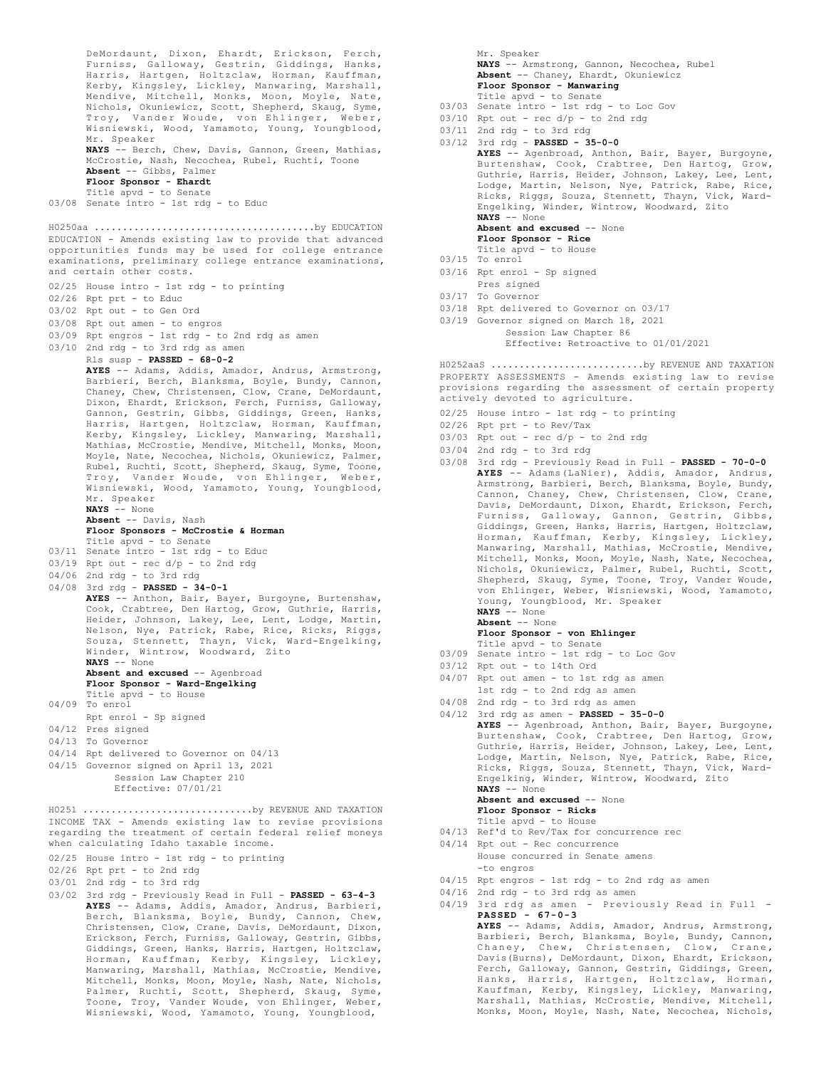DeMordaunt, Dixon, Ehardt, Erickson, Ferch, Furniss, Galloway, Gestrin, Giddings, Hanks, Harris, Hartgen, Holtzclaw, Horman, Kauffman, Kerby, Kingsley, Lickley, Manwaring, Marshall, Mendive, Mitchell, Monks, Moon, Moyle, Nate, Nichols, Okuniewicz, Scott, Shepherd, Skaug, Syme, Troy, Vander Woude, von Ehlinger, Weber, Wisniewski, Wood, Yamamoto, Young, Youngblood, Mr. Speaker
**NAYS** -- Berch, Chew, Davis, Gannon, Green, Mathias, McCrostie, Nash, Necochea, Rubel, Ruchti, Toone
**Absent** -- Gibbs, Palmer
**Floor Sponsor - Ehardt**
Title apvd - to Senate
03/08 Senate intro - 1st rdg - to Educ

H0250aa ......................................by EDUCATION
EDUCATION - Amends existing law to provide that advanced opportunities funds may be used for college entrance examinations, preliminary college entrance examinations, and certain other costs.

02/25 House intro - 1st rdg - to printing
02/26 Rpt prt - to Educ
03/02 Rpt out - to Gen Ord
03/08 Rpt out amen - to engros
03/09 Rpt engros - 1st rdg - to 2nd rdg as amen
03/10 2nd rdg - to 3rd rdg as amen
Rls susp - **PASSED - 68-0-2**
**AYES** -- Adams, Addis, Amador, Andrus, Armstrong, Barbieri, Berch, Blanksma, Boyle, Bundy, Cannon, Chaney, Chew, Christensen, Clow, Crane, DeMordaunt, Dixon, Ehardt, Erickson, Ferch, Furniss, Galloway, Gannon, Gestrin, Gibbs, Giddings, Green, Hanks, Harris, Hartgen, Holtzclaw, Horman, Kauffman, Kerby, Kingsley, Lickley, Manwaring, Marshall, Mathias, McCrostie, Mendive, Mitchell, Monks, Moon, Moyle, Nate, Necochea, Nichols, Okuniewicz, Palmer, Rubel, Ruchti, Scott, Shepherd, Skaug, Syme, Toone, Troy, Vander Woude, von Ehlinger, Weber, Wisniewski, Wood, Yamamoto, Young, Youngblood, Mr. Speaker
**NAYS** -- None
**Absent** -- Davis, Nash
**Floor Sponsors - McCrostie & Horman**
Title apvd - to Senate
03/11 Senate intro - 1st rdg - to Educ
03/19 Rpt out - rec d/p - to 2nd rdg
04/06 2nd rdg - to 3rd rdg
04/08 3rd rdg - **PASSED - 34-0-1**
**AYES** -- Anthon, Bair, Bayer, Burgoyne, Burtenshaw, Cook, Crabtree, Den Hartog, Grow, Guthrie, Harris, Heider, Johnson, Lakey, Lee, Lent, Lodge, Martin, Nelson, Nye, Patrick, Rabe, Rice, Ricks, Riggs, Souza, Stennett, Thayn, Vick, Ward-Engelking, Winder, Wintrow, Woodward, Zito
**NAYS** -- None
**Absent and excused** -- Agenbroad
**Floor Sponsor - Ward-Engelking**
Title apvd - to House
04/09 To enrol
Rpt enrol - Sp signed
04/12 Pres signed
04/13 To Governor
04/14 Rpt delivered to Governor on 04/13
04/15 Governor signed on April 13, 2021
Session Law Chapter 210
Effective: 07/01/21

H0251 ..............................by REVENUE AND TAXATION
INCOME TAX - Amends existing law to revise provisions regarding the treatment of certain federal relief moneys when calculating Idaho taxable income.

02/25 House intro - 1st rdg - to printing
02/26 Rpt prt - to 2nd rdg
03/01 2nd rdg - to 3rd rdg
03/02 3rd rdg - Previously Read in Full - **PASSED - 63-4-3**
**AYES** -- Adams, Addis, Amador, Andrus, Barbieri, Berch, Blanksma, Boyle, Bundy, Cannon, Chew, Christensen, Clow, Crane, Davis, DeMordaunt, Dixon, Erickson, Ferch, Furniss, Galloway, Gestrin, Gibbs, Giddings, Green, Hanks, Harris, Hartgen, Holtzclaw, Horman, Kauffman, Kerby, Kingsley, Lickley, Manwaring, Marshall, Mathias, McCrostie, Mendive, Mitchell, Monks, Moon, Moyle, Nash, Nate, Nichols, Palmer, Ruchti, Scott, Shepherd, Skaug, Syme, Toone, Troy, Vander Woude, von Ehlinger, Weber, Wisniewski, Wood, Yamamoto, Young, Youngblood, Mr. Speaker
**NAYS** -- Armstrong, Gannon, Necochea, Rubel
**Absent** -- Chaney, Ehardt, Okuniewicz
**Floor Sponsor - Manwaring**
Title apvd - to Senate
03/03 Senate intro - 1st rdg - to Loc Gov
03/10 Rpt out - rec d/p - to 2nd rdg
03/11 2nd rdg - to 3rd rdg
03/12 3rd rdg - **PASSED - 35-0-0**
**AYES** -- Agenbroad, Anthon, Bair, Bayer, Burgoyne, Burtenshaw, Cook, Crabtree, Den Hartog, Grow, Guthrie, Harris, Heider, Johnson, Lakey, Lee, Lent, Lodge, Martin, Nelson, Nye, Patrick, Rabe, Rice, Ricks, Riggs, Souza, Stennett, Thayn, Vick, Ward-Engelking, Winder, Wintrow, Woodward, Zito
**NAYS** -- None
**Absent and excused** -- None
**Floor Sponsor - Rice**
Title apvd - to House
03/15 To enrol
03/16 Rpt enrol - Sp signed
Pres signed
03/17 To Governor
03/18 Rpt delivered to Governor on 03/17
03/19 Governor signed on March 18, 2021
Session Law Chapter 86
Effective: Retroactive to 01/01/2021

H0252aaS ...........................by REVENUE AND TAXATION
PROPERTY ASSESSMENTS - Amends existing law to revise provisions regarding the assessment of certain property actively devoted to agriculture.

02/25 House intro - 1st rdg - to printing
02/26 Rpt prt - to Rev/Tax
03/03 Rpt out - rec d/p - to 2nd rdg
03/04 2nd rdg - to 3rd rdg
03/08 3rd rdg - Previously Read in Full - **PASSED - 70-0-0**
**AYES** -- Adams(LaNier), Addis, Amador, Andrus, Armstrong, Barbieri, Berch, Blanksma, Boyle, Bundy, Cannon, Chaney, Chew, Christensen, Clow, Crane, Davis, DeMordaunt, Dixon, Ehardt, Erickson, Ferch, Furniss, Galloway, Gannon, Gestrin, Gibbs, Giddings, Green, Hanks, Harris, Hartgen, Holtzclaw, Horman, Kauffman, Kerby, Kingsley, Lickley, Manwaring, Marshall, Mathias, McCrostie, Mendive, Mitchell, Monks, Moon, Moyle, Nash, Nate, Necochea, Nichols, Okuniewicz, Palmer, Rubel, Ruchti, Scott, Shepherd, Skaug, Syme, Toone, Troy, Vander Woude, von Ehlinger, Weber, Wisniewski, Wood, Yamamoto, Young, Youngblood, Mr. Speaker
**NAYS** -- None
**Absent** -- None
**Floor Sponsor - von Ehlinger**
Title apvd - to Senate
03/09 Senate intro - 1st rdg - to Loc Gov
03/12 Rpt out - to 14th Ord
04/07 Rpt out amen - to 1st rdg as amen
1st rdg - to 2nd rdg as amen
04/08 2nd rdg - to 3rd rdg as amen
04/12 3rd rdg as amen - **PASSED - 35-0-0**
**AYES** -- Agenbroad, Anthon, Bair, Bayer, Burgoyne, Burtenshaw, Cook, Crabtree, Den Hartog, Grow, Guthrie, Harris, Heider, Johnson, Lakey, Lee, Lent, Lodge, Martin, Nelson, Nye, Patrick, Rabe, Rice, Ricks, Riggs, Souza, Stennett, Thayn, Vick, Ward-Engelking, Winder, Wintrow, Woodward, Zito
**NAYS** -- None
**Absent and excused** -- None
**Floor Sponsor - Ricks**
Title apvd - to House
04/13 Ref'd to Rev/Tax for concurrence rec
04/14 Rpt out - Rec concurrence
House concurred in Senate amens
-to engros
04/15 Rpt engros - 1st rdg - to 2nd rdg as amen
04/16 2nd rdg - to 3rd rdg as amen
04/19 3rd rdg as amen - Previously Read in Full - **PASSED - 67-0-3**
**AYES** -- Adams, Addis, Amador, Andrus, Armstrong, Barbieri, Berch, Blanksma, Boyle, Bundy, Cannon, Chaney, Chew, Christensen, Clow, Crane, Davis(Burns), DeMordaunt, Dixon, Ehardt, Erickson, Ferch, Galloway, Gannon, Gestrin, Giddings, Green, Hanks, Harris, Hartgen, Holtzclaw, Horman, Kauffman, Kerby, Kingsley, Lickley, Manwaring, Marshall, Mathias, McCrostie, Mendive, Mitchell, Monks, Moon, Moyle, Nash, Nate, Necochea, Nichols,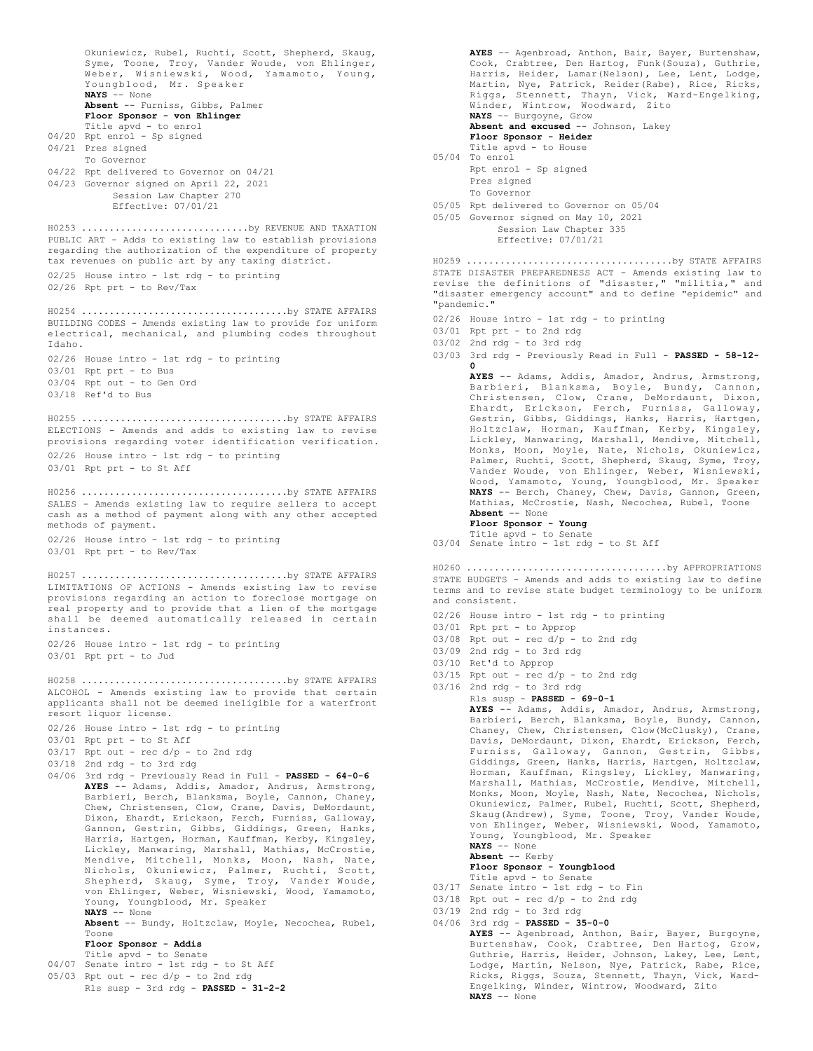Okuniewicz, Rubel, Ruchti, Scott, Shepherd, Skaug, Syme, Toone, Troy, Vander Woude, von Ehlinger, Weber, Wisniewski, Wood, Yamamoto, Young, Youngblood, Mr. Speaker
**NAYS** -- None
**Absent** -- Furniss, Gibbs, Palmer
**Floor Sponsor - von Ehlinger**
Title apvd - to enrol
04/20 Rpt enrol - Sp signed
04/21 Pres signed
To Governor
04/22 Rpt delivered to Governor on 04/21
04/23 Governor signed on April 22, 2021
Session Law Chapter 270
Effective: 07/01/21

H0253 ..............................by REVENUE AND TAXATION
PUBLIC ART - Adds to existing law to establish provisions regarding the authorization of the expenditure of property tax revenues on public art by any taxing district.
02/25 House intro - 1st rdg - to printing
02/26 Rpt prt - to Rev/Tax

H0254 ....................................by STATE AFFAIRS
BUILDING CODES - Amends existing law to provide for uniform electrical, mechanical, and plumbing codes throughout Idaho.
02/26 House intro - 1st rdg - to printing
03/01 Rpt prt - to Bus
03/04 Rpt out - to Gen Ord
03/18 Ref'd to Bus

H0255 ....................................by STATE AFFAIRS
ELECTIONS - Amends and adds to existing law to revise provisions regarding voter identification verification.
02/26 House intro - 1st rdg - to printing
03/01 Rpt prt - to St Aff

H0256 ....................................by STATE AFFAIRS
SALES - Amends existing law to require sellers to accept cash as a method of payment along with any other accepted methods of payment.
02/26 House intro - 1st rdg - to printing
03/01 Rpt prt - to Rev/Tax

H0257 ....................................by STATE AFFAIRS
LIMITATIONS OF ACTIONS - Amends existing law to revise provisions regarding an action to foreclose mortgage on real property and to provide that a lien of the mortgage shall be deemed automatically released in certain instances.
02/26 House intro - 1st rdg - to printing
03/01 Rpt prt - to Jud

H0258 ....................................by STATE AFFAIRS
ALCOHOL - Amends existing law to provide that certain applicants shall not be deemed ineligible for a waterfront resort liquor license.
02/26 House intro - 1st rdg - to printing
03/01 Rpt prt - to St Aff
03/17 Rpt out - rec d/p - to 2nd rdg
03/18 2nd rdg - to 3rd rdg
04/06 3rd rdg - Previously Read in Full - **PASSED - 64-0-6**
**AYES** -- Adams, Addis, Amador, Andrus, Armstrong, Barbieri, Berch, Blanksma, Boyle, Cannon, Chaney, Chew, Christensen, Clow, Crane, Davis, DeMordaunt, Dixon, Ehardt, Erickson, Ferch, Furniss, Galloway, Gannon, Gestrin, Gibbs, Giddings, Green, Hanks, Harris, Hartgen, Horman, Kauffman, Kerby, Kingsley, Lickley, Manwaring, Marshall, Mathias, McCrostie, Mendive, Mitchell, Monks, Moon, Nash, Nate, Nichols, Okuniewicz, Palmer, Ruchti, Scott, Shepherd, Skaug, Syme, Troy, Vander Woude, von Ehlinger, Weber, Wisniewski, Wood, Yamamoto, Young, Youngblood, Mr. Speaker
**NAYS** -- None
**Absent** -- Bundy, Holtzclaw, Moyle, Necochea, Rubel, Toone
**Floor Sponsor - Addis**
Title apvd - to Senate
04/07 Senate intro - 1st rdg - to St Aff
05/03 Rpt out - rec d/p - to 2nd rdg
Rls susp - 3rd rdg - **PASSED - 31-2-2**
**AYES** -- Agenbroad, Anthon, Bair, Bayer, Burtenshaw, Cook, Crabtree, Den Hartog, Funk(Souza), Guthrie, Harris, Heider, Lamar(Nelson), Lee, Lent, Lodge, Martin, Nye, Patrick, Reider(Rabe), Rice, Ricks, Riggs, Stennett, Thayn, Vick, Ward-Engelking, Winder, Wintrow, Woodward, Zito
**NAYS** -- Burgoyne, Grow
**Absent and excused** -- Johnson, Lakey
**Floor Sponsor - Heider**
Title apvd - to House
05/04 To enrol
Rpt enrol - Sp signed
Pres signed
To Governor
05/05 Rpt delivered to Governor on 05/04
05/05 Governor signed on May 10, 2021
Session Law Chapter 335
Effective: 07/01/21

H0259 ....................................by STATE AFFAIRS
STATE DISASTER PREPAREDNESS ACT - Amends existing law to revise the definitions of "disaster," "militia," and "disaster emergency account" and to define "epidemic" and "pandemic."
02/26 House intro - 1st rdg - to printing
03/01 Rpt prt - to 2nd rdg
03/02 2nd rdg - to 3rd rdg
03/03 3rd rdg - Previously Read in Full - **PASSED - 58-12-0**
**AYES** -- Adams, Addis, Amador, Andrus, Armstrong, Barbieri, Blanksma, Boyle, Bundy, Cannon, Christensen, Clow, Crane, DeMordaunt, Dixon, Ehardt, Erickson, Ferch, Furniss, Galloway, Gestrin, Gibbs, Giddings, Hanks, Harris, Hartgen, Holtzclaw, Horman, Kauffman, Kerby, Kingsley, Lickley, Manwaring, Marshall, Mendive, Mitchell, Monks, Moon, Moyle, Nate, Nichols, Okuniewicz, Palmer, Ruchti, Scott, Shepherd, Skaug, Syme, Troy, Vander Woude, von Ehlinger, Weber, Wisniewski, Wood, Yamamoto, Young, Youngblood, Mr. Speaker
**NAYS** -- Berch, Chaney, Chew, Davis, Gannon, Green, Mathias, McCrostie, Nash, Necochea, Rubel, Toone
**Absent** -- None
**Floor Sponsor - Young**
Title apvd - to Senate
03/04 Senate intro - 1st rdg - to St Aff

H0260 ...................................by APPROPRIATIONS
STATE BUDGETS - Amends and adds to existing law to define terms and to revise state budget terminology to be uniform and consistent.
02/26 House intro - 1st rdg - to printing
03/01 Rpt prt - to Approp
03/08 Rpt out - rec d/p - to 2nd rdg
03/09 2nd rdg - to 3rd rdg
03/10 Ret'd to Approp
03/15 Rpt out - rec d/p - to 2nd rdg
03/16 2nd rdg - to 3rd rdg
Rls susp - **PASSED - 69-0-1**
**AYES** -- Adams, Addis, Amador, Andrus, Armstrong, Barbieri, Berch, Blanksma, Boyle, Bundy, Cannon, Chaney, Chew, Christensen, Clow(McClusky), Crane, Davis, DeMordaunt, Dixon, Ehardt, Erickson, Ferch, Furniss, Galloway, Gannon, Gestrin, Gibbs, Giddings, Green, Hanks, Harris, Hartgen, Holtzclaw, Horman, Kauffman, Kingsley, Lickley, Manwaring, Marshall, Mathias, McCrostie, Mendive, Mitchell, Monks, Moon, Moyle, Nash, Nate, Necochea, Nichols, Okuniewicz, Palmer, Rubel, Ruchti, Scott, Shepherd, Skaug(Andrew), Syme, Toone, Troy, Vander Woude, von Ehlinger, Weber, Wisniewski, Wood, Yamamoto, Young, Youngblood, Mr. Speaker
**NAYS** -- None
**Absent** -- Kerby
**Floor Sponsor - Youngblood**
Title apvd - to Senate
03/17 Senate intro - 1st rdg - to Fin
03/18 Rpt out - rec d/p - to 2nd rdg
03/19 2nd rdg - to 3rd rdg
04/06 3rd rdg - **PASSED - 35-0-0**
**AYES** -- Agenbroad, Anthon, Bair, Bayer, Burgoyne, Burtenshaw, Cook, Crabtree, Den Hartog, Grow, Guthrie, Harris, Heider, Johnson, Lakey, Lee, Lent, Lodge, Martin, Nelson, Nye, Patrick, Rabe, Rice, Ricks, Riggs, Souza, Stennett, Thayn, Vick, Ward-Engelking, Winder, Wintrow, Woodward, Zito
**NAYS** -- None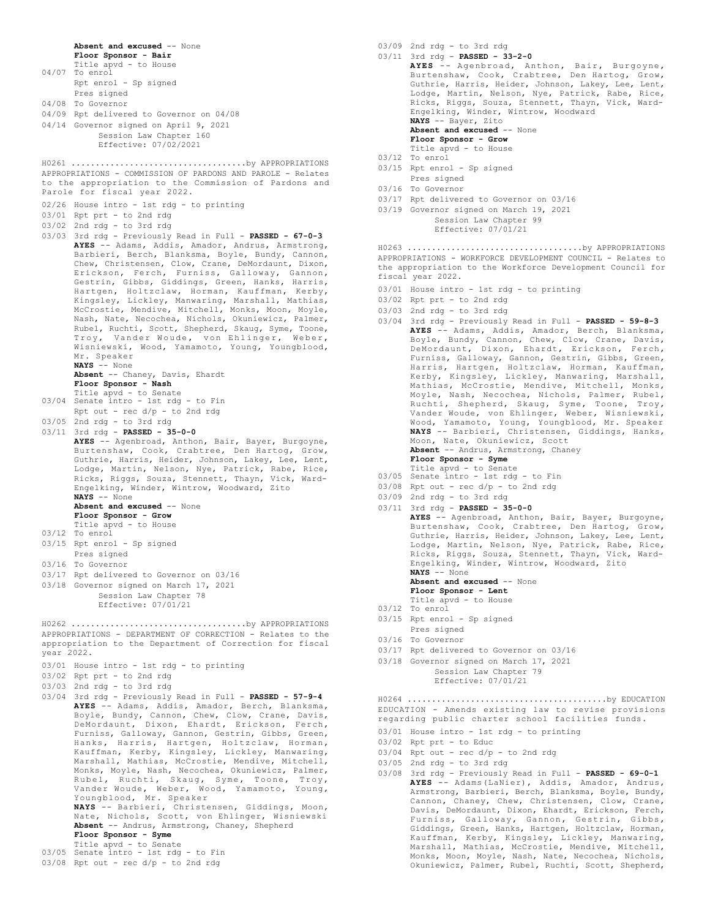**Absent and excused** -- None
**Floor Sponsor - Bair**
Title apvd - to House
04/07 To enrol
Rpt enrol - Sp signed
Pres signed
04/08 To Governor
04/09 Rpt delivered to Governor on 04/08
04/14 Governor signed on April 9, 2021
Session Law Chapter 160
Effective: 07/02/2021

H0261 ....................................by APPROPRIATIONS
APPROPRIATIONS - COMMISSION OF PARDONS AND PAROLE - Relates to the appropriation to the Commission of Pardons and Parole for fiscal year 2022.

02/26 House intro - 1st rdg - to printing
03/01 Rpt prt - to 2nd rdg
03/02 2nd rdg - to 3rd rdg
03/03 3rd rdg - Previously Read in Full - **PASSED - 67-0-3**
**AYES** -- Adams, Addis, Amador, Andrus, Armstrong, Barbieri, Berch, Blanksma, Boyle, Bundy, Cannon, Chew, Christensen, Clow, Crane, DeMordaunt, Dixon, Erickson, Ferch, Furniss, Galloway, Gannon, Gestrin, Gibbs, Giddings, Green, Hanks, Harris, Hartgen, Holtzclaw, Horman, Kauffman, Kerby, Kingsley, Lickley, Manwaring, Marshall, Mathias, McCrostie, Mendive, Mitchell, Monks, Moon, Moyle, Nash, Nate, Necochea, Nichols, Okuniewicz, Palmer, Rubel, Ruchti, Scott, Shepherd, Skaug, Syme, Toone, Troy, Vander Woude, von Ehlinger, Weber, Wisniewski, Wood, Yamamoto, Young, Youngblood, Mr. Speaker
**NAYS** -- None
**Absent** -- Chaney, Davis, Ehardt
**Floor Sponsor - Nash**
Title apvd - to Senate
03/04 Senate intro - 1st rdg - to Fin
Rpt out - rec d/p - to 2nd rdg
03/05 2nd rdg - to 3rd rdg
03/11 3rd rdg - **PASSED - 35-0-0**
**AYES** -- Agenbroad, Anthon, Bair, Bayer, Burgoyne, Burtenshaw, Cook, Crabtree, Den Hartog, Grow, Guthrie, Harris, Heider, Johnson, Lakey, Lee, Lent, Lodge, Martin, Nelson, Nye, Patrick, Rabe, Rice, Ricks, Riggs, Souza, Stennett, Thayn, Vick, Ward-Engelking, Winder, Wintrow, Woodward, Zito
**NAYS** -- None
**Absent and excused** -- None
**Floor Sponsor - Grow**
Title apvd - to House
03/12 To enrol
03/15 Rpt enrol - Sp signed
Pres signed
03/16 To Governor
03/17 Rpt delivered to Governor on 03/16
03/18 Governor signed on March 17, 2021
Session Law Chapter 78
Effective: 07/01/21

H0262 ....................................by APPROPRIATIONS
APPROPRIATIONS - DEPARTMENT OF CORRECTION - Relates to the appropriation to the Department of Correction for fiscal year 2022.

03/01 House intro - 1st rdg - to printing
03/02 Rpt prt - to 2nd rdg
03/03 2nd rdg - to 3rd rdg
03/04 3rd rdg - Previously Read in Full - **PASSED - 57-9-4**
**AYES** -- Adams, Addis, Amador, Berch, Blanksma, Boyle, Bundy, Cannon, Chew, Clow, Crane, Davis, DeMordaunt, Dixon, Ehardt, Erickson, Ferch, Furniss, Galloway, Gannon, Gestrin, Gibbs, Green, Hanks, Harris, Hartgen, Holtzclaw, Horman, Kauffman, Kerby, Kingsley, Lickley, Manwaring, Marshall, Mathias, McCrostie, Mendive, Mitchell, Monks, Moyle, Nash, Necochea, Okuniewicz, Palmer, Rubel, Ruchti, Skaug, Syme, Toone, Troy, Vander Woude, Weber, Wood, Yamamoto, Young, Youngblood, Mr. Speaker
**NAYS** -- Barbieri, Christensen, Giddings, Moon, Nate, Nichols, Scott, von Ehlinger, Wisniewski
**Absent** -- Andrus, Armstrong, Chaney, Shepherd
**Floor Sponsor - Syme**
Title apvd - to Senate
03/05 Senate intro - 1st rdg - to Fin
03/08 Rpt out - rec d/p - to 2nd rdg
03/09 2nd rdg - to 3rd rdg
03/11 3rd rdg - **PASSED - 33-2-0**
**AYES** -- Agenbroad, Anthon, Bair, Burgoyne, Burtenshaw, Cook, Crabtree, Den Hartog, Grow, Guthrie, Harris, Heider, Johnson, Lakey, Lee, Lent, Lodge, Martin, Nelson, Nye, Patrick, Rabe, Rice, Ricks, Riggs, Souza, Stennett, Thayn, Vick, Ward-Engelking, Winder, Wintrow, Woodward
**NAYS** -- Bayer, Zito
**Absent and excused** -- None
**Floor Sponsor - Grow**
Title apvd - to House
03/12 To enrol
03/15 Rpt enrol - Sp signed
Pres signed
03/16 To Governor
03/17 Rpt delivered to Governor on 03/16
03/19 Governor signed on March 19, 2021
Session Law Chapter 99
Effective: 07/01/21

H0263 ....................................by APPROPRIATIONS
APPROPRIATIONS - WORKFORCE DEVELOPMENT COUNCIL - Relates to the appropriation to the Workforce Development Council for fiscal year 2022.

03/01 House intro - 1st rdg - to printing
03/02 Rpt prt - to 2nd rdg
03/03 2nd rdg - to 3rd rdg
03/04 3rd rdg - Previously Read in Full - **PASSED - 59-8-3**
**AYES** -- Adams, Addis, Amador, Berch, Blanksma, Boyle, Bundy, Cannon, Chew, Clow, Crane, Davis, DeMordaunt, Dixon, Ehardt, Erickson, Ferch, Furniss, Galloway, Gannon, Gestrin, Gibbs, Green, Harris, Hartgen, Holtzclaw, Horman, Kauffman, Kerby, Kingsley, Lickley, Manwaring, Marshall, Mathias, McCrostie, Mendive, Mitchell, Monks, Moyle, Nash, Necochea, Nichols, Palmer, Rubel, Ruchti, Shepherd, Skaug, Syme, Toone, Troy, Vander Woude, von Ehlinger, Weber, Wisniewski, Wood, Yamamoto, Young, Youngblood, Mr. Speaker
**NAYS** -- Barbieri, Christensen, Giddings, Hanks, Moon, Nate, Okuniewicz, Scott
**Absent** -- Andrus, Armstrong, Chaney
**Floor Sponsor - Syme**
Title apvd - to Senate
03/05 Senate intro - 1st rdg - to Fin
03/08 Rpt out - rec d/p - to 2nd rdg
03/09 2nd rdg - to 3rd rdg
03/11 3rd rdg - **PASSED - 35-0-0**
**AYES** -- Agenbroad, Anthon, Bair, Bayer, Burgoyne, Burtenshaw, Cook, Crabtree, Den Hartog, Grow, Guthrie, Harris, Heider, Johnson, Lakey, Lee, Lent, Lodge, Martin, Nelson, Nye, Patrick, Rabe, Rice, Ricks, Riggs, Souza, Stennett, Thayn, Vick, Ward-Engelking, Winder, Wintrow, Woodward, Zito
**NAYS** -- None
**Absent and excused** -- None
**Floor Sponsor - Lent**
Title apvd - to House
03/12 To enrol
03/15 Rpt enrol - Sp signed
Pres signed
03/16 To Governor
03/17 Rpt delivered to Governor on 03/16
03/18 Governor signed on March 17, 2021
Session Law Chapter 79
Effective: 07/01/21

H0264 ........................................by EDUCATION
EDUCATION - Amends existing law to revise provisions regarding public charter school facilities funds.

03/01 House intro - 1st rdg - to printing
03/02 Rpt prt - to Educ
03/04 Rpt out - rec d/p - to 2nd rdg
03/05 2nd rdg - to 3rd rdg
03/08 3rd rdg - Previously Read in Full - **PASSED - 69-0-1**
**AYES** -- Adams(LaNier), Addis, Amador, Andrus, Armstrong, Barbieri, Berch, Blanksma, Boyle, Bundy, Cannon, Chaney, Chew, Christensen, Clow, Crane, Davis, DeMordaunt, Dixon, Ehardt, Erickson, Ferch, Furniss, Galloway, Gannon, Gestrin, Gibbs, Giddings, Green, Hanks, Hartgen, Holtzclaw, Horman, Kauffman, Kerby, Kingsley, Lickley, Manwaring, Marshall, Mathias, McCrostie, Mendive, Mitchell, Monks, Moon, Moyle, Nash, Nate, Necochea, Nichols, Okuniewicz, Palmer, Rubel, Ruchti, Scott, Shepherd,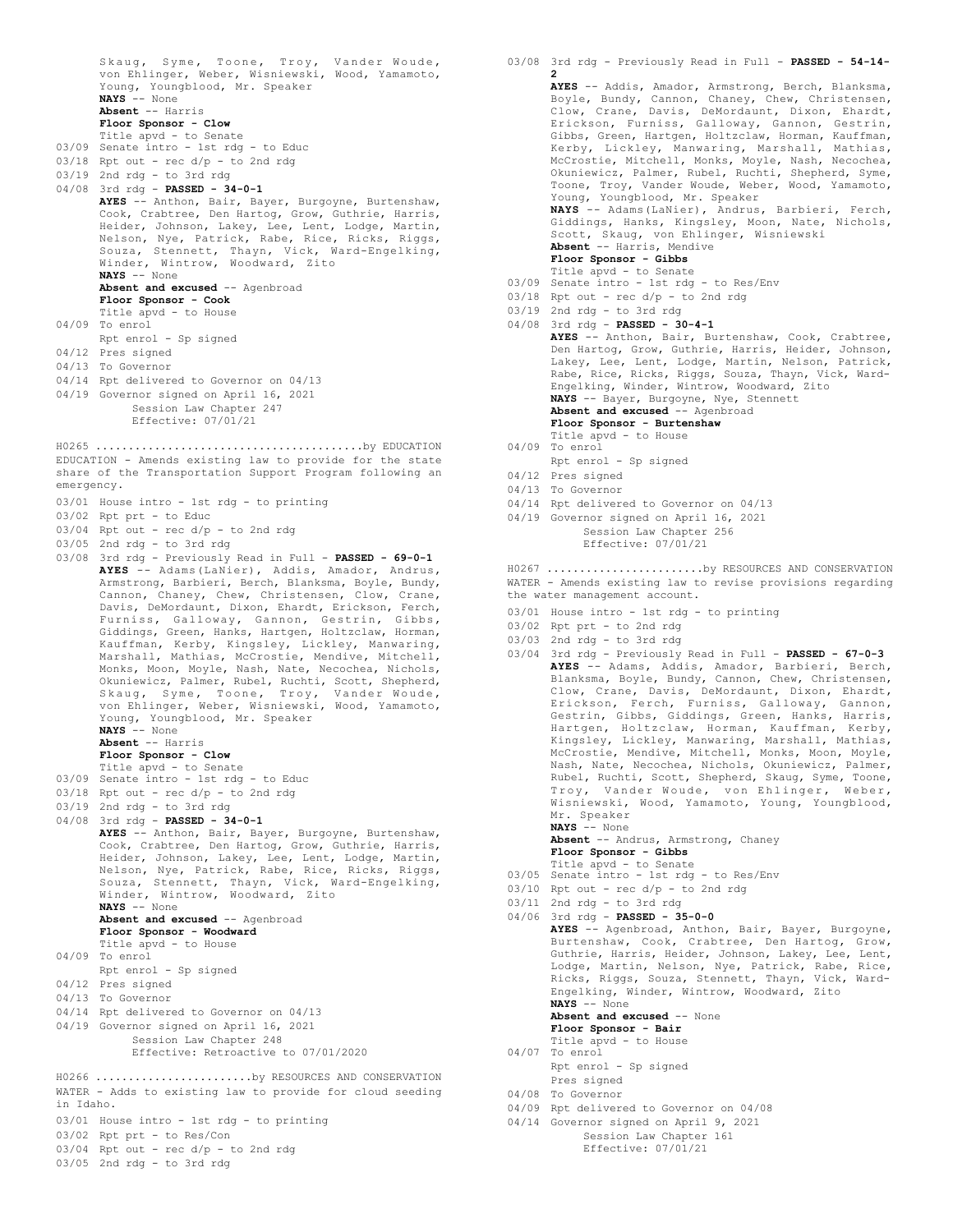Skaug, Syme, Toone, Troy, Vander Woude, von Ehlinger, Weber, Wisniewski, Wood, Yamamoto, Young, Youngblood, Mr. Speaker
**NAYS** -- None
**Absent** -- Harris
**Floor Sponsor - Clow**
Title apvd - to Senate
03/09 Senate intro - 1st rdg - to Educ
03/18 Rpt out - rec d/p - to 2nd rdg
03/19 2nd rdg - to 3rd rdg
04/08 3rd rdg - **PASSED - 34-0-1**
**AYES** -- Anthon, Bair, Bayer, Burgoyne, Burtenshaw, Cook, Crabtree, Den Hartog, Grow, Guthrie, Harris, Heider, Johnson, Lakey, Lee, Lent, Lodge, Martin, Nelson, Nye, Patrick, Rabe, Rice, Ricks, Riggs, Souza, Stennett, Thayn, Vick, Ward-Engelking, Winder, Wintrow, Woodward, Zito
**NAYS** -- None
**Absent and excused** -- Agenbroad
**Floor Sponsor - Cook**
Title apvd - to House
04/09 To enrol
Rpt enrol - Sp signed
04/12 Pres signed
04/13 To Governor
04/14 Rpt delivered to Governor on 04/13
04/19 Governor signed on April 16, 2021
Session Law Chapter 247
Effective: 07/01/21

H0265 ........................................by EDUCATION
EDUCATION - Amends existing law to provide for the state share of the Transportation Support Program following an emergency.
03/01 House intro - 1st rdg - to printing
03/02 Rpt prt - to Educ
03/04 Rpt out - rec d/p - to 2nd rdg
03/05 2nd rdg - to 3rd rdg
03/08 3rd rdg - Previously Read in Full - **PASSED - 69-0-1**
**AYES** -- Adams(LaNier), Addis, Amador, Andrus, Armstrong, Barbieri, Berch, Blanksma, Boyle, Bundy, Cannon, Chaney, Chew, Christensen, Clow, Crane, Davis, DeMordaunt, Dixon, Ehardt, Erickson, Ferch, Furniss, Galloway, Gannon, Gestrin, Gibbs, Giddings, Green, Hanks, Hartgen, Holtzclaw, Horman, Kauffman, Kerby, Kingsley, Lickley, Manwaring, Marshall, Mathias, McCrostie, Mendive, Mitchell, Monks, Moon, Moyle, Nash, Nate, Necochea, Nichols, Okuniewicz, Palmer, Rubel, Ruchti, Scott, Shepherd, Skaug, Syme, Toone, Troy, Vander Woude, von Ehlinger, Weber, Wisniewski, Wood, Yamamoto, Young, Youngblood, Mr. Speaker
**NAYS** -- None
**Absent** -- Harris
**Floor Sponsor - Clow**
Title apvd - to Senate
03/09 Senate intro - 1st rdg - to Educ
03/18 Rpt out - rec d/p - to 2nd rdg
03/19 2nd rdg - to 3rd rdg
04/08 3rd rdg - **PASSED - 34-0-1**
**AYES** -- Anthon, Bair, Bayer, Burgoyne, Burtenshaw, Cook, Crabtree, Den Hartog, Grow, Guthrie, Harris, Heider, Johnson, Lakey, Lee, Lent, Lodge, Martin, Nelson, Nye, Patrick, Rabe, Rice, Ricks, Riggs, Souza, Stennett, Thayn, Vick, Ward-Engelking, Winder, Wintrow, Woodward, Zito
**NAYS** -- None
**Absent and excused** -- Agenbroad
**Floor Sponsor - Woodward**
Title apvd - to House
04/09 To enrol
Rpt enrol - Sp signed
04/12 Pres signed
04/13 To Governor
04/14 Rpt delivered to Governor on 04/13
04/19 Governor signed on April 16, 2021
Session Law Chapter 248
Effective: Retroactive to 07/01/2020

H0266 ........................by RESOURCES AND CONSERVATION
WATER - Adds to existing law to provide for cloud seeding in Idaho.
03/01 House intro - 1st rdg - to printing
03/02 Rpt prt - to Res/Con
03/04 Rpt out - rec d/p - to 2nd rdg
03/05 2nd rdg - to 3rd rdg
03/08 3rd rdg - Previously Read in Full - **PASSED - 54-14-2**
**AYES** -- Addis, Amador, Armstrong, Berch, Blanksma, Boyle, Bundy, Cannon, Chaney, Chew, Christensen, Clow, Crane, Davis, DeMordaunt, Dixon, Ehardt, Erickson, Furniss, Galloway, Gannon, Gestrin, Gibbs, Green, Hartgen, Holtzclaw, Horman, Kauffman, Kerby, Lickley, Manwaring, Marshall, Mathias, McCrostie, Mitchell, Monks, Moyle, Nash, Necochea, Okuniewicz, Palmer, Rubel, Ruchti, Shepherd, Syme, Toone, Troy, Vander Woude, Weber, Wood, Yamamoto, Young, Youngblood, Mr. Speaker
**NAYS** -- Adams(LaNier), Andrus, Barbieri, Ferch, Giddings, Hanks, Kingsley, Moon, Nate, Nichols, Scott, Skaug, von Ehlinger, Wisniewski
**Absent** -- Harris, Mendive
**Floor Sponsor - Gibbs**
Title apvd - to Senate
03/09 Senate intro - 1st rdg - to Res/Env
03/18 Rpt out - rec d/p - to 2nd rdg
03/19 2nd rdg - to 3rd rdg
04/08 3rd rdg - **PASSED - 30-4-1**
**AYES** -- Anthon, Bair, Burtenshaw, Cook, Crabtree, Den Hartog, Grow, Guthrie, Harris, Heider, Johnson, Lakey, Lee, Lent, Lodge, Martin, Nelson, Patrick, Rabe, Rice, Ricks, Riggs, Souza, Thayn, Vick, Ward-Engelking, Winder, Wintrow, Woodward, Zito
**NAYS** -- Bayer, Burgoyne, Nye, Stennett
**Absent and excused** -- Agenbroad
**Floor Sponsor - Burtenshaw**
Title apvd - to House
04/09 To enrol
Rpt enrol - Sp signed
04/12 Pres signed
04/13 To Governor
04/14 Rpt delivered to Governor on 04/13
04/19 Governor signed on April 16, 2021
Session Law Chapter 256
Effective: 07/01/21

H0267 ........................by RESOURCES AND CONSERVATION
WATER - Amends existing law to revise provisions regarding the water management account.
03/01 House intro - 1st rdg - to printing
03/02 Rpt prt - to 2nd rdg
03/03 2nd rdg - to 3rd rdg
03/04 3rd rdg - Previously Read in Full - **PASSED - 67-0-3**
**AYES** -- Adams, Addis, Amador, Barbieri, Berch, Blanksma, Boyle, Bundy, Cannon, Chew, Christensen, Clow, Crane, Davis, DeMordaunt, Dixon, Ehardt, Erickson, Ferch, Furniss, Galloway, Gannon, Gestrin, Gibbs, Giddings, Green, Hanks, Harris, Hartgen, Holtzclaw, Horman, Kauffman, Kerby, Kingsley, Lickley, Manwaring, Marshall, Mathias, McCrostie, Mendive, Mitchell, Monks, Moon, Moyle, Nash, Nate, Necochea, Nichols, Okuniewicz, Palmer, Rubel, Ruchti, Scott, Shepherd, Skaug, Syme, Toone, Troy, Vander Woude, von Ehlinger, Weber, Wisniewski, Wood, Yamamoto, Young, Youngblood, Mr. Speaker
**NAYS** -- None
**Absent** -- Andrus, Armstrong, Chaney
**Floor Sponsor - Gibbs**
Title apvd - to Senate
03/05 Senate intro - 1st rdg - to Res/Env
03/10 Rpt out - rec d/p - to 2nd rdg
03/11 2nd rdg - to 3rd rdg
04/06 3rd rdg - **PASSED - 35-0-0**
**AYES** -- Agenbroad, Anthon, Bair, Bayer, Burgoyne, Burtenshaw, Cook, Crabtree, Den Hartog, Grow, Guthrie, Harris, Heider, Johnson, Lakey, Lee, Lent, Lodge, Martin, Nelson, Nye, Patrick, Rabe, Rice, Ricks, Riggs, Souza, Stennett, Thayn, Vick, Ward-Engelking, Winder, Wintrow, Woodward, Zito
**NAYS** -- None
**Absent and excused** -- None
**Floor Sponsor - Bair**
Title apvd - to House
04/07 To enrol
Rpt enrol - Sp signed
Pres signed
04/08 To Governor
04/09 Rpt delivered to Governor on 04/08
04/14 Governor signed on April 9, 2021
Session Law Chapter 161
Effective: 07/01/21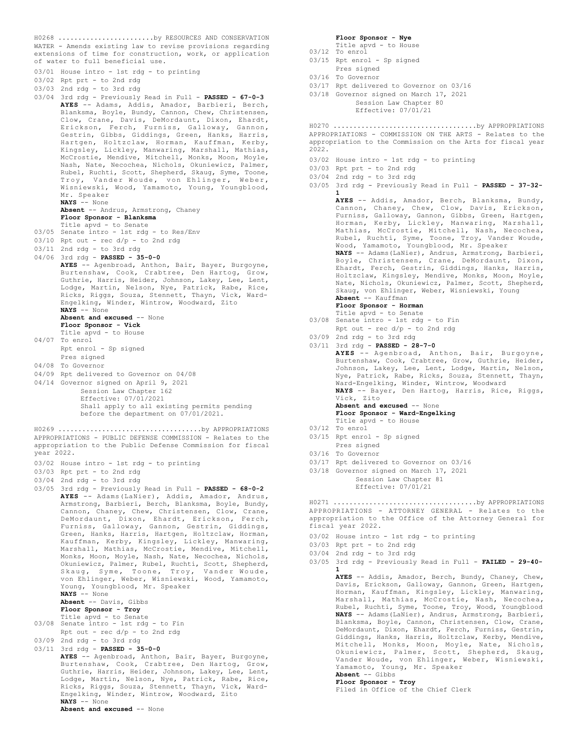H0268 .......................by RESOURCES AND CONSERVATION

WATER - Amends existing law to revise provisions regarding extensions of time for construction, work, or application of water to full beneficial use.

03/01 House intro - 1st rdg - to printing
03/02 Rpt prt - to 2nd rdg
03/03 2nd rdg - to 3rd rdg
03/04 3rd rdg - Previously Read in Full - **PASSED - 67-0-3**
**AYES** -- Adams, Addis, Amador, Barbieri, Berch, Blanksma, Boyle, Bundy, Cannon, Chew, Christensen, Clow, Crane, Davis, DeMordaunt, Dixon, Ehardt, Erickson, Ferch, Furniss, Galloway, Gannon, Gestrin, Gibbs, Giddings, Green, Hanks, Harris, Hartgen, Holtzclaw, Horman, Kauffman, Kerby, Kingsley, Lickley, Manwaring, Marshall, Mathias, McCrostie, Mendive, Mitchell, Monks, Moon, Moyle, Nash, Nate, Necochea, Nichols, Okuniewicz, Palmer, Rubel, Ruchti, Scott, Shepherd, Skaug, Syme, Toone, Troy, Vander Woude, von Ehlinger, Weber, Wisniewski, Wood, Yamamoto, Young, Youngblood, Mr. Speaker
**NAYS** -- None
**Absent** -- Andrus, Armstrong, Chaney
**Floor Sponsor - Blanksma**
Title apvd - to Senate
03/05 Senate intro - 1st rdg - to Res/Env
03/10 Rpt out - rec d/p - to 2nd rdg
03/11 2nd rdg - to 3rd rdg
04/06 3rd rdg - **PASSED - 35-0-0**
**AYES** -- Agenbroad, Anthon, Bair, Bayer, Burgoyne, Burtenshaw, Cook, Crabtree, Den Hartog, Grow, Guthrie, Harris, Heider, Johnson, Lakey, Lee, Lent, Lodge, Martin, Nelson, Nye, Patrick, Rabe, Rice, Ricks, Riggs, Souza, Stennett, Thayn, Vick, Ward-Engelking, Winder, Wintrow, Woodward, Zito
**NAYS** -- None
**Absent and excused** -- None
**Floor Sponsor - Vick**
Title apvd - to House
04/07 To enrol
Rpt enrol - Sp signed
Pres signed
04/08 To Governor
04/09 Rpt delivered to Governor on 04/08
04/14 Governor signed on April 9, 2021
Session Law Chapter 162
Effective: 07/01/2021
Shall apply to all existing permits pending before the department on 07/01/2021.

H0269 ...................................by APPROPRIATIONS

APPROPRIATIONS - PUBLIC DEFENSE COMMISSION - Relates to the appropriation to the Public Defense Commission for fiscal year 2022.

03/02 House intro - 1st rdg - to printing
03/03 Rpt prt - to 2nd rdg
03/04 2nd rdg - to 3rd rdg
03/05 3rd rdg - Previously Read in Full - **PASSED - 68-0-2**
**AYES** -- Adams(LaNier), Addis, Amador, Andrus, Armstrong, Barbieri, Berch, Blanksma, Boyle, Bundy, Cannon, Chaney, Chew, Christensen, Clow, Crane, DeMordaunt, Dixon, Ehardt, Erickson, Ferch, Furniss, Galloway, Gannon, Gestrin, Giddings, Green, Hanks, Harris, Hartgen, Holtzclaw, Horman, Kauffman, Kerby, Kingsley, Lickley, Manwaring, Marshall, Mathias, McCrostie, Mendive, Mitchell, Monks, Moon, Moyle, Nash, Nate, Necochea, Nichols, Okuniewicz, Palmer, Rubel, Ruchti, Scott, Shepherd, Skaug, Syme, Toone, Troy, Vander Woude, von Ehlinger, Weber, Wisniewski, Wood, Yamamoto, Young, Youngblood, Mr. Speaker
**NAYS** -- None
**Absent** -- Davis, Gibbs
**Floor Sponsor - Troy**
Title apvd - to Senate
03/08 Senate intro - 1st rdg - to Fin
Rpt out - rec d/p - to 2nd rdg
03/09 2nd rdg - to 3rd rdg
03/11 3rd rdg - **PASSED - 35-0-0**
**AYES** -- Agenbroad, Anthon, Bair, Bayer, Burgoyne, Burtenshaw, Cook, Crabtree, Den Hartog, Grow, Guthrie, Harris, Heider, Johnson, Lakey, Lee, Lent, Lodge, Martin, Nelson, Nye, Patrick, Rabe, Rice, Ricks, Riggs, Souza, Stennett, Thayn, Vick, Ward-Engelking, Winder, Wintrow, Woodward, Zito
**NAYS** -- None
**Absent and excused** -- None
**Floor Sponsor - Nye**
Title apvd - to House
03/12 To enrol
03/15 Rpt enrol - Sp signed
Pres signed
03/16 To Governor
03/17 Rpt delivered to Governor on 03/16
03/18 Governor signed on March 17, 2021
Session Law Chapter 80
Effective: 07/01/21

H0270 ...................................by APPROPRIATIONS

APPROPRIATIONS - COMMISSION ON THE ARTS - Relates to the appropriation to the Commission on the Arts for fiscal year 2022.

03/02 House intro - 1st rdg - to printing
03/03 Rpt prt - to 2nd rdg
03/04 2nd rdg - to 3rd rdg
03/05 3rd rdg - Previously Read in Full - **PASSED - 37-32-1**
**AYES** -- Addis, Amador, Berch, Blanksma, Bundy, Cannon, Chaney, Chew, Clow, Davis, Erickson, Furniss, Galloway, Gannon, Gibbs, Green, Hartgen, Horman, Kerby, Lickley, Manwaring, Marshall, Mathias, McCrostie, Mitchell, Nash, Necochea, Rubel, Ruchti, Syme, Toone, Troy, Vander Woude, Wood, Yamamoto, Youngblood, Mr. Speaker
**NAYS** -- Adams(LaNier), Andrus, Armstrong, Barbieri, Boyle, Christensen, Crane, DeMordaunt, Dixon, Ehardt, Ferch, Gestrin, Giddings, Hanks, Harris, Holtzclaw, Kingsley, Mendive, Monks, Moon, Moyle, Nate, Nichols, Okuniewicz, Palmer, Scott, Shepherd, Skaug, von Ehlinger, Weber, Wisniewski, Young
**Absent** -- Kauffman
**Floor Sponsor - Horman**
Title apvd - to Senate
03/08 Senate intro - 1st rdg - to Fin
Rpt out - rec d/p - to 2nd rdg
03/09 2nd rdg - to 3rd rdg
03/11 3rd rdg - **PASSED - 28-7-0**
**AYES** -- Agenbroad, Anthon, Bair, Burgoyne, Burtenshaw, Cook, Crabtree, Grow, Guthrie, Heider, Johnson, Lakey, Lee, Lent, Lodge, Martin, Nelson, Nye, Patrick, Rabe, Ricks, Souza, Stennett, Thayn, Ward-Engelking, Winder, Wintrow, Woodward
**NAYS** -- Bayer, Den Hartog, Harris, Rice, Riggs, Vick, Zito
**Absent and excused** -- None
**Floor Sponsor - Ward-Engelking**
Title apvd - to House
03/12 To enrol
03/15 Rpt enrol - Sp signed
Pres signed
03/16 To Governor
03/17 Rpt delivered to Governor on 03/16
03/18 Governor signed on March 17, 2021
Session Law Chapter 81
Effective: 07/01/21

H0271 ...................................by APPROPRIATIONS

APPROPRIATIONS - ATTORNEY GENERAL - Relates to the appropriation to the Office of the Attorney General for fiscal year 2022.

03/02 House intro - 1st rdg - to printing
03/03 Rpt prt - to 2nd rdg
03/04 2nd rdg - to 3rd rdg
03/05 3rd rdg - Previously Read in Full - **FAILED - 29-40-1**
**AYES** -- Addis, Amador, Berch, Bundy, Chaney, Chew, Davis, Erickson, Galloway, Gannon, Green, Hartgen, Horman, Kauffman, Kingsley, Lickley, Manwaring, Marshall, Mathias, McCrostie, Nash, Necochea, Rubel, Ruchti, Syme, Toone, Troy, Wood, Youngblood
**NAYS** -- Adams(LaNier), Andrus, Armstrong, Barbieri, Blanksma, Boyle, Cannon, Christensen, Clow, Crane, DeMordaunt, Dixon, Ehardt, Ferch, Furniss, Gestrin, Giddings, Hanks, Harris, Holtzclaw, Kerby, Mendive, Mitchell, Monks, Moon, Moyle, Nate, Nichols, Okuniewicz, Palmer, Scott, Shepherd, Skaug, Vander Woude, von Ehlinger, Weber, Wisniewski, Yamamoto, Young, Mr. Speaker
**Absent** -- Gibbs
**Floor Sponsor - Troy**
Filed in Office of the Chief Clerk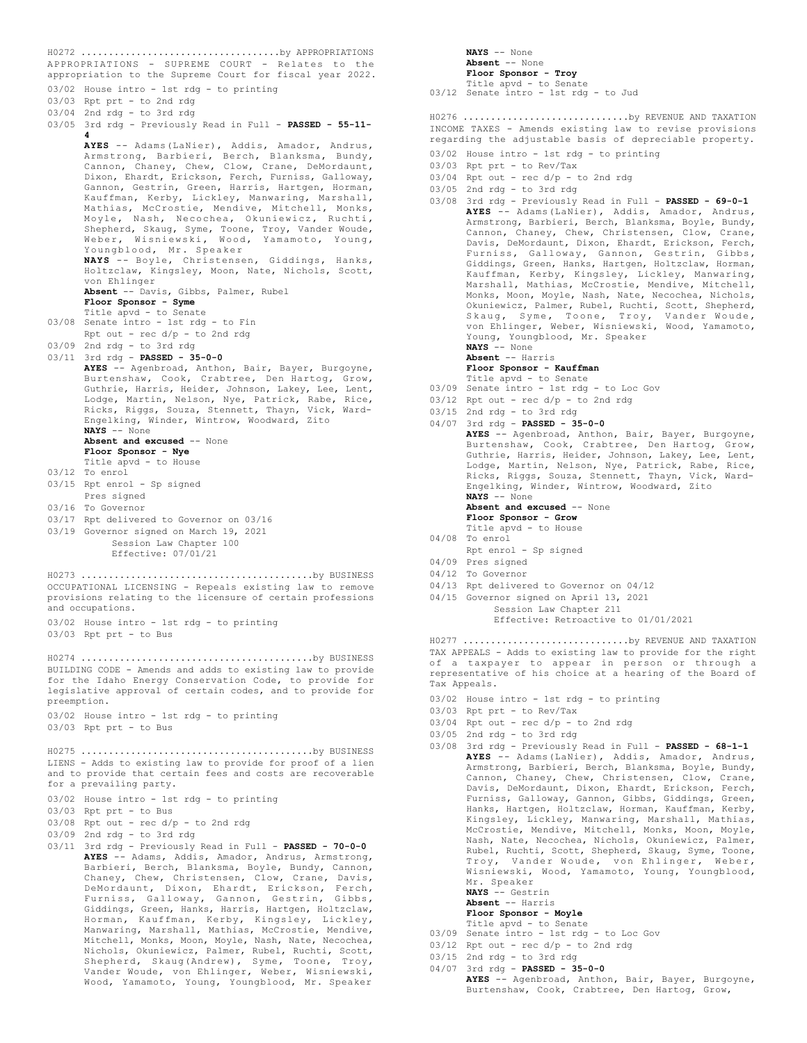H0272 ...................................by APPROPRIATIONS
APPROPRIATIONS - SUPREME COURT - Relates to the appropriation to the Supreme Court for fiscal year 2022.

03/02 House intro - 1st rdg - to printing
03/03 Rpt prt - to 2nd rdg
03/04 2nd rdg - to 3rd rdg
03/05 3rd rdg - Previously Read in Full - **PASSED - 55-11-4**
**AYES** -- Adams(LaNier), Addis, Amador, Andrus, Armstrong, Barbieri, Berch, Blanksma, Bundy, Cannon, Chaney, Chew, Clow, Crane, DeMordaunt, Dixon, Ehardt, Erickson, Ferch, Furniss, Galloway, Gannon, Gestrin, Green, Harris, Hartgen, Horman, Kauffman, Kerby, Lickley, Manwaring, Marshall, Mathias, McCrostie, Mendive, Mitchell, Monks, Moyle, Nash, Necochea, Okuniewicz, Ruchti, Shepherd, Skaug, Syme, Toone, Troy, Vander Woude, Weber, Wisniewski, Wood, Yamamoto, Young, Youngblood, Mr. Speaker
**NAYS** -- Boyle, Christensen, Giddings, Hanks, Holtzclaw, Kingsley, Moon, Nate, Nichols, Scott, von Ehlinger
**Absent** -- Davis, Gibbs, Palmer, Rubel
**Floor Sponsor - Syme**
Title apvd - to Senate
03/08 Senate intro - 1st rdg - to Fin
Rpt out - rec d/p - to 2nd rdg
03/09 2nd rdg - to 3rd rdg
03/11 3rd rdg - **PASSED - 35-0-0**
**AYES** -- Agenbroad, Anthon, Bair, Bayer, Burgoyne, Burtenshaw, Cook, Crabtree, Den Hartog, Grow, Guthrie, Harris, Heider, Johnson, Lakey, Lee, Lent, Lodge, Martin, Nelson, Nye, Patrick, Rabe, Rice, Ricks, Riggs, Souza, Stennett, Thayn, Vick, Ward-Engelking, Winder, Wintrow, Woodward, Zito
**NAYS** -- None
**Absent and excused** -- None
**Floor Sponsor - Nye**
Title apvd - to House
03/12 To enrol
03/15 Rpt enrol - Sp signed
Pres signed
03/16 To Governor
03/17 Rpt delivered to Governor on 03/16
03/19 Governor signed on March 19, 2021
Session Law Chapter 100
Effective: 07/01/21

H0273 .........................................by BUSINESS
OCCUPATIONAL LICENSING - Repeals existing law to remove provisions relating to the licensure of certain professions and occupations.

03/02 House intro - 1st rdg - to printing
03/03 Rpt prt - to Bus

H0274 .........................................by BUSINESS
BUILDING CODE - Amends and adds to existing law to provide for the Idaho Energy Conservation Code, to provide for legislative approval of certain codes, and to provide for preemption.

03/02 House intro - 1st rdg - to printing
03/03 Rpt prt - to Bus

H0275 .........................................by BUSINESS
LIENS - Adds to existing law to provide for proof of a lien and to provide that certain fees and costs are recoverable for a prevailing party.

03/02 House intro - 1st rdg - to printing
03/03 Rpt prt - to Bus
03/08 Rpt out - rec d/p - to 2nd rdg
03/09 2nd rdg - to 3rd rdg
03/11 3rd rdg - Previously Read in Full - **PASSED - 70-0-0**
**AYES** -- Adams, Addis, Amador, Andrus, Armstrong, Barbieri, Berch, Blanksma, Boyle, Bundy, Cannon, Chaney, Chew, Christensen, Clow, Crane, Davis, DeMordaunt, Dixon, Ehardt, Erickson, Ferch, Furniss, Galloway, Gannon, Gestrin, Gibbs, Giddings, Green, Hanks, Harris, Hartgen, Holtzclaw, Horman, Kauffman, Kerby, Kingsley, Lickley, Manwaring, Marshall, Mathias, McCrostie, Mendive, Mitchell, Monks, Moon, Moyle, Nash, Nate, Necochea, Nichols, Okuniewicz, Palmer, Rubel, Ruchti, Scott, Shepherd, Skaug(Andrew), Syme, Toone, Troy, Vander Woude, von Ehlinger, Weber, Wisniewski, Wood, Yamamoto, Young, Youngblood, Mr. Speaker
**NAYS** -- None
**Absent** -- None
**Floor Sponsor - Troy**
Title apvd - to Senate
03/12 Senate intro - 1st rdg - to Jud

H0276 .............................by REVENUE AND TAXATION
INCOME TAXES - Amends existing law to revise provisions regarding the adjustable basis of depreciable property.

03/02 House intro - 1st rdg - to printing
03/03 Rpt prt - to Rev/Tax
03/04 Rpt out - rec d/p - to 2nd rdg
03/05 2nd rdg - to 3rd rdg
03/08 3rd rdg - Previously Read in Full - **PASSED - 69-0-1**
**AYES** -- Adams(LaNier), Addis, Amador, Andrus, Armstrong, Barbieri, Berch, Blanksma, Boyle, Bundy, Cannon, Chaney, Chew, Christensen, Clow, Crane, Davis, DeMordaunt, Dixon, Ehardt, Erickson, Ferch, Furniss, Galloway, Gannon, Gestrin, Gibbs, Giddings, Green, Hanks, Hartgen, Holtzclaw, Horman, Kauffman, Kerby, Kingsley, Lickley, Manwaring, Marshall, Mathias, McCrostie, Mendive, Mitchell, Monks, Moon, Moyle, Nash, Nate, Necochea, Nichols, Okuniewicz, Palmer, Rubel, Ruchti, Scott, Shepherd, Skaug, Syme, Toone, Troy, Vander Woude, von Ehlinger, Weber, Wisniewski, Wood, Yamamoto, Young, Youngblood, Mr. Speaker
**NAYS** -- None
**Absent** -- Harris
**Floor Sponsor - Kauffman**
Title apvd - to Senate
03/09 Senate intro - 1st rdg - to Loc Gov
03/12 Rpt out - rec d/p - to 2nd rdg
03/15 2nd rdg - to 3rd rdg
04/07 3rd rdg - **PASSED - 35-0-0**
**AYES** -- Agenbroad, Anthon, Bair, Bayer, Burgoyne, Burtenshaw, Cook, Crabtree, Den Hartog, Grow, Guthrie, Harris, Heider, Johnson, Lakey, Lee, Lent, Lodge, Martin, Nelson, Nye, Patrick, Rabe, Rice, Ricks, Riggs, Souza, Stennett, Thayn, Vick, Ward-Engelking, Winder, Wintrow, Woodward, Zito
**NAYS** -- None
**Absent and excused** -- None
**Floor Sponsor - Grow**
Title apvd - to House
04/08 To enrol
Rpt enrol - Sp signed
04/09 Pres signed
04/12 To Governor
04/13 Rpt delivered to Governor on 04/12
04/15 Governor signed on April 13, 2021
Session Law Chapter 211
Effective: Retroactive to 01/01/2021

H0277 .............................by REVENUE AND TAXATION
TAX APPEALS - Adds to existing law to provide for the right of a taxpayer to appear in person or through a representative of his choice at a hearing of the Board of Tax Appeals.

03/02 House intro - 1st rdg - to printing
03/03 Rpt prt - to Rev/Tax
03/04 Rpt out - rec d/p - to 2nd rdg
03/05 2nd rdg - to 3rd rdg
03/08 3rd rdg - Previously Read in Full - **PASSED - 68-1-1**
**AYES** -- Adams(LaNier), Addis, Amador, Andrus, Armstrong, Barbieri, Berch, Blanksma, Boyle, Bundy, Cannon, Chaney, Chew, Christensen, Clow, Crane, Davis, DeMordaunt, Dixon, Ehardt, Erickson, Ferch, Furniss, Galloway, Gannon, Gibbs, Giddings, Green, Hanks, Hartgen, Holtzclaw, Horman, Kauffman, Kerby, Kingsley, Lickley, Manwaring, Marshall, Mathias, McCrostie, Mendive, Mitchell, Monks, Moon, Moyle, Nash, Nate, Necochea, Nichols, Okuniewicz, Palmer, Rubel, Ruchti, Scott, Shepherd, Skaug, Syme, Toone, Troy, Vander Woude, von Ehlinger, Weber, Wisniewski, Wood, Yamamoto, Young, Youngblood, Mr. Speaker
**NAYS** -- Gestrin
**Absent** -- Harris
**Floor Sponsor - Moyle**
Title apvd - to Senate
03/09 Senate intro - 1st rdg - to Loc Gov
03/12 Rpt out - rec d/p - to 2nd rdg
03/15 2nd rdg - to 3rd rdg
04/07 3rd rdg - **PASSED - 35-0-0**
**AYES** -- Agenbroad, Anthon, Bair, Bayer, Burgoyne, Burtenshaw, Cook, Crabtree, Den Hartog, Grow,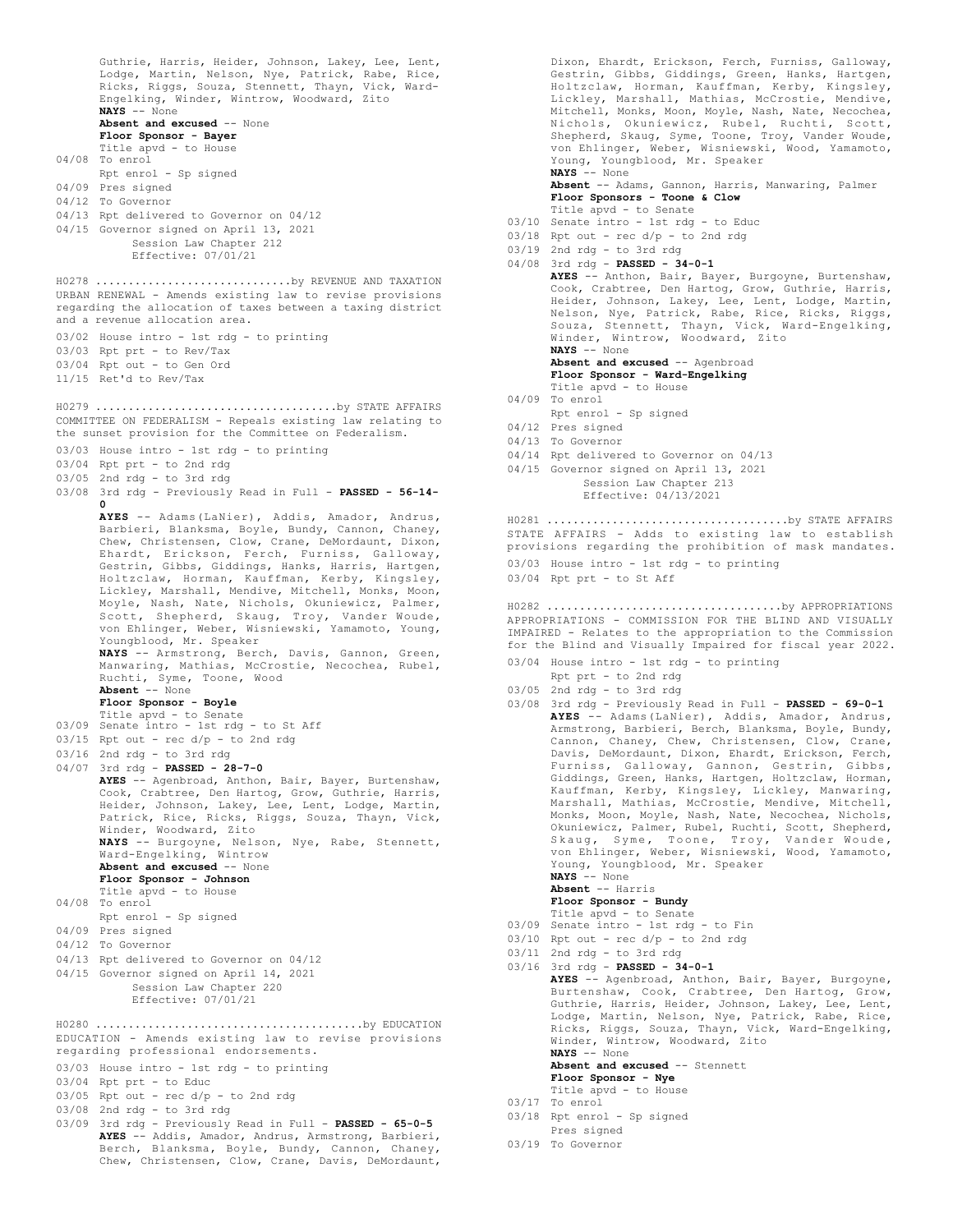Guthrie, Harris, Heider, Johnson, Lakey, Lee, Lent, Lodge, Martin, Nelson, Nye, Patrick, Rabe, Rice, Ricks, Riggs, Souza, Stennett, Thayn, Vick, Ward-Engelking, Winder, Wintrow, Woodward, Zito
**NAYS** -- None
**Absent and excused** -- None
**Floor Sponsor - Bayer**
Title apvd - to House
04/08 To enrol
Rpt enrol - Sp signed
04/09 Pres signed
04/12 To Governor
04/13 Rpt delivered to Governor on 04/12
04/15 Governor signed on April 13, 2021
Session Law Chapter 212
Effective: 07/01/21

H0278 ..............................by REVENUE AND TAXATION
URBAN RENEWAL - Amends existing law to revise provisions regarding the allocation of taxes between a taxing district and a revenue allocation area.
03/02 House intro - 1st rdg - to printing
03/03 Rpt prt - to Rev/Tax
03/04 Rpt out - to Gen Ord
11/15 Ret'd to Rev/Tax

H0279 ....................................by STATE AFFAIRS
COMMITTEE ON FEDERALISM - Repeals existing law relating to the sunset provision for the Committee on Federalism.
03/03 House intro - 1st rdg - to printing
03/04 Rpt prt - to 2nd rdg
03/05 2nd rdg - to 3rd rdg
03/08 3rd rdg - Previously Read in Full - **PASSED - 56-14-0**
**AYES** -- Adams(LaNier), Addis, Amador, Andrus, Barbieri, Blanksma, Boyle, Bundy, Cannon, Chaney, Chew, Christensen, Clow, Crane, DeMordaunt, Dixon, Ehardt, Erickson, Ferch, Furniss, Galloway, Gestrin, Gibbs, Giddings, Hanks, Harris, Hartgen, Holtzclaw, Horman, Kauffman, Kerby, Kingsley, Lickley, Marshall, Mendive, Mitchell, Monks, Moon, Moyle, Nash, Nate, Nichols, Okuniewicz, Palmer, Scott, Shepherd, Skaug, Troy, Vander Woude, von Ehlinger, Weber, Wisniewski, Yamamoto, Young, Youngblood, Mr. Speaker
**NAYS** -- Armstrong, Berch, Davis, Gannon, Green, Manwaring, Mathias, McCrostie, Necochea, Rubel, Ruchti, Syme, Toone, Wood
**Absent** -- None
**Floor Sponsor - Boyle**
Title apvd - to Senate
03/09 Senate intro - 1st rdg - to St Aff
03/15 Rpt out - rec d/p - to 2nd rdg
03/16 2nd rdg - to 3rd rdg
04/07 3rd rdg - **PASSED - 28-7-0**
**AYES** -- Agenbroad, Anthon, Bair, Bayer, Burtenshaw, Cook, Crabtree, Den Hartog, Grow, Guthrie, Harris, Heider, Johnson, Lakey, Lee, Lent, Lodge, Martin, Patrick, Rice, Ricks, Riggs, Souza, Thayn, Vick, Winder, Woodward, Zito
**NAYS** -- Burgoyne, Nelson, Nye, Rabe, Stennett, Ward-Engelking, Wintrow
**Absent and excused** -- None
**Floor Sponsor - Johnson**
Title apvd - to House
04/08 To enrol
Rpt enrol - Sp signed
04/09 Pres signed
04/12 To Governor
04/13 Rpt delivered to Governor on 04/12
04/15 Governor signed on April 14, 2021
Session Law Chapter 220
Effective: 07/01/21

H0280 .........................................by EDUCATION
EDUCATION - Amends existing law to revise provisions regarding professional endorsements.
03/03 House intro - 1st rdg - to printing
03/04 Rpt prt - to Educ
03/05 Rpt out - rec d/p - to 2nd rdg
03/08 2nd rdg - to 3rd rdg
03/09 3rd rdg - Previously Read in Full - **PASSED - 65-0-5**
**AYES** -- Addis, Amador, Andrus, Armstrong, Barbieri, Berch, Blanksma, Boyle, Bundy, Cannon, Chaney, Chew, Christensen, Clow, Crane, Davis, DeMordaunt, Dixon, Ehardt, Erickson, Ferch, Furniss, Galloway, Gestrin, Gibbs, Giddings, Green, Hanks, Hartgen, Holtzclaw, Horman, Kauffman, Kerby, Kingsley, Lickley, Marshall, Mathias, McCrostie, Mendive, Mitchell, Monks, Moon, Moyle, Nash, Nate, Necochea, Nichols, Okuniewicz, Rubel, Ruchti, Scott, Shepherd, Skaug, Syme, Toone, Troy, Vander Woude, von Ehlinger, Weber, Wisniewski, Wood, Yamamoto, Young, Youngblood, Mr. Speaker
**NAYS** -- None
**Absent** -- Adams, Gannon, Harris, Manwaring, Palmer
**Floor Sponsors - Toone & Clow**
Title apvd - to Senate
03/10 Senate intro - 1st rdg - to Educ
03/18 Rpt out - rec d/p - to 2nd rdg
03/19 2nd rdg - to 3rd rdg
04/08 3rd rdg - **PASSED - 34-0-1**
**AYES** -- Anthon, Bair, Bayer, Burgoyne, Burtenshaw, Cook, Crabtree, Den Hartog, Grow, Guthrie, Harris, Heider, Johnson, Lakey, Lee, Lent, Lodge, Martin, Nelson, Nye, Patrick, Rabe, Rice, Ricks, Riggs, Souza, Stennett, Thayn, Vick, Ward-Engelking, Winder, Wintrow, Woodward, Zito
**NAYS** -- None
**Absent and excused** -- Agenbroad
**Floor Sponsor - Ward-Engelking**
Title apvd - to House
04/09 To enrol
Rpt enrol - Sp signed
04/12 Pres signed
04/13 To Governor
04/14 Rpt delivered to Governor on 04/13
04/15 Governor signed on April 13, 2021
Session Law Chapter 213
Effective: 04/13/2021

H0281 ....................................by STATE AFFAIRS
STATE AFFAIRS - Adds to existing law to establish provisions regarding the prohibition of mask mandates.
03/03 House intro - 1st rdg - to printing
03/04 Rpt prt - to St Aff

H0282 ...................................by APPROPRIATIONS
APPROPRIATIONS - COMMISSION FOR THE BLIND AND VISUALLY IMPAIRED - Relates to the appropriation to the Commission for the Blind and Visually Impaired for fiscal year 2022.
03/04 House intro - 1st rdg - to printing
Rpt prt - to 2nd rdg
03/05 2nd rdg - to 3rd rdg
03/08 3rd rdg - Previously Read in Full - **PASSED - 69-0-1**
**AYES** -- Adams(LaNier), Addis, Amador, Andrus, Armstrong, Barbieri, Berch, Blanksma, Boyle, Bundy, Cannon, Chaney, Chew, Christensen, Clow, Crane, Davis, DeMordaunt, Dixon, Ehardt, Erickson, Ferch, Furniss, Galloway, Gannon, Gestrin, Gibbs, Giddings, Green, Hanks, Hartgen, Holtzclaw, Horman, Kauffman, Kerby, Kingsley, Lickley, Manwaring, Marshall, Mathias, McCrostie, Mendive, Mitchell, Monks, Moon, Moyle, Nash, Nate, Necochea, Nichols, Okuniewicz, Palmer, Rubel, Ruchti, Scott, Shepherd, Skaug, Syme, Toone, Troy, Vander Woude, von Ehlinger, Weber, Wisniewski, Wood, Yamamoto, Young, Youngblood, Mr. Speaker
**NAYS** -- None
**Absent** -- Harris
**Floor Sponsor - Bundy**
Title apvd - to Senate
03/09 Senate intro - 1st rdg - to Fin
03/10 Rpt out - rec d/p - to 2nd rdg
03/11 2nd rdg - to 3rd rdg
03/16 3rd rdg - **PASSED - 34-0-1**
**AYES** -- Agenbroad, Anthon, Bair, Bayer, Burgoyne, Burtenshaw, Cook, Crabtree, Den Hartog, Grow, Guthrie, Harris, Heider, Johnson, Lakey, Lee, Lent, Lodge, Martin, Nelson, Nye, Patrick, Rabe, Rice, Ricks, Riggs, Souza, Thayn, Vick, Ward-Engelking, Winder, Wintrow, Woodward, Zito
**NAYS** -- None
**Absent and excused** -- Stennett
**Floor Sponsor - Nye**
Title apvd - to House
03/17 To enrol
03/18 Rpt enrol - Sp signed
Pres signed
03/19 To Governor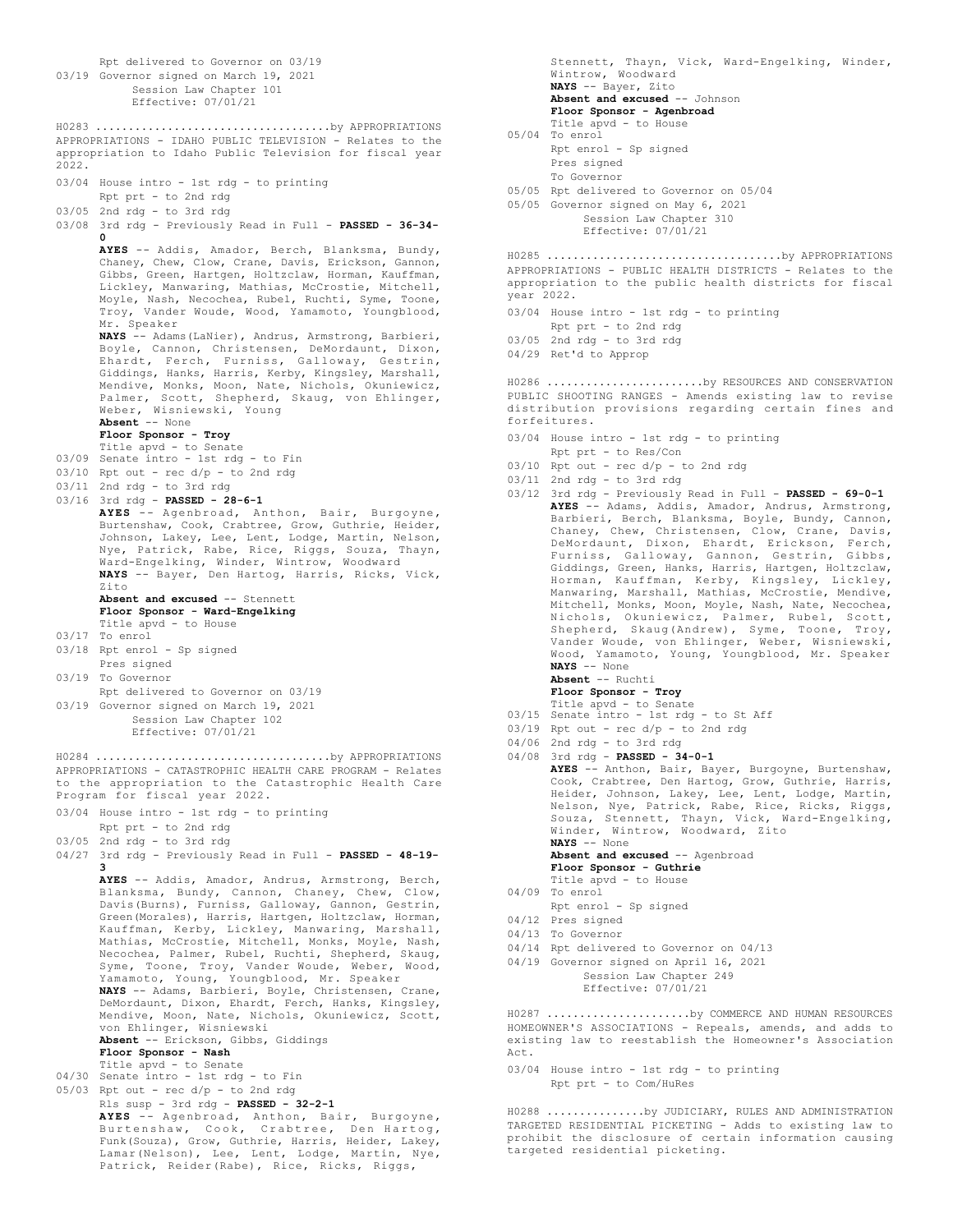Rpt delivered to Governor on 03/19
03/19 Governor signed on March 19, 2021
Session Law Chapter 101
Effective: 07/01/21

H0283 ....................................by APPROPRIATIONS
APPROPRIATIONS - IDAHO PUBLIC TELEVISION - Relates to the appropriation to Idaho Public Television for fiscal year 2022.

03/04 House intro - 1st rdg - to printing
Rpt prt - to 2nd rdg
03/05 2nd rdg - to 3rd rdg
03/08 3rd rdg - Previously Read in Full - **PASSED - 36-34-0**
**AYES** -- Addis, Amador, Berch, Blanksma, Bundy, Chaney, Chew, Clow, Crane, Davis, Erickson, Gannon, Gibbs, Green, Hartgen, Holtzclaw, Horman, Kauffman, Lickley, Manwaring, Mathias, McCrostie, Mitchell, Moyle, Nash, Necochea, Rubel, Ruchti, Syme, Toone, Troy, Vander Woude, Wood, Yamamoto, Youngblood, Mr. Speaker
**NAYS** -- Adams(LaNier), Andrus, Armstrong, Barbieri, Boyle, Cannon, Christensen, DeMordaunt, Dixon, Ehardt, Ferch, Furniss, Galloway, Gestrin, Giddings, Hanks, Harris, Kerby, Kingsley, Marshall, Mendive, Monks, Moon, Nate, Nichols, Okuniewicz, Palmer, Scott, Shepherd, Skaug, von Ehlinger, Weber, Wisniewski, Young
**Absent** -- None
**Floor Sponsor - Troy**
Title apvd - to Senate
03/09 Senate intro - 1st rdg - to Fin
03/10 Rpt out - rec d/p - to 2nd rdg
03/11 2nd rdg - to 3rd rdg
03/16 3rd rdg - **PASSED - 28-6-1**
**AYES** -- Agenbroad, Anthon, Bair, Burgoyne, Burtenshaw, Cook, Crabtree, Grow, Guthrie, Heider, Johnson, Lakey, Lee, Lent, Lodge, Martin, Nelson, Nye, Patrick, Rabe, Rice, Riggs, Souza, Thayn, Ward-Engelking, Winder, Wintrow, Woodward
**NAYS** -- Bayer, Den Hartog, Harris, Ricks, Vick, Zito
**Absent and excused** -- Stennett
**Floor Sponsor - Ward-Engelking**
Title apvd - to House
03/17 To enrol
03/18 Rpt enrol - Sp signed
Pres signed
03/19 To Governor
Rpt delivered to Governor on 03/19
03/19 Governor signed on March 19, 2021
Session Law Chapter 102
Effective: 07/01/21

H0284 ....................................by APPROPRIATIONS
APPROPRIATIONS - CATASTROPHIC HEALTH CARE PROGRAM - Relates to the appropriation to the Catastrophic Health Care Program for fiscal year 2022.

03/04 House intro - 1st rdg - to printing
Rpt prt - to 2nd rdg
03/05 2nd rdg - to 3rd rdg
04/27 3rd rdg - Previously Read in Full - **PASSED - 48-19-3**
**AYES** -- Addis, Amador, Andrus, Armstrong, Berch, Blanksma, Bundy, Cannon, Chaney, Chew, Clow, Davis(Burns), Furniss, Galloway, Gannon, Gestrin, Green(Morales), Harris, Hartgen, Holtzclaw, Horman, Kauffman, Kerby, Lickley, Manwaring, Marshall, Mathias, McCrostie, Mitchell, Monks, Moyle, Nash, Necochea, Palmer, Rubel, Ruchti, Shepherd, Skaug, Syme, Toone, Troy, Vander Woude, Weber, Wood, Yamamoto, Young, Youngblood, Mr. Speaker
**NAYS** -- Adams, Barbieri, Boyle, Christensen, Crane, DeMordaunt, Dixon, Ehardt, Ferch, Hanks, Kingsley, Mendive, Moon, Nate, Nichols, Okuniewicz, Scott, von Ehlinger, Wisniewski
**Absent** -- Erickson, Gibbs, Giddings
**Floor Sponsor - Nash**
Title apvd - to Senate
04/30 Senate intro - 1st rdg - to Fin
05/03 Rpt out - rec d/p - to 2nd rdg
Rls susp - 3rd rdg - **PASSED - 32-2-1**
**AYES** -- Agenbroad, Anthon, Bair, Burgoyne, Burtenshaw, Cook, Crabtree, Den Hartog, Funk(Souza), Grow, Guthrie, Harris, Heider, Lakey, Lamar(Nelson), Lee, Lent, Lodge, Martin, Nye, Patrick, Reider(Rabe), Rice, Ricks, Riggs, Stennett, Thayn, Vick, Ward-Engelking, Winder, Wintrow, Woodward
**NAYS** -- Bayer, Zito
**Absent and excused** -- Johnson
**Floor Sponsor - Agenbroad**
Title apvd - to House
05/04 To enrol
Rpt enrol - Sp signed
Pres signed
To Governor
05/05 Rpt delivered to Governor on 05/04
05/05 Governor signed on May 6, 2021
Session Law Chapter 310
Effective: 07/01/21

H0285 ....................................by APPROPRIATIONS
APPROPRIATIONS - PUBLIC HEALTH DISTRICTS - Relates to the appropriation to the public health districts for fiscal year 2022.

03/04 House intro - 1st rdg - to printing
Rpt prt - to 2nd rdg
03/05 2nd rdg - to 3rd rdg
04/29 Ret'd to Approp

H0286 ........................by RESOURCES AND CONSERVATION
PUBLIC SHOOTING RANGES - Amends existing law to revise distribution provisions regarding certain fines and forfeitures.

03/04 House intro - 1st rdg - to printing
Rpt prt - to Res/Con
03/10 Rpt out - rec d/p - to 2nd rdg
03/11 2nd rdg - to 3rd rdg
03/12 3rd rdg - Previously Read in Full - **PASSED - 69-0-1**
**AYES** -- Adams, Addis, Amador, Andrus, Armstrong, Barbieri, Berch, Blanksma, Boyle, Bundy, Cannon, Chaney, Chew, Christensen, Clow, Crane, Davis, DeMordaunt, Dixon, Ehardt, Erickson, Ferch, Furniss, Galloway, Gannon, Gestrin, Gibbs, Giddings, Green, Hanks, Harris, Hartgen, Holtzclaw, Horman, Kauffman, Kerby, Kingsley, Lickley, Manwaring, Marshall, Mathias, McCrostie, Mendive, Mitchell, Monks, Moon, Moyle, Nash, Nate, Necochea, Nichols, Okuniewicz, Palmer, Rubel, Scott, Shepherd, Skaug(Andrew), Syme, Toone, Troy, Vander Woude, von Ehlinger, Weber, Wisniewski, Wood, Yamamoto, Young, Youngblood, Mr. Speaker
**NAYS** -- None
**Absent** -- Ruchti
**Floor Sponsor - Troy**
Title apvd - to Senate
03/15 Senate intro - 1st rdg - to St Aff
03/19 Rpt out - rec d/p - to 2nd rdg
04/06 2nd rdg - to 3rd rdg
04/08 3rd rdg - **PASSED - 34-0-1**
**AYES** -- Anthon, Bair, Bayer, Burgoyne, Burtenshaw, Cook, Crabtree, Den Hartog, Grow, Guthrie, Harris, Heider, Johnson, Lakey, Lee, Lent, Lodge, Martin, Nelson, Nye, Patrick, Rabe, Rice, Ricks, Riggs, Souza, Stennett, Thayn, Vick, Ward-Engelking, Winder, Wintrow, Woodward, Zito
**NAYS** -- None
**Absent and excused** -- Agenbroad
**Floor Sponsor - Guthrie**
Title apvd - to House
04/09 To enrol
Rpt enrol - Sp signed
04/12 Pres signed
04/13 To Governor
04/14 Rpt delivered to Governor on 04/13
04/19 Governor signed on April 16, 2021
Session Law Chapter 249
Effective: 07/01/21

H0287 ......................by COMMERCE AND HUMAN RESOURCES
HOMEOWNER'S ASSOCIATIONS - Repeals, amends, and adds to existing law to reestablish the Homeowner's Association Act.

03/04 House intro - 1st rdg - to printing
Rpt prt - to Com/HuRes

H0288 ...............by JUDICIARY, RULES AND ADMINISTRATION
TARGETED RESIDENTIAL PICKETING - Adds to existing law to prohibit the disclosure of certain information causing targeted residential picketing.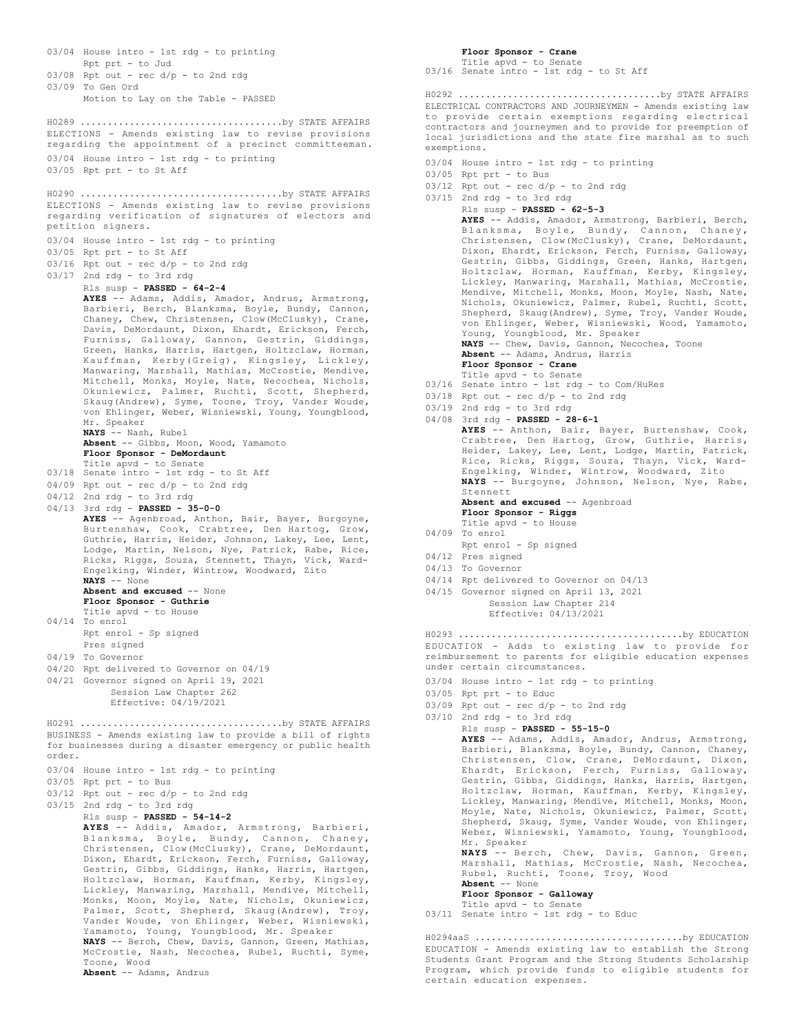03/04 House intro - 1st rdg - to printing
Rpt prt - to Jud
03/08 Rpt out - rec d/p - to 2nd rdg
03/09 To Gen Ord
Motion to Lay on the Table - PASSED

H0289 ....................................by STATE AFFAIRS
ELECTIONS - Amends existing law to revise provisions regarding the appointment of a precinct committeeman.

03/04 House intro - 1st rdg - to printing
03/05 Rpt prt - to St Aff

H0290 ....................................by STATE AFFAIRS
ELECTIONS - Amends existing law to revise provisions regarding verification of signatures of electors and petition signers.

03/04 House intro - 1st rdg - to printing
03/05 Rpt prt - to St Aff
03/16 Rpt out - rec d/p - to 2nd rdg
03/17 2nd rdg - to 3rd rdg
Rls susp - **PASSED - 64-2-4**
**AYES** -- Adams, Addis, Amador, Andrus, Armstrong, Barbieri, Berch, Blanksma, Boyle, Bundy, Cannon, Chaney, Chew, Christensen, Clow(McClusky), Crane, Davis, DeMordaunt, Dixon, Ehardt, Erickson, Ferch, Furniss, Galloway, Gannon, Gestrin, Giddings, Green, Hanks, Harris, Hartgen, Holtzclaw, Horman, Kauffman, Kerby(Greig), Kingsley, Lickley, Manwaring, Marshall, Mathias, McCrostie, Mendive, Mitchell, Monks, Moyle, Nate, Necochea, Nichols, Okuniewicz, Palmer, Ruchti, Scott, Shepherd, Skaug(Andrew), Syme, Toone, Troy, Vander Woude, von Ehlinger, Weber, Wisniewski, Young, Youngblood, Mr. Speaker
**NAYS** -- Nash, Rubel
**Absent** -- Gibbs, Moon, Wood, Yamamoto
**Floor Sponsor - DeMordaunt**
Title apvd - to Senate
03/18 Senate intro - 1st rdg - to St Aff
04/09 Rpt out - rec d/p - to 2nd rdg
04/12 2nd rdg - to 3rd rdg
04/13 3rd rdg - **PASSED - 35-0-0**
**AYES** -- Agenbroad, Anthon, Bair, Bayer, Burgoyne, Burtenshaw, Cook, Crabtree, Den Hartog, Grow, Guthrie, Harris, Heider, Johnson, Lakey, Lee, Lent, Lodge, Martin, Nelson, Nye, Patrick, Rabe, Rice, Ricks, Riggs, Souza, Stennett, Thayn, Vick, Ward-Engelking, Winder, Wintrow, Woodward, Zito
**NAYS** -- None
**Absent and excused** -- None
**Floor Sponsor - Guthrie**
Title apvd - to House
04/14 To enrol
Rpt enrol - Sp signed
Pres signed
04/19 To Governor
04/20 Rpt delivered to Governor on 04/19
04/21 Governor signed on April 19, 2021
Session Law Chapter 262
Effective: 04/19/2021

H0291 ....................................by STATE AFFAIRS
BUSINESS - Amends existing law to provide a bill of rights for businesses during a disaster emergency or public health order.

03/04 House intro - 1st rdg - to printing
03/05 Rpt prt - to Bus
03/12 Rpt out - rec d/p - to 2nd rdg
03/15 2nd rdg - to 3rd rdg
Rls susp - **PASSED - 54-14-2**
**AYES** -- Addis, Amador, Armstrong, Barbieri, Blanksma, Boyle, Bundy, Cannon, Chaney, Christensen, Clow(McClusky), Crane, DeMordaunt, Dixon, Ehardt, Erickson, Ferch, Furniss, Galloway, Gestrin, Gibbs, Giddings, Hanks, Harris, Hartgen, Holtzclaw, Horman, Kauffman, Kerby, Kingsley, Lickley, Manwaring, Marshall, Mendive, Mitchell, Monks, Moon, Moyle, Nate, Nichols, Okuniewicz, Palmer, Scott, Shepherd, Skaug(Andrew), Troy, Vander Woude, von Ehlinger, Weber, Wisniewski, Yamamoto, Young, Youngblood, Mr. Speaker
**NAYS** -- Berch, Chew, Davis, Gannon, Green, Mathias, McCrostie, Nash, Necochea, Rubel, Ruchti, Syme, Toone, Wood
**Absent** -- Adams, Andrus
**Floor Sponsor - Crane**
Title apvd - to Senate
03/16 Senate intro - 1st rdg - to St Aff

H0292 ....................................by STATE AFFAIRS
ELECTRICAL CONTRACTORS AND JOURNEYMEN - Amends existing law to provide certain exemptions regarding electrical contractors and journeymen and to provide for preemption of local jurisdictions and the state fire marshal as to such exemptions.

03/04 House intro - 1st rdg - to printing
03/05 Rpt prt - to Bus
03/12 Rpt out - rec d/p - to 2nd rdg
03/15 2nd rdg - to 3rd rdg
Rls susp - **PASSED - 62-5-3**
**AYES** -- Addis, Amador, Armstrong, Barbieri, Berch, Blanksma, Boyle, Bundy, Cannon, Chaney, Christensen, Clow(McClusky), Crane, DeMordaunt, Dixon, Ehardt, Erickson, Ferch, Furniss, Galloway, Gestrin, Gibbs, Giddings, Green, Hanks, Hartgen, Holtzclaw, Horman, Kauffman, Kerby, Kingsley, Lickley, Manwaring, Marshall, Mathias, McCrostie, Mendive, Mitchell, Monks, Moon, Moyle, Nash, Nate, Nichols, Okuniewicz, Palmer, Rubel, Ruchti, Scott, Shepherd, Skaug(Andrew), Syme, Troy, Vander Woude, von Ehlinger, Weber, Wisniewski, Wood, Yamamoto, Young, Youngblood, Mr. Speaker
**NAYS** -- Chew, Davis, Gannon, Necochea, Toone
**Absent** -- Adams, Andrus, Harris
**Floor Sponsor - Crane**
Title apvd - to Senate
03/16 Senate intro - 1st rdg - to Com/HuRes
03/18 Rpt out - rec d/p - to 2nd rdg
03/19 2nd rdg - to 3rd rdg
04/08 3rd rdg - **PASSED - 28-6-1**
**AYES** -- Anthon, Bair, Bayer, Burtenshaw, Cook, Crabtree, Den Hartog, Grow, Guthrie, Harris, Heider, Lakey, Lee, Lent, Lodge, Martin, Patrick, Rice, Ricks, Riggs, Souza, Thayn, Vick, Ward-Engelking, Winder, Wintrow, Woodward, Zito
**NAYS** -- Burgoyne, Johnson, Nelson, Nye, Rabe, Stennett
**Absent and excused** -- Agenbroad
**Floor Sponsor - Riggs**
Title apvd - to House
04/09 To enrol
Rpt enrol - Sp signed
04/12 Pres signed
04/13 To Governor
04/14 Rpt delivered to Governor on 04/13
04/15 Governor signed on April 13, 2021
Session Law Chapter 214
Effective: 04/13/2021

H0293 ........................................by EDUCATION
EDUCATION - Adds to existing law to provide for reimbursement to parents for eligible education expenses under certain circumstances.

03/04 House intro - 1st rdg - to printing
03/05 Rpt prt - to Educ
03/09 Rpt out - rec d/p - to 2nd rdg
03/10 2nd rdg - to 3rd rdg
Rls susp - **PASSED - 55-15-0**
**AYES** -- Adams, Addis, Amador, Andrus, Armstrong, Barbieri, Blanksma, Boyle, Bundy, Cannon, Chaney, Christensen, Clow, Crane, DeMordaunt, Dixon, Ehardt, Erickson, Ferch, Furniss, Galloway, Gestrin, Gibbs, Giddings, Hanks, Harris, Hartgen, Holtzclaw, Horman, Kauffman, Kerby, Kingsley, Lickley, Manwaring, Mendive, Mitchell, Monks, Moon, Moyle, Nate, Nichols, Okuniewicz, Palmer, Scott, Shepherd, Skaug, Syme, Vander Woude, von Ehlinger, Weber, Wisniewski, Yamamoto, Young, Youngblood, Mr. Speaker
**NAYS** -- Berch, Chew, Davis, Gannon, Green, Marshall, Mathias, McCrostie, Nash, Necochea, Rubel, Ruchti, Toone, Troy, Wood
**Absent** -- None
**Floor Sponsor - Galloway**
Title apvd - to Senate
03/11 Senate intro - 1st rdg - to Educ

H0294aaS ....................................by EDUCATION
EDUCATION - Amends existing law to establish the Strong Students Grant Program and the Strong Students Scholarship Program, which provide funds to eligible students for certain education expenses.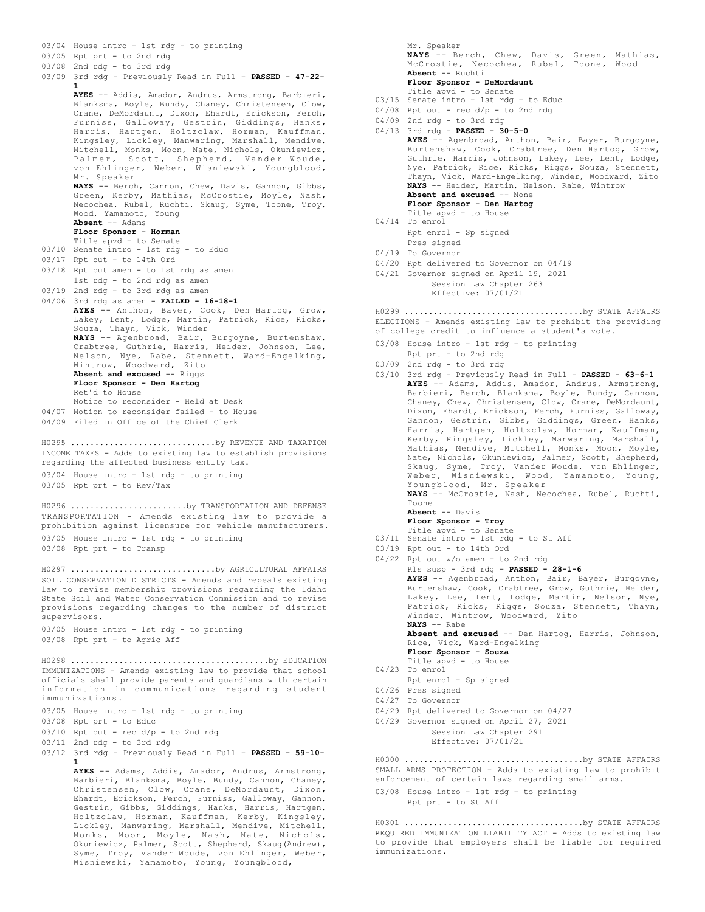03/04 House intro - 1st rdg - to printing
03/05 Rpt prt - to 2nd rdg
03/08 2nd rdg - to 3rd rdg
03/09 3rd rdg - Previously Read in Full - **PASSED - 47-22-1**
**AYES** -- Addis, Amador, Andrus, Armstrong, Barbieri, Blanksma, Boyle, Bundy, Chaney, Christensen, Clow, Crane, DeMordaunt, Dixon, Ehardt, Erickson, Ferch, Furniss, Galloway, Gestrin, Giddings, Hanks, Harris, Hartgen, Holtzclaw, Horman, Kauffman, Kingsley, Lickley, Manwaring, Marshall, Mendive, Mitchell, Monks, Moon, Nate, Nichols, Okuniewicz, Palmer, Scott, Shepherd, Vander Woude, von Ehlinger, Weber, Wisniewski, Youngblood, Mr. Speaker
**NAYS** -- Berch, Cannon, Chew, Davis, Gannon, Gibbs, Green, Kerby, Mathias, McCrostie, Moyle, Nash, Necochea, Rubel, Ruchti, Skaug, Syme, Toone, Troy, Wood, Yamamoto, Young
**Absent** -- Adams
**Floor Sponsor - Horman**
Title apvd - to Senate
03/10 Senate intro - 1st rdg - to Educ
03/17 Rpt out - to 14th Ord
03/18 Rpt out amen - to 1st rdg as amen
1st rdg - to 2nd rdg as amen
03/19 2nd rdg - to 3rd rdg as amen
04/06 3rd rdg as amen - **FAILED - 16-18-1**
**AYES** -- Anthon, Bayer, Cook, Den Hartog, Grow, Lakey, Lent, Lodge, Martin, Patrick, Rice, Ricks, Souza, Thayn, Vick, Winder
**NAYS** -- Agenbroad, Bair, Burgoyne, Burtenshaw, Crabtree, Guthrie, Harris, Heider, Johnson, Lee, Nelson, Nye, Rabe, Stennett, Ward-Engelking, Wintrow, Woodward, Zito
**Absent and excused** -- Riggs
**Floor Sponsor - Den Hartog**
Ret'd to House
Notice to reconsider - Held at Desk
04/07 Motion to reconsider failed - to House
04/09 Filed in Office of the Chief Clerk

H0295 .............................by REVENUE AND TAXATION
INCOME TAXES - Adds to existing law to establish provisions regarding the affected business entity tax.

03/04 House intro - 1st rdg - to printing
03/05 Rpt prt - to Rev/Tax

H0296 .......................by TRANSPORTATION AND DEFENSE
TRANSPORTATION - Amends existing law to provide a prohibition against licensure for vehicle manufacturers.

03/05 House intro - 1st rdg - to printing
03/08 Rpt prt - to Transp

H0297 .............................by AGRICULTURAL AFFAIRS
SOIL CONSERVATION DISTRICTS - Amends and repeals existing law to revise membership provisions regarding the Idaho State Soil and Water Conservation Commission and to revise provisions regarding changes to the number of district supervisors.

03/05 House intro - 1st rdg - to printing
03/08 Rpt prt - to Agric Aff

H0298 .......................................by EDUCATION
IMMUNIZATIONS - Amends existing law to provide that school officials shall provide parents and guardians with certain information in communications regarding student immunizations.

03/05 House intro - 1st rdg - to printing
03/08 Rpt prt - to Educ
03/10 Rpt out - rec d/p - to 2nd rdg
03/11 2nd rdg - to 3rd rdg
03/12 3rd rdg - Previously Read in Full - **PASSED - 59-10-1**
**AYES** -- Adams, Addis, Amador, Andrus, Armstrong, Barbieri, Blanksma, Boyle, Bundy, Cannon, Chaney, Christensen, Clow, Crane, DeMordaunt, Dixon, Ehardt, Erickson, Ferch, Furniss, Galloway, Gannon, Gestrin, Gibbs, Giddings, Hanks, Harris, Hartgen, Holtzclaw, Horman, Kauffman, Kerby, Kingsley, Lickley, Manwaring, Marshall, Mendive, Mitchell, Monks, Moon, Moyle, Nash, Nate, Nichols, Okuniewicz, Palmer, Scott, Shepherd, Skaug(Andrew), Syme, Troy, Vander Woude, von Ehlinger, Weber, Wisniewski, Yamamoto, Young, Youngblood, Mr. Speaker
**NAYS** -- Berch, Chew, Davis, Green, Mathias, McCrostie, Necochea, Rubel, Toone, Wood
**Absent** -- Ruchti
**Floor Sponsor - DeMordaunt**
Title apvd - to Senate
03/15 Senate intro - 1st rdg - to Educ
04/08 Rpt out - rec d/p - to 2nd rdg
04/09 2nd rdg - to 3rd rdg
04/13 3rd rdg - **PASSED - 30-5-0**
**AYES** -- Agenbroad, Anthon, Bair, Bayer, Burgoyne, Burtenshaw, Cook, Crabtree, Den Hartog, Grow, Guthrie, Harris, Johnson, Lakey, Lee, Lent, Lodge, Nye, Patrick, Rice, Ricks, Riggs, Souza, Stennett, Thayn, Vick, Ward-Engelking, Winder, Woodward, Zito
**NAYS** -- Heider, Martin, Nelson, Rabe, Wintrow
**Absent and excused** -- None
**Floor Sponsor - Den Hartog**
Title apvd - to House
04/14 To enrol
Rpt enrol - Sp signed
Pres signed
04/19 To Governor
04/20 Rpt delivered to Governor on 04/19
04/21 Governor signed on April 19, 2021
Session Law Chapter 263
Effective: 07/01/21

H0299 ...................................by STATE AFFAIRS
ELECTIONS - Amends existing law to prohibit the providing of college credit to influence a student's vote.

03/08 House intro - 1st rdg - to printing
Rpt prt - to 2nd rdg
03/09 2nd rdg - to 3rd rdg
03/10 3rd rdg - Previously Read in Full - **PASSED - 63-6-1**
**AYES** -- Adams, Addis, Amador, Andrus, Armstrong, Barbieri, Berch, Blanksma, Boyle, Bundy, Cannon, Chaney, Chew, Christensen, Clow, Crane, DeMordaunt, Dixon, Ehardt, Erickson, Ferch, Furniss, Galloway, Gannon, Gestrin, Gibbs, Giddings, Green, Hanks, Harris, Hartgen, Holtzclaw, Horman, Kauffman, Kerby, Kingsley, Lickley, Manwaring, Marshall, Mathias, Mendive, Mitchell, Monks, Moon, Moyle, Nate, Nichols, Okuniewicz, Palmer, Scott, Shepherd, Skaug, Syme, Troy, Vander Woude, von Ehlinger, Weber, Wisniewski, Wood, Yamamoto, Young, Youngblood, Mr. Speaker
**NAYS** -- McCrostie, Nash, Necochea, Rubel, Ruchti, Toone
**Absent** -- Davis
**Floor Sponsor - Troy**
Title apvd - to Senate
03/11 Senate intro - 1st rdg - to St Aff
03/19 Rpt out - to 14th Ord
04/22 Rpt out w/o amen - to 2nd rdg
Rls susp - 3rd rdg - **PASSED - 28-1-6**
**AYES** -- Agenbroad, Anthon, Bair, Bayer, Burgoyne, Burtenshaw, Cook, Crabtree, Grow, Guthrie, Heider, Lakey, Lee, Lent, Lodge, Martin, Nelson, Nye, Patrick, Ricks, Riggs, Souza, Stennett, Thayn, Winder, Wintrow, Woodward, Zito
**NAYS** -- Rabe
**Absent and excused** -- Den Hartog, Harris, Johnson, Rice, Vick, Ward-Engelking
**Floor Sponsor - Souza**
Title apvd - to House
04/23 To enrol
Rpt enrol - Sp signed
04/26 Pres signed
04/27 To Governor
04/29 Rpt delivered to Governor on 04/27
04/29 Governor signed on April 27, 2021
Session Law Chapter 291
Effective: 07/01/21

H0300 ...................................by STATE AFFAIRS
SMALL ARMS PROTECTION - Adds to existing law to prohibit enforcement of certain laws regarding small arms.

03/08 House intro - 1st rdg - to printing
Rpt prt - to St Aff

H0301 ...................................by STATE AFFAIRS
REQUIRED IMMUNIZATION LIABILITY ACT - Adds to existing law to provide that employers shall be liable for required immunizations.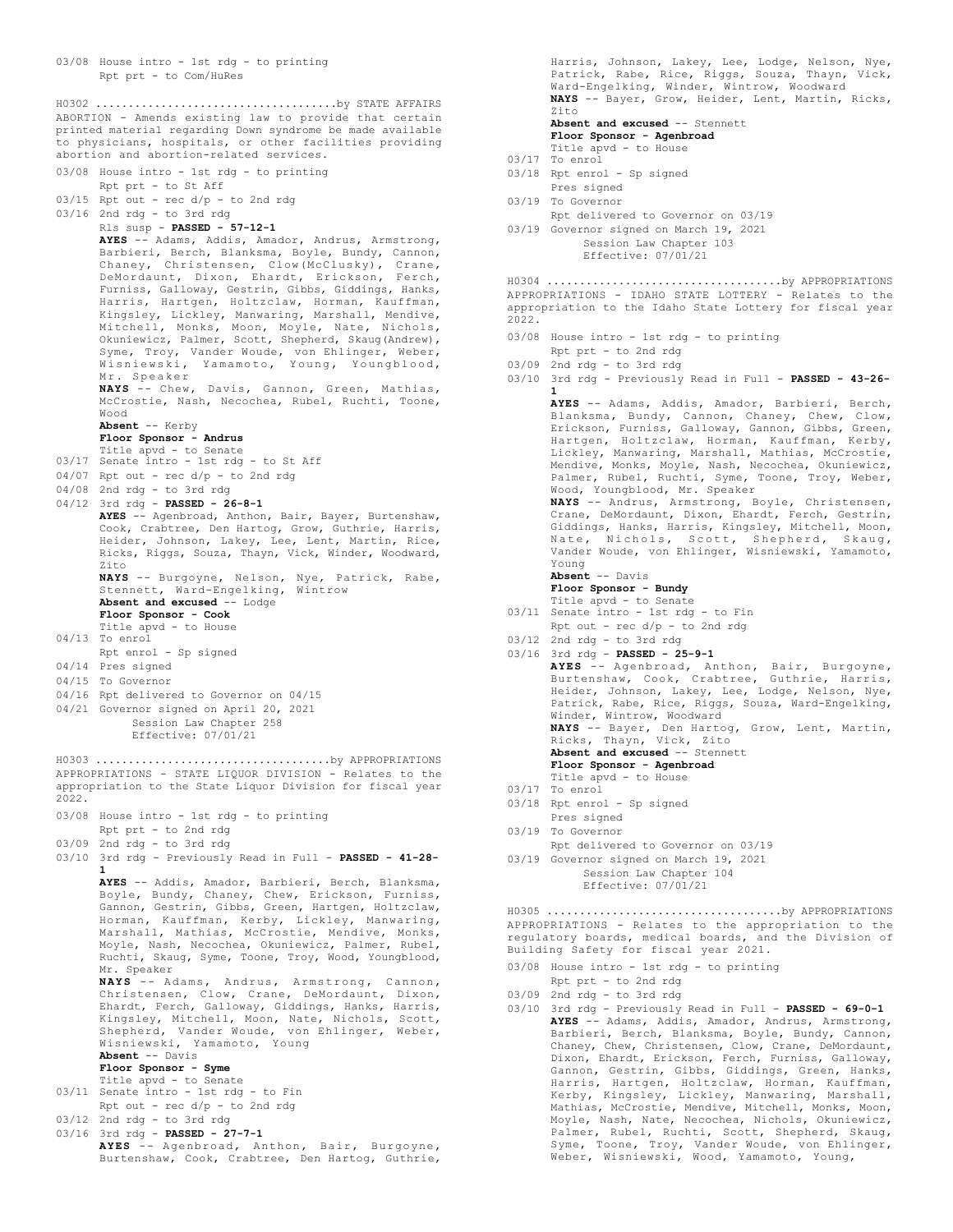03/08 House intro - 1st rdg - to printing
Rpt prt - to Com/HuRes

H0302 ....................................by STATE AFFAIRS
ABORTION - Amends existing law to provide that certain printed material regarding Down syndrome be made available to physicians, hospitals, or other facilities providing abortion and abortion-related services.

03/08 House intro - 1st rdg - to printing
Rpt prt - to St Aff
03/15 Rpt out - rec d/p - to 2nd rdg
03/16 2nd rdg - to 3rd rdg
Rls susp - **PASSED - 57-12-1**
**AYES** -- Adams, Addis, Amador, Andrus, Armstrong, Barbieri, Berch, Blanksma, Boyle, Bundy, Cannon, Chaney, Christensen, Clow(McClusky), Crane, DeMordaunt, Dixon, Ehardt, Erickson, Ferch, Furniss, Galloway, Gestrin, Gibbs, Giddings, Hanks, Harris, Hartgen, Holtzclaw, Horman, Kauffman, Kingsley, Lickley, Manwaring, Marshall, Mendive, Mitchell, Monks, Moon, Moyle, Nate, Nichols, Okuniewicz, Palmer, Scott, Shepherd, Skaug(Andrew), Syme, Troy, Vander Woude, von Ehlinger, Weber, Wisniewski, Yamamoto, Young, Youngblood, Mr. Speaker
**NAYS** -- Chew, Davis, Gannon, Green, Mathias, McCrostie, Nash, Necochea, Rubel, Ruchti, Toone, Wood
**Absent** -- Kerby
**Floor Sponsor - Andrus**
Title apvd - to Senate
03/17 Senate intro - 1st rdg - to St Aff
04/07 Rpt out - rec d/p - to 2nd rdg
04/08 2nd rdg - to 3rd rdg
04/12 3rd rdg - **PASSED - 26-8-1**
**AYES** -- Agenbroad, Anthon, Bair, Bayer, Burtenshaw, Cook, Crabtree, Den Hartog, Grow, Guthrie, Harris, Heider, Johnson, Lakey, Lee, Lent, Martin, Rice, Ricks, Riggs, Souza, Thayn, Vick, Winder, Woodward, Zito
**NAYS** -- Burgoyne, Nelson, Nye, Patrick, Rabe, Stennett, Ward-Engelking, Wintrow
**Absent and excused** -- Lodge
**Floor Sponsor - Cook**
Title apvd - to House
04/13 To enrol
Rpt enrol - Sp signed
04/14 Pres signed
04/15 To Governor
04/16 Rpt delivered to Governor on 04/15
04/21 Governor signed on April 20, 2021
Session Law Chapter 258
Effective: 07/01/21

H0303 ...................................by APPROPRIATIONS
APPROPRIATIONS - STATE LIQUOR DIVISION - Relates to the appropriation to the State Liquor Division for fiscal year 2022.

03/08 House intro - 1st rdg - to printing
Rpt prt - to 2nd rdg
03/09 2nd rdg - to 3rd rdg
03/10 3rd rdg - Previously Read in Full - **PASSED - 41-28-1**
**AYES** -- Addis, Amador, Barbieri, Berch, Blanksma, Boyle, Bundy, Chaney, Chew, Erickson, Furniss, Gannon, Gestrin, Gibbs, Green, Hartgen, Holtzclaw, Horman, Kauffman, Kerby, Lickley, Manwaring, Marshall, Mathias, McCrostie, Mendive, Monks, Moyle, Nash, Necochea, Okuniewicz, Palmer, Rubel, Ruchti, Skaug, Syme, Toone, Troy, Wood, Youngblood, Mr. Speaker
**NAYS** -- Adams, Andrus, Armstrong, Cannon, Christensen, Clow, Crane, DeMordaunt, Dixon, Ehardt, Ferch, Galloway, Giddings, Hanks, Harris, Kingsley, Mitchell, Moon, Nate, Nichols, Scott, Shepherd, Vander Woude, von Ehlinger, Weber, Wisniewski, Yamamoto, Young
**Absent** -- Davis
**Floor Sponsor - Syme**
Title apvd - to Senate
03/11 Senate intro - 1st rdg - to Fin
Rpt out - rec d/p - to 2nd rdg
03/12 2nd rdg - to 3rd rdg
03/16 3rd rdg - **PASSED - 27-7-1**
**AYES** -- Agenbroad, Anthon, Bair, Burgoyne, Burtenshaw, Cook, Crabtree, Den Hartog, Guthrie, Harris, Johnson, Lakey, Lee, Lodge, Nelson, Nye, Patrick, Rabe, Rice, Riggs, Souza, Thayn, Vick, Ward-Engelking, Winder, Wintrow, Woodward
**NAYS** -- Bayer, Grow, Heider, Lent, Martin, Ricks, Zito
**Absent and excused** -- Stennett
**Floor Sponsor - Agenbroad**
Title apvd - to House
03/17 To enrol
03/18 Rpt enrol - Sp signed
Pres signed
03/19 To Governor
Rpt delivered to Governor on 03/19
03/19 Governor signed on March 19, 2021
Session Law Chapter 103
Effective: 07/01/21

H0304 ...................................by APPROPRIATIONS
APPROPRIATIONS - IDAHO STATE LOTTERY - Relates to the appropriation to the Idaho State Lottery for fiscal year 2022.

03/08 House intro - 1st rdg - to printing
Rpt prt - to 2nd rdg
03/09 2nd rdg - to 3rd rdg
03/10 3rd rdg - Previously Read in Full - **PASSED - 43-26-1**
**AYES** -- Adams, Addis, Amador, Barbieri, Berch, Blanksma, Bundy, Cannon, Chaney, Chew, Clow, Erickson, Furniss, Galloway, Gannon, Gibbs, Green, Hartgen, Holtzclaw, Horman, Kauffman, Kerby, Lickley, Manwaring, Marshall, Mathias, McCrostie, Mendive, Monks, Moyle, Nash, Necochea, Okuniewicz, Palmer, Rubel, Ruchti, Syme, Toone, Troy, Weber, Wood, Youngblood, Mr. Speaker
**NAYS** -- Andrus, Armstrong, Boyle, Christensen, Crane, DeMordaunt, Dixon, Ehardt, Ferch, Gestrin, Giddings, Hanks, Harris, Kingsley, Mitchell, Moon, Nate, Nichols, Scott, Shepherd, Skaug, Vander Woude, von Ehlinger, Wisniewski, Yamamoto, Young
**Absent** -- Davis
**Floor Sponsor - Bundy**
Title apvd - to Senate
03/11 Senate intro - 1st rdg - to Fin
Rpt out - rec d/p - to 2nd rdg
03/12 2nd rdg - to 3rd rdg
03/16 3rd rdg - **PASSED - 25-9-1**
**AYES** -- Agenbroad, Anthon, Bair, Burgoyne, Burtenshaw, Cook, Crabtree, Guthrie, Harris, Heider, Johnson, Lakey, Lee, Lodge, Nelson, Nye, Patrick, Rabe, Rice, Riggs, Souza, Ward-Engelking, Winder, Wintrow, Woodward
**NAYS** -- Bayer, Den Hartog, Grow, Lent, Martin, Ricks, Thayn, Vick, Zito
**Absent and excused** -- Stennett
**Floor Sponsor - Agenbroad**
Title apvd - to House
03/17 To enrol
03/18 Rpt enrol - Sp signed
Pres signed
03/19 To Governor
Rpt delivered to Governor on 03/19
03/19 Governor signed on March 19, 2021
Session Law Chapter 104
Effective: 07/01/21

H0305 ...................................by APPROPRIATIONS
APPROPRIATIONS - Relates to the appropriation to the regulatory boards, medical boards, and the Division of Building Safety for fiscal year 2021.

03/08 House intro - 1st rdg - to printing
Rpt prt - to 2nd rdg
03/09 2nd rdg - to 3rd rdg
03/10 3rd rdg - Previously Read in Full - **PASSED - 69-0-1**
**AYES** -- Adams, Addis, Amador, Andrus, Armstrong, Barbieri, Berch, Blanksma, Boyle, Bundy, Cannon, Chaney, Chew, Christensen, Clow, Crane, DeMordaunt, Dixon, Ehardt, Erickson, Ferch, Furniss, Galloway, Gannon, Gestrin, Gibbs, Giddings, Green, Hanks, Harris, Hartgen, Holtzclaw, Horman, Kauffman, Kerby, Kingsley, Lickley, Manwaring, Marshall, Mathias, McCrostie, Mendive, Mitchell, Monks, Moon, Moyle, Nash, Nate, Necochea, Nichols, Okuniewicz, Palmer, Rubel, Ruchti, Scott, Shepherd, Skaug, Syme, Toone, Troy, Vander Woude, von Ehlinger, Weber, Wisniewski, Wood, Yamamoto, Young,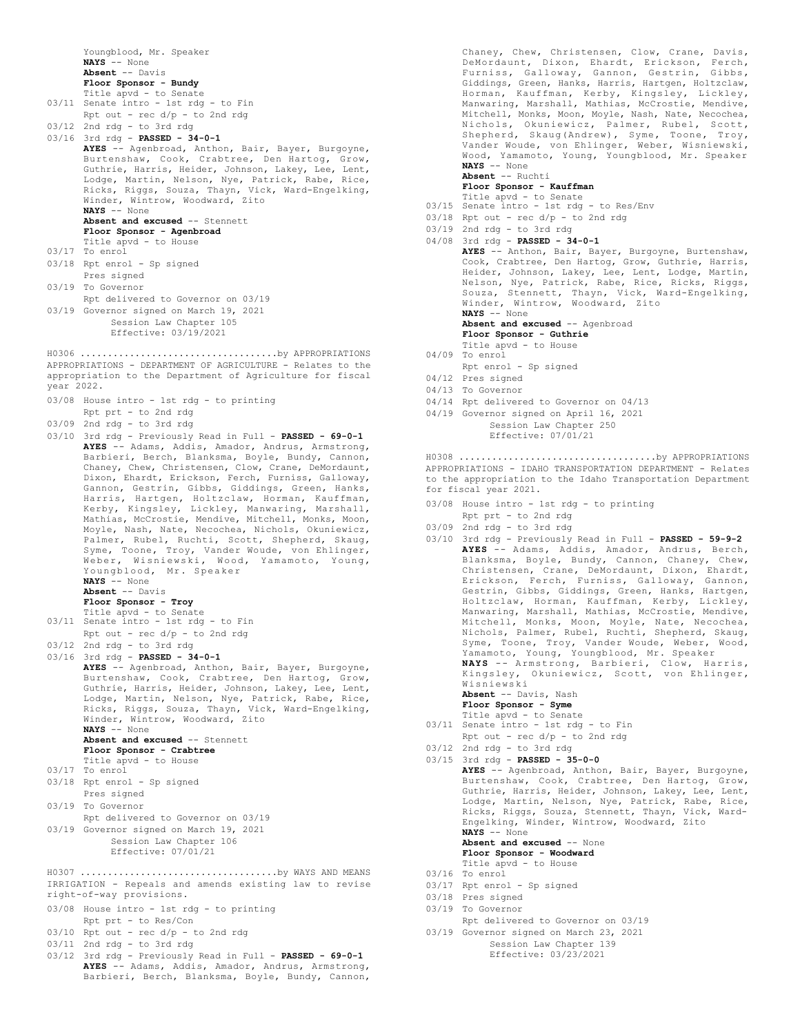Youngblood, Mr. Speaker
**NAYS** -- None
**Absent** -- Davis
**Floor Sponsor - Bundy**
Title apvd - to Senate
03/11 Senate intro - 1st rdg - to Fin
Rpt out - rec d/p - to 2nd rdg
03/12 2nd rdg - to 3rd rdg
03/16 3rd rdg - **PASSED - 34-0-1**
**AYES** -- Agenbroad, Anthon, Bair, Bayer, Burgoyne, Burtenshaw, Cook, Crabtree, Den Hartog, Grow, Guthrie, Harris, Heider, Johnson, Lakey, Lee, Lent, Lodge, Martin, Nelson, Nye, Patrick, Rabe, Rice, Ricks, Riggs, Souza, Thayn, Vick, Ward-Engelking, Winder, Wintrow, Woodward, Zito
**NAYS** -- None
**Absent and excused** -- Stennett
**Floor Sponsor - Agenbroad**
Title apvd - to House
03/17 To enrol
03/18 Rpt enrol - Sp signed
Pres signed
03/19 To Governor
Rpt delivered to Governor on 03/19
03/19 Governor signed on March 19, 2021
Session Law Chapter 105
Effective: 03/19/2021

H0306 ..................................by APPROPRIATIONS
APPROPRIATIONS - DEPARTMENT OF AGRICULTURE - Relates to the appropriation to the Department of Agriculture for fiscal year 2022.

03/08 House intro - 1st rdg - to printing
Rpt prt - to 2nd rdg
03/09 2nd rdg - to 3rd rdg
03/10 3rd rdg - Previously Read in Full - **PASSED - 69-0-1**
**AYES** -- Adams, Addis, Amador, Andrus, Armstrong, Barbieri, Berch, Blanksma, Boyle, Bundy, Cannon, Chaney, Chew, Christensen, Clow, Crane, DeMordaunt, Dixon, Ehardt, Erickson, Ferch, Furniss, Galloway, Gannon, Gestrin, Gibbs, Giddings, Green, Hanks, Harris, Hartgen, Holtzclaw, Horman, Kauffman, Kerby, Kingsley, Lickley, Manwaring, Marshall, Mathias, McCrostie, Mendive, Mitchell, Monks, Moon, Moyle, Nash, Nate, Necochea, Nichols, Okuniewicz, Palmer, Rubel, Ruchti, Scott, Shepherd, Skaug, Syme, Toone, Troy, Vander Woude, von Ehlinger, Weber, Wisniewski, Wood, Yamamoto, Young, Youngblood, Mr. Speaker
**NAYS** -- None
**Absent** -- Davis
**Floor Sponsor - Troy**
Title apvd - to Senate
03/11 Senate intro - 1st rdg - to Fin
Rpt out - rec d/p - to 2nd rdg
03/12 2nd rdg - to 3rd rdg
03/16 3rd rdg - **PASSED - 34-0-1**
**AYES** -- Agenbroad, Anthon, Bair, Bayer, Burgoyne, Burtenshaw, Cook, Crabtree, Den Hartog, Grow, Guthrie, Harris, Heider, Johnson, Lakey, Lee, Lent, Lodge, Martin, Nelson, Nye, Patrick, Rabe, Rice, Ricks, Riggs, Souza, Thayn, Vick, Ward-Engelking, Winder, Wintrow, Woodward, Zito
**NAYS** -- None
**Absent and excused** -- Stennett
**Floor Sponsor - Crabtree**
Title apvd - to House
03/17 To enrol
03/18 Rpt enrol - Sp signed
Pres signed
03/19 To Governor
Rpt delivered to Governor on 03/19
03/19 Governor signed on March 19, 2021
Session Law Chapter 106
Effective: 07/01/21

H0307 ..................................by WAYS AND MEANS
IRRIGATION - Repeals and amends existing law to revise right-of-way provisions.

03/08 House intro - 1st rdg - to printing
Rpt prt - to Res/Con
03/10 Rpt out - rec d/p - to 2nd rdg
03/11 2nd rdg - to 3rd rdg
03/12 3rd rdg - Previously Read in Full - **PASSED - 69-0-1**
**AYES** -- Adams, Addis, Amador, Andrus, Armstrong, Barbieri, Berch, Blanksma, Boyle, Bundy, Cannon, Chaney, Chew, Christensen, Clow, Crane, Davis, DeMordaunt, Dixon, Ehardt, Erickson, Ferch, Furniss, Galloway, Gannon, Gestrin, Gibbs, Giddings, Green, Hanks, Harris, Hartgen, Holtzclaw, Horman, Kauffman, Kerby, Kingsley, Lickley, Manwaring, Marshall, Mathias, McCrostie, Mendive, Mitchell, Monks, Moon, Moyle, Nash, Nate, Necochea, Nichols, Okuniewicz, Palmer, Rubel, Scott, Shepherd, Skaug(Andrew), Syme, Toone, Troy, Vander Woude, von Ehlinger, Weber, Wisniewski, Wood, Yamamoto, Young, Youngblood, Mr. Speaker
**NAYS** -- None
**Absent** -- Ruchti
**Floor Sponsor - Kauffman**
Title apvd - to Senate
03/15 Senate intro - 1st rdg - to Res/Env
03/18 Rpt out - rec d/p - to 2nd rdg
03/19 2nd rdg - to 3rd rdg
04/08 3rd rdg - **PASSED - 34-0-1**
**AYES** -- Anthon, Bair, Bayer, Burgoyne, Burtenshaw, Cook, Crabtree, Den Hartog, Grow, Guthrie, Harris, Heider, Johnson, Lakey, Lee, Lent, Lodge, Martin, Nelson, Nye, Patrick, Rabe, Rice, Ricks, Riggs, Souza, Stennett, Thayn, Vick, Ward-Engelking, Winder, Wintrow, Woodward, Zito
**NAYS** -- None
**Absent and excused** -- Agenbroad
**Floor Sponsor - Guthrie**
Title apvd - to House
04/09 To enrol
Rpt enrol - Sp signed
04/12 Pres signed
04/13 To Governor
04/14 Rpt delivered to Governor on 04/13
04/19 Governor signed on April 16, 2021
Session Law Chapter 250
Effective: 07/01/21

H0308 ..................................by APPROPRIATIONS
APPROPRIATIONS - IDAHO TRANSPORTATION DEPARTMENT - Relates to the appropriation to the Idaho Transportation Department for fiscal year 2021.

03/08 House intro - 1st rdg - to printing
Rpt prt - to 2nd rdg
03/09 2nd rdg - to 3rd rdg
03/10 3rd rdg - Previously Read in Full - **PASSED - 59-9-2**
**AYES** -- Adams, Addis, Amador, Andrus, Berch, Blanksma, Boyle, Bundy, Cannon, Chaney, Chew, Christensen, Crane, DeMordaunt, Dixon, Ehardt, Erickson, Ferch, Furniss, Galloway, Gannon, Gestrin, Gibbs, Giddings, Green, Hanks, Hartgen, Holtzclaw, Horman, Kauffman, Kerby, Lickley, Manwaring, Marshall, Mathias, McCrostie, Mendive, Mitchell, Monks, Moon, Moyle, Nate, Necochea, Nichols, Palmer, Rubel, Ruchti, Shepherd, Skaug, Syme, Toone, Troy, Vander Woude, Weber, Wood, Yamamoto, Young, Youngblood, Mr. Speaker
**NAYS** -- Armstrong, Barbieri, Clow, Harris, Kingsley, Okuniewicz, Scott, von Ehlinger, Wisniewski
**Absent** -- Davis, Nash
**Floor Sponsor - Syme**
Title apvd - to Senate
03/11 Senate intro - 1st rdg - to Fin
Rpt out - rec d/p - to 2nd rdg
03/12 2nd rdg - to 3rd rdg
03/15 3rd rdg - **PASSED - 35-0-0**
**AYES** -- Agenbroad, Anthon, Bair, Bayer, Burgoyne, Burtenshaw, Cook, Crabtree, Den Hartog, Grow, Guthrie, Harris, Heider, Johnson, Lakey, Lee, Lent, Lodge, Martin, Nelson, Nye, Patrick, Rabe, Rice, Ricks, Riggs, Souza, Stennett, Thayn, Vick, Ward-Engelking, Winder, Wintrow, Woodward, Zito
**NAYS** -- None
**Absent and excused** -- None
**Floor Sponsor - Woodward**
Title apvd - to House
03/16 To enrol
03/17 Rpt enrol - Sp signed
03/18 Pres signed
03/19 To Governor
Rpt delivered to Governor on 03/19
03/19 Governor signed on March 23, 2021
Session Law Chapter 139
Effective: 03/23/2021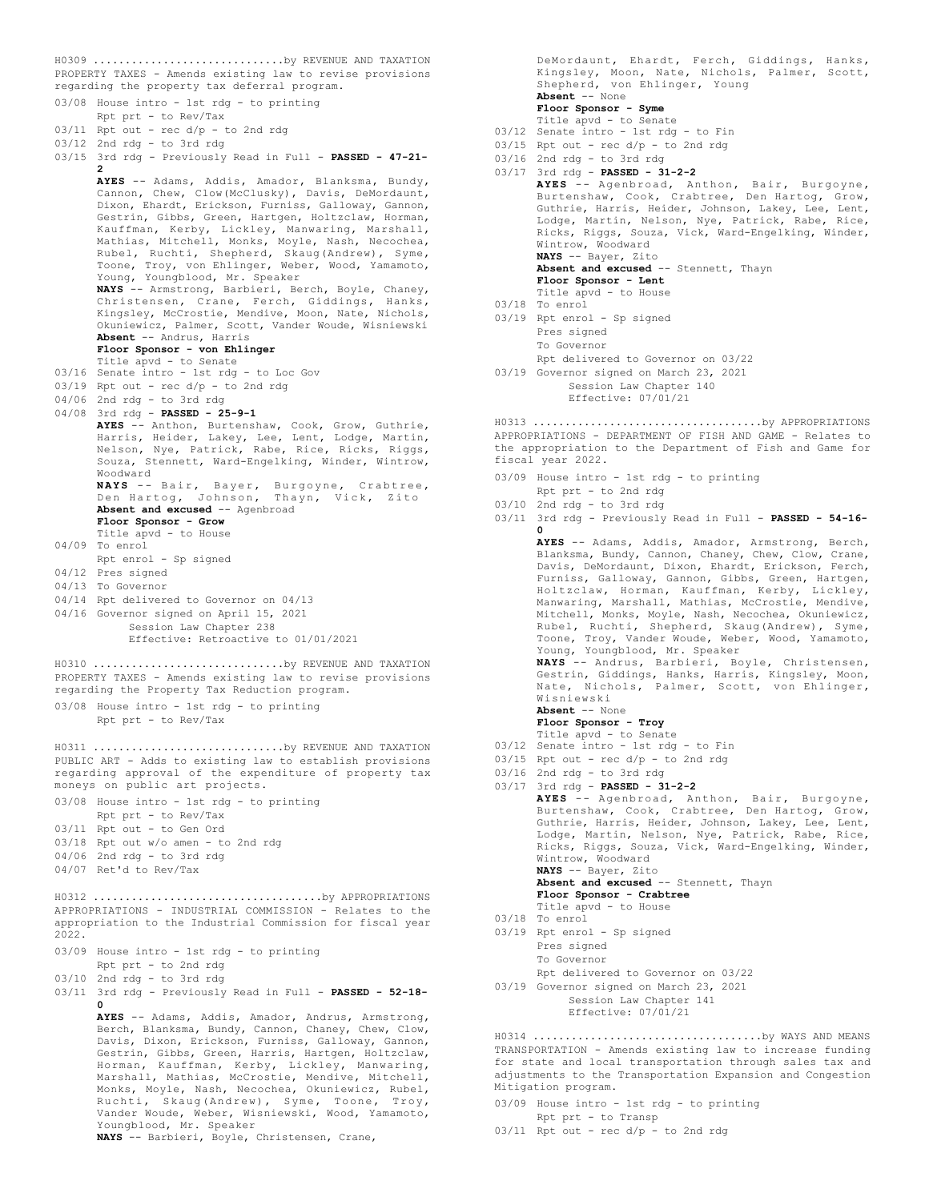H0309 ..............................by REVENUE AND TAXATION
PROPERTY TAXES - Amends existing law to revise provisions regarding the property tax deferral program.

03/08 House intro - 1st rdg - to printing
Rpt prt - to Rev/Tax
03/11 Rpt out - rec d/p - to 2nd rdg
03/12 2nd rdg - to 3rd rdg
03/15 3rd rdg - Previously Read in Full - **PASSED - 47-21-2**
**AYES** -- Adams, Addis, Amador, Blanksma, Bundy, Cannon, Chew, Clow(McClusky), Davis, DeMordaunt, Dixon, Ehardt, Erickson, Furniss, Galloway, Gannon, Gestrin, Gibbs, Green, Hartgen, Holtzclaw, Horman, Kauffman, Kerby, Lickley, Manwaring, Marshall, Mathias, Mitchell, Monks, Moyle, Nash, Necochea, Rubel, Ruchti, Shepherd, Skaug(Andrew), Syme, Toone, Troy, von Ehlinger, Weber, Wood, Yamamoto, Young, Youngblood, Mr. Speaker
**NAYS** -- Armstrong, Barbieri, Berch, Boyle, Chaney, Christensen, Crane, Ferch, Giddings, Hanks, Kingsley, McCrostie, Mendive, Moon, Nate, Nichols, Okuniewicz, Palmer, Scott, Vander Woude, Wisniewski
**Absent** -- Andrus, Harris
**Floor Sponsor - von Ehlinger**
Title apvd - to Senate
03/16 Senate intro - 1st rdg - to Loc Gov
03/19 Rpt out - rec d/p - to 2nd rdg
04/06 2nd rdg - to 3rd rdg
04/08 3rd rdg - **PASSED - 25-9-1**
**AYES** -- Anthon, Burtenshaw, Cook, Grow, Guthrie, Harris, Heider, Lakey, Lee, Lent, Lodge, Martin, Nelson, Nye, Patrick, Rabe, Rice, Ricks, Riggs, Souza, Stennett, Ward-Engelking, Winder, Wintrow, Woodward
**NAYS** -- Bair, Bayer, Burgoyne, Crabtree, Den Hartog, Johnson, Thayn, Vick, Zito
**Absent and excused** -- Agenbroad
**Floor Sponsor - Grow**
Title apvd - to House
04/09 To enrol
Rpt enrol - Sp signed
04/12 Pres signed
04/13 To Governor
04/14 Rpt delivered to Governor on 04/13
04/16 Governor signed on April 15, 2021
Session Law Chapter 238
Effective: Retroactive to 01/01/2021

H0310 ..............................by REVENUE AND TAXATION
PROPERTY TAXES - Amends existing law to revise provisions regarding the Property Tax Reduction program.

03/08 House intro - 1st rdg - to printing
Rpt prt - to Rev/Tax

H0311 ..............................by REVENUE AND TAXATION
PUBLIC ART - Adds to existing law to establish provisions regarding approval of the expenditure of property tax moneys on public art projects.

03/08 House intro - 1st rdg - to printing
Rpt prt - to Rev/Tax
03/11 Rpt out - to Gen Ord
03/18 Rpt out w/o amen - to 2nd rdg
04/06 2nd rdg - to 3rd rdg
04/07 Ret'd to Rev/Tax

H0312 ....................................by APPROPRIATIONS
APPROPRIATIONS - INDUSTRIAL COMMISSION - Relates to the appropriation to the Industrial Commission for fiscal year 2022.

03/09 House intro - 1st rdg - to printing
Rpt prt - to 2nd rdg
03/10 2nd rdg - to 3rd rdg
03/11 3rd rdg - Previously Read in Full - **PASSED - 52-18-0**
**AYES** -- Adams, Addis, Amador, Andrus, Armstrong, Berch, Blanksma, Bundy, Cannon, Chaney, Chew, Clow, Davis, Dixon, Erickson, Furniss, Galloway, Gannon, Gestrin, Gibbs, Green, Harris, Hartgen, Holtzclaw, Horman, Kauffman, Kerby, Lickley, Manwaring, Marshall, Mathias, McCrostie, Mendive, Mitchell, Monks, Moyle, Nash, Necochea, Okuniewicz, Rubel, Ruchti, Skaug(Andrew), Syme, Toone, Troy, Vander Woude, Weber, Wisniewski, Wood, Yamamoto, Youngblood, Mr. Speaker
**NAYS** -- Barbieri, Boyle, Christensen, Crane, DeMordaunt, Ehardt, Ferch, Giddings, Hanks, Kingsley, Moon, Nate, Nichols, Palmer, Scott, Shepherd, von Ehlinger, Young
**Absent** -- None
**Floor Sponsor - Syme**
Title apvd - to Senate
03/12 Senate intro - 1st rdg - to Fin
03/15 Rpt out - rec d/p - to 2nd rdg
03/16 2nd rdg - to 3rd rdg
03/17 3rd rdg - **PASSED - 31-2-2**
**AYES** -- Agenbroad, Anthon, Bair, Burgoyne, Burtenshaw, Cook, Crabtree, Den Hartog, Grow, Guthrie, Harris, Heider, Johnson, Lakey, Lee, Lent, Lodge, Martin, Nelson, Nye, Patrick, Rabe, Rice, Ricks, Riggs, Souza, Vick, Ward-Engelking, Winder, Wintrow, Woodward
**NAYS** -- Bayer, Zito
**Absent and excused** -- Stennett, Thayn
**Floor Sponsor - Lent**
Title apvd - to House
03/18 To enrol
03/19 Rpt enrol - Sp signed
Pres signed
To Governor
Rpt delivered to Governor on 03/22
03/19 Governor signed on March 23, 2021
Session Law Chapter 140
Effective: 07/01/21

H0313 ....................................by APPROPRIATIONS
APPROPRIATIONS - DEPARTMENT OF FISH AND GAME - Relates to the appropriation to the Department of Fish and Game for fiscal year 2022.

03/09 House intro - 1st rdg - to printing
Rpt prt - to 2nd rdg
03/10 2nd rdg - to 3rd rdg
03/11 3rd rdg - Previously Read in Full - **PASSED - 54-16-0**
**AYES** -- Adams, Addis, Amador, Armstrong, Berch, Blanksma, Bundy, Cannon, Chaney, Chew, Clow, Crane, Davis, DeMordaunt, Dixon, Ehardt, Erickson, Ferch, Furniss, Galloway, Gannon, Gibbs, Green, Hartgen, Holtzclaw, Horman, Kauffman, Kerby, Lickley, Manwaring, Marshall, Mathias, McCrostie, Mendive, Mitchell, Monks, Moyle, Nash, Necochea, Okuniewicz, Rubel, Ruchti, Shepherd, Skaug(Andrew), Syme, Toone, Troy, Vander Woude, Weber, Wood, Yamamoto, Young, Youngblood, Mr. Speaker
**NAYS** -- Andrus, Barbieri, Boyle, Christensen, Gestrin, Giddings, Hanks, Harris, Kingsley, Moon, Nate, Nichols, Palmer, Scott, von Ehlinger, Wisniewski
**Absent** -- None
**Floor Sponsor - Troy**
Title apvd - to Senate
03/12 Senate intro - 1st rdg - to Fin
03/15 Rpt out - rec d/p - to 2nd rdg
03/16 2nd rdg - to 3rd rdg
03/17 3rd rdg - **PASSED - 31-2-2**
**AYES** -- Agenbroad, Anthon, Bair, Burgoyne, Burtenshaw, Cook, Crabtree, Den Hartog, Grow, Guthrie, Harris, Heider, Johnson, Lakey, Lee, Lent, Lodge, Martin, Nelson, Nye, Patrick, Rabe, Rice, Ricks, Riggs, Souza, Vick, Ward-Engelking, Winder, Wintrow, Woodward
**NAYS** -- Bayer, Zito
**Absent and excused** -- Stennett, Thayn
**Floor Sponsor - Crabtree**
Title apvd - to House
03/18 To enrol
03/19 Rpt enrol - Sp signed
Pres signed
To Governor
Rpt delivered to Governor on 03/22
03/19 Governor signed on March 23, 2021
Session Law Chapter 141
Effective: 07/01/21

H0314 ....................................by WAYS AND MEANS
TRANSPORTATION - Amends existing law to increase funding for state and local transportation through sales tax and adjustments to the Transportation Expansion and Congestion Mitigation program.

03/09 House intro - 1st rdg - to printing
Rpt prt - to Transp
03/11 Rpt out - rec d/p - to 2nd rdg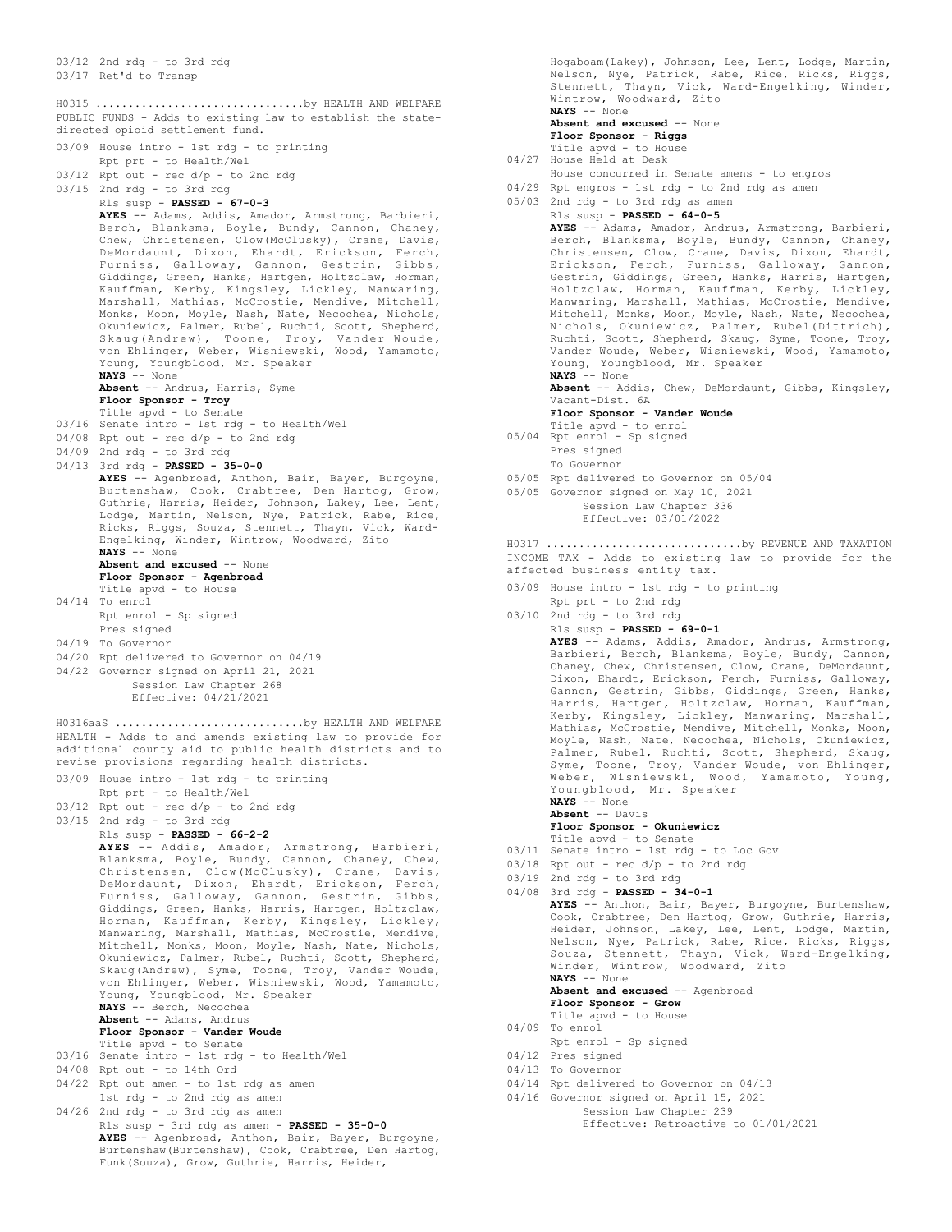03/12 2nd rdg - to 3rd rdg
03/17 Ret'd to Transp

H0315 ................................by HEALTH AND WELFARE
PUBLIC FUNDS - Adds to existing law to establish the state-directed opioid settlement fund.

03/09 House intro - 1st rdg - to printing
Rpt prt - to Health/Wel
03/12 Rpt out - rec d/p - to 2nd rdg
03/15 2nd rdg - to 3rd rdg
Rls susp - **PASSED - 67-0-3**
**AYES** -- Adams, Addis, Amador, Armstrong, Barbieri, Berch, Blanksma, Boyle, Bundy, Cannon, Chaney, Chew, Christensen, Clow(McClusky), Crane, Davis, DeMordaunt, Dixon, Ehardt, Erickson, Ferch, Furniss, Galloway, Gannon, Gestrin, Gibbs, Giddings, Green, Hanks, Hartgen, Holtzclaw, Horman, Kauffman, Kerby, Kingsley, Lickley, Manwaring, Marshall, Mathias, McCrostie, Mendive, Mitchell, Monks, Moon, Moyle, Nash, Nate, Necochea, Nichols, Okuniewicz, Palmer, Rubel, Ruchti, Scott, Shepherd, Skaug(Andrew), Toone, Troy, Vander Woude, von Ehlinger, Weber, Wisniewski, Wood, Yamamoto, Young, Youngblood, Mr. Speaker
**NAYS** -- None
**Absent** -- Andrus, Harris, Syme
**Floor Sponsor - Troy**
Title apvd - to Senate
03/16 Senate intro - 1st rdg - to Health/Wel
04/08 Rpt out - rec d/p - to 2nd rdg
04/09 2nd rdg - to 3rd rdg
04/13 3rd rdg - **PASSED - 35-0-0**
**AYES** -- Agenbroad, Anthon, Bair, Bayer, Burgoyne, Burtenshaw, Cook, Crabtree, Den Hartog, Grow, Guthrie, Harris, Heider, Johnson, Lakey, Lee, Lent, Lodge, Martin, Nelson, Nye, Patrick, Rabe, Rice, Ricks, Riggs, Souza, Stennett, Thayn, Vick, Ward-Engelking, Winder, Wintrow, Woodward, Zito
**NAYS** -- None
**Absent and excused** -- None
**Floor Sponsor - Agenbroad**
Title apvd - to House
04/14 To enrol
Rpt enrol - Sp signed
Pres signed
04/19 To Governor
04/20 Rpt delivered to Governor on 04/19
04/22 Governor signed on April 21, 2021
Session Law Chapter 268
Effective: 04/21/2021

H0316aaS ............................by HEALTH AND WELFARE
HEALTH - Adds to and amends existing law to provide for additional county aid to public health districts and to revise provisions regarding health districts.

03/09 House intro - 1st rdg - to printing
Rpt prt - to Health/Wel
03/12 Rpt out - rec d/p - to 2nd rdg
03/15 2nd rdg - to 3rd rdg
Rls susp - **PASSED - 66-2-2**
**AYES** -- Addis, Amador, Armstrong, Barbieri, Blanksma, Boyle, Bundy, Cannon, Chaney, Chew, Christensen, Clow(McClusky), Crane, Davis, DeMordaunt, Dixon, Ehardt, Erickson, Ferch, Furniss, Galloway, Gannon, Gestrin, Gibbs, Giddings, Green, Hanks, Harris, Hartgen, Holtzclaw, Horman, Kauffman, Kerby, Kingsley, Lickley, Manwaring, Marshall, Mathias, McCrostie, Mendive, Mitchell, Monks, Moon, Moyle, Nash, Nate, Nichols, Okuniewicz, Palmer, Rubel, Ruchti, Scott, Shepherd, Skaug(Andrew), Syme, Toone, Troy, Vander Woude, von Ehlinger, Weber, Wisniewski, Wood, Yamamoto, Young, Youngblood, Mr. Speaker
**NAYS** -- Berch, Necochea
**Absent** -- Adams, Andrus
**Floor Sponsor - Vander Woude**
Title apvd - to Senate
03/16 Senate intro - 1st rdg - to Health/Wel
04/08 Rpt out - to 14th Ord
04/22 Rpt out amen - to 1st rdg as amen
1st rdg - to 2nd rdg as amen
04/26 2nd rdg - to 3rd rdg as amen
Rls susp - 3rd rdg as amen - **PASSED - 35-0-0**
**AYES** -- Agenbroad, Anthon, Bair, Bayer, Burgoyne, Burtenshaw(Burtenshaw), Cook, Crabtree, Den Hartog, Funk(Souza), Grow, Guthrie, Harris, Heider, Hogaboam(Lakey), Johnson, Lee, Lent, Lodge, Martin, Nelson, Nye, Patrick, Rabe, Rice, Ricks, Riggs, Stennett, Thayn, Vick, Ward-Engelking, Winder, Wintrow, Woodward, Zito
**NAYS** -- None
**Absent and excused** -- None
**Floor Sponsor - Riggs**
Title apvd - to House
04/27 House Held at Desk
House concurred in Senate amens - to engros
04/29 Rpt engros - 1st rdg - to 2nd rdg as amen
05/03 2nd rdg - to 3rd rdg as amen
Rls susp - **PASSED - 64-0-5**
**AYES** -- Adams, Amador, Andrus, Armstrong, Barbieri, Berch, Blanksma, Boyle, Bundy, Cannon, Chaney, Christensen, Clow, Crane, Davis, Dixon, Ehardt, Erickson, Ferch, Furniss, Galloway, Gannon, Gestrin, Giddings, Green, Hanks, Harris, Hartgen, Holtzclaw, Horman, Kauffman, Kerby, Lickley, Manwaring, Marshall, Mathias, McCrostie, Mendive, Mitchell, Monks, Moon, Moyle, Nash, Nate, Necochea, Nichols, Okuniewicz, Palmer, Rubel(Dittrich), Ruchti, Scott, Shepherd, Skaug, Syme, Toone, Troy, Vander Woude, Weber, Wisniewski, Wood, Yamamoto, Young, Youngblood, Mr. Speaker
**NAYS** -- None
**Absent** -- Addis, Chew, DeMordaunt, Gibbs, Kingsley, Vacant-Dist. 6A
**Floor Sponsor - Vander Woude**
Title apvd - to enrol
05/04 Rpt enrol - Sp signed
Pres signed
To Governor
05/05 Rpt delivered to Governor on 05/04
05/05 Governor signed on May 10, 2021
Session Law Chapter 336
Effective: 03/01/2022

H0317 .............................by REVENUE AND TAXATION
INCOME TAX - Adds to existing law to provide for the affected business entity tax.

03/09 House intro - 1st rdg - to printing
Rpt prt - to 2nd rdg
03/10 2nd rdg - to 3rd rdg
Rls susp - **PASSED - 69-0-1**
**AYES** -- Adams, Addis, Amador, Andrus, Armstrong, Barbieri, Berch, Blanksma, Boyle, Bundy, Cannon, Chaney, Chew, Christensen, Clow, Crane, DeMordaunt, Dixon, Ehardt, Erickson, Ferch, Furniss, Galloway, Gannon, Gestrin, Gibbs, Giddings, Green, Hanks, Harris, Hartgen, Holtzclaw, Horman, Kauffman, Kerby, Kingsley, Lickley, Manwaring, Marshall, Mathias, McCrostie, Mendive, Mitchell, Monks, Moon, Moyle, Nash, Nate, Necochea, Nichols, Okuniewicz, Palmer, Rubel, Ruchti, Scott, Shepherd, Skaug, Syme, Toone, Troy, Vander Woude, von Ehlinger, Weber, Wisniewski, Wood, Yamamoto, Young, Youngblood, Mr. Speaker
**NAYS** -- None
**Absent** -- Davis
**Floor Sponsor - Okuniewicz**
Title apvd - to Senate
03/11 Senate intro - 1st rdg - to Loc Gov
03/18 Rpt out - rec d/p - to 2nd rdg
03/19 2nd rdg - to 3rd rdg
04/08 3rd rdg - **PASSED - 34-0-1**
**AYES** -- Anthon, Bair, Bayer, Burgoyne, Burtenshaw, Cook, Crabtree, Den Hartog, Grow, Guthrie, Harris, Heider, Johnson, Lakey, Lee, Lent, Lodge, Martin, Nelson, Nye, Patrick, Rabe, Rice, Ricks, Riggs, Souza, Stennett, Thayn, Vick, Ward-Engelking, Winder, Wintrow, Woodward, Zito
**NAYS** -- None
**Absent and excused** -- Agenbroad
**Floor Sponsor - Grow**
Title apvd - to House
04/09 To enrol
Rpt enrol - Sp signed
04/12 Pres signed
04/13 To Governor
04/14 Rpt delivered to Governor on 04/13
04/16 Governor signed on April 15, 2021
Session Law Chapter 239
Effective: Retroactive to 01/01/2021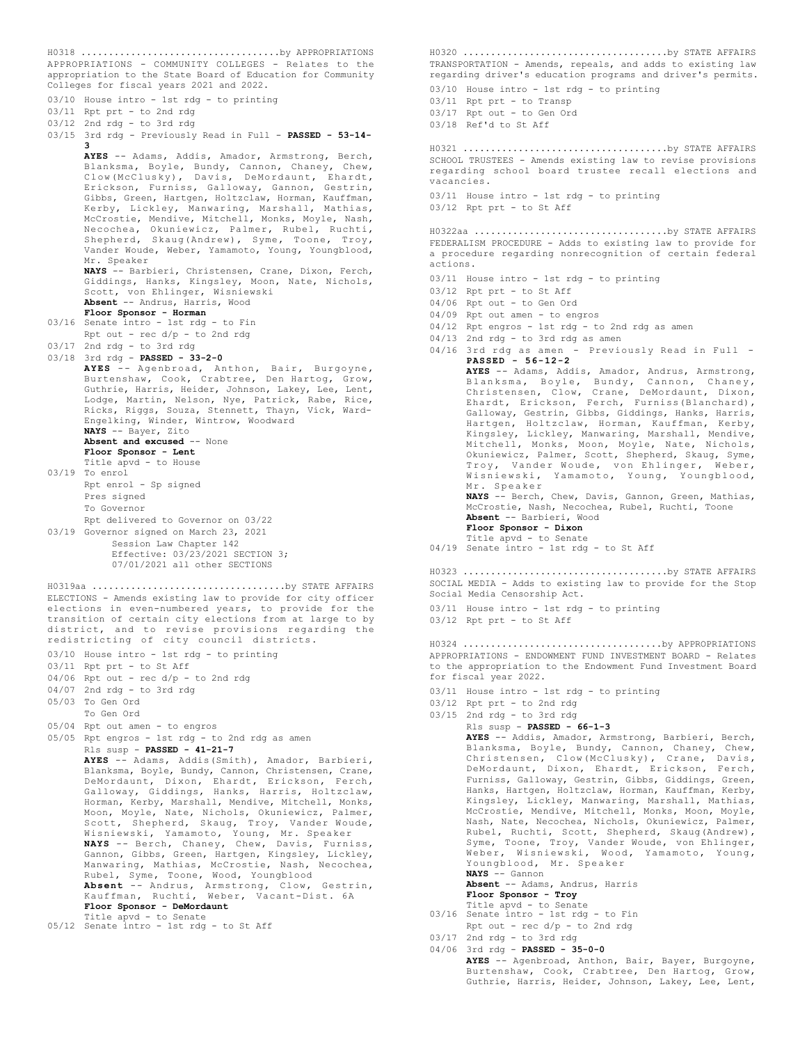H0318 ....................................by APPROPRIATIONS
APPROPRIATIONS - COMMUNITY COLLEGES - Relates to the appropriation to the State Board of Education for Community Colleges for fiscal years 2021 and 2022.

03/10 House intro - 1st rdg - to printing
03/11 Rpt prt - to 2nd rdg
03/12 2nd rdg - to 3rd rdg
03/15 3rd rdg - Previously Read in Full - **PASSED - 53-14-3**
**AYES** -- Adams, Addis, Amador, Armstrong, Berch, Blanksma, Boyle, Bundy, Cannon, Chaney, Chew, Clow(McClusky), Davis, DeMordaunt, Ehardt, Erickson, Furniss, Galloway, Gannon, Gestrin, Gibbs, Green, Hartgen, Holtzclaw, Horman, Kauffman, Kerby, Lickley, Manwaring, Marshall, Mathias, McCrostie, Mendive, Mitchell, Monks, Moyle, Nash, Necochea, Okuniewicz, Palmer, Rubel, Ruchti, Shepherd, Skaug(Andrew), Syme, Toone, Troy, Vander Woude, Weber, Yamamoto, Young, Youngblood, Mr. Speaker
**NAYS** -- Barbieri, Christensen, Crane, Dixon, Ferch, Giddings, Hanks, Kingsley, Moon, Nate, Nichols, Scott, von Ehlinger, Wisniewski
**Absent** -- Andrus, Harris, Wood
**Floor Sponsor - Horman**
03/16 Senate intro - 1st rdg - to Fin
Rpt out - rec d/p - to 2nd rdg
03/17 2nd rdg - to 3rd rdg
03/18 3rd rdg - **PASSED - 33-2-0**
**AYES** -- Agenbroad, Anthon, Bair, Burgoyne, Burtenshaw, Cook, Crabtree, Den Hartog, Grow, Guthrie, Harris, Heider, Johnson, Lakey, Lee, Lent, Lodge, Martin, Nelson, Nye, Patrick, Rabe, Rice, Ricks, Riggs, Souza, Stennett, Thayn, Vick, Ward-Engelking, Winder, Wintrow, Woodward
**NAYS** -- Bayer, Zito
**Absent and excused** -- None
**Floor Sponsor - Lent**
Title apvd - to House
03/19 To enrol
Rpt enrol - Sp signed
Pres signed
To Governor
Rpt delivered to Governor on 03/22
03/19 Governor signed on March 23, 2021
Session Law Chapter 142
Effective: 03/23/2021 SECTION 3; 07/01/2021 all other SECTIONS

H0319aa ..................................by STATE AFFAIRS
ELECTIONS - Amends existing law to provide for city officer elections in even-numbered years, to provide for the transition of certain city elections from at large to by district, and to revise provisions regarding the redistricting of city council districts.

03/10 House intro - 1st rdg - to printing
03/11 Rpt prt - to St Aff
04/06 Rpt out - rec d/p - to 2nd rdg
04/07 2nd rdg - to 3rd rdg
05/03 To Gen Ord
To Gen Ord
05/04 Rpt out amen - to engros
05/05 Rpt engros - 1st rdg - to 2nd rdg as amen
Rls susp - **PASSED - 41-21-7**
**AYES** -- Adams, Addis(Smith), Amador, Barbieri, Blanksma, Boyle, Bundy, Cannon, Christensen, Crane, DeMordaunt, Dixon, Ehardt, Erickson, Ferch, Galloway, Giddings, Hanks, Harris, Holtzclaw, Horman, Kerby, Marshall, Mendive, Mitchell, Monks, Moon, Moyle, Nate, Nichols, Okuniewicz, Palmer, Scott, Shepherd, Skaug, Troy, Vander Woude, Wisniewski, Yamamoto, Young, Mr. Speaker
**NAYS** -- Berch, Chaney, Chew, Davis, Furniss, Gannon, Gibbs, Green, Hartgen, Kingsley, Lickley, Manwaring, Mathias, McCrostie, Nash, Necochea, Rubel, Syme, Toone, Wood, Youngblood
**Absent** -- Andrus, Armstrong, Clow, Gestrin, Kauffman, Ruchti, Weber, Vacant-Dist. 6A
**Floor Sponsor - DeMordaunt**
Title apvd - to Senate
05/12 Senate intro - 1st rdg - to St Aff

H0320 ....................................by STATE AFFAIRS
TRANSPORTATION - Amends, repeals, and adds to existing law regarding driver's education programs and driver's permits.

03/10 House intro - 1st rdg - to printing
03/11 Rpt prt - to Transp
03/17 Rpt out - to Gen Ord
03/18 Ref'd to St Aff

H0321 ....................................by STATE AFFAIRS
SCHOOL TRUSTEES - Amends existing law to revise provisions regarding school board trustee recall elections and vacancies.

03/11 House intro - 1st rdg - to printing
03/12 Rpt prt - to St Aff

H0322aa ..................................by STATE AFFAIRS
FEDERALISM PROCEDURE - Adds to existing law to provide for a procedure regarding nonrecognition of certain federal actions.

03/11 House intro - 1st rdg - to printing
03/12 Rpt prt - to St Aff
04/06 Rpt out - to Gen Ord
04/09 Rpt out amen - to engros
04/12 Rpt engros - 1st rdg - to 2nd rdg as amen
04/13 2nd rdg - to 3rd rdg as amen
04/16 3rd rdg as amen - Previously Read in Full - **PASSED - 56-12-2**
**AYES** -- Adams, Addis, Amador, Andrus, Armstrong, Blanksma, Boyle, Bundy, Cannon, Chaney, Christensen, Clow, Crane, DeMordaunt, Dixon, Ehardt, Erickson, Ferch, Furniss(Blanchard), Galloway, Gestrin, Gibbs, Giddings, Hanks, Harris, Hartgen, Holtzclaw, Horman, Kauffman, Kerby, Kingsley, Lickley, Manwaring, Marshall, Mendive, Mitchell, Monks, Moon, Moyle, Nate, Nichols, Okuniewicz, Palmer, Scott, Shepherd, Skaug, Syme, Troy, Vander Woude, von Ehlinger, Weber, Wisniewski, Yamamoto, Young, Youngblood, Mr. Speaker
**NAYS** -- Berch, Chew, Davis, Gannon, Green, Mathias, McCrostie, Nash, Necochea, Rubel, Ruchti, Toone
**Absent** -- Barbieri, Wood
**Floor Sponsor - Dixon**
Title apvd - to Senate
04/19 Senate intro - 1st rdg - to St Aff

H0323 ....................................by STATE AFFAIRS
SOCIAL MEDIA - Adds to existing law to provide for the Stop Social Media Censorship Act.

03/11 House intro - 1st rdg - to printing
03/12 Rpt prt - to St Aff

H0324 ...................................by APPROPRIATIONS
APPROPRIATIONS - ENDOWMENT FUND INVESTMENT BOARD - Relates to the appropriation to the Endowment Fund Investment Board for fiscal year 2022.

03/11 House intro - 1st rdg - to printing
03/12 Rpt prt - to 2nd rdg
03/15 2nd rdg - to 3rd rdg
Rls susp - **PASSED - 66-1-3**
**AYES** -- Addis, Amador, Armstrong, Barbieri, Berch, Blanksma, Boyle, Bundy, Cannon, Chaney, Chew, Christensen, Clow(McClusky), Crane, Davis, DeMordaunt, Dixon, Ehardt, Erickson, Ferch, Furniss, Galloway, Gestrin, Gibbs, Giddings, Green, Hanks, Hartgen, Holtzclaw, Horman, Kauffman, Kerby, Kingsley, Lickley, Manwaring, Marshall, Mathias, McCrostie, Mendive, Mitchell, Monks, Moon, Moyle, Nash, Nate, Necochea, Nichols, Okuniewicz, Palmer, Rubel, Ruchti, Scott, Shepherd, Skaug(Andrew), Syme, Toone, Troy, Vander Woude, von Ehlinger, Weber, Wisniewski, Wood, Yamamoto, Young, Youngblood, Mr. Speaker
**NAYS** -- Gannon
**Absent** -- Adams, Andrus, Harris
**Floor Sponsor - Troy**
Title apvd - to Senate
03/16 Senate intro - 1st rdg - to Fin
Rpt out - rec d/p - to 2nd rdg
03/17 2nd rdg - to 3rd rdg
04/06 3rd rdg - **PASSED - 35-0-0**
**AYES** -- Agenbroad, Anthon, Bair, Bayer, Burgoyne, Burtenshaw, Cook, Crabtree, Den Hartog, Grow, Guthrie, Harris, Heider, Johnson, Lakey, Lee, Lent,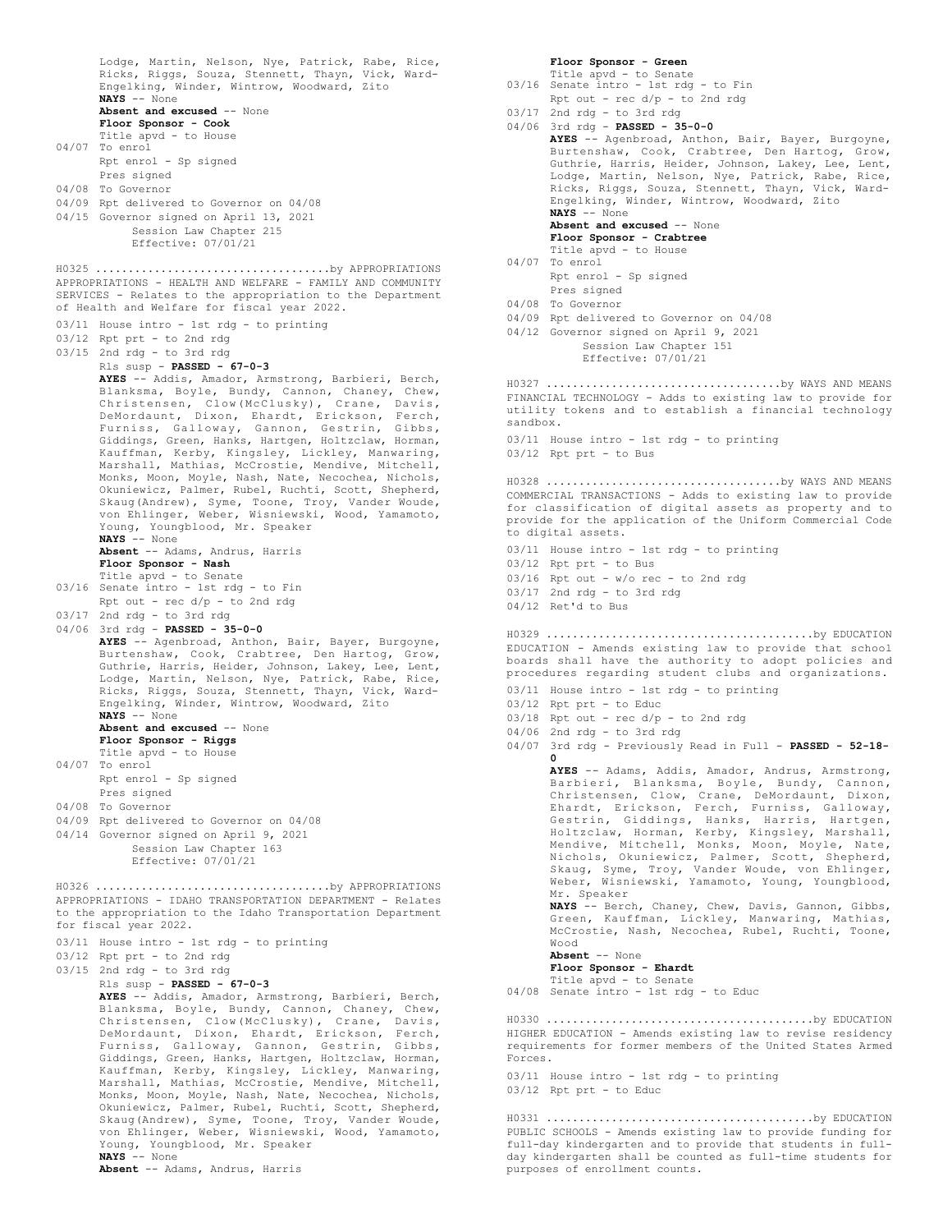Lodge, Martin, Nelson, Nye, Patrick, Rabe, Rice, Ricks, Riggs, Souza, Stennett, Thayn, Vick, Ward-Engelking, Winder, Wintrow, Woodward, Zito
**NAYS** -- None
**Absent and excused** -- None
**Floor Sponsor - Cook**
Title apvd - to House
04/07 To enrol
Rpt enrol - Sp signed
Pres signed
04/08 To Governor
04/09 Rpt delivered to Governor on 04/08
04/15 Governor signed on April 13, 2021
Session Law Chapter 215
Effective: 07/01/21

H0325 ....................................by APPROPRIATIONS
APPROPRIATIONS - HEALTH AND WELFARE - FAMILY AND COMMUNITY SERVICES - Relates to the appropriation to the Department of Health and Welfare for fiscal year 2022.

03/11 House intro - 1st rdg - to printing
03/12 Rpt prt - to 2nd rdg
03/15 2nd rdg - to 3rd rdg
Rls susp - **PASSED - 67-0-3**
**AYES** -- Addis, Amador, Armstrong, Barbieri, Berch, Blanksma, Boyle, Bundy, Cannon, Chaney, Chew, Christensen, Clow(McClusky), Crane, Davis, DeMordaunt, Dixon, Ehardt, Erickson, Ferch, Furniss, Galloway, Gannon, Gestrin, Gibbs, Giddings, Green, Hanks, Hartgen, Holtzclaw, Horman, Kauffman, Kerby, Kingsley, Lickley, Manwaring, Marshall, Mathias, McCrostie, Mendive, Mitchell, Monks, Moon, Moyle, Nash, Nate, Necochea, Nichols, Okuniewicz, Palmer, Rubel, Ruchti, Scott, Shepherd, Skaug(Andrew), Syme, Toone, Troy, Vander Woude, von Ehlinger, Weber, Wisniewski, Wood, Yamamoto, Young, Youngblood, Mr. Speaker
**NAYS** -- None
**Absent** -- Adams, Andrus, Harris
**Floor Sponsor - Nash**
Title apvd - to Senate
03/16 Senate intro - 1st rdg - to Fin
Rpt out - rec d/p - to 2nd rdg
03/17 2nd rdg - to 3rd rdg
04/06 3rd rdg - **PASSED - 35-0-0**
**AYES** -- Agenbroad, Anthon, Bair, Bayer, Burgoyne, Burtenshaw, Cook, Crabtree, Den Hartog, Grow, Guthrie, Harris, Heider, Johnson, Lakey, Lee, Lent, Lodge, Martin, Nelson, Nye, Patrick, Rabe, Rice, Ricks, Riggs, Souza, Stennett, Thayn, Vick, Ward-Engelking, Winder, Wintrow, Woodward, Zito
**NAYS** -- None
**Absent and excused** -- None
**Floor Sponsor - Riggs**
Title apvd - to House
04/07 To enrol
Rpt enrol - Sp signed
Pres signed
04/08 To Governor
04/09 Rpt delivered to Governor on 04/08
04/14 Governor signed on April 9, 2021
Session Law Chapter 163
Effective: 07/01/21

H0326 ....................................by APPROPRIATIONS
APPROPRIATIONS - IDAHO TRANSPORTATION DEPARTMENT - Relates to the appropriation to the Idaho Transportation Department for fiscal year 2022.

03/11 House intro - 1st rdg - to printing
03/12 Rpt prt - to 2nd rdg
03/15 2nd rdg - to 3rd rdg
Rls susp - **PASSED - 67-0-3**
**AYES** -- Addis, Amador, Armstrong, Barbieri, Berch, Blanksma, Boyle, Bundy, Cannon, Chaney, Chew, Christensen, Clow(McClusky), Crane, Davis, DeMordaunt, Dixon, Ehardt, Erickson, Ferch, Furniss, Galloway, Gannon, Gestrin, Gibbs, Giddings, Green, Hanks, Hartgen, Holtzclaw, Horman, Kauffman, Kerby, Kingsley, Lickley, Manwaring, Marshall, Mathias, McCrostie, Mendive, Mitchell, Monks, Moon, Moyle, Nash, Nate, Necochea, Nichols, Okuniewicz, Palmer, Rubel, Ruchti, Scott, Shepherd, Skaug(Andrew), Syme, Toone, Troy, Vander Woude, von Ehlinger, Weber, Wisniewski, Wood, Yamamoto, Young, Youngblood, Mr. Speaker
**NAYS** -- None
**Absent** -- Adams, Andrus, Harris
**Floor Sponsor - Green**
Title apvd - to Senate
03/16 Senate intro - 1st rdg - to Fin
Rpt out - rec d/p - to 2nd rdg
03/17 2nd rdg - to 3rd rdg
04/06 3rd rdg - **PASSED - 35-0-0**
**AYES** -- Agenbroad, Anthon, Bair, Bayer, Burgoyne, Burtenshaw, Cook, Crabtree, Den Hartog, Grow, Guthrie, Harris, Heider, Johnson, Lakey, Lee, Lent, Lodge, Martin, Nelson, Nye, Patrick, Rabe, Rice, Ricks, Riggs, Souza, Stennett, Thayn, Vick, Ward-Engelking, Winder, Wintrow, Woodward, Zito
**NAYS** -- None
**Absent and excused** -- None
**Floor Sponsor - Crabtree**
Title apvd - to House
04/07 To enrol
Rpt enrol - Sp signed
Pres signed
04/08 To Governor
04/09 Rpt delivered to Governor on 04/08
04/12 Governor signed on April 9, 2021
Session Law Chapter 151
Effective: 07/01/21

H0327 ....................................by WAYS AND MEANS
FINANCIAL TECHNOLOGY - Adds to existing law to provide for utility tokens and to establish a financial technology sandbox.

03/11 House intro - 1st rdg - to printing
03/12 Rpt prt - to Bus

H0328 ....................................by WAYS AND MEANS
COMMERCIAL TRANSACTIONS - Adds to existing law to provide for classification of digital assets as property and to provide for the application of the Uniform Commercial Code to digital assets.

03/11 House intro - 1st rdg - to printing
03/12 Rpt prt - to Bus
03/16 Rpt out - w/o rec - to 2nd rdg
03/17 2nd rdg - to 3rd rdg
04/12 Ret'd to Bus

H0329 ........................................by EDUCATION
EDUCATION - Amends existing law to provide that school boards shall have the authority to adopt policies and procedures regarding student clubs and organizations.

03/11 House intro - 1st rdg - to printing
03/12 Rpt prt - to Educ
03/18 Rpt out - rec d/p - to 2nd rdg
04/06 2nd rdg - to 3rd rdg
04/07 3rd rdg - Previously Read in Full - **PASSED - 52-18-0**
**AYES** -- Adams, Addis, Amador, Andrus, Armstrong, Barbieri, Blanksma, Boyle, Bundy, Cannon, Christensen, Clow, Crane, DeMordaunt, Dixon, Ehardt, Erickson, Ferch, Furniss, Galloway, Gestrin, Giddings, Hanks, Harris, Hartgen, Holtzclaw, Horman, Kerby, Kingsley, Marshall, Mendive, Mitchell, Monks, Moon, Moyle, Nate, Nichols, Okuniewicz, Palmer, Scott, Shepherd, Skaug, Syme, Troy, Vander Woude, von Ehlinger, Weber, Wisniewski, Yamamoto, Young, Youngblood, Mr. Speaker
**NAYS** -- Berch, Chaney, Chew, Davis, Gannon, Gibbs, Green, Kauffman, Lickley, Manwaring, Mathias, McCrostie, Nash, Necochea, Rubel, Ruchti, Toone, Wood
**Absent** -- None
**Floor Sponsor - Ehardt**
Title apvd - to Senate
04/08 Senate intro - 1st rdg - to Educ

H0330 ........................................by EDUCATION
HIGHER EDUCATION - Amends existing law to revise residency requirements for former members of the United States Armed Forces.

03/11 House intro - 1st rdg - to printing
03/12 Rpt prt - to Educ

H0331 ........................................by EDUCATION
PUBLIC SCHOOLS - Amends existing law to provide funding for full-day kindergarten and to provide that students in full-day kindergarten shall be counted as full-time students for purposes of enrollment counts.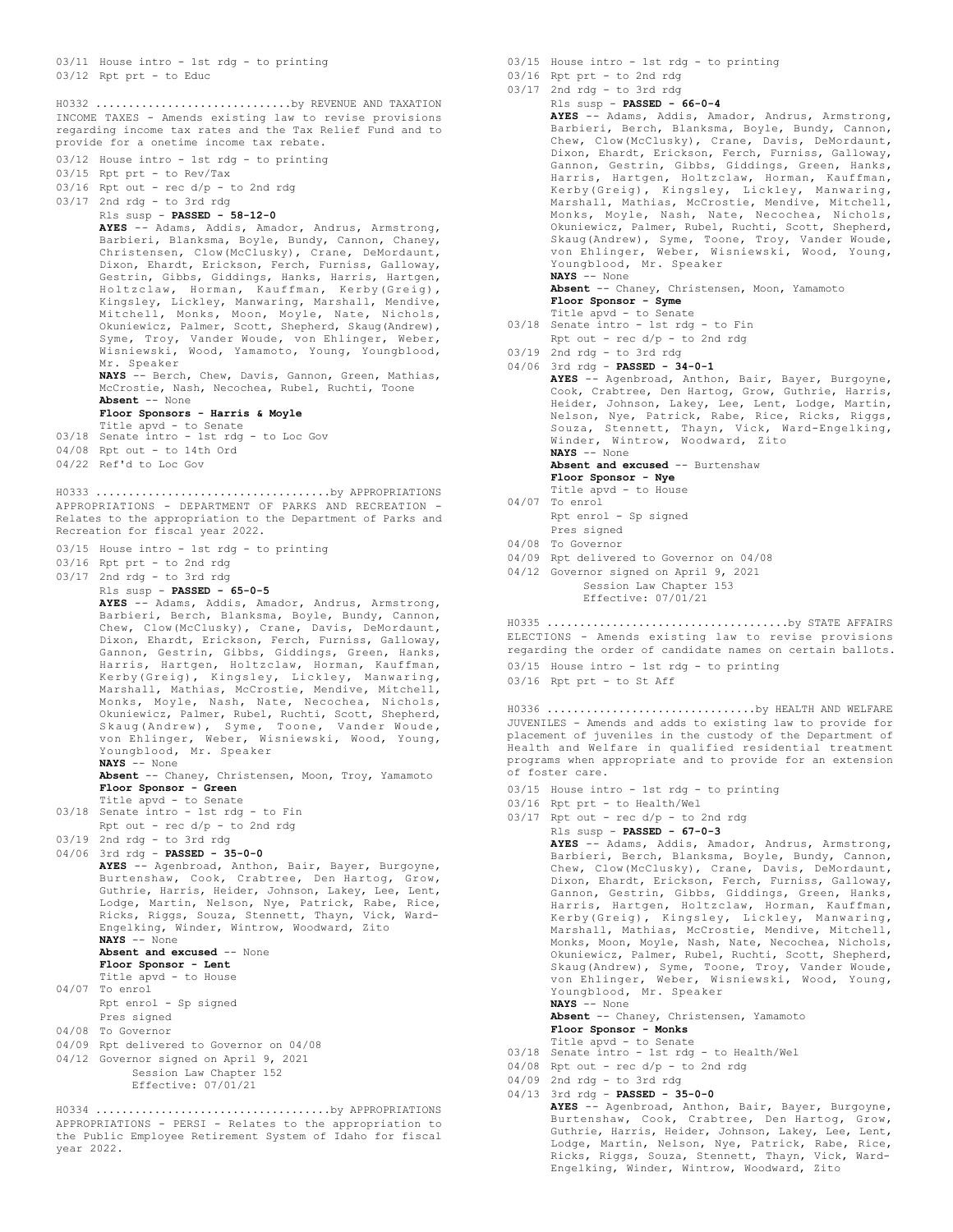03/11 House intro - 1st rdg - to printing
03/12 Rpt prt - to Educ

H0332 ..............................by REVENUE AND TAXATION
INCOME TAXES - Amends existing law to revise provisions regarding income tax rates and the Tax Relief Fund and to provide for a onetime income tax rebate.

03/12 House intro - 1st rdg - to printing
03/15 Rpt prt - to Rev/Tax
03/16 Rpt out - rec d/p - to 2nd rdg
03/17 2nd rdg - to 3rd rdg
Rls susp - **PASSED - 58-12-0**
**AYES** -- Adams, Addis, Amador, Andrus, Armstrong, Barbieri, Blanksma, Boyle, Bundy, Cannon, Chaney, Christensen, Clow(McClusky), Crane, DeMordaunt, Dixon, Ehardt, Erickson, Ferch, Furniss, Galloway, Gestrin, Gibbs, Giddings, Hanks, Harris, Hartgen, Holtzclaw, Horman, Kauffman, Kerby(Greig), Kingsley, Lickley, Manwaring, Marshall, Mendive, Mitchell, Monks, Moon, Moyle, Nate, Nichols, Okuniewicz, Palmer, Scott, Shepherd, Skaug(Andrew), Syme, Troy, Vander Woude, von Ehlinger, Weber, Wisniewski, Wood, Yamamoto, Young, Youngblood, Mr. Speaker
**NAYS** -- Berch, Chew, Davis, Gannon, Green, Mathias, McCrostie, Nash, Necochea, Rubel, Ruchti, Toone
**Absent** -- None
**Floor Sponsors - Harris & Moyle**
Title apvd - to Senate
03/18 Senate intro - 1st rdg - to Loc Gov
04/08 Rpt out - to 14th Ord
04/22 Ref'd to Loc Gov

H0333 ..................................by APPROPRIATIONS
APPROPRIATIONS - DEPARTMENT OF PARKS AND RECREATION - Relates to the appropriation to the Department of Parks and Recreation for fiscal year 2022.

03/15 House intro - 1st rdg - to printing
03/16 Rpt prt - to 2nd rdg
03/17 2nd rdg - to 3rd rdg
Rls susp - **PASSED - 65-0-5**
**AYES** -- Adams, Addis, Amador, Andrus, Armstrong, Barbieri, Berch, Blanksma, Boyle, Bundy, Cannon, Chew, Clow(McClusky), Crane, Davis, DeMordaunt, Dixon, Ehardt, Erickson, Ferch, Furniss, Galloway, Gannon, Gestrin, Gibbs, Giddings, Green, Hanks, Harris, Hartgen, Holtzclaw, Horman, Kauffman, Kerby(Greig), Kingsley, Lickley, Manwaring, Marshall, Mathias, McCrostie, Mendive, Mitchell, Monks, Moyle, Nash, Nate, Necochea, Nichols, Okuniewicz, Palmer, Rubel, Ruchti, Scott, Shepherd, Skaug(Andrew), Syme, Toone, Vander Woude, von Ehlinger, Weber, Wisniewski, Wood, Young, Youngblood, Mr. Speaker
**NAYS** -- None
**Absent** -- Chaney, Christensen, Moon, Troy, Yamamoto
**Floor Sponsor - Green**
Title apvd - to Senate
03/18 Senate intro - 1st rdg - to Fin
Rpt out - rec d/p - to 2nd rdg
03/19 2nd rdg - to 3rd rdg
04/06 3rd rdg - **PASSED - 35-0-0**
**AYES** -- Agenbroad, Anthon, Bair, Bayer, Burgoyne, Burtenshaw, Cook, Crabtree, Den Hartog, Grow, Guthrie, Harris, Heider, Johnson, Lakey, Lee, Lent, Lodge, Martin, Nelson, Nye, Patrick, Rabe, Rice, Ricks, Riggs, Souza, Stennett, Thayn, Vick, Ward-Engelking, Winder, Wintrow, Woodward, Zito
**NAYS** -- None
**Absent and excused** -- None
**Floor Sponsor - Lent**
Title apvd - to House
04/07 To enrol
Rpt enrol - Sp signed
Pres signed
04/08 To Governor
04/09 Rpt delivered to Governor on 04/08
04/12 Governor signed on April 9, 2021
Session Law Chapter 152
Effective: 07/01/21

H0334 ..................................by APPROPRIATIONS
APPROPRIATIONS - PERSI - Relates to the appropriation to the Public Employee Retirement System of Idaho for fiscal year 2022.

03/15 House intro - 1st rdg - to printing
03/16 Rpt prt - to 2nd rdg
03/17 2nd rdg - to 3rd rdg
Rls susp - **PASSED - 66-0-4**
**AYES** -- Adams, Addis, Amador, Andrus, Armstrong, Barbieri, Berch, Blanksma, Boyle, Bundy, Cannon, Chew, Clow(McClusky), Crane, Davis, DeMordaunt, Dixon, Ehardt, Erickson, Ferch, Furniss, Galloway, Gannon, Gestrin, Gibbs, Giddings, Green, Hanks, Harris, Hartgen, Holtzclaw, Horman, Kauffman, Kerby(Greig), Kingsley, Lickley, Manwaring, Marshall, Mathias, McCrostie, Mendive, Mitchell, Monks, Moyle, Nash, Nate, Necochea, Nichols, Okuniewicz, Palmer, Rubel, Ruchti, Scott, Shepherd, Skaug(Andrew), Syme, Toone, Troy, Vander Woude, von Ehlinger, Weber, Wisniewski, Wood, Young, Youngblood, Mr. Speaker
**NAYS** -- None
**Absent** -- Chaney, Christensen, Moon, Yamamoto
**Floor Sponsor - Syme**
Title apvd - to Senate
03/18 Senate intro - 1st rdg - to Fin
Rpt out - rec d/p - to 2nd rdg
03/19 2nd rdg - to 3rd rdg
04/06 3rd rdg - **PASSED - 34-0-1**
**AYES** -- Agenbroad, Anthon, Bair, Bayer, Burgoyne, Cook, Crabtree, Den Hartog, Grow, Guthrie, Harris, Heider, Johnson, Lakey, Lee, Lent, Lodge, Martin, Nelson, Nye, Patrick, Rabe, Rice, Ricks, Riggs, Souza, Stennett, Thayn, Vick, Ward-Engelking, Winder, Wintrow, Woodward, Zito
**NAYS** -- None
**Absent and excused** -- Burtenshaw
**Floor Sponsor - Nye**
Title apvd - to House
04/07 To enrol
Rpt enrol - Sp signed
Pres signed
04/08 To Governor
04/09 Rpt delivered to Governor on 04/08
04/12 Governor signed on April 9, 2021
Session Law Chapter 153
Effective: 07/01/21

H0335 ....................................by STATE AFFAIRS
ELECTIONS - Amends existing law to revise provisions regarding the order of candidate names on certain ballots.

03/15 House intro - 1st rdg - to printing
03/16 Rpt prt - to St Aff

H0336 ...............................by HEALTH AND WELFARE
JUVENILES - Amends and adds to existing law to provide for placement of juveniles in the custody of the Department of Health and Welfare in qualified residential treatment programs when appropriate and to provide for an extension of foster care.

03/15 House intro - 1st rdg - to printing
03/16 Rpt prt - to Health/Wel
03/17 Rpt out - rec d/p - to 2nd rdg
Rls susp - **PASSED - 67-0-3**
**AYES** -- Adams, Addis, Amador, Andrus, Armstrong, Barbieri, Berch, Blanksma, Boyle, Bundy, Cannon, Chew, Clow(McClusky), Crane, Davis, DeMordaunt, Dixon, Ehardt, Erickson, Ferch, Furniss, Galloway, Gannon, Gestrin, Gibbs, Giddings, Green, Hanks, Harris, Hartgen, Holtzclaw, Horman, Kauffman, Kerby(Greig), Kingsley, Lickley, Manwaring, Marshall, Mathias, McCrostie, Mendive, Mitchell, Monks, Moon, Moyle, Nash, Nate, Necochea, Nichols, Okuniewicz, Palmer, Rubel, Ruchti, Scott, Shepherd, Skaug(Andrew), Syme, Toone, Troy, Vander Woude, von Ehlinger, Weber, Wisniewski, Wood, Young, Youngblood, Mr. Speaker
**NAYS** -- None
**Absent** -- Chaney, Christensen, Yamamoto
**Floor Sponsor - Monks**
Title apvd - to Senate
03/18 Senate intro - 1st rdg - to Health/Wel
04/08 Rpt out - rec d/p - to 2nd rdg
04/09 2nd rdg - to 3rd rdg
04/13 3rd rdg - **PASSED - 35-0-0**
**AYES** -- Agenbroad, Anthon, Bair, Bayer, Burgoyne, Burtenshaw, Cook, Crabtree, Den Hartog, Grow, Guthrie, Harris, Heider, Johnson, Lakey, Lee, Lent, Lodge, Martin, Nelson, Nye, Patrick, Rabe, Rice, Ricks, Riggs, Souza, Stennett, Thayn, Vick, Ward-Engelking, Winder, Wintrow, Woodward, Zito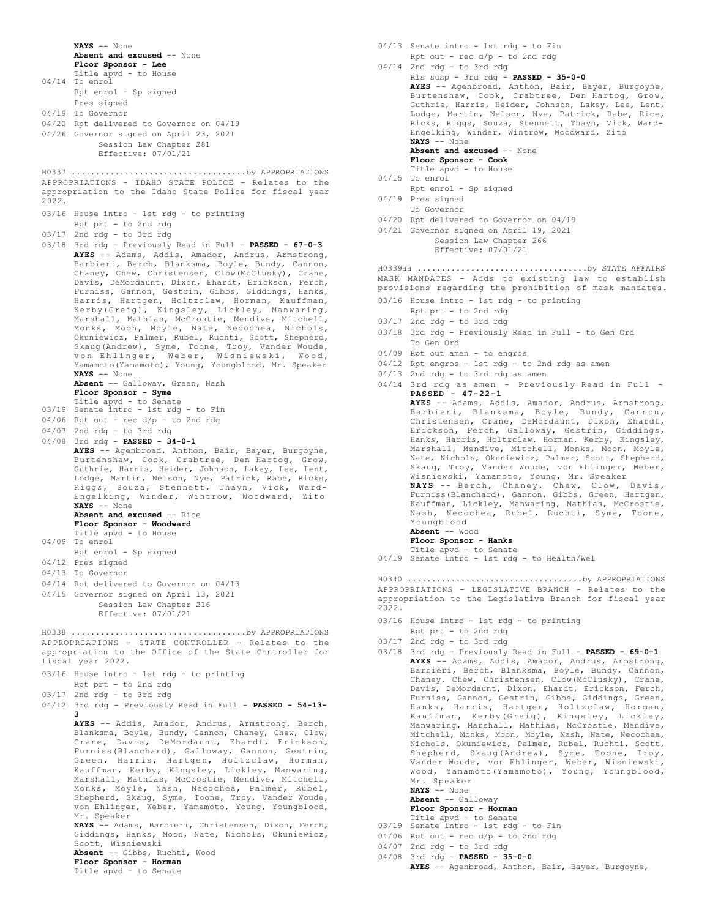**NAYS** -- None
**Absent and excused** -- None
**Floor Sponsor - Lee**
Title apvd - to House
04/14 To enrol
Rpt enrol - Sp signed
Pres signed
04/19 To Governor
04/20 Rpt delivered to Governor on 04/19
04/26 Governor signed on April 23, 2021
Session Law Chapter 281
Effective: 07/01/21

H0337 ....................................by APPROPRIATIONS
APPROPRIATIONS - IDAHO STATE POLICE - Relates to the appropriation to the Idaho State Police for fiscal year 2022.

03/16 House intro - 1st rdg - to printing
Rpt prt - to 2nd rdg
03/17 2nd rdg - to 3rd rdg
03/18 3rd rdg - Previously Read in Full - **PASSED - 67-0-3**
**AYES** -- Adams, Addis, Amador, Andrus, Armstrong, Barbieri, Berch, Blanksma, Boyle, Bundy, Cannon, Chaney, Chew, Christensen, Clow(McClusky), Crane, Davis, DeMordaunt, Dixon, Ehardt, Erickson, Ferch, Furniss, Gannon, Gestrin, Gibbs, Giddings, Hanks, Harris, Hartgen, Holtzclaw, Horman, Kauffman, Kerby(Greig), Kingsley, Lickley, Manwaring, Marshall, Mathias, McCrostie, Mendive, Mitchell, Monks, Moon, Moyle, Nate, Necochea, Nichols, Okuniewicz, Palmer, Rubel, Ruchti, Scott, Shepherd, Skaug(Andrew), Syme, Toone, Troy, Vander Woude, von Ehlinger, Weber, Wisniewski, Wood, Yamamoto(Yamamoto), Young, Youngblood, Mr. Speaker
**NAYS** -- None
**Absent** -- Galloway, Green, Nash
**Floor Sponsor - Syme**
Title apvd - to Senate
03/19 Senate intro - 1st rdg - to Fin
04/06 Rpt out - rec d/p - to 2nd rdg
04/07 2nd rdg - to 3rd rdg
04/08 3rd rdg - **PASSED - 34-0-1**
**AYES** -- Agenbroad, Anthon, Bair, Bayer, Burgoyne, Burtenshaw, Cook, Crabtree, Den Hartog, Grow, Guthrie, Harris, Heider, Johnson, Lakey, Lee, Lent, Lodge, Martin, Nelson, Nye, Patrick, Rabe, Ricks, Riggs, Souza, Stennett, Thayn, Vick, Ward-Engelking, Winder, Wintrow, Woodward, Zito
**NAYS** -- None
**Absent and excused** -- Rice
**Floor Sponsor - Woodward**
Title apvd - to House
04/09 To enrol
Rpt enrol - Sp signed
04/12 Pres signed
04/13 To Governor
04/14 Rpt delivered to Governor on 04/13
04/15 Governor signed on April 13, 2021
Session Law Chapter 216
Effective: 07/01/21

H0338 ....................................by APPROPRIATIONS
APPROPRIATIONS - STATE CONTROLLER - Relates to the appropriation to the Office of the State Controller for fiscal year 2022.

03/16 House intro - 1st rdg - to printing
Rpt prt - to 2nd rdg
03/17 2nd rdg - to 3rd rdg
04/12 3rd rdg - Previously Read in Full - **PASSED - 54-13-3**
**AYES** -- Addis, Amador, Andrus, Armstrong, Berch, Blanksma, Boyle, Bundy, Cannon, Chaney, Chew, Clow, Crane, Davis, DeMordaunt, Ehardt, Erickson, Furniss(Blanchard), Galloway, Gannon, Gestrin, Green, Harris, Hartgen, Holtzclaw, Horman, Kauffman, Kerby, Kingsley, Lickley, Manwaring, Marshall, Mathias, McCrostie, Mendive, Mitchell, Monks, Moyle, Nash, Necochea, Palmer, Rubel, Shepherd, Skaug, Syme, Toone, Troy, Vander Woude, von Ehlinger, Weber, Yamamoto, Young, Youngblood, Mr. Speaker
**NAYS** -- Adams, Barbieri, Christensen, Dixon, Ferch, Giddings, Hanks, Moon, Nate, Nichols, Okuniewicz, Scott, Wisniewski
**Absent** -- Gibbs, Ruchti, Wood
**Floor Sponsor - Horman**
Title apvd - to Senate
04/13 Senate intro - 1st rdg - to Fin
Rpt out - rec d/p - to 2nd rdg
04/14 2nd rdg - to 3rd rdg
Rls susp - 3rd rdg - **PASSED - 35-0-0**
**AYES** -- Agenbroad, Anthon, Bair, Bayer, Burgoyne, Burtenshaw, Cook, Crabtree, Den Hartog, Grow, Guthrie, Harris, Heider, Johnson, Lakey, Lee, Lent, Lodge, Martin, Nelson, Nye, Patrick, Rabe, Rice, Ricks, Riggs, Souza, Stennett, Thayn, Vick, Ward-Engelking, Winder, Wintrow, Woodward, Zito
**NAYS** -- None
**Absent and excused** -- None
**Floor Sponsor - Cook**
Title apvd - to House
04/15 To enrol
Rpt enrol - Sp signed
04/19 Pres signed
To Governor
04/20 Rpt delivered to Governor on 04/19
04/21 Governor signed on April 19, 2021
Session Law Chapter 266
Effective: 07/01/21

H0339aa ....................................by STATE AFFAIRS
MASK MANDATES - Adds to existing law to establish provisions regarding the prohibition of mask mandates.

03/16 House intro - 1st rdg - to printing
Rpt prt - to 2nd rdg
03/17 2nd rdg - to 3rd rdg
03/18 3rd rdg - Previously Read in Full - to Gen Ord
To Gen Ord
04/09 Rpt out amen - to engros
04/12 Rpt engros - 1st rdg - to 2nd rdg as amen
04/13 2nd rdg - to 3rd rdg as amen
04/14 3rd rdg as amen - Previously Read in Full - **PASSED - 47-22-1**
**AYES** -- Adams, Addis, Amador, Andrus, Armstrong, Barbieri, Blanksma, Boyle, Bundy, Cannon, Christensen, Crane, DeMordaunt, Dixon, Ehardt, Erickson, Ferch, Galloway, Gestrin, Giddings, Hanks, Harris, Holtzclaw, Horman, Kerby, Kingsley, Marshall, Mendive, Mitchell, Monks, Moon, Moyle, Nate, Nichols, Okuniewicz, Palmer, Scott, Shepherd, Skaug, Troy, Vander Woude, von Ehlinger, Weber, Wisniewski, Yamamoto, Young, Mr. Speaker
**NAYS** -- Berch, Chaney, Chew, Clow, Davis, Furniss(Blanchard), Gannon, Gibbs, Green, Hartgen, Kauffman, Lickley, Manwaring, Mathias, McCrostie, Nash, Necochea, Rubel, Ruchti, Syme, Toone, Youngblood
**Absent** -- Wood
**Floor Sponsor - Hanks**
Title apvd - to Senate
04/19 Senate intro - 1st rdg - to Health/Wel

H0340 ....................................by APPROPRIATIONS
APPROPRIATIONS - LEGISLATIVE BRANCH - Relates to the appropriation to the Legislative Branch for fiscal year 2022.

03/16 House intro - 1st rdg - to printing
Rpt prt - to 2nd rdg
03/17 2nd rdg - to 3rd rdg
03/18 3rd rdg - Previously Read in Full - **PASSED - 69-0-1**
**AYES** -- Adams, Addis, Amador, Andrus, Armstrong, Barbieri, Berch, Blanksma, Boyle, Bundy, Cannon, Chaney, Chew, Christensen, Clow(McClusky), Crane, Davis, DeMordaunt, Dixon, Ehardt, Erickson, Ferch, Furniss, Gannon, Gestrin, Gibbs, Giddings, Green, Hanks, Harris, Hartgen, Holtzclaw, Horman, Kauffman, Kerby(Greig), Kingsley, Lickley, Manwaring, Marshall, Mathias, McCrostie, Mendive, Mitchell, Monks, Moon, Moyle, Nash, Nate, Necochea, Nichols, Okuniewicz, Palmer, Rubel, Ruchti, Scott, Shepherd, Skaug(Andrew), Syme, Toone, Troy, Vander Woude, von Ehlinger, Weber, Wisniewski, Wood, Yamamoto(Yamamoto), Young, Youngblood, Mr. Speaker
**NAYS** -- None
**Absent** -- Galloway
**Floor Sponsor - Horman**
Title apvd - to Senate
03/19 Senate intro - 1st rdg - to Fin
04/06 Rpt out - rec d/p - to 2nd rdg
04/07 2nd rdg - to 3rd rdg
04/08 3rd rdg - **PASSED - 35-0-0**
**AYES** -- Agenbroad, Anthon, Bair, Bayer, Burgoyne,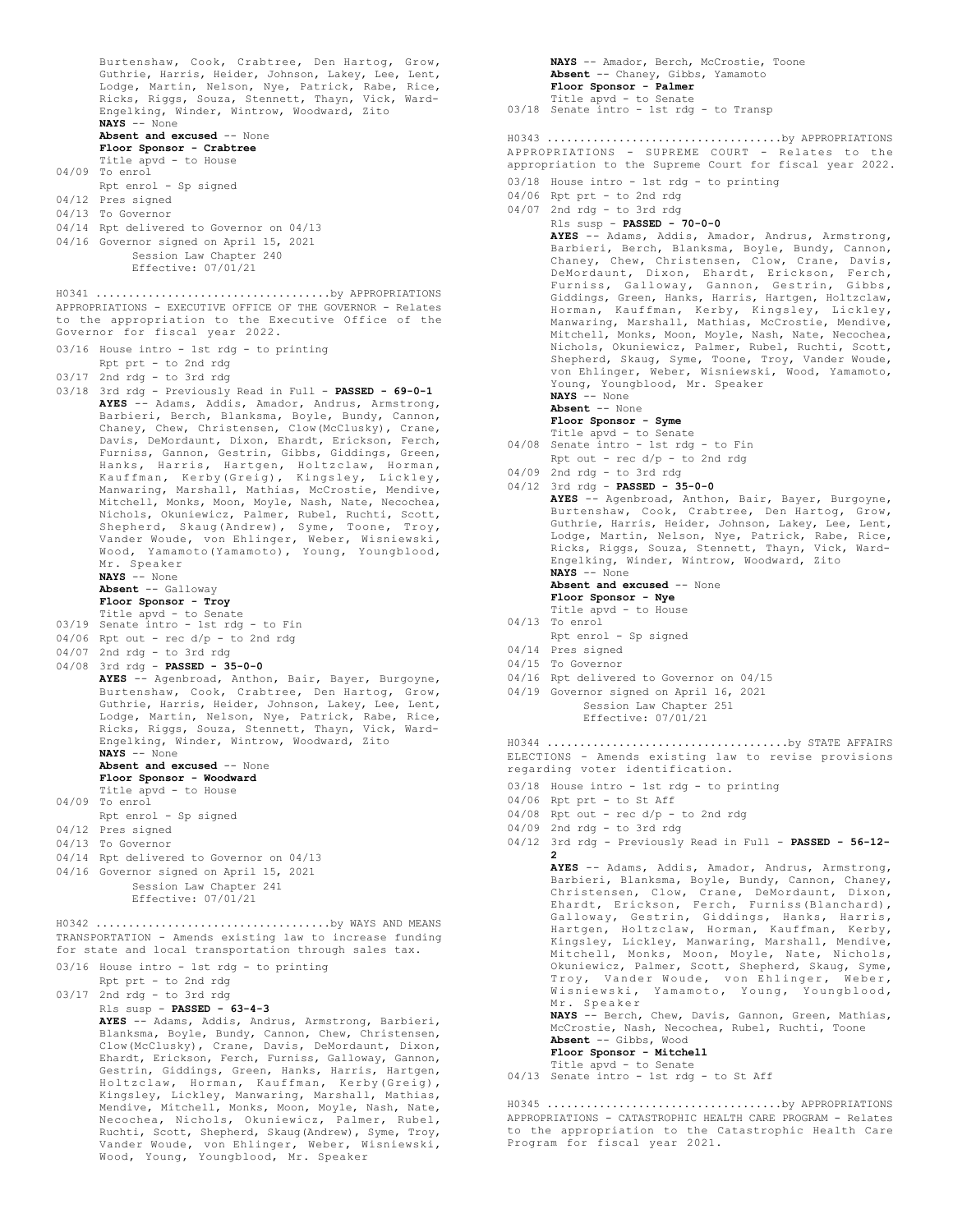Burtenshaw, Cook, Crabtree, Den Hartog, Grow, Guthrie, Harris, Heider, Johnson, Lakey, Lee, Lent, Lodge, Martin, Nelson, Nye, Patrick, Rabe, Rice, Ricks, Riggs, Souza, Stennett, Thayn, Vick, Ward-Engelking, Winder, Wintrow, Woodward, Zito
**NAYS** -- None
**Absent and excused** -- None
**Floor Sponsor - Crabtree**
Title apvd - to House
04/09 To enrol
Rpt enrol - Sp signed
04/12 Pres signed
04/13 To Governor
04/14 Rpt delivered to Governor on 04/13
04/16 Governor signed on April 15, 2021
Session Law Chapter 240
Effective: 07/01/21

H0341 ....................................by APPROPRIATIONS
APPROPRIATIONS - EXECUTIVE OFFICE OF THE GOVERNOR - Relates to the appropriation to the Executive Office of the Governor for fiscal year 2022.
03/16 House intro - 1st rdg - to printing
Rpt prt - to 2nd rdg
03/17 2nd rdg - to 3rd rdg
03/18 3rd rdg - Previously Read in Full - **PASSED - 69-0-1**
**AYES** -- Adams, Addis, Amador, Andrus, Armstrong, Barbieri, Berch, Blanksma, Boyle, Bundy, Cannon, Chaney, Chew, Christensen, Clow(McClusky), Crane, Davis, DeMordaunt, Dixon, Ehardt, Erickson, Ferch, Furniss, Gannon, Gestrin, Gibbs, Giddings, Green, Hanks, Harris, Hartgen, Holtzclaw, Horman, Kauffman, Kerby(Greig), Kingsley, Lickley, Manwaring, Marshall, Mathias, McCrostie, Mendive, Mitchell, Monks, Moon, Moyle, Nash, Nate, Necochea, Nichols, Okuniewicz, Palmer, Rubel, Ruchti, Scott, Shepherd, Skaug(Andrew), Syme, Toone, Troy, Vander Woude, von Ehlinger, Weber, Wisniewski, Wood, Yamamoto(Yamamoto), Young, Youngblood, Mr. Speaker
**NAYS** -- None
**Absent** -- Galloway
**Floor Sponsor - Troy**
Title apvd - to Senate
03/19 Senate intro - 1st rdg - to Fin
04/06 Rpt out - rec d/p - to 2nd rdg
04/07 2nd rdg - to 3rd rdg
04/08 3rd rdg - **PASSED - 35-0-0**
**AYES** -- Agenbroad, Anthon, Bair, Bayer, Burgoyne, Burtenshaw, Cook, Crabtree, Den Hartog, Grow, Guthrie, Harris, Heider, Johnson, Lakey, Lee, Lent, Lodge, Martin, Nelson, Nye, Patrick, Rabe, Rice, Ricks, Riggs, Souza, Stennett, Thayn, Vick, Ward-Engelking, Winder, Wintrow, Woodward, Zito
**NAYS** -- None
**Absent and excused** -- None
**Floor Sponsor - Woodward**
Title apvd - to House
04/09 To enrol
Rpt enrol - Sp signed
04/12 Pres signed
04/13 To Governor
04/14 Rpt delivered to Governor on 04/13
04/16 Governor signed on April 15, 2021
Session Law Chapter 241
Effective: 07/01/21

H0342 ....................................by WAYS AND MEANS
TRANSPORTATION - Amends existing law to increase funding for state and local transportation through sales tax.
03/16 House intro - 1st rdg - to printing
Rpt prt - to 2nd rdg
03/17 2nd rdg - to 3rd rdg
Rls susp - **PASSED - 63-4-3**
**AYES** -- Adams, Addis, Andrus, Armstrong, Barbieri, Blanksma, Boyle, Bundy, Cannon, Chew, Christensen, Clow(McClusky), Crane, Davis, DeMordaunt, Dixon, Ehardt, Erickson, Ferch, Furniss, Galloway, Gannon, Gestrin, Giddings, Green, Hanks, Harris, Hartgen, Holtzclaw, Horman, Kauffman, Kerby(Greig), Kingsley, Lickley, Manwaring, Marshall, Mathias, Mendive, Mitchell, Monks, Moon, Moyle, Nash, Nate, Necochea, Nichols, Okuniewicz, Palmer, Rubel, Ruchti, Scott, Shepherd, Skaug(Andrew), Syme, Troy, Vander Woude, von Ehlinger, Weber, Wisniewski, Wood, Young, Youngblood, Mr. Speaker
**NAYS** -- Amador, Berch, McCrostie, Toone
**Absent** -- Chaney, Gibbs, Yamamoto
**Floor Sponsor - Palmer**
Title apvd - to Senate
03/18 Senate intro - 1st rdg - to Transp

H0343 ....................................by APPROPRIATIONS
APPROPRIATIONS - SUPREME COURT - Relates to the appropriation to the Supreme Court for fiscal year 2022.
03/18 House intro - 1st rdg - to printing
04/06 Rpt prt - to 2nd rdg
04/07 2nd rdg - to 3rd rdg
Rls susp - **PASSED - 70-0-0**
**AYES** -- Adams, Addis, Amador, Andrus, Armstrong, Barbieri, Berch, Blanksma, Boyle, Bundy, Cannon, Chaney, Chew, Christensen, Clow, Crane, Davis, DeMordaunt, Dixon, Ehardt, Erickson, Ferch, Furniss, Galloway, Gannon, Gestrin, Gibbs, Giddings, Green, Hanks, Harris, Hartgen, Holtzclaw, Horman, Kauffman, Kerby, Kingsley, Lickley, Manwaring, Marshall, Mathias, McCrostie, Mendive, Mitchell, Monks, Moon, Moyle, Nash, Nate, Necochea, Nichols, Okuniewicz, Palmer, Rubel, Ruchti, Scott, Shepherd, Skaug, Syme, Toone, Troy, Vander Woude, von Ehlinger, Weber, Wisniewski, Wood, Yamamoto, Young, Youngblood, Mr. Speaker
**NAYS** -- None
**Absent** -- None
**Floor Sponsor - Syme**
Title apvd - to Senate
04/08 Senate intro - 1st rdg - to Fin
Rpt out - rec d/p - to 2nd rdg
04/09 2nd rdg - to 3rd rdg
04/12 3rd rdg - **PASSED - 35-0-0**
**AYES** -- Agenbroad, Anthon, Bair, Bayer, Burgoyne, Burtenshaw, Cook, Crabtree, Den Hartog, Grow, Guthrie, Harris, Heider, Johnson, Lakey, Lee, Lent, Lodge, Martin, Nelson, Nye, Patrick, Rabe, Rice, Ricks, Riggs, Souza, Stennett, Thayn, Vick, Ward-Engelking, Winder, Wintrow, Woodward, Zito
**NAYS** -- None
**Absent and excused** -- None
**Floor Sponsor - Nye**
Title apvd - to House
04/13 To enrol
Rpt enrol - Sp signed
04/14 Pres signed
04/15 To Governor
04/16 Rpt delivered to Governor on 04/15
04/19 Governor signed on April 16, 2021
Session Law Chapter 251
Effective: 07/01/21

H0344 ....................................by STATE AFFAIRS
ELECTIONS - Amends existing law to revise provisions regarding voter identification.
03/18 House intro - 1st rdg - to printing
04/06 Rpt prt - to St Aff
04/08 Rpt out - rec d/p - to 2nd rdg
04/09 2nd rdg - to 3rd rdg
04/12 3rd rdg - Previously Read in Full - **PASSED - 56-12-2**
**AYES** -- Adams, Addis, Amador, Andrus, Armstrong, Barbieri, Blanksma, Boyle, Bundy, Cannon, Chaney, Christensen, Clow, Crane, DeMordaunt, Dixon, Ehardt, Erickson, Ferch, Furniss(Blanchard), Galloway, Gestrin, Giddings, Hanks, Harris, Hartgen, Holtzclaw, Horman, Kauffman, Kerby, Kingsley, Lickley, Manwaring, Marshall, Mendive, Mitchell, Monks, Moon, Moyle, Nate, Nichols, Okuniewicz, Palmer, Scott, Shepherd, Skaug, Syme, Troy, Vander Woude, von Ehlinger, Weber, Wisniewski, Yamamoto, Young, Youngblood, Mr. Speaker
**NAYS** -- Berch, Chew, Davis, Gannon, Green, Mathias, McCrostie, Nash, Necochea, Rubel, Ruchti, Toone
**Absent** -- Gibbs, Wood
**Floor Sponsor - Mitchell**
Title apvd - to Senate
04/13 Senate intro - 1st rdg - to St Aff

H0345 ....................................by APPROPRIATIONS
APPROPRIATIONS - CATASTROPHIC HEALTH CARE PROGRAM - Relates to the appropriation to the Catastrophic Health Care Program for fiscal year 2021.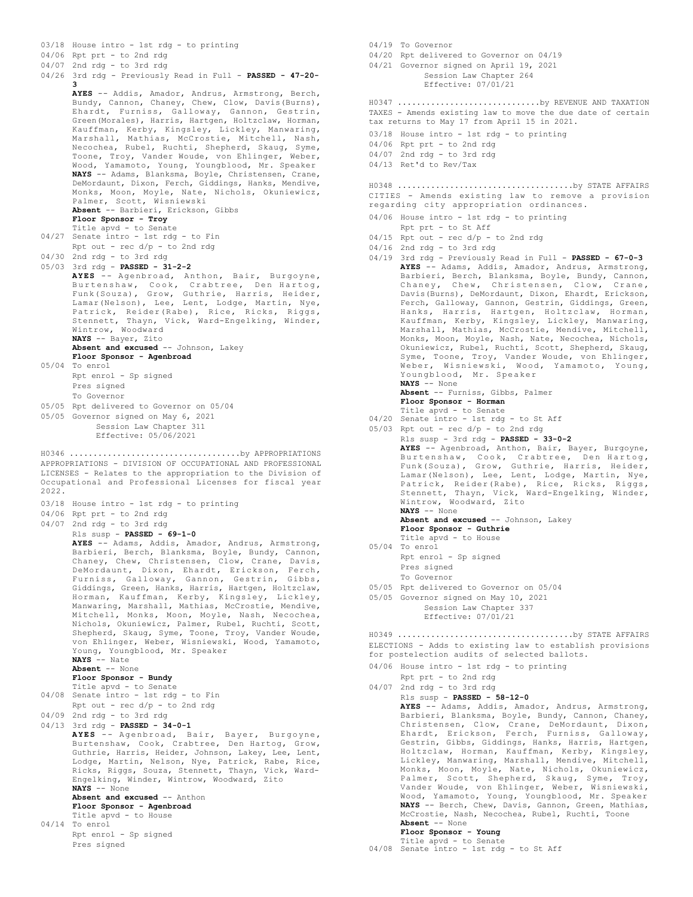03/18 House intro - 1st rdg - to printing
04/06 Rpt prt - to 2nd rdg
04/07 2nd rdg - to 3rd rdg
04/26 3rd rdg - Previously Read in Full - **PASSED - 47-20-3**
**AYES** -- Addis, Amador, Andrus, Armstrong, Berch, Bundy, Cannon, Chaney, Chew, Clow, Davis(Burns), Ehardt, Furniss, Galloway, Gannon, Gestrin, Green(Morales), Harris, Hartgen, Holtzclaw, Horman, Kauffman, Kerby, Kingsley, Lickley, Manwaring, Marshall, Mathias, McCrostie, Mitchell, Nash, Necochea, Rubel, Ruchti, Shepherd, Skaug, Syme, Toone, Troy, Vander Woude, von Ehlinger, Weber, Wood, Yamamoto, Young, Youngblood, Mr. Speaker
**NAYS** -- Adams, Blanksma, Boyle, Christensen, Crane, DeMordaunt, Dixon, Ferch, Giddings, Hanks, Mendive, Monks, Moon, Moyle, Nate, Nichols, Okuniewicz, Palmer, Scott, Wisniewski
**Absent** -- Barbieri, Erickson, Gibbs
**Floor Sponsor - Troy**
Title apvd - to Senate
04/27 Senate intro - 1st rdg - to Fin
Rpt out - rec d/p - to 2nd rdg
04/30 2nd rdg - to 3rd rdg
05/03 3rd rdg - **PASSED - 31-2-2**
**AYES** -- Agenbroad, Anthon, Bair, Burgoyne, Burtenshaw, Cook, Crabtree, Den Hartog, Funk(Souza), Grow, Guthrie, Harris, Heider, Lamar(Nelson), Lee, Lent, Lodge, Martin, Nye, Patrick, Reider(Rabe), Rice, Ricks, Riggs, Stennett, Thayn, Vick, Ward-Engelking, Winder, Wintrow, Woodward
**NAYS** -- Bayer, Zito
**Absent and excused** -- Johnson, Lakey
**Floor Sponsor - Agenbroad**
05/04 To enrol
Rpt enrol - Sp signed
Pres signed
To Governor
05/05 Rpt delivered to Governor on 05/04
05/05 Governor signed on May 6, 2021
Session Law Chapter 311
Effective: 05/06/2021

H0346 ....................................by APPROPRIATIONS
APPROPRIATIONS - DIVISION OF OCCUPATIONAL AND PROFESSIONAL LICENSES - Relates to the appropriation to the Division of Occupational and Professional Licenses for fiscal year 2022.

03/18 House intro - 1st rdg - to printing
04/06 Rpt prt - to 2nd rdg
04/07 2nd rdg - to 3rd rdg
Rls susp - **PASSED - 69-1-0**
**AYES** -- Adams, Addis, Amador, Andrus, Armstrong, Barbieri, Berch, Blanksma, Boyle, Bundy, Cannon, Chaney, Chew, Christensen, Clow, Crane, Davis, DeMordaunt, Dixon, Ehardt, Erickson, Ferch, Furniss, Galloway, Gannon, Gestrin, Gibbs, Giddings, Green, Hanks, Harris, Hartgen, Holtzclaw, Horman, Kauffman, Kerby, Kingsley, Lickley, Manwaring, Marshall, Mathias, McCrostie, Mendive, Mitchell, Monks, Moon, Moyle, Nash, Necochea, Nichols, Okuniewicz, Palmer, Rubel, Ruchti, Scott, Shepherd, Skaug, Syme, Toone, Troy, Vander Woude, von Ehlinger, Weber, Wisniewski, Wood, Yamamoto, Young, Youngblood, Mr. Speaker
**NAYS** -- Nate
**Absent** -- None
**Floor Sponsor - Bundy**
Title apvd - to Senate
04/08 Senate intro - 1st rdg - to Fin
Rpt out - rec d/p - to 2nd rdg
04/09 2nd rdg - to 3rd rdg
04/13 3rd rdg - **PASSED - 34-0-1**
**AYES** -- Agenbroad, Bair, Bayer, Burgoyne, Burtenshaw, Cook, Crabtree, Den Hartog, Grow, Guthrie, Harris, Heider, Johnson, Lakey, Lee, Lent, Lodge, Martin, Nelson, Nye, Patrick, Rabe, Rice, Ricks, Riggs, Souza, Stennett, Thayn, Vick, Ward-Engelking, Winder, Wintrow, Woodward, Zito
**NAYS** -- None
**Absent and excused** -- Anthon
**Floor Sponsor - Agenbroad**
Title apvd - to House
04/14 To enrol
Rpt enrol - Sp signed
Pres signed
04/19 To Governor
04/20 Rpt delivered to Governor on 04/19
04/21 Governor signed on April 19, 2021
Session Law Chapter 264
Effective: 07/01/21

H0347 .............................by REVENUE AND TAXATION
TAXES - Amends existing law to move the due date of certain tax returns to May 17 from April 15 in 2021.

03/18 House intro - 1st rdg - to printing
04/06 Rpt prt - to 2nd rdg
04/07 2nd rdg - to 3rd rdg
04/13 Ret'd to Rev/Tax

H0348 ....................................by STATE AFFAIRS
CITIES - Amends existing law to remove a provision regarding city appropriation ordinances.

04/06 House intro - 1st rdg - to printing
Rpt prt - to St Aff
04/15 Rpt out - rec d/p - to 2nd rdg
04/16 2nd rdg - to 3rd rdg
04/19 3rd rdg - Previously Read in Full - **PASSED - 67-0-3**
**AYES** -- Adams, Addis, Amador, Andrus, Armstrong, Barbieri, Berch, Blanksma, Boyle, Bundy, Cannon, Chaney, Chew, Christensen, Clow, Crane, Davis(Burns), DeMordaunt, Dixon, Ehardt, Erickson, Ferch, Galloway, Gannon, Gestrin, Giddings, Green, Hanks, Harris, Hartgen, Holtzclaw, Horman, Kauffman, Kerby, Kingsley, Lickley, Manwaring, Marshall, Mathias, McCrostie, Mendive, Mitchell, Monks, Moon, Moyle, Nash, Nate, Necochea, Nichols, Okuniewicz, Rubel, Ruchti, Scott, Shepherd, Skaug, Syme, Toone, Troy, Vander Woude, von Ehlinger, Weber, Wisniewski, Wood, Yamamoto, Young, Youngblood, Mr. Speaker
**NAYS** -- None
**Absent** -- Furniss, Gibbs, Palmer
**Floor Sponsor - Horman**
Title apvd - to Senate
04/20 Senate intro - 1st rdg - to St Aff
05/03 Rpt out - rec d/p - to 2nd rdg
Rls susp - 3rd rdg - **PASSED - 33-0-2**
**AYES** -- Agenbroad, Anthon, Bair, Bayer, Burgoyne, Burtenshaw, Cook, Crabtree, Den Hartog, Funk(Souza), Grow, Guthrie, Harris, Heider, Lamar(Nelson), Lee, Lent, Lodge, Martin, Nye, Patrick, Reider(Rabe), Rice, Ricks, Riggs, Stennett, Thayn, Vick, Ward-Engelking, Winder, Wintrow, Woodward, Zito
**NAYS** -- None
**Absent and excused** -- Johnson, Lakey
**Floor Sponsor - Guthrie**
Title apvd - to House
05/04 To enrol
Rpt enrol - Sp signed
Pres signed
To Governor
05/05 Rpt delivered to Governor on 05/04
05/05 Governor signed on May 10, 2021
Session Law Chapter 337
Effective: 07/01/21

H0349 ....................................by STATE AFFAIRS
ELECTIONS - Adds to existing law to establish provisions for postelection audits of selected ballots.

04/06 House intro - 1st rdg - to printing
Rpt prt - to 2nd rdg
04/07 2nd rdg - to 3rd rdg
Rls susp - **PASSED - 58-12-0**
**AYES** -- Adams, Addis, Amador, Andrus, Armstrong, Barbieri, Blanksma, Boyle, Bundy, Cannon, Chaney, Christensen, Clow, Crane, DeMordaunt, Dixon, Ehardt, Erickson, Ferch, Furniss, Galloway, Gestrin, Gibbs, Giddings, Hanks, Harris, Hartgen, Holtzclaw, Horman, Kauffman, Kerby, Kingsley, Lickley, Manwaring, Marshall, Mendive, Mitchell, Monks, Moon, Moyle, Nate, Nichols, Okuniewicz, Palmer, Scott, Shepherd, Skaug, Syme, Troy, Vander Woude, von Ehlinger, Weber, Wisniewski, Wood, Yamamoto, Young, Youngblood, Mr. Speaker
**NAYS** -- Berch, Chew, Davis, Gannon, Green, Mathias, McCrostie, Nash, Necochea, Rubel, Ruchti, Toone
**Absent** -- None
**Floor Sponsor - Young**
Title apvd - to Senate
04/08 Senate intro - 1st rdg - to St Aff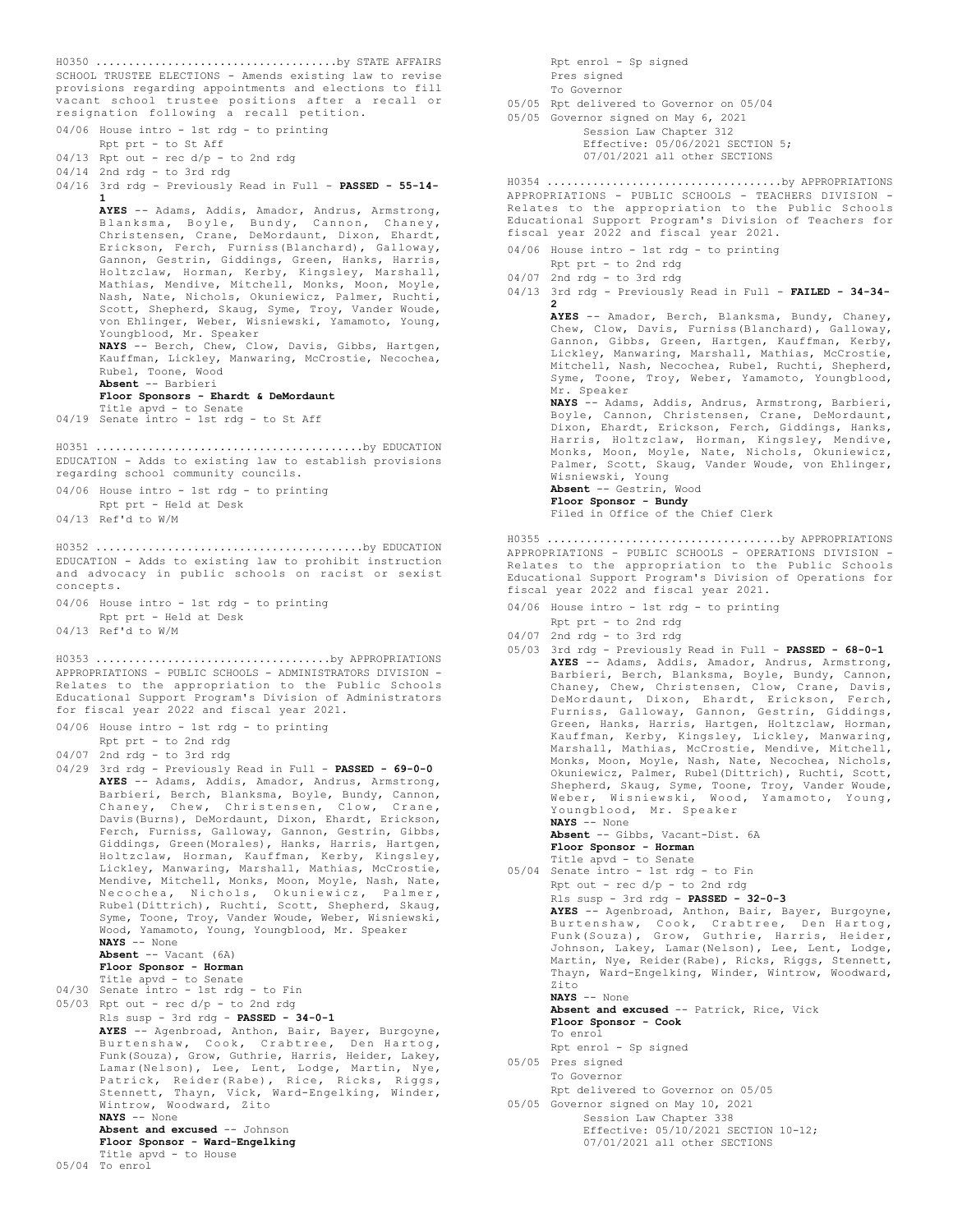H0350 ....................................by STATE AFFAIRS
SCHOOL TRUSTEE ELECTIONS - Amends existing law to revise provisions regarding appointments and elections to fill vacant school trustee positions after a recall or resignation following a recall petition.

04/06 House intro - 1st rdg - to printing
Rpt prt - to St Aff
04/13 Rpt out - rec d/p - to 2nd rdg
04/14 2nd rdg - to 3rd rdg
04/16 3rd rdg - Previously Read in Full - **PASSED - 55-14-1**
**AYES** -- Adams, Addis, Amador, Andrus, Armstrong, Blanksma, Boyle, Bundy, Cannon, Chaney, Christensen, Crane, DeMordaunt, Dixon, Ehardt, Erickson, Ferch, Furniss(Blanchard), Galloway, Gannon, Gestrin, Giddings, Green, Hanks, Harris, Holtzclaw, Horman, Kerby, Kingsley, Marshall, Mathias, Mendive, Mitchell, Monks, Moon, Moyle, Nash, Nate, Nichols, Okuniewicz, Palmer, Ruchti, Scott, Shepherd, Skaug, Syme, Troy, Vander Woude, von Ehlinger, Weber, Wisniewski, Yamamoto, Young, Youngblood, Mr. Speaker
**NAYS** -- Berch, Chew, Clow, Davis, Gibbs, Hartgen, Kauffman, Lickley, Manwaring, McCrostie, Necochea, Rubel, Toone, Wood
**Absent** -- Barbieri
**Floor Sponsors - Ehardt & DeMordaunt**
Title apvd - to Senate
04/19 Senate intro - 1st rdg - to St Aff

H0351 ........................................by EDUCATION
EDUCATION - Adds to existing law to establish provisions regarding school community councils.

04/06 House intro - 1st rdg - to printing
Rpt prt - Held at Desk
04/13 Ref'd to W/M

H0352 ........................................by EDUCATION
EDUCATION - Adds to existing law to prohibit instruction and advocacy in public schools on racist or sexist concepts.

04/06 House intro - 1st rdg - to printing
Rpt prt - Held at Desk
04/13 Ref'd to W/M

H0353 ...................................by APPROPRIATIONS
APPROPRIATIONS - PUBLIC SCHOOLS - ADMINISTRATORS DIVISION - Relates to the appropriation to the Public Schools Educational Support Program's Division of Administrators for fiscal year 2022 and fiscal year 2021.

04/06 House intro - 1st rdg - to printing
Rpt prt - to 2nd rdg
04/07 2nd rdg - to 3rd rdg
04/29 3rd rdg - Previously Read in Full - **PASSED - 69-0-0**
**AYES** -- Adams, Addis, Amador, Andrus, Armstrong, Barbieri, Berch, Blanksma, Boyle, Bundy, Cannon, Chaney, Chew, Christensen, Clow, Crane, Davis(Burns), DeMordaunt, Dixon, Ehardt, Erickson, Ferch, Furniss, Galloway, Gannon, Gestrin, Gibbs, Giddings, Green(Morales), Hanks, Harris, Hartgen, Holtzclaw, Horman, Kauffman, Kerby, Kingsley, Lickley, Manwaring, Marshall, Mathias, McCrostie, Mendive, Mitchell, Monks, Moon, Moyle, Nash, Nate, Necochea, Nichols, Okuniewicz, Palmer, Rubel(Dittrich), Ruchti, Scott, Shepherd, Skaug, Syme, Toone, Troy, Vander Woude, Weber, Wisniewski, Wood, Yamamoto, Young, Youngblood, Mr. Speaker
**NAYS** -- None
**Absent** -- Vacant (6A)
**Floor Sponsor - Horman**
Title apvd - to Senate
04/30 Senate intro - 1st rdg - to Fin
05/03 Rpt out - rec d/p - to 2nd rdg
Rls susp - 3rd rdg - **PASSED - 34-0-1**
**AYES** -- Agenbroad, Anthon, Bair, Bayer, Burgoyne, Burtenshaw, Cook, Crabtree, Den Hartog, Funk(Souza), Grow, Guthrie, Harris, Heider, Lakey, Lamar(Nelson), Lee, Lent, Lodge, Martin, Nye, Patrick, Reider(Rabe), Rice, Ricks, Riggs, Stennett, Thayn, Vick, Ward-Engelking, Winder, Wintrow, Woodward, Zito
**NAYS** -- None
**Absent and excused** -- Johnson
**Floor Sponsor - Ward-Engelking**
Title apvd - to House
05/04 To enrol
Rpt enrol - Sp signed
Pres signed
To Governor
05/05 Rpt delivered to Governor on 05/04
05/05 Governor signed on May 6, 2021
Session Law Chapter 312
Effective: 05/06/2021 SECTION 5;
07/01/2021 all other SECTIONS

H0354 ...................................by APPROPRIATIONS
APPROPRIATIONS - PUBLIC SCHOOLS - TEACHERS DIVISION - Relates to the appropriation to the Public Schools Educational Support Program's Division of Teachers for fiscal year 2022 and fiscal year 2021.

04/06 House intro - 1st rdg - to printing
Rpt prt - to 2nd rdg
04/07 2nd rdg - to 3rd rdg
04/13 3rd rdg - Previously Read in Full - **FAILED - 34-34-2**
**AYES** -- Amador, Berch, Blanksma, Bundy, Chaney, Chew, Clow, Davis, Furniss(Blanchard), Galloway, Gannon, Gibbs, Green, Hartgen, Kauffman, Kerby, Lickley, Manwaring, Marshall, Mathias, McCrostie, Mitchell, Nash, Necochea, Rubel, Ruchti, Shepherd, Syme, Toone, Troy, Weber, Yamamoto, Youngblood, Mr. Speaker
**NAYS** -- Adams, Addis, Andrus, Armstrong, Barbieri, Boyle, Cannon, Christensen, Crane, DeMordaunt, Dixon, Ehardt, Erickson, Ferch, Giddings, Hanks, Harris, Holtzclaw, Horman, Kingsley, Mendive, Monks, Moon, Moyle, Nate, Nichols, Okuniewicz, Palmer, Scott, Skaug, Vander Woude, von Ehlinger, Wisniewski, Young
**Absent** -- Gestrin, Wood
**Floor Sponsor - Bundy**
Filed in Office of the Chief Clerk

H0355 ...................................by APPROPRIATIONS
APPROPRIATIONS - PUBLIC SCHOOLS - OPERATIONS DIVISION - Relates to the appropriation to the Public Schools Educational Support Program's Division of Operations for fiscal year 2022 and fiscal year 2021.

04/06 House intro - 1st rdg - to printing
Rpt prt - to 2nd rdg
04/07 2nd rdg - to 3rd rdg
05/03 3rd rdg - Previously Read in Full - **PASSED - 68-0-1**
**AYES** -- Adams, Addis, Amador, Andrus, Armstrong, Barbieri, Berch, Blanksma, Boyle, Bundy, Cannon, Chaney, Chew, Christensen, Clow, Crane, Davis, DeMordaunt, Dixon, Ehardt, Erickson, Ferch, Furniss, Galloway, Gannon, Gestrin, Giddings, Green, Hanks, Harris, Hartgen, Holtzclaw, Horman, Kauffman, Kerby, Kingsley, Lickley, Manwaring, Marshall, Mathias, McCrostie, Mendive, Mitchell, Monks, Moon, Moyle, Nash, Nate, Necochea, Nichols, Okuniewicz, Palmer, Rubel(Dittrich), Ruchti, Scott, Shepherd, Skaug, Syme, Toone, Troy, Vander Woude, Weber, Wisniewski, Wood, Yamamoto, Young, Youngblood, Mr. Speaker
**NAYS** -- None
**Absent** -- Gibbs, Vacant-Dist. 6A
**Floor Sponsor - Horman**
Title apvd - to Senate
05/04 Senate intro - 1st rdg - to Fin
Rpt out - rec d/p - to 2nd rdg
Rls susp - 3rd rdg - **PASSED - 32-0-3**
**AYES** -- Agenbroad, Anthon, Bair, Bayer, Burgoyne, Burtenshaw, Cook, Crabtree, Den Hartog, Funk(Souza), Grow, Guthrie, Harris, Heider, Johnson, Lakey, Lamar(Nelson), Lee, Lent, Lodge, Martin, Nye, Reider(Rabe), Ricks, Riggs, Stennett, Thayn, Ward-Engelking, Winder, Wintrow, Woodward, Zito
**NAYS** -- None
**Absent and excused** -- Patrick, Rice, Vick
**Floor Sponsor - Cook**
To enrol
Rpt enrol - Sp signed
05/05 Pres signed
To Governor
Rpt delivered to Governor on 05/05
05/05 Governor signed on May 10, 2021
Session Law Chapter 338
Effective: 05/10/2021 SECTION 10-12;
07/01/2021 all other SECTIONS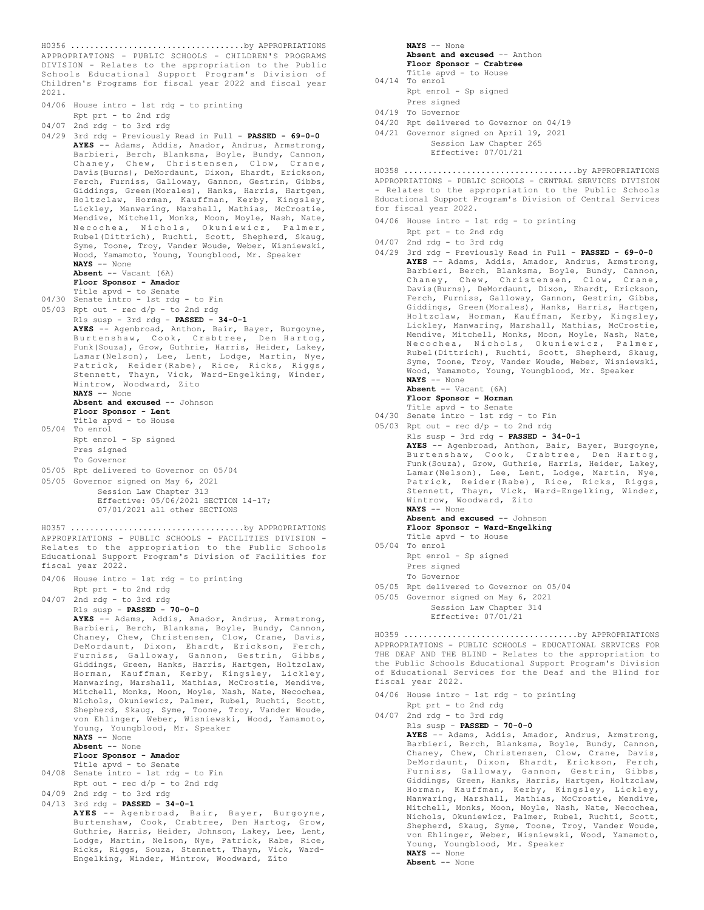H0356 ..................................by APPROPRIATIONS

APPROPRIATIONS - PUBLIC SCHOOLS - CHILDREN'S PROGRAMS DIVISION - Relates to the appropriation to the Public Schools Educational Support Program's Division of Children's Programs for fiscal year 2022 and fiscal year 2021.

04/06 House intro - 1st rdg - to printing
Rpt prt - to 2nd rdg
04/07 2nd rdg - to 3rd rdg
04/29 3rd rdg - Previously Read in Full - **PASSED - 69-0-0**
**AYES** -- Adams, Addis, Amador, Andrus, Armstrong, Barbieri, Berch, Blanksma, Boyle, Bundy, Cannon, Chaney, Chew, Christensen, Clow, Crane, Davis(Burns), DeMordaunt, Dixon, Ehardt, Erickson, Ferch, Furniss, Galloway, Gannon, Gestrin, Gibbs, Giddings, Green(Morales), Hanks, Harris, Hartgen, Holtzclaw, Horman, Kauffman, Kerby, Kingsley, Lickley, Manwaring, Marshall, Mathias, McCrostie, Mendive, Mitchell, Monks, Moon, Moyle, Nash, Nate, Necochea, Nichols, Okuniewicz, Palmer, Rubel(Dittrich), Ruchti, Scott, Shepherd, Skaug, Syme, Toone, Troy, Vander Woude, Weber, Wisniewski, Wood, Yamamoto, Young, Youngblood, Mr. Speaker
**NAYS** -- None
**Absent** -- Vacant (6A)
**Floor Sponsor - Amador**
Title apvd - to Senate
04/30 Senate intro - 1st rdg - to Fin
05/03 Rpt out - rec d/p - to 2nd rdg
Rls susp - 3rd rdg - **PASSED - 34-0-1**
**AYES** -- Agenbroad, Anthon, Bair, Bayer, Burgoyne, Burtenshaw, Cook, Crabtree, Den Hartog, Funk(Souza), Grow, Guthrie, Harris, Heider, Lakey, Lamar(Nelson), Lee, Lent, Lodge, Martin, Nye, Patrick, Reider(Rabe), Rice, Ricks, Riggs, Stennett, Thayn, Vick, Ward-Engelking, Winder, Wintrow, Woodward, Zito
**NAYS** -- None
**Absent and excused** -- Johnson
**Floor Sponsor - Lent**
Title apvd - to House
05/04 To enrol
Rpt enrol - Sp signed
Pres signed
To Governor
05/05 Rpt delivered to Governor on 05/04
05/05 Governor signed on May 6, 2021
Session Law Chapter 313
Effective: 05/06/2021 SECTION 14-17; 07/01/2021 all other SECTIONS

H0357 ..................................by APPROPRIATIONS

APPROPRIATIONS - PUBLIC SCHOOLS - FACILITIES DIVISION - Relates to the appropriation to the Public Schools Educational Support Program's Division of Facilities for fiscal year 2022.

04/06 House intro - 1st rdg - to printing
Rpt prt - to 2nd rdg
04/07 2nd rdg - to 3rd rdg
Rls susp - **PASSED - 70-0-0**
**AYES** -- Adams, Addis, Amador, Andrus, Armstrong, Barbieri, Berch, Blanksma, Boyle, Bundy, Cannon, Chaney, Chew, Christensen, Clow, Crane, Davis, DeMordaunt, Dixon, Ehardt, Erickson, Ferch, Furniss, Galloway, Gannon, Gestrin, Gibbs, Giddings, Green, Hanks, Harris, Hartgen, Holtzclaw, Horman, Kauffman, Kerby, Kingsley, Lickley, Manwaring, Marshall, Mathias, McCrostie, Mendive, Mitchell, Monks, Moon, Moyle, Nash, Nate, Necochea, Nichols, Okuniewicz, Palmer, Rubel, Ruchti, Scott, Shepherd, Skaug, Syme, Toone, Troy, Vander Woude, von Ehlinger, Weber, Wisniewski, Wood, Yamamoto, Young, Youngblood, Mr. Speaker
**NAYS** -- None
**Absent** -- None
**Floor Sponsor - Amador**
Title apvd - to Senate
04/08 Senate intro - 1st rdg - to Fin
Rpt out - rec d/p - to 2nd rdg
04/09 2nd rdg - to 3rd rdg
04/13 3rd rdg - **PASSED - 34-0-1**
**AYES** -- Agenbroad, Bair, Bayer, Burgoyne, Burtenshaw, Cook, Crabtree, Den Hartog, Grow, Guthrie, Harris, Heider, Johnson, Lakey, Lee, Lent, Lodge, Martin, Nelson, Nye, Patrick, Rabe, Rice, Ricks, Riggs, Souza, Stennett, Thayn, Vick, Ward-Engelking, Winder, Wintrow, Woodward, Zito
**NAYS** -- None
**Absent and excused** -- Anthon
**Floor Sponsor - Crabtree**
Title apvd - to House
04/14 To enrol
Rpt enrol - Sp signed
Pres signed
04/19 To Governor
04/20 Rpt delivered to Governor on 04/19
04/21 Governor signed on April 19, 2021
Session Law Chapter 265
Effective: 07/01/21

H0358 ..................................by APPROPRIATIONS

APPROPRIATIONS - PUBLIC SCHOOLS - CENTRAL SERVICES DIVISION - Relates to the appropriation to the Public Schools Educational Support Program's Division of Central Services for fiscal year 2022.

04/06 House intro - 1st rdg - to printing
Rpt prt - to 2nd rdg
04/07 2nd rdg - to 3rd rdg
04/29 3rd rdg - Previously Read in Full - **PASSED - 69-0-0**
**AYES** -- Adams, Addis, Amador, Andrus, Armstrong, Barbieri, Berch, Blanksma, Boyle, Bundy, Cannon, Chaney, Chew, Christensen, Clow, Crane, Davis(Burns), DeMordaunt, Dixon, Ehardt, Erickson, Ferch, Furniss, Galloway, Gannon, Gestrin, Gibbs, Giddings, Green(Morales), Hanks, Harris, Hartgen, Holtzclaw, Horman, Kauffman, Kerby, Kingsley, Lickley, Manwaring, Marshall, Mathias, McCrostie, Mendive, Mitchell, Monks, Moon, Moyle, Nash, Nate, Necochea, Nichols, Okuniewicz, Palmer, Rubel(Dittrich), Ruchti, Scott, Shepherd, Skaug, Syme, Toone, Troy, Vander Woude, Weber, Wisniewski, Wood, Yamamoto, Young, Youngblood, Mr. Speaker
**NAYS** -- None
**Absent** -- Vacant (6A)
**Floor Sponsor - Horman**
Title apvd - to Senate
04/30 Senate intro - 1st rdg - to Fin
05/03 Rpt out - rec d/p - to 2nd rdg
Rls susp - 3rd rdg - **PASSED - 34-0-1**
**AYES** -- Agenbroad, Anthon, Bair, Bayer, Burgoyne, Burtenshaw, Cook, Crabtree, Den Hartog, Funk(Souza), Grow, Guthrie, Harris, Heider, Lakey, Lamar(Nelson), Lee, Lent, Lodge, Martin, Nye, Patrick, Reider(Rabe), Rice, Ricks, Riggs, Stennett, Thayn, Vick, Ward-Engelking, Winder, Wintrow, Woodward, Zito
**NAYS** -- None
**Absent and excused** -- Johnson
**Floor Sponsor - Ward-Engelking**
Title apvd - to House
05/04 To enrol
Rpt enrol - Sp signed
Pres signed
To Governor
05/05 Rpt delivered to Governor on 05/04
05/05 Governor signed on May 6, 2021
Session Law Chapter 314
Effective: 07/01/21

H0359 ..................................by APPROPRIATIONS

APPROPRIATIONS - PUBLIC SCHOOLS - EDUCATIONAL SERVICES FOR THE DEAF AND THE BLIND - Relates to the appropriation to the Public Schools Educational Support Program's Division of Educational Services for the Deaf and the Blind for fiscal year 2022.

04/06 House intro - 1st rdg - to printing
Rpt prt - to 2nd rdg
04/07 2nd rdg - to 3rd rdg
Rls susp - **PASSED - 70-0-0**
**AYES** -- Adams, Addis, Amador, Andrus, Armstrong, Barbieri, Berch, Blanksma, Boyle, Bundy, Cannon, Chaney, Chew, Christensen, Clow, Crane, Davis, DeMordaunt, Dixon, Ehardt, Erickson, Ferch, Furniss, Galloway, Gannon, Gestrin, Gibbs, Giddings, Green, Hanks, Harris, Hartgen, Holtzclaw, Horman, Kauffman, Kerby, Kingsley, Lickley, Manwaring, Marshall, Mathias, McCrostie, Mendive, Mitchell, Monks, Moon, Moyle, Nash, Nate, Necochea, Nichols, Okuniewicz, Palmer, Rubel, Ruchti, Scott, Shepherd, Skaug, Syme, Toone, Troy, Vander Woude, von Ehlinger, Weber, Wisniewski, Wood, Yamamoto, Young, Youngblood, Mr. Speaker
**NAYS** -- None
**Absent** -- None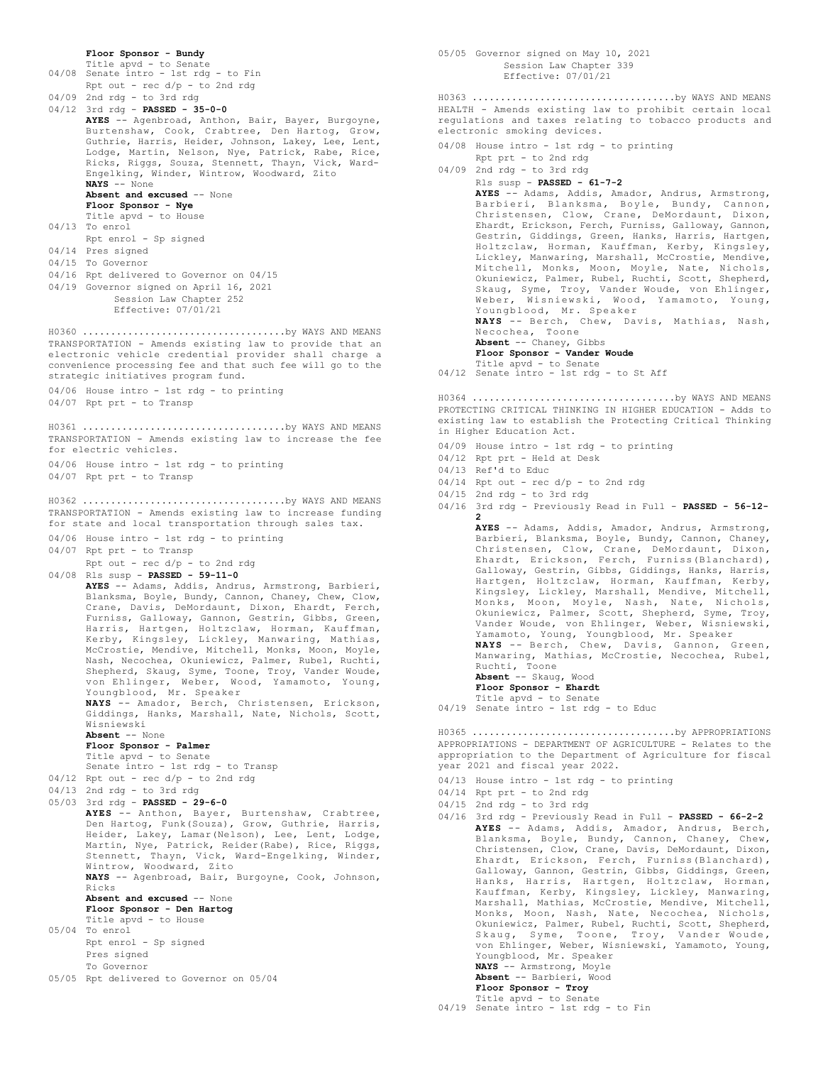**Floor Sponsor - Bundy**
Title apvd - to Senate
04/08 Senate intro - 1st rdg - to Fin
Rpt out - rec d/p - to 2nd rdg
04/09 2nd rdg - to 3rd rdg
04/12 3rd rdg - **PASSED - 35-0-0**
**AYES** -- Agenbroad, Anthon, Bair, Bayer, Burgoyne, Burtenshaw, Cook, Crabtree, Den Hartog, Grow, Guthrie, Harris, Heider, Johnson, Lakey, Lee, Lent, Lodge, Martin, Nelson, Nye, Patrick, Rabe, Rice, Ricks, Riggs, Souza, Stennett, Thayn, Vick, Ward-Engelking, Winder, Wintrow, Woodward, Zito
**NAYS** -- None
**Absent and excused** -- None
**Floor Sponsor - Nye**
Title apvd - to House
04/13 To enrol
Rpt enrol - Sp signed
04/14 Pres signed
04/15 To Governor
04/16 Rpt delivered to Governor on 04/15
04/19 Governor signed on April 16, 2021
Session Law Chapter 252
Effective: 07/01/21

H0360 ..................................by WAYS AND MEANS
TRANSPORTATION - Amends existing law to provide that an electronic vehicle credential provider shall charge a convenience processing fee and that such fee will go to the strategic initiatives program fund.

04/06 House intro - 1st rdg - to printing
04/07 Rpt prt - to Transp

H0361 ..................................by WAYS AND MEANS
TRANSPORTATION - Amends existing law to increase the fee for electric vehicles.

04/06 House intro - 1st rdg - to printing
04/07 Rpt prt - to Transp

H0362 ..................................by WAYS AND MEANS
TRANSPORTATION - Amends existing law to increase funding for state and local transportation through sales tax.

04/06 House intro - 1st rdg - to printing
04/07 Rpt prt - to Transp
Rpt out - rec d/p - to 2nd rdg
04/08 Rls susp - **PASSED - 59-11-0**
**AYES** -- Adams, Addis, Andrus, Armstrong, Barbieri, Blanksma, Boyle, Bundy, Cannon, Chaney, Chew, Clow, Crane, Davis, DeMordaunt, Dixon, Ehardt, Ferch, Furniss, Galloway, Gannon, Gestrin, Gibbs, Green, Harris, Hartgen, Holtzclaw, Horman, Kauffman, Kerby, Kingsley, Lickley, Manwaring, Mathias, McCrostie, Mendive, Mitchell, Monks, Moon, Moyle, Nash, Necochea, Okuniewicz, Palmer, Rubel, Ruchti, Shepherd, Skaug, Syme, Toone, Troy, Vander Woude, von Ehlinger, Weber, Wood, Yamamoto, Young, Youngblood, Mr. Speaker
**NAYS** -- Amador, Berch, Christensen, Erickson, Giddings, Hanks, Marshall, Nate, Nichols, Scott, Wisniewski
**Absent** -- None
**Floor Sponsor - Palmer**
Title apvd - to Senate
Senate intro - 1st rdg - to Transp
04/12 Rpt out - rec d/p - to 2nd rdg
04/13 2nd rdg - to 3rd rdg
05/03 3rd rdg - **PASSED - 29-6-0**
**AYES** -- Anthon, Bayer, Burtenshaw, Crabtree, Den Hartog, Funk(Souza), Grow, Guthrie, Harris, Heider, Lakey, Lamar(Nelson), Lee, Lent, Lodge, Martin, Nye, Patrick, Reider(Rabe), Rice, Riggs, Stennett, Thayn, Vick, Ward-Engelking, Winder, Wintrow, Woodward, Zito
**NAYS** -- Agenbroad, Bair, Burgoyne, Cook, Johnson, Ricks
**Absent and excused** -- None
**Floor Sponsor - Den Hartog**
Title apvd - to House
05/04 To enrol
Rpt enrol - Sp signed
Pres signed
To Governor
05/05 Rpt delivered to Governor on 05/04
05/05 Governor signed on May 10, 2021
Session Law Chapter 339
Effective: 07/01/21

H0363 ..................................by WAYS AND MEANS
HEALTH - Amends existing law to prohibit certain local regulations and taxes relating to tobacco products and electronic smoking devices.

04/08 House intro - 1st rdg - to printing
Rpt prt - to 2nd rdg
04/09 2nd rdg - to 3rd rdg
Rls susp - **PASSED - 61-7-2**
**AYES** -- Adams, Addis, Amador, Andrus, Armstrong, Barbieri, Blanksma, Boyle, Bundy, Cannon, Christensen, Clow, Crane, DeMordaunt, Dixon, Ehardt, Erickson, Ferch, Furniss, Galloway, Gannon, Gestrin, Giddings, Green, Hanks, Harris, Hartgen, Holtzclaw, Horman, Kauffman, Kerby, Kingsley, Lickley, Manwaring, Marshall, McCrostie, Mendive, Mitchell, Monks, Moon, Moyle, Nate, Nichols, Okuniewicz, Palmer, Rubel, Ruchti, Scott, Shepherd, Skaug, Syme, Troy, Vander Woude, von Ehlinger, Weber, Wisniewski, Wood, Yamamoto, Young, Youngblood, Mr. Speaker
**NAYS** -- Berch, Chew, Davis, Mathias, Nash, Necochea, Toone
**Absent** -- Chaney, Gibbs
**Floor Sponsor - Vander Woude**
Title apvd - to Senate
04/12 Senate intro - 1st rdg - to St Aff

H0364 ..................................by WAYS AND MEANS
PROTECTING CRITICAL THINKING IN HIGHER EDUCATION - Adds to existing law to establish the Protecting Critical Thinking in Higher Education Act.

04/09 House intro - 1st rdg - to printing
04/12 Rpt prt - Held at Desk
04/13 Ref'd to Educ
04/14 Rpt out - rec d/p - to 2nd rdg
04/15 2nd rdg - to 3rd rdg
04/16 3rd rdg - Previously Read in Full - **PASSED - 56-12-2**
**AYES** -- Adams, Addis, Amador, Andrus, Armstrong, Barbieri, Blanksma, Boyle, Bundy, Cannon, Chaney, Christensen, Clow, Crane, DeMordaunt, Dixon, Ehardt, Erickson, Ferch, Furniss(Blanchard), Galloway, Gestrin, Gibbs, Giddings, Hanks, Harris, Hartgen, Holtzclaw, Horman, Kauffman, Kerby, Kingsley, Lickley, Marshall, Mendive, Mitchell, Monks, Moon, Moyle, Nash, Nate, Nichols, Okuniewicz, Palmer, Scott, Shepherd, Syme, Troy, Vander Woude, von Ehlinger, Weber, Wisniewski, Yamamoto, Young, Youngblood, Mr. Speaker
**NAYS** -- Berch, Chew, Davis, Gannon, Green, Manwaring, Mathias, McCrostie, Necochea, Rubel, Ruchti, Toone
**Absent** -- Skaug, Wood
**Floor Sponsor - Ehardt**
Title apvd - to Senate
04/19 Senate intro - 1st rdg - to Educ

H0365 ..................................by APPROPRIATIONS
APPROPRIATIONS - DEPARTMENT OF AGRICULTURE - Relates to the appropriation to the Department of Agriculture for fiscal year 2021 and fiscal year 2022.

04/13 House intro - 1st rdg - to printing
04/14 Rpt prt - to 2nd rdg
04/15 2nd rdg - to 3rd rdg
04/16 3rd rdg - Previously Read in Full - **PASSED - 66-2-2**
**AYES** -- Adams, Addis, Amador, Andrus, Berch, Blanksma, Boyle, Bundy, Cannon, Chaney, Chew, Christensen, Clow, Crane, Davis, DeMordaunt, Dixon, Ehardt, Erickson, Ferch, Furniss(Blanchard), Galloway, Gannon, Gestrin, Gibbs, Giddings, Green, Hanks, Harris, Hartgen, Holtzclaw, Horman, Kauffman, Kerby, Kingsley, Lickley, Manwaring, Marshall, Mathias, McCrostie, Mendive, Mitchell, Monks, Moon, Nash, Nate, Necochea, Nichols, Okuniewicz, Palmer, Rubel, Ruchti, Scott, Shepherd, Skaug, Syme, Toone, Troy, Vander Woude, von Ehlinger, Weber, Wisniewski, Yamamoto, Young, Youngblood, Mr. Speaker
**NAYS** -- Armstrong, Moyle
**Absent** -- Barbieri, Wood
**Floor Sponsor - Troy**
Title apvd - to Senate
04/19 Senate intro - 1st rdg - to Fin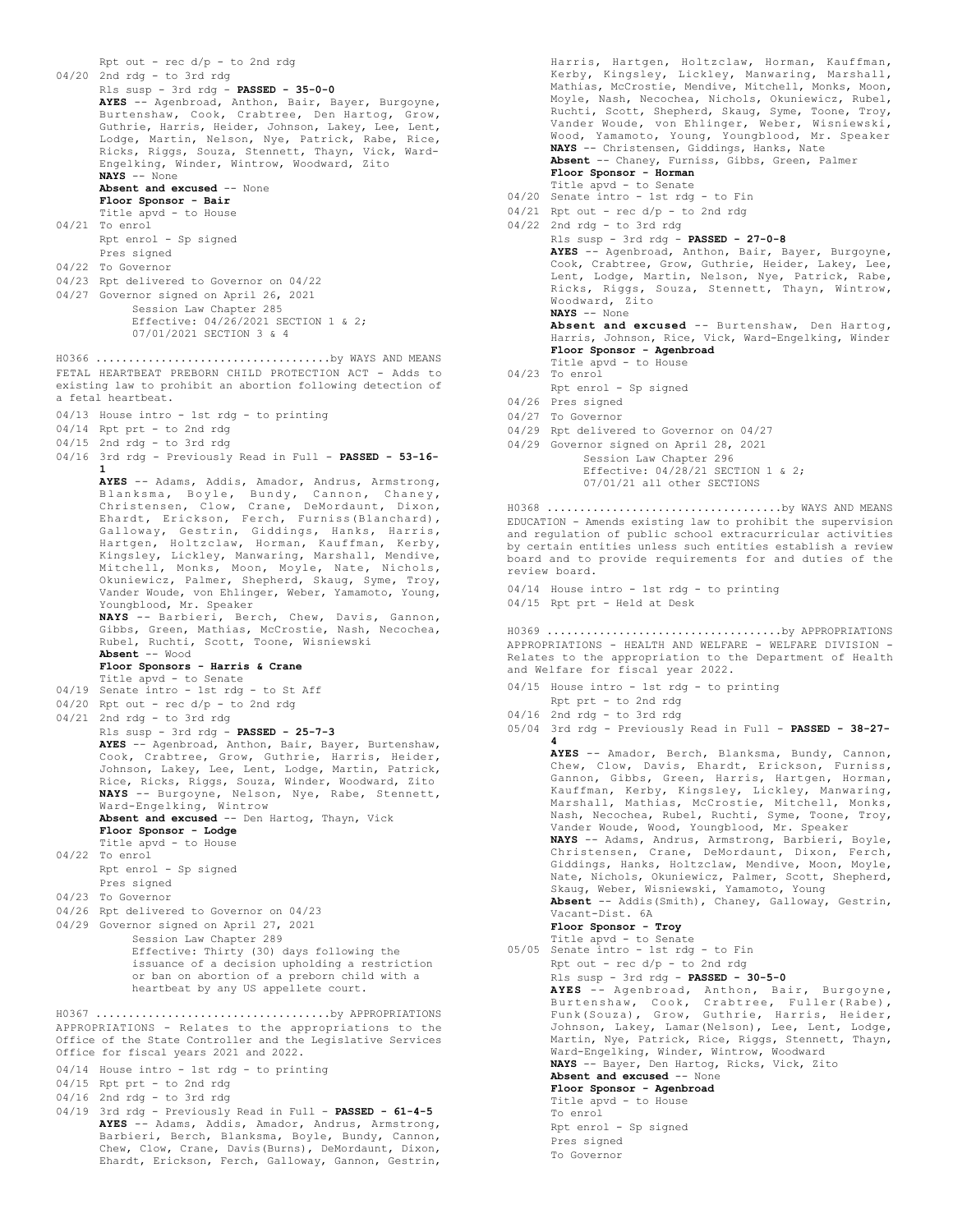Rpt out - rec d/p - to 2nd rdg
04/20 2nd rdg - to 3rd rdg
Rls susp - 3rd rdg - **PASSED - 35-0-0**
**AYES** -- Agenbroad, Anthon, Bair, Bayer, Burgoyne, Burtenshaw, Cook, Crabtree, Den Hartog, Grow, Guthrie, Harris, Heider, Johnson, Lakey, Lee, Lent, Lodge, Martin, Nelson, Nye, Patrick, Rabe, Rice, Ricks, Riggs, Souza, Stennett, Thayn, Vick, Ward-Engelking, Winder, Wintrow, Woodward, Zito
**NAYS** -- None
**Absent and excused** -- None
**Floor Sponsor - Bair**
Title apvd - to House
04/21 To enrol
Rpt enrol - Sp signed
Pres signed
04/22 To Governor
04/23 Rpt delivered to Governor on 04/22
04/27 Governor signed on April 26, 2021
Session Law Chapter 285
Effective: 04/26/2021 SECTION 1 & 2; 07/01/2021 SECTION 3 & 4

H0366 ....................................by WAYS AND MEANS
FETAL HEARTBEAT PREBORN CHILD PROTECTION ACT - Adds to existing law to prohibit an abortion following detection of a fetal heartbeat.

04/13 House intro - 1st rdg - to printing
04/14 Rpt prt - to 2nd rdg
04/15 2nd rdg - to 3rd rdg
04/16 3rd rdg - Previously Read in Full - **PASSED - 53-16-1**
**AYES** -- Adams, Addis, Amador, Andrus, Armstrong, Blanksma, Boyle, Bundy, Cannon, Chaney, Christensen, Clow, Crane, DeMordaunt, Dixon, Ehardt, Erickson, Ferch, Furniss(Blanchard), Galloway, Gestrin, Giddings, Hanks, Harris, Hartgen, Holtzclaw, Horman, Kauffman, Kerby, Kingsley, Lickley, Manwaring, Marshall, Mendive, Mitchell, Monks, Moon, Moyle, Nate, Nichols, Okuniewicz, Palmer, Shepherd, Skaug, Syme, Troy, Vander Woude, von Ehlinger, Weber, Yamamoto, Young, Youngblood, Mr. Speaker
**NAYS** -- Barbieri, Berch, Chew, Davis, Gannon, Gibbs, Green, Mathias, McCrostie, Nash, Necochea, Rubel, Ruchti, Scott, Toone, Wisniewski
**Absent** -- Wood
**Floor Sponsors - Harris & Crane**
Title apvd - to Senate
04/19 Senate intro - 1st rdg - to St Aff
04/20 Rpt out - rec d/p - to 2nd rdg
04/21 2nd rdg - to 3rd rdg
Rls susp - 3rd rdg - **PASSED - 25-7-3**
**AYES** -- Agenbroad, Anthon, Bair, Bayer, Burtenshaw, Cook, Crabtree, Grow, Guthrie, Harris, Heider, Johnson, Lakey, Lee, Lent, Lodge, Martin, Patrick, Rice, Ricks, Riggs, Souza, Winder, Woodward, Zito
**NAYS** -- Burgoyne, Nelson, Nye, Rabe, Stennett, Ward-Engelking, Wintrow
**Absent and excused** -- Den Hartog, Thayn, Vick
**Floor Sponsor - Lodge**
Title apvd - to House
04/22 To enrol
Rpt enrol - Sp signed
Pres signed
04/23 To Governor
04/26 Rpt delivered to Governor on 04/23
04/29 Governor signed on April 27, 2021
Session Law Chapter 289
Effective: Thirty (30) days following the issuance of a decision upholding a restriction or ban on abortion of a preborn child with a heartbeat by any US appellete court.

H0367 ....................................by APPROPRIATIONS
APPROPRIATIONS - Relates to the appropriations to the Office of the State Controller and the Legislative Services Office for fiscal years 2021 and 2022.

04/14 House intro - 1st rdg - to printing
04/15 Rpt prt - to 2nd rdg
04/16 2nd rdg - to 3rd rdg
04/19 3rd rdg - Previously Read in Full - **PASSED - 61-4-5**
**AYES** -- Adams, Addis, Amador, Andrus, Armstrong, Barbieri, Berch, Blanksma, Boyle, Bundy, Cannon, Chew, Clow, Crane, Davis(Burns), DeMordaunt, Dixon, Ehardt, Erickson, Ferch, Galloway, Gannon, Gestrin, Harris, Hartgen, Holtzclaw, Horman, Kauffman, Kerby, Kingsley, Lickley, Manwaring, Marshall, Mathias, McCrostie, Mendive, Mitchell, Monks, Moon, Moyle, Nash, Necochea, Nichols, Okuniewicz, Rubel, Ruchti, Scott, Shepherd, Skaug, Syme, Toone, Troy, Vander Woude, von Ehlinger, Weber, Wisniewski, Wood, Yamamoto, Young, Youngblood, Mr. Speaker
**NAYS** -- Christensen, Giddings, Hanks, Nate
**Absent** -- Chaney, Furniss, Gibbs, Green, Palmer
**Floor Sponsor - Horman**
Title apvd - to Senate
04/20 Senate intro - 1st rdg - to Fin
04/21 Rpt out - rec d/p - to 2nd rdg
04/22 2nd rdg - to 3rd rdg
Rls susp - 3rd rdg - **PASSED - 27-0-8**
**AYES** -- Agenbroad, Anthon, Bair, Bayer, Burgoyne, Cook, Crabtree, Grow, Guthrie, Heider, Lakey, Lee, Lent, Lodge, Martin, Nelson, Nye, Patrick, Rabe, Ricks, Riggs, Souza, Stennett, Thayn, Wintrow, Woodward, Zito
**NAYS** -- None
**Absent and excused** -- Burtenshaw, Den Hartog, Harris, Johnson, Rice, Vick, Ward-Engelking, Winder
**Floor Sponsor - Agenbroad**
Title apvd - to House
04/23 To enrol
Rpt enrol - Sp signed
04/26 Pres signed
04/27 To Governor
04/29 Rpt delivered to Governor on 04/27
04/29 Governor signed on April 28, 2021
Session Law Chapter 296
Effective: 04/28/21 SECTION 1 & 2; 07/01/21 all other SECTIONS

H0368 ....................................by WAYS AND MEANS
EDUCATION - Amends existing law to prohibit the supervision and regulation of public school extracurricular activities by certain entities unless such entities establish a review board and to provide requirements for and duties of the review board.

04/14 House intro - 1st rdg - to printing
04/15 Rpt prt - Held at Desk

H0369 ....................................by APPROPRIATIONS
APPROPRIATIONS - HEALTH AND WELFARE - WELFARE DIVISION - Relates to the appropriation to the Department of Health and Welfare for fiscal year 2022.

04/15 House intro - 1st rdg - to printing
Rpt prt - to 2nd rdg
04/16 2nd rdg - to 3rd rdg
05/04 3rd rdg - Previously Read in Full - **PASSED - 38-27-4**
**AYES** -- Amador, Berch, Blanksma, Bundy, Cannon, Chew, Clow, Davis, Ehardt, Erickson, Furniss, Gannon, Gibbs, Green, Harris, Hartgen, Horman, Kauffman, Kerby, Kingsley, Lickley, Manwaring, Marshall, Mathias, McCrostie, Mitchell, Monks, Nash, Necochea, Rubel, Ruchti, Syme, Toone, Troy, Vander Woude, Wood, Youngblood, Mr. Speaker
**NAYS** -- Adams, Andrus, Armstrong, Barbieri, Boyle, Christensen, Crane, DeMordaunt, Dixon, Ferch, Giddings, Hanks, Holtzclaw, Mendive, Moon, Moyle, Nate, Nichols, Okuniewicz, Palmer, Scott, Shepherd, Skaug, Weber, Wisniewski, Yamamoto, Young
**Absent** -- Addis(Smith), Chaney, Galloway, Gestrin, Vacant-Dist. 6A
**Floor Sponsor - Troy**
Title apvd - to Senate
05/05 Senate intro - 1st rdg - to Fin
Rpt out - rec d/p - to 2nd rdg
Rls susp - 3rd rdg - **PASSED - 30-5-0**
**AYES** -- Agenbroad, Anthon, Bair, Burgoyne, Burtenshaw, Cook, Crabtree, Fuller(Rabe), Funk(Souza), Grow, Guthrie, Harris, Heider, Johnson, Lakey, Lamar(Nelson), Lee, Lent, Lodge, Martin, Nye, Patrick, Rice, Riggs, Stennett, Thayn, Ward-Engelking, Winder, Wintrow, Woodward
**NAYS** -- Bayer, Den Hartog, Ricks, Vick, Zito
**Absent and excused** -- None
**Floor Sponsor - Agenbroad**
Title apvd - to House
To enrol
Rpt enrol - Sp signed
Pres signed
To Governor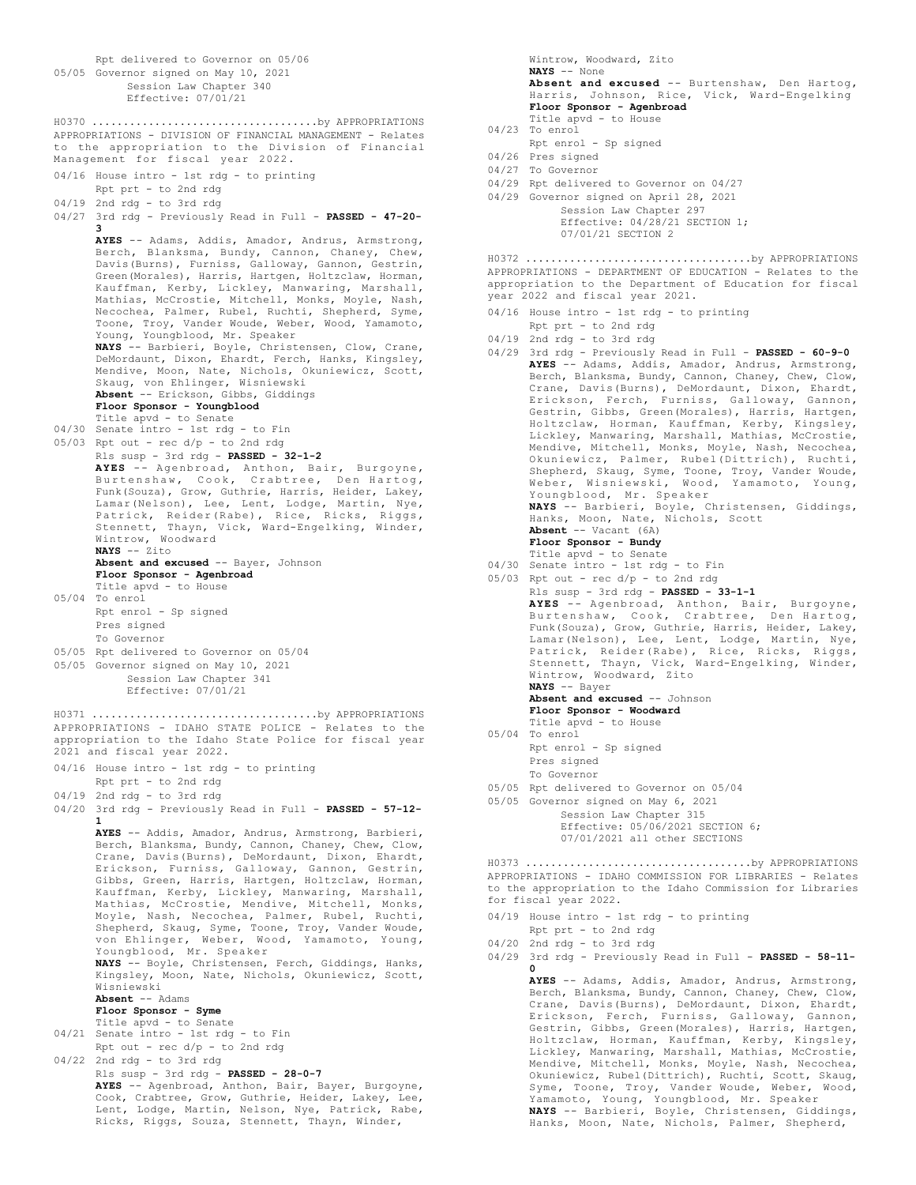Rpt delivered to Governor on 05/06
05/05 Governor signed on May 10, 2021
Session Law Chapter 340
Effective: 07/01/21

H0370 ....................................by APPROPRIATIONS
APPROPRIATIONS - DIVISION OF FINANCIAL MANAGEMENT - Relates to the appropriation to the Division of Financial Management for fiscal year 2022.

04/16 House intro - 1st rdg - to printing
Rpt prt - to 2nd rdg
04/19 2nd rdg - to 3rd rdg
04/27 3rd rdg - Previously Read in Full - **PASSED - 47-20-3**
**AYES** -- Adams, Addis, Amador, Andrus, Armstrong, Berch, Blanksma, Bundy, Cannon, Chaney, Chew, Davis(Burns), Furniss, Galloway, Gannon, Gestrin, Green(Morales), Harris, Hartgen, Holtzclaw, Horman, Kauffman, Kerby, Lickley, Manwaring, Marshall, Mathias, McCrostie, Mitchell, Monks, Moyle, Nash, Necochea, Palmer, Rubel, Ruchti, Shepherd, Syme, Toone, Troy, Vander Woude, Weber, Wood, Yamamoto, Young, Youngblood, Mr. Speaker
**NAYS** -- Barbieri, Boyle, Christensen, Clow, Crane, DeMordaunt, Dixon, Ehardt, Ferch, Hanks, Kingsley, Mendive, Moon, Nate, Nichols, Okuniewicz, Scott, Skaug, von Ehlinger, Wisniewski
**Absent** -- Erickson, Gibbs, Giddings
**Floor Sponsor - Youngblood**
Title apvd - to Senate
04/30 Senate intro - 1st rdg - to Fin
05/03 Rpt out - rec d/p - to 2nd rdg
Rls susp - 3rd rdg - **PASSED - 32-1-2**
**AYES** -- Agenbroad, Anthon, Bair, Burgoyne, Burtenshaw, Cook, Crabtree, Den Hartog, Funk(Souza), Grow, Guthrie, Harris, Heider, Lakey, Lamar(Nelson), Lee, Lent, Lodge, Martin, Nye, Patrick, Reider(Rabe), Rice, Ricks, Riggs, Stennett, Thayn, Vick, Ward-Engelking, Winder, Wintrow, Woodward
**NAYS** -- Zito
**Absent and excused** -- Bayer, Johnson
**Floor Sponsor - Agenbroad**
Title apvd - to House
05/04 To enrol
Rpt enrol - Sp signed
Pres signed
To Governor
05/05 Rpt delivered to Governor on 05/04
05/05 Governor signed on May 10, 2021
Session Law Chapter 341
Effective: 07/01/21

H0371 ....................................by APPROPRIATIONS
APPROPRIATIONS - IDAHO STATE POLICE - Relates to the appropriation to the Idaho State Police for fiscal year 2021 and fiscal year 2022.

04/16 House intro - 1st rdg - to printing
Rpt prt - to 2nd rdg
04/19 2nd rdg - to 3rd rdg
04/20 3rd rdg - Previously Read in Full - **PASSED - 57-12-1**
**AYES** -- Addis, Amador, Andrus, Armstrong, Barbieri, Berch, Blanksma, Bundy, Cannon, Chaney, Chew, Clow, Crane, Davis(Burns), DeMordaunt, Dixon, Ehardt, Erickson, Furniss, Galloway, Gannon, Gestrin, Gibbs, Green, Harris, Hartgen, Holtzclaw, Horman, Kauffman, Kerby, Lickley, Manwaring, Marshall, Mathias, McCrostie, Mendive, Mitchell, Monks, Moyle, Nash, Necochea, Palmer, Rubel, Ruchti, Shepherd, Skaug, Syme, Toone, Troy, Vander Woude, von Ehlinger, Weber, Wood, Yamamoto, Young, Youngblood, Mr. Speaker
**NAYS** -- Boyle, Christensen, Ferch, Giddings, Hanks, Kingsley, Moon, Nate, Nichols, Okuniewicz, Scott, Wisniewski
**Absent** -- Adams
**Floor Sponsor - Syme**
Title apvd - to Senate
04/21 Senate intro - 1st rdg - to Fin
Rpt out - rec d/p - to 2nd rdg
04/22 2nd rdg - to 3rd rdg
Rls susp - 3rd rdg - **PASSED - 28-0-7**
**AYES** -- Agenbroad, Anthon, Bair, Bayer, Burgoyne, Cook, Crabtree, Grow, Guthrie, Heider, Lakey, Lee, Lent, Lodge, Martin, Nelson, Nye, Patrick, Rabe, Ricks, Riggs, Souza, Stennett, Thayn, Winder, Wintrow, Woodward, Zito
**NAYS** -- None
**Absent and excused** -- Burtenshaw, Den Hartog, Harris, Johnson, Rice, Vick, Ward-Engelking
**Floor Sponsor - Agenbroad**
Title apvd - to House
04/23 To enrol
Rpt enrol - Sp signed
04/26 Pres signed
04/27 To Governor
04/29 Rpt delivered to Governor on 04/27
04/29 Governor signed on April 28, 2021
Session Law Chapter 297
Effective: 04/28/21 SECTION 1;
07/01/21 SECTION 2

H0372 ....................................by APPROPRIATIONS
APPROPRIATIONS - DEPARTMENT OF EDUCATION - Relates to the appropriation to the Department of Education for fiscal year 2022 and fiscal year 2021.

04/16 House intro - 1st rdg - to printing
Rpt prt - to 2nd rdg
04/19 2nd rdg - to 3rd rdg
04/29 3rd rdg - Previously Read in Full - **PASSED - 60-9-0**
**AYES** -- Adams, Addis, Amador, Andrus, Armstrong, Berch, Blanksma, Bundy, Cannon, Chaney, Chew, Clow, Crane, Davis(Burns), DeMordaunt, Dixon, Ehardt, Erickson, Ferch, Furniss, Galloway, Gannon, Gestrin, Gibbs, Green(Morales), Harris, Hartgen, Holtzclaw, Horman, Kauffman, Kerby, Kingsley, Lickley, Manwaring, Marshall, Mathias, McCrostie, Mendive, Mitchell, Monks, Moyle, Nash, Necochea, Okuniewicz, Palmer, Rubel(Dittrich), Ruchti, Shepherd, Skaug, Syme, Toone, Troy, Vander Woude, Weber, Wisniewski, Wood, Yamamoto, Young, Youngblood, Mr. Speaker
**NAYS** -- Barbieri, Boyle, Christensen, Giddings, Hanks, Moon, Nate, Nichols, Scott
**Absent** -- Vacant (6A)
**Floor Sponsor - Bundy**
Title apvd - to Senate
04/30 Senate intro - 1st rdg - to Fin
05/03 Rpt out - rec d/p - to 2nd rdg
Rls susp - 3rd rdg - **PASSED - 33-1-1**
**AYES** -- Agenbroad, Anthon, Bair, Burgoyne, Burtenshaw, Cook, Crabtree, Den Hartog, Funk(Souza), Grow, Guthrie, Harris, Heider, Lakey, Lamar(Nelson), Lee, Lent, Lodge, Martin, Nye, Patrick, Reider(Rabe), Rice, Ricks, Riggs, Stennett, Thayn, Vick, Ward-Engelking, Winder, Wintrow, Woodward, Zito
**NAYS** -- Bayer
**Absent and excused** -- Johnson
**Floor Sponsor - Woodward**
Title apvd - to House
05/04 To enrol
Rpt enrol - Sp signed
Pres signed
To Governor
05/05 Rpt delivered to Governor on 05/04
05/05 Governor signed on May 6, 2021
Session Law Chapter 315
Effective: 05/06/2021 SECTION 6;
07/01/2021 all other SECTIONS

H0373 ....................................by APPROPRIATIONS
APPROPRIATIONS - IDAHO COMMISSION FOR LIBRARIES - Relates to the appropriation to the Idaho Commission for Libraries for fiscal year 2022.

04/19 House intro - 1st rdg - to printing
Rpt prt - to 2nd rdg
04/20 2nd rdg - to 3rd rdg
04/29 3rd rdg - Previously Read in Full - **PASSED - 58-11-0**
**AYES** -- Adams, Addis, Amador, Andrus, Armstrong, Berch, Blanksma, Bundy, Cannon, Chaney, Chew, Clow, Crane, Davis(Burns), DeMordaunt, Dixon, Ehardt, Erickson, Ferch, Furniss, Galloway, Gannon, Gestrin, Gibbs, Green(Morales), Harris, Hartgen, Holtzclaw, Horman, Kauffman, Kerby, Kingsley, Lickley, Manwaring, Marshall, Mathias, McCrostie, Mendive, Mitchell, Monks, Moyle, Nash, Necochea, Okuniewicz, Rubel(Dittrich), Ruchti, Scott, Skaug, Syme, Toone, Troy, Vander Woude, Weber, Wood, Yamamoto, Young, Youngblood, Mr. Speaker
**NAYS** -- Barbieri, Boyle, Christensen, Giddings, Hanks, Moon, Nate, Nichols, Palmer, Shepherd,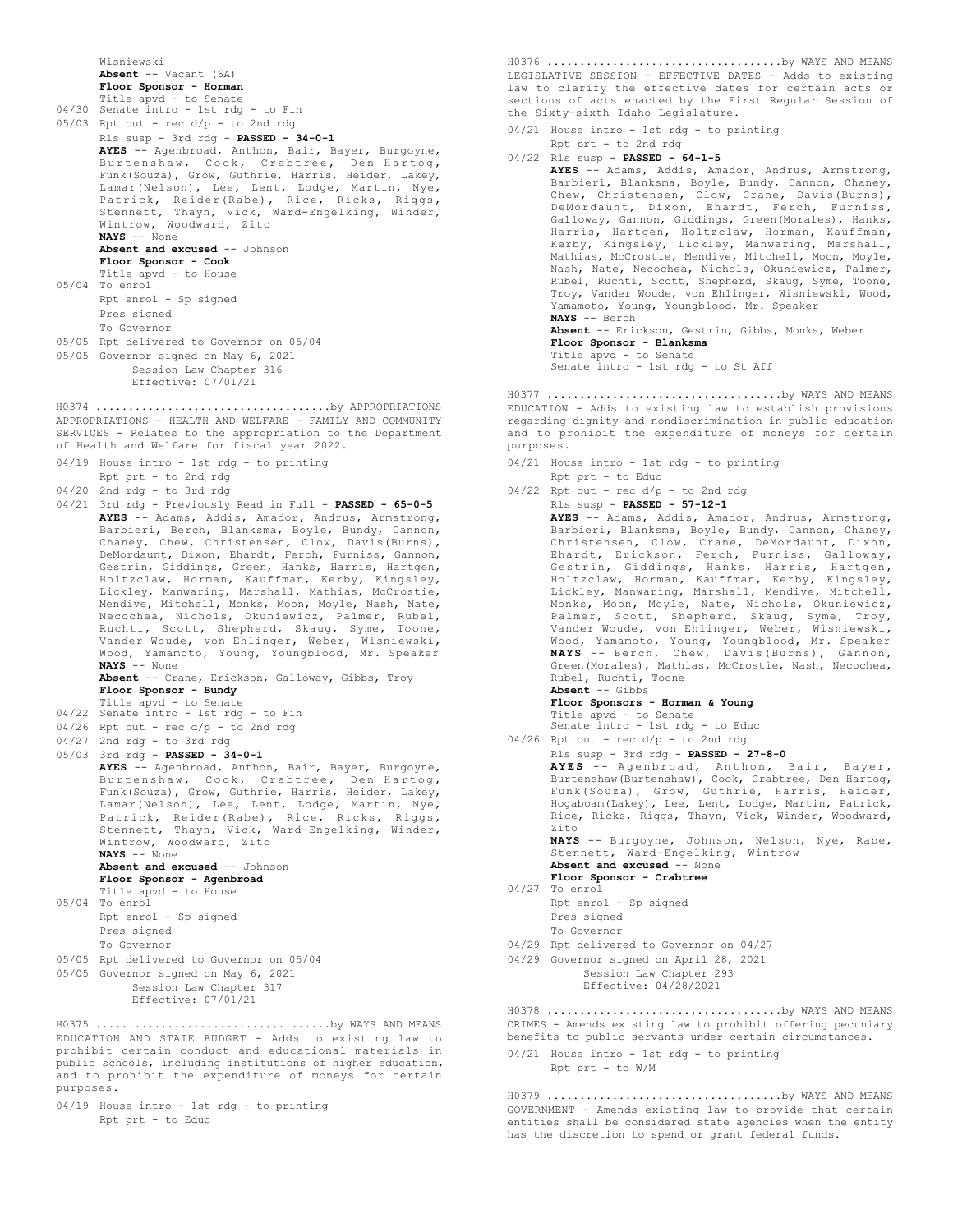Wisniewski
**Absent** -- Vacant (6A)
**Floor Sponsor - Horman**
Title apvd - to Senate
04/30 Senate intro - 1st rdg - to Fin
05/03 Rpt out - rec d/p - to 2nd rdg
Rls susp - 3rd rdg - **PASSED - 34-0-1**
**AYES** -- Agenbroad, Anthon, Bair, Bayer, Burgoyne, Burtenshaw, Cook, Crabtree, Den Hartog, Funk(Souza), Grow, Guthrie, Harris, Heider, Lakey, Lamar(Nelson), Lee, Lent, Lodge, Martin, Nye, Patrick, Reider(Rabe), Rice, Ricks, Riggs, Stennett, Thayn, Vick, Ward-Engelking, Winder, Wintrow, Woodward, Zito
**NAYS** -- None
**Absent and excused** -- Johnson
**Floor Sponsor - Cook**
Title apvd - to House
05/04 To enrol
Rpt enrol - Sp signed
Pres signed
To Governor
05/05 Rpt delivered to Governor on 05/04
05/05 Governor signed on May 6, 2021
Session Law Chapter 316
Effective: 07/01/21

H0374 ....................................by APPROPRIATIONS
APPROPRIATIONS - HEALTH AND WELFARE - FAMILY AND COMMUNITY SERVICES - Relates to the appropriation to the Department of Health and Welfare for fiscal year 2022.

04/19 House intro - 1st rdg - to printing
Rpt prt - to 2nd rdg
04/20 2nd rdg - to 3rd rdg
04/21 3rd rdg - Previously Read in Full - **PASSED - 65-0-5**
**AYES** -- Adams, Addis, Amador, Andrus, Armstrong, Barbieri, Berch, Blanksma, Boyle, Bundy, Cannon, Chaney, Chew, Christensen, Clow, Davis(Burns), DeMordaunt, Dixon, Ehardt, Ferch, Furniss, Gannon, Gestrin, Giddings, Green, Hanks, Harris, Hartgen, Holtzclaw, Horman, Kauffman, Kerby, Kingsley, Lickley, Manwaring, Marshall, Mathias, McCrostie, Mendive, Mitchell, Monks, Moon, Moyle, Nash, Nate, Necochea, Nichols, Okuniewicz, Palmer, Rubel, Ruchti, Scott, Shepherd, Skaug, Syme, Toone, Vander Woude, von Ehlinger, Weber, Wisniewski, Wood, Yamamoto, Young, Youngblood, Mr. Speaker
**NAYS** -- None
**Absent** -- Crane, Erickson, Galloway, Gibbs, Troy
**Floor Sponsor - Bundy**
Title apvd - to Senate
04/22 Senate intro - 1st rdg - to Fin
04/26 Rpt out - rec d/p - to 2nd rdg
04/27 2nd rdg - to 3rd rdg
05/03 3rd rdg - **PASSED - 34-0-1**
**AYES** -- Agenbroad, Anthon, Bair, Bayer, Burgoyne, Burtenshaw, Cook, Crabtree, Den Hartog, Funk(Souza), Grow, Guthrie, Harris, Heider, Lakey, Lamar(Nelson), Lee, Lent, Lodge, Martin, Nye, Patrick, Reider(Rabe), Rice, Ricks, Riggs, Stennett, Thayn, Vick, Ward-Engelking, Winder, Wintrow, Woodward, Zito
**NAYS** -- None
**Absent and excused** -- Johnson
**Floor Sponsor - Agenbroad**
Title apvd - to House
05/04 To enrol
Rpt enrol - Sp signed
Pres signed
To Governor
05/05 Rpt delivered to Governor on 05/04
05/05 Governor signed on May 6, 2021
Session Law Chapter 317
Effective: 07/01/21

H0375 ....................................by WAYS AND MEANS
EDUCATION AND STATE BUDGET - Adds to existing law to prohibit certain conduct and educational materials in public schools, including institutions of higher education, and to prohibit the expenditure of moneys for certain purposes.

04/19 House intro - 1st rdg - to printing
Rpt prt - to Educ

H0376 ....................................by WAYS AND MEANS
LEGISLATIVE SESSION - EFFECTIVE DATES - Adds to existing law to clarify the effective dates for certain acts or sections of acts enacted by the First Regular Session of the Sixty-sixth Idaho Legislature.

04/21 House intro - 1st rdg - to printing
Rpt prt - to 2nd rdg
04/22 Rls susp - **PASSED - 64-1-5**
**AYES** -- Adams, Addis, Amador, Andrus, Armstrong, Barbieri, Blanksma, Boyle, Bundy, Cannon, Chaney, Chew, Christensen, Clow, Crane, Davis(Burns), DeMordaunt, Dixon, Ehardt, Ferch, Furniss, Galloway, Gannon, Giddings, Green(Morales), Hanks, Harris, Hartgen, Holtzclaw, Horman, Kauffman, Kerby, Kingsley, Lickley, Manwaring, Marshall, Mathias, McCrostie, Mendive, Mitchell, Moon, Moyle, Nash, Nate, Necochea, Nichols, Okuniewicz, Palmer, Rubel, Ruchti, Scott, Shepherd, Skaug, Syme, Toone, Troy, Vander Woude, von Ehlinger, Wisniewski, Wood, Yamamoto, Young, Youngblood, Mr. Speaker
**NAYS** -- Berch
**Absent** -- Erickson, Gestrin, Gibbs, Monks, Weber
**Floor Sponsor - Blanksma**
Title apvd - to Senate
Senate intro - 1st rdg - to St Aff

H0377 ....................................by WAYS AND MEANS
EDUCATION - Adds to existing law to establish provisions regarding dignity and nondiscrimination in public education and to prohibit the expenditure of moneys for certain purposes.

04/21 House intro - 1st rdg - to printing
Rpt prt - to Educ
04/22 Rpt out - rec d/p - to 2nd rdg
Rls susp - **PASSED - 57-12-1**
**AYES** -- Adams, Addis, Amador, Andrus, Armstrong, Barbieri, Blanksma, Boyle, Bundy, Cannon, Chaney, Christensen, Clow, Crane, DeMordaunt, Dixon, Ehardt, Erickson, Ferch, Furniss, Galloway, Gestrin, Giddings, Hanks, Harris, Hartgen, Holtzclaw, Horman, Kauffman, Kerby, Kingsley, Lickley, Manwaring, Marshall, Mendive, Mitchell, Monks, Moon, Moyle, Nate, Nichols, Okuniewicz, Palmer, Scott, Shepherd, Skaug, Syme, Troy, Vander Woude, von Ehlinger, Weber, Wisniewski, Wood, Yamamoto, Young, Youngblood, Mr. Speaker
**NAYS** -- Berch, Chew, Davis(Burns), Gannon, Green(Morales), Mathias, McCrostie, Nash, Necochea, Rubel, Ruchti, Toone
**Absent** -- Gibbs
**Floor Sponsors - Horman & Young**
Title apvd - to Senate
Senate intro - 1st rdg - to Educ
04/26 Rpt out - rec d/p - to 2nd rdg
Rls susp - 3rd rdg - **PASSED - 27-8-0**
**AYES** -- Agenbroad, Anthon, Bair, Bayer, Burtenshaw(Burtenshaw), Cook, Crabtree, Den Hartog, Funk(Souza), Grow, Guthrie, Harris, Heider, Hogaboam(Lakey), Lee, Lent, Lodge, Martin, Patrick, Rice, Ricks, Riggs, Thayn, Vick, Winder, Woodward, Zito
**NAYS** -- Burgoyne, Johnson, Nelson, Nye, Rabe, Stennett, Ward-Engelking, Wintrow
**Absent and excused** -- None
**Floor Sponsor - Crabtree**
04/27 To enrol
Rpt enrol - Sp signed
Pres signed
To Governor
04/29 Rpt delivered to Governor on 04/27
04/29 Governor signed on April 28, 2021
Session Law Chapter 293
Effective: 04/28/2021

H0378 ....................................by WAYS AND MEANS
CRIMES - Amends existing law to prohibit offering pecuniary benefits to public servants under certain circumstances.

04/21 House intro - 1st rdg - to printing
Rpt prt - to W/M

H0379 ....................................by WAYS AND MEANS
GOVERNMENT - Amends existing law to provide that certain entities shall be considered state agencies when the entity has the discretion to spend or grant federal funds.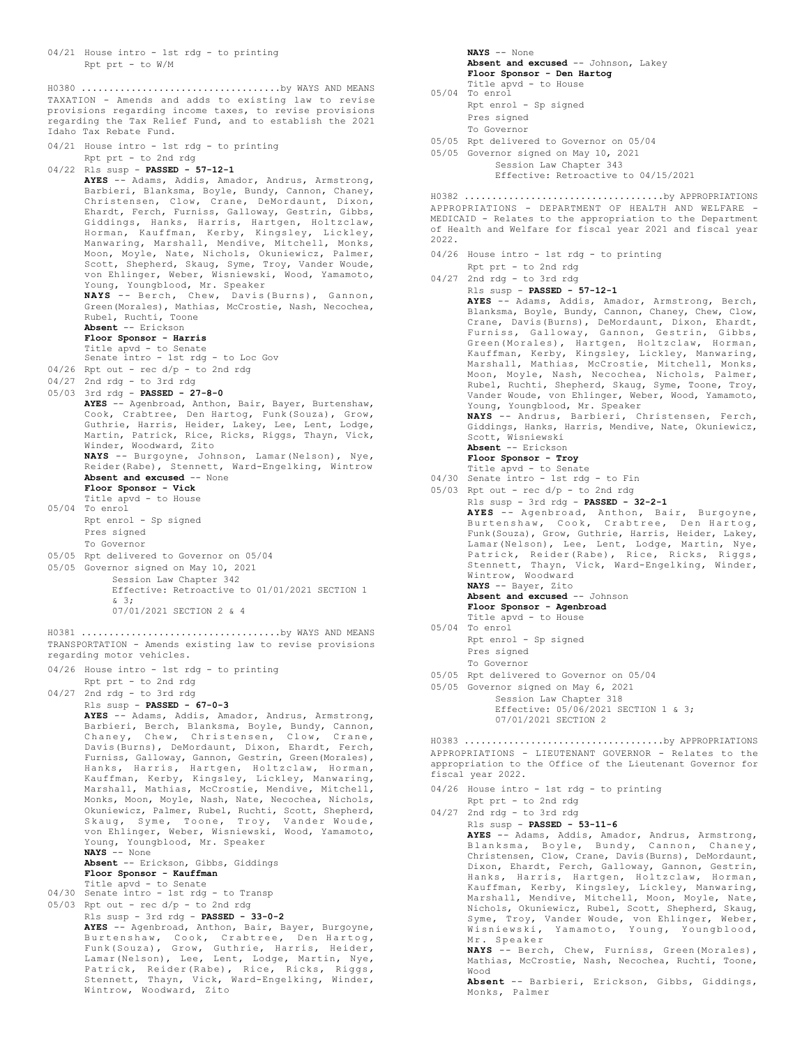04/21 House intro - 1st rdg - to printing
Rpt prt - to W/M

H0380 ....................................by WAYS AND MEANS
TAXATION - Amends and adds to existing law to revise provisions regarding income taxes, to revise provisions regarding the Tax Relief Fund, and to establish the 2021 Idaho Tax Rebate Fund.

04/21 House intro - 1st rdg - to printing
Rpt prt - to 2nd rdg

04/22 Rls susp - **PASSED - 57-12-1**
**AYES** -- Adams, Addis, Amador, Andrus, Armstrong, Barbieri, Blanksma, Boyle, Bundy, Cannon, Chaney, Christensen, Clow, Crane, DeMordaunt, Dixon, Ehardt, Ferch, Furniss, Galloway, Gestrin, Gibbs, Giddings, Hanks, Harris, Hartgen, Holtzclaw, Horman, Kauffman, Kerby, Kingsley, Lickley, Manwaring, Marshall, Mendive, Mitchell, Monks, Moon, Moyle, Nate, Nichols, Okuniewicz, Palmer, Scott, Shepherd, Skaug, Syme, Troy, Vander Woude, von Ehlinger, Weber, Wisniewski, Wood, Yamamoto, Young, Youngblood, Mr. Speaker
**NAYS** -- Berch, Chew, Davis(Burns), Gannon, Green(Morales), Mathias, McCrostie, Nash, Necochea, Rubel, Ruchti, Toone
**Absent** -- Erickson
**Floor Sponsor - Harris**
Title apvd - to Senate
Senate intro - 1st rdg - to Loc Gov

04/26 Rpt out - rec d/p - to 2nd rdg

04/27 2nd rdg - to 3rd rdg

05/03 3rd rdg - **PASSED - 27-8-0**
**AYES** -- Agenbroad, Anthon, Bair, Bayer, Burtenshaw, Cook, Crabtree, Den Hartog, Funk(Souza), Grow, Guthrie, Harris, Heider, Lakey, Lee, Lent, Lodge, Martin, Patrick, Rice, Ricks, Riggs, Thayn, Vick, Winder, Woodward, Zito
**NAYS** -- Burgoyne, Johnson, Lamar(Nelson), Nye, Reider(Rabe), Stennett, Ward-Engelking, Wintrow
**Absent and excused** -- None
**Floor Sponsor - Vick**
Title apvd - to House

05/04 To enrol
Rpt enrol - Sp signed
Pres signed
To Governor

05/05 Rpt delivered to Governor on 05/04

05/05 Governor signed on May 10, 2021
Session Law Chapter 342
Effective: Retroactive to 01/01/2021 SECTION 1 & 3;
07/01/2021 SECTION 2 & 4

H0381 ....................................by WAYS AND MEANS
TRANSPORTATION - Amends existing law to revise provisions regarding motor vehicles.

04/26 House intro - 1st rdg - to printing
Rpt prt - to 2nd rdg

04/27 2nd rdg - to 3rd rdg
Rls susp - **PASSED - 67-0-3**
**AYES** -- Adams, Addis, Amador, Andrus, Armstrong, Barbieri, Berch, Blanksma, Boyle, Bundy, Cannon, Chaney, Chew, Christensen, Clow, Crane, Davis(Burns), DeMordaunt, Dixon, Ehardt, Ferch, Furniss, Galloway, Gannon, Gestrin, Green(Morales), Hanks, Harris, Hartgen, Holtzclaw, Horman, Kauffman, Kerby, Kingsley, Lickley, Manwaring, Marshall, Mathias, McCrostie, Mendive, Mitchell, Monks, Moon, Moyle, Nash, Nate, Necochea, Nichols, Okuniewicz, Palmer, Rubel, Ruchti, Scott, Shepherd, Skaug, Syme, Toone, Troy, Vander Woude, von Ehlinger, Weber, Wisniewski, Wood, Yamamoto, Young, Youngblood, Mr. Speaker
**NAYS** -- None
**Absent** -- Erickson, Gibbs, Giddings
**Floor Sponsor - Kauffman**
Title apvd - to Senate

04/30 Senate intro - 1st rdg - to Transp

05/03 Rpt out - rec d/p - to 2nd rdg
Rls susp - 3rd rdg - **PASSED - 33-0-2**
**AYES** -- Agenbroad, Anthon, Bair, Bayer, Burgoyne, Burtenshaw, Cook, Crabtree, Den Hartog, Funk(Souza), Grow, Guthrie, Harris, Heider, Lamar(Nelson), Lee, Lent, Lodge, Martin, Nye, Patrick, Reider(Rabe), Rice, Ricks, Riggs, Stennett, Thayn, Vick, Ward-Engelking, Winder, Wintrow, Woodward, Zito
**NAYS** -- None
**Absent and excused** -- Johnson, Lakey
**Floor Sponsor - Den Hartog**
Title apvd - to House

05/04 To enrol
Rpt enrol - Sp signed
Pres signed
To Governor

05/05 Rpt delivered to Governor on 05/04

05/05 Governor signed on May 10, 2021
Session Law Chapter 343
Effective: Retroactive to 04/15/2021

H0382 ....................................by APPROPRIATIONS
APPROPRIATIONS - DEPARTMENT OF HEALTH AND WELFARE - MEDICAID - Relates to the appropriation to the Department of Health and Welfare for fiscal year 2021 and fiscal year 2022.

04/26 House intro - 1st rdg - to printing
Rpt prt - to 2nd rdg

04/27 2nd rdg - to 3rd rdg
Rls susp - **PASSED - 57-12-1**
**AYES** -- Adams, Addis, Amador, Armstrong, Berch, Blanksma, Boyle, Bundy, Cannon, Chaney, Chew, Clow, Crane, Davis(Burns), DeMordaunt, Dixon, Ehardt, Furniss, Galloway, Gannon, Gestrin, Gibbs, Green(Morales), Hartgen, Holtzclaw, Horman, Kauffman, Kerby, Kingsley, Lickley, Manwaring, Marshall, Mathias, McCrostie, Mitchell, Monks, Moon, Moyle, Nash, Necochea, Nichols, Palmer, Rubel, Ruchti, Shepherd, Skaug, Syme, Toone, Troy, Vander Woude, von Ehlinger, Weber, Wood, Yamamoto, Young, Youngblood, Mr. Speaker
**NAYS** -- Andrus, Barbieri, Christensen, Ferch, Giddings, Hanks, Harris, Mendive, Nate, Okuniewicz, Scott, Wisniewski
**Absent** -- Erickson
**Floor Sponsor - Troy**
Title apvd - to Senate

04/30 Senate intro - 1st rdg - to Fin

05/03 Rpt out - rec d/p - to 2nd rdg
Rls susp - 3rd rdg - **PASSED - 32-2-1**
**AYES** -- Agenbroad, Anthon, Bair, Burgoyne, Burtenshaw, Cook, Crabtree, Den Hartog, Funk(Souza), Grow, Guthrie, Harris, Heider, Lakey, Lamar(Nelson), Lee, Lent, Lodge, Martin, Nye, Patrick, Reider(Rabe), Rice, Ricks, Riggs, Stennett, Thayn, Vick, Ward-Engelking, Winder, Wintrow, Woodward
**NAYS** -- Bayer, Zito
**Absent and excused** -- Johnson
**Floor Sponsor - Agenbroad**
Title apvd - to House

05/04 To enrol
Rpt enrol - Sp signed
Pres signed
To Governor

05/05 Rpt delivered to Governor on 05/04

05/05 Governor signed on May 6, 2021
Session Law Chapter 318
Effective: 05/06/2021 SECTION 1 & 3;
07/01/2021 SECTION 2

H0383 ....................................by APPROPRIATIONS
APPROPRIATIONS - LIEUTENANT GOVERNOR - Relates to the appropriation to the Office of the Lieutenant Governor for fiscal year 2022.

04/26 House intro - 1st rdg - to printing
Rpt prt - to 2nd rdg

04/27 2nd rdg - to 3rd rdg
Rls susp - **PASSED - 53-11-6**
**AYES** -- Adams, Addis, Amador, Andrus, Armstrong, Blanksma, Boyle, Bundy, Cannon, Chaney, Christensen, Clow, Crane, Davis(Burns), DeMordaunt, Dixon, Ehardt, Ferch, Galloway, Gannon, Gestrin, Hanks, Harris, Hartgen, Holtzclaw, Horman, Kauffman, Kerby, Kingsley, Lickley, Manwaring, Marshall, Mendive, Mitchell, Moon, Moyle, Nate, Nichols, Okuniewicz, Rubel, Scott, Shepherd, Skaug, Syme, Troy, Vander Woude, von Ehlinger, Weber, Wisniewski, Yamamoto, Young, Youngblood, Mr. Speaker
**NAYS** -- Berch, Chew, Furniss, Green(Morales), Mathias, McCrostie, Nash, Necochea, Ruchti, Toone, Wood
**Absent** -- Barbieri, Erickson, Gibbs, Giddings, Monks, Palmer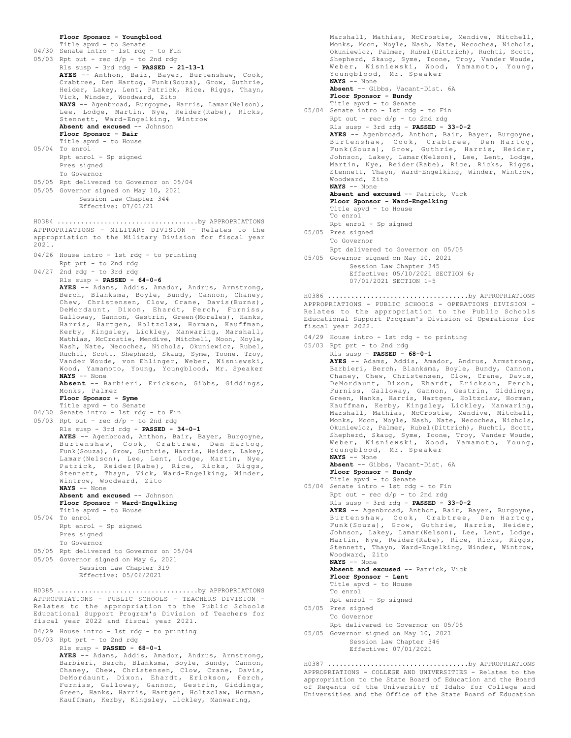**Floor Sponsor - Youngblood**
Title apvd - to Senate
04/30 Senate intro - 1st rdg - to Fin
05/03 Rpt out - rec d/p - to 2nd rdg
Rls susp - 3rd rdg - **PASSED - 21-13-1**
**AYES** -- Anthon, Bair, Bayer, Burtenshaw, Cook, Crabtree, Den Hartog, Funk(Souza), Grow, Guthrie, Heider, Lakey, Lent, Patrick, Rice, Riggs, Thayn, Vick, Winder, Woodward, Zito
**NAYS** -- Agenbroad, Burgoyne, Harris, Lamar(Nelson), Lee, Lodge, Martin, Nye, Reider(Rabe), Ricks, Stennett, Ward-Engelking, Wintrow
**Absent and excused** -- Johnson
**Floor Sponsor - Bair**
Title apvd - to House
05/04 To enrol
Rpt enrol - Sp signed
Pres signed
To Governor
05/05 Rpt delivered to Governor on 05/04
05/05 Governor signed on May 10, 2021
Session Law Chapter 344
Effective: 07/01/21

H0384 ....................................by APPROPRIATIONS
APPROPRIATIONS - MILITARY DIVISION - Relates to the appropriation to the Military Division for fiscal year 2021.

04/26 House intro - 1st rdg - to printing
Rpt prt - to 2nd rdg
04/27 2nd rdg - to 3rd rdg
Rls susp - **PASSED - 64-0-6**
**AYES** -- Adams, Addis, Amador, Andrus, Armstrong, Berch, Blanksma, Boyle, Bundy, Cannon, Chaney, Chew, Christensen, Clow, Crane, Davis(Burns), DeMordaunt, Dixon, Ehardt, Ferch, Furniss, Galloway, Gannon, Gestrin, Green(Morales), Hanks, Harris, Hartgen, Holtzclaw, Horman, Kauffman, Kerby, Kingsley, Lickley, Manwaring, Marshall, Mathias, McCrostie, Mendive, Mitchell, Moon, Moyle, Nash, Nate, Necochea, Nichols, Okuniewicz, Rubel, Ruchti, Scott, Shepherd, Skaug, Syme, Toone, Troy, Vander Woude, von Ehlinger, Weber, Wisniewski, Wood, Yamamoto, Young, Youngblood, Mr. Speaker
**NAYS** -- None
**Absent** -- Barbieri, Erickson, Gibbs, Giddings, Monks, Palmer
**Floor Sponsor - Syme**
Title apvd - to Senate
04/30 Senate intro - 1st rdg - to Fin
05/03 Rpt out - rec d/p - to 2nd rdg
Rls susp - 3rd rdg - **PASSED - 34-0-1**
**AYES** -- Agenbroad, Anthon, Bair, Bayer, Burgoyne, Burtenshaw, Cook, Crabtree, Den Hartog, Funk(Souza), Grow, Guthrie, Harris, Heider, Lakey, Lamar(Nelson), Lee, Lent, Lodge, Martin, Nye, Patrick, Reider(Rabe), Rice, Ricks, Riggs, Stennett, Thayn, Vick, Ward-Engelking, Winder, Wintrow, Woodward, Zito
**NAYS** -- None
**Absent and excused** -- Johnson
**Floor Sponsor - Ward-Engelking**
Title apvd - to House
05/04 To enrol
Rpt enrol - Sp signed
Pres signed
To Governor
05/05 Rpt delivered to Governor on 05/04
05/05 Governor signed on May 6, 2021
Session Law Chapter 319
Effective: 05/06/2021

H0385 ....................................by APPROPRIATIONS
APPROPRIATIONS - PUBLIC SCHOOLS - TEACHERS DIVISION - Relates to the appropriation to the Public Schools Educational Support Program's Division of Teachers for fiscal year 2022 and fiscal year 2021.

04/29 House intro - 1st rdg - to printing
05/03 Rpt prt - to 2nd rdg
Rls susp - **PASSED - 68-0-1**
**AYES** -- Adams, Addis, Amador, Andrus, Armstrong, Barbieri, Berch, Blanksma, Boyle, Bundy, Cannon, Chaney, Chew, Christensen, Clow, Crane, Davis, DeMordaunt, Dixon, Ehardt, Erickson, Ferch, Furniss, Galloway, Gannon, Gestrin, Giddings, Green, Hanks, Harris, Hartgen, Holtzclaw, Horman, Kauffman, Kerby, Kingsley, Lickley, Manwaring, Marshall, Mathias, McCrostie, Mendive, Mitchell, Monks, Moon, Moyle, Nash, Nate, Necochea, Nichols, Okuniewicz, Palmer, Rubel(Dittrich), Ruchti, Scott, Shepherd, Skaug, Syme, Toone, Troy, Vander Woude, Weber, Wisniewski, Wood, Yamamoto, Young, Youngblood, Mr. Speaker
**NAYS** -- None
**Absent** -- Gibbs, Vacant-Dist. 6A
**Floor Sponsor - Bundy**
Title apvd - to Senate
05/04 Senate intro - 1st rdg - to Fin
Rpt out - rec d/p - to 2nd rdg
Rls susp - 3rd rdg - **PASSED - 33-0-2**
**AYES** -- Agenbroad, Anthon, Bair, Bayer, Burgoyne, Burtenshaw, Cook, Crabtree, Den Hartog, Funk(Souza), Grow, Guthrie, Harris, Heider, Johnson, Lakey, Lamar(Nelson), Lee, Lent, Lodge, Martin, Nye, Reider(Rabe), Rice, Ricks, Riggs, Stennett, Thayn, Ward-Engelking, Winder, Wintrow, Woodward, Zito
**NAYS** -- None
**Absent and excused** -- Patrick, Vick
**Floor Sponsor - Ward-Engelking**
Title apvd - to House
To enrol
Rpt enrol - Sp signed
05/05 Pres signed
To Governor
Rpt delivered to Governor on 05/05
05/05 Governor signed on May 10, 2021
Session Law Chapter 345
Effective: 05/10/2021 SECTION 6;
07/01/2021 SECTION 1-5

H0386 ....................................by APPROPRIATIONS
APPROPRIATIONS - PUBLIC SCHOOLS - OPERATIONS DIVISION - Relates to the appropriation to the Public Schools Educational Support Program's Division of Operations for fiscal year 2022.

04/29 House intro - 1st rdg - to printing
05/03 Rpt prt - to 2nd rdg
Rls susp - **PASSED - 68-0-1**
**AYES** -- Adams, Addis, Amador, Andrus, Armstrong, Barbieri, Berch, Blanksma, Boyle, Bundy, Cannon, Chaney, Chew, Christensen, Clow, Crane, Davis, DeMordaunt, Dixon, Ehardt, Erickson, Ferch, Furniss, Galloway, Gannon, Gestrin, Giddings, Green, Hanks, Harris, Hartgen, Holtzclaw, Horman, Kauffman, Kerby, Kingsley, Lickley, Manwaring, Marshall, Mathias, McCrostie, Mendive, Mitchell, Monks, Moon, Moyle, Nash, Nate, Necochea, Nichols, Okuniewicz, Palmer, Rubel(Dittrich), Ruchti, Scott, Shepherd, Skaug, Syme, Toone, Troy, Vander Woude, Weber, Wisniewski, Wood, Yamamoto, Young, Youngblood, Mr. Speaker
**NAYS** -- None
**Absent** -- Gibbs, Vacant-Dist. 6A
**Floor Sponsor - Bundy**
Title apvd - to Senate
05/04 Senate intro - 1st rdg - to Fin
Rpt out - rec d/p - to 2nd rdg
Rls susp - 3rd rdg - **PASSED - 33-0-2**
**AYES** -- Agenbroad, Anthon, Bair, Bayer, Burgoyne, Burtenshaw, Cook, Crabtree, Den Hartog, Funk(Souza), Grow, Guthrie, Harris, Heider, Johnson, Lakey, Lamar(Nelson), Lee, Lent, Lodge, Martin, Nye, Reider(Rabe), Rice, Ricks, Riggs, Stennett, Thayn, Ward-Engelking, Winder, Wintrow, Woodward, Zito
**NAYS** -- None
**Absent and excused** -- Patrick, Vick
**Floor Sponsor - Lent**
Title apvd - to House
To enrol
Rpt enrol - Sp signed
05/05 Pres signed
To Governor
Rpt delivered to Governor on 05/05
05/05 Governor signed on May 10, 2021
Session Law Chapter 346
Effective: 07/01/2021

H0387 ....................................by APPROPRIATIONS
APPROPRIATIONS - COLLEGE AND UNIVERSITIES - Relates to the appropriation to the State Board of Education and the Board of Regents of the University of Idaho for College and Universities and the Office of the State Board of Education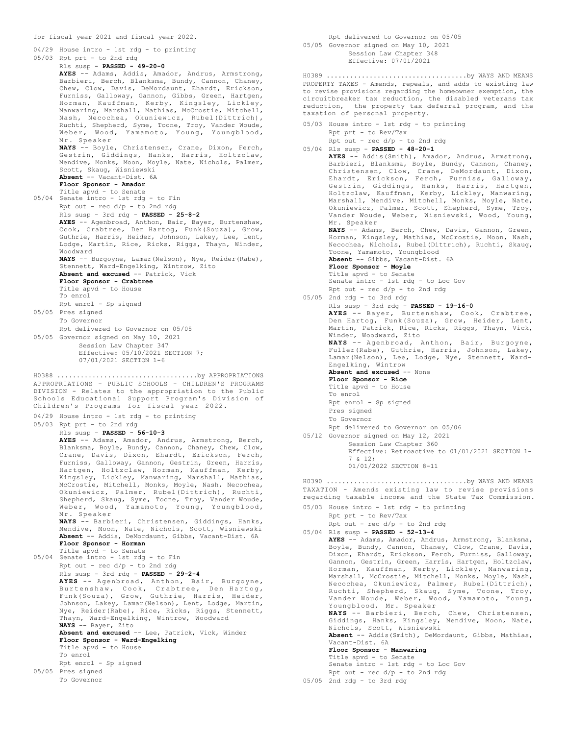for fiscal year 2021 and fiscal year 2022.

04/29 House intro - 1st rdg - to printing
05/03 Rpt prt - to 2nd rdg
Rls susp - **PASSED - 49-20-0**
**AYES** -- Adams, Addis, Amador, Andrus, Armstrong, Barbieri, Berch, Blanksma, Bundy, Cannon, Chaney, Chew, Clow, Davis, DeMordaunt, Ehardt, Erickson, Furniss, Galloway, Gannon, Gibbs, Green, Hartgen, Horman, Kauffman, Kerby, Kingsley, Lickley, Manwaring, Marshall, Mathias, McCrostie, Mitchell, Nash, Necochea, Okuniewicz, Rubel(Dittrich), Ruchti, Shepherd, Syme, Toone, Troy, Vander Woude, Weber, Wood, Yamamoto, Young, Youngblood, Mr. Speaker
**NAYS** -- Boyle, Christensen, Crane, Dixon, Ferch, Gestrin, Giddings, Hanks, Harris, Holtzclaw, Mendive, Monks, Moon, Moyle, Nate, Nichols, Palmer, Scott, Skaug, Wisniewski
**Absent** -- Vacant-Dist. 6A
**Floor Sponsor - Amador**
Title apvd - to Senate
05/04 Senate intro - 1st rdg - to Fin
Rpt out - rec d/p - to 2nd rdg
Rls susp - 3rd rdg - **PASSED - 25-8-2**
**AYES** -- Agenbroad, Anthon, Bair, Bayer, Burtenshaw, Cook, Crabtree, Den Hartog, Funk(Souza), Grow, Guthrie, Harris, Heider, Johnson, Lakey, Lee, Lent, Lodge, Martin, Rice, Ricks, Riggs, Thayn, Winder, Woodward
**NAYS** -- Burgoyne, Lamar(Nelson), Nye, Reider(Rabe), Stennett, Ward-Engelking, Wintrow, Zito
**Absent and excused** -- Patrick, Vick
**Floor Sponsor - Crabtree**
Title apvd - to House
To enrol
Rpt enrol - Sp signed
05/05 Pres signed
To Governor
Rpt delivered to Governor on 05/05
05/05 Governor signed on May 10, 2021
Session Law Chapter 347
Effective: 05/10/2021 SECTION 7;
07/01/2021 SECTION 1-6

H0388 ....................................by APPROPRIATIONS
APPROPRIATIONS - PUBLIC SCHOOLS - CHILDREN'S PROGRAMS DIVISION - Relates to the appropriation to the Public Schools Educational Support Program's Division of Children's Programs for fiscal year 2022.

04/29 House intro - 1st rdg - to printing
05/03 Rpt prt - to 2nd rdg
Rls susp - **PASSED - 56-10-3**
**AYES** -- Adams, Amador, Andrus, Armstrong, Berch, Blanksma, Boyle, Bundy, Cannon, Chaney, Chew, Clow, Crane, Davis, Dixon, Ehardt, Erickson, Ferch, Furniss, Galloway, Gannon, Gestrin, Green, Harris, Hartgen, Holtzclaw, Horman, Kauffman, Kerby, Kingsley, Lickley, Manwaring, Marshall, Mathias, McCrostie, Mitchell, Monks, Moyle, Nash, Necochea, Okuniewicz, Palmer, Rubel(Dittrich), Ruchti, Shepherd, Skaug, Syme, Toone, Troy, Vander Woude, Weber, Wood, Yamamoto, Young, Youngblood, Mr. Speaker
**NAYS** -- Barbieri, Christensen, Giddings, Hanks, Mendive, Moon, Nate, Nichols, Scott, Wisniewski
**Absent** -- Addis, DeMordaunt, Gibbs, Vacant-Dist. 6A
**Floor Sponsor - Horman**
Title apvd - to Senate
05/04 Senate intro - 1st rdg - to Fin
Rpt out - rec d/p - to 2nd rdg
Rls susp - 3rd rdg - **PASSED - 29-2-4**
**AYES** -- Agenbroad, Anthon, Bair, Burgoyne, Burtenshaw, Cook, Crabtree, Den Hartog, Funk(Souza), Grow, Guthrie, Harris, Heider, Johnson, Lakey, Lamar(Nelson), Lent, Lodge, Martin, Nye, Reider(Rabe), Rice, Ricks, Riggs, Stennett, Thayn, Ward-Engelking, Wintrow, Woodward
**NAYS** -- Bayer, Zito
**Absent and excused** -- Lee, Patrick, Vick, Winder
**Floor Sponsor - Ward-Engelking**
Title apvd - to House
To enrol
Rpt enrol - Sp signed
05/05 Pres signed
To Governor
Rpt delivered to Governor on 05/05
05/05 Governor signed on May 10, 2021
Session Law Chapter 348
Effective: 07/01/2021

H0389 ....................................by WAYS AND MEANS
PROPERTY TAXES - Amends, repeals, and adds to existing law to revise provisions regarding the homeowner exemption, the circuitbreaker tax reduction, the disabled veterans tax reduction, the property tax deferral program, and the taxation of personal property.

05/03 House intro - 1st rdg - to printing
Rpt prt - to Rev/Tax
Rpt out - rec d/p - to 2nd rdg
05/04 Rls susp - **PASSED - 48-20-1**
**AYES** -- Addis(Smith), Amador, Andrus, Armstrong, Barbieri, Blanksma, Boyle, Bundy, Cannon, Chaney, Christensen, Clow, Crane, DeMordaunt, Dixon, Ehardt, Erickson, Ferch, Furniss, Galloway, Gestrin, Giddings, Hanks, Harris, Hartgen, Holtzclaw, Kauffman, Kerby, Lickley, Manwaring, Marshall, Mendive, Mitchell, Monks, Moyle, Nate, Okuniewicz, Palmer, Scott, Shepherd, Syme, Troy, Vander Woude, Weber, Wisniewski, Wood, Young, Mr. Speaker
**NAYS** -- Adams, Berch, Chew, Davis, Gannon, Green, Horman, Kingsley, Mathias, McCrostie, Moon, Nash, Necochea, Nichols, Rubel(Dittrich), Ruchti, Skaug, Toone, Yamamoto, Youngblood
**Absent** -- Gibbs, Vacant-Dist. 6A
**Floor Sponsor - Moyle**
Title apvd - to Senate
Senate intro - 1st rdg - to Loc Gov
Rpt out - rec d/p - to 2nd rdg
05/05 2nd rdg - to 3rd rdg
Rls susp - 3rd rdg - **PASSED - 19-16-0**
**AYES** -- Bayer, Burtenshaw, Cook, Crabtree, Den Hartog, Funk(Souza), Grow, Heider, Lent, Martin, Patrick, Rice, Ricks, Riggs, Thayn, Vick, Winder, Woodward, Zito
**NAYS** -- Agenbroad, Anthon, Bair, Burgoyne, Fuller(Rabe), Guthrie, Harris, Johnson, Lakey, Lamar(Nelson), Lee, Lodge, Nye, Stennett, Ward-Engelking, Wintrow
**Absent and excused** -- None
**Floor Sponsor - Rice**
Title apvd - to House
To enrol
Rpt enrol - Sp signed
Pres signed
To Governor
Rpt delivered to Governor on 05/06
05/12 Governor signed on May 12, 2021
Session Law Chapter 360
Effective: Retroactive to 01/01/2021 SECTION 1-7 & 12;
01/01/2022 SECTION 8-11

H0390 ....................................by WAYS AND MEANS
TAXATION - Amends existing law to revise provisions regarding taxable income and the State Tax Commission.

05/03 House intro - 1st rdg - to printing
Rpt prt - to Rev/Tax
Rpt out - rec d/p - to 2nd rdg
05/04 Rls susp - **PASSED - 52-13-4**
**AYES** -- Adams, Amador, Andrus, Armstrong, Blanksma, Boyle, Bundy, Cannon, Chaney, Clow, Crane, Davis, Dixon, Ehardt, Erickson, Ferch, Furniss, Galloway, Gannon, Gestrin, Green, Harris, Hartgen, Holtzclaw, Horman, Kauffman, Kerby, Lickley, Manwaring, Marshall, McCrostie, Mitchell, Monks, Moyle, Nash, Necochea, Okuniewicz, Palmer, Rubel(Dittrich), Ruchti, Shepherd, Skaug, Syme, Toone, Troy, Vander Woude, Weber, Wood, Yamamoto, Young, Youngblood, Mr. Speaker
**NAYS** -- Barbieri, Berch, Chew, Christensen, Giddings, Hanks, Kingsley, Mendive, Moon, Nate, Nichols, Scott, Wisniewski
**Absent** -- Addis(Smith), DeMordaunt, Gibbs, Mathias, Vacant-Dist. 6A
**Floor Sponsor - Manwaring**
Title apvd - to Senate
Senate intro - 1st rdg - to Loc Gov
Rpt out - rec d/p - to 2nd rdg
05/05 2nd rdg - to 3rd rdg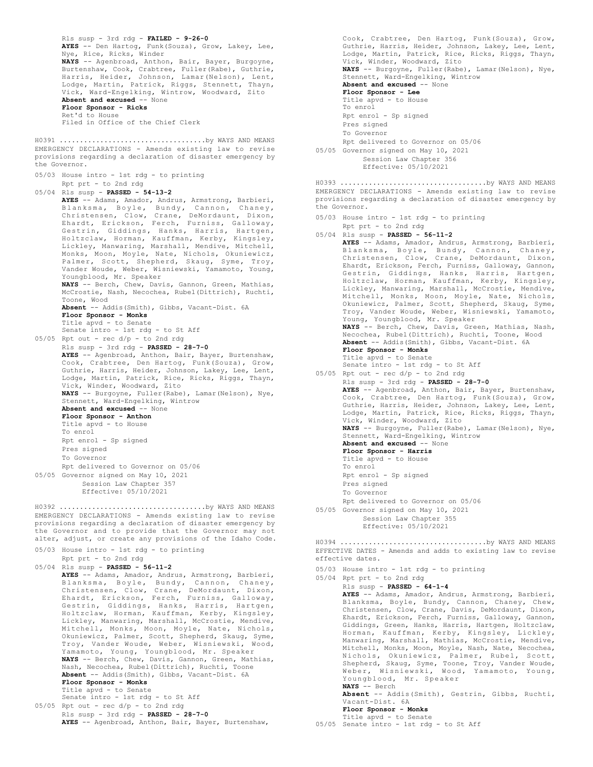Rls susp - 3rd rdg - **FAILED - 9-26-0**
**AYES** -- Den Hartog, Funk(Souza), Grow, Lakey, Lee, Nye, Rice, Ricks, Winder
**NAYS** -- Agenbroad, Anthon, Bair, Bayer, Burgoyne, Burtenshaw, Cook, Crabtree, Fuller(Rabe), Guthrie, Harris, Heider, Johnson, Lamar(Nelson), Lent, Lodge, Martin, Patrick, Riggs, Stennett, Thayn, Vick, Ward-Engelking, Wintrow, Woodward, Zito
**Absent and excused** -- None
**Floor Sponsor - Ricks**
Ret'd to House
Filed in Office of the Chief Clerk

H0391 ....................................by WAYS AND MEANS
EMERGENCY DECLARATIONS - Amends existing law to revise provisions regarding a declaration of disaster emergency by the Governor.

05/03 House intro - 1st rdg - to printing
Rpt prt - to 2nd rdg
05/04 Rls susp - **PASSED - 54-13-2**
**AYES** -- Adams, Amador, Andrus, Armstrong, Barbieri, Blanksma, Boyle, Bundy, Cannon, Chaney, Christensen, Clow, Crane, DeMordaunt, Dixon, Ehardt, Erickson, Ferch, Furniss, Galloway, Gestrin, Giddings, Hanks, Harris, Hartgen, Holtzclaw, Horman, Kauffman, Kerby, Kingsley, Lickley, Manwaring, Marshall, Mendive, Mitchell, Monks, Moon, Moyle, Nate, Nichols, Okuniewicz, Palmer, Scott, Shepherd, Skaug, Syme, Troy, Vander Woude, Weber, Wisniewski, Yamamoto, Young, Youngblood, Mr. Speaker
**NAYS** -- Berch, Chew, Davis, Gannon, Green, Mathias, McCrostie, Nash, Necochea, Rubel(Dittrich), Ruchti, Toone, Wood
**Absent** -- Addis(Smith), Gibbs, Vacant-Dist. 6A
**Floor Sponsor - Monks**
Title apvd - to Senate
Senate intro - 1st rdg - to St Aff
05/05 Rpt out - rec d/p - to 2nd rdg
Rls susp - 3rd rdg - **PASSED - 28-7-0**
**AYES** -- Agenbroad, Anthon, Bair, Bayer, Burtenshaw, Cook, Crabtree, Den Hartog, Funk(Souza), Grow, Guthrie, Harris, Heider, Johnson, Lakey, Lee, Lent, Lodge, Martin, Patrick, Rice, Ricks, Riggs, Thayn, Vick, Winder, Woodward, Zito
**NAYS** -- Burgoyne, Fuller(Rabe), Lamar(Nelson), Nye, Stennett, Ward-Engelking, Wintrow
**Absent and excused** -- None
**Floor Sponsor - Anthon**
Title apvd - to House
To enrol
Rpt enrol - Sp signed
Pres signed
To Governor
Rpt delivered to Governor on 05/06
05/05 Governor signed on May 10, 2021
Session Law Chapter 357
Effective: 05/10/2021

H0392 ....................................by WAYS AND MEANS
EMERGENCY DECLARATIONS - Amends existing law to revise provisions regarding a declaration of disaster emergency by the Governor and to provide that the Governor may not alter, adjust, or create any provisions of the Idaho Code.

05/03 House intro - 1st rdg - to printing
Rpt prt - to 2nd rdg
05/04 Rls susp - **PASSED - 56-11-2**
**AYES** -- Adams, Amador, Andrus, Armstrong, Barbieri, Blanksma, Boyle, Bundy, Cannon, Chaney, Christensen, Clow, Crane, DeMordaunt, Dixon, Ehardt, Erickson, Ferch, Furniss, Galloway, Gestrin, Giddings, Hanks, Harris, Hartgen, Holtzclaw, Horman, Kauffman, Kerby, Kingsley, Lickley, Manwaring, Marshall, McCrostie, Mendive, Mitchell, Monks, Moon, Moyle, Nate, Nichols, Okuniewicz, Palmer, Scott, Shepherd, Skaug, Syme, Troy, Vander Woude, Weber, Wisniewski, Wood, Yamamoto, Young, Youngblood, Mr. Speaker
**NAYS** -- Berch, Chew, Davis, Gannon, Green, Mathias, Nash, Necochea, Rubel(Dittrich), Ruchti, Toone
**Absent** -- Addis(Smith), Gibbs, Vacant-Dist. 6A
**Floor Sponsor - Monks**
Title apvd - to Senate
Senate intro - 1st rdg - to St Aff
05/05 Rpt out - rec d/p - to 2nd rdg
Rls susp - 3rd rdg - **PASSED - 28-7-0**
**AYES** -- Agenbroad, Anthon, Bair, Bayer, Burtenshaw, Cook, Crabtree, Den Hartog, Funk(Souza), Grow, Guthrie, Harris, Heider, Johnson, Lakey, Lee, Lent, Lodge, Martin, Patrick, Rice, Ricks, Riggs, Thayn, Vick, Winder, Woodward, Zito
**NAYS** -- Burgoyne, Fuller(Rabe), Lamar(Nelson), Nye, Stennett, Ward-Engelking, Wintrow
**Absent and excused** -- None
**Floor Sponsor - Lee**
Title apvd - to House
To enrol
Rpt enrol - Sp signed
Pres signed
To Governor
Rpt delivered to Governor on 05/06
05/05 Governor signed on May 10, 2021
Session Law Chapter 356
Effective: 05/10/2021

H0393 ....................................by WAYS AND MEANS
EMERGENCY DECLARATIONS - Amends existing law to revise provisions regarding a declaration of disaster emergency by the Governor.

05/03 House intro - 1st rdg - to printing
Rpt prt - to 2nd rdg
05/04 Rls susp - **PASSED - 56-11-2**
**AYES** -- Adams, Amador, Andrus, Armstrong, Barbieri, Blanksma, Boyle, Bundy, Cannon, Chaney, Christensen, Clow, Crane, DeMordaunt, Dixon, Ehardt, Erickson, Ferch, Furniss, Galloway, Gannon, Gestrin, Giddings, Hanks, Harris, Hartgen, Holtzclaw, Horman, Kauffman, Kerby, Kingsley, Lickley, Manwaring, Marshall, McCrostie, Mendive, Mitchell, Monks, Moon, Moyle, Nate, Nichols, Okuniewicz, Palmer, Scott, Shepherd, Skaug, Syme, Troy, Vander Woude, Weber, Wisniewski, Yamamoto, Young, Youngblood, Mr. Speaker
**NAYS** -- Berch, Chew, Davis, Green, Mathias, Nash, Necochea, Rubel(Dittrich), Ruchti, Toone, Wood
**Absent** -- Addis(Smith), Gibbs, Vacant-Dist. 6A
**Floor Sponsor - Monks**
Title apvd - to Senate
Senate intro - 1st rdg - to St Aff
05/05 Rpt out - rec d/p - to 2nd rdg
Rls susp - 3rd rdg - **PASSED - 28-7-0**
**AYES** -- Agenbroad, Anthon, Bair, Bayer, Burtenshaw, Cook, Crabtree, Den Hartog, Funk(Souza), Grow, Guthrie, Harris, Heider, Johnson, Lakey, Lee, Lent, Lodge, Martin, Patrick, Rice, Ricks, Riggs, Thayn, Vick, Winder, Woodward, Zito
**NAYS** -- Burgoyne, Fuller(Rabe), Lamar(Nelson), Nye, Stennett, Ward-Engelking, Wintrow
**Absent and excused** -- None
**Floor Sponsor - Harris**
Title apvd - to House
To enrol
Rpt enrol - Sp signed
Pres signed
To Governor
Rpt delivered to Governor on 05/06
05/05 Governor signed on May 10, 2021
Session Law Chapter 355
Effective: 05/10/2021

H0394 ....................................by WAYS AND MEANS
EFFECTIVE DATES - Amends and adds to existing law to revise effective dates.

05/03 House intro - 1st rdg - to printing
05/04 Rpt prt - to 2nd rdg
Rls susp - **PASSED - 64-1-4**
**AYES** -- Adams, Amador, Andrus, Armstrong, Barbieri, Blanksma, Boyle, Bundy, Cannon, Chaney, Chew, Christensen, Clow, Crane, Davis, DeMordaunt, Dixon, Ehardt, Erickson, Ferch, Furniss, Galloway, Gannon, Giddings, Green, Hanks, Harris, Hartgen, Holtzclaw, Horman, Kauffman, Kerby, Kingsley, Lickley, Manwaring, Marshall, Mathias, McCrostie, Mendive, Mitchell, Monks, Moon, Moyle, Nash, Nate, Necochea, Nichols, Okuniewicz, Palmer, Rubel, Scott, Shepherd, Skaug, Syme, Toone, Troy, Vander Woude, Weber, Wisniewski, Wood, Yamamoto, Young, Youngblood, Mr. Speaker
**NAYS** -- Berch
**Absent** -- Addis(Smith), Gestrin, Gibbs, Ruchti, Vacant-Dist. 6A
**Floor Sponsor - Monks**
Title apvd - to Senate
05/05 Senate intro - 1st rdg - to St Aff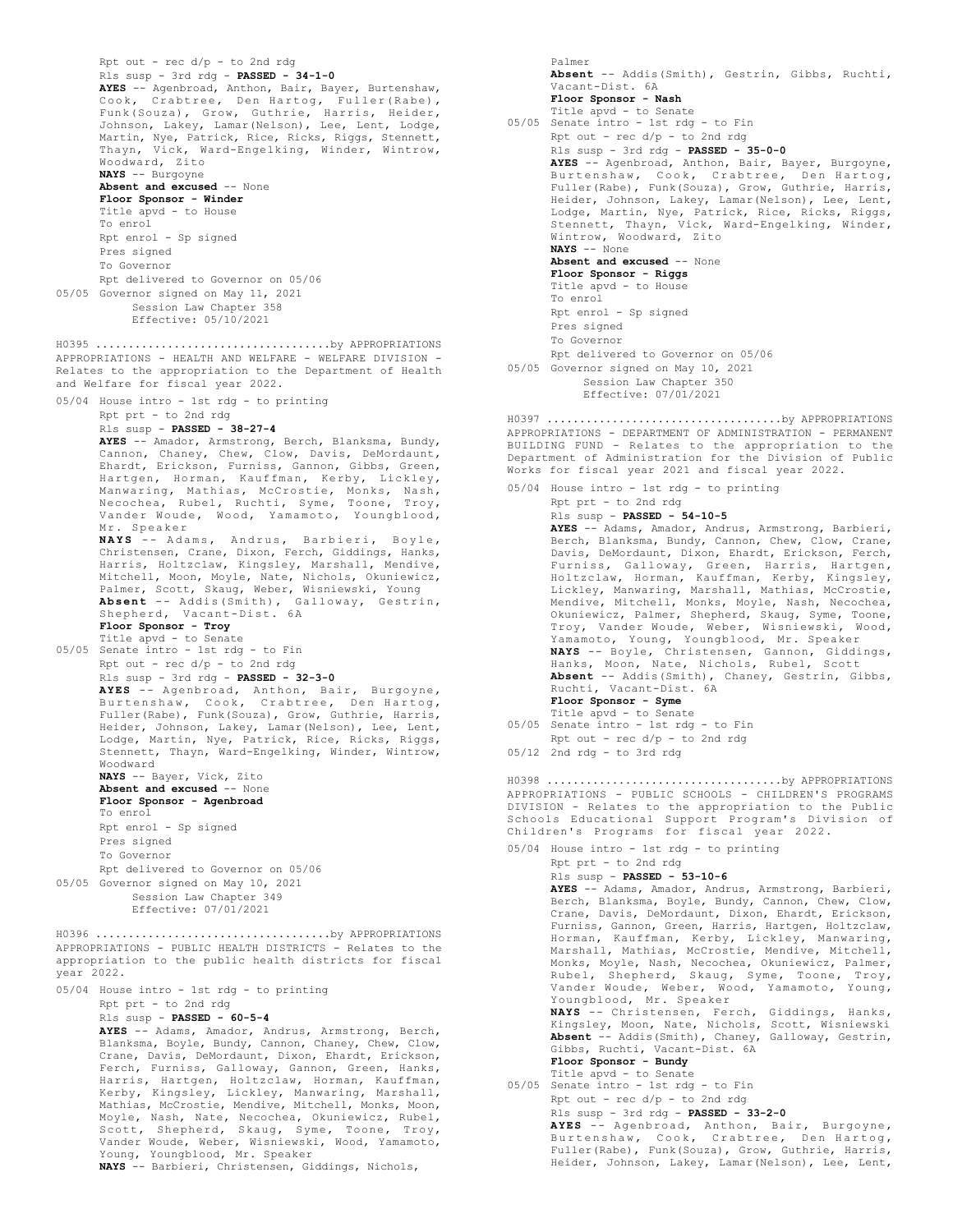Rpt out - rec d/p - to 2nd rdg
Rls susp - 3rd rdg - **PASSED - 34-1-0**
**AYES** -- Agenbroad, Anthon, Bair, Bayer, Burtenshaw, Cook, Crabtree, Den Hartog, Fuller(Rabe), Funk(Souza), Grow, Guthrie, Harris, Heider, Johnson, Lakey, Lamar(Nelson), Lee, Lent, Lodge, Martin, Nye, Patrick, Rice, Ricks, Riggs, Stennett, Thayn, Vick, Ward-Engelking, Winder, Wintrow, Woodward, Zito
**NAYS** -- Burgoyne
**Absent and excused** -- None
**Floor Sponsor - Winder**
Title apvd - to House
To enrol
Rpt enrol - Sp signed
Pres signed
To Governor
Rpt delivered to Governor on 05/06
05/05 Governor signed on May 11, 2021
Session Law Chapter 358
Effective: 05/10/2021

H0395 ..................................by APPROPRIATIONS
APPROPRIATIONS - HEALTH AND WELFARE - WELFARE DIVISION - Relates to the appropriation to the Department of Health and Welfare for fiscal year 2022.

05/04 House intro - 1st rdg - to printing
Rpt prt - to 2nd rdg
Rls susp - **PASSED - 38-27-4**
**AYES** -- Amador, Armstrong, Berch, Blanksma, Bundy, Cannon, Chaney, Chew, Clow, Davis, DeMordaunt, Ehardt, Erickson, Furniss, Gannon, Gibbs, Green, Hartgen, Horman, Kauffman, Kerby, Lickley, Manwaring, Mathias, McCrostie, Monks, Nash, Necochea, Rubel, Ruchti, Syme, Toone, Troy, Vander Woude, Wood, Yamamoto, Youngblood, Mr. Speaker
**NAYS** -- Adams, Andrus, Barbieri, Boyle, Christensen, Crane, Dixon, Ferch, Giddings, Hanks, Harris, Holtzclaw, Kingsley, Marshall, Mendive, Mitchell, Moon, Moyle, Nate, Nichols, Okuniewicz, Palmer, Scott, Skaug, Weber, Wisniewski, Young
**Absent** -- Addis(Smith), Galloway, Gestrin, Shepherd, Vacant-Dist. 6A
**Floor Sponsor - Troy**
Title apvd - to Senate
05/05 Senate intro - 1st rdg - to Fin
Rpt out - rec d/p - to 2nd rdg
Rls susp - 3rd rdg - **PASSED - 32-3-0**
**AYES** -- Agenbroad, Anthon, Bair, Burgoyne, Burtenshaw, Cook, Crabtree, Den Hartog, Fuller(Rabe), Funk(Souza), Grow, Guthrie, Harris, Heider, Johnson, Lakey, Lamar(Nelson), Lee, Lent, Lodge, Martin, Nye, Patrick, Rice, Ricks, Riggs, Stennett, Thayn, Ward-Engelking, Winder, Wintrow, Woodward
**NAYS** -- Bayer, Vick, Zito
**Absent and excused** -- None
**Floor Sponsor - Agenbroad**
To enrol
Rpt enrol - Sp signed
Pres signed
To Governor
Rpt delivered to Governor on 05/06
05/05 Governor signed on May 10, 2021
Session Law Chapter 349
Effective: 07/01/2021

H0396 ..................................by APPROPRIATIONS
APPROPRIATIONS - PUBLIC HEALTH DISTRICTS - Relates to the appropriation to the public health districts for fiscal year 2022.

05/04 House intro - 1st rdg - to printing
Rpt prt - to 2nd rdg
Rls susp - **PASSED - 60-5-4**
**AYES** -- Adams, Amador, Andrus, Armstrong, Berch, Blanksma, Boyle, Bundy, Cannon, Chaney, Chew, Clow, Crane, Davis, DeMordaunt, Dixon, Ehardt, Erickson, Ferch, Furniss, Galloway, Gannon, Green, Hanks, Harris, Hartgen, Holtzclaw, Horman, Kauffman, Kerby, Kingsley, Lickley, Manwaring, Marshall, Mathias, McCrostie, Mendive, Mitchell, Monks, Moon, Moyle, Nash, Nate, Necochea, Okuniewicz, Rubel, Scott, Shepherd, Skaug, Syme, Toone, Troy, Vander Woude, Weber, Wisniewski, Wood, Yamamoto, Young, Youngblood, Mr. Speaker
**NAYS** -- Barbieri, Christensen, Giddings, Nichols, Palmer
**Absent** -- Addis(Smith), Gestrin, Gibbs, Ruchti, Vacant-Dist. 6A
**Floor Sponsor - Nash**
Title apvd - to Senate
05/05 Senate intro - 1st rdg - to Fin
Rpt out - rec d/p - to 2nd rdg
Rls susp - 3rd rdg - **PASSED - 35-0-0**
**AYES** -- Agenbroad, Anthon, Bair, Bayer, Burgoyne, Burtenshaw, Cook, Crabtree, Den Hartog, Fuller(Rabe), Funk(Souza), Grow, Guthrie, Harris, Heider, Johnson, Lakey, Lamar(Nelson), Lee, Lent, Lodge, Martin, Nye, Patrick, Rice, Ricks, Riggs, Stennett, Thayn, Vick, Ward-Engelking, Winder, Wintrow, Woodward, Zito
**NAYS** -- None
**Absent and excused** -- None
**Floor Sponsor - Riggs**
Title apvd - to House
To enrol
Rpt enrol - Sp signed
Pres signed
To Governor
Rpt delivered to Governor on 05/06
05/05 Governor signed on May 10, 2021
Session Law Chapter 350
Effective: 07/01/2021

H0397 ..................................by APPROPRIATIONS
APPROPRIATIONS - DEPARTMENT OF ADMINISTRATION - PERMANENT BUILDING FUND - Relates to the appropriation to the Department of Administration for the Division of Public Works for fiscal year 2021 and fiscal year 2022.

05/04 House intro - 1st rdg - to printing
Rpt prt - to 2nd rdg
Rls susp - **PASSED - 54-10-5**
**AYES** -- Adams, Amador, Andrus, Armstrong, Barbieri, Berch, Blanksma, Bundy, Cannon, Chew, Clow, Crane, Davis, DeMordaunt, Dixon, Ehardt, Erickson, Ferch, Furniss, Galloway, Green, Harris, Hartgen, Holtzclaw, Horman, Kauffman, Kerby, Kingsley, Lickley, Manwaring, Marshall, Mathias, McCrostie, Mendive, Mitchell, Monks, Moyle, Nash, Necochea, Okuniewicz, Palmer, Shepherd, Skaug, Syme, Toone, Troy, Vander Woude, Weber, Wisniewski, Wood, Yamamoto, Young, Youngblood, Mr. Speaker
**NAYS** -- Boyle, Christensen, Gannon, Giddings, Hanks, Moon, Nate, Nichols, Rubel, Scott
**Absent** -- Addis(Smith), Chaney, Gestrin, Gibbs, Ruchti, Vacant-Dist. 6A
**Floor Sponsor - Syme**
Title apvd - to Senate
05/05 Senate intro - 1st rdg - to Fin
Rpt out - rec d/p - to 2nd rdg
05/12 2nd rdg - to 3rd rdg

H0398 ..................................by APPROPRIATIONS
APPROPRIATIONS - PUBLIC SCHOOLS - CHILDREN'S PROGRAMS DIVISION - Relates to the appropriation to the Public Schools Educational Support Program's Division of Children's Programs for fiscal year 2022.

05/04 House intro - 1st rdg - to printing
Rpt prt - to 2nd rdg
Rls susp - **PASSED - 53-10-6**
**AYES** -- Adams, Amador, Andrus, Armstrong, Barbieri, Berch, Blanksma, Boyle, Bundy, Cannon, Chew, Clow, Crane, Davis, DeMordaunt, Dixon, Ehardt, Erickson, Furniss, Gannon, Green, Harris, Hartgen, Holtzclaw, Horman, Kauffman, Kerby, Lickley, Manwaring, Marshall, Mathias, McCrostie, Mendive, Mitchell, Monks, Moyle, Nash, Necochea, Okuniewicz, Palmer, Rubel, Shepherd, Skaug, Syme, Toone, Troy, Vander Woude, Weber, Wood, Yamamoto, Young, Youngblood, Mr. Speaker
**NAYS** -- Christensen, Ferch, Giddings, Hanks, Kingsley, Moon, Nate, Nichols, Scott, Wisniewski
**Absent** -- Addis(Smith), Chaney, Galloway, Gestrin, Gibbs, Ruchti, Vacant-Dist. 6A
**Floor Sponsor - Bundy**
Title apvd - to Senate
05/05 Senate intro - 1st rdg - to Fin
Rpt out - rec d/p - to 2nd rdg
Rls susp - 3rd rdg - **PASSED - 33-2-0**
**AYES** -- Agenbroad, Anthon, Bair, Burgoyne, Burtenshaw, Cook, Crabtree, Den Hartog, Fuller(Rabe), Funk(Souza), Grow, Guthrie, Harris, Heider, Johnson, Lakey, Lamar(Nelson), Lee, Lent,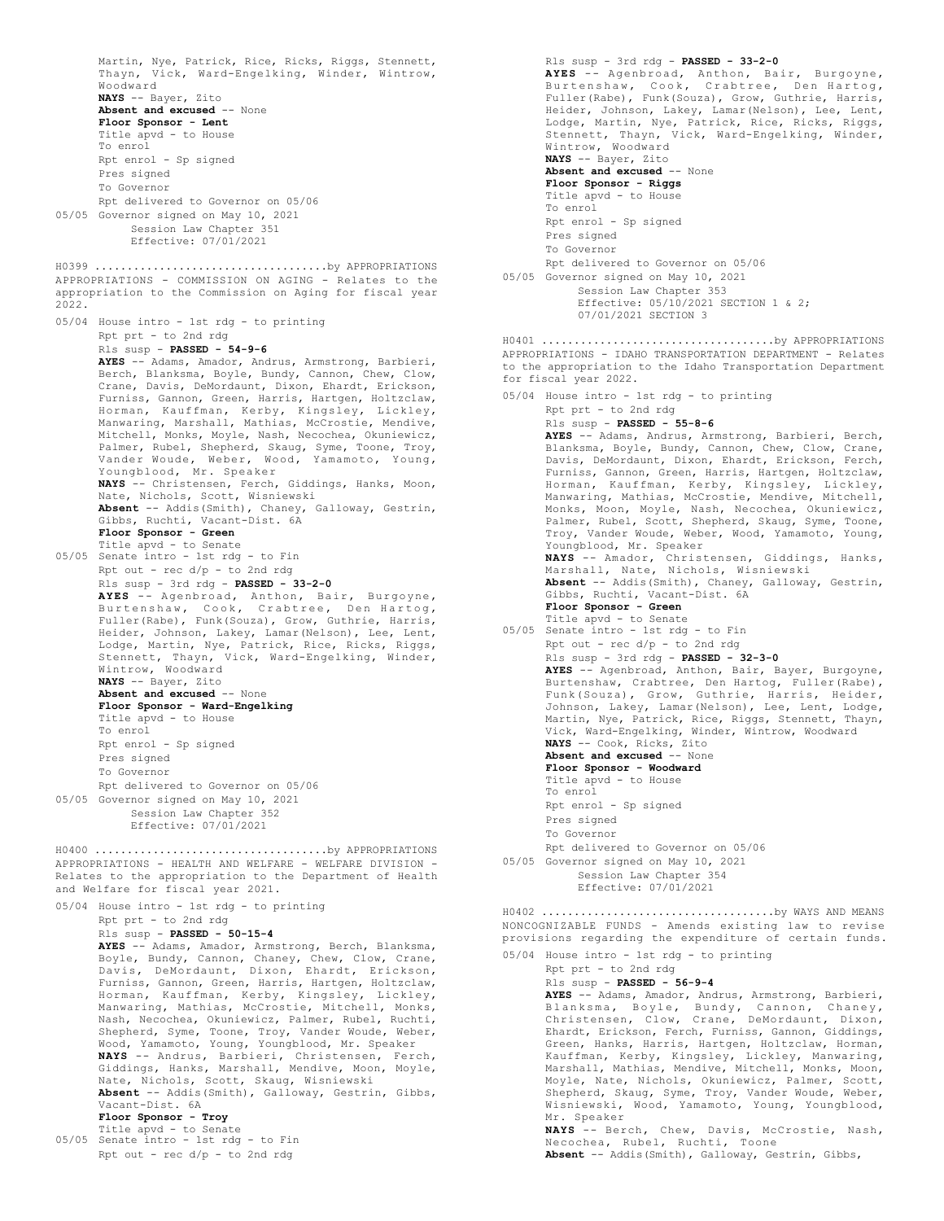Martin, Nye, Patrick, Rice, Ricks, Riggs, Stennett, Thayn, Vick, Ward-Engelking, Winder, Wintrow, Woodward
**NAYS** -- Bayer, Zito
**Absent and excused** -- None
**Floor Sponsor - Lent**
Title apvd - to House
To enrol
Rpt enrol - Sp signed
Pres signed
To Governor
Rpt delivered to Governor on 05/06
05/05 Governor signed on May 10, 2021
Session Law Chapter 351
Effective: 07/01/2021

H0399 ..................................by APPROPRIATIONS
APPROPRIATIONS - COMMISSION ON AGING - Relates to the appropriation to the Commission on Aging for fiscal year 2022.

05/04 House intro - 1st rdg - to printing
Rpt prt - to 2nd rdg
Rls susp - **PASSED - 54-9-6**
**AYES** -- Adams, Amador, Andrus, Armstrong, Barbieri, Berch, Blanksma, Boyle, Bundy, Cannon, Chew, Clow, Crane, Davis, DeMordaunt, Dixon, Ehardt, Erickson, Furniss, Gannon, Green, Harris, Hartgen, Holtzclaw, Horman, Kauffman, Kerby, Kingsley, Lickley, Manwaring, Marshall, Mathias, McCrostie, Mendive, Mitchell, Monks, Moyle, Nash, Necochea, Okuniewicz, Palmer, Rubel, Shepherd, Skaug, Syme, Toone, Troy, Vander Woude, Weber, Wood, Yamamoto, Young, Youngblood, Mr. Speaker
**NAYS** -- Christensen, Ferch, Giddings, Hanks, Moon, Nate, Nichols, Scott, Wisniewski
**Absent** -- Addis(Smith), Chaney, Galloway, Gestrin, Gibbs, Ruchti, Vacant-Dist. 6A
**Floor Sponsor - Green**
Title apvd - to Senate
05/05 Senate intro - 1st rdg - to Fin
Rpt out - rec d/p - to 2nd rdg
Rls susp - 3rd rdg - **PASSED - 33-2-0**
**AYES** -- Agenbroad, Anthon, Bair, Burgoyne, Burtenshaw, Cook, Crabtree, Den Hartog, Fuller(Rabe), Funk(Souza), Grow, Guthrie, Harris, Heider, Johnson, Lakey, Lamar(Nelson), Lee, Lent, Lodge, Martin, Nye, Patrick, Rice, Ricks, Riggs, Stennett, Thayn, Vick, Ward-Engelking, Winder, Wintrow, Woodward
**NAYS** -- Bayer, Zito
**Absent and excused** -- None
**Floor Sponsor - Ward-Engelking**
Title apvd - to House
To enrol
Rpt enrol - Sp signed
Pres signed
To Governor
Rpt delivered to Governor on 05/06
05/05 Governor signed on May 10, 2021
Session Law Chapter 352
Effective: 07/01/2021

H0400 ..................................by APPROPRIATIONS
APPROPRIATIONS - HEALTH AND WELFARE - WELFARE DIVISION - Relates to the appropriation to the Department of Health and Welfare for fiscal year 2021.

05/04 House intro - 1st rdg - to printing
Rpt prt - to 2nd rdg
Rls susp - **PASSED - 50-15-4**
**AYES** -- Adams, Amador, Armstrong, Berch, Blanksma, Boyle, Bundy, Cannon, Chaney, Chew, Clow, Crane, Davis, DeMordaunt, Dixon, Ehardt, Erickson, Furniss, Gannon, Green, Harris, Hartgen, Holtzclaw, Horman, Kauffman, Kerby, Kingsley, Lickley, Manwaring, Mathias, McCrostie, Mitchell, Monks, Nash, Necochea, Okuniewicz, Palmer, Rubel, Ruchti, Shepherd, Syme, Toone, Troy, Vander Woude, Weber, Wood, Yamamoto, Young, Youngblood, Mr. Speaker
**NAYS** -- Andrus, Barbieri, Christensen, Ferch, Giddings, Hanks, Marshall, Mendive, Moon, Moyle, Nate, Nichols, Scott, Skaug, Wisniewski
**Absent** -- Addis(Smith), Galloway, Gestrin, Gibbs, Vacant-Dist. 6A
**Floor Sponsor - Troy**
Title apvd - to Senate
05/05 Senate intro - 1st rdg - to Fin
Rpt out - rec d/p - to 2nd rdg
Rls susp - 3rd rdg - **PASSED - 33-2-0**
**AYES** -- Agenbroad, Anthon, Bair, Burgoyne, Burtenshaw, Cook, Crabtree, Den Hartog, Fuller(Rabe), Funk(Souza), Grow, Guthrie, Harris, Heider, Johnson, Lakey, Lamar(Nelson), Lee, Lent, Lodge, Martin, Nye, Patrick, Rice, Ricks, Riggs, Stennett, Thayn, Vick, Ward-Engelking, Winder, Wintrow, Woodward
**NAYS** -- Bayer, Zito
**Absent and excused** -- None
**Floor Sponsor - Riggs**
Title apvd - to House
To enrol
Rpt enrol - Sp signed
Pres signed
To Governor
Rpt delivered to Governor on 05/06
05/05 Governor signed on May 10, 2021
Session Law Chapter 353
Effective: 05/10/2021 SECTION 1 & 2; 07/01/2021 SECTION 3

H0401 ..................................by APPROPRIATIONS
APPROPRIATIONS - IDAHO TRANSPORTATION DEPARTMENT - Relates to the appropriation to the Idaho Transportation Department for fiscal year 2022.

05/04 House intro - 1st rdg - to printing
Rpt prt - to 2nd rdg
Rls susp - **PASSED - 55-8-6**
**AYES** -- Adams, Andrus, Armstrong, Barbieri, Berch, Blanksma, Boyle, Bundy, Cannon, Chew, Clow, Crane, Davis, DeMordaunt, Dixon, Ehardt, Erickson, Ferch, Furniss, Gannon, Green, Harris, Hartgen, Holtzclaw, Horman, Kauffman, Kerby, Kingsley, Lickley, Manwaring, Mathias, McCrostie, Mendive, Mitchell, Monks, Moon, Moyle, Nash, Necochea, Okuniewicz, Palmer, Rubel, Scott, Shepherd, Skaug, Syme, Toone, Troy, Vander Woude, Weber, Wood, Yamamoto, Young, Youngblood, Mr. Speaker
**NAYS** -- Amador, Christensen, Giddings, Hanks, Marshall, Nate, Nichols, Wisniewski
**Absent** -- Addis(Smith), Chaney, Galloway, Gestrin, Gibbs, Ruchti, Vacant-Dist. 6A
**Floor Sponsor - Green**
Title apvd - to Senate
05/05 Senate intro - 1st rdg - to Fin
Rpt out - rec d/p - to 2nd rdg
Rls susp - 3rd rdg - **PASSED - 32-3-0**
**AYES** -- Agenbroad, Anthon, Bair, Bayer, Burgoyne, Burtenshaw, Crabtree, Den Hartog, Fuller(Rabe), Funk(Souza), Grow, Guthrie, Harris, Heider, Johnson, Lakey, Lamar(Nelson), Lee, Lent, Lodge, Martin, Nye, Patrick, Rice, Riggs, Stennett, Thayn, Vick, Ward-Engelking, Winder, Wintrow, Woodward
**NAYS** -- Cook, Ricks, Zito
**Absent and excused** -- None
**Floor Sponsor - Woodward**
Title apvd - to House
To enrol
Rpt enrol - Sp signed
Pres signed
To Governor
Rpt delivered to Governor on 05/06
05/05 Governor signed on May 10, 2021
Session Law Chapter 354
Effective: 07/01/2021

H0402 ..................................by WAYS AND MEANS
NONCOGNIZABLE FUNDS - Amends existing law to revise provisions regarding the expenditure of certain funds.

05/04 House intro - 1st rdg - to printing
Rpt prt - to 2nd rdg
Rls susp - **PASSED - 56-9-4**
**AYES** -- Adams, Amador, Andrus, Armstrong, Barbieri, Blanksma, Boyle, Bundy, Cannon, Chaney, Christensen, Clow, Crane, DeMordaunt, Dixon, Ehardt, Erickson, Ferch, Furniss, Gannon, Giddings, Green, Hanks, Harris, Hartgen, Holtzclaw, Horman, Kauffman, Kerby, Kingsley, Lickley, Manwaring, Marshall, Mathias, Mendive, Mitchell, Monks, Moon, Moyle, Nate, Nichols, Okuniewicz, Palmer, Scott, Shepherd, Skaug, Syme, Troy, Vander Woude, Weber, Wisniewski, Wood, Yamamoto, Young, Youngblood, Mr. Speaker
**NAYS** -- Berch, Chew, Davis, McCrostie, Nash, Necochea, Rubel, Ruchti, Toone
**Absent** -- Addis(Smith), Galloway, Gestrin, Gibbs,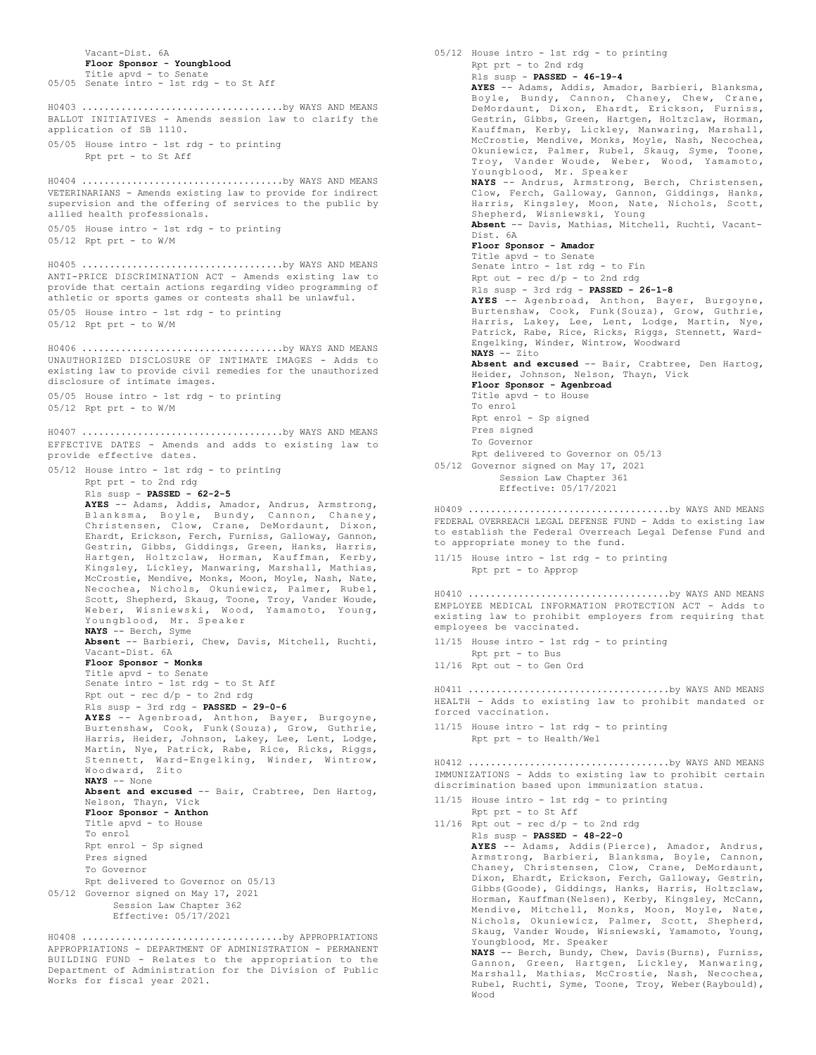Vacant-Dist. 6A
**Floor Sponsor - Youngblood**
Title apvd - to Senate
05/05 Senate intro - 1st rdg - to St Aff

H0403 ....................................by WAYS AND MEANS
BALLOT INITIATIVES - Amends session law to clarify the application of SB 1110.

05/05 House intro - 1st rdg - to printing
Rpt prt - to St Aff

H0404 ....................................by WAYS AND MEANS
VETERINARIANS - Amends existing law to provide for indirect supervision and the offering of services to the public by allied health professionals.

05/05 House intro - 1st rdg - to printing
05/12 Rpt prt - to W/M

H0405 ....................................by WAYS AND MEANS
ANTI-PRICE DISCRIMINATION ACT - Amends existing law to provide that certain actions regarding video programming of athletic or sports games or contests shall be unlawful.

05/05 House intro - 1st rdg - to printing
05/12 Rpt prt - to W/M

H0406 ....................................by WAYS AND MEANS
UNAUTHORIZED DISCLOSURE OF INTIMATE IMAGES - Adds to existing law to provide civil remedies for the unauthorized disclosure of intimate images.

05/05 House intro - 1st rdg - to printing
05/12 Rpt prt - to W/M

H0407 ....................................by WAYS AND MEANS
EFFECTIVE DATES - Amends and adds to existing law to provide effective dates.

05/12 House intro - 1st rdg - to printing
Rpt prt - to 2nd rdg
Rls susp - **PASSED - 62-2-5**
**AYES** -- Adams, Addis, Amador, Andrus, Armstrong, Blanksma, Boyle, Bundy, Cannon, Chaney, Christensen, Clow, Crane, DeMordaunt, Dixon, Ehardt, Erickson, Ferch, Furniss, Galloway, Gannon, Gestrin, Gibbs, Giddings, Green, Hanks, Harris, Hartgen, Holtzclaw, Horman, Kauffman, Kerby, Kingsley, Lickley, Manwaring, Marshall, Mathias, McCrostie, Mendive, Monks, Moon, Moyle, Nash, Nate, Necochea, Nichols, Okuniewicz, Palmer, Rubel, Scott, Shepherd, Skaug, Toone, Troy, Vander Woude, Weber, Wisniewski, Wood, Yamamoto, Young, Youngblood, Mr. Speaker
**NAYS** -- Berch, Syme
**Absent** -- Barbieri, Chew, Davis, Mitchell, Ruchti, Vacant-Dist. 6A
**Floor Sponsor - Monks**
Title apvd - to Senate
Senate intro - 1st rdg - to St Aff
Rpt out - rec d/p - to 2nd rdg
Rls susp - 3rd rdg - **PASSED - 29-0-6**
**AYES** -- Agenbroad, Anthon, Bayer, Burgoyne, Burtenshaw, Cook, Funk(Souza), Grow, Guthrie, Harris, Heider, Johnson, Lakey, Lee, Lent, Lodge, Martin, Nye, Patrick, Rabe, Rice, Ricks, Riggs, Stennett, Ward-Engelking, Winder, Wintrow, Woodward, Zito
**NAYS** -- None
**Absent and excused** -- Bair, Crabtree, Den Hartog, Nelson, Thayn, Vick
**Floor Sponsor - Anthon**
Title apvd - to House
To enrol
Rpt enrol - Sp signed
Pres signed
To Governor
Rpt delivered to Governor on 05/13
05/12 Governor signed on May 17, 2021
Session Law Chapter 362
Effective: 05/17/2021

H0408 ....................................by APPROPRIATIONS
APPROPRIATIONS - DEPARTMENT OF ADMINISTRATION - PERMANENT BUILDING FUND - Relates to the appropriation to the Department of Administration for the Division of Public Works for fiscal year 2021.

05/12 House intro - 1st rdg - to printing
Rpt prt - to 2nd rdg
Rls susp - **PASSED - 46-19-4**
**AYES** -- Adams, Addis, Amador, Barbieri, Blanksma, Boyle, Bundy, Cannon, Chaney, Chew, Crane, DeMordaunt, Dixon, Ehardt, Erickson, Furniss, Gestrin, Gibbs, Green, Hartgen, Holtzclaw, Horman, Kauffman, Kerby, Lickley, Manwaring, Marshall, McCrostie, Mendive, Monks, Moyle, Nash, Necochea, Okuniewicz, Palmer, Rubel, Skaug, Syme, Toone, Troy, Vander Woude, Weber, Wood, Yamamoto, Youngblood, Mr. Speaker
**NAYS** -- Andrus, Armstrong, Berch, Christensen, Clow, Ferch, Galloway, Gannon, Giddings, Hanks, Harris, Kingsley, Moon, Nate, Nichols, Scott, Shepherd, Wisniewski, Young
**Absent** -- Davis, Mathias, Mitchell, Ruchti, Vacant-Dist. 6A
**Floor Sponsor - Amador**
Title apvd - to Senate
Senate intro - 1st rdg - to Fin
Rpt out - rec d/p - to 2nd rdg
Rls susp - 3rd rdg - **PASSED - 26-1-8**
**AYES** -- Agenbroad, Anthon, Bayer, Burgoyne, Burtenshaw, Cook, Funk(Souza), Grow, Guthrie, Harris, Lakey, Lee, Lent, Lodge, Martin, Nye, Patrick, Rabe, Rice, Ricks, Riggs, Stennett, Ward-Engelking, Winder, Wintrow, Woodward
**NAYS** -- Zito
**Absent and excused** -- Bair, Crabtree, Den Hartog, Heider, Johnson, Nelson, Thayn, Vick
**Floor Sponsor - Agenbroad**
Title apvd - to House
To enrol
Rpt enrol - Sp signed
Pres signed
To Governor
Rpt delivered to Governor on 05/13
05/12 Governor signed on May 17, 2021
Session Law Chapter 361
Effective: 05/17/2021

H0409 ....................................by WAYS AND MEANS
FEDERAL OVERREACH LEGAL DEFENSE FUND - Adds to existing law to establish the Federal Overreach Legal Defense Fund and to appropriate money to the fund.

11/15 House intro - 1st rdg - to printing
Rpt prt - to Approp

H0410 ....................................by WAYS AND MEANS
EMPLOYEE MEDICAL INFORMATION PROTECTION ACT - Adds to existing law to prohibit employers from requiring that employees be vaccinated.

11/15 House intro - 1st rdg - to printing
Rpt prt - to Bus
11/16 Rpt out - to Gen Ord

H0411 ....................................by WAYS AND MEANS
HEALTH - Adds to existing law to prohibit mandated or forced vaccination.

11/15 House intro - 1st rdg - to printing
Rpt prt - to Health/Wel

H0412 ....................................by WAYS AND MEANS
IMMUNIZATIONS - Adds to existing law to prohibit certain discrimination based upon immunization status.

11/15 House intro - 1st rdg - to printing
Rpt prt - to St Aff
11/16 Rpt out - rec d/p - to 2nd rdg
Rls susp - **PASSED - 48-22-0**
**AYES** -- Adams, Addis(Pierce), Amador, Andrus, Armstrong, Barbieri, Blanksma, Boyle, Cannon, Chaney, Christensen, Clow, Crane, DeMordaunt, Dixon, Ehardt, Erickson, Ferch, Galloway, Gestrin, Gibbs(Goode), Giddings, Hanks, Harris, Holtzclaw, Horman, Kauffman(Nelsen), Kerby, Kingsley, McCann, Mendive, Mitchell, Monks, Moon, Moyle, Nate, Nichols, Okuniewicz, Palmer, Scott, Shepherd, Skaug, Vander Woude, Wisniewski, Yamamoto, Young, Youngblood, Mr. Speaker
**NAYS** -- Berch, Bundy, Chew, Davis(Burns), Furniss, Gannon, Green, Hartgen, Lickley, Manwaring, Marshall, Mathias, McCrostie, Nash, Necochea, Rubel, Ruchti, Syme, Toone, Troy, Weber(Raybould), Wood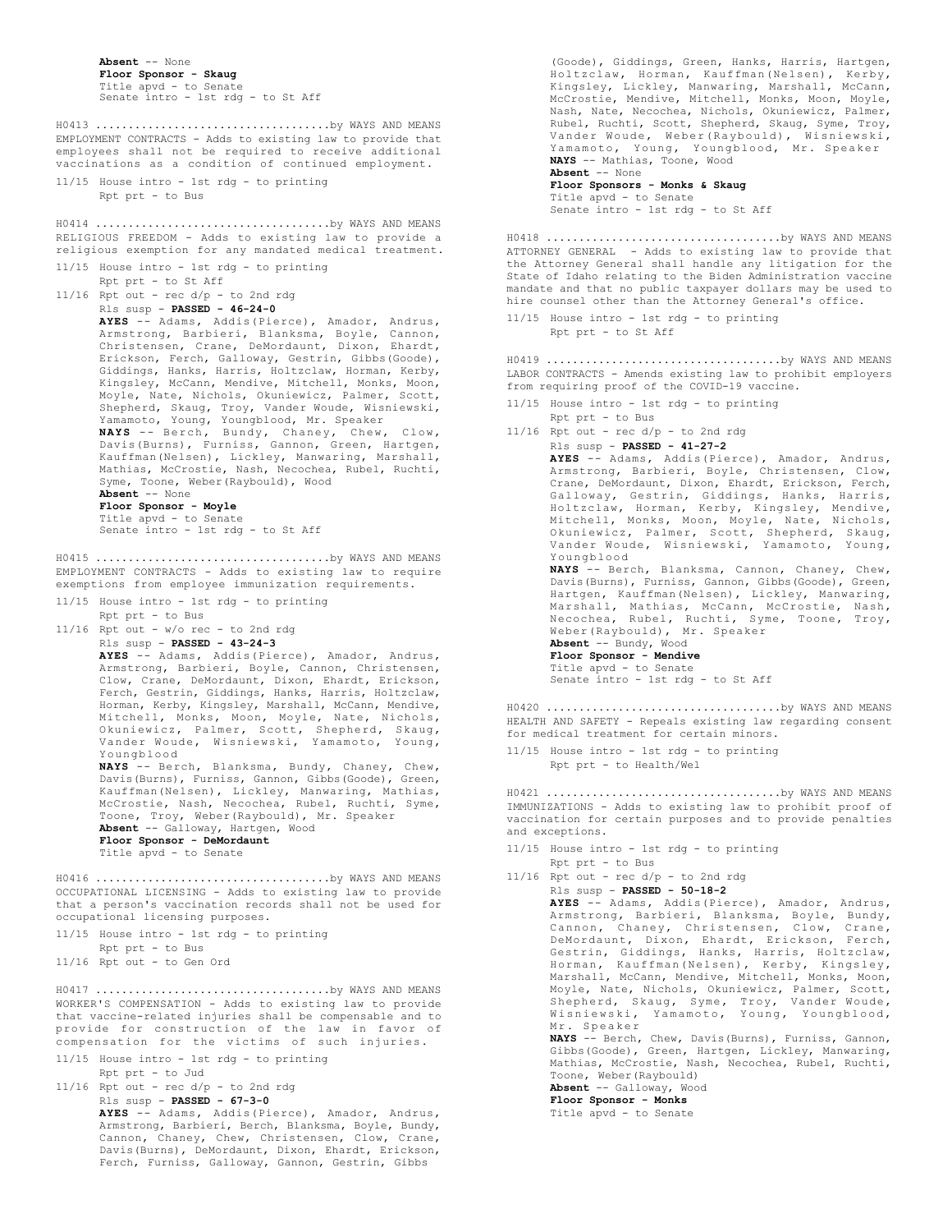**Absent** -- None
**Floor Sponsor - Skaug**
Title apvd - to Senate
Senate intro - 1st rdg - to St Aff

H0413 ..................................by WAYS AND MEANS
EMPLOYMENT CONTRACTS - Adds to existing law to provide that employees shall not be required to receive additional vaccinations as a condition of continued employment.

11/15 House intro - 1st rdg - to printing
Rpt prt - to Bus

H0414 ..................................by WAYS AND MEANS
RELIGIOUS FREEDOM - Adds to existing law to provide a religious exemption for any mandated medical treatment.

11/15 House intro - 1st rdg - to printing
Rpt prt - to St Aff
11/16 Rpt out - rec d/p - to 2nd rdg
Rls susp - **PASSED - 46-24-0**
**AYES** -- Adams, Addis(Pierce), Amador, Andrus, Armstrong, Barbieri, Blanksma, Boyle, Cannon, Christensen, Crane, DeMordaunt, Dixon, Ehardt, Erickson, Ferch, Galloway, Gestrin, Gibbs(Goode), Giddings, Hanks, Harris, Holtzclaw, Horman, Kerby, Kingsley, McCann, Mendive, Mitchell, Monks, Moon, Moyle, Nate, Nichols, Okuniewicz, Palmer, Scott, Shepherd, Skaug, Troy, Vander Woude, Wisniewski, Yamamoto, Young, Youngblood, Mr. Speaker
**NAYS** -- Berch, Bundy, Chaney, Chew, Clow, Davis(Burns), Furniss, Gannon, Green, Hartgen, Kauffman(Nelsen), Lickley, Manwaring, Marshall, Mathias, McCrostie, Nash, Necochea, Rubel, Ruchti, Syme, Toone, Weber(Raybould), Wood
**Absent** -- None
**Floor Sponsor - Moyle**
Title apvd - to Senate
Senate intro - 1st rdg - to St Aff

H0415 ..................................by WAYS AND MEANS
EMPLOYMENT CONTRACTS - Adds to existing law to require exemptions from employee immunization requirements.

11/15 House intro - 1st rdg - to printing
Rpt prt - to Bus
11/16 Rpt out - w/o rec - to 2nd rdg
Rls susp - **PASSED - 43-24-3**
**AYES** -- Adams, Addis(Pierce), Amador, Andrus, Armstrong, Barbieri, Boyle, Cannon, Christensen, Clow, Crane, DeMordaunt, Dixon, Ehardt, Erickson, Ferch, Gestrin, Giddings, Hanks, Harris, Holtzclaw, Horman, Kerby, Kingsley, Marshall, McCann, Mendive, Mitchell, Monks, Moon, Moyle, Nate, Nichols, Okuniewicz, Palmer, Scott, Shepherd, Skaug, Vander Woude, Wisniewski, Yamamoto, Young, Youngblood
**NAYS** -- Berch, Blanksma, Bundy, Chaney, Chew, Davis(Burns), Furniss, Gannon, Gibbs(Goode), Green, Kauffman(Nelsen), Lickley, Manwaring, Mathias, McCrostie, Nash, Necochea, Rubel, Ruchti, Syme, Toone, Troy, Weber(Raybould), Mr. Speaker
**Absent** -- Galloway, Hartgen, Wood
**Floor Sponsor - DeMordaunt**
Title apvd - to Senate

H0416 ..................................by WAYS AND MEANS
OCCUPATIONAL LICENSING - Adds to existing law to provide that a person's vaccination records shall not be used for occupational licensing purposes.

11/15 House intro - 1st rdg - to printing
Rpt prt - to Bus
11/16 Rpt out - to Gen Ord

H0417 ..................................by WAYS AND MEANS
WORKER'S COMPENSATION - Adds to existing law to provide that vaccine-related injuries shall be compensable and to provide for construction of the law in favor of compensation for the victims of such injuries.

11/15 House intro - 1st rdg - to printing
Rpt prt - to Jud
11/16 Rpt out - rec d/p - to 2nd rdg
Rls susp - **PASSED - 67-3-0**
**AYES** -- Adams, Addis(Pierce), Amador, Andrus, Armstrong, Barbieri, Berch, Blanksma, Boyle, Bundy, Cannon, Chaney, Chew, Christensen, Clow, Crane, Davis(Burns), DeMordaunt, Dixon, Ehardt, Erickson, Ferch, Furniss, Galloway, Gannon, Gestrin, Gibbs (Goode), Giddings, Green, Hanks, Harris, Hartgen, Holtzclaw, Horman, Kauffman(Nelsen), Kerby, Kingsley, Lickley, Manwaring, Marshall, McCann, McCrostie, Mendive, Mitchell, Monks, Moon, Moyle, Nash, Nate, Necochea, Nichols, Okuniewicz, Palmer, Rubel, Ruchti, Scott, Shepherd, Skaug, Syme, Troy, Vander Woude, Weber(Raybould), Wisniewski, Yamamoto, Young, Youngblood, Mr. Speaker
**NAYS** -- Mathias, Toone, Wood
**Absent** -- None
**Floor Sponsors - Monks & Skaug**
Title apvd - to Senate
Senate intro - 1st rdg - to St Aff

H0418 ..................................by WAYS AND MEANS
ATTORNEY GENERAL - Adds to existing law to provide that the Attorney General shall handle any litigation for the State of Idaho relating to the Biden Administration vaccine mandate and that no public taxpayer dollars may be used to hire counsel other than the Attorney General's office.

11/15 House intro - 1st rdg - to printing
Rpt prt - to St Aff

H0419 ..................................by WAYS AND MEANS
LABOR CONTRACTS - Amends existing law to prohibit employers from requiring proof of the COVID-19 vaccine.

11/15 House intro - 1st rdg - to printing
Rpt prt - to Bus
11/16 Rpt out - rec d/p - to 2nd rdg
Rls susp - **PASSED - 41-27-2**
**AYES** -- Adams, Addis(Pierce), Amador, Andrus, Armstrong, Barbieri, Boyle, Christensen, Clow, Crane, DeMordaunt, Dixon, Ehardt, Erickson, Ferch, Galloway, Gestrin, Giddings, Hanks, Harris, Holtzclaw, Horman, Kerby, Kingsley, Mendive, Mitchell, Monks, Moon, Moyle, Nate, Nichols, Okuniewicz, Palmer, Scott, Shepherd, Skaug, Vander Woude, Wisniewski, Yamamoto, Young, Youngblood
**NAYS** -- Berch, Blanksma, Cannon, Chaney, Chew, Davis(Burns), Furniss, Gannon, Gibbs(Goode), Green, Hartgen, Kauffman(Nelsen), Lickley, Manwaring, Marshall, Mathias, McCann, McCrostie, Nash, Necochea, Rubel, Ruchti, Syme, Toone, Troy, Weber(Raybould), Mr. Speaker
**Absent** -- Bundy, Wood
**Floor Sponsor - Mendive**
Title apvd - to Senate
Senate intro - 1st rdg - to St Aff

H0420 ..................................by WAYS AND MEANS
HEALTH AND SAFETY - Repeals existing law regarding consent for medical treatment for certain minors.

11/15 House intro - 1st rdg - to printing
Rpt prt - to Health/Wel

H0421 ..................................by WAYS AND MEANS
IMMUNIZATIONS - Adds to existing law to prohibit proof of vaccination for certain purposes and to provide penalties and exceptions.

11/15 House intro - 1st rdg - to printing
Rpt prt - to Bus
11/16 Rpt out - rec d/p - to 2nd rdg
Rls susp - **PASSED - 50-18-2**
**AYES** -- Adams, Addis(Pierce), Amador, Andrus, Armstrong, Barbieri, Blanksma, Boyle, Bundy, Cannon, Chaney, Christensen, Clow, Crane, DeMordaunt, Dixon, Ehardt, Erickson, Ferch, Gestrin, Giddings, Hanks, Harris, Holtzclaw, Horman, Kauffman(Nelsen), Kerby, Kingsley, Marshall, McCann, Mendive, Mitchell, Monks, Moon, Moyle, Nate, Nichols, Okuniewicz, Palmer, Scott, Shepherd, Skaug, Syme, Troy, Vander Woude, Wisniewski, Yamamoto, Young, Youngblood, Mr. Speaker
**NAYS** -- Berch, Chew, Davis(Burns), Furniss, Gannon, Gibbs(Goode), Green, Hartgen, Lickley, Manwaring, Mathias, McCrostie, Nash, Necochea, Rubel, Ruchti, Toone, Weber(Raybould)
**Absent** -- Galloway, Wood
**Floor Sponsor - Monks**
Title apvd - to Senate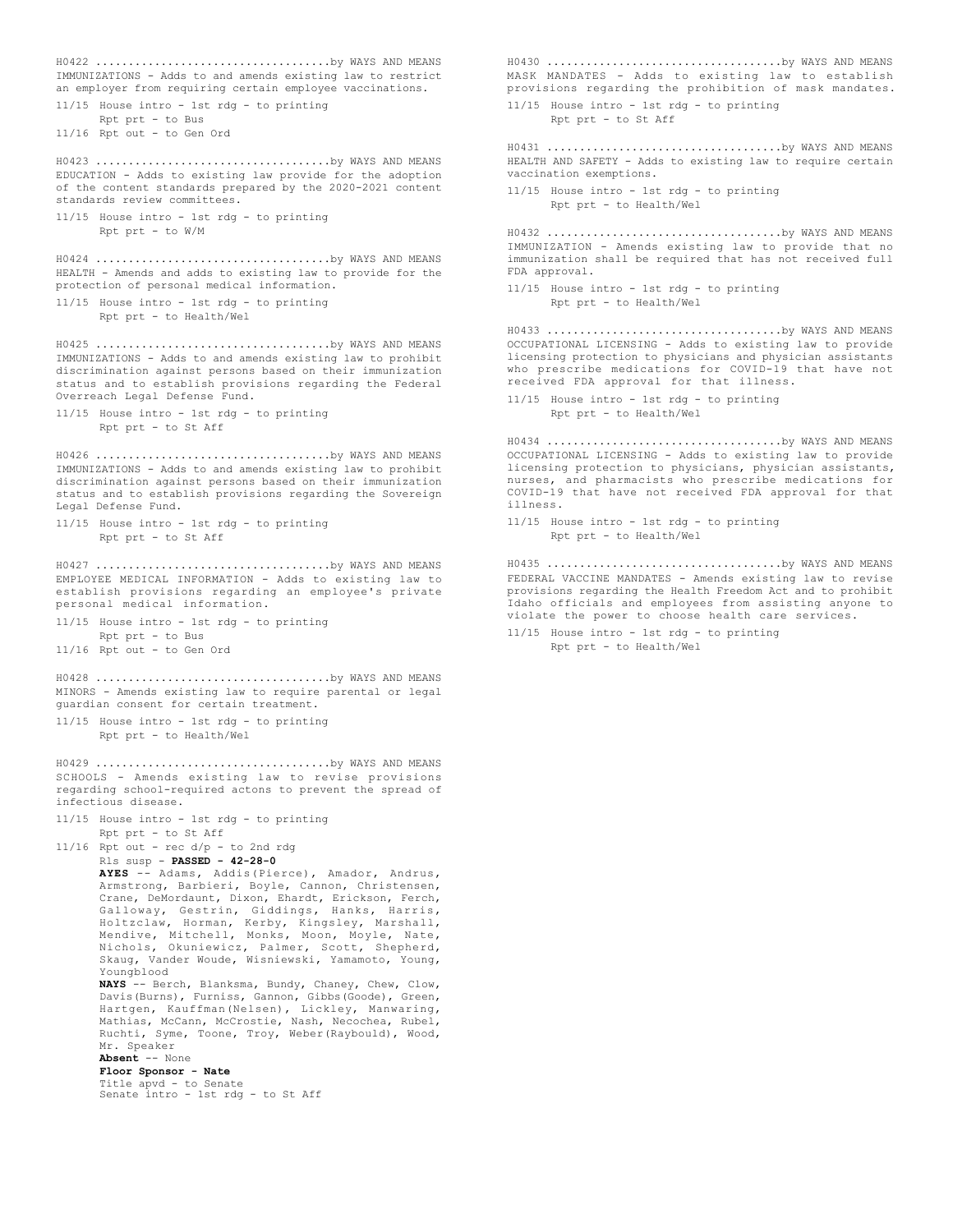H0422 ...................................by WAYS AND MEANS
IMMUNIZATIONS - Adds to and amends existing law to restrict an employer from requiring certain employee vaccinations.

11/15 House intro - 1st rdg - to printing
Rpt prt - to Bus
11/16 Rpt out - to Gen Ord

H0423 ...................................by WAYS AND MEANS
EDUCATION - Adds to existing law provide for the adoption of the content standards prepared by the 2020-2021 content standards review committees.

11/15 House intro - 1st rdg - to printing
Rpt prt - to W/M

H0424 ...................................by WAYS AND MEANS
HEALTH - Amends and adds to existing law to provide for the protection of personal medical information.

11/15 House intro - 1st rdg - to printing
Rpt prt - to Health/Wel

H0425 ...................................by WAYS AND MEANS
IMMUNIZATIONS - Adds to and amends existing law to prohibit discrimination against persons based on their immunization status and to establish provisions regarding the Federal Overreach Legal Defense Fund.

11/15 House intro - 1st rdg - to printing
Rpt prt - to St Aff

H0426 ...................................by WAYS AND MEANS
IMMUNIZATIONS - Adds to and amends existing law to prohibit discrimination against persons based on their immunization status and to establish provisions regarding the Sovereign Legal Defense Fund.

11/15 House intro - 1st rdg - to printing
Rpt prt - to St Aff

H0427 ...................................by WAYS AND MEANS
EMPLOYEE MEDICAL INFORMATION - Adds to existing law to establish provisions regarding an employee's private personal medical information.

11/15 House intro - 1st rdg - to printing
Rpt prt - to Bus
11/16 Rpt out - to Gen Ord

H0428 ...................................by WAYS AND MEANS
MINORS - Amends existing law to require parental or legal guardian consent for certain treatment.

11/15 House intro - 1st rdg - to printing
Rpt prt - to Health/Wel

H0429 ...................................by WAYS AND MEANS
SCHOOLS - Amends existing law to revise provisions regarding school-required actons to prevent the spread of infectious disease.

11/15 House intro - 1st rdg - to printing
Rpt prt - to St Aff
11/16 Rpt out - rec d/p - to 2nd rdg
Rls susp - **PASSED - 42-28-0**
**AYES** -- Adams, Addis(Pierce), Amador, Andrus, Armstrong, Barbieri, Boyle, Cannon, Christensen, Crane, DeMordaunt, Dixon, Ehardt, Erickson, Ferch, Galloway, Gestrin, Giddings, Hanks, Harris, Holtzclaw, Horman, Kerby, Kingsley, Marshall, Mendive, Mitchell, Monks, Moon, Moyle, Nate, Nichols, Okuniewicz, Palmer, Scott, Shepherd, Skaug, Vander Woude, Wisniewski, Yamamoto, Young, Youngblood
**NAYS** -- Berch, Blanksma, Bundy, Chaney, Chew, Clow, Davis(Burns), Furniss, Gannon, Gibbs(Goode), Green, Hartgen, Kauffman(Nelsen), Lickley, Manwaring, Mathias, McCann, McCrostie, Nash, Necochea, Rubel, Ruchti, Syme, Toone, Troy, Weber(Raybould), Wood, Mr. Speaker
**Absent** -- None
**Floor Sponsor - Nate**
Title apvd - to Senate
Senate intro - 1st rdg - to St Aff

H0430 ...................................by WAYS AND MEANS
MASK MANDATES - Adds to existing law to establish provisions regarding the prohibition of mask mandates.

11/15 House intro - 1st rdg - to printing
Rpt prt - to St Aff

H0431 ...................................by WAYS AND MEANS
HEALTH AND SAFETY - Adds to existing law to require certain vaccination exemptions.

11/15 House intro - 1st rdg - to printing
Rpt prt - to Health/Wel

H0432 ...................................by WAYS AND MEANS
IMMUNIZATION - Amends existing law to provide that no immunization shall be required that has not received full FDA approval.

11/15 House intro - 1st rdg - to printing
Rpt prt - to Health/Wel

H0433 ...................................by WAYS AND MEANS
OCCUPATIONAL LICENSING - Adds to existing law to provide licensing protection to physicians and physician assistants who prescribe medications for COVID-19 that have not received FDA approval for that illness.

11/15 House intro - 1st rdg - to printing
Rpt prt - to Health/Wel

H0434 ...................................by WAYS AND MEANS
OCCUPATIONAL LICENSING - Adds to existing law to provide licensing protection to physicians, physician assistants, nurses, and pharmacists who prescribe medications for COVID-19 that have not received FDA approval for that illness.

11/15 House intro - 1st rdg - to printing
Rpt prt - to Health/Wel

H0435 ...................................by WAYS AND MEANS
FEDERAL VACCINE MANDATES - Amends existing law to revise provisions regarding the Health Freedom Act and to prohibit Idaho officials and employees from assisting anyone to violate the power to choose health care services.

11/15 House intro - 1st rdg - to printing
Rpt prt - to Health/Wel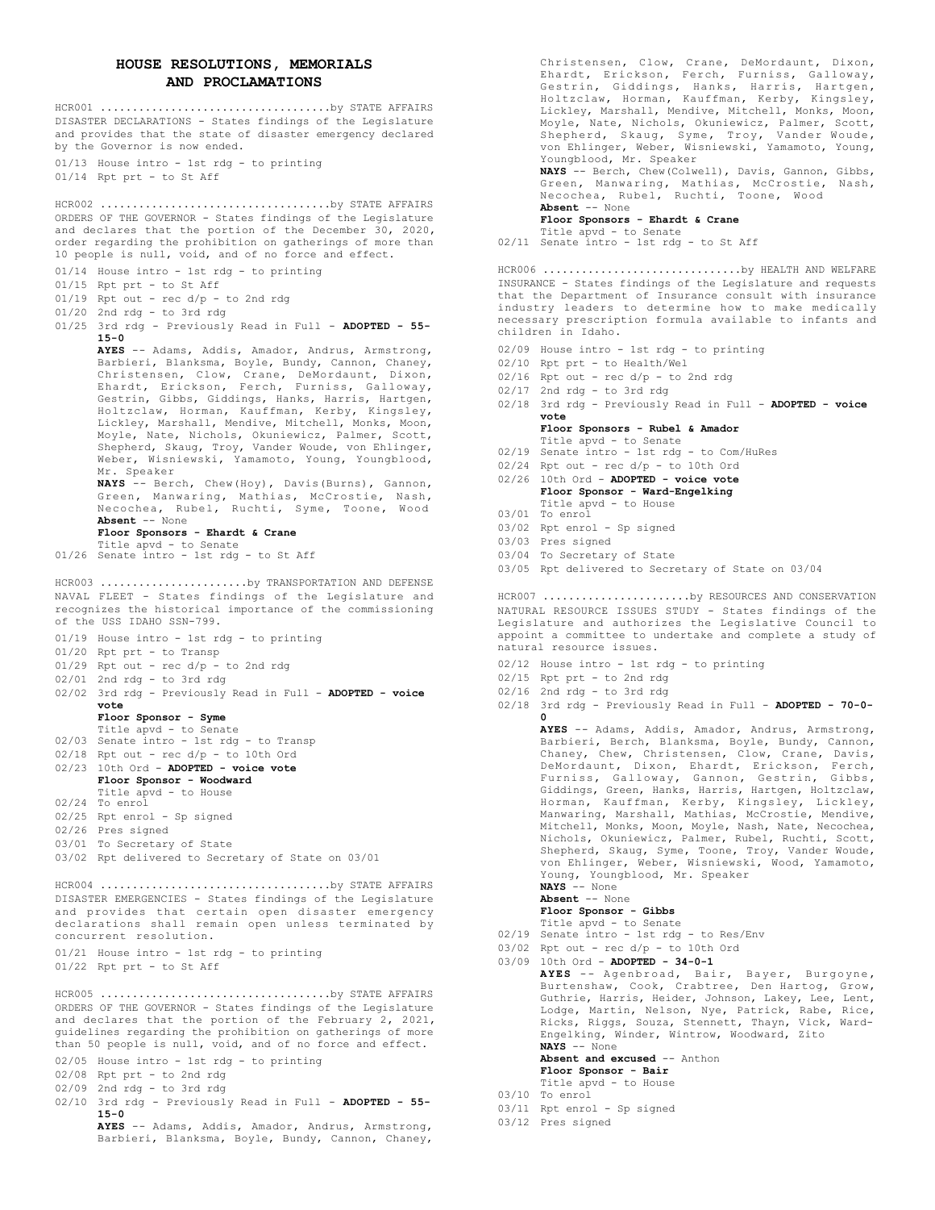# HOUSE RESOLUTIONS, MEMORIALS AND PROCLAMATIONS

HCR001 ...................................by STATE AFFAIRS
DISASTER DECLARATIONS - States findings of the Legislature and provides that the state of disaster emergency declared by the Governor is now ended.

01/13 House intro - 1st rdg - to printing
01/14 Rpt prt - to St Aff

HCR002 ...................................by STATE AFFAIRS
ORDERS OF THE GOVERNOR - States findings of the Legislature and declares that the portion of the December 30, 2020, order regarding the prohibition on gatherings of more than 10 people is null, void, and of no force and effect.

01/14 House intro - 1st rdg - to printing
01/15 Rpt prt - to St Aff
01/19 Rpt out - rec d/p - to 2nd rdg
01/20 2nd rdg - to 3rd rdg
01/25 3rd rdg - Previously Read in Full - **ADOPTED - 55-15-0**
**AYES** -- Adams, Addis, Amador, Andrus, Armstrong, Barbieri, Blanksma, Boyle, Bundy, Cannon, Chaney, Christensen, Clow, Crane, DeMordaunt, Dixon, Ehardt, Erickson, Ferch, Furniss, Galloway, Gestrin, Gibbs, Giddings, Hanks, Harris, Hartgen, Holtzclaw, Horman, Kauffman, Kerby, Kingsley, Lickley, Marshall, Mendive, Mitchell, Monks, Moon, Moyle, Nate, Nichols, Okuniewicz, Palmer, Scott, Shepherd, Skaug, Troy, Vander Woude, von Ehlinger, Weber, Wisniewski, Yamamoto, Young, Youngblood, Mr. Speaker
**NAYS** -- Berch, Chew(Hoy), Davis(Burns), Gannon, Green, Manwaring, Mathias, McCrostie, Nash, Necochea, Rubel, Ruchti, Syme, Toone, Wood
**Absent** -- None
**Floor Sponsors - Ehardt & Crane**
Title apvd - to Senate
01/26 Senate intro - 1st rdg - to St Aff

HCR003 .......................by TRANSPORTATION AND DEFENSE
NAVAL FLEET - States findings of the Legislature and recognizes the historical importance of the commissioning of the USS IDAHO SSN-799.

01/19 House intro - 1st rdg - to printing
01/20 Rpt prt - to Transp
01/29 Rpt out - rec d/p - to 2nd rdg
02/01 2nd rdg - to 3rd rdg
02/02 3rd rdg - Previously Read in Full - **ADOPTED - voice vote**
**Floor Sponsor - Syme**
Title apvd - to Senate
02/03 Senate intro - 1st rdg - to Transp
02/18 Rpt out - rec d/p - to 10th Ord
02/23 10th Ord - **ADOPTED - voice vote**
**Floor Sponsor - Woodward**
Title apvd - to House
02/24 To enrol
02/25 Rpt enrol - Sp signed
02/26 Pres signed
03/01 To Secretary of State
03/02 Rpt delivered to Secretary of State on 03/01

HCR004 ...................................by STATE AFFAIRS
DISASTER EMERGENCIES - States findings of the Legislature and provides that certain open disaster emergency declarations shall remain open unless terminated by concurrent resolution.

01/21 House intro - 1st rdg - to printing
01/22 Rpt prt - to St Aff

HCR005 ...................................by STATE AFFAIRS
ORDERS OF THE GOVERNOR - States findings of the Legislature and declares that the portion of the February 2, 2021, guidelines regarding the prohibition on gatherings of more than 50 people is null, void, and of no force and effect.

02/05 House intro - 1st rdg - to printing
02/08 Rpt prt - to 2nd rdg
02/09 2nd rdg - to 3rd rdg
02/10 3rd rdg - Previously Read in Full - **ADOPTED - 55-15-0**
**AYES** -- Adams, Addis, Amador, Andrus, Armstrong, Barbieri, Blanksma, Boyle, Bundy, Cannon, Chaney, Christensen, Clow, Crane, DeMordaunt, Dixon, Ehardt, Erickson, Ferch, Furniss, Galloway, Gestrin, Giddings, Hanks, Harris, Hartgen, Holtzclaw, Horman, Kauffman, Kerby, Kingsley, Lickley, Marshall, Mendive, Mitchell, Monks, Moon, Moyle, Nate, Nichols, Okuniewicz, Palmer, Scott, Shepherd, Skaug, Syme, Troy, Vander Woude, von Ehlinger, Weber, Wisniewski, Yamamoto, Young, Youngblood, Mr. Speaker
**NAYS** -- Berch, Chew(Colwell), Davis, Gannon, Gibbs, Green, Manwaring, Mathias, McCrostie, Nash, Necochea, Rubel, Ruchti, Toone, Wood
**Absent** -- None
**Floor Sponsors - Ehardt & Crane**
Title apvd - to Senate
02/11 Senate intro - 1st rdg - to St Aff

HCR006 ..............................by HEALTH AND WELFARE
INSURANCE - States findings of the Legislature and requests that the Department of Insurance consult with insurance industry leaders to determine how to make medically necessary prescription formula available to infants and children in Idaho.

02/09 House intro - 1st rdg - to printing
02/10 Rpt prt - to Health/Wel
02/16 Rpt out - rec d/p - to 2nd rdg
02/17 2nd rdg - to 3rd rdg
02/18 3rd rdg - Previously Read in Full - **ADOPTED - voice vote**
**Floor Sponsors - Rubel & Amador**
Title apvd - to Senate
02/19 Senate intro - 1st rdg - to Com/HuRes
02/24 Rpt out - rec d/p - to 10th Ord
02/26 10th Ord - **ADOPTED - voice vote**
**Floor Sponsor - Ward-Engelking**
Title apvd - to House
03/01 To enrol
03/02 Rpt enrol - Sp signed
03/03 Pres signed
03/04 To Secretary of State
03/05 Rpt delivered to Secretary of State on 03/04

HCR007 .......................by RESOURCES AND CONSERVATION
NATURAL RESOURCE ISSUES STUDY - States findings of the Legislature and authorizes the Legislative Council to appoint a committee to undertake and complete a study of natural resource issues.

02/12 House intro - 1st rdg - to printing
02/15 Rpt prt - to 2nd rdg
02/16 2nd rdg - to 3rd rdg
02/18 3rd rdg - Previously Read in Full - **ADOPTED - 70-0-0**
**AYES** -- Adams, Addis, Amador, Andrus, Armstrong, Barbieri, Berch, Blanksma, Boyle, Bundy, Cannon, Chaney, Chew, Christensen, Clow, Crane, Davis, DeMordaunt, Dixon, Ehardt, Erickson, Ferch, Furniss, Galloway, Gannon, Gestrin, Gibbs, Giddings, Green, Hanks, Harris, Hartgen, Holtzclaw, Horman, Kauffman, Kerby, Kingsley, Lickley, Manwaring, Marshall, Mathias, McCrostie, Mendive, Mitchell, Monks, Moon, Moyle, Nash, Nate, Necochea, Nichols, Okuniewicz, Palmer, Rubel, Ruchti, Scott, Shepherd, Skaug, Syme, Toone, Troy, Vander Woude, von Ehlinger, Weber, Wisniewski, Wood, Yamamoto, Young, Youngblood, Mr. Speaker
**NAYS** -- None
**Absent** -- None
**Floor Sponsor - Gibbs**
Title apvd - to Senate
02/19 Senate intro - 1st rdg - to Res/Env
03/02 Rpt out - rec d/p - to 10th Ord
03/09 10th Ord - **ADOPTED - 34-0-1**
**AYES** -- Agenbroad, Bair, Bayer, Burgoyne, Burtenshaw, Cook, Crabtree, Den Hartog, Grow, Guthrie, Harris, Heider, Johnson, Lakey, Lee, Lent, Lodge, Martin, Nelson, Nye, Patrick, Rabe, Rice, Ricks, Riggs, Souza, Stennett, Thayn, Vick, Ward-Engelking, Winder, Wintrow, Woodward, Zito
**NAYS** -- None
**Absent and excused** -- Anthon
**Floor Sponsor - Bair**
Title apvd - to House
03/10 To enrol
03/11 Rpt enrol - Sp signed
03/12 Pres signed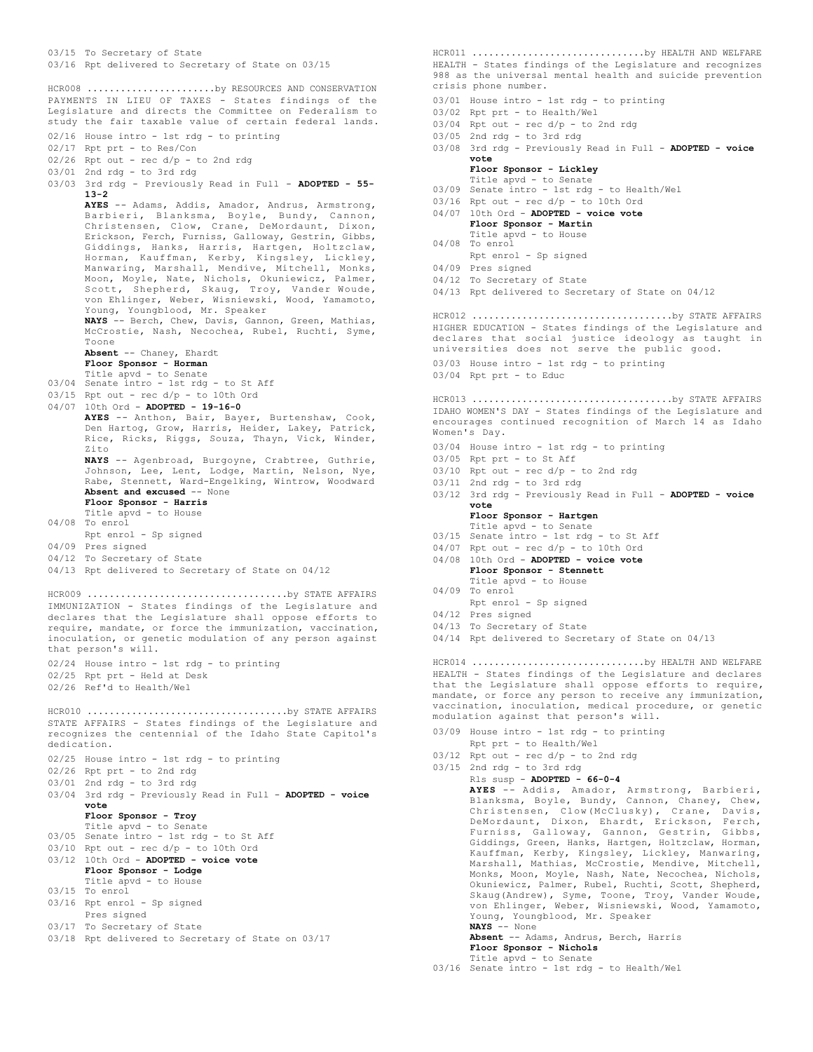03/15 To Secretary of State
03/16 Rpt delivered to Secretary of State on 03/15

HCR008 ......................by RESOURCES AND CONSERVATION
PAYMENTS IN LIEU OF TAXES - States findings of the Legislature and directs the Committee on Federalism to study the fair taxable value of certain federal lands.

02/16 House intro - 1st rdg - to printing
02/17 Rpt prt - to Res/Con
02/26 Rpt out - rec d/p - to 2nd rdg
03/01 2nd rdg - to 3rd rdg
03/03 3rd rdg - Previously Read in Full - **ADOPTED - 55-13-2**
**AYES** -- Adams, Addis, Amador, Andrus, Armstrong, Barbieri, Blanksma, Boyle, Bundy, Cannon, Christensen, Clow, Crane, DeMordaunt, Dixon, Erickson, Ferch, Furniss, Galloway, Gestrin, Gibbs, Giddings, Hanks, Harris, Hartgen, Holtzclaw, Horman, Kauffman, Kerby, Kingsley, Lickley, Manwaring, Marshall, Mendive, Mitchell, Monks, Moon, Moyle, Nate, Nichols, Okuniewicz, Palmer, Scott, Shepherd, Skaug, Troy, Vander Woude, von Ehlinger, Weber, Wisniewski, Wood, Yamamoto, Young, Youngblood, Mr. Speaker
**NAYS** -- Berch, Chew, Davis, Gannon, Green, Mathias, McCrostie, Nash, Necochea, Rubel, Ruchti, Syme, Toone
**Absent** -- Chaney, Ehardt
**Floor Sponsor - Horman**
Title apvd - to Senate
03/04 Senate intro - 1st rdg - to St Aff
03/15 Rpt out - rec d/p - to 10th Ord
04/07 10th Ord - **ADOPTED - 19-16-0**
**AYES** -- Anthon, Bair, Bayer, Burtenshaw, Cook, Den Hartog, Grow, Harris, Heider, Lakey, Patrick, Rice, Ricks, Riggs, Souza, Thayn, Vick, Winder, Zito
**NAYS** -- Agenbroad, Burgoyne, Crabtree, Guthrie, Johnson, Lee, Lent, Lodge, Martin, Nelson, Nye, Rabe, Stennett, Ward-Engelking, Wintrow, Woodward
**Absent and excused** -- None
**Floor Sponsor - Harris**
Title apvd - to House
04/08 To enrol
Rpt enrol - Sp signed
04/09 Pres signed
04/12 To Secretary of State
04/13 Rpt delivered to Secretary of State on 04/12

HCR009 ..................................by STATE AFFAIRS
IMMUNIZATION - States findings of the Legislature and declares that the Legislature shall oppose efforts to require, mandate, or force the immunization, vaccination, inoculation, or genetic modulation of any person against that person's will.

02/24 House intro - 1st rdg - to printing
02/25 Rpt prt - Held at Desk
02/26 Ref'd to Health/Wel

HCR010 ..................................by STATE AFFAIRS
STATE AFFAIRS - States findings of the Legislature and recognizes the centennial of the Idaho State Capitol's dedication.

02/25 House intro - 1st rdg - to printing
02/26 Rpt prt - to 2nd rdg
03/01 2nd rdg - to 3rd rdg
03/04 3rd rdg - Previously Read in Full - **ADOPTED - voice vote**
**Floor Sponsor - Troy**
Title apvd - to Senate
03/05 Senate intro - 1st rdg - to St Aff
03/10 Rpt out - rec d/p - to 10th Ord
03/12 10th Ord - **ADOPTED - voice vote**
**Floor Sponsor - Lodge**
Title apvd - to House
03/15 To enrol
03/16 Rpt enrol - Sp signed
Pres signed
03/17 To Secretary of State
03/18 Rpt delivered to Secretary of State on 03/17

HCR011 ..............................by HEALTH AND WELFARE
HEALTH - States findings of the Legislature and recognizes 988 as the universal mental health and suicide prevention crisis phone number.

03/01 House intro - 1st rdg - to printing
03/02 Rpt prt - to Health/Wel
03/04 Rpt out - rec d/p - to 2nd rdg
03/05 2nd rdg - to 3rd rdg
03/08 3rd rdg - Previously Read in Full - **ADOPTED - voice vote**
**Floor Sponsor - Lickley**
Title apvd - to Senate
03/09 Senate intro - 1st rdg - to Health/Wel
03/16 Rpt out - rec d/p - to 10th Ord
04/07 10th Ord - **ADOPTED - voice vote**
**Floor Sponsor - Martin**
Title apvd - to House
04/08 To enrol
Rpt enrol - Sp signed
04/09 Pres signed
04/12 To Secretary of State
04/13 Rpt delivered to Secretary of State on 04/12

HCR012 ..................................by STATE AFFAIRS
HIGHER EDUCATION - States findings of the Legislature and declares that social justice ideology as taught in universities does not serve the public good.

03/03 House intro - 1st rdg - to printing
03/04 Rpt prt - to Educ

HCR013 ..................................by STATE AFFAIRS
IDAHO WOMEN'S DAY - States findings of the Legislature and encourages continued recognition of March 14 as Idaho Women's Day.

03/04 House intro - 1st rdg - to printing
03/05 Rpt prt - to St Aff
03/10 Rpt out - rec d/p - to 2nd rdg
03/11 2nd rdg - to 3rd rdg
03/12 3rd rdg - Previously Read in Full - **ADOPTED - voice vote**
**Floor Sponsor - Hartgen**
Title apvd - to Senate
03/15 Senate intro - 1st rdg - to St Aff
04/07 Rpt out - rec d/p - to 10th Ord
04/08 10th Ord - **ADOPTED - voice vote**
**Floor Sponsor - Stennett**
Title apvd - to House
04/09 To enrol
Rpt enrol - Sp signed
04/12 Pres signed
04/13 To Secretary of State
04/14 Rpt delivered to Secretary of State on 04/13

HCR014 ..............................by HEALTH AND WELFARE
HEALTH - States findings of the Legislature and declares that the Legislature shall oppose efforts to require, mandate, or force any person to receive any immunization, vaccination, inoculation, medical procedure, or genetic modulation against that person's will.

03/09 House intro - 1st rdg - to printing
Rpt prt - to Health/Wel
03/12 Rpt out - rec d/p - to 2nd rdg
03/15 2nd rdg - to 3rd rdg
Rls susp - **ADOPTED - 66-0-4**
**AYES** -- Addis, Amador, Armstrong, Barbieri, Blanksma, Boyle, Bundy, Cannon, Chaney, Chew, Christensen, Clow(McClusky), Crane, Davis, DeMordaunt, Dixon, Ehardt, Erickson, Ferch, Furniss, Galloway, Gannon, Gestrin, Gibbs, Giddings, Green, Hanks, Hartgen, Holtzclaw, Horman, Kauffman, Kerby, Kingsley, Lickley, Manwaring, Marshall, Mathias, McCrostie, Mendive, Mitchell, Monks, Moon, Moyle, Nash, Nate, Necochea, Nichols, Okuniewicz, Palmer, Rubel, Ruchti, Scott, Shepherd, Skaug(Andrew), Syme, Toone, Troy, Vander Woude, von Ehlinger, Weber, Wisniewski, Wood, Yamamoto, Young, Youngblood, Mr. Speaker
**NAYS** -- None
**Absent** -- Adams, Andrus, Berch, Harris
**Floor Sponsor - Nichols**
Title apvd - to Senate
03/16 Senate intro - 1st rdg - to Health/Wel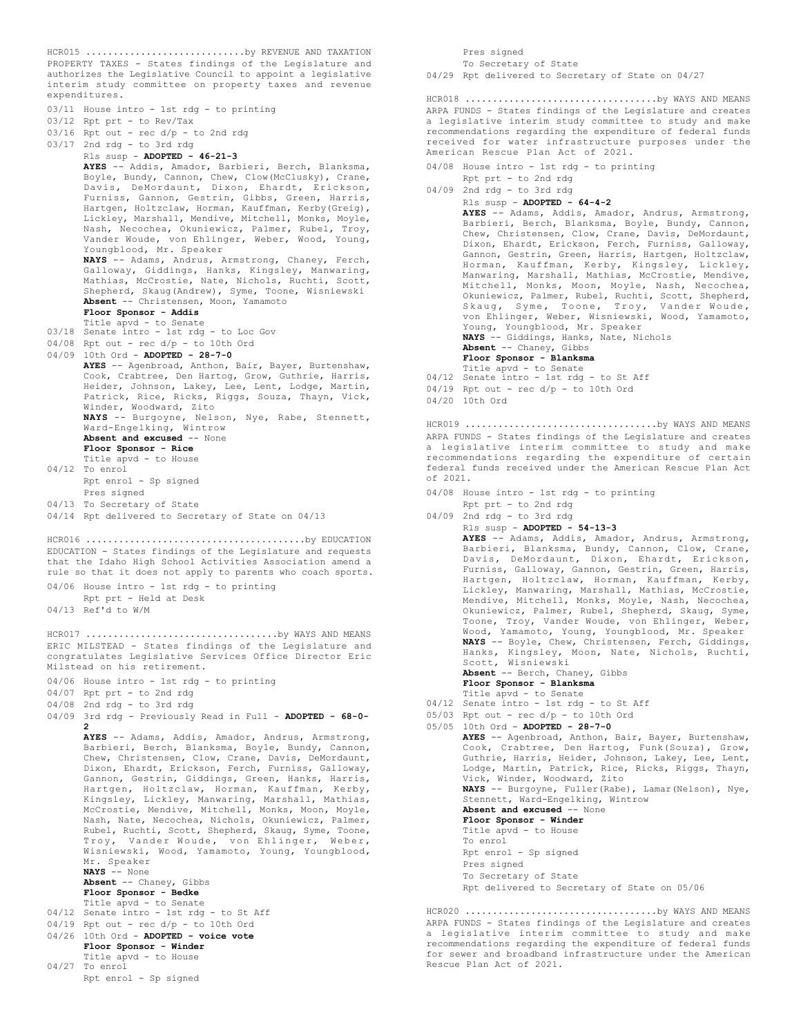HCR015 ............................by REVENUE AND TAXATION

PROPERTY TAXES - States findings of the Legislature and authorizes the Legislative Council to appoint a legislative interim study committee on property taxes and revenue expenditures.

03/11 House intro - 1st rdg - to printing
03/12 Rpt prt - to Rev/Tax
03/16 Rpt out - rec d/p - to 2nd rdg
03/17 2nd rdg - to 3rd rdg
Rls susp - **ADOPTED - 46-21-3**
**AYES** -- Addis, Amador, Barbieri, Berch, Blanksma, Boyle, Bundy, Cannon, Chew, Clow(McClusky), Crane, Davis, DeMordaunt, Dixon, Ehardt, Erickson, Furniss, Gannon, Gestrin, Gibbs, Green, Harris, Hartgen, Holtzclaw, Horman, Kauffman, Kerby(Greig), Lickley, Marshall, Mendive, Mitchell, Monks, Moyle, Nash, Necochea, Okuniewicz, Palmer, Rubel, Troy, Vander Woude, von Ehlinger, Weber, Wood, Young, Youngblood, Mr. Speaker
**NAYS** -- Adams, Andrus, Armstrong, Chaney, Ferch, Galloway, Giddings, Hanks, Kingsley, Manwaring, Mathias, McCrostie, Nate, Nichols, Ruchti, Scott, Shepherd, Skaug(Andrew), Syme, Toone, Wisniewski
**Absent** -- Christensen, Moon, Yamamoto
**Floor Sponsor - Addis**
Title apvd - to Senate
03/18 Senate intro - 1st rdg - to Loc Gov
04/08 Rpt out - rec d/p - to 10th Ord
04/09 10th Ord - **ADOPTED - 28-7-0**
**AYES** -- Agenbroad, Anthon, Bair, Bayer, Burtenshaw, Cook, Crabtree, Den Hartog, Grow, Guthrie, Harris, Heider, Johnson, Lakey, Lee, Lent, Lodge, Martin, Patrick, Rice, Ricks, Riggs, Souza, Thayn, Vick, Winder, Woodward, Zito
**NAYS** -- Burgoyne, Nelson, Nye, Rabe, Stennett, Ward-Engelking, Wintrow
**Absent and excused** -- None
**Floor Sponsor - Rice**
Title apvd - to House
04/12 To enrol
Rpt enrol - Sp signed
Pres signed
04/13 To Secretary of State
04/14 Rpt delivered to Secretary of State on 04/13

HCR016 ......................................by EDUCATION

EDUCATION - States findings of the Legislature and requests that the Idaho High School Activities Association amend a rule so that it does not apply to parents who coach sports.

04/06 House intro - 1st rdg - to printing
Rpt prt - Held at Desk
04/13 Ref'd to W/M

HCR017 .................................by WAYS AND MEANS

ERIC MILSTEAD - States findings of the Legislature and congratulates Legislative Services Office Director Eric Milstead on his retirement.

04/06 House intro - 1st rdg - to printing
04/07 Rpt prt - to 2nd rdg
04/08 2nd rdg - to 3rd rdg
04/09 3rd rdg - Previously Read in Full - **ADOPTED - 68-0-2**
**AYES** -- Adams, Addis, Amador, Andrus, Armstrong, Barbieri, Berch, Blanksma, Boyle, Bundy, Cannon, Chew, Christensen, Clow, Crane, Davis, DeMordaunt, Dixon, Ehardt, Erickson, Ferch, Furniss, Galloway, Gannon, Gestrin, Giddings, Green, Hanks, Harris, Hartgen, Holtzclaw, Horman, Kauffman, Kerby, Kingsley, Lickley, Manwaring, Marshall, Mathias, McCrostie, Mendive, Mitchell, Monks, Moon, Moyle, Nash, Nate, Necochea, Nichols, Okuniewicz, Palmer, Rubel, Ruchti, Scott, Shepherd, Skaug, Syme, Toone, Troy, Vander Woude, von Ehlinger, Weber, Wisniewski, Wood, Yamamoto, Young, Youngblood, Mr. Speaker
**NAYS** -- None
**Absent** -- Chaney, Gibbs
**Floor Sponsor - Bedke**
Title apvd - to Senate
04/12 Senate intro - 1st rdg - to St Aff
04/19 Rpt out - rec d/p - to 10th Ord
04/26 10th Ord - **ADOPTED - voice vote**
**Floor Sponsor - Winder**
Title apvd - to House
04/27 To enrol
Rpt enrol - Sp signed
Pres signed
To Secretary of State
04/29 Rpt delivered to Secretary of State on 04/27

HCR018 .................................by WAYS AND MEANS

ARPA FUNDS - States findings of the Legislature and creates a legislative interim study committee to study and make recommendations regarding the expenditure of federal funds received for water infrastructure purposes under the American Rescue Plan Act of 2021.

04/08 House intro - 1st rdg - to printing
Rpt prt - to 2nd rdg
04/09 2nd rdg - to 3rd rdg
Rls susp - **ADOPTED - 64-4-2**
**AYES** -- Adams, Addis, Amador, Andrus, Armstrong, Barbieri, Berch, Blanksma, Boyle, Bundy, Cannon, Chew, Christensen, Clow, Crane, Davis, DeMordaunt, Dixon, Ehardt, Erickson, Ferch, Furniss, Galloway, Gannon, Gestrin, Green, Harris, Hartgen, Holtzclaw, Horman, Kauffman, Kerby, Kingsley, Lickley, Manwaring, Marshall, Mathias, McCrostie, Mendive, Mitchell, Monks, Moon, Moyle, Nash, Necochea, Okuniewicz, Palmer, Rubel, Ruchti, Scott, Shepherd, Skaug, Syme, Toone, Troy, Vander Woude, von Ehlinger, Weber, Wisniewski, Wood, Yamamoto, Young, Youngblood, Mr. Speaker
**NAYS** -- Giddings, Hanks, Nate, Nichols
**Absent** -- Chaney, Gibbs
**Floor Sponsor - Blanksma**
Title apvd - to Senate
04/12 Senate intro - 1st rdg - to St Aff
04/19 Rpt out - rec d/p - to 10th Ord
04/20 10th Ord

HCR019 .................................by WAYS AND MEANS

ARPA FUNDS - States findings of the Legislature and creates a legislative interim committee to study and make recommendations regarding the expenditure of certain federal funds received under the American Rescue Plan Act of 2021.

04/08 House intro - 1st rdg - to printing
Rpt prt - to 2nd rdg
04/09 2nd rdg - to 3rd rdg
Rls susp - **ADOPTED - 54-13-3**
**AYES** -- Adams, Addis, Amador, Andrus, Armstrong, Barbieri, Blanksma, Bundy, Cannon, Clow, Crane, Davis, DeMordaunt, Dixon, Ehardt, Erickson, Furniss, Galloway, Gannon, Gestrin, Green, Harris, Hartgen, Holtzclaw, Horman, Kauffman, Kerby, Lickley, Manwaring, Marshall, Mathias, McCrostie, Mendive, Mitchell, Monks, Moyle, Nash, Necochea, Okuniewicz, Palmer, Rubel, Shepherd, Skaug, Syme, Toone, Troy, Vander Woude, von Ehlinger, Weber, Wood, Yamamoto, Young, Youngblood, Mr. Speaker
**NAYS** -- Boyle, Chew, Christensen, Ferch, Giddings, Hanks, Kingsley, Moon, Nate, Nichols, Ruchti, Scott, Wisniewski
**Absent** -- Berch, Chaney, Gibbs
**Floor Sponsor - Blanksma**
Title apvd - to Senate
04/12 Senate intro - 1st rdg - to St Aff
05/03 Rpt out - rec d/p - to 10th Ord
05/05 10th Ord - **ADOPTED - 28-7-0**
**AYES** -- Agenbroad, Anthon, Bair, Bayer, Burtenshaw, Cook, Crabtree, Den Hartog, Funk(Souza), Grow, Guthrie, Harris, Heider, Johnson, Lakey, Lee, Lent, Lodge, Martin, Patrick, Rice, Ricks, Riggs, Thayn, Vick, Winder, Woodward, Zito
**NAYS** -- Burgoyne, Fuller(Rabe), Lamar(Nelson), Nye, Stennett, Ward-Engelking, Wintrow
**Absent and excused** -- None
**Floor Sponsor - Winder**
Title apvd - to House
To enrol
Rpt enrol - Sp signed
Pres signed
To Secretary of State
Rpt delivered to Secretary of State on 05/06

HCR020 .................................by WAYS AND MEANS

ARPA FUNDS - States findings of the Legislature and creates a legislative interim committee to study and make recommendations regarding the expenditure of federal funds for sewer and broadband infrastructure under the American Rescue Plan Act of 2021.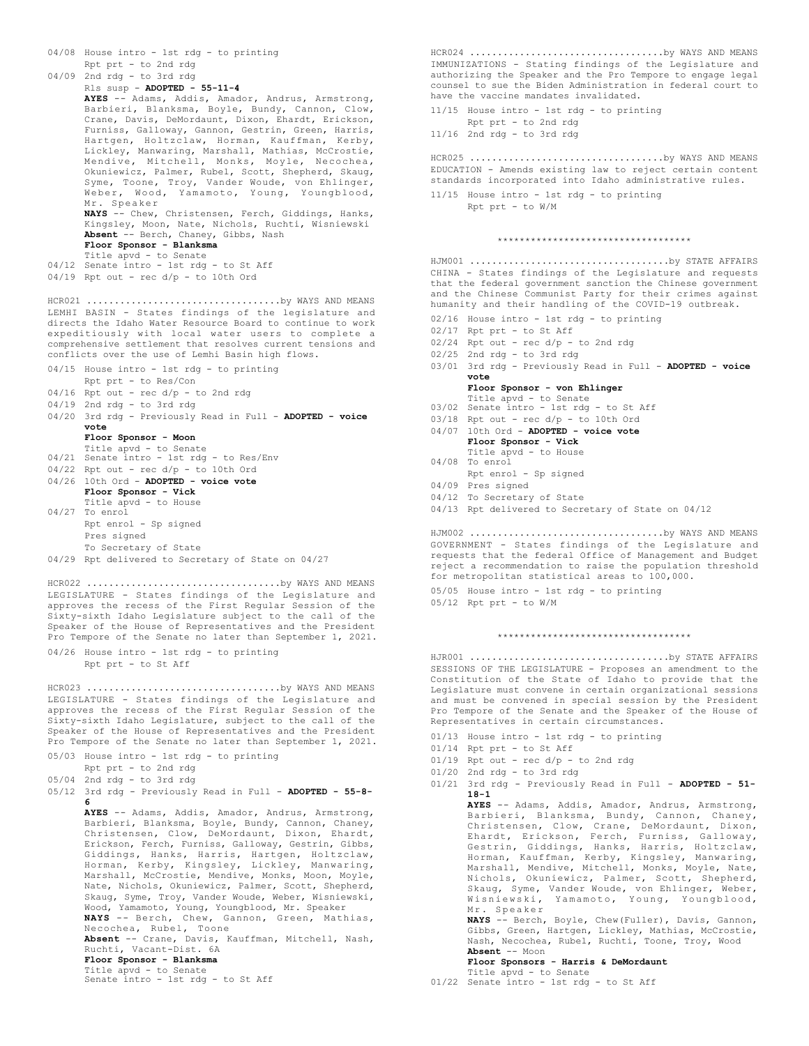04/08 House intro - 1st rdg - to printing
Rpt prt - to 2nd rdg
04/09 2nd rdg - to 3rd rdg
Rls susp - **ADOPTED - 55-11-4**
**AYES** -- Adams, Addis, Amador, Andrus, Armstrong, Barbieri, Blanksma, Boyle, Bundy, Cannon, Clow, Crane, Davis, DeMordaunt, Dixon, Ehardt, Erickson, Furniss, Galloway, Gannon, Gestrin, Green, Harris, Hartgen, Holtzclaw, Horman, Kauffman, Kerby, Lickley, Manwaring, Marshall, Mathias, McCrostie, Mendive, Mitchell, Monks, Moyle, Necochea, Okuniewicz, Palmer, Rubel, Scott, Shepherd, Skaug, Syme, Toone, Troy, Vander Woude, von Ehlinger, Weber, Wood, Yamamoto, Young, Youngblood, Mr. Speaker
**NAYS** -- Chew, Christensen, Ferch, Giddings, Hanks, Kingsley, Moon, Nate, Nichols, Ruchti, Wisniewski
**Absent** -- Berch, Chaney, Gibbs, Nash
**Floor Sponsor - Blanksma**
Title apvd - to Senate
04/12 Senate intro - 1st rdg - to St Aff
04/19 Rpt out - rec d/p - to 10th Ord

HCR021 ..................................by WAYS AND MEANS
LEMHI BASIN - States findings of the legislature and directs the Idaho Water Resource Board to continue to work expeditiously with local water users to complete a comprehensive settlement that resolves current tensions and conflicts over the use of Lemhi Basin high flows.
04/15 House intro - 1st rdg - to printing
Rpt prt - to Res/Con
04/16 Rpt out - rec d/p - to 2nd rdg
04/19 2nd rdg - to 3rd rdg
04/20 3rd rdg - Previously Read in Full - **ADOPTED - voice vote**
**Floor Sponsor - Moon**
Title apvd - to Senate
04/21 Senate intro - 1st rdg - to Res/Env
04/22 Rpt out - rec d/p - to 10th Ord
04/26 10th Ord - **ADOPTED - voice vote**
**Floor Sponsor - Vick**
Title apvd - to House
04/27 To enrol
Rpt enrol - Sp signed
Pres signed
To Secretary of State
04/29 Rpt delivered to Secretary of State on 04/27

HCR022 ..................................by WAYS AND MEANS
LEGISLATURE - States findings of the Legislature and approves the recess of the First Regular Session of the Sixty-sixth Idaho Legislature subject to the call of the Speaker of the House of Representatives and the President Pro Tempore of the Senate no later than September 1, 2021.
04/26 House intro - 1st rdg - to printing
Rpt prt - to St Aff

HCR023 ..................................by WAYS AND MEANS
LEGISLATURE - States findings of the Legislature and approves the recess of the First Regular Session of the Sixty-sixth Idaho Legislature, subject to the call of the Speaker of the House of Representatives and the President Pro Tempore of the Senate no later than September 1, 2021.
05/03 House intro - 1st rdg - to printing
Rpt prt - to 2nd rdg
05/04 2nd rdg - to 3rd rdg
05/12 3rd rdg - Previously Read in Full - **ADOPTED - 55-8-6**
**AYES** -- Adams, Addis, Amador, Andrus, Armstrong, Barbieri, Blanksma, Boyle, Bundy, Cannon, Chaney, Christensen, Clow, DeMordaunt, Dixon, Ehardt, Erickson, Ferch, Furniss, Galloway, Gestrin, Gibbs, Giddings, Hanks, Harris, Hartgen, Holtzclaw, Horman, Kerby, Kingsley, Lickley, Manwaring, Marshall, McCrostie, Mendive, Monks, Moon, Moyle, Nate, Nichols, Okuniewicz, Palmer, Scott, Shepherd, Skaug, Syme, Troy, Vander Woude, Weber, Wisniewski, Wood, Yamamoto, Young, Youngblood, Mr. Speaker
**NAYS** -- Berch, Chew, Gannon, Green, Mathias, Necochea, Rubel, Toone
**Absent** -- Crane, Davis, Kauffman, Mitchell, Nash, Ruchti, Vacant-Dist. 6A
**Floor Sponsor - Blanksma**
Title apvd - to Senate
Senate intro - 1st rdg - to St Aff

HCR024 ..................................by WAYS AND MEANS
IMMUNIZATIONS - Stating findings of the Legislature and authorizing the Speaker and the Pro Tempore to engage legal counsel to sue the Biden Administration in federal court to have the vaccine mandates invalidated.
11/15 House intro - 1st rdg - to printing
Rpt prt - to 2nd rdg
11/16 2nd rdg - to 3rd rdg

HCR025 ..................................by WAYS AND MEANS
EDUCATION - Amends existing law to reject certain content standards incorporated into Idaho administrative rules.
11/15 House intro - 1st rdg - to printing
Rpt prt - to W/M

\*\*\*\*\*\*\*\*\*\*\*\*\*\*\*\*\*\*\*\*\*\*\*\*\*\*\*\*\*\*\*\*\*\*\*

HJM001 ..................................by STATE AFFAIRS
CHINA - States findings of the Legislature and requests that the federal government sanction the Chinese government and the Chinese Communist Party for their crimes against humanity and their handling of the COVID-19 outbreak.
02/16 House intro - 1st rdg - to printing
02/17 Rpt prt - to St Aff
02/24 Rpt out - rec d/p - to 2nd rdg
02/25 2nd rdg - to 3rd rdg
03/01 3rd rdg - Previously Read in Full - **ADOPTED - voice vote**
**Floor Sponsor - von Ehlinger**
Title apvd - to Senate
03/02 Senate intro - 1st rdg - to St Aff
03/18 Rpt out - rec d/p - to 10th Ord
04/07 10th Ord - **ADOPTED - voice vote**
**Floor Sponsor - Vick**
Title apvd - to House
04/08 To enrol
Rpt enrol - Sp signed
04/09 Pres signed
04/12 To Secretary of State
04/13 Rpt delivered to Secretary of State on 04/12

HJM002 ..................................by WAYS AND MEANS
GOVERNMENT - States findings of the Legislature and requests that the federal Office of Management and Budget reject a recommendation to raise the population threshold for metropolitan statistical areas to 100,000.
05/05 House intro - 1st rdg - to printing
05/12 Rpt prt - to W/M

\*\*\*\*\*\*\*\*\*\*\*\*\*\*\*\*\*\*\*\*\*\*\*\*\*\*\*\*\*\*\*\*\*\*\*

HJR001 ..................................by STATE AFFAIRS
SESSIONS OF THE LEGISLATURE - Proposes an amendment to the Constitution of the State of Idaho to provide that the Legislature must convene in certain organizational sessions and must be convened in special session by the President Pro Tempore of the Senate and the Speaker of the House of Representatives in certain circumstances.
01/13 House intro - 1st rdg - to printing
01/14 Rpt prt - to St Aff
01/19 Rpt out - rec d/p - to 2nd rdg
01/20 2nd rdg - to 3rd rdg
01/21 3rd rdg - Previously Read in Full - **ADOPTED - 51-18-1**
**AYES** -- Adams, Addis, Amador, Andrus, Armstrong, Barbieri, Blanksma, Bundy, Cannon, Chaney, Christensen, Clow, Crane, DeMordaunt, Dixon, Ehardt, Erickson, Ferch, Furniss, Galloway, Gestrin, Giddings, Hanks, Harris, Holtzclaw, Horman, Kauffman, Kerby, Kingsley, Manwaring, Marshall, Mendive, Mitchell, Monks, Moyle, Nate, Nichols, Okuniewicz, Palmer, Scott, Shepherd, Skaug, Syme, Vander Woude, von Ehlinger, Weber, Wisniewski, Yamamoto, Young, Youngblood, Mr. Speaker
**NAYS** -- Berch, Boyle, Chew(Fuller), Davis, Gannon, Gibbs, Green, Hartgen, Lickley, Mathias, McCrostie, Nash, Necochea, Rubel, Ruchti, Toone, Troy, Wood
**Absent** -- Moon
**Floor Sponsors - Harris & DeMordaunt**
Title apvd - to Senate
01/22 Senate intro - 1st rdg - to St Aff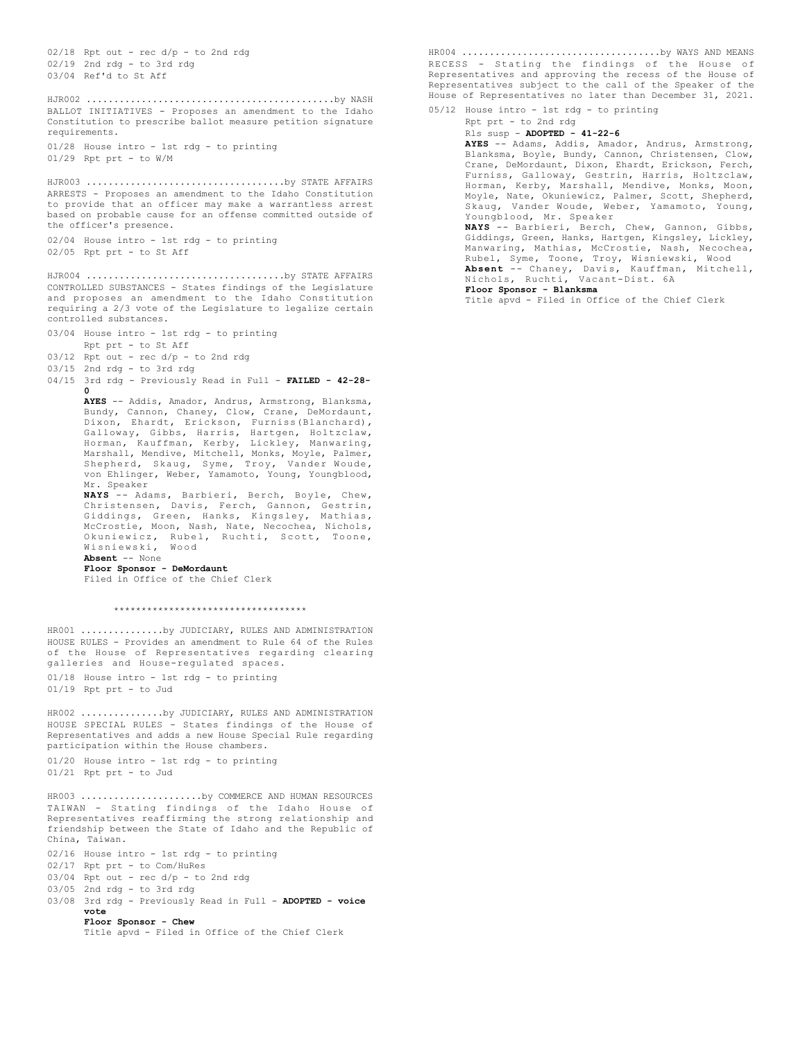02/18 Rpt out - rec d/p - to 2nd rdg
02/19 2nd rdg - to 3rd rdg
03/04 Ref'd to St Aff

HJR002 ............................................by NASH
BALLOT INITIATIVES - Proposes an amendment to the Idaho Constitution to prescribe ballot measure petition signature requirements.

01/28 House intro - 1st rdg - to printing
01/29 Rpt prt - to W/M

HJR003 ...................................by STATE AFFAIRS
ARRESTS - Proposes an amendment to the Idaho Constitution to provide that an officer may make a warrantless arrest based on probable cause for an offense committed outside of the officer's presence.

02/04 House intro - 1st rdg - to printing
02/05 Rpt prt - to St Aff

HJR004 ...................................by STATE AFFAIRS
CONTROLLED SUBSTANCES - States findings of the Legislature and proposes an amendment to the Idaho Constitution requiring a 2/3 vote of the Legislature to legalize certain controlled substances.

03/04 House intro - 1st rdg - to printing
Rpt prt - to St Aff
03/12 Rpt out - rec d/p - to 2nd rdg
03/15 2nd rdg - to 3rd rdg
04/15 3rd rdg - Previously Read in Full - **FAILED - 42-28-0**
**AYES** -- Addis, Amador, Andrus, Armstrong, Blanksma, Bundy, Cannon, Chaney, Clow, Crane, DeMordaunt, Dixon, Ehardt, Erickson, Furniss(Blanchard), Galloway, Gibbs, Harris, Hartgen, Holtzclaw, Horman, Kauffman, Kerby, Lickley, Manwaring, Marshall, Mendive, Mitchell, Monks, Moyle, Palmer, Shepherd, Skaug, Syme, Troy, Vander Woude, von Ehlinger, Weber, Yamamoto, Young, Youngblood, Mr. Speaker
**NAYS** -- Adams, Barbieri, Berch, Boyle, Chew, Christensen, Davis, Ferch, Gannon, Gestrin, Giddings, Green, Hanks, Kingsley, Mathias, McCrostie, Moon, Nash, Nate, Necochea, Nichols, Okuniewicz, Rubel, Ruchti, Scott, Toone, Wisniewski, Wood
**Absent** -- None
**Floor Sponsor - DeMordaunt**
Filed in Office of the Chief Clerk

**********************************

HR001 ..............by JUDICIARY, RULES AND ADMINISTRATION
HOUSE RULES - Provides an amendment to Rule 64 of the Rules of the House of Representatives regarding clearing galleries and House-regulated spaces.

01/18 House intro - 1st rdg - to printing
01/19 Rpt prt - to Jud

HR002 ..............by JUDICIARY, RULES AND ADMINISTRATION
HOUSE SPECIAL RULES - States findings of the House of Representatives and adds a new House Special Rule regarding participation within the House chambers.

01/20 House intro - 1st rdg - to printing
01/21 Rpt prt - to Jud

HR003 .....................by COMMERCE AND HUMAN RESOURCES
TAIWAN - Stating findings of the Idaho House of Representatives reaffirming the strong relationship and friendship between the State of Idaho and the Republic of China, Taiwan.

02/16 House intro - 1st rdg - to printing
02/17 Rpt prt - to Com/HuRes
03/04 Rpt out - rec d/p - to 2nd rdg
03/05 2nd rdg - to 3rd rdg
03/08 3rd rdg - Previously Read in Full - **ADOPTED - voice vote**
**Floor Sponsor - Chew**
Title apvd - Filed in Office of the Chief Clerk

HR004 ..................................by WAYS AND MEANS
RECESS - Stating the findings of the House of Representatives and approving the recess of the House of Representatives subject to the call of the Speaker of the House of Representatives no later than December 31, 2021.

05/12 House intro - 1st rdg - to printing
Rpt prt - to 2nd rdg
Rls susp - **ADOPTED - 41-22-6**
**AYES** -- Adams, Addis, Amador, Andrus, Armstrong, Blanksma, Boyle, Bundy, Cannon, Christensen, Clow, Crane, DeMordaunt, Dixon, Ehardt, Erickson, Ferch, Furniss, Galloway, Gestrin, Harris, Holtzclaw, Horman, Kerby, Marshall, Mendive, Monks, Moon, Moyle, Nate, Okuniewicz, Palmer, Scott, Shepherd, Skaug, Vander Woude, Weber, Yamamoto, Young, Youngblood, Mr. Speaker
**NAYS** -- Barbieri, Berch, Chew, Gannon, Gibbs, Giddings, Green, Hanks, Hartgen, Kingsley, Lickley, Manwaring, Mathias, McCrostie, Nash, Necochea, Rubel, Syme, Toone, Troy, Wisniewski, Wood
**Absent** -- Chaney, Davis, Kauffman, Mitchell, Nichols, Ruchti, Vacant-Dist. 6A
**Floor Sponsor - Blanksma**
Title apvd - Filed in Office of the Chief Clerk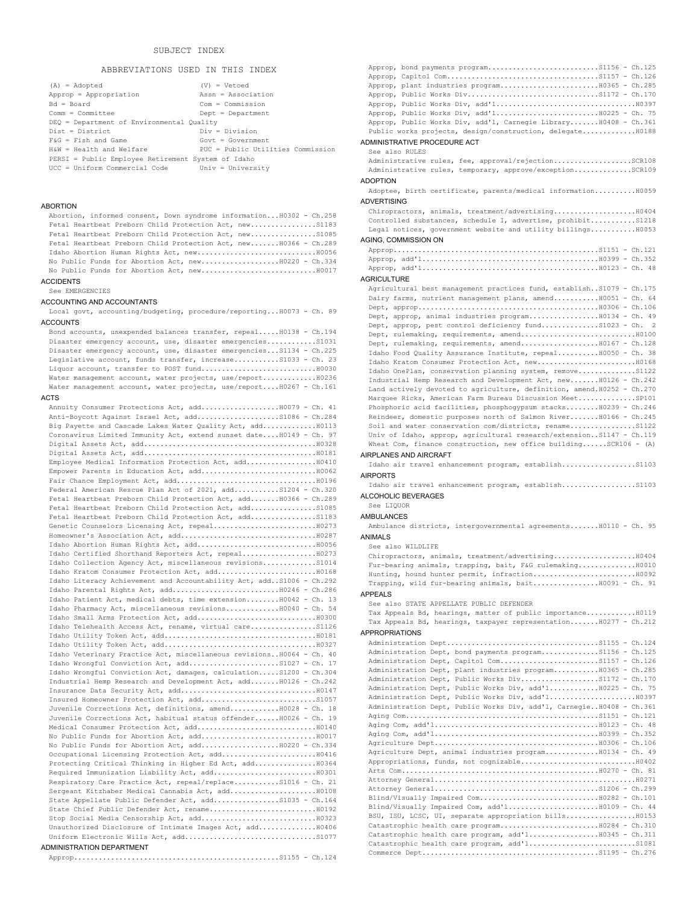# SUBJECT INDEX

## ABBREVIATIONS USED IN THIS INDEX

| | |
|---|---|
| (A) = Adopted | (V) = Vetoed |
| Approp = Appropriation | Assn = Association |
| Bd = Board | Com = Commission |
| Comm = Committee | Dept = Department |
| DEQ = Department of Environmental Quality | |
| Dist = District | Div = Division |
| F&G = Fish and Game | Govt = Government |
| H&W = Health and Welfare | PUC = Public Utilities Commission |
| PERSI = Public Employee Retirement System of Idaho | |
| UCC = Uniform Commercial Code | Univ = University |

### ABORTION

Abortion, informed consent, Down syndrome information...H0302 - Ch.258
Fetal Heartbeat Preborn Child Protection Act, new................S1183
Fetal Heartbeat Preborn Child Protection Act, new................S1085
Fetal Heartbeat Preborn Child Protection Act, new.......H0366 - Ch.289
Idaho Abortion Human Rights Act, new.............................H0056
No Public Funds for Abortion Act, new...................H0220 - Ch.334
No Public Funds for Abortion Act, new............................H0017

### ACCIDENTS

See EMERGENCIES

### ACCOUNTING AND ACCOUNTANTS

Local govt, accounting/budgeting, procedure/reporting...H0073 - Ch. 89

### ACCOUNTS

Bond accounts, unexpended balances transfer, repeal.....H0138 - Ch.194
Disaster emergency account, use, disaster emergencies............S1031
Disaster emergency account, use, disaster emergencies...S1134 - Ch.225
Legislative account, funds transfer, increase...........S1033 - Ch. 23
Liquor account, transfer to POST fund............................H0030
Water management account, water projects, use/report.............H0236
Water management account, water projects, use/report....H0267 - Ch.161

### ACTS

Annuity Consumer Protections Act, add...................H0079 - Ch. 41
Anti-Boycott Against Israel Act, add....................S1086 - Ch.284
Big Payette and Cascade Lakes Water Quality Act, add.............H0113
Coronavirus Limited Immunity Act, extend sunset date....H0149 - Ch. 97
Digital Assets Act, add..........................................H0328
Digital Assets Act, add..........................................H0181
Employee Medical Information Protection Act, add.................H0410
Empower Parents in Education Act, add............................H0062
Fair Chance Employment Act, add..................................H0196
Federal American Rescue Plan Act of 2021, add...........S1204 - Ch.320
Fetal Heartbeat Preborn Child Protection Act, add.......H0366 - Ch.289
Fetal Heartbeat Preborn Child Protection Act, add................S1085
Fetal Heartbeat Preborn Child Protection Act, add................S1183
Genetic Counselors Licensing Act, repeal.........................H0273
Homeowner's Association Act, add.................................H0287
Idaho Abortion Human Rights Act, add.............................H0056
Idaho Certified Shorthand Reporters Act, repeal..................H0273
Idaho Collection Agency Act, miscellaneous revisions.............S1014
Idaho Kratom Consumer Protection Act, add........................H0168
Idaho Literacy Achievement and Accountability Act, add..S1006 - Ch.292
Idaho Parental Rights Act, add..........................H0246 - Ch.286
Idaho Patient Act, medical debts, time extension........H0042 - Ch. 13
Idaho Pharmacy Act, miscellaneous revisions.............H0040 - Ch. 54
Idaho Small Arms Protection Act, add.............................H0300
Idaho Telehealth Access Act, rename, virtual care................S1126
Idaho Utility Token Act, add.....................................H0181
Idaho Utility Token Act, add.....................................H0327
Idaho Veterinary Practice Act, miscellaneous revisions..H0064 - Ch. 40
Idaho Wrongful Conviction Act, add......................S1027 - Ch. 17
Idaho Wrongful Conviction Act, damages, calculation.....S1200 - Ch.304
Industrial Hemp Research and Development Act, add.......H0126 - Ch.242
Insurance Data Security Act, add.................................H0147
Insured Homeowner Protection Act, add............................S1057
Juvenile Corrections Act, definitions, amend............H0028 - Ch. 18
Juvenile Corrections Act, habitual status offender......H0026 - Ch. 19
Medical Consumer Protection Act, add.............................H0140
No Public Funds for Abortion Act, add............................H0017
No Public Funds for Abortion Act, add...................H0220 - Ch.334
Occupational Licensing Protection Act, add.......................H0416
Protecting Critical Thinking in Higher Ed Act, add...............H0364
Required Immunization Liability Act, add.........................H0301
Respiratory Care Practice Act, repeal/replace...........S1016 - Ch. 21
Sergeant Kitzhaber Medical Cannabis Act, add.....................H0108
State Appellate Public Defender Act, add................S1035 - Ch.164
State Chief Public Defender Act, rename..........................H0192
Stop Social Media Censorship Act, add............................H0323
Unauthorized Disclosure of Intimate Images Act, add..............H0406
Uniform Electronic Wills Act, add................................S1077

### ADMINISTRATION DEPARTMENT

Approp..................................................S1155 - Ch.124
Approp, bond payments program...........................S1156 - Ch.125
Approp, Capitol Com.....................................S1157 - Ch.126
Approp, plant industries program........................H0365 - Ch.285
Approp, Public Works Div................................S1172 - Ch.170
Approp, Public Works Div, add'l..................................H0397
Approp, Public Works Div, add'l.........................H0225 - Ch. 75
Approp, Public Works Div, add'l, Carnegie Library.......H0408 - Ch.361
Public works projects, design/construction, delegate.............H0188

### ADMINISTRATIVE PROCEDURE ACT

See also RULES
Administrative rules, fee, approval/rejection...................SCR108
Administrative rules, temporary, approve/exception..............SCR109

### ADOPTION

Adoptee, birth certificate, parents/medical information..........H0059

### ADVERTISING

Chiropractors, animals, treatment/advertising....................H0404
Controlled substances, schedule I, advertise, prohibit...........S1218
Legal notices, government website and utility billings...........H0053

### AGING, COMMISSION ON

Approp..................................................S1151 - Ch.121
Approp, add'l...........................................H0399 - Ch.352
Approp, add'l...........................................H0123 - Ch. 48

### AGRICULTURE

Agricultural best management practices fund, establish..S1079 - Ch.175
Dairy farms, nutrient management plans, amend...........H0051 - Ch. 64
Dept, approp............................................H0306 - Ch.106
Dept, approp, animal industries program.................H0134 - Ch. 49
Dept, approp, pest control deficiency fund..............S1023 - Ch.  2
Dept, rulemaking, requirements, amend............................H0100
Dept, rulemaking, requirements, amend...................H0167 - Ch.128
Idaho Food Quality Assurance Institute, repeal..........H0050 - Ch. 38
Idaho Kratom Consumer Protection Act, new........................H0168
Idaho OnePlan, conservation planning system, remove..............S1122
Industrial Hemp Research and Development Act, new.......H0126 - Ch.242
Land actively devoted to agriculture, definition, amend.H0252 - Ch.270
Marquee Ricks, American Farm Bureau Discussion Meet..............SP101
Phosphoric acid facilities, phosphogypsum stacks........H0239 - Ch.246
Reindeer, domestic purposes north of Salmon River.......H0166 - Ch.245
Soil and water conservation com/districts, rename................S1122
Univ of Idaho, approp, agricultural research/extension..S1147 - Ch.119
Wheat Com, finance construction, new office building......SCR106 - (A)

### AIRPLANES AND AIRCRAFT

Idaho air travel enhancement program, establish..................S1103

### AIRPORTS

Idaho air travel enhancement program, establish..................S1103

### ALCOHOLIC BEVERAGES

See LIQUOR

### AMBULANCES

Ambulance districts, intergovernmental agreements.......H0110 - Ch. 95

### ANIMALS

See also WILDLIFE
Chiropractors, animals, treatment/advertising....................H0404
Fur-bearing animals, trapping, bait, F&G rulemaking..............H0010
Hunting, hound hunter permit, infraction.........................H0092
Trapping, wild fur-bearing animals, bait................H0091 - Ch. 91

### APPEALS

See also STATE APPELLATE PUBLIC DEFENDER
Tax Appeals Bd, hearings, matter of public importance............H0119
Tax Appeals Bd, hearings, taxpayer representation.......H0277 - Ch.212

### APPROPRIATIONS

Administration Dept.....................................S1155 - Ch.124
Administration Dept, bond payments program..............S1156 - Ch.125
Administration Dept, Capitol Com........................S1157 - Ch.126
Administration Dept, plant industries program...........H0365 - Ch.285
Administration Dept, Public Works Div...................S1172 - Ch.170
Administration Dept, Public Works Div, add'l............H0225 - Ch. 75
Administration Dept, Public Works Div, add'l.....................H0397
Administration Dept, Public Works Div, add'l, Carnegie..H0408 - Ch.361
Aging Com...............................................S1151 - Ch.121
Aging Com, add'l........................................H0123 - Ch. 48
Aging Com, add'l........................................H0399 - Ch.352
Agriculture Dept........................................H0306 - Ch.106
Agriculture Dept, animal industries program.............H0134 - Ch. 49
Appropriations, funds, not cognizable............................H0402
Arts Com................................................H0270 - Ch. 81
Attorney General.................................................H0271
Attorney General........................................S1206 - Ch.299
Blind/Visually Impaired Com.............................H0282 - Ch.101
Blind/Visually Impaired Com, add'l......................H0109 - Ch. 44
BSU, ISU, LCSC, UI, separate appropriation bills.................H0153
Catastrophic health care program........................H0284 - Ch.310
Catastrophic health care program, add'l.................H0345 - Ch.311
Catastrophic health care program, add'l..........................S1081
Commerce Dept...........................................S1195 - Ch.276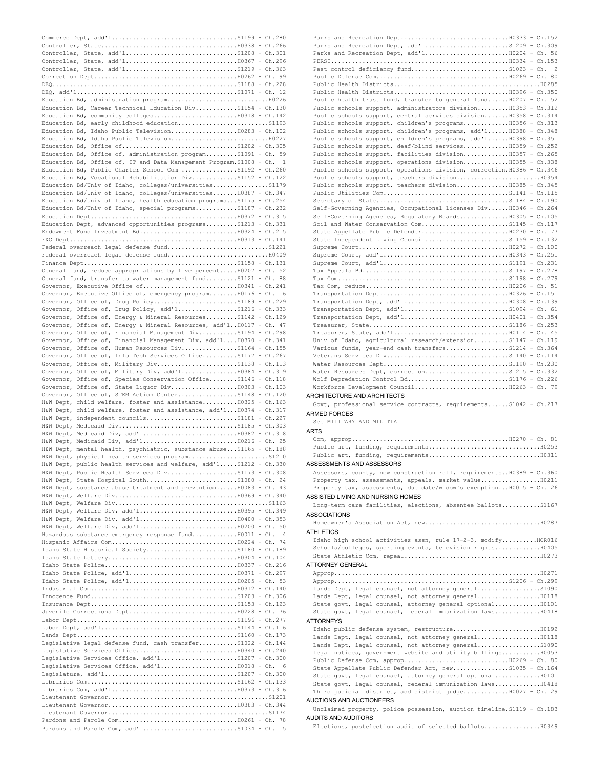Commerce Dept, add'l....................................S1199 - Ch.280
Controller, State.......................................H0338 - Ch.266
Controller, State, add'l................................S1208 - Ch.301
Controller, State, add'l................................H0367 - Ch.296
Controller, State, add'l................................S1219 - Ch.363
Correction Dept.........................................H0262 - Ch. 99
DEQ.....................................................S1188 - Ch.228
DEQ, add'l..............................................S1071 - Ch. 12
Education Bd, administration program.............................H0226
Education Bd, Career Technical Education Div............S1154 - Ch.130
Education Bd, community colleges........................H0318 - Ch.142
Education Bd, early childhood education..........................S1193
Education Bd, Idaho Public Television...................H0283 - Ch.102
Education Bd, Idaho Public Television............................H0227
Education Bd, Office of.................................S1202 - Ch.305
Education Bd, Office of, administration program.........S1091 - Ch. 59
Education Bd, Office of, IT and Data Management Program.S1008 - Ch.  1
Education Bd, Public Charter School Com ................S1192 - Ch.260
Education Bd, Vocational Rehabilitation Div.............S1152 - Ch.122
Education Bd/Univ of Idaho, colleges/universities................S1179
Education Bd/Univ of Idaho, colleges/universities.......H0387 - Ch.347
Education Bd/Univ of Idaho, health education programs...S1175 - Ch.254
Education Bd/Univ of Idaho, special programs............S1187 - Ch.232
Education Dept..........................................H0372 - Ch.315
Education Dept, advanced opportunities programs.........S1213 - Ch.331
Endowment Fund Investment Bd............................H0324 - Ch.215
F&G Dept................................................H0313 - Ch.141
Federal overreach legal defense fund.............................S1221
Federal overreach legal defense fund.............................H0409
Finance Dept............................................S1158 - Ch.131
General fund, reduce appropriations by five percent.....H0207 - Ch. 52
General fund, transfer to water management fund.........S1121 - Ch. 88
Governor, Executive Office of...........................H0341 - Ch.241
Governor, Executive Office of, emergency program........H0176 - Ch. 16
Governor, Office of, Drug Policy........................S1189 - Ch.229
Governor, Office of, Drug Policy, add'l.................S1216 - Ch.333
Governor, Office of, Energy & Mineral Resources.........S1142 - Ch.129
Governor, Office of, Energy & Mineral Resources, add'l..H0117 - Ch. 47
Governor, Office of, Financial Management Div...........S1194 - Ch.298
Governor, Office of, Financial Management Div, add'l....H0370 - Ch.341
Governor, Office of, Human Resources Div................S1164 - Ch.155
Governor, Office of, Info Tech Services Office..........S1177 - Ch.267
Governor, Office of, Military Div.......................S1138 - Ch.113
Governor, Office of, Military Div, add'l................H0384 - Ch.319
Governor, Office of, Species Conservation Office........S1146 - Ch.118
Governor, Office of, State Liquor Div...................H0303 - Ch.103
Governor, Office of, STEM Action Center.................S1148 - Ch.120
H&W Dept, child welfare, foster and assistance..........H0325 - Ch.163
H&W Dept, child welfare, foster and assistance, add'l...H0374 - Ch.317
H&W Dept, independent councils..........................S1181 - Ch.227
H&W Dept, Medicaid Div..................................S1185 - Ch.303
H&W Dept, Medicaid Div, add'l...........................H0382 - Ch.318
H&W Dept, Medicaid Div, add'l...........................H0216 - Ch. 25
H&W Dept, mental health, psychiatric, substance abuse...S1165 - Ch.188
H&W Dept, physical health services program.......................S1210
H&W Dept, public health services and welfare, add'l.....S1212 - Ch.330
H&W Dept, Public Health Services Div....................S1173 - Ch.308
H&W Dept, State Hospital South..........................S1080 - Ch. 24
H&W Dept, substance abuse treatment and prevention......H0083 - Ch. 43
H&W Dept, Welfare Div...................................H0369 - Ch.340
H&W Dept, Welfare Div............................................S1163
H&W Dept, Welfare Div, add'l............................H0395 - Ch.349
H&W Dept, Welfare Div, add'l............................H0400 - Ch.353
H&W Dept, Welfare Div, add'l............................H0200 - Ch. 50
Hazardous substance emergency response fund.............H0011 - Ch.  4
Hispanic Affairs Com....................................H0224 - Ch. 74
Idaho State Historical Society..........................S1180 - Ch.189
Idaho State Lottery.....................................H0304 - Ch.104
Idaho State Police......................................H0337 - Ch.216
Idaho State Police, add'l...............................H0371 - Ch.297
Idaho State Police, add'l...............................H0205 - Ch. 53
Industrial Com..........................................H0312 - Ch.140
Innocence Fund..........................................S1203 - Ch.306
Insurance Dept..........................................S1153 - Ch.123
Juvenile Corrections Dept...............................H0228 - Ch. 76
Labor Dept..............................................S1196 - Ch.277
Labor Dept, add'l.......................................S1144 - Ch.116
Lands Dept..............................................S1160 - Ch.173
Legislative legal defense fund, cash transfer...........S1022 - Ch.144
Legislative Services Office.............................H0340 - Ch.240
Legislative Services Office, add'l......................S1207 - Ch.300
Legislative Services Office, add'l......................H0018 - Ch.  6
Legislature, add'l......................................S1207 - Ch.300
Libraries Com...........................................S1162 - Ch.133
Libraries Com, add'l....................................H0373 - Ch.316
Lieutenant Governor..............................................S1201
Lieutenant Governor.....................................H0383 - Ch.344
Lieutenant Governor..............................................S1174
Pardons and Parole Com..................................H0261 - Ch. 78
Pardons and Parole Com, add'l...........................S1034 - Ch.  5
Parks and Recreation Dept...............................H0333 - Ch.152
Parks and Recreation Dept, add'l........................S1209 - Ch.309
Parks and Recreation Dept, add'l........................H0204 - Ch. 56
PERSI...................................................H0334 - Ch.153
Pest control deficiency fund............................S1023 - Ch.  2
Public Defense Com......................................H0269 - Ch. 80
Public Health Districts..........................................H0285
Public Health Districts.................................H0396 - Ch.350
Public health trust fund, transfer to general fund......H0207 - Ch. 52
Public schools support, administrators division.........H0353 - Ch.312
Public schools support, central services division.......H0358 - Ch.314
Public schools support, children's programs.............H0356 - Ch.313
Public schools support, children's programs, add'l......H0388 - Ch.348
Public schools support, children's programs, add'l......H0398 - Ch.351
Public schools support, deaf/blind services.............H0359 - Ch.252
Public schools support, facilities division.............H0357 - Ch.265
Public schools support, operations division.............H0355 - Ch.338
Public schools support, operations division, correction.H0386 - Ch.346
Public schools support, teachers division........................H0354
Public schools support, teachers division...............H0385 - Ch.345
Public Utilities Com....................................S1141 - Ch.115
Secretary of State......................................S1184 - Ch.190
Self-Governing Agencies, Occupational Licenses Div......H0346 - Ch.264
Self-Governing Agencies, Regulatory Boards..............H0305 - Ch.105
Soil and Water Conservation Com.........................S1145 - Ch.117
State Appellate Public Defender.........................H0230 - Ch. 77
State Independent Living Council........................S1159 - Ch.132
Supreme Court...........................................H0272 - Ch.100
Supreme Court, add'l....................................H0343 - Ch.251
Supreme Court, add'l....................................S1191 - Ch.231
Tax Appeals Bd..........................................S1197 - Ch.278
Tax Com.................................................S1198 - Ch.279
Tax Com, reduce.........................................H0206 - Ch. 51
Transportation Dept.....................................H0326 - Ch.151
Transportation Dept, add'l..............................H0308 - Ch.139
Transportation Dept, add'l..............................S1094 - Ch. 61
Transportation Dept, add'l..............................H0401 - Ch.354
Treasurer, State........................................S1186 - Ch.253
Treasurer, State, add'l.................................H0114 - Ch. 45
Univ of Idaho, agricultural research/extension..........S1147 - Ch.119
Various funds, year-end cash transfers..................S1214 - Ch.364
Veterans Services Div...................................S1140 - Ch.114
Water Resources Dept....................................S1190 - Ch.230
Water Resources Dept, correction........................S1215 - Ch.332
Wolf Depredation Control Bd.............................S1176 - Ch.226
Workforce Development Council...........................H0263 - Ch. 79

ARCHITECTURE AND ARCHITECTS

Govt, professional service contracts, requirements......S1042 - Ch.217

ARMED FORCES

See MILITARY AND MILITIA

ARTS

Com, approp.............................................H0270 - Ch. 81
Public art, funding, requirements................................H0253
Public art, funding, requirements................................H0311

ASSESSMENTS AND ASSESSORS

Assessors, county, new construction roll, requirements..H0389 - Ch.360
Property tax, assessments, appeals, market value.................H0211
Property tax, assessments, due date/widow's exemption...H0015 - Ch. 26

ASSISTED LIVING AND NURSING HOMES

Long-term care facilities, elections, absentee ballots...........S1167

ASSOCIATIONS

Homeowner's Association Act, new.................................H0287

ATHLETICS

Idaho high school activities assn, rule 17-2-3, modify..........HCR016
Schools/colleges, sporting events, television rights.............H0405
State Athletic Com, repeal.......................................H0273

ATTORNEY GENERAL

Approp...........................................................H0271
Approp..................................................S1206 - Ch.299
Lands Dept, legal counsel, not attorney general..................S1090
Lands Dept, legal counsel, not attorney general..................H0118
State govt, legal counsel, attorney general optional.............H0101
State govt, legal counsel, federal immunization laws.............H0418

ATTORNEYS

Idaho public defense system, restructure.........................H0192
Lands Dept, legal counsel, not attorney general..................H0118
Lands Dept, legal counsel, not attorney general..................S1090
Legal notices, government website and utility billings...........H0053
Public Defense Com, approp..............................H0269 - Ch. 80
State Appellate Public Defender Act, new................S1035 - Ch.164
State govt, legal counsel, attorney general optional.............H0101
State govt, legal counsel, federal immunization laws.............H0418
Third judicial district, add district judge.............H0027 - Ch. 29

AUCTIONS AND AUCTIONEERS

Unclaimed property, police possession, auction timeline.S1119 - Ch.183

AUDITS AND AUDITORS

Elections, postelection audit of selected ballots................H0349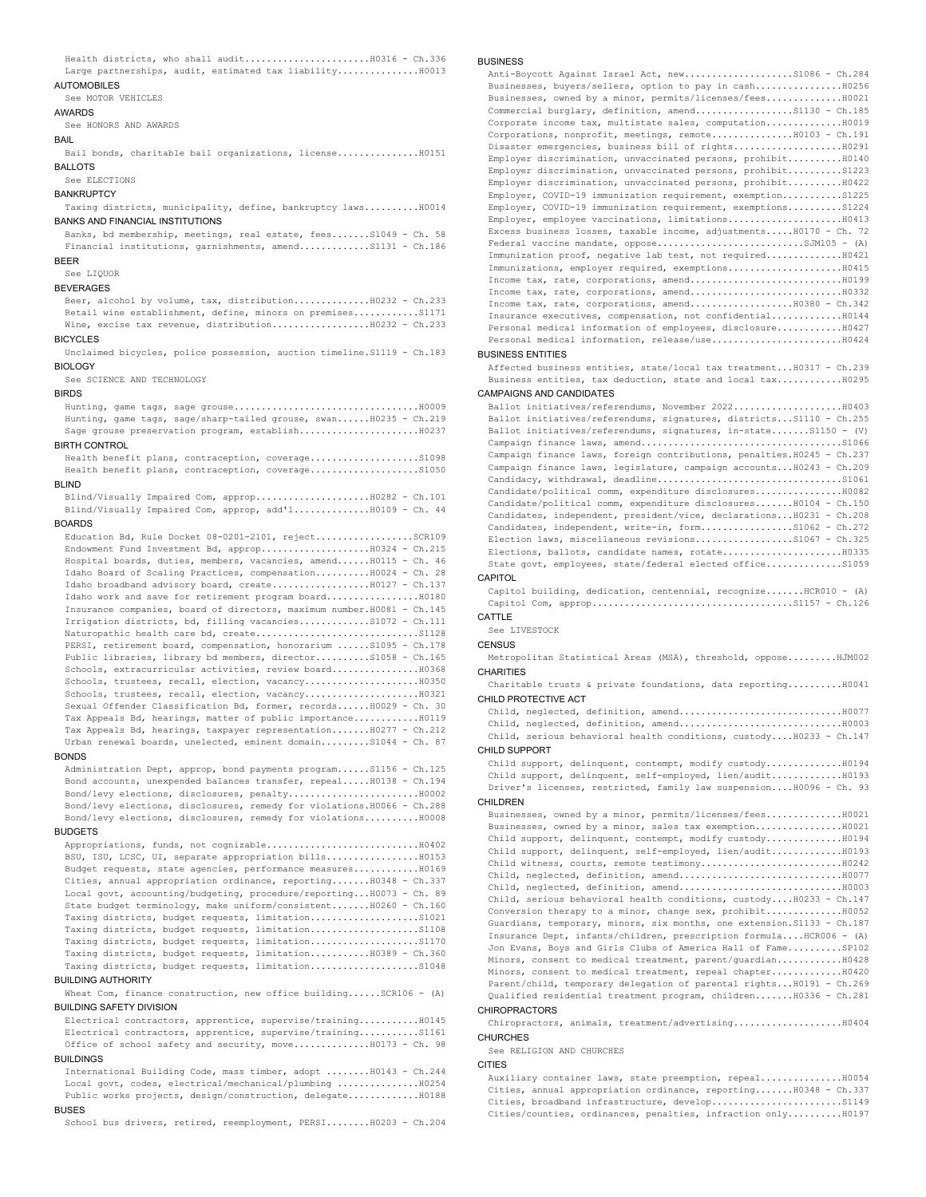Health districts, who shall audit......................H0316 - Ch.336
Large partnerships, audit, estimated tax liability..............H0013

AUTOMOBILES

See MOTOR VEHICLES

AWARDS

See HONORS AND AWARDS

BAIL

Bail bonds, charitable bail organizations, license..............H0151

BALLOTS

See ELECTIONS

BANKRUPTCY

Taxing districts, municipality, define, bankruptcy laws..........H0014

BANKS AND FINANCIAL INSTITUTIONS

Banks, bd membership, meetings, real estate, fees.......S1049 - Ch. 58
Financial institutions, garnishments, amend............S1131 - Ch.186

BEER

See LIQUOR

BEVERAGES

Beer, alcohol by volume, tax, distribution.............H0232 - Ch.233
Retail wine establishment, define, minors on premises...........S1171
Wine, excise tax revenue, distribution..................H0232 - Ch.233

BICYCLES

Unclaimed bicycles, police possession, auction timeline.S1119 - Ch.183

BIOLOGY

See SCIENCE AND TECHNOLOGY

BIRDS

Hunting, game tags, sage grouse.................................H0009
Hunting, game tags, sage/sharp-tailed grouse, swan......H0235 - Ch.219
Sage grouse preservation program, establish......................H0237

BIRTH CONTROL

Health benefit plans, contraception, coverage...................S1098
Health benefit plans, contraception, coverage...................S1050

BLIND

Blind/Visually Impaired Com, approp....................H0282 - Ch.101
Blind/Visually Impaired Com, approp, add'l.............H0109 - Ch. 44

BOARDS

Education Bd, Rule Docket 08-0201-2101, reject.................SCR109
Endowment Fund Investment Bd, approp...................H0324 - Ch.215
Hospital boards, duties, members, vacancies, amend......H0115 - Ch. 46
Idaho Board of Scaling Practices, compensation..........H0024 - Ch. 28
Idaho broadband advisory board, create..................H0127 - Ch.137
Idaho work and save for retirement program board................H0180
Insurance companies, board of directors, maximum number.H0081 - Ch.145
Irrigation districts, bd, filling vacancies............S1072 - Ch.111
Naturopathic health care bd, create.............................S1128
PERSI, retirement board, compensation, honorarium ......S1095 - Ch.178
Public libraries, library bd members, director..........S1058 - Ch.165
Schools, extracurricular activities, review board...............H0368
Schools, trustees, recall, election, vacancy....................H0350
Schools, trustees, recall, election, vacancy....................H0321
Sexual Offender Classification Bd, former, records......H0029 - Ch. 30
Tax Appeals Bd, hearings, matter of public importance...........H0119
Tax Appeals Bd, hearings, taxpayer representation.......H0277 - Ch.212
Urban renewal boards, unelected, eminent domain.........S1044 - Ch. 87

BONDS

Administration Dept, approp, bond payments program......S1156 - Ch.125
Bond accounts, unexpended balances transfer, repeal.....H0138 - Ch.194
Bond/levy elections, disclosures, penalty.......................H0002
Bond/levy elections, disclosures, remedy for violations.H0066 - Ch.288
Bond/levy elections, disclosures, remedy for violations.........H0008

BUDGETS

Appropriations, funds, not cognizable...........................H0402
BSU, ISU, LCSC, UI, separate appropriation bills................H0153
Budget requests, state agencies, performance measures...........H0169
Cities, annual appropriation ordinance, reporting.......H0348 - Ch.337
Local govt, accounting/budgeting, procedure/reporting...H0073 - Ch. 89
State budget terminology, make uniform/consistent.......H0260 - Ch.160
Taxing districts, budget requests, limitation...................S1021
Taxing districts, budget requests, limitation...................S1108
Taxing districts, budget requests, limitation...................S1170
Taxing districts, budget requests, limitation...........H0389 - Ch.360
Taxing districts, budget requests, limitation...................S1048

BUILDING AUTHORITY

Wheat Com, finance construction, new office building......SCR106 - (A)

BUILDING SAFETY DIVISION

Electrical contractors, apprentice, supervise/training..........H0145
Electrical contractors, apprentice, supervise/training..........S1161
Office of school safety and security, move.............H0173 - Ch. 98

BUILDINGS

International Building Code, mass timber, adopt ........H0143 - Ch.244
Local govt, codes, electrical/mechanical/plumbing ..............H0254
Public works projects, design/construction, delegate............H0188

BUSES

School bus drivers, retired, reemployment, PERSI........H0203 - Ch.204

BUSINESS

Anti-Boycott Against Israel Act, new...................S1086 - Ch.284
Businesses, buyers/sellers, option to pay in cash...............H0256
Businesses, owned by a minor, permits/licenses/fees.............H0021
Commercial burglary, definition, amend.................S1130 - Ch.185
Corporate income tax, multistate sales, computation.............H0019
Corporations, nonprofit, meetings, remote..............H0103 - Ch.191
Disaster emergencies, business bill of rights...................H0291
Employer discrimination, unvaccinated persons, prohibit.........H0140
Employer discrimination, unvaccinated persons, prohibit.........S1223
Employer discrimination, unvaccinated persons, prohibit.........H0422
Employer, COVID-19 immunization requirement, exemption..........S1225
Employer, COVID-19 immunization requirement, exemptions.........S1224
Employer, employee vaccinations, limitations....................H0413
Excess business losses, taxable income, adjustments.....H0170 - Ch. 72
Federal vaccine mandate, oppose..........................SJM105 - (A)
Immunization proof, negative lab test, not required.............H0421
Immunizations, employer required, exemptions....................H0415
Income tax, rate, corporations, amend...........................H0199
Income tax, rate, corporations, amend...........................H0332
Income tax, rate, corporations, amend..................H0380 - Ch.342
Insurance executives, compensation, not confidential............H0144
Personal medical information of employees, disclosure...........H0427
Personal medical information, release/use.......................H0424

BUSINESS ENTITIES

Affected business entities, state/local tax treatment...H0317 - Ch.239
Business entities, tax deduction, state and local tax...........H0295

CAMPAIGNS AND CANDIDATES

Ballot initiatives/referendums, November 2022...................H0403
Ballot initiatives/referendums, signatures, districts...S1110 - Ch.255
Ballot initiatives/referendums, signatures, in-state.......S1150 - (V)
Campaign finance laws, amend....................................S1066
Campaign finance laws, foreign contributions, penalties.H0245 - Ch.237
Campaign finance laws, legislature, campaign accounts...H0243 - Ch.209
Candidacy, withdrawal, deadline.................................S1061
Candidate/political comm, expenditure disclosures...............H0082
Candidate/political comm, expenditure disclosures.......H0104 - Ch.150
Candidates, independent, president/vice, declarations...H0231 - Ch.208
Candidates, independent, write-in, form................S1062 - Ch.272
Election laws, miscellaneous revisions.................S1067 - Ch.325
Elections, ballots, candidate names, rotate.....................H0335
State govt, employees, state/federal elected office.............S1059

CAPITOL

Capitol building, dedication, centennial, recognize.......HCR010 - (A)
Capitol Com, approp....................................S1157 - Ch.126

CATTLE

See LIVESTOCK

CENSUS

Metropolitan Statistical Areas (MSA), threshold, oppose.........HJM002

CHARITIES

Charitable trusts & private foundations, data reporting.........H0041

CHILD PROTECTIVE ACT

Child, neglected, definition, amend.............................H0077
Child, neglected, definition, amend.............................H0003
Child, serious behavioral health conditions, custody....H0233 - Ch.147

CHILD SUPPORT

Child support, delinquent, contempt, modify custody.............H0194
Child support, delinquent, self-employed, lien/audit............H0193
Driver's licenses, restricted, family law suspension....H0096 - Ch. 93

CHILDREN

Businesses, owned by a minor, permits/licenses/fees.............H0021
Businesses, owned by a minor, sales tax exemption...............H0021
Child support, delinquent, contempt, modify custody.............H0194
Child support, delinquent, self-employed, lien/audit............H0193
Child witness, courts, remote testimony.........................H0242
Child, neglected, definition, amend.............................H0077
Child, neglected, definition, amend.............................H0003
Child, serious behavioral health conditions, custody....H0233 - Ch.147
Conversion therapy to a minor, change sex, prohibit.............H0052
Guardians, temporary, minors, six months, one extension.S1133 - Ch.187
Insurance Dept, infants/children, prescription formula....HCR006 - (A)
Jon Evans, Boys and Girls Clubs of America Hall of Fame..........SP102
Minors, consent to medical treatment, parent/guardian...........H0428
Minors, consent to medical treatment, repeal chapter............H0420
Parent/child, temporary delegation of parental rights...H0191 - Ch.269
Qualified residential treatment program, children.......H0336 - Ch.281

CHIROPRACTORS

Chiropractors, animals, treatment/advertising...................H0404

CHURCHES

See RELIGION AND CHURCHES

CITIES

Auxiliary container laws, state preemption, repeal..............H0054
Cities, annual appropriation ordinance, reporting.......H0348 - Ch.337
Cities, broadband infrastructure, develop.......................S1149
Cities/counties, ordinances, penalties, infraction only.........H0197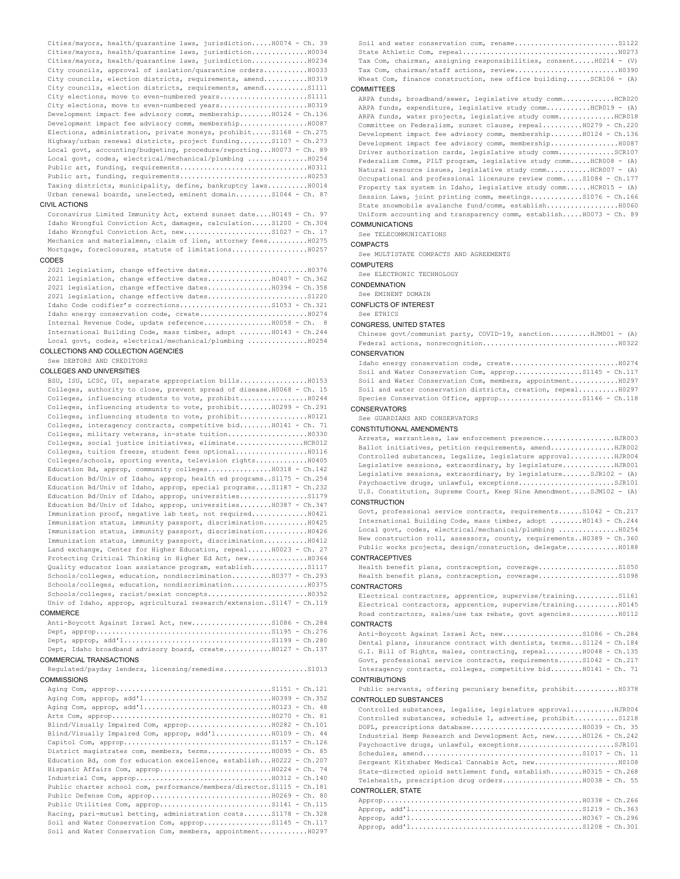Cities/mayors, health/quarantine laws, jurisdiction.....H0074 - Ch. 39
Cities/mayors, health/quarantine laws, jurisdiction.............H0034
Cities/mayors, health/quarantine laws, jurisdiction.............H0234
City councils, approval of isolation/quarantine orders..........H0033
City councils, election districts, requirements, amend..........H0319
City councils, election districts, requirements, amend..........S1111
City elections, move to even-numbered years.....................S1111
City elections, move to even-numbered years.....................H0319
Development impact fee advisory comm, membership........H0124 - Ch.136
Development impact fee advisory comm, membership................H0087
Elections, administration, private moneys, prohibit.....S1168 - Ch.275
Highway/urban renewal districts, project funding........S1107 - Ch.273
Local govt, accounting/budgeting, procedure/reporting...H0073 - Ch. 89
Local govt, codes, electrical/mechanical/plumbing ..............H0254
Public art, funding, requirements...............................H0311
Public art, funding, requirements...............................H0253
Taxing districts, municipality, define, bankruptcy laws..........H0014
Urban renewal boards, unelected, eminent domain.........S1044 - Ch. 87

## CIVIL ACTIONS

Coronavirus Limited Immunity Act, extend sunset date....H0149 - Ch. 97
Idaho Wrongful Conviction Act, damages, calculation.....S1200 - Ch.304
Idaho Wrongful Conviction Act, new......................S1027 - Ch. 17
Mechanics and materialmen, claim of lien, attorney fees..........H0275
Mortgage, foreclosures, statute of limitations..................H0257

## CODES

2021 legislation, change effective dates........................H0376
2021 legislation, change effective dates................H0407 - Ch.362
2021 legislation, change effective dates................H0394 - Ch.358
2021 legislation, change effective dates........................S1220
Idaho Code codifier's corrections.......................S1053 - Ch.321
Idaho energy conservation code, create..........................H0274
Internal Revenue Code, update reference.................H0058 - Ch. 8
International Building Code, mass timber, adopt ........H0143 - Ch.244
Local govt, codes, electrical/mechanical/plumbing ..............H0254

## COLLECTIONS AND COLLECTION AGENCIES

See DEBTORS AND CREDITORS

## COLLEGES AND UNIVERSITIES

BSU, ISU, LCSC, UI, separate appropriation bills................H0153
Colleges, authority to close, prevent spread of disease.H0068 - Ch. 15
Colleges, influencing students to vote, prohibit................H0244
Colleges, influencing students to vote, prohibit........H0299 - Ch.291
Colleges, influencing students to vote, prohibit................H0121
Colleges, interagency contracts, competitive bid........H0141 - Ch. 71
Colleges, military veterans, in-state tuition...................H0330
Colleges, social justice initiatives, eliminate.................HCR012
Colleges, tuition freeze, student fees optional.................H0116
Colleges/schools, sporting events, television rights............H0405
Education Bd, approp, community colleges................H0318 - Ch.142
Education Bd/Univ of Idaho, approp, health ed programs..S1175 - Ch.254
Education Bd/Univ of Idaho, approp, special programs....S1187 - Ch.232
Education Bd/Univ of Idaho, approp, universities................S1179
Education Bd/Univ of Idaho, approp, universities........H0387 - Ch.347
Immunization proof, negative lab test, not required.............H0421
Immunization status, immunity passport, discrimination..........H0425
Immunization status, immunity passport, discrimination..........H0426
Immunization status, immunity passport, discrimination..........H0412
Land exchange, Center for Higher Education, repeal......H0023 - Ch. 27
Protecting Critical Thinking in Higher Ed Act, new..............H0364
Quality educator loan assistance program, establish.............S1117
Schools/colleges, education, nondiscrimination..........H0377 - Ch.293
Schools/colleges, education, nondiscrimination..................H0375
Schools/colleges, racist/sexist concepts........................H0352
Univ of Idaho, approp, agricultural research/extension..S1147 - Ch.119

## COMMERCE

Anti-Boycott Against Israel Act, new....................S1086 - Ch.284
Dept, approp............................................S1195 - Ch.276
Dept, approp, add'l.....................................S1199 - Ch.280
Dept, Idaho broadband advisory board, create............H0127 - Ch.137

## COMMERCIAL TRANSACTIONS

Regulated/payday lenders, licensing/remedies....................S1013

## COMMISSIONS

Aging Com, approp.......................................S1151 - Ch.121
Aging Com, approp, add'l................................H0399 - Ch.352
Aging Com, approp, add'l................................H0123 - Ch. 48
Arts Com, approp........................................H0270 - Ch. 81
Blind/Visually Impaired Com, approp.....................H0282 - Ch.101
Blind/Visually Impaired Com, approp, add'l..............H0109 - Ch. 44
Capitol Com, approp.....................................S1157 - Ch.126
District magistrates com, members, terms................H0095 - Ch. 85
Education Bd, com for education excellence, establish...H0222 - Ch.207
Hispanic Affairs Com, approp............................H0224 - Ch. 74
Industrial Com, approp..................................H0312 - Ch.140
Public charter school com, performance/members/director.S1115 - Ch.181
Public Defense Com, approp..............................H0269 - Ch. 80
Public Utilities Com, approp............................S1141 - Ch.115
Racing, pari-mutuel betting, administration costs.......S1178 - Ch.328
Soil and Water Conservation Com, approp.................S1145 - Ch.117
Soil and Water Conservation Com, members, appointment...........H0297
Soil and water conservation com, rename.........................S1122
State Athletic Com, repeal......................................H0273
Tax Com, chairman, assigning responsibilities, consent.....H0214 - (V)
Tax Com, chairman/staff actions, review.........................H0390
Wheat Com, finance construction, new office building......SCR106 - (A)

## COMMITTEES

ARPA funds, broadband/sewer, legislative study comm.............HCR020
ARPA funds, expenditure, legislative study comm...........HCR019 - (A)
ARPA funds, water projects, legislative study comm..............HCR018
Committee on Federalism, sunset clause, repeal..........H0279 - Ch.220
Development impact fee advisory comm, membership........H0124 - Ch.136
Development impact fee advisory comm, membership................H0087
Driver authorization cards, legislative study comm..............SCR107
Federalism Comm, PILT program, legislative study comm.....HCR008 - (A)
Natural resource issues, legislative study comm...........HCR007 - (A)
Occupational and professional licensure review comm.....S1084 - Ch.177
Property tax system in Idaho, legislative study comm......HCR015 - (A)
Session Laws, joint printing comm, meetings.............S1076 - Ch.166
State snowmobile avalanche fund/comm, establish.................H0060
Uniform accounting and transparency comm, establish.....H0073 - Ch. 89

## COMMUNICATIONS

See TELECOMMUNICATIONS

## COMPACTS

See MULTISTATE COMPACTS AND AGREEMENTS

## COMPUTERS

See ELECTRONIC TECHNOLOGY

## CONDEMNATION

See EMINENT DOMAIN

## CONFLICTS OF INTEREST

See ETHICS

## CONGRESS, UNITED STATES

Chinese govt/communist party, COVID-19, sanction..........HJM001 - (A)
Federal actions, nonrecognition.................................H0322

## CONSERVATION

Idaho energy conservation code, create..........................H0274
Soil and Water Conservation Com, approp.................S1145 - Ch.117
Soil and Water Conservation Com, members, appointment...........H0297
Soil and water conservation districts, creation, repeal..........H0297
Species Conservation Office, approp.....................S1146 - Ch.118

## CONSERVATORS

See GUARDIANS AND CONSERVATORS

## CONSTITUTIONAL AMENDMENTS

Arrests, warrantless, law enforcement presence..................HJR003
Ballot initiatives, petition requirements, amend................HJR002
Controlled substances, legalize, legislature approval...........HJR004
Legislative sessions, extraordinary, by legislature.............HJR001
Legislative sessions, extraordinary, by legislature.......SJR102 - (A)
Psychoactive drugs, unlawful, exceptions........................SJR101
U.S. Constitution, Supreme Court, Keep Nine Amendment.....SJM102 - (A)

## CONSTRUCTION

Govt, professional service contracts, requirements......S1042 - Ch.217
International Building Code, mass timber, adopt ........H0143 - Ch.244
Local govt, codes, electrical/mechanical/plumbing ..............H0254
New construction roll, assessors, county, requirements..H0389 - Ch.360
Public works projects, design/construction, delegate.............H0188

## CONTRACEPTIVES

Health benefit plans, contraception, coverage...................S1050
Health benefit plans, contraception, coverage...................S1098

## CONTRACTORS

Electrical contractors, apprentice, supervise/training..........S1161
Electrical contractors, apprentice, supervise/training..........H0145
Road contractors, sales/use tax rebate, govt agencies............H0112

## CONTRACTS

Anti-Boycott Against Israel Act, new....................S1086 - Ch.284
Dental plans, insurance contract with dentists, terms...S1124 - Ch.184
G.I. Bill of Rights, males, contracting, repeal.........H0048 - Ch.135
Govt, professional service contracts, requirements......S1042 - Ch.217
Interagency contracts, colleges, competitive bid........H0141 - Ch. 71

## CONTRIBUTIONS

Public servants, offering pecuniary benefits, prohibit..........H0378

## CONTROLLED SUBSTANCES

Controlled substances, legalize, legislature approval...........HJR004
Controlled substances, schedule I, advertise, prohibit..........S1218
DOPL, prescriptions database............................H0039 - Ch. 35
Industrial Hemp Research and Development Act, new.......H0126 - Ch.242
Psychoactive drugs, unlawful, exceptions........................SJR101
Schedules, amend........................................S1017 - Ch. 11
Sergeant Kitzhaber Medical Cannabis Act, new....................H0108
State-directed opioid settlement fund, establish........H0315 - Ch.268
Telehealth, prescription drug orders....................H0038 - Ch. 55

## CONTROLLER, STATE

Approp..................................................H0338 - Ch.266
Approp, add'l...........................................S1219 - Ch.363
Approp, add'l...........................................H0367 - Ch.296
Approp, add'l...........................................S1208 - Ch.301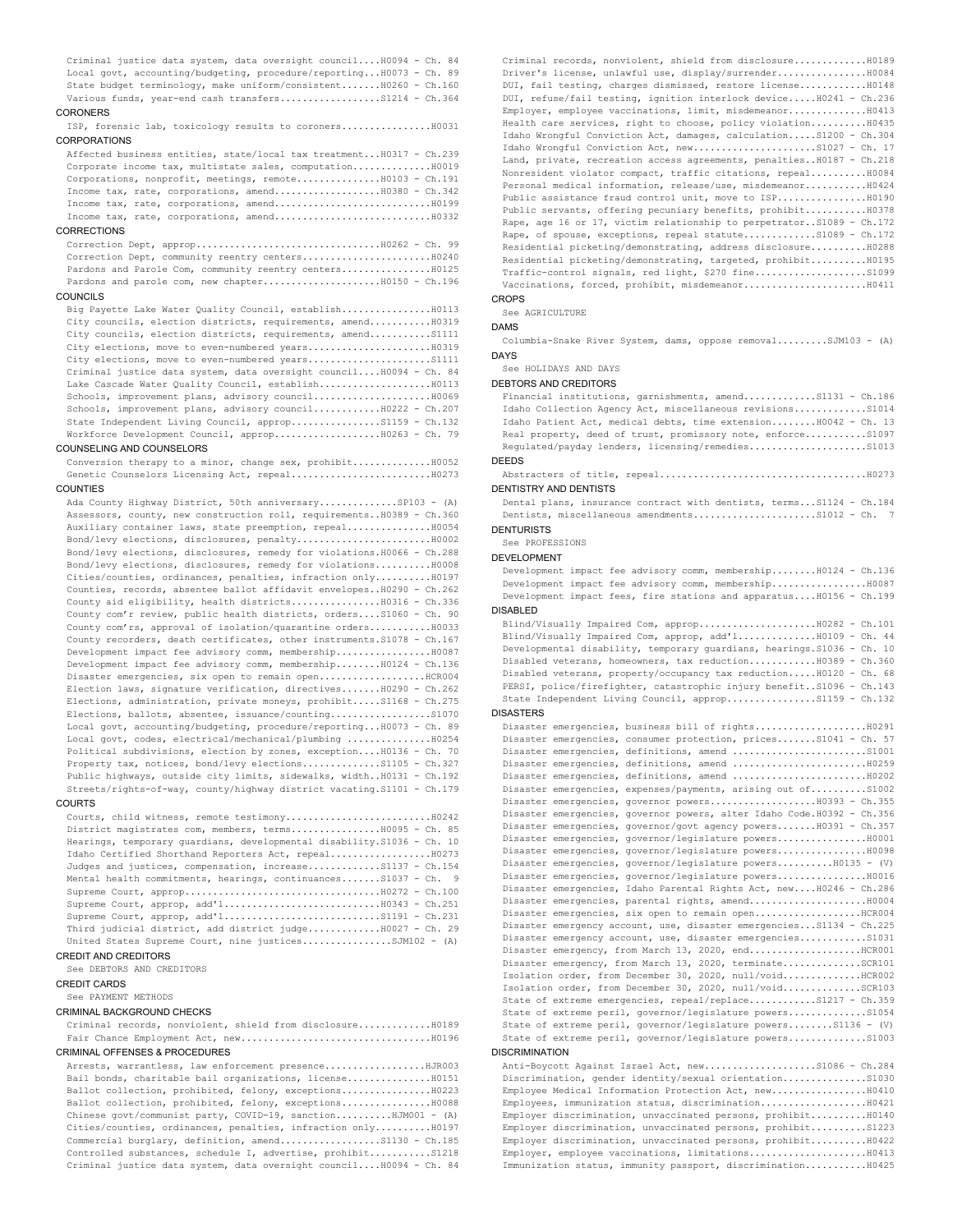Criminal justice data system, data oversight council....H0094 - Ch. 84
Local govt, accounting/budgeting, procedure/reporting...H0073 - Ch. 89
State budget terminology, make uniform/consistent.......H0260 - Ch.160
Various funds, year-end cash transfers..................S1214 - Ch.364

## CORONERS

ISP, forensic lab, toxicology results to coroners...............H0031

## CORPORATIONS

Affected business entities, state/local tax treatment...H0317 - Ch.239
Corporate income tax, multistate sales, computation.............H0019
Corporations, nonprofit, meetings, remote...............H0103 - Ch.191
Income tax, rate, corporations, amend...................H0380 - Ch.342
Income tax, rate, corporations, amend...........................H0199
Income tax, rate, corporations, amend...........................H0332

## CORRECTIONS

Correction Dept, approp.................................H0262 - Ch. 99
Correction Dept, community reentry centers......................H0240
Pardons and Parole Com, community reentry centers...............H0125
Pardons and parole com, new chapter.....................H0150 - Ch.196

## COUNCILS

Big Payette Lake Water Quality Council, establish...............H0113
City councils, election districts, requirements, amend..........H0319
City councils, election districts, requirements, amend..........S1111
City elections, move to even-numbered years.....................H0319
City elections, move to even-numbered years.....................S1111
Criminal justice data system, data oversight council....H0094 - Ch. 84
Lake Cascade Water Quality Council, establish....................H0113
Schools, improvement plans, advisory council....................H0069
Schools, improvement plans, advisory council............H0222 - Ch.207
State Independent Living Council, approp................S1159 - Ch.132
Workforce Development Council, approp...................H0263 - Ch. 79

## COUNSELING AND COUNSELORS

Conversion therapy to a minor, change sex, prohibit.............H0052
Genetic Counselors Licensing Act, repeal........................H0273

## COUNTIES

Ada County Highway District, 50th anniversary.............SP103 - (A)
Assessors, county, new construction roll, requirements..H0389 - Ch.360
Auxiliary container laws, state preemption, repeal..............H0054
Bond/levy elections, disclosures, penalty.......................H0002
Bond/levy elections, disclosures, remedy for violations.H0066 - Ch.288
Bond/levy elections, disclosures, remedy for violations.........H0008
Cities/counties, ordinances, penalties, infraction only.........H0197
Counties, records, absentee ballot affidavit envelopes..H0290 - Ch.262
County aid eligibility, health districts................H0316 - Ch.336
County com'r review, public health districts, orders....S1060 - Ch. 90
County com'rs, approval of isolation/quarantine orders..........H0033
County recorders, death certificates, other instruments.S1078 - Ch.167
Development impact fee advisory comm, membership................H0087
Development impact fee advisory comm, membership........H0124 - Ch.136
Disaster emergencies, six open to remain open..................HCR004
Election laws, signature verification, directives.......H0290 - Ch.262
Elections, administration, private moneys, prohibit.....S1168 - Ch.275
Elections, ballots, absentee, issuance/counting.................S1070
Local govt, accounting/budgeting, procedure/reporting...H0073 - Ch. 89
Local govt, codes, electrical/mechanical/plumbing ..............H0254
Political subdivisions, election by zones, exception....H0136 - Ch. 70
Property tax, notices, bond/levy elections..............S1105 - Ch.327
Public highways, outside city limits, sidewalks, width..H0131 - Ch.192
Streets/rights-of-way, county/highway district vacating.S1101 - Ch.179

## COURTS

Courts, child witness, remote testimony.........................H0242
District magistrates com, members, terms................H0095 - Ch. 85
Hearings, temporary guardians, developmental disability.S1036 - Ch. 10
Idaho Certified Shorthand Reporters Act, repeal.................H0273
Judges and justices, compensation, increase.............S1137 - Ch.154
Mental health commitments, hearings, continuances.......S1037 - Ch. 9
Supreme Court, approp...................................H0272 - Ch.100
Supreme Court, approp, add'l............................H0343 - Ch.251
Supreme Court, approp, add'l............................S1191 - Ch.231
Third judicial district, add district judge.............H0027 - Ch. 29
United States Supreme Court, nine justices...............SJM102 - (A)

## CREDIT AND CREDITORS

See DEBTORS AND CREDITORS

## CREDIT CARDS

See PAYMENT METHODS

## CRIMINAL BACKGROUND CHECKS

Criminal records, nonviolent, shield from disclosure............H0189
Fair Chance Employment Act, new.................................H0196

## CRIMINAL OFFENSES & PROCEDURES

Arrests, warrantless, law enforcement presence.................HJR003
Bail bonds, charitable bail organizations, license..............H0151
Ballot collection, prohibited, felony, exceptions...............H0223
Ballot collection, prohibited, felony, exceptions...............H0088
Chinese govt/communist party, COVID-19, sanction..........HJM001 - (A)
Cities/counties, ordinances, penalties, infraction only.........H0197
Commercial burglary, definition, amend..................S1130 - Ch.185
Controlled substances, schedule I, advertise, prohibit..........S1218
Criminal justice data system, data oversight council....H0094 - Ch. 84
Criminal records, nonviolent, shield from disclosure............H0189
Driver's license, unlawful use, display/surrender...............H0084
DUI, fail testing, charges dismissed, restore license...........H0148
DUI, refuse/fail testing, ignition interlock device.....H0241 - Ch.236
Employer, employee vaccinations, limit, misdemeanor.............H0413
Health care services, right to choose, policy violation.........H0435
Idaho Wrongful Conviction Act, damages, calculation.....S1200 - Ch.304
Idaho Wrongful Conviction Act, new......................S1027 - Ch. 17
Land, private, recreation access agreements, penalties..H0187 - Ch.218
Nonresident violator compact, traffic citations, repeal.........H0084
Personal medical information, release/use, misdemeanor..........H0424
Public assistance fraud control unit, move to ISP...............H0190
Public servants, offering pecuniary benefits, prohibit..........H0378
Rape, age 16 or 17, victim relationship to perpetrator..S1089 - Ch.172
Rape, of spouse, exceptions, repeal statute.............S1089 - Ch.172
Residential picketing/demonstrating, address disclosure.........H0288
Residential picketing/demonstrating, targeted, prohibit.........H0195
Traffic-control signals, red light, $270 fine...................S1099
Vaccinations, forced, prohibit, misdemeanor.....................H0411

## CROPS

See AGRICULTURE

## DAMS

Columbia-Snake River System, dams, oppose removal.........SJM103 - (A)

## DAYS

See HOLIDAYS AND DAYS

## DEBTORS AND CREDITORS

Financial institutions, garnishments, amend.............S1131 - Ch.186
Idaho Collection Agency Act, miscellaneous revisions............S1014
Idaho Patient Act, medical debts, time extension........H0042 - Ch. 13
Real property, deed of trust, promissory note, enforce..........S1097
Regulated/payday lenders, licensing/remedies....................S1013

## DEEDS

Abstracters of title, repeal....................................H0273

## DENTISTRY AND DENTISTS

Dental plans, insurance contract with dentists, terms...S1124 - Ch.184
Dentists, miscellaneous amendments......................S1012 - Ch. 7

## DENTURISTS

See PROFESSIONS

## DEVELOPMENT

Development impact fee advisory comm, membership........H0124 - Ch.136
Development impact fee advisory comm, membership................H0087
Development impact fees, fire stations and apparatus....H0156 - Ch.199

## DISABLED

Blind/Visually Impaired Com, approp.....................H0282 - Ch.101
Blind/Visually Impaired Com, approp, add'l..............H0109 - Ch. 44
Developmental disability, temporary guardians, hearings.S1036 - Ch. 10
Disabled veterans, homeowners, tax reduction............H0389 - Ch.360
Disabled veterans, property/occupancy tax reduction.....H0120 - Ch. 68
PERSI, police/firefighter, catastrophic injury benefit..S1096 - Ch.143
State Independent Living Council, approp................S1159 - Ch.132

## DISASTERS

Disaster emergencies, business bill of rights...................H0291
Disaster emergencies, consumer protection, prices.......S1041 - Ch. 57
Disaster emergencies, definitions, amend .......................S1001
Disaster emergencies, definitions, amend .......................H0259
Disaster emergencies, definitions, amend .......................H0202
Disaster emergencies, expenses/payments, arising out of.........S1002
Disaster emergencies, governor powers...................H0393 - Ch.355
Disaster emergencies, governor powers, alter Idaho Code.H0392 - Ch.356
Disaster emergencies, governor/govt agency powers.......H0391 - Ch.357
Disaster emergencies, governor/legislature powers...............H0001
Disaster emergencies, governor/legislature powers...............H0098
Disaster emergencies, governor/legislature powers..........H0135 - (V)
Disaster emergencies, governor/legislature powers...............H0016
Disaster emergencies, Idaho Parental Rights Act, new....H0246 - Ch.286
Disaster emergencies, parental rights, amend....................H0004
Disaster emergencies, six open to remain open..................HCR004
Disaster emergency account, use, disaster emergencies...S1134 - Ch.225
Disaster emergency account, use, disaster emergencies...........S1031
Disaster emergency, from March 13, 2020, end...................HCR001
Disaster emergency, from March 13, 2020, terminate.............SCR101
Isolation order, from December 30, 2020, null/void.............HCR002
Isolation order, from December 30, 2020, null/void.............SCR103
State of extreme emergencies, repeal/replace............S1217 - Ch.359
State of extreme peril, governor/legislature powers.............S1054
State of extreme peril, governor/legislature powers........S1136 - (V)
State of extreme peril, governor/legislature powers.............S1003

## DISCRIMINATION

Anti-Boycott Against Israel Act, new....................S1086 - Ch.284
Discrimination, gender identity/sexual orientation..............S1030
Employee Medical Information Protection Act, new................H0410
Employees, immunization status, discrimination..................H0421
Employer discrimination, unvaccinated persons, prohibit.........H0140
Employer discrimination, unvaccinated persons, prohibit.........S1223
Employer discrimination, unvaccinated persons, prohibit.........H0422
Employer, employee vaccinations, limitations....................H0413
Immunization status, immunity passport, discrimination..........H0425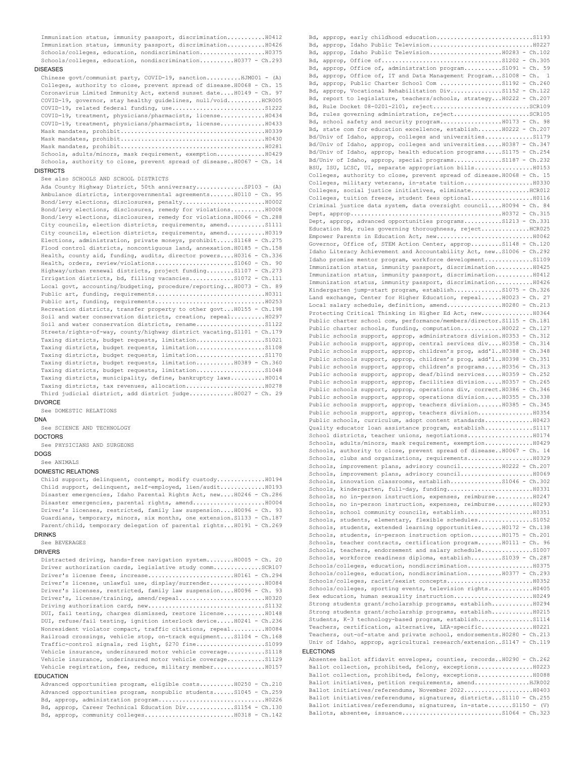Immunization status, immunity passport, discrimination...........H0412
Immunization status, immunity passport, discrimination...........H0426
Schools/colleges, education, nondiscrimination...................H0375
Schools/colleges, education, nondiscrimination..........H0377 - Ch.293

## DISEASES

Chinese govt/communist party, COVID-19, sanction..........HJM001 - (A)
Colleges, authority to close, prevent spread of disease.H0068 - Ch. 15
Coronavirus Limited Immunity Act, extend sunset date....H0149 - Ch. 97
COVID-19, governor, stay healthy guidelines, null/void..........HCR005
COVID-19, related federal funding, use...........................S1222
COVID-19, treatment, physicians/pharmacists, license............H0434
COVID-19, treatment, physicians/pharmacists, license............H0433
Mask mandates, prohibit..........................................H0339
Mask mandates, prohibit..........................................H0430
Mask mandates, prohibit..........................................H0281
Schools, adults/minors, mask requirement, exemption..............H0429
Schools, authority to close, prevent spread of disease..H0067 - Ch. 14

## DISTRICTS

See also SCHOOLS AND SCHOOL DISTRICTS
Ada County Highway District, 50th anniversary..............SP103 - (A)
Ambulance districts, intergovernmental agreements.......H0110 - Ch. 95
Bond/levy elections, disclosures, penalty........................H0002
Bond/levy elections, disclosures, remedy for violations..........H0008
Bond/levy elections, disclosures, remedy for violations.H0066 - Ch.288
City councils, election districts, requirements, amend...........S1111
City councils, election districts, requirements, amend...........H0319
Elections, administration, private moneys, prohibit.....S1168 - Ch.275
Flood control districts, noncontiguous land, annexation.H0185 - Ch.158
Health, county aid, funding, audits, director powers....H0316 - Ch.336
Health, orders, review/violations.......................S1060 - Ch. 90
Highway/urban renewal districts, project funding........S1107 - Ch.273
Irrigation districts, bd, filling vacancies.............S1072 - Ch.111
Local govt, accounting/budgeting, procedure/reporting...H0073 - Ch. 89
Public art, funding, requirements................................H0311
Public art, funding, requirements................................H0253
Recreation districts, transfer property to other govt...H0155 - Ch.198
Soil and water conservation districts, creation, repeal..........H0297
Soil and water conservation districts, rename....................S1122
Streets/rights-of-way, county/highway district vacating.S1101 - Ch.179
Taxing districts, budget requests, limitation....................S1021
Taxing districts, budget requests, limitation....................S1108
Taxing districts, budget requests, limitation....................S1170
Taxing districts, budget requests, limitation...........H0389 - Ch.360
Taxing districts, budget requests, limitation....................S1048
Taxing districts, municipality, define, bankruptcy laws..........H0014
Taxing districts, tax revenues, allocation.......................H0278
Third judicial district, add district judge.............H0027 - Ch. 29

## DIVORCE

See DOMESTIC RELATIONS

## DNA

See SCIENCE AND TECHNOLOGY

## DOCTORS

See PHYSICIANS AND SURGEONS

## DOGS

See ANIMALS

## DOMESTIC RELATIONS

Child support, delinquent, contempt, modify custody..............H0194
Child support, delinquent, self-employed, lien/audit.............H0193
Disaster emergencies, Idaho Parental Rights Act, new....H0246 - Ch.286
Disaster emergencies, parental rights, amend.....................H0004
Driver's licenses, restricted, family law suspension....H0096 - Ch. 93
Guardians, temporary, minors, six months, one extension.S1133 - Ch.187
Parent/child, temporary delegation of parental rights...H0191 - Ch.269

## DRINKS

See BEVERAGES

## DRIVERS

Distracted driving, hands-free navigation system........H0005 - Ch. 20
Driver authorization cards, legislative study comm..............SCR107
Driver's license fees, increase.........................H0161 - Ch.294
Driver's license, unlawful use, display/surrender................H0084
Driver's licenses, restricted, family law suspension....H0096 - Ch. 93
Driver's, license/training, amend/repeal.........................H0320
Driving authorization card, new..................................S1132
DUI, fail testing, charges dismissed, restore license............H0148
DUI, refuse/fail testing, ignition interlock device.....H0241 - Ch.236
Nonresident violator compact, traffic citations, repeal..........H0084
Railroad crossings, vehicle stop, on-track equipment....S1104 - Ch.168
Traffic-control signals, red light, $270 fine....................S1099
Vehicle insurance, underinsured motor vehicle coverage...........S1118
Vehicle insurance, underinsured motor vehicle coverage...........S1129
Vehicle registration, fee, reduce, military member...............H0157

## EDUCATION

Advanced opportunities program, eligible costs..........H0250 - Ch.210
Advanced opportunities program, nonpublic students......S1045 - Ch.259
Bd, approp, administration program...............................H0226
Bd, approp, Career Technical Education Div..............S1154 - Ch.130
Bd, approp, community colleges..........................H0318 - Ch.142
Bd, approp, early childhood education............................S1193
Bd, approp, Idaho Public Television..............................H0227
Bd, approp, Idaho Public Television.....................H0283 - Ch.102
Bd, approp, Office of...................................S1202 - Ch.305
Bd, approp, Office of, administration program...........S1091 - Ch. 59
Bd, approp, Office of, IT and Data Management Program...S1008 - Ch. 1
Bd, approp, Public Charter School Com ..................S1192 - Ch.260
Bd, approp, Vocational Rehabilitation Div...............S1152 - Ch.122
Bd, report to legislature, teachers/schools, strategy...H0222 - Ch.207
Bd, Rule Docket 08-0201-2101, reject............................SCR109
Bd, rules governing administration, reject......................SCR105
Bd, school safety and security program..................H0173 - Ch. 98
Bd, state com for education excellence, establish.......H0222 - Ch.207
Bd/Univ of Idaho, approp, colleges and universities..............S1179
Bd/Univ of Idaho, approp, colleges and universities.....H0387 - Ch.347
Bd/Univ of Idaho, approp, health education programs.....S1175 - Ch.254
Bd/Univ of Idaho, approp, special programs..............S1187 - Ch.232
BSU, ISU, LCSC, UI, separate appropriation bills.................H0153
Colleges, authority to close, prevent spread of disease.H0068 - Ch. 15
Colleges, military veterans, in-state tuition....................H0330
Colleges, social justice initiatives, eliminate.................HCR012
Colleges, tuition freeze, student fees optional..................H0116
Criminal justice data system, data oversight council....H0094 - Ch. 84
Dept, approp............................................H0372 - Ch.315
Dept, approp, advanced opportunities programs...........S1213 - Ch.331
Education Bd, rules governing thoroughness, reject..............HCR025
Empower Parents in Education Act, new............................H0062
Governor, Office of, STEM Action Center, approp.........S1148 - Ch.120
Idaho Literacy Achievement and Accountability Act, new..S1006 - Ch.292
Idaho promise mentor program, workforce development..............S1109
Immunization status, immunity passport, discrimination...........H0425
Immunization status, immunity passport, discrimination...........H0412
Immunization status, immunity passport, discrimination...........H0426
Kindergarten jump-start program, establish..............S1075 - Ch.326
Land exchange, Center for Higher Education, repeal......H0023 - Ch. 27
Local salary schedule, definition, amend................H0280 - Ch.213
Protecting Critical Thinking in Higher Ed Act, new...............H0364
Public charter school com, performance/members/director.S1115 - Ch.181
Public charter schools, funding, computation............H0022 - Ch.127
Public schools support, approp, administrators division.H0353 - Ch.312
Public schools support, approp, central services div....H0358 - Ch.314
Public schools support, approp, children's prog, add'l..H0388 - Ch.348
Public schools support, approp, children's prog, add'l..H0398 - Ch.351
Public schools support, approp, children's programs.....H0356 - Ch.313
Public schools support, approp, deaf/blind services.....H0359 - Ch.252
Public schools support, approp, facilities division.....H0357 - Ch.265
Public schools support, approp, operations div, correct.H0386 - Ch.346
Public schools support, approp, operations division.....H0355 - Ch.338
Public schools support, approp, teachers division.......H0385 - Ch.345
Public schools support, approp, teachers division................H0354
Public schools, curriculum, adopt content standards..............H0423
Quality educator loan assistance program, establish..............S1117
School districts, teacher unions, negotiations...................H0174
Schools, adults/minors, mask requirement, exemption..............H0429
Schools, authority to close, prevent spread of disease..H0067 - Ch. 14
Schools, clubs and organizations, requirements...................H0329
Schools, improvement plans, advisory council............H0222 - Ch.207
Schools, improvement plans, advisory council.....................H0069
Schools, innovation classrooms, establish...............S1046 - Ch.302
Schools, kindergarten, full-day, funding.........................H0331
Schools, no in-person instruction, expenses, reimburse...........H0247
Schools, no in-person instruction, expenses, reimburse...........H0293
Schools, school community councils, establish....................H0351
Schools, students, elementary, flexible schedules................S1052
Schools, students, extended learning opportunities......H0172 - Ch.138
Schools, students, in-person instruction option.........H0175 - Ch.201
Schools, teacher contracts, certification program.......H0111 - Ch. 96
Schools, teachers, endorsement and salary schedule...............S1007
Schools, workforce readiness diploma, establish.........S1039 - Ch.287
Schools/colleges, education, nondiscrimination...................H0375
Schools/colleges, education, nondiscrimination..........H0377 - Ch.293
Schools/colleges, racist/sexist concepts.........................H0352
Schools/colleges, sporting events, television rights.............H0405
Sex education, human sexuality instruction.......................H0249
Strong students grant/scholarship programs, establish............H0294
Strong students grant/scholarship programs, establish............H0215
Students, K-3 technology-based program, establish................S1114
Teachers, certification, alternative, LEA-specific...............H0221
Teachers, out-of-state and private school, endorsements.H0280 - Ch.213
Univ of Idaho, approp, agricultural research/extension..S1147 - Ch.119

## ELECTIONS

Absentee ballot affidavit envelopes, counties, records..H0290 - Ch.262
Ballot collection, prohibited, felony, exceptions................H0223
Ballot collection, prohibited, felony, exceptions................H0088
Ballot initiatives, petition requirements, amend................HJR002
Ballot initiatives/referendums, November 2022....................H0403
Ballot initiatives/referendums, signatures, districts...S1110 - Ch.255
Ballot initiatives/referendums, signatures, in-state.......S1150 - (V)
Ballots, absentee, issuance.............................S1064 - Ch.323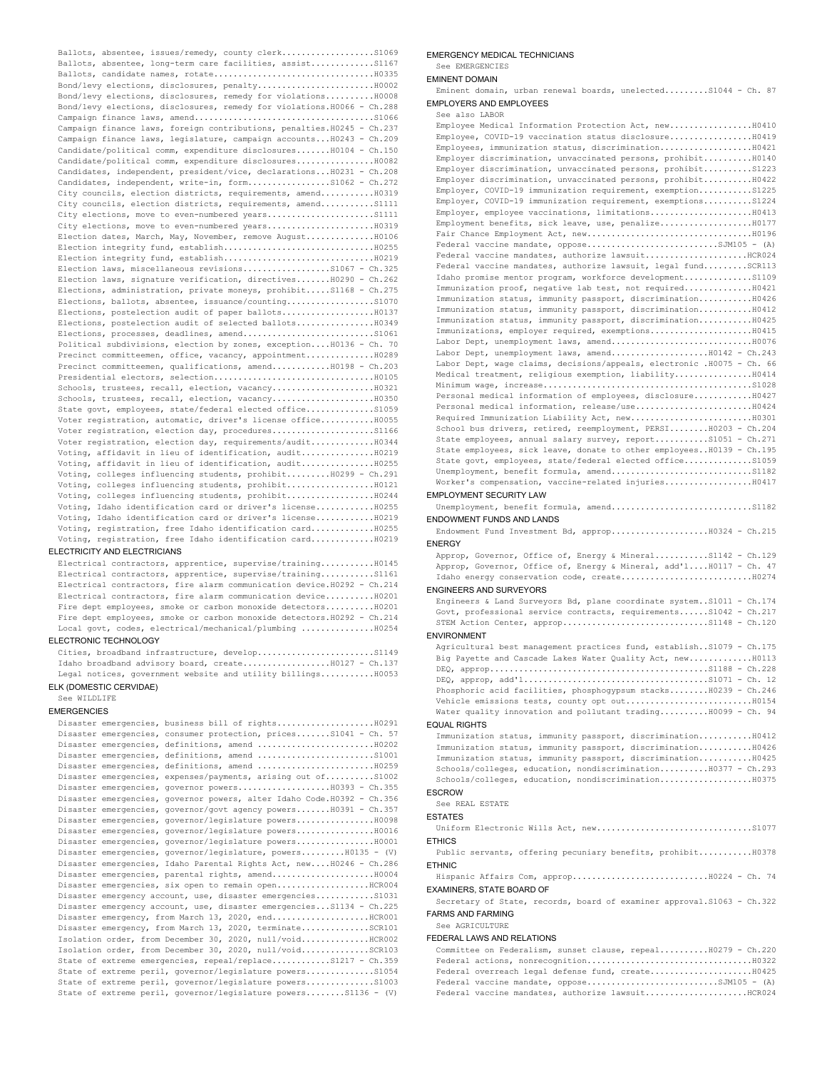Ballots, absentee, issues/remedy, county clerk..................S1069
Ballots, absentee, long-term care facilities, assist............S1167
Ballots, candidate names, rotate................................H0335
Bond/levy elections, disclosures, penalty.......................H0002
Bond/levy elections, disclosures, remedy for violations..........H0008
Bond/levy elections, disclosures, remedy for violations.H0066 - Ch.288
Campaign finance laws, amend....................................S1066
Campaign finance laws, foreign contributions, penalties.H0245 - Ch.237
Campaign finance laws, legislature, campaign accounts...H0243 - Ch.209
Candidate/political comm, expenditure disclosures.......H0104 - Ch.150
Candidate/political comm, expenditure disclosures...............H0082
Candidates, independent, president/vice, declarations...H0231 - Ch.208
Candidates, independent, write-in, form.................S1062 - Ch.272
City councils, election districts, requirements, amend...........H0319
City councils, election districts, requirements, amend...........S1111
City elections, move to even-numbered years......................S1111
City elections, move to even-numbered years......................H0319
Election dates, March, May, November, remove August..............H0106
Election integrity fund, establish...............................H0255
Election integrity fund, establish...............................H0219
Election laws, miscellaneous revisions..................S1067 - Ch.325
Election laws, signature verification, directives.......H0290 - Ch.262
Elections, administration, private moneys, prohibit.....S1168 - Ch.275
Elections, ballots, absentee, issuance/counting..................S1070
Elections, postelection audit of paper ballots...................H0137
Elections, postelection audit of selected ballots................H0349
Elections, processes, deadlines, amend...........................S1061
Political subdivisions, election by zones, exception....H0136 - Ch. 70
Precinct committeemen, office, vacancy, appointment..............H0289
Precinct committeemen, qualifications, amend............H0198 - Ch.203
Presidential electors, selection.................................H0105
Schools, trustees, recall, election, vacancy.....................H0321
Schools, trustees, recall, election, vacancy.....................H0350
State govt, employees, state/federal elected office..............S1059
Voter registration, automatic, driver's license office...........H0055
Voter registration, election day, procedures.....................S1166
Voter registration, election day, requirements/audit.............H0344
Voting, affidavit in lieu of identification, audit...............H0219
Voting, affidavit in lieu of identification, audit...............H0255
Voting, colleges influencing students, prohibit.........H0299 - Ch.291
Voting, colleges influencing students, prohibit..................H0121
Voting, colleges influencing students, prohibit..................H0244
Voting, Idaho identification card or driver's license............H0255
Voting, Idaho identification card or driver's license............H0219
Voting, registration, free Idaho identification card.............H0255
Voting, registration, free Idaho identification card.............H0219

## ELECTRICITY AND ELECTRICIANS

Electrical contractors, apprentice, supervise/training...........H0145
Electrical contractors, apprentice, supervise/training...........S1161
Electrical contractors, fire alarm communication device.H0292 - Ch.214
Electrical contractors, fire alarm communication device..........H0201
Fire dept employees, smoke or carbon monoxide detectors..........H0201
Fire dept employees, smoke or carbon monoxide detectors.H0292 - Ch.214
Local govt, codes, electrical/mechanical/plumbing ...............H0254

## ELECTRONIC TECHNOLOGY

Cities, broadband infrastructure, develop........................S1149
Idaho broadband advisory board, create..................H0127 - Ch.137
Legal notices, government website and utility billings...........H0053

## ELK (DOMESTIC CERVIDAE)

See WILDLIFE

## EMERGENCIES

Disaster emergencies, business bill of rights....................H0291
Disaster emergencies, consumer protection, prices.......S1041 - Ch. 57
Disaster emergencies, definitions, amend ........................H0202
Disaster emergencies, definitions, amend ........................S1001
Disaster emergencies, definitions, amend ........................H0259
Disaster emergencies, expenses/payments, arising out of..........S1002
Disaster emergencies, governor powers...................H0393 - Ch.355
Disaster emergencies, governor powers, alter Idaho Code.H0392 - Ch.356
Disaster emergencies, governor/govt agency powers.......H0391 - Ch.357
Disaster emergencies, governor/legislature powers................H0098
Disaster emergencies, governor/legislature powers................H0016
Disaster emergencies, governor/legislature powers................H0001
Disaster emergencies, governor/legislature, powers.........H0135 - (V)
Disaster emergencies, Idaho Parental Rights Act, new....H0246 - Ch.286
Disaster emergencies, parental rights, amend.....................H0004
Disaster emergencies, six open to remain open...................HCR004
Disaster emergency account, use, disaster emergencies............S1031
Disaster emergency account, use, disaster emergencies...S1134 - Ch.225
Disaster emergency, from March 13, 2020, end....................HCR001
Disaster emergency, from March 13, 2020, terminate..............SCR101
Isolation order, from December 30, 2020, null/void..............HCR002
Isolation order, from December 30, 2020, null/void..............SCR103
State of extreme emergencies, repeal/replace............S1217 - Ch.359
State of extreme peril, governor/legislature powers..............S1054
State of extreme peril, governor/legislature powers..............S1003
State of extreme peril, governor/legislature powers........S1136 - (V)

## EMERGENCY MEDICAL TECHNICIANS

See EMERGENCIES

## EMINENT DOMAIN

Eminent domain, urban renewal boards, unelected.........S1044 - Ch. 87

## EMPLOYERS AND EMPLOYEES

See also LABOR

Employee Medical Information Protection Act, new.................H0410
Employee, COVID-19 vaccination status disclosure.................H0419
Employees, immunization status, discrimination...................H0421
Employer discrimination, unvaccinated persons, prohibit..........H0140
Employer discrimination, unvaccinated persons, prohibit..........S1223
Employer discrimination, unvaccinated persons, prohibit..........H0422
Employer, COVID-19 immunization requirement, exemption...........S1225
Employer, COVID-19 immunization requirement, exemptions..........S1224
Employer, employee vaccinations, limitations.....................H0413
Employment benefits, sick leave, use, penalize...................H0177
Fair Chance Employment Act, new..................................H0196
Federal vaccine mandate, oppose...........................SJM105 - (A)
Federal vaccine mandates, authorize lawsuit.....................HCR024
Federal vaccine mandates, authorize lawsuit, legal fund.........SCR113
Idaho promise mentor program, workforce development..............S1109
Immunization proof, negative lab test, not required..............H0421
Immunization status, immunity passport, discrimination...........H0426
Immunization status, immunity passport, discrimination...........H0412
Immunization status, immunity passport, discrimination...........H0425
Immunizations, employer required, exemptions.....................H0415
Labor Dept, unemployment laws, amend.............................H0076
Labor Dept, unemployment laws, amend....................H0142 - Ch.243
Labor Dept, wage claims, decisions/appeals, electronic .H0075 - Ch. 66
Medical treatment, religious exemption, liability................H0414
Minimum wage, increase...........................................S1028
Personal medical information of employees, disclosure............H0427
Personal medical information, release/use........................H0424
Required Immunization Liability Act, new.........................H0301
School bus drivers, retired, reemployment, PERSI........H0203 - Ch.204
State employees, annual salary survey, report...........S1051 - Ch.271
State employees, sick leave, donate to other employees..H0139 - Ch.195
State govt, employees, state/federal elected office..............S1059
Unemployment, benefit formula, amend.............................S1182
Worker's compensation, vaccine-related injuries..................H0417

## EMPLOYMENT SECURITY LAW

Unemployment, benefit formula, amend.............................S1182

## ENDOWMENT FUNDS AND LANDS

Endowment Fund Investment Bd, approp....................H0324 - Ch.215

## ENERGY

Approp, Governor, Office of, Energy & Mineral...........S1142 - Ch.129
Approp, Governor, Office of, Energy & Mineral, add'l....H0117 - Ch. 47
Idaho energy conservation code, create...........................H0274

## ENGINEERS AND SURVEYORS

Engineers & Land Surveyors Bd, plane coordinate system..S1011 - Ch.174
Govt, professional service contracts, requirements......S1042 - Ch.217
STEM Action Center, approp..............................S1148 - Ch.120

## ENVIRONMENT

Agricultural best management practices fund, establish..S1079 - Ch.175
Big Payette and Cascade Lakes Water Quality Act, new.............H0113
DEQ, approp.............................................S1188 - Ch.228
DEQ, approp, add'l......................................S1071 - Ch. 12
Phosphoric acid facilities, phosphogypsum stacks........H0239 - Ch.246
Vehicle emissions tests, county opt out..........................H0154
Water quality innovation and pollutant trading..........H0099 - Ch. 94

## EQUAL RIGHTS

Immunization status, immunity passport, discrimination...........H0412
Immunization status, immunity passport, discrimination...........H0426
Immunization status, immunity passport, discrimination...........H0425
Schools/colleges, education, nondiscrimination..........H0377 - Ch.293
Schools/colleges, education, nondiscrimination...................H0375

## ESCROW

See REAL ESTATE

## ESTATES

Uniform Electronic Wills Act, new................................S1077

## ETHICS

Public servants, offering pecuniary benefits, prohibit...........H0378

## ETHNIC

Hispanic Affairs Com, approp............................H0224 - Ch. 74

## EXAMINERS, STATE BOARD OF

Secretary of State, records, board of examiner approval.S1063 - Ch.322

## FARMS AND FARMING

See AGRICULTURE

## FEDERAL LAWS AND RELATIONS

Committee on Federalism, sunset clause, repeal..........H0279 - Ch.220
Federal actions, nonrecognition..................................H0322
Federal overreach legal defense fund, create.....................H0425
Federal vaccine mandate, oppose...........................SJM105 - (A)
Federal vaccine mandates, authorize lawsuit.....................HCR024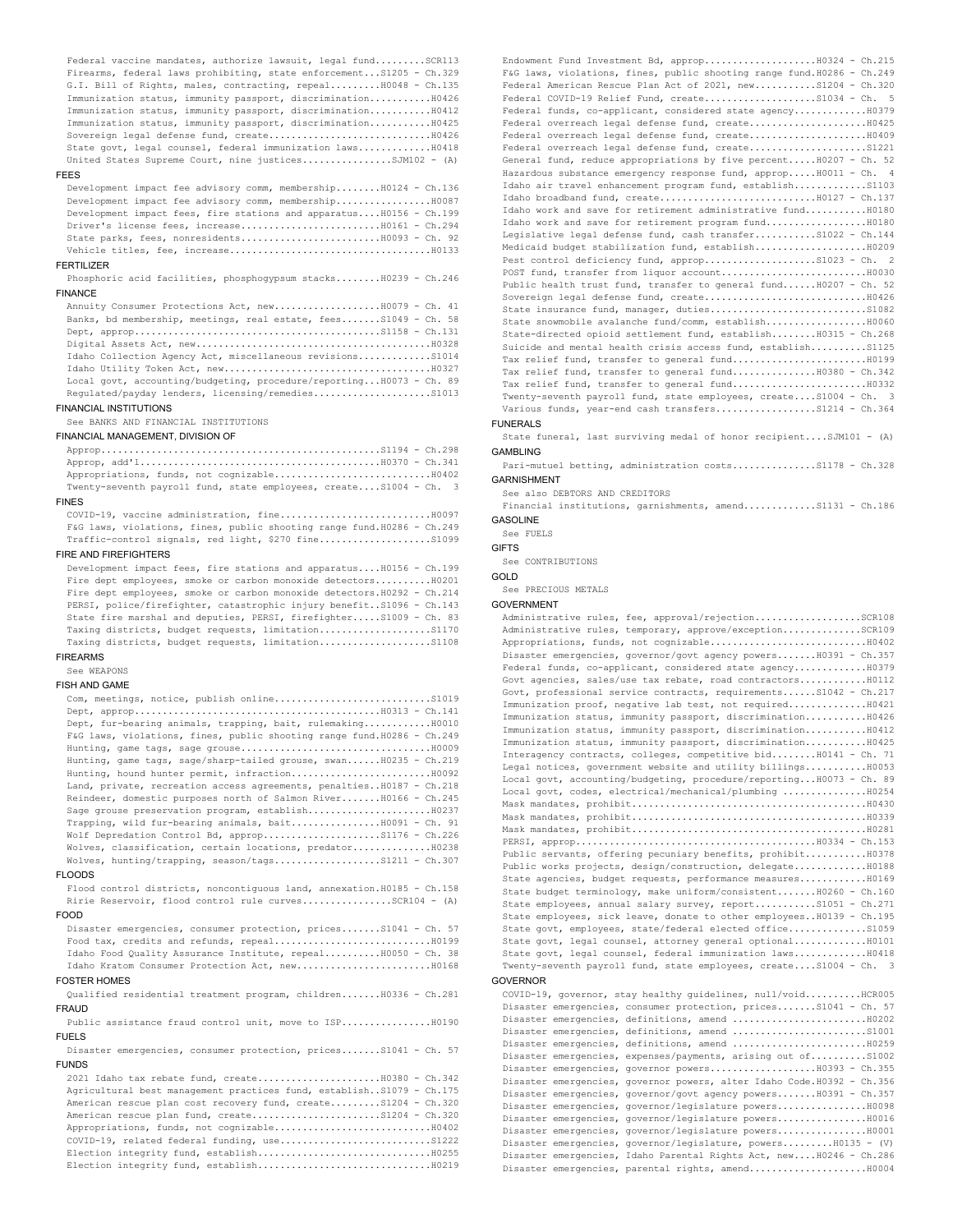Federal vaccine mandates, authorize lawsuit, legal fund.........SCR113
Firearms, federal laws prohibiting, state enforcement...S1205 - Ch.329
G.I. Bill of Rights, males, contracting, repeal.........H0048 - Ch.135
Immunization status, immunity passport, discrimination...........H0426
Immunization status, immunity passport, discrimination...........H0412
Immunization status, immunity passport, discrimination...........H0425
Sovereign legal defense fund, create.............................H0426
State govt, legal counsel, federal immunization laws.............H0418
United States Supreme Court, nine justices...............SJM102 - (A)

## FEES

Development impact fee advisory comm, membership........H0124 - Ch.136
Development impact fee advisory comm, membership.................H0087
Development impact fees, fire stations and apparatus....H0156 - Ch.199
Driver's license fees, increase.........................H0161 - Ch.294
State parks, fees, nonresidents.........................H0093 - Ch. 92
Vehicle titles, fee, increase....................................H0133

## FERTILIZER

Phosphoric acid facilities, phosphogypsum stacks........H0239 - Ch.246

## FINANCE

Annuity Consumer Protections Act, new...................H0079 - Ch. 41
Banks, bd membership, meetings, real estate, fees.......S1049 - Ch. 58
Dept, approp............................................S1158 - Ch.131
Digital Assets Act, new..........................................H0328
Idaho Collection Agency Act, miscellaneous revisions.............S1014
Idaho Utility Token Act, new.....................................H0327
Local govt, accounting/budgeting, procedure/reporting...H0073 - Ch. 89
Regulated/payday lenders, licensing/remedies.....................S1013

## FINANCIAL INSTITUTIONS

See BANKS AND FINANCIAL INSTITUTIONS

## FINANCIAL MANAGEMENT, DIVISION OF

Approp..................................................S1194 - Ch.298
Approp, add'l...........................................H0370 - Ch.341
Appropriations, funds, not cognizable............................H0402
Twenty-seventh payroll fund, state employees, create....S1004 - Ch.  3

## FINES

COVID-19, vaccine administration, fine...........................H0097
F&G laws, violations, fines, public shooting range fund.H0286 - Ch.249
Traffic-control signals, red light, $270 fine....................S1099

## FIRE AND FIREFIGHTERS

Development impact fees, fire stations and apparatus....H0156 - Ch.199
Fire dept employees, smoke or carbon monoxide detectors..........H0201
Fire dept employees, smoke or carbon monoxide detectors.H0292 - Ch.214
PERSI, police/firefighter, catastrophic injury benefit..S1096 - Ch.143
State fire marshal and deputies, PERSI, firefighter.....S1009 - Ch. 83
Taxing districts, budget requests, limitation....................S1170
Taxing districts, budget requests, limitation....................S1108

## FIREARMS

See WEAPONS

## FISH AND GAME

Com, meetings, notice, publish online............................S1019
Dept, approp............................................H0313 - Ch.141
Dept, fur-bearing animals, trapping, bait, rulemaking............H0010
F&G laws, violations, fines, public shooting range fund.H0286 - Ch.249
Hunting, game tags, sage grouse..................................H0009
Hunting, game tags, sage/sharp-tailed grouse, swan......H0235 - Ch.219
Hunting, hound hunter permit, infraction.........................H0092
Land, private, recreation access agreements, penalties..H0187 - Ch.218
Reindeer, domestic purposes north of Salmon River.......H0166 - Ch.245
Sage grouse preservation program, establish......................H0237
Trapping, wild fur-bearing animals, bait................H0091 - Ch. 91
Wolf Depredation Control Bd, approp.....................S1176 - Ch.226
Wolves, classification, certain locations, predator..............H0238
Wolves, hunting/trapping, season/tags...................S1211 - Ch.307

## FLOODS

Flood control districts, noncontiguous land, annexation.H0185 - Ch.158
Ririe Reservoir, flood control rule curves...............SCR104 - (A)

## FOOD

Disaster emergencies, consumer protection, prices.......S1041 - Ch. 57
Food tax, credits and refunds, repeal............................H0199
Idaho Food Quality Assurance Institute, repeal..........H0050 - Ch. 38
Idaho Kratom Consumer Protection Act, new........................H0168

## FOSTER HOMES

Qualified residential treatment program, children.......H0336 - Ch.281

## FRAUD

Public assistance fraud control unit, move to ISP................H0190

## FUELS

Disaster emergencies, consumer protection, prices.......S1041 - Ch. 57

## FUNDS

2021 Idaho tax rebate fund, create......................H0380 - Ch.342
Agricultural best management practices fund, establish..S1079 - Ch.175
American rescue plan cost recovery fund, create.........S1204 - Ch.320
American rescue plan fund, create.......................S1204 - Ch.320
Appropriations, funds, not cognizable............................H0402
COVID-19, related federal funding, use...........................S1222
Election integrity fund, establish...............................H0255
Election integrity fund, establish...............................H0219
Endowment Fund Investment Bd, approp....................H0324 - Ch.215
F&G laws, violations, fines, public shooting range fund.H0286 - Ch.249
Federal American Rescue Plan Act of 2021, new...........S1204 - Ch.320
Federal COVID-19 Relief Fund, create....................S1034 - Ch.  5
Federal funds, co-applicant, considered state agency.............H0379
Federal overreach legal defense fund, create.....................H0425
Federal overreach legal defense fund, create.....................H0409
Federal overreach legal defense fund, create.....................S1221
General fund, reduce appropriations by five percent.....H0207 - Ch. 52
Hazardous substance emergency response fund, approp.....H0011 - Ch.  4
Idaho air travel enhancement program fund, establish.............S1103
Idaho broadband fund, create............................H0127 - Ch.137
Idaho work and save for retirement administrative fund...........H0180
Idaho work and save for retirement program fund..................H0180
Legislative legal defense fund, cash transfer...........S1022 - Ch.144
Medicaid budget stabilization fund, establish....................H0209
Pest control deficiency fund, approp....................S1023 - Ch.  2
POST fund, transfer from liquor account..........................H0030
Public health trust fund, transfer to general fund......H0207 - Ch. 52
Sovereign legal defense fund, create.............................H0426
State insurance fund, manager, duties............................S1082
State snowmobile avalanche fund/comm, establish..................H0060
State-directed opioid settlement fund, establish........H0315 - Ch.268
Suicide and mental health crisis access fund, establish..........S1125
Tax relief fund, transfer to general fund........................H0199
Tax relief fund, transfer to general fund...............H0380 - Ch.342
Tax relief fund, transfer to general fund........................H0332
Twenty-seventh payroll fund, state employees, create....S1004 - Ch.  3
Various funds, year-end cash transfers..................S1214 - Ch.364

## FUNERALS

State funeral, last surviving medal of honor recipient....SJM101 - (A)

## GAMBLING

Pari-mutuel betting, administration costs...............S1178 - Ch.328

## GARNISHMENT

See also DEBTORS AND CREDITORS
Financial institutions, garnishments, amend.............S1131 - Ch.186

## GASOLINE

See FUELS

## GIFTS

See CONTRIBUTIONS

## GOLD

See PRECIOUS METALS

## GOVERNMENT

Administrative rules, fee, approval/rejection...................SCR108
Administrative rules, temporary, approve/exception..............SCR109
Appropriations, funds, not cognizable............................H0402
Disaster emergencies, governor/govt agency powers.......H0391 - Ch.357
Federal funds, co-applicant, considered state agency.............H0379
Govt agencies, sales/use tax rebate, road contractors............H0112
Govt, professional service contracts, requirements......S1042 - Ch.217
Immunization proof, negative lab test, not required..............H0421
Immunization status, immunity passport, discrimination...........H0426
Immunization status, immunity passport, discrimination...........H0412
Immunization status, immunity passport, discrimination...........H0425
Interagency contracts, colleges, competitive bid........H0141 - Ch. 71
Legal notices, government website and utility billings...........H0053
Local govt, accounting/budgeting, procedure/reporting...H0073 - Ch. 89
Local govt, codes, electrical/mechanical/plumbing ...............H0254
Mask mandates, prohibit..........................................H0430
Mask mandates, prohibit..........................................H0339
Mask mandates, prohibit..........................................H0281
PERSI, approp...........................................H0334 - Ch.153
Public servants, offering pecuniary benefits, prohibit...........H0378
Public works projects, design/construction, delegate.............H0188
State agencies, budget requests, performance measures............H0169
State budget terminology, make uniform/consistent.......H0260 - Ch.160
State employees, annual salary survey, report...........S1051 - Ch.271
State employees, sick leave, donate to other employees..H0139 - Ch.195
State govt, employees, state/federal elected office..............S1059
State govt, legal counsel, attorney general optional.............H0101
State govt, legal counsel, federal immunization laws.............H0418
Twenty-seventh payroll fund, state employees, create....S1004 - Ch.  3

## GOVERNOR

COVID-19, governor, stay healthy guidelines, null/void..........HCR005
Disaster emergencies, consumer protection, prices.......S1041 - Ch. 57
Disaster emergencies, definitions, amend ........................H0202
Disaster emergencies, definitions, amend ........................S1001
Disaster emergencies, definitions, amend ........................H0259
Disaster emergencies, expenses/payments, arising out of..........S1002
Disaster emergencies, governor powers...................H0393 - Ch.355
Disaster emergencies, governor powers, alter Idaho Code.H0392 - Ch.356
Disaster emergencies, governor/govt agency powers.......H0391 - Ch.357
Disaster emergencies, governor/legislature powers................H0098
Disaster emergencies, governor/legislature powers................H0016
Disaster emergencies, governor/legislature powers................H0001
Disaster emergencies, governor/legislature, powers.........H0135 - (V)
Disaster emergencies, Idaho Parental Rights Act, new....H0246 - Ch.286
Disaster emergencies, parental rights, amend.....................H0004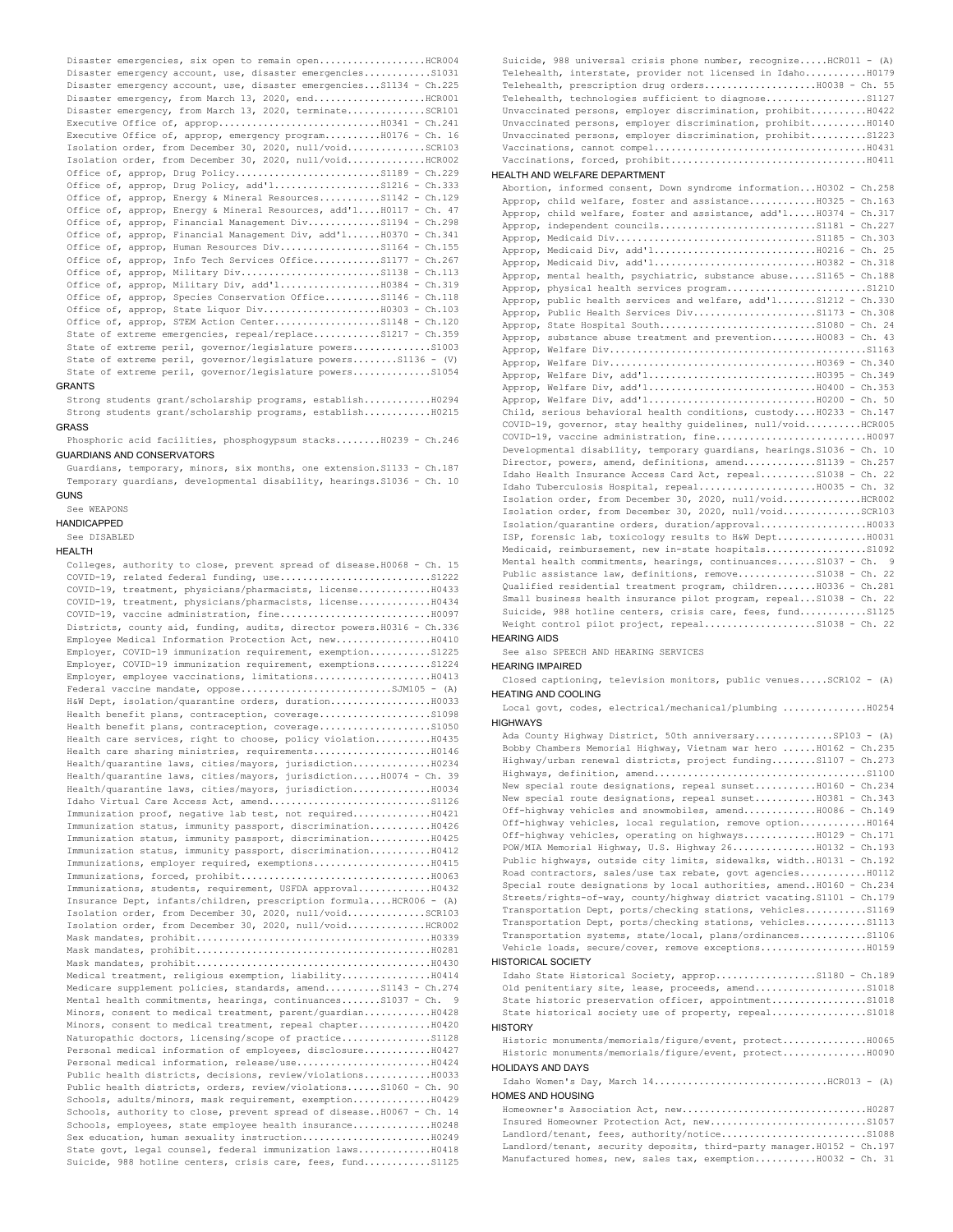Disaster emergencies, six open to remain open....................HCR004
Disaster emergency account, use, disaster emergencies............S1031
Disaster emergency account, use, disaster emergencies...S1134 - Ch.225
Disaster emergency, from March 13, 2020, end.....................HCR001
Disaster emergency, from March 13, 2020, terminate..............SCR101
Executive Office of, approp.............................H0341 - Ch.241
Executive Office of, approp, emergency program..........H0176 - Ch. 16
Isolation order, from December 30, 2020, null/void..............SCR103
Isolation order, from December 30, 2020, null/void..............HCR002
Office of, approp, Drug Policy..........................S1189 - Ch.229
Office of, approp, Drug Policy, add'l...................S1216 - Ch.333
Office of, approp, Energy & Mineral Resources...........S1142 - Ch.129
Office of, approp, Energy & Mineral Resources, add'l....H0117 - Ch. 47
Office of, approp, Financial Management Div.............S1194 - Ch.298
Office of, approp, Financial Management Div, add'l......H0370 - Ch.341
Office of, approp, Human Resources Div..................S1164 - Ch.155
Office of, approp, Info Tech Services Office............S1177 - Ch.267
Office of, approp, Military Div.........................S1138 - Ch.113
Office of, approp, Military Div, add'l..................H0384 - Ch.319
Office of, approp, Species Conservation Office..........S1146 - Ch.118
Office of, approp, State Liquor Div.....................H0303 - Ch.103
Office of, approp, STEM Action Center...................S1148 - Ch.120
State of extreme emergencies, repeal/replace............S1217 - Ch.359
State of extreme peril, governor/legislature powers..............S1003
State of extreme peril, governor/legislature powers........S1136 - (V)
State of extreme peril, governor/legislature powers..............S1054

## GRANTS

Strong students grant/scholarship programs, establish............H0294
Strong students grant/scholarship programs, establish............H0215

## GRASS

Phosphoric acid facilities, phosphogypsum stacks........H0239 - Ch.246

## GUARDIANS AND CONSERVATORS

Guardians, temporary, minors, six months, one extension.S1133 - Ch.187
Temporary guardians, developmental disability, hearings.S1036 - Ch. 10

## GUNS

See WEAPONS

## HANDICAPPED

See DISABLED

## HEALTH

Colleges, authority to close, prevent spread of disease.H0068 - Ch. 15
COVID-19, related federal funding, use...........................S1222
COVID-19, treatment, physicians/pharmacists, license.............H0433
COVID-19, treatment, physicians/pharmacists, license.............H0434
COVID-19, vaccine administration, fine...........................H0097
Districts, county aid, funding, audits, director powers.H0316 - Ch.336
Employee Medical Information Protection Act, new.................H0410
Employer, COVID-19 immunization requirement, exemption...........S1225
Employer, COVID-19 immunization requirement, exemptions..........S1224
Employer, employee vaccinations, limitations.....................H0413
Federal vaccine mandate, oppose.........................SJM105 - (A)
H&W Dept, isolation/quarantine orders, duration..................H0033
Health benefit plans, contraception, coverage....................S1098
Health benefit plans, contraception, coverage....................S1050
Health care services, right to choose, policy violation..........H0435
Health care sharing ministries, requirements.....................H0146
Health/quarantine laws, cities/mayors, jurisdiction..............H0234
Health/quarantine laws, cities/mayors, jurisdiction.....H0074 - Ch. 39
Health/quarantine laws, cities/mayors, jurisdiction..............H0034
Idaho Virtual Care Access Act, amend.............................S1126
Immunization proof, negative lab test, not required..............H0421
Immunization status, immunity passport, discrimination...........H0426
Immunization status, immunity passport, discrimination...........H0425
Immunization status, immunity passport, discrimination...........H0412
Immunizations, employer required, exemptions.....................H0415
Immunizations, forced, prohibit..................................H0063
Immunizations, students, requirement, USFDA approval.............H0432
Insurance Dept, infants/children, prescription formula...HCR006 - (A)
Isolation order, from December 30, 2020, null/void..............SCR103
Isolation order, from December 30, 2020, null/void..............HCR002
Mask mandates, prohibit..........................................H0339
Mask mandates, prohibit..........................................H0281
Mask mandates, prohibit..........................................H0430
Medical treatment, religious exemption, liability................H0414
Medicare supplement policies, standards, amend..........S1143 - Ch.274
Mental health commitments, hearings, continuances.......S1037 - Ch.  9
Minors, consent to medical treatment, parent/guardian............H0428
Minors, consent to medical treatment, repeal chapter.............H0420
Naturopathic doctors, licensing/scope of practice................S1128
Personal medical information of employees, disclosure............H0427
Personal medical information, release/use........................H0424
Public health districts, decisions, review/violations............H0033
Public health districts, orders, review/violations......S1060 - Ch. 90
Schools, adults/minors, mask requirement, exemption..............H0429
Schools, authority to close, prevent spread of disease..H0067 - Ch. 14
Schools, employees, state employee health insurance..............H0248
Sex education, human sexuality instruction.......................H0249
State govt, legal counsel, federal immunization laws.............H0418
Suicide, 988 hotline centers, crisis care, fees, fund............S1125
Suicide, 988 universal crisis phone number, recognize.....HCR011 - (A)
Telehealth, interstate, provider not licensed in Idaho...........H0179
Telehealth, prescription drug orders....................H0038 - Ch. 55
Telehealth, technologies sufficient to diagnose..................S1127
Unvaccinated persons, employer discrimination, prohibit..........H0422
Unvaccinated persons, employer discrimination, prohibit..........H0140
Unvaccinated persons, employer discrimination, prohibit..........S1223
Vaccinations, cannot compel......................................H0431
Vaccinations, forced, prohibit...................................H0411

## HEALTH AND WELFARE DEPARTMENT

Abortion, informed consent, Down syndrome information...H0302 - Ch.258
Approp, child welfare, foster and assistance............H0325 - Ch.163
Approp, child welfare, foster and assistance, add'l.....H0374 - Ch.317
Approp, independent councils............................S1181 - Ch.227
Approp, Medicaid Div....................................S1185 - Ch.303
Approp, Medicaid Div, add'l.............................H0216 - Ch. 25
Approp, Medicaid Div, add'l.............................H0382 - Ch.318
Approp, mental health, psychiatric, substance abuse.....S1165 - Ch.188
Approp, physical health services program.........................S1210
Approp, public health services and welfare, add'l.......S1212 - Ch.330
Approp, Public Health Services Div......................S1173 - Ch.308
Approp, State Hospital South............................S1080 - Ch. 24
Approp, substance abuse treatment and prevention........H0083 - Ch. 43
Approp, Welfare Div..............................................S1163
Approp, Welfare Div.....................................H0369 - Ch.340
Approp, Welfare Div, add'l..............................H0395 - Ch.349
Approp, Welfare Div, add'l..............................H0400 - Ch.353
Approp, Welfare Div, add'l..............................H0200 - Ch. 50
Child, serious behavioral health conditions, custody....H0233 - Ch.147
COVID-19, governor, stay healthy guidelines, null/void..........HCR005
COVID-19, vaccine administration, fine...........................H0097
Developmental disability, temporary guardians, hearings.S1036 - Ch. 10
Director, powers, amend, definitions, amend.............S1139 - Ch.257
Idaho Health Insurance Access Card Act, repeal..........S1038 - Ch. 22
Idaho Tuberculosis Hospital, repeal.....................H0035 - Ch. 32
Isolation order, from December 30, 2020, null/void..............HCR002
Isolation order, from December 30, 2020, null/void..............SCR103
Isolation/quarantine orders, duration/approval...................H0033
ISP, forensic lab, toxicology results to H&W Dept................H0031
Medicaid, reimbursement, new in-state hospitals..................S1092
Mental health commitments, hearings, continuances.......S1037 - Ch.  9
Public assistance law, definitions, remove..............S1038 - Ch. 22
Qualified residential treatment program, children.......H0336 - Ch.281
Small business health insurance pilot program, repeal...S1038 - Ch. 22
Suicide, 988 hotline centers, crisis care, fees, fund............S1125
Weight control pilot project, repeal....................S1038 - Ch. 22

## HEARING AIDS

See also SPEECH AND HEARING SERVICES

## HEARING IMPAIRED

Closed captioning, television monitors, public venues.....SCR102 - (A)

## HEATING AND COOLING

Local govt, codes, electrical/mechanical/plumbing ...............H0254

## HIGHWAYS

Ada County Highway District, 50th anniversary.............SP103 - (A)
Bobby Chambers Memorial Highway, Vietnam war hero ......H0162 - Ch.235
Highway/urban renewal districts, project funding........S1107 - Ch.273
Highways, definition, amend......................................S1100
New special route designations, repeal sunset...........H0160 - Ch.234
New special route designations, repeal sunset...........H0381 - Ch.343
Off-highway vehicles and snowmobiles, amend.............H0086 - Ch.149
Off-highway vehicles, local regulation, remove option............H0164
Off-highway vehicles, operating on highways.............H0129 - Ch.171
POW/MIA Memorial Highway, U.S. Highway 26...............H0132 - Ch.193
Public highways, outside city limits, sidewalks, width..H0131 - Ch.192
Road contractors, sales/use tax rebate, govt agencies............H0112
Special route designations by local authorities, amend..H0160 - Ch.234
Streets/rights-of-way, county/highway district vacating.S1101 - Ch.179
Transportation Dept, ports/checking stations, vehicles...........S1169
Transportation Dept, ports/checking stations, vehicles...........S1113
Transportation systems, state/local, plans/ordinances............S1106
Vehicle loads, secure/cover, remove exceptions...................H0159

## HISTORICAL SOCIETY

Idaho State Historical Society, approp..................S1180 - Ch.189
Old penitentiary site, lease, proceeds, amend....................S1018
State historic preservation officer, appointment.................S1018
State historical society use of property, repeal.................S1018

## HISTORY

Historic monuments/memorials/figure/event, protect...............H0065
Historic monuments/memorials/figure/event, protect...............H0090

## HOLIDAYS AND DAYS

Idaho Women's Day, March 14...............................HCR013 - (A)

## HOMES AND HOUSING

Homeowner's Association Act, new.................................H0287
Insured Homeowner Protection Act, new............................S1057
Landlord/tenant, fees, authority/notice..........................S1088
Landlord/tenant, security deposits, third-party manager.H0152 - Ch.197
Manufactured homes, new, sales tax, exemption...........H0032 - Ch. 31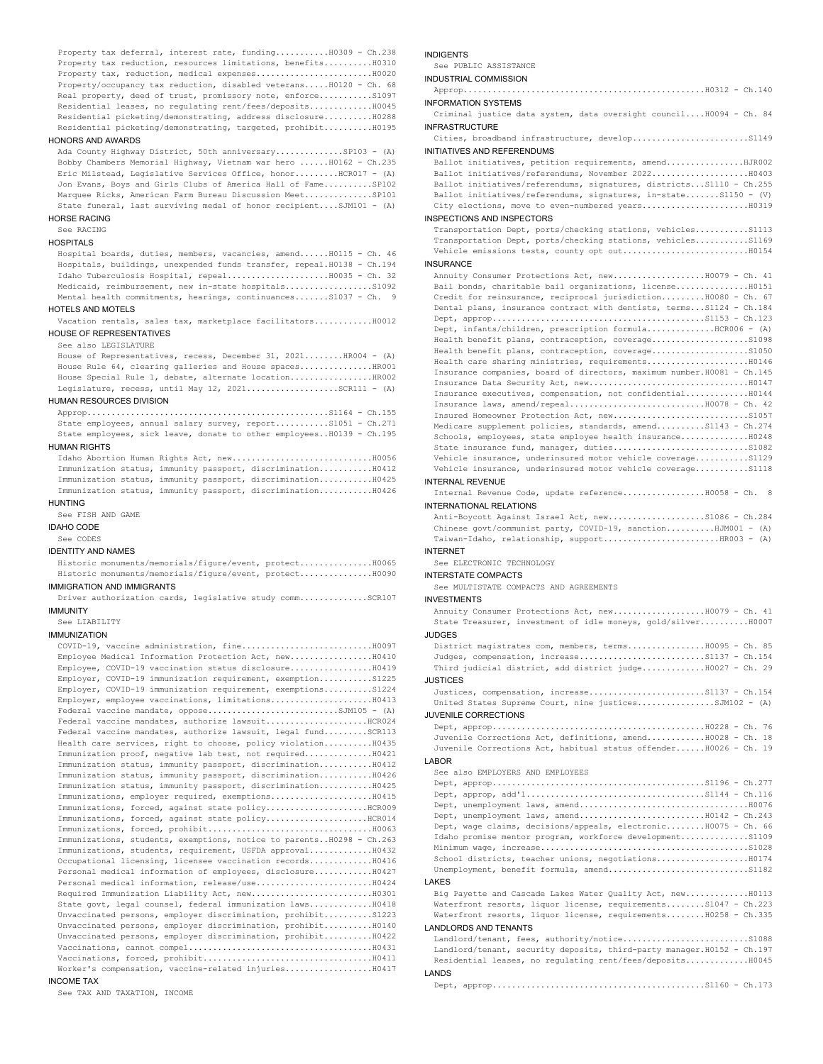Property tax deferral, interest rate, funding..........H0309 - Ch.238
Property tax reduction, resources limitations, benefits..........H0310
Property tax, reduction, medical expenses........................H0020
Property/occupancy tax reduction, disabled veterans.....H0120 - Ch. 68
Real property, deed of trust, promissory note, enforce...........S1097
Residential leases, no regulating rent/fees/deposits.............H0045
Residential picketing/demonstrating, address disclosure..........H0288
Residential picketing/demonstrating, targeted, prohibit..........H0195

## HONORS AND AWARDS

Ada County Highway District, 50th anniversary.............SP103 - (A)
Bobby Chambers Memorial Highway, Vietnam war hero ......H0162 - Ch.235
Eric Milstead, Legislative Services Office, honor.........HCR017 - (A)
Jon Evans, Boys and Girls Clubs of America Hall of Fame..........SP102
Marquee Ricks, American Farm Bureau Discussion Meet..............SP101
State funeral, last surviving medal of honor recipient....SJM101 - (A)

## HORSE RACING

See RACING

## HOSPITALS

Hospital boards, duties, members, vacancies, amend......H0115 - Ch. 46
Hospitals, buildings, unexpended funds transfer, repeal.H0138 - Ch.194
Idaho Tuberculosis Hospital, repeal.....................H0035 - Ch. 32
Medicaid, reimbursement, new in-state hospitals..................S1092
Mental health commitments, hearings, continuances.......S1037 - Ch.  9

## HOTELS AND MOTELS

Vacation rentals, sales tax, marketplace facilitators............H0012

## HOUSE OF REPRESENTATIVES

See also LEGISLATURE
House of Representatives, recess, December 31, 2021........HR004 - (A)
House Rule 64, clearing galleries and House spaces...............HR001
House Special Rule 1, debate, alternate location.................HR002
Legislature, recess, until May 12, 2021...................SCR111 - (A)

## HUMAN RESOURCES DIVISION

Approp.................................................S1164 - Ch.155
State employees, annual salary survey, report...........S1051 - Ch.271
State employees, sick leave, donate to other employees..H0139 - Ch.195

## HUMAN RIGHTS

Idaho Abortion Human Rights Act, new.............................H0056
Immunization status, immunity passport, discrimination...........H0412
Immunization status, immunity passport, discrimination...........H0425
Immunization status, immunity passport, discrimination...........H0426

## HUNTING

See FISH AND GAME

## IDAHO CODE

See CODES

## IDENTITY AND NAMES

Historic monuments/memorials/figure/event, protect...............H0065
Historic monuments/memorials/figure/event, protect...............H0090

## IMMIGRATION AND IMMIGRANTS

Driver authorization cards, legislative study comm..............SCR107

## IMMUNITY

See LIABILITY

## IMMUNIZATION

COVID-19, vaccine administration, fine...........................H0097
Employee Medical Information Protection Act, new.................H0410
Employee, COVID-19 vaccination status disclosure.................H0419
Employer, COVID-19 immunization requirement, exemption...........S1225
Employer, COVID-19 immunization requirement, exemptions..........S1224
Employer, employee vaccinations, limitations.....................H0413
Federal vaccine mandate, oppose...........................SJM105 - (A)
Federal vaccine mandates, authorize lawsuit.....................HCR024
Federal vaccine mandates, authorize lawsuit, legal fund.........SCR113
Health care services, right to choose, policy violation..........H0435
Immunization proof, negative lab test, not required..............H0421
Immunization status, immunity passport, discrimination...........H0412
Immunization status, immunity passport, discrimination...........H0426
Immunization status, immunity passport, discrimination...........H0425
Immunizations, employer required, exemptions.....................H0415
Immunizations, forced, against state policy.....................HCR009
Immunizations, forced, against state policy.....................HCR014
Immunizations, forced, prohibit..................................H0063
Immunizations, students, exemptions, notice to parents..H0298 - Ch.263
Immunizations, students, requirement, USFDA approval.............H0432
Occupational licensing, licensee vaccination records.............H0416
Personal medical information of employees, disclosure............H0427
Personal medical information, release/use........................H0424
Required Immunization Liability Act, new.........................H0301
State govt, legal counsel, federal immunization laws.............H0418
Unvaccinated persons, employer discrimination, prohibit..........S1223
Unvaccinated persons, employer discrimination, prohibit..........H0140
Unvaccinated persons, employer discrimination, prohibit..........H0422
Vaccinations, cannot compel......................................H0431
Vaccinations, forced, prohibit...................................H0411
Worker's compensation, vaccine-related injuries..................H0417

## INCOME TAX

See TAX AND TAXATION, INCOME

## INDIGENTS

See PUBLIC ASSISTANCE

## INDUSTRIAL COMMISSION

Approp.................................................H0312 - Ch.140

## INFORMATION SYSTEMS

Criminal justice data system, data oversight council....H0094 - Ch. 84

## INFRASTRUCTURE

Cities, broadband infrastructure, develop........................S1149

## INITIATIVES AND REFERENDUMS

Ballot initiatives, petition requirements, amend................HJR002
Ballot initiatives/referendums, November 2022....................H0403
Ballot initiatives/referendums, signatures, districts...S1110 - Ch.255
Ballot initiatives/referendums, signatures, in-state.......S1150 - (V)
City elections, move to even-numbered years......................H0319

## INSPECTIONS AND INSPECTORS

Transportation Dept, ports/checking stations, vehicles...........S1113
Transportation Dept, ports/checking stations, vehicles...........S1169
Vehicle emissions tests, county opt out..........................H0154

## INSURANCE

Annuity Consumer Protections Act, new...................H0079 - Ch. 41
Bail bonds, charitable bail organizations, license...............H0151
Credit for reinsurance, reciprocal jurisdiction.........H0080 - Ch. 67
Dental plans, insurance contract with dentists, terms...S1124 - Ch.184
Dept, approp...........................................S1153 - Ch.123
Dept, infants/children, prescription formula..............HCR006 - (A)
Health benefit plans, contraception, coverage....................S1098
Health benefit plans, contraception, coverage....................S1050
Health care sharing ministries, requirements.....................H0146
Insurance companies, board of directors, maximum number.H0081 - Ch.145
Insurance Data Security Act, new.................................H0147
Insurance executives, compensation, not confidential.............H0144
Insurance laws, amend/repeal............................H0078 - Ch. 42
Insured Homeowner Protection Act, new............................S1057
Medicare supplement policies, standards, amend..........S1143 - Ch.274
Schools, employees, state employee health insurance..............H0248
State insurance fund, manager, duties............................S1082
Vehicle insurance, underinsured motor vehicle coverage...........S1129
Vehicle insurance, underinsured motor vehicle coverage...........S1118

## INTERNAL REVENUE

Internal Revenue Code, update reference.................H0058 - Ch.  8

## INTERNATIONAL RELATIONS

Anti-Boycott Against Israel Act, new....................S1086 - Ch.284
Chinese govt/communist party, COVID-19, sanction..........HJM001 - (A)
Taiwan-Idaho, relationship, support........................HR003 - (A)

## INTERNET

See ELECTRONIC TECHNOLOGY

## INTERSTATE COMPACTS

See MULTISTATE COMPACTS AND AGREEMENTS

## INVESTMENTS

Annuity Consumer Protections Act, new...................H0079 - Ch. 41
State Treasurer, investment of idle moneys, gold/silver..........H0007

## JUDGES

District magistrates com, members, terms................H0095 - Ch. 85
Judges, compensation, increase..........................S1137 - Ch.154
Third judicial district, add district judge.............H0027 - Ch. 29

## JUSTICES

Justices, compensation, increase........................S1137 - Ch.154
United States Supreme Court, nine justices................SJM102 - (A)

## JUVENILE CORRECTIONS

Dept, approp...........................................H0228 - Ch. 76
Juvenile Corrections Act, definitions, amend............H0028 - Ch. 18
Juvenile Corrections Act, habitual status offender......H0026 - Ch. 19

## LABOR

See also EMPLOYERS AND EMPLOYEES
Dept, approp...........................................S1196 - Ch.277
Dept, approp, add'l....................................S1144 - Ch.116
Dept, unemployment laws, amend...................................H0076
Dept, unemployment laws, amend..........................H0142 - Ch.243
Dept, wage claims, decisions/appeals, electronic........H0075 - Ch. 66
Idaho promise mentor program, workforce development..............S1109
Minimum wage, increase...........................................S1028
School districts, teacher unions, negotiations...................H0174
Unemployment, benefit formula, amend.............................S1182

## LAKES

Big Payette and Cascade Lakes Water Quality Act, new.............H0113
Waterfront resorts, liquor license, requirements........S1047 - Ch.223
Waterfront resorts, liquor license, requirements........H0258 - Ch.335

## LANDLORDS AND TENANTS

Landlord/tenant, fees, authority/notice..........................S1088
Landlord/tenant, security deposits, third-party manager.H0152 - Ch.197
Residential leases, no regulating rent/fees/deposits.............H0045

## LANDS

Dept, approp...........................................S1160 - Ch.173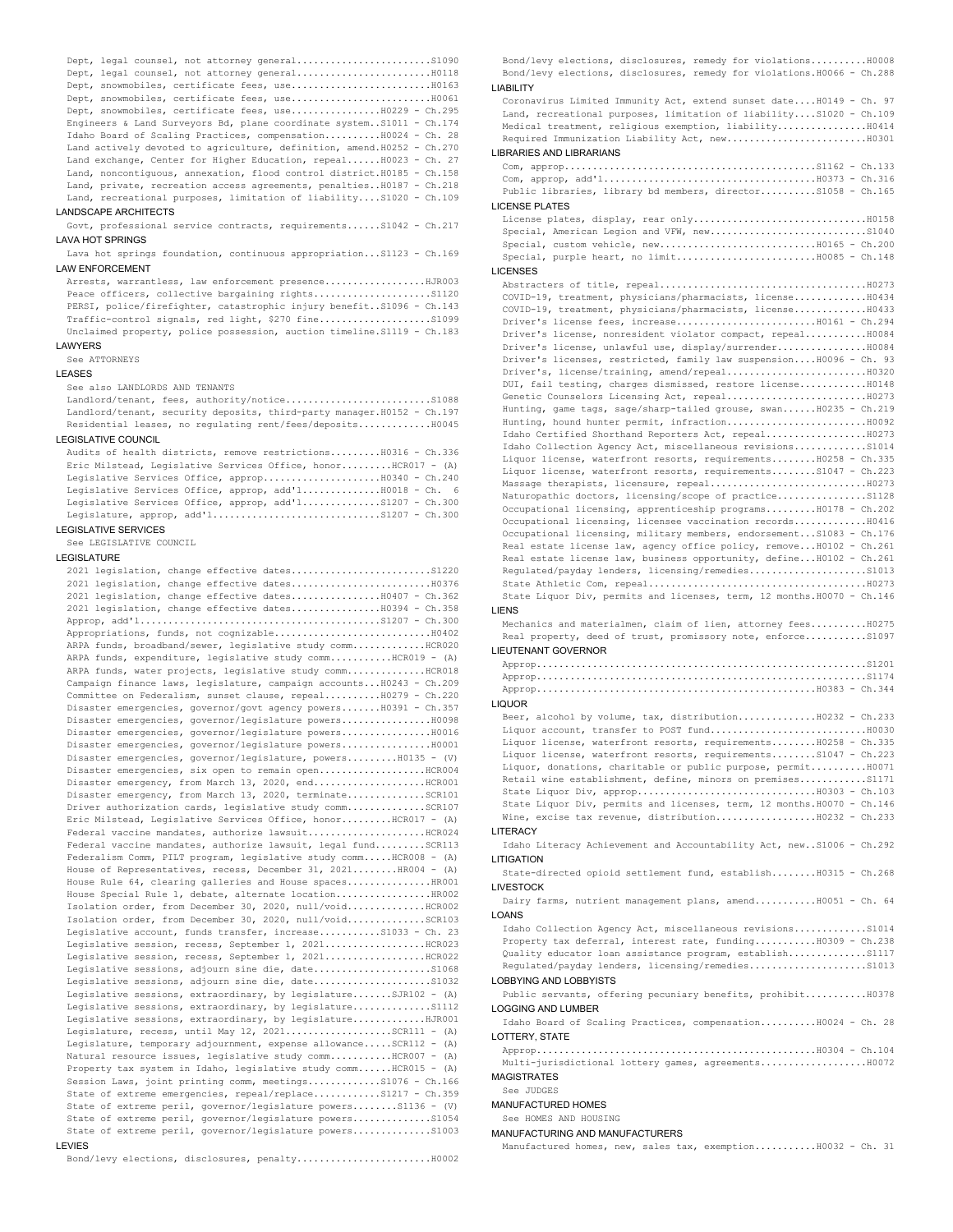Dept, legal counsel, not attorney general........................S1090
Dept, legal counsel, not attorney general........................H0118
Dept, snowmobiles, certificate fees, use.........................H0163
Dept, snowmobiles, certificate fees, use.........................H0061
Dept, snowmobiles, certificate fees, use................H0229 - Ch.295
Engineers & Land Surveyors Bd, plane coordinate system..S1011 - Ch.174
Idaho Board of Scaling Practices, compensation..........H0024 - Ch. 28
Land actively devoted to agriculture, definition, amend.H0252 - Ch.270
Land exchange, Center for Higher Education, repeal......H0023 - Ch. 27
Land, noncontiguous, annexation, flood control district.H0185 - Ch.158
Land, private, recreation access agreements, penalties..H0187 - Ch.218
Land, recreational purposes, limitation of liability....S1020 - Ch.109

### LANDSCAPE ARCHITECTS

Govt, professional service contracts, requirements......S1042 - Ch.217

### LAVA HOT SPRINGS

Lava hot springs foundation, continuous appropriation...S1123 - Ch.169

### LAW ENFORCEMENT

Arrests, warrantless, law enforcement presence.................HJR003
Peace officers, collective bargaining rights.....................S1120
PERSI, police/firefighter, catastrophic injury benefit..S1096 - Ch.143
Traffic-control signals, red light, $270 fine...................S1099
Unclaimed property, police possession, auction timeline.S1119 - Ch.183

### LAWYERS

See ATTORNEYS

### LEASES

See also LANDLORDS AND TENANTS
Landlord/tenant, fees, authority/notice..........................S1088
Landlord/tenant, security deposits, third-party manager.H0152 - Ch.197
Residential leases, no regulating rent/fees/deposits............H0045

### LEGISLATIVE COUNCIL

Audits of health districts, remove restrictions.........H0316 - Ch.336
Eric Milstead, Legislative Services Office, honor.........HCR017 - (A)
Legislative Services Office, approp.....................H0340 - Ch.240
Legislative Services Office, approp, add'l..............H0018 - Ch. 6
Legislative Services Office, approp, add'l..............S1207 - Ch.300
Legislature, approp, add'l..............................S1207 - Ch.300

### LEGISLATIVE SERVICES

See LEGISLATIVE COUNCIL

### LEGISLATURE

2021 legislation, change effective dates.........................S1220
2021 legislation, change effective dates.........................H0376
2021 legislation, change effective dates................H0407 - Ch.362
2021 legislation, change effective dates................H0394 - Ch.358
Approp, add'l...........................................S1207 - Ch.300
Appropriations, funds, not cognizable............................H0402
ARPA funds, broadband/sewer, legislative study comm.............HCR020
ARPA funds, expenditure, legislative study comm...........HCR019 - (A)
ARPA funds, water projects, legislative study comm..............HCR018
Campaign finance laws, legislature, campaign accounts...H0243 - Ch.209
Committee on Federalism, sunset clause, repeal..........H0279 - Ch.220
Disaster emergencies, governor/govt agency powers.......H0391 - Ch.357
Disaster emergencies, governor/legislature powers................H0098
Disaster emergencies, governor/legislature powers................H0016
Disaster emergencies, governor/legislature powers................H0001
Disaster emergencies, governor/legislature, powers.........H0135 - (V)
Disaster emergencies, six open to remain open...................HCR004
Disaster emergency, from March 13, 2020, end....................HCR001
Disaster emergency, from March 13, 2020, terminate..............SCR101
Driver authorization cards, legislative study comm..............SCR107
Eric Milstead, Legislative Services Office, honor.........HCR017 - (A)
Federal vaccine mandates, authorize lawsuit.....................HCR024
Federal vaccine mandates, authorize lawsuit, legal fund.........SCR113
Federalism Comm, PILT program, legislative study comm.....HCR008 - (A)
House of Representatives, recess, December 31, 2021........HR004 - (A)
House Rule 64, clearing galleries and House spaces..............HR001
House Special Rule 1, debate, alternate location.................HR002
Isolation order, from December 30, 2020, null/void..............HCR002
Isolation order, from December 30, 2020, null/void..............SCR103
Legislative account, funds transfer, increase...........S1033 - Ch. 23
Legislative session, recess, September 1, 2021..................HCR023
Legislative session, recess, September 1, 2021..................HCR022
Legislative sessions, adjourn sine die, date.....................S1068
Legislative sessions, adjourn sine die, date.....................S1032
Legislative sessions, extraordinary, by legislature.......SJR102 - (A)
Legislative sessions, extraordinary, by legislature..............S1112
Legislative sessions, extraordinary, by legislature.............HJR001
Legislature, recess, until May 12, 2021...................SCR111 - (A)
Legislature, temporary adjournment, expense allowance.....SCR112 - (A)
Natural resource issues, legislative study comm...........HCR007 - (A)
Property tax system in Idaho, legislative study comm......HCR015 - (A)
Session Laws, joint printing comm, meetings.............S1076 - Ch.166
State of extreme emergencies, repeal/replace............S1217 - Ch.359
State of extreme peril, governor/legislature powers........S1136 - (V)
State of extreme peril, governor/legislature powers..............S1054
State of extreme peril, governor/legislature powers..............S1003

### LEVIES

Bond/levy elections, disclosures, penalty........................H0002
Bond/levy elections, disclosures, remedy for violations..........H0008
Bond/levy elections, disclosures, remedy for violations.H0066 - Ch.288

### LIABILITY

Coronavirus Limited Immunity Act, extend sunset date....H0149 - Ch. 97
Land, recreational purposes, limitation of liability....S1020 - Ch.109
Medical treatment, religious exemption, liability................H0414
Required Immunization Liability Act, new.........................H0301

### LIBRARIES AND LIBRARIANS

Com, approp.............................................S1162 - Ch.133
Com, approp, add'l......................................H0373 - Ch.316
Public libraries, library bd members, director..........S1058 - Ch.165

### LICENSE PLATES

License plates, display, rear only...............................H0158
Special, American Legion and VFW, new............................S1040
Special, custom vehicle, new............................H0165 - Ch.200
Special, purple heart, no limit.........................H0085 - Ch.148

### LICENSES

Abstracters of title, repeal.....................................H0273
COVID-19, treatment, physicians/pharmacists, license.............H0434
COVID-19, treatment, physicians/pharmacists, license.............H0433
Driver's license fees, increase.........................H0161 - Ch.294
Driver's license, nonresident violator compact, repeal...........H0084
Driver's license, unlawful use, display/surrender................H0084
Driver's licenses, restricted, family law suspension....H0096 - Ch. 93
Driver's, license/training, amend/repeal.........................H0320
DUI, fail testing, charges dismissed, restore license............H0148
Genetic Counselors Licensing Act, repeal.........................H0273
Hunting, game tags, sage/sharp-tailed grouse, swan......H0235 - Ch.219
Hunting, hound hunter permit, infraction.........................H0092
Idaho Certified Shorthand Reporters Act, repeal..................H0273
Idaho Collection Agency Act, miscellaneous revisions.............S1014
Liquor license, waterfront resorts, requirements........H0258 - Ch.335
Liquor license, waterfront resorts, requirements........S1047 - Ch.223
Massage therapists, licensure, repeal............................H0273
Naturopathic doctors, licensing/scope of practice................S1128
Occupational licensing, apprenticeship programs.........H0178 - Ch.202
Occupational licensing, licensee vaccination records.............H0416
Occupational licensing, military members, endorsement...S1083 - Ch.176
Real estate license law, agency office policy, remove...H0102 - Ch.261
Real estate license law, business opportunity, define...H0102 - Ch.261
Regulated/payday lenders, licensing/remedies.....................S1013
State Athletic Com, repeal.......................................H0273
State Liquor Div, permits and licenses, term, 12 months.H0070 - Ch.146

### LIENS

Mechanics and materialmen, claim of lien, attorney fees..........H0275
Real property, deed of trust, promissory note, enforce...........S1097

### LIEUTENANT GOVERNOR

Approp...........................................................S1201
Approp...........................................................S1174
Approp..................................................H0383 - Ch.344

### LIQUOR

Beer, alcohol by volume, tax, distribution..............H0232 - Ch.233
Liquor account, transfer to POST fund............................H0030
Liquor license, waterfront resorts, requirements........H0258 - Ch.335
Liquor license, waterfront resorts, requirements........S1047 - Ch.223
Liquor, donations, charitable or public purpose, permit..........H0071
Retail wine establishment, define, minors on premises............S1171
State Liquor Div, approp................................H0303 - Ch.103
State Liquor Div, permits and licenses, term, 12 months.H0070 - Ch.146
Wine, excise tax revenue, distribution..................H0232 - Ch.233

### LITERACY

Idaho Literacy Achievement and Accountability Act, new..S1006 - Ch.292

### LITIGATION

State-directed opioid settlement fund, establish........H0315 - Ch.268

### LIVESTOCK

Dairy farms, nutrient management plans, amend...........H0051 - Ch. 64

### LOANS

Idaho Collection Agency Act, miscellaneous revisions.............S1014
Property tax deferral, interest rate, funding...........H0309 - Ch.238
Quality educator loan assistance program, establish..............S1117
Regulated/payday lenders, licensing/remedies.....................S1013

### LOBBYING AND LOBBYISTS

Public servants, offering pecuniary benefits, prohibit...........H0378

### LOGGING AND LUMBER

Idaho Board of Scaling Practices, compensation..........H0024 - Ch. 28

### LOTTERY, STATE

Approp..................................................H0304 - Ch.104
Multi-jurisdictional lottery games, agreements...................H0072

### MAGISTRATES

See JUDGES

### MANUFACTURED HOMES

See HOMES AND HOUSING

### MANUFACTURING AND MANUFACTURERS

Manufactured homes, new, sales tax, exemption...........H0032 - Ch. 31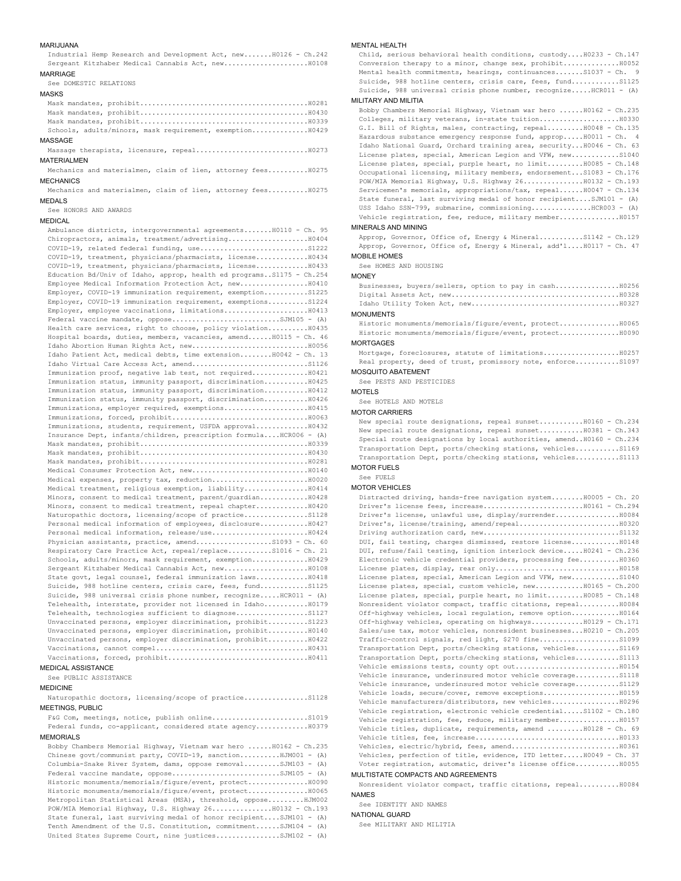## MARIJUANA

Industrial Hemp Research and Development Act, new.......H0126 - Ch.242
Sergeant Kitzhaber Medical Cannabis Act, new.....................H0108

## MARRIAGE

See DOMESTIC RELATIONS

## MASKS

Mask mandates, prohibit..........................................H0281
Mask mandates, prohibit..........................................H0430
Mask mandates, prohibit..........................................H0339
Schools, adults/minors, mask requirement, exemption.............H0429

## MASSAGE

Massage therapists, licensure, repeal...........................H0273

## MATERIALMEN

Mechanics and materialmen, claim of lien, attorney fees.........H0275

## MECHANICS

Mechanics and materialmen, claim of lien, attorney fees.........H0275

## MEDALS

See HONORS AND AWARDS

## MEDICAL

Ambulance districts, intergovernmental agreements.......H0110 - Ch. 95
Chiropractors, animals, treatment/advertising....................H0404
COVID-19, related federal funding, use...........................S1222
COVID-19, treatment, physicians/pharmacists, license............H0434
COVID-19, treatment, physicians/pharmacists, license............H0433
Education Bd/Univ of Idaho, approp, health ed programs..S1175 - Ch.254
Employee Medical Information Protection Act, new................H0410
Employer, COVID-19 immunization requirement, exemption..........S1225
Employer, COVID-19 immunization requirement, exemptions.........S1224
Employer, employee vaccinations, limitations.....................H0413
Federal vaccine mandate, oppose..........................SJM105 - (A)
Health care services, right to choose, policy violation..........H0435
Hospital boards, duties, members, vacancies, amend......H0115 - Ch. 46
Idaho Abortion Human Rights Act, new............................H0056
Idaho Patient Act, medical debts, time extension........H0042 - Ch. 13
Idaho Virtual Care Access Act, amend............................S1126
Immunization proof, negative lab test, not required.............H0421
Immunization status, immunity passport, discrimination..........H0425
Immunization status, immunity passport, discrimination..........H0412
Immunization status, immunity passport, discrimination..........H0426
Immunizations, employer required, exemptions....................H0415
Immunizations, forced, prohibit..................................H0063
Immunizations, students, requirement, USFDA approval............H0432
Insurance Dept, infants/children, prescription formula....HCR006 - (A)
Mask mandates, prohibit..........................................H0339
Mask mandates, prohibit..........................................H0430
Mask mandates, prohibit..........................................H0281
Medical Consumer Protection Act, new............................H0140
Medical expenses, property tax, reduction........................H0020
Medical treatment, religious exemption, liability................H0414
Minors, consent to medical treatment, parent/guardian............H0428
Minors, consent to medical treatment, repeal chapter.............H0420
Naturopathic doctors, licensing/scope of practice................S1128
Personal medical information of employees, disclosure............H0427
Personal medical information, release/use........................H0424
Physician assistants, practice, amend...................S1093 - Ch. 60
Respiratory Care Practice Act, repeal/replace...........S1016 - Ch. 21
Schools, adults/minors, mask requirement, exemption.............H0429
Sergeant Kitzhaber Medical Cannabis Act, new.....................H0108
State govt, legal counsel, federal immunization laws.............H0418
Suicide, 988 hotline centers, crisis care, fees, fund............S1125
Suicide, 988 universal crisis phone number, recognize.....HCR011 - (A)
Telehealth, interstate, provider not licensed in Idaho...........H0179
Telehealth, technologies sufficient to diagnose..................S1127
Unvaccinated persons, employer discrimination, prohibit..........S1223
Unvaccinated persons, employer discrimination, prohibit..........H0140
Unvaccinated persons, employer discrimination, prohibit..........H0422
Vaccinations, cannot compel......................................H0431
Vaccinations, forced, prohibit...................................H0411

## MEDICAL ASSISTANCE

See PUBLIC ASSISTANCE

## MEDICINE

Naturopathic doctors, licensing/scope of practice................S1128

## MEETINGS, PUBLIC

F&G Com, meetings, notice, publish online........................S1019
Federal funds, co-applicant, considered state agency.............H0379

## MEMORIALS

Bobby Chambers Memorial Highway, Vietnam war hero ......H0162 - Ch.235
Chinese govt/communist party, COVID-19, sanction..........HJM001 - (A)
Columbia-Snake River System, dams, oppose removal.........SJM103 - (A)
Federal vaccine mandate, oppose..........................SJM105 - (A)
Historic monuments/memorials/figure/event, protect...............H0090
Historic monuments/memorials/figure/event, protect...............H0065
Metropolitan Statistical Areas (MSA), threshold, oppose.........HJM002
POW/MIA Memorial Highway, U.S. Highway 26...............H0132 - Ch.193
State funeral, last surviving medal of honor recipient....SJM101 - (A)
Tenth Amendment of the U.S. Constitution, commitment......SJM104 - (A)
United States Supreme Court, nine justices................SJM102 - (A)

## MENTAL HEALTH

Child, serious behavioral health conditions, custody....H0233 - Ch.147
Conversion therapy to a minor, change sex, prohibit..............H0052
Mental health commitments, hearings, continuances.......S1037 - Ch. 9
Suicide, 988 hotline centers, crisis care, fees, fund............S1125
Suicide, 988 universal crisis phone number, recognize.....HCR011 - (A)

## MILITARY AND MILITIA

Bobby Chambers Memorial Highway, Vietnam war hero ......H0162 - Ch.235
Colleges, military veterans, in-state tuition....................H0330
G.I. Bill of Rights, males, contracting, repeal.........H0048 - Ch.135
Hazardous substance emergency response fund, approp.....H0011 - Ch. 4
Idaho National Guard, Orchard training area, security...H0046 - Ch. 63
License plates, special, American Legion and VFW, new............S1040
License plates, special, purple heart, no limit.........H0085 - Ch.148
Occupational licensing, military members, endorsement...S1083 - Ch.176
POW/MIA Memorial Highway, U.S. Highway 26...............H0132 - Ch.193
Servicemen's memorials, appropriations/tax, repeal......H0047 - Ch.134
State funeral, last surviving medal of honor recipient....SJM101 - (A)
USS Idaho SSN-799, submarine, commissioning...............HCR003 - (A)
Vehicle registration, fee, reduce, military member...............H0157

## MINERALS AND MINING

Approp, Governor, Office of, Energy & Mineral...........S1142 - Ch.129
Approp, Governor, Office of, Energy & Mineral, add'l....H0117 - Ch. 47

## MOBILE HOMES

See HOMES AND HOUSING

## MONEY

Businesses, buyers/sellers, option to pay in cash................H0256
Digital Assets Act, new..........................................H0328
Idaho Utility Token Act, new.....................................H0327

## MONUMENTS

Historic monuments/memorials/figure/event, protect...............H0065
Historic monuments/memorials/figure/event, protect...............H0090

## MORTGAGES

Mortgage, foreclosures, statute of limitations...................H0257
Real property, deed of trust, promissory note, enforce...........S1097

## MOSQUITO ABATEMENT

See PESTS AND PESTICIDES

## MOTELS

See HOTELS AND MOTELS

## MOTOR CARRIERS

New special route designations, repeal sunset...........H0160 - Ch.234
New special route designations, repeal sunset...........H0381 - Ch.343
Special route designations by local authorities, amend..H0160 - Ch.234
Transportation Dept, ports/checking stations, vehicles...........S1169
Transportation Dept, ports/checking stations, vehicles...........S1113

## MOTOR FUELS

See FUELS

## MOTOR VEHICLES

Distracted driving, hands-free navigation system........H0005 - Ch. 20
Driver's license fees, increase.........................H0161 - Ch.294
Driver's license, unlawful use, display/surrender................H0084
Driver's, license/training, amend/repeal.........................H0320
Driving authorization card, new..................................S1132
DUI, fail testing, charges dismissed, restore license............H0148
DUI, refuse/fail testing, ignition interlock device.....H0241 - Ch.236
Electronic vehicle credential providers, processing fee..........H0360
License plates, display, rear only...............................H0158
License plates, special, American Legion and VFW, new............S1040
License plates, special, custom vehicle, new............H0165 - Ch.200
License plates, special, purple heart, no limit.........H0085 - Ch.148
Nonresident violator compact, traffic citations, repeal..........H0084
Off-highway vehicles, local regulation, remove option............H0164
Off-highway vehicles, operating on highways.............H0129 - Ch.171
Sales/use tax, motor vehicles, nonresident businesses...H0210 - Ch.205
Traffic-control signals, red light, $270 fine....................S1099
Transportation Dept, ports/checking stations, vehicles...........S1169
Transportation Dept, ports/checking stations, vehicles...........S1113
Vehicle emissions tests, county opt out..........................H0154
Vehicle insurance, underinsured motor vehicle coverage...........S1118
Vehicle insurance, underinsured motor vehicle coverage...........S1129
Vehicle loads, secure/cover, remove exceptions...................H0159
Vehicle manufacturers/distributors, new vehicles.................H0296
Vehicle registration, electronic vehicle credential.....S1102 - Ch.180
Vehicle registration, fee, reduce, military member...............H0157
Vehicle titles, duplicate, requirements, amend .........H0128 - Ch. 69
Vehicle titles, fee, increase....................................H0133
Vehicles, electric/hybrid, fees, amend...........................H0361
Vehicles, perfection of title, evidence, ITD letter.....H0049 - Ch. 37
Voter registration, automatic, driver's license office...........H0055

## MULTISTATE COMPACTS AND AGREEMENTS

Nonresident violator compact, traffic citations, repeal..........H0084

## NAMES

See IDENTITY AND NAMES

## NATIONAL GUARD

See MILITARY AND MILITIA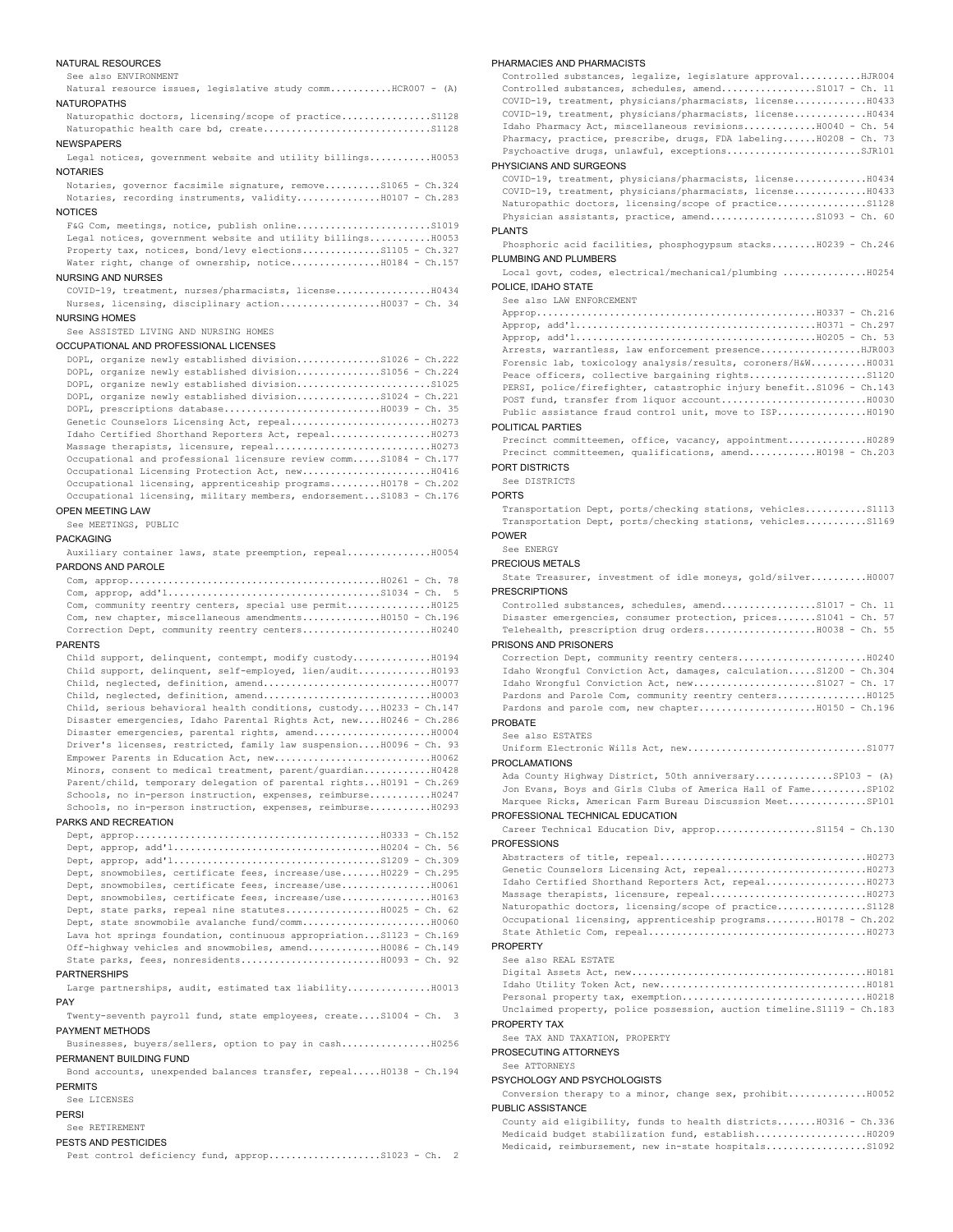NATURAL RESOURCES

See also ENVIRONMENT

Natural resource issues, legislative study comm...........HCR007 - (A)

NATUROPATHS

Naturopathic doctors, licensing/scope of practice................S1128

Naturopathic health care bd, create.............................S1128

NEWSPAPERS

Legal notices, government website and utility billings...........H0053

NOTARIES

Notaries, governor facsimile signature, remove..........S1065 - Ch.324

Notaries, recording instruments, validity...............H0107 - Ch.283

NOTICES

F&G Com, meetings, notice, publish online........................S1019

Legal notices, government website and utility billings...........H0053

Property tax, notices, bond/levy elections..............S1105 - Ch.327

Water right, change of ownership, notice................H0184 - Ch.157

NURSING AND NURSES

COVID-19, treatment, nurses/pharmacists, license.................H0434

Nurses, licensing, disciplinary action..................H0037 - Ch. 34

NURSING HOMES

See ASSISTED LIVING AND NURSING HOMES

OCCUPATIONAL AND PROFESSIONAL LICENSES

DOPL, organize newly established division...............S1026 - Ch.222

DOPL, organize newly established division...............S1056 - Ch.224

DOPL, organize newly established division........................S1025

DOPL, organize newly established division...............S1024 - Ch.221

DOPL, prescriptions database............................H0039 - Ch. 35

Genetic Counselors Licensing Act, repeal.........................H0273

Idaho Certified Shorthand Reporters Act, repeal..................H0273

Massage therapists, licensure, repeal............................H0273

Occupational and professional licensure review comm.....S1084 - Ch.177

Occupational Licensing Protection Act, new.......................H0416

Occupational licensing, apprenticeship programs.........H0178 - Ch.202

Occupational licensing, military members, endorsement...S1083 - Ch.176

OPEN MEETING LAW

See MEETINGS, PUBLIC

PACKAGING

Auxiliary container laws, state preemption, repeal...............H0054

PARDONS AND PAROLE

Com, approp.............................................H0261 - Ch. 78

Com, approp, add'l......................................S1034 - Ch.  5

Com, community reentry centers, special use permit...............H0125

Com, new chapter, miscellaneous amendments..............H0150 - Ch.196

Correction Dept, community reentry centers.......................H0240

PARENTS

Child support, delinquent, contempt, modify custody..............H0194

Child support, delinquent, self-employed, lien/audit.............H0193

Child, neglected, definition, amend..............................H0077

Child, neglected, definition, amend..............................H0003

Child, serious behavioral health conditions, custody....H0233 - Ch.147

Disaster emergencies, Idaho Parental Rights Act, new....H0246 - Ch.286

Disaster emergencies, parental rights, amend.....................H0004

Driver's licenses, restricted, family law suspension....H0096 - Ch. 93

Empower Parents in Education Act, new............................H0062

Minors, consent to medical treatment, parent/guardian............H0428

Parent/child, temporary delegation of parental rights...H0191 - Ch.269

Schools, no in-person instruction, expenses, reimburse...........H0247

Schools, no in-person instruction, expenses, reimburse...........H0293

PARKS AND RECREATION

Dept, approp............................................H0333 - Ch.152

Dept, approp, add'l.....................................H0204 - Ch. 56

Dept, approp, add'l.....................................S1209 - Ch.309

Dept, snowmobiles, certificate fees, increase/use.......H0229 - Ch.295

Dept, snowmobiles, certificate fees, increase/use................H0061

Dept, snowmobiles, certificate fees, increase/use................H0163

Dept, state parks, repeal nine statutes.................H0025 - Ch. 62

Dept, state snowmobile avalanche fund/comm.......................H0060

Lava hot springs foundation, continuous appropriation...S1123 - Ch.169

Off-highway vehicles and snowmobiles, amend.............H0086 - Ch.149

State parks, fees, nonresidents.........................H0093 - Ch. 92

PARTNERSHIPS

Large partnerships, audit, estimated tax liability...............H0013

PAY

Twenty-seventh payroll fund, state employees, create....S1004 - Ch.  3

PAYMENT METHODS

Businesses, buyers/sellers, option to pay in cash................H0256

PERMANENT BUILDING FUND

Bond accounts, unexpended balances transfer, repeal.....H0138 - Ch.194

PERMITS

See LICENSES

PERSI

See RETIREMENT

PESTS AND PESTICIDES

Pest control deficiency fund, approp....................S1023 - Ch.  2

PHARMACIES AND PHARMACISTS

Controlled substances, legalize, legislature approval...........HJR004

Controlled substances, schedules, amend.................S1017 - Ch. 11

COVID-19, treatment, physicians/pharmacists, license.............H0433

COVID-19, treatment, physicians/pharmacists, license.............H0434

Idaho Pharmacy Act, miscellaneous revisions.............H0040 - Ch. 54

Pharmacy, practice, prescribe, drugs, FDA labeling......H0208 - Ch. 73

Psychoactive drugs, unlawful, exceptions........................SJR101

PHYSICIANS AND SURGEONS

COVID-19, treatment, physicians/pharmacists, license.............H0434

COVID-19, treatment, physicians/pharmacists, license.............H0433

Naturopathic doctors, licensing/scope of practice................S1128

Physician assistants, practice, amend...................S1093 - Ch. 60

PLANTS

Phosphoric acid facilities, phosphogypsum stacks........H0239 - Ch.246

PLUMBING AND PLUMBERS

Local govt, codes, electrical/mechanical/plumbing ...............H0254

POLICE, IDAHO STATE

See also LAW ENFORCEMENT

Approp..................................................H0337 - Ch.216

Approp, add'l...........................................H0371 - Ch.297

Approp, add'l...........................................H0205 - Ch. 53

Arrests, warrantless, law enforcement presence..................HJR003

Forensic lab, toxicology analysis/results, coroners/H&W..........H0031

Peace officers, collective bargaining rights.....................S1120

PERSI, police/firefighter, catastrophic injury benefit..S1096 - Ch.143

POST fund, transfer from liquor account..........................H0030

Public assistance fraud control unit, move to ISP................H0190

POLITICAL PARTIES

Precinct committeemen, office, vacancy, appointment..............H0289

Precinct committeemen, qualifications, amend............H0198 - Ch.203

PORT DISTRICTS

See DISTRICTS

PORTS

Transportation Dept, ports/checking stations, vehicles...........S1113

Transportation Dept, ports/checking stations, vehicles...........S1169

POWER

See ENERGY

PRECIOUS METALS

State Treasurer, investment of idle moneys, gold/silver..........H0007

PRESCRIPTIONS

Controlled substances, schedules, amend.................S1017 - Ch. 11

Disaster emergencies, consumer protection, prices.......S1041 - Ch. 57

Telehealth, prescription drug orders....................H0038 - Ch. 55

PRISONS AND PRISONERS

Correction Dept, community reentry centers.......................H0240

Idaho Wrongful Conviction Act, damages, calculation.....S1200 - Ch.304

Idaho Wrongful Conviction Act, new......................S1027 - Ch. 17

Pardons and Parole Com, community reentry centers................H0125

Pardons and parole com, new chapter.....................H0150 - Ch.196

PROBATE

See also ESTATES

Uniform Electronic Wills Act, new................................S1077

PROCLAMATIONS

Ada County Highway District, 50th anniversary..............SP103 - (A)

Jon Evans, Boys and Girls Clubs of America Hall of Fame..........SP102

Marquee Ricks, American Farm Bureau Discussion Meet..............SP101

PROFESSIONAL TECHNICAL EDUCATION

Career Technical Education Div, approp..................S1154 - Ch.130

PROFESSIONS

Abstracters of title, repeal.....................................H0273

Genetic Counselors Licensing Act, repeal.........................H0273

Idaho Certified Shorthand Reporters Act, repeal..................H0273

Massage therapists, licensure, repeal............................H0273

Naturopathic doctors, licensing/scope of practice................S1128

Occupational licensing, apprenticeship programs.........H0178 - Ch.202

State Athletic Com, repeal.......................................H0273

PROPERTY

See also REAL ESTATE

Digital Assets Act, new..........................................H0181

Idaho Utility Token Act, new.....................................H0181

Personal property tax, exemption.................................H0218

Unclaimed property, police possession, auction timeline.S1119 - Ch.183

PROPERTY TAX

See TAX AND TAXATION, PROPERTY

PROSECUTING ATTORNEYS

See ATTORNEYS

PSYCHOLOGY AND PSYCHOLOGISTS

Conversion therapy to a minor, change sex, prohibit..............H0052

PUBLIC ASSISTANCE

County aid eligibility, funds to health districts.......H0316 - Ch.336

Medicaid budget stabilization fund, establish....................H0209

Medicaid, reimbursement, new in-state hospitals..................S1092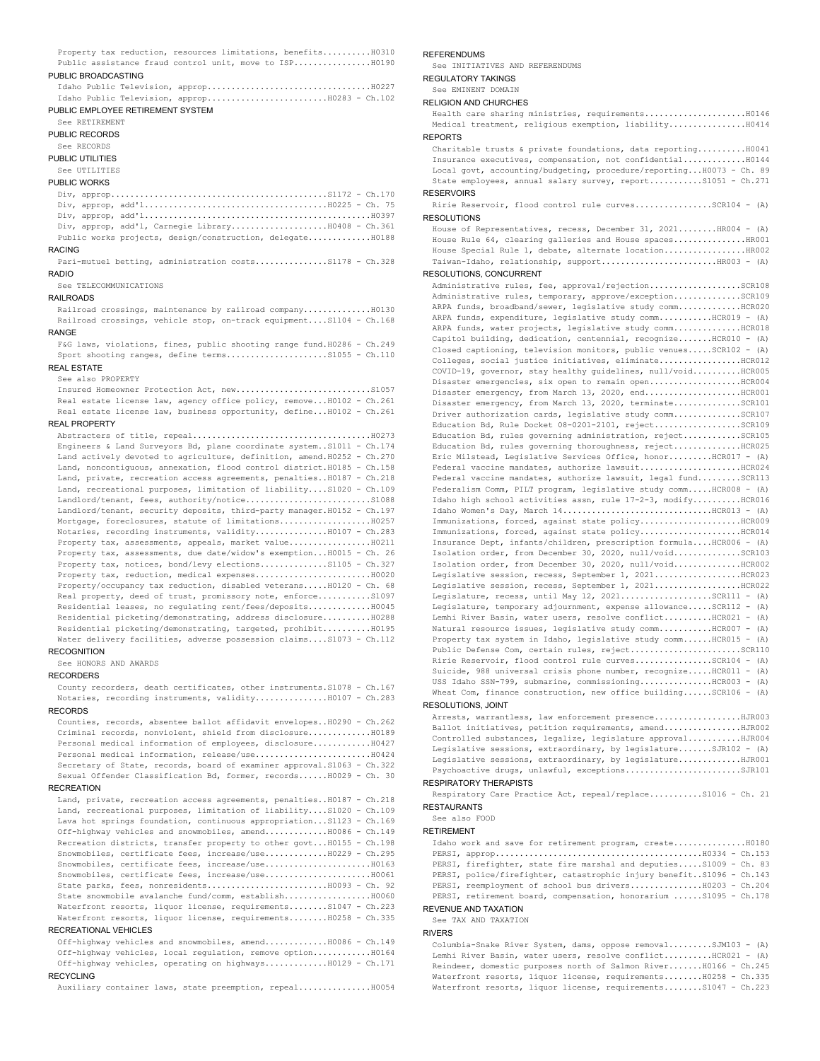Property tax reduction, resources limitations, benefits..........H0310
Public assistance fraud control unit, move to ISP................H0190

## PUBLIC BROADCASTING

Idaho Public Television, approp..................................H0227
Idaho Public Television, approp.........................H0283 - Ch.102

## PUBLIC EMPLOYEE RETIREMENT SYSTEM

See RETIREMENT

## PUBLIC RECORDS

See RECORDS

## PUBLIC UTILITIES

See UTILITIES

## PUBLIC WORKS

Div, approp.............................................S1172 - Ch.170
Div, approp, add'l......................................H0225 - Ch. 75
Div, approp, add'l...............................................H0397
Div, approp, add'l, Carnegie Library....................H0408 - Ch.361
Public works projects, design/construction, delegate............H0188

## RACING

Pari-mutuel betting, administration costs...............S1178 - Ch.328

## RADIO

See TELECOMMUNICATIONS

## RAILROADS

Railroad crossings, maintenance by railroad company.............H0130
Railroad crossings, vehicle stop, on-track equipment....S1104 - Ch.168

## RANGE

F&G laws, violations, fines, public shooting range fund.H0286 - Ch.249
Sport shooting ranges, define terms.....................S1055 - Ch.110

## REAL ESTATE

See also PROPERTY
Insured Homeowner Protection Act, new............................S1057
Real estate license law, agency office policy, remove...H0102 - Ch.261
Real estate license law, business opportunity, define...H0102 - Ch.261

## REAL PROPERTY

Abstracters of title, repeal.....................................H0273
Engineers & Land Surveyors Bd, plane coordinate system..S1011 - Ch.174
Land actively devoted to agriculture, definition, amend.H0252 - Ch.270
Land, noncontiguous, annexation, flood control district.H0185 - Ch.158
Land, private, recreation access agreements, penalties..H0187 - Ch.218
Land, recreational purposes, limitation of liability....S1020 - Ch.109
Landlord/tenant, fees, authority/notice..........................S1088
Landlord/tenant, security deposits, third-party manager.H0152 - Ch.197
Mortgage, foreclosures, statute of limitations...................H0257
Notaries, recording instruments, validity...............H0107 - Ch.283
Property tax, assessments, appeals, market value.................H0211
Property tax, assessments, due date/widow's exemption...H0015 - Ch. 26
Property tax, notices, bond/levy elections..............S1105 - Ch.327
Property tax, reduction, medical expenses........................H0020
Property/occupancy tax reduction, disabled veterans.....H0120 - Ch. 68
Real property, deed of trust, promissory note, enforce...........S1097
Residential leases, no regulating rent/fees/deposits.............H0045
Residential picketing/demonstrating, address disclosure..........H0288
Residential picketing/demonstrating, targeted, prohibit..........H0195
Water delivery facilities, adverse possession claims....S1073 - Ch.112

## RECOGNITION

See HONORS AND AWARDS

## RECORDERS

County recorders, death certificates, other instruments.S1078 - Ch.167
Notaries, recording instruments, validity...............H0107 - Ch.283

## RECORDS

Counties, records, absentee ballot affidavit envelopes..H0290 - Ch.262
Criminal records, nonviolent, shield from disclosure.............H0189
Personal medical information of employees, disclosure............H0427
Personal medical information, release/use........................H0424
Secretary of State, records, board of examiner approval.S1063 - Ch.322
Sexual Offender Classification Bd, former, records......H0029 - Ch. 30

## RECREATION

Land, private, recreation access agreements, penalties..H0187 - Ch.218
Land, recreational purposes, limitation of liability....S1020 - Ch.109
Lava hot springs foundation, continuous appropriation...S1123 - Ch.169
Off-highway vehicles and snowmobiles, amend.............H0086 - Ch.149
Recreation districts, transfer property to other govt...H0155 - Ch.198
Snowmobiles, certificate fees, increase/use.............H0229 - Ch.295
Snowmobiles, certificate fees, increase/use......................H0163
Snowmobiles, certificate fees, increase/use......................H0061
State parks, fees, nonresidents.........................H0093 - Ch. 92
State snowmobile avalanche fund/comm, establish..................H0060
Waterfront resorts, liquor license, requirements........S1047 - Ch.223
Waterfront resorts, liquor license, requirements........H0258 - Ch.335

## RECREATIONAL VEHICLES

Off-highway vehicles and snowmobiles, amend.............H0086 - Ch.149
Off-highway vehicles, local regulation, remove option............H0164
Off-highway vehicles, operating on highways.............H0129 - Ch.171

## RECYCLING

Auxiliary container laws, state preemption, repeal...............H0054

## REFERENDUMS

See INITIATIVES AND REFERENDUMS

## REGULATORY TAKINGS

See EMINENT DOMAIN

## RELIGION AND CHURCHES

Health care sharing ministries, requirements.....................H0146
Medical treatment, religious exemption, liability................H0414

## REPORTS

Charitable trusts & private foundations, data reporting..........H0041
Insurance executives, compensation, not confidential.............H0144
Local govt, accounting/budgeting, procedure/reporting...H0073 - Ch. 89
State employees, annual salary survey, report...........S1051 - Ch.271

## RESERVOIRS

Ririe Reservoir, flood control rule curves................SCR104 - (A)

## RESOLUTIONS

House of Representatives, recess, December 31, 2021........HR004 - (A)
House Rule 64, clearing galleries and House spaces...............HR001
House Special Rule 1, debate, alternate location.................HR002
Taiwan-Idaho, relationship, support........................HR003 - (A)

## RESOLUTIONS, CONCURRENT

Administrative rules, fee, approval/rejection...................SCR108
Administrative rules, temporary, approve/exception..............SCR109
ARPA funds, broadband/sewer, legislative study comm.............HCR020
ARPA funds, expenditure, legislative study comm...........HCR019 - (A)
ARPA funds, water projects, legislative study comm..............HCR018
Capitol building, dedication, centennial, recognize.......HCR010 - (A)
Closed captioning, television monitors, public venues.....SCR102 - (A)
Colleges, social justice initiatives, eliminate.................HCR012
COVID-19, governor, stay healthy guidelines, null/void..........HCR005
Disaster emergencies, six open to remain open...................HCR004
Disaster emergency, from March 13, 2020, end....................HCR001
Disaster emergency, from March 13, 2020, terminate..............SCR101
Driver authorization cards, legislative study comm..............SCR107
Education Bd, Rule Docket 08-0201-2101, reject..................SCR109
Education Bd, rules governing administration, reject............SCR105
Education Bd, rules governing thoroughness, reject..............HCR025
Eric Milstead, Legislative Services Office, honor.........HCR017 - (A)
Federal vaccine mandates, authorize lawsuit.....................HCR024
Federal vaccine mandates, authorize lawsuit, legal fund.........SCR113
Federalism Comm, PILT program, legislative study comm.....HCR008 - (A)
Idaho high school activities assn, rule 17-2-3, modify..........HCR016
Idaho Women's Day, March 14...............................HCR013 - (A)
Immunizations, forced, against state policy.....................HCR009
Immunizations, forced, against state policy.....................HCR014
Insurance Dept, infants/children, prescription formula....HCR006 - (A)
Isolation order, from December 30, 2020, null/void..............SCR103
Isolation order, from December 30, 2020, null/void..............HCR002
Legislative session, recess, September 1, 2021..................HCR023
Legislative session, recess, September 1, 2021..................HCR022
Legislature, recess, until May 12, 2021...................SCR111 - (A)
Legislature, temporary adjournment, expense allowance.....SCR112 - (A)
Lemhi River Basin, water users, resolve conflict..........HCR021 - (A)
Natural resource issues, legislative study comm...........HCR007 - (A)
Property tax system in Idaho, legislative study comm......HCR015 - (A)
Public Defense Com, certain rules, reject.......................SCR110
Ririe Reservoir, flood control rule curves................SCR104 - (A)
Suicide, 988 universal crisis phone number, recognize.....HCR011 - (A)
USS Idaho SSN-799, submarine, commissioning...............HCR003 - (A)
Wheat Com, finance construction, new office building......SCR106 - (A)

## RESOLUTIONS, JOINT

Arrests, warrantless, law enforcement presence..................HJR003
Ballot initiatives, petition requirements, amend................HJR002
Controlled substances, legalize, legislature approval...........HJR004
Legislative sessions, extraordinary, by legislature.......SJR102 - (A)
Legislative sessions, extraordinary, by legislature.............HJR001
Psychoactive drugs, unlawful, exceptions........................SJR101

## RESPIRATORY THERAPISTS

Respiratory Care Practice Act, repeal/replace...........S1016 - Ch. 21

## RESTAURANTS

See also FOOD

## RETIREMENT

Idaho work and save for retirement program, create...............H0180
PERSI, approp...........................................H0334 - Ch.153
PERSI, firefighter, state fire marshal and deputies.....S1009 - Ch. 83
PERSI, police/firefighter, catastrophic injury benefit..S1096 - Ch.143
PERSI, reemployment of school bus drivers...............H0203 - Ch.204
PERSI, retirement board, compensation, honorarium ......S1095 - Ch.178

## REVENUE AND TAXATION

See TAX AND TAXATION

## RIVERS

Columbia-Snake River System, dams, oppose removal.........SJM103 - (A)
Lemhi River Basin, water users, resolve conflict..........HCR021 - (A)
Reindeer, domestic purposes north of Salmon River.......H0166 - Ch.245
Waterfront resorts, liquor license, requirements........H0258 - Ch.335
Waterfront resorts, liquor license, requirements........S1047 - Ch.223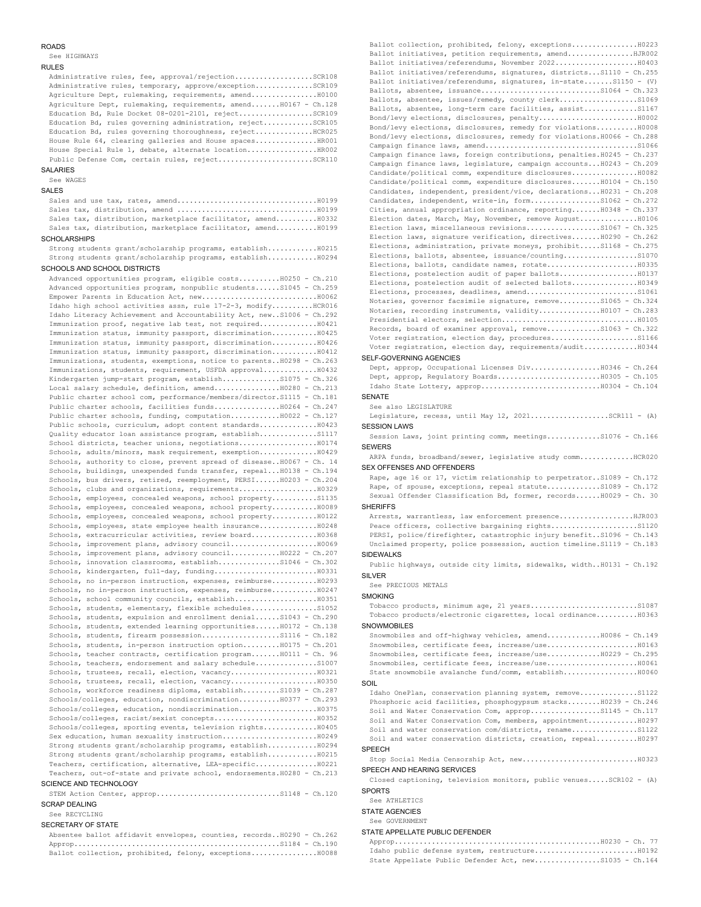## ROADS

See HIGHWAYS

## RULES

Administrative rules, fee, approval/rejection..................SCR108
Administrative rules, temporary, approve/exception.............SCR109
Agriculture Dept, rulemaking, requirements, amend................H0100
Agriculture Dept, rulemaking, requirements, amend.......H0167 - Ch.128
Education Bd, Rule Docket 08-0201-2101, reject.................SCR109
Education Bd, rules governing administration, reject...........SCR105
Education Bd, rules governing thoroughness, reject.............HCR025
House Rule 64, clearing galleries and House spaces..............HR001
House Special Rule 1, debate, alternate location................HR002
Public Defense Com, certain rules, reject.......................SCR110

## SALARIES

See WAGES

## SALES

Sales and use tax, rates, amend.................................H0199
Sales tax, distribution, amend .................................H0199
Sales tax, distribution, marketplace facilitator, amend..........H0332
Sales tax, distribution, marketplace facilitator, amend..........H0199

## SCHOLARSHIPS

Strong students grant/scholarship programs, establish............H0215
Strong students grant/scholarship programs, establish............H0294

## SCHOOLS AND SCHOOL DISTRICTS

Advanced opportunities program, eligible costs..........H0250 - Ch.210
Advanced opportunities program, nonpublic students......S1045 - Ch.259
Empower Parents in Education Act, new...........................H0062
Idaho high school activities assn, rule 17-2-3, modify..........HCR016
Idaho Literacy Achievement and Accountability Act, new..S1006 - Ch.292
Immunization proof, negative lab test, not required.............H0421
Immunization status, immunity passport, discrimination..........H0425
Immunization status, immunity passport, discrimination..........H0426
Immunization status, immunity passport, discrimination..........H0412
Immunizations, students, exemptions, notice to parents..H0298 - Ch.263
Immunizations, students, requirement, USFDA approval............H0432
Kindergarten jump-start program, establish..............S1075 - Ch.326
Local salary schedule, definition, amend................H0280 - Ch.213
Public charter school com, performance/members/director.S1115 - Ch.181
Public charter schools, facilities funds................H0264 - Ch.247
Public charter schools, funding, computation............H0022 - Ch.127
Public schools, curriculum, adopt content standards.............H0423
Quality educator loan assistance program, establish.............S1117
School districts, teacher unions, negotiations..................H0174
Schools, adults/minors, mask requirement, exemption.............H0429
Schools, authority to close, prevent spread of disease..H0067 - Ch. 14
Schools, buildings, unexpended funds transfer, repeal...H0138 - Ch.194
Schools, bus drivers, retired, reemployment, PERSI......H0203 - Ch.204
Schools, clubs and organizations, requirements..................H0329
Schools, employees, concealed weapons, school property..........S1135
Schools, employees, concealed weapons, school property..........H0089
Schools, employees, concealed weapons, school property..........H0122
Schools, employees, state employee health insurance.............H0248
Schools, extracurricular activities, review board...............H0368
Schools, improvement plans, advisory council....................H0069
Schools, improvement plans, advisory council............H0222 - Ch.207
Schools, innovation classrooms, establish...............S1046 - Ch.302
Schools, kindergarten, full-day, funding........................H0331
Schools, no in-person instruction, expenses, reimburse..........H0293
Schools, no in-person instruction, expenses, reimburse..........H0247
Schools, school community councils, establish...................H0351
Schools, students, elementary, flexible schedules...............S1052
Schools, students, expulsion and enrollment denial......S1043 - Ch.290
Schools, students, extended learning opportunities......H0172 - Ch.138
Schools, students, firearm possession...................S1116 - Ch.182
Schools, students, in-person instruction option.........H0175 - Ch.201
Schools, teacher contracts, certification program.......H0111 - Ch. 96
Schools, teachers, endorsement and salary schedule..............S1007
Schools, trustees, recall, election, vacancy....................H0321
Schools, trustees, recall, election, vacancy....................H0350
Schools, workforce readiness diploma, establish.........S1039 - Ch.287
Schools/colleges, education, nondiscrimination..........H0377 - Ch.293
Schools/colleges, education, nondiscrimination..................H0375
Schools/colleges, racist/sexist concepts........................H0352
Schools/colleges, sporting events, television rights............H0405
Sex education, human sexuality instruction......................H0249
Strong students grant/scholarship programs, establish............H0294
Strong students grant/scholarship programs, establish............H0215
Teachers, certification, alternative, LEA-specific..............H0221
Teachers, out-of-state and private school, endorsements.H0280 - Ch.213

## SCIENCE AND TECHNOLOGY

STEM Action Center, approp..............................S1148 - Ch.120

## SCRAP DEALING

See RECYCLING

## SECRETARY OF STATE

Absentee ballot affidavit envelopes, counties, records..H0290 - Ch.262
Approp..................................................S1184 - Ch.190
Ballot collection, prohibited, felony, exceptions................H0088
Ballot collection, prohibited, felony, exceptions................H0223
Ballot initiatives, petition requirements, amend................HJR002
Ballot initiatives/referendums, November 2022...................H0403
Ballot initiatives/referendums, signatures, districts...S1110 - Ch.255
Ballot initiatives/referendums, signatures, in-state.......S1150 - (V)
Ballots, absentee, issuance.............................S1064 - Ch.323
Ballots, absentee, issues/remedy, county clerk..................S1069
Ballots, absentee, long-term care facilities, assist............S1167
Bond/levy elections, disclosures, penalty........................H0002
Bond/levy elections, disclosures, remedy for violations..........H0008
Bond/levy elections, disclosures, remedy for violations.H0066 - Ch.288
Campaign finance laws, amend.....................................S1066
Campaign finance laws, foreign contributions, penalties.H0245 - Ch.237
Campaign finance laws, legislature, campaign accounts...H0243 - Ch.209
Candidate/political comm, expenditure disclosures...............H0082
Candidate/political comm, expenditure disclosures.......H0104 - Ch.150
Candidates, independent, president/vice, declarations...H0231 - Ch.208
Candidates, independent, write-in, form.................S1062 - Ch.272
Cities, annual appropriation ordinance, reporting.......H0348 - Ch.337
Election dates, March, May, November, remove August.............H0106
Election laws, miscellaneous revisions..................S1067 - Ch.325
Election laws, signature verification, directives.......H0290 - Ch.262
Elections, administration, private moneys, prohibit.....S1168 - Ch.275
Elections, ballots, absentee, issuance/counting.................S1070
Elections, ballots, candidate names, rotate.....................H0335
Elections, postelection audit of paper ballots..................H0137
Elections, postelection audit of selected ballots...............H0349
Elections, processes, deadlines, amend..........................S1061
Notaries, governor facsimile signature, remove..........S1065 - Ch.324
Notaries, recording instruments, validity...............H0107 - Ch.283
Presidential electors, selection................................H0105
Records, board of examiner approval, remove.............S1063 - Ch.322
Voter registration, election day, procedures....................S1166
Voter registration, election day, requirements/audit............H0344

## SELF-GOVERNING AGENCIES

Dept, approp, Occupational Licenses Div.................H0346 - Ch.264
Dept, approp, Regulatory Boards.........................H0305 - Ch.105
Idaho State Lottery, approp.............................H0304 - Ch.104

## SENATE

See also LEGISLATURE
Legislature, recess, until May 12, 2021..................SCR111 - (A)

## SESSION LAWS

Session Laws, joint printing comm, meetings.............S1076 - Ch.166

## SEWERS

ARPA funds, broadband/sewer, legislative study comm.............HCR020

## SEX OFFENSES AND OFFENDERS

Rape, age 16 or 17, victim relationship to perpetrator..S1089 - Ch.172
Rape, of spouse, exceptions, repeal statute.............S1089 - Ch.172
Sexual Offender Classification Bd, former, records......H0029 - Ch. 30

## SHERIFFS

Arrests, warrantless, law enforcement presence..................HJR003
Peace officers, collective bargaining rights....................S1120
PERSI, police/firefighter, catastrophic injury benefit..S1096 - Ch.143
Unclaimed property, police possession, auction timeline.S1119 - Ch.183

## SIDEWALKS

Public highways, outside city limits, sidewalks, width..H0131 - Ch.192

## SILVER

See PRECIOUS METALS

## SMOKING

Tobacco products, minimum age, 21 years.........................S1087
Tobacco products/electronic cigarettes, local ordinance..........H0363

## SNOWMOBILES

Snowmobiles and off-highway vehicles, amend.............H0086 - Ch.149
Snowmobiles, certificate fees, increase/use.....................H0163
Snowmobiles, certificate fees, increase/use.............H0229 - Ch.295
Snowmobiles, certificate fees, increase/use.....................H0061
State snowmobile avalanche fund/comm, establish.................H0060

## SOIL

Idaho OnePlan, conservation planning system, remove.............S1122
Phosphoric acid facilities, phosphogypsum stacks........H0239 - Ch.246
Soil and Water Conservation Com, approp.................S1145 - Ch.117
Soil and Water Conservation Com, members, appointment............H0297
Soil and water conservation com/districts, rename...............S1122
Soil and water conservation districts, creation, repeal..........H0297

## SPEECH

Stop Social Media Censorship Act, new...........................H0323

## SPEECH AND HEARING SERVICES

Closed captioning, television monitors, public venues.....SCR102 - (A)

## SPORTS

See ATHLETICS

## STATE AGENCIES

See GOVERNMENT

## STATE APPELLATE PUBLIC DEFENDER

Approp..................................................H0230 - Ch. 77
Idaho public defense system, restructure........................H0192
State Appellate Public Defender Act, new................S1035 - Ch.164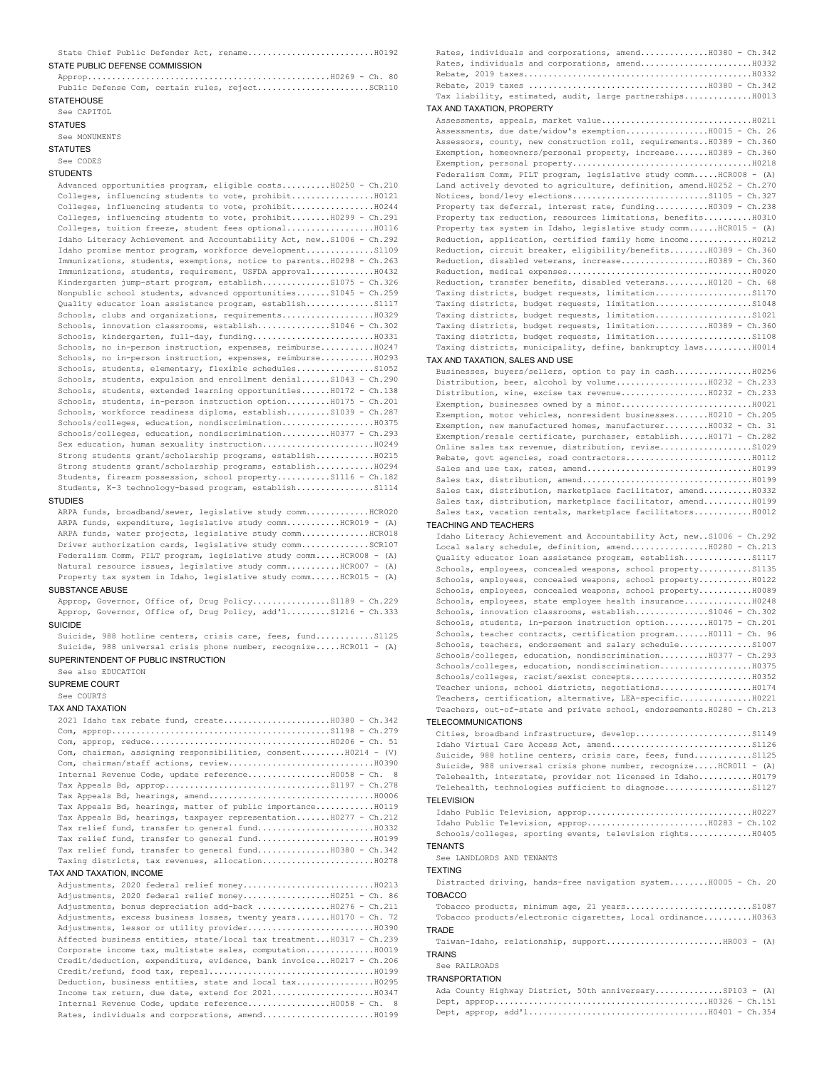State Chief Public Defender Act, rename..........................H0192

## STATE PUBLIC DEFENSE COMMISSION

Approp..................................................H0269 - Ch. 80
Public Defense Com, certain rules, reject.......................SCR110

## STATEHOUSE

See CAPITOL

## STATUES

See MONUMENTS

## STATUTES

See CODES

## STUDENTS

Advanced opportunities program, eligible costs..........H0250 - Ch.210
Colleges, influencing students to vote, prohibit.................H0121
Colleges, influencing students to vote, prohibit.................H0244
Colleges, influencing students to vote, prohibit........H0299 - Ch.291
Colleges, tuition freeze, student fees optional..................H0116
Idaho Literacy Achievement and Accountability Act, new..S1006 - Ch.292
Idaho promise mentor program, workforce development.............S1109
Immunizations, students, exemptions, notice to parents..H0298 - Ch.263
Immunizations, students, requirement, USFDA approval............H0432
Kindergarten jump-start program, establish.............S1075 - Ch.326
Nonpublic school students, advanced opportunities.......S1045 - Ch.259
Quality educator loan assistance program, establish..............S1117
Schools, clubs and organizations, requirements...................H0329
Schools, innovation classrooms, establish...............S1046 - Ch.302
Schools, kindergarten, full-day, funding.........................H0331
Schools, no in-person instruction, expenses, reimburse...........H0247
Schools, no in-person instruction, expenses, reimburse...........H0293
Schools, students, elementary, flexible schedules................S1052
Schools, students, expulsion and enrollment denial......S1043 - Ch.290
Schools, students, extended learning opportunities......H0172 - Ch.138
Schools, students, in-person instruction option.........H0175 - Ch.201
Schools, workforce readiness diploma, establish.........S1039 - Ch.287
Schools/colleges, education, nondiscrimination...................H0375
Schools/colleges, education, nondiscrimination..........H0377 - Ch.293
Sex education, human sexuality instruction.......................H0249
Strong students grant/scholarship programs, establish............H0215
Strong students grant/scholarship programs, establish............H0294
Students, firearm possession, school property...........S1116 - Ch.182
Students, K-3 technology-based program, establish................S1114

## STUDIES

ARPA funds, broadband/sewer, legislative study comm............HCR020
ARPA funds, expenditure, legislative study comm...........HCR019 - (A)
ARPA funds, water projects, legislative study comm.............HCR018
Driver authorization cards, legislative study comm.............SCR107
Federalism Comm, PILT program, legislative study comm.....HCR008 - (A)
Natural resource issues, legislative study comm...........HCR007 - (A)
Property tax system in Idaho, legislative study comm......HCR015 - (A)

## SUBSTANCE ABUSE

Approp, Governor, Office of, Drug Policy................S1189 - Ch.229
Approp, Governor, Office of, Drug Policy, add'l.........S1216 - Ch.333

## SUICIDE

Suicide, 988 hotline centers, crisis care, fees, fund............S1125
Suicide, 988 universal crisis phone number, recognize.....HCR011 - (A)

## SUPERINTENDENT OF PUBLIC INSTRUCTION

See also EDUCATION

## SUPREME COURT

See COURTS

## TAX AND TAXATION

2021 Idaho tax rebate fund, create......................H0380 - Ch.342
Com, approp.............................................S1198 - Ch.279
Com, approp, reduce.....................................H0206 - Ch. 51
Com, chairman, assigning responsibilities, consent........H0214 - (V)
Com, chairman/staff actions, review..............................H0390
Internal Revenue Code, update reference.................H0058 - Ch. 8
Tax Appeals Bd, approp..................................S1197 - Ch.278
Tax Appeals Bd, hearings, amend..................................H0006
Tax Appeals Bd, hearings, matter of public importance............H0119
Tax Appeals Bd, hearings, taxpayer representation.......H0277 - Ch.212
Tax relief fund, transfer to general fund........................H0332
Tax relief fund, transfer to general fund........................H0199
Tax relief fund, transfer to general fund...............H0380 - Ch.342
Taxing districts, tax revenues, allocation.......................H0278

## TAX AND TAXATION, INCOME

Adjustments, 2020 federal relief money...........................H0213
Adjustments, 2020 federal relief money..................H0251 - Ch. 86
Adjustments, bonus depreciation add-back ...............H0276 - Ch.211
Adjustments, excess business losses, twenty years.......H0170 - Ch. 72
Adjustments, lessor or utility provider..........................H0390
Affected business entities, state/local tax treatment...H0317 - Ch.239
Corporate income tax, multistate sales, computation..............H0019
Credit/deduction, expenditure, evidence, bank invoice...H0217 - Ch.206
Credit/refund, food tax, repeal..................................H0199
Deduction, business entities, state and local tax................H0295
Income tax return, due date, extend for 2021.....................H0347
Internal Revenue Code, update reference.................H0058 - Ch. 8
Rates, individuals and corporations, amend.......................H0199
Rates, individuals and corporations, amend..............H0380 - Ch.342
Rates, individuals and corporations, amend.......................H0332
Rebate, 2019 taxes...............................................H0332
Rebate, 2019 taxes .....................................H0380 - Ch.342
Tax liability, estimated, audit, large partnerships..............H0013

## TAX AND TAXATION, PROPERTY

Assessments, appeals, market value...............................H0211
Assessments, due date/widow's exemption.................H0015 - Ch. 26
Assessors, county, new construction roll, requirements..H0389 - Ch.360
Exemption, homeowners/personal property, increase.......H0389 - Ch.360
Exemption, personal property.....................................H0218
Federalism Comm, PILT program, legislative study comm.....HCR008 - (A)
Land actively devoted to agriculture, definition, amend.H0252 - Ch.270
Notices, bond/levy elections............................S1105 - Ch.327
Property tax deferral, interest rate, funding...........H0309 - Ch.238
Property tax reduction, resources limitations, benefits..........H0310
Property tax system in Idaho, legislative study comm......HCR015 - (A)
Reduction, application, certified family home income.............H0212
Reduction, circuit breaker, eligibility/benefits........H0389 - Ch.360
Reduction, disabled veterans, increase..................H0389 - Ch.360
Reduction, medical expenses......................................H0020
Reduction, transfer benefits, disabled veterans.........H0120 - Ch. 68
Taxing districts, budget requests, limitation....................S1170
Taxing districts, budget requests, limitation....................S1048
Taxing districts, budget requests, limitation....................S1021
Taxing districts, budget requests, limitation...........H0389 - Ch.360
Taxing districts, budget requests, limitation....................S1108
Taxing districts, municipality, define, bankruptcy laws..........H0014

## TAX AND TAXATION, SALES AND USE

Businesses, buyers/sellers, option to pay in cash................H0256
Distribution, beer, alcohol by volume...................H0232 - Ch.233
Distribution, wine, excise tax revenue..................H0232 - Ch.233
Exemption, businesses owned by a minor...........................H0021
Exemption, motor vehicles, nonresident businesses.......H0210 - Ch.205
Exemption, new manufactured homes, manufacturer.........H0032 - Ch. 31
Exemption/resale certificate, purchaser, establish......H0171 - Ch.282
Online sales tax revenue, distribution, revise...................S1029
Rebate, govt agencies, road contractors..........................H0112
Sales and use tax, rates, amend..................................H0199
Sales tax, distribution, amend...................................H0199
Sales tax, distribution, marketplace facilitator, amend..........H0332
Sales tax, distribution, marketplace facilitator, amend..........H0199
Sales tax, vacation rentals, marketplace facilitators............H0012

## TEACHING AND TEACHERS

Idaho Literacy Achievement and Accountability Act, new..S1006 - Ch.292
Local salary schedule, definition, amend................H0280 - Ch.213
Quality educator loan assistance program, establish..............S1117
Schools, employees, concealed weapons, school property...........S1135
Schools, employees, concealed weapons, school property...........H0122
Schools, employees, concealed weapons, school property...........H0089
Schools, employees, state employee health insurance..............H0248
Schools, innovation classrooms, establish...............S1046 - Ch.302
Schools, students, in-person instruction option.........H0175 - Ch.201
Schools, teacher contracts, certification program.......H0111 - Ch. 96
Schools, teachers, endorsement and salary schedule...............S1007
Schools/colleges, education, nondiscrimination..........H0377 - Ch.293
Schools/colleges, education, nondiscrimination...................H0375
Schools/colleges, racist/sexist concepts.........................H0352
Teacher unions, school districts, negotiations...................H0174
Teachers, certification, alternative, LEA-specific...............H0221
Teachers, out-of-state and private school, endorsements.H0280 - Ch.213

## TELECOMMUNICATIONS

Cities, broadband infrastructure, develop........................S1149
Idaho Virtual Care Access Act, amend.............................S1126
Suicide, 988 hotline centers, crisis care, fees, fund............S1125
Suicide, 988 universal crisis phone number, recognize.....HCR011 - (A)
Telehealth, interstate, provider not licensed in Idaho...........H0179
Telehealth, technologies sufficient to diagnose..................S1127

## TELEVISION

Idaho Public Television, approp..................................H0227
Idaho Public Television, approp.........................H0283 - Ch.102
Schools/colleges, sporting events, television rights.............H0405

## TENANTS

See LANDLORDS AND TENANTS

## TEXTING

Distracted driving, hands-free navigation system........H0005 - Ch. 20

## TOBACCO

Tobacco products, minimum age, 21 years..........................S1087
Tobacco products/electronic cigarettes, local ordinance..........H0363

## TRADE

Taiwan-Idaho, relationship, support.......................HR003 - (A)

## TRAINS

See RAILROADS

## TRANSPORTATION

Ada County Highway District, 50th anniversary.............SP103 - (A)
Dept, approp............................................H0326 - Ch.151
Dept, approp, add'l.....................................H0401 - Ch.354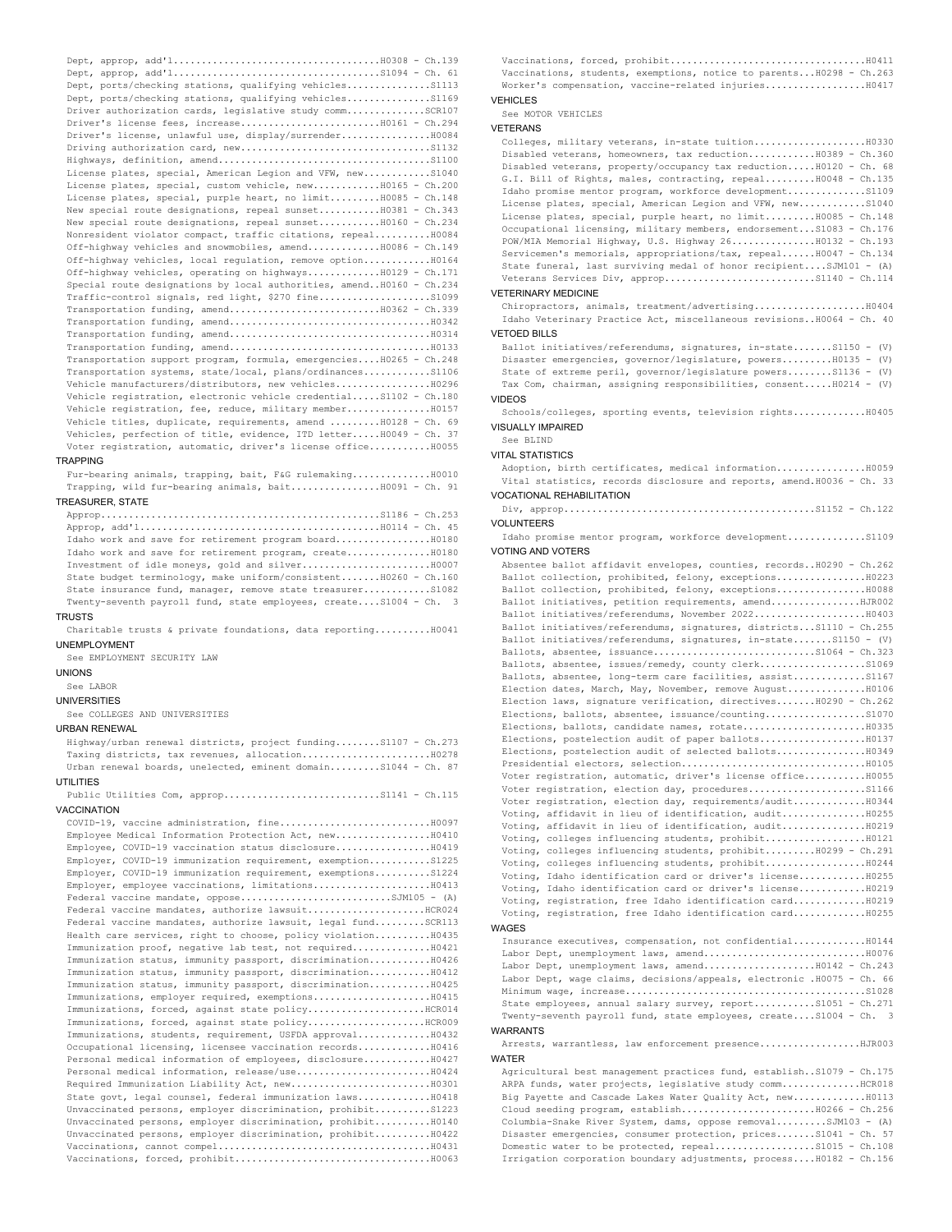Dept, approp, add'l....................................H0308 - Ch.139
Dept, approp, add'l....................................S1094 - Ch. 61
Dept, ports/checking stations, qualifying vehicles..............S1113
Dept, ports/checking stations, qualifying vehicles..............S1169
Driver authorization cards, legislative study comm.............SCR107
Driver's license fees, increase.........................H0161 - Ch.294
Driver's license, unlawful use, display/surrender................H0084
Driving authorization card, new..................................S1132
Highways, definition, amend......................................S1100
License plates, special, American Legion and VFW, new............S1040
License plates, special, custom vehicle, new............H0165 - Ch.200
License plates, special, purple heart, no limit.........H0085 - Ch.148
New special route designations, repeal sunset...........H0381 - Ch.343
New special route designations, repeal sunset...........H0160 - Ch.234
Nonresident violator compact, traffic citations, repeal..........H0084
Off-highway vehicles and snowmobiles, amend............H0086 - Ch.149
Off-highway vehicles, local regulation, remove option............H0164
Off-highway vehicles, operating on highways............H0129 - Ch.171
Special route designations by local authorities, amend..H0160 - Ch.234
Traffic-control signals, red light, $270 fine....................S1099
Transportation funding, amend..........................H0362 - Ch.339
Transportation funding, amend....................................H0342
Transportation funding, amend....................................H0314
Transportation funding, amend....................................H0133
Transportation support program, formula, emergencies....H0265 - Ch.248
Transportation systems, state/local, plans/ordinances............S1106
Vehicle manufacturers/distributors, new vehicles.................H0296
Vehicle registration, electronic vehicle credential.....S1102 - Ch.180
Vehicle registration, fee, reduce, military member...............H0157
Vehicle titles, duplicate, requirements, amend .........H0128 - Ch. 69
Vehicles, perfection of title, evidence, ITD letter.....H0049 - Ch. 37
Voter registration, automatic, driver's license office...........H0055

TRAPPING

Fur-bearing animals, trapping, bait, F&G rulemaking.............H0010
Trapping, wild fur-bearing animals, bait................H0091 - Ch. 91

TREASURER, STATE

Approp.................................................S1186 - Ch.253
Approp, add'l..........................................H0114 - Ch. 45
Idaho work and save for retirement program board.................H0180
Idaho work and save for retirement program, create...............H0180
Investment of idle moneys, gold and silver.......................H0007
State budget terminology, make uniform/consistent.......H0260 - Ch.160
State insurance fund, manager, remove state treasurer............S1082
Twenty-seventh payroll fund, state employees, create....S1004 - Ch. 3

TRUSTS

Charitable trusts & private foundations, data reporting..........H0041

UNEMPLOYMENT

See EMPLOYMENT SECURITY LAW

UNIONS

See LABOR

UNIVERSITIES

See COLLEGES AND UNIVERSITIES

URBAN RENEWAL

Highway/urban renewal districts, project funding........S1107 - Ch.273
Taxing districts, tax revenues, allocation.......................H0278
Urban renewal boards, unelected, eminent domain.........S1044 - Ch. 87

UTILITIES

Public Utilities Com, approp...........................S1141 - Ch.115

VACCINATION

COVID-19, vaccine administration, fine...........................H0097
Employee Medical Information Protection Act, new.................H0410
Employee, COVID-19 vaccination status disclosure.................H0419
Employer, COVID-19 immunization requirement, exemption...........S1225
Employer, COVID-19 immunization requirement, exemptions..........S1224
Employer, employee vaccinations, limitations.....................H0413
Federal vaccine mandate, oppose..........................SJM105 - (A)
Federal vaccine mandates, authorize lawsuit.....................HCR024
Federal vaccine mandates, authorize lawsuit, legal fund.........SCR113
Health care services, right to choose, policy violation..........H0435
Immunization proof, negative lab test, not required..............H0421
Immunization status, immunity passport, discrimination...........H0426
Immunization status, immunity passport, discrimination...........H0412
Immunization status, immunity passport, discrimination...........H0425
Immunizations, employer required, exemptions.....................H0415
Immunizations, forced, against state policy.....................HCR014
Immunizations, forced, against state policy.....................HCR009
Immunizations, students, requirement, USFDA approval.............H0432
Occupational licensing, licensee vaccination records.............H0416
Personal medical information of employees, disclosure............H0427
Personal medical information, release/use........................H0424
Required Immunization Liability Act, new.........................H0301
State govt, legal counsel, federal immunization laws.............H0418
Unvaccinated persons, employer discrimination, prohibit..........S1223
Unvaccinated persons, employer discrimination, prohibit..........H0140
Unvaccinated persons, employer discrimination, prohibit..........H0422
Vaccinations, cannot compel......................................H0431
Vaccinations, forced, prohibit...................................H0063
Vaccinations, forced, prohibit...................................H0411
Vaccinations, students, exemptions, notice to parents...H0298 - Ch.263
Worker's compensation, vaccine-related injuries..................H0417

VEHICLES

See MOTOR VEHICLES

VETERANS

Colleges, military veterans, in-state tuition....................H0330
Disabled veterans, homeowners, tax reduction............H0389 - Ch.360
Disabled veterans, property/occupancy tax reduction.....H0120 - Ch. 68
G.I. Bill of Rights, males, contracting, repeal.........H0048 - Ch.135
Idaho promise mentor program, workforce development..............S1109
License plates, special, American Legion and VFW, new............S1040
License plates, special, purple heart, no limit.........H0085 - Ch.148
Occupational licensing, military members, endorsement...S1083 - Ch.176
POW/MIA Memorial Highway, U.S. Highway 26...............H0132 - Ch.193
Servicemen's memorials, appropriations/tax, repeal......H0047 - Ch.134
State funeral, last surviving medal of honor recipient....SJM101 - (A)
Veterans Services Div, approp...........................S1140 - Ch.114

VETERINARY MEDICINE

Chiropractors, animals, treatment/advertising....................H0404
Idaho Veterinary Practice Act, miscellaneous revisions..H0064 - Ch. 40

VETOED BILLS

Ballot initiatives/referendums, signatures, in-state.......S1150 - (V)
Disaster emergencies, governor/legislature, powers.........H0135 - (V)
State of extreme peril, governor/legislature powers........S1136 - (V)
Tax Com, chairman, assigning responsibilities, consent.....H0214 - (V)

VIDEOS

Schools/colleges, sporting events, television rights.............H0405

VISUALLY IMPAIRED

See BLIND

VITAL STATISTICS

Adoption, birth certificates, medical information................H0059
Vital statistics, records disclosure and reports, amend.H0036 - Ch. 33

VOCATIONAL REHABILITATION

Div, approp............................................S1152 - Ch.122

VOLUNTEERS

Idaho promise mentor program, workforce development..............S1109

VOTING AND VOTERS

Absentee ballot affidavit envelopes, counties, records..H0290 - Ch.262
Ballot collection, prohibited, felony, exceptions................H0223
Ballot collection, prohibited, felony, exceptions................H0088
Ballot initiatives, petition requirements, amend................HJR002
Ballot initiatives/referendums, November 2022....................H0403
Ballot initiatives/referendums, signatures, districts...S1110 - Ch.255
Ballot initiatives/referendums, signatures, in-state.......S1150 - (V)
Ballots, absentee, issuance.............................S1064 - Ch.323
Ballots, absentee, issues/remedy, county clerk...................S1069
Ballots, absentee, long-term care facilities, assist.............S1167
Election dates, March, May, November, remove August..............H0106
Election laws, signature verification, directives.......H0290 - Ch.262
Elections, ballots, absentee, issuance/counting..................S1070
Elections, ballots, candidate names, rotate......................H0335
Elections, postelection audit of paper ballots...................H0137
Elections, postelection audit of selected ballots................H0349
Presidential electors, selection.................................H0105
Voter registration, automatic, driver's license office...........H0055
Voter registration, election day, procedures.....................S1166
Voter registration, election day, requirements/audit.............H0344
Voting, affidavit in lieu of identification, audit...............H0255
Voting, affidavit in lieu of identification, audit...............H0219
Voting, colleges influencing students, prohibit..................H0121
Voting, colleges influencing students, prohibit.........H0299 - Ch.291
Voting, colleges influencing students, prohibit..................H0244
Voting, Idaho identification card or driver's license............H0255
Voting, Idaho identification card or driver's license............H0219
Voting, registration, free Idaho identification card.............H0219
Voting, registration, free Idaho identification card.............H0255

WAGES

Insurance executives, compensation, not confidential.............H0144
Labor Dept, unemployment laws, amend.............................H0076
Labor Dept, unemployment laws, amend....................H0142 - Ch.243
Labor Dept, wage claims, decisions/appeals, electronic .H0075 - Ch. 66
Minimum wage, increase...........................................S1028
State employees, annual salary survey, report...........S1051 - Ch.271
Twenty-seventh payroll fund, state employees, create....S1004 - Ch. 3

WARRANTS

Arrests, warrantless, law enforcement presence..................HJR003

WATER

Agricultural best management practices fund, establish..S1079 - Ch.175
ARPA funds, water projects, legislative study comm..............HCR018
Big Payette and Cascade Lakes Water Quality Act, new.............H0113
Cloud seeding program, establish........................H0266 - Ch.256
Columbia-Snake River System, dams, oppose removal.........SJM103 - (A)
Disaster emergencies, consumer protection, prices.......S1041 - Ch. 57
Domestic water to be protected, repeal..................S1015 - Ch.108
Irrigation corporation boundary adjustments, process....H0182 - Ch.156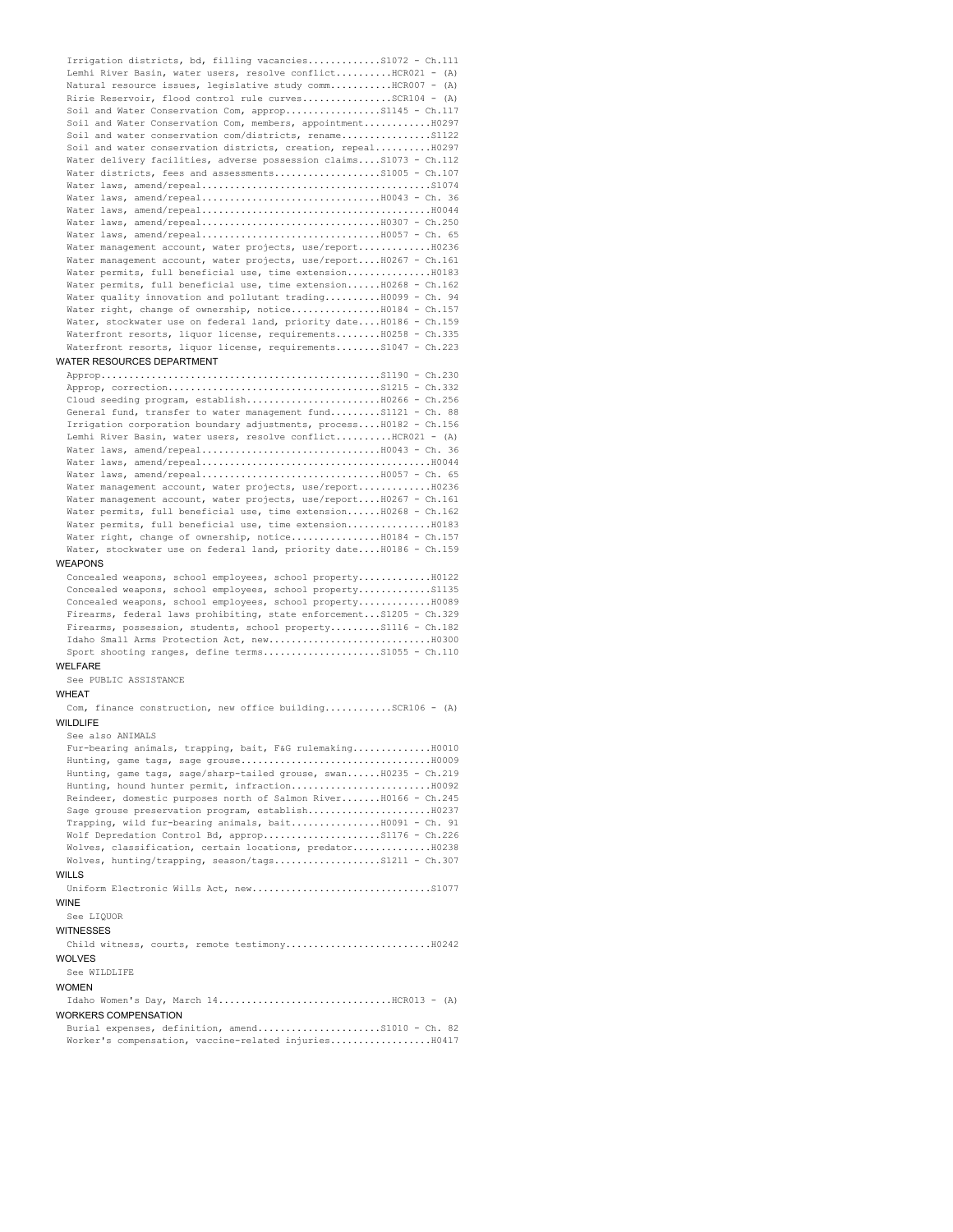Irrigation districts, bd, filling vacancies............S1072 - Ch.111
Lemhi River Basin, water users, resolve conflict..........HCR021 - (A)
Natural resource issues, legislative study comm..........HCR007 - (A)
Ririe Reservoir, flood control rule curves...............SCR104 - (A)
Soil and Water Conservation Com, approp.................S1145 - Ch.117
Soil and Water Conservation Com, members, appointment............H0297
Soil and water conservation com/districts, rename................S1122
Soil and water conservation districts, creation, repeal..........H0297
Water delivery facilities, adverse possession claims....S1073 - Ch.112
Water districts, fees and assessments...................S1005 - Ch.107
Water laws, amend/repeal........................................S1074
Water laws, amend/repeal...............................H0043 - Ch. 36
Water laws, amend/repeal........................................H0044
Water laws, amend/repeal...............................H0307 - Ch.250
Water laws, amend/repeal...............................H0057 - Ch. 65
Water management account, water projects, use/report............H0236
Water management account, water projects, use/report....H0267 - Ch.161
Water permits, full beneficial use, time extension...............H0183
Water permits, full beneficial use, time extension......H0268 - Ch.162
Water quality innovation and pollutant trading..........H0099 - Ch. 94
Water right, change of ownership, notice................H0184 - Ch.157
Water, stockwater use on federal land, priority date....H0186 - Ch.159
Waterfront resorts, liquor license, requirements........H0258 - Ch.335
Waterfront resorts, liquor license, requirements........S1047 - Ch.223

WATER RESOURCES DEPARTMENT

Approp.................................................S1190 - Ch.230
Approp, correction.....................................S1215 - Ch.332
Cloud seeding program, establish.......................H0266 - Ch.256
General fund, transfer to water management fund.........S1121 - Ch. 88
Irrigation corporation boundary adjustments, process....H0182 - Ch.156
Lemhi River Basin, water users, resolve conflict..........HCR021 - (A)
Water laws, amend/repeal...............................H0043 - Ch. 36
Water laws, amend/repeal........................................H0044
Water laws, amend/repeal...............................H0057 - Ch. 65
Water management account, water projects, use/report............H0236
Water management account, water projects, use/report....H0267 - Ch.161
Water permits, full beneficial use, time extension......H0268 - Ch.162
Water permits, full beneficial use, time extension...............H0183
Water right, change of ownership, notice................H0184 - Ch.157
Water, stockwater use on federal land, priority date....H0186 - Ch.159

WEAPONS

Concealed weapons, school employees, school property............H0122
Concealed weapons, school employees, school property............S1135
Concealed weapons, school employees, school property............H0089
Firearms, federal laws prohibiting, state enforcement...S1205 - Ch.329
Firearms, possession, students, school property.........S1116 - Ch.182
Idaho Small Arms Protection Act, new............................H0300
Sport shooting ranges, define terms.....................S1055 - Ch.110

WELFARE

See PUBLIC ASSISTANCE

WHEAT

Com, finance construction, new office building...........SCR106 - (A)

WILDLIFE

See also ANIMALS
Fur-bearing animals, trapping, bait, F&G rulemaking.............H0010
Hunting, game tags, sage grouse.................................H0009
Hunting, game tags, sage/sharp-tailed grouse, swan......H0235 - Ch.219
Hunting, hound hunter permit, infraction........................H0092
Reindeer, domestic purposes north of Salmon River.......H0166 - Ch.245
Sage grouse preservation program, establish.....................H0237
Trapping, wild fur-bearing animals, bait................H0091 - Ch. 91
Wolf Depredation Control Bd, approp.....................S1176 - Ch.226
Wolves, classification, certain locations, predator.............H0238
Wolves, hunting/trapping, season/tags...................S1211 - Ch.307

WILLS

Uniform Electronic Wills Act, new...............................S1077

WINE

See LIQUOR

WITNESSES

Child witness, courts, remote testimony.........................H0242

WOLVES

See WILDLIFE

WOMEN

Idaho Women's Day, March 14..............................HCR013 - (A)

WORKERS COMPENSATION

Burial expenses, definition, amend......................S1010 - Ch. 82
Worker's compensation, vaccine-related injuries.................H0417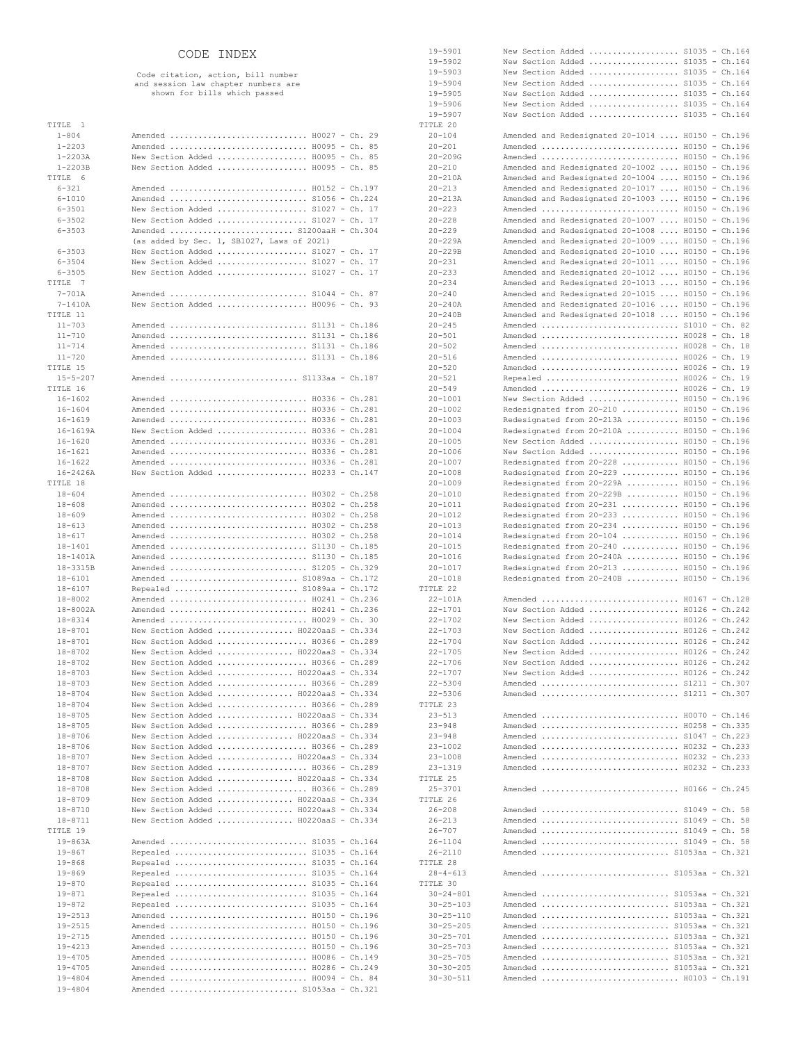# CODE INDEX

Code citation, action, bill number and session law chapter numbers are shown for bills which passed

| Code | Action | Bill - Chapter |
|---|---|---|
| TITLE 1 | | |
| 1-804 | Amended | H0027 - Ch. 29 |
| 1-2203 | Amended | H0095 - Ch. 85 |
| 1-2203A | New Section Added | H0095 - Ch. 85 |
| 1-2203B | New Section Added | H0095 - Ch. 85 |
| TITLE 6 | | |
| 6-321 | Amended | H0152 - Ch.197 |
| 6-1010 | Amended | S1056 - Ch.224 |
| 6-3501 | New Section Added | S1027 - Ch. 17 |
| 6-3502 | New Section Added | S1027 - Ch. 17 |
| 6-3503 | Amended (as added by Sec. 1, SB1027, Laws of 2021) | S1200aaH - Ch.304 |
| 6-3503 | New Section Added | S1027 - Ch. 17 |
| 6-3504 | New Section Added | S1027 - Ch. 17 |
| 6-3505 | New Section Added | S1027 - Ch. 17 |
| TITLE 7 | | |
| 7-701A | Amended | S1044 - Ch. 87 |
| 7-1410A | New Section Added | H0096 - Ch. 93 |
| TITLE 11 | | |
| 11-703 | Amended | S1131 - Ch.186 |
| 11-710 | Amended | S1131 - Ch.186 |
| 11-714 | Amended | S1131 - Ch.186 |
| 11-720 | Amended | S1131 - Ch.186 |
| TITLE 15 | | |
| 15-5-207 | Amended | S1133aa - Ch.187 |
| TITLE 16 | | |
| 16-1602 | Amended | H0336 - Ch.281 |
| 16-1604 | Amended | H0336 - Ch.281 |
| 16-1619 | Amended | H0336 - Ch.281 |
| 16-1619A | New Section Added | H0336 - Ch.281 |
| 16-1620 | Amended | H0336 - Ch.281 |
| 16-1621 | Amended | H0336 - Ch.281 |
| 16-1622 | Amended | H0336 - Ch.281 |
| 16-2426A | New Section Added | H0233 - Ch.147 |
| TITLE 18 | | |
| 18-604 | Amended | H0302 - Ch.258 |
| 18-608 | Amended | H0302 - Ch.258 |
| 18-609 | Amended | H0302 - Ch.258 |
| 18-613 | Amended | H0302 - Ch.258 |
| 18-617 | Amended | H0302 - Ch.258 |
| 18-1401 | Amended | S1130 - Ch.185 |
| 18-1401A | Amended | S1130 - Ch.185 |
| 18-3315B | Amended | S1205 - Ch.329 |
| 18-6101 | Amended | S1089aa - Ch.172 |
| 18-6107 | Repealed | S1089aa - Ch.172 |
| 18-8002 | Amended | H0241 - Ch.236 |
| 18-8002A | Amended | H0241 - Ch.236 |
| 18-8314 | Amended | H0029 - Ch. 30 |
| 18-8701 | New Section Added | H0220aaS - Ch.334 |
| 18-8701 | New Section Added | H0366 - Ch.289 |
| 18-8702 | New Section Added | H0220aaS - Ch.334 |
| 18-8702 | New Section Added | H0366 - Ch.289 |
| 18-8703 | New Section Added | H0220aaS - Ch.334 |
| 18-8703 | New Section Added | H0366 - Ch.289 |
| 18-8704 | New Section Added | H0220aaS - Ch.334 |
| 18-8704 | New Section Added | H0366 - Ch.289 |
| 18-8705 | New Section Added | H0220aaS - Ch.334 |
| 18-8705 | New Section Added | H0366 - Ch.289 |
| 18-8706 | New Section Added | H0220aaS - Ch.334 |
| 18-8706 | New Section Added | H0366 - Ch.289 |
| 18-8707 | New Section Added | H0220aaS - Ch.334 |
| 18-8707 | New Section Added | H0366 - Ch.289 |
| 18-8708 | New Section Added | H0220aaS - Ch.334 |
| 18-8708 | New Section Added | H0366 - Ch.289 |
| 18-8709 | New Section Added | H0220aaS - Ch.334 |
| 18-8710 | New Section Added | H0220aaS - Ch.334 |
| 18-8711 | New Section Added | H0220aaS - Ch.334 |
| TITLE 19 | | |
| 19-863A | Amended | S1035 - Ch.164 |
| 19-867 | Repealed | S1035 - Ch.164 |
| 19-868 | Repealed | S1035 - Ch.164 |
| 19-869 | Repealed | S1035 - Ch.164 |
| 19-870 | Repealed | S1035 - Ch.164 |
| 19-871 | Repealed | S1035 - Ch.164 |
| 19-872 | Repealed | S1035 - Ch.164 |
| 19-2513 | Amended | H0150 - Ch.196 |
| 19-2515 | Amended | H0150 - Ch.196 |
| 19-2715 | Amended | H0150 - Ch.196 |
| 19-4213 | Amended | H0150 - Ch.196 |
| 19-4705 | Amended | H0086 - Ch.149 |
| 19-4705 | Amended | H0286 - Ch.249 |
| 19-4804 | Amended | H0094 - Ch. 84 |
| 19-4804 | Amended | S1053aa - Ch.321 |
| 19-5901 | New Section Added | S1035 - Ch.164 |
| 19-5902 | New Section Added | S1035 - Ch.164 |
| 19-5903 | New Section Added | S1035 - Ch.164 |
| 19-5904 | New Section Added | S1035 - Ch.164 |
| 19-5905 | New Section Added | S1035 - Ch.164 |
| 19-5906 | New Section Added | S1035 - Ch.164 |
| 19-5907 | New Section Added | S1035 - Ch.164 |
| TITLE 20 | | |
| 20-104 | Amended and Redesignated 20-1014 | H0150 - Ch.196 |
| 20-201 | Amended | H0150 - Ch.196 |
| 20-209G | Amended | H0150 - Ch.196 |
| 20-210 | Amended and Redesignated 20-1002 | H0150 - Ch.196 |
| 20-210A | Amended and Redesignated 20-1004 | H0150 - Ch.196 |
| 20-213 | Amended and Redesignated 20-1017 | H0150 - Ch.196 |
| 20-213A | Amended and Redesignated 20-1003 | H0150 - Ch.196 |
| 20-223 | Amended | H0150 - Ch.196 |
| 20-228 | Amended and Redesignated 20-1007 | H0150 - Ch.196 |
| 20-229 | Amended and Redesignated 20-1008 | H0150 - Ch.196 |
| 20-229A | Amended and Redesignated 20-1009 | H0150 - Ch.196 |
| 20-229B | Amended and Redesignated 20-1010 | H0150 - Ch.196 |
| 20-231 | Amended and Redesignated 20-1011 | H0150 - Ch.196 |
| 20-233 | Amended and Redesignated 20-1012 | H0150 - Ch.196 |
| 20-234 | Amended and Redesignated 20-1013 | H0150 - Ch.196 |
| 20-240 | Amended and Redesignated 20-1015 | H0150 - Ch.196 |
| 20-240A | Amended and Redesignated 20-1016 | H0150 - Ch.196 |
| 20-240B | Amended and Redesignated 20-1018 | H0150 - Ch.196 |
| 20-245 | Amended | S1010 - Ch. 82 |
| 20-501 | Amended | H0028 - Ch. 18 |
| 20-502 | Amended | H0028 - Ch. 18 |
| 20-516 | Amended | H0026 - Ch. 19 |
| 20-520 | Amended | H0026 - Ch. 19 |
| 20-521 | Repealed | H0026 - Ch. 19 |
| 20-549 | Amended | H0026 - Ch. 19 |
| 20-1001 | New Section Added | H0150 - Ch.196 |
| 20-1002 | Redesignated from 20-210 | H0150 - Ch.196 |
| 20-1003 | Redesignated from 20-213A | H0150 - Ch.196 |
| 20-1004 | Redesignated from 20-210A | H0150 - Ch.196 |
| 20-1005 | New Section Added | H0150 - Ch.196 |
| 20-1006 | New Section Added | H0150 - Ch.196 |
| 20-1007 | Redesignated from 20-228 | H0150 - Ch.196 |
| 20-1008 | Redesignated from 20-229 | H0150 - Ch.196 |
| 20-1009 | Redesignated from 20-229A | H0150 - Ch.196 |
| 20-1010 | Redesignated from 20-229B | H0150 - Ch.196 |
| 20-1011 | Redesignated from 20-231 | H0150 - Ch.196 |
| 20-1012 | Redesignated from 20-233 | H0150 - Ch.196 |
| 20-1013 | Redesignated from 20-234 | H0150 - Ch.196 |
| 20-1014 | Redesignated from 20-104 | H0150 - Ch.196 |
| 20-1015 | Redesignated from 20-240 | H0150 - Ch.196 |
| 20-1016 | Redesignated from 20-240A | H0150 - Ch.196 |
| 20-1017 | Redesignated from 20-213 | H0150 - Ch.196 |
| 20-1018 | Redesignated from 20-240B | H0150 - Ch.196 |
| TITLE 22 | | |
| 22-101A | Amended | H0167 - Ch.128 |
| 22-1701 | New Section Added | H0126 - Ch.242 |
| 22-1702 | New Section Added | H0126 - Ch.242 |
| 22-1703 | New Section Added | H0126 - Ch.242 |
| 22-1704 | New Section Added | H0126 - Ch.242 |
| 22-1705 | New Section Added | H0126 - Ch.242 |
| 22-1706 | New Section Added | H0126 - Ch.242 |
| 22-1707 | New Section Added | H0126 - Ch.242 |
| 22-5304 | Amended | S1211 - Ch.307 |
| 22-5306 | Amended | S1211 - Ch.307 |
| TITLE 23 | | |
| 23-513 | Amended | H0070 - Ch.146 |
| 23-948 | Amended | H0258 - Ch.335 |
| 23-948 | Amended | S1047 - Ch.223 |
| 23-1002 | Amended | H0232 - Ch.233 |
| 23-1008 | Amended | H0232 - Ch.233 |
| 23-1319 | Amended | H0232 - Ch.233 |
| TITLE 25 | | |
| 25-3701 | Amended | H0166 - Ch.245 |
| TITLE 26 | | |
| 26-208 | Amended | S1049 - Ch. 58 |
| 26-213 | Amended | S1049 - Ch. 58 |
| 26-707 | Amended | S1049 - Ch. 58 |
| 26-1104 | Amended | S1049 - Ch. 58 |
| 26-2110 | Amended | S1053aa - Ch.321 |
| TITLE 28 | | |
| 28-4-613 | Amended | S1053aa - Ch.321 |
| TITLE 30 | | |
| 30-24-801 | Amended | S1053aa - Ch.321 |
| 30-25-103 | Amended | S1053aa - Ch.321 |
| 30-25-110 | Amended | S1053aa - Ch.321 |
| 30-25-205 | Amended | S1053aa - Ch.321 |
| 30-25-701 | Amended | S1053aa - Ch.321 |
| 30-25-703 | Amended | S1053aa - Ch.321 |
| 30-25-705 | Amended | S1053aa - Ch.321 |
| 30-30-205 | Amended | S1053aa - Ch.321 |
| 30-30-511 | Amended | H0103 - Ch.191 |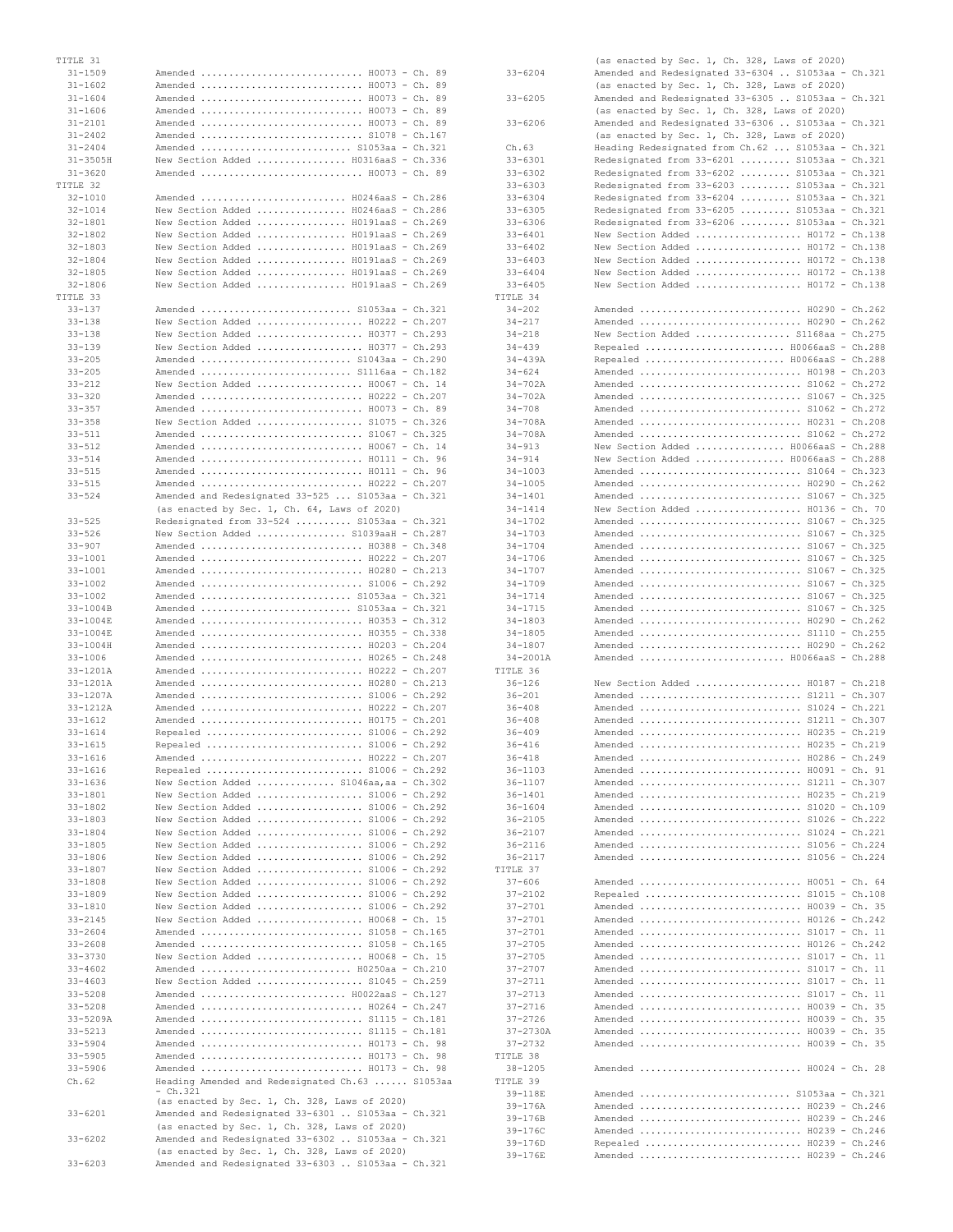TITLE 31

| Section | Action |
|---|---|
| 31-1509 | Amended ............................ H0073 - Ch. 89 |
| 31-1602 | Amended ............................ H0073 - Ch. 89 |
| 31-1604 | Amended ............................ H0073 - Ch. 89 |
| 31-1606 | Amended ............................ H0073 - Ch. 89 |
| 31-2101 | Amended ............................ H0073 - Ch. 89 |
| 31-2402 | Amended ............................ S1078 - Ch.167 |
| 31-2404 | Amended .......................... S1053aa - Ch.321 |
| 31-3505H | New Section Added ................ H0316aaS - Ch.336 |
| 31-3620 | Amended ............................ H0073 - Ch. 89 |

TITLE 32

| Section | Action |
|---|---|
| 32-1010 | Amended ......................... H0246aaS - Ch.286 |
| 32-1014 | New Section Added ................ H0246aaS - Ch.286 |
| 32-1801 | New Section Added ................ H0191aaS - Ch.269 |
| 32-1802 | New Section Added ................ H0191aaS - Ch.269 |
| 32-1803 | New Section Added ................ H0191aaS - Ch.269 |
| 32-1804 | New Section Added ................ H0191aaS - Ch.269 |
| 32-1805 | New Section Added ................ H0191aaS - Ch.269 |
| 32-1806 | New Section Added ................ H0191aaS - Ch.269 |

TITLE 33

| Section | Action |
|---|---|
| 33-137 | Amended .......................... S1053aa - Ch.321 |
| 33-138 | New Section Added .................. H0222 - Ch.207 |
| 33-138 | New Section Added .................. H0377 - Ch.293 |
| 33-139 | New Section Added .................. H0377 - Ch.293 |
| 33-205 | Amended .......................... S1043aa - Ch.290 |
| 33-205 | Amended .......................... S1116aa - Ch.182 |
| 33-212 | New Section Added .................. H0067 - Ch. 14 |
| 33-320 | Amended ............................ H0222 - Ch.207 |
| 33-357 | Amended ............................ H0073 - Ch. 89 |
| 33-358 | New Section Added .................. S1075 - Ch.326 |
| 33-511 | Amended ............................ S1067 - Ch.325 |
| 33-512 | Amended ............................ H0067 - Ch. 14 |
| 33-514 | Amended ............................ H0111 - Ch. 96 |
| 33-515 | Amended ............................ H0111 - Ch. 96 |
| 33-515 | Amended ............................ H0222 - Ch.207 |
| 33-524 | Amended and Redesignated 33-525 ... S1053aa - Ch.321 (as enacted by Sec. 1, Ch. 64, Laws of 2020) |
| 33-525 | Redesignated from 33-524 .......... S1053aa - Ch.321 |
| 33-526 | New Section Added ................ S1039aaH - Ch.287 |
| 33-907 | Amended ............................ H0388 - Ch.348 |
| 33-1001 | Amended ............................ H0222 - Ch.207 |
| 33-1001 | Amended ............................ H0280 - Ch.213 |
| 33-1002 | Amended ............................ S1006 - Ch.292 |
| 33-1002 | Amended .......................... S1053aa - Ch.321 |
| 33-1004B | Amended .......................... S1053aa - Ch.321 |
| 33-1004E | Amended ............................ H0353 - Ch.312 |
| 33-1004E | Amended ............................ H0355 - Ch.338 |
| 33-1004H | Amended ............................ H0203 - Ch.204 |
| 33-1006 | Amended ............................ H0265 - Ch.248 |
| 33-1201A | Amended ............................ H0222 - Ch.207 |
| 33-1201A | Amended ............................ H0280 - Ch.213 |
| 33-1207A | Amended ............................ S1006 - Ch.292 |
| 33-1212A | Amended ............................ H0222 - Ch.207 |
| 33-1612 | Amended ............................ H0175 - Ch.201 |
| 33-1614 | Repealed ........................... S1006 - Ch.292 |
| 33-1615 | Repealed ........................... S1006 - Ch.292 |
| 33-1616 | Amended ............................ H0222 - Ch.207 |
| 33-1616 | Repealed ........................... S1006 - Ch.292 |
| 33-1636 | New Section Added ............. S1046aa,aa - Ch.302 |
| 33-1801 | New Section Added .................. S1006 - Ch.292 |
| 33-1802 | New Section Added .................. S1006 - Ch.292 |
| 33-1803 | New Section Added .................. S1006 - Ch.292 |
| 33-1804 | New Section Added .................. S1006 - Ch.292 |
| 33-1805 | New Section Added .................. S1006 - Ch.292 |
| 33-1806 | New Section Added .................. S1006 - Ch.292 |
| 33-1807 | New Section Added .................. S1006 - Ch.292 |
| 33-1808 | New Section Added .................. S1006 - Ch.292 |
| 33-1809 | New Section Added .................. S1006 - Ch.292 |
| 33-1810 | New Section Added .................. S1006 - Ch.292 |
| 33-2145 | New Section Added .................. H0068 - Ch. 15 |
| 33-2604 | Amended ............................ S1058 - Ch.165 |
| 33-2608 | Amended ............................ S1058 - Ch.165 |
| 33-3730 | New Section Added .................. H0068 - Ch. 15 |
| 33-4602 | Amended .......................... H0250aa - Ch.210 |
| 33-4603 | New Section Added .................. S1045 - Ch.259 |
| 33-5208 | Amended ......................... H0022aaS - Ch.127 |
| 33-5208 | Amended ............................ H0264 - Ch.247 |
| 33-5209A | Amended ............................ S1115 - Ch.181 |
| 33-5213 | Amended ............................ S1115 - Ch.181 |
| 33-5904 | Amended ............................ H0173 - Ch. 98 |
| 33-5905 | Amended ............................ H0173 - Ch. 98 |
| 33-5906 | Amended ............................ H0173 - Ch. 98 |
| Ch.62 | Heading Amended and Redesignated Ch.63 ...... S1053aa - Ch.321 (as enacted by Sec. 1, Ch. 328, Laws of 2020) |
| 33-6201 | Amended and Redesignated 33-6301 .. S1053aa - Ch.321 (as enacted by Sec. 1, Ch. 328, Laws of 2020) |
| 33-6202 | Amended and Redesignated 33-6302 .. S1053aa - Ch.321 (as enacted by Sec. 1, Ch. 328, Laws of 2020) |
| 33-6203 | Amended and Redesignated 33-6303 .. S1053aa - Ch.321 (as enacted by Sec. 1, Ch. 328, Laws of 2020) |
| 33-6204 | Amended and Redesignated 33-6304 .. S1053aa - Ch.321 (as enacted by Sec. 1, Ch. 328, Laws of 2020) |
| 33-6205 | Amended and Redesignated 33-6305 .. S1053aa - Ch.321 (as enacted by Sec. 1, Ch. 328, Laws of 2020) |
| 33-6206 | Amended and Redesignated 33-6306 .. S1053aa - Ch.321 (as enacted by Sec. 1, Ch. 328, Laws of 2020) |
| Ch.63 | Heading Redesignated from Ch.62 ... S1053aa - Ch.321 |
| 33-6301 | Redesignated from 33-6201 ......... S1053aa - Ch.321 |
| 33-6302 | Redesignated from 33-6202 ......... S1053aa - Ch.321 |
| 33-6303 | Redesignated from 33-6203 ......... S1053aa - Ch.321 |
| 33-6304 | Redesignated from 33-6204 ......... S1053aa - Ch.321 |
| 33-6305 | Redesignated from 33-6205 ......... S1053aa - Ch.321 |
| 33-6306 | Redesignated from 33-6206 ......... S1053aa - Ch.321 |
| 33-6401 | New Section Added .................. H0172 - Ch.138 |
| 33-6402 | New Section Added .................. H0172 - Ch.138 |
| 33-6403 | New Section Added .................. H0172 - Ch.138 |
| 33-6404 | New Section Added .................. H0172 - Ch.138 |
| 33-6405 | New Section Added .................. H0172 - Ch.138 |

TITLE 34

| Section | Action |
|---|---|
| 34-202 | Amended ............................ H0290 - Ch.262 |
| 34-217 | Amended ............................ H0290 - Ch.262 |
| 34-218 | New Section Added ................ S1168aa - Ch.275 |
| 34-439 | Repealed ......................... H0066aaS - Ch.288 |
| 34-439A | Repealed ......................... H0066aaS - Ch.288 |
| 34-624 | Amended ............................ H0198 - Ch.203 |
| 34-702A | Amended ............................ S1062 - Ch.272 |
| 34-702A | Amended ............................ S1067 - Ch.325 |
| 34-708 | Amended ............................ S1062 - Ch.272 |
| 34-708A | Amended ............................ H0231 - Ch.208 |
| 34-708A | Amended ............................ S1062 - Ch.272 |
| 34-913 | New Section Added ............... H0066aaS - Ch.288 |
| 34-914 | New Section Added ............... H0066aaS - Ch.288 |
| 34-1003 | Amended ............................ S1064 - Ch.323 |
| 34-1005 | Amended ............................ H0290 - Ch.262 |
| 34-1401 | Amended ............................ S1067 - Ch.325 |
| 34-1414 | New Section Added .................. H0136 - Ch. 70 |
| 34-1702 | Amended ............................ S1067 - Ch.325 |
| 34-1703 | Amended ............................ S1067 - Ch.325 |
| 34-1704 | Amended ............................ S1067 - Ch.325 |
| 34-1706 | Amended ............................ S1067 - Ch.325 |
| 34-1707 | Amended ............................ S1067 - Ch.325 |
| 34-1709 | Amended ............................ S1067 - Ch.325 |
| 34-1714 | Amended ............................ S1067 - Ch.325 |
| 34-1715 | Amended ............................ S1067 - Ch.325 |
| 34-1803 | Amended ............................ H0290 - Ch.262 |
| 34-1805 | Amended ............................ S1110 - Ch.255 |
| 34-1807 | Amended ............................ H0290 - Ch.262 |
| 34-2001A | Amended ......................... H0066aaS - Ch.288 |

TITLE 36

| Section | Action |
|---|---|
| 36-126 | New Section Added .................. H0187 - Ch.218 |
| 36-201 | Amended ............................ S1211 - Ch.307 |
| 36-408 | Amended ............................ S1024 - Ch.221 |
| 36-408 | Amended ............................ S1211 - Ch.307 |
| 36-409 | Amended ............................ H0235 - Ch.219 |
| 36-416 | Amended ............................ H0235 - Ch.219 |
| 36-418 | Amended ............................ H0286 - Ch.249 |
| 36-1103 | Amended ............................ H0091 - Ch. 91 |
| 36-1107 | Amended ............................ S1211 - Ch.307 |
| 36-1401 | Amended ............................ H0235 - Ch.219 |
| 36-1604 | Amended ............................ S1020 - Ch.109 |
| 36-2105 | Amended ............................ S1026 - Ch.222 |
| 36-2107 | Amended ............................ S1024 - Ch.221 |
| 36-2116 | Amended ............................ S1056 - Ch.224 |
| 36-2117 | Amended ............................ S1056 - Ch.224 |

TITLE 37

| Section | Action |
|---|---|
| 37-606 | Amended ............................ H0051 - Ch. 64 |
| 37-2102 | Repealed ........................... S1015 - Ch.108 |
| 37-2701 | Amended ............................ H0039 - Ch. 35 |
| 37-2701 | Amended ............................ H0126 - Ch.242 |
| 37-2701 | Amended ............................ S1017 - Ch. 11 |
| 37-2705 | Amended ............................ H0126 - Ch.242 |
| 37-2705 | Amended ............................ S1017 - Ch. 11 |
| 37-2707 | Amended ............................ S1017 - Ch. 11 |
| 37-2711 | Amended ............................ S1017 - Ch. 11 |
| 37-2713 | Amended ............................ S1017 - Ch. 11 |
| 37-2716 | Amended ............................ H0039 - Ch. 35 |
| 37-2726 | Amended ............................ H0039 - Ch. 35 |
| 37-2730A | Amended ............................ H0039 - Ch. 35 |
| 37-2732 | Amended ............................ H0039 - Ch. 35 |

TITLE 38

| Section | Action |
|---|---|
| 38-1205 | Amended ............................ H0024 - Ch. 28 |

TITLE 39

| Section | Action |
|---|---|
| 39-118E | Amended .......................... S1053aa - Ch.321 |
| 39-176A | Amended ............................ H0239 - Ch.246 |
| 39-176B | Amended ............................ H0239 - Ch.246 |
| 39-176C | Amended ............................ H0239 - Ch.246 |
| 39-176D | Repealed ........................... H0239 - Ch.246 |
| 39-176E | Amended ............................ H0239 - Ch.246 |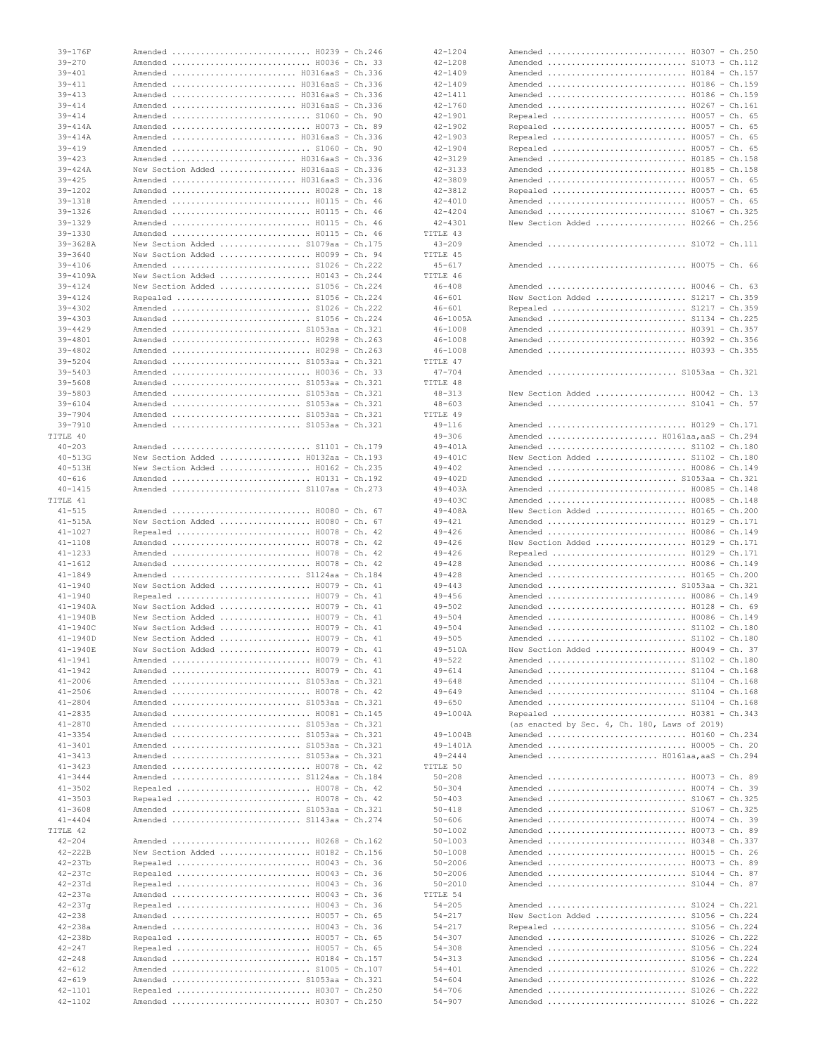| Section | Action | Bill - Chapter |
|---|---|---|
| 39-176F | Amended | H0239 - Ch.246 |
| 39-270 | Amended | H0036 - Ch. 33 |
| 39-401 | Amended | H0316aaS - Ch.336 |
| 39-411 | Amended | H0316aaS - Ch.336 |
| 39-413 | Amended | H0316aaS - Ch.336 |
| 39-414 | Amended | H0316aaS - Ch.336 |
| 39-414 | Amended | S1060 - Ch. 90 |
| 39-414A | Amended | H0073 - Ch. 89 |
| 39-414A | Amended | H0316aaS - Ch.336 |
| 39-419 | Amended | S1060 - Ch. 90 |
| 39-423 | Amended | H0316aaS - Ch.336 |
| 39-424A | New Section Added | H0316aaS - Ch.336 |
| 39-425 | Amended | H0316aaS - Ch.336 |
| 39-1202 | Amended | H0028 - Ch. 18 |
| 39-1318 | Amended | H0115 - Ch. 46 |
| 39-1326 | Amended | H0115 - Ch. 46 |
| 39-1329 | Amended | H0115 - Ch. 46 |
| 39-1330 | Amended | H0115 - Ch. 46 |
| 39-3628A | New Section Added | S1079aa - Ch.175 |
| 39-3640 | New Section Added | H0099 - Ch. 94 |
| 39-4106 | Amended | S1026 - Ch.222 |
| 39-4109A | New Section Added | H0143 - Ch.244 |
| 39-4124 | New Section Added | S1056 - Ch.224 |
| 39-4124 | Repealed | S1056 - Ch.224 |
| 39-4302 | Amended | S1026 - Ch.222 |
| 39-4303 | Amended | S1056 - Ch.224 |
| 39-4429 | Amended | S1053aa - Ch.321 |
| 39-4801 | Amended | H0298 - Ch.263 |
| 39-4802 | Amended | H0298 - Ch.263 |
| 39-5204 | Amended | S1053aa - Ch.321 |
| 39-5403 | Amended | H0036 - Ch. 33 |
| 39-5608 | Amended | S1053aa - Ch.321 |
| 39-5803 | Amended | S1053aa - Ch.321 |
| 39-6104 | Amended | S1053aa - Ch.321 |
| 39-7904 | Amended | S1053aa - Ch.321 |
| 39-7910 | Amended | S1053aa - Ch.321 |
| **TITLE 40** | | |
| 40-203 | Amended | S1101 - Ch.179 |
| 40-513G | New Section Added | H0132aa - Ch.193 |
| 40-513H | New Section Added | H0162 - Ch.235 |
| 40-616 | Amended | H0131 - Ch.192 |
| 40-1415 | Amended | S1107aa - Ch.273 |
| **TITLE 41** | | |
| 41-515 | Amended | H0080 - Ch. 67 |
| 41-515A | New Section Added | H0080 - Ch. 67 |
| 41-1027 | Repealed | H0078 - Ch. 42 |
| 41-1108 | Amended | H0078 - Ch. 42 |
| 41-1233 | Amended | H0078 - Ch. 42 |
| 41-1612 | Amended | H0078 - Ch. 42 |
| 41-1849 | Amended | S1124aa - Ch.184 |
| 41-1940 | New Section Added | H0079 - Ch. 41 |
| 41-1940 | Repealed | H0079 - Ch. 41 |
| 41-1940A | New Section Added | H0079 - Ch. 41 |
| 41-1940B | New Section Added | H0079 - Ch. 41 |
| 41-1940C | New Section Added | H0079 - Ch. 41 |
| 41-1940D | New Section Added | H0079 - Ch. 41 |
| 41-1940E | New Section Added | H0079 - Ch. 41 |
| 41-1941 | Amended | H0079 - Ch. 41 |
| 41-1942 | Amended | H0079 - Ch. 41 |
| 41-2006 | Amended | S1053aa - Ch.321 |
| 41-2506 | Amended | H0078 - Ch. 42 |
| 41-2804 | Amended | S1053aa - Ch.321 |
| 41-2835 | Amended | H0081 - Ch.145 |
| 41-2870 | Amended | S1053aa - Ch.321 |
| 41-3354 | Amended | S1053aa - Ch.321 |
| 41-3401 | Amended | S1053aa - Ch.321 |
| 41-3413 | Amended | S1053aa - Ch.321 |
| 41-3423 | Amended | H0078 - Ch. 42 |
| 41-3444 | Amended | S1124aa - Ch.184 |
| 41-3502 | Repealed | H0078 - Ch. 42 |
| 41-3503 | Repealed | H0078 - Ch. 42 |
| 41-3608 | Amended | S1053aa - Ch.321 |
| 41-4404 | Amended | S1143aa - Ch.274 |
| **TITLE 42** | | |
| 42-204 | Amended | H0268 - Ch.162 |
| 42-222B | New Section Added | H0182 - Ch.156 |
| 42-237b | Repealed | H0043 - Ch. 36 |
| 42-237c | Repealed | H0043 - Ch. 36 |
| 42-237d | Repealed | H0043 - Ch. 36 |
| 42-237e | Amended | H0043 - Ch. 36 |
| 42-237g | Repealed | H0043 - Ch. 36 |
| 42-238 | Amended | H0057 - Ch. 65 |
| 42-238a | Amended | H0043 - Ch. 36 |
| 42-238b | Repealed | H0057 - Ch. 65 |
| 42-247 | Repealed | H0057 - Ch. 65 |
| 42-248 | Amended | H0184 - Ch.157 |
| 42-612 | Amended | S1005 - Ch.107 |
| 42-619 | Amended | S1053aa - Ch.321 |
| 42-1101 | Repealed | H0307 - Ch.250 |
| 42-1102 | Amended | H0307 - Ch.250 |
| 42-1204 | Amended | H0307 - Ch.250 |
| 42-1208 | Amended | S1073 - Ch.112 |
| 42-1409 | Amended | H0184 - Ch.157 |
| 42-1409 | Amended | H0186 - Ch.159 |
| 42-1411 | Amended | H0186 - Ch.159 |
| 42-1760 | Amended | H0267 - Ch.161 |
| 42-1901 | Repealed | H0057 - Ch. 65 |
| 42-1902 | Repealed | H0057 - Ch. 65 |
| 42-1903 | Repealed | H0057 - Ch. 65 |
| 42-1904 | Repealed | H0057 - Ch. 65 |
| 42-3129 | Amended | H0185 - Ch.158 |
| 42-3133 | Amended | H0185 - Ch.158 |
| 42-3809 | Amended | H0057 - Ch. 65 |
| 42-3812 | Repealed | H0057 - Ch. 65 |
| 42-4010 | Amended | H0057 - Ch. 65 |
| 42-4204 | Amended | S1067 - Ch.325 |
| 42-4301 | New Section Added | H0266 - Ch.256 |
| **TITLE 43** | | |
| 43-209 | Amended | S1072 - Ch.111 |
| **TITLE 45** | | |
| 45-617 | Amended | H0075 - Ch. 66 |
| **TITLE 46** | | |
| 46-408 | Amended | H0046 - Ch. 63 |
| 46-601 | New Section Added | S1217 - Ch.359 |
| 46-601 | Repealed | S1217 - Ch.359 |
| 46-1005A | Amended | S1134 - Ch.225 |
| 46-1008 | Amended | H0391 - Ch.357 |
| 46-1008 | Amended | H0392 - Ch.356 |
| 46-1008 | Amended | H0393 - Ch.355 |
| **TITLE 47** | | |
| 47-704 | Amended | S1053aa - Ch.321 |
| **TITLE 48** | | |
| 48-313 | New Section Added | H0042 - Ch. 13 |
| 48-603 | Amended | S1041 - Ch. 57 |
| **TITLE 49** | | |
| 49-116 | Amended | H0129 - Ch.171 |
| 49-306 | Amended | H0161aa,aaS - Ch.294 |
| 49-401A | Amended | S1102 - Ch.180 |
| 49-401C | New Section Added | S1102 - Ch.180 |
| 49-402 | Amended | H0086 - Ch.149 |
| 49-402D | Amended | S1053aa - Ch.321 |
| 49-403A | Amended | H0085 - Ch.148 |
| 49-403C | Amended | H0085 - Ch.148 |
| 49-408A | New Section Added | H0165 - Ch.200 |
| 49-421 | Amended | H0129 - Ch.171 |
| 49-426 | Amended | H0086 - Ch.149 |
| 49-426 | New Section Added | H0129 - Ch.171 |
| 49-426 | Repealed | H0129 - Ch.171 |
| 49-428 | Amended | H0086 - Ch.149 |
| 49-428 | Amended | H0165 - Ch.200 |
| 49-443 | Amended | S1053aa - Ch.321 |
| 49-456 | Amended | H0086 - Ch.149 |
| 49-502 | Amended | H0128 - Ch. 69 |
| 49-504 | Amended | H0086 - Ch.149 |
| 49-504 | Amended | S1102 - Ch.180 |
| 49-505 | Amended | S1102 - Ch.180 |
| 49-510A | New Section Added | H0049 - Ch. 37 |
| 49-522 | Amended | S1102 - Ch.180 |
| 49-614 | Amended | S1104 - Ch.168 |
| 49-648 | Amended | S1104 - Ch.168 |
| 49-649 | Amended | S1104 - Ch.168 |
| 49-650 | Amended | S1104 - Ch.168 |
| 49-1004A | Repealed | H0381 - Ch.343 |
| | (as enacted by Sec. 4, Ch. 180, Laws of 2019) | |
| 49-1004B | Amended | H0160 - Ch.234 |
| 49-1401A | Amended | H0005 - Ch. 20 |
| 49-2444 | Amended | H0161aa,aaS - Ch.294 |
| **TITLE 50** | | |
| 50-208 | Amended | H0073 - Ch. 89 |
| 50-304 | Amended | H0074 - Ch. 39 |
| 50-403 | Amended | S1067 - Ch.325 |
| 50-418 | Amended | S1067 - Ch.325 |
| 50-606 | Amended | H0074 - Ch. 39 |
| 50-1002 | Amended | H0073 - Ch. 89 |
| 50-1003 | Amended | H0348 - Ch.337 |
| 50-1008 | Amended | H0015 - Ch. 26 |
| 50-2006 | Amended | H0073 - Ch. 89 |
| 50-2006 | Amended | S1044 - Ch. 87 |
| 50-2010 | Amended | S1044 - Ch. 87 |
| **TITLE 54** | | |
| 54-205 | Amended | S1024 - Ch.221 |
| 54-217 | New Section Added | S1056 - Ch.224 |
| 54-217 | Repealed | S1056 - Ch.224 |
| 54-307 | Amended | S1026 - Ch.222 |
| 54-308 | Amended | S1056 - Ch.224 |
| 54-313 | Amended | S1056 - Ch.224 |
| 54-401 | Amended | S1026 - Ch.222 |
| 54-604 | Amended | S1026 - Ch.222 |
| 54-706 | Amended | S1026 - Ch.222 |
| 54-907 | Amended | S1026 - Ch.222 |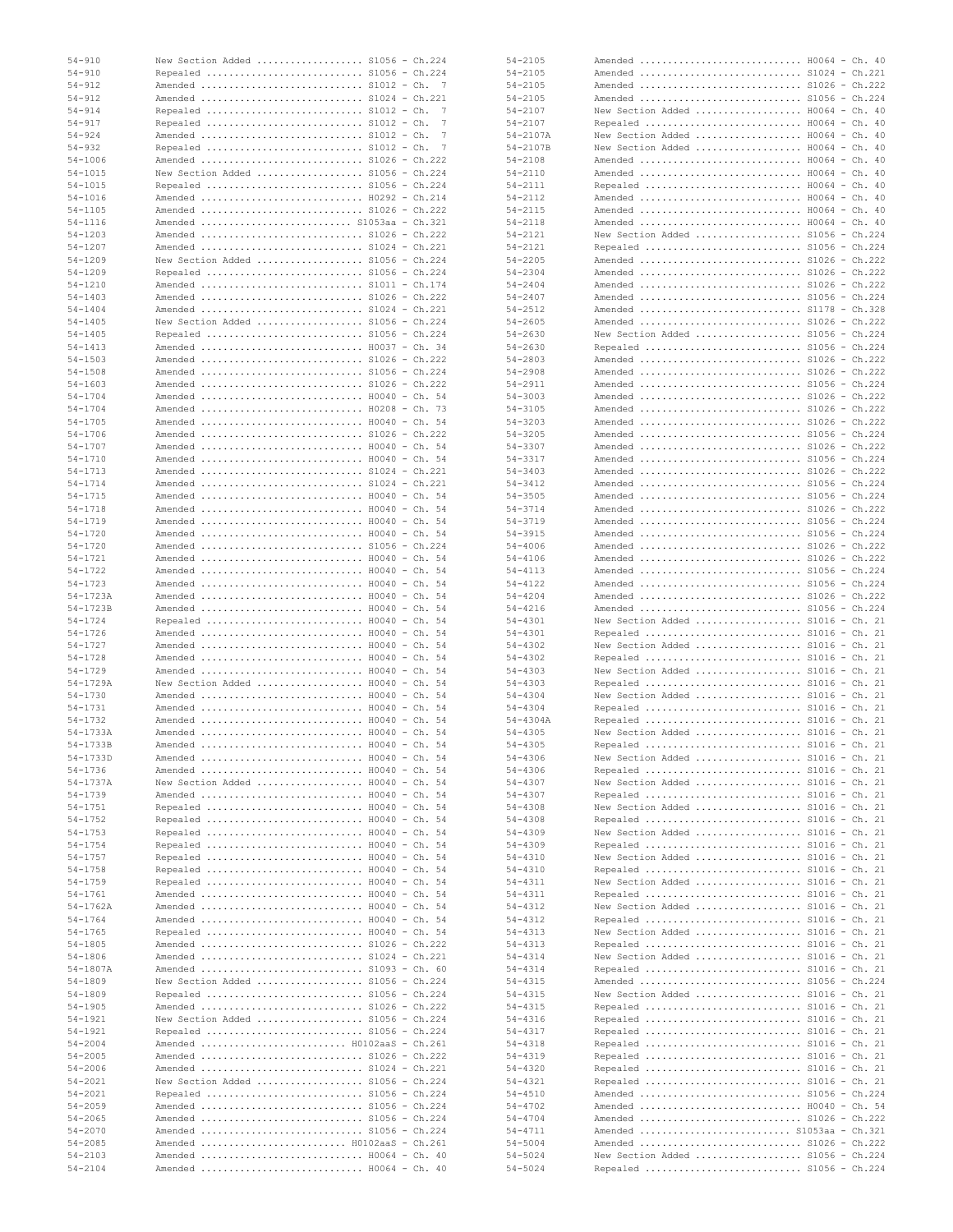| Section | Action | Bill - Chapter |
|---|---|---|
| 54-910 | New Section Added | S1056 - Ch.224 |
| 54-910 | Repealed | S1056 - Ch.224 |
| 54-912 | Amended | S1012 - Ch. 7 |
| 54-912 | Amended | S1024 - Ch.221 |
| 54-914 | Repealed | S1012 - Ch. 7 |
| 54-917 | Repealed | S1012 - Ch. 7 |
| 54-924 | Amended | S1012 - Ch. 7 |
| 54-932 | Repealed | S1012 - Ch. 7 |
| 54-1006 | Amended | S1026 - Ch.222 |
| 54-1015 | New Section Added | S1056 - Ch.224 |
| 54-1015 | Repealed | S1056 - Ch.224 |
| 54-1016 | Amended | H0292 - Ch.214 |
| 54-1105 | Amended | S1026 - Ch.222 |
| 54-1116 | Amended | S1053aa - Ch.321 |
| 54-1203 | Amended | S1026 - Ch.222 |
| 54-1207 | Amended | S1024 - Ch.221 |
| 54-1209 | New Section Added | S1056 - Ch.224 |
| 54-1209 | Repealed | S1056 - Ch.224 |
| 54-1210 | Amended | S1011 - Ch.174 |
| 54-1403 | Amended | S1026 - Ch.222 |
| 54-1404 | Amended | S1024 - Ch.221 |
| 54-1405 | New Section Added | S1056 - Ch.224 |
| 54-1405 | Repealed | S1056 - Ch.224 |
| 54-1413 | Amended | H0037 - Ch. 34 |
| 54-1503 | Amended | S1026 - Ch.222 |
| 54-1508 | Amended | S1056 - Ch.224 |
| 54-1603 | Amended | S1026 - Ch.222 |
| 54-1704 | Amended | H0040 - Ch. 54 |
| 54-1704 | Amended | H0208 - Ch. 73 |
| 54-1705 | Amended | H0040 - Ch. 54 |
| 54-1706 | Amended | S1026 - Ch.222 |
| 54-1707 | Amended | H0040 - Ch. 54 |
| 54-1710 | Amended | H0040 - Ch. 54 |
| 54-1713 | Amended | S1024 - Ch.221 |
| 54-1714 | Amended | S1024 - Ch.221 |
| 54-1715 | Amended | H0040 - Ch. 54 |
| 54-1718 | Amended | H0040 - Ch. 54 |
| 54-1719 | Amended | H0040 - Ch. 54 |
| 54-1720 | Amended | H0040 - Ch. 54 |
| 54-1720 | Amended | S1056 - Ch.224 |
| 54-1721 | Amended | H0040 - Ch. 54 |
| 54-1722 | Amended | H0040 - Ch. 54 |
| 54-1723 | Amended | H0040 - Ch. 54 |
| 54-1723A | Amended | H0040 - Ch. 54 |
| 54-1723B | Amended | H0040 - Ch. 54 |
| 54-1724 | Repealed | H0040 - Ch. 54 |
| 54-1726 | Amended | H0040 - Ch. 54 |
| 54-1727 | Amended | H0040 - Ch. 54 |
| 54-1728 | Amended | H0040 - Ch. 54 |
| 54-1729 | Amended | H0040 - Ch. 54 |
| 54-1729A | New Section Added | H0040 - Ch. 54 |
| 54-1730 | Amended | H0040 - Ch. 54 |
| 54-1731 | Amended | H0040 - Ch. 54 |
| 54-1732 | Amended | H0040 - Ch. 54 |
| 54-1733A | Amended | H0040 - Ch. 54 |
| 54-1733B | Amended | H0040 - Ch. 54 |
| 54-1733D | Amended | H0040 - Ch. 54 |
| 54-1736 | Amended | H0040 - Ch. 54 |
| 54-1737A | New Section Added | H0040 - Ch. 54 |
| 54-1739 | Amended | H0040 - Ch. 54 |
| 54-1751 | Repealed | H0040 - Ch. 54 |
| 54-1752 | Repealed | H0040 - Ch. 54 |
| 54-1753 | Repealed | H0040 - Ch. 54 |
| 54-1754 | Repealed | H0040 - Ch. 54 |
| 54-1757 | Repealed | H0040 - Ch. 54 |
| 54-1758 | Repealed | H0040 - Ch. 54 |
| 54-1759 | Repealed | H0040 - Ch. 54 |
| 54-1761 | Amended | H0040 - Ch. 54 |
| 54-1762A | Amended | H0040 - Ch. 54 |
| 54-1764 | Amended | H0040 - Ch. 54 |
| 54-1765 | Repealed | H0040 - Ch. 54 |
| 54-1805 | Amended | S1026 - Ch.222 |
| 54-1806 | Amended | S1024 - Ch.221 |
| 54-1807A | Amended | S1093 - Ch. 60 |
| 54-1809 | New Section Added | S1056 - Ch.224 |
| 54-1809 | Repealed | S1056 - Ch.224 |
| 54-1905 | Amended | S1026 - Ch.222 |
| 54-1921 | New Section Added | S1056 - Ch.224 |
| 54-1921 | Repealed | S1056 - Ch.224 |
| 54-2004 | Amended | H0102aaS - Ch.261 |
| 54-2005 | Amended | S1026 - Ch.222 |
| 54-2006 | Amended | S1024 - Ch.221 |
| 54-2021 | New Section Added | S1056 - Ch.224 |
| 54-2021 | Repealed | S1056 - Ch.224 |
| 54-2059 | Amended | S1056 - Ch.224 |
| 54-2065 | Amended | S1056 - Ch.224 |
| 54-2070 | Amended | S1056 - Ch.224 |
| 54-2085 | Amended | H0102aaS - Ch.261 |
| 54-2103 | Amended | H0064 - Ch. 40 |
| 54-2104 | Amended | H0064 - Ch. 40 |
| 54-2105 | Amended | H0064 - Ch. 40 |
| 54-2105 | Amended | S1024 - Ch.221 |
| 54-2105 | Amended | S1026 - Ch.222 |
| 54-2105 | Amended | S1056 - Ch.224 |
| 54-2107 | New Section Added | H0064 - Ch. 40 |
| 54-2107 | Repealed | H0064 - Ch. 40 |
| 54-2107A | New Section Added | H0064 - Ch. 40 |
| 54-2107B | New Section Added | H0064 - Ch. 40 |
| 54-2108 | Amended | H0064 - Ch. 40 |
| 54-2110 | Amended | H0064 - Ch. 40 |
| 54-2111 | Repealed | H0064 - Ch. 40 |
| 54-2112 | Amended | H0064 - Ch. 40 |
| 54-2115 | Amended | H0064 - Ch. 40 |
| 54-2118 | Amended | H0064 - Ch. 40 |
| 54-2121 | New Section Added | S1056 - Ch.224 |
| 54-2121 | Repealed | S1056 - Ch.224 |
| 54-2205 | Amended | S1026 - Ch.222 |
| 54-2304 | Amended | S1026 - Ch.222 |
| 54-2404 | Amended | S1026 - Ch.222 |
| 54-2407 | Amended | S1056 - Ch.224 |
| 54-2512 | Amended | S1178 - Ch.328 |
| 54-2605 | Amended | S1026 - Ch.222 |
| 54-2630 | New Section Added | S1056 - Ch.224 |
| 54-2630 | Repealed | S1056 - Ch.224 |
| 54-2803 | Amended | S1026 - Ch.222 |
| 54-2908 | Amended | S1026 - Ch.222 |
| 54-2911 | Amended | S1056 - Ch.224 |
| 54-3003 | Amended | S1026 - Ch.222 |
| 54-3105 | Amended | S1026 - Ch.222 |
| 54-3203 | Amended | S1026 - Ch.222 |
| 54-3205 | Amended | S1056 - Ch.224 |
| 54-3307 | Amended | S1026 - Ch.222 |
| 54-3317 | Amended | S1056 - Ch.224 |
| 54-3403 | Amended | S1026 - Ch.222 |
| 54-3412 | Amended | S1056 - Ch.224 |
| 54-3505 | Amended | S1056 - Ch.224 |
| 54-3714 | Amended | S1026 - Ch.222 |
| 54-3719 | Amended | S1056 - Ch.224 |
| 54-3915 | Amended | S1056 - Ch.224 |
| 54-4006 | Amended | S1026 - Ch.222 |
| 54-4106 | Amended | S1026 - Ch.222 |
| 54-4113 | Amended | S1056 - Ch.224 |
| 54-4122 | Amended | S1056 - Ch.224 |
| 54-4204 | Amended | S1026 - Ch.222 |
| 54-4216 | Amended | S1056 - Ch.224 |
| 54-4301 | New Section Added | S1016 - Ch. 21 |
| 54-4301 | Repealed | S1016 - Ch. 21 |
| 54-4302 | New Section Added | S1016 - Ch. 21 |
| 54-4302 | Repealed | S1016 - Ch. 21 |
| 54-4303 | New Section Added | S1016 - Ch. 21 |
| 54-4303 | Repealed | S1016 - Ch. 21 |
| 54-4304 | New Section Added | S1016 - Ch. 21 |
| 54-4304 | Repealed | S1016 - Ch. 21 |
| 54-4304A | Repealed | S1016 - Ch. 21 |
| 54-4305 | New Section Added | S1016 - Ch. 21 |
| 54-4305 | Repealed | S1016 - Ch. 21 |
| 54-4306 | New Section Added | S1016 - Ch. 21 |
| 54-4306 | Repealed | S1016 - Ch. 21 |
| 54-4307 | New Section Added | S1016 - Ch. 21 |
| 54-4307 | Repealed | S1016 - Ch. 21 |
| 54-4308 | New Section Added | S1016 - Ch. 21 |
| 54-4308 | Repealed | S1016 - Ch. 21 |
| 54-4309 | New Section Added | S1016 - Ch. 21 |
| 54-4309 | Repealed | S1016 - Ch. 21 |
| 54-4310 | New Section Added | S1016 - Ch. 21 |
| 54-4310 | Repealed | S1016 - Ch. 21 |
| 54-4311 | New Section Added | S1016 - Ch. 21 |
| 54-4311 | Repealed | S1016 - Ch. 21 |
| 54-4312 | New Section Added | S1016 - Ch. 21 |
| 54-4312 | Repealed | S1016 - Ch. 21 |
| 54-4313 | New Section Added | S1016 - Ch. 21 |
| 54-4313 | Repealed | S1016 - Ch. 21 |
| 54-4314 | New Section Added | S1016 - Ch. 21 |
| 54-4314 | Repealed | S1016 - Ch. 21 |
| 54-4315 | Amended | S1056 - Ch.224 |
| 54-4315 | New Section Added | S1016 - Ch. 21 |
| 54-4315 | Repealed | S1016 - Ch. 21 |
| 54-4316 | Repealed | S1016 - Ch. 21 |
| 54-4317 | Repealed | S1016 - Ch. 21 |
| 54-4318 | Repealed | S1016 - Ch. 21 |
| 54-4319 | Repealed | S1016 - Ch. 21 |
| 54-4320 | Repealed | S1016 - Ch. 21 |
| 54-4321 | Repealed | S1016 - Ch. 21 |
| 54-4510 | Amended | S1056 - Ch.224 |
| 54-4702 | Amended | H0040 - Ch. 54 |
| 54-4704 | Amended | S1026 - Ch.222 |
| 54-4711 | Amended | S1053aa - Ch.321 |
| 54-5004 | Amended | S1026 - Ch.222 |
| 54-5024 | New Section Added | S1056 - Ch.224 |
| 54-5024 | Repealed | S1056 - Ch.224 |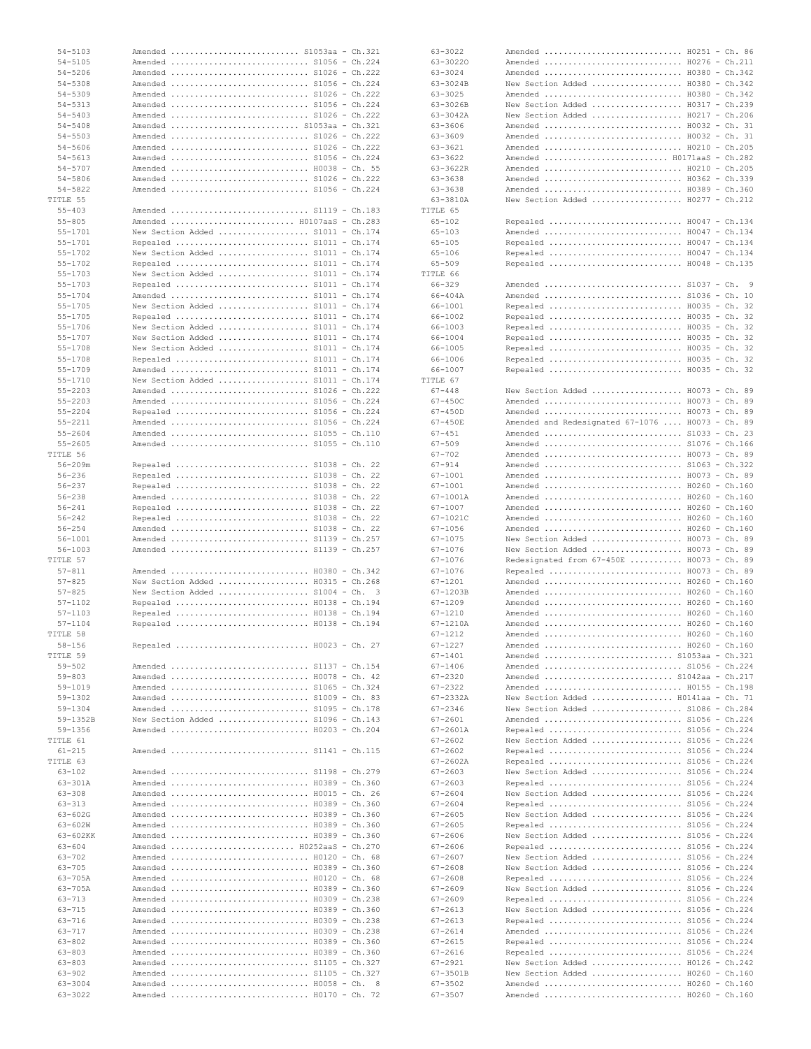| Section | Action | Bill - Chapter |
|---|---|---|
| 54-5103 | Amended | S1053aa - Ch.321 |
| 54-5105 | Amended | S1056 - Ch.224 |
| 54-5206 | Amended | S1026 - Ch.222 |
| 54-5308 | Amended | S1056 - Ch.224 |
| 54-5309 | Amended | S1026 - Ch.222 |
| 54-5313 | Amended | S1056 - Ch.224 |
| 54-5403 | Amended | S1026 - Ch.222 |
| 54-5408 | Amended | S1053aa - Ch.321 |
| 54-5503 | Amended | S1026 - Ch.222 |
| 54-5606 | Amended | S1026 - Ch.222 |
| 54-5613 | Amended | S1056 - Ch.224 |
| 54-5707 | Amended | H0038 - Ch. 55 |
| 54-5806 | Amended | S1026 - Ch.222 |
| 54-5822 | Amended | S1056 - Ch.224 |
| **TITLE 55** | | |
| 55-403 | Amended | S1119 - Ch.183 |
| 55-805 | Amended | H0107aaS - Ch.283 |
| 55-1701 | New Section Added | S1011 - Ch.174 |
| 55-1701 | Repealed | S1011 - Ch.174 |
| 55-1702 | New Section Added | S1011 - Ch.174 |
| 55-1702 | Repealed | S1011 - Ch.174 |
| 55-1703 | New Section Added | S1011 - Ch.174 |
| 55-1703 | Repealed | S1011 - Ch.174 |
| 55-1704 | Amended | S1011 - Ch.174 |
| 55-1705 | New Section Added | S1011 - Ch.174 |
| 55-1705 | Repealed | S1011 - Ch.174 |
| 55-1706 | New Section Added | S1011 - Ch.174 |
| 55-1707 | New Section Added | S1011 - Ch.174 |
| 55-1708 | New Section Added | S1011 - Ch.174 |
| 55-1708 | Repealed | S1011 - Ch.174 |
| 55-1709 | Amended | S1011 - Ch.174 |
| 55-1710 | New Section Added | S1011 - Ch.174 |
| 55-2203 | Amended | S1026 - Ch.222 |
| 55-2203 | Amended | S1056 - Ch.224 |
| 55-2204 | Repealed | S1056 - Ch.224 |
| 55-2211 | Amended | S1056 - Ch.224 |
| 55-2604 | Amended | S1055 - Ch.110 |
| 55-2605 | Amended | S1055 - Ch.110 |
| **TITLE 56** | | |
| 56-209m | Repealed | S1038 - Ch. 22 |
| 56-236 | Repealed | S1038 - Ch. 22 |
| 56-237 | Repealed | S1038 - Ch. 22 |
| 56-238 | Amended | S1038 - Ch. 22 |
| 56-241 | Repealed | S1038 - Ch. 22 |
| 56-242 | Repealed | S1038 - Ch. 22 |
| 56-254 | Amended | S1038 - Ch. 22 |
| 56-1001 | Amended | S1139 - Ch.257 |
| 56-1003 | Amended | S1139 - Ch.257 |
| **TITLE 57** | | |
| 57-811 | Amended | H0380 - Ch.342 |
| 57-825 | New Section Added | H0315 - Ch.268 |
| 57-825 | New Section Added | S1004 - Ch. 3 |
| 57-1102 | Repealed | H0138 - Ch.194 |
| 57-1103 | Repealed | H0138 - Ch.194 |
| 57-1104 | Repealed | H0138 - Ch.194 |
| **TITLE 58** | | |
| 58-156 | Repealed | H0023 - Ch. 27 |
| **TITLE 59** | | |
| 59-502 | Amended | S1137 - Ch.154 |
| 59-803 | Amended | H0078 - Ch. 42 |
| 59-1019 | Amended | S1065 - Ch.324 |
| 59-1302 | Amended | S1009 - Ch. 83 |
| 59-1304 | Amended | S1095 - Ch.178 |
| 59-1352B | New Section Added | S1096 - Ch.143 |
| 59-1356 | Amended | H0203 - Ch.204 |
| **TITLE 61** | | |
| 61-215 | Amended | S1141 - Ch.115 |
| **TITLE 63** | | |
| 63-102 | Amended | S1198 - Ch.279 |
| 63-301A | Amended | H0389 - Ch.360 |
| 63-308 | Amended | H0015 - Ch. 26 |
| 63-313 | Amended | H0389 - Ch.360 |
| 63-602G | Amended | H0389 - Ch.360 |
| 63-602W | Amended | H0389 - Ch.360 |
| 63-602KK | Amended | H0389 - Ch.360 |
| 63-604 | Amended | H0252aaS - Ch.270 |
| 63-702 | Amended | H0120 - Ch. 68 |
| 63-705 | Amended | H0389 - Ch.360 |
| 63-705A | Amended | H0120 - Ch. 68 |
| 63-705A | Amended | H0389 - Ch.360 |
| 63-713 | Amended | H0309 - Ch.238 |
| 63-715 | Amended | H0389 - Ch.360 |
| 63-716 | Amended | H0309 - Ch.238 |
| 63-717 | Amended | H0309 - Ch.238 |
| 63-802 | Amended | H0389 - Ch.360 |
| 63-803 | Amended | H0389 - Ch.360 |
| 63-803 | Amended | S1105 - Ch.327 |
| 63-902 | Amended | S1105 - Ch.327 |
| 63-3004 | Amended | H0058 - Ch. 8 |
| 63-3022 | Amended | H0170 - Ch. 72 |
| 63-3022 | Amended | H0251 - Ch. 86 |
| 63-3022O | Amended | H0276 - Ch.211 |
| 63-3024 | Amended | H0380 - Ch.342 |
| 63-3024B | New Section Added | H0380 - Ch.342 |
| 63-3025 | Amended | H0380 - Ch.342 |
| 63-3026B | New Section Added | H0317 - Ch.239 |
| 63-3042A | New Section Added | H0217 - Ch.206 |
| 63-3606 | Amended | H0032 - Ch. 31 |
| 63-3609 | Amended | H0032 - Ch. 31 |
| 63-3621 | Amended | H0210 - Ch.205 |
| 63-3622 | Amended | H0171aaS - Ch.282 |
| 63-3622R | Amended | H0210 - Ch.205 |
| 63-3638 | Amended | H0362 - Ch.339 |
| 63-3638 | Amended | H0389 - Ch.360 |
| 63-3810A | New Section Added | H0277 - Ch.212 |
| **TITLE 65** | | |
| 65-102 | Repealed | H0047 - Ch.134 |
| 65-103 | Amended | H0047 - Ch.134 |
| 65-105 | Repealed | H0047 - Ch.134 |
| 65-106 | Repealed | H0047 - Ch.134 |
| 65-509 | Repealed | H0048 - Ch.135 |
| **TITLE 66** | | |
| 66-329 | Amended | S1037 - Ch. 9 |
| 66-404A | Amended | S1036 - Ch. 10 |
| 66-1001 | Repealed | H0035 - Ch. 32 |
| 66-1002 | Repealed | H0035 - Ch. 32 |
| 66-1003 | Repealed | H0035 - Ch. 32 |
| 66-1004 | Repealed | H0035 - Ch. 32 |
| 66-1005 | Repealed | H0035 - Ch. 32 |
| 66-1006 | Repealed | H0035 - Ch. 32 |
| 66-1007 | Repealed | H0035 - Ch. 32 |
| **TITLE 67** | | |
| 67-448 | New Section Added | H0073 - Ch. 89 |
| 67-450C | Amended | H0073 - Ch. 89 |
| 67-450D | Amended | H0073 - Ch. 89 |
| 67-450E | Amended and Redesignated 67-1076 | H0073 - Ch. 89 |
| 67-451 | Amended | S1033 - Ch. 23 |
| 67-509 | Amended | S1076 - Ch.166 |
| 67-702 | Amended | H0073 - Ch. 89 |
| 67-914 | Amended | S1063 - Ch.322 |
| 67-1001 | Amended | H0073 - Ch. 89 |
| 67-1001 | Amended | H0260 - Ch.160 |
| 67-1001A | Amended | H0260 - Ch.160 |
| 67-1007 | Amended | H0260 - Ch.160 |
| 67-1021C | Amended | H0260 - Ch.160 |
| 67-1056 | Amended | H0260 - Ch.160 |
| 67-1075 | New Section Added | H0073 - Ch. 89 |
| 67-1076 | New Section Added | H0073 - Ch. 89 |
| 67-1076 | Redesignated from 67-450E | H0073 - Ch. 89 |
| 67-1076 | Repealed | H0073 - Ch. 89 |
| 67-1201 | Amended | H0260 - Ch.160 |
| 67-1203B | Amended | H0260 - Ch.160 |
| 67-1209 | Amended | H0260 - Ch.160 |
| 67-1210 | Amended | H0260 - Ch.160 |
| 67-1210A | Amended | H0260 - Ch.160 |
| 67-1212 | Amended | H0260 - Ch.160 |
| 67-1227 | Amended | H0260 - Ch.160 |
| 67-1401 | Amended | S1053aa - Ch.321 |
| 67-1406 | Amended | S1056 - Ch.224 |
| 67-2320 | Amended | S1042aa - Ch.217 |
| 67-2322 | Amended | H0155 - Ch.198 |
| 67-2332A | New Section Added | H0141aa - Ch. 71 |
| 67-2346 | New Section Added | S1086 - Ch.284 |
| 67-2601 | Amended | S1056 - Ch.224 |
| 67-2601A | Repealed | S1056 - Ch.224 |
| 67-2602 | New Section Added | S1056 - Ch.224 |
| 67-2602 | Repealed | S1056 - Ch.224 |
| 67-2602A | Repealed | S1056 - Ch.224 |
| 67-2603 | New Section Added | S1056 - Ch.224 |
| 67-2603 | Repealed | S1056 - Ch.224 |
| 67-2604 | New Section Added | S1056 - Ch.224 |
| 67-2604 | Repealed | S1056 - Ch.224 |
| 67-2605 | New Section Added | S1056 - Ch.224 |
| 67-2605 | Repealed | S1056 - Ch.224 |
| 67-2606 | New Section Added | S1056 - Ch.224 |
| 67-2606 | Repealed | S1056 - Ch.224 |
| 67-2607 | New Section Added | S1056 - Ch.224 |
| 67-2608 | New Section Added | S1056 - Ch.224 |
| 67-2608 | Repealed | S1056 - Ch.224 |
| 67-2609 | New Section Added | S1056 - Ch.224 |
| 67-2609 | Repealed | S1056 - Ch.224 |
| 67-2613 | New Section Added | S1056 - Ch.224 |
| 67-2613 | Repealed | S1056 - Ch.224 |
| 67-2614 | Amended | S1056 - Ch.224 |
| 67-2615 | Repealed | S1056 - Ch.224 |
| 67-2616 | Repealed | S1056 - Ch.224 |
| 67-2921 | New Section Added | H0126 - Ch.242 |
| 67-3501B | New Section Added | H0260 - Ch.160 |
| 67-3502 | Amended | H0260 - Ch.160 |
| 67-3507 | Amended | H0260 - Ch.160 |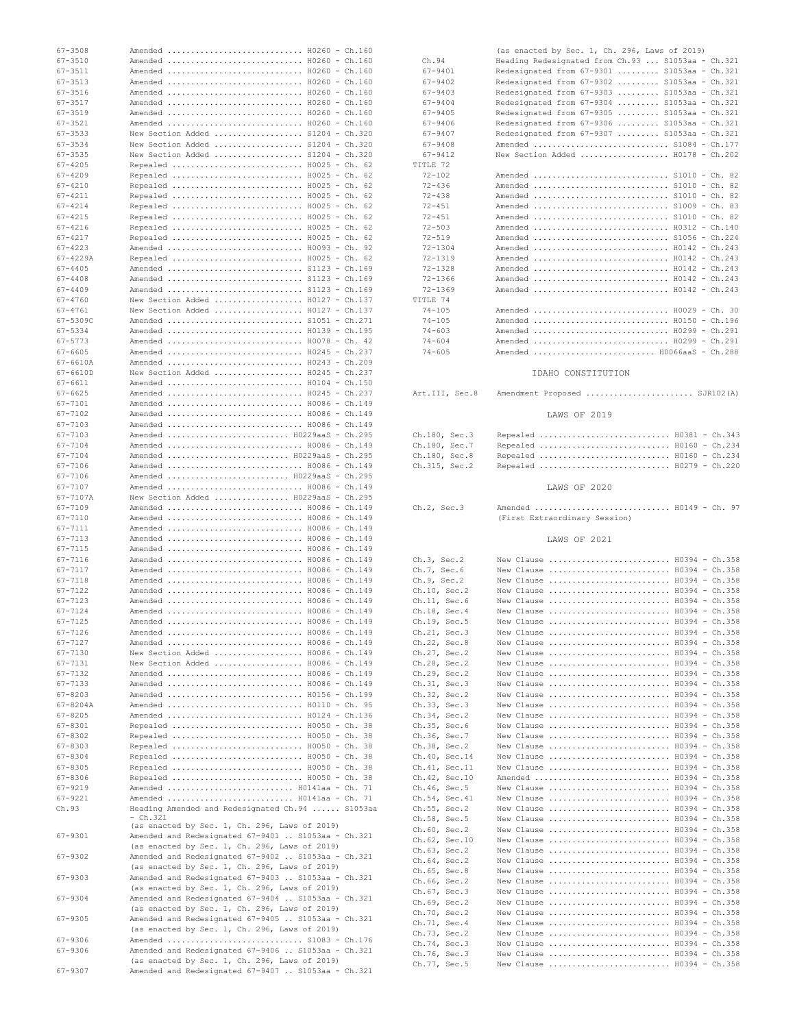| Section | Action | Bill - Chapter |
|---|---|---|
| 67-3508 | Amended | H0260 - Ch.160 |
| 67-3510 | Amended | H0260 - Ch.160 |
| 67-3511 | Amended | H0260 - Ch.160 |
| 67-3513 | Amended | H0260 - Ch.160 |
| 67-3516 | Amended | H0260 - Ch.160 |
| 67-3517 | Amended | H0260 - Ch.160 |
| 67-3519 | Amended | H0260 - Ch.160 |
| 67-3521 | Amended | H0260 - Ch.160 |
| 67-3533 | New Section Added | S1204 - Ch.320 |
| 67-3534 | New Section Added | S1204 - Ch.320 |
| 67-3535 | New Section Added | S1204 - Ch.320 |
| 67-4205 | Repealed | H0025 - Ch. 62 |
| 67-4209 | Repealed | H0025 - Ch. 62 |
| 67-4210 | Repealed | H0025 - Ch. 62 |
| 67-4211 | Repealed | H0025 - Ch. 62 |
| 67-4214 | Repealed | H0025 - Ch. 62 |
| 67-4215 | Repealed | H0025 - Ch. 62 |
| 67-4216 | Repealed | H0025 - Ch. 62 |
| 67-4217 | Repealed | H0025 - Ch. 62 |
| 67-4223 | Amended | H0093 - Ch. 92 |
| 67-4229A | Repealed | H0025 - Ch. 62 |
| 67-4405 | Amended | S1123 - Ch.169 |
| 67-4408 | Amended | S1123 - Ch.169 |
| 67-4409 | Amended | S1123 - Ch.169 |
| 67-4760 | New Section Added | H0127 - Ch.137 |
| 67-4761 | New Section Added | H0127 - Ch.137 |
| 67-5309C | Amended | S1051 - Ch.271 |
| 67-5334 | Amended | H0139 - Ch.195 |
| 67-5773 | Amended | H0078 - Ch. 42 |
| 67-6605 | Amended | H0245 - Ch.237 |
| 67-6610A | Amended | H0243 - Ch.209 |
| 67-6610D | New Section Added | H0245 - Ch.237 |
| 67-6611 | Amended | H0104 - Ch.150 |
| 67-6625 | Amended | H0245 - Ch.237 |
| 67-7101 | Amended | H0086 - Ch.149 |
| 67-7102 | Amended | H0086 - Ch.149 |
| 67-7103 | Amended | H0086 - Ch.149 |
| 67-7103 | Amended | H0229aaS - Ch.295 |
| 67-7104 | Amended | H0086 - Ch.149 |
| 67-7104 | Amended | H0229aaS - Ch.295 |
| 67-7106 | Amended | H0086 - Ch.149 |
| 67-7106 | Amended | H0229aaS - Ch.295 |
| 67-7107 | Amended | H0086 - Ch.149 |
| 67-7107A | New Section Added | H0229aaS - Ch.295 |
| 67-7109 | Amended | H0086 - Ch.149 |
| 67-7110 | Amended | H0086 - Ch.149 |
| 67-7111 | Amended | H0086 - Ch.149 |
| 67-7113 | Amended | H0086 - Ch.149 |
| 67-7115 | Amended | H0086 - Ch.149 |
| 67-7116 | Amended | H0086 - Ch.149 |
| 67-7117 | Amended | H0086 - Ch.149 |
| 67-7118 | Amended | H0086 - Ch.149 |
| 67-7122 | Amended | H0086 - Ch.149 |
| 67-7123 | Amended | H0086 - Ch.149 |
| 67-7124 | Amended | H0086 - Ch.149 |
| 67-7125 | Amended | H0086 - Ch.149 |
| 67-7126 | Amended | H0086 - Ch.149 |
| 67-7127 | Amended | H0086 - Ch.149 |
| 67-7130 | New Section Added | H0086 - Ch.149 |
| 67-7131 | New Section Added | H0086 - Ch.149 |
| 67-7132 | Amended | H0086 - Ch.149 |
| 67-7133 | Amended | H0086 - Ch.149 |
| 67-8203 | Amended | H0156 - Ch.199 |
| 67-8204A | Amended | H0110 - Ch. 95 |
| 67-8205 | Amended | H0124 - Ch.136 |
| 67-8301 | Repealed | H0050 - Ch. 38 |
| 67-8302 | Repealed | H0050 - Ch. 38 |
| 67-8303 | Repealed | H0050 - Ch. 38 |
| 67-8304 | Repealed | H0050 - Ch. 38 |
| 67-8305 | Repealed | H0050 - Ch. 38 |
| 67-8306 | Repealed | H0050 - Ch. 38 |
| 67-9219 | Amended | H0141aa - Ch. 71 |
| 67-9221 | Amended | H0141aa - Ch. 71 |
| Ch.93 | Heading Amended and Redesignated Ch.94 (as enacted by Sec. 1, Ch. 296, Laws of 2019) | S1053aa - Ch.321 |
| 67-9301 | Amended and Redesignated 67-9401 (as enacted by Sec. 1, Ch. 296, Laws of 2019) | S1053aa - Ch.321 |
| 67-9302 | Amended and Redesignated 67-9402 (as enacted by Sec. 1, Ch. 296, Laws of 2019) | S1053aa - Ch.321 |
| 67-9303 | Amended and Redesignated 67-9403 (as enacted by Sec. 1, Ch. 296, Laws of 2019) | S1053aa - Ch.321 |
| 67-9304 | Amended and Redesignated 67-9404 (as enacted by Sec. 1, Ch. 296, Laws of 2019) | S1053aa - Ch.321 |
| 67-9305 | Amended and Redesignated 67-9405 (as enacted by Sec. 1, Ch. 296, Laws of 2019) | S1053aa - Ch.321 |
| 67-9306 | Amended | S1083 - Ch.176 |
| 67-9306 | Amended and Redesignated 67-9406 (as enacted by Sec. 1, Ch. 296, Laws of 2019) | S1053aa - Ch.321 |
| 67-9307 | Amended and Redesignated 67-9407 (as enacted by Sec. 1, Ch. 296, Laws of 2019) | S1053aa - Ch.321 |
| Ch.94 | Heading Redesignated from Ch.93 | S1053aa - Ch.321 |
| 67-9401 | Redesignated from 67-9301 | S1053aa - Ch.321 |
| 67-9402 | Redesignated from 67-9302 | S1053aa - Ch.321 |
| 67-9403 | Redesignated from 67-9303 | S1053aa - Ch.321 |
| 67-9404 | Redesignated from 67-9304 | S1053aa - Ch.321 |
| 67-9405 | Redesignated from 67-9305 | S1053aa - Ch.321 |
| 67-9406 | Redesignated from 67-9306 | S1053aa - Ch.321 |
| 67-9407 | Redesignated from 67-9307 | S1053aa - Ch.321 |
| 67-9408 | Amended | S1084 - Ch.177 |
| 67-9412 | New Section Added | H0178 - Ch.202 |

**TITLE 72**

| Section | Action | Bill - Chapter |
|---|---|---|
| 72-102 | Amended | S1010 - Ch. 82 |
| 72-436 | Amended | S1010 - Ch. 82 |
| 72-438 | Amended | S1010 - Ch. 82 |
| 72-451 | Amended | S1009 - Ch. 83 |
| 72-451 | Amended | S1010 - Ch. 82 |
| 72-503 | Amended | H0312 - Ch.140 |
| 72-519 | Amended | S1056 - Ch.224 |
| 72-1304 | Amended | H0142 - Ch.243 |
| 72-1319 | Amended | H0142 - Ch.243 |
| 72-1328 | Amended | H0142 - Ch.243 |
| 72-1366 | Amended | H0142 - Ch.243 |
| 72-1369 | Amended | H0142 - Ch.243 |

**TITLE 74**

| Section | Action | Bill - Chapter |
|---|---|---|
| 74-105 | Amended | H0029 - Ch. 30 |
| 74-105 | Amended | H0150 - Ch.196 |
| 74-603 | Amended | H0299 - Ch.291 |
| 74-604 | Amended | H0299 - Ch.291 |
| 74-605 | Amended | H0066aaS - Ch.288 |

## IDAHO CONSTITUTION

| Section | Action | Bill |
|---|---|---|
| Art.III, Sec.8 | Amendment Proposed | SJR102(A) |

## LAWS OF 2019

| Section | Action | Bill - Chapter |
|---|---|---|
| Ch.180, Sec.3 | Repealed | H0381 - Ch.343 |
| Ch.180, Sec.7 | Repealed | H0160 - Ch.234 |
| Ch.180, Sec.8 | Repealed | H0160 - Ch.234 |
| Ch.315, Sec.2 | Repealed | H0279 - Ch.220 |

## LAWS OF 2020

| Section | Action | Bill - Chapter |
|---|---|---|
| Ch.2, Sec.3 | Amended (First Extraordinary Session) | H0149 - Ch. 97 |

## LAWS OF 2021

| Section | Action | Bill - Chapter |
|---|---|---|
| Ch.3, Sec.2 | New Clause | H0394 - Ch.358 |
| Ch.7, Sec.6 | New Clause | H0394 - Ch.358 |
| Ch.9, Sec.2 | New Clause | H0394 - Ch.358 |
| Ch.10, Sec.2 | New Clause | H0394 - Ch.358 |
| Ch.11, Sec.6 | New Clause | H0394 - Ch.358 |
| Ch.18, Sec.4 | New Clause | H0394 - Ch.358 |
| Ch.19, Sec.5 | New Clause | H0394 - Ch.358 |
| Ch.21, Sec.3 | New Clause | H0394 - Ch.358 |
| Ch.22, Sec.8 | New Clause | H0394 - Ch.358 |
| Ch.27, Sec.2 | New Clause | H0394 - Ch.358 |
| Ch.28, Sec.2 | New Clause | H0394 - Ch.358 |
| Ch.29, Sec.2 | New Clause | H0394 - Ch.358 |
| Ch.31, Sec.3 | New Clause | H0394 - Ch.358 |
| Ch.32, Sec.2 | New Clause | H0394 - Ch.358 |
| Ch.33, Sec.3 | New Clause | H0394 - Ch.358 |
| Ch.34, Sec.2 | New Clause | H0394 - Ch.358 |
| Ch.35, Sec.6 | New Clause | H0394 - Ch.358 |
| Ch.36, Sec.7 | New Clause | H0394 - Ch.358 |
| Ch.38, Sec.2 | New Clause | H0394 - Ch.358 |
| Ch.40, Sec.14 | New Clause | H0394 - Ch.358 |
| Ch.41, Sec.11 | New Clause | H0394 - Ch.358 |
| Ch.42, Sec.10 | Amended | H0394 - Ch.358 |
| Ch.46, Sec.5 | New Clause | H0394 - Ch.358 |
| Ch.54, Sec.41 | New Clause | H0394 - Ch.358 |
| Ch.55, Sec.2 | New Clause | H0394 - Ch.358 |
| Ch.58, Sec.5 | New Clause | H0394 - Ch.358 |
| Ch.60, Sec.2 | New Clause | H0394 - Ch.358 |
| Ch.62, Sec.10 | New Clause | H0394 - Ch.358 |
| Ch.63, Sec.2 | New Clause | H0394 - Ch.358 |
| Ch.64, Sec.2 | New Clause | H0394 - Ch.358 |
| Ch.65, Sec.8 | New Clause | H0394 - Ch.358 |
| Ch.66, Sec.2 | New Clause | H0394 - Ch.358 |
| Ch.67, Sec.3 | New Clause | H0394 - Ch.358 |
| Ch.69, Sec.2 | New Clause | H0394 - Ch.358 |
| Ch.70, Sec.2 | New Clause | H0394 - Ch.358 |
| Ch.71, Sec.4 | New Clause | H0394 - Ch.358 |
| Ch.73, Sec.2 | New Clause | H0394 - Ch.358 |
| Ch.74, Sec.3 | New Clause | H0394 - Ch.358 |
| Ch.76, Sec.3 | New Clause | H0394 - Ch.358 |
| Ch.77, Sec.5 | New Clause | H0394 - Ch.358 |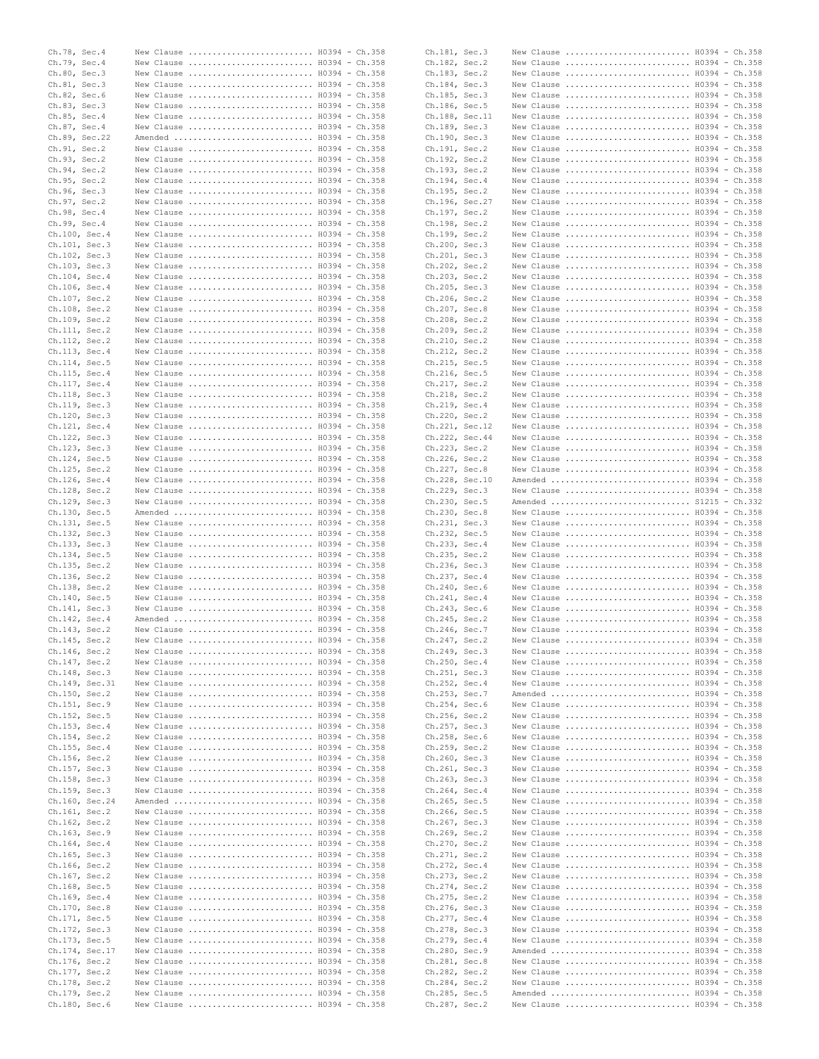Ch.78, Sec.4 New Clause .......................... H0394 - Ch.358
Ch.79, Sec.4 New Clause .......................... H0394 - Ch.358
Ch.80, Sec.3 New Clause .......................... H0394 - Ch.358
Ch.81, Sec.3 New Clause .......................... H0394 - Ch.358
Ch.82, Sec.6 New Clause .......................... H0394 - Ch.358
Ch.83, Sec.3 New Clause .......................... H0394 - Ch.358
Ch.85, Sec.4 New Clause .......................... H0394 - Ch.358
Ch.87, Sec.4 New Clause .......................... H0394 - Ch.358
Ch.89, Sec.22 Amended ............................ H0394 - Ch.358
Ch.91, Sec.2 New Clause .......................... H0394 - Ch.358
Ch.93, Sec.2 New Clause .......................... H0394 - Ch.358
Ch.94, Sec.2 New Clause .......................... H0394 - Ch.358
Ch.95, Sec.2 New Clause .......................... H0394 - Ch.358
Ch.96, Sec.3 New Clause .......................... H0394 - Ch.358
Ch.97, Sec.2 New Clause .......................... H0394 - Ch.358
Ch.98, Sec.4 New Clause .......................... H0394 - Ch.358
Ch.99, Sec.4 New Clause .......................... H0394 - Ch.358
Ch.100, Sec.4 New Clause .......................... H0394 - Ch.358
Ch.101, Sec.3 New Clause .......................... H0394 - Ch.358
Ch.102, Sec.3 New Clause .......................... H0394 - Ch.358
Ch.103, Sec.3 New Clause .......................... H0394 - Ch.358
Ch.104, Sec.4 New Clause .......................... H0394 - Ch.358
Ch.106, Sec.4 New Clause .......................... H0394 - Ch.358
Ch.107, Sec.2 New Clause .......................... H0394 - Ch.358
Ch.108, Sec.2 New Clause .......................... H0394 - Ch.358
Ch.109, Sec.2 New Clause .......................... H0394 - Ch.358
Ch.111, Sec.2 New Clause .......................... H0394 - Ch.358
Ch.112, Sec.2 New Clause .......................... H0394 - Ch.358
Ch.113, Sec.4 New Clause .......................... H0394 - Ch.358
Ch.114, Sec.5 New Clause .......................... H0394 - Ch.358
Ch.115, Sec.4 New Clause .......................... H0394 - Ch.358
Ch.117, Sec.4 New Clause .......................... H0394 - Ch.358
Ch.118, Sec.3 New Clause .......................... H0394 - Ch.358
Ch.119, Sec.3 New Clause .......................... H0394 - Ch.358
Ch.120, Sec.3 New Clause .......................... H0394 - Ch.358
Ch.121, Sec.4 New Clause .......................... H0394 - Ch.358
Ch.122, Sec.3 New Clause .......................... H0394 - Ch.358
Ch.123, Sec.3 New Clause .......................... H0394 - Ch.358
Ch.124, Sec.5 New Clause .......................... H0394 - Ch.358
Ch.125, Sec.2 New Clause .......................... H0394 - Ch.358
Ch.126, Sec.4 New Clause .......................... H0394 - Ch.358
Ch.128, Sec.2 New Clause .......................... H0394 - Ch.358
Ch.129, Sec.3 New Clause .......................... H0394 - Ch.358
Ch.130, Sec.5 Amended ............................ H0394 - Ch.358
Ch.131, Sec.5 New Clause .......................... H0394 - Ch.358
Ch.132, Sec.3 New Clause .......................... H0394 - Ch.358
Ch.133, Sec.3 New Clause .......................... H0394 - Ch.358
Ch.134, Sec.5 New Clause .......................... H0394 - Ch.358
Ch.135, Sec.2 New Clause .......................... H0394 - Ch.358
Ch.136, Sec.2 New Clause .......................... H0394 - Ch.358
Ch.138, Sec.2 New Clause .......................... H0394 - Ch.358
Ch.140, Sec.5 New Clause .......................... H0394 - Ch.358
Ch.141, Sec.3 New Clause .......................... H0394 - Ch.358
Ch.142, Sec.4 Amended ............................ H0394 - Ch.358
Ch.143, Sec.2 New Clause .......................... H0394 - Ch.358
Ch.145, Sec.2 New Clause .......................... H0394 - Ch.358
Ch.146, Sec.2 New Clause .......................... H0394 - Ch.358
Ch.147, Sec.2 New Clause .......................... H0394 - Ch.358
Ch.148, Sec.3 New Clause .......................... H0394 - Ch.358
Ch.149, Sec.31 New Clause .......................... H0394 - Ch.358
Ch.150, Sec.2 New Clause .......................... H0394 - Ch.358
Ch.151, Sec.9 New Clause .......................... H0394 - Ch.358
Ch.152, Sec.5 New Clause .......................... H0394 - Ch.358
Ch.153, Sec.4 New Clause .......................... H0394 - Ch.358
Ch.154, Sec.2 New Clause .......................... H0394 - Ch.358
Ch.155, Sec.4 New Clause .......................... H0394 - Ch.358
Ch.156, Sec.2 New Clause .......................... H0394 - Ch.358
Ch.157, Sec.3 New Clause .......................... H0394 - Ch.358
Ch.158, Sec.3 New Clause .......................... H0394 - Ch.358
Ch.159, Sec.3 New Clause .......................... H0394 - Ch.358
Ch.160, Sec.24 Amended ............................ H0394 - Ch.358
Ch.161, Sec.2 New Clause .......................... H0394 - Ch.358
Ch.162, Sec.2 New Clause .......................... H0394 - Ch.358
Ch.163, Sec.9 New Clause .......................... H0394 - Ch.358
Ch.164, Sec.4 New Clause .......................... H0394 - Ch.358
Ch.165, Sec.3 New Clause .......................... H0394 - Ch.358
Ch.166, Sec.2 New Clause .......................... H0394 - Ch.358
Ch.167, Sec.2 New Clause .......................... H0394 - Ch.358
Ch.168, Sec.5 New Clause .......................... H0394 - Ch.358
Ch.169, Sec.4 New Clause .......................... H0394 - Ch.358
Ch.170, Sec.8 New Clause .......................... H0394 - Ch.358
Ch.171, Sec.5 New Clause .......................... H0394 - Ch.358
Ch.172, Sec.3 New Clause .......................... H0394 - Ch.358
Ch.173, Sec.5 New Clause .......................... H0394 - Ch.358
Ch.174, Sec.17 New Clause .......................... H0394 - Ch.358
Ch.176, Sec.2 New Clause .......................... H0394 - Ch.358
Ch.177, Sec.2 New Clause .......................... H0394 - Ch.358
Ch.178, Sec.2 New Clause .......................... H0394 - Ch.358
Ch.179, Sec.2 New Clause .......................... H0394 - Ch.358
Ch.180, Sec.6 New Clause .......................... H0394 - Ch.358
Ch.181, Sec.3 New Clause .......................... H0394 - Ch.358
Ch.182, Sec.2 New Clause .......................... H0394 - Ch.358
Ch.183, Sec.2 New Clause .......................... H0394 - Ch.358
Ch.184, Sec.3 New Clause .......................... H0394 - Ch.358
Ch.185, Sec.3 New Clause .......................... H0394 - Ch.358
Ch.186, Sec.5 New Clause .......................... H0394 - Ch.358
Ch.188, Sec.11 New Clause .......................... H0394 - Ch.358
Ch.189, Sec.3 New Clause .......................... H0394 - Ch.358
Ch.190, Sec.3 New Clause .......................... H0394 - Ch.358
Ch.191, Sec.2 New Clause .......................... H0394 - Ch.358
Ch.192, Sec.2 New Clause .......................... H0394 - Ch.358
Ch.193, Sec.2 New Clause .......................... H0394 - Ch.358
Ch.194, Sec.4 New Clause .......................... H0394 - Ch.358
Ch.195, Sec.2 New Clause .......................... H0394 - Ch.358
Ch.196, Sec.27 New Clause .......................... H0394 - Ch.358
Ch.197, Sec.2 New Clause .......................... H0394 - Ch.358
Ch.198, Sec.2 New Clause .......................... H0394 - Ch.358
Ch.199, Sec.2 New Clause .......................... H0394 - Ch.358
Ch.200, Sec.3 New Clause .......................... H0394 - Ch.358
Ch.201, Sec.3 New Clause .......................... H0394 - Ch.358
Ch.202, Sec.2 New Clause .......................... H0394 - Ch.358
Ch.203, Sec.2 New Clause .......................... H0394 - Ch.358
Ch.205, Sec.3 New Clause .......................... H0394 - Ch.358
Ch.206, Sec.2 New Clause .......................... H0394 - Ch.358
Ch.207, Sec.8 New Clause .......................... H0394 - Ch.358
Ch.208, Sec.2 New Clause .......................... H0394 - Ch.358
Ch.209, Sec.2 New Clause .......................... H0394 - Ch.358
Ch.210, Sec.2 New Clause .......................... H0394 - Ch.358
Ch.212, Sec.2 New Clause .......................... H0394 - Ch.358
Ch.215, Sec.5 New Clause .......................... H0394 - Ch.358
Ch.216, Sec.5 New Clause .......................... H0394 - Ch.358
Ch.217, Sec.2 New Clause .......................... H0394 - Ch.358
Ch.218, Sec.2 New Clause .......................... H0394 - Ch.358
Ch.219, Sec.4 New Clause .......................... H0394 - Ch.358
Ch.220, Sec.2 New Clause .......................... H0394 - Ch.358
Ch.221, Sec.12 New Clause .......................... H0394 - Ch.358
Ch.222, Sec.44 New Clause .......................... H0394 - Ch.358
Ch.223, Sec.2 New Clause .......................... H0394 - Ch.358
Ch.226, Sec.2 New Clause .......................... H0394 - Ch.358
Ch.227, Sec.8 New Clause .......................... H0394 - Ch.358
Ch.228, Sec.10 Amended ............................ H0394 - Ch.358
Ch.229, Sec.3 New Clause .......................... H0394 - Ch.358
Ch.230, Sec.5 Amended ............................ S1215 - Ch.332
Ch.230, Sec.8 New Clause .......................... H0394 - Ch.358
Ch.231, Sec.3 New Clause .......................... H0394 - Ch.358
Ch.232, Sec.5 New Clause .......................... H0394 - Ch.358
Ch.233, Sec.4 New Clause .......................... H0394 - Ch.358
Ch.235, Sec.2 New Clause .......................... H0394 - Ch.358
Ch.236, Sec.3 New Clause .......................... H0394 - Ch.358
Ch.237, Sec.4 New Clause .......................... H0394 - Ch.358
Ch.240, Sec.6 New Clause .......................... H0394 - Ch.358
Ch.241, Sec.4 New Clause .......................... H0394 - Ch.358
Ch.243, Sec.6 New Clause .......................... H0394 - Ch.358
Ch.245, Sec.2 New Clause .......................... H0394 - Ch.358
Ch.246, Sec.7 New Clause .......................... H0394 - Ch.358
Ch.247, Sec.2 New Clause .......................... H0394 - Ch.358
Ch.249, Sec.3 New Clause .......................... H0394 - Ch.358
Ch.250, Sec.4 New Clause .......................... H0394 - Ch.358
Ch.251, Sec.3 New Clause .......................... H0394 - Ch.358
Ch.252, Sec.4 New Clause .......................... H0394 - Ch.358
Ch.253, Sec.7 Amended ............................ H0394 - Ch.358
Ch.254, Sec.6 New Clause .......................... H0394 - Ch.358
Ch.256, Sec.2 New Clause .......................... H0394 - Ch.358
Ch.257, Sec.3 New Clause .......................... H0394 - Ch.358
Ch.258, Sec.6 New Clause .......................... H0394 - Ch.358
Ch.259, Sec.2 New Clause .......................... H0394 - Ch.358
Ch.260, Sec.3 New Clause .......................... H0394 - Ch.358
Ch.261, Sec.3 New Clause .......................... H0394 - Ch.358
Ch.263, Sec.3 New Clause .......................... H0394 - Ch.358
Ch.264, Sec.4 New Clause .......................... H0394 - Ch.358
Ch.265, Sec.5 New Clause .......................... H0394 - Ch.358
Ch.266, Sec.5 New Clause .......................... H0394 - Ch.358
Ch.267, Sec.3 New Clause .......................... H0394 - Ch.358
Ch.269, Sec.2 New Clause .......................... H0394 - Ch.358
Ch.270, Sec.2 New Clause .......................... H0394 - Ch.358
Ch.271, Sec.2 New Clause .......................... H0394 - Ch.358
Ch.272, Sec.4 New Clause .......................... H0394 - Ch.358
Ch.273, Sec.2 New Clause .......................... H0394 - Ch.358
Ch.274, Sec.2 New Clause .......................... H0394 - Ch.358
Ch.275, Sec.2 New Clause .......................... H0394 - Ch.358
Ch.276, Sec.3 New Clause .......................... H0394 - Ch.358
Ch.277, Sec.4 New Clause .......................... H0394 - Ch.358
Ch.278, Sec.3 New Clause .......................... H0394 - Ch.358
Ch.279, Sec.4 New Clause .......................... H0394 - Ch.358
Ch.280, Sec.9 Amended ............................ H0394 - Ch.358
Ch.281, Sec.8 New Clause .......................... H0394 - Ch.358
Ch.282, Sec.2 New Clause .......................... H0394 - Ch.358
Ch.284, Sec.2 New Clause .......................... H0394 - Ch.358
Ch.285, Sec.5 Amended ............................ H0394 - Ch.358
Ch.287, Sec.2 New Clause .......................... H0394 - Ch.358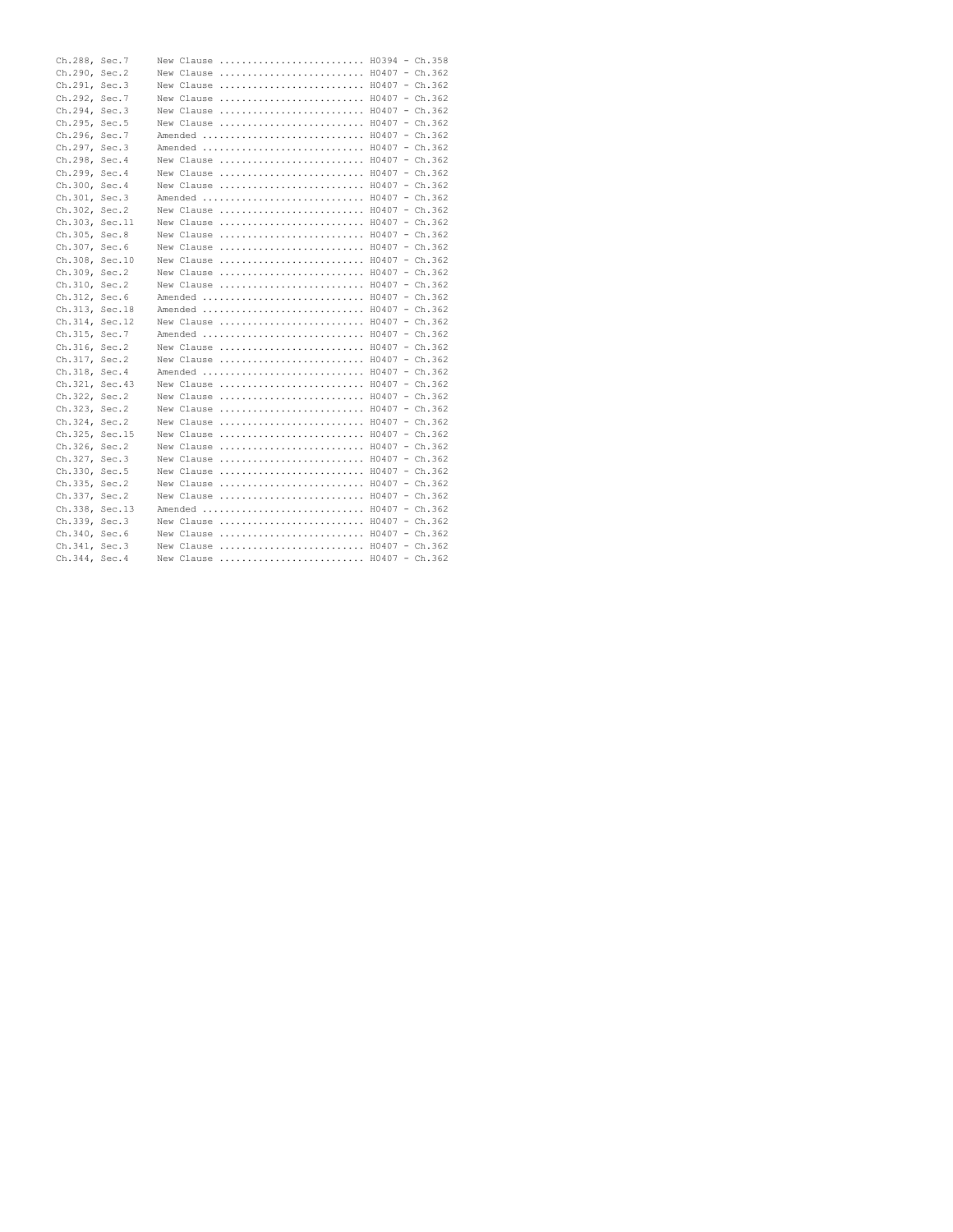```
Ch.288, Sec.7     New Clause .......................... H0394 - Ch.358
Ch.290, Sec.2     New Clause .......................... H0407 - Ch.362
Ch.291, Sec.3     New Clause .......................... H0407 - Ch.362
Ch.292, Sec.7     New Clause .......................... H0407 - Ch.362
Ch.294, Sec.3     New Clause .......................... H0407 - Ch.362
Ch.295, Sec.5     New Clause .......................... H0407 - Ch.362
Ch.296, Sec.7     Amended ............................. H0407 - Ch.362
Ch.297, Sec.3     Amended ............................. H0407 - Ch.362
Ch.298, Sec.4     New Clause .......................... H0407 - Ch.362
Ch.299, Sec.4     New Clause .......................... H0407 - Ch.362
Ch.300, Sec.4     New Clause .......................... H0407 - Ch.362
Ch.301, Sec.3     Amended ............................. H0407 - Ch.362
Ch.302, Sec.2     New Clause .......................... H0407 - Ch.362
Ch.303, Sec.11    New Clause .......................... H0407 - Ch.362
Ch.305, Sec.8     New Clause .......................... H0407 - Ch.362
Ch.307, Sec.6     New Clause .......................... H0407 - Ch.362
Ch.308, Sec.10    New Clause .......................... H0407 - Ch.362
Ch.309, Sec.2     New Clause .......................... H0407 - Ch.362
Ch.310, Sec.2     New Clause .......................... H0407 - Ch.362
Ch.312, Sec.6     Amended ............................. H0407 - Ch.362
Ch.313, Sec.18    Amended ............................. H0407 - Ch.362
Ch.314, Sec.12    New Clause .......................... H0407 - Ch.362
Ch.315, Sec.7     Amended ............................. H0407 - Ch.362
Ch.316, Sec.2     New Clause .......................... H0407 - Ch.362
Ch.317, Sec.2     New Clause .......................... H0407 - Ch.362
Ch.318, Sec.4     Amended ............................. H0407 - Ch.362
Ch.321, Sec.43    New Clause .......................... H0407 - Ch.362
Ch.322, Sec.2     New Clause .......................... H0407 - Ch.362
Ch.323, Sec.2     New Clause .......................... H0407 - Ch.362
Ch.324, Sec.2     New Clause .......................... H0407 - Ch.362
Ch.325, Sec.15    New Clause .......................... H0407 - Ch.362
Ch.326, Sec.2     New Clause .......................... H0407 - Ch.362
Ch.327, Sec.3     New Clause .......................... H0407 - Ch.362
Ch.330, Sec.5     New Clause .......................... H0407 - Ch.362
Ch.335, Sec.2     New Clause .......................... H0407 - Ch.362
Ch.337, Sec.2     New Clause .......................... H0407 - Ch.362
Ch.338, Sec.13    Amended ............................. H0407 - Ch.362
Ch.339, Sec.3     New Clause .......................... H0407 - Ch.362
Ch.340, Sec.6     New Clause .......................... H0407 - Ch.362
Ch.341, Sec.3     New Clause .......................... H0407 - Ch.362
Ch.344, Sec.4     New Clause .......................... H0407 - Ch.362
```